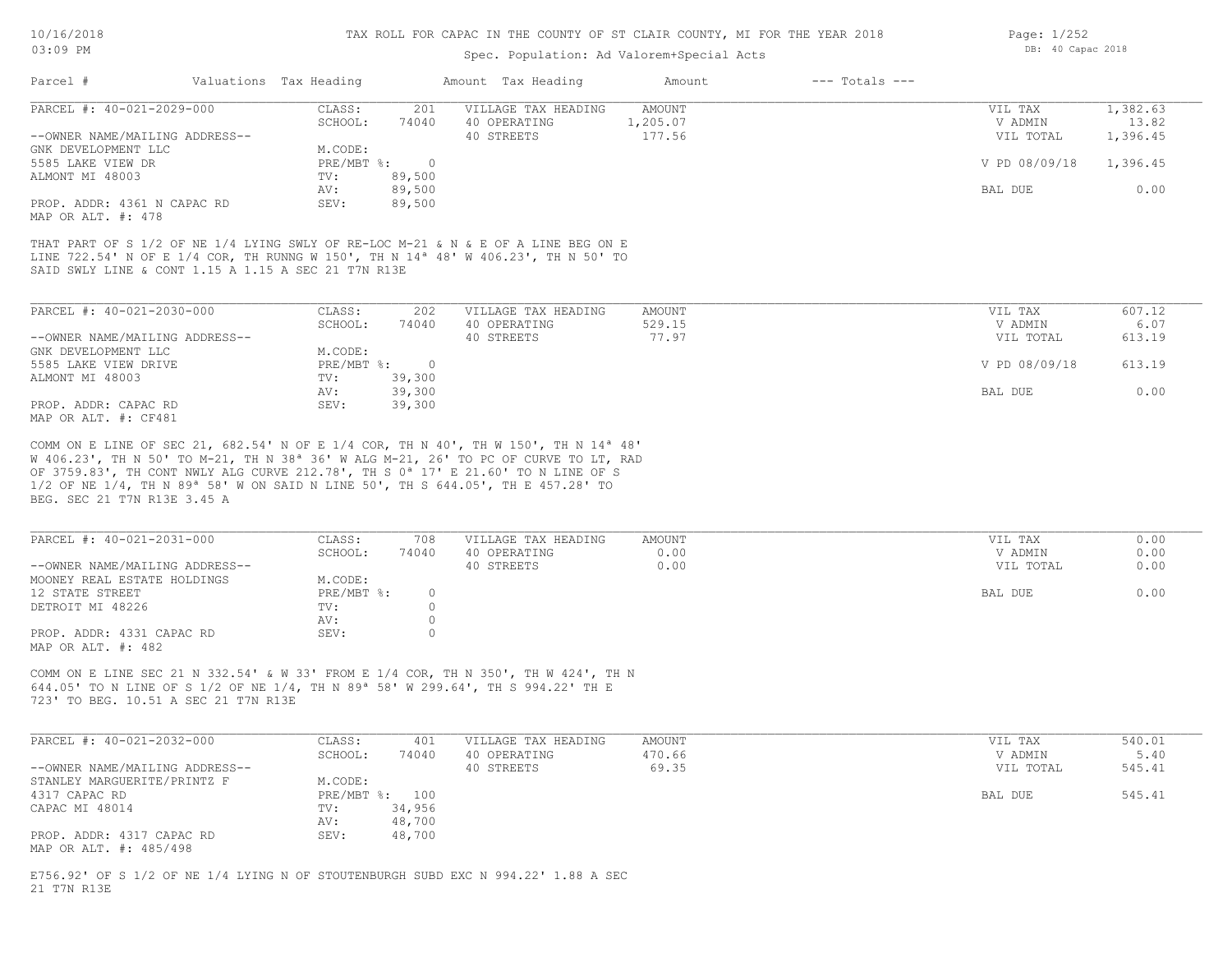# TAX ROLL FOR CAPAC IN THE COUNTY OF ST CLAIR COUNTY, MI FOR THE YEAR 2018

10/16/2018
03:09 PM

Spec. Population: Ad Valorem+Special Acts

DB: 40 Capac 2018

| Parcel # | Valuations | Tax Heading | Amount | Tax Heading | Amount | --- Totals --- | |
|---|---|---|---|---|---|---|---|
| PARCEL #: 40-021-2029-000 | CLASS: | 201 | VILLAGE TAX HEADING | AMOUNT | | VIL TAX | 1,382.63 |
| | SCHOOL: | 74040 | 40 OPERATING | 1,205.07 | | V ADMIN | 13.82 |
| --OWNER NAME/MAILING ADDRESS-- | | | 40 STREETS | 177.56 | | VIL TOTAL | 1,396.45 |
| GNK DEVELOPMENT LLC | M.CODE: | | | | | | |
| 5585 LAKE VIEW DR | PRE/MBT %: | 0 | | | | V PD 08/09/18 | 1,396.45 |
| ALMONT MI 48003 | TV: | 89,500 | | | | | |
| | AV: | 89,500 | | | | BAL DUE | 0.00 |
| PROP. ADDR: 4361 N CAPAC RD | SEV: | 89,500 | | | | | |
| MAP OR ALT. #: 478 | | | | | | | |

THAT PART OF S 1/2 OF NE 1/4 LYING SWLY OF RE-LOC M-21 & N & E OF A LINE BEG ON E LINE 722.54' N OF E 1/4 COR, TH RUNNG W 150', TH N 14ª 48' W 406.23', TH N 50' TO SAID SWLY LINE & CONT 1.15 A 1.15 A SEC 21 T7N R13E

| Parcel # | Valuations | Tax Heading | Amount | Tax Heading | Amount | --- Totals --- | |
|---|---|---|---|---|---|---|---|
| PARCEL #: 40-021-2030-000 | CLASS: | 202 | VILLAGE TAX HEADING | AMOUNT | | VIL TAX | 607.12 |
| | SCHOOL: | 74040 | 40 OPERATING | 529.15 | | V ADMIN | 6.07 |
| --OWNER NAME/MAILING ADDRESS-- | | | 40 STREETS | 77.97 | | VIL TOTAL | 613.19 |
| GNK DEVELOPMENT LLC | M.CODE: | | | | | | |
| 5585 LAKE VIEW DRIVE | PRE/MBT %: | 0 | | | | V PD 08/09/18 | 613.19 |
| ALMONT MI 48003 | TV: | 39,300 | | | | | |
| | AV: | 39,300 | | | | BAL DUE | 0.00 |
| PROP. ADDR: CAPAC RD | SEV: | 39,300 | | | | | |
| MAP OR ALT. #: CF481 | | | | | | | |

COMM ON E LINE OF SEC 21, 682.54' N OF E 1/4 COR, TH N 40', TH W 150', TH N 14ª 48' W 406.23', TH N 50' TO M-21, TH N 38ª 36' W ALG M-21, 26' TO PC OF CURVE TO LT, RAD OF 3759.83', TH CONT NWLY ALG CURVE 212.78', TH S 0ª 17' E 21.60' TO N LINE OF S 1/2 OF NE 1/4, TH N 89ª 58' W ON SAID N LINE 50', TH S 644.05', TH E 457.28' TO BEG. SEC 21 T7N R13E 3.45 A

| Parcel # | Valuations | Tax Heading | Amount | Tax Heading | Amount | --- Totals --- | |
|---|---|---|---|---|---|---|---|
| PARCEL #: 40-021-2031-000 | CLASS: | 708 | VILLAGE TAX HEADING | AMOUNT | | VIL TAX | 0.00 |
| | SCHOOL: | 74040 | 40 OPERATING | 0.00 | | V ADMIN | 0.00 |
| --OWNER NAME/MAILING ADDRESS-- | | | 40 STREETS | 0.00 | | VIL TOTAL | 0.00 |
| MOONEY REAL ESTATE HOLDINGS | M.CODE: | | | | | | |
| 12 STATE STREET | PRE/MBT %: | 0 | | | | BAL DUE | 0.00 |
| DETROIT MI 48226 | TV: | 0 | | | | | |
| | AV: | 0 | | | | | |
| PROP. ADDR: 4331 CAPAC RD | SEV: | 0 | | | | | |
| MAP OR ALT. #: 482 | | | | | | | |

COMM ON E LINE SEC 21 N 332.54' & W 33' FROM E 1/4 COR, TH N 350', TH W 424', TH N 644.05' TO N LINE OF S 1/2 OF NE 1/4, TH N 89ª 58' W 299.64', TH S 994.22' TH E 723' TO BEG. 10.51 A SEC 21 T7N R13E

| Parcel # | Valuations | Tax Heading | Amount | Tax Heading | Amount | --- Totals --- | |
|---|---|---|---|---|---|---|---|
| PARCEL #: 40-021-2032-000 | CLASS: | 401 | VILLAGE TAX HEADING | AMOUNT | | VIL TAX | 540.01 |
| | SCHOOL: | 74040 | 40 OPERATING | 470.66 | | V ADMIN | 5.40 |
| --OWNER NAME/MAILING ADDRESS-- | | | 40 STREETS | 69.35 | | VIL TOTAL | 545.41 |
| STANLEY MARGUERITE/PRINTZ F | M.CODE: | | | | | | |
| 4317 CAPAC RD | PRE/MBT %: | 100 | | | | BAL DUE | 545.41 |
| CAPAC MI 48014 | TV: | 34,956 | | | | | |
| | AV: | 48,700 | | | | | |
| PROP. ADDR: 4317 CAPAC RD | SEV: | 48,700 | | | | | |
| MAP OR ALT. #: 485/498 | | | | | | | |

E756.92' OF S 1/2 OF NE 1/4 LYING N OF STOUTENBURGH SUBD EXC N 994.22' 1.88 A SEC 21 T7N R13E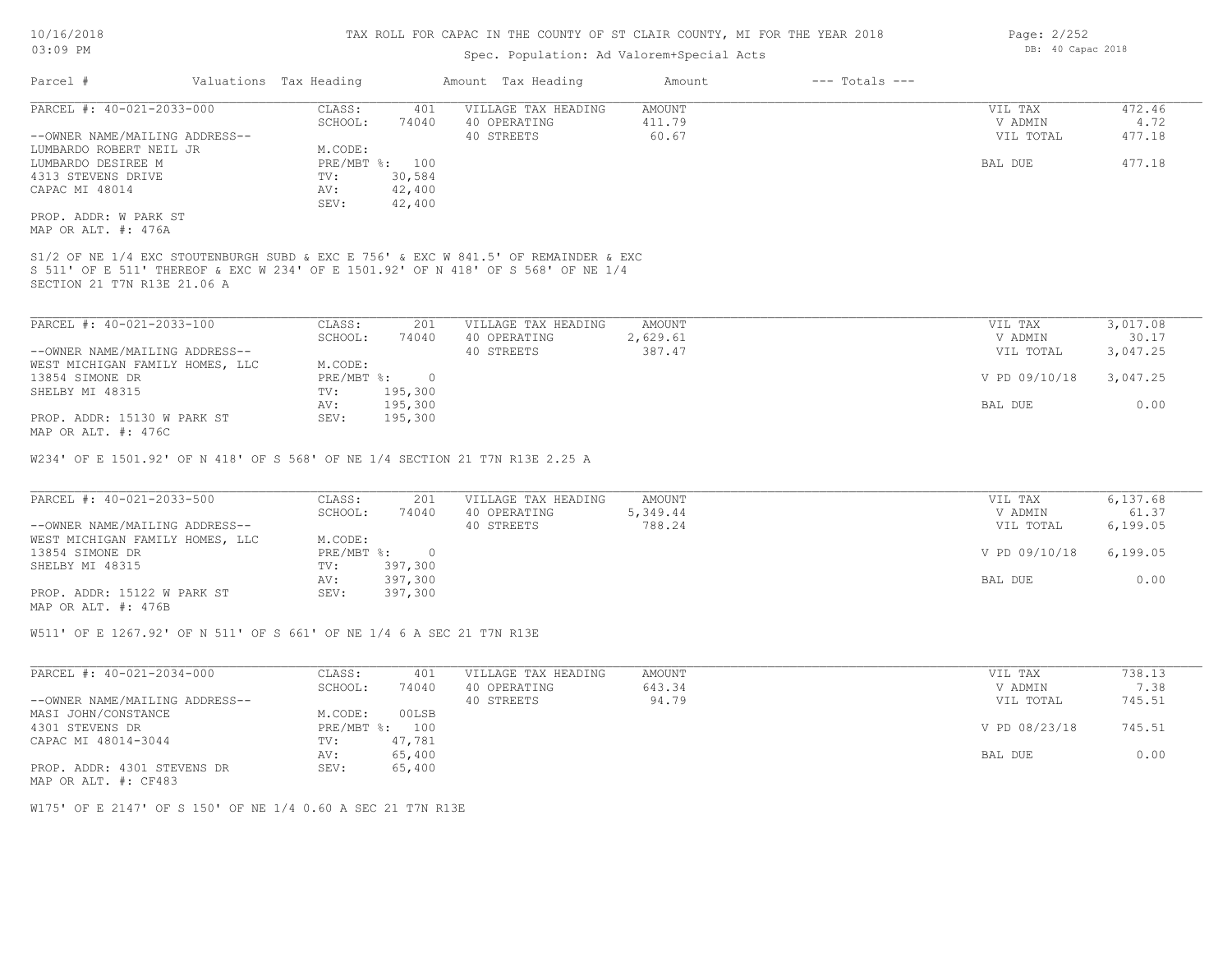# TAX ROLL FOR CAPAC IN THE COUNTY OF ST CLAIR COUNTY, MI FOR THE YEAR 2018

10/16/2018
03:09 PM

Spec. Population: Ad Valorem+Special Acts

DB: 40 Capac 2018

| Parcel # | Valuations | Tax Heading | Amount | Tax Heading | Amount | --- Totals --- | |
|---|---|---|---|---|---|---|---|

---

**PARCEL #: 40-021-2033-000**

| | | | | | |
|---|---|---|---|---|---|
| CLASS: | 401 | VILLAGE TAX HEADING | AMOUNT | VIL TAX | 472.46 |
| SCHOOL: | 74040 | 40 OPERATING | 411.79 | V ADMIN | 4.72 |
| | | 40 STREETS | 60.67 | VIL TOTAL | 477.18 |
| M.CODE: | | | | | |
| PRE/MBT %: | 100 | | | BAL DUE | 477.18 |
| TV: | 30,584 | | | | |
| AV: | 42,400 | | | | |
| SEV: | 42,400 | | | | |

--OWNER NAME/MAILING ADDRESS--
LUMBARDO ROBERT NEIL JR
LUMBARDO DESIREE M
4313 STEVENS DRIVE
CAPAC MI 48014

PROP. ADDR: W PARK ST
MAP OR ALT. #: 476A

S1/2 OF NE 1/4 EXC STOUTENBURGH SUBD & EXC E 756' & EXC W 841.5' OF REMAINDER & EXC S 511' OF E 511' THEREOF & EXC W 234' OF E 1501.92' OF N 418' OF S 568' OF NE 1/4 SECTION 21 T7N R13E 21.06 A

---

**PARCEL #: 40-021-2033-100**

| | | | | | |
|---|---|---|---|---|---|
| CLASS: | 201 | VILLAGE TAX HEADING | AMOUNT | VIL TAX | 3,017.08 |
| SCHOOL: | 74040 | 40 OPERATING | 2,629.61 | V ADMIN | 30.17 |
| | | 40 STREETS | 387.47 | VIL TOTAL | 3,047.25 |
| M.CODE: | | | | | |
| PRE/MBT %: | 0 | | | V PD 09/10/18 | 3,047.25 |
| TV: | 195,300 | | | | |
| AV: | 195,300 | | | BAL DUE | 0.00 |
| SEV: | 195,300 | | | | |

--OWNER NAME/MAILING ADDRESS--
WEST MICHIGAN FAMILY HOMES, LLC
13854 SIMONE DR
SHELBY MI 48315

PROP. ADDR: 15130 W PARK ST
MAP OR ALT. #: 476C

W234' OF E 1501.92' OF N 418' OF S 568' OF NE 1/4 SECTION 21 T7N R13E 2.25 A

---

**PARCEL #: 40-021-2033-500**

| | | | | | |
|---|---|---|---|---|---|
| CLASS: | 201 | VILLAGE TAX HEADING | AMOUNT | VIL TAX | 6,137.68 |
| SCHOOL: | 74040 | 40 OPERATING | 5,349.44 | V ADMIN | 61.37 |
| | | 40 STREETS | 788.24 | VIL TOTAL | 6,199.05 |
| M.CODE: | | | | | |
| PRE/MBT %: | 0 | | | V PD 09/10/18 | 6,199.05 |
| TV: | 397,300 | | | | |
| AV: | 397,300 | | | BAL DUE | 0.00 |
| SEV: | 397,300 | | | | |

--OWNER NAME/MAILING ADDRESS--
WEST MICHIGAN FAMILY HOMES, LLC
13854 SIMONE DR
SHELBY MI 48315

PROP. ADDR: 15122 W PARK ST
MAP OR ALT. #: 476B

W511' OF E 1267.92' OF N 511' OF S 661' OF NE 1/4 6 A SEC 21 T7N R13E

---

**PARCEL #: 40-021-2034-000**

| | | | | | |
|---|---|---|---|---|---|
| CLASS: | 401 | VILLAGE TAX HEADING | AMOUNT | VIL TAX | 738.13 |
| SCHOOL: | 74040 | 40 OPERATING | 643.34 | V ADMIN | 7.38 |
| | | 40 STREETS | 94.79 | VIL TOTAL | 745.51 |
| M.CODE: | 00LSB | | | | |
| PRE/MBT %: | 100 | | | V PD 08/23/18 | 745.51 |
| TV: | 47,781 | | | | |
| AV: | 65,400 | | | BAL DUE | 0.00 |
| SEV: | 65,400 | | | | |

--OWNER NAME/MAILING ADDRESS--
MASI JOHN/CONSTANCE
4301 STEVENS DR
CAPAC MI 48014-3044

PROP. ADDR: 4301 STEVENS DR
MAP OR ALT. #: CF483

W175' OF E 2147' OF S 150' OF NE 1/4 0.60 A SEC 21 T7N R13E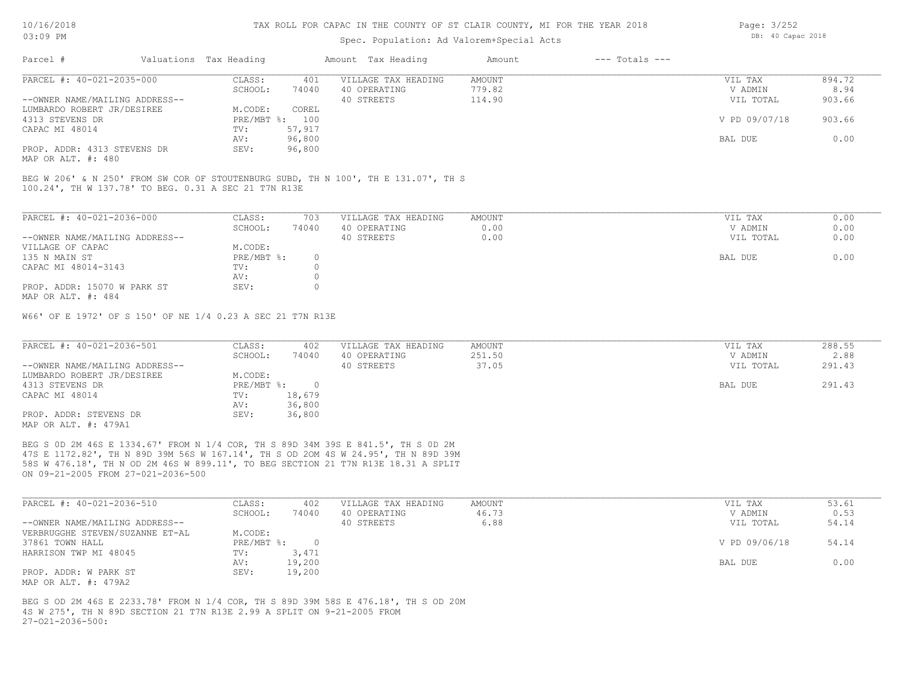# TAX ROLL FOR CAPAC IN THE COUNTY OF ST CLAIR COUNTY, MI FOR THE YEAR 2018

Spec. Population: Ad Valorem+Special Acts

| Parcel # | Valuations | Tax Heading | Amount | Tax Heading | Amount | --- Totals --- | |
|---|---|---|---|---|---|---|---|

## PARCEL #: 40-021-2035-000

| | | | | | | |
|---|---|---|---|---|---|---|
| | CLASS: | 401 | VILLAGE TAX HEADING | AMOUNT | VIL TAX | 894.72 |
| | SCHOOL: | 74040 | 40 OPERATING | 779.82 | V ADMIN | 8.94 |
| --OWNER NAME/MAILING ADDRESS-- | | | 40 STREETS | 114.90 | VIL TOTAL | 903.66 |
| LUMBARDO ROBERT JR/DESIREE | M.CODE: | COREL | | | | |
| 4313 STEVENS DR | PRE/MBT %: | 100 | | | V PD 09/07/18 | 903.66 |
| CAPAC MI 48014 | TV: | 57,917 | | | | |
| | AV: | 96,800 | | | BAL DUE | 0.00 |
| PROP. ADDR: 4313 STEVENS DR | SEV: | 96,800 | | | | |
| MAP OR ALT. #: 480 | | | | | | |

BEG W 206' & N 250' FROM SW COR OF STOUTENBURG SUBD, TH N 100', TH E 131.07', TH S 100.24', TH W 137.78' TO BEG. 0.31 A SEC 21 T7N R13E

## PARCEL #: 40-021-2036-000

| | | | | | | |
|---|---|---|---|---|---|---|
| | CLASS: | 703 | VILLAGE TAX HEADING | AMOUNT | VIL TAX | 0.00 |
| | SCHOOL: | 74040 | 40 OPERATING | 0.00 | V ADMIN | 0.00 |
| --OWNER NAME/MAILING ADDRESS-- | | | 40 STREETS | 0.00 | VIL TOTAL | 0.00 |
| VILLAGE OF CAPAC | M.CODE: | | | | | |
| 135 N MAIN ST | PRE/MBT %: | 0 | | | BAL DUE | 0.00 |
| CAPAC MI 48014-3143 | TV: | 0 | | | | |
| | AV: | 0 | | | | |
| PROP. ADDR: 15070 W PARK ST | SEV: | 0 | | | | |
| MAP OR ALT. #: 484 | | | | | | |

W66' OF E 1972' OF S 150' OF NE 1/4 0.23 A SEC 21 T7N R13E

## PARCEL #: 40-021-2036-501

| | | | | | | |
|---|---|---|---|---|---|---|
| | CLASS: | 402 | VILLAGE TAX HEADING | AMOUNT | VIL TAX | 288.55 |
| | SCHOOL: | 74040 | 40 OPERATING | 251.50 | V ADMIN | 2.88 |
| --OWNER NAME/MAILING ADDRESS-- | | | 40 STREETS | 37.05 | VIL TOTAL | 291.43 |
| LUMBARDO ROBERT JR/DESIREE | M.CODE: | | | | | |
| 4313 STEVENS DR | PRE/MBT %: | 0 | | | BAL DUE | 291.43 |
| CAPAC MI 48014 | TV: | 18,679 | | | | |
| | AV: | 36,800 | | | | |
| PROP. ADDR: STEVENS DR | SEV: | 36,800 | | | | |
| MAP OR ALT. #: 479A1 | | | | | | |

BEG S 0D 2M 46S E 1334.67' FROM N 1/4 COR, TH S 89D 34M 39S E 841.5', TH S 0D 2M 47S E 1172.82', TH N 89D 39M 56S W 167.14', TH S OD 20M 4S W 24.95', TH N 89D 39M 58S W 476.18', TH N OD 2M 46S W 899.11', TO BEG SECTION 21 T7N R13E 18.31 A SPLIT ON 09-21-2005 FROM 27-021-2036-500

## PARCEL #: 40-021-2036-510

| | | | | | | |
|---|---|---|---|---|---|---|
| | CLASS: | 402 | VILLAGE TAX HEADING | AMOUNT | VIL TAX | 53.61 |
| | SCHOOL: | 74040 | 40 OPERATING | 46.73 | V ADMIN | 0.53 |
| --OWNER NAME/MAILING ADDRESS-- | | | 40 STREETS | 6.88 | VIL TOTAL | 54.14 |
| VERBRUGGHE STEVEN/SUZANNE ET-AL | M.CODE: | | | | | |
| 37861 TOWN HALL | PRE/MBT %: | 0 | | | V PD 09/06/18 | 54.14 |
| HARRISON TWP MI 48045 | TV: | 3,471 | | | | |
| | AV: | 19,200 | | | BAL DUE | 0.00 |
| PROP. ADDR: W PARK ST | SEV: | 19,200 | | | | |
| MAP OR ALT. #: 479A2 | | | | | | |

BEG S OD 2M 46S E 2233.78' FROM N 1/4 COR, TH S 89D 39M 58S E 476.18', TH S OD 20M 4S W 275', TH N 89D SECTION 21 T7N R13E 2.99 A SPLIT ON 9-21-2005 FROM 27-021-2036-500: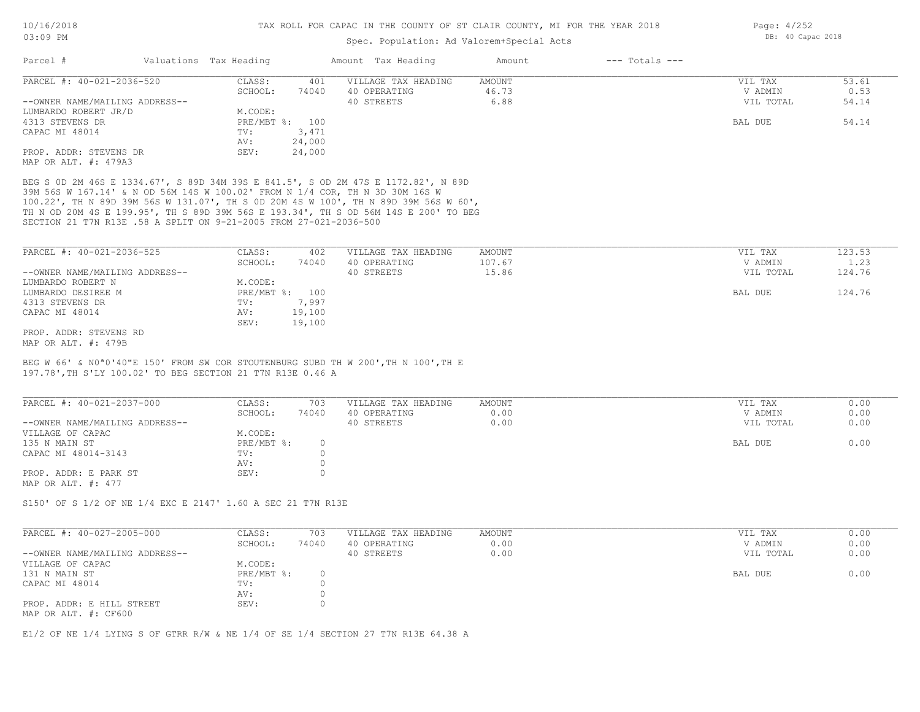TAX ROLL FOR CAPAC IN THE COUNTY OF ST CLAIR COUNTY, MI FOR THE YEAR 2018

Spec. Population: Ad Valorem+Special Acts

| Parcel # | Valuations | Tax Heading | Amount | Tax Heading | Amount | --- Totals --- | |
|---|---|---|---|---|---|---|---|
| PARCEL #: 40-021-2036-520 | CLASS: | 401 | VILLAGE TAX HEADING | AMOUNT | | VIL TAX | 53.61 |
| | SCHOOL: | 74040 | 40 OPERATING | 46.73 | | V ADMIN | 0.53 |
| --OWNER NAME/MAILING ADDRESS-- | | | 40 STREETS | 6.88 | | VIL TOTAL | 54.14 |
| LUMBARDO ROBERT JR/D | M.CODE: | | | | | | |
| 4313 STEVENS DR | PRE/MBT %: | 100 | | | | BAL DUE | 54.14 |
| CAPAC MI 48014 | TV: | 3,471 | | | | | |
| | AV: | 24,000 | | | | | |
| PROP. ADDR: STEVENS DR | SEV: | 24,000 | | | | | |
| MAP OR ALT. #: 479A3 | | | | | | | |

BEG S 0D 2M 46S E 1334.67', S 89D 34M 39S E 841.5', S OD 2M 47S E 1172.82', N 89D 39M 56S W 167.14' & N OD 56M 14S W 100.02' FROM N 1/4 COR, TH N 3D 30M 16S W 100.22', TH N 89D 39M 56S W 131.07', TH S 0D 20M 4S W 100', TH N 89D 39M 56S W 60', TH N OD 20M 4S E 199.95', TH S 89D 39M 56S E 193.34', TH S OD 56M 14S E 200' TO BEG SECTION 21 T7N R13E .58 A SPLIT ON 9-21-2005 FROM 27-021-2036-500

| Parcel # | Valuations | Tax Heading | Amount | Tax Heading | Amount | --- Totals --- | |
|---|---|---|---|---|---|---|---|
| PARCEL #: 40-021-2036-525 | CLASS: | 402 | VILLAGE TAX HEADING | AMOUNT | | VIL TAX | 123.53 |
| | SCHOOL: | 74040 | 40 OPERATING | 107.67 | | V ADMIN | 1.23 |
| --OWNER NAME/MAILING ADDRESS-- | | | 40 STREETS | 15.86 | | VIL TOTAL | 124.76 |
| LUMBARDO ROBERT N | M.CODE: | | | | | | |
| LUMBARDO DESIREE M | PRE/MBT %: | 100 | | | | BAL DUE | 124.76 |
| 4313 STEVENS DR | TV: | 7,997 | | | | | |
| CAPAC MI 48014 | AV: | 19,100 | | | | | |
| | SEV: | 19,100 | | | | | |
| PROP. ADDR: STEVENS RD | | | | | | | |
| MAP OR ALT. #: 479B | | | | | | | |

BEG W 66' & N0ª0'40"E 150' FROM SW COR STOUTENBURG SUBD TH W 200',TH N 100',TH E 197.78',TH S'LY 100.02' TO BEG SECTION 21 T7N R13E 0.46 A

| Parcel # | Valuations | Tax Heading | Amount | Tax Heading | Amount | --- Totals --- | |
|---|---|---|---|---|---|---|---|
| PARCEL #: 40-021-2037-000 | CLASS: | 703 | VILLAGE TAX HEADING | AMOUNT | | VIL TAX | 0.00 |
| | SCHOOL: | 74040 | 40 OPERATING | 0.00 | | V ADMIN | 0.00 |
| --OWNER NAME/MAILING ADDRESS-- | | | 40 STREETS | 0.00 | | VIL TOTAL | 0.00 |
| VILLAGE OF CAPAC | M.CODE: | | | | | | |
| 135 N MAIN ST | PRE/MBT %: | 0 | | | | BAL DUE | 0.00 |
| CAPAC MI 48014-3143 | TV: | 0 | | | | | |
| | AV: | 0 | | | | | |
| PROP. ADDR: E PARK ST | SEV: | 0 | | | | | |
| MAP OR ALT. #: 477 | | | | | | | |

S150' OF S 1/2 OF NE 1/4 EXC E 2147' 1.60 A SEC 21 T7N R13E

| Parcel # | Valuations | Tax Heading | Amount | Tax Heading | Amount | --- Totals --- | |
|---|---|---|---|---|---|---|---|
| PARCEL #: 40-027-2005-000 | CLASS: | 703 | VILLAGE TAX HEADING | AMOUNT | | VIL TAX | 0.00 |
| | SCHOOL: | 74040 | 40 OPERATING | 0.00 | | V ADMIN | 0.00 |
| --OWNER NAME/MAILING ADDRESS-- | | | 40 STREETS | 0.00 | | VIL TOTAL | 0.00 |
| VILLAGE OF CAPAC | M.CODE: | | | | | | |
| 131 N MAIN ST | PRE/MBT %: | 0 | | | | BAL DUE | 0.00 |
| CAPAC MI 48014 | TV: | 0 | | | | | |
| | AV: | 0 | | | | | |
| PROP. ADDR: E HILL STREET | SEV: | 0 | | | | | |
| MAP OR ALT. #: CF600 | | | | | | | |

E1/2 OF NE 1/4 LYING S OF GTRR R/W & NE 1/4 OF SE 1/4 SECTION 27 T7N R13E 64.38 A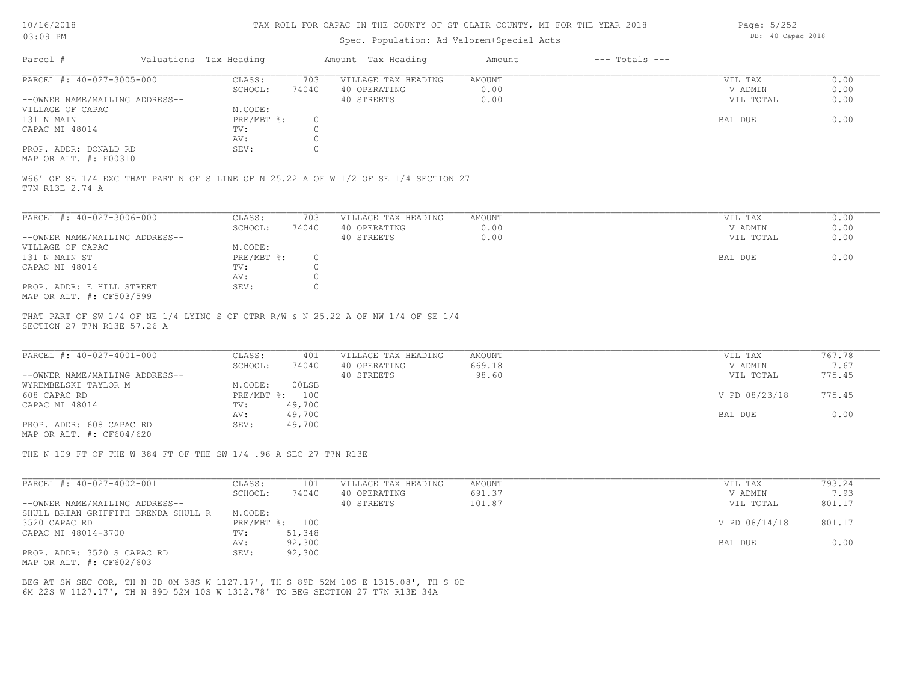TAX ROLL FOR CAPAC IN THE COUNTY OF ST CLAIR COUNTY, MI FOR THE YEAR 2018

Spec. Population: Ad Valorem+Special Acts

| Parcel # | Valuations | Tax Heading | Amount | Tax Heading | Amount | --- Totals --- | |
|---|---|---|---|---|---|---|---|
| PARCEL #: 40-027-3005-000 | CLASS: | 703 | VILLAGE TAX HEADING | AMOUNT | | VIL TAX | 0.00 |
| | SCHOOL: | 74040 | 40 OPERATING | 0.00 | | V ADMIN | 0.00 |
| --OWNER NAME/MAILING ADDRESS-- | | | 40 STREETS | 0.00 | | VIL TOTAL | 0.00 |
| VILLAGE OF CAPAC | M.CODE: | | | | | | |
| 131 N MAIN | PRE/MBT %: | 0 | | | | BAL DUE | 0.00 |
| CAPAC MI 48014 | TV: | 0 | | | | | |
| | AV: | 0 | | | | | |
| PROP. ADDR: DONALD RD | SEV: | 0 | | | | | |
| MAP OR ALT. #: F00310 | | | | | | | |

W66' OF SE 1/4 EXC THAT PART N OF S LINE OF N 25.22 A OF W 1/2 OF SE 1/4 SECTION 27 T7N R13E 2.74 A

| Parcel # | Valuations | Tax Heading | Amount | Tax Heading | Amount | --- Totals --- | |
|---|---|---|---|---|---|---|---|
| PARCEL #: 40-027-3006-000 | CLASS: | 703 | VILLAGE TAX HEADING | AMOUNT | | VIL TAX | 0.00 |
| | SCHOOL: | 74040 | 40 OPERATING | 0.00 | | V ADMIN | 0.00 |
| --OWNER NAME/MAILING ADDRESS-- | | | 40 STREETS | 0.00 | | VIL TOTAL | 0.00 |
| VILLAGE OF CAPAC | M.CODE: | | | | | | |
| 131 N MAIN ST | PRE/MBT %: | 0 | | | | BAL DUE | 0.00 |
| CAPAC MI 48014 | TV: | 0 | | | | | |
| | AV: | 0 | | | | | |
| PROP. ADDR: E HILL STREET | SEV: | 0 | | | | | |
| MAP OR ALT. #: CF503/599 | | | | | | | |

THAT PART OF SW 1/4 OF NE 1/4 LYING S OF GTRR R/W & N 25.22 A OF NW 1/4 OF SE 1/4 SECTION 27 T7N R13E 57.26 A

| Parcel # | Valuations | Tax Heading | Amount | Tax Heading | Amount | --- Totals --- | |
|---|---|---|---|---|---|---|---|
| PARCEL #: 40-027-4001-000 | CLASS: | 401 | VILLAGE TAX HEADING | AMOUNT | | VIL TAX | 767.78 |
| | SCHOOL: | 74040 | 40 OPERATING | 669.18 | | V ADMIN | 7.67 |
| --OWNER NAME/MAILING ADDRESS-- | | | 40 STREETS | 98.60 | | VIL TOTAL | 775.45 |
| WYREMBELSKI TAYLOR M | M.CODE: | 00LSB | | | | | |
| 608 CAPAC RD | PRE/MBT %: | 100 | | | | V PD 08/23/18 | 775.45 |
| CAPAC MI 48014 | TV: | 49,700 | | | | | |
| | AV: | 49,700 | | | | BAL DUE | 0.00 |
| PROP. ADDR: 608 CAPAC RD | SEV: | 49,700 | | | | | |
| MAP OR ALT. #: CF604/620 | | | | | | | |

THE N 109 FT OF THE W 384 FT OF THE SW 1/4 .96 A SEC 27 T7N R13E

| Parcel # | Valuations | Tax Heading | Amount | Tax Heading | Amount | --- Totals --- | |
|---|---|---|---|---|---|---|---|
| PARCEL #: 40-027-4002-001 | CLASS: | 101 | VILLAGE TAX HEADING | AMOUNT | | VIL TAX | 793.24 |
| | SCHOOL: | 74040 | 40 OPERATING | 691.37 | | V ADMIN | 7.93 |
| --OWNER NAME/MAILING ADDRESS-- | | | 40 STREETS | 101.87 | | VIL TOTAL | 801.17 |
| SHULL BRIAN GRIFFITH BRENDA SHULL R | M.CODE: | | | | | | |
| 3520 CAPAC RD | PRE/MBT %: | 100 | | | | V PD 08/14/18 | 801.17 |
| CAPAC MI 48014-3700 | TV: | 51,348 | | | | | |
| | AV: | 92,300 | | | | BAL DUE | 0.00 |
| PROP. ADDR: 3520 S CAPAC RD | SEV: | 92,300 | | | | | |
| MAP OR ALT. #: CF602/603 | | | | | | | |

BEG AT SW SEC COR, TH N 0D 0M 38S W 1127.17', TH S 89D 52M 10S E 1315.08', TH S 0D 6M 22S W 1127.17', TH N 89D 52M 10S W 1312.78' TO BEG SECTION 27 T7N R13E 34A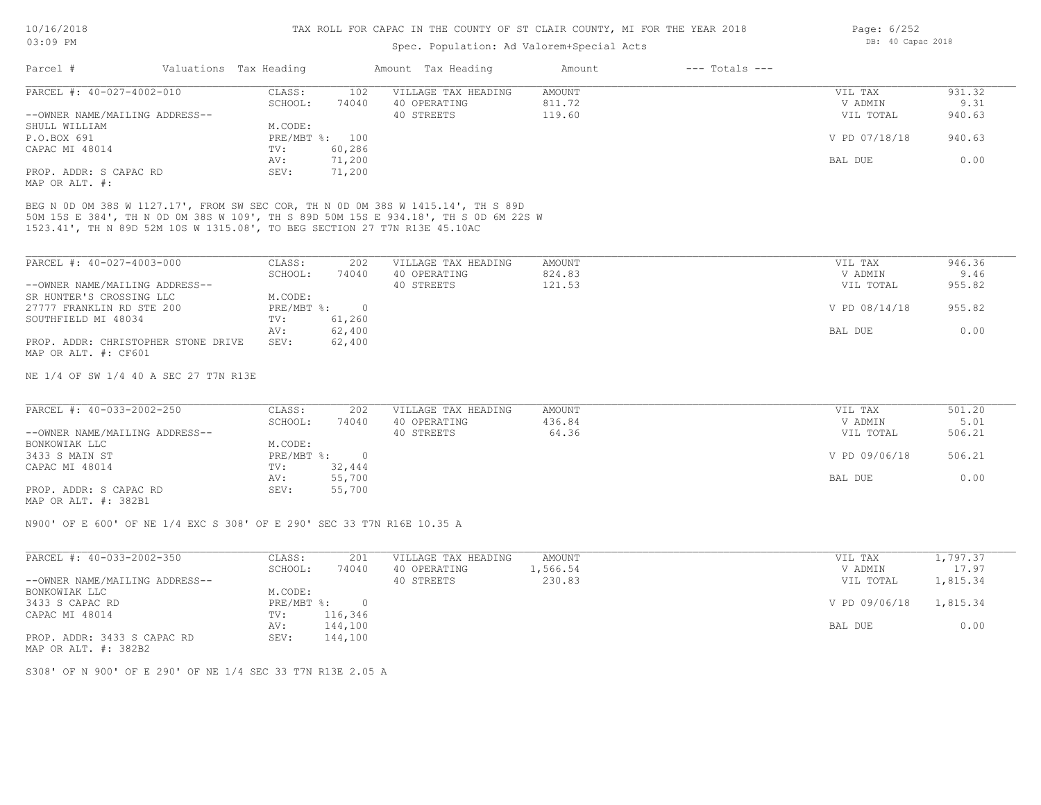# TAX ROLL FOR CAPAC IN THE COUNTY OF ST CLAIR COUNTY, MI FOR THE YEAR 2018

Spec. Population: Ad Valorem+Special Acts

| Parcel # | Valuations | Tax Heading | Amount | Tax Heading | Amount | --- Totals --- | |
|---|---|---|---|---|---|---|---|
| PARCEL #: 40-027-4002-010 | CLASS: | 102 | VILLAGE TAX HEADING | AMOUNT | | VIL TAX | 931.32 |
| | SCHOOL: | 74040 | 40 OPERATING | 811.72 | | V ADMIN | 9.31 |
| --OWNER NAME/MAILING ADDRESS-- | | | 40 STREETS | 119.60 | | VIL TOTAL | 940.63 |
| SHULL WILLIAM | M.CODE: | | | | | | |
| P.O.BOX 691 | PRE/MBT %: | 100 | | | | V PD 07/18/18 | 940.63 |
| CAPAC MI 48014 | TV: | 60,286 | | | | | |
| | AV: | 71,200 | | | | BAL DUE | 0.00 |
| PROP. ADDR: S CAPAC RD | SEV: | 71,200 | | | | | |
| MAP OR ALT. #: | | | | | | | |

BEG N 0D 0M 38S W 1127.17', FROM SW SEC COR, TH N 0D 0M 38S W 1415.14', TH S 89D 50M 15S E 384', TH N 0D 0M 38S W 109', TH S 89D 50M 15S E 934.18', TH S 0D 6M 22S W 1523.41', TH N 89D 52M 10S W 1315.08', TO BEG SECTION 27 T7N R13E 45.10AC

| Parcel # | Valuations | Tax Heading | Amount | Tax Heading | Amount | --- Totals --- | |
|---|---|---|---|---|---|---|---|
| PARCEL #: 40-027-4003-000 | CLASS: | 202 | VILLAGE TAX HEADING | AMOUNT | | VIL TAX | 946.36 |
| | SCHOOL: | 74040 | 40 OPERATING | 824.83 | | V ADMIN | 9.46 |
| --OWNER NAME/MAILING ADDRESS-- | | | 40 STREETS | 121.53 | | VIL TOTAL | 955.82 |
| SR HUNTER'S CROSSING LLC | M.CODE: | | | | | | |
| 27777 FRANKLIN RD STE 200 | PRE/MBT %: | 0 | | | | V PD 08/14/18 | 955.82 |
| SOUTHFIELD MI 48034 | TV: | 61,260 | | | | | |
| | AV: | 62,400 | | | | BAL DUE | 0.00 |
| PROP. ADDR: CHRISTOPHER STONE DRIVE | SEV: | 62,400 | | | | | |
| MAP OR ALT. #: CF601 | | | | | | | |

NE 1/4 OF SW 1/4 40 A SEC 27 T7N R13E

| Parcel # | Valuations | Tax Heading | Amount | Tax Heading | Amount | --- Totals --- | |
|---|---|---|---|---|---|---|---|
| PARCEL #: 40-033-2002-250 | CLASS: | 202 | VILLAGE TAX HEADING | AMOUNT | | VIL TAX | 501.20 |
| | SCHOOL: | 74040 | 40 OPERATING | 436.84 | | V ADMIN | 5.01 |
| --OWNER NAME/MAILING ADDRESS-- | | | 40 STREETS | 64.36 | | VIL TOTAL | 506.21 |
| BONKOWIAK LLC | M.CODE: | | | | | | |
| 3433 S MAIN ST | PRE/MBT %: | 0 | | | | V PD 09/06/18 | 506.21 |
| CAPAC MI 48014 | TV: | 32,444 | | | | | |
| | AV: | 55,700 | | | | BAL DUE | 0.00 |
| PROP. ADDR: S CAPAC RD | SEV: | 55,700 | | | | | |
| MAP OR ALT. #: 382B1 | | | | | | | |

N900' OF E 600' OF NE 1/4 EXC S 308' OF E 290' SEC 33 T7N R16E 10.35 A

| Parcel # | Valuations | Tax Heading | Amount | Tax Heading | Amount | --- Totals --- | |
|---|---|---|---|---|---|---|---|
| PARCEL #: 40-033-2002-350 | CLASS: | 201 | VILLAGE TAX HEADING | AMOUNT | | VIL TAX | 1,797.37 |
| | SCHOOL: | 74040 | 40 OPERATING | 1,566.54 | | V ADMIN | 17.97 |
| --OWNER NAME/MAILING ADDRESS-- | | | 40 STREETS | 230.83 | | VIL TOTAL | 1,815.34 |
| BONKOWIAK LLC | M.CODE: | | | | | | |
| 3433 S CAPAC RD | PRE/MBT %: | 0 | | | | V PD 09/06/18 | 1,815.34 |
| CAPAC MI 48014 | TV: | 116,346 | | | | | |
| | AV: | 144,100 | | | | BAL DUE | 0.00 |
| PROP. ADDR: 3433 S CAPAC RD | SEV: | 144,100 | | | | | |
| MAP OR ALT. #: 382B2 | | | | | | | |

S308' OF N 900' OF E 290' OF NE 1/4 SEC 33 T7N R13E 2.05 A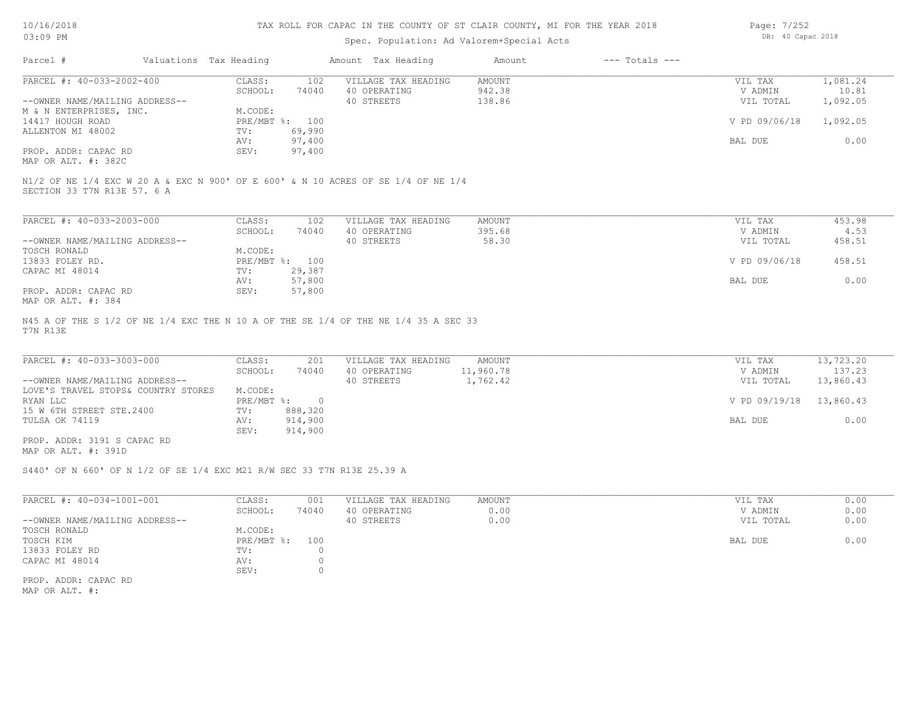# TAX ROLL FOR CAPAC IN THE COUNTY OF ST CLAIR COUNTY, MI FOR THE YEAR 2018

Spec. Population: Ad Valorem+Special Acts

| Parcel # | Valuations | Tax Heading | Amount | Tax Heading | Amount | --- Totals --- | |
|---|---|---|---|---|---|---|---|

---

**PARCEL #: 40-033-2002-400**

| | | | | | |
|---|---|---|---|---|---|
| CLASS: | 102 | VILLAGE TAX HEADING | AMOUNT | VIL TAX | 1,081.24 |
| SCHOOL: | 74040 | 40 OPERATING | 942.38 | V ADMIN | 10.81 |
| | | 40 STREETS | 138.86 | VIL TOTAL | 1,092.05 |
| M.CODE: | | | | | |
| PRE/MBT %: | 100 | | | V PD 09/06/18 | 1,092.05 |
| TV: | 69,990 | | | | |
| AV: | 97,400 | | | BAL DUE | 0.00 |
| SEV: | 97,400 | | | | |

--OWNER NAME/MAILING ADDRESS--
M & N ENTERPRISES, INC.
14417 HOUGH ROAD
ALLENTON MI 48002

PROP. ADDR: CAPAC RD
MAP OR ALT. #: 382C

N1/2 OF NE 1/4 EXC W 20 A & EXC N 900' OF E 600' & N 10 ACRES OF SE 1/4 OF NE 1/4
SECTION 33 T7N R13E 57. 6 A

---

**PARCEL #: 40-033-2003-000**

| | | | | | |
|---|---|---|---|---|---|
| CLASS: | 102 | VILLAGE TAX HEADING | AMOUNT | VIL TAX | 453.98 |
| SCHOOL: | 74040 | 40 OPERATING | 395.68 | V ADMIN | 4.53 |
| | | 40 STREETS | 58.30 | VIL TOTAL | 458.51 |
| M.CODE: | | | | | |
| PRE/MBT %: | 100 | | | V PD 09/06/18 | 458.51 |
| TV: | 29,387 | | | | |
| AV: | 57,800 | | | BAL DUE | 0.00 |
| SEV: | 57,800 | | | | |

--OWNER NAME/MAILING ADDRESS--
TOSCH RONALD
13833 FOLEY RD.
CAPAC MI 48014

PROP. ADDR: CAPAC RD
MAP OR ALT. #: 384

N45 A OF THE S 1/2 OF NE 1/4 EXC THE N 10 A OF THE SE 1/4 OF THE NE 1/4 35 A SEC 33
T7N R13E

---

**PARCEL #: 40-033-3003-000**

| | | | | | |
|---|---|---|---|---|---|
| CLASS: | 201 | VILLAGE TAX HEADING | AMOUNT | VIL TAX | 13,723.20 |
| SCHOOL: | 74040 | 40 OPERATING | 11,960.78 | V ADMIN | 137.23 |
| | | 40 STREETS | 1,762.42 | VIL TOTAL | 13,860.43 |
| M.CODE: | | | | | |
| PRE/MBT %: | 0 | | | V PD 09/19/18 | 13,860.43 |
| TV: | 888,320 | | | | |
| AV: | 914,900 | | | BAL DUE | 0.00 |
| SEV: | 914,900 | | | | |

--OWNER NAME/MAILING ADDRESS--
LOVE'S TRAVEL STOPS& COUNTRY STORES
RYAN LLC
15 W 6TH STREET STE.2400
TULSA OK 74119

PROP. ADDR: 3191 S CAPAC RD
MAP OR ALT. #: 391D

S440' OF N 660' OF N 1/2 OF SE 1/4 EXC M21 R/W SEC 33 T7N R13E 25.39 A

---

**PARCEL #: 40-034-1001-001**

| | | | | | |
|---|---|---|---|---|---|
| CLASS: | 001 | VILLAGE TAX HEADING | AMOUNT | VIL TAX | 0.00 |
| SCHOOL: | 74040 | 40 OPERATING | 0.00 | V ADMIN | 0.00 |
| | | 40 STREETS | 0.00 | VIL TOTAL | 0.00 |
| M.CODE: | | | | | |
| PRE/MBT %: | 100 | | | BAL DUE | 0.00 |
| TV: | 0 | | | | |
| AV: | 0 | | | | |
| SEV: | 0 | | | | |

--OWNER NAME/MAILING ADDRESS--
TOSCH RONALD
TOSCH KIM
13833 FOLEY RD
CAPAC MI 48014

PROP. ADDR: CAPAC RD
MAP OR ALT. #: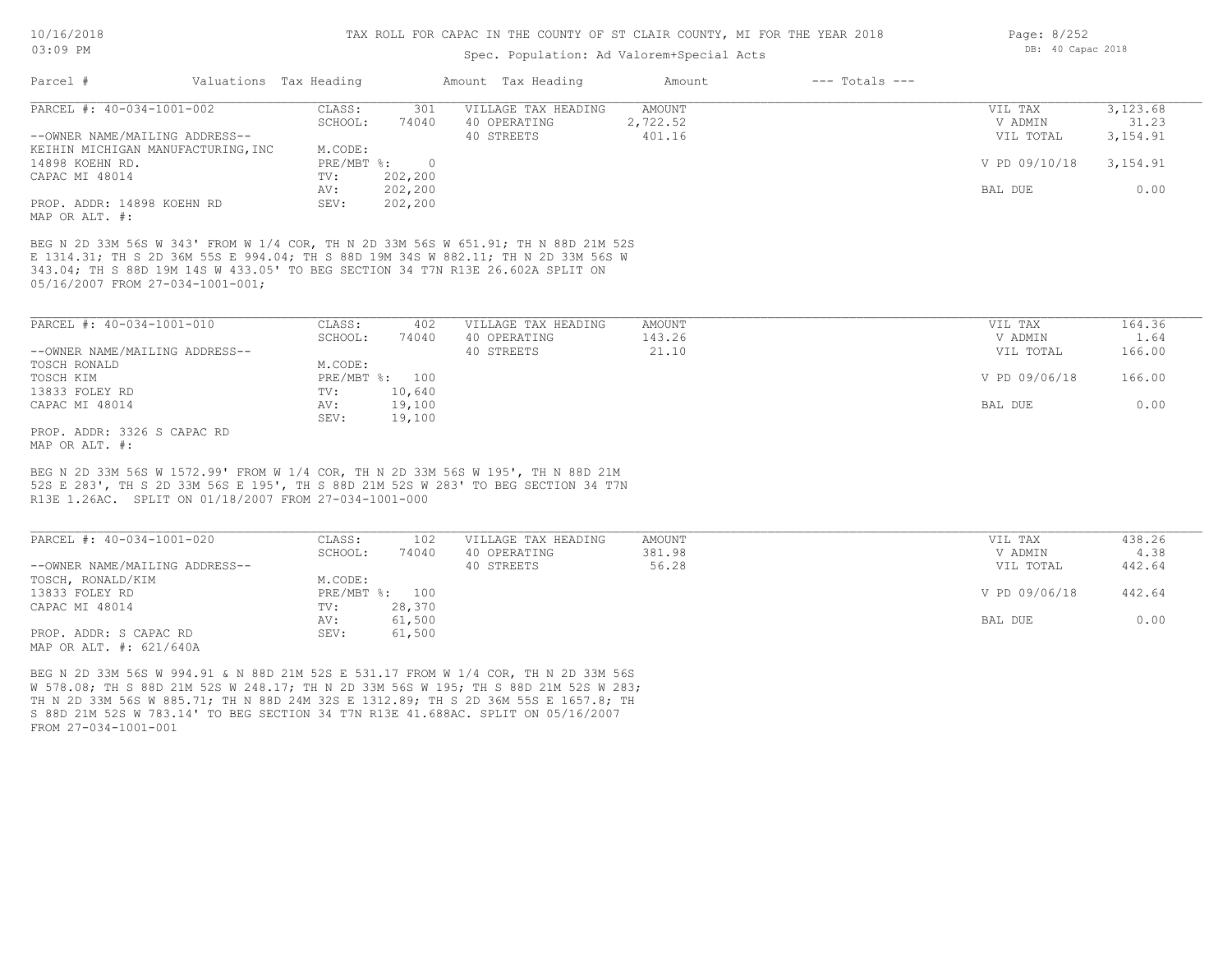TAX ROLL FOR CAPAC IN THE COUNTY OF ST CLAIR COUNTY, MI FOR THE YEAR 2018

Spec. Population: Ad Valorem+Special Acts

| Parcel # | Valuations | Tax Heading | Amount | Tax Heading | Amount | --- Totals --- | |
|---|---|---|---|---|---|---|---|
| PARCEL #: 40-034-1001-002 | CLASS: | 301 | VILLAGE TAX HEADING | AMOUNT | | VIL TAX | 3,123.68 |
| | SCHOOL: | 74040 | 40 OPERATING | 2,722.52 | | V ADMIN | 31.23 |
| --OWNER NAME/MAILING ADDRESS-- | | | 40 STREETS | 401.16 | | VIL TOTAL | 3,154.91 |
| KEIHIN MICHIGAN MANUFACTURING,INC | M.CODE: | | | | | | |
| 14898 KOEHN RD. | PRE/MBT %: | 0 | | | | V PD 09/10/18 | 3,154.91 |
| CAPAC MI 48014 | TV: | 202,200 | | | | | |
| | AV: | 202,200 | | | | BAL DUE | 0.00 |
| PROP. ADDR: 14898 KOEHN RD | SEV: | 202,200 | | | | | |
| MAP OR ALT. #: | | | | | | | |

BEG N 2D 33M 56S W 343' FROM W 1/4 COR, TH N 2D 33M 56S W 651.91; TH N 88D 21M 52S E 1314.31; TH S 2D 36M 55S E 994.04; TH S 88D 19M 34S W 882.11; TH N 2D 33M 56S W 343.04; TH S 88D 19M 14S W 433.05' TO BEG SECTION 34 T7N R13E 26.602A SPLIT ON 05/16/2007 FROM 27-034-1001-001;

| Parcel # | Valuations | Tax Heading | Amount | Tax Heading | Amount | --- Totals --- | |
|---|---|---|---|---|---|---|---|
| PARCEL #: 40-034-1001-010 | CLASS: | 402 | VILLAGE TAX HEADING | AMOUNT | | VIL TAX | 164.36 |
| | SCHOOL: | 74040 | 40 OPERATING | 143.26 | | V ADMIN | 1.64 |
| --OWNER NAME/MAILING ADDRESS-- | | | 40 STREETS | 21.10 | | VIL TOTAL | 166.00 |
| TOSCH RONALD | M.CODE: | | | | | | |
| TOSCH KIM | PRE/MBT %: | 100 | | | | V PD 09/06/18 | 166.00 |
| 13833 FOLEY RD | TV: | 10,640 | | | | | |
| CAPAC MI 48014 | AV: | 19,100 | | | | BAL DUE | 0.00 |
| | SEV: | 19,100 | | | | | |
| PROP. ADDR: 3326 S CAPAC RD | | | | | | | |
| MAP OR ALT. #: | | | | | | | |

BEG N 2D 33M 56S W 1572.99' FROM W 1/4 COR, TH N 2D 33M 56S W 195', TH N 88D 21M 52S E 283', TH S 2D 33M 56S E 195', TH S 88D 21M 52S W 283' TO BEG SECTION 34 T7N R13E 1.26AC. SPLIT ON 01/18/2007 FROM 27-034-1001-000

| Parcel # | Valuations | Tax Heading | Amount | Tax Heading | Amount | --- Totals --- | |
|---|---|---|---|---|---|---|---|
| PARCEL #: 40-034-1001-020 | CLASS: | 102 | VILLAGE TAX HEADING | AMOUNT | | VIL TAX | 438.26 |
| | SCHOOL: | 74040 | 40 OPERATING | 381.98 | | V ADMIN | 4.38 |
| --OWNER NAME/MAILING ADDRESS-- | | | 40 STREETS | 56.28 | | VIL TOTAL | 442.64 |
| TOSCH, RONALD/KIM | M.CODE: | | | | | | |
| 13833 FOLEY RD | PRE/MBT %: | 100 | | | | V PD 09/06/18 | 442.64 |
| CAPAC MI 48014 | TV: | 28,370 | | | | | |
| | AV: | 61,500 | | | | BAL DUE | 0.00 |
| PROP. ADDR: S CAPAC RD | SEV: | 61,500 | | | | | |
| MAP OR ALT. #: 621/640A | | | | | | | |

BEG N 2D 33M 56S W 994.91 & N 88D 21M 52S E 531.17 FROM W 1/4 COR, TH N 2D 33M 56S W 578.08; TH S 88D 21M 52S W 248.17; TH N 2D 33M 56S W 195; TH S 88D 21M 52S W 283; TH N 2D 33M 56S W 885.71; TH N 88D 24M 32S E 1312.89; TH S 2D 36M 55S E 1657.8; TH S 88D 21M 52S W 783.14' TO BEG SECTION 34 T7N R13E 41.688AC. SPLIT ON 05/16/2007 FROM 27-034-1001-001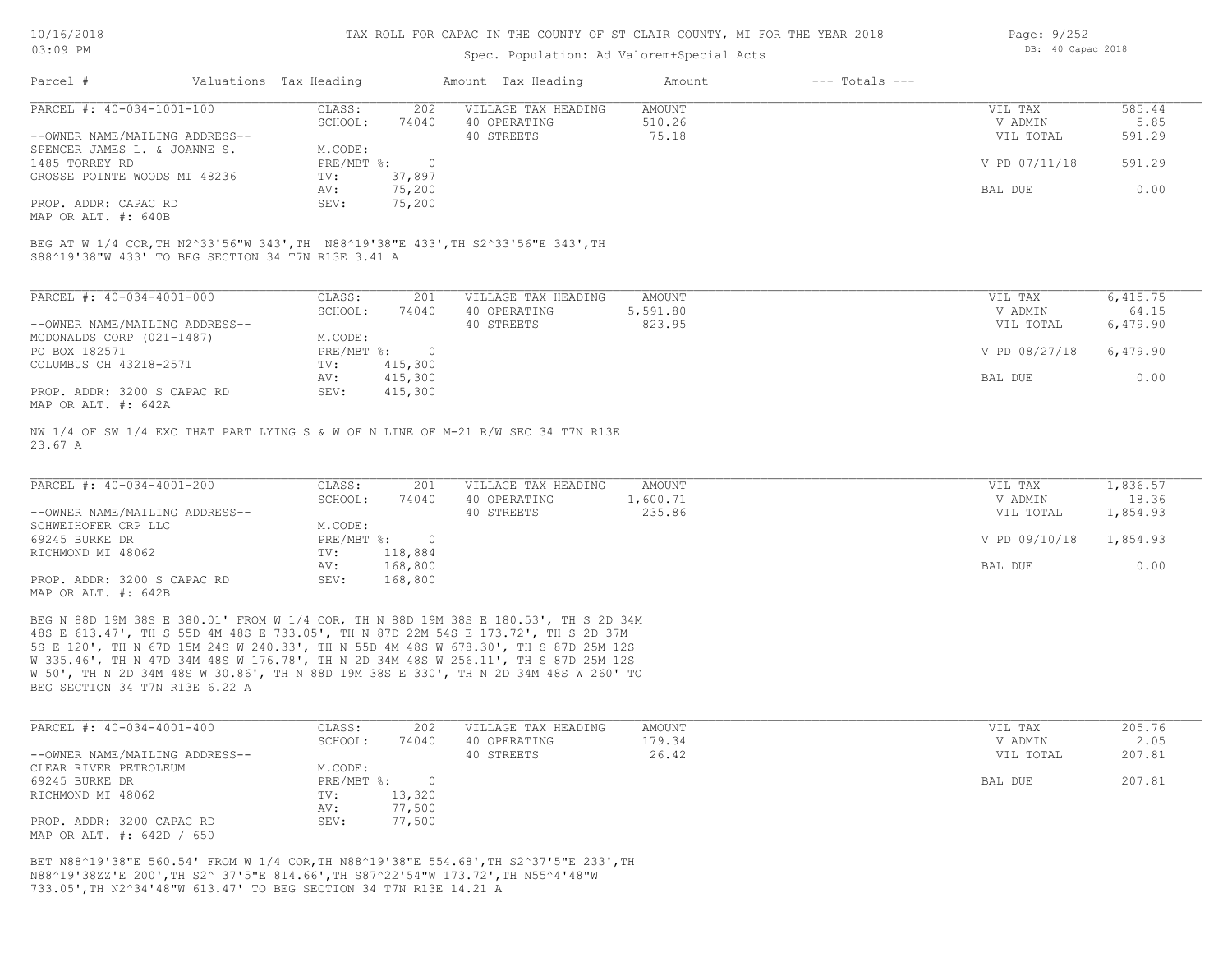# TAX ROLL FOR CAPAC IN THE COUNTY OF ST CLAIR COUNTY, MI FOR THE YEAR 2018

10/16/2018
03:09 PM

Spec. Population: Ad Valorem+Special Acts

DB: 40 Capac 2018

| Parcel # | Valuations | Tax Heading | Amount | Tax Heading | Amount | --- Totals --- | |
|---|---|---|---|---|---|---|---|

---

**PARCEL #: 40-034-1001-100**

| | | | | | | |
|---|---|---|---|---|---|---|
| | CLASS: | 202 | VILLAGE TAX HEADING | AMOUNT | VIL TAX | 585.44 |
| | SCHOOL: | 74040 | 40 OPERATING | 510.26 | V ADMIN | 5.85 |
| --OWNER NAME/MAILING ADDRESS-- | | | 40 STREETS | 75.18 | VIL TOTAL | 591.29 |
| SPENCER JAMES L. & JOANNE S. | M.CODE: | | | | | |
| 1485 TORREY RD | PRE/MBT %: | 0 | | | V PD 07/11/18 | 591.29 |
| GROSSE POINTE WOODS MI 48236 | TV: | 37,897 | | | | |
| | AV: | 75,200 | | | BAL DUE | 0.00 |
| PROP. ADDR: CAPAC RD | SEV: | 75,200 | | | | |
| MAP OR ALT. #: 640B | | | | | | |

BEG AT W 1/4 COR,TH N2^33'56"W 343',TH N88^19'38"E 433',TH S2^33'56"E 343',TH S88^19'38"W 433' TO BEG SECTION 34 T7N R13E 3.41 A

---

**PARCEL #: 40-034-4001-000**

| | | | | | | |
|---|---|---|---|---|---|---|
| | CLASS: | 201 | VILLAGE TAX HEADING | AMOUNT | VIL TAX | 6,415.75 |
| | SCHOOL: | 74040 | 40 OPERATING | 5,591.80 | V ADMIN | 64.15 |
| --OWNER NAME/MAILING ADDRESS-- | | | 40 STREETS | 823.95 | VIL TOTAL | 6,479.90 |
| MCDONALDS CORP (021-1487) | M.CODE: | | | | | |
| PO BOX 182571 | PRE/MBT %: | 0 | | | V PD 08/27/18 | 6,479.90 |
| COLUMBUS OH 43218-2571 | TV: | 415,300 | | | | |
| | AV: | 415,300 | | | BAL DUE | 0.00 |
| PROP. ADDR: 3200 S CAPAC RD | SEV: | 415,300 | | | | |
| MAP OR ALT. #: 642A | | | | | | |

NW 1/4 OF SW 1/4 EXC THAT PART LYING S & W OF N LINE OF M-21 R/W SEC 34 T7N R13E 23.67 A

---

**PARCEL #: 40-034-4001-200**

| | | | | | | |
|---|---|---|---|---|---|---|
| | CLASS: | 201 | VILLAGE TAX HEADING | AMOUNT | VIL TAX | 1,836.57 |
| | SCHOOL: | 74040 | 40 OPERATING | 1,600.71 | V ADMIN | 18.36 |
| --OWNER NAME/MAILING ADDRESS-- | | | 40 STREETS | 235.86 | VIL TOTAL | 1,854.93 |
| SCHWEIHOFER CRP LLC | M.CODE: | | | | | |
| 69245 BURKE DR | PRE/MBT %: | 0 | | | V PD 09/10/18 | 1,854.93 |
| RICHMOND MI 48062 | TV: | 118,884 | | | | |
| | AV: | 168,800 | | | BAL DUE | 0.00 |
| PROP. ADDR: 3200 S CAPAC RD | SEV: | 168,800 | | | | |
| MAP OR ALT. #: 642B | | | | | | |

BEG N 88D 19M 38S E 380.01' FROM W 1/4 COR, TH N 88D 19M 38S E 180.53', TH S 2D 34M 48S E 613.47', TH S 55D 4M 48S E 733.05', TH N 87D 22M 54S E 173.72', TH S 2D 37M 5S E 120', TH N 67D 15M 24S W 240.33', TH N 55D 4M 48S W 678.30', TH S 87D 25M 12S W 335.46', TH N 47D 34M 48S W 176.78', TH N 2D 34M 48S W 256.11', TH S 87D 25M 12S W 50', TH N 2D 34M 48S W 30.86', TH N 88D 19M 38S E 330', TH N 2D 34M 48S W 260' TO BEG SECTION 34 T7N R13E 6.22 A

---

**PARCEL #: 40-034-4001-400**

| | | | | | | |
|---|---|---|---|---|---|---|
| | CLASS: | 202 | VILLAGE TAX HEADING | AMOUNT | VIL TAX | 205.76 |
| | SCHOOL: | 74040 | 40 OPERATING | 179.34 | V ADMIN | 2.05 |
| --OWNER NAME/MAILING ADDRESS-- | | | 40 STREETS | 26.42 | VIL TOTAL | 207.81 |
| CLEAR RIVER PETROLEUM | M.CODE: | | | | | |
| 69245 BURKE DR | PRE/MBT %: | 0 | | | BAL DUE | 207.81 |
| RICHMOND MI 48062 | TV: | 13,320 | | | | |
| | AV: | 77,500 | | | | |
| PROP. ADDR: 3200 CAPAC RD | SEV: | 77,500 | | | | |
| MAP OR ALT. #: 642D / 650 | | | | | | |

BET N88^19'38"E 560.54' FROM W 1/4 COR,TH N88^19'38"E 554.68',TH S2^37'5"E 233',TH N88^19'38ZZ'E 200',TH S2^ 37'5"E 814.66',TH S87^22'54"W 173.72',TH N55^4'48"W 733.05',TH N2^34'48"W 613.47' TO BEG SECTION 34 T7N R13E 14.21 A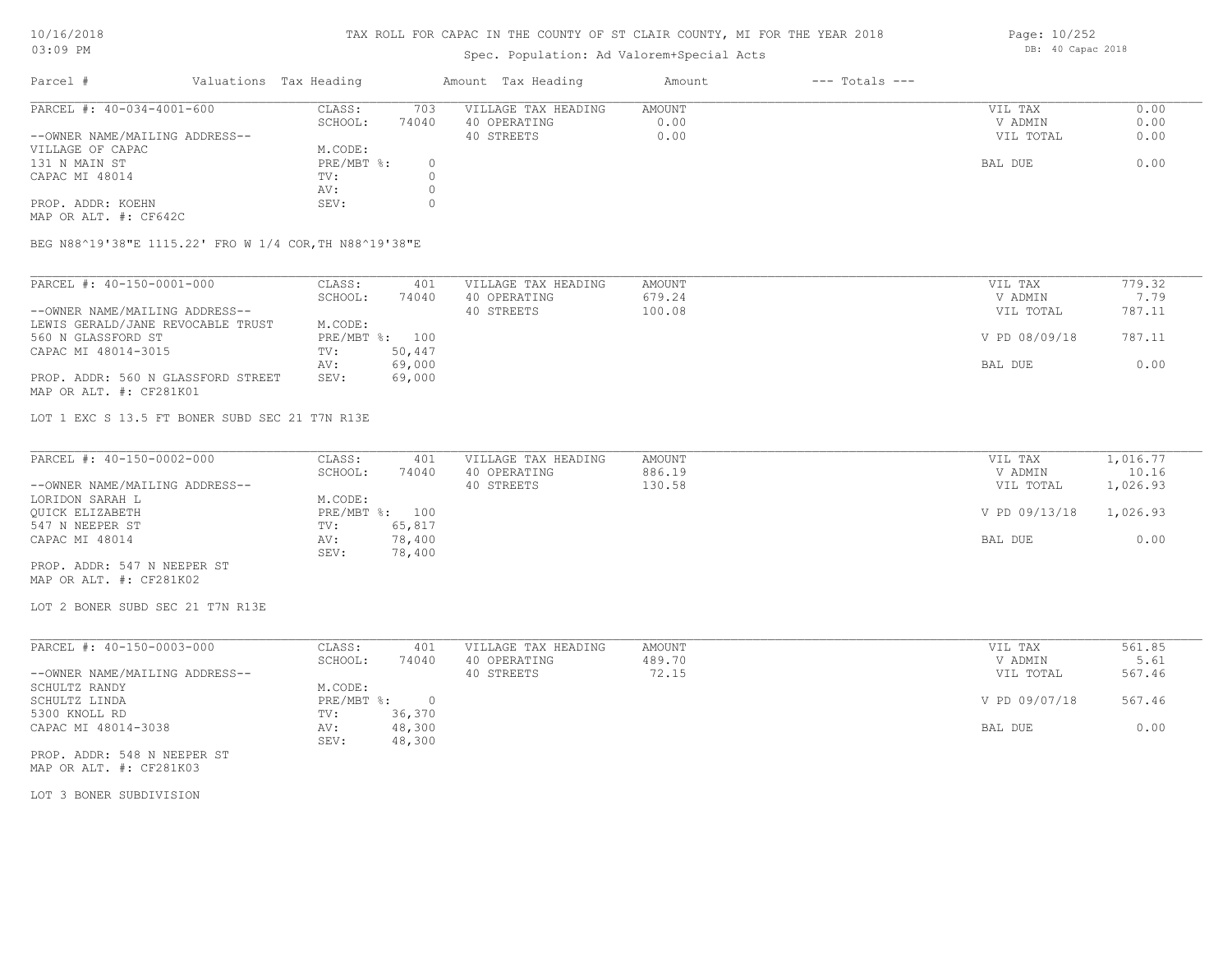TAX ROLL FOR CAPAC IN THE COUNTY OF ST CLAIR COUNTY, MI FOR THE YEAR 2018

Spec. Population: Ad Valorem+Special Acts

DB: 40 Capac 2018

| Parcel # | Valuations | Tax Heading | Amount | Tax Heading | Amount | --- Totals --- | |
|---|---|---|---|---|---|---|---|
| PARCEL #: 40-034-4001-600 | CLASS: | 703 | VILLAGE TAX HEADING | AMOUNT | | VIL TAX | 0.00 |
| | SCHOOL: | 74040 | 40 OPERATING | 0.00 | | V ADMIN | 0.00 |
| --OWNER NAME/MAILING ADDRESS-- | | | 40 STREETS | 0.00 | | VIL TOTAL | 0.00 |
| VILLAGE OF CAPAC | M.CODE: | | | | | | |
| 131 N MAIN ST | PRE/MBT %: | 0 | | | | BAL DUE | 0.00 |
| CAPAC MI 48014 | TV: | 0 | | | | | |
| | AV: | 0 | | | | | |
| PROP. ADDR: KOEHN | SEV: | 0 | | | | | |
| MAP OR ALT. #: CF642C | | | | | | | |

BEG N88^19'38"E 1115.22' FRO W 1/4 COR,TH N88^19'38"E

| | | | | | | | |
|---|---|---|---|---|---|---|---|
| PARCEL #: 40-150-0001-000 | CLASS: | 401 | VILLAGE TAX HEADING | AMOUNT | | VIL TAX | 779.32 |
| | SCHOOL: | 74040 | 40 OPERATING | 679.24 | | V ADMIN | 7.79 |
| --OWNER NAME/MAILING ADDRESS-- | | | 40 STREETS | 100.08 | | VIL TOTAL | 787.11 |
| LEWIS GERALD/JANE REVOCABLE TRUST | M.CODE: | | | | | | |
| 560 N GLASSFORD ST | PRE/MBT %: | 100 | | | | V PD 08/09/18 | 787.11 |
| CAPAC MI 48014-3015 | TV: | 50,447 | | | | | |
| | AV: | 69,000 | | | | BAL DUE | 0.00 |
| PROP. ADDR: 560 N GLASSFORD STREET | SEV: | 69,000 | | | | | |
| MAP OR ALT. #: CF281K01 | | | | | | | |

LOT 1 EXC S 13.5 FT BONER SUBD SEC 21 T7N R13E

| | | | | | | | |
|---|---|---|---|---|---|---|---|
| PARCEL #: 40-150-0002-000 | CLASS: | 401 | VILLAGE TAX HEADING | AMOUNT | | VIL TAX | 1,016.77 |
| | SCHOOL: | 74040 | 40 OPERATING | 886.19 | | V ADMIN | 10.16 |
| --OWNER NAME/MAILING ADDRESS-- | | | 40 STREETS | 130.58 | | VIL TOTAL | 1,026.93 |
| LORIDON SARAH L | M.CODE: | | | | | | |
| QUICK ELIZABETH | PRE/MBT %: | 100 | | | | V PD 09/13/18 | 1,026.93 |
| 547 N NEEPER ST | TV: | 65,817 | | | | | |
| CAPAC MI 48014 | AV: | 78,400 | | | | BAL DUE | 0.00 |
| | SEV: | 78,400 | | | | | |
| PROP. ADDR: 547 N NEEPER ST | | | | | | | |
| MAP OR ALT. #: CF281K02 | | | | | | | |

LOT 2 BONER SUBD SEC 21 T7N R13E

| | | | | | | | |
|---|---|---|---|---|---|---|---|
| PARCEL #: 40-150-0003-000 | CLASS: | 401 | VILLAGE TAX HEADING | AMOUNT | | VIL TAX | 561.85 |
| | SCHOOL: | 74040 | 40 OPERATING | 489.70 | | V ADMIN | 5.61 |
| --OWNER NAME/MAILING ADDRESS-- | | | 40 STREETS | 72.15 | | VIL TOTAL | 567.46 |
| SCHULTZ RANDY | M.CODE: | | | | | | |
| SCHULTZ LINDA | PRE/MBT %: | 0 | | | | V PD 09/07/18 | 567.46 |
| 5300 KNOLL RD | TV: | 36,370 | | | | | |
| CAPAC MI 48014-3038 | AV: | 48,300 | | | | BAL DUE | 0.00 |
| | SEV: | 48,300 | | | | | |
| PROP. ADDR: 548 N NEEPER ST | | | | | | | |
| MAP OR ALT. #: CF281K03 | | | | | | | |

LOT 3 BONER SUBDIVISION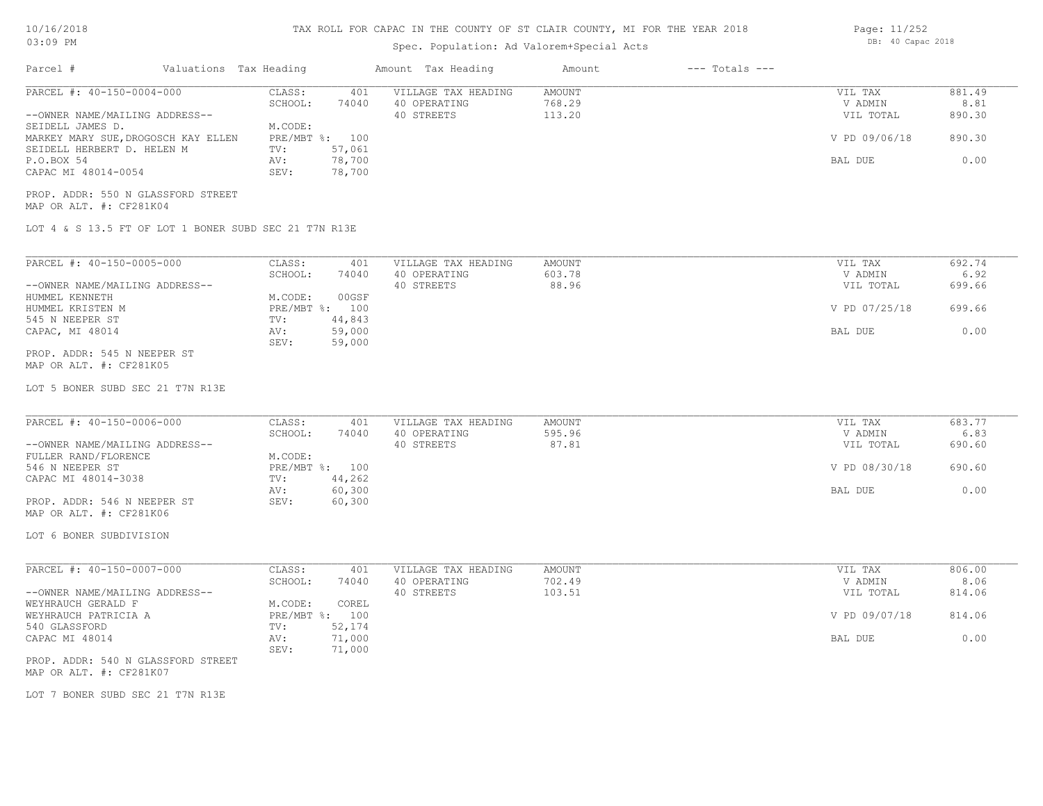# TAX ROLL FOR CAPAC IN THE COUNTY OF ST CLAIR COUNTY, MI FOR THE YEAR 2018

Spec. Population: Ad Valorem+Special Acts

10/16/2018
03:09 PM

DB: 40 Capac 2018

| Parcel # | Valuations | Tax Heading | Amount | Tax Heading | Amount | --- Totals --- |
|---|---|---|---|---|---|---|

---

PARCEL #: 40-150-0004-000

| | | | | | | |
|---|---|---|---|---|---|---|
| CLASS: | 401 | VILLAGE TAX HEADING | AMOUNT | | VIL TAX | 881.49 |
| SCHOOL: | 74040 | 40 OPERATING | 768.29 | | V ADMIN | 8.81 |
| | | 40 STREETS | 113.20 | | VIL TOTAL | 890.30 |
| M.CODE: | | | | | | |
| PRE/MBT %: | 100 | | | | V PD 09/06/18 | 890.30 |
| TV: | 57,061 | | | | | |
| AV: | 78,700 | | | | BAL DUE | 0.00 |
| SEV: | 78,700 | | | | | |

--OWNER NAME/MAILING ADDRESS--
SEIDELL JAMES D.
MARKEY MARY SUE,DROGOSCH KAY ELLEN
SEIDELL HERBERT D. HELEN M
P.O.BOX 54
CAPAC MI 48014-0054

PROP. ADDR: 550 N GLASSFORD STREET
MAP OR ALT. #: CF281K04

LOT 4 & S 13.5 FT OF LOT 1 BONER SUBD SEC 21 T7N R13E

---

PARCEL #: 40-150-0005-000

| | | | | | | |
|---|---|---|---|---|---|---|
| CLASS: | 401 | VILLAGE TAX HEADING | AMOUNT | | VIL TAX | 692.74 |
| SCHOOL: | 74040 | 40 OPERATING | 603.78 | | V ADMIN | 6.92 |
| | | 40 STREETS | 88.96 | | VIL TOTAL | 699.66 |
| M.CODE: | 00GSF | | | | | |
| PRE/MBT %: | 100 | | | | V PD 07/25/18 | 699.66 |
| TV: | 44,843 | | | | | |
| AV: | 59,000 | | | | BAL DUE | 0.00 |
| SEV: | 59,000 | | | | | |

--OWNER NAME/MAILING ADDRESS--
HUMMEL KENNETH
HUMMEL KRISTEN M
545 N NEEPER ST
CAPAC, MI 48014

PROP. ADDR: 545 N NEEPER ST
MAP OR ALT. #: CF281K05

LOT 5 BONER SUBD SEC 21 T7N R13E

---

PARCEL #: 40-150-0006-000

| | | | | | | |
|---|---|---|---|---|---|---|
| CLASS: | 401 | VILLAGE TAX HEADING | AMOUNT | | VIL TAX | 683.77 |
| SCHOOL: | 74040 | 40 OPERATING | 595.96 | | V ADMIN | 6.83 |
| | | 40 STREETS | 87.81 | | VIL TOTAL | 690.60 |
| M.CODE: | | | | | | |
| PRE/MBT %: | 100 | | | | V PD 08/30/18 | 690.60 |
| TV: | 44,262 | | | | | |
| AV: | 60,300 | | | | BAL DUE | 0.00 |
| SEV: | 60,300 | | | | | |

--OWNER NAME/MAILING ADDRESS--
FULLER RAND/FLORENCE
546 N NEEPER ST
CAPAC MI 48014-3038

PROP. ADDR: 546 N NEEPER ST
MAP OR ALT. #: CF281K06

LOT 6 BONER SUBDIVISION

---

PARCEL #: 40-150-0007-000

| | | | | | | |
|---|---|---|---|---|---|---|
| CLASS: | 401 | VILLAGE TAX HEADING | AMOUNT | | VIL TAX | 806.00 |
| SCHOOL: | 74040 | 40 OPERATING | 702.49 | | V ADMIN | 8.06 |
| | | 40 STREETS | 103.51 | | VIL TOTAL | 814.06 |
| M.CODE: | COREL | | | | | |
| PRE/MBT %: | 100 | | | | V PD 09/07/18 | 814.06 |
| TV: | 52,174 | | | | | |
| AV: | 71,000 | | | | BAL DUE | 0.00 |
| SEV: | 71,000 | | | | | |

--OWNER NAME/MAILING ADDRESS--
WEYHRAUCH GERALD F
WEYHRAUCH PATRICIA A
540 GLASSFORD
CAPAC MI 48014

PROP. ADDR: 540 N GLASSFORD STREET
MAP OR ALT. #: CF281K07

LOT 7 BONER SUBD SEC 21 T7N R13E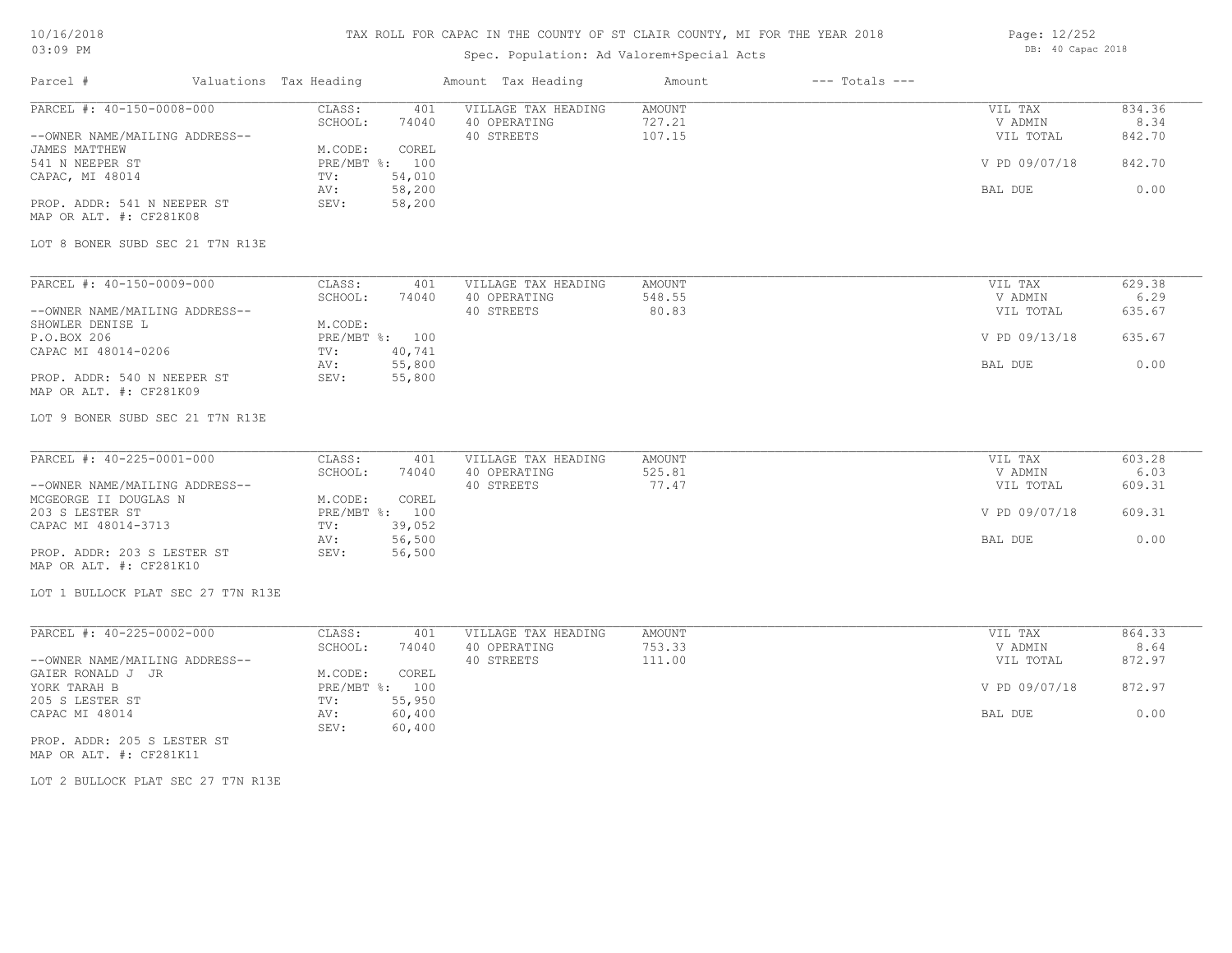# TAX ROLL FOR CAPAC IN THE COUNTY OF ST CLAIR COUNTY, MI FOR THE YEAR 2018

Spec. Population: Ad Valorem+Special Acts

| Parcel # | Valuations | Tax Heading | Amount | Tax Heading | Amount | --- Totals --- | |
|---|---|---|---|---|---|---|---|
| PARCEL #: 40-150-0008-000 | CLASS: | 401 | VILLAGE TAX HEADING | AMOUNT | | VIL TAX | 834.36 |
| | SCHOOL: | 74040 | 40 OPERATING | 727.21 | | V ADMIN | 8.34 |
| --OWNER NAME/MAILING ADDRESS-- | | | 40 STREETS | 107.15 | | VIL TOTAL | 842.70 |
| JAMES MATTHEW | M.CODE: | COREL | | | | | |
| 541 N NEEPER ST | PRE/MBT %: | 100 | | | | V PD 09/07/18 | 842.70 |
| CAPAC, MI 48014 | TV: | 54,010 | | | | | |
| | AV: | 58,200 | | | | BAL DUE | 0.00 |
| PROP. ADDR: 541 N NEEPER ST | SEV: | 58,200 | | | | | |
| MAP OR ALT. #: CF281K08 | | | | | | | |

LOT 8 BONER SUBD SEC 21 T7N R13E

| | | | | | | | |
|---|---|---|---|---|---|---|---|
| PARCEL #: 40-150-0009-000 | CLASS: | 401 | VILLAGE TAX HEADING | AMOUNT | | VIL TAX | 629.38 |
| | SCHOOL: | 74040 | 40 OPERATING | 548.55 | | V ADMIN | 6.29 |
| --OWNER NAME/MAILING ADDRESS-- | | | 40 STREETS | 80.83 | | VIL TOTAL | 635.67 |
| SHOWLER DENISE L | M.CODE: | | | | | | |
| P.O.BOX 206 | PRE/MBT %: | 100 | | | | V PD 09/13/18 | 635.67 |
| CAPAC MI 48014-0206 | TV: | 40,741 | | | | | |
| | AV: | 55,800 | | | | BAL DUE | 0.00 |
| PROP. ADDR: 540 N NEEPER ST | SEV: | 55,800 | | | | | |
| MAP OR ALT. #: CF281K09 | | | | | | | |

LOT 9 BONER SUBD SEC 21 T7N R13E

| | | | | | | | |
|---|---|---|---|---|---|---|---|
| PARCEL #: 40-225-0001-000 | CLASS: | 401 | VILLAGE TAX HEADING | AMOUNT | | VIL TAX | 603.28 |
| | SCHOOL: | 74040 | 40 OPERATING | 525.81 | | V ADMIN | 6.03 |
| --OWNER NAME/MAILING ADDRESS-- | | | 40 STREETS | 77.47 | | VIL TOTAL | 609.31 |
| MCGEORGE II DOUGLAS N | M.CODE: | COREL | | | | | |
| 203 S LESTER ST | PRE/MBT %: | 100 | | | | V PD 09/07/18 | 609.31 |
| CAPAC MI 48014-3713 | TV: | 39,052 | | | | | |
| | AV: | 56,500 | | | | BAL DUE | 0.00 |
| PROP. ADDR: 203 S LESTER ST | SEV: | 56,500 | | | | | |
| MAP OR ALT. #: CF281K10 | | | | | | | |

LOT 1 BULLOCK PLAT SEC 27 T7N R13E

| | | | | | | | |
|---|---|---|---|---|---|---|---|
| PARCEL #: 40-225-0002-000 | CLASS: | 401 | VILLAGE TAX HEADING | AMOUNT | | VIL TAX | 864.33 |
| | SCHOOL: | 74040 | 40 OPERATING | 753.33 | | V ADMIN | 8.64 |
| --OWNER NAME/MAILING ADDRESS-- | | | 40 STREETS | 111.00 | | VIL TOTAL | 872.97 |
| GAIER RONALD J JR | M.CODE: | COREL | | | | | |
| YORK TARAH B | PRE/MBT %: | 100 | | | | V PD 09/07/18 | 872.97 |
| 205 S LESTER ST | TV: | 55,950 | | | | | |
| CAPAC MI 48014 | AV: | 60,400 | | | | BAL DUE | 0.00 |
| | SEV: | 60,400 | | | | | |
| PROP. ADDR: 205 S LESTER ST | | | | | | | |
| MAP OR ALT. #: CF281K11 | | | | | | | |

LOT 2 BULLOCK PLAT SEC 27 T7N R13E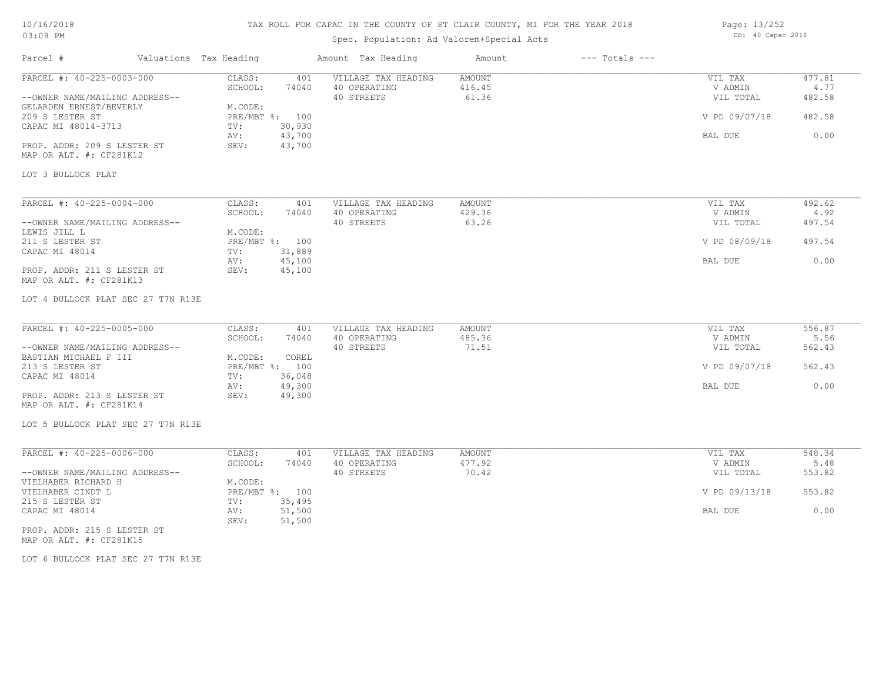# TAX ROLL FOR CAPAC IN THE COUNTY OF ST CLAIR COUNTY, MI FOR THE YEAR 2018

Spec. Population: Ad Valorem+Special Acts

| Parcel # | Valuations Tax Heading | | Amount Tax Heading | Amount | --- Totals --- | |
|---|---|---|---|---|---|---|
| PARCEL #: 40-225-0003-000 | CLASS: | 401 | VILLAGE TAX HEADING | AMOUNT | VIL TAX | 477.81 |
| | SCHOOL: | 74040 | 40 OPERATING | 416.45 | V ADMIN | 4.77 |
| --OWNER NAME/MAILING ADDRESS-- | | | 40 STREETS | 61.36 | VIL TOTAL | 482.58 |
| GELARDEN ERNEST/BEVERLY | M.CODE: | | | | | |
| 209 S LESTER ST | PRE/MBT %: | 100 | | | V PD 09/07/18 | 482.58 |
| CAPAC MI 48014-3713 | TV: | 30,930 | | | | |
| | AV: | 43,700 | | | BAL DUE | 0.00 |
| PROP. ADDR: 209 S LESTER ST | SEV: | 43,700 | | | | |
| MAP OR ALT. #: CF281K12 | | | | | | |
| LOT 3 BULLOCK PLAT | | | | | | |

| Parcel # | Valuations Tax Heading | | Amount Tax Heading | Amount | --- Totals --- | |
|---|---|---|---|---|---|---|
| PARCEL #: 40-225-0004-000 | CLASS: | 401 | VILLAGE TAX HEADING | AMOUNT | VIL TAX | 492.62 |
| | SCHOOL: | 74040 | 40 OPERATING | 429.36 | V ADMIN | 4.92 |
| --OWNER NAME/MAILING ADDRESS-- | | | 40 STREETS | 63.26 | VIL TOTAL | 497.54 |
| LEWIS JILL L | M.CODE: | | | | | |
| 211 S LESTER ST | PRE/MBT %: | 100 | | | V PD 08/09/18 | 497.54 |
| CAPAC MI 48014 | TV: | 31,889 | | | | |
| | AV: | 45,100 | | | BAL DUE | 0.00 |
| PROP. ADDR: 211 S LESTER ST | SEV: | 45,100 | | | | |
| MAP OR ALT. #: CF281K13 | | | | | | |
| LOT 4 BULLOCK PLAT SEC 27 T7N R13E | | | | | | |

| Parcel # | Valuations Tax Heading | | Amount Tax Heading | Amount | --- Totals --- | |
|---|---|---|---|---|---|---|
| PARCEL #: 40-225-0005-000 | CLASS: | 401 | VILLAGE TAX HEADING | AMOUNT | VIL TAX | 556.87 |
| | SCHOOL: | 74040 | 40 OPERATING | 485.36 | V ADMIN | 5.56 |
| --OWNER NAME/MAILING ADDRESS-- | | | 40 STREETS | 71.51 | VIL TOTAL | 562.43 |
| BASTIAN MICHAEL F III | M.CODE: | COREL | | | | |
| 213 S LESTER ST | PRE/MBT %: | 100 | | | V PD 09/07/18 | 562.43 |
| CAPAC MI 48014 | TV: | 36,048 | | | | |
| | AV: | 49,300 | | | BAL DUE | 0.00 |
| PROP. ADDR: 213 S LESTER ST | SEV: | 49,300 | | | | |
| MAP OR ALT. #: CF281K14 | | | | | | |
| LOT 5 BULLOCK PLAT SEC 27 T7N R13E | | | | | | |

| Parcel # | Valuations Tax Heading | | Amount Tax Heading | Amount | --- Totals --- | |
|---|---|---|---|---|---|---|
| PARCEL #: 40-225-0006-000 | CLASS: | 401 | VILLAGE TAX HEADING | AMOUNT | VIL TAX | 548.34 |
| | SCHOOL: | 74040 | 40 OPERATING | 477.92 | V ADMIN | 5.48 |
| --OWNER NAME/MAILING ADDRESS-- | | | 40 STREETS | 70.42 | VIL TOTAL | 553.82 |
| VIELHABER RICHARD H | M.CODE: | | | | | |
| VIELHABER CINDT L | PRE/MBT %: | 100 | | | V PD 09/13/18 | 553.82 |
| 215 S LESTER ST | TV: | 35,495 | | | | |
| CAPAC MI 48014 | AV: | 51,500 | | | BAL DUE | 0.00 |
| | SEV: | 51,500 | | | | |
| PROP. ADDR: 215 S LESTER ST | | | | | | |
| MAP OR ALT. #: CF281K15 | | | | | | |
| LOT 6 BULLOCK PLAT SEC 27 T7N R13E | | | | | | |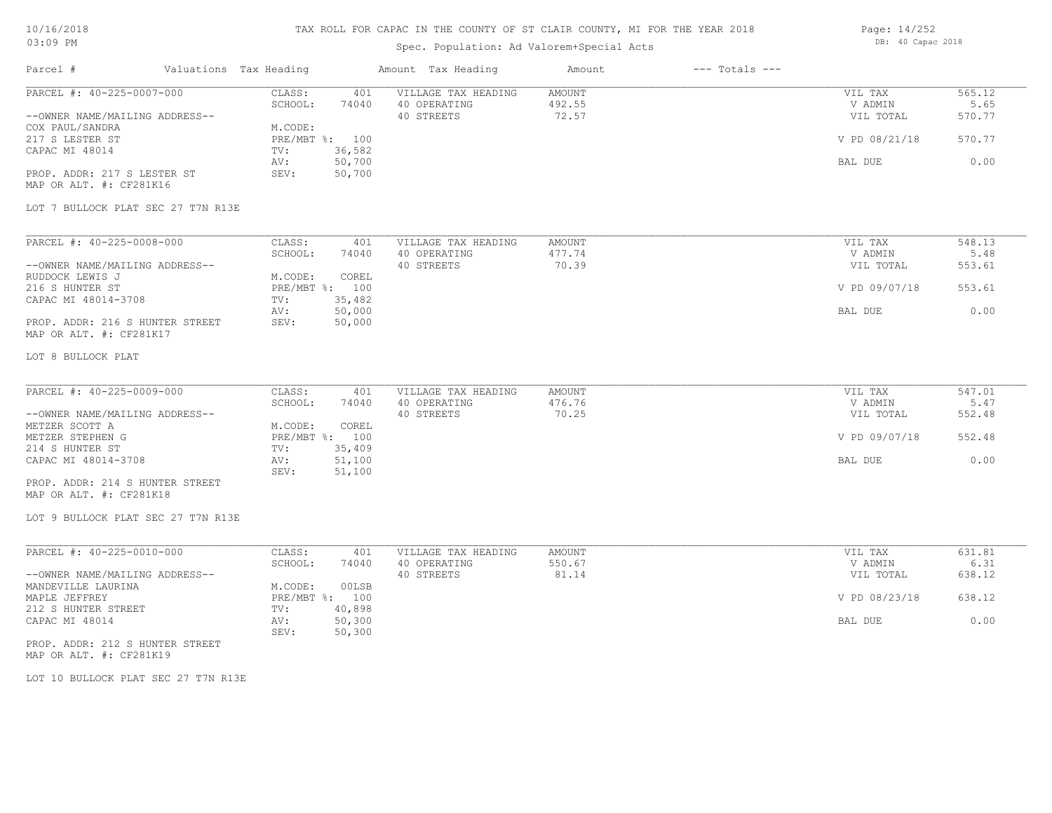# TAX ROLL FOR CAPAC IN THE COUNTY OF ST CLAIR COUNTY, MI FOR THE YEAR 2018

Spec. Population: Ad Valorem+Special Acts

| Parcel # | Valuations | Tax Heading | Amount | Tax Heading | Amount | --- Totals --- | |
|---|---|---|---|---|---|---|---|
| PARCEL #: 40-225-0007-000 | CLASS: | 401 | VILLAGE TAX HEADING | AMOUNT | | VIL TAX | 565.12 |
| | SCHOOL: | 74040 | 40 OPERATING | 492.55 | | V ADMIN | 5.65 |
| --OWNER NAME/MAILING ADDRESS-- | | | 40 STREETS | 72.57 | | VIL TOTAL | 570.77 |
| COX PAUL/SANDRA | M.CODE: | | | | | | |
| 217 S LESTER ST | PRE/MBT %: | 100 | | | | V PD 08/21/18 | 570.77 |
| CAPAC MI 48014 | TV: | 36,582 | | | | | |
| | AV: | 50,700 | | | | BAL DUE | 0.00 |
| PROP. ADDR: 217 S LESTER ST | SEV: | 50,700 | | | | | |
| MAP OR ALT. #: CF281K16 | | | | | | | |
| LOT 7 BULLOCK PLAT SEC 27 T7N R13E | | | | | | | |
| PARCEL #: 40-225-0008-000 | CLASS: | 401 | VILLAGE TAX HEADING | AMOUNT | | VIL TAX | 548.13 |
| | SCHOOL: | 74040 | 40 OPERATING | 477.74 | | V ADMIN | 5.48 |
| --OWNER NAME/MAILING ADDRESS-- | | | 40 STREETS | 70.39 | | VIL TOTAL | 553.61 |
| RUDDOCK LEWIS J | M.CODE: | COREL | | | | | |
| 216 S HUNTER ST | PRE/MBT %: | 100 | | | | V PD 09/07/18 | 553.61 |
| CAPAC MI 48014-3708 | TV: | 35,482 | | | | | |
| | AV: | 50,000 | | | | BAL DUE | 0.00 |
| PROP. ADDR: 216 S HUNTER STREET | SEV: | 50,000 | | | | | |
| MAP OR ALT. #: CF281K17 | | | | | | | |
| LOT 8 BULLOCK PLAT | | | | | | | |
| PARCEL #: 40-225-0009-000 | CLASS: | 401 | VILLAGE TAX HEADING | AMOUNT | | VIL TAX | 547.01 |
| | SCHOOL: | 74040 | 40 OPERATING | 476.76 | | V ADMIN | 5.47 |
| --OWNER NAME/MAILING ADDRESS-- | | | 40 STREETS | 70.25 | | VIL TOTAL | 552.48 |
| METZER SCOTT A | M.CODE: | COREL | | | | | |
| METZER STEPHEN G | PRE/MBT %: | 100 | | | | V PD 09/07/18 | 552.48 |
| 214 S HUNTER ST | TV: | 35,409 | | | | | |
| CAPAC MI 48014-3708 | AV: | 51,100 | | | | BAL DUE | 0.00 |
| | SEV: | 51,100 | | | | | |
| PROP. ADDR: 214 S HUNTER STREET | | | | | | | |
| MAP OR ALT. #: CF281K18 | | | | | | | |
| LOT 9 BULLOCK PLAT SEC 27 T7N R13E | | | | | | | |
| PARCEL #: 40-225-0010-000 | CLASS: | 401 | VILLAGE TAX HEADING | AMOUNT | | VIL TAX | 631.81 |
| | SCHOOL: | 74040 | 40 OPERATING | 550.67 | | V ADMIN | 6.31 |
| --OWNER NAME/MAILING ADDRESS-- | | | 40 STREETS | 81.14 | | VIL TOTAL | 638.12 |
| MANDEVILLE LAURINA | M.CODE: | 00LSB | | | | | |
| MAPLE JEFFREY | PRE/MBT %: | 100 | | | | V PD 08/23/18 | 638.12 |
| 212 S HUNTER STREET | TV: | 40,898 | | | | | |
| CAPAC MI 48014 | AV: | 50,300 | | | | BAL DUE | 0.00 |
| | SEV: | 50,300 | | | | | |
| PROP. ADDR: 212 S HUNTER STREET | | | | | | | |
| MAP OR ALT. #: CF281K19 | | | | | | | |
| LOT 10 BULLOCK PLAT SEC 27 T7N R13E | | | | | | | |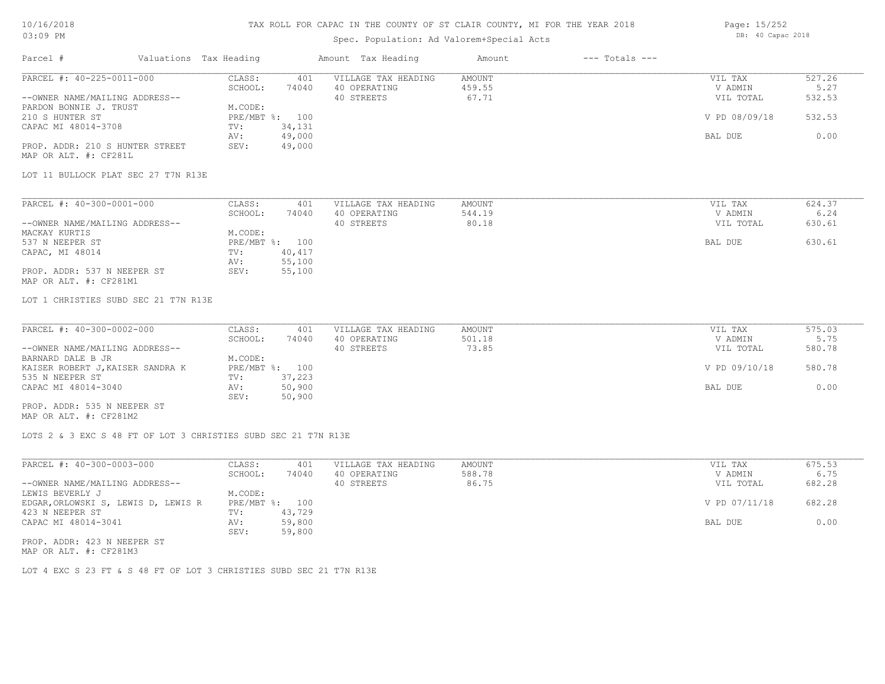# TAX ROLL FOR CAPAC IN THE COUNTY OF ST CLAIR COUNTY, MI FOR THE YEAR 2018

Spec. Population: Ad Valorem+Special Acts

10/16/2018
03:09 PM

DB: 40 Capac 2018

| Parcel # | Valuations Tax Heading | | Amount Tax Heading | Amount | --- Totals --- | |
|---|---|---|---|---|---|---|
| PARCEL #: 40-225-0011-000 | CLASS: | 401 | VILLAGE TAX HEADING | AMOUNT | VIL TAX | 527.26 |
| | SCHOOL: | 74040 | 40 OPERATING | 459.55 | V ADMIN | 5.27 |
| --OWNER NAME/MAILING ADDRESS-- | | | 40 STREETS | 67.71 | VIL TOTAL | 532.53 |
| PARDON BONNIE J. TRUST | M.CODE: | | | | | |
| 210 S HUNTER ST | PRE/MBT %: | 100 | | | V PD 08/09/18 | 532.53 |
| CAPAC MI 48014-3708 | TV: | 34,131 | | | | |
| | AV: | 49,000 | | | BAL DUE | 0.00 |
| PROP. ADDR: 210 S HUNTER STREET | SEV: | 49,000 | | | | |
| MAP OR ALT. #: CF281L | | | | | | |

LOT 11 BULLOCK PLAT SEC 27 T7N R13E

| Parcel # | Valuations Tax Heading | | Amount Tax Heading | Amount | --- Totals --- | |
|---|---|---|---|---|---|---|
| PARCEL #: 40-300-0001-000 | CLASS: | 401 | VILLAGE TAX HEADING | AMOUNT | VIL TAX | 624.37 |
| | SCHOOL: | 74040 | 40 OPERATING | 544.19 | V ADMIN | 6.24 |
| --OWNER NAME/MAILING ADDRESS-- | | | 40 STREETS | 80.18 | VIL TOTAL | 630.61 |
| MACKAY KURTIS | M.CODE: | | | | | |
| 537 N NEEPER ST | PRE/MBT %: | 100 | | | BAL DUE | 630.61 |
| CAPAC, MI 48014 | TV: | 40,417 | | | | |
| | AV: | 55,100 | | | | |
| PROP. ADDR: 537 N NEEPER ST | SEV: | 55,100 | | | | |
| MAP OR ALT. #: CF281M1 | | | | | | |

LOT 1 CHRISTIES SUBD SEC 21 T7N R13E

| Parcel # | Valuations Tax Heading | | Amount Tax Heading | Amount | --- Totals --- | |
|---|---|---|---|---|---|---|
| PARCEL #: 40-300-0002-000 | CLASS: | 401 | VILLAGE TAX HEADING | AMOUNT | VIL TAX | 575.03 |
| | SCHOOL: | 74040 | 40 OPERATING | 501.18 | V ADMIN | 5.75 |
| --OWNER NAME/MAILING ADDRESS-- | | | 40 STREETS | 73.85 | VIL TOTAL | 580.78 |
| BARNARD DALE B JR | M.CODE: | | | | | |
| KAISER ROBERT J,KAISER SANDRA K | PRE/MBT %: | 100 | | | V PD 09/10/18 | 580.78 |
| 535 N NEEPER ST | TV: | 37,223 | | | | |
| CAPAC MI 48014-3040 | AV: | 50,900 | | | BAL DUE | 0.00 |
| | SEV: | 50,900 | | | | |
| PROP. ADDR: 535 N NEEPER ST | | | | | | |
| MAP OR ALT. #: CF281M2 | | | | | | |

LOTS 2 & 3 EXC S 48 FT OF LOT 3 CHRISTIES SUBD SEC 21 T7N R13E

| Parcel # | Valuations Tax Heading | | Amount Tax Heading | Amount | --- Totals --- | |
|---|---|---|---|---|---|---|
| PARCEL #: 40-300-0003-000 | CLASS: | 401 | VILLAGE TAX HEADING | AMOUNT | VIL TAX | 675.53 |
| | SCHOOL: | 74040 | 40 OPERATING | 588.78 | V ADMIN | 6.75 |
| --OWNER NAME/MAILING ADDRESS-- | | | 40 STREETS | 86.75 | VIL TOTAL | 682.28 |
| LEWIS BEVERLY J | M.CODE: | | | | | |
| EDGAR,ORLOWSKI S, LEWIS D, LEWIS R | PRE/MBT %: | 100 | | | V PD 07/11/18 | 682.28 |
| 423 N NEEPER ST | TV: | 43,729 | | | | |
| CAPAC MI 48014-3041 | AV: | 59,800 | | | BAL DUE | 0.00 |
| | SEV: | 59,800 | | | | |
| PROP. ADDR: 423 N NEEPER ST | | | | | | |
| MAP OR ALT. #: CF281M3 | | | | | | |

LOT 4 EXC S 23 FT & S 48 FT OF LOT 3 CHRISTIES SUBD SEC 21 T7N R13E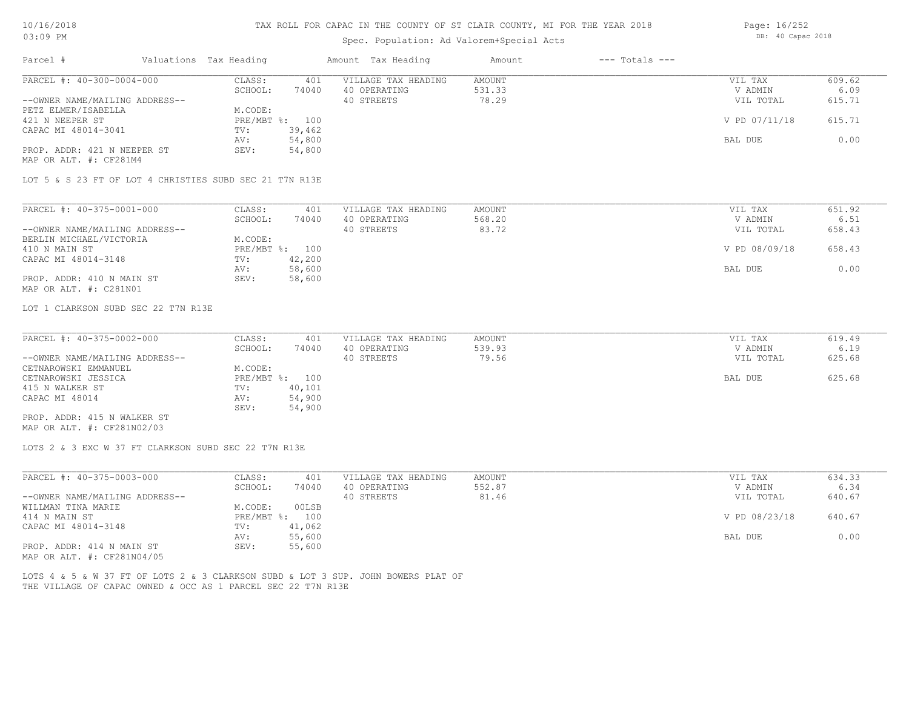TAX ROLL FOR CAPAC IN THE COUNTY OF ST CLAIR COUNTY, MI FOR THE YEAR 2018

Spec. Population: Ad Valorem+Special Acts

| Parcel # | Valuations Tax Heading | | Amount Tax Heading | Amount | --- Totals --- | |
|---|---|---|---|---|---|---|
| PARCEL #: 40-300-0004-000 | CLASS: | 401 | VILLAGE TAX HEADING | AMOUNT | VIL TAX | 609.62 |
| | SCHOOL: | 74040 | 40 OPERATING | 531.33 | V ADMIN | 6.09 |
| --OWNER NAME/MAILING ADDRESS-- | | | 40 STREETS | 78.29 | VIL TOTAL | 615.71 |
| PETZ ELMER/ISABELLA | M.CODE: | | | | | |
| 421 N NEEPER ST | PRE/MBT %: | 100 | | | V PD 07/11/18 | 615.71 |
| CAPAC MI 48014-3041 | TV: | 39,462 | | | | |
| | AV: | 54,800 | | | BAL DUE | 0.00 |
| PROP. ADDR: 421 N NEEPER ST | SEV: | 54,800 | | | | |
| MAP OR ALT. #: CF281M4 | | | | | | |

LOT 5 & S 23 FT OF LOT 4 CHRISTIES SUBD SEC 21 T7N R13E

| Parcel # | Valuations Tax Heading | | Amount Tax Heading | Amount | --- Totals --- | |
|---|---|---|---|---|---|---|
| PARCEL #: 40-375-0001-000 | CLASS: | 401 | VILLAGE TAX HEADING | AMOUNT | VIL TAX | 651.92 |
| | SCHOOL: | 74040 | 40 OPERATING | 568.20 | V ADMIN | 6.51 |
| --OWNER NAME/MAILING ADDRESS-- | | | 40 STREETS | 83.72 | VIL TOTAL | 658.43 |
| BERLIN MICHAEL/VICTORIA | M.CODE: | | | | | |
| 410 N MAIN ST | PRE/MBT %: | 100 | | | V PD 08/09/18 | 658.43 |
| CAPAC MI 48014-3148 | TV: | 42,200 | | | | |
| | AV: | 58,600 | | | BAL DUE | 0.00 |
| PROP. ADDR: 410 N MAIN ST | SEV: | 58,600 | | | | |
| MAP OR ALT. #: C281N01 | | | | | | |

LOT 1 CLARKSON SUBD SEC 22 T7N R13E

| Parcel # | Valuations Tax Heading | | Amount Tax Heading | Amount | --- Totals --- | |
|---|---|---|---|---|---|---|
| PARCEL #: 40-375-0002-000 | CLASS: | 401 | VILLAGE TAX HEADING | AMOUNT | VIL TAX | 619.49 |
| | SCHOOL: | 74040 | 40 OPERATING | 539.93 | V ADMIN | 6.19 |
| --OWNER NAME/MAILING ADDRESS-- | | | 40 STREETS | 79.56 | VIL TOTAL | 625.68 |
| CETNAROWSKI EMMANUEL | M.CODE: | | | | | |
| CETNAROWSKI JESSICA | PRE/MBT %: | 100 | | | BAL DUE | 625.68 |
| 415 N WALKER ST | TV: | 40,101 | | | | |
| CAPAC MI 48014 | AV: | 54,900 | | | | |
| | SEV: | 54,900 | | | | |
| PROP. ADDR: 415 N WALKER ST | | | | | | |
| MAP OR ALT. #: CF281N02/03 | | | | | | |

LOTS 2 & 3 EXC W 37 FT CLARKSON SUBD SEC 22 T7N R13E

| Parcel # | Valuations Tax Heading | | Amount Tax Heading | Amount | --- Totals --- | |
|---|---|---|---|---|---|---|
| PARCEL #: 40-375-0003-000 | CLASS: | 401 | VILLAGE TAX HEADING | AMOUNT | VIL TAX | 634.33 |
| | SCHOOL: | 74040 | 40 OPERATING | 552.87 | V ADMIN | 6.34 |
| --OWNER NAME/MAILING ADDRESS-- | | | 40 STREETS | 81.46 | VIL TOTAL | 640.67 |
| WILLMAN TINA MARIE | M.CODE: | 00LSB | | | | |
| 414 N MAIN ST | PRE/MBT %: | 100 | | | V PD 08/23/18 | 640.67 |
| CAPAC MI 48014-3148 | TV: | 41,062 | | | | |
| | AV: | 55,600 | | | BAL DUE | 0.00 |
| PROP. ADDR: 414 N MAIN ST | SEV: | 55,600 | | | | |
| MAP OR ALT. #: CF281N04/05 | | | | | | |

LOTS 4 & 5 & W 37 FT OF LOTS 2 & 3 CLARKSON SUBD & LOT 3 SUP. JOHN BOWERS PLAT OF THE VILLAGE OF CAPAC OWNED & OCC AS 1 PARCEL SEC 22 T7N R13E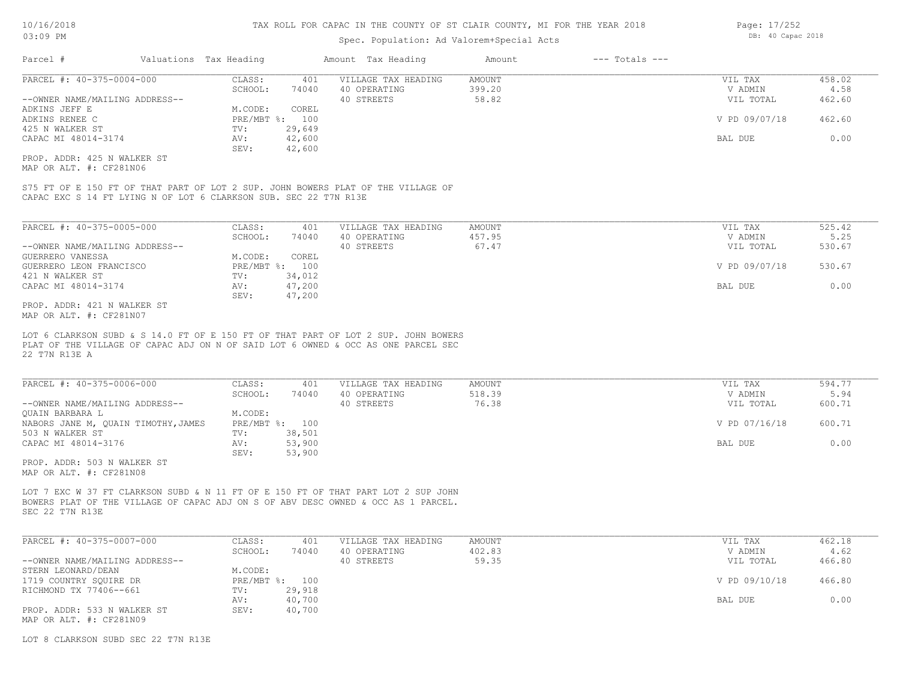TAX ROLL FOR CAPAC IN THE COUNTY OF ST CLAIR COUNTY, MI FOR THE YEAR 2018

Spec. Population: Ad Valorem+Special Acts

| Parcel # | Valuations | Tax Heading | Amount | Tax Heading | Amount | --- Totals --- | |
|---|---|---|---|---|---|---|---|

---

PARCEL #: 40-375-0004-000

| | | | | | |
|---|---|---|---|---|---|
| CLASS: | 401 | VILLAGE TAX HEADING | AMOUNT | VIL TAX | 458.02 |
| SCHOOL: | 74040 | 40 OPERATING | 399.20 | V ADMIN | 4.58 |
| | | 40 STREETS | 58.82 | VIL TOTAL | 462.60 |
| M.CODE: | COREL | | | | |
| PRE/MBT %: | 100 | | | V PD 09/07/18 | 462.60 |
| TV: | 29,649 | | | | |
| AV: | 42,600 | | | BAL DUE | 0.00 |
| SEV: | 42,600 | | | | |

--OWNER NAME/MAILING ADDRESS--
ADKINS JEFF E
ADKINS RENEE C
425 N WALKER ST
CAPAC MI 48014-3174

PROP. ADDR: 425 N WALKER ST
MAP OR ALT. #: CF281N06

S75 FT OF E 150 FT OF THAT PART OF LOT 2 SUP. JOHN BOWERS PLAT OF THE VILLAGE OF CAPAC EXC S 14 FT LYING N OF LOT 6 CLARKSON SUB. SEC 22 T7N R13E

---

PARCEL #: 40-375-0005-000

| | | | | | |
|---|---|---|---|---|---|
| CLASS: | 401 | VILLAGE TAX HEADING | AMOUNT | VIL TAX | 525.42 |
| SCHOOL: | 74040 | 40 OPERATING | 457.95 | V ADMIN | 5.25 |
| | | 40 STREETS | 67.47 | VIL TOTAL | 530.67 |
| M.CODE: | COREL | | | | |
| PRE/MBT %: | 100 | | | V PD 09/07/18 | 530.67 |
| TV: | 34,012 | | | | |
| AV: | 47,200 | | | BAL DUE | 0.00 |
| SEV: | 47,200 | | | | |

--OWNER NAME/MAILING ADDRESS--
GUERRERO VANESSA
GUERRERO LEON FRANCISCO
421 N WALKER ST
CAPAC MI 48014-3174

PROP. ADDR: 421 N WALKER ST
MAP OR ALT. #: CF281N07

LOT 6 CLARKSON SUBD & S 14.0 FT OF E 150 FT OF THAT PART OF LOT 2 SUP. JOHN BOWERS PLAT OF THE VILLAGE OF CAPAC ADJ ON N OF SAID LOT 6 OWNED & OCC AS ONE PARCEL SEC 22 T7N R13E A

---

PARCEL #: 40-375-0006-000

| | | | | | |
|---|---|---|---|---|---|
| CLASS: | 401 | VILLAGE TAX HEADING | AMOUNT | VIL TAX | 594.77 |
| SCHOOL: | 74040 | 40 OPERATING | 518.39 | V ADMIN | 5.94 |
| | | 40 STREETS | 76.38 | VIL TOTAL | 600.71 |
| M.CODE: | | | | | |
| PRE/MBT %: | 100 | | | V PD 07/16/18 | 600.71 |
| TV: | 38,501 | | | | |
| AV: | 53,900 | | | BAL DUE | 0.00 |
| SEV: | 53,900 | | | | |

--OWNER NAME/MAILING ADDRESS--
QUAIN BARBARA L
NABORS JANE M, QUAIN TIMOTHY,JAMES
503 N WALKER ST
CAPAC MI 48014-3176

PROP. ADDR: 503 N WALKER ST
MAP OR ALT. #: CF281N08

LOT 7 EXC W 37 FT CLARKSON SUBD & N 11 FT OF E 150 FT OF THAT PART LOT 2 SUP JOHN BOWERS PLAT OF THE VILLAGE OF CAPAC ADJ ON S OF ABV DESC OWNED & OCC AS 1 PARCEL. SEC 22 T7N R13E

---

PARCEL #: 40-375-0007-000

| | | | | | |
|---|---|---|---|---|---|
| CLASS: | 401 | VILLAGE TAX HEADING | AMOUNT | VIL TAX | 462.18 |
| SCHOOL: | 74040 | 40 OPERATING | 402.83 | V ADMIN | 4.62 |
| | | 40 STREETS | 59.35 | VIL TOTAL | 466.80 |
| M.CODE: | | | | | |
| PRE/MBT %: | 100 | | | V PD 09/10/18 | 466.80 |
| TV: | 29,918 | | | | |
| AV: | 40,700 | | | BAL DUE | 0.00 |
| SEV: | 40,700 | | | | |

--OWNER NAME/MAILING ADDRESS--
STERN LEONARD/DEAN
1719 COUNTRY SQUIRE DR
RICHMOND TX 77406--661

PROP. ADDR: 533 N WALKER ST
MAP OR ALT. #: CF281N09

LOT 8 CLARKSON SUBD SEC 22 T7N R13E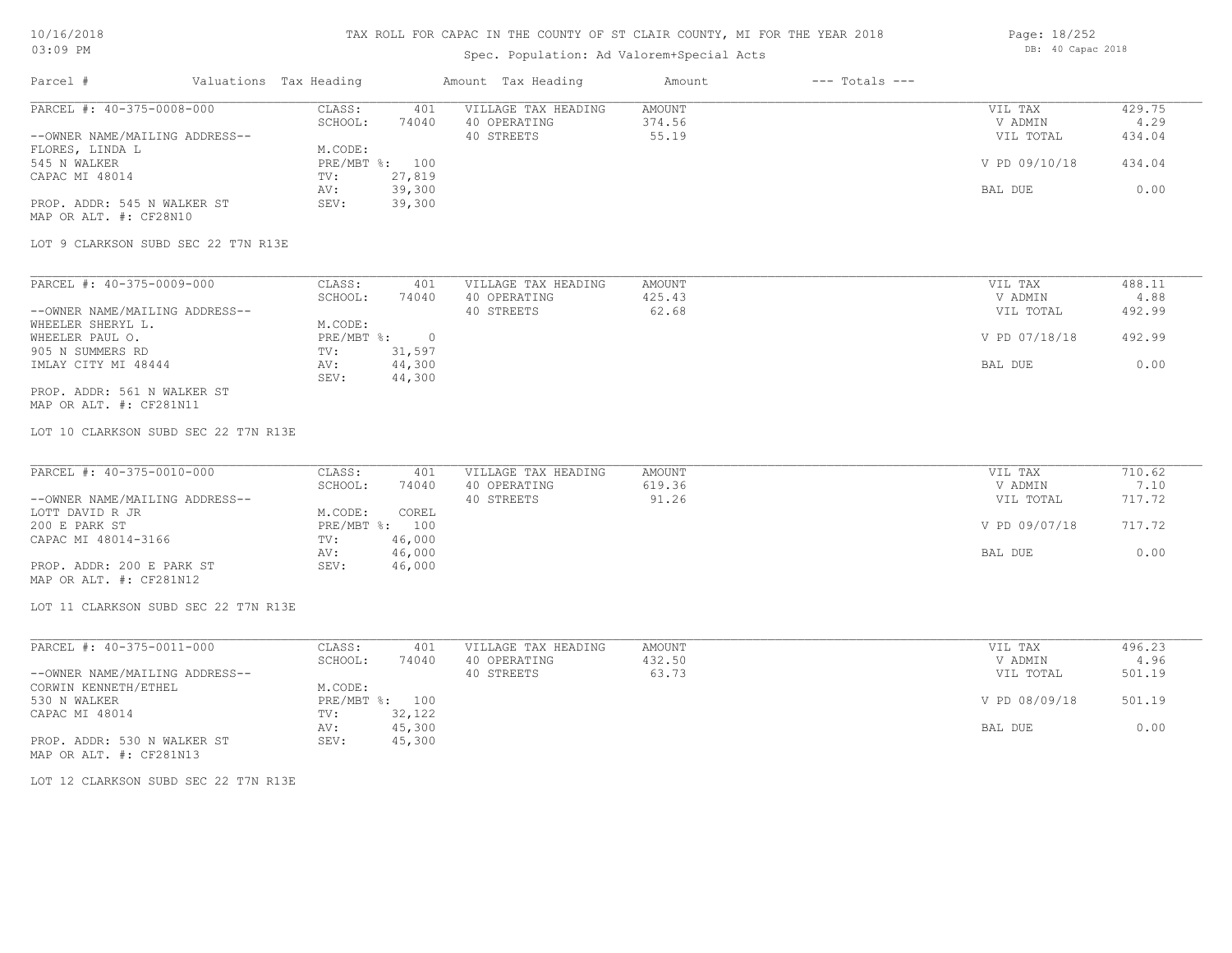10/16/2018
03:09 PM

TAX ROLL FOR CAPAC IN THE COUNTY OF ST CLAIR COUNTY, MI FOR THE YEAR 2018

Spec. Population: Ad Valorem+Special Acts

DB: 40 Capac 2018

| Parcel # | Valuations | Tax Heading | Amount | Tax Heading | Amount | --- Totals --- | |
|---|---|---|---|---|---|---|---|
| PARCEL #: 40-375-0008-000 | CLASS: | 401 | VILLAGE TAX HEADING | AMOUNT | | VIL TAX | 429.75 |
| | SCHOOL: | 74040 | 40 OPERATING | 374.56 | | V ADMIN | 4.29 |
| --OWNER NAME/MAILING ADDRESS-- | | | 40 STREETS | 55.19 | | VIL TOTAL | 434.04 |
| FLORES, LINDA L | M.CODE: | | | | | | |
| 545 N WALKER | PRE/MBT %: | 100 | | | | V PD 09/10/18 | 434.04 |
| CAPAC MI 48014 | TV: | 27,819 | | | | | |
| | AV: | 39,300 | | | | BAL DUE | 0.00 |
| PROP. ADDR: 545 N WALKER ST | SEV: | 39,300 | | | | | |
| MAP OR ALT. #: CF28N10 | | | | | | | |

LOT 9 CLARKSON SUBD SEC 22 T7N R13E

| Parcel # | Valuations | Tax Heading | Amount | Tax Heading | Amount | --- Totals --- | |
|---|---|---|---|---|---|---|---|
| PARCEL #: 40-375-0009-000 | CLASS: | 401 | VILLAGE TAX HEADING | AMOUNT | | VIL TAX | 488.11 |
| | SCHOOL: | 74040 | 40 OPERATING | 425.43 | | V ADMIN | 4.88 |
| --OWNER NAME/MAILING ADDRESS-- | | | 40 STREETS | 62.68 | | VIL TOTAL | 492.99 |
| WHEELER SHERYL L. | M.CODE: | | | | | | |
| WHEELER PAUL O. | PRE/MBT %: | 0 | | | | V PD 07/18/18 | 492.99 |
| 905 N SUMMERS RD | TV: | 31,597 | | | | | |
| IMLAY CITY MI 48444 | AV: | 44,300 | | | | BAL DUE | 0.00 |
| | SEV: | 44,300 | | | | | |
| PROP. ADDR: 561 N WALKER ST | | | | | | | |
| MAP OR ALT. #: CF281N11 | | | | | | | |

LOT 10 CLARKSON SUBD SEC 22 T7N R13E

| Parcel # | Valuations | Tax Heading | Amount | Tax Heading | Amount | --- Totals --- | |
|---|---|---|---|---|---|---|---|
| PARCEL #: 40-375-0010-000 | CLASS: | 401 | VILLAGE TAX HEADING | AMOUNT | | VIL TAX | 710.62 |
| | SCHOOL: | 74040 | 40 OPERATING | 619.36 | | V ADMIN | 7.10 |
| --OWNER NAME/MAILING ADDRESS-- | | | 40 STREETS | 91.26 | | VIL TOTAL | 717.72 |
| LOTT DAVID R JR | M.CODE: | COREL | | | | | |
| 200 E PARK ST | PRE/MBT %: | 100 | | | | V PD 09/07/18 | 717.72 |
| CAPAC MI 48014-3166 | TV: | 46,000 | | | | | |
| | AV: | 46,000 | | | | BAL DUE | 0.00 |
| PROP. ADDR: 200 E PARK ST | SEV: | 46,000 | | | | | |
| MAP OR ALT. #: CF281N12 | | | | | | | |

LOT 11 CLARKSON SUBD SEC 22 T7N R13E

| Parcel # | Valuations | Tax Heading | Amount | Tax Heading | Amount | --- Totals --- | |
|---|---|---|---|---|---|---|---|
| PARCEL #: 40-375-0011-000 | CLASS: | 401 | VILLAGE TAX HEADING | AMOUNT | | VIL TAX | 496.23 |
| | SCHOOL: | 74040 | 40 OPERATING | 432.50 | | V ADMIN | 4.96 |
| --OWNER NAME/MAILING ADDRESS-- | | | 40 STREETS | 63.73 | | VIL TOTAL | 501.19 |
| CORWIN KENNETH/ETHEL | M.CODE: | | | | | | |
| 530 N WALKER | PRE/MBT %: | 100 | | | | V PD 08/09/18 | 501.19 |
| CAPAC MI 48014 | TV: | 32,122 | | | | | |
| | AV: | 45,300 | | | | BAL DUE | 0.00 |
| PROP. ADDR: 530 N WALKER ST | SEV: | 45,300 | | | | | |
| MAP OR ALT. #: CF281N13 | | | | | | | |

LOT 12 CLARKSON SUBD SEC 22 T7N R13E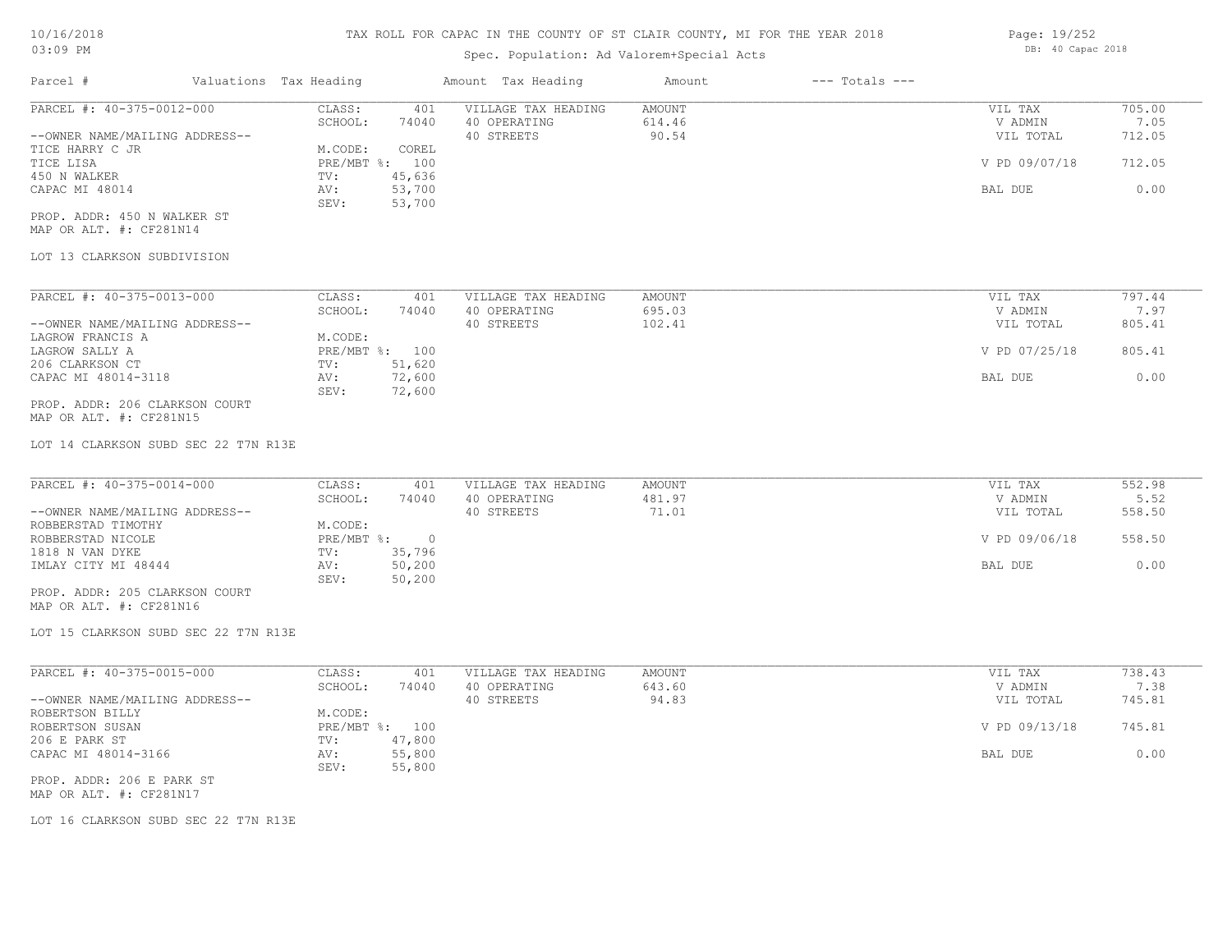# TAX ROLL FOR CAPAC IN THE COUNTY OF ST CLAIR COUNTY, MI FOR THE YEAR 2018

Spec. Population: Ad Valorem+Special Acts

DB: 40 Capac 2018

| Parcel # | Valuations | Tax Heading | Amount | Tax Heading | Amount | --- Totals --- | |
|---|---|---|---|---|---|---|---|

## PARCEL #: 40-375-0012-000

| | | | | |
|---|---|---|---|---|
| CLASS: 401 | VILLAGE TAX HEADING | AMOUNT | VIL TAX | 705.00 |
| SCHOOL: 74040 | 40 OPERATING | 614.46 | V ADMIN | 7.05 |
| M.CODE: COREL | 40 STREETS | 90.54 | VIL TOTAL | 712.05 |
| PRE/MBT %: 100 | | | V PD 09/07/18 | 712.05 |
| TV: 45,636 | | | | |
| AV: 53,700 | | | BAL DUE | 0.00 |
| SEV: 53,700 | | | | |

--OWNER NAME/MAILING ADDRESS--
TICE HARRY C JR
TICE LISA
450 N WALKER
CAPAC MI 48014

PROP. ADDR: 450 N WALKER ST
MAP OR ALT. #: CF281N14

LOT 13 CLARKSON SUBDIVISION

## PARCEL #: 40-375-0013-000

| | | | | |
|---|---|---|---|---|
| CLASS: 401 | VILLAGE TAX HEADING | AMOUNT | VIL TAX | 797.44 |
| SCHOOL: 74040 | 40 OPERATING | 695.03 | V ADMIN | 7.97 |
| M.CODE: | 40 STREETS | 102.41 | VIL TOTAL | 805.41 |
| PRE/MBT %: 100 | | | V PD 07/25/18 | 805.41 |
| TV: 51,620 | | | | |
| AV: 72,600 | | | BAL DUE | 0.00 |
| SEV: 72,600 | | | | |

--OWNER NAME/MAILING ADDRESS--
LAGROW FRANCIS A
LAGROW SALLY A
206 CLARKSON CT
CAPAC MI 48014-3118

PROP. ADDR: 206 CLARKSON COURT
MAP OR ALT. #: CF281N15

LOT 14 CLARKSON SUBD SEC 22 T7N R13E

## PARCEL #: 40-375-0014-000

| | | | | |
|---|---|---|---|---|
| CLASS: 401 | VILLAGE TAX HEADING | AMOUNT | VIL TAX | 552.98 |
| SCHOOL: 74040 | 40 OPERATING | 481.97 | V ADMIN | 5.52 |
| M.CODE: | 40 STREETS | 71.01 | VIL TOTAL | 558.50 |
| PRE/MBT %: 0 | | | V PD 09/06/18 | 558.50 |
| TV: 35,796 | | | | |
| AV: 50,200 | | | BAL DUE | 0.00 |
| SEV: 50,200 | | | | |

--OWNER NAME/MAILING ADDRESS--
ROBBERSTAD TIMOTHY
ROBBERSTAD NICOLE
1818 N VAN DYKE
IMLAY CITY MI 48444

PROP. ADDR: 205 CLARKSON COURT
MAP OR ALT. #: CF281N16

LOT 15 CLARKSON SUBD SEC 22 T7N R13E

## PARCEL #: 40-375-0015-000

| | | | | |
|---|---|---|---|---|
| CLASS: 401 | VILLAGE TAX HEADING | AMOUNT | VIL TAX | 738.43 |
| SCHOOL: 74040 | 40 OPERATING | 643.60 | V ADMIN | 7.38 |
| M.CODE: | 40 STREETS | 94.83 | VIL TOTAL | 745.81 |
| PRE/MBT %: 100 | | | V PD 09/13/18 | 745.81 |
| TV: 47,800 | | | | |
| AV: 55,800 | | | BAL DUE | 0.00 |
| SEV: 55,800 | | | | |

--OWNER NAME/MAILING ADDRESS--
ROBERTSON BILLY
ROBERTSON SUSAN
206 E PARK ST
CAPAC MI 48014-3166

PROP. ADDR: 206 E PARK ST
MAP OR ALT. #: CF281N17

LOT 16 CLARKSON SUBD SEC 22 T7N R13E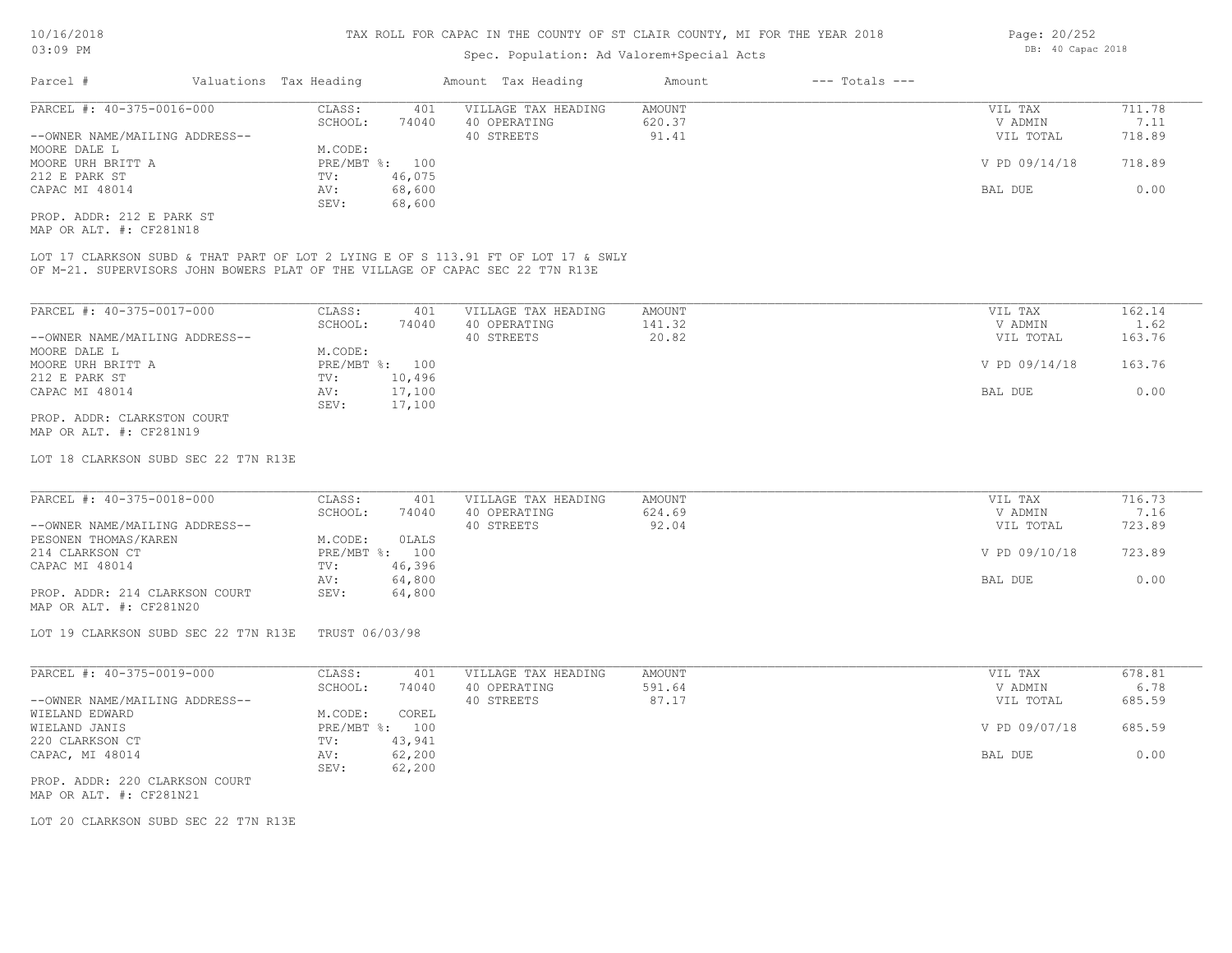TAX ROLL FOR CAPAC IN THE COUNTY OF ST CLAIR COUNTY, MI FOR THE YEAR 2018

Spec. Population: Ad Valorem+Special Acts

| Parcel # | Valuations | Tax Heading | Amount | Tax Heading | Amount | --- Totals --- | |
|---|---|---|---|---|---|---|---|
| PARCEL #: 40-375-0016-000 | CLASS: | 401 | VILLAGE TAX HEADING | AMOUNT | | VIL TAX | 711.78 |
| | SCHOOL: | 74040 | 40 OPERATING | 620.37 | | V ADMIN | 7.11 |
| --OWNER NAME/MAILING ADDRESS-- | | | 40 STREETS | 91.41 | | VIL TOTAL | 718.89 |
| MOORE DALE L | M.CODE: | | | | | | |
| MOORE URH BRITT A | PRE/MBT %: | 100 | | | | V PD 09/14/18 | 718.89 |
| 212 E PARK ST | TV: | 46,075 | | | | | |
| CAPAC MI 48014 | AV: | 68,600 | | | | BAL DUE | 0.00 |
| | SEV: | 68,600 | | | | | |
| PROP. ADDR: 212 E PARK ST | | | | | | | |
| MAP OR ALT. #: CF281N18 | | | | | | | |

LOT 17 CLARKSON SUBD & THAT PART OF LOT 2 LYING E OF S 113.91 FT OF LOT 17 & SWLY OF M-21. SUPERVISORS JOHN BOWERS PLAT OF THE VILLAGE OF CAPAC SEC 22 T7N R13E

| Parcel # | Valuations | Tax Heading | Amount | Tax Heading | Amount | --- Totals --- | |
|---|---|---|---|---|---|---|---|
| PARCEL #: 40-375-0017-000 | CLASS: | 401 | VILLAGE TAX HEADING | AMOUNT | | VIL TAX | 162.14 |
| | SCHOOL: | 74040 | 40 OPERATING | 141.32 | | V ADMIN | 1.62 |
| --OWNER NAME/MAILING ADDRESS-- | | | 40 STREETS | 20.82 | | VIL TOTAL | 163.76 |
| MOORE DALE L | M.CODE: | | | | | | |
| MOORE URH BRITT A | PRE/MBT %: | 100 | | | | V PD 09/14/18 | 163.76 |
| 212 E PARK ST | TV: | 10,496 | | | | | |
| CAPAC MI 48014 | AV: | 17,100 | | | | BAL DUE | 0.00 |
| | SEV: | 17,100 | | | | | |
| PROP. ADDR: CLARKSTON COURT | | | | | | | |
| MAP OR ALT. #: CF281N19 | | | | | | | |

LOT 18 CLARKSON SUBD SEC 22 T7N R13E

| Parcel # | Valuations | Tax Heading | Amount | Tax Heading | Amount | --- Totals --- | |
|---|---|---|---|---|---|---|---|
| PARCEL #: 40-375-0018-000 | CLASS: | 401 | VILLAGE TAX HEADING | AMOUNT | | VIL TAX | 716.73 |
| | SCHOOL: | 74040 | 40 OPERATING | 624.69 | | V ADMIN | 7.16 |
| --OWNER NAME/MAILING ADDRESS-- | | | 40 STREETS | 92.04 | | VIL TOTAL | 723.89 |
| PESONEN THOMAS/KAREN | M.CODE: | 0LALS | | | | | |
| 214 CLARKSON CT | PRE/MBT %: | 100 | | | | V PD 09/10/18 | 723.89 |
| CAPAC MI 48014 | TV: | 46,396 | | | | | |
| | AV: | 64,800 | | | | BAL DUE | 0.00 |
| PROP. ADDR: 214 CLARKSON COURT | SEV: | 64,800 | | | | | |
| MAP OR ALT. #: CF281N20 | | | | | | | |

LOT 19 CLARKSON SUBD SEC 22 T7N R13E TRUST 06/03/98

| Parcel # | Valuations | Tax Heading | Amount | Tax Heading | Amount | --- Totals --- | |
|---|---|---|---|---|---|---|---|
| PARCEL #: 40-375-0019-000 | CLASS: | 401 | VILLAGE TAX HEADING | AMOUNT | | VIL TAX | 678.81 |
| | SCHOOL: | 74040 | 40 OPERATING | 591.64 | | V ADMIN | 6.78 |
| --OWNER NAME/MAILING ADDRESS-- | | | 40 STREETS | 87.17 | | VIL TOTAL | 685.59 |
| WIELAND EDWARD | M.CODE: | COREL | | | | | |
| WIELAND JANIS | PRE/MBT %: | 100 | | | | V PD 09/07/18 | 685.59 |
| 220 CLARKSON CT | TV: | 43,941 | | | | | |
| CAPAC, MI 48014 | AV: | 62,200 | | | | BAL DUE | 0.00 |
| | SEV: | 62,200 | | | | | |
| PROP. ADDR: 220 CLARKSON COURT | | | | | | | |
| MAP OR ALT. #: CF281N21 | | | | | | | |

LOT 20 CLARKSON SUBD SEC 22 T7N R13E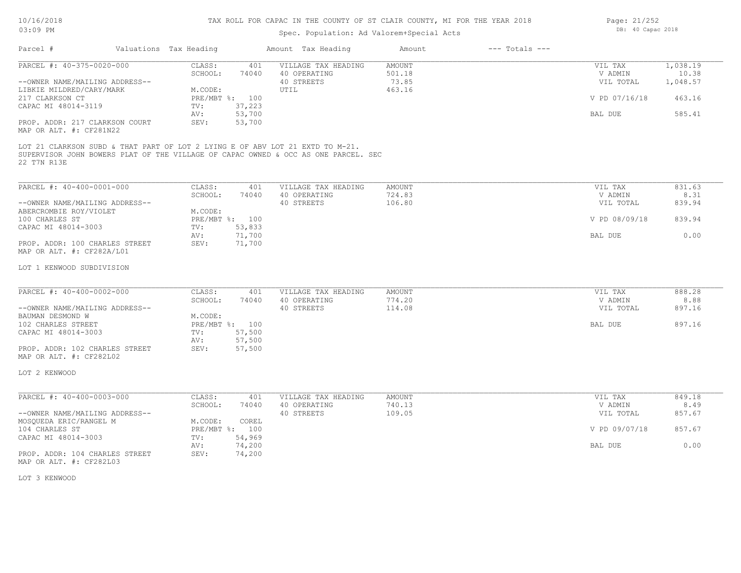10/16/2018 TAX ROLL FOR CAPAC IN THE COUNTY OF ST CLAIR COUNTY, MI FOR THE YEAR 2018
03:09 PM Spec. Population: Ad Valorem+Special Acts
DB: 40 Capac 2018

| Parcel # | Valuations | Tax Heading | Amount | Tax Heading | Amount | --- Totals --- | |
|---|---|---|---|---|---|---|---|
| PARCEL #: 40-375-0020-000 | CLASS: | 401 | VILLAGE TAX HEADING | AMOUNT | | VIL TAX | 1,038.19 |
| | SCHOOL: | 74040 | 40 OPERATING | 501.18 | | V ADMIN | 10.38 |
| --OWNER NAME/MAILING ADDRESS-- | | | 40 STREETS | 73.85 | | VIL TOTAL | 1,048.57 |
| LIBKIE MILDRED/CARY/MARK | M.CODE: | | UTIL | 463.16 | | | |
| 217 CLARKSON CT | PRE/MBT %: | 100 | | | | V PD 07/16/18 | 463.16 |
| CAPAC MI 48014-3119 | TV: | 37,223 | | | | | |
| | AV: | 53,700 | | | | BAL DUE | 585.41 |
| PROP. ADDR: 217 CLARKSON COURT | SEV: | 53,700 | | | | | |
| MAP OR ALT. #: CF281N22 | | | | | | | |

LOT 21 CLARKSON SUBD & THAT PART OF LOT 2 LYING E OF ABV LOT 21 EXTD TO M-21. SUPERVISOR JOHN BOWERS PLAT OF THE VILLAGE OF CAPAC OWNED & OCC AS ONE PARCEL. SEC 22 T7N R13E

| | | | | | | | |
|---|---|---|---|---|---|---|---|
| PARCEL #: 40-400-0001-000 | CLASS: | 401 | VILLAGE TAX HEADING | AMOUNT | | VIL TAX | 831.63 |
| | SCHOOL: | 74040 | 40 OPERATING | 724.83 | | V ADMIN | 8.31 |
| --OWNER NAME/MAILING ADDRESS-- | | | 40 STREETS | 106.80 | | VIL TOTAL | 839.94 |
| ABERCROMBIE ROY/VIOLET | M.CODE: | | | | | | |
| 100 CHARLES ST | PRE/MBT %: | 100 | | | | V PD 08/09/18 | 839.94 |
| CAPAC MI 48014-3003 | TV: | 53,833 | | | | | |
| | AV: | 71,700 | | | | BAL DUE | 0.00 |
| PROP. ADDR: 100 CHARLES STREET | SEV: | 71,700 | | | | | |
| MAP OR ALT. #: CF282A/L01 | | | | | | | |

LOT 1 KENWOOD SUBDIVISION

| | | | | | | | |
|---|---|---|---|---|---|---|---|
| PARCEL #: 40-400-0002-000 | CLASS: | 401 | VILLAGE TAX HEADING | AMOUNT | | VIL TAX | 888.28 |
| | SCHOOL: | 74040 | 40 OPERATING | 774.20 | | V ADMIN | 8.88 |
| --OWNER NAME/MAILING ADDRESS-- | | | 40 STREETS | 114.08 | | VIL TOTAL | 897.16 |
| BAUMAN DESMOND W | M.CODE: | | | | | | |
| 102 CHARLES STREET | PRE/MBT %: | 100 | | | | BAL DUE | 897.16 |
| CAPAC MI 48014-3003 | TV: | 57,500 | | | | | |
| | AV: | 57,500 | | | | | |
| PROP. ADDR: 102 CHARLES STREET | SEV: | 57,500 | | | | | |
| MAP OR ALT. #: CF282L02 | | | | | | | |

LOT 2 KENWOOD

| | | | | | | | |
|---|---|---|---|---|---|---|---|
| PARCEL #: 40-400-0003-000 | CLASS: | 401 | VILLAGE TAX HEADING | AMOUNT | | VIL TAX | 849.18 |
| | SCHOOL: | 74040 | 40 OPERATING | 740.13 | | V ADMIN | 8.49 |
| --OWNER NAME/MAILING ADDRESS-- | | | 40 STREETS | 109.05 | | VIL TOTAL | 857.67 |
| MOSQUEDA ERIC/RANGEL M | M.CODE: | COREL | | | | | |
| 104 CHARLES ST | PRE/MBT %: | 100 | | | | V PD 09/07/18 | 857.67 |
| CAPAC MI 48014-3003 | TV: | 54,969 | | | | | |
| | AV: | 74,200 | | | | BAL DUE | 0.00 |
| PROP. ADDR: 104 CHARLES STREET | SEV: | 74,200 | | | | | |
| MAP OR ALT. #: CF282L03 | | | | | | | |

LOT 3 KENWOOD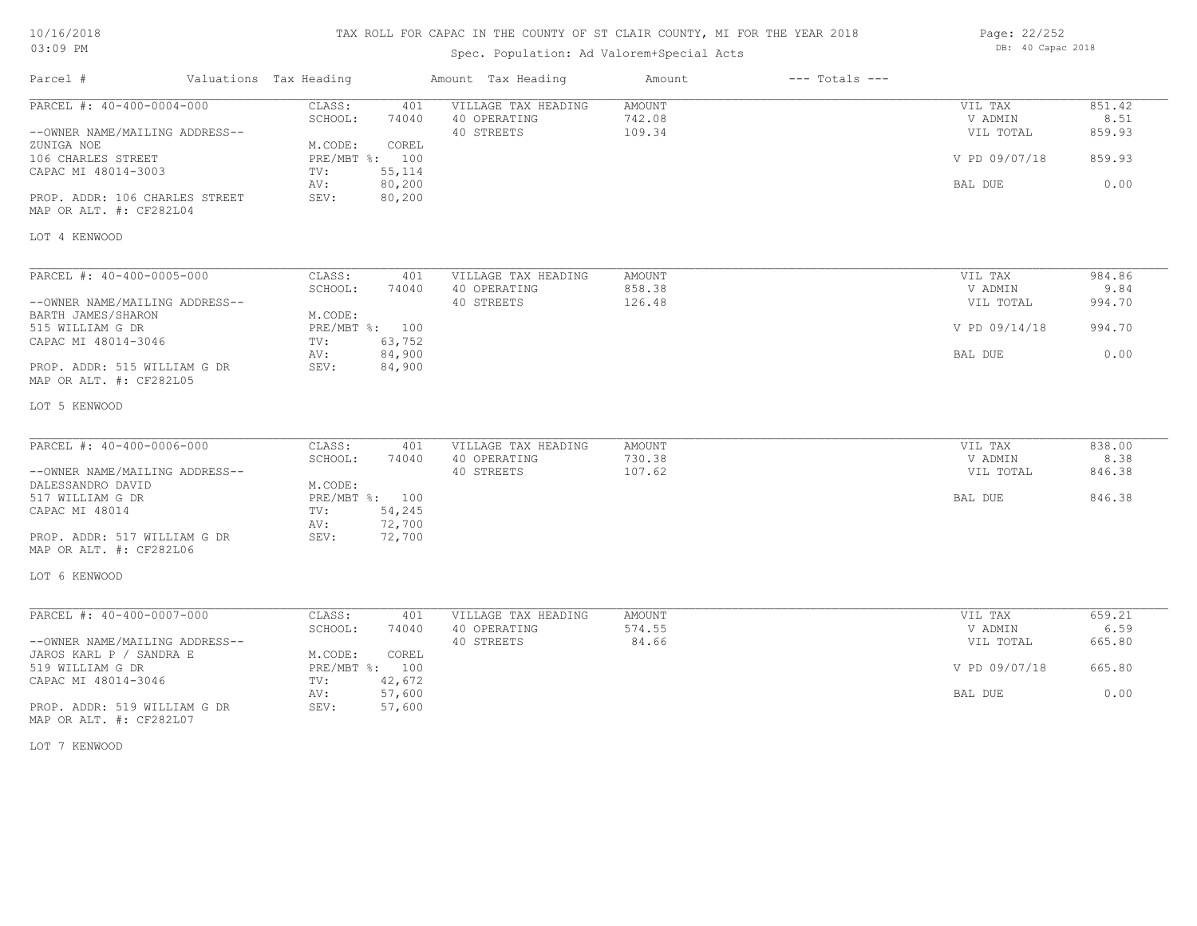Spec. Population: Ad Valorem+Special Acts

| Parcel # | Valuations | Tax Heading | Amount | Tax Heading | Amount | --- Totals --- | |
|---|---|---|---|---|---|---|---|
| PARCEL #: 40-400-0004-000 | CLASS: | 401 | VILLAGE TAX HEADING | AMOUNT | | VIL TAX | 851.42 |
| | SCHOOL: | 74040 | 40 OPERATING | 742.08 | | V ADMIN | 8.51 |
| --OWNER NAME/MAILING ADDRESS-- | | | 40 STREETS | 109.34 | | VIL TOTAL | 859.93 |
| ZUNIGA NOE | M.CODE: | COREL | | | | | |
| 106 CHARLES STREET | PRE/MBT %: | 100 | | | | V PD 09/07/18 | 859.93 |
| CAPAC MI 48014-3003 | TV: | 55,114 | | | | | |
| | AV: | 80,200 | | | | BAL DUE | 0.00 |
| PROP. ADDR: 106 CHARLES STREET | SEV: | 80,200 | | | | | |
| MAP OR ALT. #: CF282L04 | | | | | | | |
| LOT 4 KENWOOD | | | | | | | |
| PARCEL #: 40-400-0005-000 | CLASS: | 401 | VILLAGE TAX HEADING | AMOUNT | | VIL TAX | 984.86 |
| | SCHOOL: | 74040 | 40 OPERATING | 858.38 | | V ADMIN | 9.84 |
| --OWNER NAME/MAILING ADDRESS-- | | | 40 STREETS | 126.48 | | VIL TOTAL | 994.70 |
| BARTH JAMES/SHARON | M.CODE: | | | | | | |
| 515 WILLIAM G DR | PRE/MBT %: | 100 | | | | V PD 09/14/18 | 994.70 |
| CAPAC MI 48014-3046 | TV: | 63,752 | | | | | |
| | AV: | 84,900 | | | | BAL DUE | 0.00 |
| PROP. ADDR: 515 WILLIAM G DR | SEV: | 84,900 | | | | | |
| MAP OR ALT. #: CF282L05 | | | | | | | |
| LOT 5 KENWOOD | | | | | | | |
| PARCEL #: 40-400-0006-000 | CLASS: | 401 | VILLAGE TAX HEADING | AMOUNT | | VIL TAX | 838.00 |
| | SCHOOL: | 74040 | 40 OPERATING | 730.38 | | V ADMIN | 8.38 |
| --OWNER NAME/MAILING ADDRESS-- | | | 40 STREETS | 107.62 | | VIL TOTAL | 846.38 |
| DALESSANDRO DAVID | M.CODE: | | | | | | |
| 517 WILLIAM G DR | PRE/MBT %: | 100 | | | | BAL DUE | 846.38 |
| CAPAC MI 48014 | TV: | 54,245 | | | | | |
| | AV: | 72,700 | | | | | |
| PROP. ADDR: 517 WILLIAM G DR | SEV: | 72,700 | | | | | |
| MAP OR ALT. #: CF282L06 | | | | | | | |
| LOT 6 KENWOOD | | | | | | | |
| PARCEL #: 40-400-0007-000 | CLASS: | 401 | VILLAGE TAX HEADING | AMOUNT | | VIL TAX | 659.21 |
| | SCHOOL: | 74040 | 40 OPERATING | 574.55 | | V ADMIN | 6.59 |
| --OWNER NAME/MAILING ADDRESS-- | | | 40 STREETS | 84.66 | | VIL TOTAL | 665.80 |
| JAROS KARL P / SANDRA E | M.CODE: | COREL | | | | | |
| 519 WILLIAM G DR | PRE/MBT %: | 100 | | | | V PD 09/07/18 | 665.80 |
| CAPAC MI 48014-3046 | TV: | 42,672 | | | | | |
| | AV: | 57,600 | | | | BAL DUE | 0.00 |
| PROP. ADDR: 519 WILLIAM G DR | SEV: | 57,600 | | | | | |
| MAP OR ALT. #: CF282L07 | | | | | | | |
| LOT 7 KENWOOD | | | | | | | |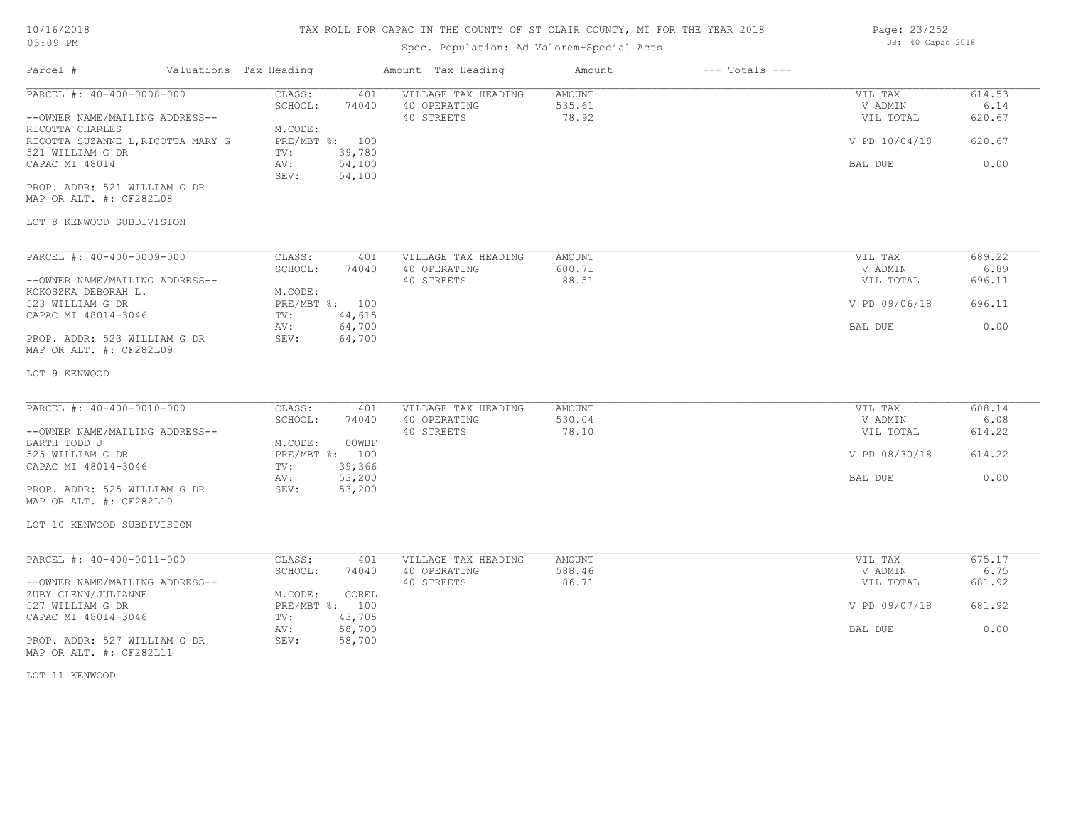## TAX ROLL FOR CAPAC IN THE COUNTY OF ST CLAIR COUNTY, MI FOR THE YEAR 2018

Spec. Population: Ad Valorem+Special Acts

| Parcel # | Valuations | Tax Heading | Amount | Tax Heading | Amount | --- Totals --- | |
|---|---|---|---|---|---|---|---|
| PARCEL #: 40-400-0008-000 | CLASS: | 401 | VILLAGE TAX HEADING | AMOUNT | | VIL TAX | 614.53 |
| | SCHOOL: | 74040 | 40 OPERATING | 535.61 | | V ADMIN | 6.14 |
| --OWNER NAME/MAILING ADDRESS-- | | | 40 STREETS | 78.92 | | VIL TOTAL | 620.67 |
| RICOTTA CHARLES | M.CODE: | | | | | | |
| RICOTTA SUZANNE L,RICOTTA MARY G | PRE/MBT %: | 100 | | | | V PD 10/04/18 | 620.67 |
| 521 WILLIAM G DR | TV: | 39,780 | | | | | |
| CAPAC MI 48014 | AV: | 54,100 | | | | BAL DUE | 0.00 |
| | SEV: | 54,100 | | | | | |
| PROP. ADDR: 521 WILLIAM G DR | | | | | | | |
| MAP OR ALT. #: CF282L08 | | | | | | | |
| LOT 8 KENWOOD SUBDIVISION | | | | | | | |
| PARCEL #: 40-400-0009-000 | CLASS: | 401 | VILLAGE TAX HEADING | AMOUNT | | VIL TAX | 689.22 |
| | SCHOOL: | 74040 | 40 OPERATING | 600.71 | | V ADMIN | 6.89 |
| --OWNER NAME/MAILING ADDRESS-- | | | 40 STREETS | 88.51 | | VIL TOTAL | 696.11 |
| KOKOSZKA DEBORAH L. | M.CODE: | | | | | | |
| 523 WILLIAM G DR | PRE/MBT %: | 100 | | | | V PD 09/06/18 | 696.11 |
| CAPAC MI 48014-3046 | TV: | 44,615 | | | | | |
| | AV: | 64,700 | | | | BAL DUE | 0.00 |
| PROP. ADDR: 523 WILLIAM G DR | SEV: | 64,700 | | | | | |
| MAP OR ALT. #: CF282L09 | | | | | | | |
| LOT 9 KENWOOD | | | | | | | |
| PARCEL #: 40-400-0010-000 | CLASS: | 401 | VILLAGE TAX HEADING | AMOUNT | | VIL TAX | 608.14 |
| | SCHOOL: | 74040 | 40 OPERATING | 530.04 | | V ADMIN | 6.08 |
| --OWNER NAME/MAILING ADDRESS-- | | | 40 STREETS | 78.10 | | VIL TOTAL | 614.22 |
| BARTH TODD J | M.CODE: | 00WBF | | | | | |
| 525 WILLIAM G DR | PRE/MBT %: | 100 | | | | V PD 08/30/18 | 614.22 |
| CAPAC MI 48014-3046 | TV: | 39,366 | | | | | |
| | AV: | 53,200 | | | | BAL DUE | 0.00 |
| PROP. ADDR: 525 WILLIAM G DR | SEV: | 53,200 | | | | | |
| MAP OR ALT. #: CF282L10 | | | | | | | |
| LOT 10 KENWOOD SUBDIVISION | | | | | | | |
| PARCEL #: 40-400-0011-000 | CLASS: | 401 | VILLAGE TAX HEADING | AMOUNT | | VIL TAX | 675.17 |
| | SCHOOL: | 74040 | 40 OPERATING | 588.46 | | V ADMIN | 6.75 |
| --OWNER NAME/MAILING ADDRESS-- | | | 40 STREETS | 86.71 | | VIL TOTAL | 681.92 |
| ZUBY GLENN/JULIANNE | M.CODE: | COREL | | | | | |
| 527 WILLIAM G DR | PRE/MBT %: | 100 | | | | V PD 09/07/18 | 681.92 |
| CAPAC MI 48014-3046 | TV: | 43,705 | | | | | |
| | AV: | 58,700 | | | | BAL DUE | 0.00 |
| PROP. ADDR: 527 WILLIAM G DR | SEV: | 58,700 | | | | | |
| MAP OR ALT. #: CF282L11 | | | | | | | |
| LOT 11 KENWOOD | | | | | | | |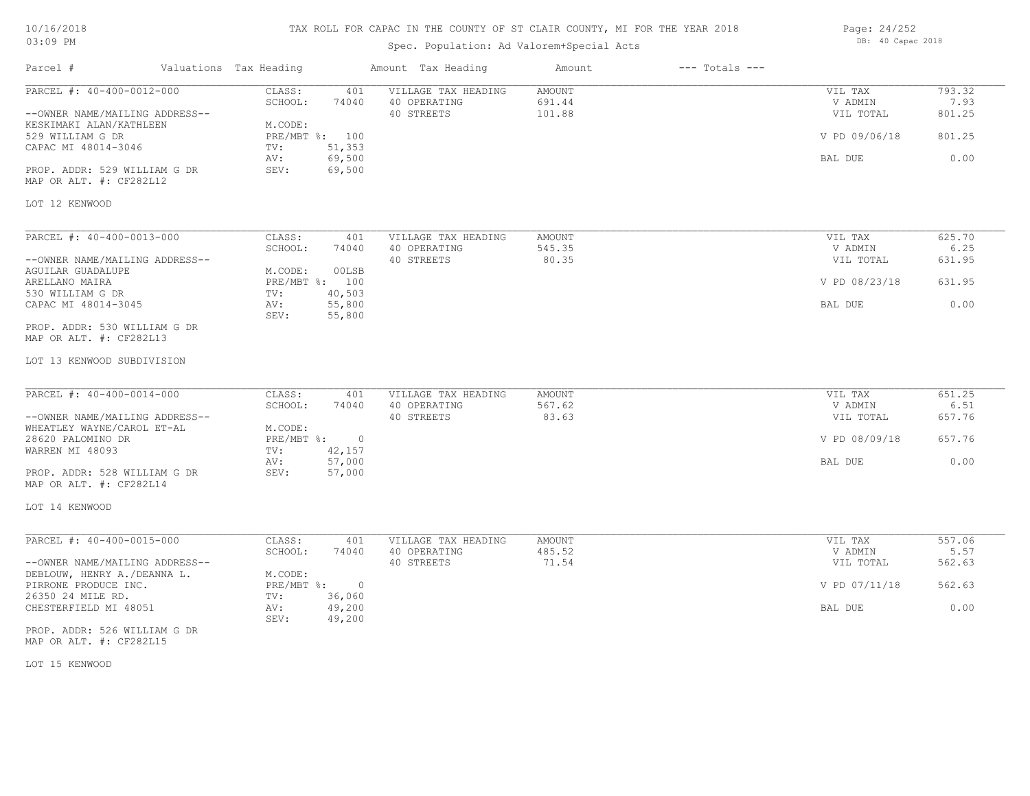# TAX ROLL FOR CAPAC IN THE COUNTY OF ST CLAIR COUNTY, MI FOR THE YEAR 2018

Spec. Population: Ad Valorem+Special Acts

| Parcel # | Valuations | Tax Heading | Amount | Tax Heading | Amount | --- Totals --- | |
|---|---|---|---|---|---|---|---|
| PARCEL #: 40-400-0012-000 | CLASS: | 401 | VILLAGE TAX HEADING | AMOUNT | | VIL TAX | 793.32 |
| | SCHOOL: | 74040 | 40 OPERATING | 691.44 | | V ADMIN | 7.93 |
| --OWNER NAME/MAILING ADDRESS-- | | | 40 STREETS | 101.88 | | VIL TOTAL | 801.25 |
| KESKIMAKI ALAN/KATHLEEN | M.CODE: | | | | | | |
| 529 WILLIAM G DR | PRE/MBT %: | 100 | | | | V PD 09/06/18 | 801.25 |
| CAPAC MI 48014-3046 | TV: | 51,353 | | | | | |
| | AV: | 69,500 | | | | BAL DUE | 0.00 |
| PROP. ADDR: 529 WILLIAM G DR | SEV: | 69,500 | | | | | |
| MAP OR ALT. #: CF282L12 | | | | | | | |

LOT 12 KENWOOD

| Parcel # | Valuations | Tax Heading | Amount | Tax Heading | Amount | --- Totals --- | |
|---|---|---|---|---|---|---|---|
| PARCEL #: 40-400-0013-000 | CLASS: | 401 | VILLAGE TAX HEADING | AMOUNT | | VIL TAX | 625.70 |
| | SCHOOL: | 74040 | 40 OPERATING | 545.35 | | V ADMIN | 6.25 |
| --OWNER NAME/MAILING ADDRESS-- | | | 40 STREETS | 80.35 | | VIL TOTAL | 631.95 |
| AGUILAR GUADALUPE | M.CODE: | 00LSB | | | | | |
| ARELLANO MAIRA | PRE/MBT %: | 100 | | | | V PD 08/23/18 | 631.95 |
| 530 WILLIAM G DR | TV: | 40,503 | | | | | |
| CAPAC MI 48014-3045 | AV: | 55,800 | | | | BAL DUE | 0.00 |
| | SEV: | 55,800 | | | | | |
| PROP. ADDR: 530 WILLIAM G DR | | | | | | | |
| MAP OR ALT. #: CF282L13 | | | | | | | |

LOT 13 KENWOOD SUBDIVISION

| Parcel # | Valuations | Tax Heading | Amount | Tax Heading | Amount | --- Totals --- | |
|---|---|---|---|---|---|---|---|
| PARCEL #: 40-400-0014-000 | CLASS: | 401 | VILLAGE TAX HEADING | AMOUNT | | VIL TAX | 651.25 |
| | SCHOOL: | 74040 | 40 OPERATING | 567.62 | | V ADMIN | 6.51 |
| --OWNER NAME/MAILING ADDRESS-- | | | 40 STREETS | 83.63 | | VIL TOTAL | 657.76 |
| WHEATLEY WAYNE/CAROL ET-AL | M.CODE: | | | | | | |
| 28620 PALOMINO DR | PRE/MBT %: | 0 | | | | V PD 08/09/18 | 657.76 |
| WARREN MI 48093 | TV: | 42,157 | | | | | |
| | AV: | 57,000 | | | | BAL DUE | 0.00 |
| PROP. ADDR: 528 WILLIAM G DR | SEV: | 57,000 | | | | | |
| MAP OR ALT. #: CF282L14 | | | | | | | |

LOT 14 KENWOOD

| Parcel # | Valuations | Tax Heading | Amount | Tax Heading | Amount | --- Totals --- | |
|---|---|---|---|---|---|---|---|
| PARCEL #: 40-400-0015-000 | CLASS: | 401 | VILLAGE TAX HEADING | AMOUNT | | VIL TAX | 557.06 |
| | SCHOOL: | 74040 | 40 OPERATING | 485.52 | | V ADMIN | 5.57 |
| --OWNER NAME/MAILING ADDRESS-- | | | 40 STREETS | 71.54 | | VIL TOTAL | 562.63 |
| DEBLOUW, HENRY A./DEANNA L. | M.CODE: | | | | | | |
| PIRRONE PRODUCE INC. | PRE/MBT %: | 0 | | | | V PD 07/11/18 | 562.63 |
| 26350 24 MILE RD. | TV: | 36,060 | | | | | |
| CHESTERFIELD MI 48051 | AV: | 49,200 | | | | BAL DUE | 0.00 |
| | SEV: | 49,200 | | | | | |
| PROP. ADDR: 526 WILLIAM G DR | | | | | | | |
| MAP OR ALT. #: CF282L15 | | | | | | | |

LOT 15 KENWOOD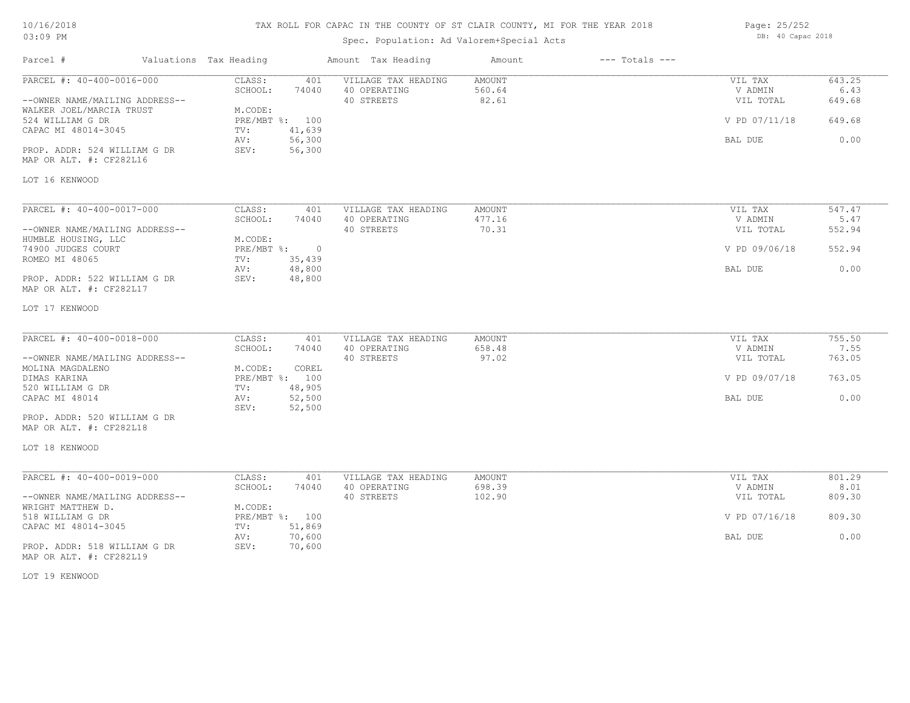TAX ROLL FOR CAPAC IN THE COUNTY OF ST CLAIR COUNTY, MI FOR THE YEAR 2018

Spec. Population: Ad Valorem+Special Acts

DB: 40 Capac 2018

| Parcel # | Valuations Tax Heading | | Amount Tax Heading | Amount | --- Totals --- | |
|---|---|---|---|---|---|---|
| PARCEL #: 40-400-0016-000 | CLASS: | 401 | VILLAGE TAX HEADING | AMOUNT | VIL TAX | 643.25 |
| | SCHOOL: | 74040 | 40 OPERATING | 560.64 | V ADMIN | 6.43 |
| --OWNER NAME/MAILING ADDRESS-- | | | 40 STREETS | 82.61 | VIL TOTAL | 649.68 |
| WALKER JOEL/MARCIA TRUST | M.CODE: | | | | | |
| 524 WILLIAM G DR | PRE/MBT %: | 100 | | | V PD 07/11/18 | 649.68 |
| CAPAC MI 48014-3045 | TV: | 41,639 | | | | |
| | AV: | 56,300 | | | BAL DUE | 0.00 |
| PROP. ADDR: 524 WILLIAM G DR | SEV: | 56,300 | | | | |
| MAP OR ALT. #: CF282L16 | | | | | | |
| LOT 16 KENWOOD | | | | | | |

| Parcel # | Valuations Tax Heading | | Amount Tax Heading | Amount | --- Totals --- | |
|---|---|---|---|---|---|---|
| PARCEL #: 40-400-0017-000 | CLASS: | 401 | VILLAGE TAX HEADING | AMOUNT | VIL TAX | 547.47 |
| | SCHOOL: | 74040 | 40 OPERATING | 477.16 | V ADMIN | 5.47 |
| --OWNER NAME/MAILING ADDRESS-- | | | 40 STREETS | 70.31 | VIL TOTAL | 552.94 |
| HUMBLE HOUSING, LLC | M.CODE: | | | | | |
| 74900 JUDGES COURT | PRE/MBT %: | 0 | | | V PD 09/06/18 | 552.94 |
| ROMEO MI 48065 | TV: | 35,439 | | | | |
| | AV: | 48,800 | | | BAL DUE | 0.00 |
| PROP. ADDR: 522 WILLIAM G DR | SEV: | 48,800 | | | | |
| MAP OR ALT. #: CF282L17 | | | | | | |
| LOT 17 KENWOOD | | | | | | |

| Parcel # | Valuations Tax Heading | | Amount Tax Heading | Amount | --- Totals --- | |
|---|---|---|---|---|---|---|
| PARCEL #: 40-400-0018-000 | CLASS: | 401 | VILLAGE TAX HEADING | AMOUNT | VIL TAX | 755.50 |
| | SCHOOL: | 74040 | 40 OPERATING | 658.48 | V ADMIN | 7.55 |
| --OWNER NAME/MAILING ADDRESS-- | | | 40 STREETS | 97.02 | VIL TOTAL | 763.05 |
| MOLINA MAGDALENO | M.CODE: | COREL | | | | |
| DIMAS KARINA | PRE/MBT %: | 100 | | | V PD 09/07/18 | 763.05 |
| 520 WILLIAM G DR | TV: | 48,905 | | | | |
| CAPAC MI 48014 | AV: | 52,500 | | | BAL DUE | 0.00 |
| | SEV: | 52,500 | | | | |
| PROP. ADDR: 520 WILLIAM G DR | | | | | | |
| MAP OR ALT. #: CF282L18 | | | | | | |
| LOT 18 KENWOOD | | | | | | |

| Parcel # | Valuations Tax Heading | | Amount Tax Heading | Amount | --- Totals --- | |
|---|---|---|---|---|---|---|
| PARCEL #: 40-400-0019-000 | CLASS: | 401 | VILLAGE TAX HEADING | AMOUNT | VIL TAX | 801.29 |
| | SCHOOL: | 74040 | 40 OPERATING | 698.39 | V ADMIN | 8.01 |
| --OWNER NAME/MAILING ADDRESS-- | | | 40 STREETS | 102.90 | VIL TOTAL | 809.30 |
| WRIGHT MATTHEW D. | M.CODE: | | | | | |
| 518 WILLIAM G DR | PRE/MBT %: | 100 | | | V PD 07/16/18 | 809.30 |
| CAPAC MI 48014-3045 | TV: | 51,869 | | | | |
| | AV: | 70,600 | | | BAL DUE | 0.00 |
| PROP. ADDR: 518 WILLIAM G DR | SEV: | 70,600 | | | | |
| MAP OR ALT. #: CF282L19 | | | | | | |
| LOT 19 KENWOOD | | | | | | |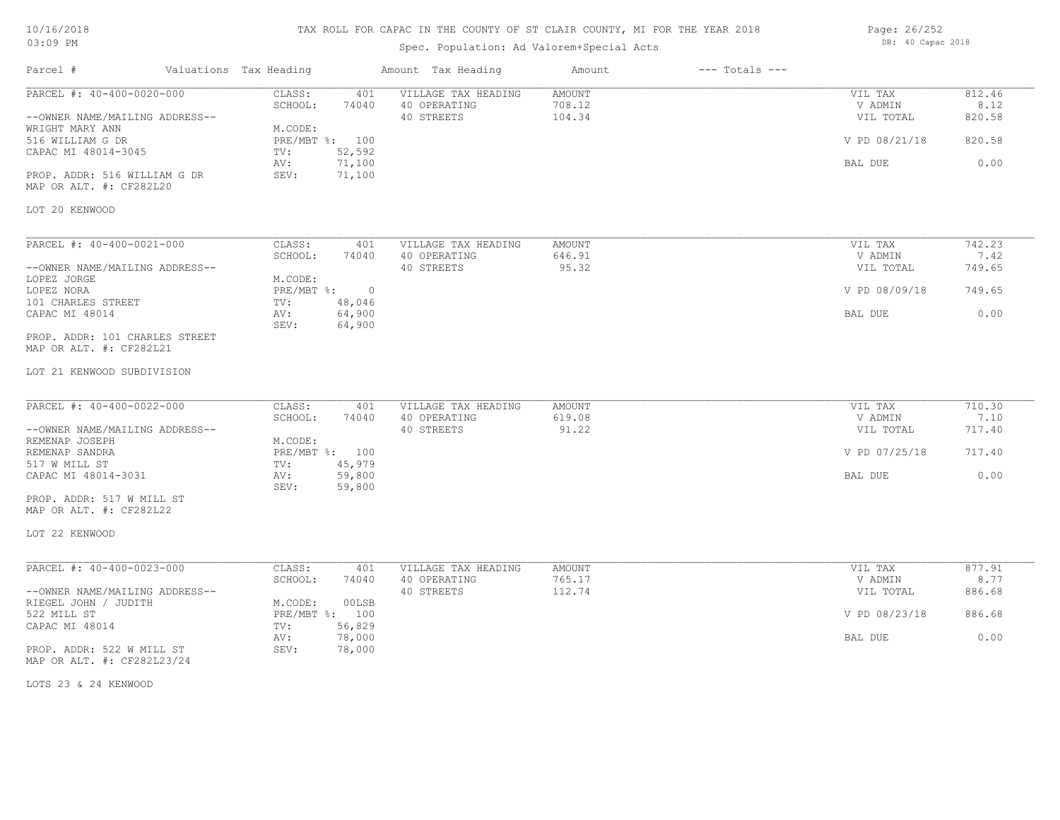TAX ROLL FOR CAPAC IN THE COUNTY OF ST CLAIR COUNTY, MI FOR THE YEAR 2018

Spec. Population: Ad Valorem+Special Acts

| Parcel # | Valuations | Tax Heading | Amount | Tax Heading | Amount | --- Totals --- | |
|---|---|---|---|---|---|---|---|
| PARCEL #: 40-400-0020-000 | CLASS: | 401 | VILLAGE TAX HEADING | AMOUNT | | VIL TAX | 812.46 |
| | SCHOOL: | 74040 | 40 OPERATING | 708.12 | | V ADMIN | 8.12 |
| --OWNER NAME/MAILING ADDRESS-- | | | 40 STREETS | 104.34 | | VIL TOTAL | 820.58 |
| WRIGHT MARY ANN | M.CODE: | | | | | | |
| 516 WILLIAM G DR | PRE/MBT %: | 100 | | | | V PD 08/21/18 | 820.58 |
| CAPAC MI 48014-3045 | TV: | 52,592 | | | | | |
| | AV: | 71,100 | | | | BAL DUE | 0.00 |
| PROP. ADDR: 516 WILLIAM G DR | SEV: | 71,100 | | | | | |
| MAP OR ALT. #: CF282L20 | | | | | | | |
| LOT 20 KENWOOD | | | | | | | |
| PARCEL #: 40-400-0021-000 | CLASS: | 401 | VILLAGE TAX HEADING | AMOUNT | | VIL TAX | 742.23 |
| | SCHOOL: | 74040 | 40 OPERATING | 646.91 | | V ADMIN | 7.42 |
| --OWNER NAME/MAILING ADDRESS-- | | | 40 STREETS | 95.32 | | VIL TOTAL | 749.65 |
| LOPEZ JORGE | M.CODE: | | | | | | |
| LOPEZ NORA | PRE/MBT %: | 0 | | | | V PD 08/09/18 | 749.65 |
| 101 CHARLES STREET | TV: | 48,046 | | | | | |
| CAPAC MI 48014 | AV: | 64,900 | | | | BAL DUE | 0.00 |
| | SEV: | 64,900 | | | | | |
| PROP. ADDR: 101 CHARLES STREET | | | | | | | |
| MAP OR ALT. #: CF282L21 | | | | | | | |
| LOT 21 KENWOOD SUBDIVISION | | | | | | | |
| PARCEL #: 40-400-0022-000 | CLASS: | 401 | VILLAGE TAX HEADING | AMOUNT | | VIL TAX | 710.30 |
| | SCHOOL: | 74040 | 40 OPERATING | 619.08 | | V ADMIN | 7.10 |
| --OWNER NAME/MAILING ADDRESS-- | | | 40 STREETS | 91.22 | | VIL TOTAL | 717.40 |
| REMENAP JOSEPH | M.CODE: | | | | | | |
| REMENAP SANDRA | PRE/MBT %: | 100 | | | | V PD 07/25/18 | 717.40 |
| 517 W MILL ST | TV: | 45,979 | | | | | |
| CAPAC MI 48014-3031 | AV: | 59,800 | | | | BAL DUE | 0.00 |
| | SEV: | 59,800 | | | | | |
| PROP. ADDR: 517 W MILL ST | | | | | | | |
| MAP OR ALT. #: CF282L22 | | | | | | | |
| LOT 22 KENWOOD | | | | | | | |
| PARCEL #: 40-400-0023-000 | CLASS: | 401 | VILLAGE TAX HEADING | AMOUNT | | VIL TAX | 877.91 |
| | SCHOOL: | 74040 | 40 OPERATING | 765.17 | | V ADMIN | 8.77 |
| --OWNER NAME/MAILING ADDRESS-- | | | 40 STREETS | 112.74 | | VIL TOTAL | 886.68 |
| RIEGEL JOHN / JUDITH | M.CODE: | 00LSB | | | | | |
| 522 MILL ST | PRE/MBT %: | 100 | | | | V PD 08/23/18 | 886.68 |
| CAPAC MI 48014 | TV: | 56,829 | | | | | |
| | AV: | 78,000 | | | | BAL DUE | 0.00 |
| PROP. ADDR: 522 W MILL ST | SEV: | 78,000 | | | | | |
| MAP OR ALT. #: CF282L23/24 | | | | | | | |
| LOTS 23 & 24 KENWOOD | | | | | | | |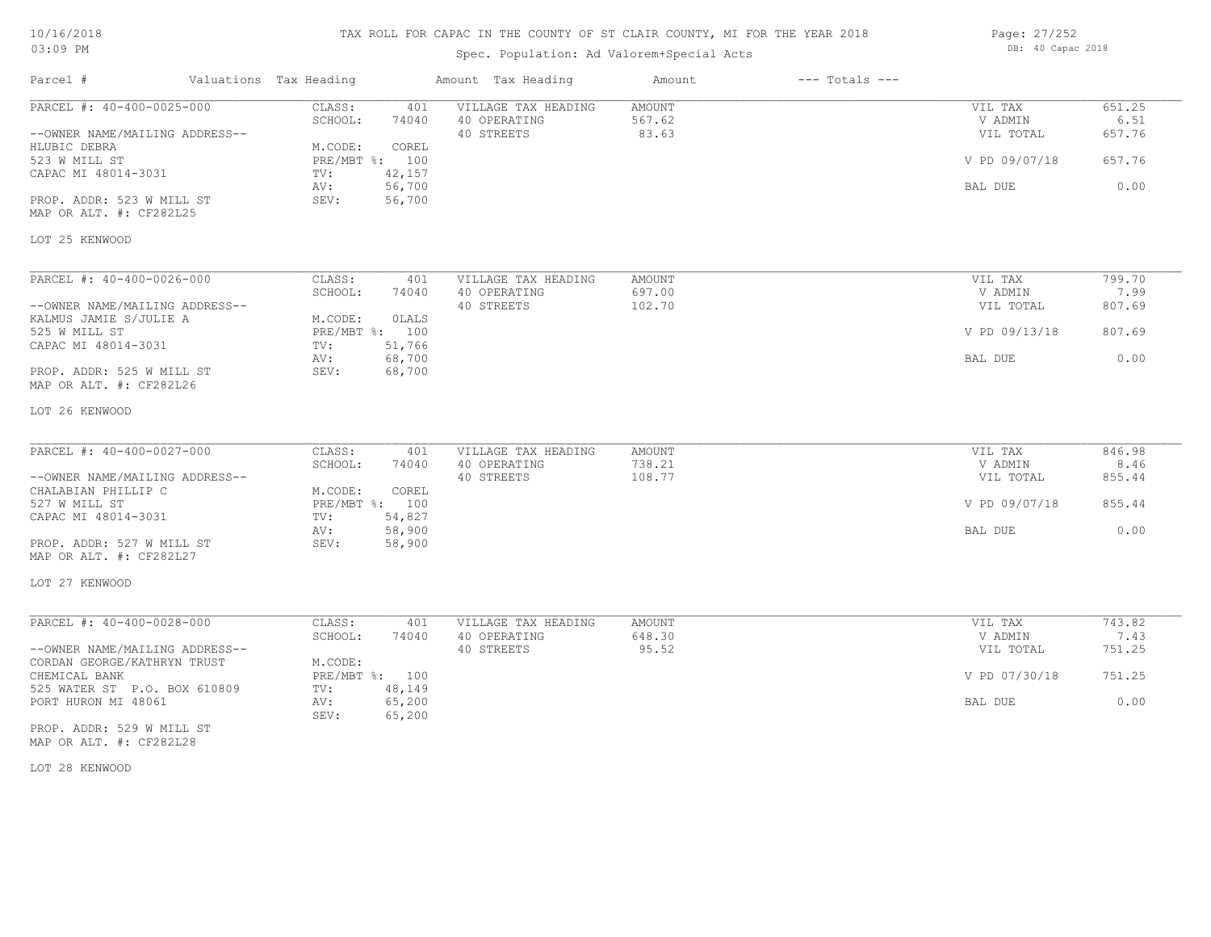# TAX ROLL FOR CAPAC IN THE COUNTY OF ST CLAIR COUNTY, MI FOR THE YEAR 2018

Spec. Population: Ad Valorem+Special Acts

| Parcel # | Valuations Tax Heading | | Amount Tax Heading | Amount | --- Totals --- | |
|---|---|---|---|---|---|---|
| PARCEL #: 40-400-0025-000 | CLASS: | 401 | VILLAGE TAX HEADING | AMOUNT | VIL TAX | 651.25 |
| | SCHOOL: | 74040 | 40 OPERATING | 567.62 | V ADMIN | 6.51 |
| --OWNER NAME/MAILING ADDRESS-- | | | 40 STREETS | 83.63 | VIL TOTAL | 657.76 |
| HLUBIC DEBRA | M.CODE: | COREL | | | | |
| 523 W MILL ST | PRE/MBT %: | 100 | | | V PD 09/07/18 | 657.76 |
| CAPAC MI 48014-3031 | TV: | 42,157 | | | | |
| | AV: | 56,700 | | | BAL DUE | 0.00 |
| PROP. ADDR: 523 W MILL ST | SEV: | 56,700 | | | | |
| MAP OR ALT. #: CF282L25 | | | | | | |
| LOT 25 KENWOOD | | | | | | |

| Parcel # | Valuations Tax Heading | | Amount Tax Heading | Amount | --- Totals --- | |
|---|---|---|---|---|---|---|
| PARCEL #: 40-400-0026-000 | CLASS: | 401 | VILLAGE TAX HEADING | AMOUNT | VIL TAX | 799.70 |
| | SCHOOL: | 74040 | 40 OPERATING | 697.00 | V ADMIN | 7.99 |
| --OWNER NAME/MAILING ADDRESS-- | | | 40 STREETS | 102.70 | VIL TOTAL | 807.69 |
| KALMUS JAMIE S/JULIE A | M.CODE: | 0LALS | | | | |
| 525 W MILL ST | PRE/MBT %: | 100 | | | V PD 09/13/18 | 807.69 |
| CAPAC MI 48014-3031 | TV: | 51,766 | | | | |
| | AV: | 68,700 | | | BAL DUE | 0.00 |
| PROP. ADDR: 525 W MILL ST | SEV: | 68,700 | | | | |
| MAP OR ALT. #: CF282L26 | | | | | | |
| LOT 26 KENWOOD | | | | | | |

| Parcel # | Valuations Tax Heading | | Amount Tax Heading | Amount | --- Totals --- | |
|---|---|---|---|---|---|---|
| PARCEL #: 40-400-0027-000 | CLASS: | 401 | VILLAGE TAX HEADING | AMOUNT | VIL TAX | 846.98 |
| | SCHOOL: | 74040 | 40 OPERATING | 738.21 | V ADMIN | 8.46 |
| --OWNER NAME/MAILING ADDRESS-- | | | 40 STREETS | 108.77 | VIL TOTAL | 855.44 |
| CHALABIAN PHILLIP C | M.CODE: | COREL | | | | |
| 527 W MILL ST | PRE/MBT %: | 100 | | | V PD 09/07/18 | 855.44 |
| CAPAC MI 48014-3031 | TV: | 54,827 | | | | |
| | AV: | 58,900 | | | BAL DUE | 0.00 |
| PROP. ADDR: 527 W MILL ST | SEV: | 58,900 | | | | |
| MAP OR ALT. #: CF282L27 | | | | | | |
| LOT 27 KENWOOD | | | | | | |

| Parcel # | Valuations Tax Heading | | Amount Tax Heading | Amount | --- Totals --- | |
|---|---|---|---|---|---|---|
| PARCEL #: 40-400-0028-000 | CLASS: | 401 | VILLAGE TAX HEADING | AMOUNT | VIL TAX | 743.82 |
| | SCHOOL: | 74040 | 40 OPERATING | 648.30 | V ADMIN | 7.43 |
| --OWNER NAME/MAILING ADDRESS-- | | | 40 STREETS | 95.52 | VIL TOTAL | 751.25 |
| CORDAN GEORGE/KATHRYN TRUST | M.CODE: | | | | | |
| CHEMICAL BANK | PRE/MBT %: | 100 | | | V PD 07/30/18 | 751.25 |
| 525 WATER ST P.O. BOX 610809 | TV: | 48,149 | | | | |
| PORT HURON MI 48061 | AV: | 65,200 | | | BAL DUE | 0.00 |
| | SEV: | 65,200 | | | | |
| PROP. ADDR: 529 W MILL ST | | | | | | |
| MAP OR ALT. #: CF282L28 | | | | | | |
| LOT 28 KENWOOD | | | | | | |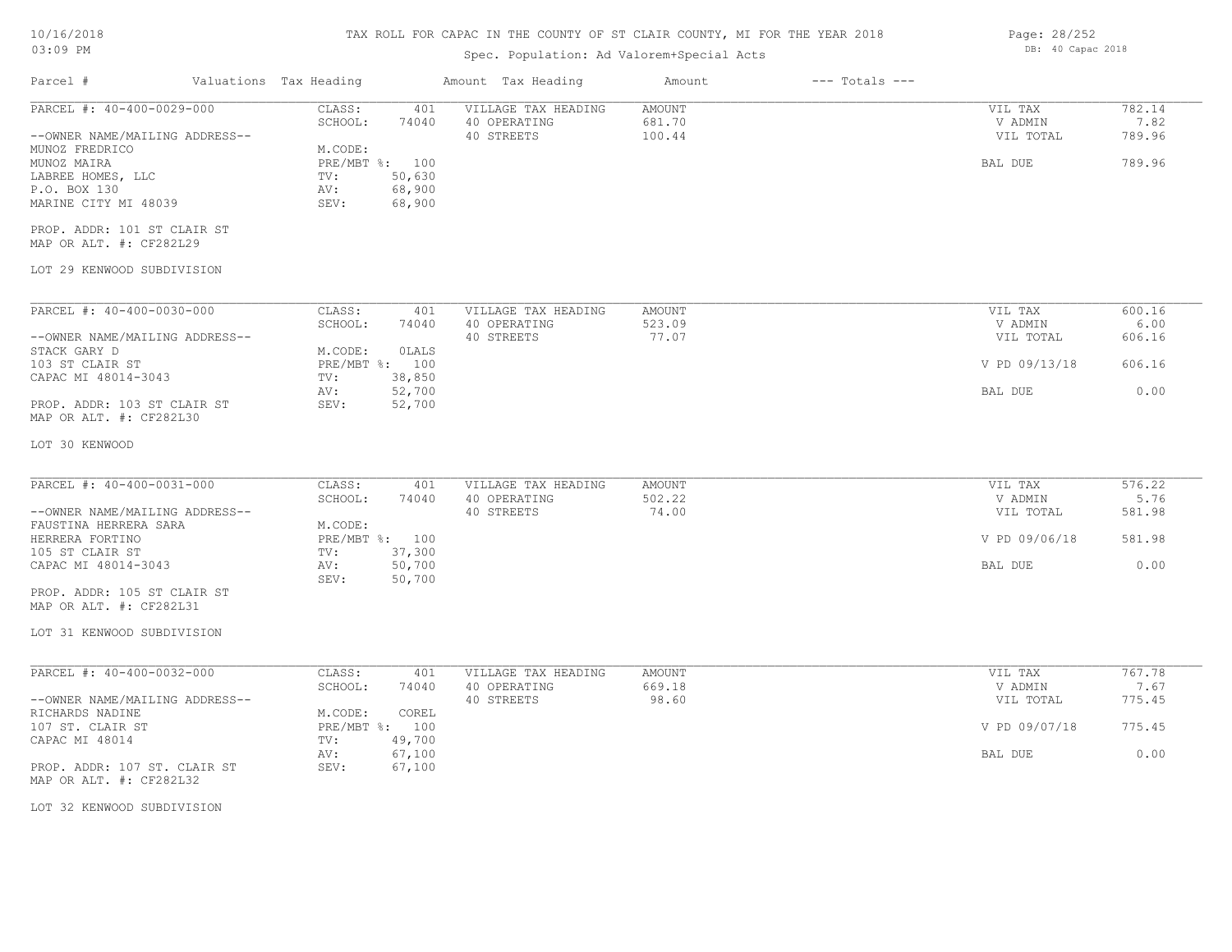TAX ROLL FOR CAPAC IN THE COUNTY OF ST CLAIR COUNTY, MI FOR THE YEAR 2018

Spec. Population: Ad Valorem+Special Acts

DB: 40 Capac 2018

| Parcel # | Valuations | Tax Heading | Amount | Tax Heading | Amount | --- Totals --- | |
|---|---|---|---|---|---|---|---|
| PARCEL #: 40-400-0029-000 | CLASS: | 401 | VILLAGE TAX HEADING | AMOUNT | | VIL TAX | 782.14 |
| | SCHOOL: | 74040 | 40 OPERATING | 681.70 | | V ADMIN | 7.82 |
| --OWNER NAME/MAILING ADDRESS-- | | | 40 STREETS | 100.44 | | VIL TOTAL | 789.96 |
| MUNOZ FREDRICO | M.CODE: | | | | | | |
| MUNOZ MAIRA | PRE/MBT %: | 100 | | | | BAL DUE | 789.96 |
| LABREE HOMES, LLC | TV: | 50,630 | | | | | |
| P.O. BOX 130 | AV: | 68,900 | | | | | |
| MARINE CITY MI 48039 | SEV: | 68,900 | | | | | |
| PROP. ADDR: 101 ST CLAIR ST | | | | | | | |
| MAP OR ALT. #: CF282L29 | | | | | | | |
| LOT 29 KENWOOD SUBDIVISION | | | | | | | |
| PARCEL #: 40-400-0030-000 | CLASS: | 401 | VILLAGE TAX HEADING | AMOUNT | | VIL TAX | 600.16 |
| | SCHOOL: | 74040 | 40 OPERATING | 523.09 | | V ADMIN | 6.00 |
| --OWNER NAME/MAILING ADDRESS-- | | | 40 STREETS | 77.07 | | VIL TOTAL | 606.16 |
| STACK GARY D | M.CODE: | 0LALS | | | | | |
| 103 ST CLAIR ST | PRE/MBT %: | 100 | | | | V PD 09/13/18 | 606.16 |
| CAPAC MI 48014-3043 | TV: | 38,850 | | | | | |
| | AV: | 52,700 | | | | BAL DUE | 0.00 |
| PROP. ADDR: 103 ST CLAIR ST | SEV: | 52,700 | | | | | |
| MAP OR ALT. #: CF282L30 | | | | | | | |
| LOT 30 KENWOOD | | | | | | | |
| PARCEL #: 40-400-0031-000 | CLASS: | 401 | VILLAGE TAX HEADING | AMOUNT | | VIL TAX | 576.22 |
| | SCHOOL: | 74040 | 40 OPERATING | 502.22 | | V ADMIN | 5.76 |
| --OWNER NAME/MAILING ADDRESS-- | | | 40 STREETS | 74.00 | | VIL TOTAL | 581.98 |
| FAUSTINA HERRERA SARA | M.CODE: | | | | | | |
| HERRERA FORTINO | PRE/MBT %: | 100 | | | | V PD 09/06/18 | 581.98 |
| 105 ST CLAIR ST | TV: | 37,300 | | | | | |
| CAPAC MI 48014-3043 | AV: | 50,700 | | | | BAL DUE | 0.00 |
| | SEV: | 50,700 | | | | | |
| PROP. ADDR: 105 ST CLAIR ST | | | | | | | |
| MAP OR ALT. #: CF282L31 | | | | | | | |
| LOT 31 KENWOOD SUBDIVISION | | | | | | | |
| PARCEL #: 40-400-0032-000 | CLASS: | 401 | VILLAGE TAX HEADING | AMOUNT | | VIL TAX | 767.78 |
| | SCHOOL: | 74040 | 40 OPERATING | 669.18 | | V ADMIN | 7.67 |
| --OWNER NAME/MAILING ADDRESS-- | | | 40 STREETS | 98.60 | | VIL TOTAL | 775.45 |
| RICHARDS NADINE | M.CODE: | COREL | | | | | |
| 107 ST. CLAIR ST | PRE/MBT %: | 100 | | | | V PD 09/07/18 | 775.45 |
| CAPAC MI 48014 | TV: | 49,700 | | | | | |
| | AV: | 67,100 | | | | BAL DUE | 0.00 |
| PROP. ADDR: 107 ST. CLAIR ST | SEV: | 67,100 | | | | | |
| MAP OR ALT. #: CF282L32 | | | | | | | |
| LOT 32 KENWOOD SUBDIVISION | | | | | | | |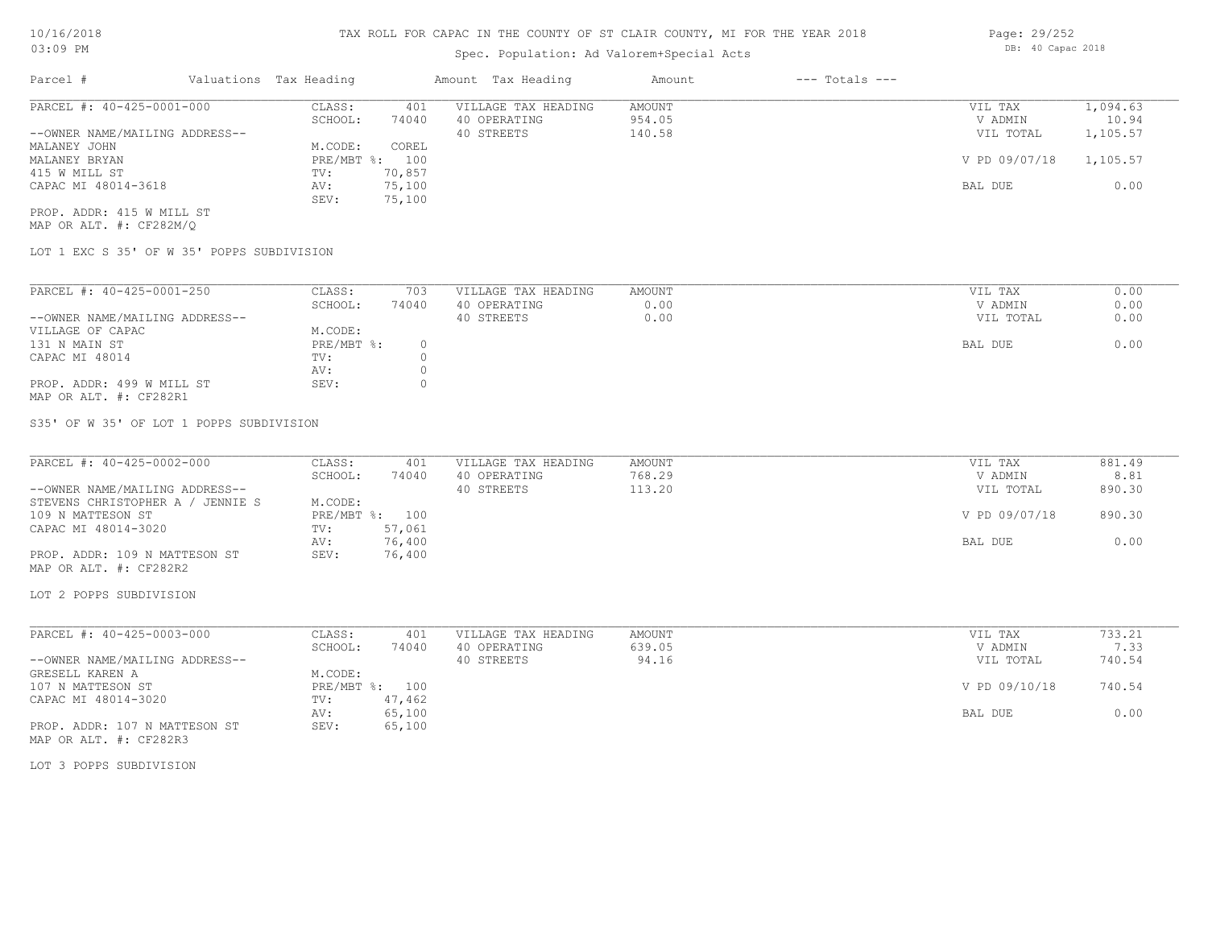# TAX ROLL FOR CAPAC IN THE COUNTY OF ST CLAIR COUNTY, MI FOR THE YEAR 2018

Spec. Population: Ad Valorem+Special Acts

10/16/2018
03:09 PM

DB: 40 Capac 2018

| Parcel # | Valuations | Tax Heading | Amount | Tax Heading | Amount | --- Totals --- | |
|---|---|---|---|---|---|---|---|

---

| | | | | | | |
|---|---|---|---|---|---|---|
| PARCEL #: 40-425-0001-000 | CLASS: | 401 | VILLAGE TAX HEADING | AMOUNT | VIL TAX | 1,094.63 |
| | SCHOOL: | 74040 | 40 OPERATING | 954.05 | V ADMIN | 10.94 |
| --OWNER NAME/MAILING ADDRESS-- | | | 40 STREETS | 140.58 | VIL TOTAL | 1,105.57 |
| MALANEY JOHN | M.CODE: | COREL | | | | |
| MALANEY BRYAN | PRE/MBT %: | 100 | | | V PD 09/07/18 | 1,105.57 |
| 415 W MILL ST | TV: | 70,857 | | | | |
| CAPAC MI 48014-3618 | AV: | 75,100 | | | BAL DUE | 0.00 |
| | SEV: | 75,100 | | | | |

PROP. ADDR: 415 W MILL ST
MAP OR ALT. #: CF282M/Q

LOT 1 EXC S 35' OF W 35' POPPS SUBDIVISION

---

| | | | | | | |
|---|---|---|---|---|---|---|
| PARCEL #: 40-425-0001-250 | CLASS: | 703 | VILLAGE TAX HEADING | AMOUNT | VIL TAX | 0.00 |
| | SCHOOL: | 74040 | 40 OPERATING | 0.00 | V ADMIN | 0.00 |
| --OWNER NAME/MAILING ADDRESS-- | | | 40 STREETS | 0.00 | VIL TOTAL | 0.00 |
| VILLAGE OF CAPAC | M.CODE: | | | | | |
| 131 N MAIN ST | PRE/MBT %: | 0 | | | BAL DUE | 0.00 |
| CAPAC MI 48014 | TV: | 0 | | | | |
| | AV: | 0 | | | | |
| PROP. ADDR: 499 W MILL ST | SEV: | 0 | | | | |

MAP OR ALT. #: CF282R1

S35' OF W 35' OF LOT 1 POPPS SUBDIVISION

---

| | | | | | | |
|---|---|---|---|---|---|---|
| PARCEL #: 40-425-0002-000 | CLASS: | 401 | VILLAGE TAX HEADING | AMOUNT | VIL TAX | 881.49 |
| | SCHOOL: | 74040 | 40 OPERATING | 768.29 | V ADMIN | 8.81 |
| --OWNER NAME/MAILING ADDRESS-- | | | 40 STREETS | 113.20 | VIL TOTAL | 890.30 |
| STEVENS CHRISTOPHER A / JENNIE S | M.CODE: | | | | | |
| 109 N MATTESON ST | PRE/MBT %: | 100 | | | V PD 09/07/18 | 890.30 |
| CAPAC MI 48014-3020 | TV: | 57,061 | | | | |
| | AV: | 76,400 | | | BAL DUE | 0.00 |
| PROP. ADDR: 109 N MATTESON ST | SEV: | 76,400 | | | | |

MAP OR ALT. #: CF282R2

LOT 2 POPPS SUBDIVISION

---

| | | | | | | |
|---|---|---|---|---|---|---|
| PARCEL #: 40-425-0003-000 | CLASS: | 401 | VILLAGE TAX HEADING | AMOUNT | VIL TAX | 733.21 |
| | SCHOOL: | 74040 | 40 OPERATING | 639.05 | V ADMIN | 7.33 |
| --OWNER NAME/MAILING ADDRESS-- | | | 40 STREETS | 94.16 | VIL TOTAL | 740.54 |
| GRESELL KAREN A | M.CODE: | | | | | |
| 107 N MATTESON ST | PRE/MBT %: | 100 | | | V PD 09/10/18 | 740.54 |
| CAPAC MI 48014-3020 | TV: | 47,462 | | | | |
| | AV: | 65,100 | | | BAL DUE | 0.00 |
| PROP. ADDR: 107 N MATTESON ST | SEV: | 65,100 | | | | |

MAP OR ALT. #: CF282R3

LOT 3 POPPS SUBDIVISION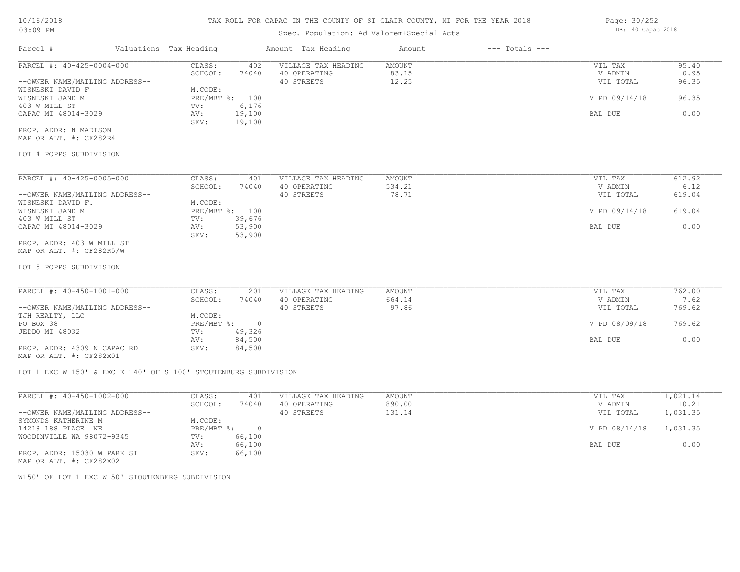# TAX ROLL FOR CAPAC IN THE COUNTY OF ST CLAIR COUNTY, MI FOR THE YEAR 2018

Spec. Population: Ad Valorem+Special Acts

DB: 40 Capac 2018

| Parcel # | Valuations | Tax Heading | Amount | Tax Heading | Amount | --- Totals --- | |
|---|---|---|---|---|---|---|---|
| PARCEL #: 40-425-0004-000 | CLASS: | 402 | VILLAGE TAX HEADING | AMOUNT | | VIL TAX | 95.40 |
| | SCHOOL: | 74040 | 40 OPERATING | 83.15 | | V ADMIN | 0.95 |
| --OWNER NAME/MAILING ADDRESS-- | | | 40 STREETS | 12.25 | | VIL TOTAL | 96.35 |
| WISNESKI DAVID F | M.CODE: | | | | | | |
| WISNESKI JANE M | PRE/MBT %: | 100 | | | | V PD 09/14/18 | 96.35 |
| 403 W MILL ST | TV: | 6,176 | | | | | |
| CAPAC MI 48014-3029 | AV: | 19,100 | | | | BAL DUE | 0.00 |
| | SEV: | 19,100 | | | | | |
| PROP. ADDR: N MADISON | | | | | | | |
| MAP OR ALT. #: CF282R4 | | | | | | | |

LOT 4 POPPS SUBDIVISION

| Parcel # | Valuations | Tax Heading | Amount | Tax Heading | Amount | --- Totals --- | |
|---|---|---|---|---|---|---|---|
| PARCEL #: 40-425-0005-000 | CLASS: | 401 | VILLAGE TAX HEADING | AMOUNT | | VIL TAX | 612.92 |
| | SCHOOL: | 74040 | 40 OPERATING | 534.21 | | V ADMIN | 6.12 |
| --OWNER NAME/MAILING ADDRESS-- | | | 40 STREETS | 78.71 | | VIL TOTAL | 619.04 |
| WISNESKI DAVID F. | M.CODE: | | | | | | |
| WISNESKI JANE M | PRE/MBT %: | 100 | | | | V PD 09/14/18 | 619.04 |
| 403 W MILL ST | TV: | 39,676 | | | | | |
| CAPAC MI 48014-3029 | AV: | 53,900 | | | | BAL DUE | 0.00 |
| | SEV: | 53,900 | | | | | |
| PROP. ADDR: 403 W MILL ST | | | | | | | |
| MAP OR ALT. #: CF282R5/W | | | | | | | |

LOT 5 POPPS SUBDIVISION

| Parcel # | Valuations | Tax Heading | Amount | Tax Heading | Amount | --- Totals --- | |
|---|---|---|---|---|---|---|---|
| PARCEL #: 40-450-1001-000 | CLASS: | 201 | VILLAGE TAX HEADING | AMOUNT | | VIL TAX | 762.00 |
| | SCHOOL: | 74040 | 40 OPERATING | 664.14 | | V ADMIN | 7.62 |
| --OWNER NAME/MAILING ADDRESS-- | | | 40 STREETS | 97.86 | | VIL TOTAL | 769.62 |
| TJH REALTY, LLC | M.CODE: | | | | | | |
| PO BOX 38 | PRE/MBT %: | 0 | | | | V PD 08/09/18 | 769.62 |
| JEDDO MI 48032 | TV: | 49,326 | | | | | |
| | AV: | 84,500 | | | | BAL DUE | 0.00 |
| PROP. ADDR: 4309 N CAPAC RD | SEV: | 84,500 | | | | | |
| MAP OR ALT. #: CF282X01 | | | | | | | |

LOT 1 EXC W 150' & EXC E 140' OF S 100' STOUTENBURG SUBDIVISION

| Parcel # | Valuations | Tax Heading | Amount | Tax Heading | Amount | --- Totals --- | |
|---|---|---|---|---|---|---|---|
| PARCEL #: 40-450-1002-000 | CLASS: | 401 | VILLAGE TAX HEADING | AMOUNT | | VIL TAX | 1,021.14 |
| | SCHOOL: | 74040 | 40 OPERATING | 890.00 | | V ADMIN | 10.21 |
| --OWNER NAME/MAILING ADDRESS-- | | | 40 STREETS | 131.14 | | VIL TOTAL | 1,031.35 |
| SYMONDS KATHERINE M | M.CODE: | | | | | | |
| 14218 188 PLACE NE | PRE/MBT %: | 0 | | | | V PD 08/14/18 | 1,031.35 |
| WOODINVILLE WA 98072-9345 | TV: | 66,100 | | | | | |
| | AV: | 66,100 | | | | BAL DUE | 0.00 |
| PROP. ADDR: 15030 W PARK ST | SEV: | 66,100 | | | | | |
| MAP OR ALT. #: CF282X02 | | | | | | | |

W150' OF LOT 1 EXC W 50' STOUTENBERG SUBDIVISION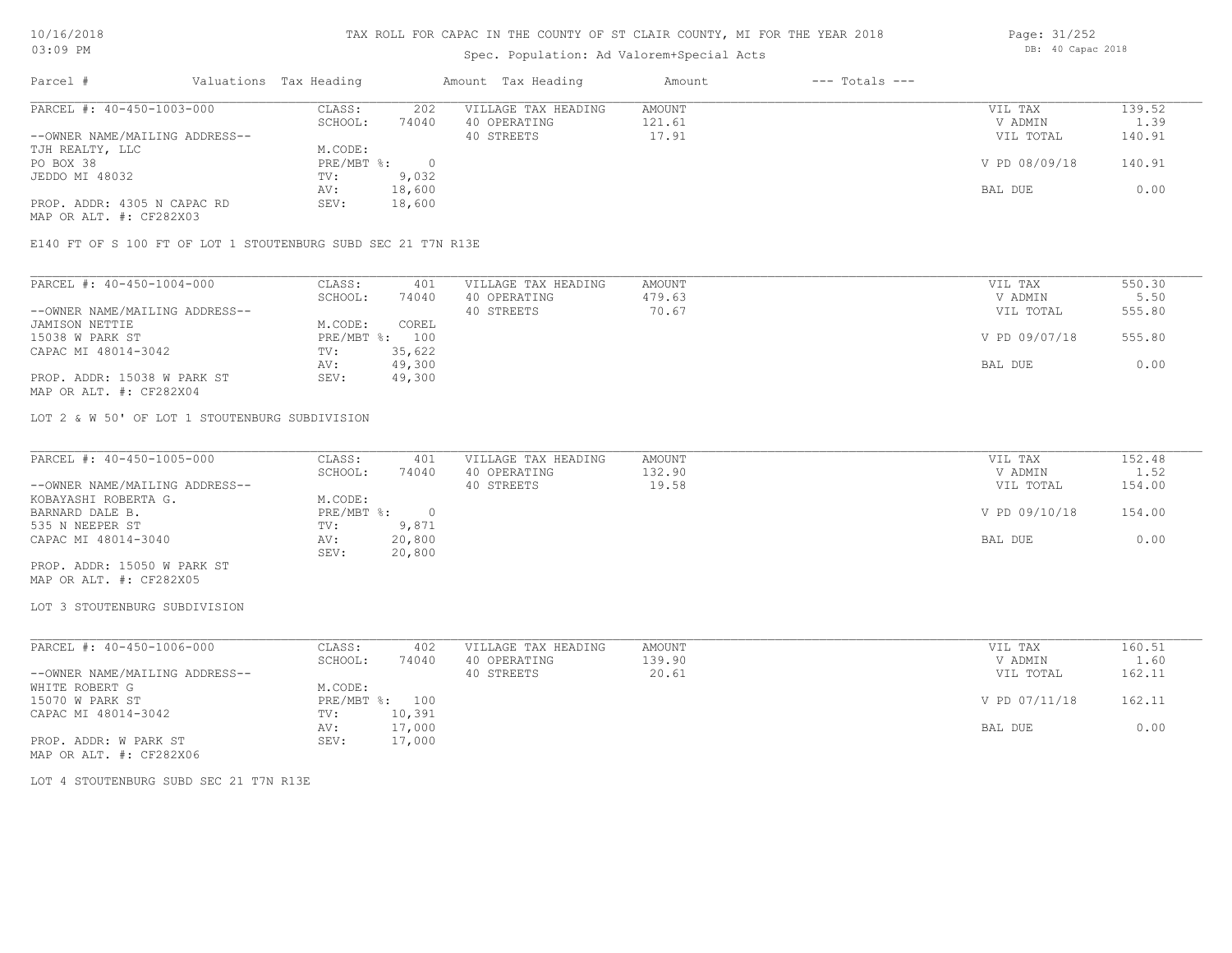# TAX ROLL FOR CAPAC IN THE COUNTY OF ST CLAIR COUNTY, MI FOR THE YEAR 2018

Spec. Population: Ad Valorem+Special Acts

DB: 40 Capac 2018

| Parcel # | Valuations Tax Heading | | Amount Tax Heading | Amount | --- Totals --- | |
|---|---|---|---|---|---|---|
| PARCEL #: 40-450-1003-000 | CLASS: | 202 | VILLAGE TAX HEADING | AMOUNT | VIL TAX | 139.52 |
| | SCHOOL: | 74040 | 40 OPERATING | 121.61 | V ADMIN | 1.39 |
| --OWNER NAME/MAILING ADDRESS-- | | | 40 STREETS | 17.91 | VIL TOTAL | 140.91 |
| TJH REALTY, LLC | M.CODE: | | | | | |
| PO BOX 38 | PRE/MBT %: | 0 | | | V PD 08/09/18 | 140.91 |
| JEDDO MI 48032 | TV: | 9,032 | | | | |
| | AV: | 18,600 | | | BAL DUE | 0.00 |
| PROP. ADDR: 4305 N CAPAC RD | SEV: | 18,600 | | | | |
| MAP OR ALT. #: CF282X03 | | | | | | |

E140 FT OF S 100 FT OF LOT 1 STOUTENBURG SUBD SEC 21 T7N R13E

| | | | | | | |
|---|---|---|---|---|---|---|
| PARCEL #: 40-450-1004-000 | CLASS: | 401 | VILLAGE TAX HEADING | AMOUNT | VIL TAX | 550.30 |
| | SCHOOL: | 74040 | 40 OPERATING | 479.63 | V ADMIN | 5.50 |
| --OWNER NAME/MAILING ADDRESS-- | | | 40 STREETS | 70.67 | VIL TOTAL | 555.80 |
| JAMISON NETTIE | M.CODE: | COREL | | | | |
| 15038 W PARK ST | PRE/MBT %: | 100 | | | V PD 09/07/18 | 555.80 |
| CAPAC MI 48014-3042 | TV: | 35,622 | | | | |
| | AV: | 49,300 | | | BAL DUE | 0.00 |
| PROP. ADDR: 15038 W PARK ST | SEV: | 49,300 | | | | |
| MAP OR ALT. #: CF282X04 | | | | | | |

LOT 2 & W 50' OF LOT 1 STOUTENBURG SUBDIVISION

| | | | | | | |
|---|---|---|---|---|---|---|
| PARCEL #: 40-450-1005-000 | CLASS: | 401 | VILLAGE TAX HEADING | AMOUNT | VIL TAX | 152.48 |
| | SCHOOL: | 74040 | 40 OPERATING | 132.90 | V ADMIN | 1.52 |
| --OWNER NAME/MAILING ADDRESS-- | | | 40 STREETS | 19.58 | VIL TOTAL | 154.00 |
| KOBAYASHI ROBERTA G. | M.CODE: | | | | | |
| BARNARD DALE B. | PRE/MBT %: | 0 | | | V PD 09/10/18 | 154.00 |
| 535 N NEEPER ST | TV: | 9,871 | | | | |
| CAPAC MI 48014-3040 | AV: | 20,800 | | | BAL DUE | 0.00 |
| | SEV: | 20,800 | | | | |
| PROP. ADDR: 15050 W PARK ST | | | | | | |
| MAP OR ALT. #: CF282X05 | | | | | | |

LOT 3 STOUTENBURG SUBDIVISION

| | | | | | | |
|---|---|---|---|---|---|---|
| PARCEL #: 40-450-1006-000 | CLASS: | 402 | VILLAGE TAX HEADING | AMOUNT | VIL TAX | 160.51 |
| | SCHOOL: | 74040 | 40 OPERATING | 139.90 | V ADMIN | 1.60 |
| --OWNER NAME/MAILING ADDRESS-- | | | 40 STREETS | 20.61 | VIL TOTAL | 162.11 |
| WHITE ROBERT G | M.CODE: | | | | | |
| 15070 W PARK ST | PRE/MBT %: | 100 | | | V PD 07/11/18 | 162.11 |
| CAPAC MI 48014-3042 | TV: | 10,391 | | | | |
| | AV: | 17,000 | | | BAL DUE | 0.00 |
| PROP. ADDR: W PARK ST | SEV: | 17,000 | | | | |
| MAP OR ALT. #: CF282X06 | | | | | | |

LOT 4 STOUTENBURG SUBD SEC 21 T7N R13E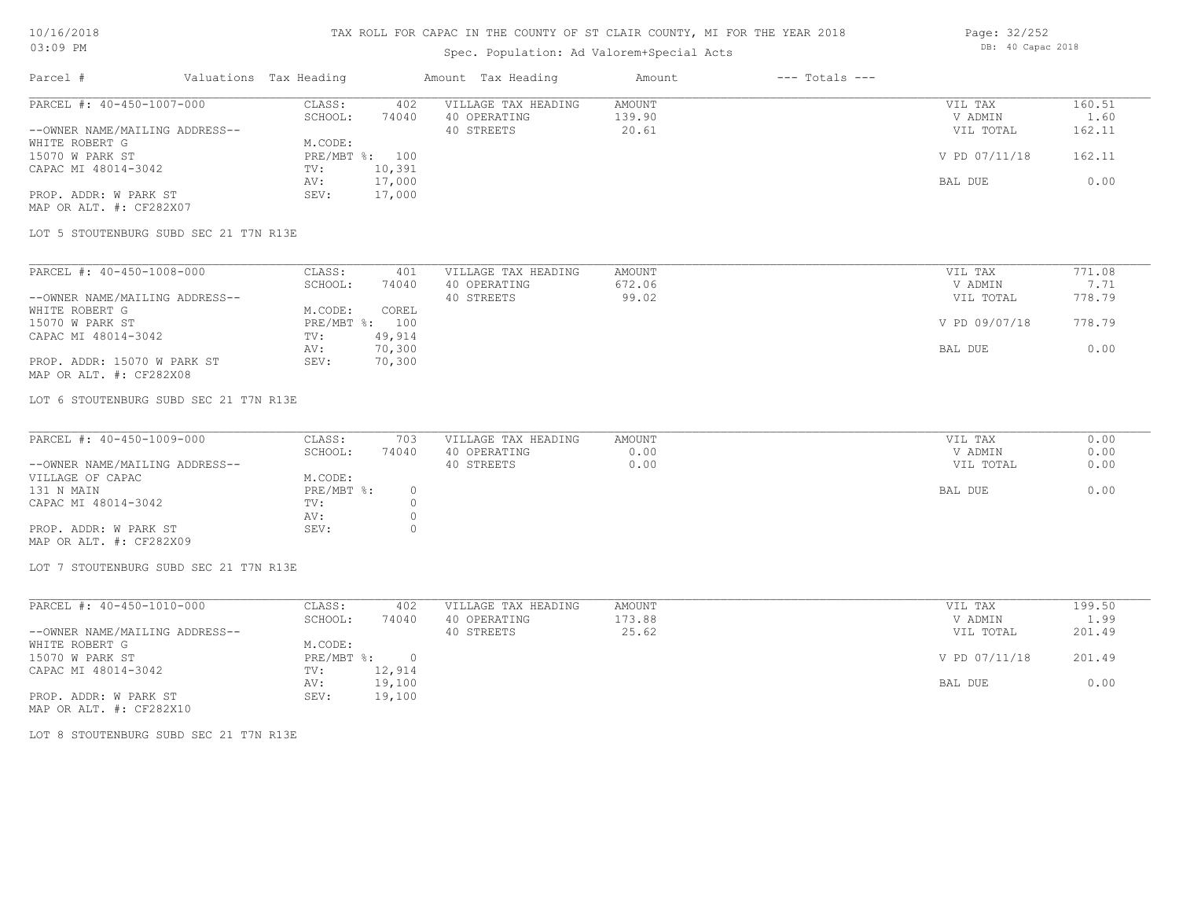# TAX ROLL FOR CAPAC IN THE COUNTY OF ST CLAIR COUNTY, MI FOR THE YEAR 2018

10/16/2018
03:09 PM

Spec. Population: Ad Valorem+Special Acts

DB: 40 Capac 2018

| Parcel # | Valuations Tax Heading | | Amount Tax Heading | Amount | --- Totals --- | |
|---|---|---|---|---|---|---|

---

| | | | | | | |
|---|---|---|---|---|---|---|
| PARCEL #: 40-450-1007-000 | CLASS: | 402 | VILLAGE TAX HEADING | AMOUNT | VIL TAX | 160.51 |
| | SCHOOL: | 74040 | 40 OPERATING | 139.90 | V ADMIN | 1.60 |
| --OWNER NAME/MAILING ADDRESS-- | | | 40 STREETS | 20.61 | VIL TOTAL | 162.11 |
| WHITE ROBERT G | M.CODE: | | | | | |
| 15070 W PARK ST | PRE/MBT %: | 100 | | | V PD 07/11/18 | 162.11 |
| CAPAC MI 48014-3042 | TV: | 10,391 | | | | |
| | AV: | 17,000 | | | BAL DUE | 0.00 |
| PROP. ADDR: W PARK ST | SEV: | 17,000 | | | | |
| MAP OR ALT. #: CF282X07 | | | | | | |

LOT 5 STOUTENBURG SUBD SEC 21 T7N R13E

---

| | | | | | | |
|---|---|---|---|---|---|---|
| PARCEL #: 40-450-1008-000 | CLASS: | 401 | VILLAGE TAX HEADING | AMOUNT | VIL TAX | 771.08 |
| | SCHOOL: | 74040 | 40 OPERATING | 672.06 | V ADMIN | 7.71 |
| --OWNER NAME/MAILING ADDRESS-- | | | 40 STREETS | 99.02 | VIL TOTAL | 778.79 |
| WHITE ROBERT G | M.CODE: | COREL | | | | |
| 15070 W PARK ST | PRE/MBT %: | 100 | | | V PD 09/07/18 | 778.79 |
| CAPAC MI 48014-3042 | TV: | 49,914 | | | | |
| | AV: | 70,300 | | | BAL DUE | 0.00 |
| PROP. ADDR: 15070 W PARK ST | SEV: | 70,300 | | | | |
| MAP OR ALT. #: CF282X08 | | | | | | |

LOT 6 STOUTENBURG SUBD SEC 21 T7N R13E

---

| | | | | | | |
|---|---|---|---|---|---|---|
| PARCEL #: 40-450-1009-000 | CLASS: | 703 | VILLAGE TAX HEADING | AMOUNT | VIL TAX | 0.00 |
| | SCHOOL: | 74040 | 40 OPERATING | 0.00 | V ADMIN | 0.00 |
| --OWNER NAME/MAILING ADDRESS-- | | | 40 STREETS | 0.00 | VIL TOTAL | 0.00 |
| VILLAGE OF CAPAC | M.CODE: | | | | | |
| 131 N MAIN | PRE/MBT %: | 0 | | | BAL DUE | 0.00 |
| CAPAC MI 48014-3042 | TV: | 0 | | | | |
| | AV: | 0 | | | | |
| PROP. ADDR: W PARK ST | SEV: | 0 | | | | |
| MAP OR ALT. #: CF282X09 | | | | | | |

LOT 7 STOUTENBURG SUBD SEC 21 T7N R13E

---

| | | | | | | |
|---|---|---|---|---|---|---|
| PARCEL #: 40-450-1010-000 | CLASS: | 402 | VILLAGE TAX HEADING | AMOUNT | VIL TAX | 199.50 |
| | SCHOOL: | 74040 | 40 OPERATING | 173.88 | V ADMIN | 1.99 |
| --OWNER NAME/MAILING ADDRESS-- | | | 40 STREETS | 25.62 | VIL TOTAL | 201.49 |
| WHITE ROBERT G | M.CODE: | | | | | |
| 15070 W PARK ST | PRE/MBT %: | 0 | | | V PD 07/11/18 | 201.49 |
| CAPAC MI 48014-3042 | TV: | 12,914 | | | | |
| | AV: | 19,100 | | | BAL DUE | 0.00 |
| PROP. ADDR: W PARK ST | SEV: | 19,100 | | | | |
| MAP OR ALT. #: CF282X10 | | | | | | |

LOT 8 STOUTENBURG SUBD SEC 21 T7N R13E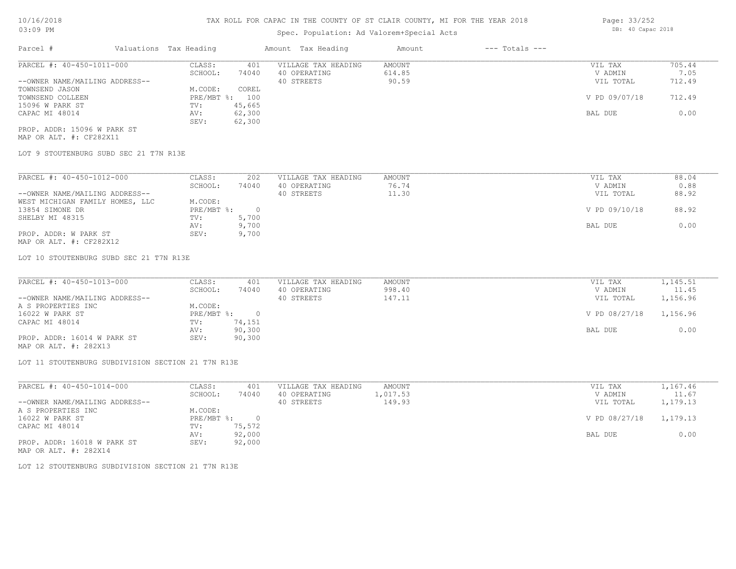TAX ROLL FOR CAPAC IN THE COUNTY OF ST CLAIR COUNTY, MI FOR THE YEAR 2018

Spec. Population: Ad Valorem+Special Acts

| Parcel # | Valuations Tax Heading | | Amount Tax Heading | Amount | --- Totals --- | |
|---|---|---|---|---|---|---|
| PARCEL #: 40-450-1011-000 | CLASS: | 401 | VILLAGE TAX HEADING | AMOUNT | VIL TAX | 705.44 |
| | SCHOOL: | 74040 | 40 OPERATING | 614.85 | V ADMIN | 7.05 |
| --OWNER NAME/MAILING ADDRESS-- | | | 40 STREETS | 90.59 | VIL TOTAL | 712.49 |
| TOWNSEND JASON | M.CODE: | COREL | | | | |
| TOWNSEND COLLEEN | PRE/MBT %: | 100 | | | V PD 09/07/18 | 712.49 |
| 15096 W PARK ST | TV: | 45,665 | | | | |
| CAPAC MI 48014 | AV: | 62,300 | | | BAL DUE | 0.00 |
| | SEV: | 62,300 | | | | |
| PROP. ADDR: 15096 W PARK ST | | | | | | |
| MAP OR ALT. #: CF282X11 | | | | | | |

LOT 9 STOUTENBURG SUBD SEC 21 T7N R13E

| Parcel # | Valuations Tax Heading | | Amount Tax Heading | Amount | --- Totals --- | |
|---|---|---|---|---|---|---|
| PARCEL #: 40-450-1012-000 | CLASS: | 202 | VILLAGE TAX HEADING | AMOUNT | VIL TAX | 88.04 |
| | SCHOOL: | 74040 | 40 OPERATING | 76.74 | V ADMIN | 0.88 |
| --OWNER NAME/MAILING ADDRESS-- | | | 40 STREETS | 11.30 | VIL TOTAL | 88.92 |
| WEST MICHIGAN FAMILY HOMES, LLC | M.CODE: | | | | | |
| 13854 SIMONE DR | PRE/MBT %: | 0 | | | V PD 09/10/18 | 88.92 |
| SHELBY MI 48315 | TV: | 5,700 | | | | |
| | AV: | 9,700 | | | BAL DUE | 0.00 |
| PROP. ADDR: W PARK ST | SEV: | 9,700 | | | | |
| MAP OR ALT. #: CF282X12 | | | | | | |

LOT 10 STOUTENBURG SUBD SEC 21 T7N R13E

| Parcel # | Valuations Tax Heading | | Amount Tax Heading | Amount | --- Totals --- | |
|---|---|---|---|---|---|---|
| PARCEL #: 40-450-1013-000 | CLASS: | 401 | VILLAGE TAX HEADING | AMOUNT | VIL TAX | 1,145.51 |
| | SCHOOL: | 74040 | 40 OPERATING | 998.40 | V ADMIN | 11.45 |
| --OWNER NAME/MAILING ADDRESS-- | | | 40 STREETS | 147.11 | VIL TOTAL | 1,156.96 |
| A S PROPERTIES INC | M.CODE: | | | | | |
| 16022 W PARK ST | PRE/MBT %: | 0 | | | V PD 08/27/18 | 1,156.96 |
| CAPAC MI 48014 | TV: | 74,151 | | | | |
| | AV: | 90,300 | | | BAL DUE | 0.00 |
| PROP. ADDR: 16014 W PARK ST | SEV: | 90,300 | | | | |
| MAP OR ALT. #: 282X13 | | | | | | |

LOT 11 STOUTENBURG SUBDIVISION SECTION 21 T7N R13E

| Parcel # | Valuations Tax Heading | | Amount Tax Heading | Amount | --- Totals --- | |
|---|---|---|---|---|---|---|
| PARCEL #: 40-450-1014-000 | CLASS: | 401 | VILLAGE TAX HEADING | AMOUNT | VIL TAX | 1,167.46 |
| | SCHOOL: | 74040 | 40 OPERATING | 1,017.53 | V ADMIN | 11.67 |
| --OWNER NAME/MAILING ADDRESS-- | | | 40 STREETS | 149.93 | VIL TOTAL | 1,179.13 |
| A S PROPERTIES INC | M.CODE: | | | | | |
| 16022 W PARK ST | PRE/MBT %: | 0 | | | V PD 08/27/18 | 1,179.13 |
| CAPAC MI 48014 | TV: | 75,572 | | | | |
| | AV: | 92,000 | | | BAL DUE | 0.00 |
| PROP. ADDR: 16018 W PARK ST | SEV: | 92,000 | | | | |
| MAP OR ALT. #: 282X14 | | | | | | |

LOT 12 STOUTENBURG SUBDIVISION SECTION 21 T7N R13E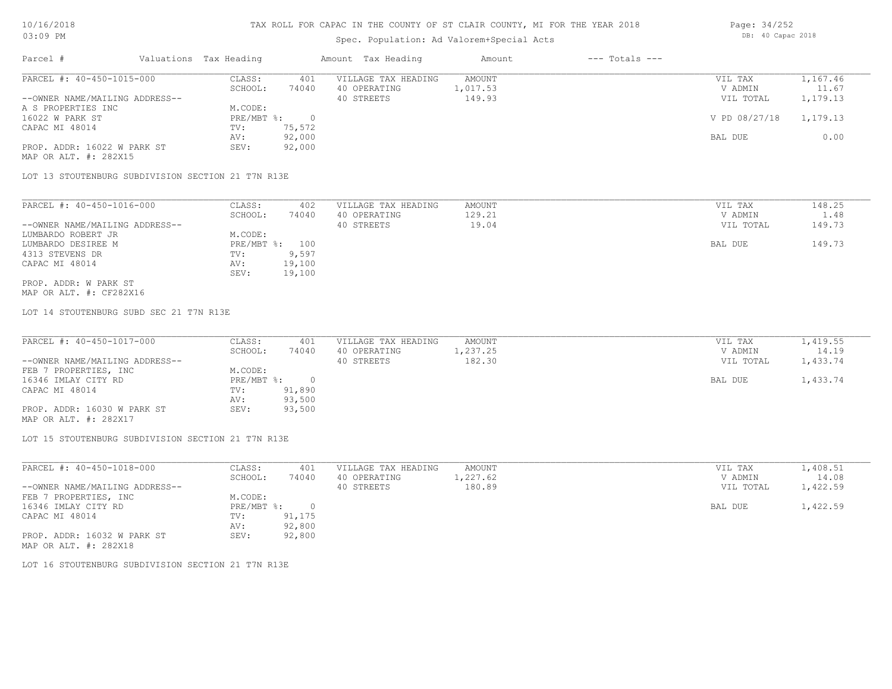TAX ROLL FOR CAPAC IN THE COUNTY OF ST CLAIR COUNTY, MI FOR THE YEAR 2018

Spec. Population: Ad Valorem+Special Acts

DB: 40 Capac 2018

| Parcel # | Valuations | Tax Heading | Amount | Tax Heading | Amount | --- Totals --- | |
|---|---|---|---|---|---|---|---|
| PARCEL #: 40-450-1015-000 | CLASS: | 401 | VILLAGE TAX HEADING | AMOUNT | | VIL TAX | 1,167.46 |
| | SCHOOL: | 74040 | 40 OPERATING | 1,017.53 | | V ADMIN | 11.67 |
| --OWNER NAME/MAILING ADDRESS-- | | | 40 STREETS | 149.93 | | VIL TOTAL | 1,179.13 |
| A S PROPERTIES INC | M.CODE: | | | | | | |
| 16022 W PARK ST | PRE/MBT %: | 0 | | | | V PD 08/27/18 | 1,179.13 |
| CAPAC MI 48014 | TV: | 75,572 | | | | | |
| | AV: | 92,000 | | | | BAL DUE | 0.00 |
| PROP. ADDR: 16022 W PARK ST | SEV: | 92,000 | | | | | |
| MAP OR ALT. #: 282X15 | | | | | | | |

LOT 13 STOUTENBURG SUBDIVISION SECTION 21 T7N R13E

| | | | | | | | |
|---|---|---|---|---|---|---|---|
| PARCEL #: 40-450-1016-000 | CLASS: | 402 | VILLAGE TAX HEADING | AMOUNT | | VIL TAX | 148.25 |
| | SCHOOL: | 74040 | 40 OPERATING | 129.21 | | V ADMIN | 1.48 |
| --OWNER NAME/MAILING ADDRESS-- | | | 40 STREETS | 19.04 | | VIL TOTAL | 149.73 |
| LUMBARDO ROBERT JR | M.CODE: | | | | | | |
| LUMBARDO DESIREE M | PRE/MBT %: | 100 | | | | BAL DUE | 149.73 |
| 4313 STEVENS DR | TV: | 9,597 | | | | | |
| CAPAC MI 48014 | AV: | 19,100 | | | | | |
| | SEV: | 19,100 | | | | | |
| PROP. ADDR: W PARK ST | | | | | | | |
| MAP OR ALT. #: CF282X16 | | | | | | | |

LOT 14 STOUTENBURG SUBD SEC 21 T7N R13E

| | | | | | | | |
|---|---|---|---|---|---|---|---|
| PARCEL #: 40-450-1017-000 | CLASS: | 401 | VILLAGE TAX HEADING | AMOUNT | | VIL TAX | 1,419.55 |
| | SCHOOL: | 74040 | 40 OPERATING | 1,237.25 | | V ADMIN | 14.19 |
| --OWNER NAME/MAILING ADDRESS-- | | | 40 STREETS | 182.30 | | VIL TOTAL | 1,433.74 |
| FEB 7 PROPERTIES, INC | M.CODE: | | | | | | |
| 16346 IMLAY CITY RD | PRE/MBT %: | 0 | | | | BAL DUE | 1,433.74 |
| CAPAC MI 48014 | TV: | 91,890 | | | | | |
| | AV: | 93,500 | | | | | |
| PROP. ADDR: 16030 W PARK ST | SEV: | 93,500 | | | | | |
| MAP OR ALT. #: 282X17 | | | | | | | |

LOT 15 STOUTENBURG SUBDIVISION SECTION 21 T7N R13E

| | | | | | | | |
|---|---|---|---|---|---|---|---|
| PARCEL #: 40-450-1018-000 | CLASS: | 401 | VILLAGE TAX HEADING | AMOUNT | | VIL TAX | 1,408.51 |
| | SCHOOL: | 74040 | 40 OPERATING | 1,227.62 | | V ADMIN | 14.08 |
| --OWNER NAME/MAILING ADDRESS-- | | | 40 STREETS | 180.89 | | VIL TOTAL | 1,422.59 |
| FEB 7 PROPERTIES, INC | M.CODE: | | | | | | |
| 16346 IMLAY CITY RD | PRE/MBT %: | 0 | | | | BAL DUE | 1,422.59 |
| CAPAC MI 48014 | TV: | 91,175 | | | | | |
| | AV: | 92,800 | | | | | |
| PROP. ADDR: 16032 W PARK ST | SEV: | 92,800 | | | | | |
| MAP OR ALT. #: 282X18 | | | | | | | |

LOT 16 STOUTENBURG SUBDIVISION SECTION 21 T7N R13E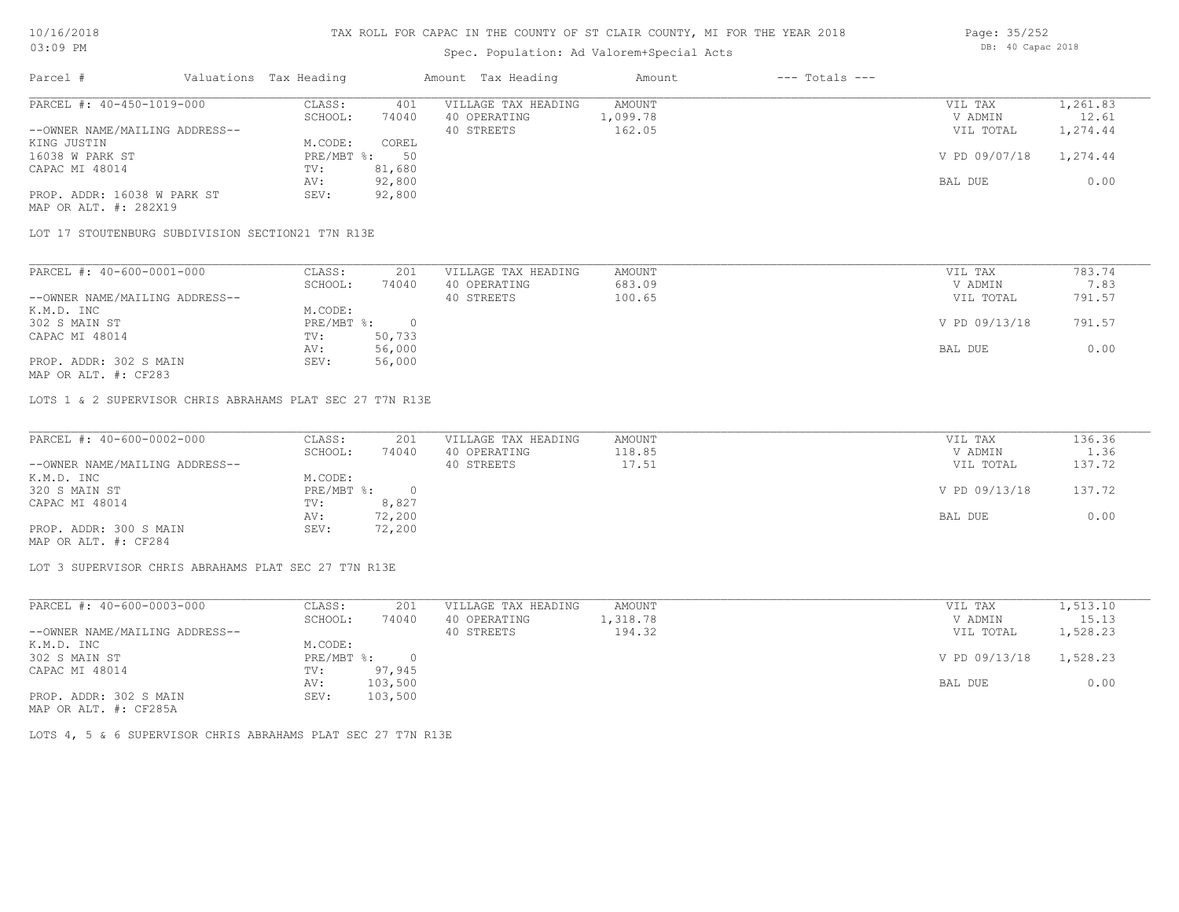# TAX ROLL FOR CAPAC IN THE COUNTY OF ST CLAIR COUNTY, MI FOR THE YEAR 2018

Spec. Population: Ad Valorem+Special Acts

| Parcel # | Valuations | Tax Heading | Amount | Tax Heading | Amount | --- Totals --- | |
|---|---|---|---|---|---|---|---|
| PARCEL #: 40-450-1019-000 | CLASS: | 401 | VILLAGE TAX HEADING | AMOUNT | | VIL TAX | 1,261.83 |
| | SCHOOL: | 74040 | 40 OPERATING | 1,099.78 | | V ADMIN | 12.61 |
| --OWNER NAME/MAILING ADDRESS-- | | | 40 STREETS | 162.05 | | VIL TOTAL | 1,274.44 |
| KING JUSTIN | M.CODE: | COREL | | | | | |
| 16038 W PARK ST | PRE/MBT %: | 50 | | | | V PD 09/07/18 | 1,274.44 |
| CAPAC MI 48014 | TV: | 81,680 | | | | | |
| | AV: | 92,800 | | | | BAL DUE | 0.00 |
| PROP. ADDR: 16038 W PARK ST | SEV: | 92,800 | | | | | |
| MAP OR ALT. #: 282X19 | | | | | | | |

LOT 17 STOUTENBURG SUBDIVISION SECTION21 T7N R13E

| Parcel # | Valuations | Tax Heading | Amount | Tax Heading | Amount | --- Totals --- | |
|---|---|---|---|---|---|---|---|
| PARCEL #: 40-600-0001-000 | CLASS: | 201 | VILLAGE TAX HEADING | AMOUNT | | VIL TAX | 783.74 |
| | SCHOOL: | 74040 | 40 OPERATING | 683.09 | | V ADMIN | 7.83 |
| --OWNER NAME/MAILING ADDRESS-- | | | 40 STREETS | 100.65 | | VIL TOTAL | 791.57 |
| K.M.D. INC | M.CODE: | | | | | | |
| 302 S MAIN ST | PRE/MBT %: | 0 | | | | V PD 09/13/18 | 791.57 |
| CAPAC MI 48014 | TV: | 50,733 | | | | | |
| | AV: | 56,000 | | | | BAL DUE | 0.00 |
| PROP. ADDR: 302 S MAIN | SEV: | 56,000 | | | | | |
| MAP OR ALT. #: CF283 | | | | | | | |

LOTS 1 & 2 SUPERVISOR CHRIS ABRAHAMS PLAT SEC 27 T7N R13E

| Parcel # | Valuations | Tax Heading | Amount | Tax Heading | Amount | --- Totals --- | |
|---|---|---|---|---|---|---|---|
| PARCEL #: 40-600-0002-000 | CLASS: | 201 | VILLAGE TAX HEADING | AMOUNT | | VIL TAX | 136.36 |
| | SCHOOL: | 74040 | 40 OPERATING | 118.85 | | V ADMIN | 1.36 |
| --OWNER NAME/MAILING ADDRESS-- | | | 40 STREETS | 17.51 | | VIL TOTAL | 137.72 |
| K.M.D. INC | M.CODE: | | | | | | |
| 320 S MAIN ST | PRE/MBT %: | 0 | | | | V PD 09/13/18 | 137.72 |
| CAPAC MI 48014 | TV: | 8,827 | | | | | |
| | AV: | 72,200 | | | | BAL DUE | 0.00 |
| PROP. ADDR: 300 S MAIN | SEV: | 72,200 | | | | | |
| MAP OR ALT. #: CF284 | | | | | | | |

LOT 3 SUPERVISOR CHRIS ABRAHAMS PLAT SEC 27 T7N R13E

| Parcel # | Valuations | Tax Heading | Amount | Tax Heading | Amount | --- Totals --- | |
|---|---|---|---|---|---|---|---|
| PARCEL #: 40-600-0003-000 | CLASS: | 201 | VILLAGE TAX HEADING | AMOUNT | | VIL TAX | 1,513.10 |
| | SCHOOL: | 74040 | 40 OPERATING | 1,318.78 | | V ADMIN | 15.13 |
| --OWNER NAME/MAILING ADDRESS-- | | | 40 STREETS | 194.32 | | VIL TOTAL | 1,528.23 |
| K.M.D. INC | M.CODE: | | | | | | |
| 302 S MAIN ST | PRE/MBT %: | 0 | | | | V PD 09/13/18 | 1,528.23 |
| CAPAC MI 48014 | TV: | 97,945 | | | | | |
| | AV: | 103,500 | | | | BAL DUE | 0.00 |
| PROP. ADDR: 302 S MAIN | SEV: | 103,500 | | | | | |
| MAP OR ALT. #: CF285A | | | | | | | |

LOTS 4, 5 & 6 SUPERVISOR CHRIS ABRAHAMS PLAT SEC 27 T7N R13E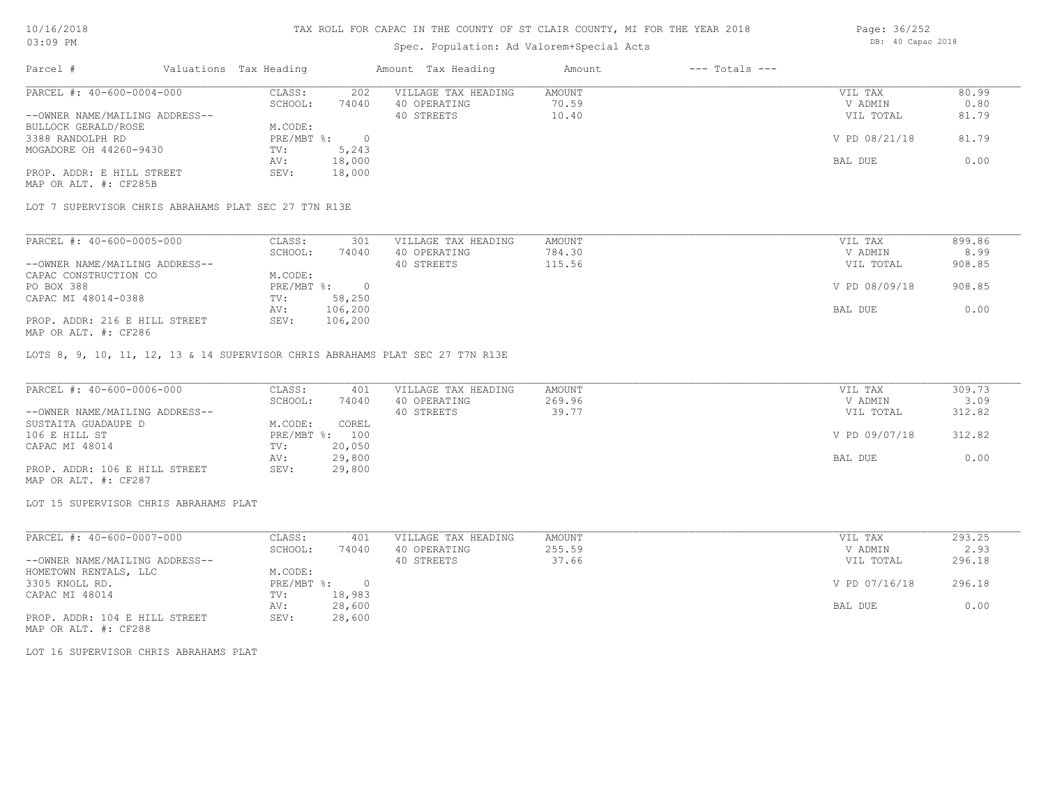TAX ROLL FOR CAPAC IN THE COUNTY OF ST CLAIR COUNTY, MI FOR THE YEAR 2018

Spec. Population: Ad Valorem+Special Acts

| Parcel # | Valuations Tax Heading | | Amount Tax Heading | Amount | --- Totals --- | |
|---|---|---|---|---|---|---|
| PARCEL #: 40-600-0004-000 | CLASS: | 202 | VILLAGE TAX HEADING | AMOUNT | VIL TAX | 80.99 |
| | SCHOOL: | 74040 | 40 OPERATING | 70.59 | V ADMIN | 0.80 |
| --OWNER NAME/MAILING ADDRESS-- | | | 40 STREETS | 10.40 | VIL TOTAL | 81.79 |
| BULLOCK GERALD/ROSE | M.CODE: | | | | | |
| 3388 RANDOLPH RD | PRE/MBT %: | 0 | | | V PD 08/21/18 | 81.79 |
| MOGADORE OH 44260-9430 | TV: | 5,243 | | | | |
| | AV: | 18,000 | | | BAL DUE | 0.00 |
| PROP. ADDR: E HILL STREET | SEV: | 18,000 | | | | |
| MAP OR ALT. #: CF285B | | | | | | |

LOT 7 SUPERVISOR CHRIS ABRAHAMS PLAT SEC 27 T7N R13E

| | | | | | | |
|---|---|---|---|---|---|---|
| PARCEL #: 40-600-0005-000 | CLASS: | 301 | VILLAGE TAX HEADING | AMOUNT | VIL TAX | 899.86 |
| | SCHOOL: | 74040 | 40 OPERATING | 784.30 | V ADMIN | 8.99 |
| --OWNER NAME/MAILING ADDRESS-- | | | 40 STREETS | 115.56 | VIL TOTAL | 908.85 |
| CAPAC CONSTRUCTION CO | M.CODE: | | | | | |
| PO BOX 388 | PRE/MBT %: | 0 | | | V PD 08/09/18 | 908.85 |
| CAPAC MI 48014-0388 | TV: | 58,250 | | | | |
| | AV: | 106,200 | | | BAL DUE | 0.00 |
| PROP. ADDR: 216 E HILL STREET | SEV: | 106,200 | | | | |
| MAP OR ALT. #: CF286 | | | | | | |

LOTS 8, 9, 10, 11, 12, 13 & 14 SUPERVISOR CHRIS ABRAHAMS PLAT SEC 27 T7N R13E

| | | | | | | |
|---|---|---|---|---|---|---|
| PARCEL #: 40-600-0006-000 | CLASS: | 401 | VILLAGE TAX HEADING | AMOUNT | VIL TAX | 309.73 |
| | SCHOOL: | 74040 | 40 OPERATING | 269.96 | V ADMIN | 3.09 |
| --OWNER NAME/MAILING ADDRESS-- | | | 40 STREETS | 39.77 | VIL TOTAL | 312.82 |
| SUSTAITA GUADAUPE D | M.CODE: | COREL | | | | |
| 106 E HILL ST | PRE/MBT %: | 100 | | | V PD 09/07/18 | 312.82 |
| CAPAC MI 48014 | TV: | 20,050 | | | | |
| | AV: | 29,800 | | | BAL DUE | 0.00 |
| PROP. ADDR: 106 E HILL STREET | SEV: | 29,800 | | | | |
| MAP OR ALT. #: CF287 | | | | | | |

LOT 15 SUPERVISOR CHRIS ABRAHAMS PLAT

| | | | | | | |
|---|---|---|---|---|---|---|
| PARCEL #: 40-600-0007-000 | CLASS: | 401 | VILLAGE TAX HEADING | AMOUNT | VIL TAX | 293.25 |
| | SCHOOL: | 74040 | 40 OPERATING | 255.59 | V ADMIN | 2.93 |
| --OWNER NAME/MAILING ADDRESS-- | | | 40 STREETS | 37.66 | VIL TOTAL | 296.18 |
| HOMETOWN RENTALS, LLC | M.CODE: | | | | | |
| 3305 KNOLL RD. | PRE/MBT %: | 0 | | | V PD 07/16/18 | 296.18 |
| CAPAC MI 48014 | TV: | 18,983 | | | | |
| | AV: | 28,600 | | | BAL DUE | 0.00 |
| PROP. ADDR: 104 E HILL STREET | SEV: | 28,600 | | | | |
| MAP OR ALT. #: CF288 | | | | | | |

LOT 16 SUPERVISOR CHRIS ABRAHAMS PLAT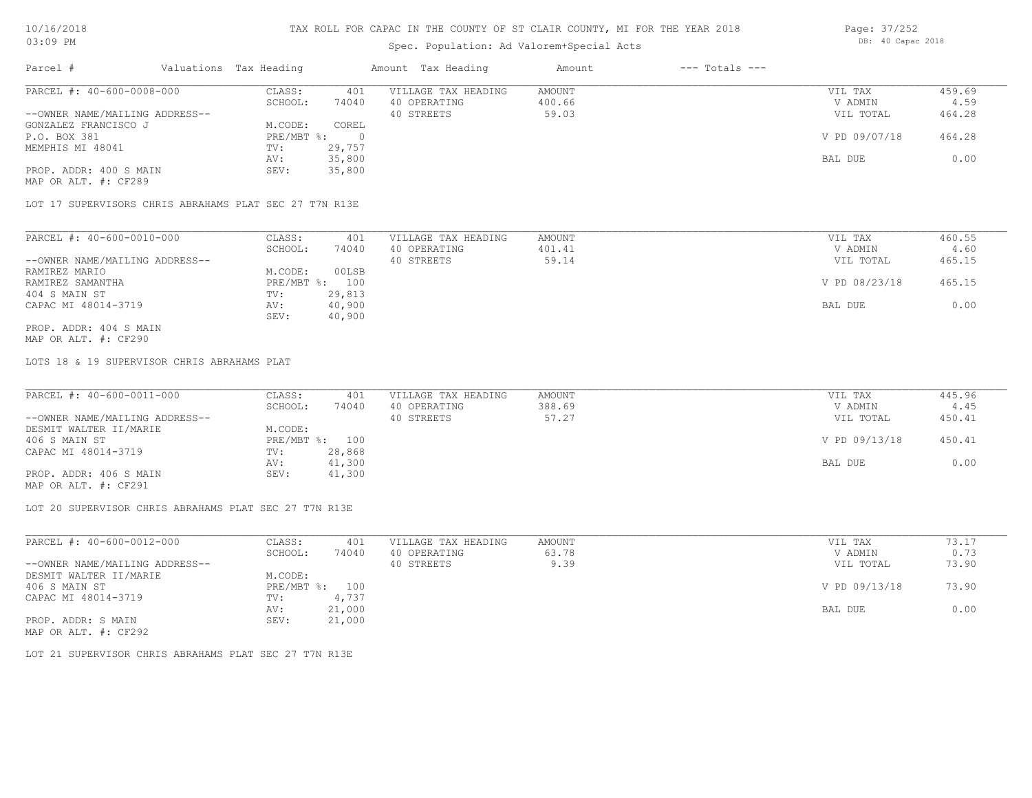TAX ROLL FOR CAPAC IN THE COUNTY OF ST CLAIR COUNTY, MI FOR THE YEAR 2018

Spec. Population: Ad Valorem+Special Acts

| Parcel # | Valuations | Tax Heading | Amount | Tax Heading | Amount | --- Totals --- | |
|---|---|---|---|---|---|---|---|
| PARCEL #: 40-600-0008-000 | CLASS: | 401 | VILLAGE TAX HEADING | AMOUNT | | VIL TAX | 459.69 |
| | SCHOOL: | 74040 | 40 OPERATING | 400.66 | | V ADMIN | 4.59 |
| --OWNER NAME/MAILING ADDRESS-- | | | 40 STREETS | 59.03 | | VIL TOTAL | 464.28 |
| GONZALEZ FRANCISCO J | M.CODE: | COREL | | | | | |
| P.O. BOX 381 | PRE/MBT %: | 0 | | | | V PD 09/07/18 | 464.28 |
| MEMPHIS MI 48041 | TV: | 29,757 | | | | | |
| | AV: | 35,800 | | | | BAL DUE | 0.00 |
| PROP. ADDR: 400 S MAIN | SEV: | 35,800 | | | | | |
| MAP OR ALT. #: CF289 | | | | | | | |

LOT 17 SUPERVISORS CHRIS ABRAHAMS PLAT SEC 27 T7N R13E

| Parcel # | Valuations | Tax Heading | Amount | Tax Heading | Amount | --- Totals --- | |
|---|---|---|---|---|---|---|---|
| PARCEL #: 40-600-0010-000 | CLASS: | 401 | VILLAGE TAX HEADING | AMOUNT | | VIL TAX | 460.55 |
| | SCHOOL: | 74040 | 40 OPERATING | 401.41 | | V ADMIN | 4.60 |
| --OWNER NAME/MAILING ADDRESS-- | | | 40 STREETS | 59.14 | | VIL TOTAL | 465.15 |
| RAMIREZ MARIO | M.CODE: | 00LSB | | | | | |
| RAMIREZ SAMANTHA | PRE/MBT %: | 100 | | | | V PD 08/23/18 | 465.15 |
| 404 S MAIN ST | TV: | 29,813 | | | | | |
| CAPAC MI 48014-3719 | AV: | 40,900 | | | | BAL DUE | 0.00 |
| | SEV: | 40,900 | | | | | |
| PROP. ADDR: 404 S MAIN | | | | | | | |
| MAP OR ALT. #: CF290 | | | | | | | |

LOTS 18 & 19 SUPERVISOR CHRIS ABRAHAMS PLAT

| Parcel # | Valuations | Tax Heading | Amount | Tax Heading | Amount | --- Totals --- | |
|---|---|---|---|---|---|---|---|
| PARCEL #: 40-600-0011-000 | CLASS: | 401 | VILLAGE TAX HEADING | AMOUNT | | VIL TAX | 445.96 |
| | SCHOOL: | 74040 | 40 OPERATING | 388.69 | | V ADMIN | 4.45 |
| --OWNER NAME/MAILING ADDRESS-- | | | 40 STREETS | 57.27 | | VIL TOTAL | 450.41 |
| DESMIT WALTER II/MARIE | M.CODE: | | | | | | |
| 406 S MAIN ST | PRE/MBT %: | 100 | | | | V PD 09/13/18 | 450.41 |
| CAPAC MI 48014-3719 | TV: | 28,868 | | | | | |
| | AV: | 41,300 | | | | BAL DUE | 0.00 |
| PROP. ADDR: 406 S MAIN | SEV: | 41,300 | | | | | |
| MAP OR ALT. #: CF291 | | | | | | | |

LOT 20 SUPERVISOR CHRIS ABRAHAMS PLAT SEC 27 T7N R13E

| Parcel # | Valuations | Tax Heading | Amount | Tax Heading | Amount | --- Totals --- | |
|---|---|---|---|---|---|---|---|
| PARCEL #: 40-600-0012-000 | CLASS: | 401 | VILLAGE TAX HEADING | AMOUNT | | VIL TAX | 73.17 |
| | SCHOOL: | 74040 | 40 OPERATING | 63.78 | | V ADMIN | 0.73 |
| --OWNER NAME/MAILING ADDRESS-- | | | 40 STREETS | 9.39 | | VIL TOTAL | 73.90 |
| DESMIT WALTER II/MARIE | M.CODE: | | | | | | |
| 406 S MAIN ST | PRE/MBT %: | 100 | | | | V PD 09/13/18 | 73.90 |
| CAPAC MI 48014-3719 | TV: | 4,737 | | | | | |
| | AV: | 21,000 | | | | BAL DUE | 0.00 |
| PROP. ADDR: S MAIN | SEV: | 21,000 | | | | | |
| MAP OR ALT. #: CF292 | | | | | | | |

LOT 21 SUPERVISOR CHRIS ABRAHAMS PLAT SEC 27 T7N R13E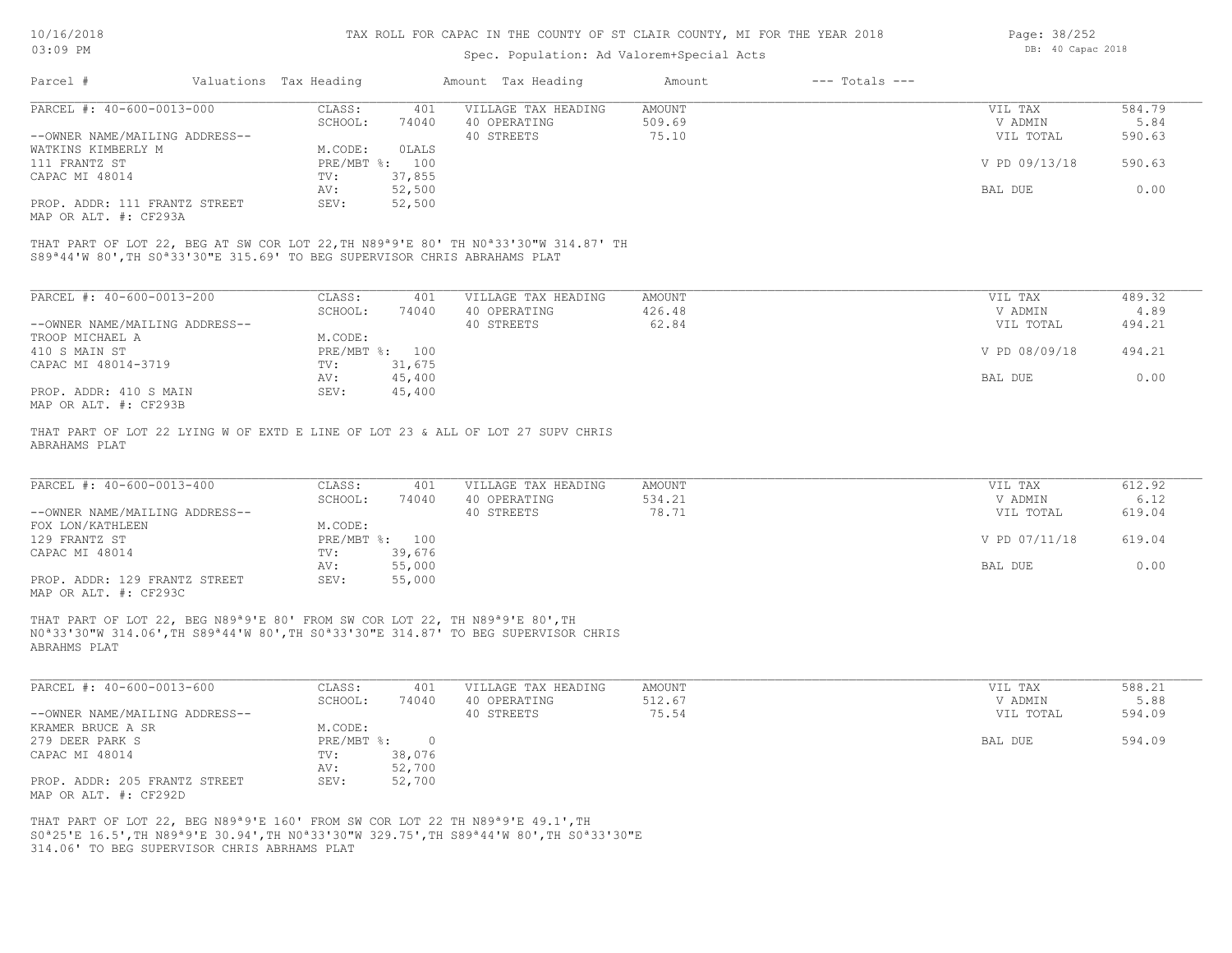TAX ROLL FOR CAPAC IN THE COUNTY OF ST CLAIR COUNTY, MI FOR THE YEAR 2018

Spec. Population: Ad Valorem+Special Acts

DB: 40 Capac 2018

| Parcel # | Valuations | Tax Heading | Amount | Tax Heading | Amount | --- Totals --- | |
|---|---|---|---|---|---|---|---|
| PARCEL #: 40-600-0013-000 | CLASS: | 401 | VILLAGE TAX HEADING | AMOUNT | | VIL TAX | 584.79 |
| | SCHOOL: | 74040 | 40 OPERATING | 509.69 | | V ADMIN | 5.84 |
| --OWNER NAME/MAILING ADDRESS-- | | | 40 STREETS | 75.10 | | VIL TOTAL | 590.63 |
| WATKINS KIMBERLY M | M.CODE: | OLALS | | | | | |
| 111 FRANTZ ST | PRE/MBT %: | 100 | | | | V PD 09/13/18 | 590.63 |
| CAPAC MI 48014 | TV: | 37,855 | | | | | |
| | AV: | 52,500 | | | | BAL DUE | 0.00 |
| PROP. ADDR: 111 FRANTZ STREET | SEV: | 52,500 | | | | | |
| MAP OR ALT. #: CF293A | | | | | | | |

THAT PART OF LOT 22, BEG AT SW COR LOT 22,TH N89ª9'E 80' TH N0ª33'30"W 314.87' TH S89ª44'W 80',TH S0ª33'30"E 315.69' TO BEG SUPERVISOR CHRIS ABRAHAMS PLAT

| Parcel # | Valuations | Tax Heading | Amount | Tax Heading | Amount | --- Totals --- | |
|---|---|---|---|---|---|---|---|
| PARCEL #: 40-600-0013-200 | CLASS: | 401 | VILLAGE TAX HEADING | AMOUNT | | VIL TAX | 489.32 |
| | SCHOOL: | 74040 | 40 OPERATING | 426.48 | | V ADMIN | 4.89 |
| --OWNER NAME/MAILING ADDRESS-- | | | 40 STREETS | 62.84 | | VIL TOTAL | 494.21 |
| TROOP MICHAEL A | M.CODE: | | | | | | |
| 410 S MAIN ST | PRE/MBT %: | 100 | | | | V PD 08/09/18 | 494.21 |
| CAPAC MI 48014-3719 | TV: | 31,675 | | | | | |
| | AV: | 45,400 | | | | BAL DUE | 0.00 |
| PROP. ADDR: 410 S MAIN | SEV: | 45,400 | | | | | |
| MAP OR ALT. #: CF293B | | | | | | | |

THAT PART OF LOT 22 LYING W OF EXTD E LINE OF LOT 23 & ALL OF LOT 27 SUPV CHRIS ABRAHAMS PLAT

| Parcel # | Valuations | Tax Heading | Amount | Tax Heading | Amount | --- Totals --- | |
|---|---|---|---|---|---|---|---|
| PARCEL #: 40-600-0013-400 | CLASS: | 401 | VILLAGE TAX HEADING | AMOUNT | | VIL TAX | 612.92 |
| | SCHOOL: | 74040 | 40 OPERATING | 534.21 | | V ADMIN | 6.12 |
| --OWNER NAME/MAILING ADDRESS-- | | | 40 STREETS | 78.71 | | VIL TOTAL | 619.04 |
| FOX LON/KATHLEEN | M.CODE: | | | | | | |
| 129 FRANTZ ST | PRE/MBT %: | 100 | | | | V PD 07/11/18 | 619.04 |
| CAPAC MI 48014 | TV: | 39,676 | | | | | |
| | AV: | 55,000 | | | | BAL DUE | 0.00 |
| PROP. ADDR: 129 FRANTZ STREET | SEV: | 55,000 | | | | | |
| MAP OR ALT. #: CF293C | | | | | | | |

THAT PART OF LOT 22, BEG N89ª9'E 80' FROM SW COR LOT 22, TH N89ª9'E 80',TH N0ª33'30"W 314.06',TH S89ª44'W 80',TH S0ª33'30"E 314.87' TO BEG SUPERVISOR CHRIS ABRHMS PLAT

| Parcel # | Valuations | Tax Heading | Amount | Tax Heading | Amount | --- Totals --- | |
|---|---|---|---|---|---|---|---|
| PARCEL #: 40-600-0013-600 | CLASS: | 401 | VILLAGE TAX HEADING | AMOUNT | | VIL TAX | 588.21 |
| | SCHOOL: | 74040 | 40 OPERATING | 512.67 | | V ADMIN | 5.88 |
| --OWNER NAME/MAILING ADDRESS-- | | | 40 STREETS | 75.54 | | VIL TOTAL | 594.09 |
| KRAMER BRUCE A SR | M.CODE: | | | | | | |
| 279 DEER PARK S | PRE/MBT %: | 0 | | | | BAL DUE | 594.09 |
| CAPAC MI 48014 | TV: | 38,076 | | | | | |
| | AV: | 52,700 | | | | | |
| PROP. ADDR: 205 FRANTZ STREET | SEV: | 52,700 | | | | | |
| MAP OR ALT. #: CF292D | | | | | | | |

THAT PART OF LOT 22, BEG N89ª9'E 160' FROM SW COR LOT 22 TH N89ª9'E 49.1',TH S0ª25'E 16.5',TH N89ª9'E 30.94',TH N0ª33'30"W 329.75',TH S89ª44'W 80',TH S0ª33'30"E 314.06' TO BEG SUPERVISOR CHRIS ABRHAMS PLAT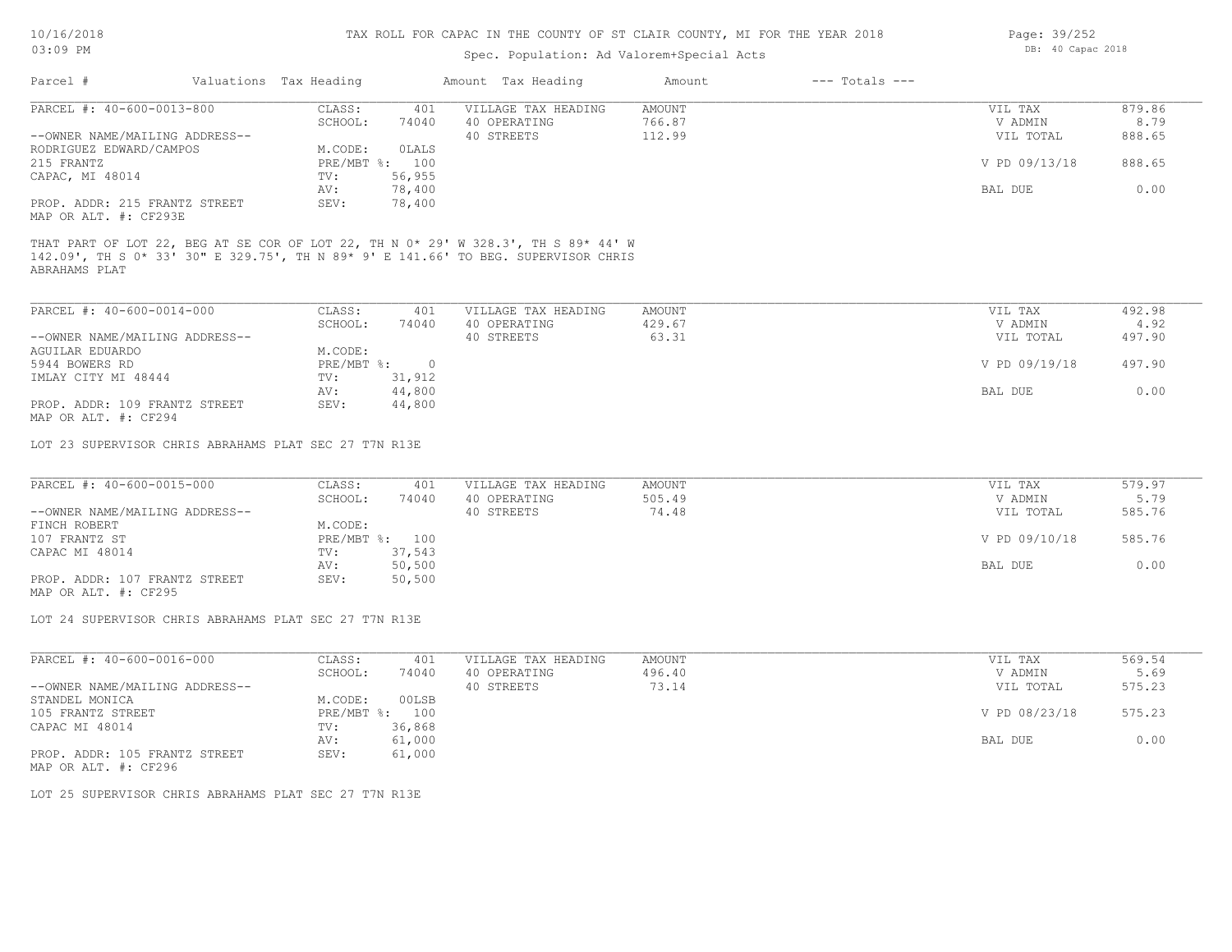10/16/2018
03:09 PM

TAX ROLL FOR CAPAC IN THE COUNTY OF ST CLAIR COUNTY, MI FOR THE YEAR 2018

Spec. Population: Ad Valorem+Special Acts

DB: 40 Capac 2018

| Parcel # | Valuations | Tax Heading | Amount | Tax Heading | Amount | --- Totals --- | |
|---|---|---|---|---|---|---|---|
| PARCEL #: 40-600-0013-800 | CLASS: | 401 | VILLAGE TAX HEADING | AMOUNT | | VIL TAX | 879.86 |
| | SCHOOL: | 74040 | 40 OPERATING | 766.87 | | V ADMIN | 8.79 |
| --OWNER NAME/MAILING ADDRESS-- | | | 40 STREETS | 112.99 | | VIL TOTAL | 888.65 |
| RODRIGUEZ EDWARD/CAMPOS | M.CODE: | 0LALS | | | | | |
| 215 FRANTZ | PRE/MBT %: | 100 | | | | V PD 09/13/18 | 888.65 |
| CAPAC, MI 48014 | TV: | 56,955 | | | | | |
| | AV: | 78,400 | | | | BAL DUE | 0.00 |
| PROP. ADDR: 215 FRANTZ STREET | SEV: | 78,400 | | | | | |
| MAP OR ALT. #: CF293E | | | | | | | |

THAT PART OF LOT 22, BEG AT SE COR OF LOT 22, TH N 0* 29' W 328.3', TH S 89* 44' W 142.09', TH S 0* 33' 30" E 329.75', TH N 89* 9' E 141.66' TO BEG. SUPERVISOR CHRIS ABRAHAMS PLAT

| Parcel # | Valuations | Tax Heading | Amount | Tax Heading | Amount | --- Totals --- | |
|---|---|---|---|---|---|---|---|
| PARCEL #: 40-600-0014-000 | CLASS: | 401 | VILLAGE TAX HEADING | AMOUNT | | VIL TAX | 492.98 |
| | SCHOOL: | 74040 | 40 OPERATING | 429.67 | | V ADMIN | 4.92 |
| --OWNER NAME/MAILING ADDRESS-- | | | 40 STREETS | 63.31 | | VIL TOTAL | 497.90 |
| AGUILAR EDUARDO | M.CODE: | | | | | | |
| 5944 BOWERS RD | PRE/MBT %: | 0 | | | | V PD 09/19/18 | 497.90 |
| IMLAY CITY MI 48444 | TV: | 31,912 | | | | | |
| | AV: | 44,800 | | | | BAL DUE | 0.00 |
| PROP. ADDR: 109 FRANTZ STREET | SEV: | 44,800 | | | | | |
| MAP OR ALT. #: CF294 | | | | | | | |

LOT 23 SUPERVISOR CHRIS ABRAHAMS PLAT SEC 27 T7N R13E

| Parcel # | Valuations | Tax Heading | Amount | Tax Heading | Amount | --- Totals --- | |
|---|---|---|---|---|---|---|---|
| PARCEL #: 40-600-0015-000 | CLASS: | 401 | VILLAGE TAX HEADING | AMOUNT | | VIL TAX | 579.97 |
| | SCHOOL: | 74040 | 40 OPERATING | 505.49 | | V ADMIN | 5.79 |
| --OWNER NAME/MAILING ADDRESS-- | | | 40 STREETS | 74.48 | | VIL TOTAL | 585.76 |
| FINCH ROBERT | M.CODE: | | | | | | |
| 107 FRANTZ ST | PRE/MBT %: | 100 | | | | V PD 09/10/18 | 585.76 |
| CAPAC MI 48014 | TV: | 37,543 | | | | | |
| | AV: | 50,500 | | | | BAL DUE | 0.00 |
| PROP. ADDR: 107 FRANTZ STREET | SEV: | 50,500 | | | | | |
| MAP OR ALT. #: CF295 | | | | | | | |

LOT 24 SUPERVISOR CHRIS ABRAHAMS PLAT SEC 27 T7N R13E

| Parcel # | Valuations | Tax Heading | Amount | Tax Heading | Amount | --- Totals --- | |
|---|---|---|---|---|---|---|---|
| PARCEL #: 40-600-0016-000 | CLASS: | 401 | VILLAGE TAX HEADING | AMOUNT | | VIL TAX | 569.54 |
| | SCHOOL: | 74040 | 40 OPERATING | 496.40 | | V ADMIN | 5.69 |
| --OWNER NAME/MAILING ADDRESS-- | | | 40 STREETS | 73.14 | | VIL TOTAL | 575.23 |
| STANDEL MONICA | M.CODE: | 00LSB | | | | | |
| 105 FRANTZ STREET | PRE/MBT %: | 100 | | | | V PD 08/23/18 | 575.23 |
| CAPAC MI 48014 | TV: | 36,868 | | | | | |
| | AV: | 61,000 | | | | BAL DUE | 0.00 |
| PROP. ADDR: 105 FRANTZ STREET | SEV: | 61,000 | | | | | |
| MAP OR ALT. #: CF296 | | | | | | | |

LOT 25 SUPERVISOR CHRIS ABRAHAMS PLAT SEC 27 T7N R13E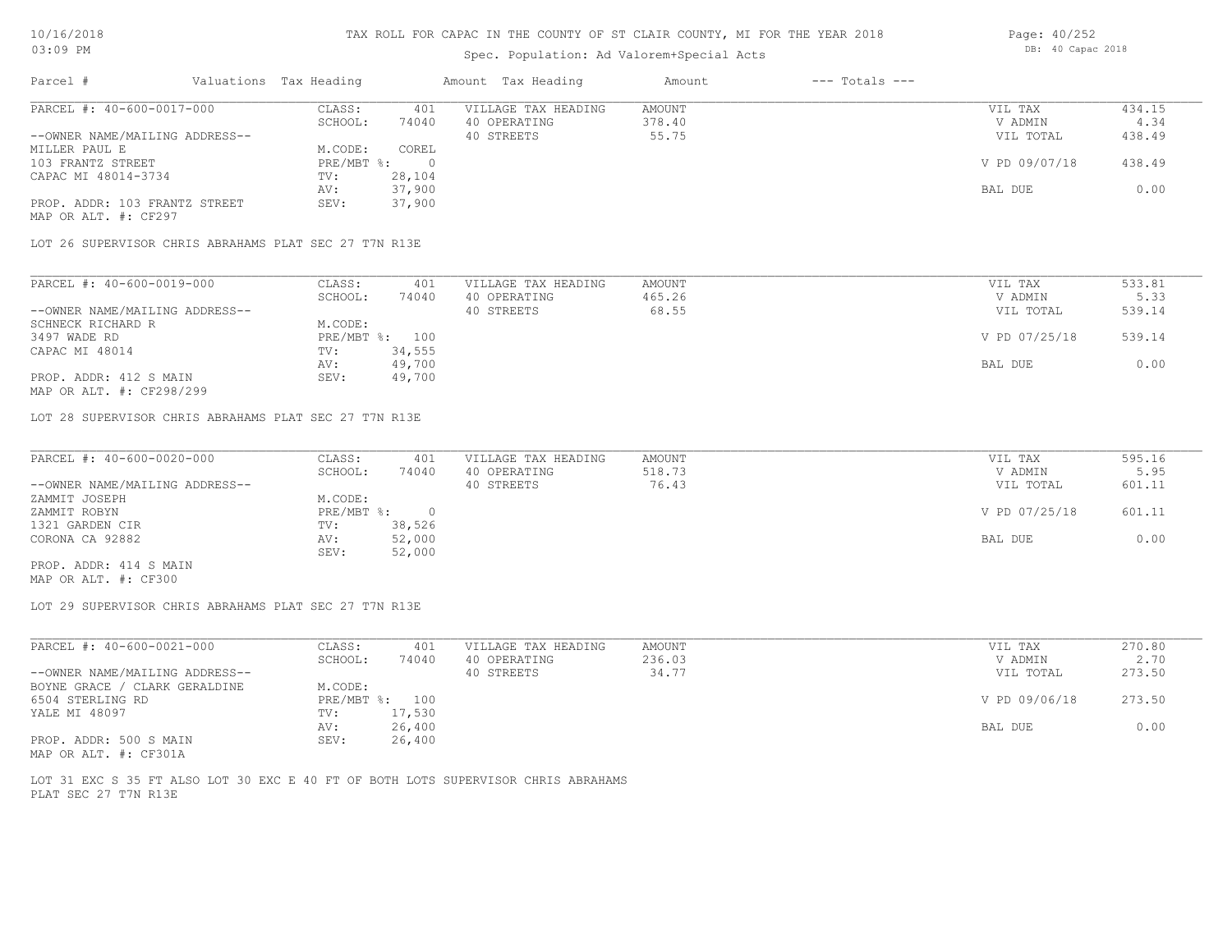TAX ROLL FOR CAPAC IN THE COUNTY OF ST CLAIR COUNTY, MI FOR THE YEAR 2018

Spec. Population: Ad Valorem+Special Acts

| Parcel # | Valuations Tax Heading | | Amount Tax Heading | Amount | --- Totals --- | |
|---|---|---|---|---|---|---|
| PARCEL #: 40-600-0017-000 | CLASS: | 401 | VILLAGE TAX HEADING | AMOUNT | VIL TAX | 434.15 |
| | SCHOOL: | 74040 | 40 OPERATING | 378.40 | V ADMIN | 4.34 |
| --OWNER NAME/MAILING ADDRESS-- | | | 40 STREETS | 55.75 | VIL TOTAL | 438.49 |
| MILLER PAUL E | M.CODE: | COREL | | | | |
| 103 FRANTZ STREET | PRE/MBT %: | 0 | | | V PD 09/07/18 | 438.49 |
| CAPAC MI 48014-3734 | TV: | 28,104 | | | | |
| | AV: | 37,900 | | | BAL DUE | 0.00 |
| PROP. ADDR: 103 FRANTZ STREET | SEV: | 37,900 | | | | |
| MAP OR ALT. #: CF297 | | | | | | |

LOT 26 SUPERVISOR CHRIS ABRAHAMS PLAT SEC 27 T7N R13E

| Parcel # | Valuations Tax Heading | | Amount Tax Heading | Amount | --- Totals --- | |
|---|---|---|---|---|---|---|
| PARCEL #: 40-600-0019-000 | CLASS: | 401 | VILLAGE TAX HEADING | AMOUNT | VIL TAX | 533.81 |
| | SCHOOL: | 74040 | 40 OPERATING | 465.26 | V ADMIN | 5.33 |
| --OWNER NAME/MAILING ADDRESS-- | | | 40 STREETS | 68.55 | VIL TOTAL | 539.14 |
| SCHNECK RICHARD R | M.CODE: | | | | | |
| 3497 WADE RD | PRE/MBT %: | 100 | | | V PD 07/25/18 | 539.14 |
| CAPAC MI 48014 | TV: | 34,555 | | | | |
| | AV: | 49,700 | | | BAL DUE | 0.00 |
| PROP. ADDR: 412 S MAIN | SEV: | 49,700 | | | | |
| MAP OR ALT. #: CF298/299 | | | | | | |

LOT 28 SUPERVISOR CHRIS ABRAHAMS PLAT SEC 27 T7N R13E

| Parcel # | Valuations Tax Heading | | Amount Tax Heading | Amount | --- Totals --- | |
|---|---|---|---|---|---|---|
| PARCEL #: 40-600-0020-000 | CLASS: | 401 | VILLAGE TAX HEADING | AMOUNT | VIL TAX | 595.16 |
| | SCHOOL: | 74040 | 40 OPERATING | 518.73 | V ADMIN | 5.95 |
| --OWNER NAME/MAILING ADDRESS-- | | | 40 STREETS | 76.43 | VIL TOTAL | 601.11 |
| ZAMMIT JOSEPH | M.CODE: | | | | | |
| ZAMMIT ROBYN | PRE/MBT %: | 0 | | | V PD 07/25/18 | 601.11 |
| 1321 GARDEN CIR | TV: | 38,526 | | | | |
| CORONA CA 92882 | AV: | 52,000 | | | BAL DUE | 0.00 |
| | SEV: | 52,000 | | | | |
| PROP. ADDR: 414 S MAIN | | | | | | |
| MAP OR ALT. #: CF300 | | | | | | |

LOT 29 SUPERVISOR CHRIS ABRAHAMS PLAT SEC 27 T7N R13E

| Parcel # | Valuations Tax Heading | | Amount Tax Heading | Amount | --- Totals --- | |
|---|---|---|---|---|---|---|
| PARCEL #: 40-600-0021-000 | CLASS: | 401 | VILLAGE TAX HEADING | AMOUNT | VIL TAX | 270.80 |
| | SCHOOL: | 74040 | 40 OPERATING | 236.03 | V ADMIN | 2.70 |
| --OWNER NAME/MAILING ADDRESS-- | | | 40 STREETS | 34.77 | VIL TOTAL | 273.50 |
| BOYNE GRACE / CLARK GERALDINE | M.CODE: | | | | | |
| 6504 STERLING RD | PRE/MBT %: | 100 | | | V PD 09/06/18 | 273.50 |
| YALE MI 48097 | TV: | 17,530 | | | | |
| | AV: | 26,400 | | | BAL DUE | 0.00 |
| PROP. ADDR: 500 S MAIN | SEV: | 26,400 | | | | |
| MAP OR ALT. #: CF301A | | | | | | |

LOT 31 EXC S 35 FT ALSO LOT 30 EXC E 40 FT OF BOTH LOTS SUPERVISOR CHRIS ABRAHAMS PLAT SEC 27 T7N R13E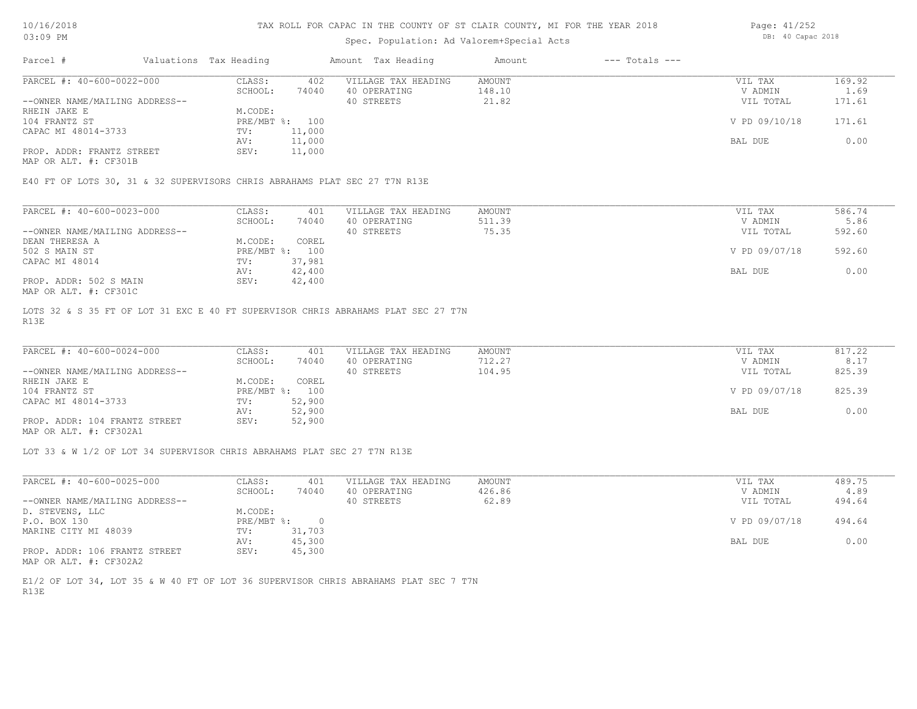TAX ROLL FOR CAPAC IN THE COUNTY OF ST CLAIR COUNTY, MI FOR THE YEAR 2018

Spec. Population: Ad Valorem+Special Acts

DB: 40 Capac 2018

| Parcel # | Valuations Tax Heading | | Amount Tax Heading | Amount | --- Totals --- | |
|---|---|---|---|---|---|---|
| PARCEL #: 40-600-0022-000 | CLASS: | 402 | VILLAGE TAX HEADING | AMOUNT | VIL TAX | 169.92 |
| | SCHOOL: | 74040 | 40 OPERATING | 148.10 | V ADMIN | 1.69 |
| --OWNER NAME/MAILING ADDRESS-- | | | 40 STREETS | 21.82 | VIL TOTAL | 171.61 |
| RHEIN JAKE E | M.CODE: | | | | | |
| 104 FRANTZ ST | PRE/MBT %: | 100 | | | V PD 09/10/18 | 171.61 |
| CAPAC MI 48014-3733 | TV: | 11,000 | | | | |
| | AV: | 11,000 | | | BAL DUE | 0.00 |
| PROP. ADDR: FRANTZ STREET | SEV: | 11,000 | | | | |
| MAP OR ALT. #: CF301B | | | | | | |

E40 FT OF LOTS 30, 31 & 32 SUPERVISORS CHRIS ABRAHAMS PLAT SEC 27 T7N R13E

| Parcel # | Valuations Tax Heading | | Amount Tax Heading | Amount | --- Totals --- | |
|---|---|---|---|---|---|---|
| PARCEL #: 40-600-0023-000 | CLASS: | 401 | VILLAGE TAX HEADING | AMOUNT | VIL TAX | 586.74 |
| | SCHOOL: | 74040 | 40 OPERATING | 511.39 | V ADMIN | 5.86 |
| --OWNER NAME/MAILING ADDRESS-- | | | 40 STREETS | 75.35 | VIL TOTAL | 592.60 |
| DEAN THERESA A | M.CODE: | COREL | | | | |
| 502 S MAIN ST | PRE/MBT %: | 100 | | | V PD 09/07/18 | 592.60 |
| CAPAC MI 48014 | TV: | 37,981 | | | | |
| | AV: | 42,400 | | | BAL DUE | 0.00 |
| PROP. ADDR: 502 S MAIN | SEV: | 42,400 | | | | |
| MAP OR ALT. #: CF301C | | | | | | |

LOTS 32 & S 35 FT OF LOT 31 EXC E 40 FT SUPERVISOR CHRIS ABRAHAMS PLAT SEC 27 T7N R13E

| Parcel # | Valuations Tax Heading | | Amount Tax Heading | Amount | --- Totals --- | |
|---|---|---|---|---|---|---|
| PARCEL #: 40-600-0024-000 | CLASS: | 401 | VILLAGE TAX HEADING | AMOUNT | VIL TAX | 817.22 |
| | SCHOOL: | 74040 | 40 OPERATING | 712.27 | V ADMIN | 8.17 |
| --OWNER NAME/MAILING ADDRESS-- | | | 40 STREETS | 104.95 | VIL TOTAL | 825.39 |
| RHEIN JAKE E | M.CODE: | COREL | | | | |
| 104 FRANTZ ST | PRE/MBT %: | 100 | | | V PD 09/07/18 | 825.39 |
| CAPAC MI 48014-3733 | TV: | 52,900 | | | | |
| | AV: | 52,900 | | | BAL DUE | 0.00 |
| PROP. ADDR: 104 FRANTZ STREET | SEV: | 52,900 | | | | |
| MAP OR ALT. #: CF302A1 | | | | | | |

LOT 33 & W 1/2 OF LOT 34 SUPERVISOR CHRIS ABRAHAMS PLAT SEC 27 T7N R13E

| Parcel # | Valuations Tax Heading | | Amount Tax Heading | Amount | --- Totals --- | |
|---|---|---|---|---|---|---|
| PARCEL #: 40-600-0025-000 | CLASS: | 401 | VILLAGE TAX HEADING | AMOUNT | VIL TAX | 489.75 |
| | SCHOOL: | 74040 | 40 OPERATING | 426.86 | V ADMIN | 4.89 |
| --OWNER NAME/MAILING ADDRESS-- | | | 40 STREETS | 62.89 | VIL TOTAL | 494.64 |
| D. STEVENS, LLC | M.CODE: | | | | | |
| P.O. BOX 130 | PRE/MBT %: | 0 | | | V PD 09/07/18 | 494.64 |
| MARINE CITY MI 48039 | TV: | 31,703 | | | | |
| | AV: | 45,300 | | | BAL DUE | 0.00 |
| PROP. ADDR: 106 FRANTZ STREET | SEV: | 45,300 | | | | |
| MAP OR ALT. #: CF302A2 | | | | | | |

E1/2 OF LOT 34, LOT 35 & W 40 FT OF LOT 36 SUPERVISOR CHRIS ABRAHAMS PLAT SEC 7 T7N R13E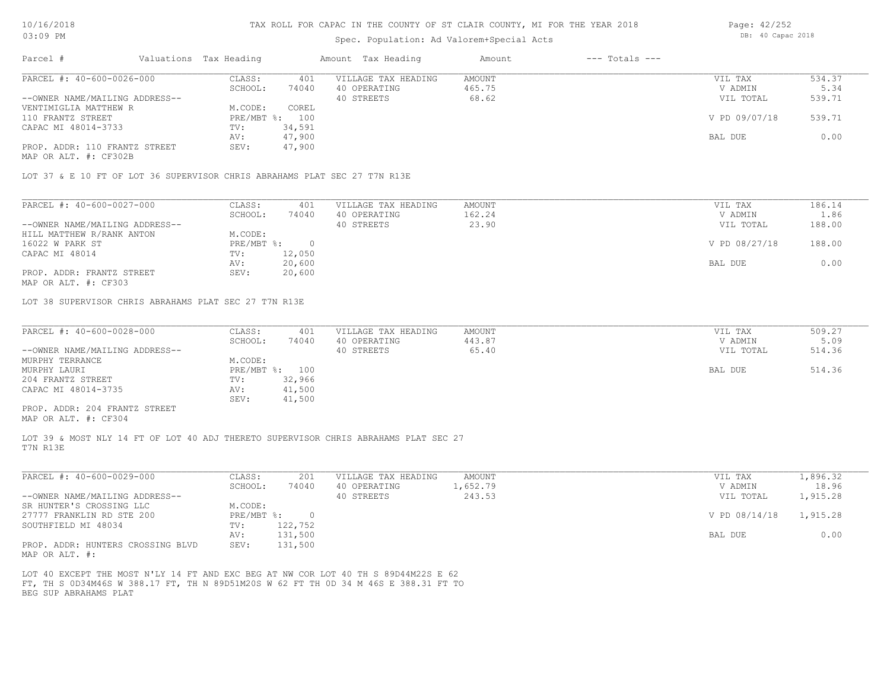# TAX ROLL FOR CAPAC IN THE COUNTY OF ST CLAIR COUNTY, MI FOR THE YEAR 2018

Spec. Population: Ad Valorem+Special Acts

| Parcel # | Valuations | Tax Heading | Amount | Tax Heading | Amount | --- Totals --- | |
|---|---|---|---|---|---|---|---|
| PARCEL #: 40-600-0026-000 | CLASS: | 401 | VILLAGE TAX HEADING | AMOUNT | | VIL TAX | 534.37 |
| | SCHOOL: | 74040 | 40 OPERATING | 465.75 | | V ADMIN | 5.34 |
| --OWNER NAME/MAILING ADDRESS-- | | | 40 STREETS | 68.62 | | VIL TOTAL | 539.71 |
| VENTIMIGLIA MATTHEW R | M.CODE: | COREL | | | | | |
| 110 FRANTZ STREET | PRE/MBT %: | 100 | | | | V PD 09/07/18 | 539.71 |
| CAPAC MI 48014-3733 | TV: | 34,591 | | | | | |
| | AV: | 47,900 | | | | BAL DUE | 0.00 |
| PROP. ADDR: 110 FRANTZ STREET | SEV: | 47,900 | | | | | |
| MAP OR ALT. #: CF302B | | | | | | | |

LOT 37 & E 10 FT OF LOT 36 SUPERVISOR CHRIS ABRAHAMS PLAT SEC 27 T7N R13E

| | | | | | | | |
|---|---|---|---|---|---|---|---|
| PARCEL #: 40-600-0027-000 | CLASS: | 401 | VILLAGE TAX HEADING | AMOUNT | | VIL TAX | 186.14 |
| | SCHOOL: | 74040 | 40 OPERATING | 162.24 | | V ADMIN | 1.86 |
| --OWNER NAME/MAILING ADDRESS-- | | | 40 STREETS | 23.90 | | VIL TOTAL | 188.00 |
| HILL MATTHEW R/RANK ANTON | M.CODE: | | | | | | |
| 16022 W PARK ST | PRE/MBT %: | 0 | | | | V PD 08/27/18 | 188.00 |
| CAPAC MI 48014 | TV: | 12,050 | | | | | |
| | AV: | 20,600 | | | | BAL DUE | 0.00 |
| PROP. ADDR: FRANTZ STREET | SEV: | 20,600 | | | | | |
| MAP OR ALT. #: CF303 | | | | | | | |

LOT 38 SUPERVISOR CHRIS ABRAHAMS PLAT SEC 27 T7N R13E

| | | | | | | | |
|---|---|---|---|---|---|---|---|
| PARCEL #: 40-600-0028-000 | CLASS: | 401 | VILLAGE TAX HEADING | AMOUNT | | VIL TAX | 509.27 |
| | SCHOOL: | 74040 | 40 OPERATING | 443.87 | | V ADMIN | 5.09 |
| --OWNER NAME/MAILING ADDRESS-- | | | 40 STREETS | 65.40 | | VIL TOTAL | 514.36 |
| MURPHY TERRANCE | M.CODE: | | | | | | |
| MURPHY LAURI | PRE/MBT %: | 100 | | | | BAL DUE | 514.36 |
| 204 FRANTZ STREET | TV: | 32,966 | | | | | |
| CAPAC MI 48014-3735 | AV: | 41,500 | | | | | |
| | SEV: | 41,500 | | | | | |
| PROP. ADDR: 204 FRANTZ STREET | | | | | | | |
| MAP OR ALT. #: CF304 | | | | | | | |

LOT 39 & MOST NLY 14 FT OF LOT 40 ADJ THERETO SUPERVISOR CHRIS ABRAHAMS PLAT SEC 27 T7N R13E

| | | | | | | | |
|---|---|---|---|---|---|---|---|
| PARCEL #: 40-600-0029-000 | CLASS: | 201 | VILLAGE TAX HEADING | AMOUNT | | VIL TAX | 1,896.32 |
| | SCHOOL: | 74040 | 40 OPERATING | 1,652.79 | | V ADMIN | 18.96 |
| --OWNER NAME/MAILING ADDRESS-- | | | 40 STREETS | 243.53 | | VIL TOTAL | 1,915.28 |
| SR HUNTER'S CROSSING LLC | M.CODE: | | | | | | |
| 27777 FRANKLIN RD STE 200 | PRE/MBT %: | 0 | | | | V PD 08/14/18 | 1,915.28 |
| SOUTHFIELD MI 48034 | TV: | 122,752 | | | | | |
| | AV: | 131,500 | | | | BAL DUE | 0.00 |
| PROP. ADDR: HUNTERS CROSSING BLVD | SEV: | 131,500 | | | | | |
| MAP OR ALT. #: | | | | | | | |

LOT 40 EXCEPT THE MOST N'LY 14 FT AND EXC BEG AT NW COR LOT 40 TH S 89D44M22S E 62 FT, TH S 0D34M46S W 388.17 FT, TH N 89D51M20S W 62 FT TH 0D 34 M 46S E 388.31 FT TO BEG SUP ABRAHAMS PLAT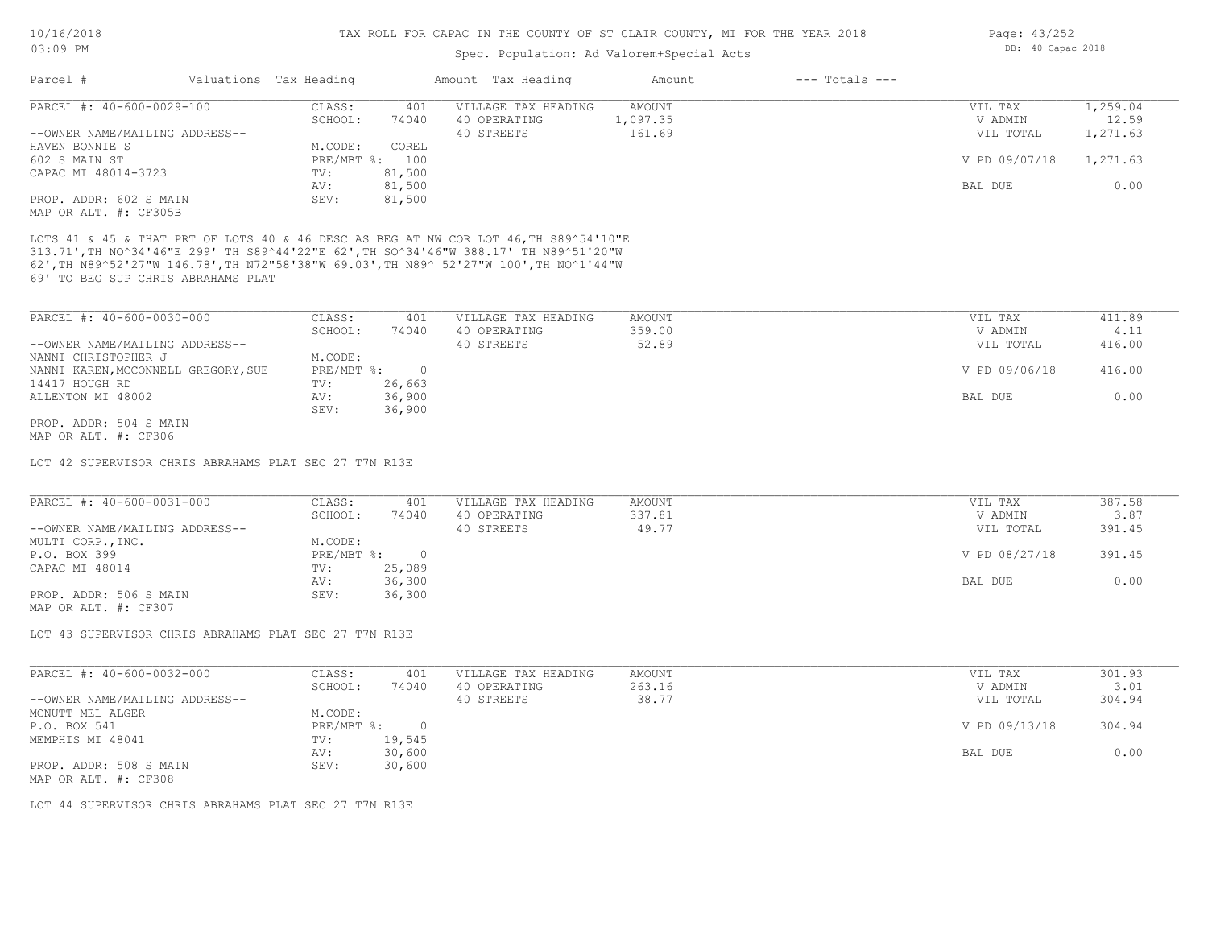TAX ROLL FOR CAPAC IN THE COUNTY OF ST CLAIR COUNTY, MI FOR THE YEAR 2018

Spec. Population: Ad Valorem+Special Acts

| Parcel # | Valuations | Tax Heading | Amount | Tax Heading | Amount | --- Totals --- | |
|---|---|---|---|---|---|---|---|
| PARCEL #: 40-600-0029-100 | CLASS: | 401 | VILLAGE TAX HEADING | AMOUNT | | VIL TAX | 1,259.04 |
| | SCHOOL: | 74040 | 40 OPERATING | 1,097.35 | | V ADMIN | 12.59 |
| --OWNER NAME/MAILING ADDRESS-- | | | 40 STREETS | 161.69 | | VIL TOTAL | 1,271.63 |
| HAVEN BONNIE S | M.CODE: | COREL | | | | | |
| 602 S MAIN ST | PRE/MBT %: | 100 | | | | V PD 09/07/18 | 1,271.63 |
| CAPAC MI 48014-3723 | TV: | 81,500 | | | | | |
| | AV: | 81,500 | | | | BAL DUE | 0.00 |
| PROP. ADDR: 602 S MAIN | SEV: | 81,500 | | | | | |
| MAP OR ALT. #: CF305B | | | | | | | |

LOTS 41 & 45 & THAT PRT OF LOTS 40 & 46 DESC AS BEG AT NW COR LOT 46,TH S89^54'10"E 313.71',TH NO^34'46"E 299' TH S89^44'22"E 62',TH SO^34'46"W 388.17' TH N89^51'20"W 62',TH N89^52'27"W 146.78',TH N72"58'38"W 69.03',TH N89^ 52'27"W 100',TH NO^1'44"W 69' TO BEG SUP CHRIS ABRAHAMS PLAT

| Parcel # | Valuations | Tax Heading | Amount | Tax Heading | Amount | --- Totals --- | |
|---|---|---|---|---|---|---|---|
| PARCEL #: 40-600-0030-000 | CLASS: | 401 | VILLAGE TAX HEADING | AMOUNT | | VIL TAX | 411.89 |
| | SCHOOL: | 74040 | 40 OPERATING | 359.00 | | V ADMIN | 4.11 |
| --OWNER NAME/MAILING ADDRESS-- | | | 40 STREETS | 52.89 | | VIL TOTAL | 416.00 |
| NANNI CHRISTOPHER J | M.CODE: | | | | | | |
| NANNI KAREN,MCCONNELL GREGORY,SUE | PRE/MBT %: | 0 | | | | V PD 09/06/18 | 416.00 |
| 14417 HOUGH RD | TV: | 26,663 | | | | | |
| ALLENTON MI 48002 | AV: | 36,900 | | | | BAL DUE | 0.00 |
| | SEV: | 36,900 | | | | | |
| PROP. ADDR: 504 S MAIN | | | | | | | |
| MAP OR ALT. #: CF306 | | | | | | | |

LOT 42 SUPERVISOR CHRIS ABRAHAMS PLAT SEC 27 T7N R13E

| Parcel # | Valuations | Tax Heading | Amount | Tax Heading | Amount | --- Totals --- | |
|---|---|---|---|---|---|---|---|
| PARCEL #: 40-600-0031-000 | CLASS: | 401 | VILLAGE TAX HEADING | AMOUNT | | VIL TAX | 387.58 |
| | SCHOOL: | 74040 | 40 OPERATING | 337.81 | | V ADMIN | 3.87 |
| --OWNER NAME/MAILING ADDRESS-- | | | 40 STREETS | 49.77 | | VIL TOTAL | 391.45 |
| MULTI CORP.,INC. | M.CODE: | | | | | | |
| P.O. BOX 399 | PRE/MBT %: | 0 | | | | V PD 08/27/18 | 391.45 |
| CAPAC MI 48014 | TV: | 25,089 | | | | | |
| | AV: | 36,300 | | | | BAL DUE | 0.00 |
| PROP. ADDR: 506 S MAIN | SEV: | 36,300 | | | | | |
| MAP OR ALT. #: CF307 | | | | | | | |

LOT 43 SUPERVISOR CHRIS ABRAHAMS PLAT SEC 27 T7N R13E

| Parcel # | Valuations | Tax Heading | Amount | Tax Heading | Amount | --- Totals --- | |
|---|---|---|---|---|---|---|---|
| PARCEL #: 40-600-0032-000 | CLASS: | 401 | VILLAGE TAX HEADING | AMOUNT | | VIL TAX | 301.93 |
| | SCHOOL: | 74040 | 40 OPERATING | 263.16 | | V ADMIN | 3.01 |
| --OWNER NAME/MAILING ADDRESS-- | | | 40 STREETS | 38.77 | | VIL TOTAL | 304.94 |
| MCNUTT MEL ALGER | M.CODE: | | | | | | |
| P.O. BOX 541 | PRE/MBT %: | 0 | | | | V PD 09/13/18 | 304.94 |
| MEMPHIS MI 48041 | TV: | 19,545 | | | | | |
| | AV: | 30,600 | | | | BAL DUE | 0.00 |
| PROP. ADDR: 508 S MAIN | SEV: | 30,600 | | | | | |
| MAP OR ALT. #: CF308 | | | | | | | |

LOT 44 SUPERVISOR CHRIS ABRAHAMS PLAT SEC 27 T7N R13E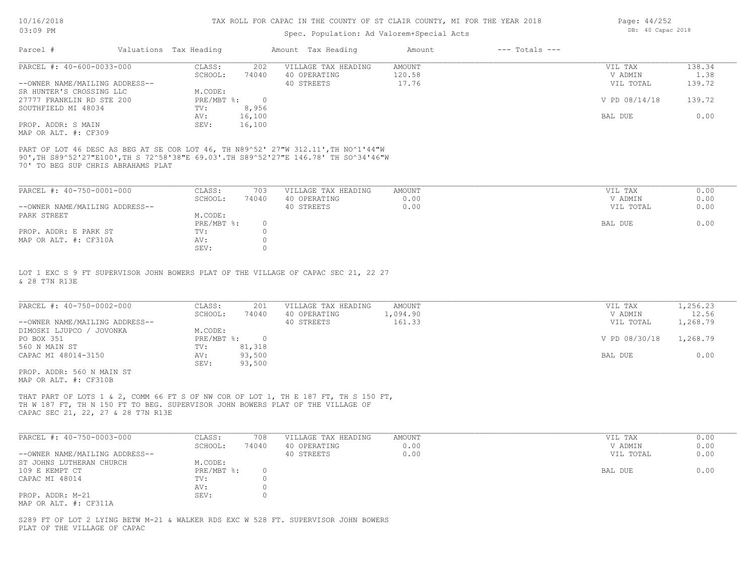TAX ROLL FOR CAPAC IN THE COUNTY OF ST CLAIR COUNTY, MI FOR THE YEAR 2018

Spec. Population: Ad Valorem+Special Acts

10/16/2018
03:09 PM

DB: 40 Capac 2018

| Parcel # | Valuations | Tax Heading | Amount | Tax Heading | Amount | --- Totals --- |
|---|---|---|---|---|---|---|

PARCEL #: 40-600-0033-000

| | | | | | |
|---|---|---|---|---|---|
| CLASS: | 202 | VILLAGE TAX HEADING | AMOUNT | VIL TAX | 138.34 |
| SCHOOL: | 74040 | 40 OPERATING | 120.58 | V ADMIN | 1.38 |
| | | 40 STREETS | 17.76 | VIL TOTAL | 139.72 |
| M.CODE: | | | | | |
| PRE/MBT %: | 0 | | | V PD 08/14/18 | 139.72 |
| TV: | 8,956 | | | | |
| AV: | 16,100 | | | BAL DUE | 0.00 |
| SEV: | 16,100 | | | | |

--OWNER NAME/MAILING ADDRESS--
SR HUNTER'S CROSSING LLC
27777 FRANKLIN RD STE 200
SOUTHFIELD MI 48034

PROP. ADDR: S MAIN
MAP OR ALT. #: CF309

PART OF LOT 46 DESC AS BEG AT SE COR LOT 46, TH N89^52' 27"W 312.11',TH NO^1'44"W 90',TH S89^52'27"E100',TH S 72^58'38"E 69.03'.TH S89^52'27"E 146.78' TH SO^34'46"W 70' TO BEG SUP CHRIS ABRAHAMS PLAT

PARCEL #: 40-750-0001-000

| | | | | | |
|---|---|---|---|---|---|
| CLASS: | 703 | VILLAGE TAX HEADING | AMOUNT | VIL TAX | 0.00 |
| SCHOOL: | 74040 | 40 OPERATING | 0.00 | V ADMIN | 0.00 |
| | | 40 STREETS | 0.00 | VIL TOTAL | 0.00 |
| M.CODE: | | | | | |
| PRE/MBT %: | 0 | | | BAL DUE | 0.00 |
| TV: | 0 | | | | |
| AV: | 0 | | | | |
| SEV: | 0 | | | | |

--OWNER NAME/MAILING ADDRESS--
PARK STREET

PROP. ADDR: E PARK ST
MAP OR ALT. #: CF310A

LOT 1 EXC S 9 FT SUPERVISOR JOHN BOWERS PLAT OF THE VILLAGE OF CAPAC SEC 21, 22 27 & 28 T7N R13E

PARCEL #: 40-750-0002-000

| | | | | | |
|---|---|---|---|---|---|
| CLASS: | 201 | VILLAGE TAX HEADING | AMOUNT | VIL TAX | 1,256.23 |
| SCHOOL: | 74040 | 40 OPERATING | 1,094.90 | V ADMIN | 12.56 |
| | | 40 STREETS | 161.33 | VIL TOTAL | 1,268.79 |
| M.CODE: | | | | | |
| PRE/MBT %: | 0 | | | V PD 08/30/18 | 1,268.79 |
| TV: | 81,318 | | | | |
| AV: | 93,500 | | | BAL DUE | 0.00 |
| SEV: | 93,500 | | | | |

--OWNER NAME/MAILING ADDRESS--
DIMOSKI LJUPCO / JOVONKA
PO BOX 351
560 N MAIN ST
CAPAC MI 48014-3150

PROP. ADDR: 560 N MAIN ST
MAP OR ALT. #: CF310B

THAT PART OF LOTS 1 & 2, COMM 66 FT S OF NW COR OF LOT 1, TH E 187 FT, TH S 150 FT, TH W 187 FT, TH N 150 FT TO BEG. SUPERVISOR JOHN BOWERS PLAT OF THE VILLAGE OF CAPAC SEC 21, 22, 27 & 28 T7N R13E

PARCEL #: 40-750-0003-000

| | | | | | |
|---|---|---|---|---|---|
| CLASS: | 708 | VILLAGE TAX HEADING | AMOUNT | VIL TAX | 0.00 |
| SCHOOL: | 74040 | 40 OPERATING | 0.00 | V ADMIN | 0.00 |
| | | 40 STREETS | 0.00 | VIL TOTAL | 0.00 |
| M.CODE: | | | | | |
| PRE/MBT %: | 0 | | | BAL DUE | 0.00 |
| TV: | 0 | | | | |
| AV: | 0 | | | | |
| SEV: | 0 | | | | |

--OWNER NAME/MAILING ADDRESS--
ST JOHNS LUTHERAN CHURCH
109 E KEMPT CT
CAPAC MI 48014

PROP. ADDR: M-21
MAP OR ALT. #: CF311A

S289 FT OF LOT 2 LYING BETW M-21 & WALKER RDS EXC W 528 FT. SUPERVISOR JOHN BOWERS PLAT OF THE VILLAGE OF CAPAC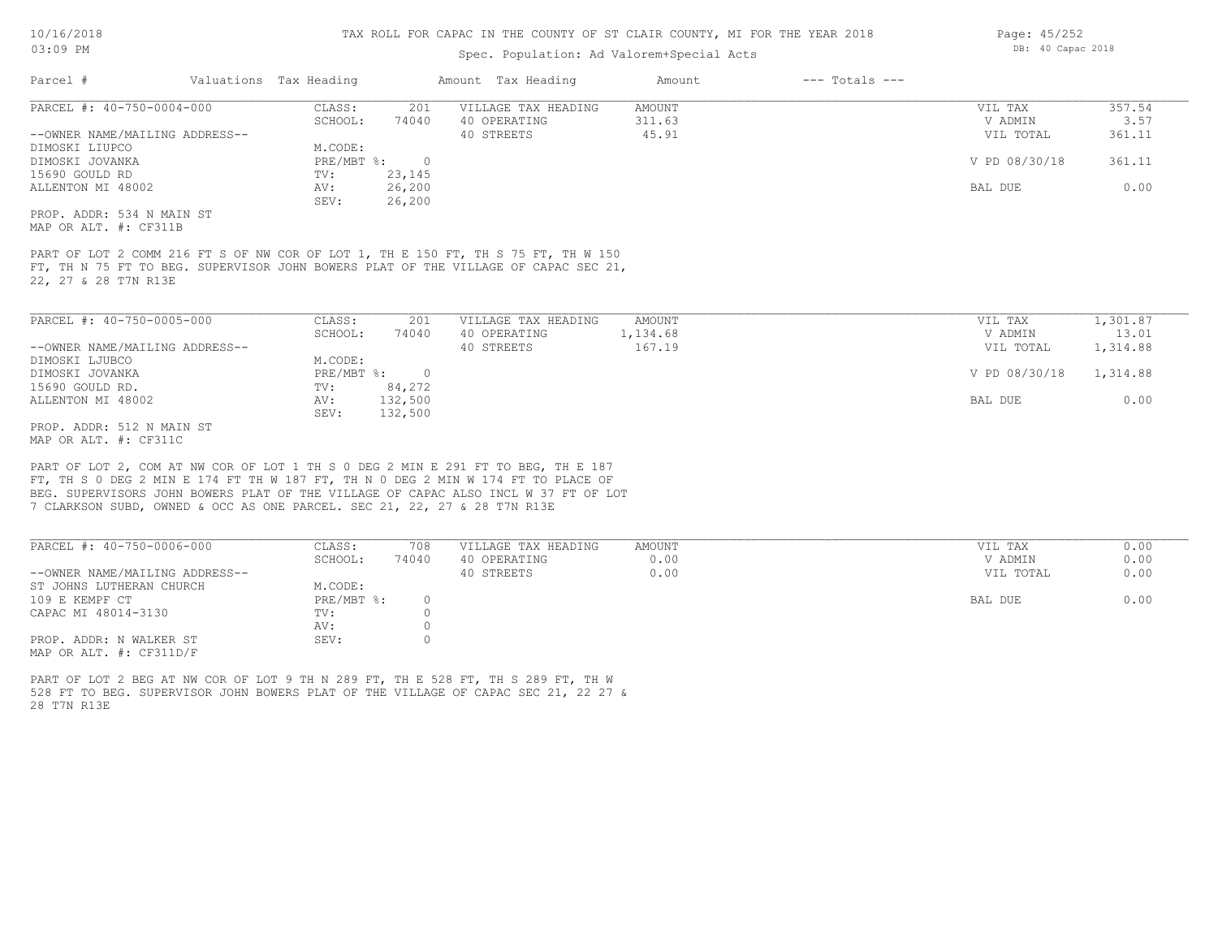TAX ROLL FOR CAPAC IN THE COUNTY OF ST CLAIR COUNTY, MI FOR THE YEAR 2018

Spec. Population: Ad Valorem+Special Acts

DB: 40 Capac 2018

| Parcel # | Valuations | Tax Heading | Amount | Tax Heading | Amount | --- Totals --- | |
|---|---|---|---|---|---|---|---|
| PARCEL #: 40-750-0004-000 | CLASS: | 201 | VILLAGE TAX HEADING | AMOUNT | | VIL TAX | 357.54 |
| | SCHOOL: | 74040 | 40 OPERATING | 311.63 | | V ADMIN | 3.57 |
| --OWNER NAME/MAILING ADDRESS-- | | | 40 STREETS | 45.91 | | VIL TOTAL | 361.11 |
| DIMOSKI LIUPCO | M.CODE: | | | | | | |
| DIMOSKI JOVANKA | PRE/MBT %: | 0 | | | | V PD 08/30/18 | 361.11 |
| 15690 GOULD RD | TV: | 23,145 | | | | | |
| ALLENTON MI 48002 | AV: | 26,200 | | | | BAL DUE | 0.00 |
| | SEV: | 26,200 | | | | | |

PROP. ADDR: 534 N MAIN ST
MAP OR ALT. #: CF311B

PART OF LOT 2 COMM 216 FT S OF NW COR OF LOT 1, TH E 150 FT, TH S 75 FT, TH W 150 FT, TH N 75 FT TO BEG. SUPERVISOR JOHN BOWERS PLAT OF THE VILLAGE OF CAPAC SEC 21, 22, 27 & 28 T7N R13E

| Parcel # | Valuations | Tax Heading | Amount | Tax Heading | Amount | --- Totals --- | |
|---|---|---|---|---|---|---|---|
| PARCEL #: 40-750-0005-000 | CLASS: | 201 | VILLAGE TAX HEADING | AMOUNT | | VIL TAX | 1,301.87 |
| | SCHOOL: | 74040 | 40 OPERATING | 1,134.68 | | V ADMIN | 13.01 |
| --OWNER NAME/MAILING ADDRESS-- | | | 40 STREETS | 167.19 | | VIL TOTAL | 1,314.88 |
| DIMOSKI LJUBCO | M.CODE: | | | | | | |
| DIMOSKI JOVANKA | PRE/MBT %: | 0 | | | | V PD 08/30/18 | 1,314.88 |
| 15690 GOULD RD. | TV: | 84,272 | | | | | |
| ALLENTON MI 48002 | AV: | 132,500 | | | | BAL DUE | 0.00 |
| | SEV: | 132,500 | | | | | |

PROP. ADDR: 512 N MAIN ST
MAP OR ALT. #: CF311C

PART OF LOT 2, COM AT NW COR OF LOT 1 TH S 0 DEG 2 MIN E 291 FT TO BEG, TH E 187 FT, TH S 0 DEG 2 MIN E 174 FT TH W 187 FT, TH N 0 DEG 2 MIN W 174 FT TO PLACE OF BEG. SUPERVISORS JOHN BOWERS PLAT OF THE VILLAGE OF CAPAC ALSO INCL W 37 FT OF LOT 7 CLARKSON SUBD, OWNED & OCC AS ONE PARCEL. SEC 21, 22, 27 & 28 T7N R13E

| Parcel # | Valuations | Tax Heading | Amount | Tax Heading | Amount | --- Totals --- | |
|---|---|---|---|---|---|---|---|
| PARCEL #: 40-750-0006-000 | CLASS: | 708 | VILLAGE TAX HEADING | AMOUNT | | VIL TAX | 0.00 |
| | SCHOOL: | 74040 | 40 OPERATING | 0.00 | | V ADMIN | 0.00 |
| --OWNER NAME/MAILING ADDRESS-- | | | 40 STREETS | 0.00 | | VIL TOTAL | 0.00 |
| ST JOHNS LUTHERAN CHURCH | M.CODE: | | | | | | |
| 109 E KEMPF CT | PRE/MBT %: | 0 | | | | BAL DUE | 0.00 |
| CAPAC MI 48014-3130 | TV: | 0 | | | | | |
| | AV: | 0 | | | | | |
| PROP. ADDR: N WALKER ST | SEV: | 0 | | | | | |

MAP OR ALT. #: CF311D/F

PART OF LOT 2 BEG AT NW COR OF LOT 9 TH N 289 FT, TH E 528 FT, TH S 289 FT, TH W 528 FT TO BEG. SUPERVISOR JOHN BOWERS PLAT OF THE VILLAGE OF CAPAC SEC 21, 22 27 & 28 T7N R13E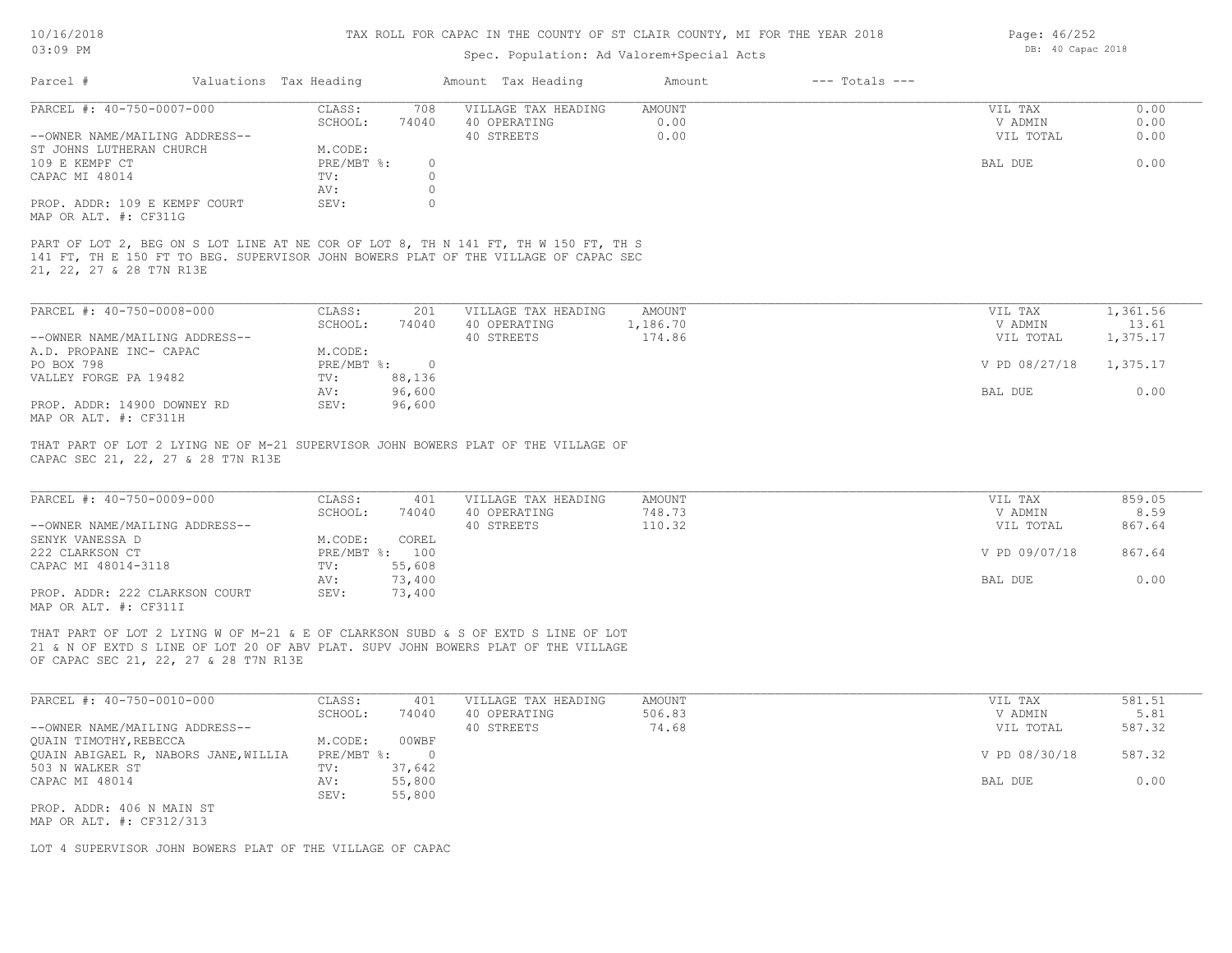TAX ROLL FOR CAPAC IN THE COUNTY OF ST CLAIR COUNTY, MI FOR THE YEAR 2018

Spec. Population: Ad Valorem+Special Acts

| Parcel # | Valuations | Tax Heading | Amount | Tax Heading | Amount | --- Totals --- |
|---|---|---|---|---|---|---|

---

**PARCEL #: 40-750-0007-000**

| | | | | | |
|---|---|---|---|---|---|
| CLASS: | 708 | VILLAGE TAX HEADING | AMOUNT | VIL TAX | 0.00 |
| SCHOOL: | 74040 | 40 OPERATING | 0.00 | V ADMIN | 0.00 |
| | | 40 STREETS | 0.00 | VIL TOTAL | 0.00 |
| M.CODE: | | | | | |
| PRE/MBT %: | 0 | | | BAL DUE | 0.00 |
| TV: | 0 | | | | |
| AV: | 0 | | | | |
| SEV: | 0 | | | | |

--OWNER NAME/MAILING ADDRESS--
ST JOHNS LUTHERAN CHURCH
109 E KEMPF CT
CAPAC MI 48014

PROP. ADDR: 109 E KEMPF COURT
MAP OR ALT. #: CF311G

PART OF LOT 2, BEG ON S LOT LINE AT NE COR OF LOT 8, TH N 141 FT, TH W 150 FT, TH S 141 FT, TH E 150 FT TO BEG. SUPERVISOR JOHN BOWERS PLAT OF THE VILLAGE OF CAPAC SEC 21, 22, 27 & 28 T7N R13E

---

**PARCEL #: 40-750-0008-000**

| | | | | | |
|---|---|---|---|---|---|
| CLASS: | 201 | VILLAGE TAX HEADING | AMOUNT | VIL TAX | 1,361.56 |
| SCHOOL: | 74040 | 40 OPERATING | 1,186.70 | V ADMIN | 13.61 |
| | | 40 STREETS | 174.86 | VIL TOTAL | 1,375.17 |
| M.CODE: | | | | | |
| PRE/MBT %: | 0 | | | V PD 08/27/18 | 1,375.17 |
| TV: | 88,136 | | | | |
| AV: | 96,600 | | | BAL DUE | 0.00 |
| SEV: | 96,600 | | | | |

--OWNER NAME/MAILING ADDRESS--
A.D. PROPANE INC- CAPAC
PO BOX 798
VALLEY FORGE PA 19482

PROP. ADDR: 14900 DOWNEY RD
MAP OR ALT. #: CF311H

THAT PART OF LOT 2 LYING NE OF M-21 SUPERVISOR JOHN BOWERS PLAT OF THE VILLAGE OF CAPAC SEC 21, 22, 27 & 28 T7N R13E

---

**PARCEL #: 40-750-0009-000**

| | | | | | |
|---|---|---|---|---|---|
| CLASS: | 401 | VILLAGE TAX HEADING | AMOUNT | VIL TAX | 859.05 |
| SCHOOL: | 74040 | 40 OPERATING | 748.73 | V ADMIN | 8.59 |
| | | 40 STREETS | 110.32 | VIL TOTAL | 867.64 |
| M.CODE: | COREL | | | | |
| PRE/MBT %: | 100 | | | V PD 09/07/18 | 867.64 |
| TV: | 55,608 | | | | |
| AV: | 73,400 | | | BAL DUE | 0.00 |
| SEV: | 73,400 | | | | |

--OWNER NAME/MAILING ADDRESS--
SENYK VANESSA D
222 CLARKSON CT
CAPAC MI 48014-3118

PROP. ADDR: 222 CLARKSON COURT
MAP OR ALT. #: CF311I

THAT PART OF LOT 2 LYING W OF M-21 & E OF CLARKSON SUBD & S OF EXTD S LINE OF LOT 21 & N OF EXTD S LINE OF LOT 20 OF ABV PLAT. SUPV JOHN BOWERS PLAT OF THE VILLAGE OF CAPAC SEC 21, 22, 27 & 28 T7N R13E

---

**PARCEL #: 40-750-0010-000**

| | | | | | |
|---|---|---|---|---|---|
| CLASS: | 401 | VILLAGE TAX HEADING | AMOUNT | VIL TAX | 581.51 |
| SCHOOL: | 74040 | 40 OPERATING | 506.83 | V ADMIN | 5.81 |
| | | 40 STREETS | 74.68 | VIL TOTAL | 587.32 |
| M.CODE: | 00WBF | | | | |
| PRE/MBT %: | 0 | | | V PD 08/30/18 | 587.32 |
| TV: | 37,642 | | | | |
| AV: | 55,800 | | | BAL DUE | 0.00 |
| SEV: | 55,800 | | | | |

--OWNER NAME/MAILING ADDRESS--
QUAIN TIMOTHY,REBECCA
QUAIN ABIGAEL R, NABORS JANE,WILLIA
503 N WALKER ST
CAPAC MI 48014

PROP. ADDR: 406 N MAIN ST
MAP OR ALT. #: CF312/313

LOT 4 SUPERVISOR JOHN BOWERS PLAT OF THE VILLAGE OF CAPAC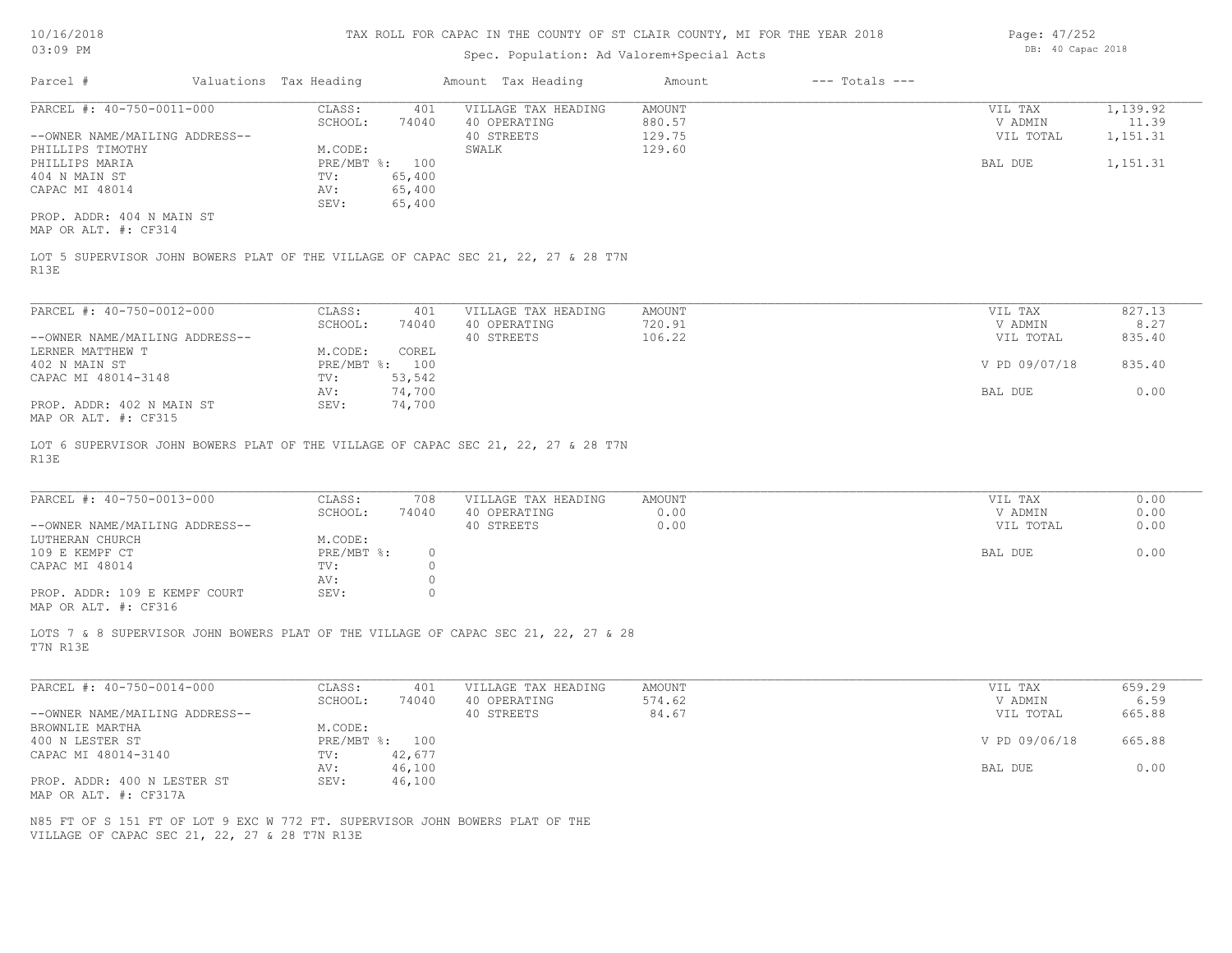TAX ROLL FOR CAPAC IN THE COUNTY OF ST CLAIR COUNTY, MI FOR THE YEAR 2018

Spec. Population: Ad Valorem+Special Acts

DB: 40 Capac 2018

| Parcel # | Valuations | Tax Heading | Amount | Tax Heading | Amount | --- Totals --- | |
|---|---|---|---|---|---|---|---|
| PARCEL #: 40-750-0011-000 | CLASS: | 401 | VILLAGE TAX HEADING | AMOUNT | | VIL TAX | 1,139.92 |
| | SCHOOL: | 74040 | 40 OPERATING | 880.57 | | V ADMIN | 11.39 |
| --OWNER NAME/MAILING ADDRESS-- | | | 40 STREETS | 129.75 | | VIL TOTAL | 1,151.31 |
| PHILLIPS TIMOTHY | M.CODE: | | SWALK | 129.60 | | | |
| PHILLIPS MARIA | PRE/MBT %: | 100 | | | | BAL DUE | 1,151.31 |
| 404 N MAIN ST | TV: | 65,400 | | | | | |
| CAPAC MI 48014 | AV: | 65,400 | | | | | |
| | SEV: | 65,400 | | | | | |
| PROP. ADDR: 404 N MAIN ST | | | | | | | |
| MAP OR ALT. #: CF314 | | | | | | | |

LOT 5 SUPERVISOR JOHN BOWERS PLAT OF THE VILLAGE OF CAPAC SEC 21, 22, 27 & 28 T7N R13E

| | | | | | | | |
|---|---|---|---|---|---|---|---|
| PARCEL #: 40-750-0012-000 | CLASS: | 401 | VILLAGE TAX HEADING | AMOUNT | | VIL TAX | 827.13 |
| | SCHOOL: | 74040 | 40 OPERATING | 720.91 | | V ADMIN | 8.27 |
| --OWNER NAME/MAILING ADDRESS-- | | | 40 STREETS | 106.22 | | VIL TOTAL | 835.40 |
| LERNER MATTHEW T | M.CODE: | COREL | | | | | |
| 402 N MAIN ST | PRE/MBT %: | 100 | | | | V PD 09/07/18 | 835.40 |
| CAPAC MI 48014-3148 | TV: | 53,542 | | | | | |
| | AV: | 74,700 | | | | BAL DUE | 0.00 |
| PROP. ADDR: 402 N MAIN ST | SEV: | 74,700 | | | | | |
| MAP OR ALT. #: CF315 | | | | | | | |

LOT 6 SUPERVISOR JOHN BOWERS PLAT OF THE VILLAGE OF CAPAC SEC 21, 22, 27 & 28 T7N R13E

| | | | | | | | |
|---|---|---|---|---|---|---|---|
| PARCEL #: 40-750-0013-000 | CLASS: | 708 | VILLAGE TAX HEADING | AMOUNT | | VIL TAX | 0.00 |
| | SCHOOL: | 74040 | 40 OPERATING | 0.00 | | V ADMIN | 0.00 |
| --OWNER NAME/MAILING ADDRESS-- | | | 40 STREETS | 0.00 | | VIL TOTAL | 0.00 |
| LUTHERAN CHURCH | M.CODE: | | | | | | |
| 109 E KEMPF CT | PRE/MBT %: | 0 | | | | BAL DUE | 0.00 |
| CAPAC MI 48014 | TV: | 0 | | | | | |
| | AV: | 0 | | | | | |
| PROP. ADDR: 109 E KEMPF COURT | SEV: | 0 | | | | | |
| MAP OR ALT. #: CF316 | | | | | | | |

LOTS 7 & 8 SUPERVISOR JOHN BOWERS PLAT OF THE VILLAGE OF CAPAC SEC 21, 22, 27 & 28 T7N R13E

| | | | | | | | |
|---|---|---|---|---|---|---|---|
| PARCEL #: 40-750-0014-000 | CLASS: | 401 | VILLAGE TAX HEADING | AMOUNT | | VIL TAX | 659.29 |
| | SCHOOL: | 74040 | 40 OPERATING | 574.62 | | V ADMIN | 6.59 |
| --OWNER NAME/MAILING ADDRESS-- | | | 40 STREETS | 84.67 | | VIL TOTAL | 665.88 |
| BROWNLIE MARTHA | M.CODE: | | | | | | |
| 400 N LESTER ST | PRE/MBT %: | 100 | | | | V PD 09/06/18 | 665.88 |
| CAPAC MI 48014-3140 | TV: | 42,677 | | | | | |
| | AV: | 46,100 | | | | BAL DUE | 0.00 |
| PROP. ADDR: 400 N LESTER ST | SEV: | 46,100 | | | | | |
| MAP OR ALT. #: CF317A | | | | | | | |

N85 FT OF S 151 FT OF LOT 9 EXC W 772 FT. SUPERVISOR JOHN BOWERS PLAT OF THE VILLAGE OF CAPAC SEC 21, 22, 27 & 28 T7N R13E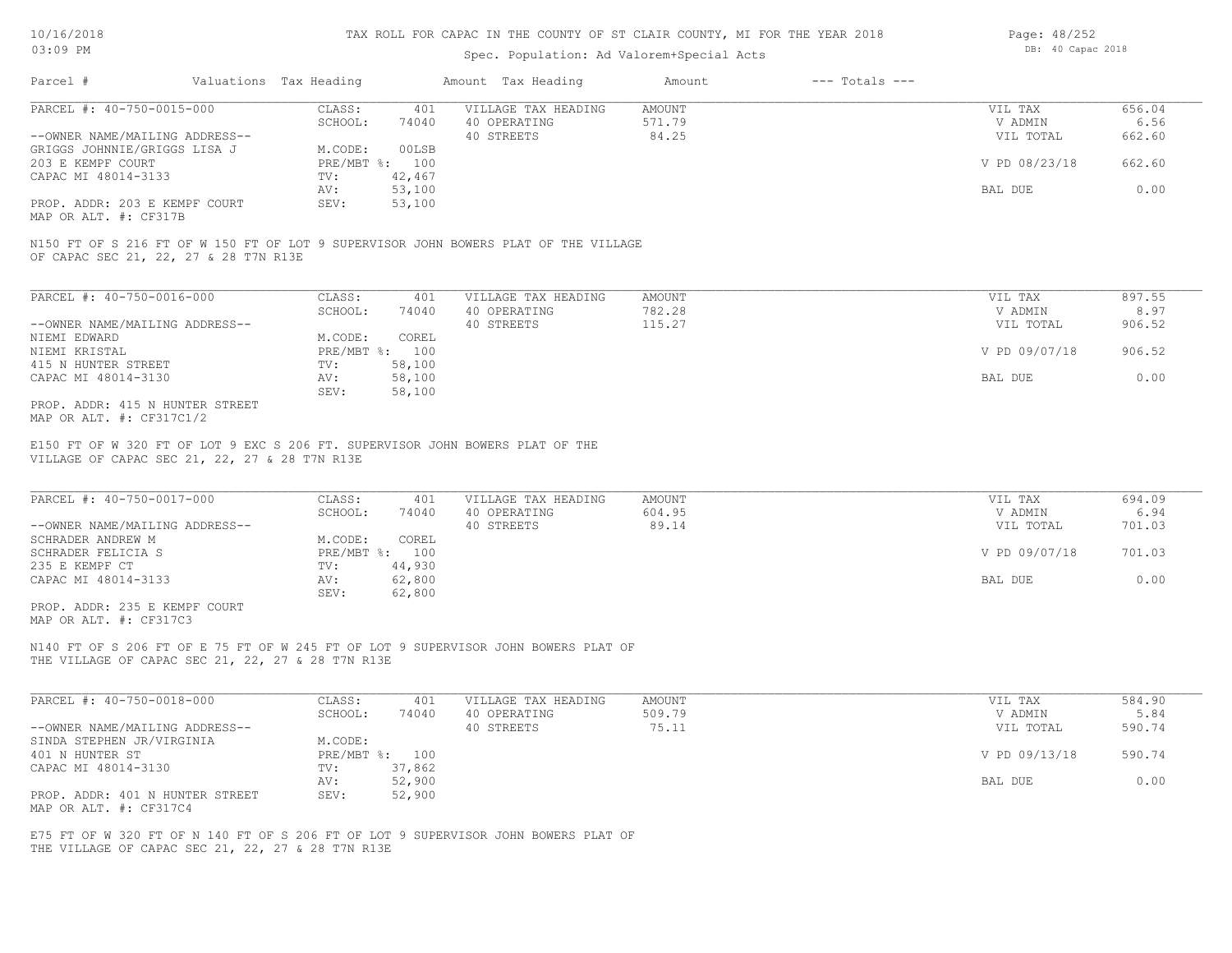TAX ROLL FOR CAPAC IN THE COUNTY OF ST CLAIR COUNTY, MI FOR THE YEAR 2018

Spec. Population: Ad Valorem+Special Acts

| Parcel # | Valuations | Tax Heading | Amount | Tax Heading | Amount | --- Totals --- | |
|---|---|---|---|---|---|---|---|
| PARCEL #: 40-750-0015-000 | CLASS: | 401 | VILLAGE TAX HEADING | AMOUNT | | VIL TAX | 656.04 |
| | SCHOOL: | 74040 | 40 OPERATING | 571.79 | | V ADMIN | 6.56 |
| --OWNER NAME/MAILING ADDRESS-- | | | 40 STREETS | 84.25 | | VIL TOTAL | 662.60 |
| GRIGGS JOHNNIE/GRIGGS LISA J | M.CODE: | 00LSB | | | | | |
| 203 E KEMPF COURT | PRE/MBT %: | 100 | | | | V PD 08/23/18 | 662.60 |
| CAPAC MI 48014-3133 | TV: | 42,467 | | | | | |
| | AV: | 53,100 | | | | BAL DUE | 0.00 |
| PROP. ADDR: 203 E KEMPF COURT | SEV: | 53,100 | | | | | |
| MAP OR ALT. #: CF317B | | | | | | | |

N150 FT OF S 216 FT OF W 150 FT OF LOT 9 SUPERVISOR JOHN BOWERS PLAT OF THE VILLAGE OF CAPAC SEC 21, 22, 27 & 28 T7N R13E

| Parcel # | Valuations | Tax Heading | Amount | Tax Heading | Amount | --- Totals --- | |
|---|---|---|---|---|---|---|---|
| PARCEL #: 40-750-0016-000 | CLASS: | 401 | VILLAGE TAX HEADING | AMOUNT | | VIL TAX | 897.55 |
| | SCHOOL: | 74040 | 40 OPERATING | 782.28 | | V ADMIN | 8.97 |
| --OWNER NAME/MAILING ADDRESS-- | | | 40 STREETS | 115.27 | | VIL TOTAL | 906.52 |
| NIEMI EDWARD | M.CODE: | COREL | | | | | |
| NIEMI KRISTAL | PRE/MBT %: | 100 | | | | V PD 09/07/18 | 906.52 |
| 415 N HUNTER STREET | TV: | 58,100 | | | | | |
| CAPAC MI 48014-3130 | AV: | 58,100 | | | | BAL DUE | 0.00 |
| | SEV: | 58,100 | | | | | |
| PROP. ADDR: 415 N HUNTER STREET | | | | | | | |
| MAP OR ALT. #: CF317C1/2 | | | | | | | |

E150 FT OF W 320 FT OF LOT 9 EXC S 206 FT. SUPERVISOR JOHN BOWERS PLAT OF THE VILLAGE OF CAPAC SEC 21, 22, 27 & 28 T7N R13E

| Parcel # | Valuations | Tax Heading | Amount | Tax Heading | Amount | --- Totals --- | |
|---|---|---|---|---|---|---|---|
| PARCEL #: 40-750-0017-000 | CLASS: | 401 | VILLAGE TAX HEADING | AMOUNT | | VIL TAX | 694.09 |
| | SCHOOL: | 74040 | 40 OPERATING | 604.95 | | V ADMIN | 6.94 |
| --OWNER NAME/MAILING ADDRESS-- | | | 40 STREETS | 89.14 | | VIL TOTAL | 701.03 |
| SCHRADER ANDREW M | M.CODE: | COREL | | | | | |
| SCHRADER FELICIA S | PRE/MBT %: | 100 | | | | V PD 09/07/18 | 701.03 |
| 235 E KEMPF CT | TV: | 44,930 | | | | | |
| CAPAC MI 48014-3133 | AV: | 62,800 | | | | BAL DUE | 0.00 |
| | SEV: | 62,800 | | | | | |
| PROP. ADDR: 235 E KEMPF COURT | | | | | | | |
| MAP OR ALT. #: CF317C3 | | | | | | | |

N140 FT OF S 206 FT OF E 75 FT OF W 245 FT OF LOT 9 SUPERVISOR JOHN BOWERS PLAT OF THE VILLAGE OF CAPAC SEC 21, 22, 27 & 28 T7N R13E

| Parcel # | Valuations | Tax Heading | Amount | Tax Heading | Amount | --- Totals --- | |
|---|---|---|---|---|---|---|---|
| PARCEL #: 40-750-0018-000 | CLASS: | 401 | VILLAGE TAX HEADING | AMOUNT | | VIL TAX | 584.90 |
| | SCHOOL: | 74040 | 40 OPERATING | 509.79 | | V ADMIN | 5.84 |
| --OWNER NAME/MAILING ADDRESS-- | | | 40 STREETS | 75.11 | | VIL TOTAL | 590.74 |
| SINDA STEPHEN JR/VIRGINIA | M.CODE: | | | | | | |
| 401 N HUNTER ST | PRE/MBT %: | 100 | | | | V PD 09/13/18 | 590.74 |
| CAPAC MI 48014-3130 | TV: | 37,862 | | | | | |
| | AV: | 52,900 | | | | BAL DUE | 0.00 |
| PROP. ADDR: 401 N HUNTER STREET | SEV: | 52,900 | | | | | |
| MAP OR ALT. #: CF317C4 | | | | | | | |

E75 FT OF W 320 FT OF N 140 FT OF S 206 FT OF LOT 9 SUPERVISOR JOHN BOWERS PLAT OF THE VILLAGE OF CAPAC SEC 21, 22, 27 & 28 T7N R13E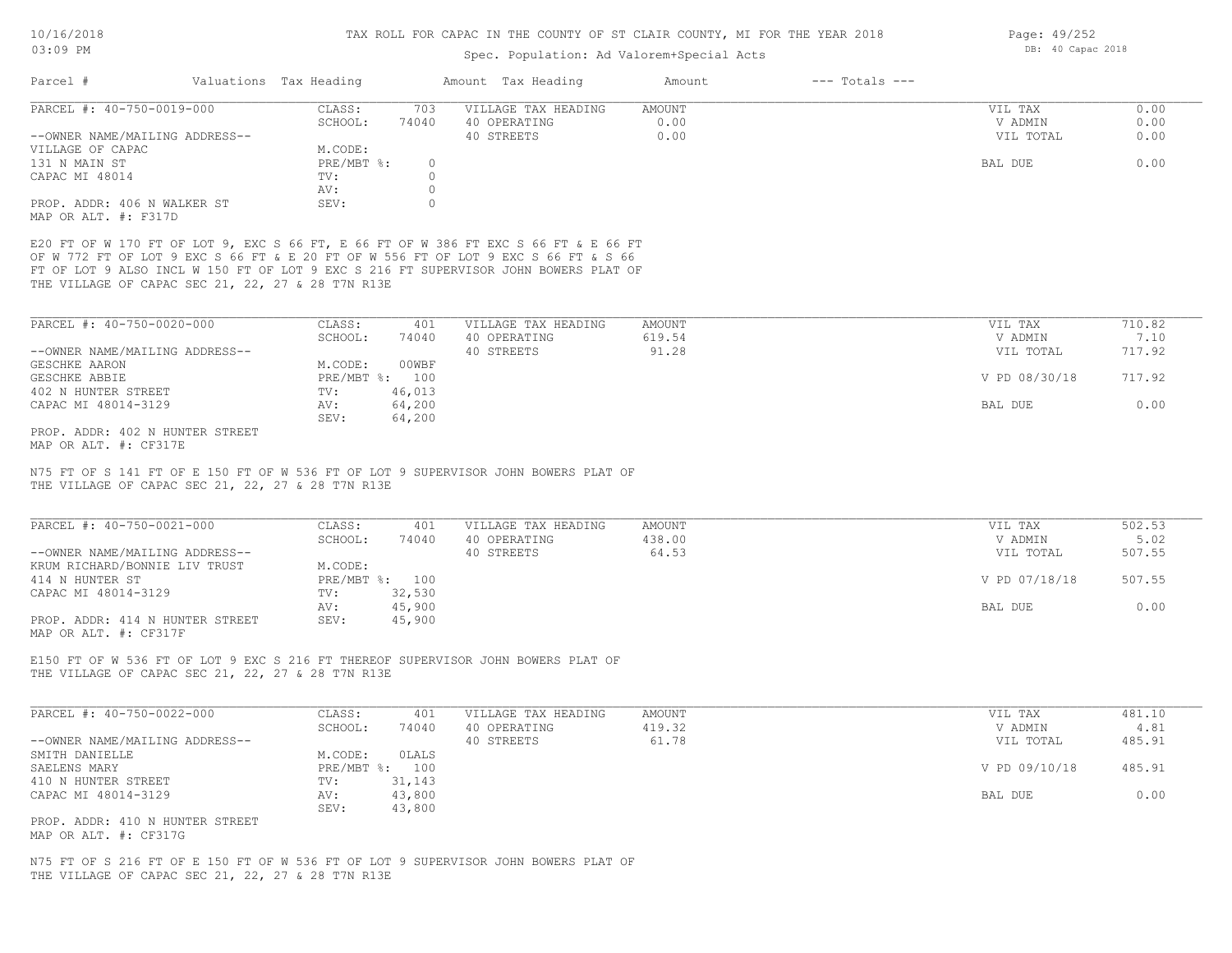TAX ROLL FOR CAPAC IN THE COUNTY OF ST CLAIR COUNTY, MI FOR THE YEAR 2018

Spec. Population: Ad Valorem+Special Acts

| Parcel # | Valuations | Tax Heading | Amount | Tax Heading | Amount | --- Totals --- | |
|---|---|---|---|---|---|---|---|
| PARCEL #: 40-750-0019-000 | CLASS: | 703 | VILLAGE TAX HEADING | AMOUNT | | VIL TAX | 0.00 |
| | SCHOOL: | 74040 | 40 OPERATING | 0.00 | | V ADMIN | 0.00 |
| --OWNER NAME/MAILING ADDRESS-- | | | 40 STREETS | 0.00 | | VIL TOTAL | 0.00 |
| VILLAGE OF CAPAC | M.CODE: | | | | | | |
| 131 N MAIN ST | PRE/MBT %: | 0 | | | | BAL DUE | 0.00 |
| CAPAC MI 48014 | TV: | 0 | | | | | |
| | AV: | 0 | | | | | |
| PROP. ADDR: 406 N WALKER ST | SEV: | 0 | | | | | |
| MAP OR ALT. #: F317D | | | | | | | |

E20 FT OF W 170 FT OF LOT 9, EXC S 66 FT, E 66 FT OF W 386 FT EXC S 66 FT & E 66 FT OF W 772 FT OF LOT 9 EXC S 66 FT & E 20 FT OF W 556 FT OF LOT 9 EXC S 66 FT & S 66 FT OF LOT 9 ALSO INCL W 150 FT OF LOT 9 EXC S 216 FT SUPERVISOR JOHN BOWERS PLAT OF THE VILLAGE OF CAPAC SEC 21, 22, 27 & 28 T7N R13E

| Parcel # | Valuations | Tax Heading | Amount | Tax Heading | Amount | --- Totals --- | |
|---|---|---|---|---|---|---|---|
| PARCEL #: 40-750-0020-000 | CLASS: | 401 | VILLAGE TAX HEADING | AMOUNT | | VIL TAX | 710.82 |
| | SCHOOL: | 74040 | 40 OPERATING | 619.54 | | V ADMIN | 7.10 |
| --OWNER NAME/MAILING ADDRESS-- | | | 40 STREETS | 91.28 | | VIL TOTAL | 717.92 |
| GESCHKE AARON | M.CODE: | 00WBF | | | | | |
| GESCHKE ABBIE | PRE/MBT %: | 100 | | | | V PD 08/30/18 | 717.92 |
| 402 N HUNTER STREET | TV: | 46,013 | | | | | |
| CAPAC MI 48014-3129 | AV: | 64,200 | | | | BAL DUE | 0.00 |
| | SEV: | 64,200 | | | | | |
| PROP. ADDR: 402 N HUNTER STREET | | | | | | | |
| MAP OR ALT. #: CF317E | | | | | | | |

N75 FT OF S 141 FT OF E 150 FT OF W 536 FT OF LOT 9 SUPERVISOR JOHN BOWERS PLAT OF THE VILLAGE OF CAPAC SEC 21, 22, 27 & 28 T7N R13E

| Parcel # | Valuations | Tax Heading | Amount | Tax Heading | Amount | --- Totals --- | |
|---|---|---|---|---|---|---|---|
| PARCEL #: 40-750-0021-000 | CLASS: | 401 | VILLAGE TAX HEADING | AMOUNT | | VIL TAX | 502.53 |
| | SCHOOL: | 74040 | 40 OPERATING | 438.00 | | V ADMIN | 5.02 |
| --OWNER NAME/MAILING ADDRESS-- | | | 40 STREETS | 64.53 | | VIL TOTAL | 507.55 |
| KRUM RICHARD/BONNIE LIV TRUST | M.CODE: | | | | | | |
| 414 N HUNTER ST | PRE/MBT %: | 100 | | | | V PD 07/18/18 | 507.55 |
| CAPAC MI 48014-3129 | TV: | 32,530 | | | | | |
| | AV: | 45,900 | | | | BAL DUE | 0.00 |
| PROP. ADDR: 414 N HUNTER STREET | SEV: | 45,900 | | | | | |
| MAP OR ALT. #: CF317F | | | | | | | |

E150 FT OF W 536 FT OF LOT 9 EXC S 216 FT THEREOF SUPERVISOR JOHN BOWERS PLAT OF THE VILLAGE OF CAPAC SEC 21, 22, 27 & 28 T7N R13E

| Parcel # | Valuations | Tax Heading | Amount | Tax Heading | Amount | --- Totals --- | |
|---|---|---|---|---|---|---|---|
| PARCEL #: 40-750-0022-000 | CLASS: | 401 | VILLAGE TAX HEADING | AMOUNT | | VIL TAX | 481.10 |
| | SCHOOL: | 74040 | 40 OPERATING | 419.32 | | V ADMIN | 4.81 |
| --OWNER NAME/MAILING ADDRESS-- | | | 40 STREETS | 61.78 | | VIL TOTAL | 485.91 |
| SMITH DANIELLE | M.CODE: | 0LALS | | | | | |
| SAELENS MARY | PRE/MBT %: | 100 | | | | V PD 09/10/18 | 485.91 |
| 410 N HUNTER STREET | TV: | 31,143 | | | | | |
| CAPAC MI 48014-3129 | AV: | 43,800 | | | | BAL DUE | 0.00 |
| | SEV: | 43,800 | | | | | |
| PROP. ADDR: 410 N HUNTER STREET | | | | | | | |
| MAP OR ALT. #: CF317G | | | | | | | |

N75 FT OF S 216 FT OF E 150 FT OF W 536 FT OF LOT 9 SUPERVISOR JOHN BOWERS PLAT OF THE VILLAGE OF CAPAC SEC 21, 22, 27 & 28 T7N R13E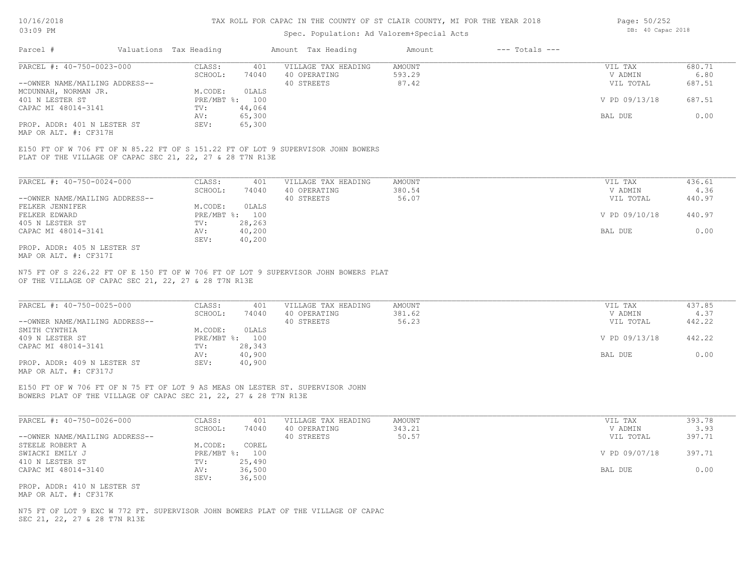# TAX ROLL FOR CAPAC IN THE COUNTY OF ST CLAIR COUNTY, MI FOR THE YEAR 2018

Spec. Population: Ad Valorem+Special Acts

DB: 40 Capac 2018

| Parcel # | Valuations | Tax Heading | Amount | Tax Heading | Amount | --- Totals --- |
|---|---|---|---|---|---|---|

---

**PARCEL #: 40-750-0023-000**

| | | | | |
|---|---|---|---|---|
| CLASS: | 401 | VILLAGE TAX HEADING | AMOUNT | VIL TAX | 680.71 |
| SCHOOL: | 74040 | 40 OPERATING | 593.29 | V ADMIN | 6.80 |
| | | 40 STREETS | 87.42 | VIL TOTAL | 687.51 |
| M.CODE: | 0LALS | | | | |
| PRE/MBT %: | 100 | | | V PD 09/13/18 | 687.51 |
| TV: | 44,064 | | | | |
| AV: | 65,300 | | | BAL DUE | 0.00 |
| SEV: | 65,300 | | | | |

--OWNER NAME/MAILING ADDRESS--
MCDUNNAH, NORMAN JR.
401 N LESTER ST
CAPAC MI 48014-3141

PROP. ADDR: 401 N LESTER ST
MAP OR ALT. #: CF317H

E150 FT OF W 706 FT OF N 85.22 FT OF S 151.22 FT OF LOT 9 SUPERVISOR JOHN BOWERS PLAT OF THE VILLAGE OF CAPAC SEC 21, 22, 27 & 28 T7N R13E

---

**PARCEL #: 40-750-0024-000**

| | | | | |
|---|---|---|---|---|
| CLASS: | 401 | VILLAGE TAX HEADING | AMOUNT | VIL TAX | 436.61 |
| SCHOOL: | 74040 | 40 OPERATING | 380.54 | V ADMIN | 4.36 |
| | | 40 STREETS | 56.07 | VIL TOTAL | 440.97 |
| M.CODE: | 0LALS | | | | |
| PRE/MBT %: | 100 | | | V PD 09/10/18 | 440.97 |
| TV: | 28,263 | | | | |
| AV: | 40,200 | | | BAL DUE | 0.00 |
| SEV: | 40,200 | | | | |

--OWNER NAME/MAILING ADDRESS--
FELKER JENNIFER
FELKER EDWARD
405 N LESTER ST
CAPAC MI 48014-3141

PROP. ADDR: 405 N LESTER ST
MAP OR ALT. #: CF317I

N75 FT OF S 226.22 FT OF E 150 FT OF W 706 FT OF LOT 9 SUPERVISOR JOHN BOWERS PLAT OF THE VILLAGE OF CAPAC SEC 21, 22, 27 & 28 T7N R13E

---

**PARCEL #: 40-750-0025-000**

| | | | | |
|---|---|---|---|---|
| CLASS: | 401 | VILLAGE TAX HEADING | AMOUNT | VIL TAX | 437.85 |
| SCHOOL: | 74040 | 40 OPERATING | 381.62 | V ADMIN | 4.37 |
| | | 40 STREETS | 56.23 | VIL TOTAL | 442.22 |
| M.CODE: | 0LALS | | | | |
| PRE/MBT %: | 100 | | | V PD 09/13/18 | 442.22 |
| TV: | 28,343 | | | | |
| AV: | 40,900 | | | BAL DUE | 0.00 |
| SEV: | 40,900 | | | | |

--OWNER NAME/MAILING ADDRESS--
SMITH CYNTHIA
409 N LESTER ST
CAPAC MI 48014-3141

PROP. ADDR: 409 N LESTER ST
MAP OR ALT. #: CF317J

E150 FT OF W 706 FT OF N 75 FT OF LOT 9 AS MEAS ON LESTER ST. SUPERVISOR JOHN BOWERS PLAT OF THE VILLAGE OF CAPAC SEC 21, 22, 27 & 28 T7N R13E

---

**PARCEL #: 40-750-0026-000**

| | | | | |
|---|---|---|---|---|
| CLASS: | 401 | VILLAGE TAX HEADING | AMOUNT | VIL TAX | 393.78 |
| SCHOOL: | 74040 | 40 OPERATING | 343.21 | V ADMIN | 3.93 |
| | | 40 STREETS | 50.57 | VIL TOTAL | 397.71 |
| M.CODE: | COREL | | | | |
| PRE/MBT %: | 100 | | | V PD 09/07/18 | 397.71 |
| TV: | 25,490 | | | | |
| AV: | 36,500 | | | BAL DUE | 0.00 |
| SEV: | 36,500 | | | | |

--OWNER NAME/MAILING ADDRESS--
STEELE ROBERT A
SWIACKI EMILY J
410 N LESTER ST
CAPAC MI 48014-3140

PROP. ADDR: 410 N LESTER ST
MAP OR ALT. #: CF317K

N75 FT OF LOT 9 EXC W 772 FT. SUPERVISOR JOHN BOWERS PLAT OF THE VILLAGE OF CAPAC SEC 21, 22, 27 & 28 T7N R13E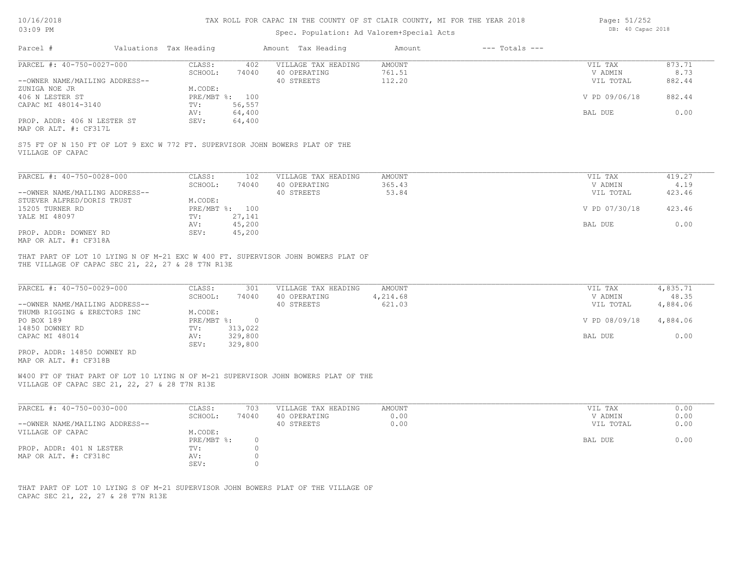Spec. Population: Ad Valorem+Special Acts

| Parcel # | Valuations | Tax Heading | Amount | Tax Heading | Amount | --- Totals --- | | |
|---|---|---|---|---|---|---|---|---|

**PARCEL #: 40-750-0027-000**

| | | | | |
|---|---|---|---|---|
| CLASS: 402 | VILLAGE TAX HEADING | AMOUNT | VIL TAX | 873.71 |
| SCHOOL: 74040 | 40 OPERATING | 761.51 | V ADMIN | 8.73 |
| | 40 STREETS | 112.20 | VIL TOTAL | 882.44 |
| M.CODE: | | | | |
| PRE/MBT %: 100 | | | V PD 09/06/18 | 882.44 |
| TV: 56,557 | | | | |
| AV: 64,400 | | | BAL DUE | 0.00 |
| SEV: 64,400 | | | | |

--OWNER NAME/MAILING ADDRESS--
ZUNIGA NOE JR
406 N LESTER ST
CAPAC MI 48014-3140

PROP. ADDR: 406 N LESTER ST
MAP OR ALT. #: CF317L

S75 FT OF N 150 FT OF LOT 9 EXC W 772 FT. SUPERVISOR JOHN BOWERS PLAT OF THE VILLAGE OF CAPAC

**PARCEL #: 40-750-0028-000**

| | | | | |
|---|---|---|---|---|
| CLASS: 102 | VILLAGE TAX HEADING | AMOUNT | VIL TAX | 419.27 |
| SCHOOL: 74040 | 40 OPERATING | 365.43 | V ADMIN | 4.19 |
| | 40 STREETS | 53.84 | VIL TOTAL | 423.46 |
| M.CODE: | | | | |
| PRE/MBT %: 100 | | | V PD 07/30/18 | 423.46 |
| TV: 27,141 | | | | |
| AV: 45,200 | | | BAL DUE | 0.00 |
| SEV: 45,200 | | | | |

--OWNER NAME/MAILING ADDRESS--
STUEVER ALFRED/DORIS TRUST
15205 TURNER RD
YALE MI 48097

PROP. ADDR: DOWNEY RD
MAP OR ALT. #: CF318A

THAT PART OF LOT 10 LYING N OF M-21 EXC W 400 FT. SUPERVISOR JOHN BOWERS PLAT OF THE VILLAGE OF CAPAC SEC 21, 22, 27 & 28 T7N R13E

**PARCEL #: 40-750-0029-000**

| | | | | |
|---|---|---|---|---|
| CLASS: 301 | VILLAGE TAX HEADING | AMOUNT | VIL TAX | 4,835.71 |
| SCHOOL: 74040 | 40 OPERATING | 4,214.68 | V ADMIN | 48.35 |
| | 40 STREETS | 621.03 | VIL TOTAL | 4,884.06 |
| M.CODE: | | | | |
| PRE/MBT %: 0 | | | V PD 08/09/18 | 4,884.06 |
| TV: 313,022 | | | | |
| AV: 329,800 | | | BAL DUE | 0.00 |
| SEV: 329,800 | | | | |

--OWNER NAME/MAILING ADDRESS--
THUMB RIGGING & ERECTORS INC
PO BOX 189
14850 DOWNEY RD
CAPAC MI 48014

PROP. ADDR: 14850 DOWNEY RD
MAP OR ALT. #: CF318B

W400 FT OF THAT PART OF LOT 10 LYING N OF M-21 SUPERVISOR JOHN BOWERS PLAT OF THE VILLAGE OF CAPAC SEC 21, 22, 27 & 28 T7N R13E

**PARCEL #: 40-750-0030-000**

| | | | | |
|---|---|---|---|---|
| CLASS: 703 | VILLAGE TAX HEADING | AMOUNT | VIL TAX | 0.00 |
| SCHOOL: 74040 | 40 OPERATING | 0.00 | V ADMIN | 0.00 |
| | 40 STREETS | 0.00 | VIL TOTAL | 0.00 |
| M.CODE: | | | | |
| PRE/MBT %: 0 | | | BAL DUE | 0.00 |
| TV: 0 | | | | |
| AV: 0 | | | | |
| SEV: 0 | | | | |

--OWNER NAME/MAILING ADDRESS--
VILLAGE OF CAPAC

PROP. ADDR: 401 N LESTER
MAP OR ALT. #: CF318C

THAT PART OF LOT 10 LYING S OF M-21 SUPERVISOR JOHN BOWERS PLAT OF THE VILLAGE OF CAPAC SEC 21, 22, 27 & 28 T7N R13E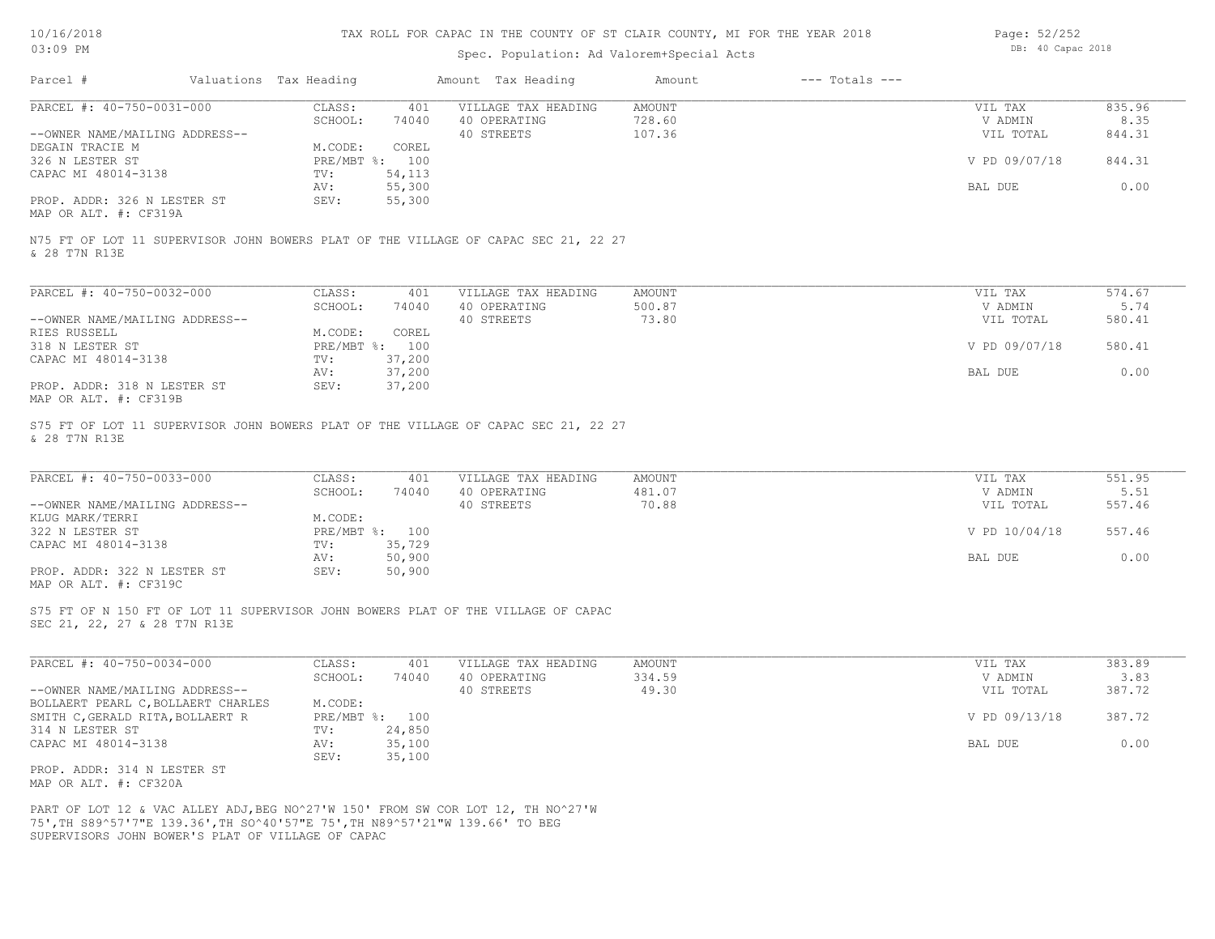TAX ROLL FOR CAPAC IN THE COUNTY OF ST CLAIR COUNTY, MI FOR THE YEAR 2018

Spec. Population: Ad Valorem+Special Acts

DB: 40 Capac 2018

| Parcel # | Valuations | Tax Heading | Amount | Tax Heading | Amount | --- Totals --- | |
|---|---|---|---|---|---|---|---|

**PARCEL #: 40-750-0031-000**

| | | | | |
|---|---|---|---|---|
| CLASS: 401 | VILLAGE TAX HEADING | AMOUNT | VIL TAX | 835.96 |
| SCHOOL: 74040 | 40 OPERATING | 728.60 | V ADMIN | 8.35 |
| | 40 STREETS | 107.36 | VIL TOTAL | 844.31 |
| M.CODE: COREL | | | | |
| PRE/MBT %: 100 | | | V PD 09/07/18 | 844.31 |
| TV: 54,113 | | | | |
| AV: 55,300 | | | BAL DUE | 0.00 |
| SEV: 55,300 | | | | |

--OWNER NAME/MAILING ADDRESS--
DEGAIN TRACIE M
326 N LESTER ST
CAPAC MI 48014-3138

PROP. ADDR: 326 N LESTER ST
MAP OR ALT. #: CF319A

N75 FT OF LOT 11 SUPERVISOR JOHN BOWERS PLAT OF THE VILLAGE OF CAPAC SEC 21, 22 27 & 28 T7N R13E

**PARCEL #: 40-750-0032-000**

| | | | | |
|---|---|---|---|---|
| CLASS: 401 | VILLAGE TAX HEADING | AMOUNT | VIL TAX | 574.67 |
| SCHOOL: 74040 | 40 OPERATING | 500.87 | V ADMIN | 5.74 |
| | 40 STREETS | 73.80 | VIL TOTAL | 580.41 |
| M.CODE: COREL | | | | |
| PRE/MBT %: 100 | | | V PD 09/07/18 | 580.41 |
| TV: 37,200 | | | | |
| AV: 37,200 | | | BAL DUE | 0.00 |
| SEV: 37,200 | | | | |

--OWNER NAME/MAILING ADDRESS--
RIES RUSSELL
318 N LESTER ST
CAPAC MI 48014-3138

PROP. ADDR: 318 N LESTER ST
MAP OR ALT. #: CF319B

S75 FT OF LOT 11 SUPERVISOR JOHN BOWERS PLAT OF THE VILLAGE OF CAPAC SEC 21, 22 27 & 28 T7N R13E

**PARCEL #: 40-750-0033-000**

| | | | | |
|---|---|---|---|---|
| CLASS: 401 | VILLAGE TAX HEADING | AMOUNT | VIL TAX | 551.95 |
| SCHOOL: 74040 | 40 OPERATING | 481.07 | V ADMIN | 5.51 |
| | 40 STREETS | 70.88 | VIL TOTAL | 557.46 |
| M.CODE: | | | | |
| PRE/MBT %: 100 | | | V PD 10/04/18 | 557.46 |
| TV: 35,729 | | | | |
| AV: 50,900 | | | BAL DUE | 0.00 |
| SEV: 50,900 | | | | |

--OWNER NAME/MAILING ADDRESS--
KLUG MARK/TERRI
322 N LESTER ST
CAPAC MI 48014-3138

PROP. ADDR: 322 N LESTER ST
MAP OR ALT. #: CF319C

S75 FT OF N 150 FT OF LOT 11 SUPERVISOR JOHN BOWERS PLAT OF THE VILLAGE OF CAPAC SEC 21, 22, 27 & 28 T7N R13E

**PARCEL #: 40-750-0034-000**

| | | | | |
|---|---|---|---|---|
| CLASS: 401 | VILLAGE TAX HEADING | AMOUNT | VIL TAX | 383.89 |
| SCHOOL: 74040 | 40 OPERATING | 334.59 | V ADMIN | 3.83 |
| | 40 STREETS | 49.30 | VIL TOTAL | 387.72 |
| M.CODE: | | | | |
| PRE/MBT %: 100 | | | V PD 09/13/18 | 387.72 |
| TV: 24,850 | | | | |
| AV: 35,100 | | | BAL DUE | 0.00 |
| SEV: 35,100 | | | | |

--OWNER NAME/MAILING ADDRESS--
BOLLAERT PEARL C,BOLLAERT CHARLES
SMITH C,GERALD RITA,BOLLAERT R
314 N LESTER ST
CAPAC MI 48014-3138

PROP. ADDR: 314 N LESTER ST
MAP OR ALT. #: CF320A

PART OF LOT 12 & VAC ALLEY ADJ,BEG NO^27'W 150' FROM SW COR LOT 12, TH NO^27'W 75',TH S89^57'7"E 139.36',TH SO^40'57"E 75',TH N89^57'21"W 139.66' TO BEG SUPERVISORS JOHN BOWER'S PLAT OF VILLAGE OF CAPAC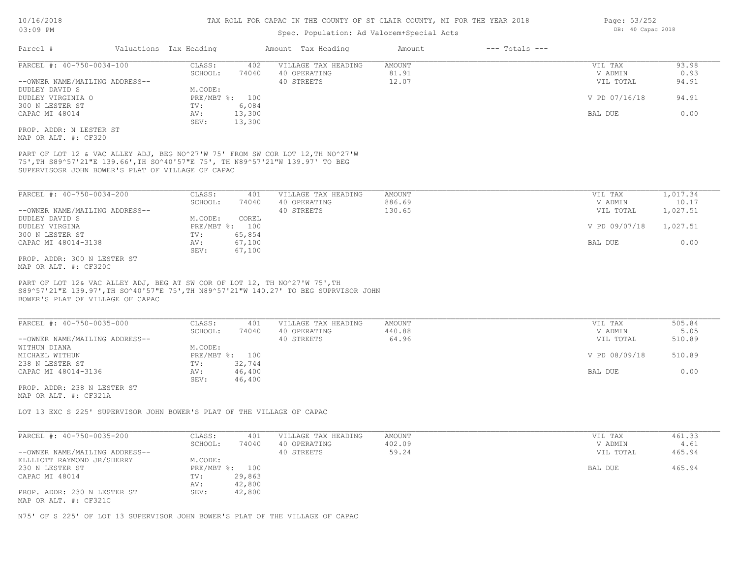TAX ROLL FOR CAPAC IN THE COUNTY OF ST CLAIR COUNTY, MI FOR THE YEAR 2018

Spec. Population: Ad Valorem+Special Acts

| Parcel # | Valuations Tax Heading | | Amount Tax Heading | Amount | --- Totals --- | |
|---|---|---|---|---|---|---|

**PARCEL #: 40-750-0034-100**

| | | | | | | |
|---|---|---|---|---|---|---|
| | CLASS: | 402 | VILLAGE TAX HEADING | AMOUNT | VIL TAX | 93.98 |
| | SCHOOL: | 74040 | 40 OPERATING | 81.91 | V ADMIN | 0.93 |
| --OWNER NAME/MAILING ADDRESS-- | | | 40 STREETS | 12.07 | VIL TOTAL | 94.91 |
| DUDLEY DAVID S | M.CODE: | | | | | |
| DUDLEY VIRGINIA O | PRE/MBT %: | 100 | | | V PD 07/16/18 | 94.91 |
| 300 N LESTER ST | TV: | 6,084 | | | | |
| CAPAC MI 48014 | AV: | 13,300 | | | BAL DUE | 0.00 |
| | SEV: | 13,300 | | | | |

PROP. ADDR: N LESTER ST
MAP OR ALT. #: CF320

PART OF LOT 12 & VAC ALLEY ADJ, BEG NO^27'W 75' FROM SW COR LOT 12,TH NO^27'W 75',TH S89^57'21"E 139.66',TH SO^40'57"E 75', TH N89^57'21"W 139.97' TO BEG SUPERVISOSR JOHN BOWER'S PLAT OF VILLAGE OF CAPAC

**PARCEL #: 40-750-0034-200**

| | | | | | | |
|---|---|---|---|---|---|---|
| | CLASS: | 401 | VILLAGE TAX HEADING | AMOUNT | VIL TAX | 1,017.34 |
| | SCHOOL: | 74040 | 40 OPERATING | 886.69 | V ADMIN | 10.17 |
| --OWNER NAME/MAILING ADDRESS-- | | | 40 STREETS | 130.65 | VIL TOTAL | 1,027.51 |
| DUDLEY DAVID S | M.CODE: | COREL | | | | |
| DUDLEY VIRGINA | PRE/MBT %: | 100 | | | V PD 09/07/18 | 1,027.51 |
| 300 N LESTER ST | TV: | 65,854 | | | | |
| CAPAC MI 48014-3138 | AV: | 67,100 | | | BAL DUE | 0.00 |
| | SEV: | 67,100 | | | | |

PROP. ADDR: 300 N LESTER ST
MAP OR ALT. #: CF320C

PART OF LOT 12& VAC ALLEY ADJ, BEG AT SW COR OF LOT 12, TH NO^27'W 75',TH S89^57'21"E 139.97',TH SO^40'57"E 75',TH N89^57'21"W 140.27' TO BEG SUPRVISOR JOHN BOWER'S PLAT OF VILLAGE OF CAPAC

**PARCEL #: 40-750-0035-000**

| | | | | | | |
|---|---|---|---|---|---|---|
| | CLASS: | 401 | VILLAGE TAX HEADING | AMOUNT | VIL TAX | 505.84 |
| | SCHOOL: | 74040 | 40 OPERATING | 440.88 | V ADMIN | 5.05 |
| --OWNER NAME/MAILING ADDRESS-- | | | 40 STREETS | 64.96 | VIL TOTAL | 510.89 |
| WITHUN DIANA | M.CODE: | | | | | |
| MICHAEL WITHUN | PRE/MBT %: | 100 | | | V PD 08/09/18 | 510.89 |
| 238 N LESTER ST | TV: | 32,744 | | | | |
| CAPAC MI 48014-3136 | AV: | 46,400 | | | BAL DUE | 0.00 |
| | SEV: | 46,400 | | | | |

PROP. ADDR: 238 N LESTER ST
MAP OR ALT. #: CF321A

LOT 13 EXC S 225' SUPERVISOR JOHN BOWER'S PLAT OF THE VILLAGE OF CAPAC

**PARCEL #: 40-750-0035-200**

| | | | | | | |
|---|---|---|---|---|---|---|
| | CLASS: | 401 | VILLAGE TAX HEADING | AMOUNT | VIL TAX | 461.33 |
| | SCHOOL: | 74040 | 40 OPERATING | 402.09 | V ADMIN | 4.61 |
| --OWNER NAME/MAILING ADDRESS-- | | | 40 STREETS | 59.24 | VIL TOTAL | 465.94 |
| ELLLIOTT RAYMOND JR/SHERRY | M.CODE: | | | | | |
| 230 N LESTER ST | PRE/MBT %: | 100 | | | BAL DUE | 465.94 |
| CAPAC MI 48014 | TV: | 29,863 | | | | |
| | AV: | 42,800 | | | | |
| PROP. ADDR: 230 N LESTER ST | SEV: | 42,800 | | | | |

MAP OR ALT. #: CF321C

N75' OF S 225' OF LOT 13 SUPERVISOR JOHN BOWER'S PLAT OF THE VILLAGE OF CAPAC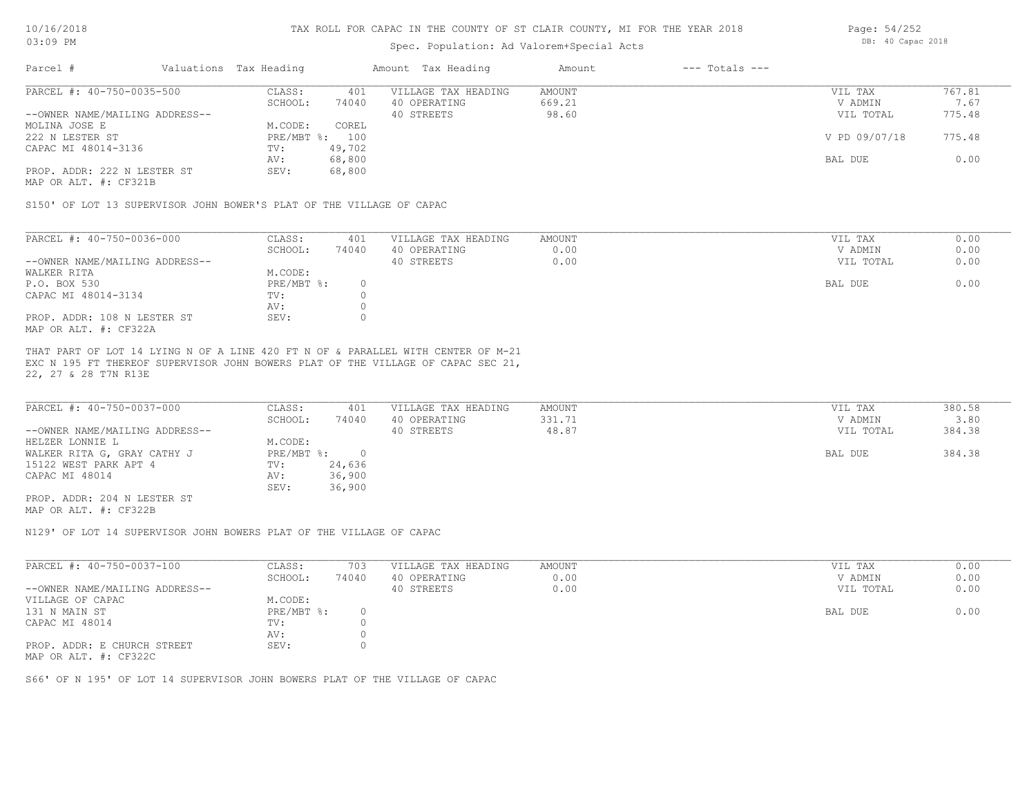# TAX ROLL FOR CAPAC IN THE COUNTY OF ST CLAIR COUNTY, MI FOR THE YEAR 2018

Spec. Population: Ad Valorem+Special Acts

| Parcel # | Valuations | Tax Heading | Amount | Tax Heading | Amount | --- Totals --- | |
|---|---|---|---|---|---|---|---|
| PARCEL #: 40-750-0035-500 | CLASS: | 401 | VILLAGE TAX HEADING | AMOUNT | | VIL TAX | 767.81 |
| | SCHOOL: | 74040 | 40 OPERATING | 669.21 | | V ADMIN | 7.67 |
| --OWNER NAME/MAILING ADDRESS-- | | | 40 STREETS | 98.60 | | VIL TOTAL | 775.48 |
| MOLINA JOSE E | M.CODE: | COREL | | | | | |
| 222 N LESTER ST | PRE/MBT %: | 100 | | | | V PD 09/07/18 | 775.48 |
| CAPAC MI 48014-3136 | TV: | 49,702 | | | | | |
| | AV: | 68,800 | | | | BAL DUE | 0.00 |
| PROP. ADDR: 222 N LESTER ST | SEV: | 68,800 | | | | | |
| MAP OR ALT. #: CF321B | | | | | | | |

S150' OF LOT 13 SUPERVISOR JOHN BOWER'S PLAT OF THE VILLAGE OF CAPAC

| Parcel # | Valuations | Tax Heading | Amount | Tax Heading | Amount | --- Totals --- | |
|---|---|---|---|---|---|---|---|
| PARCEL #: 40-750-0036-000 | CLASS: | 401 | VILLAGE TAX HEADING | AMOUNT | | VIL TAX | 0.00 |
| | SCHOOL: | 74040 | 40 OPERATING | 0.00 | | V ADMIN | 0.00 |
| --OWNER NAME/MAILING ADDRESS-- | | | 40 STREETS | 0.00 | | VIL TOTAL | 0.00 |
| WALKER RITA | M.CODE: | | | | | | |
| P.O. BOX 530 | PRE/MBT %: | 0 | | | | BAL DUE | 0.00 |
| CAPAC MI 48014-3134 | TV: | 0 | | | | | |
| | AV: | 0 | | | | | |
| PROP. ADDR: 108 N LESTER ST | SEV: | 0 | | | | | |
| MAP OR ALT. #: CF322A | | | | | | | |

THAT PART OF LOT 14 LYING N OF A LINE 420 FT N OF & PARALLEL WITH CENTER OF M-21 EXC N 195 FT THEREOF SUPERVISOR JOHN BOWERS PLAT OF THE VILLAGE OF CAPAC SEC 21, 22, 27 & 28 T7N R13E

| Parcel # | Valuations | Tax Heading | Amount | Tax Heading | Amount | --- Totals --- | |
|---|---|---|---|---|---|---|---|
| PARCEL #: 40-750-0037-000 | CLASS: | 401 | VILLAGE TAX HEADING | AMOUNT | | VIL TAX | 380.58 |
| | SCHOOL: | 74040 | 40 OPERATING | 331.71 | | V ADMIN | 3.80 |
| --OWNER NAME/MAILING ADDRESS-- | | | 40 STREETS | 48.87 | | VIL TOTAL | 384.38 |
| HELZER LONNIE L | M.CODE: | | | | | | |
| WALKER RITA G, GRAY CATHY J | PRE/MBT %: | 0 | | | | BAL DUE | 384.38 |
| 15122 WEST PARK APT 4 | TV: | 24,636 | | | | | |
| CAPAC MI 48014 | AV: | 36,900 | | | | | |
| | SEV: | 36,900 | | | | | |
| PROP. ADDR: 204 N LESTER ST | | | | | | | |
| MAP OR ALT. #: CF322B | | | | | | | |

N129' OF LOT 14 SUPERVISOR JOHN BOWERS PLAT OF THE VILLAGE OF CAPAC

| Parcel # | Valuations | Tax Heading | Amount | Tax Heading | Amount | --- Totals --- | |
|---|---|---|---|---|---|---|---|
| PARCEL #: 40-750-0037-100 | CLASS: | 703 | VILLAGE TAX HEADING | AMOUNT | | VIL TAX | 0.00 |
| | SCHOOL: | 74040 | 40 OPERATING | 0.00 | | V ADMIN | 0.00 |
| --OWNER NAME/MAILING ADDRESS-- | | | 40 STREETS | 0.00 | | VIL TOTAL | 0.00 |
| VILLAGE OF CAPAC | M.CODE: | | | | | | |
| 131 N MAIN ST | PRE/MBT %: | 0 | | | | BAL DUE | 0.00 |
| CAPAC MI 48014 | TV: | 0 | | | | | |
| | AV: | 0 | | | | | |
| PROP. ADDR: E CHURCH STREET | SEV: | 0 | | | | | |
| MAP OR ALT. #: CF322C | | | | | | | |

S66' OF N 195' OF LOT 14 SUPERVISOR JOHN BOWERS PLAT OF THE VILLAGE OF CAPAC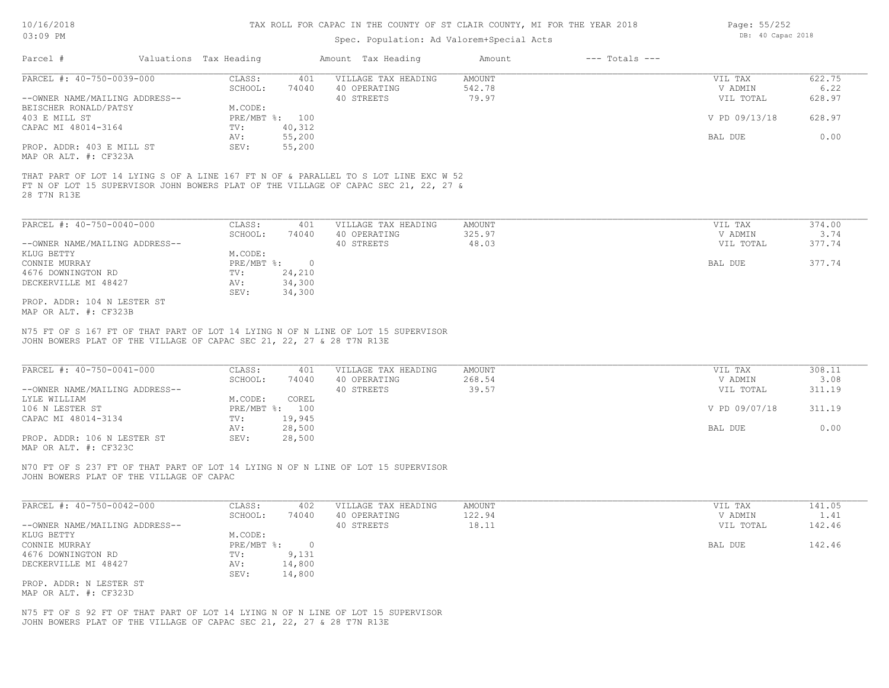TAX ROLL FOR CAPAC IN THE COUNTY OF ST CLAIR COUNTY, MI FOR THE YEAR 2018

Spec. Population: Ad Valorem+Special Acts

| Parcel # | Valuations | Tax Heading | Amount | Tax Heading | Amount | --- Totals --- | |
|---|---|---|---|---|---|---|---|
| PARCEL #: 40-750-0039-000 | CLASS: | 401 | VILLAGE TAX HEADING | AMOUNT | | VIL TAX | 622.75 |
| | SCHOOL: | 74040 | 40 OPERATING | 542.78 | | V ADMIN | 6.22 |
| --OWNER NAME/MAILING ADDRESS-- | | | 40 STREETS | 79.97 | | VIL TOTAL | 628.97 |
| BEISCHER RONALD/PATSY | M.CODE: | | | | | | |
| 403 E MILL ST | PRE/MBT %: | 100 | | | | V PD 09/13/18 | 628.97 |
| CAPAC MI 48014-3164 | TV: | 40,312 | | | | | |
| | AV: | 55,200 | | | | BAL DUE | 0.00 |
| PROP. ADDR: 403 E MILL ST | SEV: | 55,200 | | | | | |
| MAP OR ALT. #: CF323A | | | | | | | |

THAT PART OF LOT 14 LYING S OF A LINE 167 FT N OF & PARALLEL TO S LOT LINE EXC W 52 FT N OF LOT 15 SUPERVISOR JOHN BOWERS PLAT OF THE VILLAGE OF CAPAC SEC 21, 22, 27 & 28 T7N R13E

| Parcel # | Valuations | Tax Heading | Amount | Tax Heading | Amount | --- Totals --- | |
|---|---|---|---|---|---|---|---|
| PARCEL #: 40-750-0040-000 | CLASS: | 401 | VILLAGE TAX HEADING | AMOUNT | | VIL TAX | 374.00 |
| | SCHOOL: | 74040 | 40 OPERATING | 325.97 | | V ADMIN | 3.74 |
| --OWNER NAME/MAILING ADDRESS-- | | | 40 STREETS | 48.03 | | VIL TOTAL | 377.74 |
| KLUG BETTY | M.CODE: | | | | | | |
| CONNIE MURRAY | PRE/MBT %: | 0 | | | | BAL DUE | 377.74 |
| 4676 DOWNINGTON RD | TV: | 24,210 | | | | | |
| DECKERVILLE MI 48427 | AV: | 34,300 | | | | | |
| | SEV: | 34,300 | | | | | |
| PROP. ADDR: 104 N LESTER ST | | | | | | | |
| MAP OR ALT. #: CF323B | | | | | | | |

N75 FT OF S 167 FT OF THAT PART OF LOT 14 LYING N OF N LINE OF LOT 15 SUPERVISOR JOHN BOWERS PLAT OF THE VILLAGE OF CAPAC SEC 21, 22, 27 & 28 T7N R13E

| Parcel # | Valuations | Tax Heading | Amount | Tax Heading | Amount | --- Totals --- | |
|---|---|---|---|---|---|---|---|
| PARCEL #: 40-750-0041-000 | CLASS: | 401 | VILLAGE TAX HEADING | AMOUNT | | VIL TAX | 308.11 |
| | SCHOOL: | 74040 | 40 OPERATING | 268.54 | | V ADMIN | 3.08 |
| --OWNER NAME/MAILING ADDRESS-- | | | 40 STREETS | 39.57 | | VIL TOTAL | 311.19 |
| LYLE WILLIAM | M.CODE: | COREL | | | | | |
| 106 N LESTER ST | PRE/MBT %: | 100 | | | | V PD 09/07/18 | 311.19 |
| CAPAC MI 48014-3134 | TV: | 19,945 | | | | | |
| | AV: | 28,500 | | | | BAL DUE | 0.00 |
| PROP. ADDR: 106 N LESTER ST | SEV: | 28,500 | | | | | |
| MAP OR ALT. #: CF323C | | | | | | | |

N70 FT OF S 237 FT OF THAT PART OF LOT 14 LYING N OF N LINE OF LOT 15 SUPERVISOR JOHN BOWERS PLAT OF THE VILLAGE OF CAPAC

| Parcel # | Valuations | Tax Heading | Amount | Tax Heading | Amount | --- Totals --- | |
|---|---|---|---|---|---|---|---|
| PARCEL #: 40-750-0042-000 | CLASS: | 402 | VILLAGE TAX HEADING | AMOUNT | | VIL TAX | 141.05 |
| | SCHOOL: | 74040 | 40 OPERATING | 122.94 | | V ADMIN | 1.41 |
| --OWNER NAME/MAILING ADDRESS-- | | | 40 STREETS | 18.11 | | VIL TOTAL | 142.46 |
| KLUG BETTY | M.CODE: | | | | | | |
| CONNIE MURRAY | PRE/MBT %: | 0 | | | | BAL DUE | 142.46 |
| 4676 DOWNINGTON RD | TV: | 9,131 | | | | | |
| DECKERVILLE MI 48427 | AV: | 14,800 | | | | | |
| | SEV: | 14,800 | | | | | |
| PROP. ADDR: N LESTER ST | | | | | | | |
| MAP OR ALT. #: CF323D | | | | | | | |

N75 FT OF S 92 FT OF THAT PART OF LOT 14 LYING N OF N LINE OF LOT 15 SUPERVISOR JOHN BOWERS PLAT OF THE VILLAGE OF CAPAC SEC 21, 22, 27 & 28 T7N R13E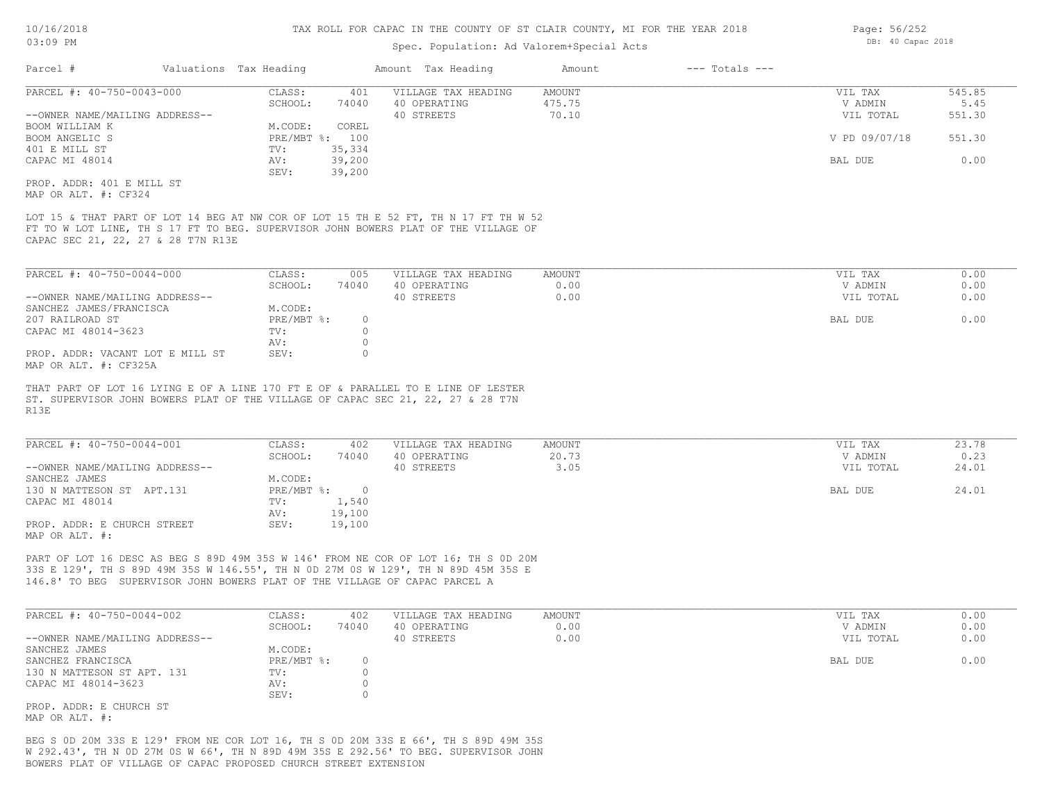TAX ROLL FOR CAPAC IN THE COUNTY OF ST CLAIR COUNTY, MI FOR THE YEAR 2018

Spec. Population: Ad Valorem+Special Acts

| Parcel # | Valuations | Tax Heading | Amount | Tax Heading | Amount | --- Totals --- | |
|---|---|---|---|---|---|---|---|

**PARCEL #: 40-750-0043-000**

| | | | | | |
|---|---|---|---|---|---|
| CLASS: | 401 | VILLAGE TAX HEADING | AMOUNT | VIL TAX | 545.85 |
| SCHOOL: | 74040 | 40 OPERATING | 475.75 | V ADMIN | 5.45 |
| | | 40 STREETS | 70.10 | VIL TOTAL | 551.30 |
| M.CODE: | COREL | | | | |
| PRE/MBT %: | 100 | | | V PD 09/07/18 | 551.30 |
| TV: | 35,334 | | | | |
| AV: | 39,200 | | | BAL DUE | 0.00 |
| SEV: | 39,200 | | | | |

--OWNER NAME/MAILING ADDRESS--
BOOM WILLIAM K
BOOM ANGELIC S
401 E MILL ST
CAPAC MI 48014

PROP. ADDR: 401 E MILL ST
MAP OR ALT. #: CF324

LOT 15 & THAT PART OF LOT 14 BEG AT NW COR OF LOT 15 TH E 52 FT, TH N 17 FT TH W 52 FT TO W LOT LINE, TH S 17 FT TO BEG. SUPERVISOR JOHN BOWERS PLAT OF THE VILLAGE OF CAPAC SEC 21, 22, 27 & 28 T7N R13E

**PARCEL #: 40-750-0044-000**

| | | | | | |
|---|---|---|---|---|---|
| CLASS: | 005 | VILLAGE TAX HEADING | AMOUNT | VIL TAX | 0.00 |
| SCHOOL: | 74040 | 40 OPERATING | 0.00 | V ADMIN | 0.00 |
| | | 40 STREETS | 0.00 | VIL TOTAL | 0.00 |
| M.CODE: | | | | | |
| PRE/MBT %: | 0 | | | BAL DUE | 0.00 |
| TV: | 0 | | | | |
| AV: | 0 | | | | |
| SEV: | 0 | | | | |

--OWNER NAME/MAILING ADDRESS--
SANCHEZ JAMES/FRANCISCA
207 RAILROAD ST
CAPAC MI 48014-3623

PROP. ADDR: VACANT LOT E MILL ST
MAP OR ALT. #: CF325A

THAT PART OF LOT 16 LYING E OF A LINE 170 FT E OF & PARALLEL TO E LINE OF LESTER ST. SUPERVISOR JOHN BOWERS PLAT OF THE VILLAGE OF CAPAC SEC 21, 22, 27 & 28 T7N R13E

**PARCEL #: 40-750-0044-001**

| | | | | | |
|---|---|---|---|---|---|
| CLASS: | 402 | VILLAGE TAX HEADING | AMOUNT | VIL TAX | 23.78 |
| SCHOOL: | 74040 | 40 OPERATING | 20.73 | V ADMIN | 0.23 |
| | | 40 STREETS | 3.05 | VIL TOTAL | 24.01 |
| M.CODE: | | | | | |
| PRE/MBT %: | 0 | | | BAL DUE | 24.01 |
| TV: | 1,540 | | | | |
| AV: | 19,100 | | | | |
| SEV: | 19,100 | | | | |

--OWNER NAME/MAILING ADDRESS--
SANCHEZ JAMES
130 N MATTESON ST APT.131
CAPAC MI 48014

PROP. ADDR: E CHURCH STREET
MAP OR ALT. #:

PART OF LOT 16 DESC AS BEG S 89D 49M 35S W 146' FROM NE COR OF LOT 16; TH S 0D 20M 33S E 129', TH S 89D 49M 35S W 146.55', TH N 0D 27M 0S W 129', TH N 89D 45M 35S E 146.8' TO BEG SUPERVISOR JOHN BOWERS PLAT OF THE VILLAGE OF CAPAC PARCEL A

**PARCEL #: 40-750-0044-002**

| | | | | | |
|---|---|---|---|---|---|
| CLASS: | 402 | VILLAGE TAX HEADING | AMOUNT | VIL TAX | 0.00 |
| SCHOOL: | 74040 | 40 OPERATING | 0.00 | V ADMIN | 0.00 |
| | | 40 STREETS | 0.00 | VIL TOTAL | 0.00 |
| M.CODE: | | | | | |
| PRE/MBT %: | 0 | | | BAL DUE | 0.00 |
| TV: | 0 | | | | |
| AV: | 0 | | | | |
| SEV: | 0 | | | | |

--OWNER NAME/MAILING ADDRESS--
SANCHEZ JAMES
SANCHEZ FRANCISCA
130 N MATTESON ST APT. 131
CAPAC MI 48014-3623

PROP. ADDR: E CHURCH ST
MAP OR ALT. #:

BEG S 0D 20M 33S E 129' FROM NE COR LOT 16, TH S 0D 20M 33S E 66', TH S 89D 49M 35S W 292.43', TH N 0D 27M 0S W 66', TH N 89D 49M 35S E 292.56' TO BEG. SUPERVISOR JOHN BOWERS PLAT OF VILLAGE OF CAPAC PROPOSED CHURCH STREET EXTENSION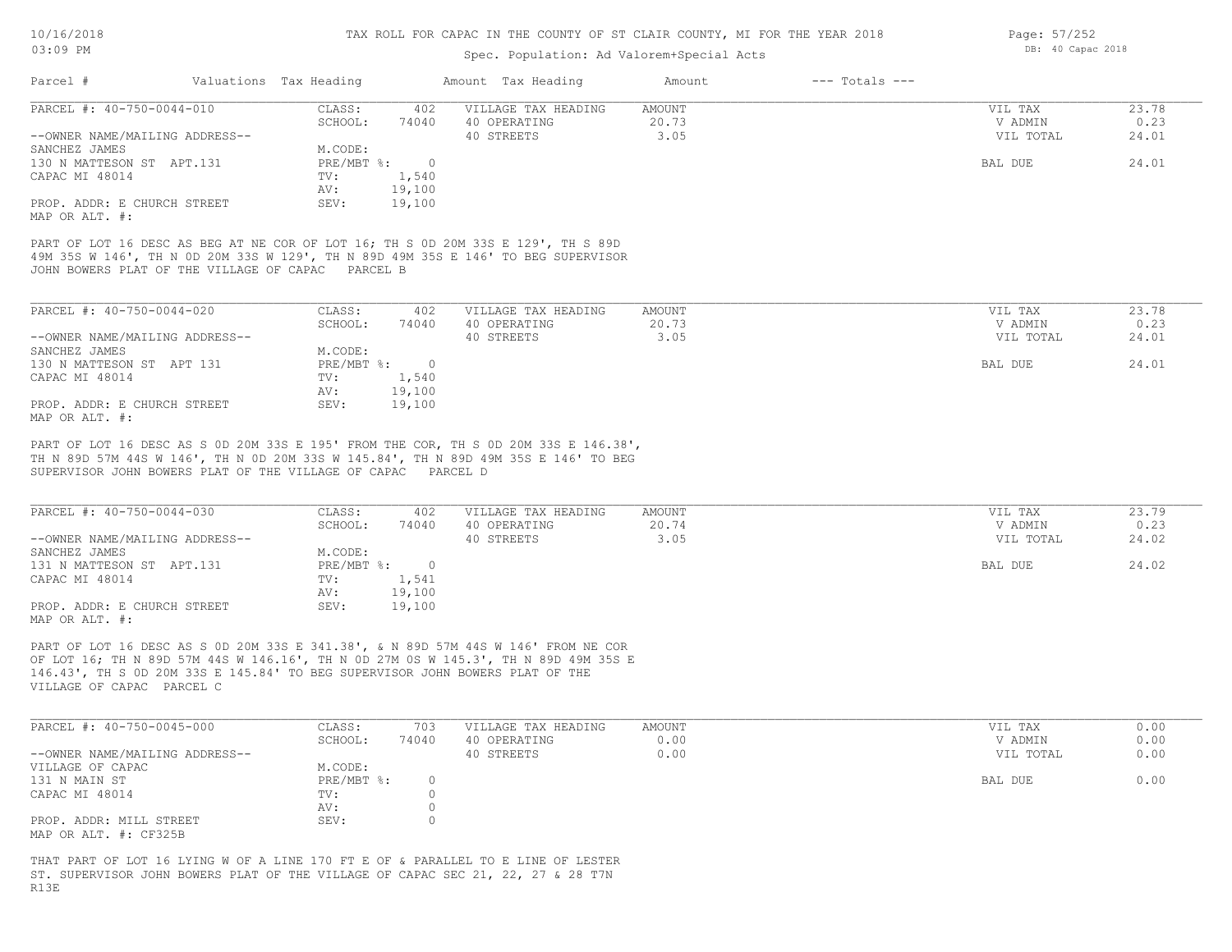TAX ROLL FOR CAPAC IN THE COUNTY OF ST CLAIR COUNTY, MI FOR THE YEAR 2018

Spec. Population: Ad Valorem+Special Acts

| Parcel # | Valuations Tax Heading | | Amount Tax Heading | Amount | --- Totals --- | |
|---|---|---|---|---|---|---|
| PARCEL #: 40-750-0044-010 | CLASS: | 402 | VILLAGE TAX HEADING | AMOUNT | VIL TAX | 23.78 |
| | SCHOOL: | 74040 | 40 OPERATING | 20.73 | V ADMIN | 0.23 |
| --OWNER NAME/MAILING ADDRESS-- | | | 40 STREETS | 3.05 | VIL TOTAL | 24.01 |
| SANCHEZ JAMES | M.CODE: | | | | | |
| 130 N MATTESON ST APT.131 | PRE/MBT %: | 0 | | | BAL DUE | 24.01 |
| CAPAC MI 48014 | TV: | 1,540 | | | | |
| | AV: | 19,100 | | | | |
| PROP. ADDR: E CHURCH STREET | SEV: | 19,100 | | | | |
| MAP OR ALT. #: | | | | | | |

PART OF LOT 16 DESC AS BEG AT NE COR OF LOT 16; TH S 0D 20M 33S E 129', TH S 89D 49M 35S W 146', TH N 0D 20M 33S W 129', TH N 89D 49M 35S E 146' TO BEG SUPERVISOR JOHN BOWERS PLAT OF THE VILLAGE OF CAPAC PARCEL B

| Parcel # | Valuations Tax Heading | | Amount Tax Heading | Amount | --- Totals --- | |
|---|---|---|---|---|---|---|
| PARCEL #: 40-750-0044-020 | CLASS: | 402 | VILLAGE TAX HEADING | AMOUNT | VIL TAX | 23.78 |
| | SCHOOL: | 74040 | 40 OPERATING | 20.73 | V ADMIN | 0.23 |
| --OWNER NAME/MAILING ADDRESS-- | | | 40 STREETS | 3.05 | VIL TOTAL | 24.01 |
| SANCHEZ JAMES | M.CODE: | | | | | |
| 130 N MATTESON ST APT 131 | PRE/MBT %: | 0 | | | BAL DUE | 24.01 |
| CAPAC MI 48014 | TV: | 1,540 | | | | |
| | AV: | 19,100 | | | | |
| PROP. ADDR: E CHURCH STREET | SEV: | 19,100 | | | | |
| MAP OR ALT. #: | | | | | | |

PART OF LOT 16 DESC AS S 0D 20M 33S E 195' FROM THE COR, TH S 0D 20M 33S E 146.38', TH N 89D 57M 44S W 146', TH N 0D 20M 33S W 145.84', TH N 89D 49M 35S E 146' TO BEG SUPERVISOR JOHN BOWERS PLAT OF THE VILLAGE OF CAPAC PARCEL D

| Parcel # | Valuations Tax Heading | | Amount Tax Heading | Amount | --- Totals --- | |
|---|---|---|---|---|---|---|
| PARCEL #: 40-750-0044-030 | CLASS: | 402 | VILLAGE TAX HEADING | AMOUNT | VIL TAX | 23.79 |
| | SCHOOL: | 74040 | 40 OPERATING | 20.74 | V ADMIN | 0.23 |
| --OWNER NAME/MAILING ADDRESS-- | | | 40 STREETS | 3.05 | VIL TOTAL | 24.02 |
| SANCHEZ JAMES | M.CODE: | | | | | |
| 131 N MATTESON ST APT.131 | PRE/MBT %: | 0 | | | BAL DUE | 24.02 |
| CAPAC MI 48014 | TV: | 1,541 | | | | |
| | AV: | 19,100 | | | | |
| PROP. ADDR: E CHURCH STREET | SEV: | 19,100 | | | | |
| MAP OR ALT. #: | | | | | | |

PART OF LOT 16 DESC AS S 0D 20M 33S E 341.38', & N 89D 57M 44S W 146' FROM NE COR OF LOT 16; TH N 89D 57M 44S W 146.16', TH N 0D 27M 0S W 145.3', TH N 89D 49M 35S E 146.43', TH S 0D 20M 33S E 145.84' TO BEG SUPERVISOR JOHN BOWERS PLAT OF THE VILLAGE OF CAPAC PARCEL C

| Parcel # | Valuations Tax Heading | | Amount Tax Heading | Amount | --- Totals --- | |
|---|---|---|---|---|---|---|
| PARCEL #: 40-750-0045-000 | CLASS: | 703 | VILLAGE TAX HEADING | AMOUNT | VIL TAX | 0.00 |
| | SCHOOL: | 74040 | 40 OPERATING | 0.00 | V ADMIN | 0.00 |
| --OWNER NAME/MAILING ADDRESS-- | | | 40 STREETS | 0.00 | VIL TOTAL | 0.00 |
| VILLAGE OF CAPAC | M.CODE: | | | | | |
| 131 N MAIN ST | PRE/MBT %: | 0 | | | BAL DUE | 0.00 |
| CAPAC MI 48014 | TV: | 0 | | | | |
| | AV: | 0 | | | | |
| PROP. ADDR: MILL STREET | SEV: | 0 | | | | |
| MAP OR ALT. #: CF325B | | | | | | |

THAT PART OF LOT 16 LYING W OF A LINE 170 FT E OF & PARALLEL TO E LINE OF LESTER ST. SUPERVISOR JOHN BOWERS PLAT OF THE VILLAGE OF CAPAC SEC 21, 22, 27 & 28 T7N R13E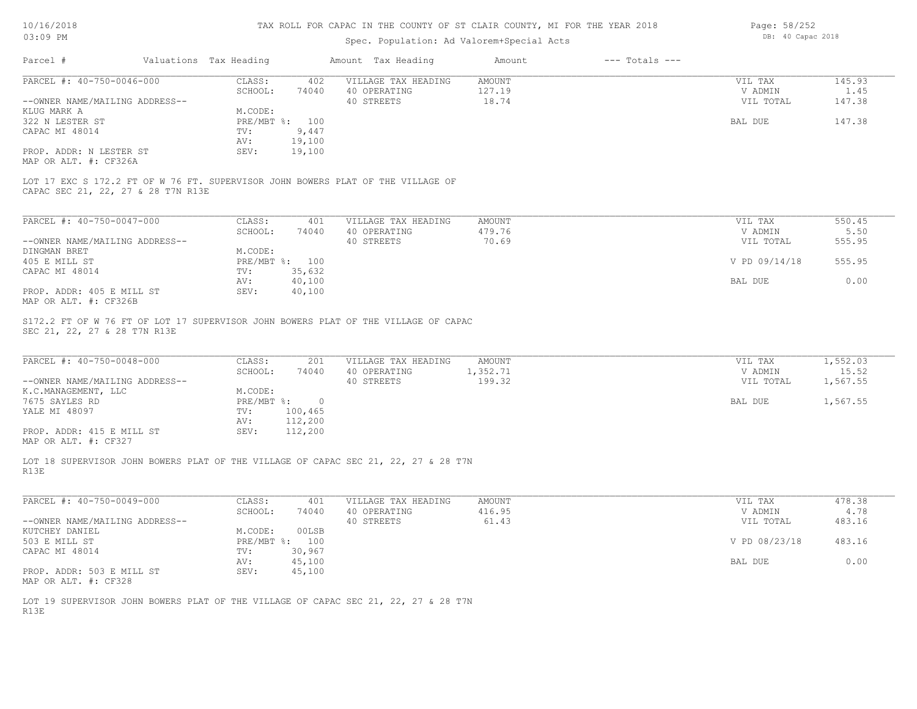# TAX ROLL FOR CAPAC IN THE COUNTY OF ST CLAIR COUNTY, MI FOR THE YEAR 2018

Spec. Population: Ad Valorem+Special Acts

| Parcel # | Valuations Tax Heading | | Amount Tax Heading | Amount | --- Totals --- | |
|---|---|---|---|---|---|---|
| PARCEL #: 40-750-0046-000 | CLASS: | 402 | VILLAGE TAX HEADING | AMOUNT | VIL TAX | 145.93 |
| | SCHOOL: | 74040 | 40 OPERATING | 127.19 | V ADMIN | 1.45 |
| --OWNER NAME/MAILING ADDRESS-- | | | 40 STREETS | 18.74 | VIL TOTAL | 147.38 |
| KLUG MARK A | M.CODE: | | | | | |
| 322 N LESTER ST | PRE/MBT %: | 100 | | | BAL DUE | 147.38 |
| CAPAC MI 48014 | TV: | 9,447 | | | | |
| | AV: | 19,100 | | | | |
| PROP. ADDR: N LESTER ST | SEV: | 19,100 | | | | |
| MAP OR ALT. #: CF326A | | | | | | |

LOT 17 EXC S 172.2 FT OF W 76 FT. SUPERVISOR JOHN BOWERS PLAT OF THE VILLAGE OF CAPAC SEC 21, 22, 27 & 28 T7N R13E

| Parcel # | Valuations Tax Heading | | Amount Tax Heading | Amount | --- Totals --- | |
|---|---|---|---|---|---|---|
| PARCEL #: 40-750-0047-000 | CLASS: | 401 | VILLAGE TAX HEADING | AMOUNT | VIL TAX | 550.45 |
| | SCHOOL: | 74040 | 40 OPERATING | 479.76 | V ADMIN | 5.50 |
| --OWNER NAME/MAILING ADDRESS-- | | | 40 STREETS | 70.69 | VIL TOTAL | 555.95 |
| DINGMAN BRET | M.CODE: | | | | | |
| 405 E MILL ST | PRE/MBT %: | 100 | | | V PD 09/14/18 | 555.95 |
| CAPAC MI 48014 | TV: | 35,632 | | | | |
| | AV: | 40,100 | | | BAL DUE | 0.00 |
| PROP. ADDR: 405 E MILL ST | SEV: | 40,100 | | | | |
| MAP OR ALT. #: CF326B | | | | | | |

S172.2 FT OF W 76 FT OF LOT 17 SUPERVISOR JOHN BOWERS PLAT OF THE VILLAGE OF CAPAC SEC 21, 22, 27 & 28 T7N R13E

| Parcel # | Valuations Tax Heading | | Amount Tax Heading | Amount | --- Totals --- | |
|---|---|---|---|---|---|---|
| PARCEL #: 40-750-0048-000 | CLASS: | 201 | VILLAGE TAX HEADING | AMOUNT | VIL TAX | 1,552.03 |
| | SCHOOL: | 74040 | 40 OPERATING | 1,352.71 | V ADMIN | 15.52 |
| --OWNER NAME/MAILING ADDRESS-- | | | 40 STREETS | 199.32 | VIL TOTAL | 1,567.55 |
| K.C.MANAGEMENT, LLC | M.CODE: | | | | | |
| 7675 SAYLES RD | PRE/MBT %: | 0 | | | BAL DUE | 1,567.55 |
| YALE MI 48097 | TV: | 100,465 | | | | |
| | AV: | 112,200 | | | | |
| PROP. ADDR: 415 E MILL ST | SEV: | 112,200 | | | | |
| MAP OR ALT. #: CF327 | | | | | | |

LOT 18 SUPERVISOR JOHN BOWERS PLAT OF THE VILLAGE OF CAPAC SEC 21, 22, 27 & 28 T7N R13E

| Parcel # | Valuations Tax Heading | | Amount Tax Heading | Amount | --- Totals --- | |
|---|---|---|---|---|---|---|
| PARCEL #: 40-750-0049-000 | CLASS: | 401 | VILLAGE TAX HEADING | AMOUNT | VIL TAX | 478.38 |
| | SCHOOL: | 74040 | 40 OPERATING | 416.95 | V ADMIN | 4.78 |
| --OWNER NAME/MAILING ADDRESS-- | | | 40 STREETS | 61.43 | VIL TOTAL | 483.16 |
| KUTCHEY DANIEL | M.CODE: | 00LSB | | | | |
| 503 E MILL ST | PRE/MBT %: | 100 | | | V PD 08/23/18 | 483.16 |
| CAPAC MI 48014 | TV: | 30,967 | | | | |
| | AV: | 45,100 | | | BAL DUE | 0.00 |
| PROP. ADDR: 503 E MILL ST | SEV: | 45,100 | | | | |
| MAP OR ALT. #: CF328 | | | | | | |

LOT 19 SUPERVISOR JOHN BOWERS PLAT OF THE VILLAGE OF CAPAC SEC 21, 22, 27 & 28 T7N R13E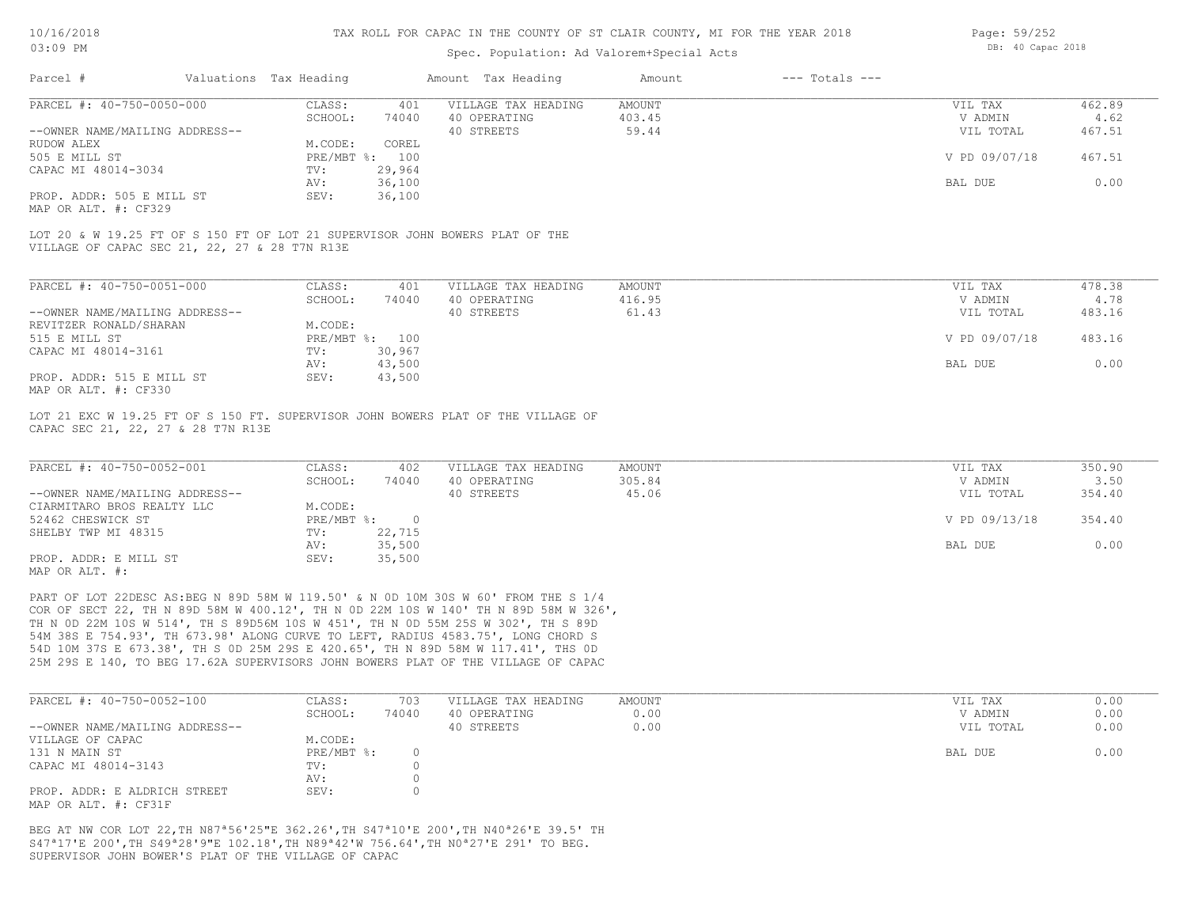Parcel # | Valuations | Tax Heading | Amount | Tax Heading | Amount | --- Totals ---

Spec. Population: Ad Valorem+Special Acts

## PARCEL #: 40-750-0050-000

| | | | | | |
|---|---|---|---|---|---|
| CLASS: | 401 | VILLAGE TAX HEADING | AMOUNT | VIL TAX | 462.89 |
| SCHOOL: | 74040 | 40 OPERATING | 403.45 | V ADMIN | 4.62 |
| M.CODE: | COREL | 40 STREETS | 59.44 | VIL TOTAL | 467.51 |
| PRE/MBT %: | 100 | | | V PD 09/07/18 | 467.51 |
| TV: | 29,964 | | | | |
| AV: | 36,100 | | | BAL DUE | 0.00 |
| SEV: | 36,100 | | | | |

--OWNER NAME/MAILING ADDRESS--
RUDOW ALEX
505 E MILL ST
CAPAC MI 48014-3034

PROP. ADDR: 505 E MILL ST
MAP OR ALT. #: CF329

LOT 20 & W 19.25 FT OF S 150 FT OF LOT 21 SUPERVISOR JOHN BOWERS PLAT OF THE VILLAGE OF CAPAC SEC 21, 22, 27 & 28 T7N R13E

## PARCEL #: 40-750-0051-000

| | | | | | |
|---|---|---|---|---|---|
| CLASS: | 401 | VILLAGE TAX HEADING | AMOUNT | VIL TAX | 478.38 |
| SCHOOL: | 74040 | 40 OPERATING | 416.95 | V ADMIN | 4.78 |
| M.CODE: | | 40 STREETS | 61.43 | VIL TOTAL | 483.16 |
| PRE/MBT %: | 100 | | | V PD 09/07/18 | 483.16 |
| TV: | 30,967 | | | | |
| AV: | 43,500 | | | BAL DUE | 0.00 |
| SEV: | 43,500 | | | | |

--OWNER NAME/MAILING ADDRESS--
REVITZER RONALD/SHARAN
515 E MILL ST
CAPAC MI 48014-3161

PROP. ADDR: 515 E MILL ST
MAP OR ALT. #: CF330

LOT 21 EXC W 19.25 FT OF S 150 FT. SUPERVISOR JOHN BOWERS PLAT OF THE VILLAGE OF CAPAC SEC 21, 22, 27 & 28 T7N R13E

## PARCEL #: 40-750-0052-001

| | | | | | |
|---|---|---|---|---|---|
| CLASS: | 402 | VILLAGE TAX HEADING | AMOUNT | VIL TAX | 350.90 |
| SCHOOL: | 74040 | 40 OPERATING | 305.84 | V ADMIN | 3.50 |
| M.CODE: | | 40 STREETS | 45.06 | VIL TOTAL | 354.40 |
| PRE/MBT %: | 0 | | | V PD 09/13/18 | 354.40 |
| TV: | 22,715 | | | | |
| AV: | 35,500 | | | BAL DUE | 0.00 |
| SEV: | 35,500 | | | | |

--OWNER NAME/MAILING ADDRESS--
CIARMITARO BROS REALTY LLC
52462 CHESWICK ST
SHELBY TWP MI 48315

PROP. ADDR: E MILL ST
MAP OR ALT. #:

PART OF LOT 22DESC AS:BEG N 89D 58M W 119.50' & N 0D 10M 30S W 60' FROM THE S 1/4 COR OF SECT 22, TH N 89D 58M W 400.12', TH N 0D 22M 10S W 140' TH N 89D 58M W 326', TH N 0D 22M 10S W 514', TH S 89D56M 10S W 451', TH N 0D 55M 25S W 302', TH S 89D 54M 38S E 754.93', TH 673.98' ALONG CURVE TO LEFT, RADIUS 4583.75', LONG CHORD S 54D 10M 37S E 673.38', TH S 0D 25M 29S E 420.65', TH N 89D 58M W 117.41', THS 0D 25M 29S E 140, TO BEG 17.62A SUPERVISORS JOHN BOWERS PLAT OF THE VILLAGE OF CAPAC

## PARCEL #: 40-750-0052-100

| | | | | | |
|---|---|---|---|---|---|
| CLASS: | 703 | VILLAGE TAX HEADING | AMOUNT | VIL TAX | 0.00 |
| SCHOOL: | 74040 | 40 OPERATING | 0.00 | V ADMIN | 0.00 |
| M.CODE: | | 40 STREETS | 0.00 | VIL TOTAL | 0.00 |
| PRE/MBT %: | 0 | | | BAL DUE | 0.00 |
| TV: | 0 | | | | |
| AV: | 0 | | | | |
| SEV: | 0 | | | | |

--OWNER NAME/MAILING ADDRESS--
VILLAGE OF CAPAC
131 N MAIN ST
CAPAC MI 48014-3143

PROP. ADDR: E ALDRICH STREET
MAP OR ALT. #: CF31F

BEG AT NW COR LOT 22,TH N87ª56'25"E 362.26',TH S47ª10'E 200',TH N40ª26'E 39.5' TH S47ª17'E 200',TH S49ª28'9"E 102.18',TH N89ª42'W 756.64',TH N0ª27'E 291' TO BEG. SUPERVISOR JOHN BOWER'S PLAT OF THE VILLAGE OF CAPAC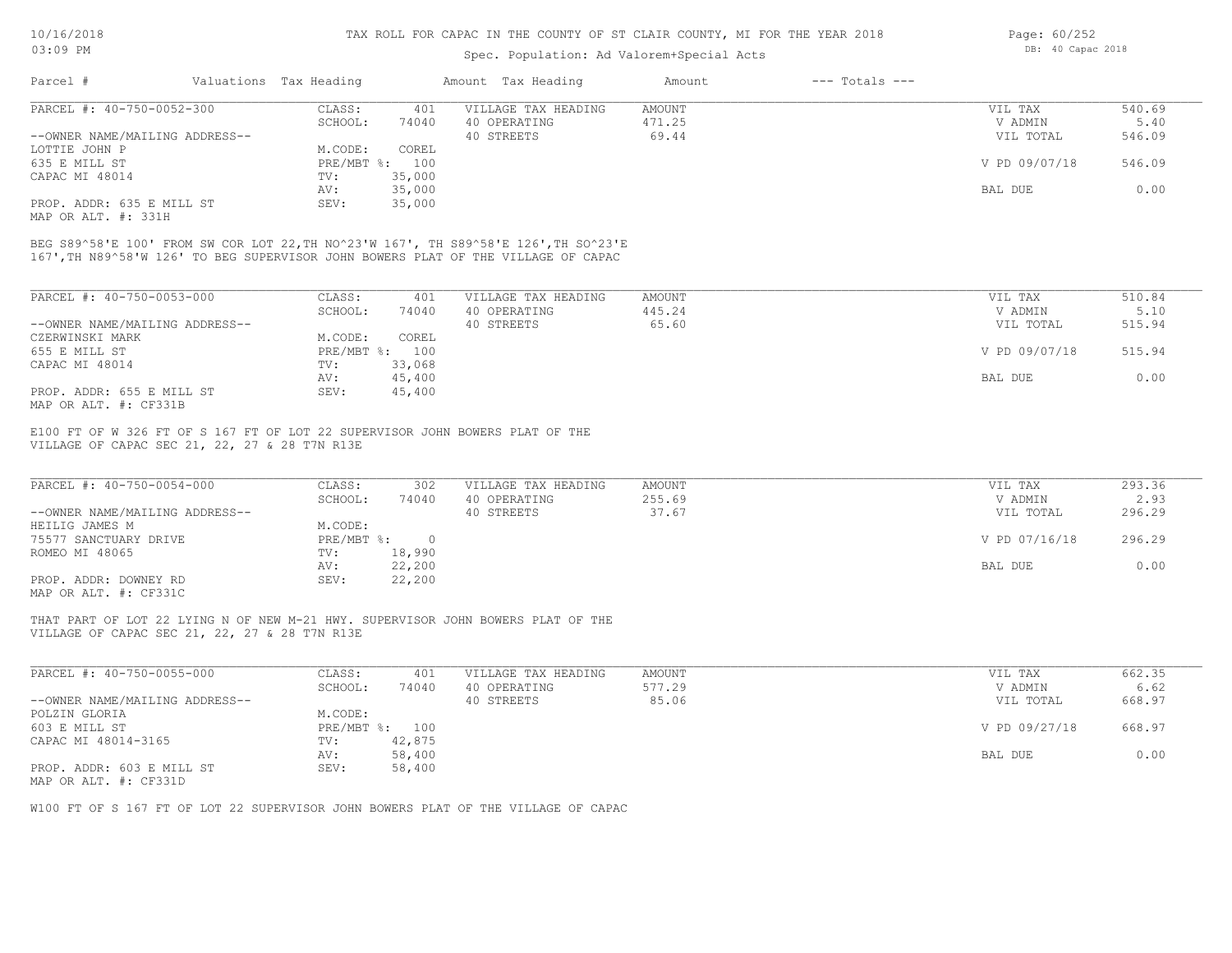# TAX ROLL FOR CAPAC IN THE COUNTY OF ST CLAIR COUNTY, MI FOR THE YEAR 2018

Spec. Population: Ad Valorem+Special Acts

DB: 40 Capac 2018

| Parcel # | Valuations Tax Heading | | Amount Tax Heading | Amount | --- Totals --- | |
|---|---|---|---|---|---|---|
| PARCEL #: 40-750-0052-300 | CLASS: | 401 | VILLAGE TAX HEADING | AMOUNT | VIL TAX | 540.69 |
| | SCHOOL: | 74040 | 40 OPERATING | 471.25 | V ADMIN | 5.40 |
| --OWNER NAME/MAILING ADDRESS-- | | | 40 STREETS | 69.44 | VIL TOTAL | 546.09 |
| LOTTIE JOHN P | M.CODE: | COREL | | | | |
| 635 E MILL ST | PRE/MBT %: | 100 | | | V PD 09/07/18 | 546.09 |
| CAPAC MI 48014 | TV: | 35,000 | | | | |
| | AV: | 35,000 | | | BAL DUE | 0.00 |
| PROP. ADDR: 635 E MILL ST | SEV: | 35,000 | | | | |
| MAP OR ALT. #: 331H | | | | | | |

BEG S89^58'E 100' FROM SW COR LOT 22,TH NO^23'W 167', TH S89^58'E 126',TH SO^23'E 167',TH N89^58'W 126' TO BEG SUPERVISOR JOHN BOWERS PLAT OF THE VILLAGE OF CAPAC

| Parcel # | Valuations Tax Heading | | Amount Tax Heading | Amount | --- Totals --- | |
|---|---|---|---|---|---|---|
| PARCEL #: 40-750-0053-000 | CLASS: | 401 | VILLAGE TAX HEADING | AMOUNT | VIL TAX | 510.84 |
| | SCHOOL: | 74040 | 40 OPERATING | 445.24 | V ADMIN | 5.10 |
| --OWNER NAME/MAILING ADDRESS-- | | | 40 STREETS | 65.60 | VIL TOTAL | 515.94 |
| CZERWINSKI MARK | M.CODE: | COREL | | | | |
| 655 E MILL ST | PRE/MBT %: | 100 | | | V PD 09/07/18 | 515.94 |
| CAPAC MI 48014 | TV: | 33,068 | | | | |
| | AV: | 45,400 | | | BAL DUE | 0.00 |
| PROP. ADDR: 655 E MILL ST | SEV: | 45,400 | | | | |
| MAP OR ALT. #: CF331B | | | | | | |

E100 FT OF W 326 FT OF S 167 FT OF LOT 22 SUPERVISOR JOHN BOWERS PLAT OF THE VILLAGE OF CAPAC SEC 21, 22, 27 & 28 T7N R13E

| Parcel # | Valuations Tax Heading | | Amount Tax Heading | Amount | --- Totals --- | |
|---|---|---|---|---|---|---|
| PARCEL #: 40-750-0054-000 | CLASS: | 302 | VILLAGE TAX HEADING | AMOUNT | VIL TAX | 293.36 |
| | SCHOOL: | 74040 | 40 OPERATING | 255.69 | V ADMIN | 2.93 |
| --OWNER NAME/MAILING ADDRESS-- | | | 40 STREETS | 37.67 | VIL TOTAL | 296.29 |
| HEILIG JAMES M | M.CODE: | | | | | |
| 75577 SANCTUARY DRIVE | PRE/MBT %: | 0 | | | V PD 07/16/18 | 296.29 |
| ROMEO MI 48065 | TV: | 18,990 | | | | |
| | AV: | 22,200 | | | BAL DUE | 0.00 |
| PROP. ADDR: DOWNEY RD | SEV: | 22,200 | | | | |
| MAP OR ALT. #: CF331C | | | | | | |

THAT PART OF LOT 22 LYING N OF NEW M-21 HWY. SUPERVISOR JOHN BOWERS PLAT OF THE VILLAGE OF CAPAC SEC 21, 22, 27 & 28 T7N R13E

| Parcel # | Valuations Tax Heading | | Amount Tax Heading | Amount | --- Totals --- | |
|---|---|---|---|---|---|---|
| PARCEL #: 40-750-0055-000 | CLASS: | 401 | VILLAGE TAX HEADING | AMOUNT | VIL TAX | 662.35 |
| | SCHOOL: | 74040 | 40 OPERATING | 577.29 | V ADMIN | 6.62 |
| --OWNER NAME/MAILING ADDRESS-- | | | 40 STREETS | 85.06 | VIL TOTAL | 668.97 |
| POLZIN GLORIA | M.CODE: | | | | | |
| 603 E MILL ST | PRE/MBT %: | 100 | | | V PD 09/27/18 | 668.97 |
| CAPAC MI 48014-3165 | TV: | 42,875 | | | | |
| | AV: | 58,400 | | | BAL DUE | 0.00 |
| PROP. ADDR: 603 E MILL ST | SEV: | 58,400 | | | | |
| MAP OR ALT. #: CF331D | | | | | | |

W100 FT OF S 167 FT OF LOT 22 SUPERVISOR JOHN BOWERS PLAT OF THE VILLAGE OF CAPAC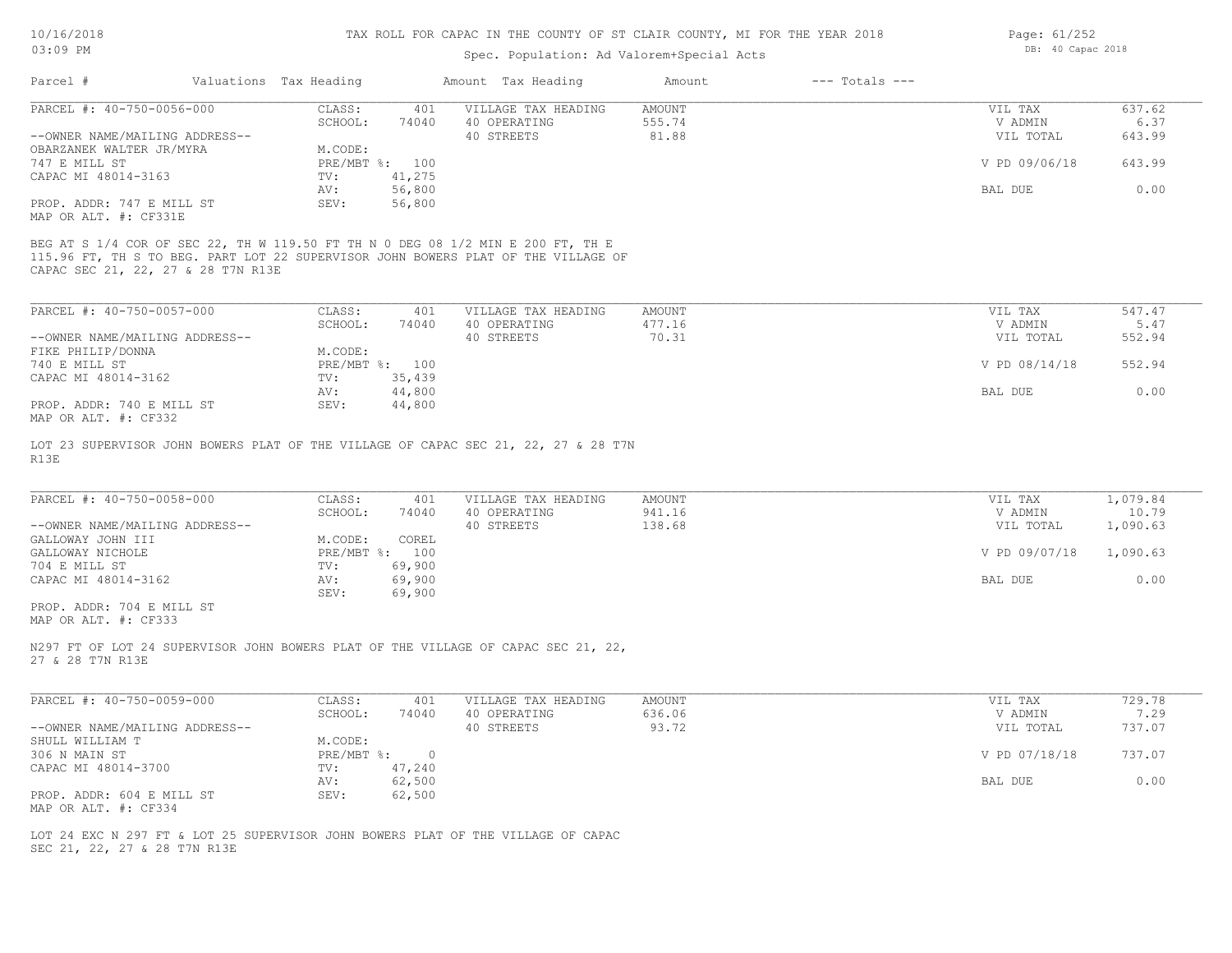TAX ROLL FOR CAPAC IN THE COUNTY OF ST CLAIR COUNTY, MI FOR THE YEAR 2018

Spec. Population: Ad Valorem+Special Acts

DB: 40 Capac 2018

| Parcel # | Valuations | Tax Heading | Amount | Tax Heading | Amount | --- Totals --- | |
|---|---|---|---|---|---|---|---|

**PARCEL #: 40-750-0056-000**

| | | | | | |
|---|---|---|---|---|---|
| CLASS: | 401 | VILLAGE TAX HEADING | AMOUNT | VIL TAX | 637.62 |
| SCHOOL: | 74040 | 40 OPERATING | 555.74 | V ADMIN | 6.37 |
| | | 40 STREETS | 81.88 | VIL TOTAL | 643.99 |
| M.CODE: | | | | | |
| PRE/MBT %: | 100 | | | V PD 09/06/18 | 643.99 |
| TV: | 41,275 | | | | |
| AV: | 56,800 | | | BAL DUE | 0.00 |
| SEV: | 56,800 | | | | |

--OWNER NAME/MAILING ADDRESS--
OBARZANEK WALTER JR/MYRA
747 E MILL ST
CAPAC MI 48014-3163

PROP. ADDR: 747 E MILL ST
MAP OR ALT. #: CF331E

BEG AT S 1/4 COR OF SEC 22, TH W 119.50 FT TH N 0 DEG 08 1/2 MIN E 200 FT, TH E 115.96 FT, TH S TO BEG. PART LOT 22 SUPERVISOR JOHN BOWERS PLAT OF THE VILLAGE OF CAPAC SEC 21, 22, 27 & 28 T7N R13E

**PARCEL #: 40-750-0057-000**

| | | | | | |
|---|---|---|---|---|---|
| CLASS: | 401 | VILLAGE TAX HEADING | AMOUNT | VIL TAX | 547.47 |
| SCHOOL: | 74040 | 40 OPERATING | 477.16 | V ADMIN | 5.47 |
| | | 40 STREETS | 70.31 | VIL TOTAL | 552.94 |
| M.CODE: | | | | | |
| PRE/MBT %: | 100 | | | V PD 08/14/18 | 552.94 |
| TV: | 35,439 | | | | |
| AV: | 44,800 | | | BAL DUE | 0.00 |
| SEV: | 44,800 | | | | |

--OWNER NAME/MAILING ADDRESS--
FIKE PHILIP/DONNA
740 E MILL ST
CAPAC MI 48014-3162

PROP. ADDR: 740 E MILL ST
MAP OR ALT. #: CF332

LOT 23 SUPERVISOR JOHN BOWERS PLAT OF THE VILLAGE OF CAPAC SEC 21, 22, 27 & 28 T7N R13E

**PARCEL #: 40-750-0058-000**

| | | | | | |
|---|---|---|---|---|---|
| CLASS: | 401 | VILLAGE TAX HEADING | AMOUNT | VIL TAX | 1,079.84 |
| SCHOOL: | 74040 | 40 OPERATING | 941.16 | V ADMIN | 10.79 |
| | | 40 STREETS | 138.68 | VIL TOTAL | 1,090.63 |
| M.CODE: | COREL | | | | |
| PRE/MBT %: | 100 | | | V PD 09/07/18 | 1,090.63 |
| TV: | 69,900 | | | | |
| AV: | 69,900 | | | BAL DUE | 0.00 |
| SEV: | 69,900 | | | | |

--OWNER NAME/MAILING ADDRESS--
GALLOWAY JOHN III
GALLOWAY NICHOLE
704 E MILL ST
CAPAC MI 48014-3162

PROP. ADDR: 704 E MILL ST
MAP OR ALT. #: CF333

N297 FT OF LOT 24 SUPERVISOR JOHN BOWERS PLAT OF THE VILLAGE OF CAPAC SEC 21, 22, 27 & 28 T7N R13E

**PARCEL #: 40-750-0059-000**

| | | | | | |
|---|---|---|---|---|---|
| CLASS: | 401 | VILLAGE TAX HEADING | AMOUNT | VIL TAX | 729.78 |
| SCHOOL: | 74040 | 40 OPERATING | 636.06 | V ADMIN | 7.29 |
| | | 40 STREETS | 93.72 | VIL TOTAL | 737.07 |
| M.CODE: | | | | | |
| PRE/MBT %: | 0 | | | V PD 07/18/18 | 737.07 |
| TV: | 47,240 | | | | |
| AV: | 62,500 | | | BAL DUE | 0.00 |
| SEV: | 62,500 | | | | |

--OWNER NAME/MAILING ADDRESS--
SHULL WILLIAM T
306 N MAIN ST
CAPAC MI 48014-3700

PROP. ADDR: 604 E MILL ST
MAP OR ALT. #: CF334

LOT 24 EXC N 297 FT & LOT 25 SUPERVISOR JOHN BOWERS PLAT OF THE VILLAGE OF CAPAC SEC 21, 22, 27 & 28 T7N R13E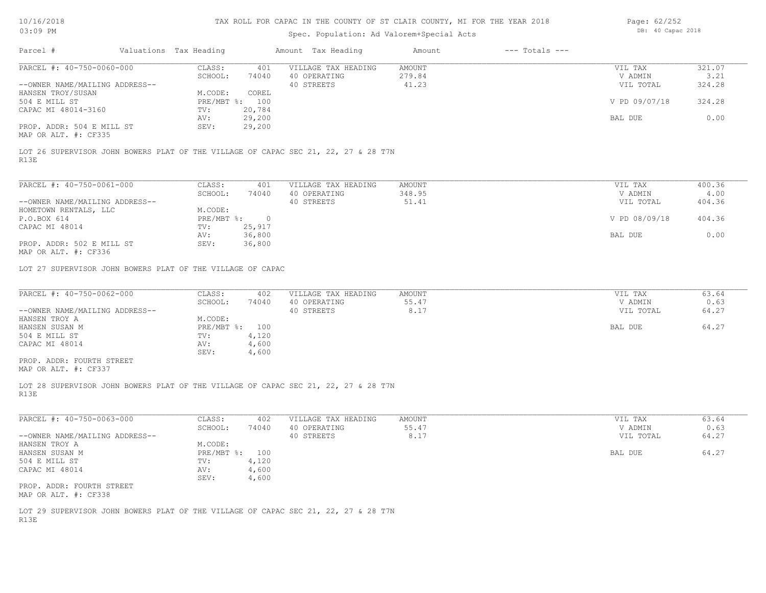TAX ROLL FOR CAPAC IN THE COUNTY OF ST CLAIR COUNTY, MI FOR THE YEAR 2018

Spec. Population: Ad Valorem+Special Acts

| Parcel # | Valuations | Tax Heading | Amount | Tax Heading | Amount | --- Totals --- | |
|---|---|---|---|---|---|---|---|
| PARCEL #: 40-750-0060-000 | CLASS: | 401 | VILLAGE TAX HEADING | AMOUNT | | VIL TAX | 321.07 |
| | SCHOOL: | 74040 | 40 OPERATING | 279.84 | | V ADMIN | 3.21 |
| --OWNER NAME/MAILING ADDRESS-- | | | 40 STREETS | 41.23 | | VIL TOTAL | 324.28 |
| HANSEN TROY/SUSAN | M.CODE: | COREL | | | | | |
| 504 E MILL ST | PRE/MBT %: | 100 | | | | V PD 09/07/18 | 324.28 |
| CAPAC MI 48014-3160 | TV: | 20,784 | | | | | |
| | AV: | 29,200 | | | | BAL DUE | 0.00 |
| PROP. ADDR: 504 E MILL ST | SEV: | 29,200 | | | | | |
| MAP OR ALT. #: CF335 | | | | | | | |

LOT 26 SUPERVISOR JOHN BOWERS PLAT OF THE VILLAGE OF CAPAC SEC 21, 22, 27 & 28 T7N R13E

| Parcel # | Valuations | Tax Heading | Amount | Tax Heading | Amount | --- Totals --- | |
|---|---|---|---|---|---|---|---|
| PARCEL #: 40-750-0061-000 | CLASS: | 401 | VILLAGE TAX HEADING | AMOUNT | | VIL TAX | 400.36 |
| | SCHOOL: | 74040 | 40 OPERATING | 348.95 | | V ADMIN | 4.00 |
| --OWNER NAME/MAILING ADDRESS-- | | | 40 STREETS | 51.41 | | VIL TOTAL | 404.36 |
| HOMETOWN RENTALS, LLC | M.CODE: | | | | | | |
| P.O.BOX 614 | PRE/MBT %: | 0 | | | | V PD 08/09/18 | 404.36 |
| CAPAC MI 48014 | TV: | 25,917 | | | | | |
| | AV: | 36,800 | | | | BAL DUE | 0.00 |
| PROP. ADDR: 502 E MILL ST | SEV: | 36,800 | | | | | |
| MAP OR ALT. #: CF336 | | | | | | | |

LOT 27 SUPERVISOR JOHN BOWERS PLAT OF THE VILLAGE OF CAPAC

| Parcel # | Valuations | Tax Heading | Amount | Tax Heading | Amount | --- Totals --- | |
|---|---|---|---|---|---|---|---|
| PARCEL #: 40-750-0062-000 | CLASS: | 402 | VILLAGE TAX HEADING | AMOUNT | | VIL TAX | 63.64 |
| | SCHOOL: | 74040 | 40 OPERATING | 55.47 | | V ADMIN | 0.63 |
| --OWNER NAME/MAILING ADDRESS-- | | | 40 STREETS | 8.17 | | VIL TOTAL | 64.27 |
| HANSEN TROY A | M.CODE: | | | | | | |
| HANSEN SUSAN M | PRE/MBT %: | 100 | | | | BAL DUE | 64.27 |
| 504 E MILL ST | TV: | 4,120 | | | | | |
| CAPAC MI 48014 | AV: | 4,600 | | | | | |
| | SEV: | 4,600 | | | | | |
| PROP. ADDR: FOURTH STREET | | | | | | | |
| MAP OR ALT. #: CF337 | | | | | | | |

LOT 28 SUPERVISOR JOHN BOWERS PLAT OF THE VILLAGE OF CAPAC SEC 21, 22, 27 & 28 T7N R13E

| Parcel # | Valuations | Tax Heading | Amount | Tax Heading | Amount | --- Totals --- | |
|---|---|---|---|---|---|---|---|
| PARCEL #: 40-750-0063-000 | CLASS: | 402 | VILLAGE TAX HEADING | AMOUNT | | VIL TAX | 63.64 |
| | SCHOOL: | 74040 | 40 OPERATING | 55.47 | | V ADMIN | 0.63 |
| --OWNER NAME/MAILING ADDRESS-- | | | 40 STREETS | 8.17 | | VIL TOTAL | 64.27 |
| HANSEN TROY A | M.CODE: | | | | | | |
| HANSEN SUSAN M | PRE/MBT %: | 100 | | | | BAL DUE | 64.27 |
| 504 E MILL ST | TV: | 4,120 | | | | | |
| CAPAC MI 48014 | AV: | 4,600 | | | | | |
| | SEV: | 4,600 | | | | | |
| PROP. ADDR: FOURTH STREET | | | | | | | |
| MAP OR ALT. #: CF338 | | | | | | | |

LOT 29 SUPERVISOR JOHN BOWERS PLAT OF THE VILLAGE OF CAPAC SEC 21, 22, 27 & 28 T7N R13E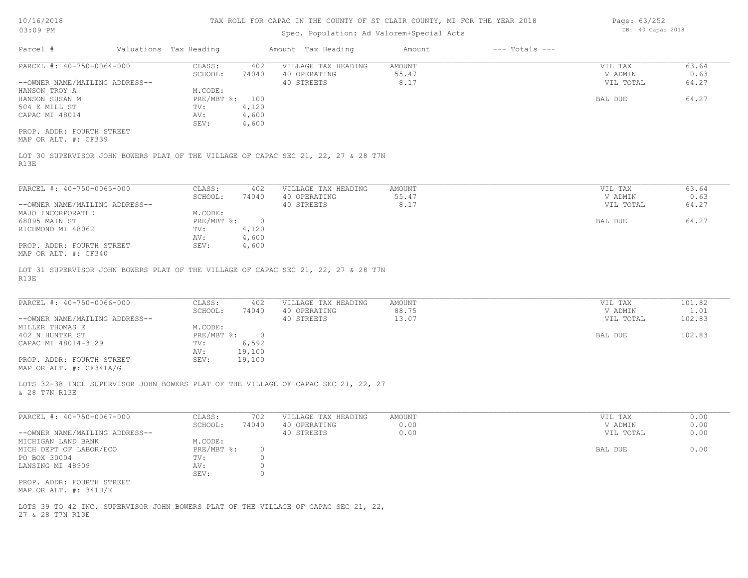TAX ROLL FOR CAPAC IN THE COUNTY OF ST CLAIR COUNTY, MI FOR THE YEAR 2018

Spec. Population: Ad Valorem+Special Acts

DB: 40 Capac 2018

| Parcel # | Valuations | Tax Heading | Amount | Tax Heading | Amount | --- Totals --- | |
|---|---|---|---|---|---|---|---|

## PARCEL #: 40-750-0064-000

| | | | | | |
|---|---|---|---|---|---|
| CLASS: | 402 | VILLAGE TAX HEADING | AMOUNT | VIL TAX | 63.64 |
| SCHOOL: | 74040 | 40 OPERATING | 55.47 | V ADMIN | 0.63 |
| M.CODE: | | 40 STREETS | 8.17 | VIL TOTAL | 64.27 |
| PRE/MBT %: | 100 | | | BAL DUE | 64.27 |
| TV: | 4,120 | | | | |
| AV: | 4,600 | | | | |
| SEV: | 4,600 | | | | |

--OWNER NAME/MAILING ADDRESS--
HANSON TROY A
HANSON SUSAN M
504 E MILL ST
CAPAC MI 48014

PROP. ADDR: FOURTH STREET
MAP OR ALT. #: CF339

LOT 30 SUPERVISOR JOHN BOWERS PLAT OF THE VILLAGE OF CAPAC SEC 21, 22, 27 & 28 T7N R13E

## PARCEL #: 40-750-0065-000

| | | | | | |
|---|---|---|---|---|---|
| CLASS: | 402 | VILLAGE TAX HEADING | AMOUNT | VIL TAX | 63.64 |
| SCHOOL: | 74040 | 40 OPERATING | 55.47 | V ADMIN | 0.63 |
| M.CODE: | | 40 STREETS | 8.17 | VIL TOTAL | 64.27 |
| PRE/MBT %: | 0 | | | BAL DUE | 64.27 |
| TV: | 4,120 | | | | |
| AV: | 4,600 | | | | |
| SEV: | 4,600 | | | | |

--OWNER NAME/MAILING ADDRESS--
MAJO INCORPORATED
68095 MAIN ST
RICHMOND MI 48062

PROP. ADDR: FOURTH STREET
MAP OR ALT. #: CF340

LOT 31 SUPERVISOR JOHN BOWERS PLAT OF THE VILLAGE OF CAPAC SEC 21, 22, 27 & 28 T7N R13E

## PARCEL #: 40-750-0066-000

| | | | | | |
|---|---|---|---|---|---|
| CLASS: | 402 | VILLAGE TAX HEADING | AMOUNT | VIL TAX | 101.82 |
| SCHOOL: | 74040 | 40 OPERATING | 88.75 | V ADMIN | 1.01 |
| M.CODE: | | 40 STREETS | 13.07 | VIL TOTAL | 102.83 |
| PRE/MBT %: | 0 | | | BAL DUE | 102.83 |
| TV: | 6,592 | | | | |
| AV: | 19,100 | | | | |
| SEV: | 19,100 | | | | |

--OWNER NAME/MAILING ADDRESS--
MILLER THOMAS E
402 N HUNTER ST
CAPAC MI 48014-3129

PROP. ADDR: FOURTH STREET
MAP OR ALT. #: CF341A/G

LOTS 32-38 INCL SUPERVISOR JOHN BOWERS PLAT OF THE VILLAGE OF CAPAC SEC 21, 22, 27 & 28 T7N R13E

## PARCEL #: 40-750-0067-000

| | | | | | |
|---|---|---|---|---|---|
| CLASS: | 702 | VILLAGE TAX HEADING | AMOUNT | VIL TAX | 0.00 |
| SCHOOL: | 74040 | 40 OPERATING | 0.00 | V ADMIN | 0.00 |
| M.CODE: | | 40 STREETS | 0.00 | VIL TOTAL | 0.00 |
| PRE/MBT %: | 0 | | | BAL DUE | 0.00 |
| TV: | 0 | | | | |
| AV: | 0 | | | | |
| SEV: | 0 | | | | |

--OWNER NAME/MAILING ADDRESS--
MICHIGAN LAND BANK
MICH DEPT OF LABOR/ECO
PO BOX 30004
LANSING MI 48909

PROP. ADDR: FOURTH STREET
MAP OR ALT. #: 341H/K

LOTS 39 TO 42 INC. SUPERVISOR JOHN BOWERS PLAT OF THE VILLAGE OF CAPAC SEC 21, 22, 27 & 28 T7N R13E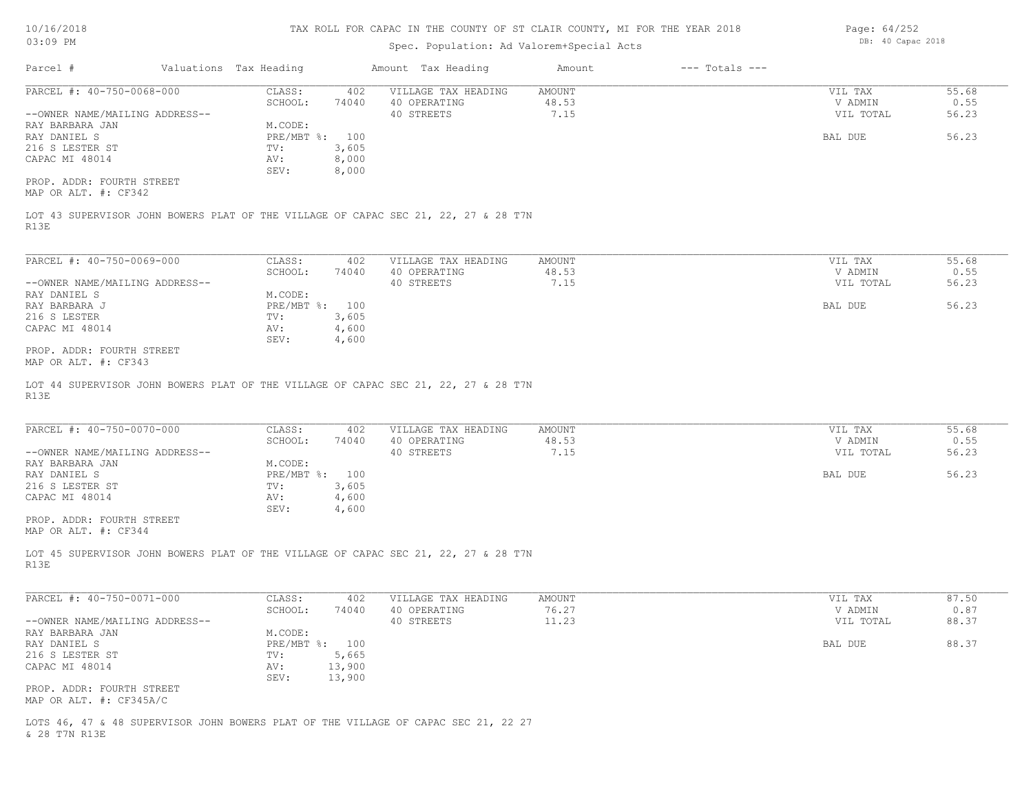# TAX ROLL FOR CAPAC IN THE COUNTY OF ST CLAIR COUNTY, MI FOR THE YEAR 2018

Spec. Population: Ad Valorem+Special Acts

10/16/2018
03:09 PM

DB: 40 Capac 2018

| Parcel # | Valuations | Tax Heading | Amount | Tax Heading | Amount | --- Totals --- | |
|---|---|---|---|---|---|---|---|

---

PARCEL #: 40-750-0068-000

| | | | | | | |
|---|---|---|---|---|---|---|
| CLASS: | 402 | VILLAGE TAX HEADING | AMOUNT | | VIL TAX | 55.68 |
| SCHOOL: | 74040 | 40 OPERATING | 48.53 | | V ADMIN | 0.55 |
| M.CODE: | | 40 STREETS | 7.15 | | VIL TOTAL | 56.23 |
| PRE/MBT %: | 100 | | | | BAL DUE | 56.23 |
| TV: | 3,605 | | | | | |
| AV: | 8,000 | | | | | |
| SEV: | 8,000 | | | | | |

--OWNER NAME/MAILING ADDRESS--
RAY BARBARA JAN
RAY DANIEL S
216 S LESTER ST
CAPAC MI 48014

PROP. ADDR: FOURTH STREET
MAP OR ALT. #: CF342

LOT 43 SUPERVISOR JOHN BOWERS PLAT OF THE VILLAGE OF CAPAC SEC 21, 22, 27 & 28 T7N R13E

---

PARCEL #: 40-750-0069-000

| | | | | | | |
|---|---|---|---|---|---|---|
| CLASS: | 402 | VILLAGE TAX HEADING | AMOUNT | | VIL TAX | 55.68 |
| SCHOOL: | 74040 | 40 OPERATING | 48.53 | | V ADMIN | 0.55 |
| M.CODE: | | 40 STREETS | 7.15 | | VIL TOTAL | 56.23 |
| PRE/MBT %: | 100 | | | | BAL DUE | 56.23 |
| TV: | 3,605 | | | | | |
| AV: | 4,600 | | | | | |
| SEV: | 4,600 | | | | | |

--OWNER NAME/MAILING ADDRESS--
RAY DANIEL S
RAY BARBARA J
216 S LESTER
CAPAC MI 48014

PROP. ADDR: FOURTH STREET
MAP OR ALT. #: CF343

LOT 44 SUPERVISOR JOHN BOWERS PLAT OF THE VILLAGE OF CAPAC SEC 21, 22, 27 & 28 T7N R13E

---

PARCEL #: 40-750-0070-000

| | | | | | | |
|---|---|---|---|---|---|---|
| CLASS: | 402 | VILLAGE TAX HEADING | AMOUNT | | VIL TAX | 55.68 |
| SCHOOL: | 74040 | 40 OPERATING | 48.53 | | V ADMIN | 0.55 |
| M.CODE: | | 40 STREETS | 7.15 | | VIL TOTAL | 56.23 |
| PRE/MBT %: | 100 | | | | BAL DUE | 56.23 |
| TV: | 3,605 | | | | | |
| AV: | 4,600 | | | | | |
| SEV: | 4,600 | | | | | |

--OWNER NAME/MAILING ADDRESS--
RAY BARBARA JAN
RAY DANIEL S
216 S LESTER ST
CAPAC MI 48014

PROP. ADDR: FOURTH STREET
MAP OR ALT. #: CF344

LOT 45 SUPERVISOR JOHN BOWERS PLAT OF THE VILLAGE OF CAPAC SEC 21, 22, 27 & 28 T7N R13E

---

PARCEL #: 40-750-0071-000

| | | | | | | |
|---|---|---|---|---|---|---|
| CLASS: | 402 | VILLAGE TAX HEADING | AMOUNT | | VIL TAX | 87.50 |
| SCHOOL: | 74040 | 40 OPERATING | 76.27 | | V ADMIN | 0.87 |
| M.CODE: | | 40 STREETS | 11.23 | | VIL TOTAL | 88.37 |
| PRE/MBT %: | 100 | | | | BAL DUE | 88.37 |
| TV: | 5,665 | | | | | |
| AV: | 13,900 | | | | | |
| SEV: | 13,900 | | | | | |

--OWNER NAME/MAILING ADDRESS--
RAY BARBARA JAN
RAY DANIEL S
216 S LESTER ST
CAPAC MI 48014

PROP. ADDR: FOURTH STREET
MAP OR ALT. #: CF345A/C

LOTS 46, 47 & 48 SUPERVISOR JOHN BOWERS PLAT OF THE VILLAGE OF CAPAC SEC 21, 22 27 & 28 T7N R13E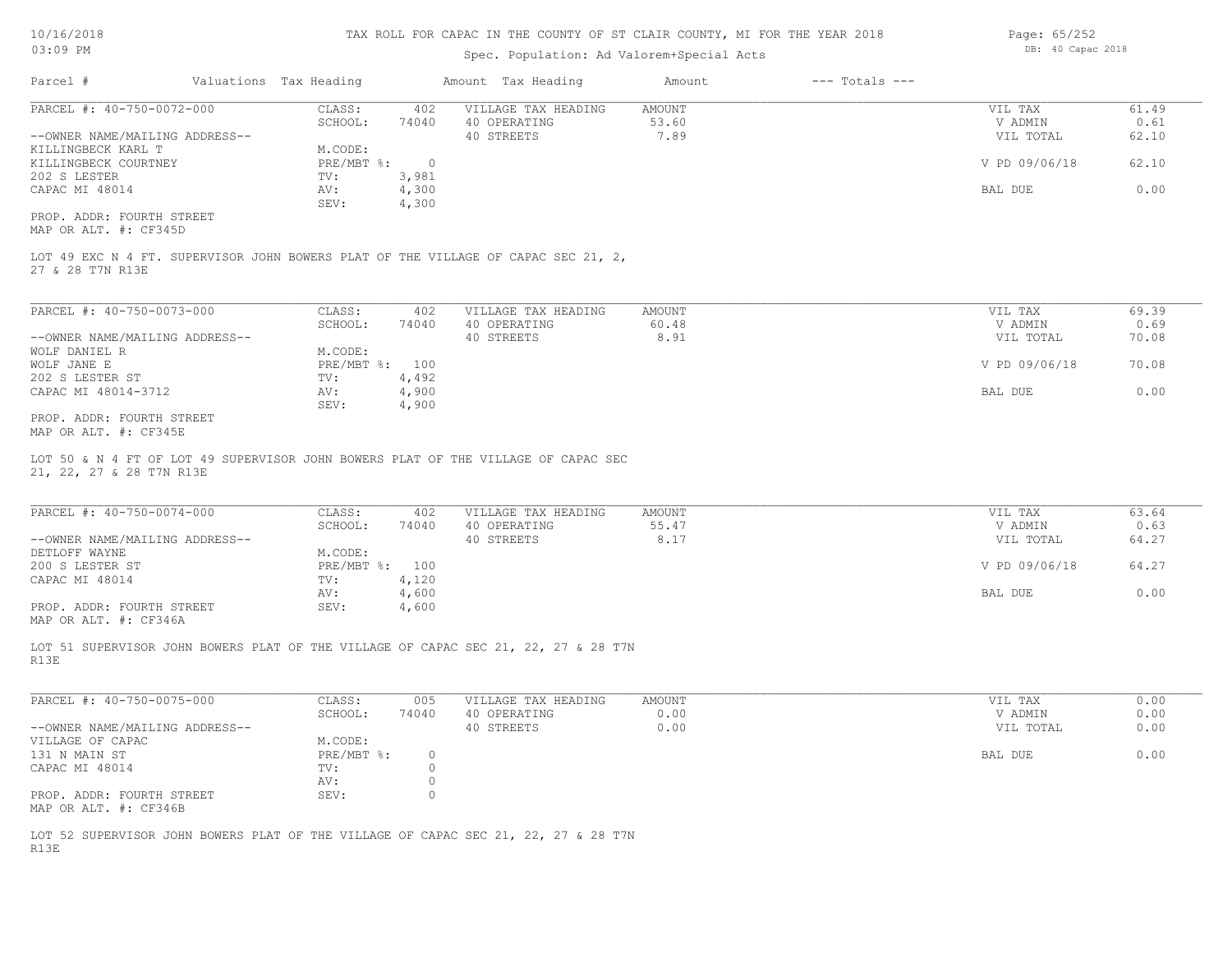# TAX ROLL FOR CAPAC IN THE COUNTY OF ST CLAIR COUNTY, MI FOR THE YEAR 2018

Spec. Population: Ad Valorem+Special Acts

DB: 40 Capac 2018

| Parcel # | Valuations | Tax Heading | Amount | Tax Heading | Amount | --- Totals --- | |
|---|---|---|---|---|---|---|---|
| PARCEL #: 40-750-0072-000 | CLASS: | 402 | VILLAGE TAX HEADING | AMOUNT | | VIL TAX | 61.49 |
| | SCHOOL: | 74040 | 40 OPERATING | 53.60 | | V ADMIN | 0.61 |
| --OWNER NAME/MAILING ADDRESS-- | | | 40 STREETS | 7.89 | | VIL TOTAL | 62.10 |
| KILLINGBECK KARL T | M.CODE: | | | | | | |
| KILLINGBECK COURTNEY | PRE/MBT %: | 0 | | | | V PD 09/06/18 | 62.10 |
| 202 S LESTER | TV: | 3,981 | | | | | |
| CAPAC MI 48014 | AV: | 4,300 | | | | BAL DUE | 0.00 |
| | SEV: | 4,300 | | | | | |
| PROP. ADDR: FOURTH STREET | | | | | | | |
| MAP OR ALT. #: CF345D | | | | | | | |

LOT 49 EXC N 4 FT. SUPERVISOR JOHN BOWERS PLAT OF THE VILLAGE OF CAPAC SEC 21, 2, 27 & 28 T7N R13E

| Parcel # | Valuations | Tax Heading | Amount | Tax Heading | Amount | --- Totals --- | |
|---|---|---|---|---|---|---|---|
| PARCEL #: 40-750-0073-000 | CLASS: | 402 | VILLAGE TAX HEADING | AMOUNT | | VIL TAX | 69.39 |
| | SCHOOL: | 74040 | 40 OPERATING | 60.48 | | V ADMIN | 0.69 |
| --OWNER NAME/MAILING ADDRESS-- | | | 40 STREETS | 8.91 | | VIL TOTAL | 70.08 |
| WOLF DANIEL R | M.CODE: | | | | | | |
| WOLF JANE E | PRE/MBT %: | 100 | | | | V PD 09/06/18 | 70.08 |
| 202 S LESTER ST | TV: | 4,492 | | | | | |
| CAPAC MI 48014-3712 | AV: | 4,900 | | | | BAL DUE | 0.00 |
| | SEV: | 4,900 | | | | | |
| PROP. ADDR: FOURTH STREET | | | | | | | |
| MAP OR ALT. #: CF345E | | | | | | | |

LOT 50 & N 4 FT OF LOT 49 SUPERVISOR JOHN BOWERS PLAT OF THE VILLAGE OF CAPAC SEC 21, 22, 27 & 28 T7N R13E

| Parcel # | Valuations | Tax Heading | Amount | Tax Heading | Amount | --- Totals --- | |
|---|---|---|---|---|---|---|---|
| PARCEL #: 40-750-0074-000 | CLASS: | 402 | VILLAGE TAX HEADING | AMOUNT | | VIL TAX | 63.64 |
| | SCHOOL: | 74040 | 40 OPERATING | 55.47 | | V ADMIN | 0.63 |
| --OWNER NAME/MAILING ADDRESS-- | | | 40 STREETS | 8.17 | | VIL TOTAL | 64.27 |
| DETLOFF WAYNE | M.CODE: | | | | | | |
| 200 S LESTER ST | PRE/MBT %: | 100 | | | | V PD 09/06/18 | 64.27 |
| CAPAC MI 48014 | TV: | 4,120 | | | | | |
| | AV: | 4,600 | | | | BAL DUE | 0.00 |
| PROP. ADDR: FOURTH STREET | SEV: | 4,600 | | | | | |
| MAP OR ALT. #: CF346A | | | | | | | |

LOT 51 SUPERVISOR JOHN BOWERS PLAT OF THE VILLAGE OF CAPAC SEC 21, 22, 27 & 28 T7N R13E

| Parcel # | Valuations | Tax Heading | Amount | Tax Heading | Amount | --- Totals --- | |
|---|---|---|---|---|---|---|---|
| PARCEL #: 40-750-0075-000 | CLASS: | 005 | VILLAGE TAX HEADING | AMOUNT | | VIL TAX | 0.00 |
| | SCHOOL: | 74040 | 40 OPERATING | 0.00 | | V ADMIN | 0.00 |
| --OWNER NAME/MAILING ADDRESS-- | | | 40 STREETS | 0.00 | | VIL TOTAL | 0.00 |
| VILLAGE OF CAPAC | M.CODE: | | | | | | |
| 131 N MAIN ST | PRE/MBT %: | 0 | | | | BAL DUE | 0.00 |
| CAPAC MI 48014 | TV: | 0 | | | | | |
| | AV: | 0 | | | | | |
| PROP. ADDR: FOURTH STREET | SEV: | 0 | | | | | |
| MAP OR ALT. #: CF346B | | | | | | | |

LOT 52 SUPERVISOR JOHN BOWERS PLAT OF THE VILLAGE OF CAPAC SEC 21, 22, 27 & 28 T7N R13E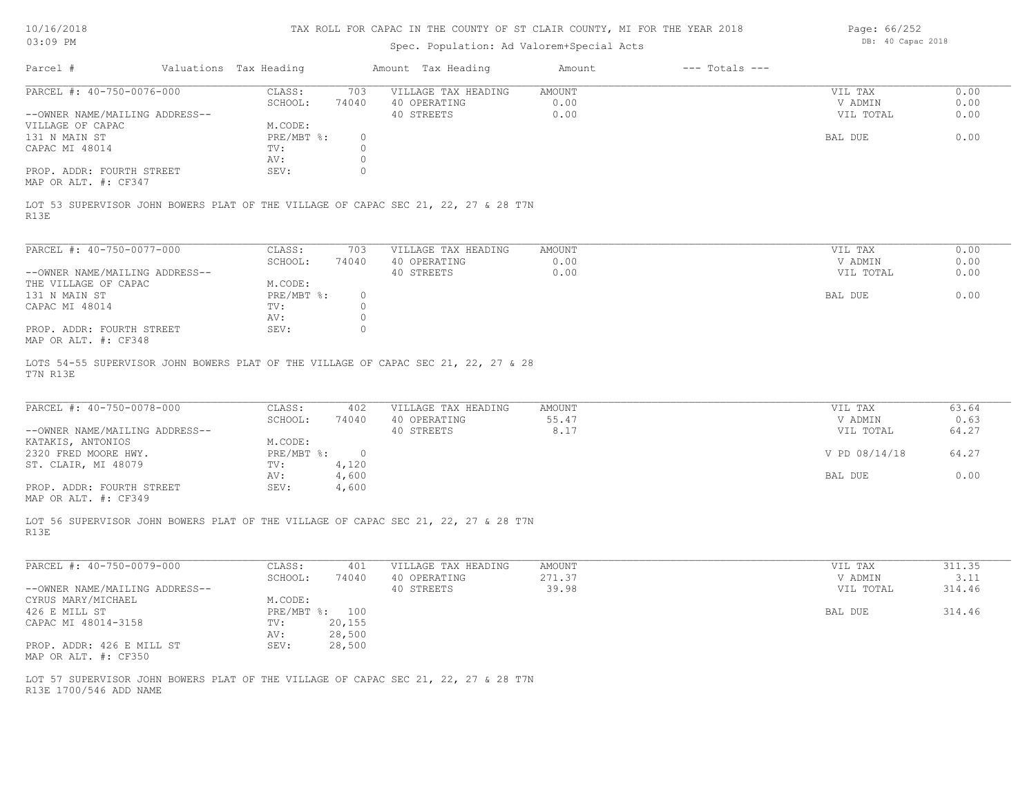# TAX ROLL FOR CAPAC IN THE COUNTY OF ST CLAIR COUNTY, MI FOR THE YEAR 2018

Spec. Population: Ad Valorem+Special Acts

| Parcel # | Valuations | Tax Heading | Amount | Tax Heading | Amount | --- Totals --- | |
|---|---|---|---|---|---|---|---|

---

**PARCEL #: 40-750-0076-000**

| | | | | | |
|---|---|---|---|---|---|
| CLASS: | 703 | VILLAGE TAX HEADING | AMOUNT | VIL TAX | 0.00 |
| SCHOOL: | 74040 | 40 OPERATING | 0.00 | V ADMIN | 0.00 |
| | | 40 STREETS | 0.00 | VIL TOTAL | 0.00 |
| M.CODE: | | | | | |
| PRE/MBT %: | 0 | | | BAL DUE | 0.00 |
| TV: | 0 | | | | |
| AV: | 0 | | | | |
| SEV: | 0 | | | | |

--OWNER NAME/MAILING ADDRESS--
VILLAGE OF CAPAC
131 N MAIN ST
CAPAC MI 48014

PROP. ADDR: FOURTH STREET
MAP OR ALT. #: CF347

LOT 53 SUPERVISOR JOHN BOWERS PLAT OF THE VILLAGE OF CAPAC SEC 21, 22, 27 & 28 T7N R13E

---

**PARCEL #: 40-750-0077-000**

| | | | | | |
|---|---|---|---|---|---|
| CLASS: | 703 | VILLAGE TAX HEADING | AMOUNT | VIL TAX | 0.00 |
| SCHOOL: | 74040 | 40 OPERATING | 0.00 | V ADMIN | 0.00 |
| | | 40 STREETS | 0.00 | VIL TOTAL | 0.00 |
| M.CODE: | | | | | |
| PRE/MBT %: | 0 | | | BAL DUE | 0.00 |
| TV: | 0 | | | | |
| AV: | 0 | | | | |
| SEV: | 0 | | | | |

--OWNER NAME/MAILING ADDRESS--
THE VILLAGE OF CAPAC
131 N MAIN ST
CAPAC MI 48014

PROP. ADDR: FOURTH STREET
MAP OR ALT. #: CF348

LOTS 54-55 SUPERVISOR JOHN BOWERS PLAT OF THE VILLAGE OF CAPAC SEC 21, 22, 27 & 28 T7N R13E

---

**PARCEL #: 40-750-0078-000**

| | | | | | |
|---|---|---|---|---|---|
| CLASS: | 402 | VILLAGE TAX HEADING | AMOUNT | VIL TAX | 63.64 |
| SCHOOL: | 74040 | 40 OPERATING | 55.47 | V ADMIN | 0.63 |
| | | 40 STREETS | 8.17 | VIL TOTAL | 64.27 |
| M.CODE: | | | | | |
| PRE/MBT %: | 0 | | | V PD 08/14/18 | 64.27 |
| TV: | 4,120 | | | | |
| AV: | 4,600 | | | BAL DUE | 0.00 |
| SEV: | 4,600 | | | | |

--OWNER NAME/MAILING ADDRESS--
KATAKIS, ANTONIOS
2320 FRED MOORE HWY.
ST. CLAIR, MI 48079

PROP. ADDR: FOURTH STREET
MAP OR ALT. #: CF349

LOT 56 SUPERVISOR JOHN BOWERS PLAT OF THE VILLAGE OF CAPAC SEC 21, 22, 27 & 28 T7N R13E

---

**PARCEL #: 40-750-0079-000**

| | | | | | |
|---|---|---|---|---|---|
| CLASS: | 401 | VILLAGE TAX HEADING | AMOUNT | VIL TAX | 311.35 |
| SCHOOL: | 74040 | 40 OPERATING | 271.37 | V ADMIN | 3.11 |
| | | 40 STREETS | 39.98 | VIL TOTAL | 314.46 |
| M.CODE: | | | | | |
| PRE/MBT %: | 100 | | | BAL DUE | 314.46 |
| TV: | 20,155 | | | | |
| AV: | 28,500 | | | | |
| SEV: | 28,500 | | | | |

--OWNER NAME/MAILING ADDRESS--
CYRUS MARY/MICHAEL
426 E MILL ST
CAPAC MI 48014-3158

PROP. ADDR: 426 E MILL ST
MAP OR ALT. #: CF350

LOT 57 SUPERVISOR JOHN BOWERS PLAT OF THE VILLAGE OF CAPAC SEC 21, 22, 27 & 28 T7N R13E 1700/546 ADD NAME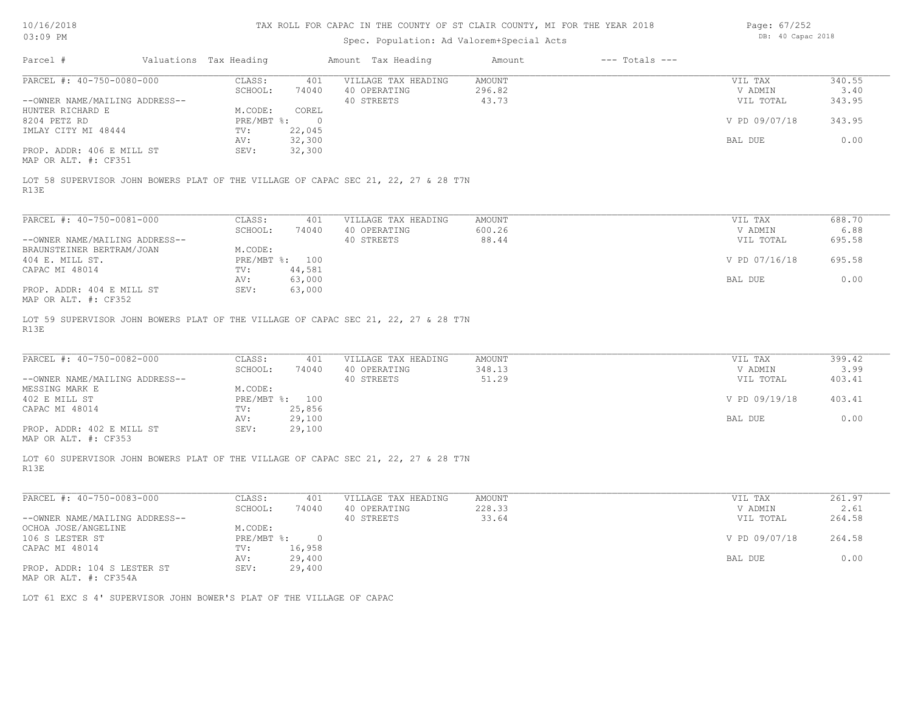TAX ROLL FOR CAPAC IN THE COUNTY OF ST CLAIR COUNTY, MI FOR THE YEAR 2018

Spec. Population: Ad Valorem+Special Acts

DB: 40 Capac 2018

| Parcel # | Valuations | Tax Heading | Amount | Tax Heading | Amount | --- Totals --- | |
|---|---|---|---|---|---|---|---|
| PARCEL #: 40-750-0080-000 | CLASS: | 401 | VILLAGE TAX HEADING | AMOUNT | | VIL TAX | 340.55 |
| | SCHOOL: | 74040 | 40 OPERATING | 296.82 | | V ADMIN | 3.40 |
| --OWNER NAME/MAILING ADDRESS-- | | | 40 STREETS | 43.73 | | VIL TOTAL | 343.95 |
| HUNTER RICHARD E | M.CODE: | COREL | | | | | |
| 8204 PETZ RD | PRE/MBT %: | 0 | | | | V PD 09/07/18 | 343.95 |
| IMLAY CITY MI 48444 | TV: | 22,045 | | | | | |
| | AV: | 32,300 | | | | BAL DUE | 0.00 |
| PROP. ADDR: 406 E MILL ST | SEV: | 32,300 | | | | | |
| MAP OR ALT. #: CF351 | | | | | | | |

LOT 58 SUPERVISOR JOHN BOWERS PLAT OF THE VILLAGE OF CAPAC SEC 21, 22, 27 & 28 T7N R13E

| | | | | | | | |
|---|---|---|---|---|---|---|---|
| PARCEL #: 40-750-0081-000 | CLASS: | 401 | VILLAGE TAX HEADING | AMOUNT | | VIL TAX | 688.70 |
| | SCHOOL: | 74040 | 40 OPERATING | 600.26 | | V ADMIN | 6.88 |
| --OWNER NAME/MAILING ADDRESS-- | | | 40 STREETS | 88.44 | | VIL TOTAL | 695.58 |
| BRAUNSTEINER BERTRAM/JOAN | M.CODE: | | | | | | |
| 404 E. MILL ST. | PRE/MBT %: | 100 | | | | V PD 07/16/18 | 695.58 |
| CAPAC MI 48014 | TV: | 44,581 | | | | | |
| | AV: | 63,000 | | | | BAL DUE | 0.00 |
| PROP. ADDR: 404 E MILL ST | SEV: | 63,000 | | | | | |
| MAP OR ALT. #: CF352 | | | | | | | |

LOT 59 SUPERVISOR JOHN BOWERS PLAT OF THE VILLAGE OF CAPAC SEC 21, 22, 27 & 28 T7N R13E

| | | | | | | | |
|---|---|---|---|---|---|---|---|
| PARCEL #: 40-750-0082-000 | CLASS: | 401 | VILLAGE TAX HEADING | AMOUNT | | VIL TAX | 399.42 |
| | SCHOOL: | 74040 | 40 OPERATING | 348.13 | | V ADMIN | 3.99 |
| --OWNER NAME/MAILING ADDRESS-- | | | 40 STREETS | 51.29 | | VIL TOTAL | 403.41 |
| MESSING MARK E | M.CODE: | | | | | | |
| 402 E MILL ST | PRE/MBT %: | 100 | | | | V PD 09/19/18 | 403.41 |
| CAPAC MI 48014 | TV: | 25,856 | | | | | |
| | AV: | 29,100 | | | | BAL DUE | 0.00 |
| PROP. ADDR: 402 E MILL ST | SEV: | 29,100 | | | | | |
| MAP OR ALT. #: CF353 | | | | | | | |

LOT 60 SUPERVISOR JOHN BOWERS PLAT OF THE VILLAGE OF CAPAC SEC 21, 22, 27 & 28 T7N R13E

| | | | | | | | |
|---|---|---|---|---|---|---|---|
| PARCEL #: 40-750-0083-000 | CLASS: | 401 | VILLAGE TAX HEADING | AMOUNT | | VIL TAX | 261.97 |
| | SCHOOL: | 74040 | 40 OPERATING | 228.33 | | V ADMIN | 2.61 |
| --OWNER NAME/MAILING ADDRESS-- | | | 40 STREETS | 33.64 | | VIL TOTAL | 264.58 |
| OCHOA JOSE/ANGELINE | M.CODE: | | | | | | |
| 106 S LESTER ST | PRE/MBT %: | 0 | | | | V PD 09/07/18 | 264.58 |
| CAPAC MI 48014 | TV: | 16,958 | | | | | |
| | AV: | 29,400 | | | | BAL DUE | 0.00 |
| PROP. ADDR: 104 S LESTER ST | SEV: | 29,400 | | | | | |
| MAP OR ALT. #: CF354A | | | | | | | |

LOT 61 EXC S 4' SUPERVISOR JOHN BOWER'S PLAT OF THE VILLAGE OF CAPAC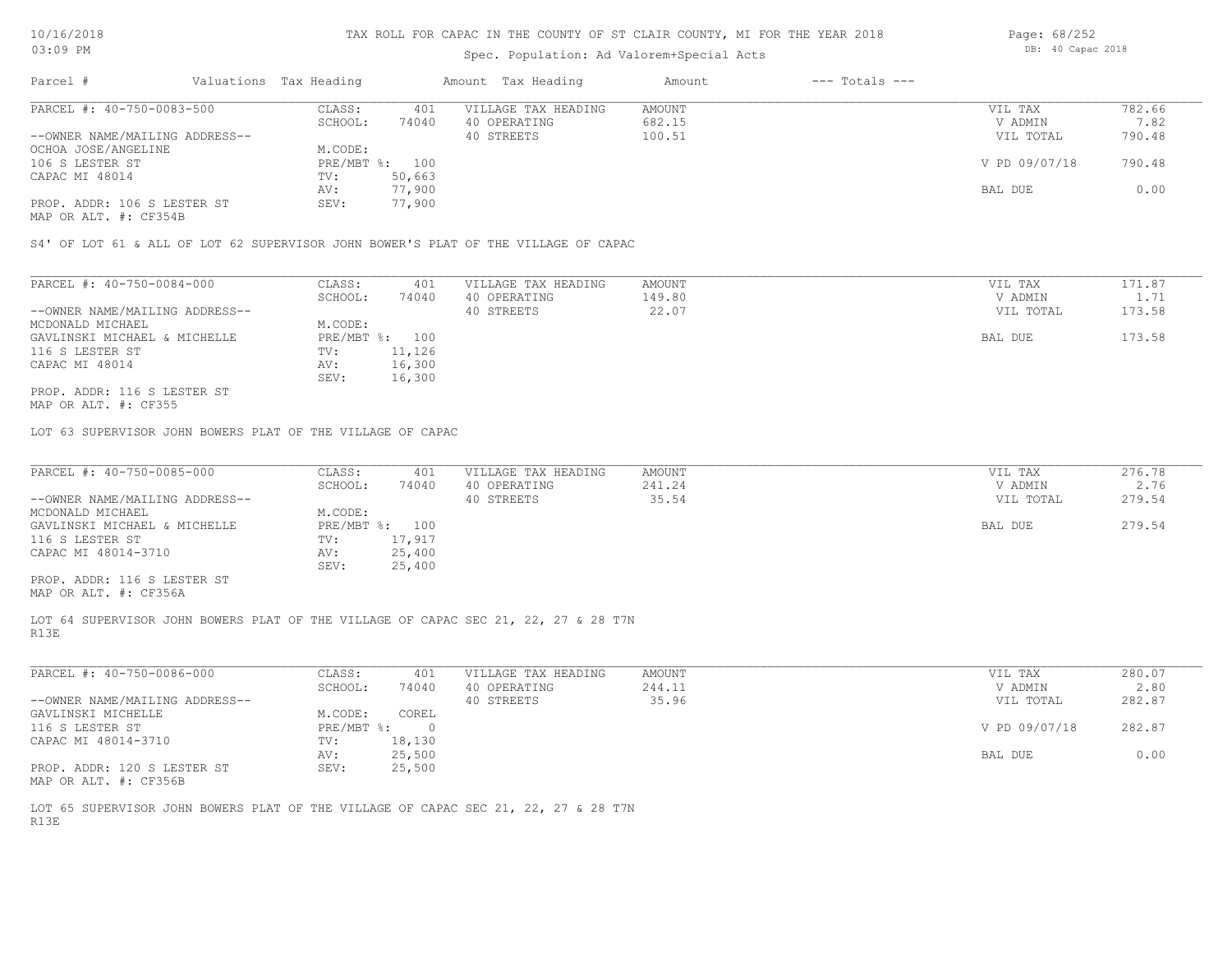# TAX ROLL FOR CAPAC IN THE COUNTY OF ST CLAIR COUNTY, MI FOR THE YEAR 2018

Spec. Population: Ad Valorem+Special Acts

| Parcel # | Valuations | Tax Heading | Amount | Tax Heading | Amount | --- Totals --- | |
|---|---|---|---|---|---|---|---|
| PARCEL #: 40-750-0083-500 | CLASS: | 401 | | VILLAGE TAX HEADING | AMOUNT | VIL TAX | 782.66 |
| | SCHOOL: | 74040 | | 40 OPERATING | 682.15 | V ADMIN | 7.82 |
| --OWNER NAME/MAILING ADDRESS-- | | | | 40 STREETS | 100.51 | VIL TOTAL | 790.48 |
| OCHOA JOSE/ANGELINE | M.CODE: | | | | | | |
| 106 S LESTER ST | PRE/MBT %: | 100 | | | | V PD 09/07/18 | 790.48 |
| CAPAC MI 48014 | TV: | 50,663 | | | | | |
| | AV: | 77,900 | | | | BAL DUE | 0.00 |
| PROP. ADDR: 106 S LESTER ST | SEV: | 77,900 | | | | | |
| MAP OR ALT. #: CF354B | | | | | | | |

S4' OF LOT 61 & ALL OF LOT 62 SUPERVISOR JOHN BOWER'S PLAT OF THE VILLAGE OF CAPAC

| Parcel # | Valuations | Tax Heading | Amount | Tax Heading | Amount | --- Totals --- | |
|---|---|---|---|---|---|---|---|
| PARCEL #: 40-750-0084-000 | CLASS: | 401 | | VILLAGE TAX HEADING | AMOUNT | VIL TAX | 171.87 |
| | SCHOOL: | 74040 | | 40 OPERATING | 149.80 | V ADMIN | 1.71 |
| --OWNER NAME/MAILING ADDRESS-- | | | | 40 STREETS | 22.07 | VIL TOTAL | 173.58 |
| MCDONALD MICHAEL | M.CODE: | | | | | | |
| GAVLINSKI MICHAEL & MICHELLE | PRE/MBT %: | 100 | | | | BAL DUE | 173.58 |
| 116 S LESTER ST | TV: | 11,126 | | | | | |
| CAPAC MI 48014 | AV: | 16,300 | | | | | |
| | SEV: | 16,300 | | | | | |
| PROP. ADDR: 116 S LESTER ST | | | | | | | |
| MAP OR ALT. #: CF355 | | | | | | | |

LOT 63 SUPERVISOR JOHN BOWERS PLAT OF THE VILLAGE OF CAPAC

| Parcel # | Valuations | Tax Heading | Amount | Tax Heading | Amount | --- Totals --- | |
|---|---|---|---|---|---|---|---|
| PARCEL #: 40-750-0085-000 | CLASS: | 401 | | VILLAGE TAX HEADING | AMOUNT | VIL TAX | 276.78 |
| | SCHOOL: | 74040 | | 40 OPERATING | 241.24 | V ADMIN | 2.76 |
| --OWNER NAME/MAILING ADDRESS-- | | | | 40 STREETS | 35.54 | VIL TOTAL | 279.54 |
| MCDONALD MICHAEL | M.CODE: | | | | | | |
| GAVLINSKI MICHAEL & MICHELLE | PRE/MBT %: | 100 | | | | BAL DUE | 279.54 |
| 116 S LESTER ST | TV: | 17,917 | | | | | |
| CAPAC MI 48014-3710 | AV: | 25,400 | | | | | |
| | SEV: | 25,400 | | | | | |
| PROP. ADDR: 116 S LESTER ST | | | | | | | |
| MAP OR ALT. #: CF356A | | | | | | | |

LOT 64 SUPERVISOR JOHN BOWERS PLAT OF THE VILLAGE OF CAPAC SEC 21, 22, 27 & 28 T7N R13E

| Parcel # | Valuations | Tax Heading | Amount | Tax Heading | Amount | --- Totals --- | |
|---|---|---|---|---|---|---|---|
| PARCEL #: 40-750-0086-000 | CLASS: | 401 | | VILLAGE TAX HEADING | AMOUNT | VIL TAX | 280.07 |
| | SCHOOL: | 74040 | | 40 OPERATING | 244.11 | V ADMIN | 2.80 |
| --OWNER NAME/MAILING ADDRESS-- | | | | 40 STREETS | 35.96 | VIL TOTAL | 282.87 |
| GAVLINSKI MICHELLE | M.CODE: | COREL | | | | | |
| 116 S LESTER ST | PRE/MBT %: | 0 | | | | V PD 09/07/18 | 282.87 |
| CAPAC MI 48014-3710 | TV: | 18,130 | | | | | |
| | AV: | 25,500 | | | | BAL DUE | 0.00 |
| PROP. ADDR: 120 S LESTER ST | SEV: | 25,500 | | | | | |
| MAP OR ALT. #: CF356B | | | | | | | |

LOT 65 SUPERVISOR JOHN BOWERS PLAT OF THE VILLAGE OF CAPAC SEC 21, 22, 27 & 28 T7N R13E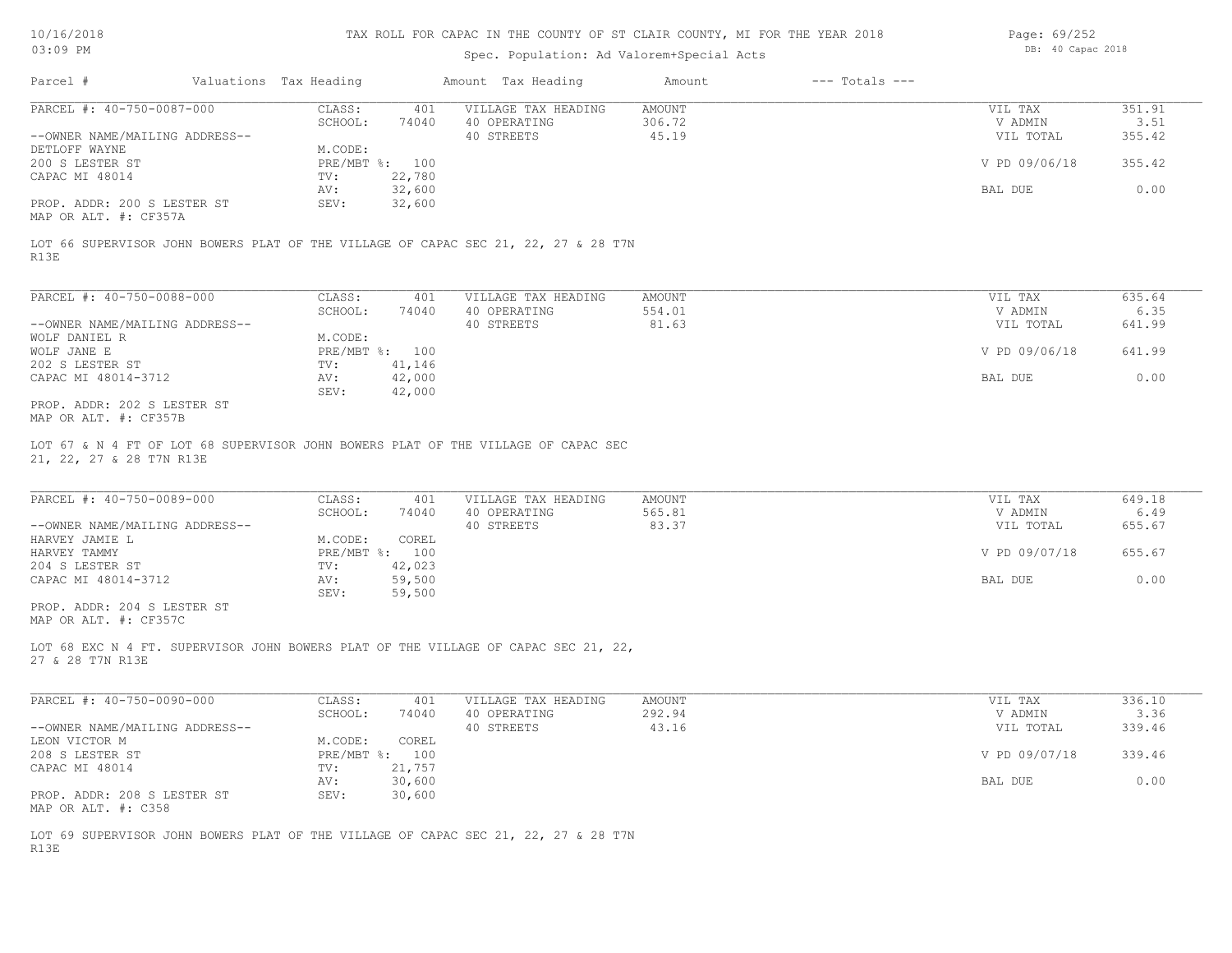## TAX ROLL FOR CAPAC IN THE COUNTY OF ST CLAIR COUNTY, MI FOR THE YEAR 2018

Spec. Population: Ad Valorem+Special Acts

| Parcel # | Valuations | Tax Heading | Amount | Tax Heading | Amount | --- Totals --- | |
|---|---|---|---|---|---|---|---|
| PARCEL #: 40-750-0087-000 | CLASS: | 401 | VILLAGE TAX HEADING | AMOUNT | | VIL TAX | 351.91 |
| | SCHOOL: | 74040 | 40 OPERATING | 306.72 | | V ADMIN | 3.51 |
| --OWNER NAME/MAILING ADDRESS-- | | | 40 STREETS | 45.19 | | VIL TOTAL | 355.42 |
| DETLOFF WAYNE | M.CODE: | | | | | | |
| 200 S LESTER ST | PRE/MBT %: | 100 | | | | V PD 09/06/18 | 355.42 |
| CAPAC MI 48014 | TV: | 22,780 | | | | | |
| | AV: | 32,600 | | | | BAL DUE | 0.00 |
| PROP. ADDR: 200 S LESTER ST | SEV: | 32,600 | | | | | |
| MAP OR ALT. #: CF357A | | | | | | | |

LOT 66 SUPERVISOR JOHN BOWERS PLAT OF THE VILLAGE OF CAPAC SEC 21, 22, 27 & 28 T7N R13E

| | | | | | | | |
|---|---|---|---|---|---|---|---|
| PARCEL #: 40-750-0088-000 | CLASS: | 401 | VILLAGE TAX HEADING | AMOUNT | | VIL TAX | 635.64 |
| | SCHOOL: | 74040 | 40 OPERATING | 554.01 | | V ADMIN | 6.35 |
| --OWNER NAME/MAILING ADDRESS-- | | | 40 STREETS | 81.63 | | VIL TOTAL | 641.99 |
| WOLF DANIEL R | M.CODE: | | | | | | |
| WOLF JANE E | PRE/MBT %: | 100 | | | | V PD 09/06/18 | 641.99 |
| 202 S LESTER ST | TV: | 41,146 | | | | | |
| CAPAC MI 48014-3712 | AV: | 42,000 | | | | BAL DUE | 0.00 |
| | SEV: | 42,000 | | | | | |
| PROP. ADDR: 202 S LESTER ST | | | | | | | |
| MAP OR ALT. #: CF357B | | | | | | | |

LOT 67 & N 4 FT OF LOT 68 SUPERVISOR JOHN BOWERS PLAT OF THE VILLAGE OF CAPAC SEC 21, 22, 27 & 28 T7N R13E

| | | | | | | | |
|---|---|---|---|---|---|---|---|
| PARCEL #: 40-750-0089-000 | CLASS: | 401 | VILLAGE TAX HEADING | AMOUNT | | VIL TAX | 649.18 |
| | SCHOOL: | 74040 | 40 OPERATING | 565.81 | | V ADMIN | 6.49 |
| --OWNER NAME/MAILING ADDRESS-- | | | 40 STREETS | 83.37 | | VIL TOTAL | 655.67 |
| HARVEY JAMIE L | M.CODE: | COREL | | | | | |
| HARVEY TAMMY | PRE/MBT %: | 100 | | | | V PD 09/07/18 | 655.67 |
| 204 S LESTER ST | TV: | 42,023 | | | | | |
| CAPAC MI 48014-3712 | AV: | 59,500 | | | | BAL DUE | 0.00 |
| | SEV: | 59,500 | | | | | |
| PROP. ADDR: 204 S LESTER ST | | | | | | | |
| MAP OR ALT. #: CF357C | | | | | | | |

LOT 68 EXC N 4 FT. SUPERVISOR JOHN BOWERS PLAT OF THE VILLAGE OF CAPAC SEC 21, 22, 27 & 28 T7N R13E

| | | | | | | | |
|---|---|---|---|---|---|---|---|
| PARCEL #: 40-750-0090-000 | CLASS: | 401 | VILLAGE TAX HEADING | AMOUNT | | VIL TAX | 336.10 |
| | SCHOOL: | 74040 | 40 OPERATING | 292.94 | | V ADMIN | 3.36 |
| --OWNER NAME/MAILING ADDRESS-- | | | 40 STREETS | 43.16 | | VIL TOTAL | 339.46 |
| LEON VICTOR M | M.CODE: | COREL | | | | | |
| 208 S LESTER ST | PRE/MBT %: | 100 | | | | V PD 09/07/18 | 339.46 |
| CAPAC MI 48014 | TV: | 21,757 | | | | | |
| | AV: | 30,600 | | | | BAL DUE | 0.00 |
| PROP. ADDR: 208 S LESTER ST | SEV: | 30,600 | | | | | |
| MAP OR ALT. #: C358 | | | | | | | |

LOT 69 SUPERVISOR JOHN BOWERS PLAT OF THE VILLAGE OF CAPAC SEC 21, 22, 27 & 28 T7N R13E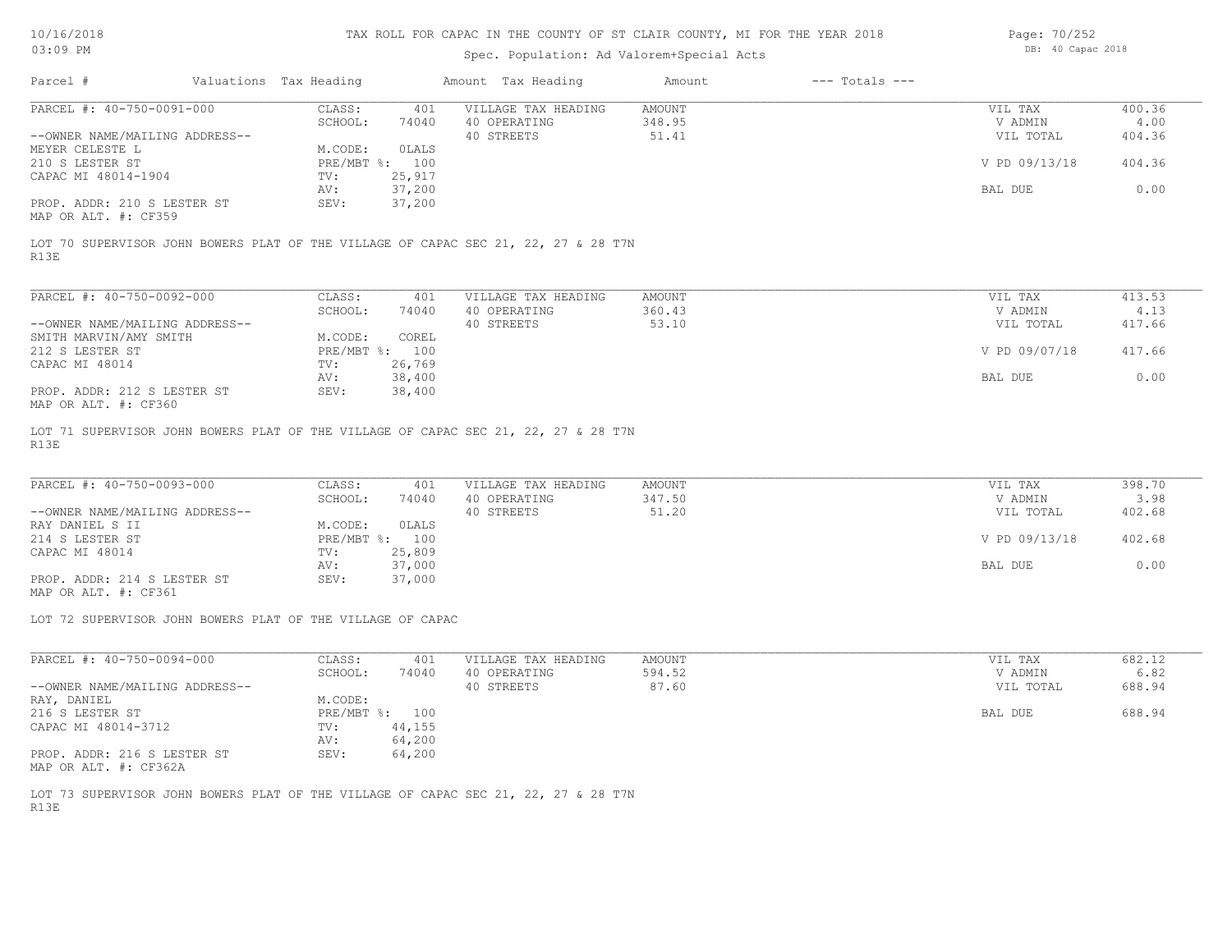# TAX ROLL FOR CAPAC IN THE COUNTY OF ST CLAIR COUNTY, MI FOR THE YEAR 2018

Spec. Population: Ad Valorem+Special Acts

10/16/2018 03:09 PM — DB: 40 Capac 2018

| Parcel # | Valuations | Tax Heading | Amount | Tax Heading | Amount | --- Totals --- | |
|---|---|---|---|---|---|---|---|

## PARCEL #: 40-750-0091-000

| | | | | | |
|---|---|---|---|---|---|
| CLASS: | 401 | VILLAGE TAX HEADING | AMOUNT | VIL TAX | 400.36 |
| SCHOOL: | 74040 | 40 OPERATING | 348.95 | V ADMIN | 4.00 |
| | | 40 STREETS | 51.41 | VIL TOTAL | 404.36 |
| M.CODE: | 0LALS | | | | |
| PRE/MBT %: | 100 | | | V PD 09/13/18 | 404.36 |
| TV: | 25,917 | | | | |
| AV: | 37,200 | | | BAL DUE | 0.00 |
| SEV: | 37,200 | | | | |

--OWNER NAME/MAILING ADDRESS--
MEYER CELESTE L
210 S LESTER ST
CAPAC MI 48014-1904

PROP. ADDR: 210 S LESTER ST
MAP OR ALT. #: CF359

LOT 70 SUPERVISOR JOHN BOWERS PLAT OF THE VILLAGE OF CAPAC SEC 21, 22, 27 & 28 T7N R13E

## PARCEL #: 40-750-0092-000

| | | | | | |
|---|---|---|---|---|---|
| CLASS: | 401 | VILLAGE TAX HEADING | AMOUNT | VIL TAX | 413.53 |
| SCHOOL: | 74040 | 40 OPERATING | 360.43 | V ADMIN | 4.13 |
| | | 40 STREETS | 53.10 | VIL TOTAL | 417.66 |
| M.CODE: | COREL | | | | |
| PRE/MBT %: | 100 | | | V PD 09/07/18 | 417.66 |
| TV: | 26,769 | | | | |
| AV: | 38,400 | | | BAL DUE | 0.00 |
| SEV: | 38,400 | | | | |

--OWNER NAME/MAILING ADDRESS--
SMITH MARVIN/AMY SMITH
212 S LESTER ST
CAPAC MI 48014

PROP. ADDR: 212 S LESTER ST
MAP OR ALT. #: CF360

LOT 71 SUPERVISOR JOHN BOWERS PLAT OF THE VILLAGE OF CAPAC SEC 21, 22, 27 & 28 T7N R13E

## PARCEL #: 40-750-0093-000

| | | | | | |
|---|---|---|---|---|---|
| CLASS: | 401 | VILLAGE TAX HEADING | AMOUNT | VIL TAX | 398.70 |
| SCHOOL: | 74040 | 40 OPERATING | 347.50 | V ADMIN | 3.98 |
| | | 40 STREETS | 51.20 | VIL TOTAL | 402.68 |
| M.CODE: | 0LALS | | | | |
| PRE/MBT %: | 100 | | | V PD 09/13/18 | 402.68 |
| TV: | 25,809 | | | | |
| AV: | 37,000 | | | BAL DUE | 0.00 |
| SEV: | 37,000 | | | | |

--OWNER NAME/MAILING ADDRESS--
RAY DANIEL S II
214 S LESTER ST
CAPAC MI 48014

PROP. ADDR: 214 S LESTER ST
MAP OR ALT. #: CF361

LOT 72 SUPERVISOR JOHN BOWERS PLAT OF THE VILLAGE OF CAPAC

## PARCEL #: 40-750-0094-000

| | | | | | |
|---|---|---|---|---|---|
| CLASS: | 401 | VILLAGE TAX HEADING | AMOUNT | VIL TAX | 682.12 |
| SCHOOL: | 74040 | 40 OPERATING | 594.52 | V ADMIN | 6.82 |
| | | 40 STREETS | 87.60 | VIL TOTAL | 688.94 |
| M.CODE: | | | | | |
| PRE/MBT %: | 100 | | | BAL DUE | 688.94 |
| TV: | 44,155 | | | | |
| AV: | 64,200 | | | | |
| SEV: | 64,200 | | | | |

--OWNER NAME/MAILING ADDRESS--
RAY, DANIEL
216 S LESTER ST
CAPAC MI 48014-3712

PROP. ADDR: 216 S LESTER ST
MAP OR ALT. #: CF362A

LOT 73 SUPERVISOR JOHN BOWERS PLAT OF THE VILLAGE OF CAPAC SEC 21, 22, 27 & 28 T7N R13E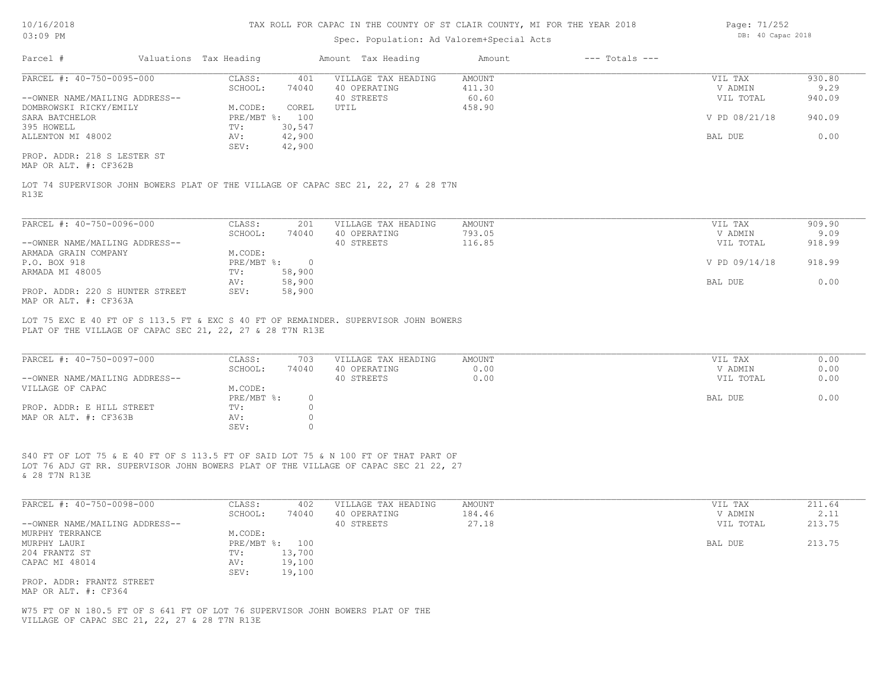# TAX ROLL FOR CAPAC IN THE COUNTY OF ST CLAIR COUNTY, MI FOR THE YEAR 2018

Spec. Population: Ad Valorem+Special Acts

| Parcel # | Valuations | Tax Heading | Amount | Tax Heading | Amount | --- Totals --- | |
|---|---|---|---|---|---|---|---|

---

PARCEL #: 40-750-0095-000

--OWNER NAME/MAILING ADDRESS--
DOMBROWSKI RICKY/EMILY
SARA BATCHELOR
395 HOWELL
ALLENTON MI 48002

PROP. ADDR: 218 S LESTER ST
MAP OR ALT. #: CF362B

| | | | | | |
|---|---|---|---|---|---|
| CLASS: | 401 | VILLAGE TAX HEADING | AMOUNT | VIL TAX | 930.80 |
| SCHOOL: | 74040 | 40 OPERATING | 411.30 | V ADMIN | 9.29 |
| | | 40 STREETS | 60.60 | VIL TOTAL | 940.09 |
| M.CODE: | COREL | UTIL | 458.90 | | |
| PRE/MBT %: | 100 | | | V PD 08/21/18 | 940.09 |
| TV: | 30,547 | | | | |
| AV: | 42,900 | | | BAL DUE | 0.00 |
| SEV: | 42,900 | | | | |

LOT 74 SUPERVISOR JOHN BOWERS PLAT OF THE VILLAGE OF CAPAC SEC 21, 22, 27 & 28 T7N R13E

---

PARCEL #: 40-750-0096-000

--OWNER NAME/MAILING ADDRESS--
ARMADA GRAIN COMPANY
P.O. BOX 918
ARMADA MI 48005

PROP. ADDR: 220 S HUNTER STREET
MAP OR ALT. #: CF363A

| | | | | | |
|---|---|---|---|---|---|
| CLASS: | 201 | VILLAGE TAX HEADING | AMOUNT | VIL TAX | 909.90 |
| SCHOOL: | 74040 | 40 OPERATING | 793.05 | V ADMIN | 9.09 |
| | | 40 STREETS | 116.85 | VIL TOTAL | 918.99 |
| M.CODE: | | | | | |
| PRE/MBT %: | 0 | | | V PD 09/14/18 | 918.99 |
| TV: | 58,900 | | | | |
| AV: | 58,900 | | | BAL DUE | 0.00 |
| SEV: | 58,900 | | | | |

LOT 75 EXC E 40 FT OF S 113.5 FT & EXC S 40 FT OF REMAINDER. SUPERVISOR JOHN BOWERS PLAT OF THE VILLAGE OF CAPAC SEC 21, 22, 27 & 28 T7N R13E

---

PARCEL #: 40-750-0097-000

--OWNER NAME/MAILING ADDRESS--
VILLAGE OF CAPAC

PROP. ADDR: E HILL STREET
MAP OR ALT. #: CF363B

| | | | | | |
|---|---|---|---|---|---|
| CLASS: | 703 | VILLAGE TAX HEADING | AMOUNT | VIL TAX | 0.00 |
| SCHOOL: | 74040 | 40 OPERATING | 0.00 | V ADMIN | 0.00 |
| | | 40 STREETS | 0.00 | VIL TOTAL | 0.00 |
| M.CODE: | | | | | |
| PRE/MBT %: | 0 | | | BAL DUE | 0.00 |
| TV: | 0 | | | | |
| AV: | 0 | | | | |
| SEV: | 0 | | | | |

S40 FT OF LOT 75 & E 40 FT OF S 113.5 FT OF SAID LOT 75 & N 100 FT OF THAT PART OF LOT 76 ADJ GT RR. SUPERVISOR JOHN BOWERS PLAT OF THE VILLAGE OF CAPAC SEC 21 22, 27 & 28 T7N R13E

---

PARCEL #: 40-750-0098-000

--OWNER NAME/MAILING ADDRESS--
MURPHY TERRANCE
MURPHY LAURI
204 FRANTZ ST
CAPAC MI 48014

PROP. ADDR: FRANTZ STREET
MAP OR ALT. #: CF364

| | | | | | |
|---|---|---|---|---|---|
| CLASS: | 402 | VILLAGE TAX HEADING | AMOUNT | VIL TAX | 211.64 |
| SCHOOL: | 74040 | 40 OPERATING | 184.46 | V ADMIN | 2.11 |
| | | 40 STREETS | 27.18 | VIL TOTAL | 213.75 |
| M.CODE: | | | | | |
| PRE/MBT %: | 100 | | | BAL DUE | 213.75 |
| TV: | 13,700 | | | | |
| AV: | 19,100 | | | | |
| SEV: | 19,100 | | | | |

W75 FT OF N 180.5 FT OF S 641 FT OF LOT 76 SUPERVISOR JOHN BOWERS PLAT OF THE VILLAGE OF CAPAC SEC 21, 22, 27 & 28 T7N R13E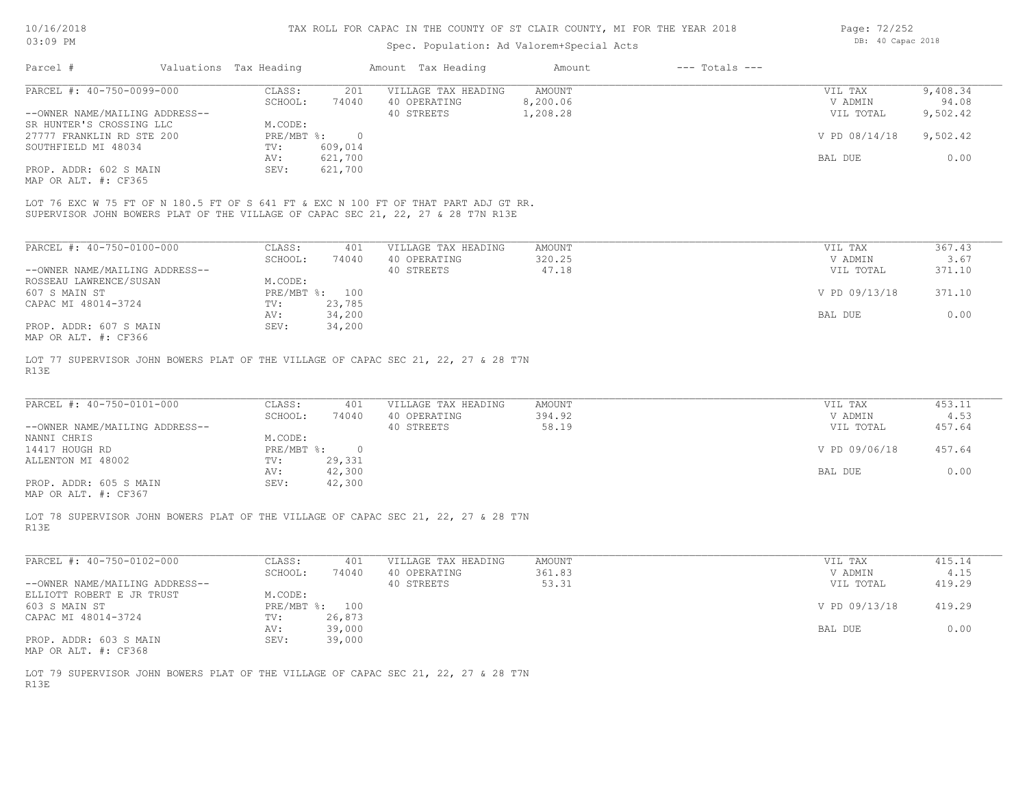# TAX ROLL FOR CAPAC IN THE COUNTY OF ST CLAIR COUNTY, MI FOR THE YEAR 2018

Spec. Population: Ad Valorem+Special Acts

10/16/2018 03:09 PM — DB: 40 Capac 2018

| Parcel # | Valuations Tax Heading | Amount Tax Heading | Amount | --- Totals --- |
|---|---|---|---|---|

---

PARCEL #: 40-750-0099-000

| | | | | | |
|---|---|---|---|---|---|
| CLASS: | 201 | VILLAGE TAX HEADING | AMOUNT | VIL TAX | 9,408.34 |
| SCHOOL: | 74040 | 40 OPERATING | 8,200.06 | V ADMIN | 94.08 |
| M.CODE: | | 40 STREETS | 1,208.28 | VIL TOTAL | 9,502.42 |
| PRE/MBT %: | 0 | | | V PD 08/14/18 | 9,502.42 |
| TV: | 609,014 | | | | |
| AV: | 621,700 | | | BAL DUE | 0.00 |
| SEV: | 621,700 | | | | |

--OWNER NAME/MAILING ADDRESS--
SR HUNTER'S CROSSING LLC
27777 FRANKLIN RD STE 200
SOUTHFIELD MI 48034

PROP. ADDR: 602 S MAIN
MAP OR ALT. #: CF365

LOT 76 EXC W 75 FT OF N 180.5 FT OF S 641 FT & EXC N 100 FT OF THAT PART ADJ GT RR.
SUPERVISOR JOHN BOWERS PLAT OF THE VILLAGE OF CAPAC SEC 21, 22, 27 & 28 T7N R13E

---

PARCEL #: 40-750-0100-000

| | | | | | |
|---|---|---|---|---|---|
| CLASS: | 401 | VILLAGE TAX HEADING | AMOUNT | VIL TAX | 367.43 |
| SCHOOL: | 74040 | 40 OPERATING | 320.25 | V ADMIN | 3.67 |
| M.CODE: | | 40 STREETS | 47.18 | VIL TOTAL | 371.10 |
| PRE/MBT %: | 100 | | | V PD 09/13/18 | 371.10 |
| TV: | 23,785 | | | | |
| AV: | 34,200 | | | BAL DUE | 0.00 |
| SEV: | 34,200 | | | | |

--OWNER NAME/MAILING ADDRESS--
ROSSEAU LAWRENCE/SUSAN
607 S MAIN ST
CAPAC MI 48014-3724

PROP. ADDR: 607 S MAIN
MAP OR ALT. #: CF366

LOT 77 SUPERVISOR JOHN BOWERS PLAT OF THE VILLAGE OF CAPAC SEC 21, 22, 27 & 28 T7N R13E

---

PARCEL #: 40-750-0101-000

| | | | | | |
|---|---|---|---|---|---|
| CLASS: | 401 | VILLAGE TAX HEADING | AMOUNT | VIL TAX | 453.11 |
| SCHOOL: | 74040 | 40 OPERATING | 394.92 | V ADMIN | 4.53 |
| M.CODE: | | 40 STREETS | 58.19 | VIL TOTAL | 457.64 |
| PRE/MBT %: | 0 | | | V PD 09/06/18 | 457.64 |
| TV: | 29,331 | | | | |
| AV: | 42,300 | | | BAL DUE | 0.00 |
| SEV: | 42,300 | | | | |

--OWNER NAME/MAILING ADDRESS--
NANNI CHRIS
14417 HOUGH RD
ALLENTON MI 48002

PROP. ADDR: 605 S MAIN
MAP OR ALT. #: CF367

LOT 78 SUPERVISOR JOHN BOWERS PLAT OF THE VILLAGE OF CAPAC SEC 21, 22, 27 & 28 T7N R13E

---

PARCEL #: 40-750-0102-000

| | | | | | |
|---|---|---|---|---|---|
| CLASS: | 401 | VILLAGE TAX HEADING | AMOUNT | VIL TAX | 415.14 |
| SCHOOL: | 74040 | 40 OPERATING | 361.83 | V ADMIN | 4.15 |
| M.CODE: | | 40 STREETS | 53.31 | VIL TOTAL | 419.29 |
| PRE/MBT %: | 100 | | | V PD 09/13/18 | 419.29 |
| TV: | 26,873 | | | | |
| AV: | 39,000 | | | BAL DUE | 0.00 |
| SEV: | 39,000 | | | | |

--OWNER NAME/MAILING ADDRESS--
ELLIOTT ROBERT E JR TRUST
603 S MAIN ST
CAPAC MI 48014-3724

PROP. ADDR: 603 S MAIN
MAP OR ALT. #: CF368

LOT 79 SUPERVISOR JOHN BOWERS PLAT OF THE VILLAGE OF CAPAC SEC 21, 22, 27 & 28 T7N R13E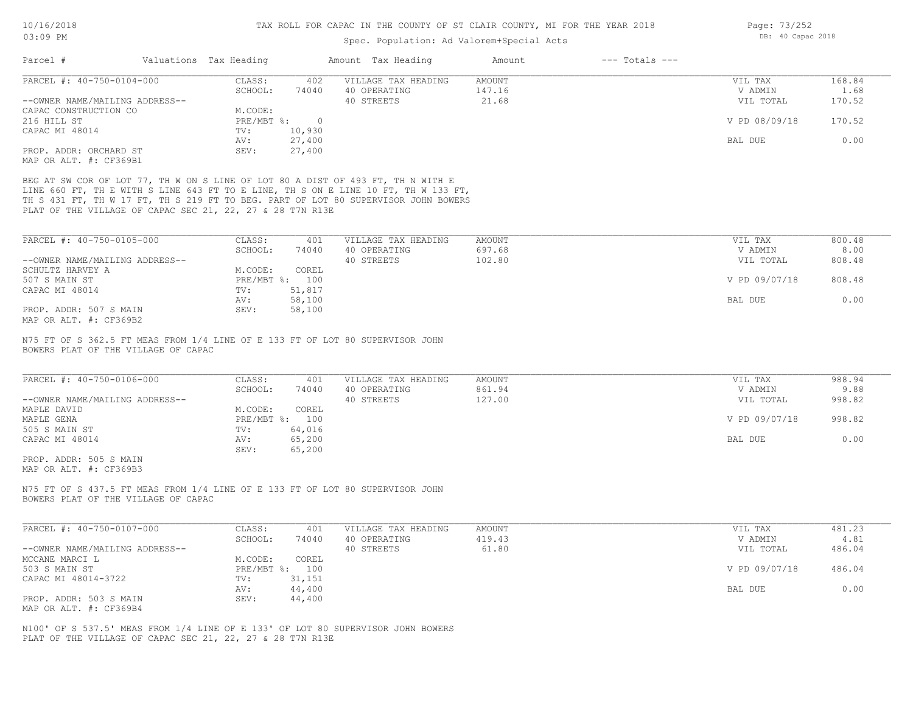TAX ROLL FOR CAPAC IN THE COUNTY OF ST CLAIR COUNTY, MI FOR THE YEAR 2018

Spec. Population: Ad Valorem+Special Acts

| Parcel # | Valuations | Tax Heading | Amount | Tax Heading | Amount | --- Totals --- | |
|---|---|---|---|---|---|---|---|
| PARCEL #: 40-750-0104-000 | CLASS: | 402 | VILLAGE TAX HEADING | AMOUNT | | VIL TAX | 168.84 |
| | SCHOOL: | 74040 | 40 OPERATING | 147.16 | | V ADMIN | 1.68 |
| --OWNER NAME/MAILING ADDRESS-- | | | 40 STREETS | 21.68 | | VIL TOTAL | 170.52 |
| CAPAC CONSTRUCTION CO | M.CODE: | | | | | | |
| 216 HILL ST | PRE/MBT %: | 0 | | | | V PD 08/09/18 | 170.52 |
| CAPAC MI 48014 | TV: | 10,930 | | | | | |
| | AV: | 27,400 | | | | BAL DUE | 0.00 |
| PROP. ADDR: ORCHARD ST | SEV: | 27,400 | | | | | |
| MAP OR ALT. #: CF369B1 | | | | | | | |

BEG AT SW COR OF LOT 77, TH W ON S LINE OF LOT 80 A DIST OF 493 FT, TH N WITH E LINE 660 FT, TH E WITH S LINE 643 FT TO E LINE, TH S ON E LINE 10 FT, TH W 133 FT, TH S 431 FT, TH W 17 FT, TH S 219 FT TO BEG. PART OF LOT 80 SUPERVISOR JOHN BOWERS PLAT OF THE VILLAGE OF CAPAC SEC 21, 22, 27 & 28 T7N R13E

| Parcel # | Valuations | Tax Heading | Amount | Tax Heading | Amount | --- Totals --- | |
|---|---|---|---|---|---|---|---|
| PARCEL #: 40-750-0105-000 | CLASS: | 401 | VILLAGE TAX HEADING | AMOUNT | | VIL TAX | 800.48 |
| | SCHOOL: | 74040 | 40 OPERATING | 697.68 | | V ADMIN | 8.00 |
| --OWNER NAME/MAILING ADDRESS-- | | | 40 STREETS | 102.80 | | VIL TOTAL | 808.48 |
| SCHULTZ HARVEY A | M.CODE: | COREL | | | | | |
| 507 S MAIN ST | PRE/MBT %: | 100 | | | | V PD 09/07/18 | 808.48 |
| CAPAC MI 48014 | TV: | 51,817 | | | | | |
| | AV: | 58,100 | | | | BAL DUE | 0.00 |
| PROP. ADDR: 507 S MAIN | SEV: | 58,100 | | | | | |
| MAP OR ALT. #: CF369B2 | | | | | | | |

N75 FT OF S 362.5 FT MEAS FROM 1/4 LINE OF E 133 FT OF LOT 80 SUPERVISOR JOHN BOWERS PLAT OF THE VILLAGE OF CAPAC

| Parcel # | Valuations | Tax Heading | Amount | Tax Heading | Amount | --- Totals --- | |
|---|---|---|---|---|---|---|---|
| PARCEL #: 40-750-0106-000 | CLASS: | 401 | VILLAGE TAX HEADING | AMOUNT | | VIL TAX | 988.94 |
| | SCHOOL: | 74040 | 40 OPERATING | 861.94 | | V ADMIN | 9.88 |
| --OWNER NAME/MAILING ADDRESS-- | | | 40 STREETS | 127.00 | | VIL TOTAL | 998.82 |
| MAPLE DAVID | M.CODE: | COREL | | | | | |
| MAPLE GENA | PRE/MBT %: | 100 | | | | V PD 09/07/18 | 998.82 |
| 505 S MAIN ST | TV: | 64,016 | | | | | |
| CAPAC MI 48014 | AV: | 65,200 | | | | BAL DUE | 0.00 |
| | SEV: | 65,200 | | | | | |
| PROP. ADDR: 505 S MAIN | | | | | | | |
| MAP OR ALT. #: CF369B3 | | | | | | | |

N75 FT OF S 437.5 FT MEAS FROM 1/4 LINE OF E 133 FT OF LOT 80 SUPERVISOR JOHN BOWERS PLAT OF THE VILLAGE OF CAPAC

| Parcel # | Valuations | Tax Heading | Amount | Tax Heading | Amount | --- Totals --- | |
|---|---|---|---|---|---|---|---|
| PARCEL #: 40-750-0107-000 | CLASS: | 401 | VILLAGE TAX HEADING | AMOUNT | | VIL TAX | 481.23 |
| | SCHOOL: | 74040 | 40 OPERATING | 419.43 | | V ADMIN | 4.81 |
| --OWNER NAME/MAILING ADDRESS-- | | | 40 STREETS | 61.80 | | VIL TOTAL | 486.04 |
| MCCANE MARCI L | M.CODE: | COREL | | | | | |
| 503 S MAIN ST | PRE/MBT %: | 100 | | | | V PD 09/07/18 | 486.04 |
| CAPAC MI 48014-3722 | TV: | 31,151 | | | | | |
| | AV: | 44,400 | | | | BAL DUE | 0.00 |
| PROP. ADDR: 503 S MAIN | SEV: | 44,400 | | | | | |
| MAP OR ALT. #: CF369B4 | | | | | | | |

N100' OF S 537.5' MEAS FROM 1/4 LINE OF E 133' OF LOT 80 SUPERVISOR JOHN BOWERS PLAT OF THE VILLAGE OF CAPAC SEC 21, 22, 27 & 28 T7N R13E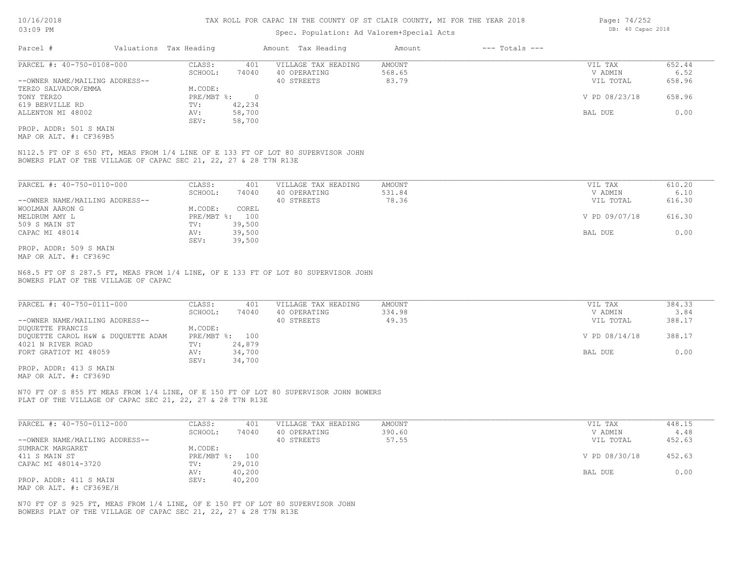TAX ROLL FOR CAPAC IN THE COUNTY OF ST CLAIR COUNTY, MI FOR THE YEAR 2018

Spec. Population: Ad Valorem+Special Acts

| Parcel # | Valuations Tax Heading | | Amount Tax Heading | Amount | --- Totals --- | |
|---|---|---|---|---|---|---|
| PARCEL #: 40-750-0108-000 | CLASS: | 401 | VILLAGE TAX HEADING | AMOUNT | VIL TAX | 652.44 |
| | SCHOOL: | 74040 | 40 OPERATING | 568.65 | V ADMIN | 6.52 |
| --OWNER NAME/MAILING ADDRESS-- | | | 40 STREETS | 83.79 | VIL TOTAL | 658.96 |
| TERZO SALVADOR/EMMA | M.CODE: | | | | | |
| TONY TERZO | PRE/MBT %: | 0 | | | V PD 08/23/18 | 658.96 |
| 619 BERVILLE RD | TV: | 42,234 | | | | |
| ALLENTON MI 48002 | AV: | 58,700 | | | BAL DUE | 0.00 |
| | SEV: | 58,700 | | | | |
| PROP. ADDR: 501 S MAIN | | | | | | |
| MAP OR ALT. #: CF369B5 | | | | | | |

N112.5 FT OF S 650 FT, MEAS FROM 1/4 LINE OF E 133 FT OF LOT 80 SUPERVISOR JOHN BOWERS PLAT OF THE VILLAGE OF CAPAC SEC 21, 22, 27 & 28 T7N R13E

| Parcel # | Valuations Tax Heading | | Amount Tax Heading | Amount | --- Totals --- | |
|---|---|---|---|---|---|---|
| PARCEL #: 40-750-0110-000 | CLASS: | 401 | VILLAGE TAX HEADING | AMOUNT | VIL TAX | 610.20 |
| | SCHOOL: | 74040 | 40 OPERATING | 531.84 | V ADMIN | 6.10 |
| --OWNER NAME/MAILING ADDRESS-- | | | 40 STREETS | 78.36 | VIL TOTAL | 616.30 |
| WOOLMAN AARON G | M.CODE: | COREL | | | | |
| MELDRUM AMY L | PRE/MBT %: | 100 | | | V PD 09/07/18 | 616.30 |
| 509 S MAIN ST | TV: | 39,500 | | | | |
| CAPAC MI 48014 | AV: | 39,500 | | | BAL DUE | 0.00 |
| | SEV: | 39,500 | | | | |
| PROP. ADDR: 509 S MAIN | | | | | | |
| MAP OR ALT. #: CF369C | | | | | | |

N68.5 FT OF S 287.5 FT, MEAS FROM 1/4 LINE, OF E 133 FT OF LOT 80 SUPERVISOR JOHN BOWERS PLAT OF THE VILLAGE OF CAPAC

| Parcel # | Valuations Tax Heading | | Amount Tax Heading | Amount | --- Totals --- | |
|---|---|---|---|---|---|---|
| PARCEL #: 40-750-0111-000 | CLASS: | 401 | VILLAGE TAX HEADING | AMOUNT | VIL TAX | 384.33 |
| | SCHOOL: | 74040 | 40 OPERATING | 334.98 | V ADMIN | 3.84 |
| --OWNER NAME/MAILING ADDRESS-- | | | 40 STREETS | 49.35 | VIL TOTAL | 388.17 |
| DUQUETTE FRANCIS | M.CODE: | | | | | |
| DUQUETTE CAROL H&W & DUQUETTE ADAM | PRE/MBT %: | 100 | | | V PD 08/14/18 | 388.17 |
| 4021 N RIVER ROAD | TV: | 24,879 | | | | |
| FORT GRATIOT MI 48059 | AV: | 34,700 | | | BAL DUE | 0.00 |
| | SEV: | 34,700 | | | | |
| PROP. ADDR: 413 S MAIN | | | | | | |
| MAP OR ALT. #: CF369D | | | | | | |

N70 FT OF S 855 FT MEAS FROM 1/4 LINE, OF E 150 FT OF LOT 80 SUPERVISOR JOHN BOWERS PLAT OF THE VILLAGE OF CAPAC SEC 21, 22, 27 & 28 T7N R13E

| Parcel # | Valuations Tax Heading | | Amount Tax Heading | Amount | --- Totals --- | |
|---|---|---|---|---|---|---|
| PARCEL #: 40-750-0112-000 | CLASS: | 401 | VILLAGE TAX HEADING | AMOUNT | VIL TAX | 448.15 |
| | SCHOOL: | 74040 | 40 OPERATING | 390.60 | V ADMIN | 4.48 |
| --OWNER NAME/MAILING ADDRESS-- | | | 40 STREETS | 57.55 | VIL TOTAL | 452.63 |
| SUMRACK MARGARET | M.CODE: | | | | | |
| 411 S MAIN ST | PRE/MBT %: | 100 | | | V PD 08/30/18 | 452.63 |
| CAPAC MI 48014-3720 | TV: | 29,010 | | | | |
| | AV: | 40,200 | | | BAL DUE | 0.00 |
| PROP. ADDR: 411 S MAIN | SEV: | 40,200 | | | | |
| MAP OR ALT. #: CF369E/H | | | | | | |

N70 FT OF S 925 FT, MEAS FROM 1/4 LINE, OF E 150 FT OF LOT 80 SUPERVISOR JOHN BOWERS PLAT OF THE VILLAGE OF CAPAC SEC 21, 22, 27 & 28 T7N R13E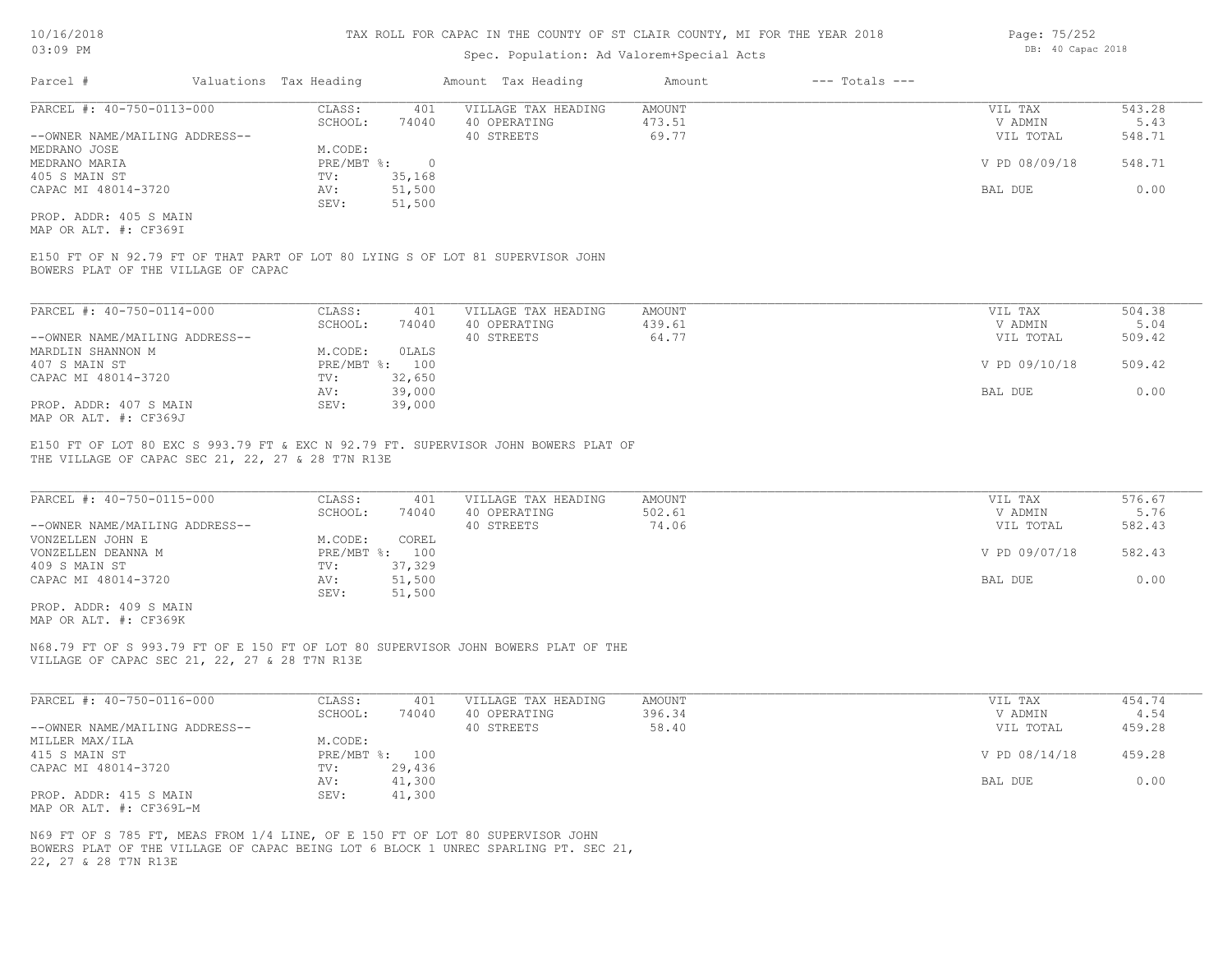TAX ROLL FOR CAPAC IN THE COUNTY OF ST CLAIR COUNTY, MI FOR THE YEAR 2018

Spec. Population: Ad Valorem+Special Acts

| Parcel # | Valuations | Tax Heading | Amount | Tax Heading | Amount | --- Totals --- | |
|---|---|---|---|---|---|---|---|
| PARCEL #: 40-750-0113-000 | CLASS: | 401 | VILLAGE TAX HEADING | AMOUNT | | VIL TAX | 543.28 |
| | SCHOOL: | 74040 | 40 OPERATING | 473.51 | | V ADMIN | 5.43 |
| --OWNER NAME/MAILING ADDRESS-- | | | 40 STREETS | 69.77 | | VIL TOTAL | 548.71 |
| MEDRANO JOSE | M.CODE: | | | | | | |
| MEDRANO MARIA | PRE/MBT %: | 0 | | | | V PD 08/09/18 | 548.71 |
| 405 S MAIN ST | TV: | 35,168 | | | | | |
| CAPAC MI 48014-3720 | AV: | 51,500 | | | | BAL DUE | 0.00 |
| | SEV: | 51,500 | | | | | |
| PROP. ADDR: 405 S MAIN | | | | | | | |
| MAP OR ALT. #: CF369I | | | | | | | |

E150 FT OF N 92.79 FT OF THAT PART OF LOT 80 LYING S OF LOT 81 SUPERVISOR JOHN BOWERS PLAT OF THE VILLAGE OF CAPAC

| Parcel # | Valuations | Tax Heading | Amount | Tax Heading | Amount | --- Totals --- | |
|---|---|---|---|---|---|---|---|
| PARCEL #: 40-750-0114-000 | CLASS: | 401 | VILLAGE TAX HEADING | AMOUNT | | VIL TAX | 504.38 |
| | SCHOOL: | 74040 | 40 OPERATING | 439.61 | | V ADMIN | 5.04 |
| --OWNER NAME/MAILING ADDRESS-- | | | 40 STREETS | 64.77 | | VIL TOTAL | 509.42 |
| MARDLIN SHANNON M | M.CODE: | 0LALS | | | | | |
| 407 S MAIN ST | PRE/MBT %: | 100 | | | | V PD 09/10/18 | 509.42 |
| CAPAC MI 48014-3720 | TV: | 32,650 | | | | | |
| | AV: | 39,000 | | | | BAL DUE | 0.00 |
| PROP. ADDR: 407 S MAIN | SEV: | 39,000 | | | | | |
| MAP OR ALT. #: CF369J | | | | | | | |

E150 FT OF LOT 80 EXC S 993.79 FT & EXC N 92.79 FT. SUPERVISOR JOHN BOWERS PLAT OF THE VILLAGE OF CAPAC SEC 21, 22, 27 & 28 T7N R13E

| Parcel # | Valuations | Tax Heading | Amount | Tax Heading | Amount | --- Totals --- | |
|---|---|---|---|---|---|---|---|
| PARCEL #: 40-750-0115-000 | CLASS: | 401 | VILLAGE TAX HEADING | AMOUNT | | VIL TAX | 576.67 |
| | SCHOOL: | 74040 | 40 OPERATING | 502.61 | | V ADMIN | 5.76 |
| --OWNER NAME/MAILING ADDRESS-- | | | 40 STREETS | 74.06 | | VIL TOTAL | 582.43 |
| VONZELLEN JOHN E | M.CODE: | COREL | | | | | |
| VONZELLEN DEANNA M | PRE/MBT %: | 100 | | | | V PD 09/07/18 | 582.43 |
| 409 S MAIN ST | TV: | 37,329 | | | | | |
| CAPAC MI 48014-3720 | AV: | 51,500 | | | | BAL DUE | 0.00 |
| | SEV: | 51,500 | | | | | |
| PROP. ADDR: 409 S MAIN | | | | | | | |
| MAP OR ALT. #: CF369K | | | | | | | |

N68.79 FT OF S 993.79 FT OF E 150 FT OF LOT 80 SUPERVISOR JOHN BOWERS PLAT OF THE VILLAGE OF CAPAC SEC 21, 22, 27 & 28 T7N R13E

| Parcel # | Valuations | Tax Heading | Amount | Tax Heading | Amount | --- Totals --- | |
|---|---|---|---|---|---|---|---|
| PARCEL #: 40-750-0116-000 | CLASS: | 401 | VILLAGE TAX HEADING | AMOUNT | | VIL TAX | 454.74 |
| | SCHOOL: | 74040 | 40 OPERATING | 396.34 | | V ADMIN | 4.54 |
| --OWNER NAME/MAILING ADDRESS-- | | | 40 STREETS | 58.40 | | VIL TOTAL | 459.28 |
| MILLER MAX/ILA | M.CODE: | | | | | | |
| 415 S MAIN ST | PRE/MBT %: | 100 | | | | V PD 08/14/18 | 459.28 |
| CAPAC MI 48014-3720 | TV: | 29,436 | | | | | |
| | AV: | 41,300 | | | | BAL DUE | 0.00 |
| PROP. ADDR: 415 S MAIN | SEV: | 41,300 | | | | | |
| MAP OR ALT. #: CF369L-M | | | | | | | |

N69 FT OF S 785 FT, MEAS FROM 1/4 LINE, OF E 150 FT OF LOT 80 SUPERVISOR JOHN BOWERS PLAT OF THE VILLAGE OF CAPAC BEING LOT 6 BLOCK 1 UNREC SPARLING PT. SEC 21, 22, 27 & 28 T7N R13E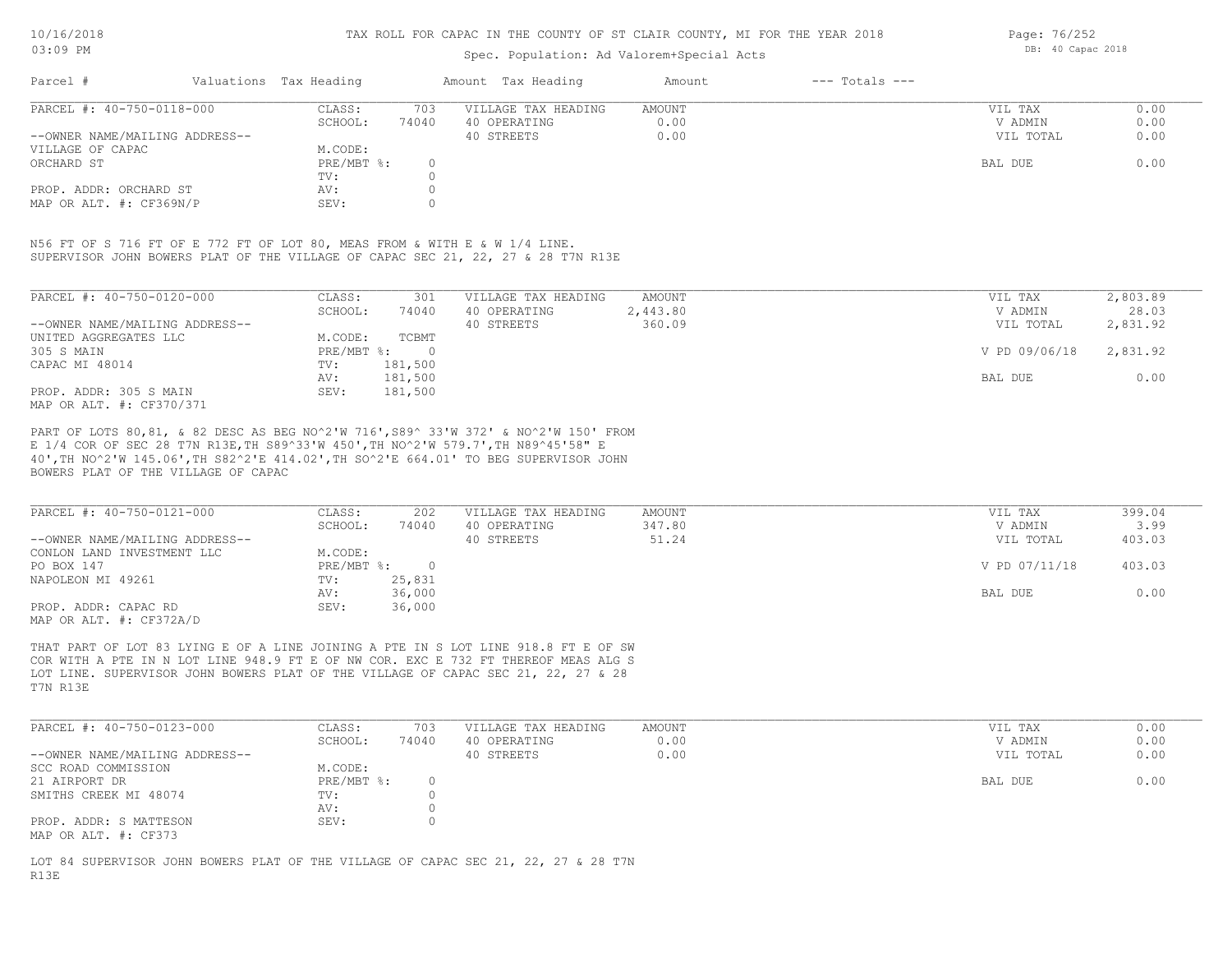TAX ROLL FOR CAPAC IN THE COUNTY OF ST CLAIR COUNTY, MI FOR THE YEAR 2018

Spec. Population: Ad Valorem+Special Acts

| Parcel # | Valuations Tax Heading | | Amount Tax Heading | Amount | --- Totals --- | |
|---|---|---|---|---|---|---|
| PARCEL #: 40-750-0118-000 | CLASS: | 703 | VILLAGE TAX HEADING | AMOUNT | VIL TAX | 0.00 |
| | SCHOOL: | 74040 | 40 OPERATING | 0.00 | V ADMIN | 0.00 |
| --OWNER NAME/MAILING ADDRESS-- | | | 40 STREETS | 0.00 | VIL TOTAL | 0.00 |
| VILLAGE OF CAPAC | M.CODE: | | | | | |
| ORCHARD ST | PRE/MBT %: | 0 | | | BAL DUE | 0.00 |
| | TV: | 0 | | | | |
| PROP. ADDR: ORCHARD ST | AV: | 0 | | | | |
| MAP OR ALT. #: CF369N/P | SEV: | 0 | | | | |

N56 FT OF S 716 FT OF E 772 FT OF LOT 80, MEAS FROM & WITH E & W 1/4 LINE.
SUPERVISOR JOHN BOWERS PLAT OF THE VILLAGE OF CAPAC SEC 21, 22, 27 & 28 T7N R13E

| Parcel # | Valuations Tax Heading | | Amount Tax Heading | Amount | --- Totals --- | |
|---|---|---|---|---|---|---|
| PARCEL #: 40-750-0120-000 | CLASS: | 301 | VILLAGE TAX HEADING | AMOUNT | VIL TAX | 2,803.89 |
| | SCHOOL: | 74040 | 40 OPERATING | 2,443.80 | V ADMIN | 28.03 |
| --OWNER NAME/MAILING ADDRESS-- | | | 40 STREETS | 360.09 | VIL TOTAL | 2,831.92 |
| UNITED AGGREGATES LLC | M.CODE: | TCBMT | | | | |
| 305 S MAIN | PRE/MBT %: | 0 | | | V PD 09/06/18 | 2,831.92 |
| CAPAC MI 48014 | TV: | 181,500 | | | | |
| | AV: | 181,500 | | | BAL DUE | 0.00 |
| PROP. ADDR: 305 S MAIN | SEV: | 181,500 | | | | |
| MAP OR ALT. #: CF370/371 | | | | | | |

PART OF LOTS 80,81, & 82 DESC AS BEG NO^2'W 716',S89^ 33'W 372' & NO^2'W 150' FROM E 1/4 COR OF SEC 28 T7N R13E,TH S89^33'W 450',TH NO^2'W 579.7',TH N89^45'58" E 40',TH NO^2'W 145.06',TH S82^2'E 414.02',TH SO^2'E 664.01' TO BEG SUPERVISOR JOHN BOWERS PLAT OF THE VILLAGE OF CAPAC

| Parcel # | Valuations Tax Heading | | Amount Tax Heading | Amount | --- Totals --- | |
|---|---|---|---|---|---|---|
| PARCEL #: 40-750-0121-000 | CLASS: | 202 | VILLAGE TAX HEADING | AMOUNT | VIL TAX | 399.04 |
| | SCHOOL: | 74040 | 40 OPERATING | 347.80 | V ADMIN | 3.99 |
| --OWNER NAME/MAILING ADDRESS-- | | | 40 STREETS | 51.24 | VIL TOTAL | 403.03 |
| CONLON LAND INVESTMENT LLC | M.CODE: | | | | | |
| PO BOX 147 | PRE/MBT %: | 0 | | | V PD 07/11/18 | 403.03 |
| NAPOLEON MI 49261 | TV: | 25,831 | | | | |
| | AV: | 36,000 | | | BAL DUE | 0.00 |
| PROP. ADDR: CAPAC RD | SEV: | 36,000 | | | | |
| MAP OR ALT. #: CF372A/D | | | | | | |

THAT PART OF LOT 83 LYING E OF A LINE JOINING A PTE IN S LOT LINE 918.8 FT E OF SW COR WITH A PTE IN N LOT LINE 948.9 FT E OF NW COR. EXC E 732 FT THEREOF MEAS ALG S LOT LINE. SUPERVISOR JOHN BOWERS PLAT OF THE VILLAGE OF CAPAC SEC 21, 22, 27 & 28 T7N R13E

| Parcel # | Valuations Tax Heading | | Amount Tax Heading | Amount | --- Totals --- | |
|---|---|---|---|---|---|---|
| PARCEL #: 40-750-0123-000 | CLASS: | 703 | VILLAGE TAX HEADING | AMOUNT | VIL TAX | 0.00 |
| | SCHOOL: | 74040 | 40 OPERATING | 0.00 | V ADMIN | 0.00 |
| --OWNER NAME/MAILING ADDRESS-- | | | 40 STREETS | 0.00 | VIL TOTAL | 0.00 |
| SCC ROAD COMMISSION | M.CODE: | | | | | |
| 21 AIRPORT DR | PRE/MBT %: | 0 | | | BAL DUE | 0.00 |
| SMITHS CREEK MI 48074 | TV: | 0 | | | | |
| | AV: | 0 | | | | |
| PROP. ADDR: S MATTESON | SEV: | 0 | | | | |
| MAP OR ALT. #: CF373 | | | | | | |

LOT 84 SUPERVISOR JOHN BOWERS PLAT OF THE VILLAGE OF CAPAC SEC 21, 22, 27 & 28 T7N R13E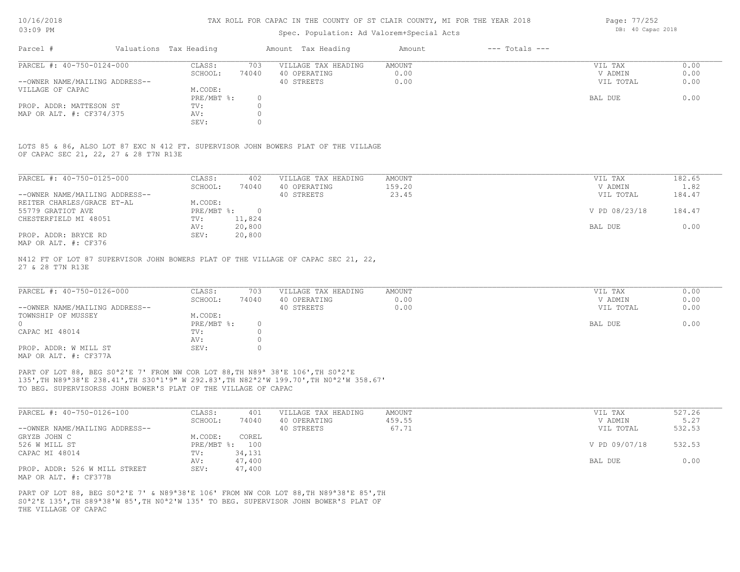TAX ROLL FOR CAPAC IN THE COUNTY OF ST CLAIR COUNTY, MI FOR THE YEAR 2018

Spec. Population: Ad Valorem+Special Acts

| Parcel # | Valuations | Tax Heading | Amount | Tax Heading | Amount | --- Totals --- | |
|---|---|---|---|---|---|---|---|
| PARCEL #: 40-750-0124-000 | CLASS: | 703 | | VILLAGE TAX HEADING | AMOUNT | VIL TAX | 0.00 |
| | SCHOOL: | 74040 | | 40 OPERATING | 0.00 | V ADMIN | 0.00 |
| --OWNER NAME/MAILING ADDRESS-- | | | | 40 STREETS | 0.00 | VIL TOTAL | 0.00 |
| VILLAGE OF CAPAC | M.CODE: | | | | | | |
| | PRE/MBT %: | 0 | | | | BAL DUE | 0.00 |
| PROP. ADDR: MATTESON ST | TV: | 0 | | | | | |
| MAP OR ALT. #: CF374/375 | AV: | 0 | | | | | |
| | SEV: | 0 | | | | | |

LOTS 85 & 86, ALSO LOT 87 EXC N 412 FT. SUPERVISOR JOHN BOWERS PLAT OF THE VILLAGE OF CAPAC SEC 21, 22, 27 & 28 T7N R13E

| Parcel # | Valuations | Tax Heading | Amount | Tax Heading | Amount | --- Totals --- | |
|---|---|---|---|---|---|---|---|
| PARCEL #: 40-750-0125-000 | CLASS: | 402 | | VILLAGE TAX HEADING | AMOUNT | VIL TAX | 182.65 |
| | SCHOOL: | 74040 | | 40 OPERATING | 159.20 | V ADMIN | 1.82 |
| --OWNER NAME/MAILING ADDRESS-- | | | | 40 STREETS | 23.45 | VIL TOTAL | 184.47 |
| REITER CHARLES/GRACE ET-AL | M.CODE: | | | | | | |
| 55779 GRATIOT AVE | PRE/MBT %: | 0 | | | | V PD 08/23/18 | 184.47 |
| CHESTERFIELD MI 48051 | TV: | 11,824 | | | | | |
| | AV: | 20,800 | | | | BAL DUE | 0.00 |
| PROP. ADDR: BRYCE RD | SEV: | 20,800 | | | | | |
| MAP OR ALT. #: CF376 | | | | | | | |

N412 FT OF LOT 87 SUPERVISOR JOHN BOWERS PLAT OF THE VILLAGE OF CAPAC SEC 21, 22, 27 & 28 T7N R13E

| Parcel # | Valuations | Tax Heading | Amount | Tax Heading | Amount | --- Totals --- | |
|---|---|---|---|---|---|---|---|
| PARCEL #: 40-750-0126-000 | CLASS: | 703 | | VILLAGE TAX HEADING | AMOUNT | VIL TAX | 0.00 |
| | SCHOOL: | 74040 | | 40 OPERATING | 0.00 | V ADMIN | 0.00 |
| --OWNER NAME/MAILING ADDRESS-- | | | | 40 STREETS | 0.00 | VIL TOTAL | 0.00 |
| TOWNSHIP OF MUSSEY | M.CODE: | | | | | | |
| 0 | PRE/MBT %: | 0 | | | | BAL DUE | 0.00 |
| CAPAC MI 48014 | TV: | 0 | | | | | |
| | AV: | 0 | | | | | |
| PROP. ADDR: W MILL ST | SEV: | 0 | | | | | |
| MAP OR ALT. #: CF377A | | | | | | | |

PART OF LOT 88, BEG S0ª2'E 7' FROM NW COR LOT 88,TH N89ª 38'E 106',TH S0ª2'E 135',TH N89ª38'E 238.41',TH S30ª1'9" W 292.83',TH N82ª2'W 199.70',TH N0ª2'W 358.67' TO BEG. SUPERVISORSS JOHN BOWER'S PLAT OF THE VILLAGE OF CAPAC

| Parcel # | Valuations | Tax Heading | Amount | Tax Heading | Amount | --- Totals --- | |
|---|---|---|---|---|---|---|---|
| PARCEL #: 40-750-0126-100 | CLASS: | 401 | | VILLAGE TAX HEADING | AMOUNT | VIL TAX | 527.26 |
| | SCHOOL: | 74040 | | 40 OPERATING | 459.55 | V ADMIN | 5.27 |
| --OWNER NAME/MAILING ADDRESS-- | | | | 40 STREETS | 67.71 | VIL TOTAL | 532.53 |
| GRYZB JOHN C | M.CODE: | COREL | | | | | |
| 526 W MILL ST | PRE/MBT %: | 100 | | | | V PD 09/07/18 | 532.53 |
| CAPAC MI 48014 | TV: | 34,131 | | | | | |
| | AV: | 47,400 | | | | BAL DUE | 0.00 |
| PROP. ADDR: 526 W MILL STREET | SEV: | 47,400 | | | | | |
| MAP OR ALT. #: CF377B | | | | | | | |

PART OF LOT 88, BEG S0ª2'E 7' & N89ª38'E 106' FROM NW COR LOT 88,TH N89ª38'E 85',TH S0ª2'E 135',TH S89ª38'W 85',TH N0ª2'W 135' TO BEG. SUPERVISOR JOHN BOWER'S PLAT OF THE VILLAGE OF CAPAC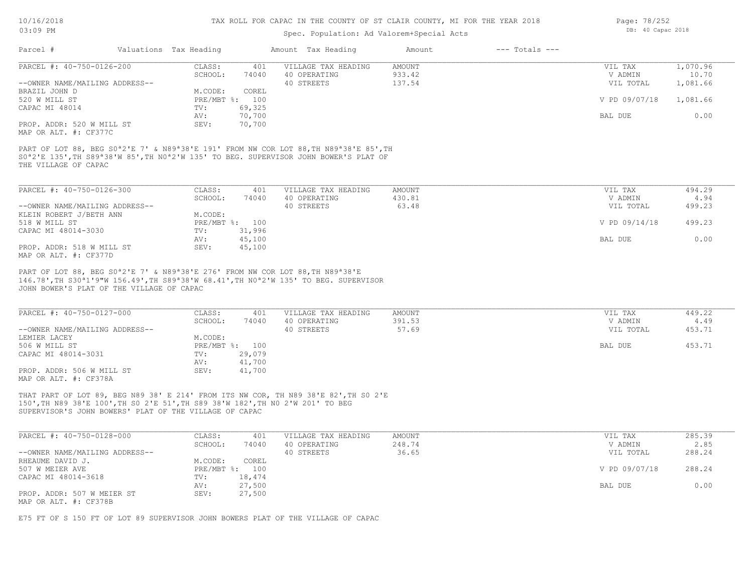TAX ROLL FOR CAPAC IN THE COUNTY OF ST CLAIR COUNTY, MI FOR THE YEAR 2018

Spec. Population: Ad Valorem+Special Acts

| Parcel # | Valuations | Tax Heading | Amount | Tax Heading | Amount | --- Totals --- | |
|---|---|---|---|---|---|---|---|
| PARCEL #: 40-750-0126-200 | CLASS: | 401 | VILLAGE TAX HEADING | AMOUNT | | VIL TAX | 1,070.96 |
| | SCHOOL: | 74040 | 40 OPERATING | 933.42 | | V ADMIN | 10.70 |
| --OWNER NAME/MAILING ADDRESS-- | | | 40 STREETS | 137.54 | | VIL TOTAL | 1,081.66 |
| BRAZIL JOHN D | M.CODE: | COREL | | | | | |
| 520 W MILL ST | PRE/MBT %: | 100 | | | | V PD 09/07/18 | 1,081.66 |
| CAPAC MI 48014 | TV: | 69,325 | | | | | |
| | AV: | 70,700 | | | | BAL DUE | 0.00 |
| PROP. ADDR: 520 W MILL ST | SEV: | 70,700 | | | | | |
| MAP OR ALT. #: CF377C | | | | | | | |

PART OF LOT 88, BEG S0ª2'E 7' & N89ª38'E 191' FROM NW COR LOT 88,TH N89ª38'E 85',TH S0ª2'E 135',TH S89ª38'W 85',TH N0ª2'W 135' TO BEG. SUPERVISOR JOHN BOWER'S PLAT OF THE VILLAGE OF CAPAC

| Parcel # | Valuations | Tax Heading | Amount | Tax Heading | Amount | --- Totals --- | |
|---|---|---|---|---|---|---|---|
| PARCEL #: 40-750-0126-300 | CLASS: | 401 | VILLAGE TAX HEADING | AMOUNT | | VIL TAX | 494.29 |
| | SCHOOL: | 74040 | 40 OPERATING | 430.81 | | V ADMIN | 4.94 |
| --OWNER NAME/MAILING ADDRESS-- | | | 40 STREETS | 63.48 | | VIL TOTAL | 499.23 |
| KLEIN ROBERT J/BETH ANN | M.CODE: | | | | | | |
| 518 W MILL ST | PRE/MBT %: | 100 | | | | V PD 09/14/18 | 499.23 |
| CAPAC MI 48014-3030 | TV: | 31,996 | | | | | |
| | AV: | 45,100 | | | | BAL DUE | 0.00 |
| PROP. ADDR: 518 W MILL ST | SEV: | 45,100 | | | | | |
| MAP OR ALT. #: CF377D | | | | | | | |

PART OF LOT 88, BEG S0ª2'E 7' & N89ª38'E 276' FROM NW COR LOT 88,TH N89ª38'E 146.78',TH S30ª1'9"W 156.49',TH S89ª38'W 68.41',TH N0ª2'W 135' TO BEG. SUPERVISOR JOHN BOWER'S PLAT OF THE VILLAGE OF CAPAC

| Parcel # | Valuations | Tax Heading | Amount | Tax Heading | Amount | --- Totals --- | |
|---|---|---|---|---|---|---|---|
| PARCEL #: 40-750-0127-000 | CLASS: | 401 | VILLAGE TAX HEADING | AMOUNT | | VIL TAX | 449.22 |
| | SCHOOL: | 74040 | 40 OPERATING | 391.53 | | V ADMIN | 4.49 |
| --OWNER NAME/MAILING ADDRESS-- | | | 40 STREETS | 57.69 | | VIL TOTAL | 453.71 |
| LEMIER LACEY | M.CODE: | | | | | | |
| 506 W MILL ST | PRE/MBT %: | 100 | | | | BAL DUE | 453.71 |
| CAPAC MI 48014-3031 | TV: | 29,079 | | | | | |
| | AV: | 41,700 | | | | | |
| PROP. ADDR: 506 W MILL ST | SEV: | 41,700 | | | | | |
| MAP OR ALT. #: CF378A | | | | | | | |

THAT PART OF LOT 89, BEG N89 38' E 214' FROM ITS NW COR, TH N89 38'E 82',TH S0 2'E 150',TH N89 38'E 100',TH S0 2'E 51',TH S89 38'W 182',TH N0 2'W 201' TO BEG SUPERVISOR'S JOHN BOWERS' PLAT OF THE VILLAGE OF CAPAC

| Parcel # | Valuations | Tax Heading | Amount | Tax Heading | Amount | --- Totals --- | |
|---|---|---|---|---|---|---|---|
| PARCEL #: 40-750-0128-000 | CLASS: | 401 | VILLAGE TAX HEADING | AMOUNT | | VIL TAX | 285.39 |
| | SCHOOL: | 74040 | 40 OPERATING | 248.74 | | V ADMIN | 2.85 |
| --OWNER NAME/MAILING ADDRESS-- | | | 40 STREETS | 36.65 | | VIL TOTAL | 288.24 |
| RHEAUME DAVID J. | M.CODE: | COREL | | | | | |
| 507 W MEIER AVE | PRE/MBT %: | 100 | | | | V PD 09/07/18 | 288.24 |
| CAPAC MI 48014-3618 | TV: | 18,474 | | | | | |
| | AV: | 27,500 | | | | BAL DUE | 0.00 |
| PROP. ADDR: 507 W MEIER ST | SEV: | 27,500 | | | | | |
| MAP OR ALT. #: CF378B | | | | | | | |

E75 FT OF S 150 FT OF LOT 89 SUPERVISOR JOHN BOWERS PLAT OF THE VILLAGE OF CAPAC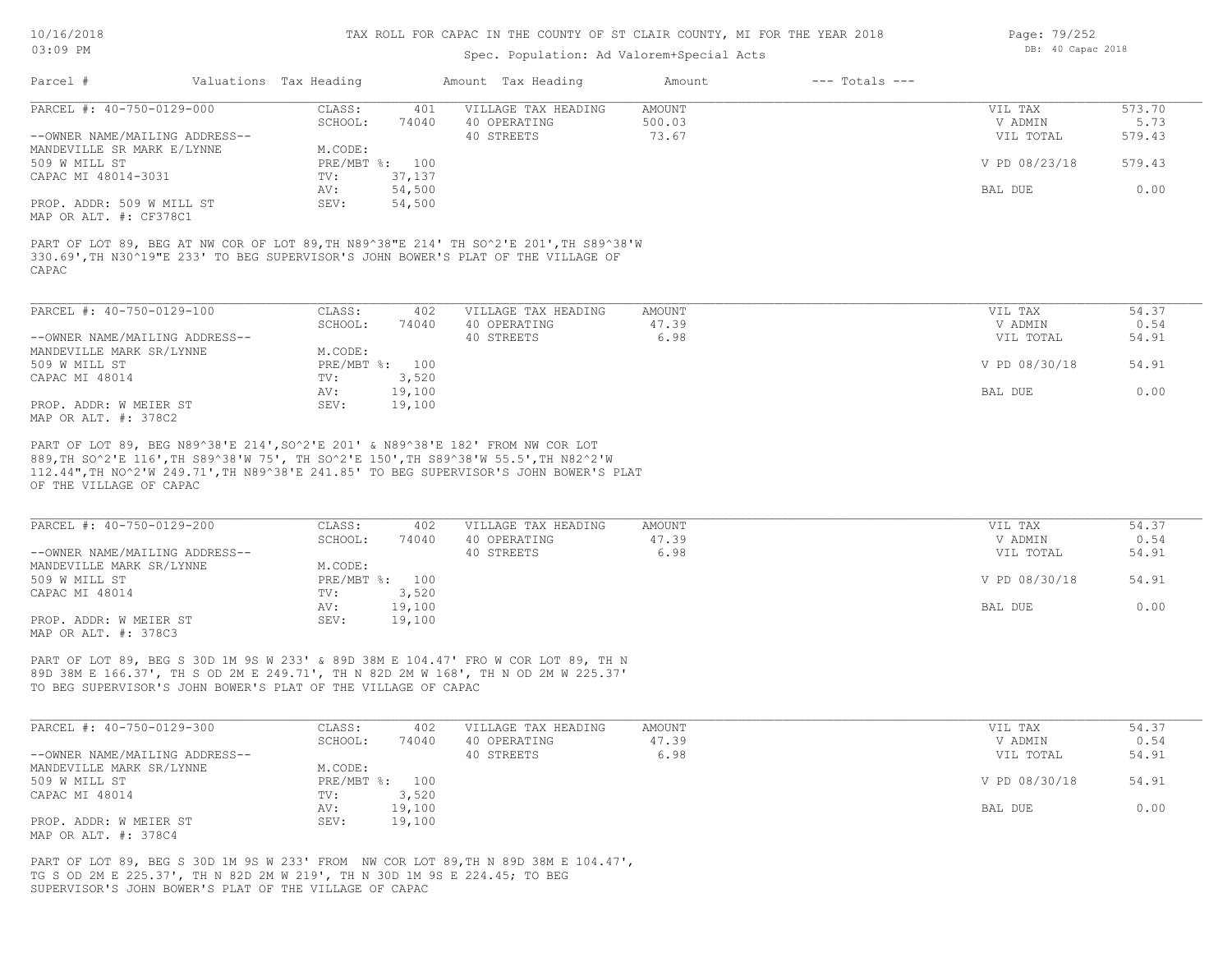# TAX ROLL FOR CAPAC IN THE COUNTY OF ST CLAIR COUNTY, MI FOR THE YEAR 2018

Spec. Population: Ad Valorem+Special Acts

| Parcel # | Valuations | Tax Heading | Amount | Tax Heading | Amount | --- Totals --- | |
|---|---|---|---|---|---|---|---|
| PARCEL #: 40-750-0129-000 | CLASS: | 401 | VILLAGE TAX HEADING | AMOUNT | | VIL TAX | 573.70 |
| | SCHOOL: | 74040 | 40 OPERATING | 500.03 | | V ADMIN | 5.73 |
| --OWNER NAME/MAILING ADDRESS-- | | | 40 STREETS | 73.67 | | VIL TOTAL | 579.43 |
| MANDEVILLE SR MARK E/LYNNE | M.CODE: | | | | | | |
| 509 W MILL ST | PRE/MBT %: | 100 | | | | V PD 08/23/18 | 579.43 |
| CAPAC MI 48014-3031 | TV: | 37,137 | | | | | |
| | AV: | 54,500 | | | | BAL DUE | 0.00 |
| PROP. ADDR: 509 W MILL ST | SEV: | 54,500 | | | | | |
| MAP OR ALT. #: CF378C1 | | | | | | | |

PART OF LOT 89, BEG AT NW COR OF LOT 89,TH N89^38"E 214' TH SO^2'E 201',TH S89^38'W 330.69',TH N30^19"E 233' TO BEG SUPERVISOR'S JOHN BOWER'S PLAT OF THE VILLAGE OF CAPAC

| Parcel # | Valuations | Tax Heading | Amount | Tax Heading | Amount | --- Totals --- | |
|---|---|---|---|---|---|---|---|
| PARCEL #: 40-750-0129-100 | CLASS: | 402 | VILLAGE TAX HEADING | AMOUNT | | VIL TAX | 54.37 |
| | SCHOOL: | 74040 | 40 OPERATING | 47.39 | | V ADMIN | 0.54 |
| --OWNER NAME/MAILING ADDRESS-- | | | 40 STREETS | 6.98 | | VIL TOTAL | 54.91 |
| MANDEVILLE MARK SR/LYNNE | M.CODE: | | | | | | |
| 509 W MILL ST | PRE/MBT %: | 100 | | | | V PD 08/30/18 | 54.91 |
| CAPAC MI 48014 | TV: | 3,520 | | | | | |
| | AV: | 19,100 | | | | BAL DUE | 0.00 |
| PROP. ADDR: W MEIER ST | SEV: | 19,100 | | | | | |
| MAP OR ALT. #: 378C2 | | | | | | | |

PART OF LOT 89, BEG N89^38'E 214',SO^2'E 201' & N89^38'E 182' FROM NW COR LOT 889,TH SO^2'E 116',TH S89^38'W 75', TH SO^2'E 150',TH S89^38'W 55.5',TH N82^2'W 112.44",TH NO^2'W 249.71',TH N89^38'E 241.85' TO BEG SUPERVISOR'S JOHN BOWER'S PLAT OF THE VILLAGE OF CAPAC

| Parcel # | Valuations | Tax Heading | Amount | Tax Heading | Amount | --- Totals --- | |
|---|---|---|---|---|---|---|---|
| PARCEL #: 40-750-0129-200 | CLASS: | 402 | VILLAGE TAX HEADING | AMOUNT | | VIL TAX | 54.37 |
| | SCHOOL: | 74040 | 40 OPERATING | 47.39 | | V ADMIN | 0.54 |
| --OWNER NAME/MAILING ADDRESS-- | | | 40 STREETS | 6.98 | | VIL TOTAL | 54.91 |
| MANDEVILLE MARK SR/LYNNE | M.CODE: | | | | | | |
| 509 W MILL ST | PRE/MBT %: | 100 | | | | V PD 08/30/18 | 54.91 |
| CAPAC MI 48014 | TV: | 3,520 | | | | | |
| | AV: | 19,100 | | | | BAL DUE | 0.00 |
| PROP. ADDR: W MEIER ST | SEV: | 19,100 | | | | | |
| MAP OR ALT. #: 378C3 | | | | | | | |

PART OF LOT 89, BEG S 30D 1M 9S W 233' & 89D 38M E 104.47' FRO W COR LOT 89, TH N 89D 38M E 166.37', TH S OD 2M E 249.71', TH N 82D 2M W 168', TH N OD 2M W 225.37' TO BEG SUPERVISOR'S JOHN BOWER'S PLAT OF THE VILLAGE OF CAPAC

| Parcel # | Valuations | Tax Heading | Amount | Tax Heading | Amount | --- Totals --- | |
|---|---|---|---|---|---|---|---|
| PARCEL #: 40-750-0129-300 | CLASS: | 402 | VILLAGE TAX HEADING | AMOUNT | | VIL TAX | 54.37 |
| | SCHOOL: | 74040 | 40 OPERATING | 47.39 | | V ADMIN | 0.54 |
| --OWNER NAME/MAILING ADDRESS-- | | | 40 STREETS | 6.98 | | VIL TOTAL | 54.91 |
| MANDEVILLE MARK SR/LYNNE | M.CODE: | | | | | | |
| 509 W MILL ST | PRE/MBT %: | 100 | | | | V PD 08/30/18 | 54.91 |
| CAPAC MI 48014 | TV: | 3,520 | | | | | |
| | AV: | 19,100 | | | | BAL DUE | 0.00 |
| PROP. ADDR: W MEIER ST | SEV: | 19,100 | | | | | |
| MAP OR ALT. #: 378C4 | | | | | | | |

PART OF LOT 89, BEG S 30D 1M 9S W 233' FROM NW COR LOT 89,TH N 89D 38M E 104.47', TG S OD 2M E 225.37', TH N 82D 2M W 219', TH N 30D 1M 9S E 224.45; TO BEG SUPERVISOR'S JOHN BOWER'S PLAT OF THE VILLAGE OF CAPAC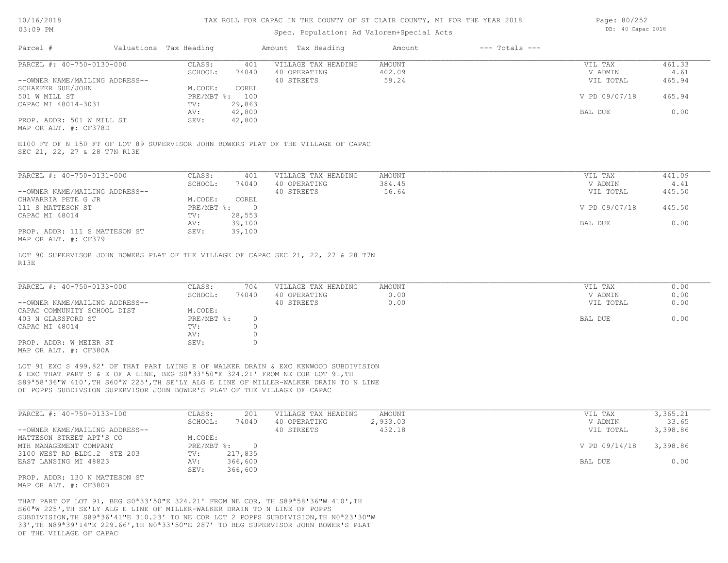TAX ROLL FOR CAPAC IN THE COUNTY OF ST CLAIR COUNTY, MI FOR THE YEAR 2018

Spec. Population: Ad Valorem+Special Acts

| Parcel # | Valuations | Tax Heading | Amount | Tax Heading | Amount | --- Totals --- |
|---|---|---|---|---|---|---|

PARCEL #: 40-750-0130-000

| | | | | | | |
|---|---|---|---|---|---|---|
| CLASS: | 401 | VILLAGE TAX HEADING | AMOUNT | | VIL TAX | 461.33 |
| SCHOOL: | 74040 | 40 OPERATING | 402.09 | | V ADMIN | 4.61 |
| | | 40 STREETS | 59.24 | | VIL TOTAL | 465.94 |
| M.CODE: | COREL | | | | | |
| PRE/MBT %: | 100 | | | | V PD 09/07/18 | 465.94 |
| TV: | 29,863 | | | | | |
| AV: | 42,800 | | | | BAL DUE | 0.00 |
| SEV: | 42,800 | | | | | |

--OWNER NAME/MAILING ADDRESS--
SCHAEFER SUE/JOHN
501 W MILL ST
CAPAC MI 48014-3031

PROP. ADDR: 501 W MILL ST
MAP OR ALT. #: CF378D

E100 FT OF N 150 FT OF LOT 89 SUPERVISOR JOHN BOWERS PLAT OF THE VILLAGE OF CAPAC SEC 21, 22, 27 & 28 T7N R13E

PARCEL #: 40-750-0131-000

| | | | | | | |
|---|---|---|---|---|---|---|
| CLASS: | 401 | VILLAGE TAX HEADING | AMOUNT | | VIL TAX | 441.09 |
| SCHOOL: | 74040 | 40 OPERATING | 384.45 | | V ADMIN | 4.41 |
| | | 40 STREETS | 56.64 | | VIL TOTAL | 445.50 |
| M.CODE: | COREL | | | | | |
| PRE/MBT %: | 0 | | | | V PD 09/07/18 | 445.50 |
| TV: | 28,553 | | | | | |
| AV: | 39,100 | | | | BAL DUE | 0.00 |
| SEV: | 39,100 | | | | | |

--OWNER NAME/MAILING ADDRESS--
CHAVARRIA PETE G JR
111 S MATTESON ST
CAPAC MI 48014

PROP. ADDR: 111 S MATTESON ST
MAP OR ALT. #: CF379

LOT 90 SUPERVISOR JOHN BOWERS PLAT OF THE VILLAGE OF CAPAC SEC 21, 22, 27 & 28 T7N R13E

PARCEL #: 40-750-0133-000

| | | | | | | |
|---|---|---|---|---|---|---|
| CLASS: | 704 | VILLAGE TAX HEADING | AMOUNT | | VIL TAX | 0.00 |
| SCHOOL: | 74040 | 40 OPERATING | 0.00 | | V ADMIN | 0.00 |
| | | 40 STREETS | 0.00 | | VIL TOTAL | 0.00 |
| M.CODE: | | | | | | |
| PRE/MBT %: | 0 | | | | BAL DUE | 0.00 |
| TV: | 0 | | | | | |
| AV: | 0 | | | | | |
| SEV: | 0 | | | | | |

--OWNER NAME/MAILING ADDRESS--
CAPAC COMMUNITY SCHOOL DIST
403 N GLASSFORD ST
CAPAC MI 48014

PROP. ADDR: W MEIER ST
MAP OR ALT. #: CF380A

LOT 91 EXC S 499.82' OF THAT PART LYING E OF WALKER DRAIN & EXC KENWOOD SUBDIVISION & EXC THAT PART S & E OF A LINE, BEG S0ª33'50"E 324.21' FROM NE COR LOT 91,TH S89ª58'36"W 410',TH S60ªW 225',TH SE'LY ALG E LINE OF MILLER-WALKER DRAIN TO N LINE OF POPPS SUBDIVSION SUPERVISOR JOHN BOWER'S PLAT OF THE VILLAGE OF CAPAC

PARCEL #: 40-750-0133-100

| | | | | | | |
|---|---|---|---|---|---|---|
| CLASS: | 201 | VILLAGE TAX HEADING | AMOUNT | | VIL TAX | 3,365.21 |
| SCHOOL: | 74040 | 40 OPERATING | 2,933.03 | | V ADMIN | 33.65 |
| | | 40 STREETS | 432.18 | | VIL TOTAL | 3,398.86 |
| M.CODE: | | | | | | |
| PRE/MBT %: | 0 | | | | V PD 09/14/18 | 3,398.86 |
| TV: | 217,835 | | | | | |
| AV: | 366,600 | | | | BAL DUE | 0.00 |
| SEV: | 366,600 | | | | | |

--OWNER NAME/MAILING ADDRESS--
MATTESON STREET APT'S CO
MTH MANAGEMENT COMPANY
3100 WEST RD BLDG.2 STE 203
EAST LANSING MI 48823

PROP. ADDR: 130 N MATTESON ST
MAP OR ALT. #: CF380B

THAT PART OF LOT 91, BEG S0ª33'50"E 324.21' FROM NE COR, TH S89ª58'36"W 410',TH S60ªW 225',TH SE'LY ALG E LINE OF MILLER-WALKER DRAIN TO N LINE OF POPPS SUBDIVISION,TH S89ª36'41"E 310.23' TO NE COR LOT 2 POPPS SUBDIVISION,TH N0ª23'30"W 33',TH N89ª39'14"E 229.66',TH N0ª33'50"E 287' TO BEG SUPERVISOR JOHN BOWER'S PLAT OF THE VILLAGE OF CAPAC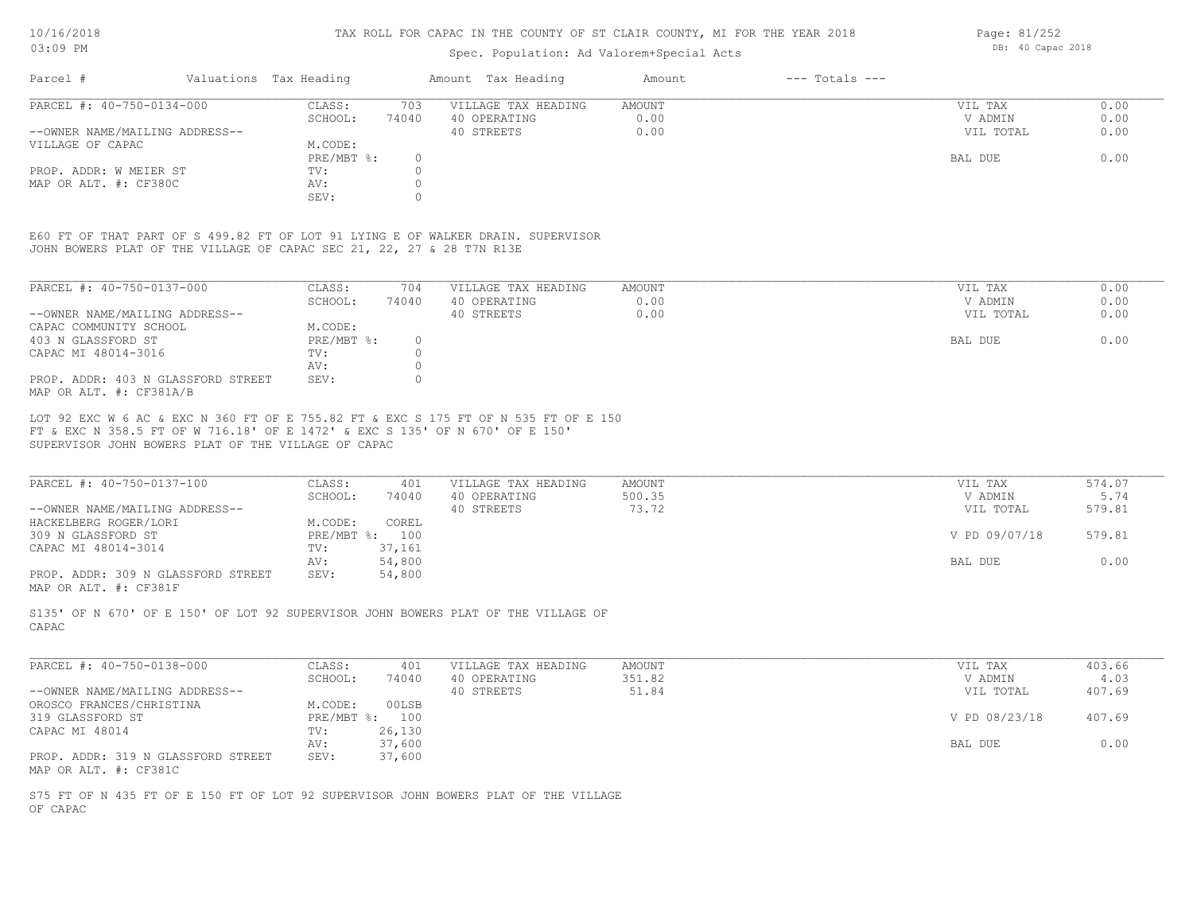TAX ROLL FOR CAPAC IN THE COUNTY OF ST CLAIR COUNTY, MI FOR THE YEAR 2018

Spec. Population: Ad Valorem+Special Acts

| Parcel # | Valuations | Tax Heading | Amount | Tax Heading | Amount | --- Totals --- | |
|---|---|---|---|---|---|---|---|
| PARCEL #: 40-750-0134-000 | CLASS: | 703 | VILLAGE TAX HEADING | AMOUNT | | VIL TAX | 0.00 |
| | SCHOOL: | 74040 | 40 OPERATING | 0.00 | | V ADMIN | 0.00 |
| --OWNER NAME/MAILING ADDRESS-- | | | 40 STREETS | 0.00 | | VIL TOTAL | 0.00 |
| VILLAGE OF CAPAC | M.CODE: | | | | | | |
| | PRE/MBT %: | 0 | | | | BAL DUE | 0.00 |
| PROP. ADDR: W MEIER ST | TV: | 0 | | | | | |
| MAP OR ALT. #: CF380C | AV: | 0 | | | | | |
| | SEV: | 0 | | | | | |

E60 FT OF THAT PART OF S 499.82 FT OF LOT 91 LYING E OF WALKER DRAIN. SUPERVISOR JOHN BOWERS PLAT OF THE VILLAGE OF CAPAC SEC 21, 22, 27 & 28 T7N R13E

| Parcel # | Valuations | Tax Heading | Amount | Tax Heading | Amount | --- Totals --- | |
|---|---|---|---|---|---|---|---|
| PARCEL #: 40-750-0137-000 | CLASS: | 704 | VILLAGE TAX HEADING | AMOUNT | | VIL TAX | 0.00 |
| | SCHOOL: | 74040 | 40 OPERATING | 0.00 | | V ADMIN | 0.00 |
| --OWNER NAME/MAILING ADDRESS-- | | | 40 STREETS | 0.00 | | VIL TOTAL | 0.00 |
| CAPAC COMMUNITY SCHOOL | M.CODE: | | | | | | |
| 403 N GLASSFORD ST | PRE/MBT %: | 0 | | | | BAL DUE | 0.00 |
| CAPAC MI 48014-3016 | TV: | 0 | | | | | |
| | AV: | 0 | | | | | |
| PROP. ADDR: 403 N GLASSFORD STREET | SEV: | 0 | | | | | |
| MAP OR ALT. #: CF381A/B | | | | | | | |

LOT 92 EXC W 6 AC & EXC N 360 FT OF E 755.82 FT & EXC S 175 FT OF N 535 FT OF E 150 FT & EXC N 358.5 FT OF W 716.18' OF E 1472' & EXC S 135' OF N 670' OF E 150' SUPERVISOR JOHN BOWERS PLAT OF THE VILLAGE OF CAPAC

| Parcel # | Valuations | Tax Heading | Amount | Tax Heading | Amount | --- Totals --- | |
|---|---|---|---|---|---|---|---|
| PARCEL #: 40-750-0137-100 | CLASS: | 401 | VILLAGE TAX HEADING | AMOUNT | | VIL TAX | 574.07 |
| | SCHOOL: | 74040 | 40 OPERATING | 500.35 | | V ADMIN | 5.74 |
| --OWNER NAME/MAILING ADDRESS-- | | | 40 STREETS | 73.72 | | VIL TOTAL | 579.81 |
| HACKELBERG ROGER/LORI | M.CODE: | COREL | | | | | |
| 309 N GLASSFORD ST | PRE/MBT %: | 100 | | | | V PD 09/07/18 | 579.81 |
| CAPAC MI 48014-3014 | TV: | 37,161 | | | | | |
| | AV: | 54,800 | | | | BAL DUE | 0.00 |
| PROP. ADDR: 309 N GLASSFORD STREET | SEV: | 54,800 | | | | | |
| MAP OR ALT. #: CF381F | | | | | | | |

S135' OF N 670' OF E 150' OF LOT 92 SUPERVISOR JOHN BOWERS PLAT OF THE VILLAGE OF CAPAC

| Parcel # | Valuations | Tax Heading | Amount | Tax Heading | Amount | --- Totals --- | |
|---|---|---|---|---|---|---|---|
| PARCEL #: 40-750-0138-000 | CLASS: | 401 | VILLAGE TAX HEADING | AMOUNT | | VIL TAX | 403.66 |
| | SCHOOL: | 74040 | 40 OPERATING | 351.82 | | V ADMIN | 4.03 |
| --OWNER NAME/MAILING ADDRESS-- | | | 40 STREETS | 51.84 | | VIL TOTAL | 407.69 |
| OROSCO FRANCES/CHRISTINA | M.CODE: | 00LSB | | | | | |
| 319 GLASSFORD ST | PRE/MBT %: | 100 | | | | V PD 08/23/18 | 407.69 |
| CAPAC MI 48014 | TV: | 26,130 | | | | | |
| | AV: | 37,600 | | | | BAL DUE | 0.00 |
| PROP. ADDR: 319 N GLASSFORD STREET | SEV: | 37,600 | | | | | |
| MAP OR ALT. #: CF381C | | | | | | | |

S75 FT OF N 435 FT OF E 150 FT OF LOT 92 SUPERVISOR JOHN BOWERS PLAT OF THE VILLAGE OF CAPAC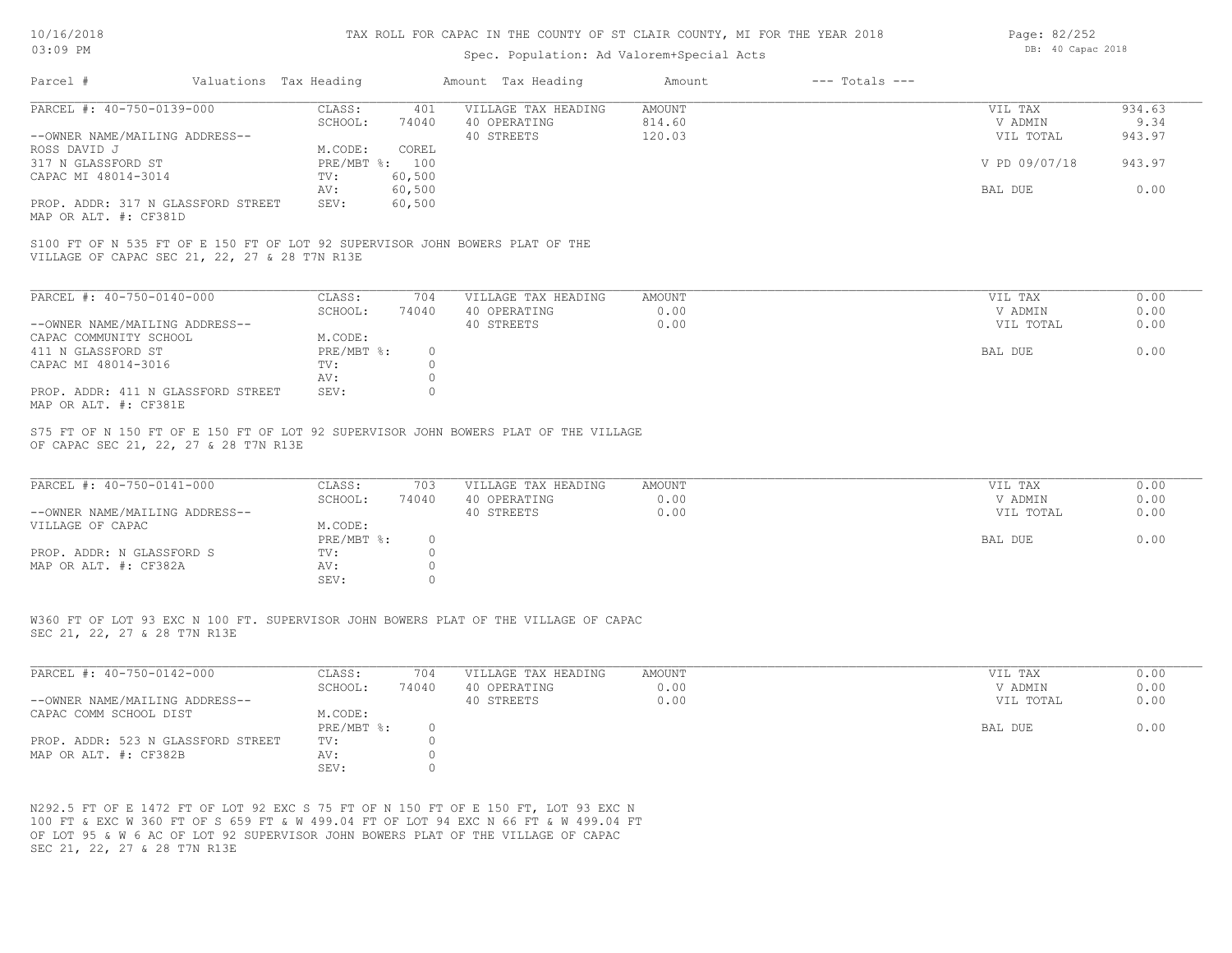TAX ROLL FOR CAPAC IN THE COUNTY OF ST CLAIR COUNTY, MI FOR THE YEAR 2018

Spec. Population: Ad Valorem+Special Acts

| Parcel # | Valuations | Tax Heading | Amount | Tax Heading | Amount | --- Totals --- | |
|---|---|---|---|---|---|---|---|
| PARCEL #: 40-750-0139-000 | CLASS: | 401 | VILLAGE TAX HEADING | AMOUNT | | VIL TAX | 934.63 |
| | SCHOOL: | 74040 | 40 OPERATING | 814.60 | | V ADMIN | 9.34 |
| --OWNER NAME/MAILING ADDRESS-- | | | 40 STREETS | 120.03 | | VIL TOTAL | 943.97 |
| ROSS DAVID J | M.CODE: | COREL | | | | | |
| 317 N GLASSFORD ST | PRE/MBT %: | 100 | | | | V PD 09/07/18 | 943.97 |
| CAPAC MI 48014-3014 | TV: | 60,500 | | | | | |
| | AV: | 60,500 | | | | BAL DUE | 0.00 |
| PROP. ADDR: 317 N GLASSFORD STREET | SEV: | 60,500 | | | | | |
| MAP OR ALT. #: CF381D | | | | | | | |

S100 FT OF N 535 FT OF E 150 FT OF LOT 92 SUPERVISOR JOHN BOWERS PLAT OF THE VILLAGE OF CAPAC SEC 21, 22, 27 & 28 T7N R13E

| Parcel # | Valuations | Tax Heading | Amount | Tax Heading | Amount | --- Totals --- | |
|---|---|---|---|---|---|---|---|
| PARCEL #: 40-750-0140-000 | CLASS: | 704 | VILLAGE TAX HEADING | AMOUNT | | VIL TAX | 0.00 |
| | SCHOOL: | 74040 | 40 OPERATING | 0.00 | | V ADMIN | 0.00 |
| --OWNER NAME/MAILING ADDRESS-- | | | 40 STREETS | 0.00 | | VIL TOTAL | 0.00 |
| CAPAC COMMUNITY SCHOOL | M.CODE: | | | | | | |
| 411 N GLASSFORD ST | PRE/MBT %: | 0 | | | | BAL DUE | 0.00 |
| CAPAC MI 48014-3016 | TV: | 0 | | | | | |
| | AV: | 0 | | | | | |
| PROP. ADDR: 411 N GLASSFORD STREET | SEV: | 0 | | | | | |
| MAP OR ALT. #: CF381E | | | | | | | |

S75 FT OF N 150 FT OF E 150 FT OF LOT 92 SUPERVISOR JOHN BOWERS PLAT OF THE VILLAGE OF CAPAC SEC 21, 22, 27 & 28 T7N R13E

| Parcel # | Valuations | Tax Heading | Amount | Tax Heading | Amount | --- Totals --- | |
|---|---|---|---|---|---|---|---|
| PARCEL #: 40-750-0141-000 | CLASS: | 703 | VILLAGE TAX HEADING | AMOUNT | | VIL TAX | 0.00 |
| | SCHOOL: | 74040 | 40 OPERATING | 0.00 | | V ADMIN | 0.00 |
| --OWNER NAME/MAILING ADDRESS-- | | | 40 STREETS | 0.00 | | VIL TOTAL | 0.00 |
| VILLAGE OF CAPAC | M.CODE: | | | | | | |
| | PRE/MBT %: | 0 | | | | BAL DUE | 0.00 |
| PROP. ADDR: N GLASSFORD S | TV: | 0 | | | | | |
| MAP OR ALT. #: CF382A | AV: | 0 | | | | | |
| | SEV: | 0 | | | | | |

W360 FT OF LOT 93 EXC N 100 FT. SUPERVISOR JOHN BOWERS PLAT OF THE VILLAGE OF CAPAC SEC 21, 22, 27 & 28 T7N R13E

| Parcel # | Valuations | Tax Heading | Amount | Tax Heading | Amount | --- Totals --- | |
|---|---|---|---|---|---|---|---|
| PARCEL #: 40-750-0142-000 | CLASS: | 704 | VILLAGE TAX HEADING | AMOUNT | | VIL TAX | 0.00 |
| | SCHOOL: | 74040 | 40 OPERATING | 0.00 | | V ADMIN | 0.00 |
| --OWNER NAME/MAILING ADDRESS-- | | | 40 STREETS | 0.00 | | VIL TOTAL | 0.00 |
| CAPAC COMM SCHOOL DIST | M.CODE: | | | | | | |
| | PRE/MBT %: | 0 | | | | BAL DUE | 0.00 |
| PROP. ADDR: 523 N GLASSFORD STREET | TV: | 0 | | | | | |
| MAP OR ALT. #: CF382B | AV: | 0 | | | | | |
| | SEV: | 0 | | | | | |

N292.5 FT OF E 1472 FT OF LOT 92 EXC S 75 FT OF N 150 FT OF E 150 FT, LOT 93 EXC N 100 FT & EXC W 360 FT OF S 659 FT & W 499.04 FT OF LOT 94 EXC N 66 FT & W 499.04 FT OF LOT 95 & W 6 AC OF LOT 92 SUPERVISOR JOHN BOWERS PLAT OF THE VILLAGE OF CAPAC SEC 21, 22, 27 & 28 T7N R13E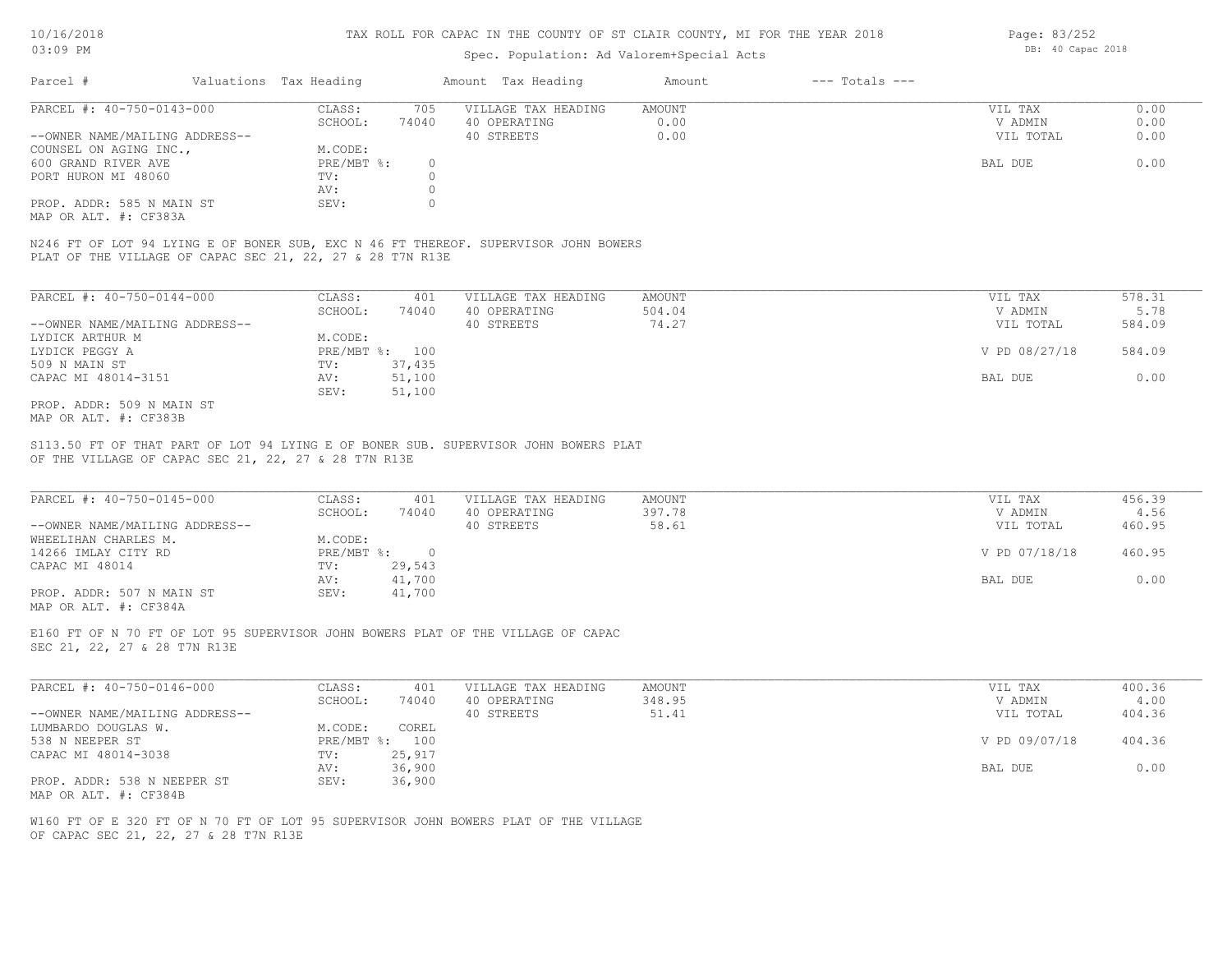TAX ROLL FOR CAPAC IN THE COUNTY OF ST CLAIR COUNTY, MI FOR THE YEAR 2018

Spec. Population: Ad Valorem+Special Acts

DB: 40 Capac 2018

| Parcel # | Valuations | Tax Heading | Amount | Tax Heading | Amount | --- Totals --- | |
|---|---|---|---|---|---|---|---|
| PARCEL #: 40-750-0143-000 | CLASS: | 705 | VILLAGE TAX HEADING | AMOUNT | | VIL TAX | 0.00 |
| | SCHOOL: | 74040 | 40 OPERATING | 0.00 | | V ADMIN | 0.00 |
| --OWNER NAME/MAILING ADDRESS-- | | | 40 STREETS | 0.00 | | VIL TOTAL | 0.00 |
| COUNSEL ON AGING INC., | M.CODE: | | | | | | |
| 600 GRAND RIVER AVE | PRE/MBT %: | 0 | | | | BAL DUE | 0.00 |
| PORT HURON MI 48060 | TV: | 0 | | | | | |
| | AV: | 0 | | | | | |
| PROP. ADDR: 585 N MAIN ST | SEV: | 0 | | | | | |
| MAP OR ALT. #: CF383A | | | | | | | |

N246 FT OF LOT 94 LYING E OF BONER SUB, EXC N 46 FT THEREOF. SUPERVISOR JOHN BOWERS PLAT OF THE VILLAGE OF CAPAC SEC 21, 22, 27 & 28 T7N R13E

| Parcel # | Valuations | Tax Heading | Amount | Tax Heading | Amount | --- Totals --- | |
|---|---|---|---|---|---|---|---|
| PARCEL #: 40-750-0144-000 | CLASS: | 401 | VILLAGE TAX HEADING | AMOUNT | | VIL TAX | 578.31 |
| | SCHOOL: | 74040 | 40 OPERATING | 504.04 | | V ADMIN | 5.78 |
| --OWNER NAME/MAILING ADDRESS-- | | | 40 STREETS | 74.27 | | VIL TOTAL | 584.09 |
| LYDICK ARTHUR M | M.CODE: | | | | | | |
| LYDICK PEGGY A | PRE/MBT %: | 100 | | | | V PD 08/27/18 | 584.09 |
| 509 N MAIN ST | TV: | 37,435 | | | | | |
| CAPAC MI 48014-3151 | AV: | 51,100 | | | | BAL DUE | 0.00 |
| | SEV: | 51,100 | | | | | |
| PROP. ADDR: 509 N MAIN ST | | | | | | | |
| MAP OR ALT. #: CF383B | | | | | | | |

S113.50 FT OF THAT PART OF LOT 94 LYING E OF BONER SUB. SUPERVISOR JOHN BOWERS PLAT OF THE VILLAGE OF CAPAC SEC 21, 22, 27 & 28 T7N R13E

| Parcel # | Valuations | Tax Heading | Amount | Tax Heading | Amount | --- Totals --- | |
|---|---|---|---|---|---|---|---|
| PARCEL #: 40-750-0145-000 | CLASS: | 401 | VILLAGE TAX HEADING | AMOUNT | | VIL TAX | 456.39 |
| | SCHOOL: | 74040 | 40 OPERATING | 397.78 | | V ADMIN | 4.56 |
| --OWNER NAME/MAILING ADDRESS-- | | | 40 STREETS | 58.61 | | VIL TOTAL | 460.95 |
| WHEELIHAN CHARLES M. | M.CODE: | | | | | | |
| 14266 IMLAY CITY RD | PRE/MBT %: | 0 | | | | V PD 07/18/18 | 460.95 |
| CAPAC MI 48014 | TV: | 29,543 | | | | | |
| | AV: | 41,700 | | | | BAL DUE | 0.00 |
| PROP. ADDR: 507 N MAIN ST | SEV: | 41,700 | | | | | |
| MAP OR ALT. #: CF384A | | | | | | | |

E160 FT OF N 70 FT OF LOT 95 SUPERVISOR JOHN BOWERS PLAT OF THE VILLAGE OF CAPAC SEC 21, 22, 27 & 28 T7N R13E

| Parcel # | Valuations | Tax Heading | Amount | Tax Heading | Amount | --- Totals --- | |
|---|---|---|---|---|---|---|---|
| PARCEL #: 40-750-0146-000 | CLASS: | 401 | VILLAGE TAX HEADING | AMOUNT | | VIL TAX | 400.36 |
| | SCHOOL: | 74040 | 40 OPERATING | 348.95 | | V ADMIN | 4.00 |
| --OWNER NAME/MAILING ADDRESS-- | | | 40 STREETS | 51.41 | | VIL TOTAL | 404.36 |
| LUMBARDO DOUGLAS W. | M.CODE: | COREL | | | | | |
| 538 N NEEPER ST | PRE/MBT %: | 100 | | | | V PD 09/07/18 | 404.36 |
| CAPAC MI 48014-3038 | TV: | 25,917 | | | | | |
| | AV: | 36,900 | | | | BAL DUE | 0.00 |
| PROP. ADDR: 538 N NEEPER ST | SEV: | 36,900 | | | | | |
| MAP OR ALT. #: CF384B | | | | | | | |

W160 FT OF E 320 FT OF N 70 FT OF LOT 95 SUPERVISOR JOHN BOWERS PLAT OF THE VILLAGE OF CAPAC SEC 21, 22, 27 & 28 T7N R13E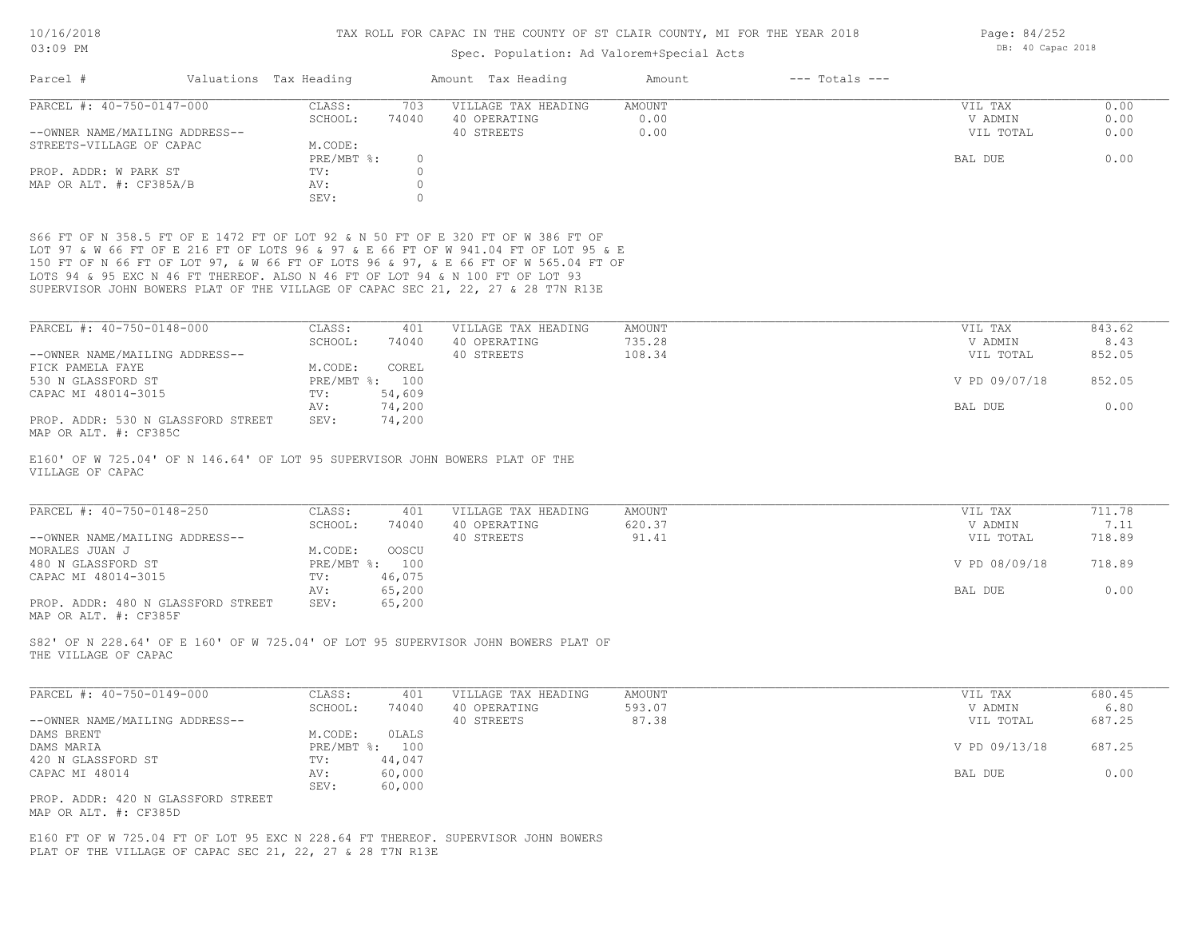TAX ROLL FOR CAPAC IN THE COUNTY OF ST CLAIR COUNTY, MI FOR THE YEAR 2018

Spec. Population: Ad Valorem+Special Acts

DB: 40 Capac 2018

| Parcel # | Valuations | Tax Heading | Amount | Tax Heading | Amount | --- Totals --- | |
|---|---|---|---|---|---|---|---|
| PARCEL #: 40-750-0147-000 | CLASS: | 703 | VILLAGE TAX HEADING | AMOUNT | | VIL TAX | 0.00 |
| | SCHOOL: | 74040 | 40 OPERATING | 0.00 | | V ADMIN | 0.00 |
| --OWNER NAME/MAILING ADDRESS-- | | | 40 STREETS | 0.00 | | VIL TOTAL | 0.00 |
| STREETS-VILLAGE OF CAPAC | M.CODE: | | | | | | |
| | PRE/MBT %: | 0 | | | | BAL DUE | 0.00 |
| PROP. ADDR: W PARK ST | TV: | 0 | | | | | |
| MAP OR ALT. #: CF385A/B | AV: | 0 | | | | | |
| | SEV: | 0 | | | | | |

S66 FT OF N 358.5 FT OF E 1472 FT OF LOT 92 & N 50 FT OF E 320 FT OF W 386 FT OF LOT 97 & W 66 FT OF E 216 FT OF LOTS 96 & 97 & E 66 FT OF W 941.04 FT OF LOT 95 & E 150 FT OF N 66 FT OF LOT 97, & W 66 FT OF LOTS 96 & 97, & E 66 FT OF W 565.04 FT OF LOTS 94 & 95 EXC N 46 FT THEREOF. ALSO N 46 FT OF LOT 94 & N 100 FT OF LOT 93 SUPERVISOR JOHN BOWERS PLAT OF THE VILLAGE OF CAPAC SEC 21, 22, 27 & 28 T7N R13E

| | | | | | | | |
|---|---|---|---|---|---|---|---|
| PARCEL #: 40-750-0148-000 | CLASS: | 401 | VILLAGE TAX HEADING | AMOUNT | | VIL TAX | 843.62 |
| | SCHOOL: | 74040 | 40 OPERATING | 735.28 | | V ADMIN | 8.43 |
| --OWNER NAME/MAILING ADDRESS-- | | | 40 STREETS | 108.34 | | VIL TOTAL | 852.05 |
| FICK PAMELA FAYE | M.CODE: | COREL | | | | | |
| 530 N GLASSFORD ST | PRE/MBT %: | 100 | | | | V PD 09/07/18 | 852.05 |
| CAPAC MI 48014-3015 | TV: | 54,609 | | | | | |
| | AV: | 74,200 | | | | BAL DUE | 0.00 |
| PROP. ADDR: 530 N GLASSFORD STREET | SEV: | 74,200 | | | | | |
| MAP OR ALT. #: CF385C | | | | | | | |

E160' OF W 725.04' OF N 146.64' OF LOT 95 SUPERVISOR JOHN BOWERS PLAT OF THE VILLAGE OF CAPAC

| | | | | | | | |
|---|---|---|---|---|---|---|---|
| PARCEL #: 40-750-0148-250 | CLASS: | 401 | VILLAGE TAX HEADING | AMOUNT | | VIL TAX | 711.78 |
| | SCHOOL: | 74040 | 40 OPERATING | 620.37 | | V ADMIN | 7.11 |
| --OWNER NAME/MAILING ADDRESS-- | | | 40 STREETS | 91.41 | | VIL TOTAL | 718.89 |
| MORALES JUAN J | M.CODE: | OOSCU | | | | | |
| 480 N GLASSFORD ST | PRE/MBT %: | 100 | | | | V PD 08/09/18 | 718.89 |
| CAPAC MI 48014-3015 | TV: | 46,075 | | | | | |
| | AV: | 65,200 | | | | BAL DUE | 0.00 |
| PROP. ADDR: 480 N GLASSFORD STREET | SEV: | 65,200 | | | | | |
| MAP OR ALT. #: CF385F | | | | | | | |

S82' OF N 228.64' OF E 160' OF W 725.04' OF LOT 95 SUPERVISOR JOHN BOWERS PLAT OF THE VILLAGE OF CAPAC

| | | | | | | | |
|---|---|---|---|---|---|---|---|
| PARCEL #: 40-750-0149-000 | CLASS: | 401 | VILLAGE TAX HEADING | AMOUNT | | VIL TAX | 680.45 |
| | SCHOOL: | 74040 | 40 OPERATING | 593.07 | | V ADMIN | 6.80 |
| --OWNER NAME/MAILING ADDRESS-- | | | 40 STREETS | 87.38 | | VIL TOTAL | 687.25 |
| DAMS BRENT | M.CODE: | 0LALS | | | | | |
| DAMS MARIA | PRE/MBT %: | 100 | | | | V PD 09/13/18 | 687.25 |
| 420 N GLASSFORD ST | TV: | 44,047 | | | | | |
| CAPAC MI 48014 | AV: | 60,000 | | | | BAL DUE | 0.00 |
| | SEV: | 60,000 | | | | | |
| PROP. ADDR: 420 N GLASSFORD STREET | | | | | | | |
| MAP OR ALT. #: CF385D | | | | | | | |

E160 FT OF W 725.04 FT OF LOT 95 EXC N 228.64 FT THEREOF. SUPERVISOR JOHN BOWERS PLAT OF THE VILLAGE OF CAPAC SEC 21, 22, 27 & 28 T7N R13E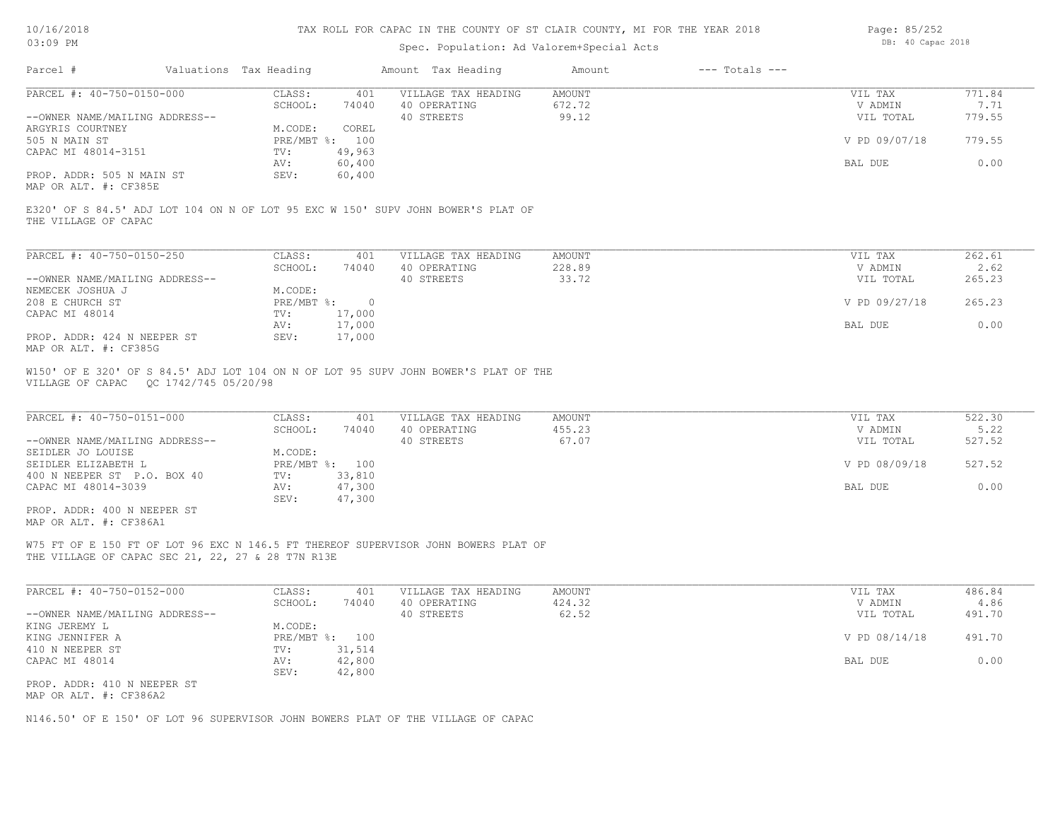TAX ROLL FOR CAPAC IN THE COUNTY OF ST CLAIR COUNTY, MI FOR THE YEAR 2018

Spec. Population: Ad Valorem+Special Acts

DB: 40 Capac 2018

| Parcel # | Valuations | Tax Heading | Amount | Tax Heading | Amount | --- Totals --- | |
|---|---|---|---|---|---|---|---|
| PARCEL #: 40-750-0150-000 | CLASS: | 401 | VILLAGE TAX HEADING | AMOUNT | | VIL TAX | 771.84 |
| | SCHOOL: | 74040 | 40 OPERATING | 672.72 | | V ADMIN | 7.71 |
| --OWNER NAME/MAILING ADDRESS-- | | | 40 STREETS | 99.12 | | VIL TOTAL | 779.55 |
| ARGYRIS COURTNEY | M.CODE: | COREL | | | | | |
| 505 N MAIN ST | PRE/MBT %: | 100 | | | | V PD 09/07/18 | 779.55 |
| CAPAC MI 48014-3151 | TV: | 49,963 | | | | | |
| | AV: | 60,400 | | | | BAL DUE | 0.00 |
| PROP. ADDR: 505 N MAIN ST | SEV: | 60,400 | | | | | |
| MAP OR ALT. #: CF385E | | | | | | | |

E320' OF S 84.5' ADJ LOT 104 ON N OF LOT 95 EXC W 150' SUPV JOHN BOWER'S PLAT OF THE VILLAGE OF CAPAC

| Parcel # | Valuations | Tax Heading | Amount | Tax Heading | Amount | --- Totals --- | |
|---|---|---|---|---|---|---|---|
| PARCEL #: 40-750-0150-250 | CLASS: | 401 | VILLAGE TAX HEADING | AMOUNT | | VIL TAX | 262.61 |
| | SCHOOL: | 74040 | 40 OPERATING | 228.89 | | V ADMIN | 2.62 |
| --OWNER NAME/MAILING ADDRESS-- | | | 40 STREETS | 33.72 | | VIL TOTAL | 265.23 |
| NEMECEK JOSHUA J | M.CODE: | | | | | | |
| 208 E CHURCH ST | PRE/MBT %: | 0 | | | | V PD 09/27/18 | 265.23 |
| CAPAC MI 48014 | TV: | 17,000 | | | | | |
| | AV: | 17,000 | | | | BAL DUE | 0.00 |
| PROP. ADDR: 424 N NEEPER ST | SEV: | 17,000 | | | | | |
| MAP OR ALT. #: CF385G | | | | | | | |

W150' OF E 320' OF S 84.5' ADJ LOT 104 ON N OF LOT 95 SUPV JOHN BOWER'S PLAT OF THE VILLAGE OF CAPAC QC 1742/745 05/20/98

| Parcel # | Valuations | Tax Heading | Amount | Tax Heading | Amount | --- Totals --- | |
|---|---|---|---|---|---|---|---|
| PARCEL #: 40-750-0151-000 | CLASS: | 401 | VILLAGE TAX HEADING | AMOUNT | | VIL TAX | 522.30 |
| | SCHOOL: | 74040 | 40 OPERATING | 455.23 | | V ADMIN | 5.22 |
| --OWNER NAME/MAILING ADDRESS-- | | | 40 STREETS | 67.07 | | VIL TOTAL | 527.52 |
| SEIDLER JO LOUISE | M.CODE: | | | | | | |
| SEIDLER ELIZABETH L | PRE/MBT %: | 100 | | | | V PD 08/09/18 | 527.52 |
| 400 N NEEPER ST P.O. BOX 40 | TV: | 33,810 | | | | | |
| CAPAC MI 48014-3039 | AV: | 47,300 | | | | BAL DUE | 0.00 |
| | SEV: | 47,300 | | | | | |
| PROP. ADDR: 400 N NEEPER ST | | | | | | | |
| MAP OR ALT. #: CF386A1 | | | | | | | |

W75 FT OF E 150 FT OF LOT 96 EXC N 146.5 FT THEREOF SUPERVISOR JOHN BOWERS PLAT OF THE VILLAGE OF CAPAC SEC 21, 22, 27 & 28 T7N R13E

| Parcel # | Valuations | Tax Heading | Amount | Tax Heading | Amount | --- Totals --- | |
|---|---|---|---|---|---|---|---|
| PARCEL #: 40-750-0152-000 | CLASS: | 401 | VILLAGE TAX HEADING | AMOUNT | | VIL TAX | 486.84 |
| | SCHOOL: | 74040 | 40 OPERATING | 424.32 | | V ADMIN | 4.86 |
| --OWNER NAME/MAILING ADDRESS-- | | | 40 STREETS | 62.52 | | VIL TOTAL | 491.70 |
| KING JEREMY L | M.CODE: | | | | | | |
| KING JENNIFER A | PRE/MBT %: | 100 | | | | V PD 08/14/18 | 491.70 |
| 410 N NEEPER ST | TV: | 31,514 | | | | | |
| CAPAC MI 48014 | AV: | 42,800 | | | | BAL DUE | 0.00 |
| | SEV: | 42,800 | | | | | |
| PROP. ADDR: 410 N NEEPER ST | | | | | | | |
| MAP OR ALT. #: CF386A2 | | | | | | | |

N146.50' OF E 150' OF LOT 96 SUPERVISOR JOHN BOWERS PLAT OF THE VILLAGE OF CAPAC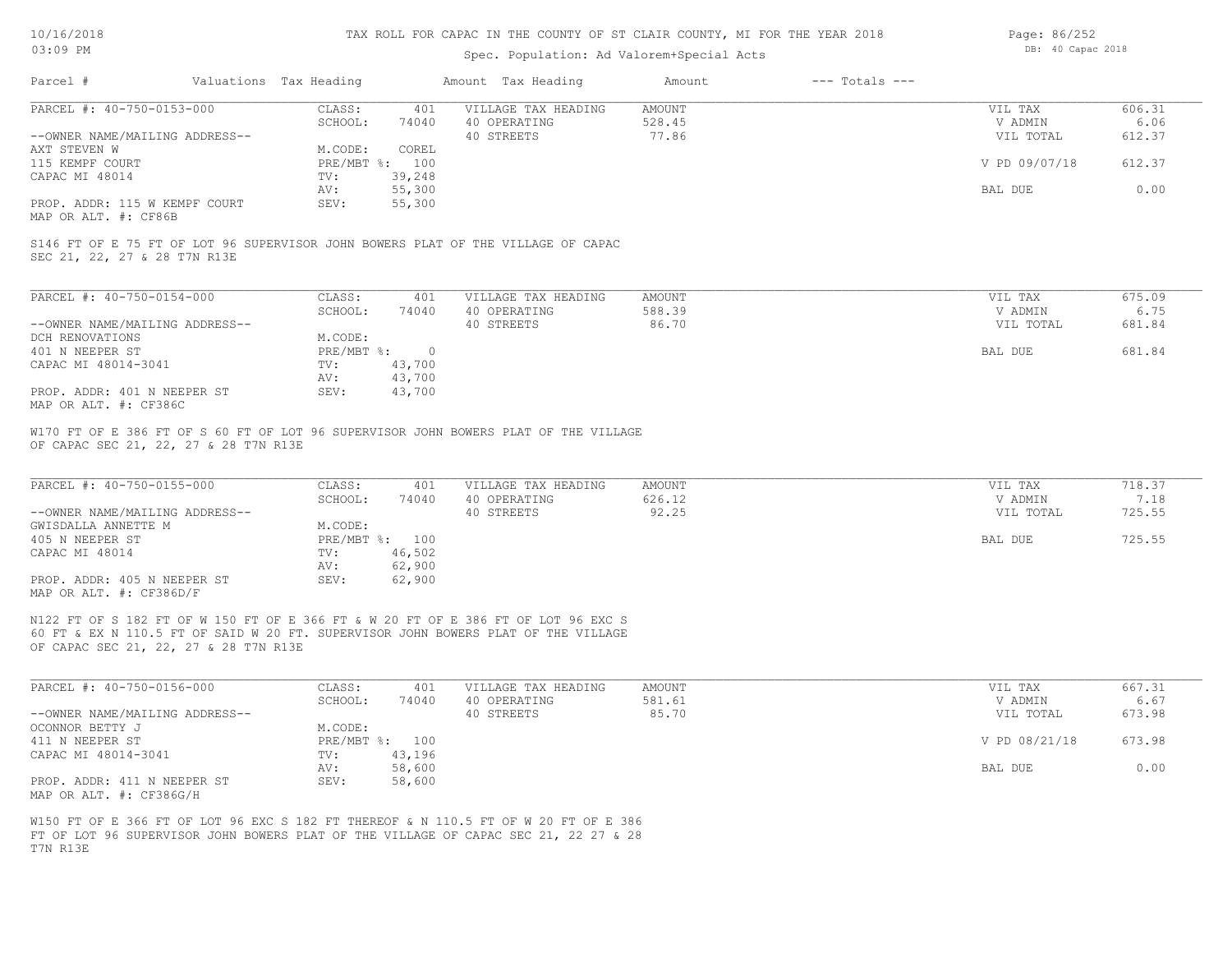# TAX ROLL FOR CAPAC IN THE COUNTY OF ST CLAIR COUNTY, MI FOR THE YEAR 2018

Spec. Population: Ad Valorem+Special Acts

| Parcel # | Valuations | Tax Heading | Amount | Tax Heading | Amount | --- Totals --- | |
|---|---|---|---|---|---|---|---|

---

PARCEL #: 40-750-0153-000

| | | | | | |
|---|---|---|---|---|---|
| CLASS: | 401 | VILLAGE TAX HEADING | AMOUNT | VIL TAX | 606.31 |
| SCHOOL: | 74040 | 40 OPERATING | 528.45 | V ADMIN | 6.06 |
| | | 40 STREETS | 77.86 | VIL TOTAL | 612.37 |
| M.CODE: | COREL | | | | |
| PRE/MBT %: | 100 | | | V PD 09/07/18 | 612.37 |
| TV: | 39,248 | | | | |
| AV: | 55,300 | | | BAL DUE | 0.00 |
| SEV: | 55,300 | | | | |

--OWNER NAME/MAILING ADDRESS--
AXT STEVEN W
115 KEMPF COURT
CAPAC MI 48014

PROP. ADDR: 115 W KEMPF COURT
MAP OR ALT. #: CF86B

S146 FT OF E 75 FT OF LOT 96 SUPERVISOR JOHN BOWERS PLAT OF THE VILLAGE OF CAPAC SEC 21, 22, 27 & 28 T7N R13E

---

PARCEL #: 40-750-0154-000

| | | | | | |
|---|---|---|---|---|---|
| CLASS: | 401 | VILLAGE TAX HEADING | AMOUNT | VIL TAX | 675.09 |
| SCHOOL: | 74040 | 40 OPERATING | 588.39 | V ADMIN | 6.75 |
| | | 40 STREETS | 86.70 | VIL TOTAL | 681.84 |
| M.CODE: | | | | | |
| PRE/MBT %: | 0 | | | BAL DUE | 681.84 |
| TV: | 43,700 | | | | |
| AV: | 43,700 | | | | |
| SEV: | 43,700 | | | | |

--OWNER NAME/MAILING ADDRESS--
DCH RENOVATIONS
401 N NEEPER ST
CAPAC MI 48014-3041

PROP. ADDR: 401 N NEEPER ST
MAP OR ALT. #: CF386C

W170 FT OF E 386 FT OF S 60 FT OF LOT 96 SUPERVISOR JOHN BOWERS PLAT OF THE VILLAGE OF CAPAC SEC 21, 22, 27 & 28 T7N R13E

---

PARCEL #: 40-750-0155-000

| | | | | | |
|---|---|---|---|---|---|
| CLASS: | 401 | VILLAGE TAX HEADING | AMOUNT | VIL TAX | 718.37 |
| SCHOOL: | 74040 | 40 OPERATING | 626.12 | V ADMIN | 7.18 |
| | | 40 STREETS | 92.25 | VIL TOTAL | 725.55 |
| M.CODE: | | | | | |
| PRE/MBT %: | 100 | | | BAL DUE | 725.55 |
| TV: | 46,502 | | | | |
| AV: | 62,900 | | | | |
| SEV: | 62,900 | | | | |

--OWNER NAME/MAILING ADDRESS--
GWISDALLA ANNETTE M
405 N NEEPER ST
CAPAC MI 48014

PROP. ADDR: 405 N NEEPER ST
MAP OR ALT. #: CF386D/F

N122 FT OF S 182 FT OF W 150 FT OF E 366 FT & W 20 FT OF E 386 FT OF LOT 96 EXC S 60 FT & EX N 110.5 FT OF SAID W 20 FT. SUPERVISOR JOHN BOWERS PLAT OF THE VILLAGE OF CAPAC SEC 21, 22, 27 & 28 T7N R13E

---

PARCEL #: 40-750-0156-000

| | | | | | |
|---|---|---|---|---|---|
| CLASS: | 401 | VILLAGE TAX HEADING | AMOUNT | VIL TAX | 667.31 |
| SCHOOL: | 74040 | 40 OPERATING | 581.61 | V ADMIN | 6.67 |
| | | 40 STREETS | 85.70 | VIL TOTAL | 673.98 |
| M.CODE: | | | | | |
| PRE/MBT %: | 100 | | | V PD 08/21/18 | 673.98 |
| TV: | 43,196 | | | | |
| AV: | 58,600 | | | BAL DUE | 0.00 |
| SEV: | 58,600 | | | | |

--OWNER NAME/MAILING ADDRESS--
OCONNOR BETTY J
411 N NEEPER ST
CAPAC MI 48014-3041

PROP. ADDR: 411 N NEEPER ST
MAP OR ALT. #: CF386G/H

W150 FT OF E 366 FT OF LOT 96 EXC S 182 FT THEREOF & N 110.5 FT OF W 20 FT OF E 386 FT OF LOT 96 SUPERVISOR JOHN BOWERS PLAT OF THE VILLAGE OF CAPAC SEC 21, 22 27 & 28 T7N R13E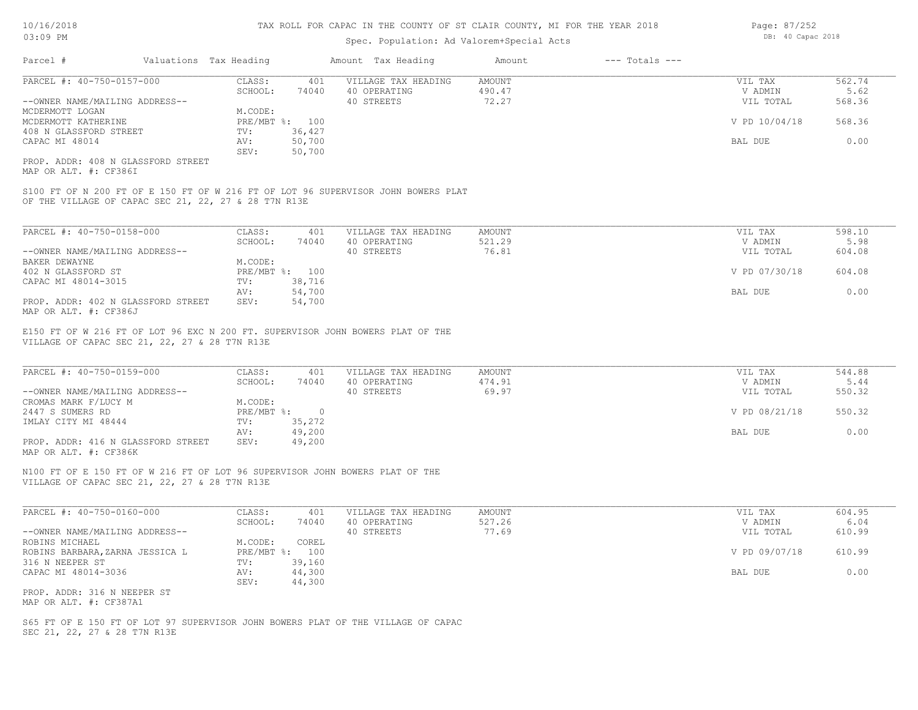TAX ROLL FOR CAPAC IN THE COUNTY OF ST CLAIR COUNTY, MI FOR THE YEAR 2018

Spec. Population: Ad Valorem+Special Acts

| Parcel # | Valuations | Tax Heading | Amount | Tax Heading | Amount | --- Totals --- | |
|---|---|---|---|---|---|---|---|
| PARCEL #: 40-750-0157-000 | CLASS: | 401 | VILLAGE TAX HEADING | AMOUNT | | VIL TAX | 562.74 |
| | SCHOOL: | 74040 | 40 OPERATING | 490.47 | | V ADMIN | 5.62 |
| --OWNER NAME/MAILING ADDRESS-- | | | 40 STREETS | 72.27 | | VIL TOTAL | 568.36 |
| MCDERMOTT LOGAN | M.CODE: | | | | | | |
| MCDERMOTT KATHERINE | PRE/MBT %: | 100 | | | | V PD 10/04/18 | 568.36 |
| 408 N GLASSFORD STREET | TV: | 36,427 | | | | | |
| CAPAC MI 48014 | AV: | 50,700 | | | | BAL DUE | 0.00 |
| | SEV: | 50,700 | | | | | |
| PROP. ADDR: 408 N GLASSFORD STREET | | | | | | | |
| MAP OR ALT. #: CF386I | | | | | | | |

S100 FT OF N 200 FT OF E 150 FT OF W 216 FT OF LOT 96 SUPERVISOR JOHN BOWERS PLAT OF THE VILLAGE OF CAPAC SEC 21, 22, 27 & 28 T7N R13E

| | | | | | | | |
|---|---|---|---|---|---|---|---|
| PARCEL #: 40-750-0158-000 | CLASS: | 401 | VILLAGE TAX HEADING | AMOUNT | | VIL TAX | 598.10 |
| | SCHOOL: | 74040 | 40 OPERATING | 521.29 | | V ADMIN | 5.98 |
| --OWNER NAME/MAILING ADDRESS-- | | | 40 STREETS | 76.81 | | VIL TOTAL | 604.08 |
| BAKER DEWAYNE | M.CODE: | | | | | | |
| 402 N GLASSFORD ST | PRE/MBT %: | 100 | | | | V PD 07/30/18 | 604.08 |
| CAPAC MI 48014-3015 | TV: | 38,716 | | | | | |
| | AV: | 54,700 | | | | BAL DUE | 0.00 |
| PROP. ADDR: 402 N GLASSFORD STREET | SEV: | 54,700 | | | | | |
| MAP OR ALT. #: CF386J | | | | | | | |

E150 FT OF W 216 FT OF LOT 96 EXC N 200 FT. SUPERVISOR JOHN BOWERS PLAT OF THE VILLAGE OF CAPAC SEC 21, 22, 27 & 28 T7N R13E

| | | | | | | | |
|---|---|---|---|---|---|---|---|
| PARCEL #: 40-750-0159-000 | CLASS: | 401 | VILLAGE TAX HEADING | AMOUNT | | VIL TAX | 544.88 |
| | SCHOOL: | 74040 | 40 OPERATING | 474.91 | | V ADMIN | 5.44 |
| --OWNER NAME/MAILING ADDRESS-- | | | 40 STREETS | 69.97 | | VIL TOTAL | 550.32 |
| CROMAS MARK F/LUCY M | M.CODE: | | | | | | |
| 2447 S SUMERS RD | PRE/MBT %: | 0 | | | | V PD 08/21/18 | 550.32 |
| IMLAY CITY MI 48444 | TV: | 35,272 | | | | | |
| | AV: | 49,200 | | | | BAL DUE | 0.00 |
| PROP. ADDR: 416 N GLASSFORD STREET | SEV: | 49,200 | | | | | |
| MAP OR ALT. #: CF386K | | | | | | | |

N100 FT OF E 150 FT OF W 216 FT OF LOT 96 SUPERVISOR JOHN BOWERS PLAT OF THE VILLAGE OF CAPAC SEC 21, 22, 27 & 28 T7N R13E

| | | | | | | | |
|---|---|---|---|---|---|---|---|
| PARCEL #: 40-750-0160-000 | CLASS: | 401 | VILLAGE TAX HEADING | AMOUNT | | VIL TAX | 604.95 |
| | SCHOOL: | 74040 | 40 OPERATING | 527.26 | | V ADMIN | 6.04 |
| --OWNER NAME/MAILING ADDRESS-- | | | 40 STREETS | 77.69 | | VIL TOTAL | 610.99 |
| ROBINS MICHAEL | M.CODE: | COREL | | | | | |
| ROBINS BARBARA,ZARNA JESSICA L | PRE/MBT %: | 100 | | | | V PD 09/07/18 | 610.99 |
| 316 N NEEPER ST | TV: | 39,160 | | | | | |
| CAPAC MI 48014-3036 | AV: | 44,300 | | | | BAL DUE | 0.00 |
| | SEV: | 44,300 | | | | | |
| PROP. ADDR: 316 N NEEPER ST | | | | | | | |
| MAP OR ALT. #: CF387A1 | | | | | | | |

S65 FT OF E 150 FT OF LOT 97 SUPERVISOR JOHN BOWERS PLAT OF THE VILLAGE OF CAPAC SEC 21, 22, 27 & 28 T7N R13E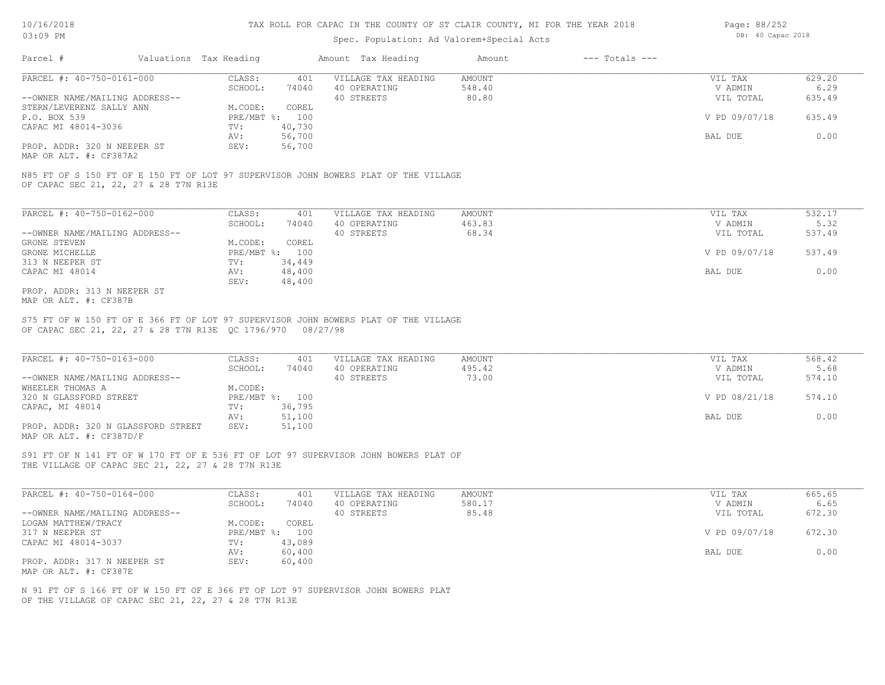TAX ROLL FOR CAPAC IN THE COUNTY OF ST CLAIR COUNTY, MI FOR THE YEAR 2018

Spec. Population: Ad Valorem+Special Acts

| Parcel # | Valuations | Tax Heading | Amount | Tax Heading | Amount | --- Totals --- | |
|---|---|---|---|---|---|---|---|
| PARCEL #: 40-750-0161-000 | CLASS: | 401 | VILLAGE TAX HEADING | AMOUNT | | VIL TAX | 629.20 |
| | SCHOOL: | 74040 | 40 OPERATING | 548.40 | | V ADMIN | 6.29 |
| --OWNER NAME/MAILING ADDRESS-- | | | 40 STREETS | 80.80 | | VIL TOTAL | 635.49 |
| STERN/LEVERENZ SALLY ANN | M.CODE: | COREL | | | | | |
| P.O. BOX 539 | PRE/MBT %: | 100 | | | | V PD 09/07/18 | 635.49 |
| CAPAC MI 48014-3036 | TV: | 40,730 | | | | | |
| | AV: | 56,700 | | | | BAL DUE | 0.00 |
| PROP. ADDR: 320 N NEEPER ST | SEV: | 56,700 | | | | | |
| MAP OR ALT. #: CF387A2 | | | | | | | |

N85 FT OF S 150 FT OF E 150 FT OF LOT 97 SUPERVISOR JOHN BOWERS PLAT OF THE VILLAGE OF CAPAC SEC 21, 22, 27 & 28 T7N R13E

| Parcel # | Valuations | Tax Heading | Amount | Tax Heading | Amount | --- Totals --- | |
|---|---|---|---|---|---|---|---|
| PARCEL #: 40-750-0162-000 | CLASS: | 401 | VILLAGE TAX HEADING | AMOUNT | | VIL TAX | 532.17 |
| | SCHOOL: | 74040 | 40 OPERATING | 463.83 | | V ADMIN | 5.32 |
| --OWNER NAME/MAILING ADDRESS-- | | | 40 STREETS | 68.34 | | VIL TOTAL | 537.49 |
| GRONE STEVEN | M.CODE: | COREL | | | | | |
| GRONE MICHELLE | PRE/MBT %: | 100 | | | | V PD 09/07/18 | 537.49 |
| 313 N NEEPER ST | TV: | 34,449 | | | | | |
| CAPAC MI 48014 | AV: | 48,400 | | | | BAL DUE | 0.00 |
| | SEV: | 48,400 | | | | | |
| PROP. ADDR: 313 N NEEPER ST | | | | | | | |
| MAP OR ALT. #: CF387B | | | | | | | |

S75 FT OF W 150 FT OF E 366 FT OF LOT 97 SUPERVISOR JOHN BOWERS PLAT OF THE VILLAGE OF CAPAC SEC 21, 22, 27 & 28 T7N R13E QC 1796/970 08/27/98

| Parcel # | Valuations | Tax Heading | Amount | Tax Heading | Amount | --- Totals --- | |
|---|---|---|---|---|---|---|---|
| PARCEL #: 40-750-0163-000 | CLASS: | 401 | VILLAGE TAX HEADING | AMOUNT | | VIL TAX | 568.42 |
| | SCHOOL: | 74040 | 40 OPERATING | 495.42 | | V ADMIN | 5.68 |
| --OWNER NAME/MAILING ADDRESS-- | | | 40 STREETS | 73.00 | | VIL TOTAL | 574.10 |
| WHEELER THOMAS A | M.CODE: | | | | | | |
| 320 N GLASSFORD STREET | PRE/MBT %: | 100 | | | | V PD 08/21/18 | 574.10 |
| CAPAC, MI 48014 | TV: | 36,795 | | | | | |
| | AV: | 51,100 | | | | BAL DUE | 0.00 |
| PROP. ADDR: 320 N GLASSFORD STREET | SEV: | 51,100 | | | | | |
| MAP OR ALT. #: CF387D/F | | | | | | | |

S91 FT OF N 141 FT OF W 170 FT OF E 536 FT OF LOT 97 SUPERVISOR JOHN BOWERS PLAT OF THE VILLAGE OF CAPAC SEC 21, 22, 27 & 28 T7N R13E

| Parcel # | Valuations | Tax Heading | Amount | Tax Heading | Amount | --- Totals --- | |
|---|---|---|---|---|---|---|---|
| PARCEL #: 40-750-0164-000 | CLASS: | 401 | VILLAGE TAX HEADING | AMOUNT | | VIL TAX | 665.65 |
| | SCHOOL: | 74040 | 40 OPERATING | 580.17 | | V ADMIN | 6.65 |
| --OWNER NAME/MAILING ADDRESS-- | | | 40 STREETS | 85.48 | | VIL TOTAL | 672.30 |
| LOGAN MATTHEW/TRACY | M.CODE: | COREL | | | | | |
| 317 N NEEPER ST | PRE/MBT %: | 100 | | | | V PD 09/07/18 | 672.30 |
| CAPAC MI 48014-3037 | TV: | 43,089 | | | | | |
| | AV: | 60,400 | | | | BAL DUE | 0.00 |
| PROP. ADDR: 317 N NEEPER ST | SEV: | 60,400 | | | | | |
| MAP OR ALT. #: CF387E | | | | | | | |

N 91 FT OF S 166 FT OF W 150 FT OF E 366 FT OF LOT 97 SUPERVISOR JOHN BOWERS PLAT OF THE VILLAGE OF CAPAC SEC 21, 22, 27 & 28 T7N R13E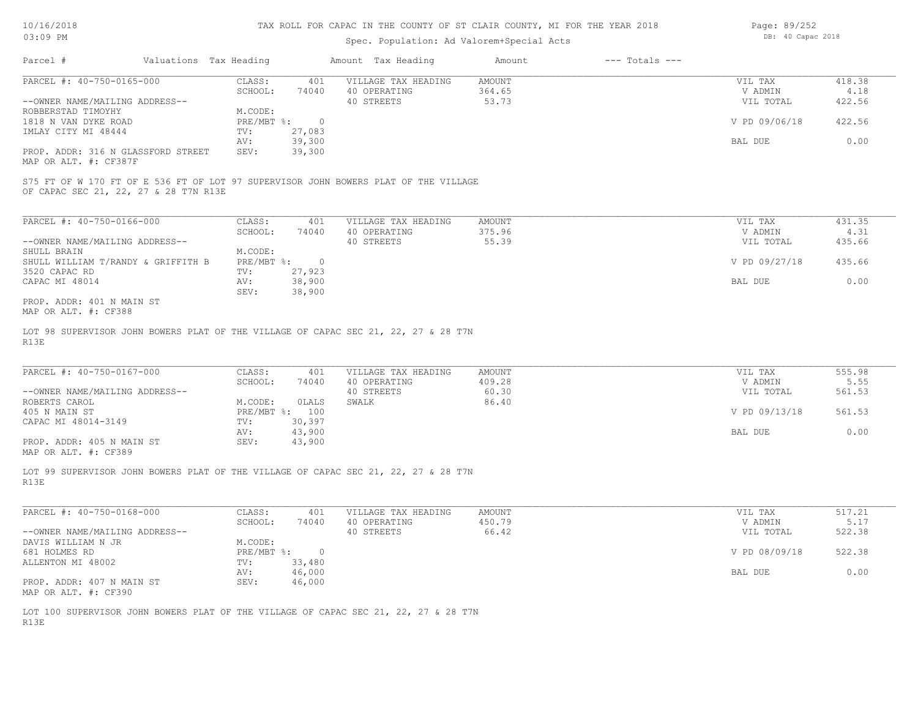TAX ROLL FOR CAPAC IN THE COUNTY OF ST CLAIR COUNTY, MI FOR THE YEAR 2018

Spec. Population: Ad Valorem+Special Acts

DB: 40 Capac 2018

| Parcel # | Valuations | Tax Heading | Amount | Tax Heading | Amount | --- Totals --- | |
|---|---|---|---|---|---|---|---|
| PARCEL #: 40-750-0165-000 | CLASS: | 401 | VILLAGE TAX HEADING | AMOUNT | | VIL TAX | 418.38 |
| | SCHOOL: | 74040 | 40 OPERATING | 364.65 | | V ADMIN | 4.18 |
| --OWNER NAME/MAILING ADDRESS-- | | | 40 STREETS | 53.73 | | VIL TOTAL | 422.56 |
| ROBBERSTAD TIMOYHY | M.CODE: | | | | | | |
| 1818 N VAN DYKE ROAD | PRE/MBT %: | 0 | | | | V PD 09/06/18 | 422.56 |
| IMLAY CITY MI 48444 | TV: | 27,083 | | | | | |
| | AV: | 39,300 | | | | BAL DUE | 0.00 |
| PROP. ADDR: 316 N GLASSFORD STREET | SEV: | 39,300 | | | | | |
| MAP OR ALT. #: CF387F | | | | | | | |

S75 FT OF W 170 FT OF E 536 FT OF LOT 97 SUPERVISOR JOHN BOWERS PLAT OF THE VILLAGE OF CAPAC SEC 21, 22, 27 & 28 T7N R13E

| | | | | | | | |
|---|---|---|---|---|---|---|---|
| PARCEL #: 40-750-0166-000 | CLASS: | 401 | VILLAGE TAX HEADING | AMOUNT | | VIL TAX | 431.35 |
| | SCHOOL: | 74040 | 40 OPERATING | 375.96 | | V ADMIN | 4.31 |
| --OWNER NAME/MAILING ADDRESS-- | | | 40 STREETS | 55.39 | | VIL TOTAL | 435.66 |
| SHULL BRAIN | M.CODE: | | | | | | |
| SHULL WILLIAM T/RANDY & GRIFFITH B | PRE/MBT %: | 0 | | | | V PD 09/27/18 | 435.66 |
| 3520 CAPAC RD | TV: | 27,923 | | | | | |
| CAPAC MI 48014 | AV: | 38,900 | | | | BAL DUE | 0.00 |
| | SEV: | 38,900 | | | | | |
| PROP. ADDR: 401 N MAIN ST | | | | | | | |
| MAP OR ALT. #: CF388 | | | | | | | |

LOT 98 SUPERVISOR JOHN BOWERS PLAT OF THE VILLAGE OF CAPAC SEC 21, 22, 27 & 28 T7N R13E

| | | | | | | | |
|---|---|---|---|---|---|---|---|
| PARCEL #: 40-750-0167-000 | CLASS: | 401 | VILLAGE TAX HEADING | AMOUNT | | VIL TAX | 555.98 |
| | SCHOOL: | 74040 | 40 OPERATING | 409.28 | | V ADMIN | 5.55 |
| --OWNER NAME/MAILING ADDRESS-- | | | 40 STREETS | 60.30 | | VIL TOTAL | 561.53 |
| ROBERTS CAROL | M.CODE: | 0LALS | SWALK | 86.40 | | | |
| 405 N MAIN ST | PRE/MBT %: | 100 | | | | V PD 09/13/18 | 561.53 |
| CAPAC MI 48014-3149 | TV: | 30,397 | | | | | |
| | AV: | 43,900 | | | | BAL DUE | 0.00 |
| PROP. ADDR: 405 N MAIN ST | SEV: | 43,900 | | | | | |
| MAP OR ALT. #: CF389 | | | | | | | |

LOT 99 SUPERVISOR JOHN BOWERS PLAT OF THE VILLAGE OF CAPAC SEC 21, 22, 27 & 28 T7N R13E

| | | | | | | | |
|---|---|---|---|---|---|---|---|
| PARCEL #: 40-750-0168-000 | CLASS: | 401 | VILLAGE TAX HEADING | AMOUNT | | VIL TAX | 517.21 |
| | SCHOOL: | 74040 | 40 OPERATING | 450.79 | | V ADMIN | 5.17 |
| --OWNER NAME/MAILING ADDRESS-- | | | 40 STREETS | 66.42 | | VIL TOTAL | 522.38 |
| DAVIS WILLIAM N JR | M.CODE: | | | | | | |
| 681 HOLMES RD | PRE/MBT %: | 0 | | | | V PD 08/09/18 | 522.38 |
| ALLENTON MI 48002 | TV: | 33,480 | | | | | |
| | AV: | 46,000 | | | | BAL DUE | 0.00 |
| PROP. ADDR: 407 N MAIN ST | SEV: | 46,000 | | | | | |
| MAP OR ALT. #: CF390 | | | | | | | |

LOT 100 SUPERVISOR JOHN BOWERS PLAT OF THE VILLAGE OF CAPAC SEC 21, 22, 27 & 28 T7N R13E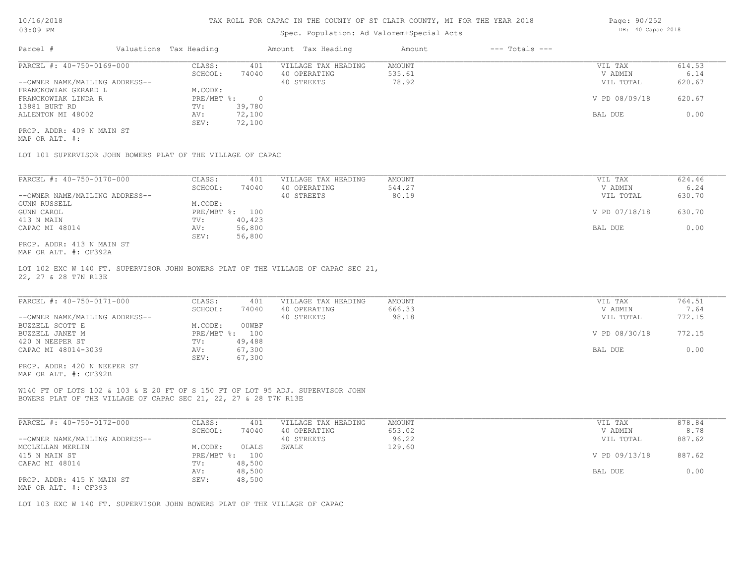# TAX ROLL FOR CAPAC IN THE COUNTY OF ST CLAIR COUNTY, MI FOR THE YEAR 2018

Spec. Population: Ad Valorem+Special Acts

| Parcel # | Valuations | Tax Heading | Amount | Tax Heading | Amount | --- Totals --- | |
|---|---|---|---|---|---|---|---|
| PARCEL #: 40-750-0169-000 | CLASS: | 401 | VILLAGE TAX HEADING | AMOUNT | | VIL TAX | 614.53 |
| | SCHOOL: | 74040 | 40 OPERATING | 535.61 | | V ADMIN | 6.14 |
| --OWNER NAME/MAILING ADDRESS-- | | | 40 STREETS | 78.92 | | VIL TOTAL | 620.67 |
| FRANCKOWIAK GERARD L | M.CODE: | | | | | | |
| FRANCKOWIAK LINDA R | PRE/MBT %: | 0 | | | | V PD 08/09/18 | 620.67 |
| 13881 BURT RD | TV: | 39,780 | | | | | |
| ALLENTON MI 48002 | AV: | 72,100 | | | | BAL DUE | 0.00 |
| | SEV: | 72,100 | | | | | |

PROP. ADDR: 409 N MAIN ST
MAP OR ALT. #:

LOT 101 SUPERVISOR JOHN BOWERS PLAT OF THE VILLAGE OF CAPAC

| Parcel # | Valuations | Tax Heading | Amount | Tax Heading | Amount | --- Totals --- | |
|---|---|---|---|---|---|---|---|
| PARCEL #: 40-750-0170-000 | CLASS: | 401 | VILLAGE TAX HEADING | AMOUNT | | VIL TAX | 624.46 |
| | SCHOOL: | 74040 | 40 OPERATING | 544.27 | | V ADMIN | 6.24 |
| --OWNER NAME/MAILING ADDRESS-- | | | 40 STREETS | 80.19 | | VIL TOTAL | 630.70 |
| GUNN RUSSELL | M.CODE: | | | | | | |
| GUNN CAROL | PRE/MBT %: | 100 | | | | V PD 07/18/18 | 630.70 |
| 413 N MAIN | TV: | 40,423 | | | | | |
| CAPAC MI 48014 | AV: | 56,800 | | | | BAL DUE | 0.00 |
| | SEV: | 56,800 | | | | | |

PROP. ADDR: 413 N MAIN ST
MAP OR ALT. #: CF392A

LOT 102 EXC W 140 FT. SUPERVISOR JOHN BOWERS PLAT OF THE VILLAGE OF CAPAC SEC 21, 22, 27 & 28 T7N R13E

| Parcel # | Valuations | Tax Heading | Amount | Tax Heading | Amount | --- Totals --- | |
|---|---|---|---|---|---|---|---|
| PARCEL #: 40-750-0171-000 | CLASS: | 401 | VILLAGE TAX HEADING | AMOUNT | | VIL TAX | 764.51 |
| | SCHOOL: | 74040 | 40 OPERATING | 666.33 | | V ADMIN | 7.64 |
| --OWNER NAME/MAILING ADDRESS-- | | | 40 STREETS | 98.18 | | VIL TOTAL | 772.15 |
| BUZZELL SCOTT E | M.CODE: | 00WBF | | | | | |
| BUZZELL JANET M | PRE/MBT %: | 100 | | | | V PD 08/30/18 | 772.15 |
| 420 N NEEPER ST | TV: | 49,488 | | | | | |
| CAPAC MI 48014-3039 | AV: | 67,300 | | | | BAL DUE | 0.00 |
| | SEV: | 67,300 | | | | | |

PROP. ADDR: 420 N NEEPER ST
MAP OR ALT. #: CF392B

W140 FT OF LOTS 102 & 103 & E 20 FT OF S 150 FT OF LOT 95 ADJ. SUPERVISOR JOHN BOWERS PLAT OF THE VILLAGE OF CAPAC SEC 21, 22, 27 & 28 T7N R13E

| Parcel # | Valuations | Tax Heading | Amount | Tax Heading | Amount | --- Totals --- | |
|---|---|---|---|---|---|---|---|
| PARCEL #: 40-750-0172-000 | CLASS: | 401 | VILLAGE TAX HEADING | AMOUNT | | VIL TAX | 878.84 |
| | SCHOOL: | 74040 | 40 OPERATING | 653.02 | | V ADMIN | 8.78 |
| --OWNER NAME/MAILING ADDRESS-- | | | 40 STREETS | 96.22 | | VIL TOTAL | 887.62 |
| MCCLELLAN MERLIN | M.CODE: | 0LALS | SWALK | 129.60 | | | |
| 415 N MAIN ST | PRE/MBT %: | 100 | | | | V PD 09/13/18 | 887.62 |
| CAPAC MI 48014 | TV: | 48,500 | | | | | |
| | AV: | 48,500 | | | | BAL DUE | 0.00 |
| PROP. ADDR: 415 N MAIN ST | SEV: | 48,500 | | | | | |

MAP OR ALT. #: CF393

LOT 103 EXC W 140 FT. SUPERVISOR JOHN BOWERS PLAT OF THE VILLAGE OF CAPAC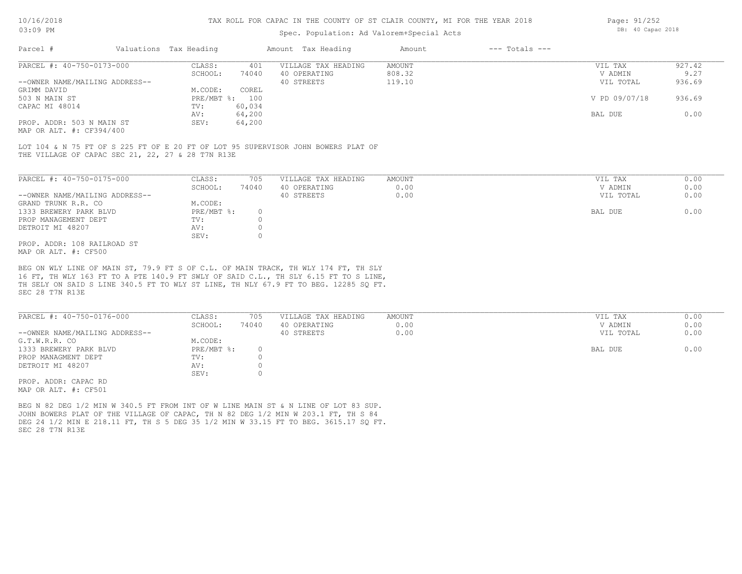TAX ROLL FOR CAPAC IN THE COUNTY OF ST CLAIR COUNTY, MI FOR THE YEAR 2018

Spec. Population: Ad Valorem+Special Acts

| Parcel # | Valuations | Tax Heading | Amount | Tax Heading | Amount | --- Totals --- | |
|---|---|---|---|---|---|---|---|

PARCEL #: 40-750-0173-000

| | | | | | | |
|---|---|---|---|---|---|---|
| --OWNER NAME/MAILING ADDRESS-- | CLASS: | 401 | VILLAGE TAX HEADING | AMOUNT | VIL TAX | 927.42 |
| GRIMM DAVID | SCHOOL: | 74040 | 40 OPERATING | 808.32 | V ADMIN | 9.27 |
| 503 N MAIN ST | M.CODE: | COREL | 40 STREETS | 119.10 | VIL TOTAL | 936.69 |
| CAPAC MI 48014 | PRE/MBT %: | 100 | | | V PD 09/07/18 | 936.69 |
| | TV: | 60,034 | | | | |
| | AV: | 64,200 | | | BAL DUE | 0.00 |
| | SEV: | 64,200 | | | | |

PROP. ADDR: 503 N MAIN ST
MAP OR ALT. #: CF394/400

LOT 104 & N 75 FT OF S 225 FT OF E 20 FT OF LOT 95 SUPERVISOR JOHN BOWERS PLAT OF THE VILLAGE OF CAPAC SEC 21, 22, 27 & 28 T7N R13E

PARCEL #: 40-750-0175-000

| | | | | | | |
|---|---|---|---|---|---|---|
| --OWNER NAME/MAILING ADDRESS-- | CLASS: | 705 | VILLAGE TAX HEADING | AMOUNT | VIL TAX | 0.00 |
| GRAND TRUNK R.R. CO | SCHOOL: | 74040 | 40 OPERATING | 0.00 | V ADMIN | 0.00 |
| 1333 BREWERY PARK BLVD | M.CODE: | | 40 STREETS | 0.00 | VIL TOTAL | 0.00 |
| PROP MANAGEMENT DEPT | PRE/MBT %: | 0 | | | BAL DUE | 0.00 |
| DETROIT MI 48207 | TV: | 0 | | | | |
| | AV: | 0 | | | | |
| | SEV: | 0 | | | | |

PROP. ADDR: 108 RAILROAD ST
MAP OR ALT. #: CF500

BEG ON WLY LINE OF MAIN ST, 79.9 FT S OF C.L. OF MAIN TRACK, TH WLY 174 FT, TH SLY 16 FT, TH WLY 163 FT TO A PTE 140.9 FT SWLY OF SAID C.L., TH SLY 6.15 FT TO S LINE, TH SELY ON SAID S LINE 340.5 FT TO WLY ST LINE, TH NLY 67.9 FT TO BEG. 12285 SQ FT. SEC 28 T7N R13E

PARCEL #: 40-750-0176-000

| | | | | | | |
|---|---|---|---|---|---|---|
| --OWNER NAME/MAILING ADDRESS-- | CLASS: | 705 | VILLAGE TAX HEADING | AMOUNT | VIL TAX | 0.00 |
| G.T.W.R.R. CO | SCHOOL: | 74040 | 40 OPERATING | 0.00 | V ADMIN | 0.00 |
| 1333 BREWERY PARK BLVD | M.CODE: | | 40 STREETS | 0.00 | VIL TOTAL | 0.00 |
| PROP MANAGMENT DEPT | PRE/MBT %: | 0 | | | BAL DUE | 0.00 |
| DETROIT MI 48207 | TV: | 0 | | | | |
| | AV: | 0 | | | | |
| | SEV: | 0 | | | | |

PROP. ADDR: CAPAC RD
MAP OR ALT. #: CF501

BEG N 82 DEG 1/2 MIN W 340.5 FT FROM INT OF W LINE MAIN ST & N LINE OF LOT 83 SUP. JOHN BOWERS PLAT OF THE VILLAGE OF CAPAC, TH N 82 DEG 1/2 MIN W 203.1 FT, TH S 84 DEG 24 1/2 MIN E 218.11 FT, TH S 5 DEG 35 1/2 MIN W 33.15 FT TO BEG. 3615.17 SQ FT. SEC 28 T7N R13E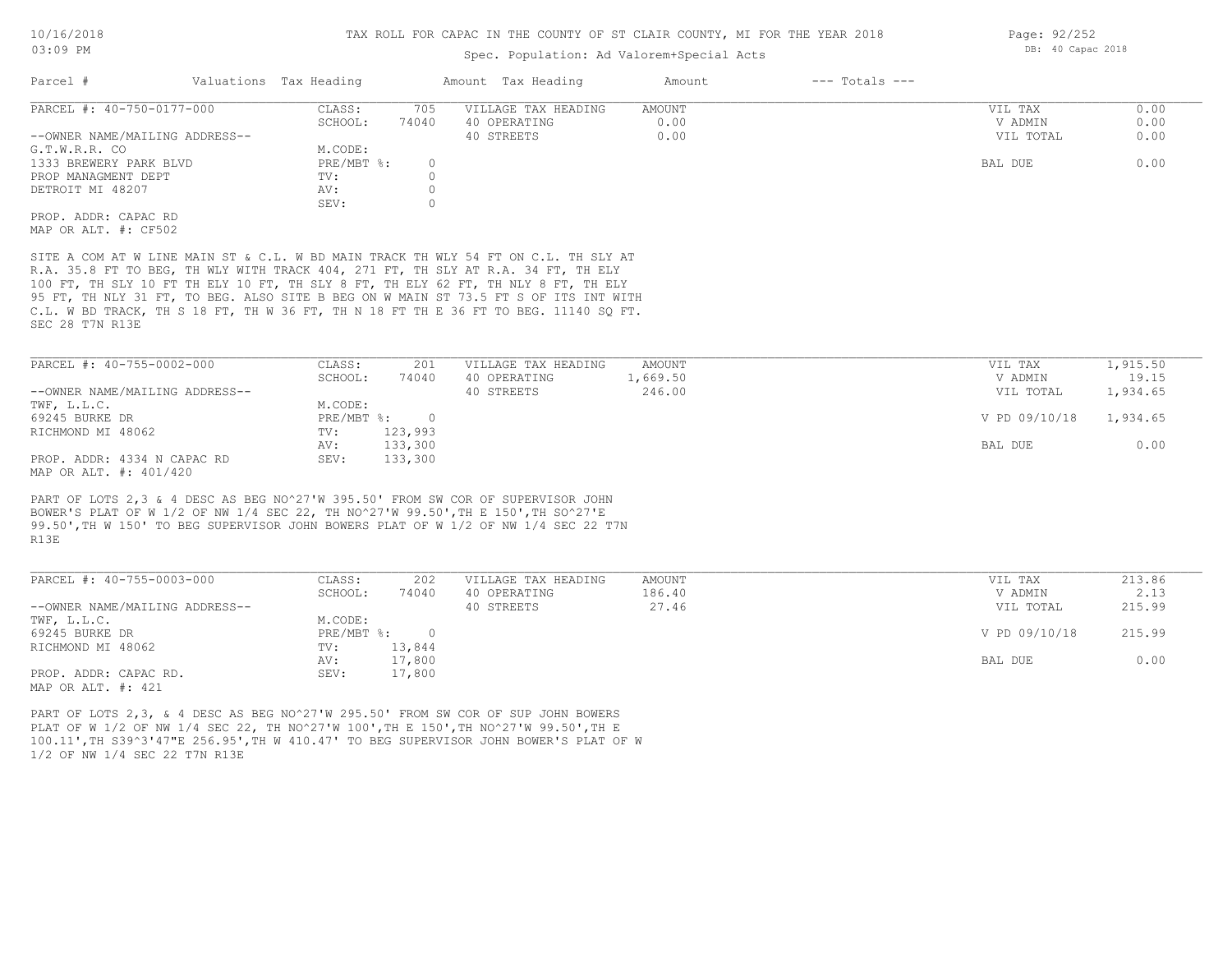Spec. Population: Ad Valorem+Special Acts

| Parcel # | Valuations | Tax Heading | Amount | Tax Heading | Amount | --- Totals --- | |
|---|---|---|---|---|---|---|---|

PARCEL #: 40-750-0177-000

| | | | | | |
|---|---|---|---|---|---|
| CLASS: | 705 | VILLAGE TAX HEADING | AMOUNT | VIL TAX | 0.00 |
| SCHOOL: | 74040 | 40 OPERATING | 0.00 | V ADMIN | 0.00 |
| | | 40 STREETS | 0.00 | VIL TOTAL | 0.00 |
| M.CODE: | | | | | |
| PRE/MBT %: | 0 | | | BAL DUE | 0.00 |
| TV: | 0 | | | | |
| AV: | 0 | | | | |
| SEV: | 0 | | | | |

--OWNER NAME/MAILING ADDRESS--
G.T.W.R.R. CO
1333 BREWERY PARK BLVD
PROP MANAGMENT DEPT
DETROIT MI 48207

PROP. ADDR: CAPAC RD
MAP OR ALT. #: CF502

SITE A COM AT W LINE MAIN ST & C.L. W BD MAIN TRACK TH WLY 54 FT ON C.L. TH SLY AT R.A. 35.8 FT TO BEG, TH WLY WITH TRACK 404, 271 FT, TH SLY AT R.A. 34 FT, TH ELY 100 FT, TH SLY 10 FT TH ELY 10 FT, TH SLY 8 FT, TH ELY 62 FT, TH NLY 8 FT, TH ELY 95 FT, TH NLY 31 FT, TO BEG. ALSO SITE B BEG ON W MAIN ST 73.5 FT S OF ITS INT WITH C.L. W BD TRACK, TH S 18 FT, TH W 36 FT, TH N 18 FT TH E 36 FT TO BEG. 11140 SQ FT. SEC 28 T7N R13E

PARCEL #: 40-755-0002-000

| | | | | | |
|---|---|---|---|---|---|
| CLASS: | 201 | VILLAGE TAX HEADING | AMOUNT | VIL TAX | 1,915.50 |
| SCHOOL: | 74040 | 40 OPERATING | 1,669.50 | V ADMIN | 19.15 |
| | | 40 STREETS | 246.00 | VIL TOTAL | 1,934.65 |
| M.CODE: | | | | | |
| PRE/MBT %: | 0 | | | V PD 09/10/18 | 1,934.65 |
| TV: | 123,993 | | | | |
| AV: | 133,300 | | | BAL DUE | 0.00 |
| SEV: | 133,300 | | | | |

--OWNER NAME/MAILING ADDRESS--
TWF, L.L.C.
69245 BURKE DR
RICHMOND MI 48062

PROP. ADDR: 4334 N CAPAC RD
MAP OR ALT. #: 401/420

PART OF LOTS 2,3 & 4 DESC AS BEG NO^27'W 395.50' FROM SW COR OF SUPERVISOR JOHN BOWER'S PLAT OF W 1/2 OF NW 1/4 SEC 22, TH NO^27'W 99.50',TH E 150',TH SO^27'E 99.50',TH W 150' TO BEG SUPERVISOR JOHN BOWERS PLAT OF W 1/2 OF NW 1/4 SEC 22 T7N R13E

PARCEL #: 40-755-0003-000

| | | | | | |
|---|---|---|---|---|---|
| CLASS: | 202 | VILLAGE TAX HEADING | AMOUNT | VIL TAX | 213.86 |
| SCHOOL: | 74040 | 40 OPERATING | 186.40 | V ADMIN | 2.13 |
| | | 40 STREETS | 27.46 | VIL TOTAL | 215.99 |
| M.CODE: | | | | | |
| PRE/MBT %: | 0 | | | V PD 09/10/18 | 215.99 |
| TV: | 13,844 | | | | |
| AV: | 17,800 | | | BAL DUE | 0.00 |
| SEV: | 17,800 | | | | |

--OWNER NAME/MAILING ADDRESS--
TWF, L.L.C.
69245 BURKE DR
RICHMOND MI 48062

PROP. ADDR: CAPAC RD.
MAP OR ALT. #: 421

PART OF LOTS 2,3, & 4 DESC AS BEG NO^27'W 295.50' FROM SW COR OF SUP JOHN BOWERS PLAT OF W 1/2 OF NW 1/4 SEC 22, TH NO^27'W 100',TH E 150',TH NO^27'W 99.50',TH E 100.11',TH S39^3'47"E 256.95',TH W 410.47' TO BEG SUPERVISOR JOHN BOWER'S PLAT OF W 1/2 OF NW 1/4 SEC 22 T7N R13E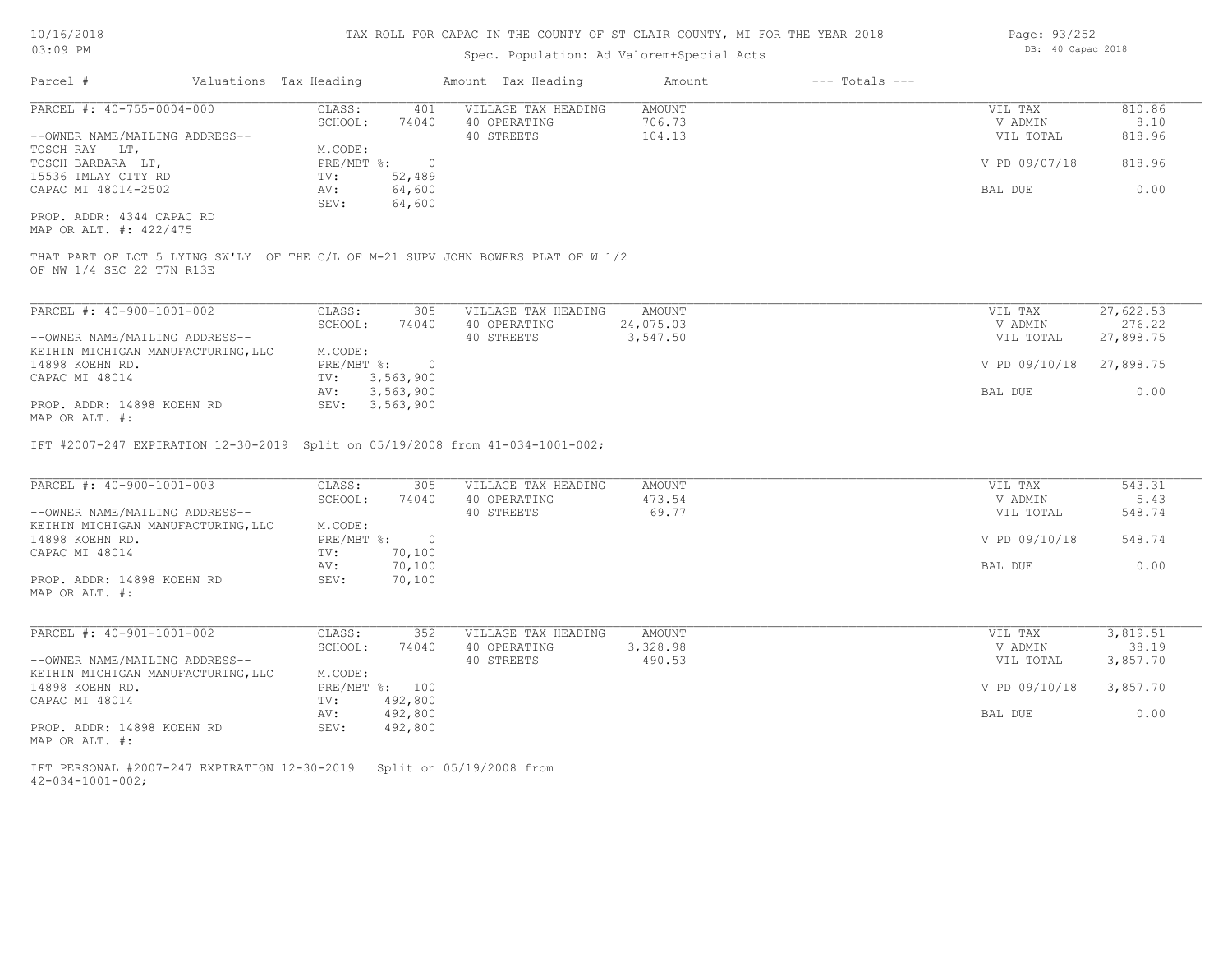# TAX ROLL FOR CAPAC IN THE COUNTY OF ST CLAIR COUNTY, MI FOR THE YEAR 2018

Spec. Population: Ad Valorem+Special Acts

| Parcel # | Valuations | Tax Heading | Amount | Tax Heading | Amount | --- Totals --- | |
|---|---|---|---|---|---|---|---|
| PARCEL #: 40-755-0004-000 | CLASS: | 401 | VILLAGE TAX HEADING | AMOUNT | | VIL TAX | 810.86 |
| | SCHOOL: | 74040 | 40 OPERATING | 706.73 | | V ADMIN | 8.10 |
| --OWNER NAME/MAILING ADDRESS-- | | | 40 STREETS | 104.13 | | VIL TOTAL | 818.96 |
| TOSCH RAY LT, | M.CODE: | | | | | | |
| TOSCH BARBARA LT, | PRE/MBT %: | 0 | | | | V PD 09/07/18 | 818.96 |
| 15536 IMLAY CITY RD | TV: | 52,489 | | | | | |
| CAPAC MI 48014-2502 | AV: | 64,600 | | | | BAL DUE | 0.00 |
| | SEV: | 64,600 | | | | | |
| PROP. ADDR: 4344 CAPAC RD | | | | | | | |
| MAP OR ALT. #: 422/475 | | | | | | | |

THAT PART OF LOT 5 LYING SW'LY OF THE C/L OF M-21 SUPV JOHN BOWERS PLAT OF W 1/2 OF NW 1/4 SEC 22 T7N R13E

| Parcel # | Valuations | Tax Heading | Amount | Tax Heading | Amount | --- Totals --- | |
|---|---|---|---|---|---|---|---|
| PARCEL #: 40-900-1001-002 | CLASS: | 305 | VILLAGE TAX HEADING | AMOUNT | | VIL TAX | 27,622.53 |
| | SCHOOL: | 74040 | 40 OPERATING | 24,075.03 | | V ADMIN | 276.22 |
| --OWNER NAME/MAILING ADDRESS-- | | | 40 STREETS | 3,547.50 | | VIL TOTAL | 27,898.75 |
| KEIHIN MICHIGAN MANUFACTURING,LLC | M.CODE: | | | | | | |
| 14898 KOEHN RD. | PRE/MBT %: | 0 | | | | V PD 09/10/18 | 27,898.75 |
| CAPAC MI 48014 | TV: | 3,563,900 | | | | | |
| | AV: | 3,563,900 | | | | BAL DUE | 0.00 |
| PROP. ADDR: 14898 KOEHN RD | SEV: | 3,563,900 | | | | | |
| MAP OR ALT. #: | | | | | | | |

IFT #2007-247 EXPIRATION 12-30-2019 Split on 05/19/2008 from 41-034-1001-002;

| Parcel # | Valuations | Tax Heading | Amount | Tax Heading | Amount | --- Totals --- | |
|---|---|---|---|---|---|---|---|
| PARCEL #: 40-900-1001-003 | CLASS: | 305 | VILLAGE TAX HEADING | AMOUNT | | VIL TAX | 543.31 |
| | SCHOOL: | 74040 | 40 OPERATING | 473.54 | | V ADMIN | 5.43 |
| --OWNER NAME/MAILING ADDRESS-- | | | 40 STREETS | 69.77 | | VIL TOTAL | 548.74 |
| KEIHIN MICHIGAN MANUFACTURING,LLC | M.CODE: | | | | | | |
| 14898 KOEHN RD. | PRE/MBT %: | 0 | | | | V PD 09/10/18 | 548.74 |
| CAPAC MI 48014 | TV: | 70,100 | | | | | |
| | AV: | 70,100 | | | | BAL DUE | 0.00 |
| PROP. ADDR: 14898 KOEHN RD | SEV: | 70,100 | | | | | |
| MAP OR ALT. #: | | | | | | | |

| Parcel # | Valuations | Tax Heading | Amount | Tax Heading | Amount | --- Totals --- | |
|---|---|---|---|---|---|---|---|
| PARCEL #: 40-901-1001-002 | CLASS: | 352 | VILLAGE TAX HEADING | AMOUNT | | VIL TAX | 3,819.51 |
| | SCHOOL: | 74040 | 40 OPERATING | 3,328.98 | | V ADMIN | 38.19 |
| --OWNER NAME/MAILING ADDRESS-- | | | 40 STREETS | 490.53 | | VIL TOTAL | 3,857.70 |
| KEIHIN MICHIGAN MANUFACTURING,LLC | M.CODE: | | | | | | |
| 14898 KOEHN RD. | PRE/MBT %: | 100 | | | | V PD 09/10/18 | 3,857.70 |
| CAPAC MI 48014 | TV: | 492,800 | | | | | |
| | AV: | 492,800 | | | | BAL DUE | 0.00 |
| PROP. ADDR: 14898 KOEHN RD | SEV: | 492,800 | | | | | |
| MAP OR ALT. #: | | | | | | | |

IFT PERSONAL #2007-247 EXPIRATION 12-30-2019 Split on 05/19/2008 from 42-034-1001-002;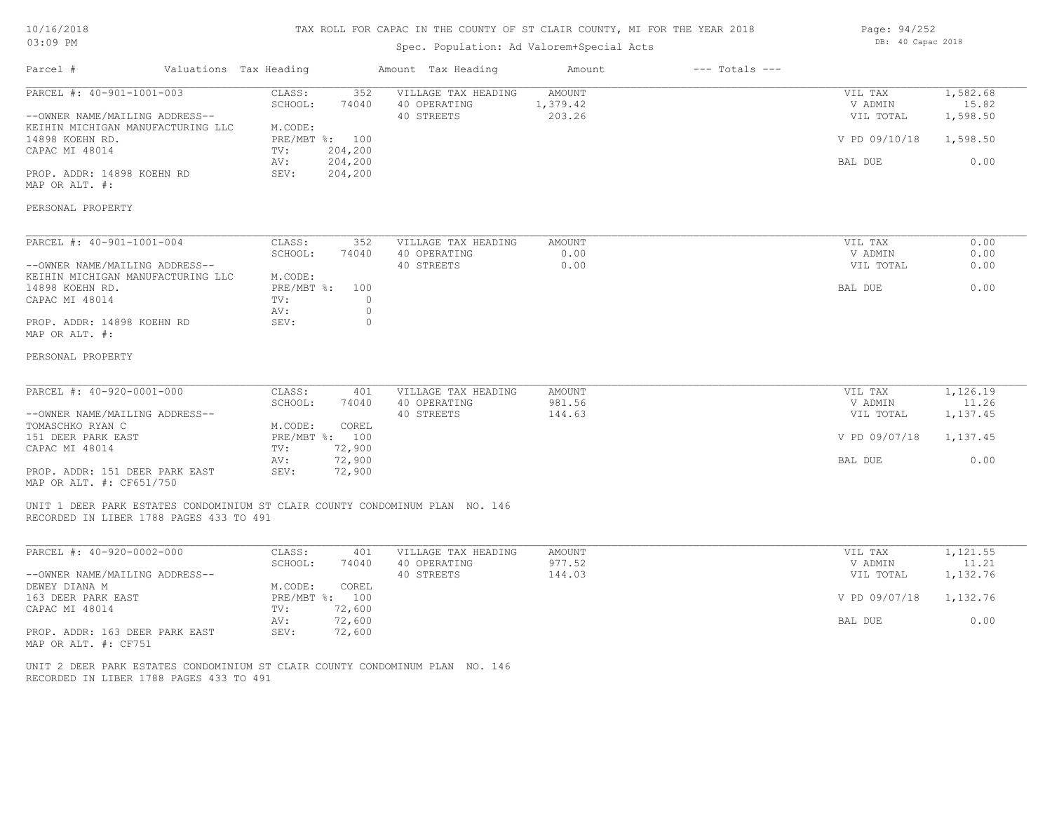TAX ROLL FOR CAPAC IN THE COUNTY OF ST CLAIR COUNTY, MI FOR THE YEAR 2018

Spec. Population: Ad Valorem+Special Acts

10/16/2018 03:09 PM — DB: 40 Capac 2018

| Parcel # | Valuations Tax Heading | | Amount Tax Heading | Amount | --- Totals --- | |
|---|---|---|---|---|---|---|

**PARCEL #: 40-901-1001-003**

| | | | | | | |
|---|---|---|---|---|---|---|
| PARCEL #: 40-901-1001-003 | CLASS: | 352 | VILLAGE TAX HEADING | AMOUNT | VIL TAX | 1,582.68 |
| | SCHOOL: | 74040 | 40 OPERATING | 1,379.42 | V ADMIN | 15.82 |
| --OWNER NAME/MAILING ADDRESS-- | | | 40 STREETS | 203.26 | VIL TOTAL | 1,598.50 |
| KEIHIN MICHIGAN MANUFACTURING LLC | M.CODE: | | | | | |
| 14898 KOEHN RD. | PRE/MBT %: | 100 | | | V PD 09/10/18 | 1,598.50 |
| CAPAC MI 48014 | TV: | 204,200 | | | | |
| | AV: | 204,200 | | | BAL DUE | 0.00 |
| PROP. ADDR: 14898 KOEHN RD | SEV: | 204,200 | | | | |
| MAP OR ALT. #: | | | | | | |

PERSONAL PROPERTY

**PARCEL #: 40-901-1001-004**

| | | | | | | |
|---|---|---|---|---|---|---|
| PARCEL #: 40-901-1001-004 | CLASS: | 352 | VILLAGE TAX HEADING | AMOUNT | VIL TAX | 0.00 |
| | SCHOOL: | 74040 | 40 OPERATING | 0.00 | V ADMIN | 0.00 |
| --OWNER NAME/MAILING ADDRESS-- | | | 40 STREETS | 0.00 | VIL TOTAL | 0.00 |
| KEIHIN MICHIGAN MANUFACTURING LLC | M.CODE: | | | | | |
| 14898 KOEHN RD. | PRE/MBT %: | 100 | | | BAL DUE | 0.00 |
| CAPAC MI 48014 | TV: | 0 | | | | |
| | AV: | 0 | | | | |
| PROP. ADDR: 14898 KOEHN RD | SEV: | 0 | | | | |
| MAP OR ALT. #: | | | | | | |

PERSONAL PROPERTY

**PARCEL #: 40-920-0001-000**

| | | | | | | |
|---|---|---|---|---|---|---|
| PARCEL #: 40-920-0001-000 | CLASS: | 401 | VILLAGE TAX HEADING | AMOUNT | VIL TAX | 1,126.19 |
| | SCHOOL: | 74040 | 40 OPERATING | 981.56 | V ADMIN | 11.26 |
| --OWNER NAME/MAILING ADDRESS-- | | | 40 STREETS | 144.63 | VIL TOTAL | 1,137.45 |
| TOMASCHKO RYAN C | M.CODE: | COREL | | | | |
| 151 DEER PARK EAST | PRE/MBT %: | 100 | | | V PD 09/07/18 | 1,137.45 |
| CAPAC MI 48014 | TV: | 72,900 | | | | |
| | AV: | 72,900 | | | BAL DUE | 0.00 |
| PROP. ADDR: 151 DEER PARK EAST | SEV: | 72,900 | | | | |
| MAP OR ALT. #: CF651/750 | | | | | | |

UNIT 1 DEER PARK ESTATES CONDOMINIUM ST CLAIR COUNTY CONDOMINUM PLAN NO. 146
RECORDED IN LIBER 1788 PAGES 433 TO 491

**PARCEL #: 40-920-0002-000**

| | | | | | | |
|---|---|---|---|---|---|---|
| PARCEL #: 40-920-0002-000 | CLASS: | 401 | VILLAGE TAX HEADING | AMOUNT | VIL TAX | 1,121.55 |
| | SCHOOL: | 74040 | 40 OPERATING | 977.52 | V ADMIN | 11.21 |
| --OWNER NAME/MAILING ADDRESS-- | | | 40 STREETS | 144.03 | VIL TOTAL | 1,132.76 |
| DEWEY DIANA M | M.CODE: | COREL | | | | |
| 163 DEER PARK EAST | PRE/MBT %: | 100 | | | V PD 09/07/18 | 1,132.76 |
| CAPAC MI 48014 | TV: | 72,600 | | | | |
| | AV: | 72,600 | | | BAL DUE | 0.00 |
| PROP. ADDR: 163 DEER PARK EAST | SEV: | 72,600 | | | | |
| MAP OR ALT. #: CF751 | | | | | | |

UNIT 2 DEER PARK ESTATES CONDOMINIUM ST CLAIR COUNTY CONDOMINUM PLAN NO. 146
RECORDED IN LIBER 1788 PAGES 433 TO 491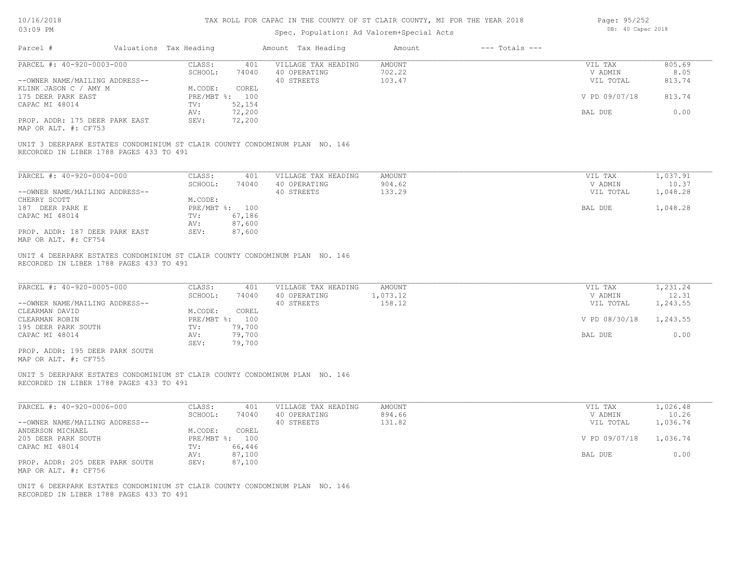# TAX ROLL FOR CAPAC IN THE COUNTY OF ST CLAIR COUNTY, MI FOR THE YEAR 2018

Spec. Population: Ad Valorem+Special Acts

| Parcel # | Valuations Tax Heading | | Amount Tax Heading | Amount | --- Totals --- | |
|---|---|---|---|---|---|---|

---

PARCEL #: 40-920-0003-000

| | | | | | |
|---|---|---|---|---|---|
| CLASS: | 401 | VILLAGE TAX HEADING | AMOUNT | VIL TAX | 805.69 |
| SCHOOL: | 74040 | 40 OPERATING | 702.22 | V ADMIN | 8.05 |
| | | 40 STREETS | 103.47 | VIL TOTAL | 813.74 |
| M.CODE: | COREL | | | | |
| PRE/MBT %: | 100 | | | V PD 09/07/18 | 813.74 |
| TV: | 52,154 | | | | |
| AV: | 72,200 | | | BAL DUE | 0.00 |
| SEV: | 72,200 | | | | |

--OWNER NAME/MAILING ADDRESS--
KLINK JASON C / AMY M
175 DEER PARK EAST
CAPAC MI 48014

PROP. ADDR: 175 DEER PARK EAST
MAP OR ALT. #: CF753

UNIT 3 DEERPARK ESTATES CONDOMINIUM ST CLAIR COUNTY CONDOMINUM PLAN NO. 146
RECORDED IN LIBER 1788 PAGES 433 TO 491

---

PARCEL #: 40-920-0004-000

| | | | | | |
|---|---|---|---|---|---|
| CLASS: | 401 | VILLAGE TAX HEADING | AMOUNT | VIL TAX | 1,037.91 |
| SCHOOL: | 74040 | 40 OPERATING | 904.62 | V ADMIN | 10.37 |
| | | 40 STREETS | 133.29 | VIL TOTAL | 1,048.28 |
| M.CODE: | | | | | |
| PRE/MBT %: | 100 | | | BAL DUE | 1,048.28 |
| TV: | 67,186 | | | | |
| AV: | 87,600 | | | | |
| SEV: | 87,600 | | | | |

--OWNER NAME/MAILING ADDRESS--
CHERRY SCOTT
187 DEER PARK E
CAPAC MI 48014

PROP. ADDR: 187 DEER PARK EAST
MAP OR ALT. #: CF754

UNIT 4 DEERPARK ESTATES CONDOMINIUM ST CLAIR COUNTY CONDOMINUM PLAN NO. 146
RECORDED IN LIBER 1788 PAGES 433 TO 491

---

PARCEL #: 40-920-0005-000

| | | | | | |
|---|---|---|---|---|---|
| CLASS: | 401 | VILLAGE TAX HEADING | AMOUNT | VIL TAX | 1,231.24 |
| SCHOOL: | 74040 | 40 OPERATING | 1,073.12 | V ADMIN | 12.31 |
| | | 40 STREETS | 158.12 | VIL TOTAL | 1,243.55 |
| M.CODE: | COREL | | | | |
| PRE/MBT %: | 100 | | | V PD 08/30/18 | 1,243.55 |
| TV: | 79,700 | | | | |
| AV: | 79,700 | | | BAL DUE | 0.00 |
| SEV: | 79,700 | | | | |

--OWNER NAME/MAILING ADDRESS--
CLEARMAN DAVID
CLEARMAN ROBIN
195 DEER PARK SOUTH
CAPAC MI 48014

PROP. ADDR: 195 DEER PARK SOUTH
MAP OR ALT. #: CF755

UNIT 5 DEERPARK ESTATES CONDOMINIUM ST CLAIR COUNTY CONDOMINUM PLAN NO. 146
RECORDED IN LIBER 1788 PAGES 433 TO 491

---

PARCEL #: 40-920-0006-000

| | | | | | |
|---|---|---|---|---|---|
| CLASS: | 401 | VILLAGE TAX HEADING | AMOUNT | VIL TAX | 1,026.48 |
| SCHOOL: | 74040 | 40 OPERATING | 894.66 | V ADMIN | 10.26 |
| | | 40 STREETS | 131.82 | VIL TOTAL | 1,036.74 |
| M.CODE: | COREL | | | | |
| PRE/MBT %: | 100 | | | V PD 09/07/18 | 1,036.74 |
| TV: | 66,446 | | | | |
| AV: | 87,100 | | | BAL DUE | 0.00 |
| SEV: | 87,100 | | | | |

--OWNER NAME/MAILING ADDRESS--
ANDERSON MICHAEL
205 DEER PARK SOUTH
CAPAC MI 48014

PROP. ADDR: 205 DEER PARK SOUTH
MAP OR ALT. #: CF756

UNIT 6 DEERPARK ESTATES CONDOMINIUM ST CLAIR COUNTY CONDOMINUM PLAN NO. 146
RECORDED IN LIBER 1788 PAGES 433 TO 491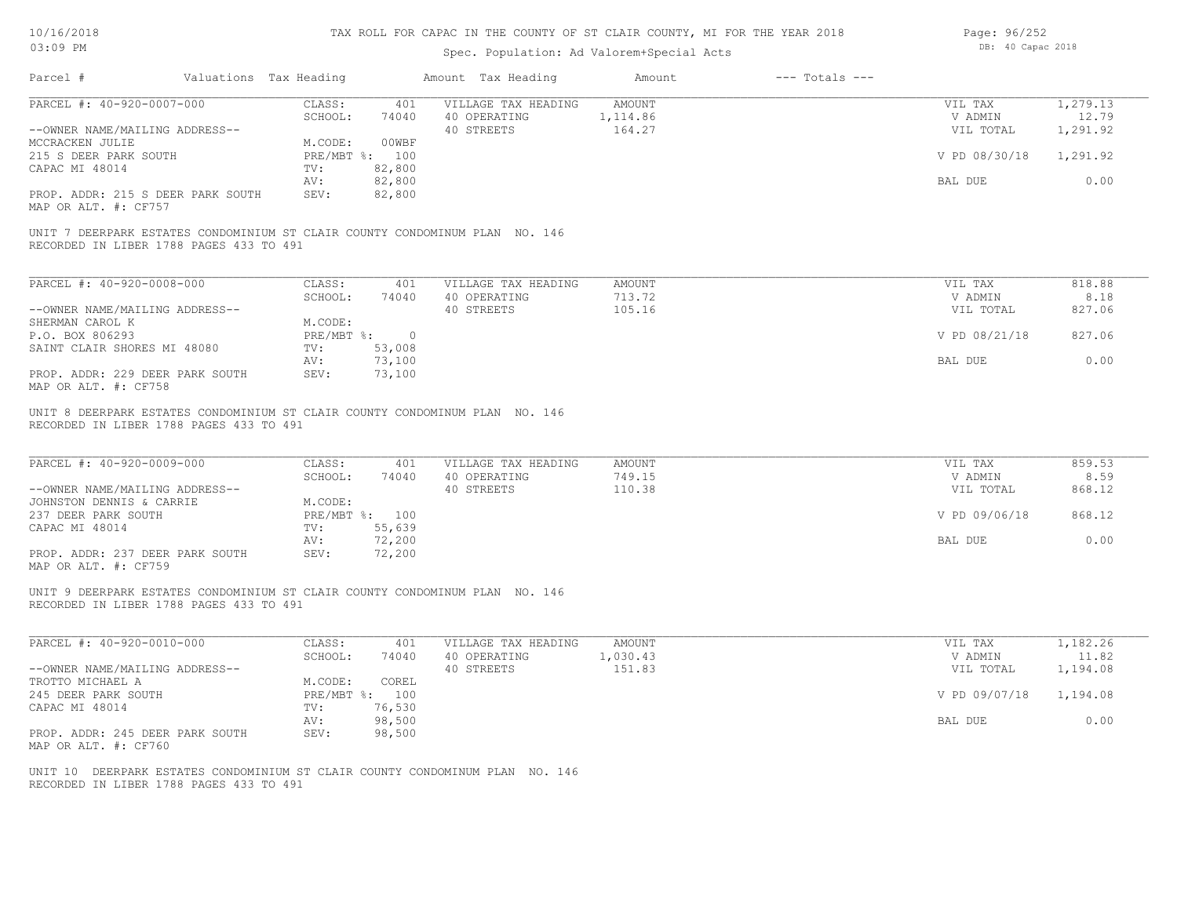TAX ROLL FOR CAPAC IN THE COUNTY OF ST CLAIR COUNTY, MI FOR THE YEAR 2018

Spec. Population: Ad Valorem+Special Acts

DB: 40 Capac 2018

| Parcel # | Valuations | Tax Heading | Amount | Tax Heading | Amount | --- Totals --- | |
|---|---|---|---|---|---|---|---|
| PARCEL #: 40-920-0007-000 | CLASS: | 401 | VILLAGE TAX HEADING | AMOUNT | | VIL TAX | 1,279.13 |
| | SCHOOL: | 74040 | 40 OPERATING | 1,114.86 | | V ADMIN | 12.79 |
| --OWNER NAME/MAILING ADDRESS-- | | | 40 STREETS | 164.27 | | VIL TOTAL | 1,291.92 |
| MCCRACKEN JULIE | M.CODE: | 00WBF | | | | | |
| 215 S DEER PARK SOUTH | PRE/MBT %: | 100 | | | | V PD 08/30/18 | 1,291.92 |
| CAPAC MI 48014 | TV: | 82,800 | | | | | |
| | AV: | 82,800 | | | | BAL DUE | 0.00 |
| PROP. ADDR: 215 S DEER PARK SOUTH | SEV: | 82,800 | | | | | |
| MAP OR ALT. #: CF757 | | | | | | | |

UNIT 7 DEERPARK ESTATES CONDOMINIUM ST CLAIR COUNTY CONDOMINUM PLAN NO. 146
RECORDED IN LIBER 1788 PAGES 433 TO 491

| Parcel # | Valuations | Tax Heading | Amount | Tax Heading | Amount | --- Totals --- | |
|---|---|---|---|---|---|---|---|
| PARCEL #: 40-920-0008-000 | CLASS: | 401 | VILLAGE TAX HEADING | AMOUNT | | VIL TAX | 818.88 |
| | SCHOOL: | 74040 | 40 OPERATING | 713.72 | | V ADMIN | 8.18 |
| --OWNER NAME/MAILING ADDRESS-- | | | 40 STREETS | 105.16 | | VIL TOTAL | 827.06 |
| SHERMAN CAROL K | M.CODE: | | | | | | |
| P.O. BOX 806293 | PRE/MBT %: | 0 | | | | V PD 08/21/18 | 827.06 |
| SAINT CLAIR SHORES MI 48080 | TV: | 53,008 | | | | | |
| | AV: | 73,100 | | | | BAL DUE | 0.00 |
| PROP. ADDR: 229 DEER PARK SOUTH | SEV: | 73,100 | | | | | |
| MAP OR ALT. #: CF758 | | | | | | | |

UNIT 8 DEERPARK ESTATES CONDOMINIUM ST CLAIR COUNTY CONDOMINUM PLAN NO. 146
RECORDED IN LIBER 1788 PAGES 433 TO 491

| Parcel # | Valuations | Tax Heading | Amount | Tax Heading | Amount | --- Totals --- | |
|---|---|---|---|---|---|---|---|
| PARCEL #: 40-920-0009-000 | CLASS: | 401 | VILLAGE TAX HEADING | AMOUNT | | VIL TAX | 859.53 |
| | SCHOOL: | 74040 | 40 OPERATING | 749.15 | | V ADMIN | 8.59 |
| --OWNER NAME/MAILING ADDRESS-- | | | 40 STREETS | 110.38 | | VIL TOTAL | 868.12 |
| JOHNSTON DENNIS & CARRIE | M.CODE: | | | | | | |
| 237 DEER PARK SOUTH | PRE/MBT %: | 100 | | | | V PD 09/06/18 | 868.12 |
| CAPAC MI 48014 | TV: | 55,639 | | | | | |
| | AV: | 72,200 | | | | BAL DUE | 0.00 |
| PROP. ADDR: 237 DEER PARK SOUTH | SEV: | 72,200 | | | | | |
| MAP OR ALT. #: CF759 | | | | | | | |

UNIT 9 DEERPARK ESTATES CONDOMINIUM ST CLAIR COUNTY CONDOMINUM PLAN NO. 146
RECORDED IN LIBER 1788 PAGES 433 TO 491

| Parcel # | Valuations | Tax Heading | Amount | Tax Heading | Amount | --- Totals --- | |
|---|---|---|---|---|---|---|---|
| PARCEL #: 40-920-0010-000 | CLASS: | 401 | VILLAGE TAX HEADING | AMOUNT | | VIL TAX | 1,182.26 |
| | SCHOOL: | 74040 | 40 OPERATING | 1,030.43 | | V ADMIN | 11.82 |
| --OWNER NAME/MAILING ADDRESS-- | | | 40 STREETS | 151.83 | | VIL TOTAL | 1,194.08 |
| TROTTO MICHAEL A | M.CODE: | COREL | | | | | |
| 245 DEER PARK SOUTH | PRE/MBT %: | 100 | | | | V PD 09/07/18 | 1,194.08 |
| CAPAC MI 48014 | TV: | 76,530 | | | | | |
| | AV: | 98,500 | | | | BAL DUE | 0.00 |
| PROP. ADDR: 245 DEER PARK SOUTH | SEV: | 98,500 | | | | | |
| MAP OR ALT. #: CF760 | | | | | | | |

UNIT 10 DEERPARK ESTATES CONDOMINIUM ST CLAIR COUNTY CONDOMINUM PLAN NO. 146
RECORDED IN LIBER 1788 PAGES 433 TO 491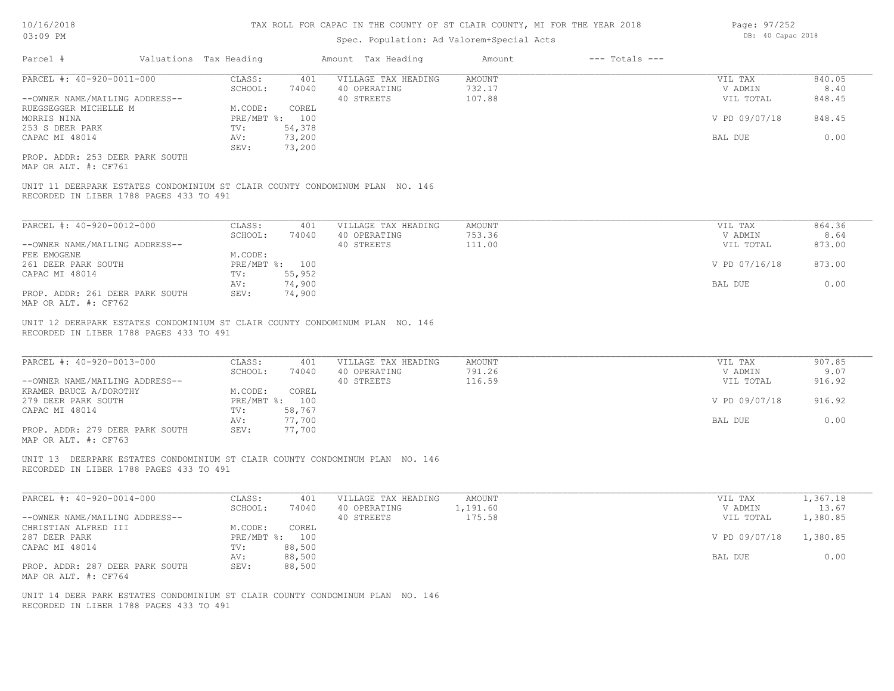TAX ROLL FOR CAPAC IN THE COUNTY OF ST CLAIR COUNTY, MI FOR THE YEAR 2018

Spec. Population: Ad Valorem+Special Acts

| Parcel # | Valuations | Tax Heading | Amount | Tax Heading | Amount | --- Totals --- | |
|---|---|---|---|---|---|---|---|

**PARCEL #: 40-920-0011-000**

| | | | | | |
|---|---|---|---|---|---|
| --OWNER NAME/MAILING ADDRESS-- | CLASS: 401 | VILLAGE TAX HEADING | AMOUNT | VIL TAX | 840.05 |
| RUEGSEGGER MICHELLE M | SCHOOL: 74040 | 40 OPERATING | 732.17 | V ADMIN | 8.40 |
| MORRIS NINA | M.CODE: COREL | 40 STREETS | 107.88 | VIL TOTAL | 848.45 |
| 253 S DEER PARK | PRE/MBT %: 100 | | | V PD 09/07/18 | 848.45 |
| CAPAC MI 48014 | TV: 54,378 | | | | |
| | AV: 73,200 | | | BAL DUE | 0.00 |
| | SEV: 73,200 | | | | |

PROP. ADDR: 253 DEER PARK SOUTH
MAP OR ALT. #: CF761

UNIT 11 DEERPARK ESTATES CONDOMINIUM ST CLAIR COUNTY CONDOMINUM PLAN NO. 146
RECORDED IN LIBER 1788 PAGES 433 TO 491

**PARCEL #: 40-920-0012-000**

| | | | | | |
|---|---|---|---|---|---|
| --OWNER NAME/MAILING ADDRESS-- | CLASS: 401 | VILLAGE TAX HEADING | AMOUNT | VIL TAX | 864.36 |
| FEE EMOGENE | SCHOOL: 74040 | 40 OPERATING | 753.36 | V ADMIN | 8.64 |
| 261 DEER PARK SOUTH | M.CODE: | 40 STREETS | 111.00 | VIL TOTAL | 873.00 |
| CAPAC MI 48014 | PRE/MBT %: 100 | | | V PD 07/16/18 | 873.00 |
| | TV: 55,952 | | | | |
| | AV: 74,900 | | | BAL DUE | 0.00 |
| | SEV: 74,900 | | | | |

PROP. ADDR: 261 DEER PARK SOUTH
MAP OR ALT. #: CF762

UNIT 12 DEERPARK ESTATES CONDOMINIUM ST CLAIR COUNTY CONDOMINUM PLAN NO. 146
RECORDED IN LIBER 1788 PAGES 433 TO 491

**PARCEL #: 40-920-0013-000**

| | | | | | |
|---|---|---|---|---|---|
| --OWNER NAME/MAILING ADDRESS-- | CLASS: 401 | VILLAGE TAX HEADING | AMOUNT | VIL TAX | 907.85 |
| KRAMER BRUCE A/DOROTHY | SCHOOL: 74040 | 40 OPERATING | 791.26 | V ADMIN | 9.07 |
| 279 DEER PARK SOUTH | M.CODE: COREL | 40 STREETS | 116.59 | VIL TOTAL | 916.92 |
| CAPAC MI 48014 | PRE/MBT %: 100 | | | V PD 09/07/18 | 916.92 |
| | TV: 58,767 | | | | |
| | AV: 77,700 | | | BAL DUE | 0.00 |
| | SEV: 77,700 | | | | |

PROP. ADDR: 279 DEER PARK SOUTH
MAP OR ALT. #: CF763

UNIT 13 DEERPARK ESTATES CONDOMINIUM ST CLAIR COUNTY CONDOMINUM PLAN NO. 146
RECORDED IN LIBER 1788 PAGES 433 TO 491

**PARCEL #: 40-920-0014-000**

| | | | | | |
|---|---|---|---|---|---|
| --OWNER NAME/MAILING ADDRESS-- | CLASS: 401 | VILLAGE TAX HEADING | AMOUNT | VIL TAX | 1,367.18 |
| CHRISTIAN ALFRED III | SCHOOL: 74040 | 40 OPERATING | 1,191.60 | V ADMIN | 13.67 |
| 287 DEER PARK | M.CODE: COREL | 40 STREETS | 175.58 | VIL TOTAL | 1,380.85 |
| CAPAC MI 48014 | PRE/MBT %: 100 | | | V PD 09/07/18 | 1,380.85 |
| | TV: 88,500 | | | | |
| | AV: 88,500 | | | BAL DUE | 0.00 |
| | SEV: 88,500 | | | | |

PROP. ADDR: 287 DEER PARK SOUTH
MAP OR ALT. #: CF764

UNIT 14 DEER PARK ESTATES CONDOMINIUM ST CLAIR COUNTY CONDOMINUM PLAN NO. 146
RECORDED IN LIBER 1788 PAGES 433 TO 491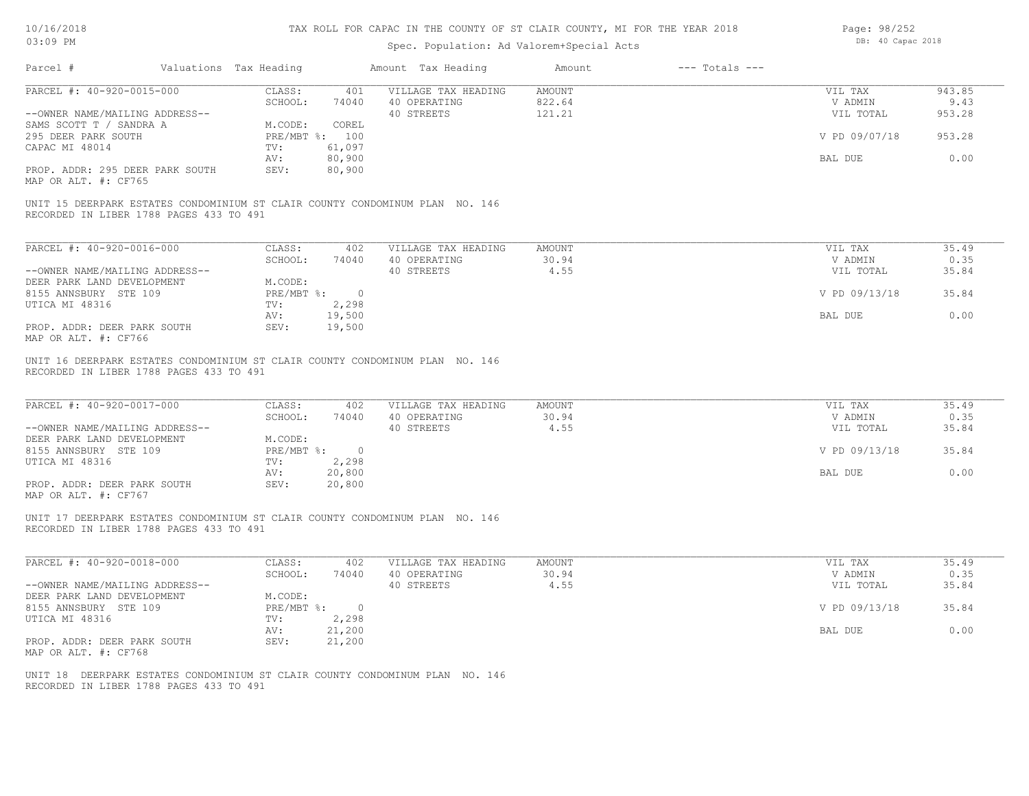TAX ROLL FOR CAPAC IN THE COUNTY OF ST CLAIR COUNTY, MI FOR THE YEAR 2018

Spec. Population: Ad Valorem+Special Acts

| Parcel # | Valuations | Tax Heading | Amount | Tax Heading | Amount | --- Totals --- | |
|---|---|---|---|---|---|---|---|
| PARCEL #: 40-920-0015-000 | CLASS: | 401 | VILLAGE TAX HEADING | AMOUNT | | VIL TAX | 943.85 |
| | SCHOOL: | 74040 | 40 OPERATING | 822.64 | | V ADMIN | 9.43 |
| --OWNER NAME/MAILING ADDRESS-- | | | 40 STREETS | 121.21 | | VIL TOTAL | 953.28 |
| SAMS SCOTT T / SANDRA A | M.CODE: | COREL | | | | | |
| 295 DEER PARK SOUTH | PRE/MBT %: | 100 | | | | V PD 09/07/18 | 953.28 |
| CAPAC MI 48014 | TV: | 61,097 | | | | | |
| | AV: | 80,900 | | | | BAL DUE | 0.00 |
| PROP. ADDR: 295 DEER PARK SOUTH | SEV: | 80,900 | | | | | |
| MAP OR ALT. #: CF765 | | | | | | | |

UNIT 15 DEERPARK ESTATES CONDOMINIUM ST CLAIR COUNTY CONDOMINUM PLAN NO. 146
RECORDED IN LIBER 1788 PAGES 433 TO 491

| Parcel # | Valuations | Tax Heading | Amount | Tax Heading | Amount | --- Totals --- | |
|---|---|---|---|---|---|---|---|
| PARCEL #: 40-920-0016-000 | CLASS: | 402 | VILLAGE TAX HEADING | AMOUNT | | VIL TAX | 35.49 |
| | SCHOOL: | 74040 | 40 OPERATING | 30.94 | | V ADMIN | 0.35 |
| --OWNER NAME/MAILING ADDRESS-- | | | 40 STREETS | 4.55 | | VIL TOTAL | 35.84 |
| DEER PARK LAND DEVELOPMENT | M.CODE: | | | | | | |
| 8155 ANNSBURY STE 109 | PRE/MBT %: | 0 | | | | V PD 09/13/18 | 35.84 |
| UTICA MI 48316 | TV: | 2,298 | | | | | |
| | AV: | 19,500 | | | | BAL DUE | 0.00 |
| PROP. ADDR: DEER PARK SOUTH | SEV: | 19,500 | | | | | |
| MAP OR ALT. #: CF766 | | | | | | | |

UNIT 16 DEERPARK ESTATES CONDOMINIUM ST CLAIR COUNTY CONDOMINUM PLAN NO. 146
RECORDED IN LIBER 1788 PAGES 433 TO 491

| Parcel # | Valuations | Tax Heading | Amount | Tax Heading | Amount | --- Totals --- | |
|---|---|---|---|---|---|---|---|
| PARCEL #: 40-920-0017-000 | CLASS: | 402 | VILLAGE TAX HEADING | AMOUNT | | VIL TAX | 35.49 |
| | SCHOOL: | 74040 | 40 OPERATING | 30.94 | | V ADMIN | 0.35 |
| --OWNER NAME/MAILING ADDRESS-- | | | 40 STREETS | 4.55 | | VIL TOTAL | 35.84 |
| DEER PARK LAND DEVELOPMENT | M.CODE: | | | | | | |
| 8155 ANNSBURY STE 109 | PRE/MBT %: | 0 | | | | V PD 09/13/18 | 35.84 |
| UTICA MI 48316 | TV: | 2,298 | | | | | |
| | AV: | 20,800 | | | | BAL DUE | 0.00 |
| PROP. ADDR: DEER PARK SOUTH | SEV: | 20,800 | | | | | |
| MAP OR ALT. #: CF767 | | | | | | | |

UNIT 17 DEERPARK ESTATES CONDOMINIUM ST CLAIR COUNTY CONDOMINUM PLAN NO. 146
RECORDED IN LIBER 1788 PAGES 433 TO 491

| Parcel # | Valuations | Tax Heading | Amount | Tax Heading | Amount | --- Totals --- | |
|---|---|---|---|---|---|---|---|
| PARCEL #: 40-920-0018-000 | CLASS: | 402 | VILLAGE TAX HEADING | AMOUNT | | VIL TAX | 35.49 |
| | SCHOOL: | 74040 | 40 OPERATING | 30.94 | | V ADMIN | 0.35 |
| --OWNER NAME/MAILING ADDRESS-- | | | 40 STREETS | 4.55 | | VIL TOTAL | 35.84 |
| DEER PARK LAND DEVELOPMENT | M.CODE: | | | | | | |
| 8155 ANNSBURY STE 109 | PRE/MBT %: | 0 | | | | V PD 09/13/18 | 35.84 |
| UTICA MI 48316 | TV: | 2,298 | | | | | |
| | AV: | 21,200 | | | | BAL DUE | 0.00 |
| PROP. ADDR: DEER PARK SOUTH | SEV: | 21,200 | | | | | |
| MAP OR ALT. #: CF768 | | | | | | | |

UNIT 18 DEERPARK ESTATES CONDOMINIUM ST CLAIR COUNTY CONDOMINUM PLAN NO. 146
RECORDED IN LIBER 1788 PAGES 433 TO 491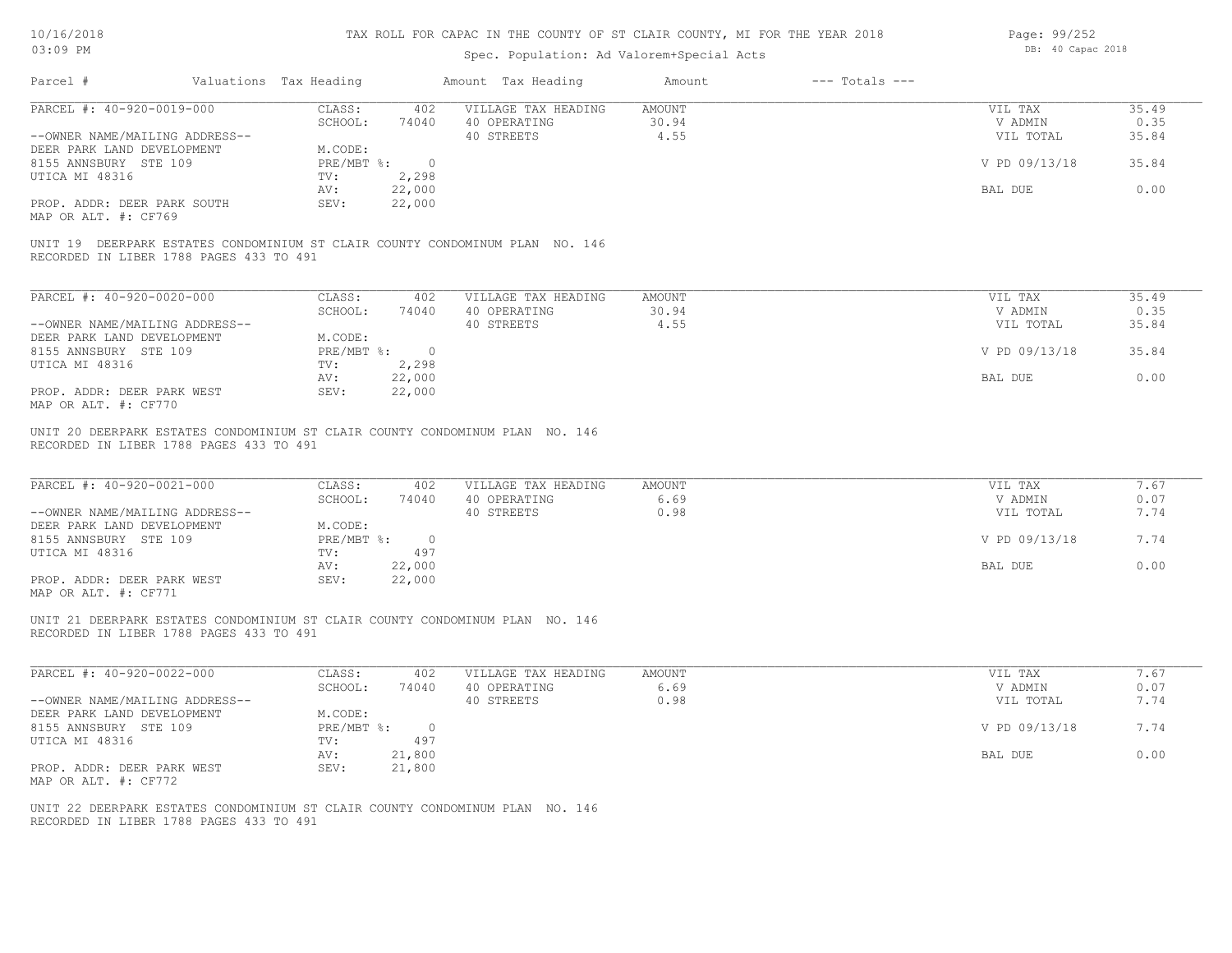TAX ROLL FOR CAPAC IN THE COUNTY OF ST CLAIR COUNTY, MI FOR THE YEAR 2018

Spec. Population: Ad Valorem+Special Acts

| Parcel # | Valuations | Tax Heading | Amount | Tax Heading | Amount | --- Totals --- | |
|---|---|---|---|---|---|---|---|
| PARCEL #: 40-920-0019-000 | CLASS: | 402 | VILLAGE TAX HEADING | AMOUNT | | VIL TAX | 35.49 |
| | SCHOOL: | 74040 | 40 OPERATING | 30.94 | | V ADMIN | 0.35 |
| --OWNER NAME/MAILING ADDRESS-- | | | 40 STREETS | 4.55 | | VIL TOTAL | 35.84 |
| DEER PARK LAND DEVELOPMENT | M.CODE: | | | | | | |
| 8155 ANNSBURY STE 109 | PRE/MBT %: | 0 | | | | V PD 09/13/18 | 35.84 |
| UTICA MI 48316 | TV: | 2,298 | | | | | |
| | AV: | 22,000 | | | | BAL DUE | 0.00 |
| PROP. ADDR: DEER PARK SOUTH | SEV: | 22,000 | | | | | |
| MAP OR ALT. #: CF769 | | | | | | | |

UNIT 19 DEERPARK ESTATES CONDOMINIUM ST CLAIR COUNTY CONDOMINUM PLAN NO. 146
RECORDED IN LIBER 1788 PAGES 433 TO 491

| Parcel # | Valuations | Tax Heading | Amount | Tax Heading | Amount | --- Totals --- | |
|---|---|---|---|---|---|---|---|
| PARCEL #: 40-920-0020-000 | CLASS: | 402 | VILLAGE TAX HEADING | AMOUNT | | VIL TAX | 35.49 |
| | SCHOOL: | 74040 | 40 OPERATING | 30.94 | | V ADMIN | 0.35 |
| --OWNER NAME/MAILING ADDRESS-- | | | 40 STREETS | 4.55 | | VIL TOTAL | 35.84 |
| DEER PARK LAND DEVELOPMENT | M.CODE: | | | | | | |
| 8155 ANNSBURY STE 109 | PRE/MBT %: | 0 | | | | V PD 09/13/18 | 35.84 |
| UTICA MI 48316 | TV: | 2,298 | | | | | |
| | AV: | 22,000 | | | | BAL DUE | 0.00 |
| PROP. ADDR: DEER PARK WEST | SEV: | 22,000 | | | | | |
| MAP OR ALT. #: CF770 | | | | | | | |

UNIT 20 DEERPARK ESTATES CONDOMINIUM ST CLAIR COUNTY CONDOMINUM PLAN NO. 146
RECORDED IN LIBER 1788 PAGES 433 TO 491

| Parcel # | Valuations | Tax Heading | Amount | Tax Heading | Amount | --- Totals --- | |
|---|---|---|---|---|---|---|---|
| PARCEL #: 40-920-0021-000 | CLASS: | 402 | VILLAGE TAX HEADING | AMOUNT | | VIL TAX | 7.67 |
| | SCHOOL: | 74040 | 40 OPERATING | 6.69 | | V ADMIN | 0.07 |
| --OWNER NAME/MAILING ADDRESS-- | | | 40 STREETS | 0.98 | | VIL TOTAL | 7.74 |
| DEER PARK LAND DEVELOPMENT | M.CODE: | | | | | | |
| 8155 ANNSBURY STE 109 | PRE/MBT %: | 0 | | | | V PD 09/13/18 | 7.74 |
| UTICA MI 48316 | TV: | 497 | | | | | |
| | AV: | 22,000 | | | | BAL DUE | 0.00 |
| PROP. ADDR: DEER PARK WEST | SEV: | 22,000 | | | | | |
| MAP OR ALT. #: CF771 | | | | | | | |

UNIT 21 DEERPARK ESTATES CONDOMINIUM ST CLAIR COUNTY CONDOMINUM PLAN NO. 146
RECORDED IN LIBER 1788 PAGES 433 TO 491

| Parcel # | Valuations | Tax Heading | Amount | Tax Heading | Amount | --- Totals --- | |
|---|---|---|---|---|---|---|---|
| PARCEL #: 40-920-0022-000 | CLASS: | 402 | VILLAGE TAX HEADING | AMOUNT | | VIL TAX | 7.67 |
| | SCHOOL: | 74040 | 40 OPERATING | 6.69 | | V ADMIN | 0.07 |
| --OWNER NAME/MAILING ADDRESS-- | | | 40 STREETS | 0.98 | | VIL TOTAL | 7.74 |
| DEER PARK LAND DEVELOPMENT | M.CODE: | | | | | | |
| 8155 ANNSBURY STE 109 | PRE/MBT %: | 0 | | | | V PD 09/13/18 | 7.74 |
| UTICA MI 48316 | TV: | 497 | | | | | |
| | AV: | 21,800 | | | | BAL DUE | 0.00 |
| PROP. ADDR: DEER PARK WEST | SEV: | 21,800 | | | | | |
| MAP OR ALT. #: CF772 | | | | | | | |

UNIT 22 DEERPARK ESTATES CONDOMINIUM ST CLAIR COUNTY CONDOMINUM PLAN NO. 146
RECORDED IN LIBER 1788 PAGES 433 TO 491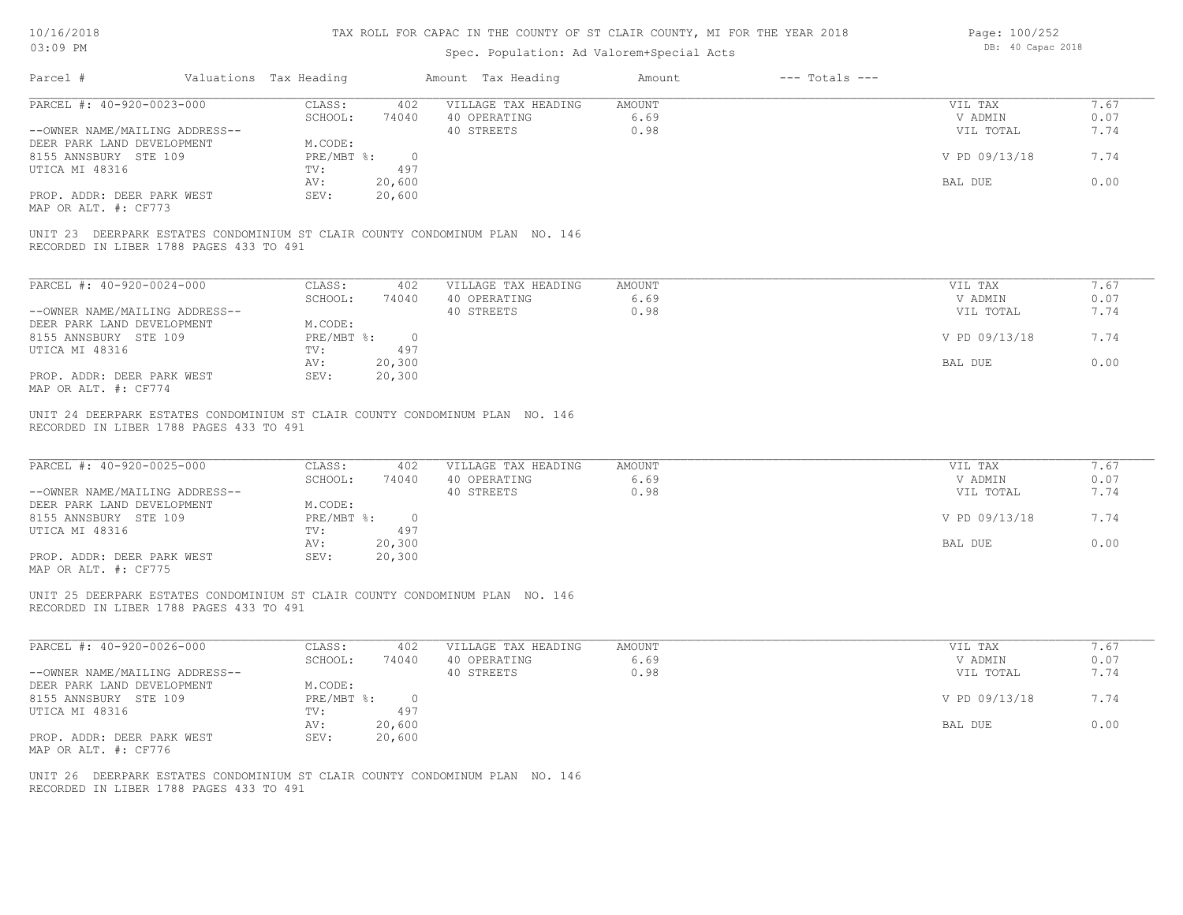# TAX ROLL FOR CAPAC IN THE COUNTY OF ST CLAIR COUNTY, MI FOR THE YEAR 2018

Spec. Population: Ad Valorem+Special Acts

| Parcel # | Valuations | Tax Heading | Amount | Tax Heading | Amount | --- Totals --- | |
|---|---|---|---|---|---|---|---|
| PARCEL #: 40-920-0023-000 | CLASS: | 402 | VILLAGE TAX HEADING | AMOUNT | | VIL TAX | 7.67 |
| | SCHOOL: | 74040 | 40 OPERATING | 6.69 | | V ADMIN | 0.07 |
| --OWNER NAME/MAILING ADDRESS-- | | | 40 STREETS | 0.98 | | VIL TOTAL | 7.74 |
| DEER PARK LAND DEVELOPMENT | M.CODE: | | | | | | |
| 8155 ANNSBURY STE 109 | PRE/MBT %: | 0 | | | | V PD 09/13/18 | 7.74 |
| UTICA MI 48316 | TV: | 497 | | | | | |
| | AV: | 20,600 | | | | BAL DUE | 0.00 |
| PROP. ADDR: DEER PARK WEST | SEV: | 20,600 | | | | | |
| MAP OR ALT. #: CF773 | | | | | | | |

UNIT 23 DEERPARK ESTATES CONDOMINIUM ST CLAIR COUNTY CONDOMINUM PLAN NO. 146
RECORDED IN LIBER 1788 PAGES 433 TO 491

| Parcel # | Valuations | Tax Heading | Amount | Tax Heading | Amount | --- Totals --- | |
|---|---|---|---|---|---|---|---|
| PARCEL #: 40-920-0024-000 | CLASS: | 402 | VILLAGE TAX HEADING | AMOUNT | | VIL TAX | 7.67 |
| | SCHOOL: | 74040 | 40 OPERATING | 6.69 | | V ADMIN | 0.07 |
| --OWNER NAME/MAILING ADDRESS-- | | | 40 STREETS | 0.98 | | VIL TOTAL | 7.74 |
| DEER PARK LAND DEVELOPMENT | M.CODE: | | | | | | |
| 8155 ANNSBURY STE 109 | PRE/MBT %: | 0 | | | | V PD 09/13/18 | 7.74 |
| UTICA MI 48316 | TV: | 497 | | | | | |
| | AV: | 20,300 | | | | BAL DUE | 0.00 |
| PROP. ADDR: DEER PARK WEST | SEV: | 20,300 | | | | | |
| MAP OR ALT. #: CF774 | | | | | | | |

UNIT 24 DEERPARK ESTATES CONDOMINIUM ST CLAIR COUNTY CONDOMINUM PLAN NO. 146
RECORDED IN LIBER 1788 PAGES 433 TO 491

| Parcel # | Valuations | Tax Heading | Amount | Tax Heading | Amount | --- Totals --- | |
|---|---|---|---|---|---|---|---|
| PARCEL #: 40-920-0025-000 | CLASS: | 402 | VILLAGE TAX HEADING | AMOUNT | | VIL TAX | 7.67 |
| | SCHOOL: | 74040 | 40 OPERATING | 6.69 | | V ADMIN | 0.07 |
| --OWNER NAME/MAILING ADDRESS-- | | | 40 STREETS | 0.98 | | VIL TOTAL | 7.74 |
| DEER PARK LAND DEVELOPMENT | M.CODE: | | | | | | |
| 8155 ANNSBURY STE 109 | PRE/MBT %: | 0 | | | | V PD 09/13/18 | 7.74 |
| UTICA MI 48316 | TV: | 497 | | | | | |
| | AV: | 20,300 | | | | BAL DUE | 0.00 |
| PROP. ADDR: DEER PARK WEST | SEV: | 20,300 | | | | | |
| MAP OR ALT. #: CF775 | | | | | | | |

UNIT 25 DEERPARK ESTATES CONDOMINIUM ST CLAIR COUNTY CONDOMINUM PLAN NO. 146
RECORDED IN LIBER 1788 PAGES 433 TO 491

| Parcel # | Valuations | Tax Heading | Amount | Tax Heading | Amount | --- Totals --- | |
|---|---|---|---|---|---|---|---|
| PARCEL #: 40-920-0026-000 | CLASS: | 402 | VILLAGE TAX HEADING | AMOUNT | | VIL TAX | 7.67 |
| | SCHOOL: | 74040 | 40 OPERATING | 6.69 | | V ADMIN | 0.07 |
| --OWNER NAME/MAILING ADDRESS-- | | | 40 STREETS | 0.98 | | VIL TOTAL | 7.74 |
| DEER PARK LAND DEVELOPMENT | M.CODE: | | | | | | |
| 8155 ANNSBURY STE 109 | PRE/MBT %: | 0 | | | | V PD 09/13/18 | 7.74 |
| UTICA MI 48316 | TV: | 497 | | | | | |
| | AV: | 20,600 | | | | BAL DUE | 0.00 |
| PROP. ADDR: DEER PARK WEST | SEV: | 20,600 | | | | | |
| MAP OR ALT. #: CF776 | | | | | | | |

UNIT 26 DEERPARK ESTATES CONDOMINIUM ST CLAIR COUNTY CONDOMINUM PLAN NO. 146
RECORDED IN LIBER 1788 PAGES 433 TO 491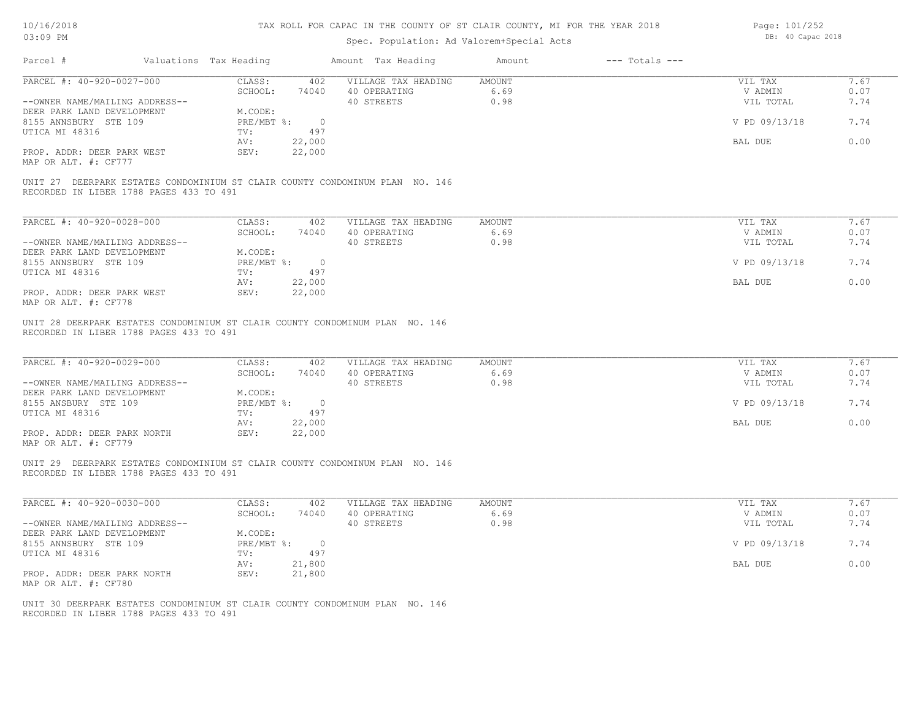# TAX ROLL FOR CAPAC IN THE COUNTY OF ST CLAIR COUNTY, MI FOR THE YEAR 2018

Spec. Population: Ad Valorem+Special Acts

| Parcel # | Valuations | Tax Heading | Amount | Tax Heading | Amount | --- Totals --- | |
|---|---|---|---|---|---|---|---|

## PARCEL #: 40-920-0027-000

| | | | | | |
|---|---|---|---|---|---|
| CLASS: | 402 | VILLAGE TAX HEADING | AMOUNT | VIL TAX | 7.67 |
| SCHOOL: | 74040 | 40 OPERATING | 6.69 | V ADMIN | 0.07 |
| M.CODE: | | 40 STREETS | 0.98 | VIL TOTAL | 7.74 |
| PRE/MBT %: | 0 | | | V PD 09/13/18 | 7.74 |
| TV: | 497 | | | | |
| AV: | 22,000 | | | BAL DUE | 0.00 |
| SEV: | 22,000 | | | | |

--OWNER NAME/MAILING ADDRESS--
DEER PARK LAND DEVELOPMENT
8155 ANNSBURY STE 109
UTICA MI 48316

PROP. ADDR: DEER PARK WEST
MAP OR ALT. #: CF777

UNIT 27 DEERPARK ESTATES CONDOMINIUM ST CLAIR COUNTY CONDOMINUM PLAN NO. 146
RECORDED IN LIBER 1788 PAGES 433 TO 491

## PARCEL #: 40-920-0028-000

| | | | | | |
|---|---|---|---|---|---|
| CLASS: | 402 | VILLAGE TAX HEADING | AMOUNT | VIL TAX | 7.67 |
| SCHOOL: | 74040 | 40 OPERATING | 6.69 | V ADMIN | 0.07 |
| M.CODE: | | 40 STREETS | 0.98 | VIL TOTAL | 7.74 |
| PRE/MBT %: | 0 | | | V PD 09/13/18 | 7.74 |
| TV: | 497 | | | | |
| AV: | 22,000 | | | BAL DUE | 0.00 |
| SEV: | 22,000 | | | | |

--OWNER NAME/MAILING ADDRESS--
DEER PARK LAND DEVELOPMENT
8155 ANNSBURY STE 109
UTICA MI 48316

PROP. ADDR: DEER PARK WEST
MAP OR ALT. #: CF778

UNIT 28 DEERPARK ESTATES CONDOMINIUM ST CLAIR COUNTY CONDOMINUM PLAN NO. 146
RECORDED IN LIBER 1788 PAGES 433 TO 491

## PARCEL #: 40-920-0029-000

| | | | | | |
|---|---|---|---|---|---|
| CLASS: | 402 | VILLAGE TAX HEADING | AMOUNT | VIL TAX | 7.67 |
| SCHOOL: | 74040 | 40 OPERATING | 6.69 | V ADMIN | 0.07 |
| M.CODE: | | 40 STREETS | 0.98 | VIL TOTAL | 7.74 |
| PRE/MBT %: | 0 | | | V PD 09/13/18 | 7.74 |
| TV: | 497 | | | | |
| AV: | 22,000 | | | BAL DUE | 0.00 |
| SEV: | 22,000 | | | | |

--OWNER NAME/MAILING ADDRESS--
DEER PARK LAND DEVELOPMENT
8155 ANSBURY STE 109
UTICA MI 48316

PROP. ADDR: DEER PARK NORTH
MAP OR ALT. #: CF779

UNIT 29 DEERPARK ESTATES CONDOMINIUM ST CLAIR COUNTY CONDOMINUM PLAN NO. 146
RECORDED IN LIBER 1788 PAGES 433 TO 491

## PARCEL #: 40-920-0030-000

| | | | | | |
|---|---|---|---|---|---|
| CLASS: | 402 | VILLAGE TAX HEADING | AMOUNT | VIL TAX | 7.67 |
| SCHOOL: | 74040 | 40 OPERATING | 6.69 | V ADMIN | 0.07 |
| M.CODE: | | 40 STREETS | 0.98 | VIL TOTAL | 7.74 |
| PRE/MBT %: | 0 | | | V PD 09/13/18 | 7.74 |
| TV: | 497 | | | | |
| AV: | 21,800 | | | BAL DUE | 0.00 |
| SEV: | 21,800 | | | | |

--OWNER NAME/MAILING ADDRESS--
DEER PARK LAND DEVELOPMENT
8155 ANNSBURY STE 109
UTICA MI 48316

PROP. ADDR: DEER PARK NORTH
MAP OR ALT. #: CF780

UNIT 30 DEERPARK ESTATES CONDOMINIUM ST CLAIR COUNTY CONDOMINUM PLAN NO. 146
RECORDED IN LIBER 1788 PAGES 433 TO 491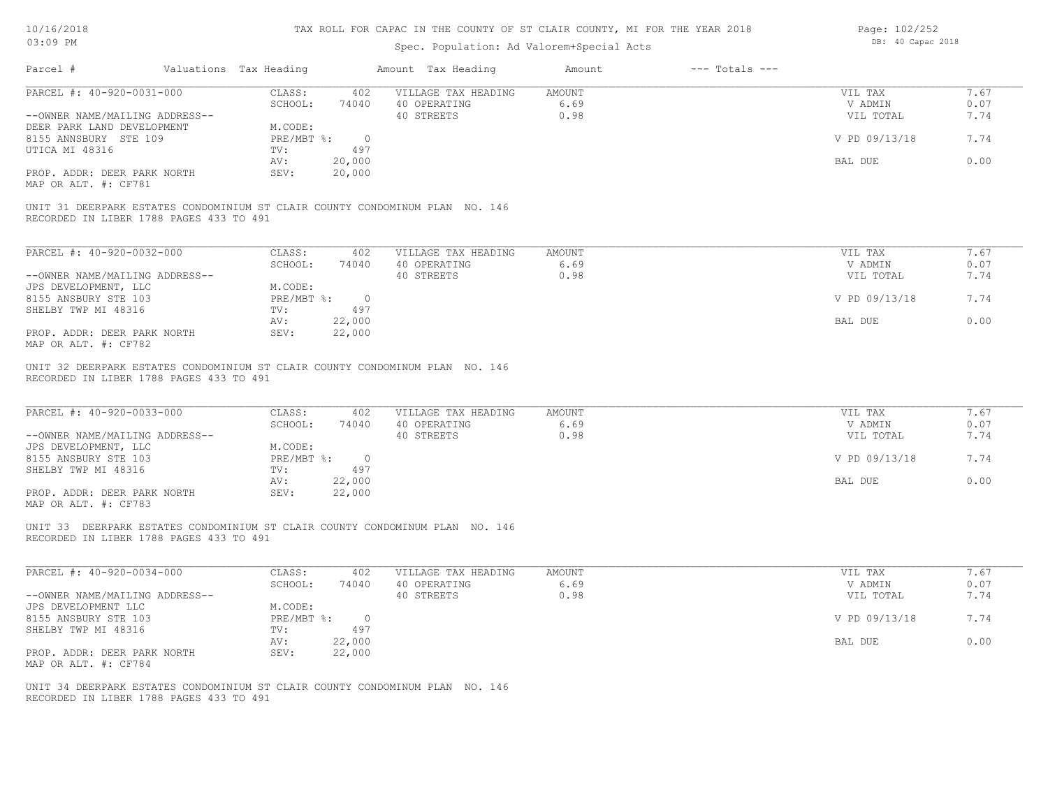# TAX ROLL FOR CAPAC IN THE COUNTY OF ST CLAIR COUNTY, MI FOR THE YEAR 2018

Spec. Population: Ad Valorem+Special Acts

10/16/2018
03:09 PM

DB: 40 Capac 2018

| Parcel # | Valuations | Tax Heading | Amount | Tax Heading | Amount | --- Totals --- | |
|---|---|---|---|---|---|---|---|

---

PARCEL #: 40-920-0031-000

| | | | | | | |
|---|---|---|---|---|---|---|
| | CLASS: | 402 | VILLAGE TAX HEADING | AMOUNT | VIL TAX | 7.67 |
| | SCHOOL: | 74040 | 40 OPERATING | 6.69 | V ADMIN | 0.07 |
| --OWNER NAME/MAILING ADDRESS-- | | | 40 STREETS | 0.98 | VIL TOTAL | 7.74 |
| DEER PARK LAND DEVELOPMENT | M.CODE: | | | | | |
| 8155 ANNSBURY STE 109 | PRE/MBT %: | 0 | | | V PD 09/13/18 | 7.74 |
| UTICA MI 48316 | TV: | 497 | | | | |
| | AV: | 20,000 | | | BAL DUE | 0.00 |
| PROP. ADDR: DEER PARK NORTH | SEV: | 20,000 | | | | |
| MAP OR ALT. #: CF781 | | | | | | |

UNIT 31 DEERPARK ESTATES CONDOMINIUM ST CLAIR COUNTY CONDOMINUM PLAN NO. 146
RECORDED IN LIBER 1788 PAGES 433 TO 491

---

PARCEL #: 40-920-0032-000

| | | | | | | |
|---|---|---|---|---|---|---|
| | CLASS: | 402 | VILLAGE TAX HEADING | AMOUNT | VIL TAX | 7.67 |
| | SCHOOL: | 74040 | 40 OPERATING | 6.69 | V ADMIN | 0.07 |
| --OWNER NAME/MAILING ADDRESS-- | | | 40 STREETS | 0.98 | VIL TOTAL | 7.74 |
| JPS DEVELOPMENT, LLC | M.CODE: | | | | | |
| 8155 ANSBURY STE 103 | PRE/MBT %: | 0 | | | V PD 09/13/18 | 7.74 |
| SHELBY TWP MI 48316 | TV: | 497 | | | | |
| | AV: | 22,000 | | | BAL DUE | 0.00 |
| PROP. ADDR: DEER PARK NORTH | SEV: | 22,000 | | | | |
| MAP OR ALT. #: CF782 | | | | | | |

UNIT 32 DEERPARK ESTATES CONDOMINIUM ST CLAIR COUNTY CONDOMINUM PLAN NO. 146
RECORDED IN LIBER 1788 PAGES 433 TO 491

---

PARCEL #: 40-920-0033-000

| | | | | | | |
|---|---|---|---|---|---|---|
| | CLASS: | 402 | VILLAGE TAX HEADING | AMOUNT | VIL TAX | 7.67 |
| | SCHOOL: | 74040 | 40 OPERATING | 6.69 | V ADMIN | 0.07 |
| --OWNER NAME/MAILING ADDRESS-- | | | 40 STREETS | 0.98 | VIL TOTAL | 7.74 |
| JPS DEVELOPMENT, LLC | M.CODE: | | | | | |
| 8155 ANSBURY STE 103 | PRE/MBT %: | 0 | | | V PD 09/13/18 | 7.74 |
| SHELBY TWP MI 48316 | TV: | 497 | | | | |
| | AV: | 22,000 | | | BAL DUE | 0.00 |
| PROP. ADDR: DEER PARK NORTH | SEV: | 22,000 | | | | |
| MAP OR ALT. #: CF783 | | | | | | |

UNIT 33 DEERPARK ESTATES CONDOMINIUM ST CLAIR COUNTY CONDOMINUM PLAN NO. 146
RECORDED IN LIBER 1788 PAGES 433 TO 491

---

PARCEL #: 40-920-0034-000

| | | | | | | |
|---|---|---|---|---|---|---|
| | CLASS: | 402 | VILLAGE TAX HEADING | AMOUNT | VIL TAX | 7.67 |
| | SCHOOL: | 74040 | 40 OPERATING | 6.69 | V ADMIN | 0.07 |
| --OWNER NAME/MAILING ADDRESS-- | | | 40 STREETS | 0.98 | VIL TOTAL | 7.74 |
| JPS DEVELOPMENT LLC | M.CODE: | | | | | |
| 8155 ANSBURY STE 103 | PRE/MBT %: | 0 | | | V PD 09/13/18 | 7.74 |
| SHELBY TWP MI 48316 | TV: | 497 | | | | |
| | AV: | 22,000 | | | BAL DUE | 0.00 |
| PROP. ADDR: DEER PARK NORTH | SEV: | 22,000 | | | | |
| MAP OR ALT. #: CF784 | | | | | | |

UNIT 34 DEERPARK ESTATES CONDOMINIUM ST CLAIR COUNTY CONDOMINUM PLAN NO. 146
RECORDED IN LIBER 1788 PAGES 433 TO 491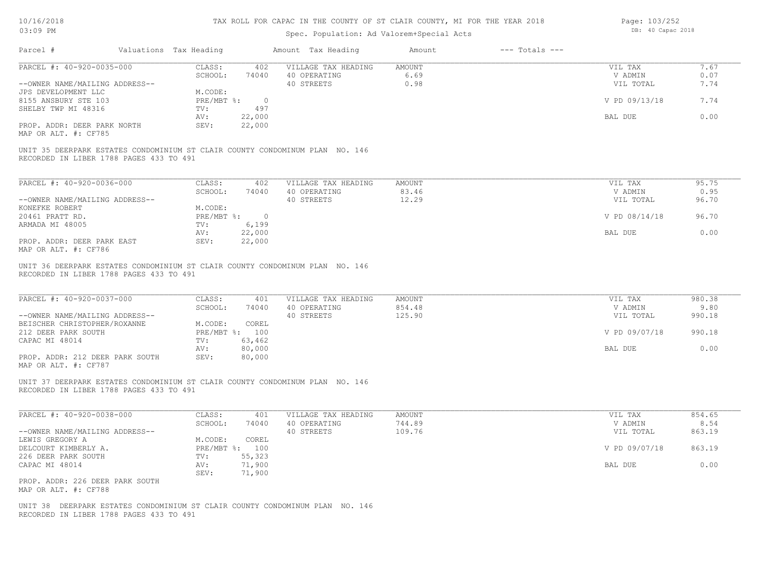# TAX ROLL FOR CAPAC IN THE COUNTY OF ST CLAIR COUNTY, MI FOR THE YEAR 2018

Spec. Population: Ad Valorem+Special Acts

10/16/2018 03:09 PM — DB: 40 Capac 2018

| Parcel # | Valuations | Tax Heading | Amount | Tax Heading | Amount | --- Totals --- | |
|---|---|---|---|---|---|---|---|
| PARCEL #: 40-920-0035-000 | CLASS: | 402 | VILLAGE TAX HEADING | AMOUNT | | VIL TAX | 7.67 |
| | SCHOOL: | 74040 | 40 OPERATING | 6.69 | | V ADMIN | 0.07 |
| --OWNER NAME/MAILING ADDRESS-- | | | 40 STREETS | 0.98 | | VIL TOTAL | 7.74 |
| JPS DEVELOPMENT LLC | M.CODE: | | | | | | |
| 8155 ANSBURY STE 103 | PRE/MBT %: | 0 | | | | V PD 09/13/18 | 7.74 |
| SHELBY TWP MI 48316 | TV: | 497 | | | | | |
| | AV: | 22,000 | | | | BAL DUE | 0.00 |
| PROP. ADDR: DEER PARK NORTH | SEV: | 22,000 | | | | | |
| MAP OR ALT. #: CF785 | | | | | | | |

UNIT 35 DEERPARK ESTATES CONDOMINIUM ST CLAIR COUNTY CONDOMINUM PLAN NO. 146
RECORDED IN LIBER 1788 PAGES 433 TO 491

| Parcel # | Valuations | Tax Heading | Amount | Tax Heading | Amount | --- Totals --- | |
|---|---|---|---|---|---|---|---|
| PARCEL #: 40-920-0036-000 | CLASS: | 402 | VILLAGE TAX HEADING | AMOUNT | | VIL TAX | 95.75 |
| | SCHOOL: | 74040 | 40 OPERATING | 83.46 | | V ADMIN | 0.95 |
| --OWNER NAME/MAILING ADDRESS-- | | | 40 STREETS | 12.29 | | VIL TOTAL | 96.70 |
| KONEFKE ROBERT | M.CODE: | | | | | | |
| 20461 PRATT RD. | PRE/MBT %: | 0 | | | | V PD 08/14/18 | 96.70 |
| ARMADA MI 48005 | TV: | 6,199 | | | | | |
| | AV: | 22,000 | | | | BAL DUE | 0.00 |
| PROP. ADDR: DEER PARK EAST | SEV: | 22,000 | | | | | |
| MAP OR ALT. #: CF786 | | | | | | | |

UNIT 36 DEERPARK ESTATES CONDOMINIUM ST CLAIR COUNTY CONDOMINUM PLAN NO. 146
RECORDED IN LIBER 1788 PAGES 433 TO 491

| Parcel # | Valuations | Tax Heading | Amount | Tax Heading | Amount | --- Totals --- | |
|---|---|---|---|---|---|---|---|
| PARCEL #: 40-920-0037-000 | CLASS: | 401 | VILLAGE TAX HEADING | AMOUNT | | VIL TAX | 980.38 |
| | SCHOOL: | 74040 | 40 OPERATING | 854.48 | | V ADMIN | 9.80 |
| --OWNER NAME/MAILING ADDRESS-- | | | 40 STREETS | 125.90 | | VIL TOTAL | 990.18 |
| BEISCHER CHRISTOPHER/ROXANNE | M.CODE: | COREL | | | | | |
| 212 DEER PARK SOUTH | PRE/MBT %: | 100 | | | | V PD 09/07/18 | 990.18 |
| CAPAC MI 48014 | TV: | 63,462 | | | | | |
| | AV: | 80,000 | | | | BAL DUE | 0.00 |
| PROP. ADDR: 212 DEER PARK SOUTH | SEV: | 80,000 | | | | | |
| MAP OR ALT. #: CF787 | | | | | | | |

UNIT 37 DEERPARK ESTATES CONDOMINIUM ST CLAIR COUNTY CONDOMINUM PLAN NO. 146
RECORDED IN LIBER 1788 PAGES 433 TO 491

| Parcel # | Valuations | Tax Heading | Amount | Tax Heading | Amount | --- Totals --- | |
|---|---|---|---|---|---|---|---|
| PARCEL #: 40-920-0038-000 | CLASS: | 401 | VILLAGE TAX HEADING | AMOUNT | | VIL TAX | 854.65 |
| | SCHOOL: | 74040 | 40 OPERATING | 744.89 | | V ADMIN | 8.54 |
| --OWNER NAME/MAILING ADDRESS-- | | | 40 STREETS | 109.76 | | VIL TOTAL | 863.19 |
| LEWIS GREGORY A | M.CODE: | COREL | | | | | |
| DELCOURT KIMBERLY A. | PRE/MBT %: | 100 | | | | V PD 09/07/18 | 863.19 |
| 226 DEER PARK SOUTH | TV: | 55,323 | | | | | |
| CAPAC MI 48014 | AV: | 71,900 | | | | BAL DUE | 0.00 |
| | SEV: | 71,900 | | | | | |
| PROP. ADDR: 226 DEER PARK SOUTH | | | | | | | |
| MAP OR ALT. #: CF788 | | | | | | | |

UNIT 38 DEERPARK ESTATES CONDOMINIUM ST CLAIR COUNTY CONDOMINUM PLAN NO. 146
RECORDED IN LIBER 1788 PAGES 433 TO 491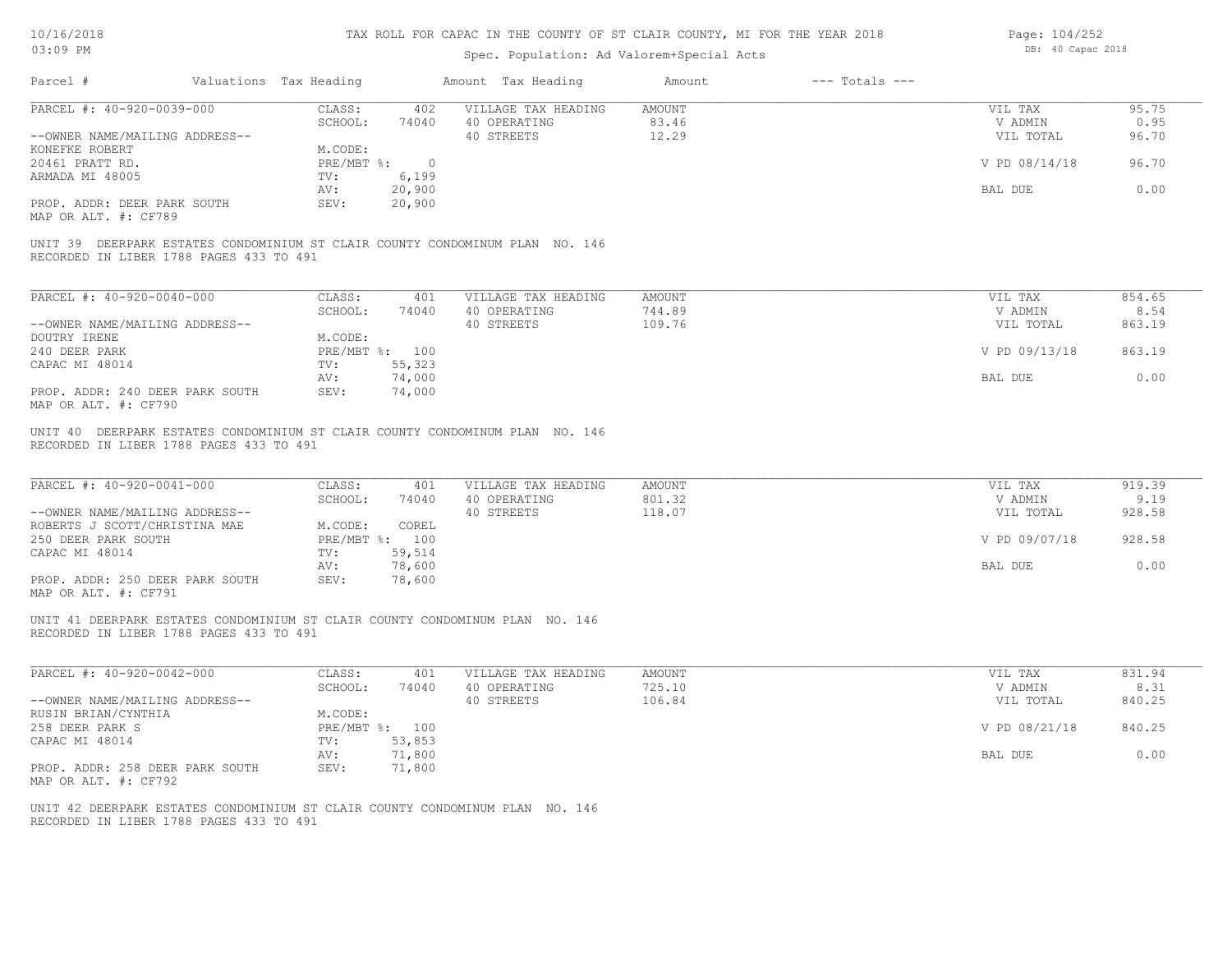TAX ROLL FOR CAPAC IN THE COUNTY OF ST CLAIR COUNTY, MI FOR THE YEAR 2018

Spec. Population: Ad Valorem+Special Acts

| Parcel # | Valuations | Tax Heading | Amount | Tax Heading | Amount | --- Totals --- | |
|---|---|---|---|---|---|---|---|
| PARCEL #: 40-920-0039-000 | CLASS: | 402 | VILLAGE TAX HEADING | AMOUNT | | VIL TAX | 95.75 |
| | SCHOOL: | 74040 | 40 OPERATING | 83.46 | | V ADMIN | 0.95 |
| --OWNER NAME/MAILING ADDRESS-- | | | 40 STREETS | 12.29 | | VIL TOTAL | 96.70 |
| KONEFKE ROBERT | M.CODE: | | | | | | |
| 20461 PRATT RD. | PRE/MBT %: | 0 | | | | V PD 08/14/18 | 96.70 |
| ARMADA MI 48005 | TV: | 6,199 | | | | | |
| | AV: | 20,900 | | | | BAL DUE | 0.00 |
| PROP. ADDR: DEER PARK SOUTH | SEV: | 20,900 | | | | | |
| MAP OR ALT. #: CF789 | | | | | | | |

UNIT 39 DEERPARK ESTATES CONDOMINIUM ST CLAIR COUNTY CONDOMINUM PLAN NO. 146
RECORDED IN LIBER 1788 PAGES 433 TO 491

| Parcel # | Valuations | Tax Heading | Amount | Tax Heading | Amount | --- Totals --- | |
|---|---|---|---|---|---|---|---|
| PARCEL #: 40-920-0040-000 | CLASS: | 401 | VILLAGE TAX HEADING | AMOUNT | | VIL TAX | 854.65 |
| | SCHOOL: | 74040 | 40 OPERATING | 744.89 | | V ADMIN | 8.54 |
| --OWNER NAME/MAILING ADDRESS-- | | | 40 STREETS | 109.76 | | VIL TOTAL | 863.19 |
| DOUTRY IRENE | M.CODE: | | | | | | |
| 240 DEER PARK | PRE/MBT %: | 100 | | | | V PD 09/13/18 | 863.19 |
| CAPAC MI 48014 | TV: | 55,323 | | | | | |
| | AV: | 74,000 | | | | BAL DUE | 0.00 |
| PROP. ADDR: 240 DEER PARK SOUTH | SEV: | 74,000 | | | | | |
| MAP OR ALT. #: CF790 | | | | | | | |

UNIT 40 DEERPARK ESTATES CONDOMINIUM ST CLAIR COUNTY CONDOMINUM PLAN NO. 146
RECORDED IN LIBER 1788 PAGES 433 TO 491

| Parcel # | Valuations | Tax Heading | Amount | Tax Heading | Amount | --- Totals --- | |
|---|---|---|---|---|---|---|---|
| PARCEL #: 40-920-0041-000 | CLASS: | 401 | VILLAGE TAX HEADING | AMOUNT | | VIL TAX | 919.39 |
| | SCHOOL: | 74040 | 40 OPERATING | 801.32 | | V ADMIN | 9.19 |
| --OWNER NAME/MAILING ADDRESS-- | | | 40 STREETS | 118.07 | | VIL TOTAL | 928.58 |
| ROBERTS J SCOTT/CHRISTINA MAE | M.CODE: | COREL | | | | | |
| 250 DEER PARK SOUTH | PRE/MBT %: | 100 | | | | V PD 09/07/18 | 928.58 |
| CAPAC MI 48014 | TV: | 59,514 | | | | | |
| | AV: | 78,600 | | | | BAL DUE | 0.00 |
| PROP. ADDR: 250 DEER PARK SOUTH | SEV: | 78,600 | | | | | |
| MAP OR ALT. #: CF791 | | | | | | | |

UNIT 41 DEERPARK ESTATES CONDOMINIUM ST CLAIR COUNTY CONDOMINUM PLAN NO. 146
RECORDED IN LIBER 1788 PAGES 433 TO 491

| Parcel # | Valuations | Tax Heading | Amount | Tax Heading | Amount | --- Totals --- | |
|---|---|---|---|---|---|---|---|
| PARCEL #: 40-920-0042-000 | CLASS: | 401 | VILLAGE TAX HEADING | AMOUNT | | VIL TAX | 831.94 |
| | SCHOOL: | 74040 | 40 OPERATING | 725.10 | | V ADMIN | 8.31 |
| --OWNER NAME/MAILING ADDRESS-- | | | 40 STREETS | 106.84 | | VIL TOTAL | 840.25 |
| RUSIN BRIAN/CYNTHIA | M.CODE: | | | | | | |
| 258 DEER PARK S | PRE/MBT %: | 100 | | | | V PD 08/21/18 | 840.25 |
| CAPAC MI 48014 | TV: | 53,853 | | | | | |
| | AV: | 71,800 | | | | BAL DUE | 0.00 |
| PROP. ADDR: 258 DEER PARK SOUTH | SEV: | 71,800 | | | | | |
| MAP OR ALT. #: CF792 | | | | | | | |

UNIT 42 DEERPARK ESTATES CONDOMINIUM ST CLAIR COUNTY CONDOMINUM PLAN NO. 146
RECORDED IN LIBER 1788 PAGES 433 TO 491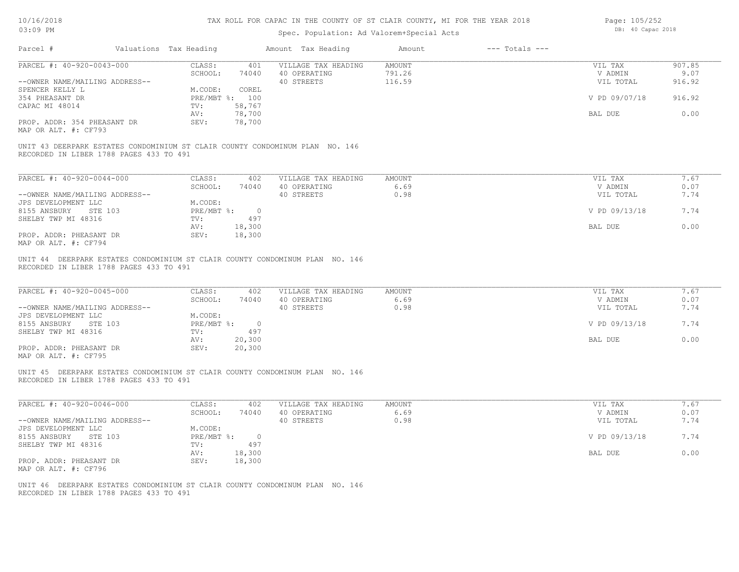TAX ROLL FOR CAPAC IN THE COUNTY OF ST CLAIR COUNTY, MI FOR THE YEAR 2018

Spec. Population: Ad Valorem+Special Acts

| Parcel # | Valuations | Tax Heading | Amount | Tax Heading | Amount | --- Totals --- | |
|---|---|---|---|---|---|---|---|
| PARCEL #: 40-920-0043-000 | CLASS: | 401 | VILLAGE TAX HEADING | AMOUNT | | VIL TAX | 907.85 |
| | SCHOOL: | 74040 | 40 OPERATING | 791.26 | | V ADMIN | 9.07 |
| --OWNER NAME/MAILING ADDRESS-- | | | 40 STREETS | 116.59 | | VIL TOTAL | 916.92 |
| SPENCER KELLY L | M.CODE: | COREL | | | | | |
| 354 PHEASANT DR | PRE/MBT %: | 100 | | | | V PD 09/07/18 | 916.92 |
| CAPAC MI 48014 | TV: | 58,767 | | | | | |
| | AV: | 78,700 | | | | BAL DUE | 0.00 |
| PROP. ADDR: 354 PHEASANT DR | SEV: | 78,700 | | | | | |
| MAP OR ALT. #: CF793 | | | | | | | |

UNIT 43 DEERPARK ESTATES CONDOMINIUM ST CLAIR COUNTY CONDOMINUM PLAN NO. 146
RECORDED IN LIBER 1788 PAGES 433 TO 491

| Parcel # | Valuations | Tax Heading | Amount | Tax Heading | Amount | --- Totals --- | |
|---|---|---|---|---|---|---|---|
| PARCEL #: 40-920-0044-000 | CLASS: | 402 | VILLAGE TAX HEADING | AMOUNT | | VIL TAX | 7.67 |
| | SCHOOL: | 74040 | 40 OPERATING | 6.69 | | V ADMIN | 0.07 |
| --OWNER NAME/MAILING ADDRESS-- | | | 40 STREETS | 0.98 | | VIL TOTAL | 7.74 |
| JPS DEVELOPMENT LLC | M.CODE: | | | | | | |
| 8155 ANSBURY STE 103 | PRE/MBT %: | 0 | | | | V PD 09/13/18 | 7.74 |
| SHELBY TWP MI 48316 | TV: | 497 | | | | | |
| | AV: | 18,300 | | | | BAL DUE | 0.00 |
| PROP. ADDR: PHEASANT DR | SEV: | 18,300 | | | | | |
| MAP OR ALT. #: CF794 | | | | | | | |

UNIT 44 DEERPARK ESTATES CONDOMINIUM ST CLAIR COUNTY CONDOMINUM PLAN NO. 146
RECORDED IN LIBER 1788 PAGES 433 TO 491

| Parcel # | Valuations | Tax Heading | Amount | Tax Heading | Amount | --- Totals --- | |
|---|---|---|---|---|---|---|---|
| PARCEL #: 40-920-0045-000 | CLASS: | 402 | VILLAGE TAX HEADING | AMOUNT | | VIL TAX | 7.67 |
| | SCHOOL: | 74040 | 40 OPERATING | 6.69 | | V ADMIN | 0.07 |
| --OWNER NAME/MAILING ADDRESS-- | | | 40 STREETS | 0.98 | | VIL TOTAL | 7.74 |
| JPS DEVELOPMENT LLC | M.CODE: | | | | | | |
| 8155 ANSBURY STE 103 | PRE/MBT %: | 0 | | | | V PD 09/13/18 | 7.74 |
| SHELBY TWP MI 48316 | TV: | 497 | | | | | |
| | AV: | 20,300 | | | | BAL DUE | 0.00 |
| PROP. ADDR: PHEASANT DR | SEV: | 20,300 | | | | | |
| MAP OR ALT. #: CF795 | | | | | | | |

UNIT 45 DEERPARK ESTATES CONDOMINIUM ST CLAIR COUNTY CONDOMINUM PLAN NO. 146
RECORDED IN LIBER 1788 PAGES 433 TO 491

| Parcel # | Valuations | Tax Heading | Amount | Tax Heading | Amount | --- Totals --- | |
|---|---|---|---|---|---|---|---|
| PARCEL #: 40-920-0046-000 | CLASS: | 402 | VILLAGE TAX HEADING | AMOUNT | | VIL TAX | 7.67 |
| | SCHOOL: | 74040 | 40 OPERATING | 6.69 | | V ADMIN | 0.07 |
| --OWNER NAME/MAILING ADDRESS-- | | | 40 STREETS | 0.98 | | VIL TOTAL | 7.74 |
| JPS DEVELOPMENT LLC | M.CODE: | | | | | | |
| 8155 ANSBURY STE 103 | PRE/MBT %: | 0 | | | | V PD 09/13/18 | 7.74 |
| SHELBY TWP MI 48316 | TV: | 497 | | | | | |
| | AV: | 18,300 | | | | BAL DUE | 0.00 |
| PROP. ADDR: PHEASANT DR | SEV: | 18,300 | | | | | |
| MAP OR ALT. #: CF796 | | | | | | | |

UNIT 46 DEERPARK ESTATES CONDOMINIUM ST CLAIR COUNTY CONDOMINUM PLAN NO. 146
RECORDED IN LIBER 1788 PAGES 433 TO 491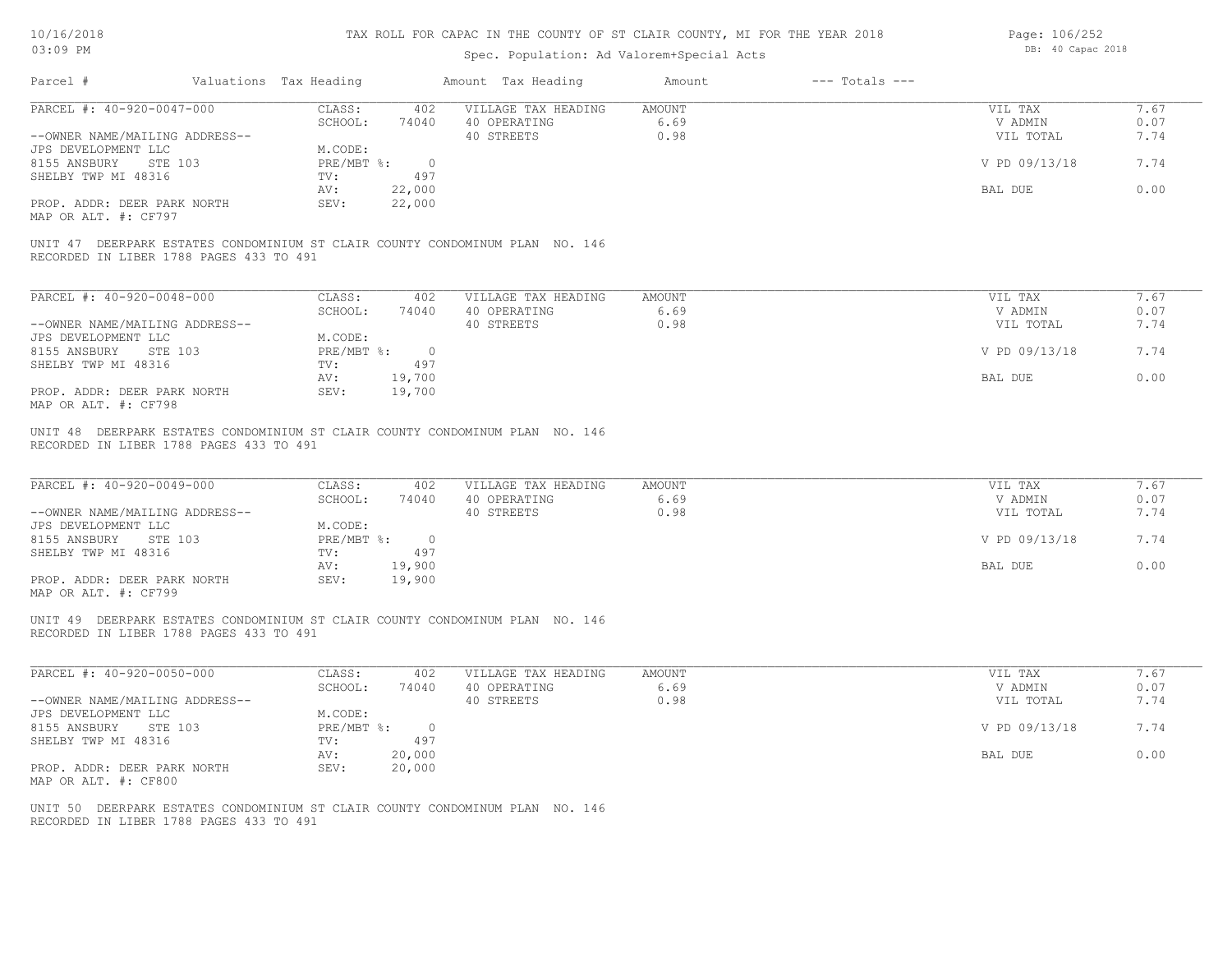# TAX ROLL FOR CAPAC IN THE COUNTY OF ST CLAIR COUNTY, MI FOR THE YEAR 2018

Spec. Population: Ad Valorem+Special Acts

| Parcel # | Valuations | Tax Heading | Amount | Tax Heading | Amount | --- Totals --- | |
|---|---|---|---|---|---|---|---|
| PARCEL #: 40-920-0047-000 | CLASS: | 402 | VILLAGE TAX HEADING | AMOUNT | | VIL TAX | 7.67 |
| | SCHOOL: | 74040 | 40 OPERATING | 6.69 | | V ADMIN | 0.07 |
| --OWNER NAME/MAILING ADDRESS-- | | | 40 STREETS | 0.98 | | VIL TOTAL | 7.74 |
| JPS DEVELOPMENT LLC | M.CODE: | | | | | | |
| 8155 ANSBURY STE 103 | PRE/MBT %: | 0 | | | | V PD 09/13/18 | 7.74 |
| SHELBY TWP MI 48316 | TV: | 497 | | | | | |
| | AV: | 22,000 | | | | BAL DUE | 0.00 |
| PROP. ADDR: DEER PARK NORTH | SEV: | 22,000 | | | | | |
| MAP OR ALT. #: CF797 | | | | | | | |

UNIT 47 DEERPARK ESTATES CONDOMINIUM ST CLAIR COUNTY CONDOMINUM PLAN NO. 146
RECORDED IN LIBER 1788 PAGES 433 TO 491

| Parcel # | Valuations | Tax Heading | Amount | Tax Heading | Amount | --- Totals --- | |
|---|---|---|---|---|---|---|---|
| PARCEL #: 40-920-0048-000 | CLASS: | 402 | VILLAGE TAX HEADING | AMOUNT | | VIL TAX | 7.67 |
| | SCHOOL: | 74040 | 40 OPERATING | 6.69 | | V ADMIN | 0.07 |
| --OWNER NAME/MAILING ADDRESS-- | | | 40 STREETS | 0.98 | | VIL TOTAL | 7.74 |
| JPS DEVELOPMENT LLC | M.CODE: | | | | | | |
| 8155 ANSBURY STE 103 | PRE/MBT %: | 0 | | | | V PD 09/13/18 | 7.74 |
| SHELBY TWP MI 48316 | TV: | 497 | | | | | |
| | AV: | 19,700 | | | | BAL DUE | 0.00 |
| PROP. ADDR: DEER PARK NORTH | SEV: | 19,700 | | | | | |
| MAP OR ALT. #: CF798 | | | | | | | |

UNIT 48 DEERPARK ESTATES CONDOMINIUM ST CLAIR COUNTY CONDOMINUM PLAN NO. 146
RECORDED IN LIBER 1788 PAGES 433 TO 491

| Parcel # | Valuations | Tax Heading | Amount | Tax Heading | Amount | --- Totals --- | |
|---|---|---|---|---|---|---|---|
| PARCEL #: 40-920-0049-000 | CLASS: | 402 | VILLAGE TAX HEADING | AMOUNT | | VIL TAX | 7.67 |
| | SCHOOL: | 74040 | 40 OPERATING | 6.69 | | V ADMIN | 0.07 |
| --OWNER NAME/MAILING ADDRESS-- | | | 40 STREETS | 0.98 | | VIL TOTAL | 7.74 |
| JPS DEVELOPMENT LLC | M.CODE: | | | | | | |
| 8155 ANSBURY STE 103 | PRE/MBT %: | 0 | | | | V PD 09/13/18 | 7.74 |
| SHELBY TWP MI 48316 | TV: | 497 | | | | | |
| | AV: | 19,900 | | | | BAL DUE | 0.00 |
| PROP. ADDR: DEER PARK NORTH | SEV: | 19,900 | | | | | |
| MAP OR ALT. #: CF799 | | | | | | | |

UNIT 49 DEERPARK ESTATES CONDOMINIUM ST CLAIR COUNTY CONDOMINUM PLAN NO. 146
RECORDED IN LIBER 1788 PAGES 433 TO 491

| Parcel # | Valuations | Tax Heading | Amount | Tax Heading | Amount | --- Totals --- | |
|---|---|---|---|---|---|---|---|
| PARCEL #: 40-920-0050-000 | CLASS: | 402 | VILLAGE TAX HEADING | AMOUNT | | VIL TAX | 7.67 |
| | SCHOOL: | 74040 | 40 OPERATING | 6.69 | | V ADMIN | 0.07 |
| --OWNER NAME/MAILING ADDRESS-- | | | 40 STREETS | 0.98 | | VIL TOTAL | 7.74 |
| JPS DEVELOPMENT LLC | M.CODE: | | | | | | |
| 8155 ANSBURY STE 103 | PRE/MBT %: | 0 | | | | V PD 09/13/18 | 7.74 |
| SHELBY TWP MI 48316 | TV: | 497 | | | | | |
| | AV: | 20,000 | | | | BAL DUE | 0.00 |
| PROP. ADDR: DEER PARK NORTH | SEV: | 20,000 | | | | | |
| MAP OR ALT. #: CF800 | | | | | | | |

UNIT 50 DEERPARK ESTATES CONDOMINIUM ST CLAIR COUNTY CONDOMINUM PLAN NO. 146
RECORDED IN LIBER 1788 PAGES 433 TO 491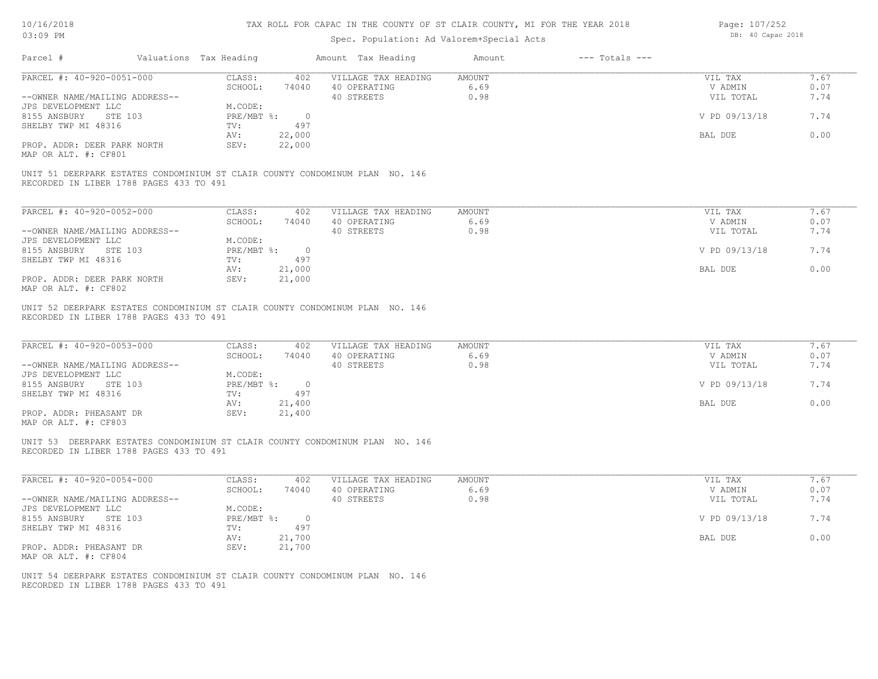TAX ROLL FOR CAPAC IN THE COUNTY OF ST CLAIR COUNTY, MI FOR THE YEAR 2018

Spec. Population: Ad Valorem+Special Acts

| Parcel # | Valuations | Tax Heading | Amount | Tax Heading | Amount | --- Totals --- | |
|---|---|---|---|---|---|---|---|

PARCEL #: 40-920-0051-000

| | | | | | |
|---|---|---|---|---|---|
| --OWNER NAME/MAILING ADDRESS-- | CLASS: 402 | VILLAGE TAX HEADING | AMOUNT | VIL TAX | 7.67 |
| JPS DEVELOPMENT LLC | SCHOOL: 74040 | 40 OPERATING | 6.69 | V ADMIN | 0.07 |
| 8155 ANSBURY STE 103 | M.CODE: | 40 STREETS | 0.98 | VIL TOTAL | 7.74 |
| SHELBY TWP MI 48316 | PRE/MBT %: 0 | | | V PD 09/13/18 | 7.74 |
| | TV: 497 | | | | |
| PROP. ADDR: DEER PARK NORTH | AV: 22,000 | | | BAL DUE | 0.00 |
| MAP OR ALT. #: CF801 | SEV: 22,000 | | | | |

UNIT 51 DEERPARK ESTATES CONDOMINIUM ST CLAIR COUNTY CONDOMINUM PLAN NO. 146
RECORDED IN LIBER 1788 PAGES 433 TO 491

PARCEL #: 40-920-0052-000

| | | | | | |
|---|---|---|---|---|---|
| --OWNER NAME/MAILING ADDRESS-- | CLASS: 402 | VILLAGE TAX HEADING | AMOUNT | VIL TAX | 7.67 |
| JPS DEVELOPMENT LLC | SCHOOL: 74040 | 40 OPERATING | 6.69 | V ADMIN | 0.07 |
| 8155 ANSBURY STE 103 | M.CODE: | 40 STREETS | 0.98 | VIL TOTAL | 7.74 |
| SHELBY TWP MI 48316 | PRE/MBT %: 0 | | | V PD 09/13/18 | 7.74 |
| | TV: 497 | | | | |
| PROP. ADDR: DEER PARK NORTH | AV: 21,000 | | | BAL DUE | 0.00 |
| MAP OR ALT. #: CF802 | SEV: 21,000 | | | | |

UNIT 52 DEERPARK ESTATES CONDOMINIUM ST CLAIR COUNTY CONDOMINUM PLAN NO. 146
RECORDED IN LIBER 1788 PAGES 433 TO 491

PARCEL #: 40-920-0053-000

| | | | | | |
|---|---|---|---|---|---|
| --OWNER NAME/MAILING ADDRESS-- | CLASS: 402 | VILLAGE TAX HEADING | AMOUNT | VIL TAX | 7.67 |
| JPS DEVELOPMENT LLC | SCHOOL: 74040 | 40 OPERATING | 6.69 | V ADMIN | 0.07 |
| 8155 ANSBURY STE 103 | M.CODE: | 40 STREETS | 0.98 | VIL TOTAL | 7.74 |
| SHELBY TWP MI 48316 | PRE/MBT %: 0 | | | V PD 09/13/18 | 7.74 |
| | TV: 497 | | | | |
| PROP. ADDR: PHEASANT DR | AV: 21,400 | | | BAL DUE | 0.00 |
| MAP OR ALT. #: CF803 | SEV: 21,400 | | | | |

UNIT 53 DEERPARK ESTATES CONDOMINIUM ST CLAIR COUNTY CONDOMINUM PLAN NO. 146
RECORDED IN LIBER 1788 PAGES 433 TO 491

PARCEL #: 40-920-0054-000

| | | | | | |
|---|---|---|---|---|---|
| --OWNER NAME/MAILING ADDRESS-- | CLASS: 402 | VILLAGE TAX HEADING | AMOUNT | VIL TAX | 7.67 |
| JPS DEVELOPMENT LLC | SCHOOL: 74040 | 40 OPERATING | 6.69 | V ADMIN | 0.07 |
| 8155 ANSBURY STE 103 | M.CODE: | 40 STREETS | 0.98 | VIL TOTAL | 7.74 |
| SHELBY TWP MI 48316 | PRE/MBT %: 0 | | | V PD 09/13/18 | 7.74 |
| | TV: 497 | | | | |
| PROP. ADDR: PHEASANT DR | AV: 21,700 | | | BAL DUE | 0.00 |
| MAP OR ALT. #: CF804 | SEV: 21,700 | | | | |

UNIT 54 DEERPARK ESTATES CONDOMINIUM ST CLAIR COUNTY CONDOMINUM PLAN NO. 146
RECORDED IN LIBER 1788 PAGES 433 TO 491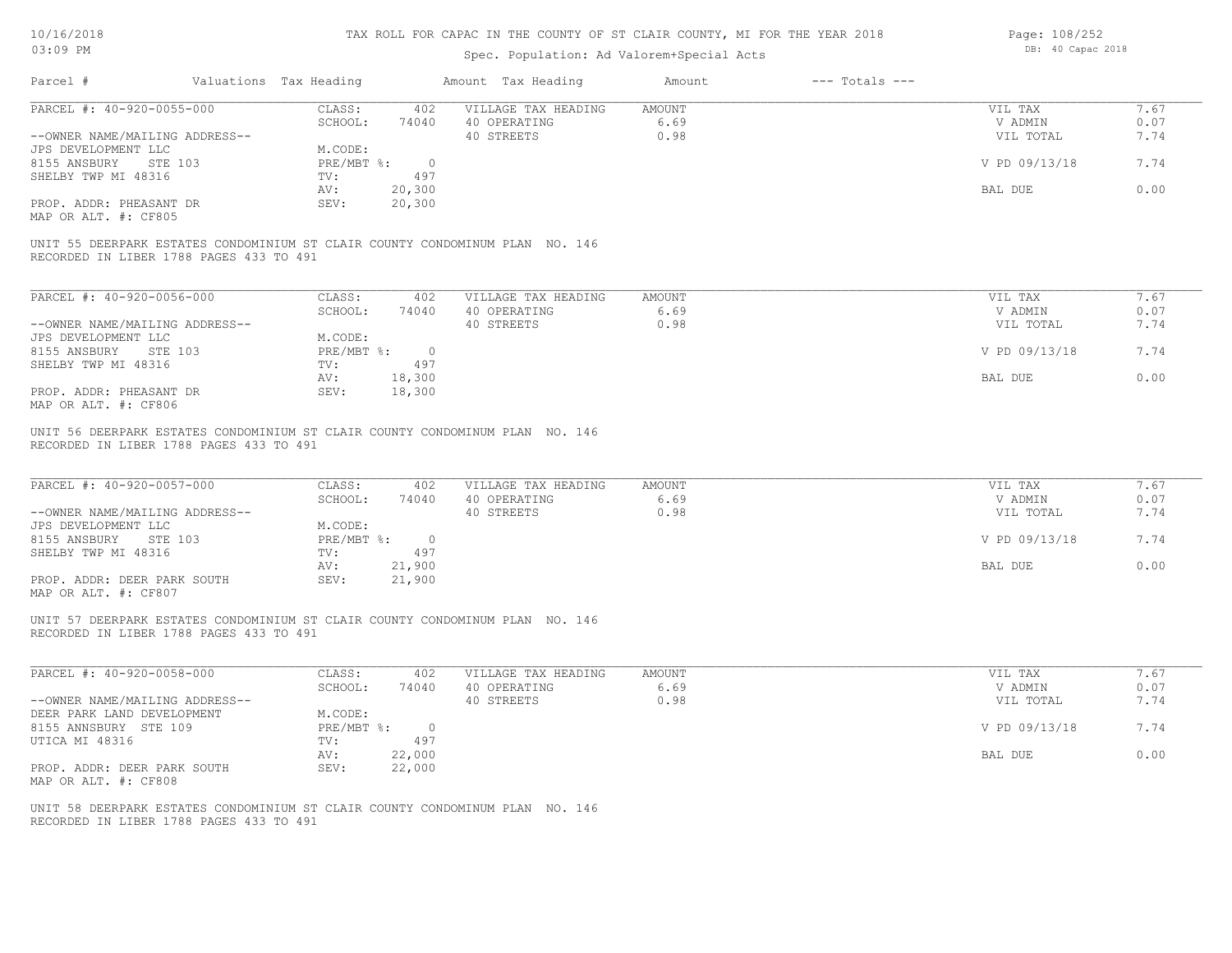# TAX ROLL FOR CAPAC IN THE COUNTY OF ST CLAIR COUNTY, MI FOR THE YEAR 2018

Spec. Population: Ad Valorem+Special Acts

10/16/2018
03:09 PM

DB: 40 Capac 2018

| Parcel # | Valuations | Tax Heading | Amount | Tax Heading | Amount | --- Totals --- | |
|---|---|---|---|---|---|---|---|

| | | | | | |
|---|---|---|---|---|---|
| PARCEL #: 40-920-0055-000 | CLASS: 402 | VILLAGE TAX HEADING | AMOUNT | VIL TAX | 7.67 |
| | SCHOOL: 74040 | 40 OPERATING | 6.69 | V ADMIN | 0.07 |
| --OWNER NAME/MAILING ADDRESS-- | | 40 STREETS | 0.98 | VIL TOTAL | 7.74 |
| JPS DEVELOPMENT LLC | M.CODE: | | | | |
| 8155 ANSBURY STE 103 | PRE/MBT %: 0 | | | V PD 09/13/18 | 7.74 |
| SHELBY TWP MI 48316 | TV: 497 | | | | |
| | AV: 20,300 | | | BAL DUE | 0.00 |
| PROP. ADDR: PHEASANT DR | SEV: 20,300 | | | | |
| MAP OR ALT. #: CF805 | | | | | |

UNIT 55 DEERPARK ESTATES CONDOMINIUM ST CLAIR COUNTY CONDOMINUM PLAN NO. 146
RECORDED IN LIBER 1788 PAGES 433 TO 491

| | | | | | |
|---|---|---|---|---|---|
| PARCEL #: 40-920-0056-000 | CLASS: 402 | VILLAGE TAX HEADING | AMOUNT | VIL TAX | 7.67 |
| | SCHOOL: 74040 | 40 OPERATING | 6.69 | V ADMIN | 0.07 |
| --OWNER NAME/MAILING ADDRESS-- | | 40 STREETS | 0.98 | VIL TOTAL | 7.74 |
| JPS DEVELOPMENT LLC | M.CODE: | | | | |
| 8155 ANSBURY STE 103 | PRE/MBT %: 0 | | | V PD 09/13/18 | 7.74 |
| SHELBY TWP MI 48316 | TV: 497 | | | | |
| | AV: 18,300 | | | BAL DUE | 0.00 |
| PROP. ADDR: PHEASANT DR | SEV: 18,300 | | | | |
| MAP OR ALT. #: CF806 | | | | | |

UNIT 56 DEERPARK ESTATES CONDOMINIUM ST CLAIR COUNTY CONDOMINUM PLAN NO. 146
RECORDED IN LIBER 1788 PAGES 433 TO 491

| | | | | | |
|---|---|---|---|---|---|
| PARCEL #: 40-920-0057-000 | CLASS: 402 | VILLAGE TAX HEADING | AMOUNT | VIL TAX | 7.67 |
| | SCHOOL: 74040 | 40 OPERATING | 6.69 | V ADMIN | 0.07 |
| --OWNER NAME/MAILING ADDRESS-- | | 40 STREETS | 0.98 | VIL TOTAL | 7.74 |
| JPS DEVELOPMENT LLC | M.CODE: | | | | |
| 8155 ANSBURY STE 103 | PRE/MBT %: 0 | | | V PD 09/13/18 | 7.74 |
| SHELBY TWP MI 48316 | TV: 497 | | | | |
| | AV: 21,900 | | | BAL DUE | 0.00 |
| PROP. ADDR: DEER PARK SOUTH | SEV: 21,900 | | | | |
| MAP OR ALT. #: CF807 | | | | | |

UNIT 57 DEERPARK ESTATES CONDOMINIUM ST CLAIR COUNTY CONDOMINUM PLAN NO. 146
RECORDED IN LIBER 1788 PAGES 433 TO 491

| | | | | | |
|---|---|---|---|---|---|
| PARCEL #: 40-920-0058-000 | CLASS: 402 | VILLAGE TAX HEADING | AMOUNT | VIL TAX | 7.67 |
| | SCHOOL: 74040 | 40 OPERATING | 6.69 | V ADMIN | 0.07 |
| --OWNER NAME/MAILING ADDRESS-- | | 40 STREETS | 0.98 | VIL TOTAL | 7.74 |
| DEER PARK LAND DEVELOPMENT | M.CODE: | | | | |
| 8155 ANNSBURY STE 109 | PRE/MBT %: 0 | | | V PD 09/13/18 | 7.74 |
| UTICA MI 48316 | TV: 497 | | | | |
| | AV: 22,000 | | | BAL DUE | 0.00 |
| PROP. ADDR: DEER PARK SOUTH | SEV: 22,000 | | | | |
| MAP OR ALT. #: CF808 | | | | | |

UNIT 58 DEERPARK ESTATES CONDOMINIUM ST CLAIR COUNTY CONDOMINUM PLAN NO. 146
RECORDED IN LIBER 1788 PAGES 433 TO 491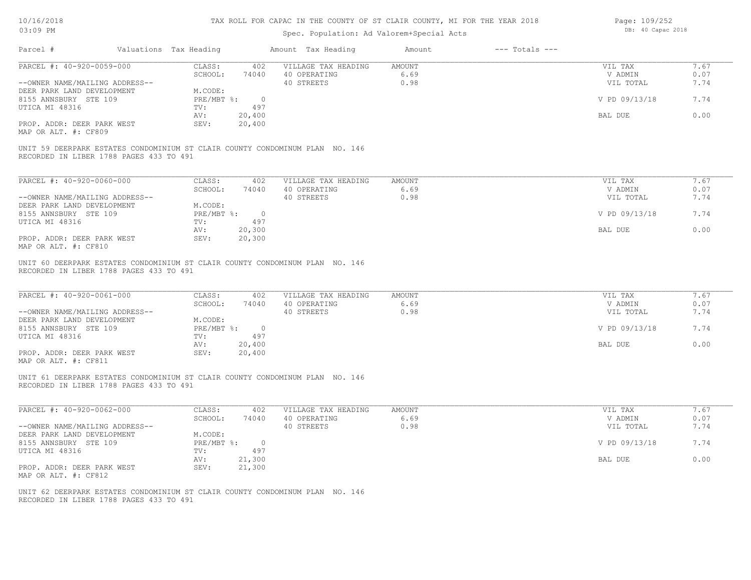# TAX ROLL FOR CAPAC IN THE COUNTY OF ST CLAIR COUNTY, MI FOR THE YEAR 2018

Spec. Population: Ad Valorem+Special Acts

10/16/2018
03:09 PM

DB: 40 Capac 2018

| Parcel # | Valuations | Tax Heading | Amount | Tax Heading | Amount | --- Totals --- | |
|---|---|---|---|---|---|---|---|
| PARCEL #: 40-920-0059-000 | CLASS: | 402 | VILLAGE TAX HEADING | AMOUNT | | VIL TAX | 7.67 |
| | SCHOOL: | 74040 | 40 OPERATING | 6.69 | | V ADMIN | 0.07 |
| --OWNER NAME/MAILING ADDRESS-- | | | 40 STREETS | 0.98 | | VIL TOTAL | 7.74 |
| DEER PARK LAND DEVELOPMENT | M.CODE: | | | | | | |
| 8155 ANNSBURY STE 109 | PRE/MBT %: | 0 | | | | V PD 09/13/18 | 7.74 |
| UTICA MI 48316 | TV: | 497 | | | | | |
| | AV: | 20,400 | | | | BAL DUE | 0.00 |
| PROP. ADDR: DEER PARK WEST | SEV: | 20,400 | | | | | |
| MAP OR ALT. #: CF809 | | | | | | | |

UNIT 59 DEERPARK ESTATES CONDOMINIUM ST CLAIR COUNTY CONDOMINUM PLAN NO. 146
RECORDED IN LIBER 1788 PAGES 433 TO 491

| Parcel # | Valuations | Tax Heading | Amount | Tax Heading | Amount | --- Totals --- | |
|---|---|---|---|---|---|---|---|
| PARCEL #: 40-920-0060-000 | CLASS: | 402 | VILLAGE TAX HEADING | AMOUNT | | VIL TAX | 7.67 |
| | SCHOOL: | 74040 | 40 OPERATING | 6.69 | | V ADMIN | 0.07 |
| --OWNER NAME/MAILING ADDRESS-- | | | 40 STREETS | 0.98 | | VIL TOTAL | 7.74 |
| DEER PARK LAND DEVELOPMENT | M.CODE: | | | | | | |
| 8155 ANNSBURY STE 109 | PRE/MBT %: | 0 | | | | V PD 09/13/18 | 7.74 |
| UTICA MI 48316 | TV: | 497 | | | | | |
| | AV: | 20,300 | | | | BAL DUE | 0.00 |
| PROP. ADDR: DEER PARK WEST | SEV: | 20,300 | | | | | |
| MAP OR ALT. #: CF810 | | | | | | | |

UNIT 60 DEERPARK ESTATES CONDOMINIUM ST CLAIR COUNTY CONDOMINUM PLAN NO. 146
RECORDED IN LIBER 1788 PAGES 433 TO 491

| Parcel # | Valuations | Tax Heading | Amount | Tax Heading | Amount | --- Totals --- | |
|---|---|---|---|---|---|---|---|
| PARCEL #: 40-920-0061-000 | CLASS: | 402 | VILLAGE TAX HEADING | AMOUNT | | VIL TAX | 7.67 |
| | SCHOOL: | 74040 | 40 OPERATING | 6.69 | | V ADMIN | 0.07 |
| --OWNER NAME/MAILING ADDRESS-- | | | 40 STREETS | 0.98 | | VIL TOTAL | 7.74 |
| DEER PARK LAND DEVELOPMENT | M.CODE: | | | | | | |
| 8155 ANNSBURY STE 109 | PRE/MBT %: | 0 | | | | V PD 09/13/18 | 7.74 |
| UTICA MI 48316 | TV: | 497 | | | | | |
| | AV: | 20,400 | | | | BAL DUE | 0.00 |
| PROP. ADDR: DEER PARK WEST | SEV: | 20,400 | | | | | |
| MAP OR ALT. #: CF811 | | | | | | | |

UNIT 61 DEERPARK ESTATES CONDOMINIUM ST CLAIR COUNTY CONDOMINUM PLAN NO. 146
RECORDED IN LIBER 1788 PAGES 433 TO 491

| Parcel # | Valuations | Tax Heading | Amount | Tax Heading | Amount | --- Totals --- | |
|---|---|---|---|---|---|---|---|
| PARCEL #: 40-920-0062-000 | CLASS: | 402 | VILLAGE TAX HEADING | AMOUNT | | VIL TAX | 7.67 |
| | SCHOOL: | 74040 | 40 OPERATING | 6.69 | | V ADMIN | 0.07 |
| --OWNER NAME/MAILING ADDRESS-- | | | 40 STREETS | 0.98 | | VIL TOTAL | 7.74 |
| DEER PARK LAND DEVELOPMENT | M.CODE: | | | | | | |
| 8155 ANNSBURY STE 109 | PRE/MBT %: | 0 | | | | V PD 09/13/18 | 7.74 |
| UTICA MI 48316 | TV: | 497 | | | | | |
| | AV: | 21,300 | | | | BAL DUE | 0.00 |
| PROP. ADDR: DEER PARK WEST | SEV: | 21,300 | | | | | |
| MAP OR ALT. #: CF812 | | | | | | | |

UNIT 62 DEERPARK ESTATES CONDOMINIUM ST CLAIR COUNTY CONDOMINUM PLAN NO. 146
RECORDED IN LIBER 1788 PAGES 433 TO 491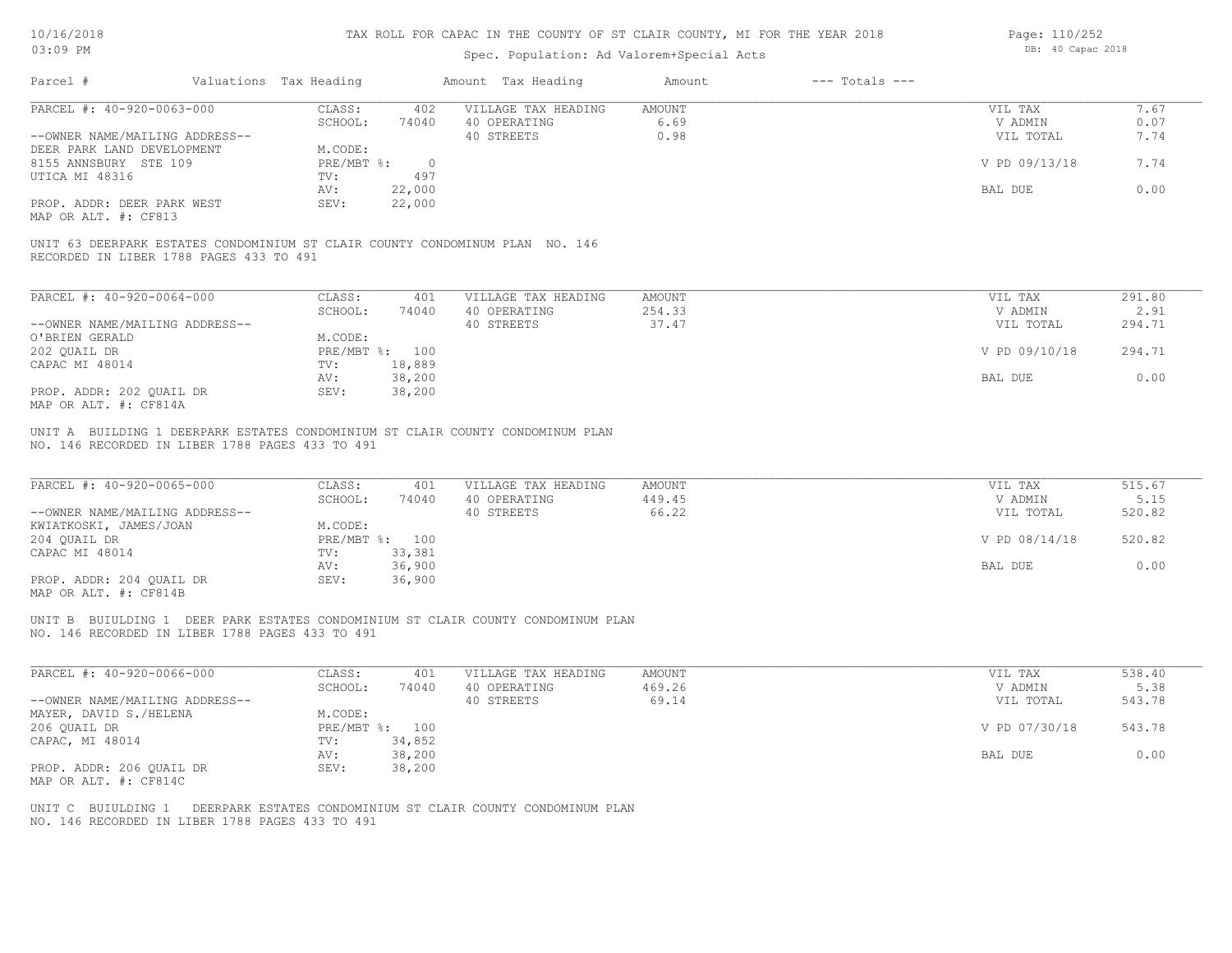# TAX ROLL FOR CAPAC IN THE COUNTY OF ST CLAIR COUNTY, MI FOR THE YEAR 2018

Spec. Population: Ad Valorem+Special Acts

DB: 40 Capac 2018

| Parcel # | Valuations | Tax Heading | Amount | Tax Heading | Amount | --- Totals --- | |
|---|---|---|---|---|---|---|---|

## PARCEL #: 40-920-0063-000

| | | | | | |
|---|---|---|---|---|---|
| --OWNER NAME/MAILING ADDRESS-- | CLASS: 402 | VILLAGE TAX HEADING | AMOUNT | VIL TAX | 7.67 |
| DEER PARK LAND DEVELOPMENT | SCHOOL: 74040 | 40 OPERATING | 6.69 | V ADMIN | 0.07 |
| 8155 ANNSBURY STE 109 | M.CODE: | 40 STREETS | 0.98 | VIL TOTAL | 7.74 |
| UTICA MI 48316 | PRE/MBT %: 0 | | | V PD 09/13/18 | 7.74 |
| | TV: 497 | | | | |
| PROP. ADDR: DEER PARK WEST | AV: 22,000 | | | BAL DUE | 0.00 |
| MAP OR ALT. #: CF813 | SEV: 22,000 | | | | |

UNIT 63 DEERPARK ESTATES CONDOMINIUM ST CLAIR COUNTY CONDOMINUM PLAN NO. 146 RECORDED IN LIBER 1788 PAGES 433 TO 491

## PARCEL #: 40-920-0064-000

| | | | | | |
|---|---|---|---|---|---|
| --OWNER NAME/MAILING ADDRESS-- | CLASS: 401 | VILLAGE TAX HEADING | AMOUNT | VIL TAX | 291.80 |
| O'BRIEN GERALD | SCHOOL: 74040 | 40 OPERATING | 254.33 | V ADMIN | 2.91 |
| 202 QUAIL DR | M.CODE: | 40 STREETS | 37.47 | VIL TOTAL | 294.71 |
| CAPAC MI 48014 | PRE/MBT %: 100 | | | V PD 09/10/18 | 294.71 |
| | TV: 18,889 | | | | |
| PROP. ADDR: 202 QUAIL DR | AV: 38,200 | | | BAL DUE | 0.00 |
| MAP OR ALT. #: CF814A | SEV: 38,200 | | | | |

UNIT A BUILDING 1 DEERPARK ESTATES CONDOMINIUM ST CLAIR COUNTY CONDOMINUM PLAN NO. 146 RECORDED IN LIBER 1788 PAGES 433 TO 491

## PARCEL #: 40-920-0065-000

| | | | | | |
|---|---|---|---|---|---|
| --OWNER NAME/MAILING ADDRESS-- | CLASS: 401 | VILLAGE TAX HEADING | AMOUNT | VIL TAX | 515.67 |
| KWIATKOSKI, JAMES/JOAN | SCHOOL: 74040 | 40 OPERATING | 449.45 | V ADMIN | 5.15 |
| 204 QUAIL DR | M.CODE: | 40 STREETS | 66.22 | VIL TOTAL | 520.82 |
| CAPAC MI 48014 | PRE/MBT %: 100 | | | V PD 08/14/18 | 520.82 |
| | TV: 33,381 | | | | |
| PROP. ADDR: 204 QUAIL DR | AV: 36,900 | | | BAL DUE | 0.00 |
| MAP OR ALT. #: CF814B | SEV: 36,900 | | | | |

UNIT B BUIULDING 1 DEER PARK ESTATES CONDOMINIUM ST CLAIR COUNTY CONDOMINUM PLAN NO. 146 RECORDED IN LIBER 1788 PAGES 433 TO 491

## PARCEL #: 40-920-0066-000

| | | | | | |
|---|---|---|---|---|---|
| --OWNER NAME/MAILING ADDRESS-- | CLASS: 401 | VILLAGE TAX HEADING | AMOUNT | VIL TAX | 538.40 |
| MAYER, DAVID S./HELENA | SCHOOL: 74040 | 40 OPERATING | 469.26 | V ADMIN | 5.38 |
| 206 QUAIL DR | M.CODE: | 40 STREETS | 69.14 | VIL TOTAL | 543.78 |
| CAPAC, MI 48014 | PRE/MBT %: 100 | | | V PD 07/30/18 | 543.78 |
| | TV: 34,852 | | | | |
| PROP. ADDR: 206 QUAIL DR | AV: 38,200 | | | BAL DUE | 0.00 |
| MAP OR ALT. #: CF814C | SEV: 38,200 | | | | |

UNIT C BUIULDING 1 DEERPARK ESTATES CONDOMINIUM ST CLAIR COUNTY CONDOMINUM PLAN NO. 146 RECORDED IN LIBER 1788 PAGES 433 TO 491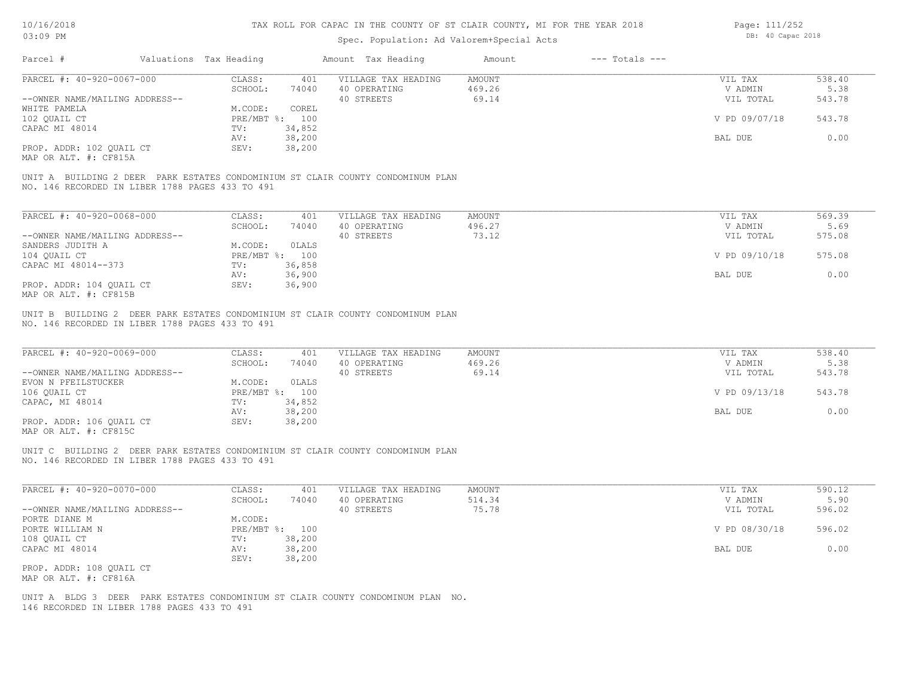# TAX ROLL FOR CAPAC IN THE COUNTY OF ST CLAIR COUNTY, MI FOR THE YEAR 2018

Spec. Population: Ad Valorem+Special Acts

| Parcel # | Valuations Tax Heading | | Amount Tax Heading | Amount | --- Totals --- | |
|---|---|---|---|---|---|---|
| PARCEL #: 40-920-0067-000 | CLASS: | 401 | VILLAGE TAX HEADING | AMOUNT | VIL TAX | 538.40 |
| | SCHOOL: | 74040 | 40 OPERATING | 469.26 | V ADMIN | 5.38 |
| --OWNER NAME/MAILING ADDRESS-- | | | 40 STREETS | 69.14 | VIL TOTAL | 543.78 |
| WHITE PAMELA | M.CODE: | COREL | | | | |
| 102 QUAIL CT | PRE/MBT %: | 100 | | | V PD 09/07/18 | 543.78 |
| CAPAC MI 48014 | TV: | 34,852 | | | | |
| | AV: | 38,200 | | | BAL DUE | 0.00 |
| PROP. ADDR: 102 QUAIL CT | SEV: | 38,200 | | | | |
| MAP OR ALT. #: CF815A | | | | | | |

UNIT A BUILDING 2 DEER PARK ESTATES CONDOMINIUM ST CLAIR COUNTY CONDOMINUM PLAN NO. 146 RECORDED IN LIBER 1788 PAGES 433 TO 491

| Parcel # | Valuations Tax Heading | | Amount Tax Heading | Amount | --- Totals --- | |
|---|---|---|---|---|---|---|
| PARCEL #: 40-920-0068-000 | CLASS: | 401 | VILLAGE TAX HEADING | AMOUNT | VIL TAX | 569.39 |
| | SCHOOL: | 74040 | 40 OPERATING | 496.27 | V ADMIN | 5.69 |
| --OWNER NAME/MAILING ADDRESS-- | | | 40 STREETS | 73.12 | VIL TOTAL | 575.08 |
| SANDERS JUDITH A | M.CODE: | 0LALS | | | | |
| 104 QUAIL CT | PRE/MBT %: | 100 | | | V PD 09/10/18 | 575.08 |
| CAPAC MI 48014--373 | TV: | 36,858 | | | | |
| | AV: | 36,900 | | | BAL DUE | 0.00 |
| PROP. ADDR: 104 QUAIL CT | SEV: | 36,900 | | | | |
| MAP OR ALT. #: CF815B | | | | | | |

UNIT B BUILDING 2 DEER PARK ESTATES CONDOMINIUM ST CLAIR COUNTY CONDOMINUM PLAN NO. 146 RECORDED IN LIBER 1788 PAGES 433 TO 491

| Parcel # | Valuations Tax Heading | | Amount Tax Heading | Amount | --- Totals --- | |
|---|---|---|---|---|---|---|
| PARCEL #: 40-920-0069-000 | CLASS: | 401 | VILLAGE TAX HEADING | AMOUNT | VIL TAX | 538.40 |
| | SCHOOL: | 74040 | 40 OPERATING | 469.26 | V ADMIN | 5.38 |
| --OWNER NAME/MAILING ADDRESS-- | | | 40 STREETS | 69.14 | VIL TOTAL | 543.78 |
| EVON N PFEILSTUCKER | M.CODE: | 0LALS | | | | |
| 106 QUAIL CT | PRE/MBT %: | 100 | | | V PD 09/13/18 | 543.78 |
| CAPAC, MI 48014 | TV: | 34,852 | | | | |
| | AV: | 38,200 | | | BAL DUE | 0.00 |
| PROP. ADDR: 106 QUAIL CT | SEV: | 38,200 | | | | |
| MAP OR ALT. #: CF815C | | | | | | |

UNIT C BUILDING 2 DEER PARK ESTATES CONDOMINIUM ST CLAIR COUNTY CONDOMINUM PLAN NO. 146 RECORDED IN LIBER 1788 PAGES 433 TO 491

| Parcel # | Valuations Tax Heading | | Amount Tax Heading | Amount | --- Totals --- | |
|---|---|---|---|---|---|---|
| PARCEL #: 40-920-0070-000 | CLASS: | 401 | VILLAGE TAX HEADING | AMOUNT | VIL TAX | 590.12 |
| | SCHOOL: | 74040 | 40 OPERATING | 514.34 | V ADMIN | 5.90 |
| --OWNER NAME/MAILING ADDRESS-- | | | 40 STREETS | 75.78 | VIL TOTAL | 596.02 |
| PORTE DIANE M | M.CODE: | | | | | |
| PORTE WILLIAM N | PRE/MBT %: | 100 | | | V PD 08/30/18 | 596.02 |
| 108 QUAIL CT | TV: | 38,200 | | | | |
| CAPAC MI 48014 | AV: | 38,200 | | | BAL DUE | 0.00 |
| | SEV: | 38,200 | | | | |
| PROP. ADDR: 108 QUAIL CT | | | | | | |
| MAP OR ALT. #: CF816A | | | | | | |

UNIT A BLDG 3 DEER PARK ESTATES CONDOMINIUM ST CLAIR COUNTY CONDOMINUM PLAN NO. 146 RECORDED IN LIBER 1788 PAGES 433 TO 491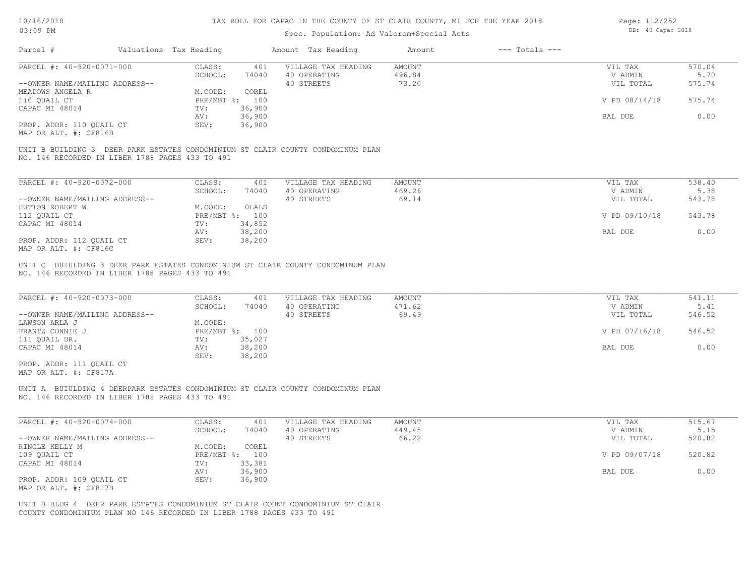TAX ROLL FOR CAPAC IN THE COUNTY OF ST CLAIR COUNTY, MI FOR THE YEAR 2018

Spec. Population: Ad Valorem+Special Acts

| Parcel # | Valuations | Tax Heading | Amount | Tax Heading | Amount | --- Totals --- | |
|---|---|---|---|---|---|---|---|

**PARCEL #: 40-920-0071-000**

| | | | | | |
|---|---|---|---|---|---|
| --OWNER NAME/MAILING ADDRESS-- | CLASS: 401 | VILLAGE TAX HEADING | AMOUNT | VIL TAX | 570.04 |
| MEADOWS ANGELA R | SCHOOL: 74040 | 40 OPERATING | 496.84 | V ADMIN | 5.70 |
| 110 QUAIL CT | M.CODE: COREL | 40 STREETS | 73.20 | VIL TOTAL | 575.74 |
| CAPAC MI 48014 | PRE/MBT %: 100 | | | V PD 08/14/18 | 575.74 |
| | TV: 36,900 | | | | |
| PROP. ADDR: 110 QUAIL CT | AV: 36,900 | | | BAL DUE | 0.00 |
| MAP OR ALT. #: CF816B | SEV: 36,900 | | | | |

UNIT B BUILDING 3 DEER PARK ESTATES CONDOMINIUM ST CLAIR COUNTY CONDOMINUM PLAN NO. 146 RECORDED IN LIBER 1788 PAGES 433 TO 491

**PARCEL #: 40-920-0072-000**

| | | | | | |
|---|---|---|---|---|---|
| --OWNER NAME/MAILING ADDRESS-- | CLASS: 401 | VILLAGE TAX HEADING | AMOUNT | VIL TAX | 538.40 |
| HUTTON ROBERT W | SCHOOL: 74040 | 40 OPERATING | 469.26 | V ADMIN | 5.38 |
| 112 QUAIL CT | M.CODE: 0LALS | 40 STREETS | 69.14 | VIL TOTAL | 543.78 |
| CAPAC MI 48014 | PRE/MBT %: 100 | | | V PD 09/10/18 | 543.78 |
| | TV: 34,852 | | | | |
| PROP. ADDR: 112 QUAIL CT | AV: 38,200 | | | BAL DUE | 0.00 |
| MAP OR ALT. #: CF816C | SEV: 38,200 | | | | |

UNIT C BUIULDING 3 DEER PARK ESTATES CONDOMINIUM ST CLAIR COUNTY CONDOMINUM PLAN NO. 146 RECORDED IN LIBER 1788 PAGES 433 TO 491

**PARCEL #: 40-920-0073-000**

| | | | | | |
|---|---|---|---|---|---|
| --OWNER NAME/MAILING ADDRESS-- | CLASS: 401 | VILLAGE TAX HEADING | AMOUNT | VIL TAX | 541.11 |
| LAWSON ARLA J | SCHOOL: 74040 | 40 OPERATING | 471.62 | V ADMIN | 5.41 |
| FRANTZ CONNIE J | M.CODE: | 40 STREETS | 69.49 | VIL TOTAL | 546.52 |
| 111 QUAIL DR. | PRE/MBT %: 100 | | | V PD 07/16/18 | 546.52 |
| CAPAC MI 48014 | TV: 35,027 | | | | |
| | AV: 38,200 | | | BAL DUE | 0.00 |
| PROP. ADDR: 111 QUAIL CT | SEV: 38,200 | | | | |
| MAP OR ALT. #: CF817A | | | | | |

UNIT A BUIULDING 4 DEERPARK ESTATES CONDOMINIUM ST CLAIR COUNTY CONDOMINUM PLAN NO. 146 RECORDED IN LIBER 1788 PAGES 433 TO 491

**PARCEL #: 40-920-0074-000**

| | | | | | |
|---|---|---|---|---|---|
| --OWNER NAME/MAILING ADDRESS-- | CLASS: 401 | VILLAGE TAX HEADING | AMOUNT | VIL TAX | 515.67 |
| RINGLE KELLY M | SCHOOL: 74040 | 40 OPERATING | 449.45 | V ADMIN | 5.15 |
| 109 QUAIL CT | M.CODE: COREL | 40 STREETS | 66.22 | VIL TOTAL | 520.82 |
| CAPAC MI 48014 | PRE/MBT %: 100 | | | V PD 09/07/18 | 520.82 |
| | TV: 33,381 | | | | |
| PROP. ADDR: 109 QUAIL CT | AV: 36,900 | | | BAL DUE | 0.00 |
| MAP OR ALT. #: CF817B | SEV: 36,900 | | | | |

UNIT B BLDG 4 DEER PARK ESTATES CONDOMINIUM ST CLAIR COUNT CONDOMINIUM ST CLAIR COUNTY CONDOMINIUM PLAN NO 146 RECORDED IN LIBER 1788 PAGES 433 TO 491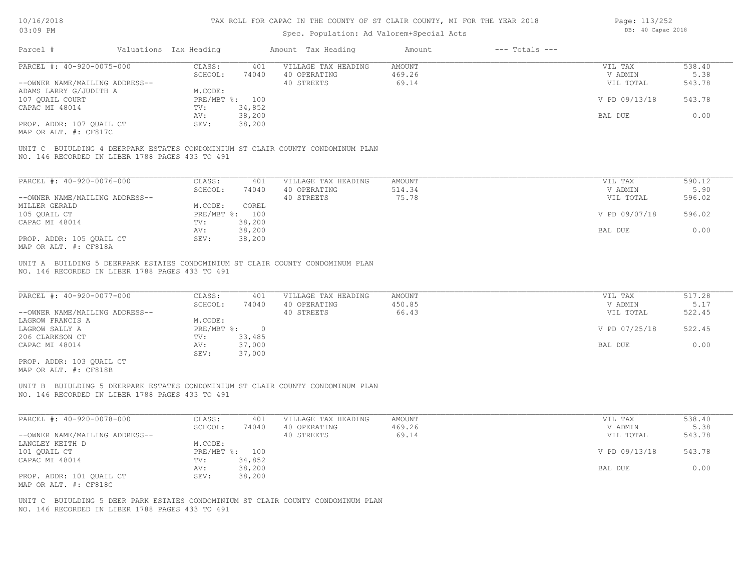TAX ROLL FOR CAPAC IN THE COUNTY OF ST CLAIR COUNTY, MI FOR THE YEAR 2018

Spec. Population: Ad Valorem+Special Acts

| Parcel # | Valuations | Tax Heading | Amount | Tax Heading | Amount | --- Totals --- |
|---|---|---|---|---|---|---|

**PARCEL #: 40-920-0075-000**

| | | | | | |
|---|---|---|---|---|---|
| CLASS: | 401 | VILLAGE TAX HEADING | AMOUNT | VIL TAX | 538.40 |
| SCHOOL: | 74040 | 40 OPERATING | 469.26 | V ADMIN | 5.38 |
| | | 40 STREETS | 69.14 | VIL TOTAL | 543.78 |
| M.CODE: | | | | | |
| PRE/MBT %: | 100 | | | V PD 09/13/18 | 543.78 |
| TV: | 34,852 | | | | |
| AV: | 38,200 | | | BAL DUE | 0.00 |
| SEV: | 38,200 | | | | |

--OWNER NAME/MAILING ADDRESS--
ADAMS LARRY G/JUDITH A
107 QUAIL COURT
CAPAC MI 48014

PROP. ADDR: 107 QUAIL CT
MAP OR ALT. #: CF817C

UNIT C BUIULDING 4 DEERPARK ESTATES CONDOMINIUM ST CLAIR COUNTY CONDOMINUM PLAN NO. 146 RECORDED IN LIBER 1788 PAGES 433 TO 491

**PARCEL #: 40-920-0076-000**

| | | | | | |
|---|---|---|---|---|---|
| CLASS: | 401 | VILLAGE TAX HEADING | AMOUNT | VIL TAX | 590.12 |
| SCHOOL: | 74040 | 40 OPERATING | 514.34 | V ADMIN | 5.90 |
| | | 40 STREETS | 75.78 | VIL TOTAL | 596.02 |
| M.CODE: | COREL | | | | |
| PRE/MBT %: | 100 | | | V PD 09/07/18 | 596.02 |
| TV: | 38,200 | | | | |
| AV: | 38,200 | | | BAL DUE | 0.00 |
| SEV: | 38,200 | | | | |

--OWNER NAME/MAILING ADDRESS--
MILLER GERALD
105 QUAIL CT
CAPAC MI 48014

PROP. ADDR: 105 QUAIL CT
MAP OR ALT. #: CF818A

UNIT A BUILDING 5 DEERPARK ESTATES CONDOMINIUM ST CLAIR COUNTY CONDOMINUM PLAN NO. 146 RECORDED IN LIBER 1788 PAGES 433 TO 491

**PARCEL #: 40-920-0077-000**

| | | | | | |
|---|---|---|---|---|---|
| CLASS: | 401 | VILLAGE TAX HEADING | AMOUNT | VIL TAX | 517.28 |
| SCHOOL: | 74040 | 40 OPERATING | 450.85 | V ADMIN | 5.17 |
| | | 40 STREETS | 66.43 | VIL TOTAL | 522.45 |
| M.CODE: | | | | | |
| PRE/MBT %: | 0 | | | V PD 07/25/18 | 522.45 |
| TV: | 33,485 | | | | |
| AV: | 37,000 | | | BAL DUE | 0.00 |
| SEV: | 37,000 | | | | |

--OWNER NAME/MAILING ADDRESS--
LAGROW FRANCIS A
LAGROW SALLY A
206 CLARKSON CT
CAPAC MI 48014

PROP. ADDR: 103 QUAIL CT
MAP OR ALT. #: CF818B

UNIT B BUIULDING 5 DEERPARK ESTATES CONDOMINIUM ST CLAIR COUNTY CONDOMINUM PLAN NO. 146 RECORDED IN LIBER 1788 PAGES 433 TO 491

**PARCEL #: 40-920-0078-000**

| | | | | | |
|---|---|---|---|---|---|
| CLASS: | 401 | VILLAGE TAX HEADING | AMOUNT | VIL TAX | 538.40 |
| SCHOOL: | 74040 | 40 OPERATING | 469.26 | V ADMIN | 5.38 |
| | | 40 STREETS | 69.14 | VIL TOTAL | 543.78 |
| M.CODE: | | | | | |
| PRE/MBT %: | 100 | | | V PD 09/13/18 | 543.78 |
| TV: | 34,852 | | | | |
| AV: | 38,200 | | | BAL DUE | 0.00 |
| SEV: | 38,200 | | | | |

--OWNER NAME/MAILING ADDRESS--
LANGLEY KEITH D
101 QUAIL CT
CAPAC MI 48014

PROP. ADDR: 101 QUAIL CT
MAP OR ALT. #: CF818C

UNIT C BUIULDING 5 DEER PARK ESTATES CONDOMINIUM ST CLAIR COUNTY CONDOMINUM PLAN NO. 146 RECORDED IN LIBER 1788 PAGES 433 TO 491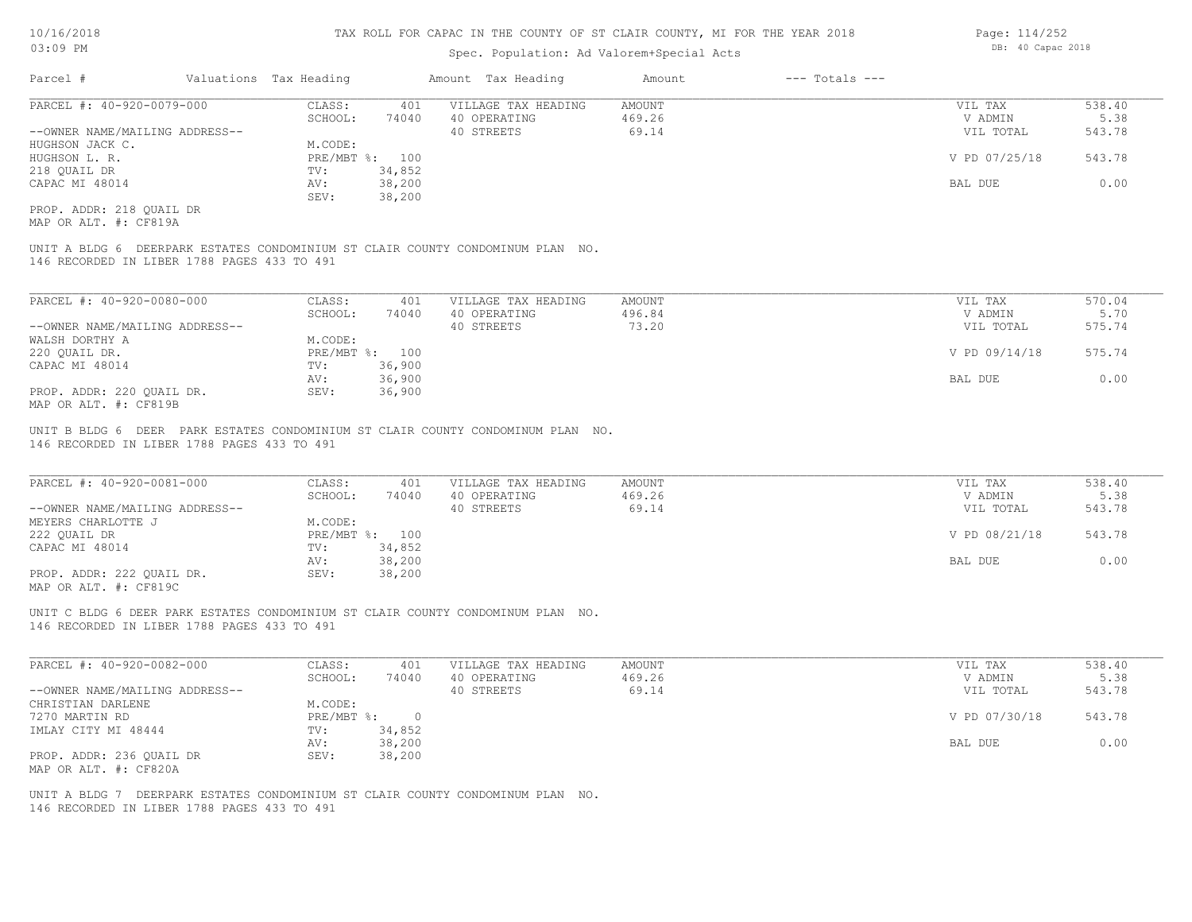# TAX ROLL FOR CAPAC IN THE COUNTY OF ST CLAIR COUNTY, MI FOR THE YEAR 2018

Spec. Population: Ad Valorem+Special Acts

| Parcel # | Valuations | Tax Heading | Amount | Tax Heading | Amount | --- Totals --- | |
|---|---|---|---|---|---|---|---|
| PARCEL #: 40-920-0079-000 | CLASS: | 401 | VILLAGE TAX HEADING | AMOUNT | | VIL TAX | 538.40 |
| | SCHOOL: | 74040 | 40 OPERATING | 469.26 | | V ADMIN | 5.38 |
| --OWNER NAME/MAILING ADDRESS-- | | | 40 STREETS | 69.14 | | VIL TOTAL | 543.78 |
| HUGHSON JACK C. | M.CODE: | | | | | | |
| HUGHSON L. R. | PRE/MBT %: | 100 | | | | V PD 07/25/18 | 543.78 |
| 218 QUAIL DR | TV: | 34,852 | | | | | |
| CAPAC MI 48014 | AV: | 38,200 | | | | BAL DUE | 0.00 |
| | SEV: | 38,200 | | | | | |
| PROP. ADDR: 218 QUAIL DR | | | | | | | |
| MAP OR ALT. #: CF819A | | | | | | | |

UNIT A BLDG 6 DEERPARK ESTATES CONDOMINIUM ST CLAIR COUNTY CONDOMINUM PLAN NO. 146 RECORDED IN LIBER 1788 PAGES 433 TO 491

| Parcel # | Valuations | Tax Heading | Amount | Tax Heading | Amount | --- Totals --- | |
|---|---|---|---|---|---|---|---|
| PARCEL #: 40-920-0080-000 | CLASS: | 401 | VILLAGE TAX HEADING | AMOUNT | | VIL TAX | 570.04 |
| | SCHOOL: | 74040 | 40 OPERATING | 496.84 | | V ADMIN | 5.70 |
| --OWNER NAME/MAILING ADDRESS-- | | | 40 STREETS | 73.20 | | VIL TOTAL | 575.74 |
| WALSH DORTHY A | M.CODE: | | | | | | |
| 220 QUAIL DR. | PRE/MBT %: | 100 | | | | V PD 09/14/18 | 575.74 |
| CAPAC MI 48014 | TV: | 36,900 | | | | | |
| | AV: | 36,900 | | | | BAL DUE | 0.00 |
| PROP. ADDR: 220 QUAIL DR. | SEV: | 36,900 | | | | | |
| MAP OR ALT. #: CF819B | | | | | | | |

UNIT B BLDG 6 DEER PARK ESTATES CONDOMINIUM ST CLAIR COUNTY CONDOMINUM PLAN NO. 146 RECORDED IN LIBER 1788 PAGES 433 TO 491

| Parcel # | Valuations | Tax Heading | Amount | Tax Heading | Amount | --- Totals --- | |
|---|---|---|---|---|---|---|---|
| PARCEL #: 40-920-0081-000 | CLASS: | 401 | VILLAGE TAX HEADING | AMOUNT | | VIL TAX | 538.40 |
| | SCHOOL: | 74040 | 40 OPERATING | 469.26 | | V ADMIN | 5.38 |
| --OWNER NAME/MAILING ADDRESS-- | | | 40 STREETS | 69.14 | | VIL TOTAL | 543.78 |
| MEYERS CHARLOTTE J | M.CODE: | | | | | | |
| 222 QUAIL DR | PRE/MBT %: | 100 | | | | V PD 08/21/18 | 543.78 |
| CAPAC MI 48014 | TV: | 34,852 | | | | | |
| | AV: | 38,200 | | | | BAL DUE | 0.00 |
| PROP. ADDR: 222 QUAIL DR. | SEV: | 38,200 | | | | | |
| MAP OR ALT. #: CF819C | | | | | | | |

UNIT C BLDG 6 DEER PARK ESTATES CONDOMINIUM ST CLAIR COUNTY CONDOMINUM PLAN NO. 146 RECORDED IN LIBER 1788 PAGES 433 TO 491

| Parcel # | Valuations | Tax Heading | Amount | Tax Heading | Amount | --- Totals --- | |
|---|---|---|---|---|---|---|---|
| PARCEL #: 40-920-0082-000 | CLASS: | 401 | VILLAGE TAX HEADING | AMOUNT | | VIL TAX | 538.40 |
| | SCHOOL: | 74040 | 40 OPERATING | 469.26 | | V ADMIN | 5.38 |
| --OWNER NAME/MAILING ADDRESS-- | | | 40 STREETS | 69.14 | | VIL TOTAL | 543.78 |
| CHRISTIAN DARLENE | M.CODE: | | | | | | |
| 7270 MARTIN RD | PRE/MBT %: | 0 | | | | V PD 07/30/18 | 543.78 |
| IMLAY CITY MI 48444 | TV: | 34,852 | | | | | |
| | AV: | 38,200 | | | | BAL DUE | 0.00 |
| PROP. ADDR: 236 QUAIL DR | SEV: | 38,200 | | | | | |
| MAP OR ALT. #: CF820A | | | | | | | |

UNIT A BLDG 7 DEERPARK ESTATES CONDOMINIUM ST CLAIR COUNTY CONDOMINUM PLAN NO. 146 RECORDED IN LIBER 1788 PAGES 433 TO 491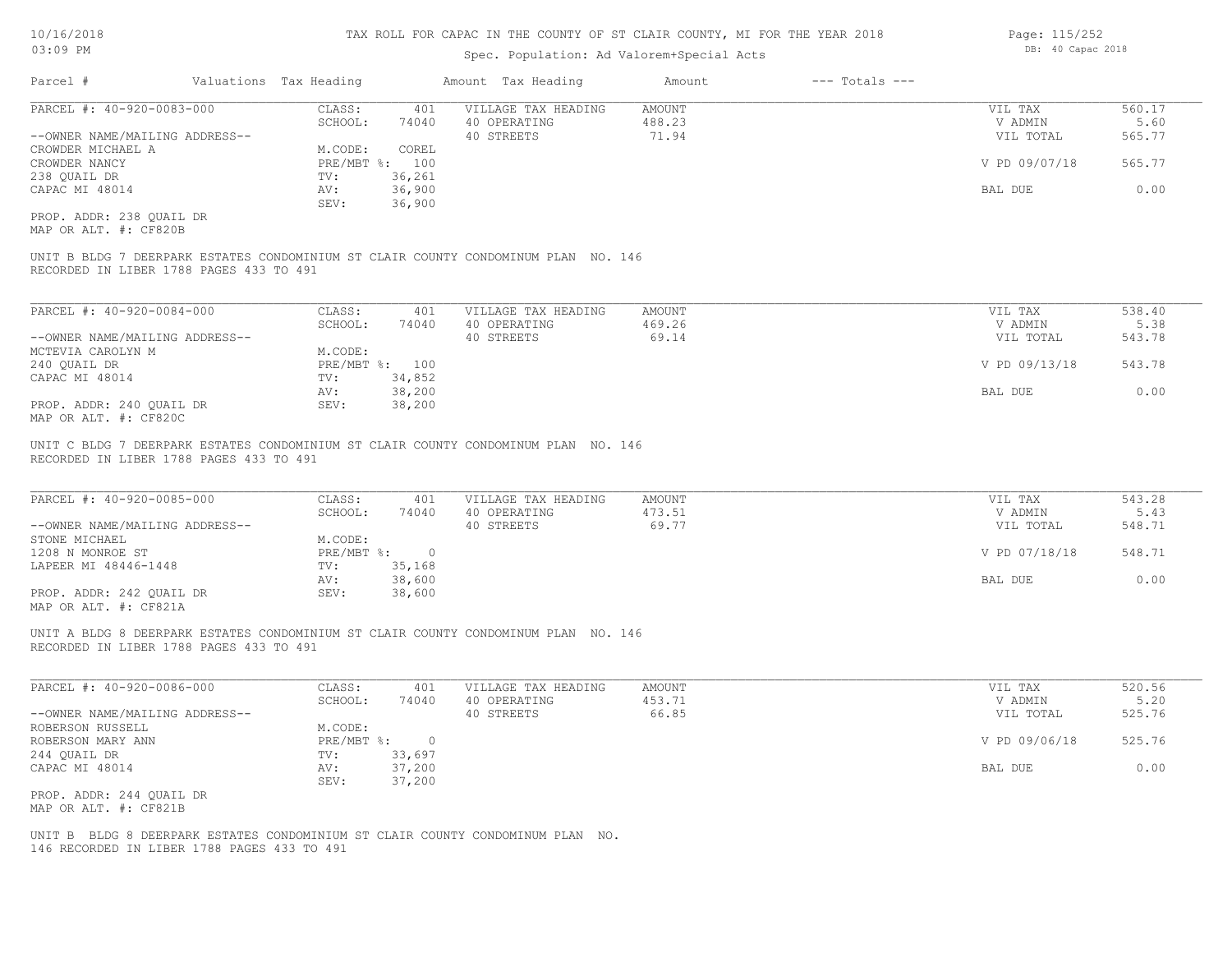# TAX ROLL FOR CAPAC IN THE COUNTY OF ST CLAIR COUNTY, MI FOR THE YEAR 2018

Spec. Population: Ad Valorem+Special Acts

| Parcel # | Valuations | Tax Heading | Amount | Tax Heading | Amount | --- Totals --- | |
|---|---|---|---|---|---|---|---|

---

PARCEL #: 40-920-0083-000

| | | | | | |
|---|---|---|---|---|---|
| CLASS: | 401 | VILLAGE TAX HEADING | AMOUNT | VIL TAX | 560.17 |
| SCHOOL: | 74040 | 40 OPERATING | 488.23 | V ADMIN | 5.60 |
| | | 40 STREETS | 71.94 | VIL TOTAL | 565.77 |
| M.CODE: | COREL | | | | |
| PRE/MBT %: | 100 | | | V PD 09/07/18 | 565.77 |
| TV: | 36,261 | | | | |
| AV: | 36,900 | | | BAL DUE | 0.00 |
| SEV: | 36,900 | | | | |

--OWNER NAME/MAILING ADDRESS--
CROWDER MICHAEL A
CROWDER NANCY
238 QUAIL DR
CAPAC MI 48014

PROP. ADDR: 238 QUAIL DR
MAP OR ALT. #: CF820B

UNIT B BLDG 7 DEERPARK ESTATES CONDOMINIUM ST CLAIR COUNTY CONDOMINUM PLAN NO. 146
RECORDED IN LIBER 1788 PAGES 433 TO 491

---

PARCEL #: 40-920-0084-000

| | | | | | |
|---|---|---|---|---|---|
| CLASS: | 401 | VILLAGE TAX HEADING | AMOUNT | VIL TAX | 538.40 |
| SCHOOL: | 74040 | 40 OPERATING | 469.26 | V ADMIN | 5.38 |
| | | 40 STREETS | 69.14 | VIL TOTAL | 543.78 |
| M.CODE: | | | | | |
| PRE/MBT %: | 100 | | | V PD 09/13/18 | 543.78 |
| TV: | 34,852 | | | | |
| AV: | 38,200 | | | BAL DUE | 0.00 |
| SEV: | 38,200 | | | | |

--OWNER NAME/MAILING ADDRESS--
MCTEVIA CAROLYN M
240 QUAIL DR
CAPAC MI 48014

PROP. ADDR: 240 QUAIL DR
MAP OR ALT. #: CF820C

UNIT C BLDG 7 DEERPARK ESTATES CONDOMINIUM ST CLAIR COUNTY CONDOMINUM PLAN NO. 146
RECORDED IN LIBER 1788 PAGES 433 TO 491

---

PARCEL #: 40-920-0085-000

| | | | | | |
|---|---|---|---|---|---|
| CLASS: | 401 | VILLAGE TAX HEADING | AMOUNT | VIL TAX | 543.28 |
| SCHOOL: | 74040 | 40 OPERATING | 473.51 | V ADMIN | 5.43 |
| | | 40 STREETS | 69.77 | VIL TOTAL | 548.71 |
| M.CODE: | | | | | |
| PRE/MBT %: | 0 | | | V PD 07/18/18 | 548.71 |
| TV: | 35,168 | | | | |
| AV: | 38,600 | | | BAL DUE | 0.00 |
| SEV: | 38,600 | | | | |

--OWNER NAME/MAILING ADDRESS--
STONE MICHAEL
1208 N MONROE ST
LAPEER MI 48446-1448

PROP. ADDR: 242 QUAIL DR
MAP OR ALT. #: CF821A

UNIT A BLDG 8 DEERPARK ESTATES CONDOMINIUM ST CLAIR COUNTY CONDOMINUM PLAN NO. 146
RECORDED IN LIBER 1788 PAGES 433 TO 491

---

PARCEL #: 40-920-0086-000

| | | | | | |
|---|---|---|---|---|---|
| CLASS: | 401 | VILLAGE TAX HEADING | AMOUNT | VIL TAX | 520.56 |
| SCHOOL: | 74040 | 40 OPERATING | 453.71 | V ADMIN | 5.20 |
| | | 40 STREETS | 66.85 | VIL TOTAL | 525.76 |
| M.CODE: | | | | | |
| PRE/MBT %: | 0 | | | V PD 09/06/18 | 525.76 |
| TV: | 33,697 | | | | |
| AV: | 37,200 | | | BAL DUE | 0.00 |
| SEV: | 37,200 | | | | |

--OWNER NAME/MAILING ADDRESS--
ROBERSON RUSSELL
ROBERSON MARY ANN
244 QUAIL DR
CAPAC MI 48014

PROP. ADDR: 244 QUAIL DR
MAP OR ALT. #: CF821B

UNIT B BLDG 8 DEERPARK ESTATES CONDOMINIUM ST CLAIR COUNTY CONDOMINUM PLAN NO.
146 RECORDED IN LIBER 1788 PAGES 433 TO 491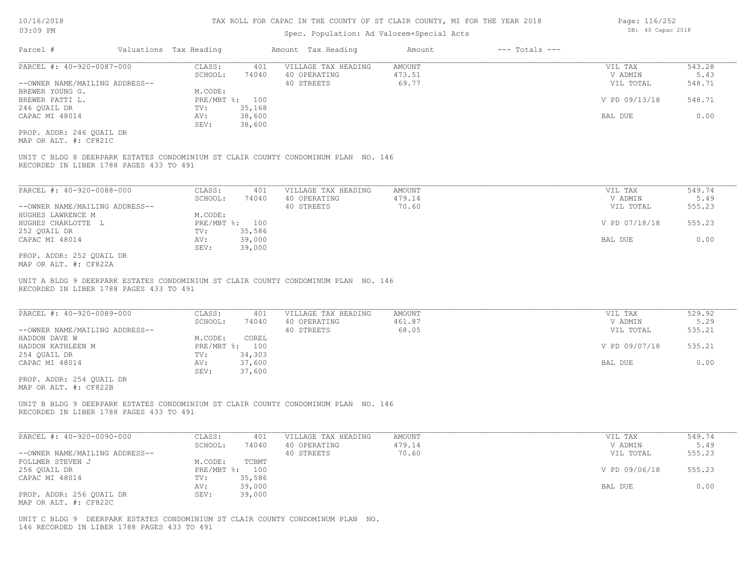TAX ROLL FOR CAPAC IN THE COUNTY OF ST CLAIR COUNTY, MI FOR THE YEAR 2018

Spec. Population: Ad Valorem+Special Acts

DB: 40 Capac 2018

| Parcel # | Valuations | Tax Heading | Amount | Tax Heading | Amount | --- Totals --- | |
|---|---|---|---|---|---|---|---|

## PARCEL #: 40-920-0087-000

| | | | | | |
|---|---|---|---|---|---|
| CLASS: | 401 | VILLAGE TAX HEADING | AMOUNT | VIL TAX | 543.28 |
| SCHOOL: | 74040 | 40 OPERATING | 473.51 | V ADMIN | 5.43 |
| | | 40 STREETS | 69.77 | VIL TOTAL | 548.71 |
| M.CODE: | | | | | |
| PRE/MBT %: | 100 | | | V PD 09/13/18 | 548.71 |
| TV: | 35,168 | | | | |
| AV: | 38,600 | | | BAL DUE | 0.00 |
| SEV: | 38,600 | | | | |

--OWNER NAME/MAILING ADDRESS--
BREWER YOUNG G.
BREWER PATTI L.
246 QUAIL DR
CAPAC MI 48014

PROP. ADDR: 246 QUAIL DR
MAP OR ALT. #: CF821C

UNIT C BLDG 8 DEERPARK ESTATES CONDOMINIUM ST CLAIR COUNTY CONDOMINUM PLAN NO. 146 RECORDED IN LIBER 1788 PAGES 433 TO 491

## PARCEL #: 40-920-0088-000

| | | | | | |
|---|---|---|---|---|---|
| CLASS: | 401 | VILLAGE TAX HEADING | AMOUNT | VIL TAX | 549.74 |
| SCHOOL: | 74040 | 40 OPERATING | 479.14 | V ADMIN | 5.49 |
| | | 40 STREETS | 70.60 | VIL TOTAL | 555.23 |
| M.CODE: | | | | | |
| PRE/MBT %: | 100 | | | V PD 07/18/18 | 555.23 |
| TV: | 35,586 | | | | |
| AV: | 39,000 | | | BAL DUE | 0.00 |
| SEV: | 39,000 | | | | |

--OWNER NAME/MAILING ADDRESS--
HUGHES LAWRENCE M
HUGHES CHARLOTTE L
252 QUAIL DR
CAPAC MI 48014

PROP. ADDR: 252 QUAIL DR
MAP OR ALT. #: CF822A

UNIT A BLDG 9 DEERPARK ESTATES CONDOMINIUM ST CLAIR COUNTY CONDOMINUM PLAN NO. 146 RECORDED IN LIBER 1788 PAGES 433 TO 491

## PARCEL #: 40-920-0089-000

| | | | | | |
|---|---|---|---|---|---|
| CLASS: | 401 | VILLAGE TAX HEADING | AMOUNT | VIL TAX | 529.92 |
| SCHOOL: | 74040 | 40 OPERATING | 461.87 | V ADMIN | 5.29 |
| | | 40 STREETS | 68.05 | VIL TOTAL | 535.21 |
| M.CODE: | COREL | | | | |
| PRE/MBT %: | 100 | | | V PD 09/07/18 | 535.21 |
| TV: | 34,303 | | | | |
| AV: | 37,600 | | | BAL DUE | 0.00 |
| SEV: | 37,600 | | | | |

--OWNER NAME/MAILING ADDRESS--
HADDON DAVE W
HADDON KATHLEEN M
254 QUAIL DR
CAPAC MI 48014

PROP. ADDR: 254 QUAIL DR
MAP OR ALT. #: CF822B

UNIT B BLDG 9 DEERPARK ESTATES CONDOMINIUM ST CLAIR COUNTY CONDOMINUM PLAN NO. 146 RECORDED IN LIBER 1788 PAGES 433 TO 491

## PARCEL #: 40-920-0090-000

| | | | | | |
|---|---|---|---|---|---|
| CLASS: | 401 | VILLAGE TAX HEADING | AMOUNT | VIL TAX | 549.74 |
| SCHOOL: | 74040 | 40 OPERATING | 479.14 | V ADMIN | 5.49 |
| | | 40 STREETS | 70.60 | VIL TOTAL | 555.23 |
| M.CODE: | TCBMT | | | | |
| PRE/MBT %: | 100 | | | V PD 09/06/18 | 555.23 |
| TV: | 35,586 | | | | |
| AV: | 39,000 | | | BAL DUE | 0.00 |
| SEV: | 39,000 | | | | |

--OWNER NAME/MAILING ADDRESS--
FOLLMER STEVEN J
256 QUAIL DR
CAPAC MI 48014

PROP. ADDR: 256 QUAIL DR
MAP OR ALT. #: CF822C

UNIT C BLDG 9 DEERPARK ESTATES CONDOMINIUM ST CLAIR COUNTY CONDOMINUM PLAN NO. 146 RECORDED IN LIBER 1788 PAGES 433 TO 491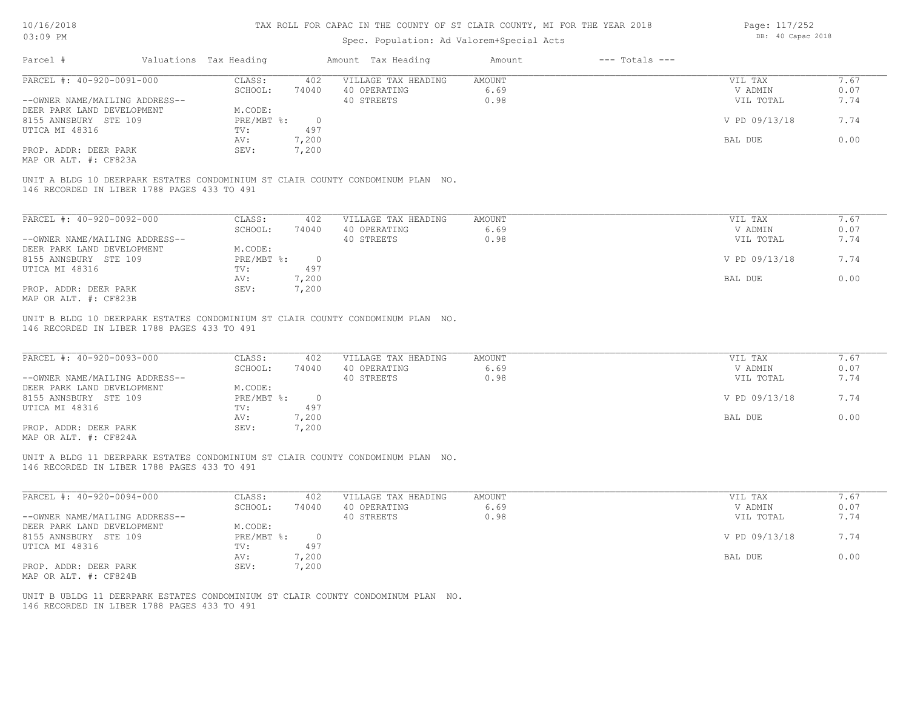TAX ROLL FOR CAPAC IN THE COUNTY OF ST CLAIR COUNTY, MI FOR THE YEAR 2018

Spec. Population: Ad Valorem+Special Acts

| Parcel # | Valuations Tax Heading | | Amount Tax Heading | Amount | --- Totals --- | |
|---|---|---|---|---|---|---|
| PARCEL #: 40-920-0091-000 | CLASS: | 402 | VILLAGE TAX HEADING | AMOUNT | VIL TAX | 7.67 |
| | SCHOOL: | 74040 | 40 OPERATING | 6.69 | V ADMIN | 0.07 |
| --OWNER NAME/MAILING ADDRESS-- | | | 40 STREETS | 0.98 | VIL TOTAL | 7.74 |
| DEER PARK LAND DEVELOPMENT | M.CODE: | | | | | |
| 8155 ANNSBURY STE 109 | PRE/MBT %: | 0 | | | V PD 09/13/18 | 7.74 |
| UTICA MI 48316 | TV: | 497 | | | | |
| | AV: | 7,200 | | | BAL DUE | 0.00 |
| PROP. ADDR: DEER PARK | SEV: | 7,200 | | | | |
| MAP OR ALT. #: CF823A | | | | | | |

UNIT A BLDG 10 DEERPARK ESTATES CONDOMINIUM ST CLAIR COUNTY CONDOMINUM PLAN NO. 146 RECORDED IN LIBER 1788 PAGES 433 TO 491

| Parcel # | Valuations Tax Heading | | Amount Tax Heading | Amount | --- Totals --- | |
|---|---|---|---|---|---|---|
| PARCEL #: 40-920-0092-000 | CLASS: | 402 | VILLAGE TAX HEADING | AMOUNT | VIL TAX | 7.67 |
| | SCHOOL: | 74040 | 40 OPERATING | 6.69 | V ADMIN | 0.07 |
| --OWNER NAME/MAILING ADDRESS-- | | | 40 STREETS | 0.98 | VIL TOTAL | 7.74 |
| DEER PARK LAND DEVELOPMENT | M.CODE: | | | | | |
| 8155 ANNSBURY STE 109 | PRE/MBT %: | 0 | | | V PD 09/13/18 | 7.74 |
| UTICA MI 48316 | TV: | 497 | | | | |
| | AV: | 7,200 | | | BAL DUE | 0.00 |
| PROP. ADDR: DEER PARK | SEV: | 7,200 | | | | |
| MAP OR ALT. #: CF823B | | | | | | |

UNIT B BLDG 10 DEERPARK ESTATES CONDOMINIUM ST CLAIR COUNTY CONDOMINUM PLAN NO. 146 RECORDED IN LIBER 1788 PAGES 433 TO 491

| Parcel # | Valuations Tax Heading | | Amount Tax Heading | Amount | --- Totals --- | |
|---|---|---|---|---|---|---|
| PARCEL #: 40-920-0093-000 | CLASS: | 402 | VILLAGE TAX HEADING | AMOUNT | VIL TAX | 7.67 |
| | SCHOOL: | 74040 | 40 OPERATING | 6.69 | V ADMIN | 0.07 |
| --OWNER NAME/MAILING ADDRESS-- | | | 40 STREETS | 0.98 | VIL TOTAL | 7.74 |
| DEER PARK LAND DEVELOPMENT | M.CODE: | | | | | |
| 8155 ANNSBURY STE 109 | PRE/MBT %: | 0 | | | V PD 09/13/18 | 7.74 |
| UTICA MI 48316 | TV: | 497 | | | | |
| | AV: | 7,200 | | | BAL DUE | 0.00 |
| PROP. ADDR: DEER PARK | SEV: | 7,200 | | | | |
| MAP OR ALT. #: CF824A | | | | | | |

UNIT A BLDG 11 DEERPARK ESTATES CONDOMINIUM ST CLAIR COUNTY CONDOMINUM PLAN NO. 146 RECORDED IN LIBER 1788 PAGES 433 TO 491

| Parcel # | Valuations Tax Heading | | Amount Tax Heading | Amount | --- Totals --- | |
|---|---|---|---|---|---|---|
| PARCEL #: 40-920-0094-000 | CLASS: | 402 | VILLAGE TAX HEADING | AMOUNT | VIL TAX | 7.67 |
| | SCHOOL: | 74040 | 40 OPERATING | 6.69 | V ADMIN | 0.07 |
| --OWNER NAME/MAILING ADDRESS-- | | | 40 STREETS | 0.98 | VIL TOTAL | 7.74 |
| DEER PARK LAND DEVELOPMENT | M.CODE: | | | | | |
| 8155 ANNSBURY STE 109 | PRE/MBT %: | 0 | | | V PD 09/13/18 | 7.74 |
| UTICA MI 48316 | TV: | 497 | | | | |
| | AV: | 7,200 | | | BAL DUE | 0.00 |
| PROP. ADDR: DEER PARK | SEV: | 7,200 | | | | |
| MAP OR ALT. #: CF824B | | | | | | |

UNIT B UBLDG 11 DEERPARK ESTATES CONDOMINIUM ST CLAIR COUNTY CONDOMINUM PLAN NO. 146 RECORDED IN LIBER 1788 PAGES 433 TO 491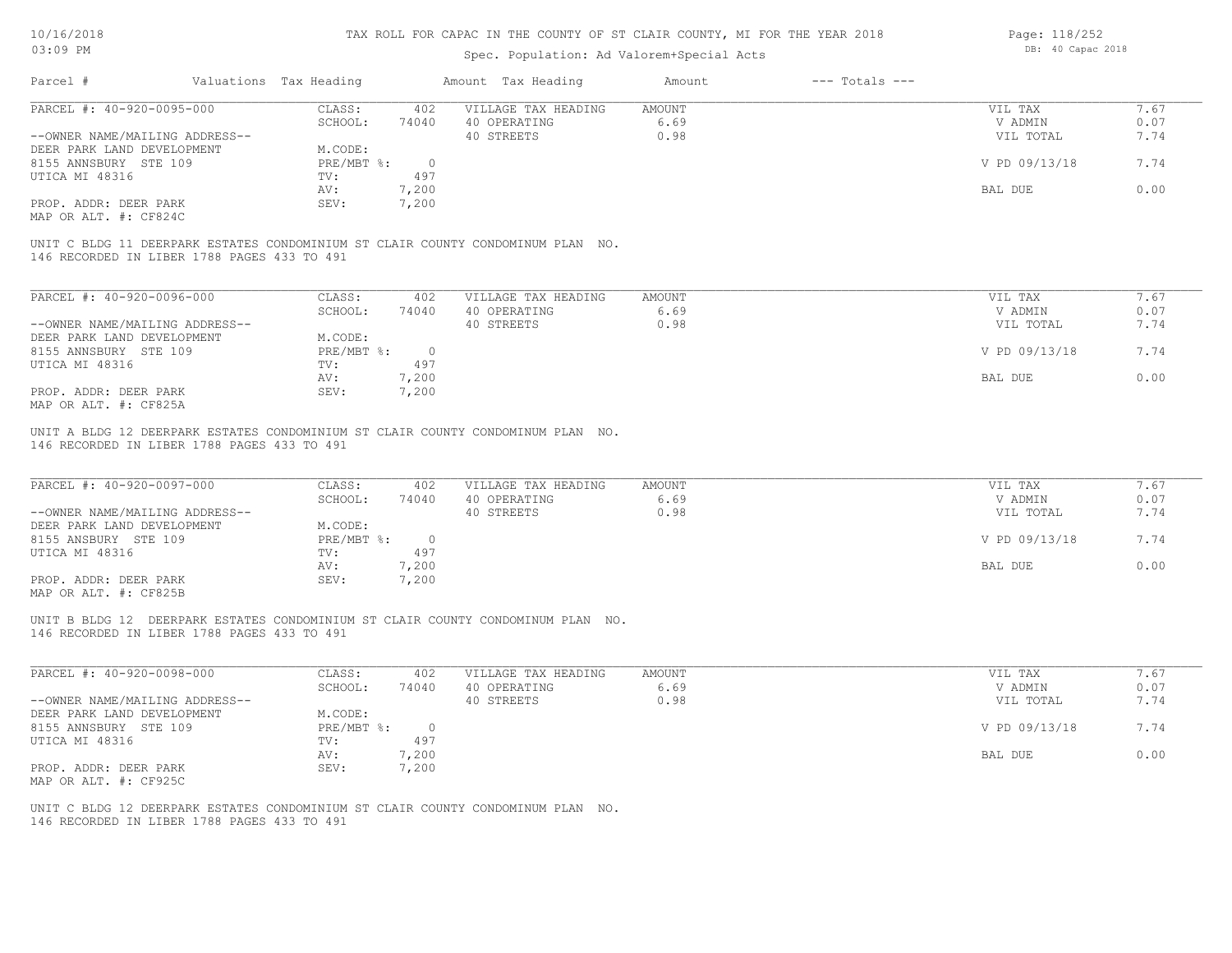# TAX ROLL FOR CAPAC IN THE COUNTY OF ST CLAIR COUNTY, MI FOR THE YEAR 2018

Spec. Population: Ad Valorem+Special Acts

| Parcel # | Valuations | Tax Heading | Amount | Tax Heading | Amount | --- Totals --- | |
|---|---|---|---|---|---|---|---|
| PARCEL #: 40-920-0095-000 | CLASS: | 402 | VILLAGE TAX HEADING | AMOUNT | | VIL TAX | 7.67 |
| | SCHOOL: | 74040 | 40 OPERATING | 6.69 | | V ADMIN | 0.07 |
| --OWNER NAME/MAILING ADDRESS-- | | | 40 STREETS | 0.98 | | VIL TOTAL | 7.74 |
| DEER PARK LAND DEVELOPMENT | M.CODE: | | | | | | |
| 8155 ANNSBURY STE 109 | PRE/MBT %: | 0 | | | | V PD 09/13/18 | 7.74 |
| UTICA MI 48316 | TV: | 497 | | | | | |
| | AV: | 7,200 | | | | BAL DUE | 0.00 |
| PROP. ADDR: DEER PARK | SEV: | 7,200 | | | | | |
| MAP OR ALT. #: CF824C | | | | | | | |

UNIT C BLDG 11 DEERPARK ESTATES CONDOMINIUM ST CLAIR COUNTY CONDOMINUM PLAN NO. 146 RECORDED IN LIBER 1788 PAGES 433 TO 491

| Parcel # | Valuations | Tax Heading | Amount | Tax Heading | Amount | --- Totals --- | |
|---|---|---|---|---|---|---|---|
| PARCEL #: 40-920-0096-000 | CLASS: | 402 | VILLAGE TAX HEADING | AMOUNT | | VIL TAX | 7.67 |
| | SCHOOL: | 74040 | 40 OPERATING | 6.69 | | V ADMIN | 0.07 |
| --OWNER NAME/MAILING ADDRESS-- | | | 40 STREETS | 0.98 | | VIL TOTAL | 7.74 |
| DEER PARK LAND DEVELOPMENT | M.CODE: | | | | | | |
| 8155 ANNSBURY STE 109 | PRE/MBT %: | 0 | | | | V PD 09/13/18 | 7.74 |
| UTICA MI 48316 | TV: | 497 | | | | | |
| | AV: | 7,200 | | | | BAL DUE | 0.00 |
| PROP. ADDR: DEER PARK | SEV: | 7,200 | | | | | |
| MAP OR ALT. #: CF825A | | | | | | | |

UNIT A BLDG 12 DEERPARK ESTATES CONDOMINIUM ST CLAIR COUNTY CONDOMINUM PLAN NO. 146 RECORDED IN LIBER 1788 PAGES 433 TO 491

| Parcel # | Valuations | Tax Heading | Amount | Tax Heading | Amount | --- Totals --- | |
|---|---|---|---|---|---|---|---|
| PARCEL #: 40-920-0097-000 | CLASS: | 402 | VILLAGE TAX HEADING | AMOUNT | | VIL TAX | 7.67 |
| | SCHOOL: | 74040 | 40 OPERATING | 6.69 | | V ADMIN | 0.07 |
| --OWNER NAME/MAILING ADDRESS-- | | | 40 STREETS | 0.98 | | VIL TOTAL | 7.74 |
| DEER PARK LAND DEVELOPMENT | M.CODE: | | | | | | |
| 8155 ANSBURY STE 109 | PRE/MBT %: | 0 | | | | V PD 09/13/18 | 7.74 |
| UTICA MI 48316 | TV: | 497 | | | | | |
| | AV: | 7,200 | | | | BAL DUE | 0.00 |
| PROP. ADDR: DEER PARK | SEV: | 7,200 | | | | | |
| MAP OR ALT. #: CF825B | | | | | | | |

UNIT B BLDG 12 DEERPARK ESTATES CONDOMINIUM ST CLAIR COUNTY CONDOMINUM PLAN NO. 146 RECORDED IN LIBER 1788 PAGES 433 TO 491

| Parcel # | Valuations | Tax Heading | Amount | Tax Heading | Amount | --- Totals --- | |
|---|---|---|---|---|---|---|---|
| PARCEL #: 40-920-0098-000 | CLASS: | 402 | VILLAGE TAX HEADING | AMOUNT | | VIL TAX | 7.67 |
| | SCHOOL: | 74040 | 40 OPERATING | 6.69 | | V ADMIN | 0.07 |
| --OWNER NAME/MAILING ADDRESS-- | | | 40 STREETS | 0.98 | | VIL TOTAL | 7.74 |
| DEER PARK LAND DEVELOPMENT | M.CODE: | | | | | | |
| 8155 ANNSBURY STE 109 | PRE/MBT %: | 0 | | | | V PD 09/13/18 | 7.74 |
| UTICA MI 48316 | TV: | 497 | | | | | |
| | AV: | 7,200 | | | | BAL DUE | 0.00 |
| PROP. ADDR: DEER PARK | SEV: | 7,200 | | | | | |
| MAP OR ALT. #: CF925C | | | | | | | |

UNIT C BLDG 12 DEERPARK ESTATES CONDOMINIUM ST CLAIR COUNTY CONDOMINUM PLAN NO. 146 RECORDED IN LIBER 1788 PAGES 433 TO 491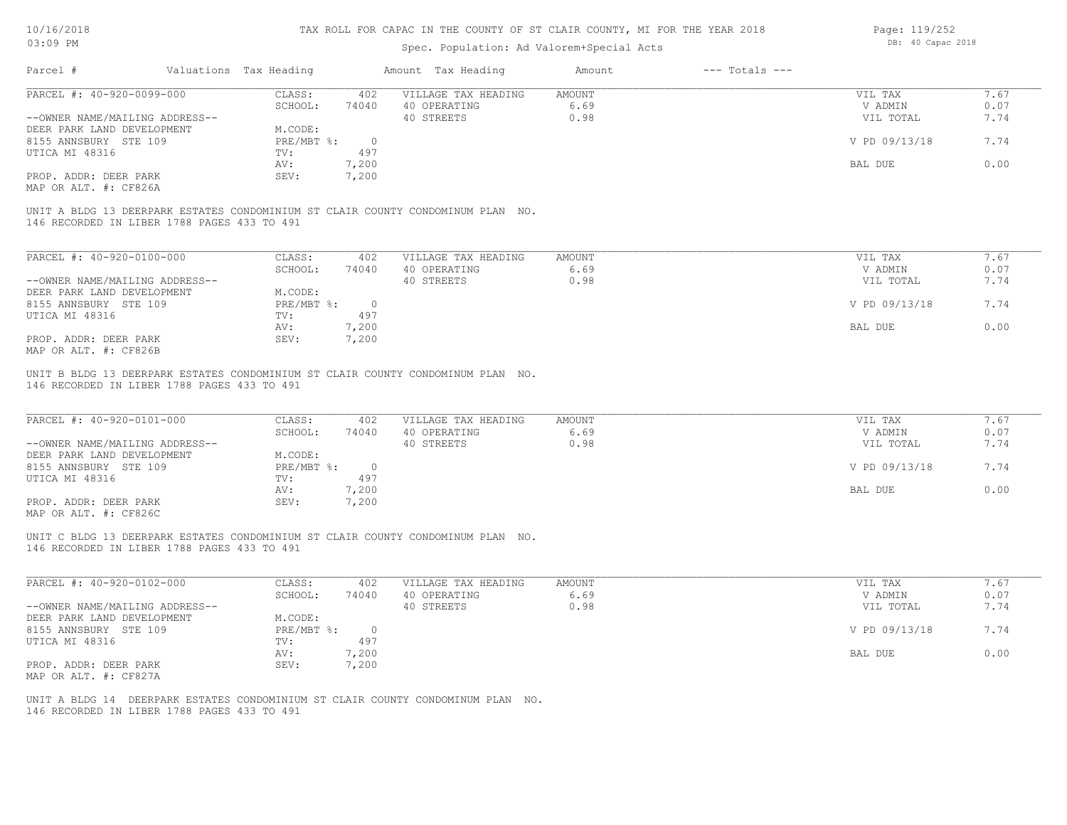TAX ROLL FOR CAPAC IN THE COUNTY OF ST CLAIR COUNTY, MI FOR THE YEAR 2018

Spec. Population: Ad Valorem+Special Acts

| Parcel # | Valuations | Tax Heading | Amount | Tax Heading | Amount | --- Totals --- | |
|---|---|---|---|---|---|---|---|
| PARCEL #: 40-920-0099-000 | CLASS: | 402 | VILLAGE TAX HEADING | AMOUNT | | VIL TAX | 7.67 |
| | SCHOOL: | 74040 | 40 OPERATING | 6.69 | | V ADMIN | 0.07 |
| --OWNER NAME/MAILING ADDRESS-- | | | 40 STREETS | 0.98 | | VIL TOTAL | 7.74 |
| DEER PARK LAND DEVELOPMENT | M.CODE: | | | | | | |
| 8155 ANNSBURY STE 109 | PRE/MBT %: | 0 | | | | V PD 09/13/18 | 7.74 |
| UTICA MI 48316 | TV: | 497 | | | | | |
| | AV: | 7,200 | | | | BAL DUE | 0.00 |
| PROP. ADDR: DEER PARK | SEV: | 7,200 | | | | | |
| MAP OR ALT. #: CF826A | | | | | | | |

UNIT A BLDG 13 DEERPARK ESTATES CONDOMINIUM ST CLAIR COUNTY CONDOMINUM PLAN NO. 146 RECORDED IN LIBER 1788 PAGES 433 TO 491

| Parcel # | Valuations | Tax Heading | Amount | Tax Heading | Amount | --- Totals --- | |
|---|---|---|---|---|---|---|---|
| PARCEL #: 40-920-0100-000 | CLASS: | 402 | VILLAGE TAX HEADING | AMOUNT | | VIL TAX | 7.67 |
| | SCHOOL: | 74040 | 40 OPERATING | 6.69 | | V ADMIN | 0.07 |
| --OWNER NAME/MAILING ADDRESS-- | | | 40 STREETS | 0.98 | | VIL TOTAL | 7.74 |
| DEER PARK LAND DEVELOPMENT | M.CODE: | | | | | | |
| 8155 ANNSBURY STE 109 | PRE/MBT %: | 0 | | | | V PD 09/13/18 | 7.74 |
| UTICA MI 48316 | TV: | 497 | | | | | |
| | AV: | 7,200 | | | | BAL DUE | 0.00 |
| PROP. ADDR: DEER PARK | SEV: | 7,200 | | | | | |
| MAP OR ALT. #: CF826B | | | | | | | |

UNIT B BLDG 13 DEERPARK ESTATES CONDOMINIUM ST CLAIR COUNTY CONDOMINUM PLAN NO. 146 RECORDED IN LIBER 1788 PAGES 433 TO 491

| Parcel # | Valuations | Tax Heading | Amount | Tax Heading | Amount | --- Totals --- | |
|---|---|---|---|---|---|---|---|
| PARCEL #: 40-920-0101-000 | CLASS: | 402 | VILLAGE TAX HEADING | AMOUNT | | VIL TAX | 7.67 |
| | SCHOOL: | 74040 | 40 OPERATING | 6.69 | | V ADMIN | 0.07 |
| --OWNER NAME/MAILING ADDRESS-- | | | 40 STREETS | 0.98 | | VIL TOTAL | 7.74 |
| DEER PARK LAND DEVELOPMENT | M.CODE: | | | | | | |
| 8155 ANNSBURY STE 109 | PRE/MBT %: | 0 | | | | V PD 09/13/18 | 7.74 |
| UTICA MI 48316 | TV: | 497 | | | | | |
| | AV: | 7,200 | | | | BAL DUE | 0.00 |
| PROP. ADDR: DEER PARK | SEV: | 7,200 | | | | | |
| MAP OR ALT. #: CF826C | | | | | | | |

UNIT C BLDG 13 DEERPARK ESTATES CONDOMINIUM ST CLAIR COUNTY CONDOMINUM PLAN NO. 146 RECORDED IN LIBER 1788 PAGES 433 TO 491

| Parcel # | Valuations | Tax Heading | Amount | Tax Heading | Amount | --- Totals --- | |
|---|---|---|---|---|---|---|---|
| PARCEL #: 40-920-0102-000 | CLASS: | 402 | VILLAGE TAX HEADING | AMOUNT | | VIL TAX | 7.67 |
| | SCHOOL: | 74040 | 40 OPERATING | 6.69 | | V ADMIN | 0.07 |
| --OWNER NAME/MAILING ADDRESS-- | | | 40 STREETS | 0.98 | | VIL TOTAL | 7.74 |
| DEER PARK LAND DEVELOPMENT | M.CODE: | | | | | | |
| 8155 ANNSBURY STE 109 | PRE/MBT %: | 0 | | | | V PD 09/13/18 | 7.74 |
| UTICA MI 48316 | TV: | 497 | | | | | |
| | AV: | 7,200 | | | | BAL DUE | 0.00 |
| PROP. ADDR: DEER PARK | SEV: | 7,200 | | | | | |
| MAP OR ALT. #: CF827A | | | | | | | |

UNIT A BLDG 14 DEERPARK ESTATES CONDOMINIUM ST CLAIR COUNTY CONDOMINUM PLAN NO. 146 RECORDED IN LIBER 1788 PAGES 433 TO 491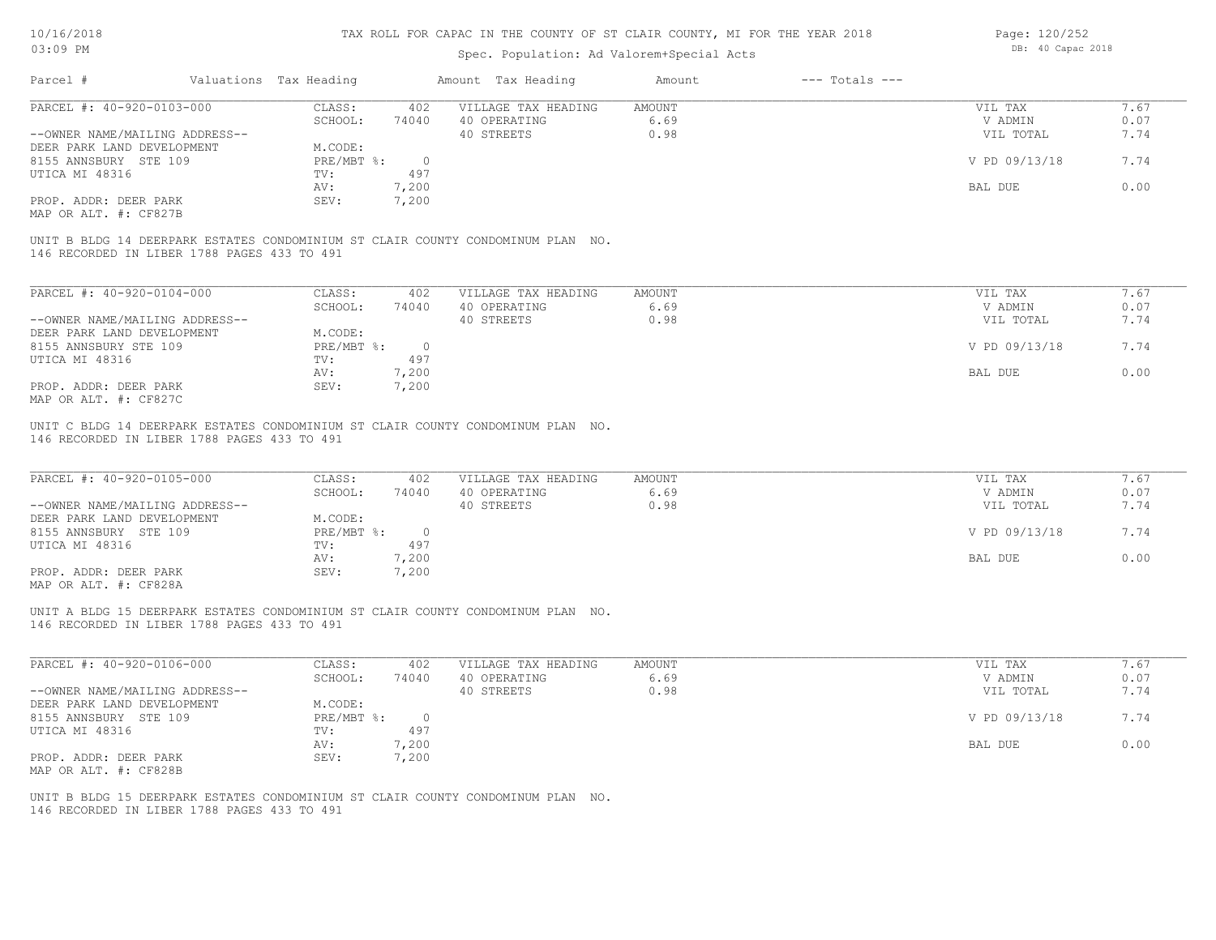# TAX ROLL FOR CAPAC IN THE COUNTY OF ST CLAIR COUNTY, MI FOR THE YEAR 2018

Spec. Population: Ad Valorem+Special Acts

| Parcel # | Valuations | Tax Heading | Amount | Tax Heading | Amount | --- Totals --- | |
|---|---|---|---|---|---|---|---|
| PARCEL #: 40-920-0103-000 | CLASS: | 402 | VILLAGE TAX HEADING | AMOUNT | | VIL TAX | 7.67 |
| | SCHOOL: | 74040 | 40 OPERATING | 6.69 | | V ADMIN | 0.07 |
| --OWNER NAME/MAILING ADDRESS-- | | | 40 STREETS | 0.98 | | VIL TOTAL | 7.74 |
| DEER PARK LAND DEVELOPMENT | M.CODE: | | | | | | |
| 8155 ANNSBURY STE 109 | PRE/MBT %: | 0 | | | | V PD 09/13/18 | 7.74 |
| UTICA MI 48316 | TV: | 497 | | | | | |
| | AV: | 7,200 | | | | BAL DUE | 0.00 |
| PROP. ADDR: DEER PARK | SEV: | 7,200 | | | | | |
| MAP OR ALT. #: CF827B | | | | | | | |

UNIT B BLDG 14 DEERPARK ESTATES CONDOMINIUM ST CLAIR COUNTY CONDOMINUM PLAN NO. 146 RECORDED IN LIBER 1788 PAGES 433 TO 491

| Parcel # | Valuations | Tax Heading | Amount | Tax Heading | Amount | --- Totals --- | |
|---|---|---|---|---|---|---|---|
| PARCEL #: 40-920-0104-000 | CLASS: | 402 | VILLAGE TAX HEADING | AMOUNT | | VIL TAX | 7.67 |
| | SCHOOL: | 74040 | 40 OPERATING | 6.69 | | V ADMIN | 0.07 |
| --OWNER NAME/MAILING ADDRESS-- | | | 40 STREETS | 0.98 | | VIL TOTAL | 7.74 |
| DEER PARK LAND DEVELOPMENT | M.CODE: | | | | | | |
| 8155 ANNSBURY STE 109 | PRE/MBT %: | 0 | | | | V PD 09/13/18 | 7.74 |
| UTICA MI 48316 | TV: | 497 | | | | | |
| | AV: | 7,200 | | | | BAL DUE | 0.00 |
| PROP. ADDR: DEER PARK | SEV: | 7,200 | | | | | |
| MAP OR ALT. #: CF827C | | | | | | | |

UNIT C BLDG 14 DEERPARK ESTATES CONDOMINIUM ST CLAIR COUNTY CONDOMINUM PLAN NO. 146 RECORDED IN LIBER 1788 PAGES 433 TO 491

| Parcel # | Valuations | Tax Heading | Amount | Tax Heading | Amount | --- Totals --- | |
|---|---|---|---|---|---|---|---|
| PARCEL #: 40-920-0105-000 | CLASS: | 402 | VILLAGE TAX HEADING | AMOUNT | | VIL TAX | 7.67 |
| | SCHOOL: | 74040 | 40 OPERATING | 6.69 | | V ADMIN | 0.07 |
| --OWNER NAME/MAILING ADDRESS-- | | | 40 STREETS | 0.98 | | VIL TOTAL | 7.74 |
| DEER PARK LAND DEVELOPMENT | M.CODE: | | | | | | |
| 8155 ANNSBURY STE 109 | PRE/MBT %: | 0 | | | | V PD 09/13/18 | 7.74 |
| UTICA MI 48316 | TV: | 497 | | | | | |
| | AV: | 7,200 | | | | BAL DUE | 0.00 |
| PROP. ADDR: DEER PARK | SEV: | 7,200 | | | | | |
| MAP OR ALT. #: CF828A | | | | | | | |

UNIT A BLDG 15 DEERPARK ESTATES CONDOMINIUM ST CLAIR COUNTY CONDOMINUM PLAN NO. 146 RECORDED IN LIBER 1788 PAGES 433 TO 491

| Parcel # | Valuations | Tax Heading | Amount | Tax Heading | Amount | --- Totals --- | |
|---|---|---|---|---|---|---|---|
| PARCEL #: 40-920-0106-000 | CLASS: | 402 | VILLAGE TAX HEADING | AMOUNT | | VIL TAX | 7.67 |
| | SCHOOL: | 74040 | 40 OPERATING | 6.69 | | V ADMIN | 0.07 |
| --OWNER NAME/MAILING ADDRESS-- | | | 40 STREETS | 0.98 | | VIL TOTAL | 7.74 |
| DEER PARK LAND DEVELOPMENT | M.CODE: | | | | | | |
| 8155 ANNSBURY STE 109 | PRE/MBT %: | 0 | | | | V PD 09/13/18 | 7.74 |
| UTICA MI 48316 | TV: | 497 | | | | | |
| | AV: | 7,200 | | | | BAL DUE | 0.00 |
| PROP. ADDR: DEER PARK | SEV: | 7,200 | | | | | |
| MAP OR ALT. #: CF828B | | | | | | | |

UNIT B BLDG 15 DEERPARK ESTATES CONDOMINIUM ST CLAIR COUNTY CONDOMINUM PLAN NO. 146 RECORDED IN LIBER 1788 PAGES 433 TO 491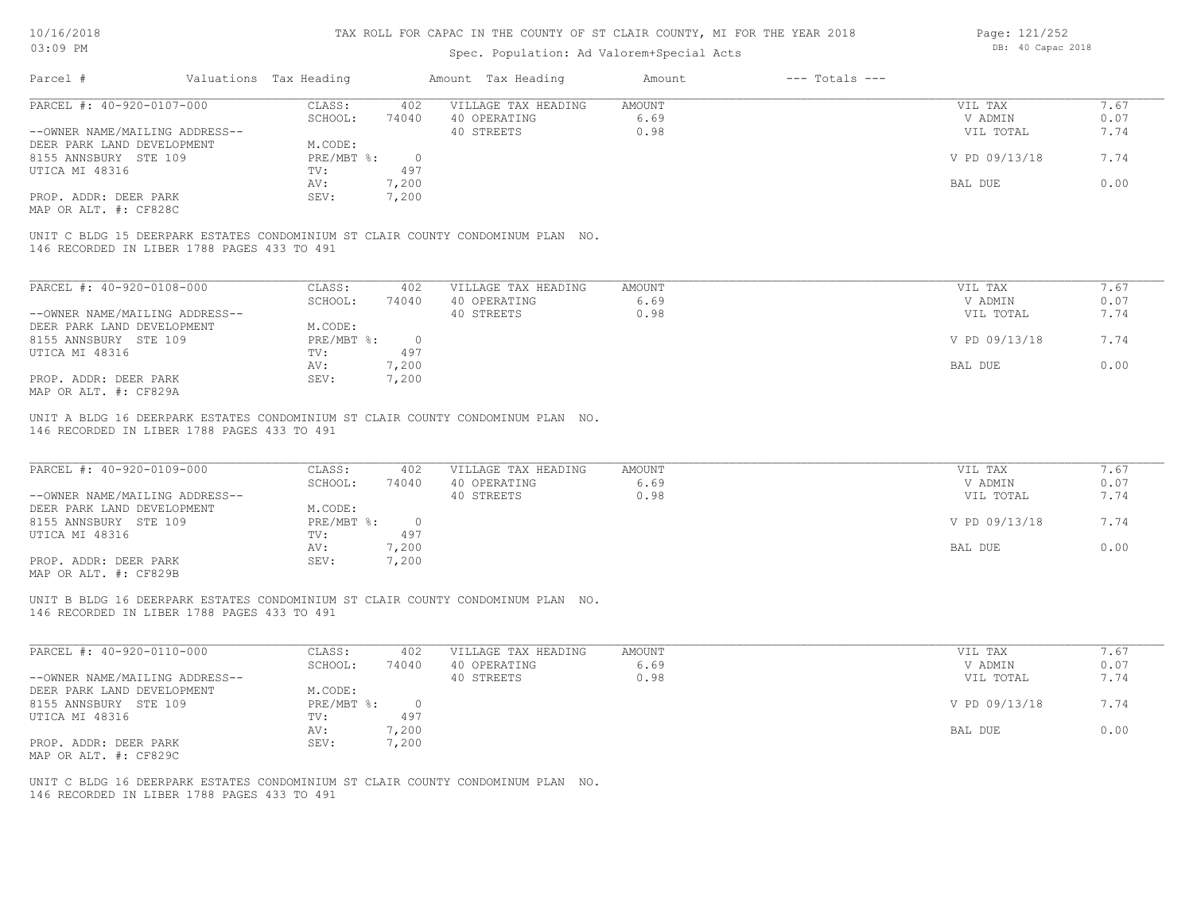TAX ROLL FOR CAPAC IN THE COUNTY OF ST CLAIR COUNTY, MI FOR THE YEAR 2018

Spec. Population: Ad Valorem+Special Acts

DB: 40 Capac 2018

| Parcel # | Valuations | Tax Heading | Amount | Tax Heading | Amount | --- Totals --- | |
|---|---|---|---|---|---|---|---|

PARCEL #: 40-920-0107-000

| | | | | | |
|---|---|---|---|---|---|
| CLASS: | 402 | VILLAGE TAX HEADING | AMOUNT | VIL TAX | 7.67 |
| SCHOOL: | 74040 | 40 OPERATING | 6.69 | V ADMIN | 0.07 |
| M.CODE: | | 40 STREETS | 0.98 | VIL TOTAL | 7.74 |
| PRE/MBT %: | 0 | | | V PD 09/13/18 | 7.74 |
| TV: | 497 | | | | |
| AV: | 7,200 | | | BAL DUE | 0.00 |
| SEV: | 7,200 | | | | |

--OWNER NAME/MAILING ADDRESS--
DEER PARK LAND DEVELOPMENT
8155 ANNSBURY STE 109
UTICA MI 48316

PROP. ADDR: DEER PARK
MAP OR ALT. #: CF828C

UNIT C BLDG 15 DEERPARK ESTATES CONDOMINIUM ST CLAIR COUNTY CONDOMINUM PLAN NO. 146 RECORDED IN LIBER 1788 PAGES 433 TO 491

PARCEL #: 40-920-0108-000

| | | | | | |
|---|---|---|---|---|---|
| CLASS: | 402 | VILLAGE TAX HEADING | AMOUNT | VIL TAX | 7.67 |
| SCHOOL: | 74040 | 40 OPERATING | 6.69 | V ADMIN | 0.07 |
| M.CODE: | | 40 STREETS | 0.98 | VIL TOTAL | 7.74 |
| PRE/MBT %: | 0 | | | V PD 09/13/18 | 7.74 |
| TV: | 497 | | | | |
| AV: | 7,200 | | | BAL DUE | 0.00 |
| SEV: | 7,200 | | | | |

--OWNER NAME/MAILING ADDRESS--
DEER PARK LAND DEVELOPMENT
8155 ANNSBURY STE 109
UTICA MI 48316

PROP. ADDR: DEER PARK
MAP OR ALT. #: CF829A

UNIT A BLDG 16 DEERPARK ESTATES CONDOMINIUM ST CLAIR COUNTY CONDOMINUM PLAN NO. 146 RECORDED IN LIBER 1788 PAGES 433 TO 491

PARCEL #: 40-920-0109-000

| | | | | | |
|---|---|---|---|---|---|
| CLASS: | 402 | VILLAGE TAX HEADING | AMOUNT | VIL TAX | 7.67 |
| SCHOOL: | 74040 | 40 OPERATING | 6.69 | V ADMIN | 0.07 |
| M.CODE: | | 40 STREETS | 0.98 | VIL TOTAL | 7.74 |
| PRE/MBT %: | 0 | | | V PD 09/13/18 | 7.74 |
| TV: | 497 | | | | |
| AV: | 7,200 | | | BAL DUE | 0.00 |
| SEV: | 7,200 | | | | |

--OWNER NAME/MAILING ADDRESS--
DEER PARK LAND DEVELOPMENT
8155 ANNSBURY STE 109
UTICA MI 48316

PROP. ADDR: DEER PARK
MAP OR ALT. #: CF829B

UNIT B BLDG 16 DEERPARK ESTATES CONDOMINIUM ST CLAIR COUNTY CONDOMINUM PLAN NO. 146 RECORDED IN LIBER 1788 PAGES 433 TO 491

PARCEL #: 40-920-0110-000

| | | | | | |
|---|---|---|---|---|---|
| CLASS: | 402 | VILLAGE TAX HEADING | AMOUNT | VIL TAX | 7.67 |
| SCHOOL: | 74040 | 40 OPERATING | 6.69 | V ADMIN | 0.07 |
| M.CODE: | | 40 STREETS | 0.98 | VIL TOTAL | 7.74 |
| PRE/MBT %: | 0 | | | V PD 09/13/18 | 7.74 |
| TV: | 497 | | | | |
| AV: | 7,200 | | | BAL DUE | 0.00 |
| SEV: | 7,200 | | | | |

--OWNER NAME/MAILING ADDRESS--
DEER PARK LAND DEVELOPMENT
8155 ANNSBURY STE 109
UTICA MI 48316

PROP. ADDR: DEER PARK
MAP OR ALT. #: CF829C

UNIT C BLDG 16 DEERPARK ESTATES CONDOMINIUM ST CLAIR COUNTY CONDOMINUM PLAN NO. 146 RECORDED IN LIBER 1788 PAGES 433 TO 491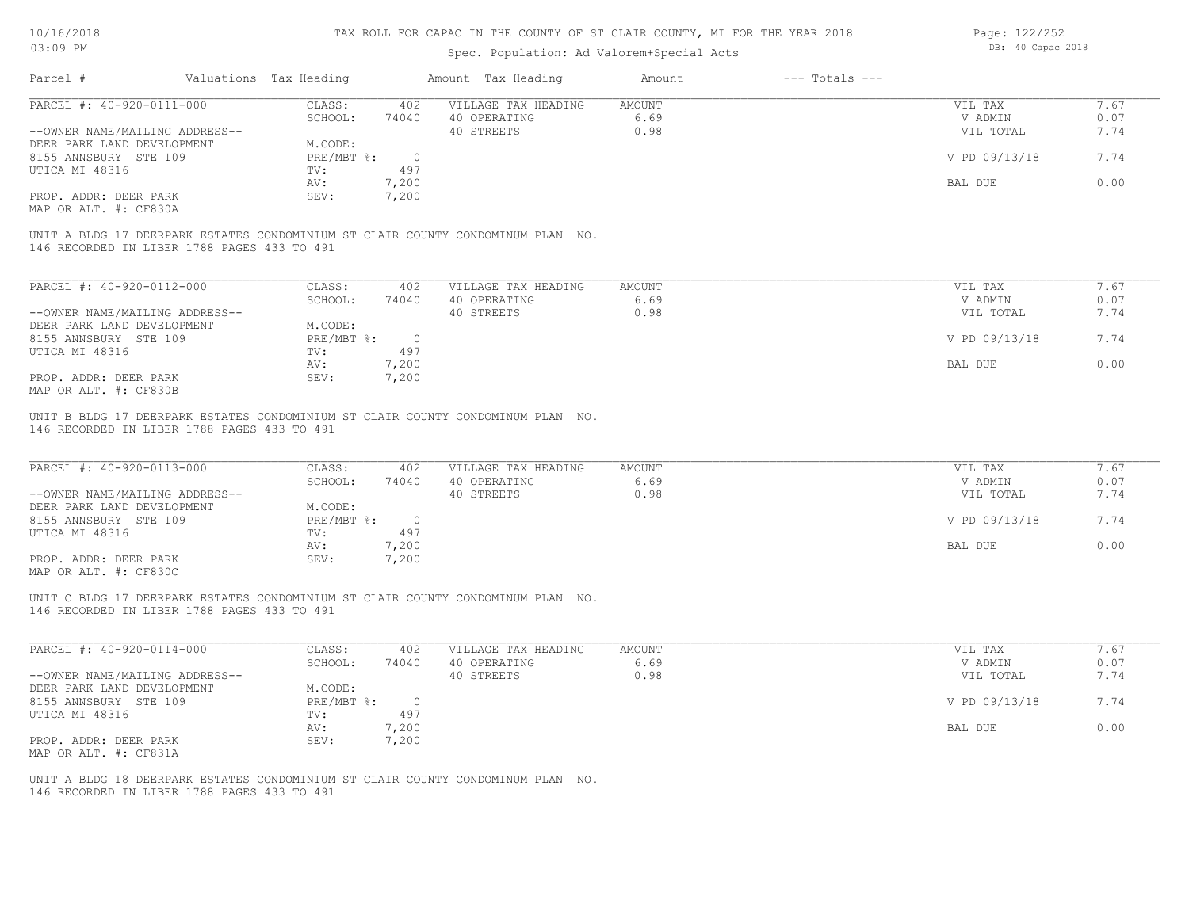TAX ROLL FOR CAPAC IN THE COUNTY OF ST CLAIR COUNTY, MI FOR THE YEAR 2018

Spec. Population: Ad Valorem+Special Acts

| Parcel # | Valuations | Tax Heading | Amount | Tax Heading | Amount | --- Totals --- | |
|---|---|---|---|---|---|---|---|
| PARCEL #: 40-920-0111-000 | CLASS: | 402 | VILLAGE TAX HEADING | AMOUNT | | VIL TAX | 7.67 |
| | SCHOOL: | 74040 | 40 OPERATING | 6.69 | | V ADMIN | 0.07 |
| --OWNER NAME/MAILING ADDRESS-- | | | 40 STREETS | 0.98 | | VIL TOTAL | 7.74 |
| DEER PARK LAND DEVELOPMENT | M.CODE: | | | | | | |
| 8155 ANNSBURY STE 109 | PRE/MBT %: | 0 | | | | V PD 09/13/18 | 7.74 |
| UTICA MI 48316 | TV: | 497 | | | | | |
| | AV: | 7,200 | | | | BAL DUE | 0.00 |
| PROP. ADDR: DEER PARK | SEV: | 7,200 | | | | | |
| MAP OR ALT. #: CF830A | | | | | | | |

UNIT A BLDG 17 DEERPARK ESTATES CONDOMINIUM ST CLAIR COUNTY CONDOMINUM PLAN NO. 146 RECORDED IN LIBER 1788 PAGES 433 TO 491

| Parcel # | Valuations | Tax Heading | Amount | Tax Heading | Amount | --- Totals --- | |
|---|---|---|---|---|---|---|---|
| PARCEL #: 40-920-0112-000 | CLASS: | 402 | VILLAGE TAX HEADING | AMOUNT | | VIL TAX | 7.67 |
| | SCHOOL: | 74040 | 40 OPERATING | 6.69 | | V ADMIN | 0.07 |
| --OWNER NAME/MAILING ADDRESS-- | | | 40 STREETS | 0.98 | | VIL TOTAL | 7.74 |
| DEER PARK LAND DEVELOPMENT | M.CODE: | | | | | | |
| 8155 ANNSBURY STE 109 | PRE/MBT %: | 0 | | | | V PD 09/13/18 | 7.74 |
| UTICA MI 48316 | TV: | 497 | | | | | |
| | AV: | 7,200 | | | | BAL DUE | 0.00 |
| PROP. ADDR: DEER PARK | SEV: | 7,200 | | | | | |
| MAP OR ALT. #: CF830B | | | | | | | |

UNIT B BLDG 17 DEERPARK ESTATES CONDOMINIUM ST CLAIR COUNTY CONDOMINUM PLAN NO. 146 RECORDED IN LIBER 1788 PAGES 433 TO 491

| Parcel # | Valuations | Tax Heading | Amount | Tax Heading | Amount | --- Totals --- | |
|---|---|---|---|---|---|---|---|
| PARCEL #: 40-920-0113-000 | CLASS: | 402 | VILLAGE TAX HEADING | AMOUNT | | VIL TAX | 7.67 |
| | SCHOOL: | 74040 | 40 OPERATING | 6.69 | | V ADMIN | 0.07 |
| --OWNER NAME/MAILING ADDRESS-- | | | 40 STREETS | 0.98 | | VIL TOTAL | 7.74 |
| DEER PARK LAND DEVELOPMENT | M.CODE: | | | | | | |
| 8155 ANNSBURY STE 109 | PRE/MBT %: | 0 | | | | V PD 09/13/18 | 7.74 |
| UTICA MI 48316 | TV: | 497 | | | | | |
| | AV: | 7,200 | | | | BAL DUE | 0.00 |
| PROP. ADDR: DEER PARK | SEV: | 7,200 | | | | | |
| MAP OR ALT. #: CF830C | | | | | | | |

UNIT C BLDG 17 DEERPARK ESTATES CONDOMINIUM ST CLAIR COUNTY CONDOMINUM PLAN NO. 146 RECORDED IN LIBER 1788 PAGES 433 TO 491

| Parcel # | Valuations | Tax Heading | Amount | Tax Heading | Amount | --- Totals --- | |
|---|---|---|---|---|---|---|---|
| PARCEL #: 40-920-0114-000 | CLASS: | 402 | VILLAGE TAX HEADING | AMOUNT | | VIL TAX | 7.67 |
| | SCHOOL: | 74040 | 40 OPERATING | 6.69 | | V ADMIN | 0.07 |
| --OWNER NAME/MAILING ADDRESS-- | | | 40 STREETS | 0.98 | | VIL TOTAL | 7.74 |
| DEER PARK LAND DEVELOPMENT | M.CODE: | | | | | | |
| 8155 ANNSBURY STE 109 | PRE/MBT %: | 0 | | | | V PD 09/13/18 | 7.74 |
| UTICA MI 48316 | TV: | 497 | | | | | |
| | AV: | 7,200 | | | | BAL DUE | 0.00 |
| PROP. ADDR: DEER PARK | SEV: | 7,200 | | | | | |
| MAP OR ALT. #: CF831A | | | | | | | |

UNIT A BLDG 18 DEERPARK ESTATES CONDOMINIUM ST CLAIR COUNTY CONDOMINUM PLAN NO. 146 RECORDED IN LIBER 1788 PAGES 433 TO 491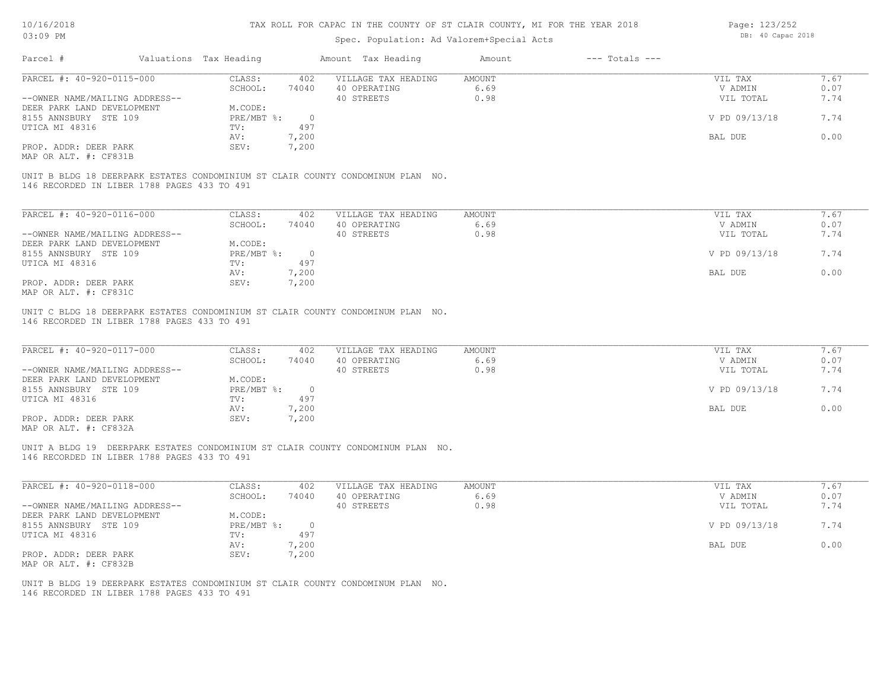# TAX ROLL FOR CAPAC IN THE COUNTY OF ST CLAIR COUNTY, MI FOR THE YEAR 2018

Spec. Population: Ad Valorem+Special Acts

| Parcel # | Valuations | Tax Heading | Amount | Tax Heading | Amount | --- Totals --- | |
|---|---|---|---|---|---|---|---|
| PARCEL #: 40-920-0115-000 | CLASS: | 402 | VILLAGE TAX HEADING | AMOUNT | | VIL TAX | 7.67 |
| | SCHOOL: | 74040 | 40 OPERATING | 6.69 | | V ADMIN | 0.07 |
| --OWNER NAME/MAILING ADDRESS-- | | | 40 STREETS | 0.98 | | VIL TOTAL | 7.74 |
| DEER PARK LAND DEVELOPMENT | M.CODE: | | | | | | |
| 8155 ANNSBURY STE 109 | PRE/MBT %: | 0 | | | | V PD 09/13/18 | 7.74 |
| UTICA MI 48316 | TV: | 497 | | | | | |
| | AV: | 7,200 | | | | BAL DUE | 0.00 |
| PROP. ADDR: DEER PARK | SEV: | 7,200 | | | | | |
| MAP OR ALT. #: CF831B | | | | | | | |

UNIT B BLDG 18 DEERPARK ESTATES CONDOMINIUM ST CLAIR COUNTY CONDOMINUM PLAN NO. 146 RECORDED IN LIBER 1788 PAGES 433 TO 491

| Parcel # | Valuations | Tax Heading | Amount | Tax Heading | Amount | --- Totals --- | |
|---|---|---|---|---|---|---|---|
| PARCEL #: 40-920-0116-000 | CLASS: | 402 | VILLAGE TAX HEADING | AMOUNT | | VIL TAX | 7.67 |
| | SCHOOL: | 74040 | 40 OPERATING | 6.69 | | V ADMIN | 0.07 |
| --OWNER NAME/MAILING ADDRESS-- | | | 40 STREETS | 0.98 | | VIL TOTAL | 7.74 |
| DEER PARK LAND DEVELOPMENT | M.CODE: | | | | | | |
| 8155 ANNSBURY STE 109 | PRE/MBT %: | 0 | | | | V PD 09/13/18 | 7.74 |
| UTICA MI 48316 | TV: | 497 | | | | | |
| | AV: | 7,200 | | | | BAL DUE | 0.00 |
| PROP. ADDR: DEER PARK | SEV: | 7,200 | | | | | |
| MAP OR ALT. #: CF831C | | | | | | | |

UNIT C BLDG 18 DEERPARK ESTATES CONDOMINIUM ST CLAIR COUNTY CONDOMINUM PLAN NO. 146 RECORDED IN LIBER 1788 PAGES 433 TO 491

| Parcel # | Valuations | Tax Heading | Amount | Tax Heading | Amount | --- Totals --- | |
|---|---|---|---|---|---|---|---|
| PARCEL #: 40-920-0117-000 | CLASS: | 402 | VILLAGE TAX HEADING | AMOUNT | | VIL TAX | 7.67 |
| | SCHOOL: | 74040 | 40 OPERATING | 6.69 | | V ADMIN | 0.07 |
| --OWNER NAME/MAILING ADDRESS-- | | | 40 STREETS | 0.98 | | VIL TOTAL | 7.74 |
| DEER PARK LAND DEVELOPMENT | M.CODE: | | | | | | |
| 8155 ANNSBURY STE 109 | PRE/MBT %: | 0 | | | | V PD 09/13/18 | 7.74 |
| UTICA MI 48316 | TV: | 497 | | | | | |
| | AV: | 7,200 | | | | BAL DUE | 0.00 |
| PROP. ADDR: DEER PARK | SEV: | 7,200 | | | | | |
| MAP OR ALT. #: CF832A | | | | | | | |

UNIT A BLDG 19 DEERPARK ESTATES CONDOMINIUM ST CLAIR COUNTY CONDOMINUM PLAN NO. 146 RECORDED IN LIBER 1788 PAGES 433 TO 491

| Parcel # | Valuations | Tax Heading | Amount | Tax Heading | Amount | --- Totals --- | |
|---|---|---|---|---|---|---|---|
| PARCEL #: 40-920-0118-000 | CLASS: | 402 | VILLAGE TAX HEADING | AMOUNT | | VIL TAX | 7.67 |
| | SCHOOL: | 74040 | 40 OPERATING | 6.69 | | V ADMIN | 0.07 |
| --OWNER NAME/MAILING ADDRESS-- | | | 40 STREETS | 0.98 | | VIL TOTAL | 7.74 |
| DEER PARK LAND DEVELOPMENT | M.CODE: | | | | | | |
| 8155 ANNSBURY STE 109 | PRE/MBT %: | 0 | | | | V PD 09/13/18 | 7.74 |
| UTICA MI 48316 | TV: | 497 | | | | | |
| | AV: | 7,200 | | | | BAL DUE | 0.00 |
| PROP. ADDR: DEER PARK | SEV: | 7,200 | | | | | |
| MAP OR ALT. #: CF832B | | | | | | | |

UNIT B BLDG 19 DEERPARK ESTATES CONDOMINIUM ST CLAIR COUNTY CONDOMINUM PLAN NO. 146 RECORDED IN LIBER 1788 PAGES 433 TO 491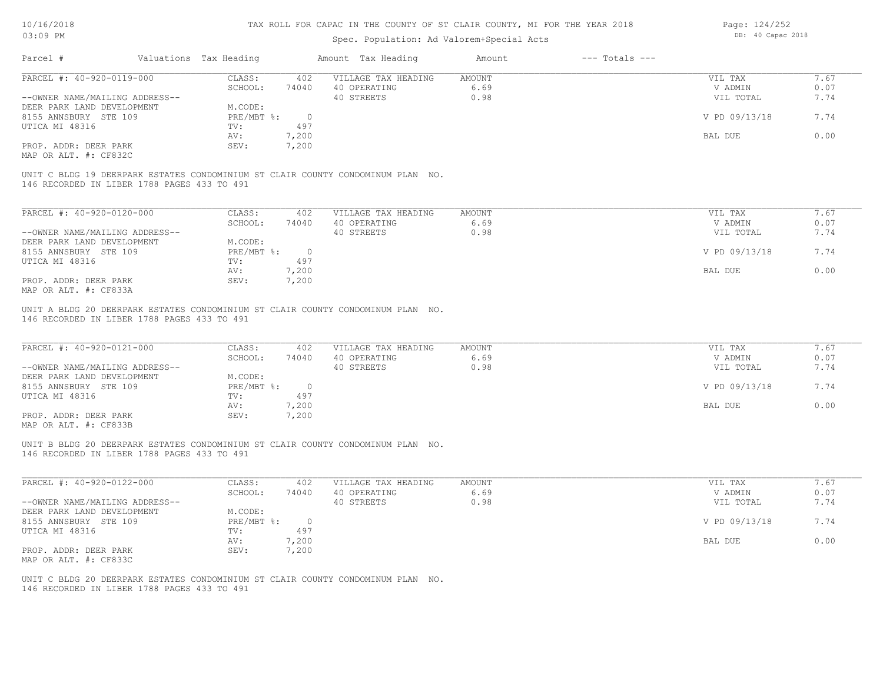# TAX ROLL FOR CAPAC IN THE COUNTY OF ST CLAIR COUNTY, MI FOR THE YEAR 2018

Spec. Population: Ad Valorem+Special Acts

DB: 40 Capac 2018

| Parcel # | Valuations | Tax Heading | Amount | Tax Heading | Amount | --- Totals --- | |
|---|---|---|---|---|---|---|---|

---

**PARCEL #: 40-920-0119-000**

| | | | | | | |
|---|---|---|---|---|---|---|
| | CLASS: | 402 | VILLAGE TAX HEADING | AMOUNT | VIL TAX | 7.67 |
| | SCHOOL: | 74040 | 40 OPERATING | 6.69 | V ADMIN | 0.07 |
| --OWNER NAME/MAILING ADDRESS-- | | | 40 STREETS | 0.98 | VIL TOTAL | 7.74 |
| DEER PARK LAND DEVELOPMENT | M.CODE: | | | | | |
| 8155 ANNSBURY STE 109 | PRE/MBT %: | 0 | | | V PD 09/13/18 | 7.74 |
| UTICA MI 48316 | TV: | 497 | | | | |
| | AV: | 7,200 | | | BAL DUE | 0.00 |
| PROP. ADDR: DEER PARK | SEV: | 7,200 | | | | |
| MAP OR ALT. #: CF832C | | | | | | |

UNIT C BLDG 19 DEERPARK ESTATES CONDOMINIUM ST CLAIR COUNTY CONDOMINUM PLAN NO. 146 RECORDED IN LIBER 1788 PAGES 433 TO 491

---

**PARCEL #: 40-920-0120-000**

| | | | | | | |
|---|---|---|---|---|---|---|
| | CLASS: | 402 | VILLAGE TAX HEADING | AMOUNT | VIL TAX | 7.67 |
| | SCHOOL: | 74040 | 40 OPERATING | 6.69 | V ADMIN | 0.07 |
| --OWNER NAME/MAILING ADDRESS-- | | | 40 STREETS | 0.98 | VIL TOTAL | 7.74 |
| DEER PARK LAND DEVELOPMENT | M.CODE: | | | | | |
| 8155 ANNSBURY STE 109 | PRE/MBT %: | 0 | | | V PD 09/13/18 | 7.74 |
| UTICA MI 48316 | TV: | 497 | | | | |
| | AV: | 7,200 | | | BAL DUE | 0.00 |
| PROP. ADDR: DEER PARK | SEV: | 7,200 | | | | |
| MAP OR ALT. #: CF833A | | | | | | |

UNIT A BLDG 20 DEERPARK ESTATES CONDOMINIUM ST CLAIR COUNTY CONDOMINUM PLAN NO. 146 RECORDED IN LIBER 1788 PAGES 433 TO 491

---

**PARCEL #: 40-920-0121-000**

| | | | | | | |
|---|---|---|---|---|---|---|
| | CLASS: | 402 | VILLAGE TAX HEADING | AMOUNT | VIL TAX | 7.67 |
| | SCHOOL: | 74040 | 40 OPERATING | 6.69 | V ADMIN | 0.07 |
| --OWNER NAME/MAILING ADDRESS-- | | | 40 STREETS | 0.98 | VIL TOTAL | 7.74 |
| DEER PARK LAND DEVELOPMENT | M.CODE: | | | | | |
| 8155 ANNSBURY STE 109 | PRE/MBT %: | 0 | | | V PD 09/13/18 | 7.74 |
| UTICA MI 48316 | TV: | 497 | | | | |
| | AV: | 7,200 | | | BAL DUE | 0.00 |
| PROP. ADDR: DEER PARK | SEV: | 7,200 | | | | |
| MAP OR ALT. #: CF833B | | | | | | |

UNIT B BLDG 20 DEERPARK ESTATES CONDOMINIUM ST CLAIR COUNTY CONDOMINUM PLAN NO. 146 RECORDED IN LIBER 1788 PAGES 433 TO 491

---

**PARCEL #: 40-920-0122-000**

| | | | | | | |
|---|---|---|---|---|---|---|
| | CLASS: | 402 | VILLAGE TAX HEADING | AMOUNT | VIL TAX | 7.67 |
| | SCHOOL: | 74040 | 40 OPERATING | 6.69 | V ADMIN | 0.07 |
| --OWNER NAME/MAILING ADDRESS-- | | | 40 STREETS | 0.98 | VIL TOTAL | 7.74 |
| DEER PARK LAND DEVELOPMENT | M.CODE: | | | | | |
| 8155 ANNSBURY STE 109 | PRE/MBT %: | 0 | | | V PD 09/13/18 | 7.74 |
| UTICA MI 48316 | TV: | 497 | | | | |
| | AV: | 7,200 | | | BAL DUE | 0.00 |
| PROP. ADDR: DEER PARK | SEV: | 7,200 | | | | |
| MAP OR ALT. #: CF833C | | | | | | |

UNIT C BLDG 20 DEERPARK ESTATES CONDOMINIUM ST CLAIR COUNTY CONDOMINUM PLAN NO. 146 RECORDED IN LIBER 1788 PAGES 433 TO 491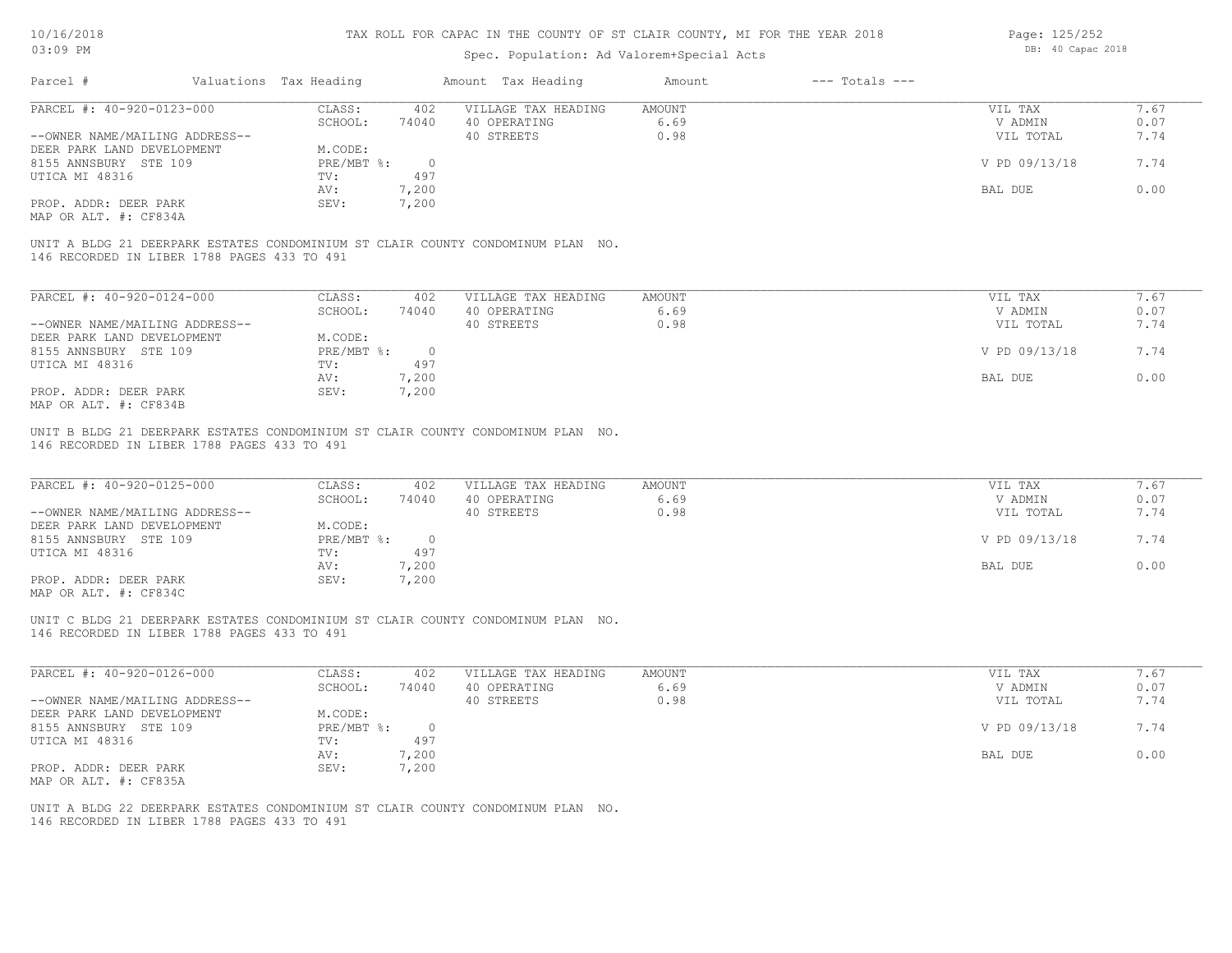# TAX ROLL FOR CAPAC IN THE COUNTY OF ST CLAIR COUNTY, MI FOR THE YEAR 2018

Spec. Population: Ad Valorem+Special Acts

| Parcel # | Valuations | Tax Heading | Amount | Tax Heading | Amount | --- Totals --- | |
|---|---|---|---|---|---|---|---|
| PARCEL #: 40-920-0123-000 | CLASS: | 402 | VILLAGE TAX HEADING | AMOUNT | | VIL TAX | 7.67 |
| | SCHOOL: | 74040 | 40 OPERATING | 6.69 | | V ADMIN | 0.07 |
| --OWNER NAME/MAILING ADDRESS-- | | | 40 STREETS | 0.98 | | VIL TOTAL | 7.74 |
| DEER PARK LAND DEVELOPMENT | M.CODE: | | | | | | |
| 8155 ANNSBURY STE 109 | PRE/MBT %: | 0 | | | | V PD 09/13/18 | 7.74 |
| UTICA MI 48316 | TV: | 497 | | | | | |
| | AV: | 7,200 | | | | BAL DUE | 0.00 |
| PROP. ADDR: DEER PARK | SEV: | 7,200 | | | | | |
| MAP OR ALT. #: CF834A | | | | | | | |

UNIT A BLDG 21 DEERPARK ESTATES CONDOMINIUM ST CLAIR COUNTY CONDOMINUM PLAN NO. 146 RECORDED IN LIBER 1788 PAGES 433 TO 491

| Parcel # | Valuations | Tax Heading | Amount | Tax Heading | Amount | --- Totals --- | |
|---|---|---|---|---|---|---|---|
| PARCEL #: 40-920-0124-000 | CLASS: | 402 | VILLAGE TAX HEADING | AMOUNT | | VIL TAX | 7.67 |
| | SCHOOL: | 74040 | 40 OPERATING | 6.69 | | V ADMIN | 0.07 |
| --OWNER NAME/MAILING ADDRESS-- | | | 40 STREETS | 0.98 | | VIL TOTAL | 7.74 |
| DEER PARK LAND DEVELOPMENT | M.CODE: | | | | | | |
| 8155 ANNSBURY STE 109 | PRE/MBT %: | 0 | | | | V PD 09/13/18 | 7.74 |
| UTICA MI 48316 | TV: | 497 | | | | | |
| | AV: | 7,200 | | | | BAL DUE | 0.00 |
| PROP. ADDR: DEER PARK | SEV: | 7,200 | | | | | |
| MAP OR ALT. #: CF834B | | | | | | | |

UNIT B BLDG 21 DEERPARK ESTATES CONDOMINIUM ST CLAIR COUNTY CONDOMINUM PLAN NO. 146 RECORDED IN LIBER 1788 PAGES 433 TO 491

| Parcel # | Valuations | Tax Heading | Amount | Tax Heading | Amount | --- Totals --- | |
|---|---|---|---|---|---|---|---|
| PARCEL #: 40-920-0125-000 | CLASS: | 402 | VILLAGE TAX HEADING | AMOUNT | | VIL TAX | 7.67 |
| | SCHOOL: | 74040 | 40 OPERATING | 6.69 | | V ADMIN | 0.07 |
| --OWNER NAME/MAILING ADDRESS-- | | | 40 STREETS | 0.98 | | VIL TOTAL | 7.74 |
| DEER PARK LAND DEVELOPMENT | M.CODE: | | | | | | |
| 8155 ANNSBURY STE 109 | PRE/MBT %: | 0 | | | | V PD 09/13/18 | 7.74 |
| UTICA MI 48316 | TV: | 497 | | | | | |
| | AV: | 7,200 | | | | BAL DUE | 0.00 |
| PROP. ADDR: DEER PARK | SEV: | 7,200 | | | | | |
| MAP OR ALT. #: CF834C | | | | | | | |

UNIT C BLDG 21 DEERPARK ESTATES CONDOMINIUM ST CLAIR COUNTY CONDOMINUM PLAN NO. 146 RECORDED IN LIBER 1788 PAGES 433 TO 491

| Parcel # | Valuations | Tax Heading | Amount | Tax Heading | Amount | --- Totals --- | |
|---|---|---|---|---|---|---|---|
| PARCEL #: 40-920-0126-000 | CLASS: | 402 | VILLAGE TAX HEADING | AMOUNT | | VIL TAX | 7.67 |
| | SCHOOL: | 74040 | 40 OPERATING | 6.69 | | V ADMIN | 0.07 |
| --OWNER NAME/MAILING ADDRESS-- | | | 40 STREETS | 0.98 | | VIL TOTAL | 7.74 |
| DEER PARK LAND DEVELOPMENT | M.CODE: | | | | | | |
| 8155 ANNSBURY STE 109 | PRE/MBT %: | 0 | | | | V PD 09/13/18 | 7.74 |
| UTICA MI 48316 | TV: | 497 | | | | | |
| | AV: | 7,200 | | | | BAL DUE | 0.00 |
| PROP. ADDR: DEER PARK | SEV: | 7,200 | | | | | |
| MAP OR ALT. #: CF835A | | | | | | | |

UNIT A BLDG 22 DEERPARK ESTATES CONDOMINIUM ST CLAIR COUNTY CONDOMINUM PLAN NO. 146 RECORDED IN LIBER 1788 PAGES 433 TO 491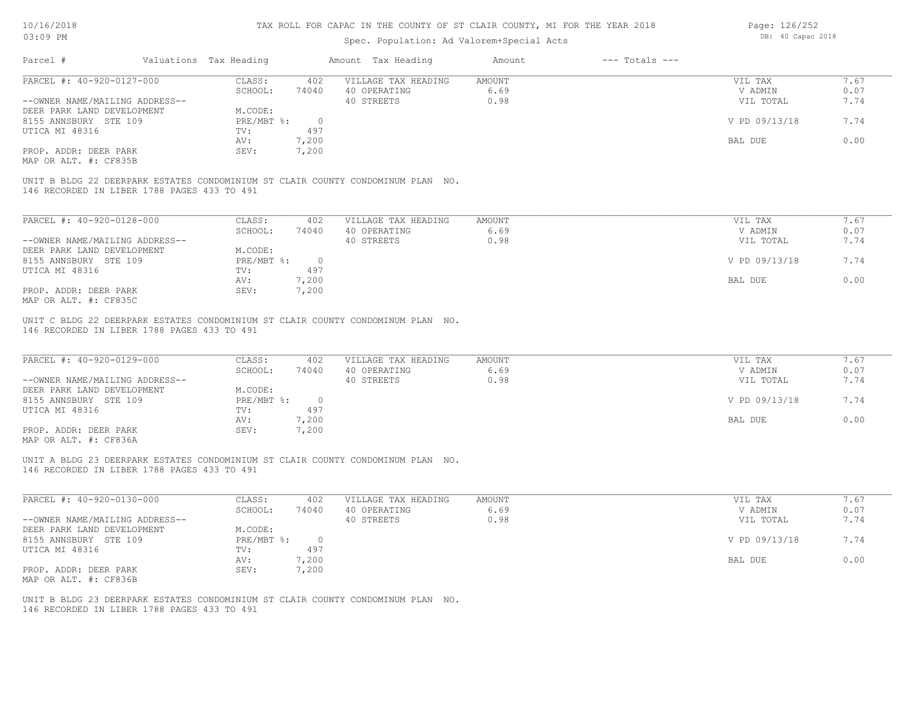TAX ROLL FOR CAPAC IN THE COUNTY OF ST CLAIR COUNTY, MI FOR THE YEAR 2018

Spec. Population: Ad Valorem+Special Acts

| Parcel # | Valuations | Tax Heading | Amount | Tax Heading | Amount | --- Totals --- | |
|---|---|---|---|---|---|---|---|

**PARCEL #: 40-920-0127-000**

| | | | | | |
|---|---|---|---|---|---|
| CLASS: | 402 | VILLAGE TAX HEADING | AMOUNT | VIL TAX | 7.67 |
| SCHOOL: | 74040 | 40 OPERATING | 6.69 | V ADMIN | 0.07 |
| M.CODE: | | 40 STREETS | 0.98 | VIL TOTAL | 7.74 |
| PRE/MBT %: | 0 | | | V PD 09/13/18 | 7.74 |
| TV: | 497 | | | | |
| AV: | 7,200 | | | BAL DUE | 0.00 |
| SEV: | 7,200 | | | | |

--OWNER NAME/MAILING ADDRESS--
DEER PARK LAND DEVELOPMENT
8155 ANNSBURY STE 109
UTICA MI 48316

PROP. ADDR: DEER PARK
MAP OR ALT. #: CF835B

UNIT B BLDG 22 DEERPARK ESTATES CONDOMINIUM ST CLAIR COUNTY CONDOMINUM PLAN NO. 146 RECORDED IN LIBER 1788 PAGES 433 TO 491

**PARCEL #: 40-920-0128-000**

| | | | | | |
|---|---|---|---|---|---|
| CLASS: | 402 | VILLAGE TAX HEADING | AMOUNT | VIL TAX | 7.67 |
| SCHOOL: | 74040 | 40 OPERATING | 6.69 | V ADMIN | 0.07 |
| M.CODE: | | 40 STREETS | 0.98 | VIL TOTAL | 7.74 |
| PRE/MBT %: | 0 | | | V PD 09/13/18 | 7.74 |
| TV: | 497 | | | | |
| AV: | 7,200 | | | BAL DUE | 0.00 |
| SEV: | 7,200 | | | | |

--OWNER NAME/MAILING ADDRESS--
DEER PARK LAND DEVELOPMENT
8155 ANNSBURY STE 109
UTICA MI 48316

PROP. ADDR: DEER PARK
MAP OR ALT. #: CF835C

UNIT C BLDG 22 DEERPARK ESTATES CONDOMINIUM ST CLAIR COUNTY CONDOMINUM PLAN NO. 146 RECORDED IN LIBER 1788 PAGES 433 TO 491

**PARCEL #: 40-920-0129-000**

| | | | | | |
|---|---|---|---|---|---|
| CLASS: | 402 | VILLAGE TAX HEADING | AMOUNT | VIL TAX | 7.67 |
| SCHOOL: | 74040 | 40 OPERATING | 6.69 | V ADMIN | 0.07 |
| M.CODE: | | 40 STREETS | 0.98 | VIL TOTAL | 7.74 |
| PRE/MBT %: | 0 | | | V PD 09/13/18 | 7.74 |
| TV: | 497 | | | | |
| AV: | 7,200 | | | BAL DUE | 0.00 |
| SEV: | 7,200 | | | | |

--OWNER NAME/MAILING ADDRESS--
DEER PARK LAND DEVELOPMENT
8155 ANNSBURY STE 109
UTICA MI 48316

PROP. ADDR: DEER PARK
MAP OR ALT. #: CF836A

UNIT A BLDG 23 DEERPARK ESTATES CONDOMINIUM ST CLAIR COUNTY CONDOMINUM PLAN NO. 146 RECORDED IN LIBER 1788 PAGES 433 TO 491

**PARCEL #: 40-920-0130-000**

| | | | | | |
|---|---|---|---|---|---|
| CLASS: | 402 | VILLAGE TAX HEADING | AMOUNT | VIL TAX | 7.67 |
| SCHOOL: | 74040 | 40 OPERATING | 6.69 | V ADMIN | 0.07 |
| M.CODE: | | 40 STREETS | 0.98 | VIL TOTAL | 7.74 |
| PRE/MBT %: | 0 | | | V PD 09/13/18 | 7.74 |
| TV: | 497 | | | | |
| AV: | 7,200 | | | BAL DUE | 0.00 |
| SEV: | 7,200 | | | | |

--OWNER NAME/MAILING ADDRESS--
DEER PARK LAND DEVELOPMENT
8155 ANNSBURY STE 109
UTICA MI 48316

PROP. ADDR: DEER PARK
MAP OR ALT. #: CF836B

UNIT B BLDG 23 DEERPARK ESTATES CONDOMINIUM ST CLAIR COUNTY CONDOMINUM PLAN NO. 146 RECORDED IN LIBER 1788 PAGES 433 TO 491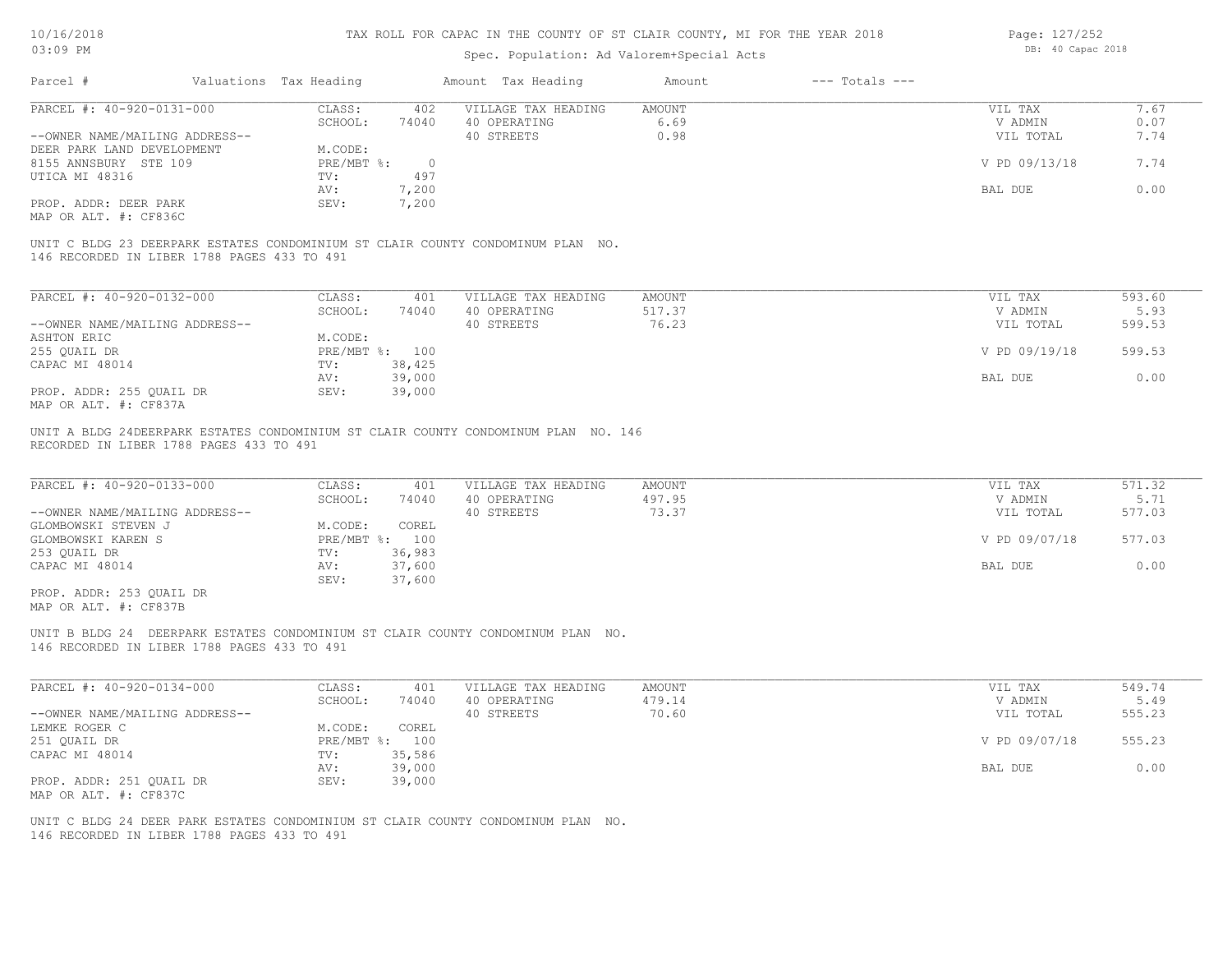# TAX ROLL FOR CAPAC IN THE COUNTY OF ST CLAIR COUNTY, MI FOR THE YEAR 2018

Spec. Population: Ad Valorem+Special Acts

| Parcel # | Valuations | Tax Heading | Amount | Tax Heading | Amount | --- Totals --- | |
|---|---|---|---|---|---|---|---|
| PARCEL #: 40-920-0131-000 | CLASS: | 402 | | VILLAGE TAX HEADING | AMOUNT | VIL TAX | 7.67 |
| | SCHOOL: | 74040 | | 40 OPERATING | 6.69 | V ADMIN | 0.07 |
| --OWNER NAME/MAILING ADDRESS-- | | | | 40 STREETS | 0.98 | VIL TOTAL | 7.74 |
| DEER PARK LAND DEVELOPMENT | M.CODE: | | | | | | |
| 8155 ANNSBURY STE 109 | PRE/MBT %: | 0 | | | | V PD 09/13/18 | 7.74 |
| UTICA MI 48316 | TV: | 497 | | | | | |
| | AV: | 7,200 | | | | BAL DUE | 0.00 |
| PROP. ADDR: DEER PARK | SEV: | 7,200 | | | | | |
| MAP OR ALT. #: CF836C | | | | | | | |

UNIT C BLDG 23 DEERPARK ESTATES CONDOMINIUM ST CLAIR COUNTY CONDOMINUM PLAN NO. 146 RECORDED IN LIBER 1788 PAGES 433 TO 491

| | | | | | | |
|---|---|---|---|---|---|---|
| PARCEL #: 40-920-0132-000 | CLASS: | 401 | VILLAGE TAX HEADING | AMOUNT | VIL TAX | 593.60 |
| | SCHOOL: | 74040 | 40 OPERATING | 517.37 | V ADMIN | 5.93 |
| --OWNER NAME/MAILING ADDRESS-- | | | 40 STREETS | 76.23 | VIL TOTAL | 599.53 |
| ASHTON ERIC | M.CODE: | | | | | |
| 255 QUAIL DR | PRE/MBT %: | 100 | | | V PD 09/19/18 | 599.53 |
| CAPAC MI 48014 | TV: | 38,425 | | | | |
| | AV: | 39,000 | | | BAL DUE | 0.00 |
| PROP. ADDR: 255 QUAIL DR | SEV: | 39,000 | | | | |
| MAP OR ALT. #: CF837A | | | | | | |

UNIT A BLDG 24DEERPARK ESTATES CONDOMINIUM ST CLAIR COUNTY CONDOMINUM PLAN NO. 146 RECORDED IN LIBER 1788 PAGES 433 TO 491

| | | | | | | |
|---|---|---|---|---|---|---|
| PARCEL #: 40-920-0133-000 | CLASS: | 401 | VILLAGE TAX HEADING | AMOUNT | VIL TAX | 571.32 |
| | SCHOOL: | 74040 | 40 OPERATING | 497.95 | V ADMIN | 5.71 |
| --OWNER NAME/MAILING ADDRESS-- | | | 40 STREETS | 73.37 | VIL TOTAL | 577.03 |
| GLOMBOWSKI STEVEN J | M.CODE: | COREL | | | | |
| GLOMBOWSKI KAREN S | PRE/MBT %: | 100 | | | V PD 09/07/18 | 577.03 |
| 253 QUAIL DR | TV: | 36,983 | | | | |
| CAPAC MI 48014 | AV: | 37,600 | | | BAL DUE | 0.00 |
| | SEV: | 37,600 | | | | |
| PROP. ADDR: 253 QUAIL DR | | | | | | |
| MAP OR ALT. #: CF837B | | | | | | |

UNIT B BLDG 24 DEERPARK ESTATES CONDOMINIUM ST CLAIR COUNTY CONDOMINUM PLAN NO. 146 RECORDED IN LIBER 1788 PAGES 433 TO 491

| | | | | | | |
|---|---|---|---|---|---|---|
| PARCEL #: 40-920-0134-000 | CLASS: | 401 | VILLAGE TAX HEADING | AMOUNT | VIL TAX | 549.74 |
| | SCHOOL: | 74040 | 40 OPERATING | 479.14 | V ADMIN | 5.49 |
| --OWNER NAME/MAILING ADDRESS-- | | | 40 STREETS | 70.60 | VIL TOTAL | 555.23 |
| LEMKE ROGER C | M.CODE: | COREL | | | | |
| 251 QUAIL DR | PRE/MBT %: | 100 | | | V PD 09/07/18 | 555.23 |
| CAPAC MI 48014 | TV: | 35,586 | | | | |
| | AV: | 39,000 | | | BAL DUE | 0.00 |
| PROP. ADDR: 251 QUAIL DR | SEV: | 39,000 | | | | |
| MAP OR ALT. #: CF837C | | | | | | |

UNIT C BLDG 24 DEER PARK ESTATES CONDOMINIUM ST CLAIR COUNTY CONDOMINUM PLAN NO. 146 RECORDED IN LIBER 1788 PAGES 433 TO 491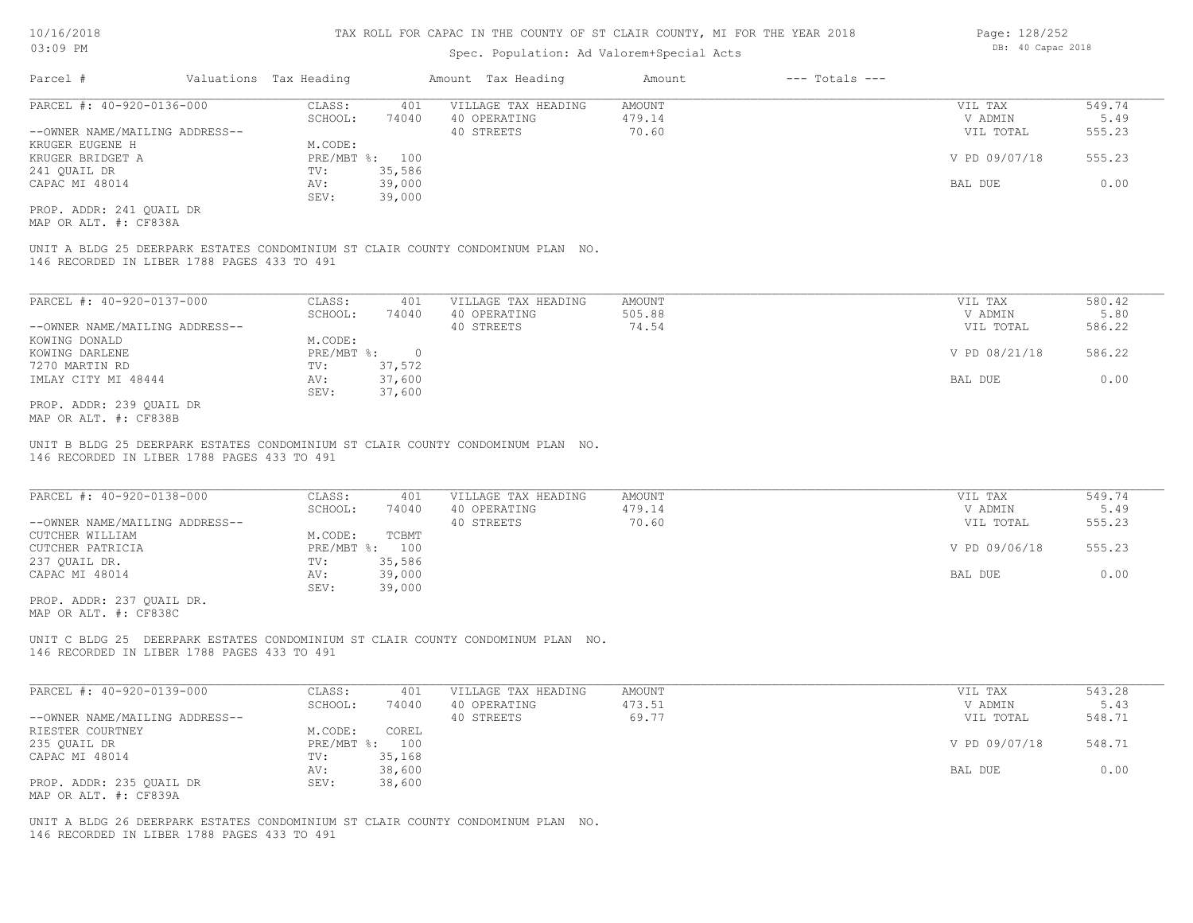TAX ROLL FOR CAPAC IN THE COUNTY OF ST CLAIR COUNTY, MI FOR THE YEAR 2018

Spec. Population: Ad Valorem+Special Acts

| Parcel # | Valuations | Tax Heading | Amount | Tax Heading | Amount | --- Totals --- | |
|---|---|---|---|---|---|---|---|
| PARCEL #: 40-920-0136-000 | CLASS: | 401 | VILLAGE TAX HEADING | AMOUNT | | VIL TAX | 549.74 |
| | SCHOOL: | 74040 | 40 OPERATING | 479.14 | | V ADMIN | 5.49 |
| --OWNER NAME/MAILING ADDRESS-- | | | 40 STREETS | 70.60 | | VIL TOTAL | 555.23 |
| KRUGER EUGENE H | M.CODE: | | | | | | |
| KRUGER BRIDGET A | PRE/MBT %: | 100 | | | | V PD 09/07/18 | 555.23 |
| 241 QUAIL DR | TV: | 35,586 | | | | | |
| CAPAC MI 48014 | AV: | 39,000 | | | | BAL DUE | 0.00 |
| | SEV: | 39,000 | | | | | |

PROP. ADDR: 241 QUAIL DR
MAP OR ALT. #: CF838A

UNIT A BLDG 25 DEERPARK ESTATES CONDOMINIUM ST CLAIR COUNTY CONDOMINUM PLAN NO. 146 RECORDED IN LIBER 1788 PAGES 433 TO 491

| Parcel # | Valuations | Tax Heading | Amount | Tax Heading | Amount | --- Totals --- | |
|---|---|---|---|---|---|---|---|
| PARCEL #: 40-920-0137-000 | CLASS: | 401 | VILLAGE TAX HEADING | AMOUNT | | VIL TAX | 580.42 |
| | SCHOOL: | 74040 | 40 OPERATING | 505.88 | | V ADMIN | 5.80 |
| --OWNER NAME/MAILING ADDRESS-- | | | 40 STREETS | 74.54 | | VIL TOTAL | 586.22 |
| KOWING DONALD | M.CODE: | | | | | | |
| KOWING DARLENE | PRE/MBT %: | 0 | | | | V PD 08/21/18 | 586.22 |
| 7270 MARTIN RD | TV: | 37,572 | | | | | |
| IMLAY CITY MI 48444 | AV: | 37,600 | | | | BAL DUE | 0.00 |
| | SEV: | 37,600 | | | | | |

PROP. ADDR: 239 QUAIL DR
MAP OR ALT. #: CF838B

UNIT B BLDG 25 DEERPARK ESTATES CONDOMINIUM ST CLAIR COUNTY CONDOMINUM PLAN NO. 146 RECORDED IN LIBER 1788 PAGES 433 TO 491

| Parcel # | Valuations | Tax Heading | Amount | Tax Heading | Amount | --- Totals --- | |
|---|---|---|---|---|---|---|---|
| PARCEL #: 40-920-0138-000 | CLASS: | 401 | VILLAGE TAX HEADING | AMOUNT | | VIL TAX | 549.74 |
| | SCHOOL: | 74040 | 40 OPERATING | 479.14 | | V ADMIN | 5.49 |
| --OWNER NAME/MAILING ADDRESS-- | | | 40 STREETS | 70.60 | | VIL TOTAL | 555.23 |
| CUTCHER WILLIAM | M.CODE: | TCBMT | | | | | |
| CUTCHER PATRICIA | PRE/MBT %: | 100 | | | | V PD 09/06/18 | 555.23 |
| 237 QUAIL DR. | TV: | 35,586 | | | | | |
| CAPAC MI 48014 | AV: | 39,000 | | | | BAL DUE | 0.00 |
| | SEV: | 39,000 | | | | | |

PROP. ADDR: 237 QUAIL DR.
MAP OR ALT. #: CF838C

UNIT C BLDG 25 DEERPARK ESTATES CONDOMINIUM ST CLAIR COUNTY CONDOMINUM PLAN NO. 146 RECORDED IN LIBER 1788 PAGES 433 TO 491

| Parcel # | Valuations | Tax Heading | Amount | Tax Heading | Amount | --- Totals --- | |
|---|---|---|---|---|---|---|---|
| PARCEL #: 40-920-0139-000 | CLASS: | 401 | VILLAGE TAX HEADING | AMOUNT | | VIL TAX | 543.28 |
| | SCHOOL: | 74040 | 40 OPERATING | 473.51 | | V ADMIN | 5.43 |
| --OWNER NAME/MAILING ADDRESS-- | | | 40 STREETS | 69.77 | | VIL TOTAL | 548.71 |
| RIESTER COURTNEY | M.CODE: | COREL | | | | | |
| 235 QUAIL DR | PRE/MBT %: | 100 | | | | V PD 09/07/18 | 548.71 |
| CAPAC MI 48014 | TV: | 35,168 | | | | | |
| | AV: | 38,600 | | | | BAL DUE | 0.00 |
| | SEV: | 38,600 | | | | | |

PROP. ADDR: 235 QUAIL DR
MAP OR ALT. #: CF839A

UNIT A BLDG 26 DEERPARK ESTATES CONDOMINIUM ST CLAIR COUNTY CONDOMINUM PLAN NO. 146 RECORDED IN LIBER 1788 PAGES 433 TO 491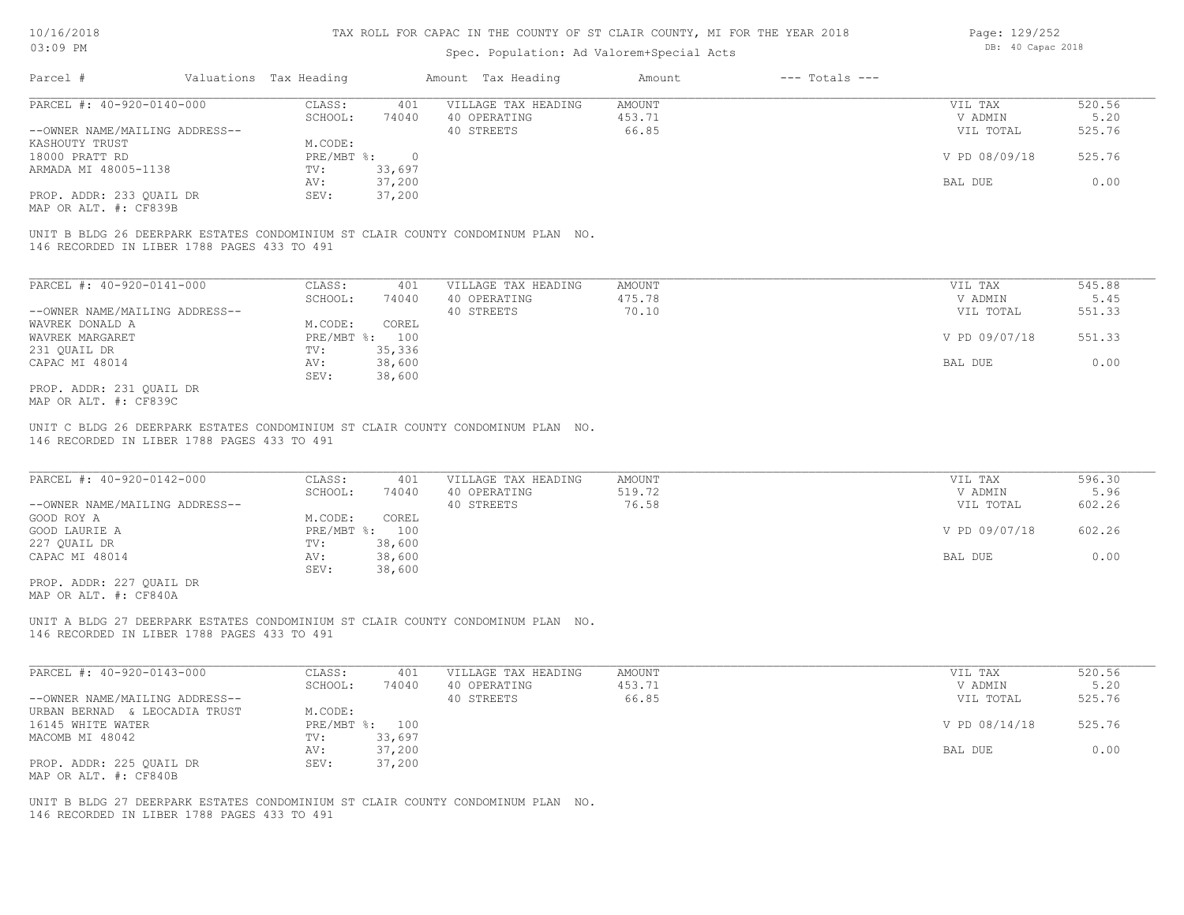TAX ROLL FOR CAPAC IN THE COUNTY OF ST CLAIR COUNTY, MI FOR THE YEAR 2018

Spec. Population: Ad Valorem+Special Acts

| Parcel # | Valuations | Tax Heading | Amount | Tax Heading | Amount | --- Totals --- | |
|---|---|---|---|---|---|---|---|
| PARCEL #: 40-920-0140-000 | CLASS: | 401 | VILLAGE TAX HEADING | AMOUNT | | VIL TAX | 520.56 |
| | SCHOOL: | 74040 | 40 OPERATING | 453.71 | | V ADMIN | 5.20 |
| --OWNER NAME/MAILING ADDRESS-- | | | 40 STREETS | 66.85 | | VIL TOTAL | 525.76 |
| KASHOUTY TRUST | M.CODE: | | | | | | |
| 18000 PRATT RD | PRE/MBT %: | 0 | | | | V PD 08/09/18 | 525.76 |
| ARMADA MI 48005-1138 | TV: | 33,697 | | | | | |
| | AV: | 37,200 | | | | BAL DUE | 0.00 |
| PROP. ADDR: 233 QUAIL DR | SEV: | 37,200 | | | | | |
| MAP OR ALT. #: CF839B | | | | | | | |

UNIT B BLDG 26 DEERPARK ESTATES CONDOMINIUM ST CLAIR COUNTY CONDOMINUM PLAN NO. 146 RECORDED IN LIBER 1788 PAGES 433 TO 491

| Parcel # | Valuations | Tax Heading | Amount | Tax Heading | Amount | --- Totals --- | |
|---|---|---|---|---|---|---|---|
| PARCEL #: 40-920-0141-000 | CLASS: | 401 | VILLAGE TAX HEADING | AMOUNT | | VIL TAX | 545.88 |
| | SCHOOL: | 74040 | 40 OPERATING | 475.78 | | V ADMIN | 5.45 |
| --OWNER NAME/MAILING ADDRESS-- | | | 40 STREETS | 70.10 | | VIL TOTAL | 551.33 |
| WAVREK DONALD A | M.CODE: | COREL | | | | | |
| WAVREK MARGARET | PRE/MBT %: | 100 | | | | V PD 09/07/18 | 551.33 |
| 231 QUAIL DR | TV: | 35,336 | | | | | |
| CAPAC MI 48014 | AV: | 38,600 | | | | BAL DUE | 0.00 |
| | SEV: | 38,600 | | | | | |
| PROP. ADDR: 231 QUAIL DR | | | | | | | |
| MAP OR ALT. #: CF839C | | | | | | | |

UNIT C BLDG 26 DEERPARK ESTATES CONDOMINIUM ST CLAIR COUNTY CONDOMINUM PLAN NO. 146 RECORDED IN LIBER 1788 PAGES 433 TO 491

| Parcel # | Valuations | Tax Heading | Amount | Tax Heading | Amount | --- Totals --- | |
|---|---|---|---|---|---|---|---|
| PARCEL #: 40-920-0142-000 | CLASS: | 401 | VILLAGE TAX HEADING | AMOUNT | | VIL TAX | 596.30 |
| | SCHOOL: | 74040 | 40 OPERATING | 519.72 | | V ADMIN | 5.96 |
| --OWNER NAME/MAILING ADDRESS-- | | | 40 STREETS | 76.58 | | VIL TOTAL | 602.26 |
| GOOD ROY A | M.CODE: | COREL | | | | | |
| GOOD LAURIE A | PRE/MBT %: | 100 | | | | V PD 09/07/18 | 602.26 |
| 227 QUAIL DR | TV: | 38,600 | | | | | |
| CAPAC MI 48014 | AV: | 38,600 | | | | BAL DUE | 0.00 |
| | SEV: | 38,600 | | | | | |
| PROP. ADDR: 227 QUAIL DR | | | | | | | |
| MAP OR ALT. #: CF840A | | | | | | | |

UNIT A BLDG 27 DEERPARK ESTATES CONDOMINIUM ST CLAIR COUNTY CONDOMINUM PLAN NO. 146 RECORDED IN LIBER 1788 PAGES 433 TO 491

| Parcel # | Valuations | Tax Heading | Amount | Tax Heading | Amount | --- Totals --- | |
|---|---|---|---|---|---|---|---|
| PARCEL #: 40-920-0143-000 | CLASS: | 401 | VILLAGE TAX HEADING | AMOUNT | | VIL TAX | 520.56 |
| | SCHOOL: | 74040 | 40 OPERATING | 453.71 | | V ADMIN | 5.20 |
| --OWNER NAME/MAILING ADDRESS-- | | | 40 STREETS | 66.85 | | VIL TOTAL | 525.76 |
| URBAN BERNAD & LEOCADIA TRUST | M.CODE: | | | | | | |
| 16145 WHITE WATER | PRE/MBT %: | 100 | | | | V PD 08/14/18 | 525.76 |
| MACOMB MI 48042 | TV: | 33,697 | | | | | |
| | AV: | 37,200 | | | | BAL DUE | 0.00 |
| PROP. ADDR: 225 QUAIL DR | SEV: | 37,200 | | | | | |
| MAP OR ALT. #: CF840B | | | | | | | |

UNIT B BLDG 27 DEERPARK ESTATES CONDOMINIUM ST CLAIR COUNTY CONDOMINUM PLAN NO. 146 RECORDED IN LIBER 1788 PAGES 433 TO 491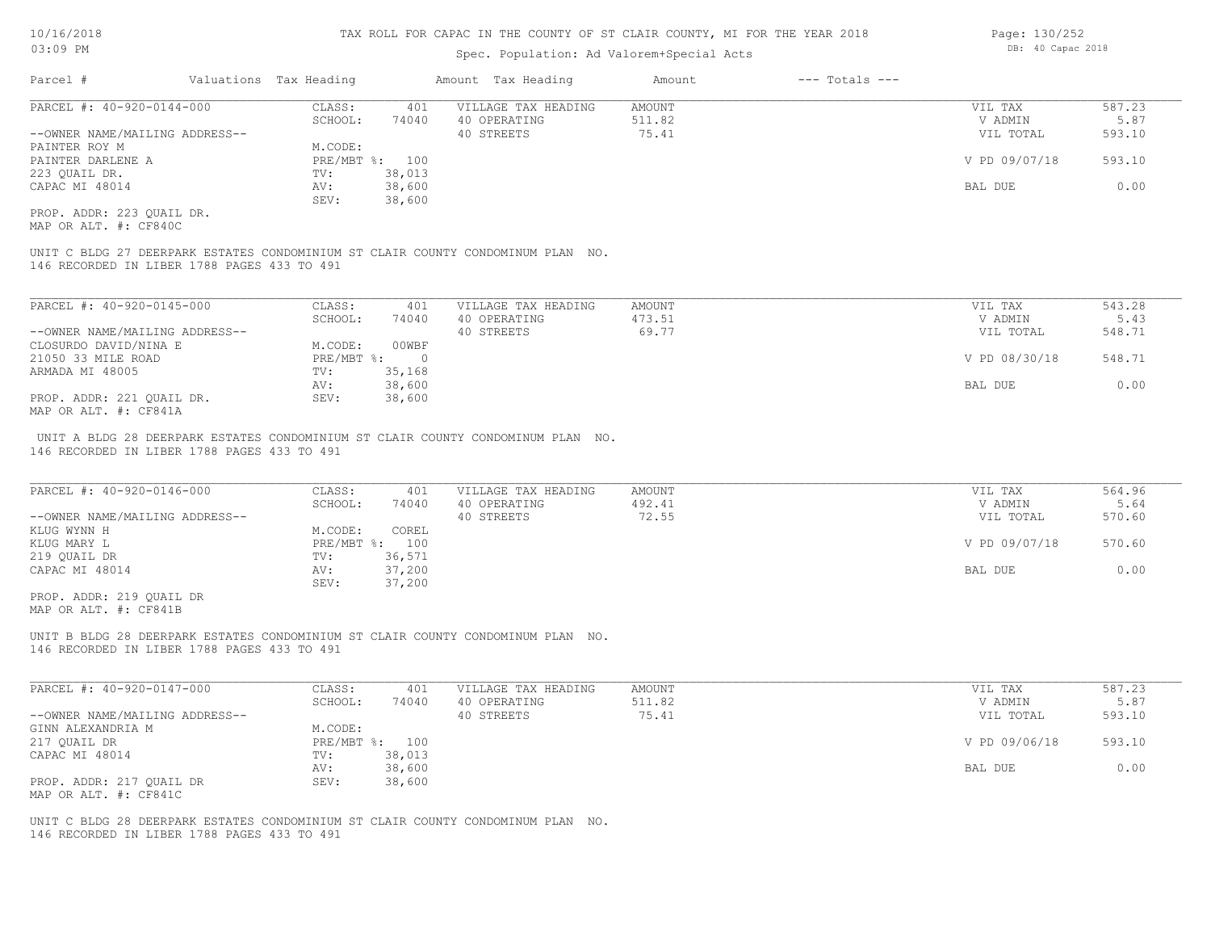TAX ROLL FOR CAPAC IN THE COUNTY OF ST CLAIR COUNTY, MI FOR THE YEAR 2018

Spec. Population: Ad Valorem+Special Acts

| Parcel # | Valuations | Tax Heading | Amount | Tax Heading | Amount | --- Totals --- | |
|---|---|---|---|---|---|---|---|
| PARCEL #: 40-920-0144-000 | CLASS: | 401 | VILLAGE TAX HEADING | AMOUNT | | VIL TAX | 587.23 |
| | SCHOOL: | 74040 | 40 OPERATING | 511.82 | | V ADMIN | 5.87 |
| --OWNER NAME/MAILING ADDRESS-- | | | 40 STREETS | 75.41 | | VIL TOTAL | 593.10 |
| PAINTER ROY M | M.CODE: | | | | | | |
| PAINTER DARLENE A | PRE/MBT %: | 100 | | | | V PD 09/07/18 | 593.10 |
| 223 QUAIL DR. | TV: | 38,013 | | | | | |
| CAPAC MI 48014 | AV: | 38,600 | | | | BAL DUE | 0.00 |
| | SEV: | 38,600 | | | | | |
| PROP. ADDR: 223 QUAIL DR. | | | | | | | |
| MAP OR ALT. #: CF840C | | | | | | | |

UNIT C BLDG 27 DEERPARK ESTATES CONDOMINIUM ST CLAIR COUNTY CONDOMINUM PLAN NO. 146 RECORDED IN LIBER 1788 PAGES 433 TO 491

| | | | | | | | |
|---|---|---|---|---|---|---|---|
| PARCEL #: 40-920-0145-000 | CLASS: | 401 | VILLAGE TAX HEADING | AMOUNT | | VIL TAX | 543.28 |
| | SCHOOL: | 74040 | 40 OPERATING | 473.51 | | V ADMIN | 5.43 |
| --OWNER NAME/MAILING ADDRESS-- | | | 40 STREETS | 69.77 | | VIL TOTAL | 548.71 |
| CLOSURDO DAVID/NINA E | M.CODE: | 00WBF | | | | | |
| 21050 33 MILE ROAD | PRE/MBT %: | 0 | | | | V PD 08/30/18 | 548.71 |
| ARMADA MI 48005 | TV: | 35,168 | | | | | |
| | AV: | 38,600 | | | | BAL DUE | 0.00 |
| PROP. ADDR: 221 QUAIL DR. | SEV: | 38,600 | | | | | |
| MAP OR ALT. #: CF841A | | | | | | | |

UNIT A BLDG 28 DEERPARK ESTATES CONDOMINIUM ST CLAIR COUNTY CONDOMINUM PLAN NO. 146 RECORDED IN LIBER 1788 PAGES 433 TO 491

| | | | | | | | |
|---|---|---|---|---|---|---|---|
| PARCEL #: 40-920-0146-000 | CLASS: | 401 | VILLAGE TAX HEADING | AMOUNT | | VIL TAX | 564.96 |
| | SCHOOL: | 74040 | 40 OPERATING | 492.41 | | V ADMIN | 5.64 |
| --OWNER NAME/MAILING ADDRESS-- | | | 40 STREETS | 72.55 | | VIL TOTAL | 570.60 |
| KLUG WYNN H | M.CODE: | COREL | | | | | |
| KLUG MARY L | PRE/MBT %: | 100 | | | | V PD 09/07/18 | 570.60 |
| 219 QUAIL DR | TV: | 36,571 | | | | | |
| CAPAC MI 48014 | AV: | 37,200 | | | | BAL DUE | 0.00 |
| | SEV: | 37,200 | | | | | |
| PROP. ADDR: 219 QUAIL DR | | | | | | | |
| MAP OR ALT. #: CF841B | | | | | | | |

UNIT B BLDG 28 DEERPARK ESTATES CONDOMINIUM ST CLAIR COUNTY CONDOMINUM PLAN NO. 146 RECORDED IN LIBER 1788 PAGES 433 TO 491

| | | | | | | | |
|---|---|---|---|---|---|---|---|
| PARCEL #: 40-920-0147-000 | CLASS: | 401 | VILLAGE TAX HEADING | AMOUNT | | VIL TAX | 587.23 |
| | SCHOOL: | 74040 | 40 OPERATING | 511.82 | | V ADMIN | 5.87 |
| --OWNER NAME/MAILING ADDRESS-- | | | 40 STREETS | 75.41 | | VIL TOTAL | 593.10 |
| GINN ALEXANDRIA M | M.CODE: | | | | | | |
| 217 QUAIL DR | PRE/MBT %: | 100 | | | | V PD 09/06/18 | 593.10 |
| CAPAC MI 48014 | TV: | 38,013 | | | | | |
| | AV: | 38,600 | | | | BAL DUE | 0.00 |
| PROP. ADDR: 217 QUAIL DR | SEV: | 38,600 | | | | | |
| MAP OR ALT. #: CF841C | | | | | | | |

UNIT C BLDG 28 DEERPARK ESTATES CONDOMINIUM ST CLAIR COUNTY CONDOMINUM PLAN NO. 146 RECORDED IN LIBER 1788 PAGES 433 TO 491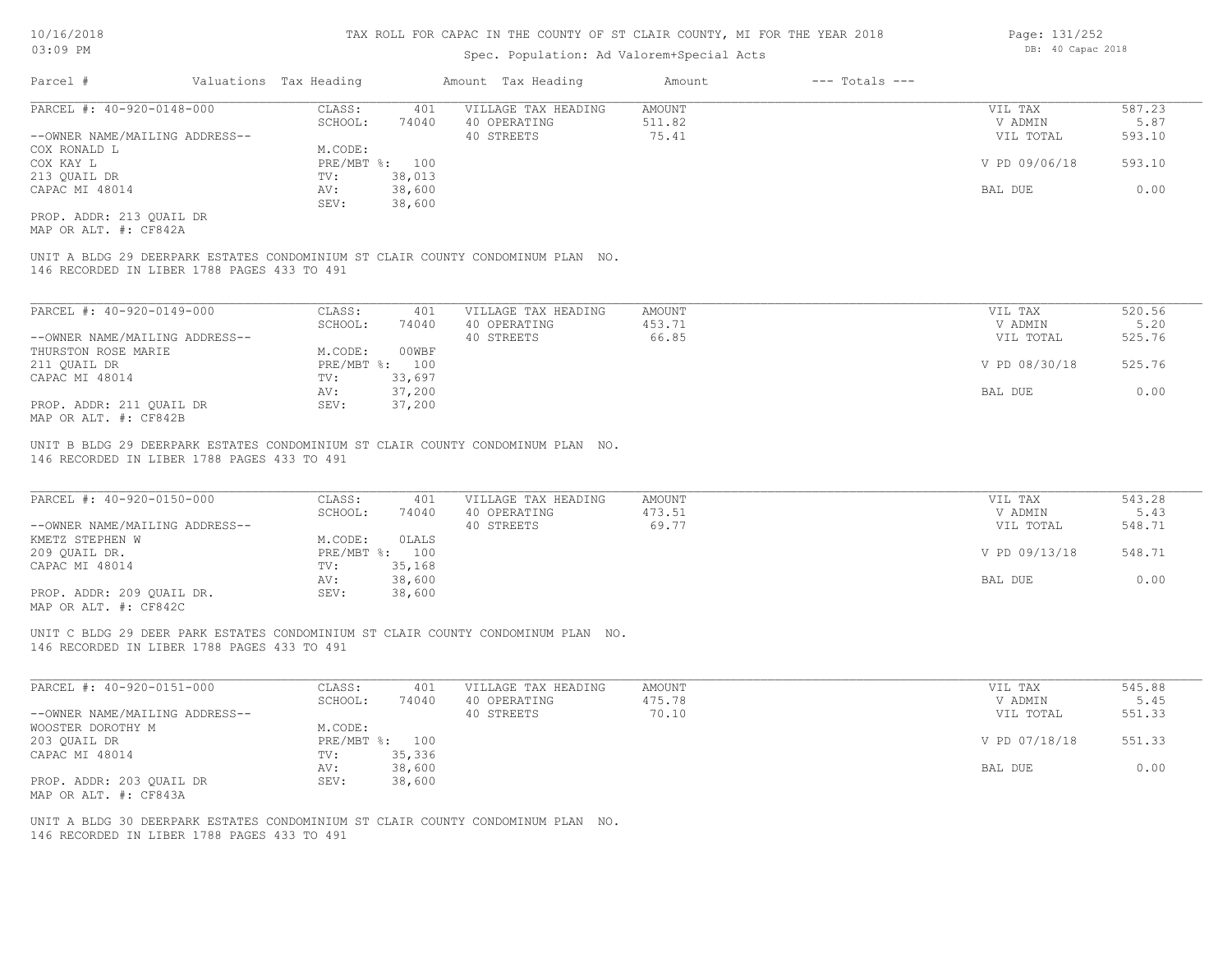TAX ROLL FOR CAPAC IN THE COUNTY OF ST CLAIR COUNTY, MI FOR THE YEAR 2018

Spec. Population: Ad Valorem+Special Acts

| Parcel # | Valuations | Tax Heading | Amount | Tax Heading | Amount | --- Totals --- | |
|---|---|---|---|---|---|---|---|
| PARCEL #: 40-920-0148-000 | CLASS: | 401 | VILLAGE TAX HEADING | AMOUNT | | VIL TAX | 587.23 |
| | SCHOOL: | 74040 | 40 OPERATING | 511.82 | | V ADMIN | 5.87 |
| --OWNER NAME/MAILING ADDRESS-- | | | 40 STREETS | 75.41 | | VIL TOTAL | 593.10 |
| COX RONALD L | M.CODE: | | | | | | |
| COX KAY L | PRE/MBT %: | 100 | | | | V PD 09/06/18 | 593.10 |
| 213 QUAIL DR | TV: | 38,013 | | | | | |
| CAPAC MI 48014 | AV: | 38,600 | | | | BAL DUE | 0.00 |
| | SEV: | 38,600 | | | | | |
| PROP. ADDR: 213 QUAIL DR | | | | | | | |
| MAP OR ALT. #: CF842A | | | | | | | |

UNIT A BLDG 29 DEERPARK ESTATES CONDOMINIUM ST CLAIR COUNTY CONDOMINUM PLAN NO. 146 RECORDED IN LIBER 1788 PAGES 433 TO 491

| Parcel # | Valuations | Tax Heading | Amount | Tax Heading | Amount | --- Totals --- | |
|---|---|---|---|---|---|---|---|
| PARCEL #: 40-920-0149-000 | CLASS: | 401 | VILLAGE TAX HEADING | AMOUNT | | VIL TAX | 520.56 |
| | SCHOOL: | 74040 | 40 OPERATING | 453.71 | | V ADMIN | 5.20 |
| --OWNER NAME/MAILING ADDRESS-- | | | 40 STREETS | 66.85 | | VIL TOTAL | 525.76 |
| THURSTON ROSE MARIE | M.CODE: | 00WBF | | | | | |
| 211 QUAIL DR | PRE/MBT %: | 100 | | | | V PD 08/30/18 | 525.76 |
| CAPAC MI 48014 | TV: | 33,697 | | | | | |
| | AV: | 37,200 | | | | BAL DUE | 0.00 |
| PROP. ADDR: 211 QUAIL DR | SEV: | 37,200 | | | | | |
| MAP OR ALT. #: CF842B | | | | | | | |

UNIT B BLDG 29 DEERPARK ESTATES CONDOMINIUM ST CLAIR COUNTY CONDOMINUM PLAN NO. 146 RECORDED IN LIBER 1788 PAGES 433 TO 491

| Parcel # | Valuations | Tax Heading | Amount | Tax Heading | Amount | --- Totals --- | |
|---|---|---|---|---|---|---|---|
| PARCEL #: 40-920-0150-000 | CLASS: | 401 | VILLAGE TAX HEADING | AMOUNT | | VIL TAX | 543.28 |
| | SCHOOL: | 74040 | 40 OPERATING | 473.51 | | V ADMIN | 5.43 |
| --OWNER NAME/MAILING ADDRESS-- | | | 40 STREETS | 69.77 | | VIL TOTAL | 548.71 |
| KMETZ STEPHEN W | M.CODE: | 0LALS | | | | | |
| 209 QUAIL DR. | PRE/MBT %: | 100 | | | | V PD 09/13/18 | 548.71 |
| CAPAC MI 48014 | TV: | 35,168 | | | | | |
| | AV: | 38,600 | | | | BAL DUE | 0.00 |
| PROP. ADDR: 209 QUAIL DR. | SEV: | 38,600 | | | | | |
| MAP OR ALT. #: CF842C | | | | | | | |

UNIT C BLDG 29 DEER PARK ESTATES CONDOMINIUM ST CLAIR COUNTY CONDOMINUM PLAN NO. 146 RECORDED IN LIBER 1788 PAGES 433 TO 491

| Parcel # | Valuations | Tax Heading | Amount | Tax Heading | Amount | --- Totals --- | |
|---|---|---|---|---|---|---|---|
| PARCEL #: 40-920-0151-000 | CLASS: | 401 | VILLAGE TAX HEADING | AMOUNT | | VIL TAX | 545.88 |
| | SCHOOL: | 74040 | 40 OPERATING | 475.78 | | V ADMIN | 5.45 |
| --OWNER NAME/MAILING ADDRESS-- | | | 40 STREETS | 70.10 | | VIL TOTAL | 551.33 |
| WOOSTER DOROTHY M | M.CODE: | | | | | | |
| 203 QUAIL DR | PRE/MBT %: | 100 | | | | V PD 07/18/18 | 551.33 |
| CAPAC MI 48014 | TV: | 35,336 | | | | | |
| | AV: | 38,600 | | | | BAL DUE | 0.00 |
| PROP. ADDR: 203 QUAIL DR | SEV: | 38,600 | | | | | |
| MAP OR ALT. #: CF843A | | | | | | | |

UNIT A BLDG 30 DEERPARK ESTATES CONDOMINIUM ST CLAIR COUNTY CONDOMINUM PLAN NO. 146 RECORDED IN LIBER 1788 PAGES 433 TO 491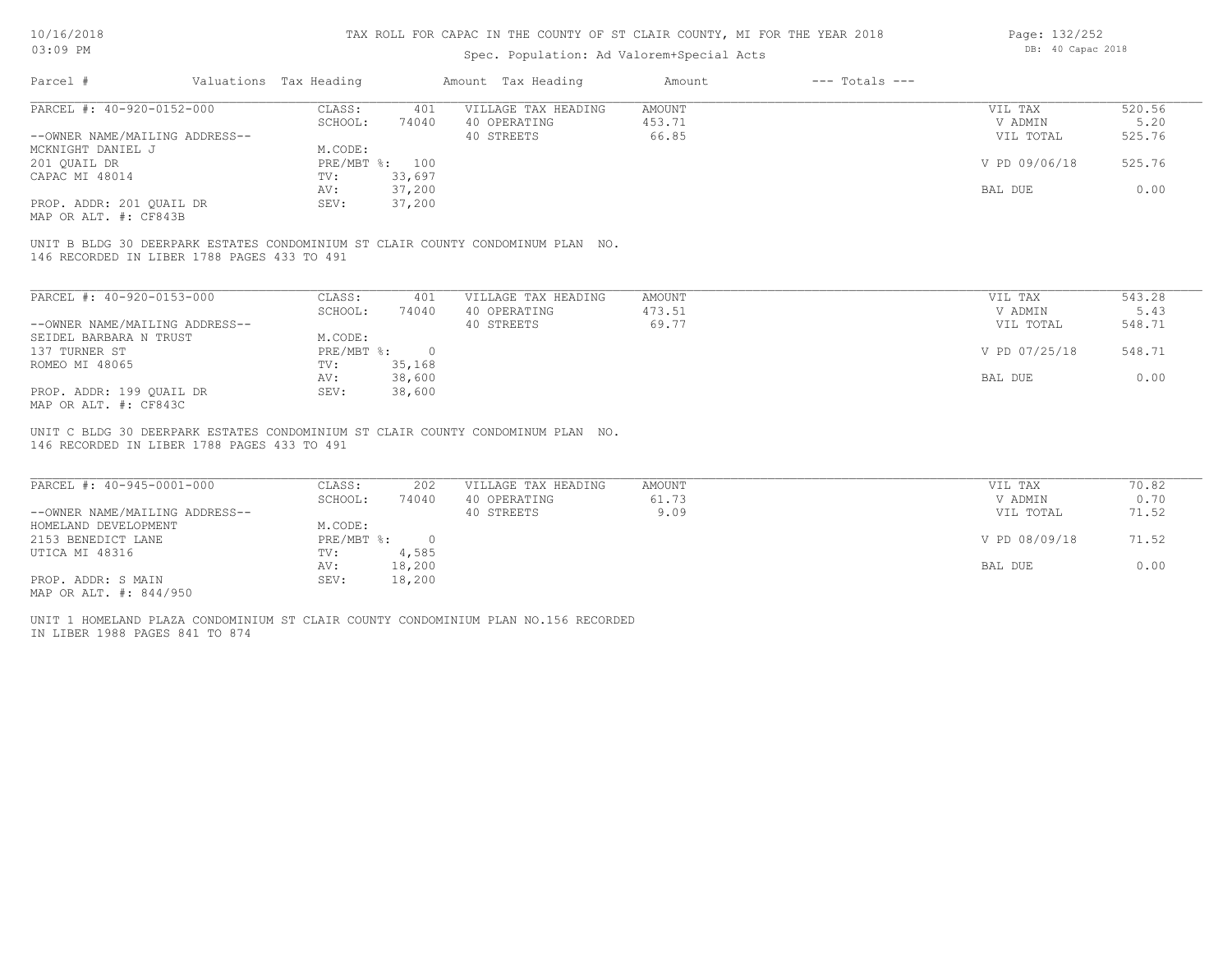TAX ROLL FOR CAPAC IN THE COUNTY OF ST CLAIR COUNTY, MI FOR THE YEAR 2018

Spec. Population: Ad Valorem+Special Acts

DB: 40 Capac 2018

| Parcel # | Valuations | Tax Heading | Amount | Tax Heading | Amount | --- Totals --- | |
|---|---|---|---|---|---|---|---|
| PARCEL #: 40-920-0152-000 | CLASS: | 401 | VILLAGE TAX HEADING | AMOUNT | | VIL TAX | 520.56 |
| | SCHOOL: | 74040 | 40 OPERATING | 453.71 | | V ADMIN | 5.20 |
| --OWNER NAME/MAILING ADDRESS-- | | | 40 STREETS | 66.85 | | VIL TOTAL | 525.76 |
| MCKNIGHT DANIEL J | M.CODE: | | | | | | |
| 201 QUAIL DR | PRE/MBT %: | 100 | | | | V PD 09/06/18 | 525.76 |
| CAPAC MI 48014 | TV: | 33,697 | | | | | |
| | AV: | 37,200 | | | | BAL DUE | 0.00 |
| PROP. ADDR: 201 QUAIL DR | SEV: | 37,200 | | | | | |
| MAP OR ALT. #: CF843B | | | | | | | |

UNIT B BLDG 30 DEERPARK ESTATES CONDOMINIUM ST CLAIR COUNTY CONDOMINUM PLAN NO. 146 RECORDED IN LIBER 1788 PAGES 433 TO 491

| Parcel # | Valuations | Tax Heading | Amount | Tax Heading | Amount | --- Totals --- | |
|---|---|---|---|---|---|---|---|
| PARCEL #: 40-920-0153-000 | CLASS: | 401 | VILLAGE TAX HEADING | AMOUNT | | VIL TAX | 543.28 |
| | SCHOOL: | 74040 | 40 OPERATING | 473.51 | | V ADMIN | 5.43 |
| --OWNER NAME/MAILING ADDRESS-- | | | 40 STREETS | 69.77 | | VIL TOTAL | 548.71 |
| SEIDEL BARBARA N TRUST | M.CODE: | | | | | | |
| 137 TURNER ST | PRE/MBT %: | 0 | | | | V PD 07/25/18 | 548.71 |
| ROMEO MI 48065 | TV: | 35,168 | | | | | |
| | AV: | 38,600 | | | | BAL DUE | 0.00 |
| PROP. ADDR: 199 QUAIL DR | SEV: | 38,600 | | | | | |
| MAP OR ALT. #: CF843C | | | | | | | |

UNIT C BLDG 30 DEERPARK ESTATES CONDOMINIUM ST CLAIR COUNTY CONDOMINUM PLAN NO. 146 RECORDED IN LIBER 1788 PAGES 433 TO 491

| Parcel # | Valuations | Tax Heading | Amount | Tax Heading | Amount | --- Totals --- | |
|---|---|---|---|---|---|---|---|
| PARCEL #: 40-945-0001-000 | CLASS: | 202 | VILLAGE TAX HEADING | AMOUNT | | VIL TAX | 70.82 |
| | SCHOOL: | 74040 | 40 OPERATING | 61.73 | | V ADMIN | 0.70 |
| --OWNER NAME/MAILING ADDRESS-- | | | 40 STREETS | 9.09 | | VIL TOTAL | 71.52 |
| HOMELAND DEVELOPMENT | M.CODE: | | | | | | |
| 2153 BENEDICT LANE | PRE/MBT %: | 0 | | | | V PD 08/09/18 | 71.52 |
| UTICA MI 48316 | TV: | 4,585 | | | | | |
| | AV: | 18,200 | | | | BAL DUE | 0.00 |
| PROP. ADDR: S MAIN | SEV: | 18,200 | | | | | |
| MAP OR ALT. #: 844/950 | | | | | | | |

UNIT 1 HOMELAND PLAZA CONDOMINIUM ST CLAIR COUNTY CONDOMINIUM PLAN NO.156 RECORDED IN LIBER 1988 PAGES 841 TO 874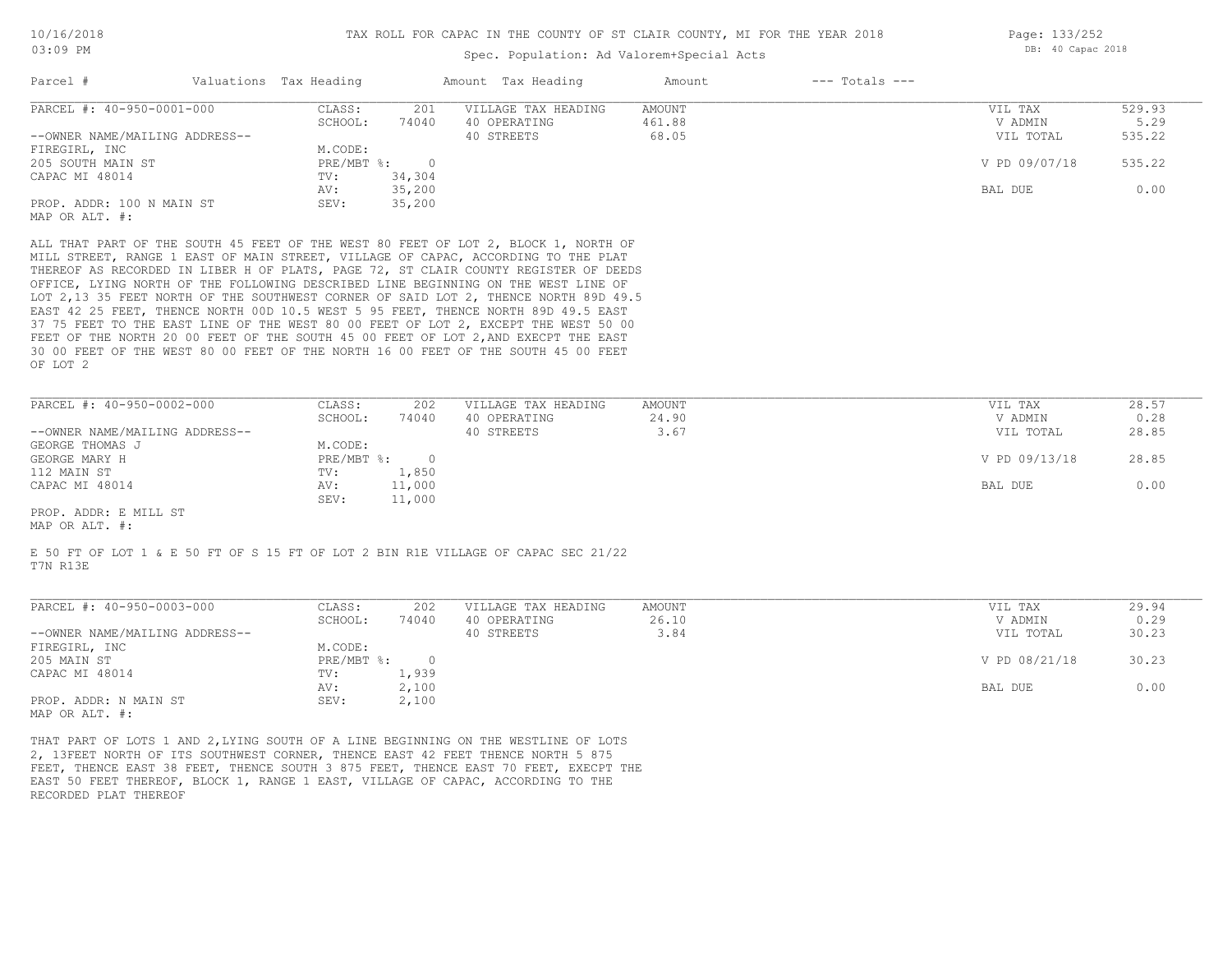TAX ROLL FOR CAPAC IN THE COUNTY OF ST CLAIR COUNTY, MI FOR THE YEAR 2018

Spec. Population: Ad Valorem+Special Acts

DB: 40 Capac 2018

| Parcel # | Valuations | Tax Heading | Amount | Tax Heading | Amount | --- Totals --- | |
|---|---|---|---|---|---|---|---|
| PARCEL #: 40-950-0001-000 | CLASS: | 201 | VILLAGE TAX HEADING | AMOUNT | | VIL TAX | 529.93 |
| | SCHOOL: | 74040 | 40 OPERATING | 461.88 | | V ADMIN | 5.29 |
| --OWNER NAME/MAILING ADDRESS-- | | | 40 STREETS | 68.05 | | VIL TOTAL | 535.22 |
| FIREGIRL, INC | M.CODE: | | | | | | |
| 205 SOUTH MAIN ST | PRE/MBT %: | 0 | | | | V PD 09/07/18 | 535.22 |
| CAPAC MI 48014 | TV: | 34,304 | | | | | |
| | AV: | 35,200 | | | | BAL DUE | 0.00 |
| PROP. ADDR: 100 N MAIN ST | SEV: | 35,200 | | | | | |
| MAP OR ALT. #: | | | | | | | |

ALL THAT PART OF THE SOUTH 45 FEET OF THE WEST 80 FEET OF LOT 2, BLOCK 1, NORTH OF MILL STREET, RANGE 1 EAST OF MAIN STREET, VILLAGE OF CAPAC, ACCORDING TO THE PLAT THEREOF AS RECORDED IN LIBER H OF PLATS, PAGE 72, ST CLAIR COUNTY REGISTER OF DEEDS OFFICE, LYING NORTH OF THE FOLLOWING DESCRIBED LINE BEGINNING ON THE WEST LINE OF LOT 2,13 35 FEET NORTH OF THE SOUTHWEST CORNER OF SAID LOT 2, THENCE NORTH 89D 49.5 EAST 42 25 FEET, THENCE NORTH 00D 10.5 WEST 5 95 FEET, THENCE NORTH 89D 49.5 EAST 37 75 FEET TO THE EAST LINE OF THE WEST 80 00 FEET OF LOT 2, EXCEPT THE WEST 50 00 FEET OF THE NORTH 20 00 FEET OF THE SOUTH 45 00 FEET OF LOT 2,AND EXECPT THE EAST 30 00 FEET OF THE WEST 80 00 FEET OF THE NORTH 16 00 FEET OF THE SOUTH 45 00 FEET OF LOT 2

| Parcel # | Valuations | Tax Heading | Amount | Tax Heading | Amount | --- Totals --- | |
|---|---|---|---|---|---|---|---|
| PARCEL #: 40-950-0002-000 | CLASS: | 202 | VILLAGE TAX HEADING | AMOUNT | | VIL TAX | 28.57 |
| | SCHOOL: | 74040 | 40 OPERATING | 24.90 | | V ADMIN | 0.28 |
| --OWNER NAME/MAILING ADDRESS-- | | | 40 STREETS | 3.67 | | VIL TOTAL | 28.85 |
| GEORGE THOMAS J | M.CODE: | | | | | | |
| GEORGE MARY H | PRE/MBT %: | 0 | | | | V PD 09/13/18 | 28.85 |
| 112 MAIN ST | TV: | 1,850 | | | | | |
| CAPAC MI 48014 | AV: | 11,000 | | | | BAL DUE | 0.00 |
| | SEV: | 11,000 | | | | | |
| PROP. ADDR: E MILL ST | | | | | | | |
| MAP OR ALT. #: | | | | | | | |

E 50 FT OF LOT 1 & E 50 FT OF S 15 FT OF LOT 2 BIN R1E VILLAGE OF CAPAC SEC 21/22 T7N R13E

| Parcel # | Valuations | Tax Heading | Amount | Tax Heading | Amount | --- Totals --- | |
|---|---|---|---|---|---|---|---|
| PARCEL #: 40-950-0003-000 | CLASS: | 202 | VILLAGE TAX HEADING | AMOUNT | | VIL TAX | 29.94 |
| | SCHOOL: | 74040 | 40 OPERATING | 26.10 | | V ADMIN | 0.29 |
| --OWNER NAME/MAILING ADDRESS-- | | | 40 STREETS | 3.84 | | VIL TOTAL | 30.23 |
| FIREGIRL, INC | M.CODE: | | | | | | |
| 205 MAIN ST | PRE/MBT %: | 0 | | | | V PD 08/21/18 | 30.23 |
| CAPAC MI 48014 | TV: | 1,939 | | | | | |
| | AV: | 2,100 | | | | BAL DUE | 0.00 |
| PROP. ADDR: N MAIN ST | SEV: | 2,100 | | | | | |
| MAP OR ALT. #: | | | | | | | |

THAT PART OF LOTS 1 AND 2,LYING SOUTH OF A LINE BEGINNING ON THE WESTLINE OF LOTS 2, 13FEET NORTH OF ITS SOUTHWEST CORNER, THENCE EAST 42 FEET THENCE NORTH 5 875 FEET, THENCE EAST 38 FEET, THENCE SOUTH 3 875 FEET, THENCE EAST 70 FEET, EXECPT THE EAST 50 FEET THEREOF, BLOCK 1, RANGE 1 EAST, VILLAGE OF CAPAC, ACCORDING TO THE RECORDED PLAT THEREOF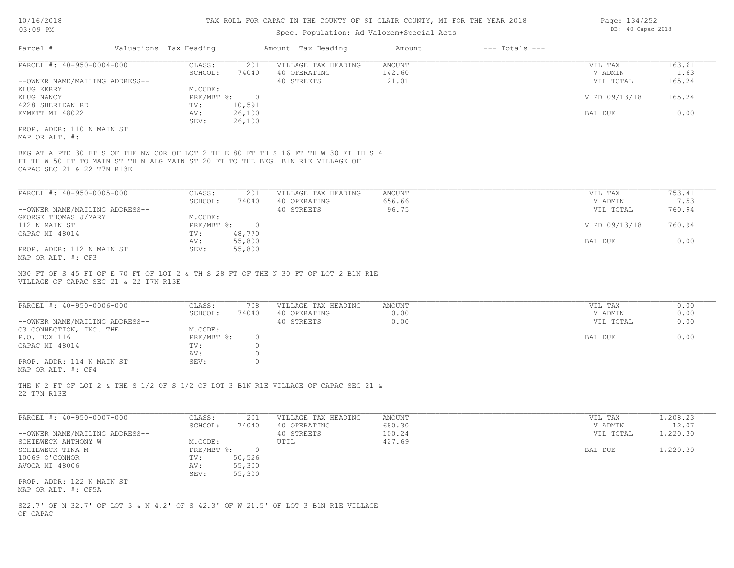# TAX ROLL FOR CAPAC IN THE COUNTY OF ST CLAIR COUNTY, MI FOR THE YEAR 2018

10/16/2018
03:09 PM

Spec. Population: Ad Valorem+Special Acts

DB: 40 Capac 2018

| Parcel # | Valuations | Tax Heading | Amount | Tax Heading | Amount | --- Totals --- |
|---|---|---|---|---|---|---|

---

**PARCEL #: 40-950-0004-000**

| | | | | | |
|---|---|---|---|---|---|
| CLASS: | 201 | VILLAGE TAX HEADING | AMOUNT | VIL TAX | 163.61 |
| SCHOOL: | 74040 | 40 OPERATING | 142.60 | V ADMIN | 1.63 |
| | | 40 STREETS | 21.01 | VIL TOTAL | 165.24 |
| M.CODE: | | | | | |
| PRE/MBT %: | 0 | | | V PD 09/13/18 | 165.24 |
| TV: | 10,591 | | | | |
| AV: | 26,100 | | | BAL DUE | 0.00 |
| SEV: | 26,100 | | | | |

--OWNER NAME/MAILING ADDRESS--
KLUG KERRY
KLUG NANCY
4228 SHERIDAN RD
EMMETT MI 48022

PROP. ADDR: 110 N MAIN ST
MAP OR ALT. #:

BEG AT A PTE 30 FT S OF THE NW COR OF LOT 2 TH E 80 FT TH S 16 FT TH W 30 FT TH S 4 FT TH W 50 FT TO MAIN ST TH N ALG MAIN ST 20 FT TO THE BEG. B1N R1E VILLAGE OF CAPAC SEC 21 & 22 T7N R13E

---

**PARCEL #: 40-950-0005-000**

| | | | | | |
|---|---|---|---|---|---|
| CLASS: | 201 | VILLAGE TAX HEADING | AMOUNT | VIL TAX | 753.41 |
| SCHOOL: | 74040 | 40 OPERATING | 656.66 | V ADMIN | 7.53 |
| | | 40 STREETS | 96.75 | VIL TOTAL | 760.94 |
| M.CODE: | | | | | |
| PRE/MBT %: | 0 | | | V PD 09/13/18 | 760.94 |
| TV: | 48,770 | | | | |
| AV: | 55,800 | | | BAL DUE | 0.00 |
| SEV: | 55,800 | | | | |

--OWNER NAME/MAILING ADDRESS--
GEORGE THOMAS J/MARY
112 N MAIN ST
CAPAC MI 48014

PROP. ADDR: 112 N MAIN ST
MAP OR ALT. #: CF3

N30 FT OF S 45 FT OF E 70 FT OF LOT 2 & TH S 28 FT OF THE N 30 FT OF LOT 2 B1N R1E VILLAGE OF CAPAC SEC 21 & 22 T7N R13E

---

**PARCEL #: 40-950-0006-000**

| | | | | | |
|---|---|---|---|---|---|
| CLASS: | 708 | VILLAGE TAX HEADING | AMOUNT | VIL TAX | 0.00 |
| SCHOOL: | 74040 | 40 OPERATING | 0.00 | V ADMIN | 0.00 |
| | | 40 STREETS | 0.00 | VIL TOTAL | 0.00 |
| M.CODE: | | | | | |
| PRE/MBT %: | 0 | | | BAL DUE | 0.00 |
| TV: | 0 | | | | |
| AV: | 0 | | | | |
| SEV: | 0 | | | | |

--OWNER NAME/MAILING ADDRESS--
C3 CONNECTION, INC. THE
P.O. BOX 116
CAPAC MI 48014

PROP. ADDR: 114 N MAIN ST
MAP OR ALT. #: CF4

THE N 2 FT OF LOT 2 & THE S 1/2 OF S 1/2 OF LOT 3 B1N R1E VILLAGE OF CAPAC SEC 21 & 22 T7N R13E

---

**PARCEL #: 40-950-0007-000**

| | | | | | |
|---|---|---|---|---|---|
| CLASS: | 201 | VILLAGE TAX HEADING | AMOUNT | VIL TAX | 1,208.23 |
| SCHOOL: | 74040 | 40 OPERATING | 680.30 | V ADMIN | 12.07 |
| | | 40 STREETS | 100.24 | VIL TOTAL | 1,220.30 |
| M.CODE: | | UTIL | 427.69 | | |
| PRE/MBT %: | 0 | | | BAL DUE | 1,220.30 |
| TV: | 50,526 | | | | |
| AV: | 55,300 | | | | |
| SEV: | 55,300 | | | | |

--OWNER NAME/MAILING ADDRESS--
SCHIEWECK ANTHONY W
SCHIEWECK TINA M
10069 O'CONNOR
AVOCA MI 48006

PROP. ADDR: 122 N MAIN ST
MAP OR ALT. #: CF5A

S22.7' OF N 32.7' OF LOT 3 & N 4.2' OF S 42.3' OF W 21.5' OF LOT 3 B1N R1E VILLAGE OF CAPAC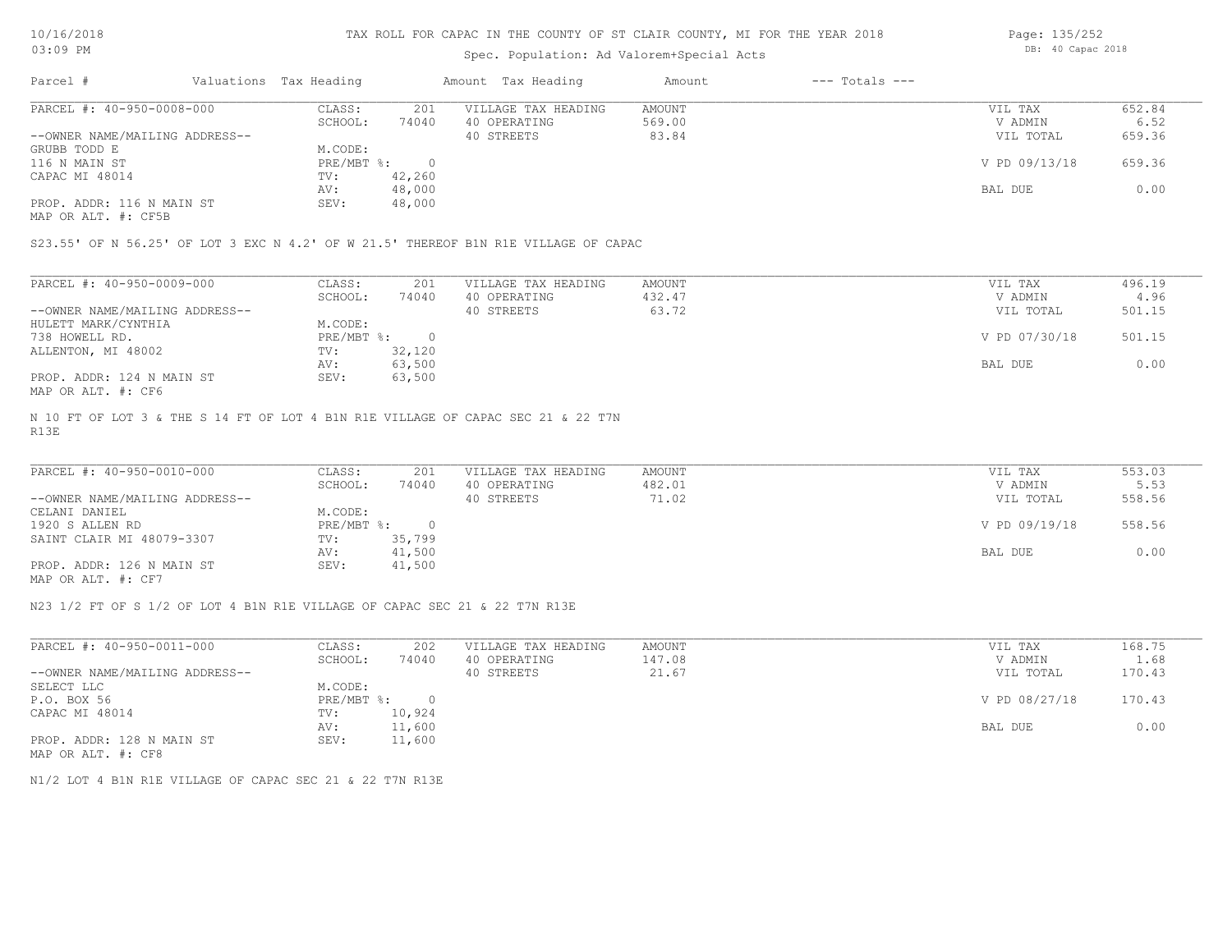# TAX ROLL FOR CAPAC IN THE COUNTY OF ST CLAIR COUNTY, MI FOR THE YEAR 2018

Spec. Population: Ad Valorem+Special Acts

DB: 40 Capac 2018

| Parcel # | Valuations | Tax Heading | Amount | Tax Heading | Amount | --- Totals --- | |
|---|---|---|---|---|---|---|---|
| PARCEL #: 40-950-0008-000 | CLASS: | 201 | VILLAGE TAX HEADING | AMOUNT | | VIL TAX | 652.84 |
| | SCHOOL: | 74040 | 40 OPERATING | 569.00 | | V ADMIN | 6.52 |
| --OWNER NAME/MAILING ADDRESS-- | | | 40 STREETS | 83.84 | | VIL TOTAL | 659.36 |
| GRUBB TODD E | M.CODE: | | | | | | |
| 116 N MAIN ST | PRE/MBT %: | 0 | | | | V PD 09/13/18 | 659.36 |
| CAPAC MI 48014 | TV: | 42,260 | | | | | |
| | AV: | 48,000 | | | | BAL DUE | 0.00 |
| PROP. ADDR: 116 N MAIN ST | SEV: | 48,000 | | | | | |
| MAP OR ALT. #: CF5B | | | | | | | |

S23.55' OF N 56.25' OF LOT 3 EXC N 4.2' OF W 21.5' THEREOF B1N R1E VILLAGE OF CAPAC

| Parcel # | Valuations | Tax Heading | Amount | Tax Heading | Amount | --- Totals --- | |
|---|---|---|---|---|---|---|---|
| PARCEL #: 40-950-0009-000 | CLASS: | 201 | VILLAGE TAX HEADING | AMOUNT | | VIL TAX | 496.19 |
| | SCHOOL: | 74040 | 40 OPERATING | 432.47 | | V ADMIN | 4.96 |
| --OWNER NAME/MAILING ADDRESS-- | | | 40 STREETS | 63.72 | | VIL TOTAL | 501.15 |
| HULETT MARK/CYNTHIA | M.CODE: | | | | | | |
| 738 HOWELL RD. | PRE/MBT %: | 0 | | | | V PD 07/30/18 | 501.15 |
| ALLENTON, MI 48002 | TV: | 32,120 | | | | | |
| | AV: | 63,500 | | | | BAL DUE | 0.00 |
| PROP. ADDR: 124 N MAIN ST | SEV: | 63,500 | | | | | |
| MAP OR ALT. #: CF6 | | | | | | | |

N 10 FT OF LOT 3 & THE S 14 FT OF LOT 4 B1N R1E VILLAGE OF CAPAC SEC 21 & 22 T7N R13E

| Parcel # | Valuations | Tax Heading | Amount | Tax Heading | Amount | --- Totals --- | |
|---|---|---|---|---|---|---|---|
| PARCEL #: 40-950-0010-000 | CLASS: | 201 | VILLAGE TAX HEADING | AMOUNT | | VIL TAX | 553.03 |
| | SCHOOL: | 74040 | 40 OPERATING | 482.01 | | V ADMIN | 5.53 |
| --OWNER NAME/MAILING ADDRESS-- | | | 40 STREETS | 71.02 | | VIL TOTAL | 558.56 |
| CELANI DANIEL | M.CODE: | | | | | | |
| 1920 S ALLEN RD | PRE/MBT %: | 0 | | | | V PD 09/19/18 | 558.56 |
| SAINT CLAIR MI 48079-3307 | TV: | 35,799 | | | | | |
| | AV: | 41,500 | | | | BAL DUE | 0.00 |
| PROP. ADDR: 126 N MAIN ST | SEV: | 41,500 | | | | | |
| MAP OR ALT. #: CF7 | | | | | | | |

N23 1/2 FT OF S 1/2 OF LOT 4 B1N R1E VILLAGE OF CAPAC SEC 21 & 22 T7N R13E

| Parcel # | Valuations | Tax Heading | Amount | Tax Heading | Amount | --- Totals --- | |
|---|---|---|---|---|---|---|---|
| PARCEL #: 40-950-0011-000 | CLASS: | 202 | VILLAGE TAX HEADING | AMOUNT | | VIL TAX | 168.75 |
| | SCHOOL: | 74040 | 40 OPERATING | 147.08 | | V ADMIN | 1.68 |
| --OWNER NAME/MAILING ADDRESS-- | | | 40 STREETS | 21.67 | | VIL TOTAL | 170.43 |
| SELECT LLC | M.CODE: | | | | | | |
| P.O. BOX 56 | PRE/MBT %: | 0 | | | | V PD 08/27/18 | 170.43 |
| CAPAC MI 48014 | TV: | 10,924 | | | | | |
| | AV: | 11,600 | | | | BAL DUE | 0.00 |
| PROP. ADDR: 128 N MAIN ST | SEV: | 11,600 | | | | | |
| MAP OR ALT. #: CF8 | | | | | | | |

N1/2 LOT 4 B1N R1E VILLAGE OF CAPAC SEC 21 & 22 T7N R13E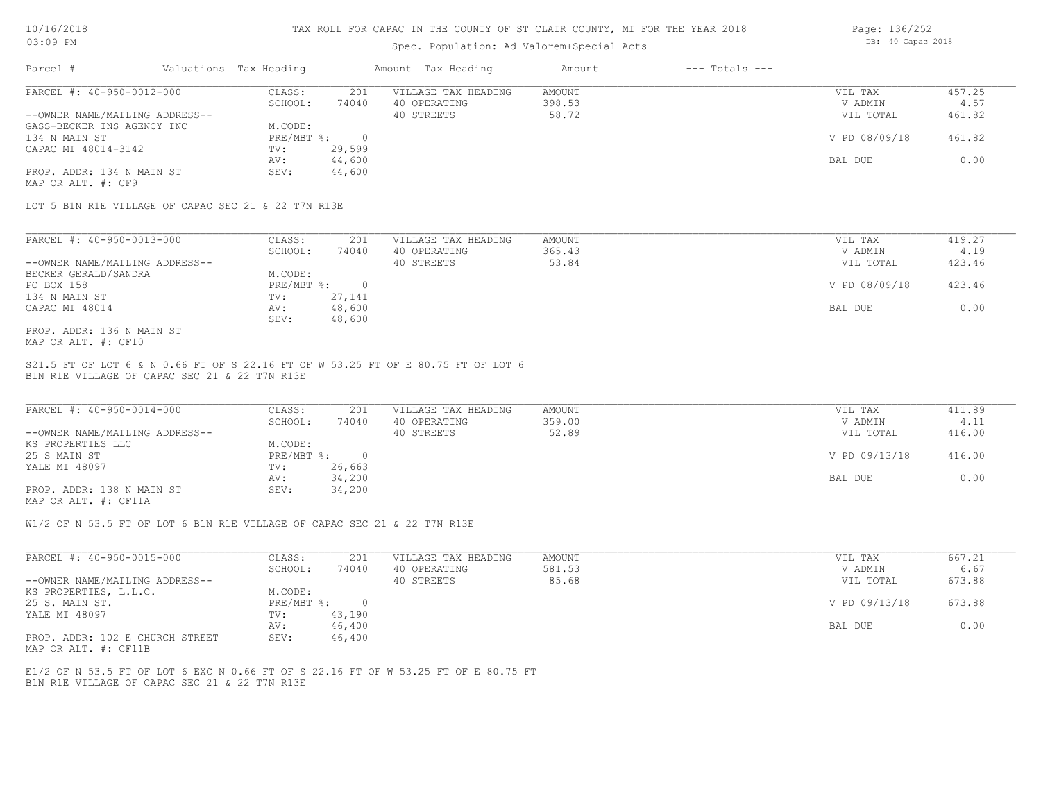# TAX ROLL FOR CAPAC IN THE COUNTY OF ST CLAIR COUNTY, MI FOR THE YEAR 2018

Spec. Population: Ad Valorem+Special Acts

| Parcel # | Valuations | Tax Heading | Amount | Tax Heading | Amount | --- Totals --- | |
|---|---|---|---|---|---|---|---|
| PARCEL #: 40-950-0012-000 | CLASS: | 201 | VILLAGE TAX HEADING | AMOUNT | | VIL TAX | 457.25 |
| | SCHOOL: | 74040 | 40 OPERATING | 398.53 | | V ADMIN | 4.57 |
| --OWNER NAME/MAILING ADDRESS-- | | | 40 STREETS | 58.72 | | VIL TOTAL | 461.82 |
| GASS-BECKER INS AGENCY INC | M.CODE: | | | | | | |
| 134 N MAIN ST | PRE/MBT %: | 0 | | | | V PD 08/09/18 | 461.82 |
| CAPAC MI 48014-3142 | TV: | 29,599 | | | | | |
| | AV: | 44,600 | | | | BAL DUE | 0.00 |
| PROP. ADDR: 134 N MAIN ST | SEV: | 44,600 | | | | | |
| MAP OR ALT. #: CF9 | | | | | | | |

LOT 5 B1N R1E VILLAGE OF CAPAC SEC 21 & 22 T7N R13E

| Parcel # | Valuations | Tax Heading | Amount | Tax Heading | Amount | --- Totals --- | |
|---|---|---|---|---|---|---|---|
| PARCEL #: 40-950-0013-000 | CLASS: | 201 | VILLAGE TAX HEADING | AMOUNT | | VIL TAX | 419.27 |
| | SCHOOL: | 74040 | 40 OPERATING | 365.43 | | V ADMIN | 4.19 |
| --OWNER NAME/MAILING ADDRESS-- | | | 40 STREETS | 53.84 | | VIL TOTAL | 423.46 |
| BECKER GERALD/SANDRA | M.CODE: | | | | | | |
| PO BOX 158 | PRE/MBT %: | 0 | | | | V PD 08/09/18 | 423.46 |
| 134 N MAIN ST | TV: | 27,141 | | | | | |
| CAPAC MI 48014 | AV: | 48,600 | | | | BAL DUE | 0.00 |
| | SEV: | 48,600 | | | | | |
| PROP. ADDR: 136 N MAIN ST | | | | | | | |
| MAP OR ALT. #: CF10 | | | | | | | |

S21.5 FT OF LOT 6 & N 0.66 FT OF S 22.16 FT OF W 53.25 FT OF E 80.75 FT OF LOT 6
B1N R1E VILLAGE OF CAPAC SEC 21 & 22 T7N R13E

| Parcel # | Valuations | Tax Heading | Amount | Tax Heading | Amount | --- Totals --- | |
|---|---|---|---|---|---|---|---|
| PARCEL #: 40-950-0014-000 | CLASS: | 201 | VILLAGE TAX HEADING | AMOUNT | | VIL TAX | 411.89 |
| | SCHOOL: | 74040 | 40 OPERATING | 359.00 | | V ADMIN | 4.11 |
| --OWNER NAME/MAILING ADDRESS-- | | | 40 STREETS | 52.89 | | VIL TOTAL | 416.00 |
| KS PROPERTIES LLC | M.CODE: | | | | | | |
| 25 S MAIN ST | PRE/MBT %: | 0 | | | | V PD 09/13/18 | 416.00 |
| YALE MI 48097 | TV: | 26,663 | | | | | |
| | AV: | 34,200 | | | | BAL DUE | 0.00 |
| PROP. ADDR: 138 N MAIN ST | SEV: | 34,200 | | | | | |
| MAP OR ALT. #: CF11A | | | | | | | |

W1/2 OF N 53.5 FT OF LOT 6 B1N R1E VILLAGE OF CAPAC SEC 21 & 22 T7N R13E

| Parcel # | Valuations | Tax Heading | Amount | Tax Heading | Amount | --- Totals --- | |
|---|---|---|---|---|---|---|---|
| PARCEL #: 40-950-0015-000 | CLASS: | 201 | VILLAGE TAX HEADING | AMOUNT | | VIL TAX | 667.21 |
| | SCHOOL: | 74040 | 40 OPERATING | 581.53 | | V ADMIN | 6.67 |
| --OWNER NAME/MAILING ADDRESS-- | | | 40 STREETS | 85.68 | | VIL TOTAL | 673.88 |
| KS PROPERTIES, L.L.C. | M.CODE: | | | | | | |
| 25 S. MAIN ST. | PRE/MBT %: | 0 | | | | V PD 09/13/18 | 673.88 |
| YALE MI 48097 | TV: | 43,190 | | | | | |
| | AV: | 46,400 | | | | BAL DUE | 0.00 |
| PROP. ADDR: 102 E CHURCH STREET | SEV: | 46,400 | | | | | |
| MAP OR ALT. #: CF11B | | | | | | | |

E1/2 OF N 53.5 FT OF LOT 6 EXC N 0.66 FT OF S 22.16 FT OF W 53.25 FT OF E 80.75 FT
B1N R1E VILLAGE OF CAPAC SEC 21 & 22 T7N R13E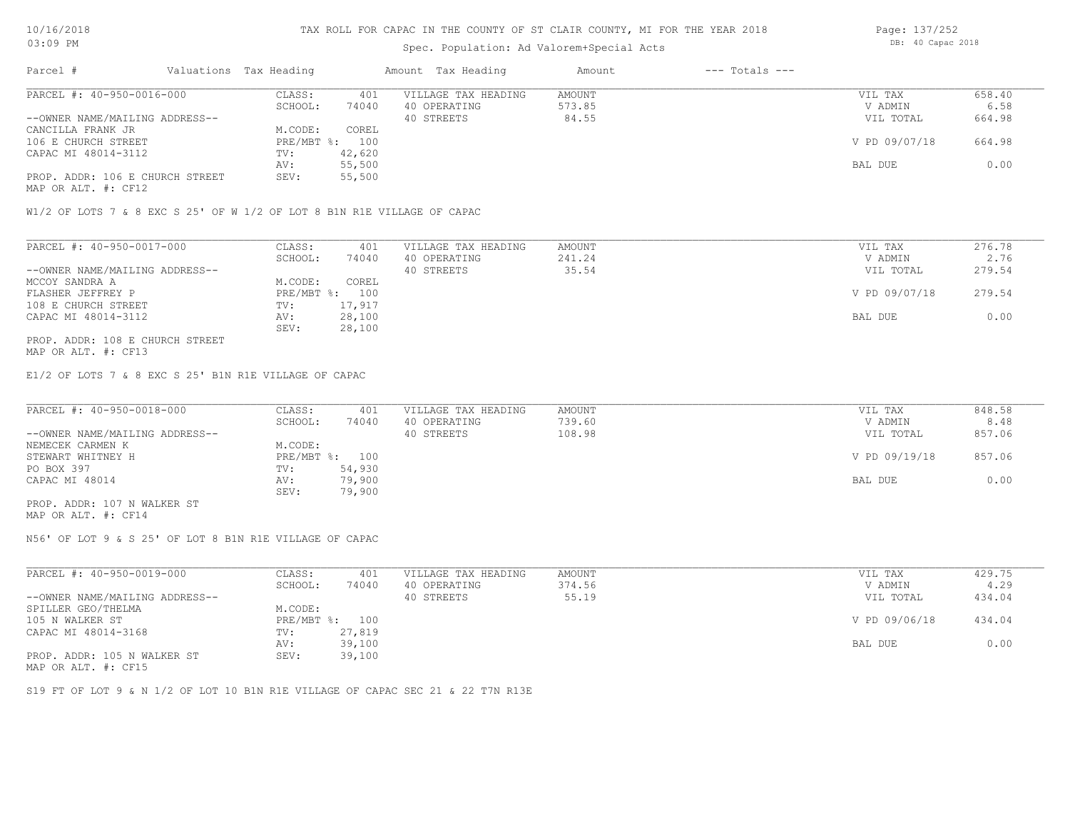10/16/2018
03:09 PM

TAX ROLL FOR CAPAC IN THE COUNTY OF ST CLAIR COUNTY, MI FOR THE YEAR 2018

Spec. Population: Ad Valorem+Special Acts

DB: 40 Capac 2018

| Parcel # | Valuations Tax Heading | | Amount Tax Heading | Amount | --- Totals --- | |
|---|---|---|---|---|---|---|
| PARCEL #: 40-950-0016-000 | CLASS: | 401 | VILLAGE TAX HEADING | AMOUNT | VIL TAX | 658.40 |
| | SCHOOL: | 74040 | 40 OPERATING | 573.85 | V ADMIN | 6.58 |
| --OWNER NAME/MAILING ADDRESS-- | | | 40 STREETS | 84.55 | VIL TOTAL | 664.98 |
| CANCILLA FRANK JR | M.CODE: | COREL | | | | |
| 106 E CHURCH STREET | PRE/MBT %: | 100 | | | V PD 09/07/18 | 664.98 |
| CAPAC MI 48014-3112 | TV: | 42,620 | | | | |
| | AV: | 55,500 | | | BAL DUE | 0.00 |
| PROP. ADDR: 106 E CHURCH STREET | SEV: | 55,500 | | | | |
| MAP OR ALT. #: CF12 | | | | | | |

W1/2 OF LOTS 7 & 8 EXC S 25' OF W 1/2 OF LOT 8 B1N R1E VILLAGE OF CAPAC

| Parcel # | Valuations Tax Heading | | Amount Tax Heading | Amount | --- Totals --- | |
|---|---|---|---|---|---|---|
| PARCEL #: 40-950-0017-000 | CLASS: | 401 | VILLAGE TAX HEADING | AMOUNT | VIL TAX | 276.78 |
| | SCHOOL: | 74040 | 40 OPERATING | 241.24 | V ADMIN | 2.76 |
| --OWNER NAME/MAILING ADDRESS-- | | | 40 STREETS | 35.54 | VIL TOTAL | 279.54 |
| MCCOY SANDRA A | M.CODE: | COREL | | | | |
| FLASHER JEFFREY P | PRE/MBT %: | 100 | | | V PD 09/07/18 | 279.54 |
| 108 E CHURCH STREET | TV: | 17,917 | | | | |
| CAPAC MI 48014-3112 | AV: | 28,100 | | | BAL DUE | 0.00 |
| | SEV: | 28,100 | | | | |
| PROP. ADDR: 108 E CHURCH STREET | | | | | | |
| MAP OR ALT. #: CF13 | | | | | | |

E1/2 OF LOTS 7 & 8 EXC S 25' B1N R1E VILLAGE OF CAPAC

| Parcel # | Valuations Tax Heading | | Amount Tax Heading | Amount | --- Totals --- | |
|---|---|---|---|---|---|---|
| PARCEL #: 40-950-0018-000 | CLASS: | 401 | VILLAGE TAX HEADING | AMOUNT | VIL TAX | 848.58 |
| | SCHOOL: | 74040 | 40 OPERATING | 739.60 | V ADMIN | 8.48 |
| --OWNER NAME/MAILING ADDRESS-- | | | 40 STREETS | 108.98 | VIL TOTAL | 857.06 |
| NEMECEK CARMEN K | M.CODE: | | | | | |
| STEWART WHITNEY H | PRE/MBT %: | 100 | | | V PD 09/19/18 | 857.06 |
| PO BOX 397 | TV: | 54,930 | | | | |
| CAPAC MI 48014 | AV: | 79,900 | | | BAL DUE | 0.00 |
| | SEV: | 79,900 | | | | |
| PROP. ADDR: 107 N WALKER ST | | | | | | |
| MAP OR ALT. #: CF14 | | | | | | |

N56' OF LOT 9 & S 25' OF LOT 8 B1N R1E VILLAGE OF CAPAC

| Parcel # | Valuations Tax Heading | | Amount Tax Heading | Amount | --- Totals --- | |
|---|---|---|---|---|---|---|
| PARCEL #: 40-950-0019-000 | CLASS: | 401 | VILLAGE TAX HEADING | AMOUNT | VIL TAX | 429.75 |
| | SCHOOL: | 74040 | 40 OPERATING | 374.56 | V ADMIN | 4.29 |
| --OWNER NAME/MAILING ADDRESS-- | | | 40 STREETS | 55.19 | VIL TOTAL | 434.04 |
| SPILLER GEO/THELMA | M.CODE: | | | | | |
| 105 N WALKER ST | PRE/MBT %: | 100 | | | V PD 09/06/18 | 434.04 |
| CAPAC MI 48014-3168 | TV: | 27,819 | | | | |
| | AV: | 39,100 | | | BAL DUE | 0.00 |
| PROP. ADDR: 105 N WALKER ST | SEV: | 39,100 | | | | |
| MAP OR ALT. #: CF15 | | | | | | |

S19 FT OF LOT 9 & N 1/2 OF LOT 10 B1N R1E VILLAGE OF CAPAC SEC 21 & 22 T7N R13E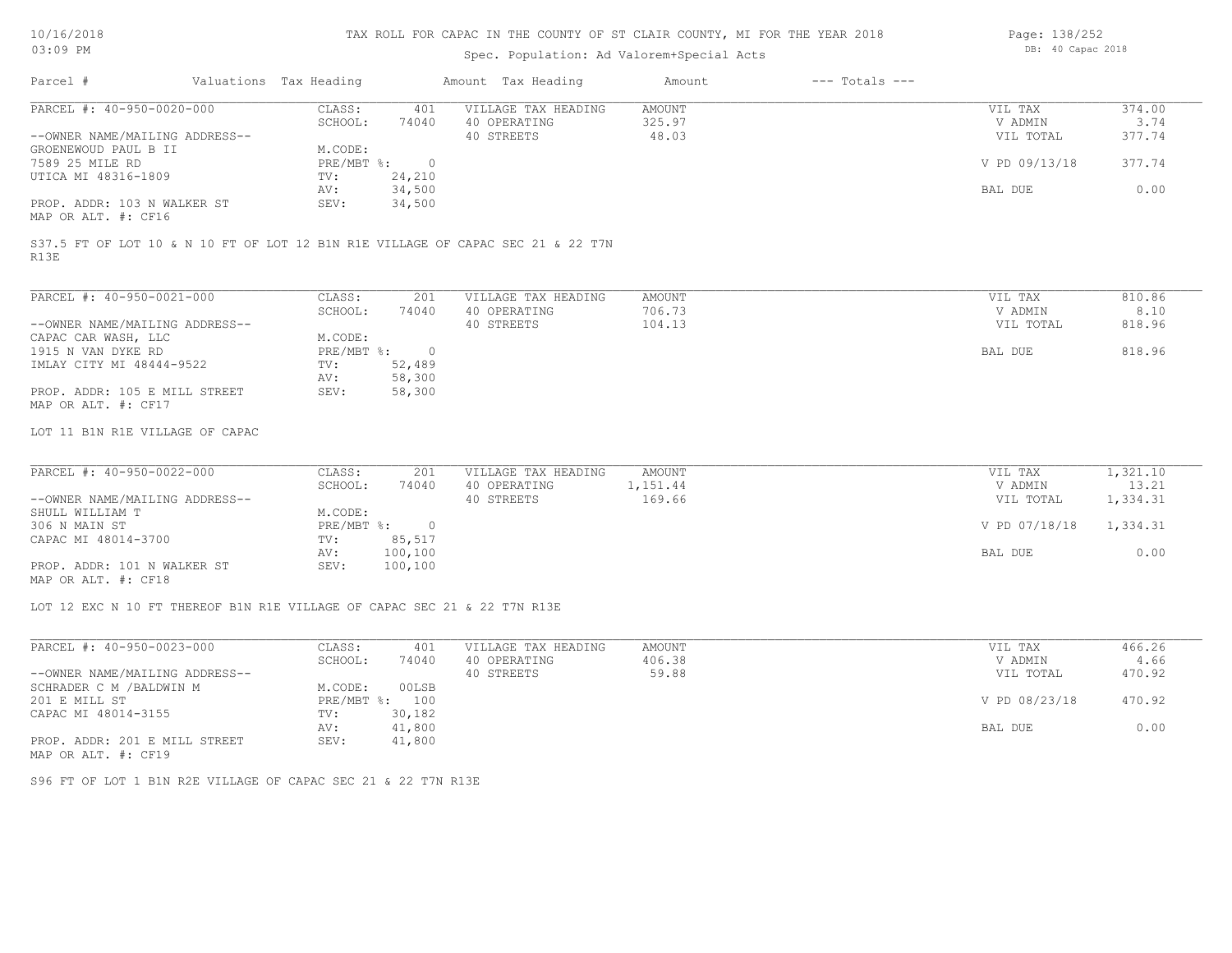# TAX ROLL FOR CAPAC IN THE COUNTY OF ST CLAIR COUNTY, MI FOR THE YEAR 2018

Spec. Population: Ad Valorem+Special Acts

| Parcel # | Valuations | Tax Heading | Amount | Tax Heading | Amount | --- Totals --- | |
|---|---|---|---|---|---|---|---|
| PARCEL #: 40-950-0020-000 | CLASS: | 401 | VILLAGE TAX HEADING | AMOUNT | | VIL TAX | 374.00 |
| | SCHOOL: | 74040 | 40 OPERATING | 325.97 | | V ADMIN | 3.74 |
| --OWNER NAME/MAILING ADDRESS-- | | | 40 STREETS | 48.03 | | VIL TOTAL | 377.74 |
| GROENEWOUD PAUL B II | M.CODE: | | | | | | |
| 7589 25 MILE RD | PRE/MBT %: | 0 | | | | V PD 09/13/18 | 377.74 |
| UTICA MI 48316-1809 | TV: | 24,210 | | | | | |
| | AV: | 34,500 | | | | BAL DUE | 0.00 |
| PROP. ADDR: 103 N WALKER ST | SEV: | 34,500 | | | | | |
| MAP OR ALT. #: CF16 | | | | | | | |

S37.5 FT OF LOT 10 & N 10 FT OF LOT 12 B1N R1E VILLAGE OF CAPAC SEC 21 & 22 T7N R13E

| Parcel # | Valuations | Tax Heading | Amount | Tax Heading | Amount | --- Totals --- | |
|---|---|---|---|---|---|---|---|
| PARCEL #: 40-950-0021-000 | CLASS: | 201 | VILLAGE TAX HEADING | AMOUNT | | VIL TAX | 810.86 |
| | SCHOOL: | 74040 | 40 OPERATING | 706.73 | | V ADMIN | 8.10 |
| --OWNER NAME/MAILING ADDRESS-- | | | 40 STREETS | 104.13 | | VIL TOTAL | 818.96 |
| CAPAC CAR WASH, LLC | M.CODE: | | | | | | |
| 1915 N VAN DYKE RD | PRE/MBT %: | 0 | | | | BAL DUE | 818.96 |
| IMLAY CITY MI 48444-9522 | TV: | 52,489 | | | | | |
| | AV: | 58,300 | | | | | |
| PROP. ADDR: 105 E MILL STREET | SEV: | 58,300 | | | | | |
| MAP OR ALT. #: CF17 | | | | | | | |

LOT 11 B1N R1E VILLAGE OF CAPAC

| Parcel # | Valuations | Tax Heading | Amount | Tax Heading | Amount | --- Totals --- | |
|---|---|---|---|---|---|---|---|
| PARCEL #: 40-950-0022-000 | CLASS: | 201 | VILLAGE TAX HEADING | AMOUNT | | VIL TAX | 1,321.10 |
| | SCHOOL: | 74040 | 40 OPERATING | 1,151.44 | | V ADMIN | 13.21 |
| --OWNER NAME/MAILING ADDRESS-- | | | 40 STREETS | 169.66 | | VIL TOTAL | 1,334.31 |
| SHULL WILLIAM T | M.CODE: | | | | | | |
| 306 N MAIN ST | PRE/MBT %: | 0 | | | | V PD 07/18/18 | 1,334.31 |
| CAPAC MI 48014-3700 | TV: | 85,517 | | | | | |
| | AV: | 100,100 | | | | BAL DUE | 0.00 |
| PROP. ADDR: 101 N WALKER ST | SEV: | 100,100 | | | | | |
| MAP OR ALT. #: CF18 | | | | | | | |

LOT 12 EXC N 10 FT THEREOF B1N R1E VILLAGE OF CAPAC SEC 21 & 22 T7N R13E

| Parcel # | Valuations | Tax Heading | Amount | Tax Heading | Amount | --- Totals --- | |
|---|---|---|---|---|---|---|---|
| PARCEL #: 40-950-0023-000 | CLASS: | 401 | VILLAGE TAX HEADING | AMOUNT | | VIL TAX | 466.26 |
| | SCHOOL: | 74040 | 40 OPERATING | 406.38 | | V ADMIN | 4.66 |
| --OWNER NAME/MAILING ADDRESS-- | | | 40 STREETS | 59.88 | | VIL TOTAL | 470.92 |
| SCHRADER C M /BALDWIN M | M.CODE: | 00LSB | | | | | |
| 201 E MILL ST | PRE/MBT %: | 100 | | | | V PD 08/23/18 | 470.92 |
| CAPAC MI 48014-3155 | TV: | 30,182 | | | | | |
| | AV: | 41,800 | | | | BAL DUE | 0.00 |
| PROP. ADDR: 201 E MILL STREET | SEV: | 41,800 | | | | | |
| MAP OR ALT. #: CF19 | | | | | | | |

S96 FT OF LOT 1 B1N R2E VILLAGE OF CAPAC SEC 21 & 22 T7N R13E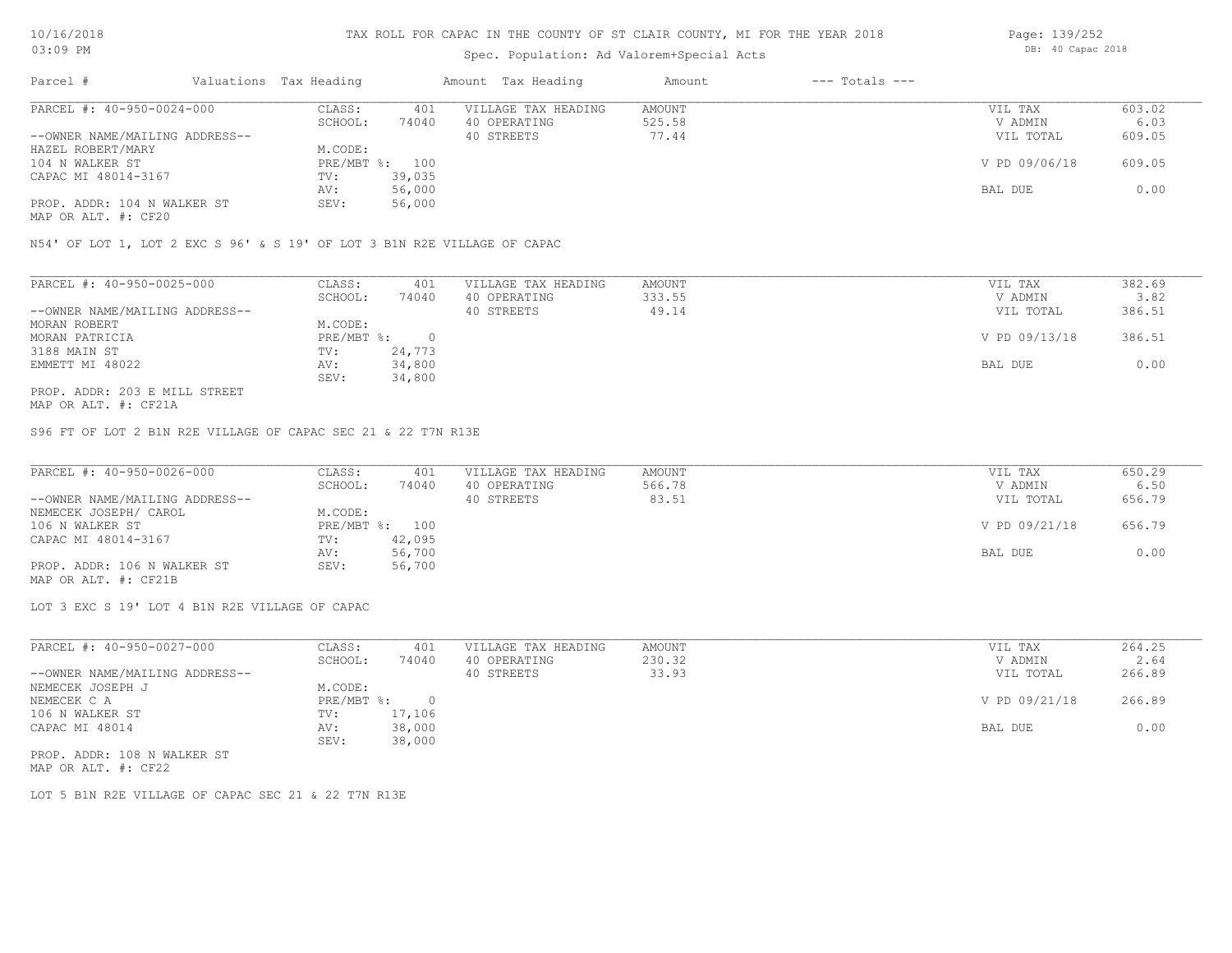TAX ROLL FOR CAPAC IN THE COUNTY OF ST CLAIR COUNTY, MI FOR THE YEAR 2018

Spec. Population: Ad Valorem+Special Acts

DB: 40 Capac 2018

| Parcel # | Valuations | Tax Heading | Amount | Tax Heading | Amount | --- Totals --- | |
|---|---|---|---|---|---|---|---|
| PARCEL #: 40-950-0024-000 | CLASS: | 401 | VILLAGE TAX HEADING | AMOUNT | | VIL TAX | 603.02 |
| | SCHOOL: | 74040 | 40 OPERATING | 525.58 | | V ADMIN | 6.03 |
| --OWNER NAME/MAILING ADDRESS-- | | | 40 STREETS | 77.44 | | VIL TOTAL | 609.05 |
| HAZEL ROBERT/MARY | M.CODE: | | | | | | |
| 104 N WALKER ST | PRE/MBT %: | 100 | | | | V PD 09/06/18 | 609.05 |
| CAPAC MI 48014-3167 | TV: | 39,035 | | | | | |
| | AV: | 56,000 | | | | BAL DUE | 0.00 |
| PROP. ADDR: 104 N WALKER ST | SEV: | 56,000 | | | | | |
| MAP OR ALT. #: CF20 | | | | | | | |

N54' OF LOT 1, LOT 2 EXC S 96' & S 19' OF LOT 3 B1N R2E VILLAGE OF CAPAC

| Parcel # | Valuations | Tax Heading | Amount | Tax Heading | Amount | --- Totals --- | |
|---|---|---|---|---|---|---|---|
| PARCEL #: 40-950-0025-000 | CLASS: | 401 | VILLAGE TAX HEADING | AMOUNT | | VIL TAX | 382.69 |
| | SCHOOL: | 74040 | 40 OPERATING | 333.55 | | V ADMIN | 3.82 |
| --OWNER NAME/MAILING ADDRESS-- | | | 40 STREETS | 49.14 | | VIL TOTAL | 386.51 |
| MORAN ROBERT | M.CODE: | | | | | | |
| MORAN PATRICIA | PRE/MBT %: | 0 | | | | V PD 09/13/18 | 386.51 |
| 3188 MAIN ST | TV: | 24,773 | | | | | |
| EMMETT MI 48022 | AV: | 34,800 | | | | BAL DUE | 0.00 |
| | SEV: | 34,800 | | | | | |
| PROP. ADDR: 203 E MILL STREET | | | | | | | |
| MAP OR ALT. #: CF21A | | | | | | | |

S96 FT OF LOT 2 B1N R2E VILLAGE OF CAPAC SEC 21 & 22 T7N R13E

| Parcel # | Valuations | Tax Heading | Amount | Tax Heading | Amount | --- Totals --- | |
|---|---|---|---|---|---|---|---|
| PARCEL #: 40-950-0026-000 | CLASS: | 401 | VILLAGE TAX HEADING | AMOUNT | | VIL TAX | 650.29 |
| | SCHOOL: | 74040 | 40 OPERATING | 566.78 | | V ADMIN | 6.50 |
| --OWNER NAME/MAILING ADDRESS-- | | | 40 STREETS | 83.51 | | VIL TOTAL | 656.79 |
| NEMECEK JOSEPH/ CAROL | M.CODE: | | | | | | |
| 106 N WALKER ST | PRE/MBT %: | 100 | | | | V PD 09/21/18 | 656.79 |
| CAPAC MI 48014-3167 | TV: | 42,095 | | | | | |
| | AV: | 56,700 | | | | BAL DUE | 0.00 |
| PROP. ADDR: 106 N WALKER ST | SEV: | 56,700 | | | | | |
| MAP OR ALT. #: CF21B | | | | | | | |

LOT 3 EXC S 19' LOT 4 B1N R2E VILLAGE OF CAPAC

| Parcel # | Valuations | Tax Heading | Amount | Tax Heading | Amount | --- Totals --- | |
|---|---|---|---|---|---|---|---|
| PARCEL #: 40-950-0027-000 | CLASS: | 401 | VILLAGE TAX HEADING | AMOUNT | | VIL TAX | 264.25 |
| | SCHOOL: | 74040 | 40 OPERATING | 230.32 | | V ADMIN | 2.64 |
| --OWNER NAME/MAILING ADDRESS-- | | | 40 STREETS | 33.93 | | VIL TOTAL | 266.89 |
| NEMECEK JOSEPH J | M.CODE: | | | | | | |
| NEMECEK C A | PRE/MBT %: | 0 | | | | V PD 09/21/18 | 266.89 |
| 106 N WALKER ST | TV: | 17,106 | | | | | |
| CAPAC MI 48014 | AV: | 38,000 | | | | BAL DUE | 0.00 |
| | SEV: | 38,000 | | | | | |
| PROP. ADDR: 108 N WALKER ST | | | | | | | |
| MAP OR ALT. #: CF22 | | | | | | | |

LOT 5 B1N R2E VILLAGE OF CAPAC SEC 21 & 22 T7N R13E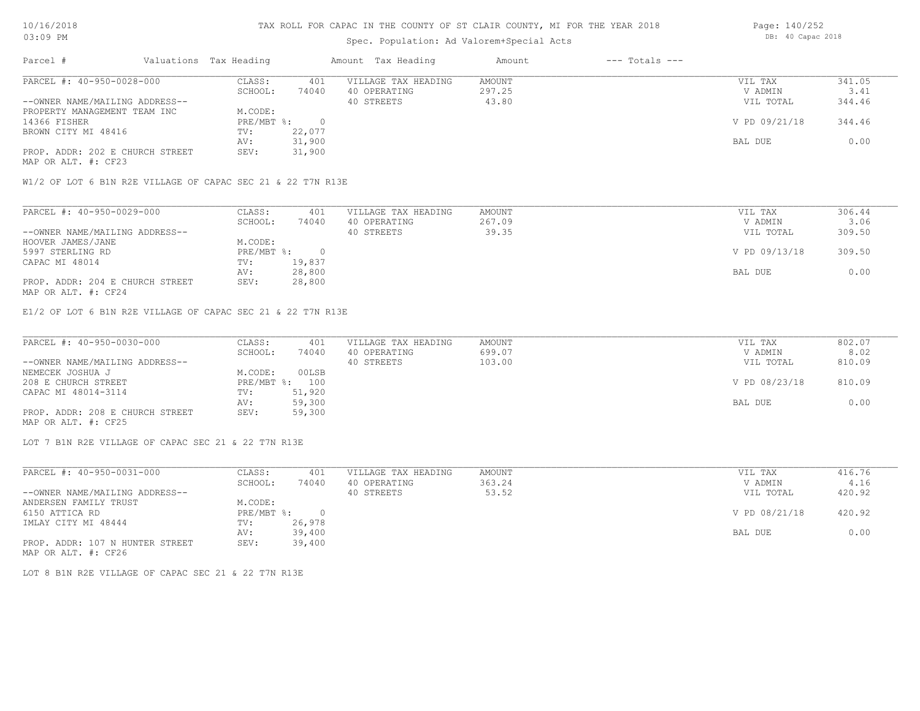# TAX ROLL FOR CAPAC IN THE COUNTY OF ST CLAIR COUNTY, MI FOR THE YEAR 2018

Spec. Population: Ad Valorem+Special Acts

| Parcel # | Valuations | Tax Heading | Amount | Tax Heading | Amount | --- Totals --- | |
|---|---|---|---|---|---|---|---|
| PARCEL #: 40-950-0028-000 | CLASS: | 401 | VILLAGE TAX HEADING | AMOUNT | | VIL TAX | 341.05 |
| | SCHOOL: | 74040 | 40 OPERATING | 297.25 | | V ADMIN | 3.41 |
| --OWNER NAME/MAILING ADDRESS-- | | | 40 STREETS | 43.80 | | VIL TOTAL | 344.46 |
| PROPERTY MANAGEMENT TEAM INC | M.CODE: | | | | | | |
| 14366 FISHER | PRE/MBT %: | 0 | | | | V PD 09/21/18 | 344.46 |
| BROWN CITY MI 48416 | TV: | 22,077 | | | | | |
| | AV: | 31,900 | | | | BAL DUE | 0.00 |
| PROP. ADDR: 202 E CHURCH STREET | SEV: | 31,900 | | | | | |
| MAP OR ALT. #: CF23 | | | | | | | |

W1/2 OF LOT 6 B1N R2E VILLAGE OF CAPAC SEC 21 & 22 T7N R13E

| Parcel # | Valuations | Tax Heading | Amount | Tax Heading | Amount | --- Totals --- | |
|---|---|---|---|---|---|---|---|
| PARCEL #: 40-950-0029-000 | CLASS: | 401 | VILLAGE TAX HEADING | AMOUNT | | VIL TAX | 306.44 |
| | SCHOOL: | 74040 | 40 OPERATING | 267.09 | | V ADMIN | 3.06 |
| --OWNER NAME/MAILING ADDRESS-- | | | 40 STREETS | 39.35 | | VIL TOTAL | 309.50 |
| HOOVER JAMES/JANE | M.CODE: | | | | | | |
| 5997 STERLING RD | PRE/MBT %: | 0 | | | | V PD 09/13/18 | 309.50 |
| CAPAC MI 48014 | TV: | 19,837 | | | | | |
| | AV: | 28,800 | | | | BAL DUE | 0.00 |
| PROP. ADDR: 204 E CHURCH STREET | SEV: | 28,800 | | | | | |
| MAP OR ALT. #: CF24 | | | | | | | |

E1/2 OF LOT 6 B1N R2E VILLAGE OF CAPAC SEC 21 & 22 T7N R13E

| Parcel # | Valuations | Tax Heading | Amount | Tax Heading | Amount | --- Totals --- | |
|---|---|---|---|---|---|---|---|
| PARCEL #: 40-950-0030-000 | CLASS: | 401 | VILLAGE TAX HEADING | AMOUNT | | VIL TAX | 802.07 |
| | SCHOOL: | 74040 | 40 OPERATING | 699.07 | | V ADMIN | 8.02 |
| --OWNER NAME/MAILING ADDRESS-- | | | 40 STREETS | 103.00 | | VIL TOTAL | 810.09 |
| NEMECEK JOSHUA J | M.CODE: | 00LSB | | | | | |
| 208 E CHURCH STREET | PRE/MBT %: | 100 | | | | V PD 08/23/18 | 810.09 |
| CAPAC MI 48014-3114 | TV: | 51,920 | | | | | |
| | AV: | 59,300 | | | | BAL DUE | 0.00 |
| PROP. ADDR: 208 E CHURCH STREET | SEV: | 59,300 | | | | | |
| MAP OR ALT. #: CF25 | | | | | | | |

LOT 7 B1N R2E VILLAGE OF CAPAC SEC 21 & 22 T7N R13E

| Parcel # | Valuations | Tax Heading | Amount | Tax Heading | Amount | --- Totals --- | |
|---|---|---|---|---|---|---|---|
| PARCEL #: 40-950-0031-000 | CLASS: | 401 | VILLAGE TAX HEADING | AMOUNT | | VIL TAX | 416.76 |
| | SCHOOL: | 74040 | 40 OPERATING | 363.24 | | V ADMIN | 4.16 |
| --OWNER NAME/MAILING ADDRESS-- | | | 40 STREETS | 53.52 | | VIL TOTAL | 420.92 |
| ANDERSEN FAMILY TRUST | M.CODE: | | | | | | |
| 6150 ATTICA RD | PRE/MBT %: | 0 | | | | V PD 08/21/18 | 420.92 |
| IMLAY CITY MI 48444 | TV: | 26,978 | | | | | |
| | AV: | 39,400 | | | | BAL DUE | 0.00 |
| PROP. ADDR: 107 N HUNTER STREET | SEV: | 39,400 | | | | | |
| MAP OR ALT. #: CF26 | | | | | | | |

LOT 8 B1N R2E VILLAGE OF CAPAC SEC 21 & 22 T7N R13E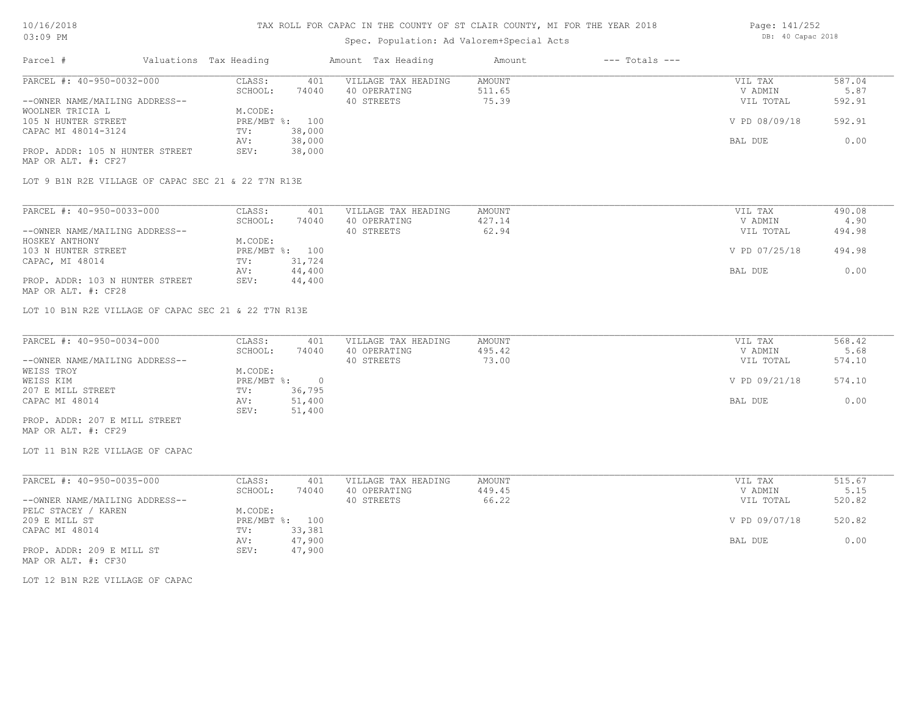TAX ROLL FOR CAPAC IN THE COUNTY OF ST CLAIR COUNTY, MI FOR THE YEAR 2018

Spec. Population: Ad Valorem+Special Acts

| Parcel # | Valuations | Tax Heading | Amount | Tax Heading | Amount | --- Totals --- | |
|---|---|---|---|---|---|---|---|

**PARCEL #: 40-950-0032-000**

| | | | | | |
|---|---|---|---|---|---|
| CLASS: | 401 | VILLAGE TAX HEADING | AMOUNT | VIL TAX | 587.04 |
| SCHOOL: | 74040 | 40 OPERATING | 511.65 | V ADMIN | 5.87 |
| M.CODE: | | 40 STREETS | 75.39 | VIL TOTAL | 592.91 |
| PRE/MBT %: | 100 | | | V PD 08/09/18 | 592.91 |
| TV: | 38,000 | | | | |
| AV: | 38,000 | | | BAL DUE | 0.00 |
| SEV: | 38,000 | | | | |

--OWNER NAME/MAILING ADDRESS--
WOOLNER TRICIA L
105 N HUNTER STREET
CAPAC MI 48014-3124

PROP. ADDR: 105 N HUNTER STREET
MAP OR ALT. #: CF27

LOT 9 B1N R2E VILLAGE OF CAPAC SEC 21 & 22 T7N R13E

**PARCEL #: 40-950-0033-000**

| | | | | | |
|---|---|---|---|---|---|
| CLASS: | 401 | VILLAGE TAX HEADING | AMOUNT | VIL TAX | 490.08 |
| SCHOOL: | 74040 | 40 OPERATING | 427.14 | V ADMIN | 4.90 |
| M.CODE: | | 40 STREETS | 62.94 | VIL TOTAL | 494.98 |
| PRE/MBT %: | 100 | | | V PD 07/25/18 | 494.98 |
| TV: | 31,724 | | | | |
| AV: | 44,400 | | | BAL DUE | 0.00 |
| SEV: | 44,400 | | | | |

--OWNER NAME/MAILING ADDRESS--
HOSKEY ANTHONY
103 N HUNTER STREET
CAPAC, MI 48014

PROP. ADDR: 103 N HUNTER STREET
MAP OR ALT. #: CF28

LOT 10 B1N R2E VILLAGE OF CAPAC SEC 21 & 22 T7N R13E

**PARCEL #: 40-950-0034-000**

| | | | | | |
|---|---|---|---|---|---|
| CLASS: | 401 | VILLAGE TAX HEADING | AMOUNT | VIL TAX | 568.42 |
| SCHOOL: | 74040 | 40 OPERATING | 495.42 | V ADMIN | 5.68 |
| M.CODE: | | 40 STREETS | 73.00 | VIL TOTAL | 574.10 |
| PRE/MBT %: | 0 | | | V PD 09/21/18 | 574.10 |
| TV: | 36,795 | | | | |
| AV: | 51,400 | | | BAL DUE | 0.00 |
| SEV: | 51,400 | | | | |

--OWNER NAME/MAILING ADDRESS--
WEISS TROY
WEISS KIM
207 E MILL STREET
CAPAC MI 48014

PROP. ADDR: 207 E MILL STREET
MAP OR ALT. #: CF29

LOT 11 B1N R2E VILLAGE OF CAPAC

**PARCEL #: 40-950-0035-000**

| | | | | | |
|---|---|---|---|---|---|
| CLASS: | 401 | VILLAGE TAX HEADING | AMOUNT | VIL TAX | 515.67 |
| SCHOOL: | 74040 | 40 OPERATING | 449.45 | V ADMIN | 5.15 |
| M.CODE: | | 40 STREETS | 66.22 | VIL TOTAL | 520.82 |
| PRE/MBT %: | 100 | | | V PD 09/07/18 | 520.82 |
| TV: | 33,381 | | | | |
| AV: | 47,900 | | | BAL DUE | 0.00 |
| SEV: | 47,900 | | | | |

--OWNER NAME/MAILING ADDRESS--
PELC STACEY / KAREN
209 E MILL ST
CAPAC MI 48014

PROP. ADDR: 209 E MILL ST
MAP OR ALT. #: CF30

LOT 12 B1N R2E VILLAGE OF CAPAC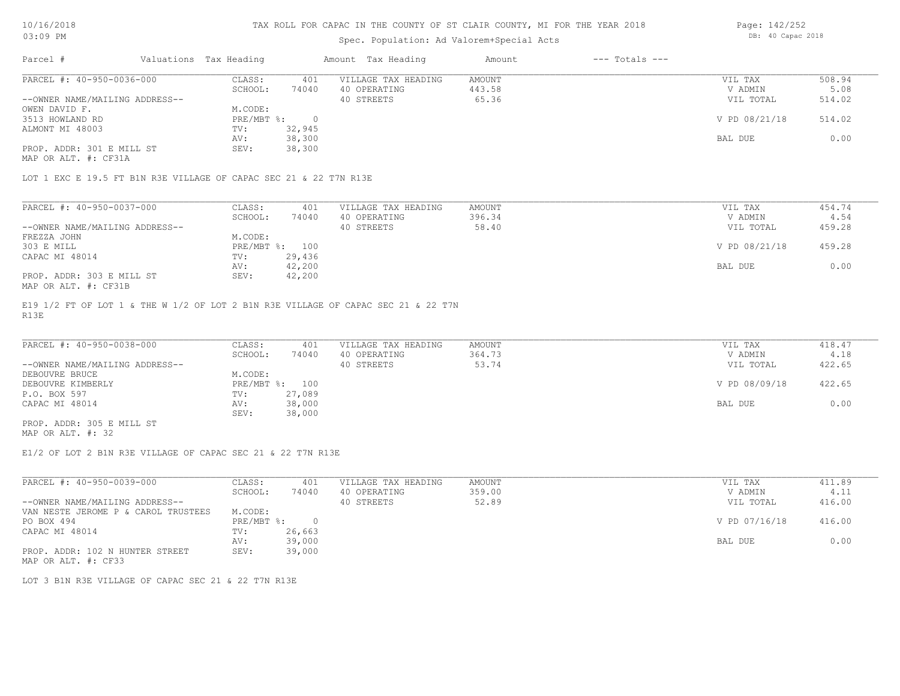# TAX ROLL FOR CAPAC IN THE COUNTY OF ST CLAIR COUNTY, MI FOR THE YEAR 2018

Spec. Population: Ad Valorem+Special Acts

| Parcel # | Valuations | Tax Heading | Amount | Tax Heading | Amount | --- Totals --- | |
|---|---|---|---|---|---|---|---|
| PARCEL #: 40-950-0036-000 | CLASS: | 401 | VILLAGE TAX HEADING | AMOUNT | | VIL TAX | 508.94 |
| | SCHOOL: | 74040 | 40 OPERATING | 443.58 | | V ADMIN | 5.08 |
| --OWNER NAME/MAILING ADDRESS-- | | | 40 STREETS | 65.36 | | VIL TOTAL | 514.02 |
| OWEN DAVID F. | M.CODE: | | | | | | |
| 3513 HOWLAND RD | PRE/MBT %: | 0 | | | | V PD 08/21/18 | 514.02 |
| ALMONT MI 48003 | TV: | 32,945 | | | | | |
| | AV: | 38,300 | | | | BAL DUE | 0.00 |
| PROP. ADDR: 301 E MILL ST | SEV: | 38,300 | | | | | |
| MAP OR ALT. #: CF31A | | | | | | | |

LOT 1 EXC E 19.5 FT B1N R3E VILLAGE OF CAPAC SEC 21 & 22 T7N R13E

| Parcel # | Valuations | Tax Heading | Amount | Tax Heading | Amount | --- Totals --- | |
|---|---|---|---|---|---|---|---|
| PARCEL #: 40-950-0037-000 | CLASS: | 401 | VILLAGE TAX HEADING | AMOUNT | | VIL TAX | 454.74 |
| | SCHOOL: | 74040 | 40 OPERATING | 396.34 | | V ADMIN | 4.54 |
| --OWNER NAME/MAILING ADDRESS-- | | | 40 STREETS | 58.40 | | VIL TOTAL | 459.28 |
| FREZZA JOHN | M.CODE: | | | | | | |
| 303 E MILL | PRE/MBT %: | 100 | | | | V PD 08/21/18 | 459.28 |
| CAPAC MI 48014 | TV: | 29,436 | | | | | |
| | AV: | 42,200 | | | | BAL DUE | 0.00 |
| PROP. ADDR: 303 E MILL ST | SEV: | 42,200 | | | | | |
| MAP OR ALT. #: CF31B | | | | | | | |

E19 1/2 FT OF LOT 1 & THE W 1/2 OF LOT 2 B1N R3E VILLAGE OF CAPAC SEC 21 & 22 T7N R13E

| Parcel # | Valuations | Tax Heading | Amount | Tax Heading | Amount | --- Totals --- | |
|---|---|---|---|---|---|---|---|
| PARCEL #: 40-950-0038-000 | CLASS: | 401 | VILLAGE TAX HEADING | AMOUNT | | VIL TAX | 418.47 |
| | SCHOOL: | 74040 | 40 OPERATING | 364.73 | | V ADMIN | 4.18 |
| --OWNER NAME/MAILING ADDRESS-- | | | 40 STREETS | 53.74 | | VIL TOTAL | 422.65 |
| DEBOUVRE BRUCE | M.CODE: | | | | | | |
| DEBOUVRE KIMBERLY | PRE/MBT %: | 100 | | | | V PD 08/09/18 | 422.65 |
| P.O. BOX 597 | TV: | 27,089 | | | | | |
| CAPAC MI 48014 | AV: | 38,000 | | | | BAL DUE | 0.00 |
| | SEV: | 38,000 | | | | | |
| PROP. ADDR: 305 E MILL ST | | | | | | | |
| MAP OR ALT. #: 32 | | | | | | | |

E1/2 OF LOT 2 B1N R3E VILLAGE OF CAPAC SEC 21 & 22 T7N R13E

| Parcel # | Valuations | Tax Heading | Amount | Tax Heading | Amount | --- Totals --- | |
|---|---|---|---|---|---|---|---|
| PARCEL #: 40-950-0039-000 | CLASS: | 401 | VILLAGE TAX HEADING | AMOUNT | | VIL TAX | 411.89 |
| | SCHOOL: | 74040 | 40 OPERATING | 359.00 | | V ADMIN | 4.11 |
| --OWNER NAME/MAILING ADDRESS-- | | | 40 STREETS | 52.89 | | VIL TOTAL | 416.00 |
| VAN NESTE JEROME P & CAROL TRUSTEES | M.CODE: | | | | | | |
| PO BOX 494 | PRE/MBT %: | 0 | | | | V PD 07/16/18 | 416.00 |
| CAPAC MI 48014 | TV: | 26,663 | | | | | |
| | AV: | 39,000 | | | | BAL DUE | 0.00 |
| PROP. ADDR: 102 N HUNTER STREET | SEV: | 39,000 | | | | | |
| MAP OR ALT. #: CF33 | | | | | | | |

LOT 3 B1N R3E VILLAGE OF CAPAC SEC 21 & 22 T7N R13E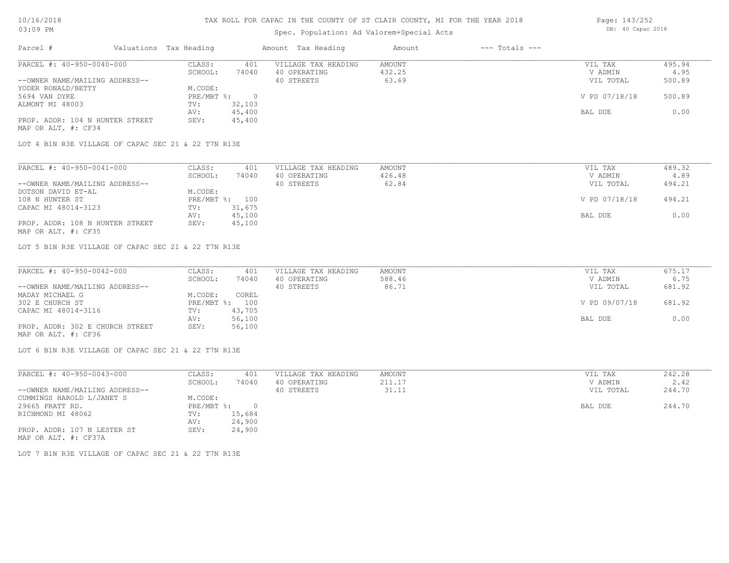# TAX ROLL FOR CAPAC IN THE COUNTY OF ST CLAIR COUNTY, MI FOR THE YEAR 2018

10/16/2018
03:09 PM

Spec. Population: Ad Valorem+Special Acts

DB: 40 Capac 2018

| Parcel # | Valuations | Tax Heading | Amount | Tax Heading | Amount | --- Totals --- |
|---|---|---|---|---|---|---|

---

PARCEL #: 40-950-0040-000

| | | | | | |
|---|---|---|---|---|---|
| CLASS: | 401 | VILLAGE TAX HEADING | AMOUNT | VIL TAX | 495.94 |
| SCHOOL: | 74040 | 40 OPERATING | 432.25 | V ADMIN | 4.95 |
| | | 40 STREETS | 63.69 | VIL TOTAL | 500.89 |
| M.CODE: | | | | | |
| PRE/MBT %: | 0 | | | V PD 07/18/18 | 500.89 |
| TV: | 32,103 | | | | |
| AV: | 45,400 | | | BAL DUE | 0.00 |
| SEV: | 45,400 | | | | |

--OWNER NAME/MAILING ADDRESS--
YODER RONALD/BETTY
5694 VAN DYKE
ALMONT MI 48003

PROP. ADDR: 104 N HUNTER STREET
MAP OR ALT. #: CF34

LOT 4 B1N R3E VILLAGE OF CAPAC SEC 21 & 22 T7N R13E

---

PARCEL #: 40-950-0041-000

| | | | | | |
|---|---|---|---|---|---|
| CLASS: | 401 | VILLAGE TAX HEADING | AMOUNT | VIL TAX | 489.32 |
| SCHOOL: | 74040 | 40 OPERATING | 426.48 | V ADMIN | 4.89 |
| | | 40 STREETS | 62.84 | VIL TOTAL | 494.21 |
| M.CODE: | | | | | |
| PRE/MBT %: | 100 | | | V PD 07/18/18 | 494.21 |
| TV: | 31,675 | | | | |
| AV: | 45,100 | | | BAL DUE | 0.00 |
| SEV: | 45,100 | | | | |

--OWNER NAME/MAILING ADDRESS--
DOTSON DAVID ET-AL
108 N HUNTER ST
CAPAC MI 48014-3123

PROP. ADDR: 108 N HUNTER STREET
MAP OR ALT. #: CF35

LOT 5 B1N R3E VILLAGE OF CAPAC SEC 21 & 22 T7N R13E

---

PARCEL #: 40-950-0042-000

| | | | | | |
|---|---|---|---|---|---|
| CLASS: | 401 | VILLAGE TAX HEADING | AMOUNT | VIL TAX | 675.17 |
| SCHOOL: | 74040 | 40 OPERATING | 588.46 | V ADMIN | 6.75 |
| | | 40 STREETS | 86.71 | VIL TOTAL | 681.92 |
| M.CODE: | COREL | | | | |
| PRE/MBT %: | 100 | | | V PD 09/07/18 | 681.92 |
| TV: | 43,705 | | | | |
| AV: | 56,100 | | | BAL DUE | 0.00 |
| SEV: | 56,100 | | | | |

--OWNER NAME/MAILING ADDRESS--
MADAY MICHAEL G
302 E CHURCH ST
CAPAC MI 48014-3116

PROP. ADDR: 302 E CHURCH STREET
MAP OR ALT. #: CF36

LOT 6 B1N R3E VILLAGE OF CAPAC SEC 21 & 22 T7N R13E

---

PARCEL #: 40-950-0043-000

| | | | | | |
|---|---|---|---|---|---|
| CLASS: | 401 | VILLAGE TAX HEADING | AMOUNT | VIL TAX | 242.28 |
| SCHOOL: | 74040 | 40 OPERATING | 211.17 | V ADMIN | 2.42 |
| | | 40 STREETS | 31.11 | VIL TOTAL | 244.70 |
| M.CODE: | | | | | |
| PRE/MBT %: | 0 | | | BAL DUE | 244.70 |
| TV: | 15,684 | | | | |
| AV: | 24,900 | | | | |
| SEV: | 24,900 | | | | |

--OWNER NAME/MAILING ADDRESS--
CUMMINGS HAROLD L/JANET S
29665 PRATT RD.
RICHMOND MI 48062

PROP. ADDR: 107 N LESTER ST
MAP OR ALT. #: CF37A

LOT 7 B1N R3E VILLAGE OF CAPAC SEC 21 & 22 T7N R13E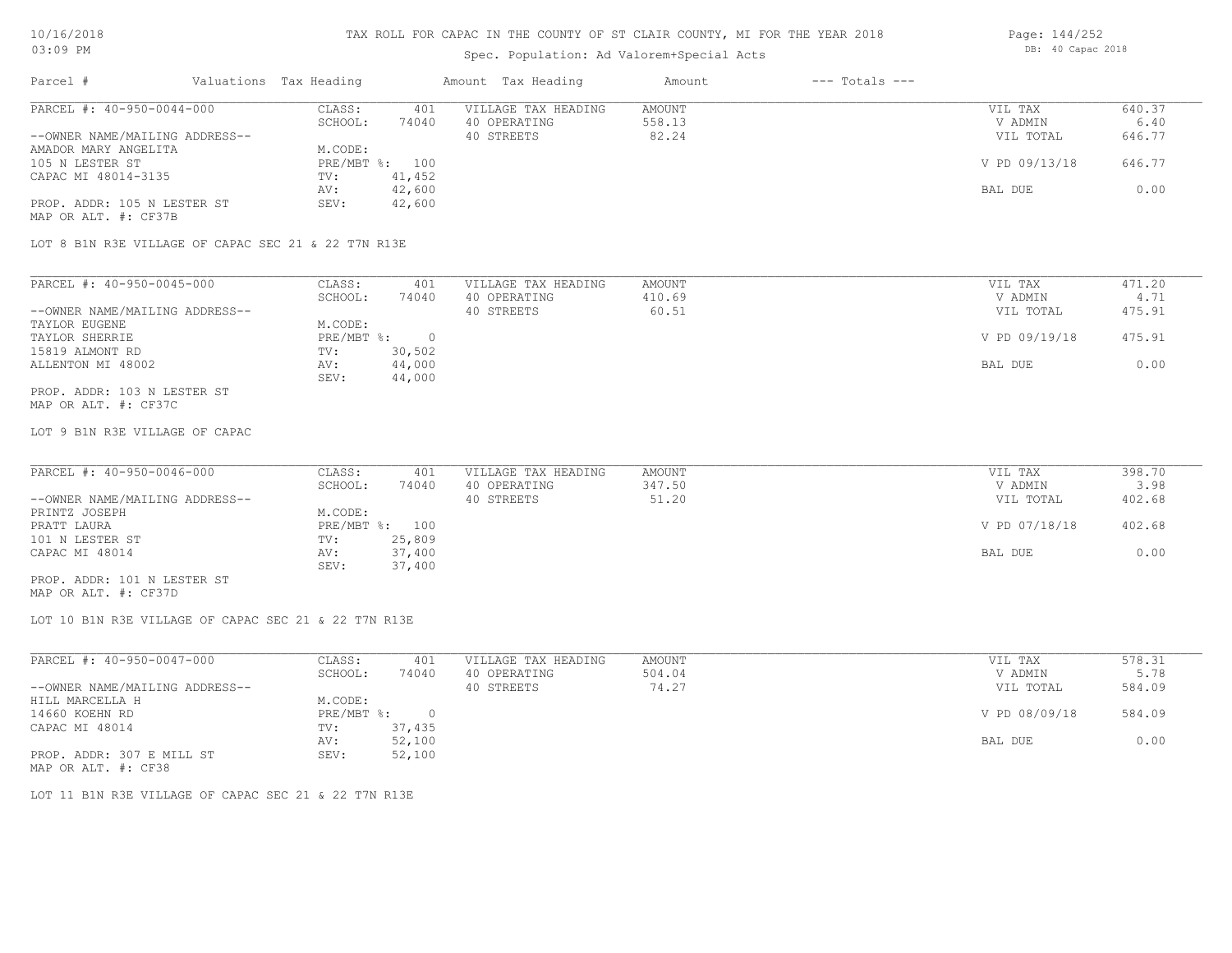# TAX ROLL FOR CAPAC IN THE COUNTY OF ST CLAIR COUNTY, MI FOR THE YEAR 2018

10/16/2018
03:09 PM

Spec. Population: Ad Valorem+Special Acts

DB: 40 Capac 2018

| Parcel # | Valuations | Tax Heading | Amount | Tax Heading | Amount | --- Totals --- | |
|---|---|---|---|---|---|---|---|

---

**PARCEL #: 40-950-0044-000**

| | | | | |
|---|---|---|---|---|
| CLASS: 401 | VILLAGE TAX HEADING | AMOUNT | VIL TAX | 640.37 |
| SCHOOL: 74040 | 40 OPERATING | 558.13 | V ADMIN | 6.40 |
| | 40 STREETS | 82.24 | VIL TOTAL | 646.77 |
| M.CODE: | | | | |
| PRE/MBT %: 100 | | | V PD 09/13/18 | 646.77 |
| TV: 41,452 | | | | |
| AV: 42,600 | | | BAL DUE | 0.00 |
| SEV: 42,600 | | | | |

--OWNER NAME/MAILING ADDRESS--
AMADOR MARY ANGELITA
105 N LESTER ST
CAPAC MI 48014-3135

PROP. ADDR: 105 N LESTER ST
MAP OR ALT. #: CF37B

LOT 8 B1N R3E VILLAGE OF CAPAC SEC 21 & 22 T7N R13E

---

**PARCEL #: 40-950-0045-000**

| | | | | |
|---|---|---|---|---|
| CLASS: 401 | VILLAGE TAX HEADING | AMOUNT | VIL TAX | 471.20 |
| SCHOOL: 74040 | 40 OPERATING | 410.69 | V ADMIN | 4.71 |
| | 40 STREETS | 60.51 | VIL TOTAL | 475.91 |
| M.CODE: | | | | |
| PRE/MBT %: 0 | | | V PD 09/19/18 | 475.91 |
| TV: 30,502 | | | | |
| AV: 44,000 | | | BAL DUE | 0.00 |
| SEV: 44,000 | | | | |

--OWNER NAME/MAILING ADDRESS--
TAYLOR EUGENE
TAYLOR SHERRIE
15819 ALMONT RD
ALLENTON MI 48002

PROP. ADDR: 103 N LESTER ST
MAP OR ALT. #: CF37C

LOT 9 B1N R3E VILLAGE OF CAPAC

---

**PARCEL #: 40-950-0046-000**

| | | | | |
|---|---|---|---|---|
| CLASS: 401 | VILLAGE TAX HEADING | AMOUNT | VIL TAX | 398.70 |
| SCHOOL: 74040 | 40 OPERATING | 347.50 | V ADMIN | 3.98 |
| | 40 STREETS | 51.20 | VIL TOTAL | 402.68 |
| M.CODE: | | | | |
| PRE/MBT %: 100 | | | V PD 07/18/18 | 402.68 |
| TV: 25,809 | | | | |
| AV: 37,400 | | | BAL DUE | 0.00 |
| SEV: 37,400 | | | | |

--OWNER NAME/MAILING ADDRESS--
PRINTZ JOSEPH
PRATT LAURA
101 N LESTER ST
CAPAC MI 48014

PROP. ADDR: 101 N LESTER ST
MAP OR ALT. #: CF37D

LOT 10 B1N R3E VILLAGE OF CAPAC SEC 21 & 22 T7N R13E

---

**PARCEL #: 40-950-0047-000**

| | | | | |
|---|---|---|---|---|
| CLASS: 401 | VILLAGE TAX HEADING | AMOUNT | VIL TAX | 578.31 |
| SCHOOL: 74040 | 40 OPERATING | 504.04 | V ADMIN | 5.78 |
| | 40 STREETS | 74.27 | VIL TOTAL | 584.09 |
| M.CODE: | | | | |
| PRE/MBT %: 0 | | | V PD 08/09/18 | 584.09 |
| TV: 37,435 | | | | |
| AV: 52,100 | | | BAL DUE | 0.00 |
| SEV: 52,100 | | | | |

--OWNER NAME/MAILING ADDRESS--
HILL MARCELLA H
14660 KOEHN RD
CAPAC MI 48014

PROP. ADDR: 307 E MILL ST
MAP OR ALT. #: CF38

LOT 11 B1N R3E VILLAGE OF CAPAC SEC 21 & 22 T7N R13E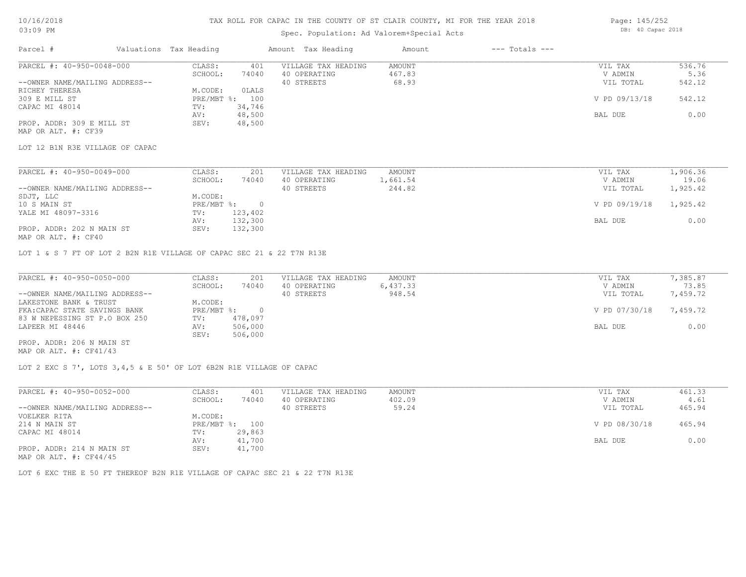# TAX ROLL FOR CAPAC IN THE COUNTY OF ST CLAIR COUNTY, MI FOR THE YEAR 2018

Spec. Population: Ad Valorem+Special Acts

10/16/2018 03:09 PM

DB: 40 Capac 2018

| Parcel # | Valuations | Tax Heading | Amount | Tax Heading | Amount | --- Totals --- | |
|---|---|---|---|---|---|---|---|
| PARCEL #: 40-950-0048-000 | CLASS: | 401 | VILLAGE TAX HEADING | AMOUNT | | VIL TAX | 536.76 |
| | SCHOOL: | 74040 | 40 OPERATING | 467.83 | | V ADMIN | 5.36 |
| --OWNER NAME/MAILING ADDRESS-- | | | 40 STREETS | 68.93 | | VIL TOTAL | 542.12 |
| RICHEY THERESA | M.CODE: | 0LALS | | | | | |
| 309 E MILL ST | PRE/MBT %: | 100 | | | | V PD 09/13/18 | 542.12 |
| CAPAC MI 48014 | TV: | 34,746 | | | | | |
| | AV: | 48,500 | | | | BAL DUE | 0.00 |
| PROP. ADDR: 309 E MILL ST | SEV: | 48,500 | | | | | |
| MAP OR ALT. #: CF39 | | | | | | | |

LOT 12 B1N R3E VILLAGE OF CAPAC

| Parcel # | Valuations | Tax Heading | Amount | Tax Heading | Amount | --- Totals --- | |
|---|---|---|---|---|---|---|---|
| PARCEL #: 40-950-0049-000 | CLASS: | 201 | VILLAGE TAX HEADING | AMOUNT | | VIL TAX | 1,906.36 |
| | SCHOOL: | 74040 | 40 OPERATING | 1,661.54 | | V ADMIN | 19.06 |
| --OWNER NAME/MAILING ADDRESS-- | | | 40 STREETS | 244.82 | | VIL TOTAL | 1,925.42 |
| SDJT, LLC | M.CODE: | | | | | | |
| 10 S MAIN ST | PRE/MBT %: | 0 | | | | V PD 09/19/18 | 1,925.42 |
| YALE MI 48097-3316 | TV: | 123,402 | | | | | |
| | AV: | 132,300 | | | | BAL DUE | 0.00 |
| PROP. ADDR: 202 N MAIN ST | SEV: | 132,300 | | | | | |
| MAP OR ALT. #: CF40 | | | | | | | |

LOT 1 & S 7 FT OF LOT 2 B2N R1E VILLAGE OF CAPAC SEC 21 & 22 T7N R13E

| Parcel # | Valuations | Tax Heading | Amount | Tax Heading | Amount | --- Totals --- | |
|---|---|---|---|---|---|---|---|
| PARCEL #: 40-950-0050-000 | CLASS: | 201 | VILLAGE TAX HEADING | AMOUNT | | VIL TAX | 7,385.87 |
| | SCHOOL: | 74040 | 40 OPERATING | 6,437.33 | | V ADMIN | 73.85 |
| --OWNER NAME/MAILING ADDRESS-- | | | 40 STREETS | 948.54 | | VIL TOTAL | 7,459.72 |
| LAKESTONE BANK & TRUST | M.CODE: | | | | | | |
| FKA:CAPAC STATE SAVINGS BANK | PRE/MBT %: | 0 | | | | V PD 07/30/18 | 7,459.72 |
| 83 W NEPESSING ST P.O BOX 250 | TV: | 478,097 | | | | | |
| LAPEER MI 48446 | AV: | 506,000 | | | | BAL DUE | 0.00 |
| | SEV: | 506,000 | | | | | |
| PROP. ADDR: 206 N MAIN ST | | | | | | | |
| MAP OR ALT. #: CF41/43 | | | | | | | |

LOT 2 EXC S 7', LOTS 3,4,5 & E 50' OF LOT 6B2N R1E VILLAGE OF CAPAC

| Parcel # | Valuations | Tax Heading | Amount | Tax Heading | Amount | --- Totals --- | |
|---|---|---|---|---|---|---|---|
| PARCEL #: 40-950-0052-000 | CLASS: | 401 | VILLAGE TAX HEADING | AMOUNT | | VIL TAX | 461.33 |
| | SCHOOL: | 74040 | 40 OPERATING | 402.09 | | V ADMIN | 4.61 |
| --OWNER NAME/MAILING ADDRESS-- | | | 40 STREETS | 59.24 | | VIL TOTAL | 465.94 |
| VOELKER RITA | M.CODE: | | | | | | |
| 214 N MAIN ST | PRE/MBT %: | 100 | | | | V PD 08/30/18 | 465.94 |
| CAPAC MI 48014 | TV: | 29,863 | | | | | |
| | AV: | 41,700 | | | | BAL DUE | 0.00 |
| PROP. ADDR: 214 N MAIN ST | SEV: | 41,700 | | | | | |
| MAP OR ALT. #: CF44/45 | | | | | | | |

LOT 6 EXC THE E 50 FT THEREOF B2N R1E VILLAGE OF CAPAC SEC 21 & 22 T7N R13E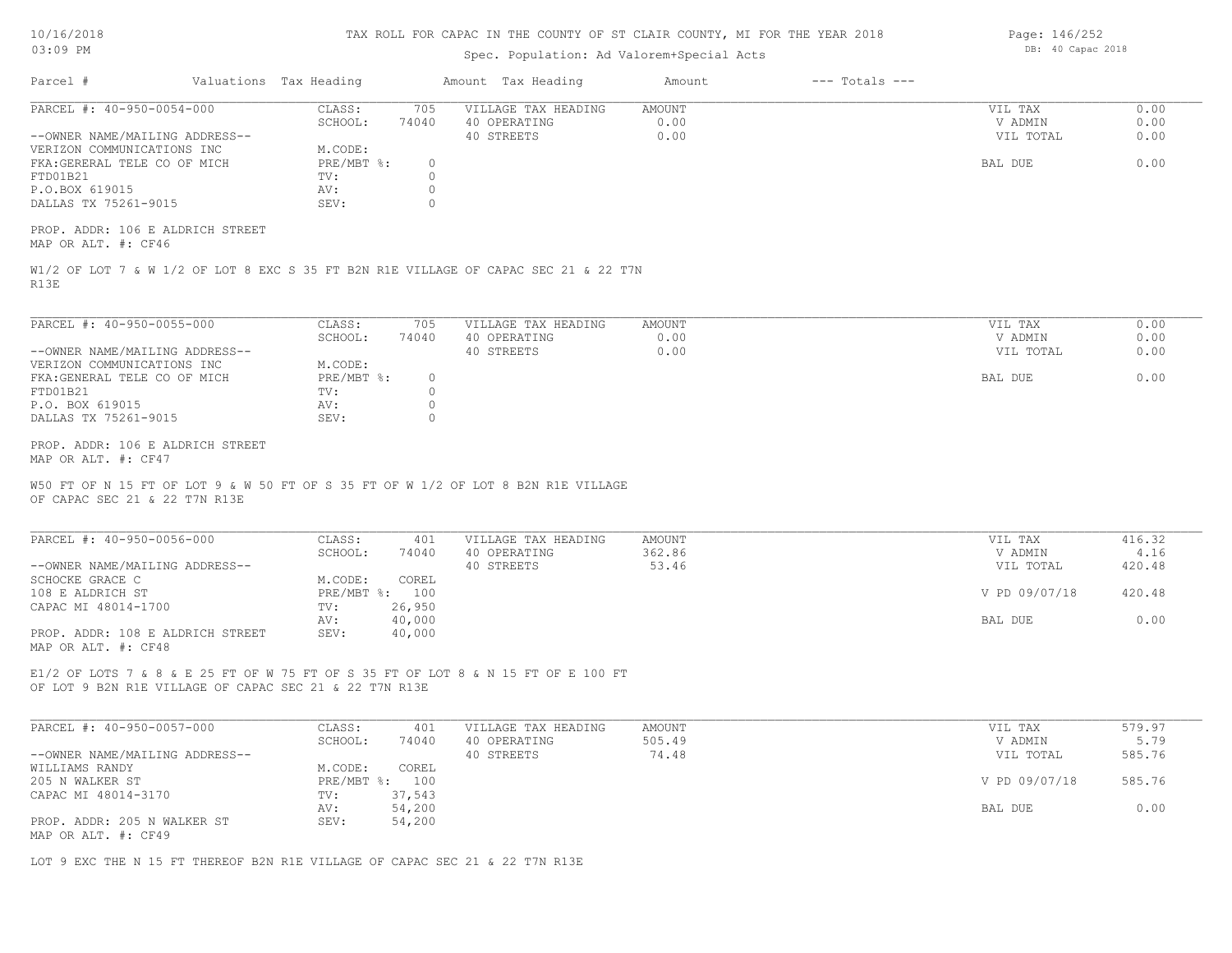TAX ROLL FOR CAPAC IN THE COUNTY OF ST CLAIR COUNTY, MI FOR THE YEAR 2018

Spec. Population: Ad Valorem+Special Acts

| Parcel # | Valuations | Tax Heading | Amount | Tax Heading | Amount | --- Totals --- | |
|---|---|---|---|---|---|---|---|

**PARCEL #: 40-950-0054-000**

| | | | | | |
|---|---|---|---|---|---|
| CLASS: | 705 | VILLAGE TAX HEADING | AMOUNT | VIL TAX | 0.00 |
| SCHOOL: | 74040 | 40 OPERATING | 0.00 | V ADMIN | 0.00 |
| M.CODE: | | 40 STREETS | 0.00 | VIL TOTAL | 0.00 |
| PRE/MBT %: | 0 | | | BAL DUE | 0.00 |
| TV: | 0 | | | | |
| AV: | 0 | | | | |
| SEV: | 0 | | | | |

--OWNER NAME/MAILING ADDRESS--
VERIZON COMMUNICATIONS INC
FKA:GERERAL TELE CO OF MICH
FTD01B21
P.O.BOX 619015
DALLAS TX 75261-9015

PROP. ADDR: 106 E ALDRICH STREET
MAP OR ALT. #: CF46

W1/2 OF LOT 7 & W 1/2 OF LOT 8 EXC S 35 FT B2N R1E VILLAGE OF CAPAC SEC 21 & 22 T7N R13E

**PARCEL #: 40-950-0055-000**

| | | | | | |
|---|---|---|---|---|---|
| CLASS: | 705 | VILLAGE TAX HEADING | AMOUNT | VIL TAX | 0.00 |
| SCHOOL: | 74040 | 40 OPERATING | 0.00 | V ADMIN | 0.00 |
| M.CODE: | | 40 STREETS | 0.00 | VIL TOTAL | 0.00 |
| PRE/MBT %: | 0 | | | BAL DUE | 0.00 |
| TV: | 0 | | | | |
| AV: | 0 | | | | |
| SEV: | 0 | | | | |

--OWNER NAME/MAILING ADDRESS--
VERIZON COMMUNICATIONS INC
FKA:GENERAL TELE CO OF MICH
FTD01B21
P.O. BOX 619015
DALLAS TX 75261-9015

PROP. ADDR: 106 E ALDRICH STREET
MAP OR ALT. #: CF47

W50 FT OF N 15 FT OF LOT 9 & W 50 FT OF S 35 FT OF W 1/2 OF LOT 8 B2N R1E VILLAGE OF CAPAC SEC 21 & 22 T7N R13E

**PARCEL #: 40-950-0056-000**

| | | | | | |
|---|---|---|---|---|---|
| CLASS: | 401 | VILLAGE TAX HEADING | AMOUNT | VIL TAX | 416.32 |
| SCHOOL: | 74040 | 40 OPERATING | 362.86 | V ADMIN | 4.16 |
| M.CODE: | COREL | 40 STREETS | 53.46 | VIL TOTAL | 420.48 |
| PRE/MBT %: | 100 | | | V PD 09/07/18 | 420.48 |
| TV: | 26,950 | | | | |
| AV: | 40,000 | | | BAL DUE | 0.00 |
| SEV: | 40,000 | | | | |

--OWNER NAME/MAILING ADDRESS--
SCHOCKE GRACE C
108 E ALDRICH ST
CAPAC MI 48014-1700

PROP. ADDR: 108 E ALDRICH STREET
MAP OR ALT. #: CF48

E1/2 OF LOTS 7 & 8 & E 25 FT OF W 75 FT OF S 35 FT OF LOT 8 & N 15 FT OF E 100 FT OF LOT 9 B2N R1E VILLAGE OF CAPAC SEC 21 & 22 T7N R13E

**PARCEL #: 40-950-0057-000**

| | | | | | |
|---|---|---|---|---|---|
| CLASS: | 401 | VILLAGE TAX HEADING | AMOUNT | VIL TAX | 579.97 |
| SCHOOL: | 74040 | 40 OPERATING | 505.49 | V ADMIN | 5.79 |
| M.CODE: | COREL | 40 STREETS | 74.48 | VIL TOTAL | 585.76 |
| PRE/MBT %: | 100 | | | V PD 09/07/18 | 585.76 |
| TV: | 37,543 | | | | |
| AV: | 54,200 | | | BAL DUE | 0.00 |
| SEV: | 54,200 | | | | |

--OWNER NAME/MAILING ADDRESS--
WILLIAMS RANDY
205 N WALKER ST
CAPAC MI 48014-3170

PROP. ADDR: 205 N WALKER ST
MAP OR ALT. #: CF49

LOT 9 EXC THE N 15 FT THEREOF B2N R1E VILLAGE OF CAPAC SEC 21 & 22 T7N R13E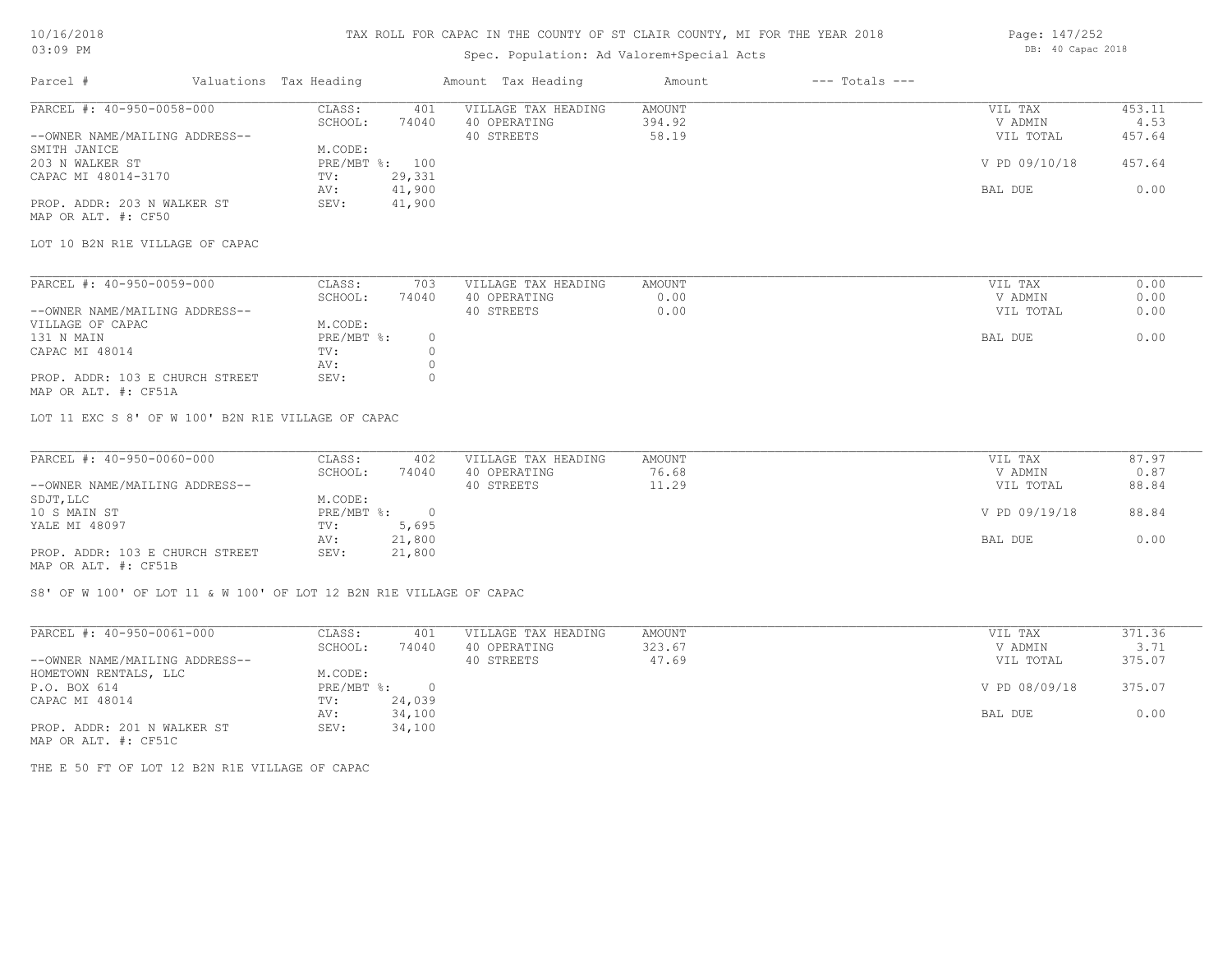TAX ROLL FOR CAPAC IN THE COUNTY OF ST CLAIR COUNTY, MI FOR THE YEAR 2018

Spec. Population: Ad Valorem+Special Acts

DB: 40 Capac 2018

| Parcel # | Valuations | Tax Heading | Amount | Tax Heading | Amount | --- Totals --- | |
|---|---|---|---|---|---|---|---|
| PARCEL #: 40-950-0058-000 | CLASS: | 401 | VILLAGE TAX HEADING | AMOUNT | | VIL TAX | 453.11 |
| | SCHOOL: | 74040 | 40 OPERATING | 394.92 | | V ADMIN | 4.53 |
| --OWNER NAME/MAILING ADDRESS-- | | | 40 STREETS | 58.19 | | VIL TOTAL | 457.64 |
| SMITH JANICE | M.CODE: | | | | | | |
| 203 N WALKER ST | PRE/MBT %: | 100 | | | | V PD 09/10/18 | 457.64 |
| CAPAC MI 48014-3170 | TV: | 29,331 | | | | | |
| | AV: | 41,900 | | | | BAL DUE | 0.00 |
| PROP. ADDR: 203 N WALKER ST | SEV: | 41,900 | | | | | |
| MAP OR ALT. #: CF50 | | | | | | | |

LOT 10 B2N R1E VILLAGE OF CAPAC

| Parcel # | Valuations | Tax Heading | Amount | Tax Heading | Amount | --- Totals --- | |
|---|---|---|---|---|---|---|---|
| PARCEL #: 40-950-0059-000 | CLASS: | 703 | VILLAGE TAX HEADING | AMOUNT | | VIL TAX | 0.00 |
| | SCHOOL: | 74040 | 40 OPERATING | 0.00 | | V ADMIN | 0.00 |
| --OWNER NAME/MAILING ADDRESS-- | | | 40 STREETS | 0.00 | | VIL TOTAL | 0.00 |
| VILLAGE OF CAPAC | M.CODE: | | | | | | |
| 131 N MAIN | PRE/MBT %: | 0 | | | | BAL DUE | 0.00 |
| CAPAC MI 48014 | TV: | 0 | | | | | |
| | AV: | 0 | | | | | |
| PROP. ADDR: 103 E CHURCH STREET | SEV: | 0 | | | | | |
| MAP OR ALT. #: CF51A | | | | | | | |

LOT 11 EXC S 8' OF W 100' B2N R1E VILLAGE OF CAPAC

| Parcel # | Valuations | Tax Heading | Amount | Tax Heading | Amount | --- Totals --- | |
|---|---|---|---|---|---|---|---|
| PARCEL #: 40-950-0060-000 | CLASS: | 402 | VILLAGE TAX HEADING | AMOUNT | | VIL TAX | 87.97 |
| | SCHOOL: | 74040 | 40 OPERATING | 76.68 | | V ADMIN | 0.87 |
| --OWNER NAME/MAILING ADDRESS-- | | | 40 STREETS | 11.29 | | VIL TOTAL | 88.84 |
| SDJT,LLC | M.CODE: | | | | | | |
| 10 S MAIN ST | PRE/MBT %: | 0 | | | | V PD 09/19/18 | 88.84 |
| YALE MI 48097 | TV: | 5,695 | | | | | |
| | AV: | 21,800 | | | | BAL DUE | 0.00 |
| PROP. ADDR: 103 E CHURCH STREET | SEV: | 21,800 | | | | | |
| MAP OR ALT. #: CF51B | | | | | | | |

S8' OF W 100' OF LOT 11 & W 100' OF LOT 12 B2N R1E VILLAGE OF CAPAC

| Parcel # | Valuations | Tax Heading | Amount | Tax Heading | Amount | --- Totals --- | |
|---|---|---|---|---|---|---|---|
| PARCEL #: 40-950-0061-000 | CLASS: | 401 | VILLAGE TAX HEADING | AMOUNT | | VIL TAX | 371.36 |
| | SCHOOL: | 74040 | 40 OPERATING | 323.67 | | V ADMIN | 3.71 |
| --OWNER NAME/MAILING ADDRESS-- | | | 40 STREETS | 47.69 | | VIL TOTAL | 375.07 |
| HOMETOWN RENTALS, LLC | M.CODE: | | | | | | |
| P.O. BOX 614 | PRE/MBT %: | 0 | | | | V PD 08/09/18 | 375.07 |
| CAPAC MI 48014 | TV: | 24,039 | | | | | |
| | AV: | 34,100 | | | | BAL DUE | 0.00 |
| PROP. ADDR: 201 N WALKER ST | SEV: | 34,100 | | | | | |
| MAP OR ALT. #: CF51C | | | | | | | |

THE E 50 FT OF LOT 12 B2N R1E VILLAGE OF CAPAC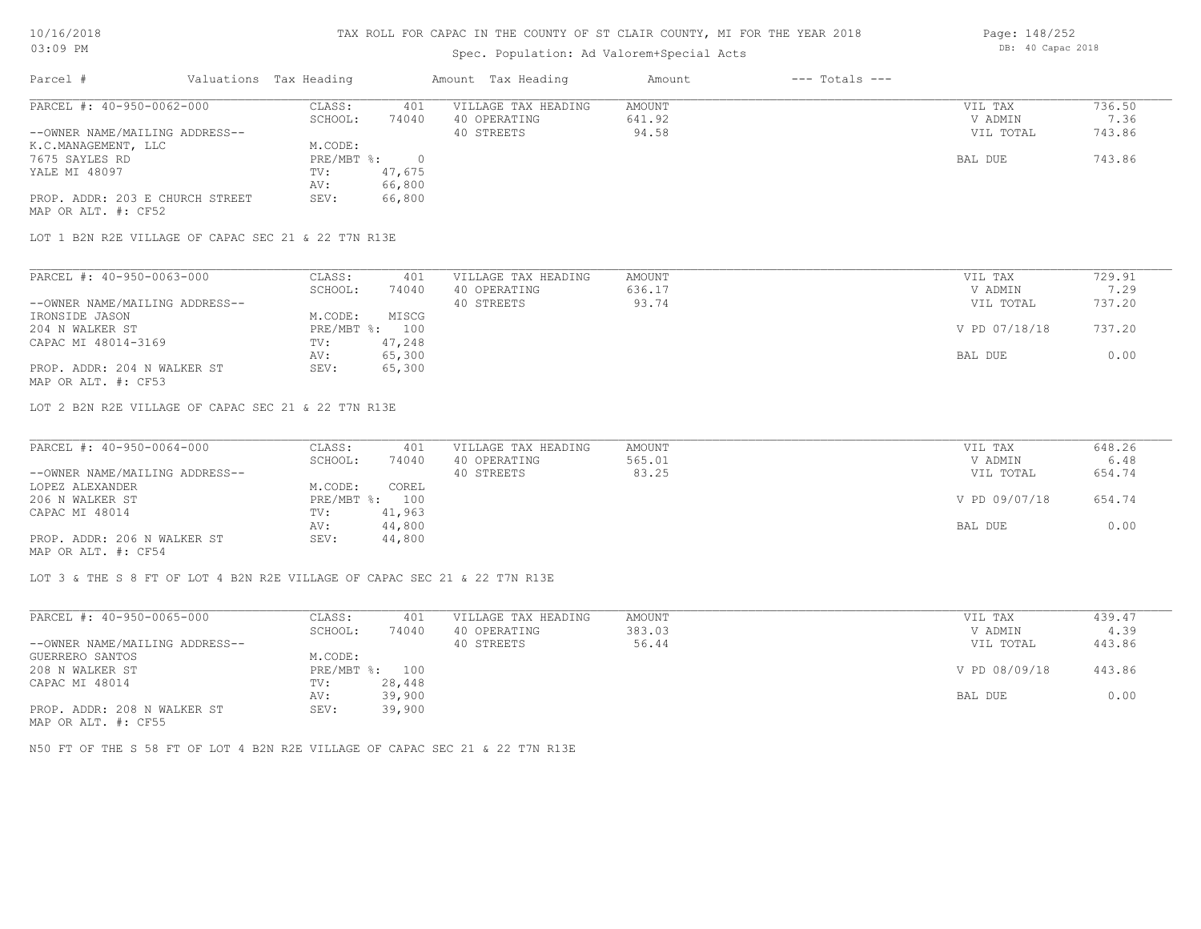# TAX ROLL FOR CAPAC IN THE COUNTY OF ST CLAIR COUNTY, MI FOR THE YEAR 2018

10/16/2018
03:09 PM

Spec. Population: Ad Valorem+Special Acts

DB: 40 Capac 2018

| Parcel # | Valuations Tax Heading | | Amount Tax Heading | Amount | --- Totals --- | |
|---|---|---|---|---|---|---|
| PARCEL #: 40-950-0062-000 | CLASS: | 401 | VILLAGE TAX HEADING | AMOUNT | VIL TAX | 736.50 |
| | SCHOOL: | 74040 | 40 OPERATING | 641.92 | V ADMIN | 7.36 |
| --OWNER NAME/MAILING ADDRESS-- | | | 40 STREETS | 94.58 | VIL TOTAL | 743.86 |
| K.C.MANAGEMENT, LLC | M.CODE: | | | | | |
| 7675 SAYLES RD | PRE/MBT %: | 0 | | | BAL DUE | 743.86 |
| YALE MI 48097 | TV: | 47,675 | | | | |
| | AV: | 66,800 | | | | |
| PROP. ADDR: 203 E CHURCH STREET | SEV: | 66,800 | | | | |
| MAP OR ALT. #: CF52 | | | | | | |

LOT 1 B2N R2E VILLAGE OF CAPAC SEC 21 & 22 T7N R13E

| Parcel # | Valuations Tax Heading | | Amount Tax Heading | Amount | --- Totals --- | |
|---|---|---|---|---|---|---|
| PARCEL #: 40-950-0063-000 | CLASS: | 401 | VILLAGE TAX HEADING | AMOUNT | VIL TAX | 729.91 |
| | SCHOOL: | 74040 | 40 OPERATING | 636.17 | V ADMIN | 7.29 |
| --OWNER NAME/MAILING ADDRESS-- | | | 40 STREETS | 93.74 | VIL TOTAL | 737.20 |
| IRONSIDE JASON | M.CODE: | MISCG | | | | |
| 204 N WALKER ST | PRE/MBT %: | 100 | | | V PD 07/18/18 | 737.20 |
| CAPAC MI 48014-3169 | TV: | 47,248 | | | | |
| | AV: | 65,300 | | | BAL DUE | 0.00 |
| PROP. ADDR: 204 N WALKER ST | SEV: | 65,300 | | | | |
| MAP OR ALT. #: CF53 | | | | | | |

LOT 2 B2N R2E VILLAGE OF CAPAC SEC 21 & 22 T7N R13E

| Parcel # | Valuations Tax Heading | | Amount Tax Heading | Amount | --- Totals --- | |
|---|---|---|---|---|---|---|
| PARCEL #: 40-950-0064-000 | CLASS: | 401 | VILLAGE TAX HEADING | AMOUNT | VIL TAX | 648.26 |
| | SCHOOL: | 74040 | 40 OPERATING | 565.01 | V ADMIN | 6.48 |
| --OWNER NAME/MAILING ADDRESS-- | | | 40 STREETS | 83.25 | VIL TOTAL | 654.74 |
| LOPEZ ALEXANDER | M.CODE: | COREL | | | | |
| 206 N WALKER ST | PRE/MBT %: | 100 | | | V PD 09/07/18 | 654.74 |
| CAPAC MI 48014 | TV: | 41,963 | | | | |
| | AV: | 44,800 | | | BAL DUE | 0.00 |
| PROP. ADDR: 206 N WALKER ST | SEV: | 44,800 | | | | |
| MAP OR ALT. #: CF54 | | | | | | |

LOT 3 & THE S 8 FT OF LOT 4 B2N R2E VILLAGE OF CAPAC SEC 21 & 22 T7N R13E

| Parcel # | Valuations Tax Heading | | Amount Tax Heading | Amount | --- Totals --- | |
|---|---|---|---|---|---|---|
| PARCEL #: 40-950-0065-000 | CLASS: | 401 | VILLAGE TAX HEADING | AMOUNT | VIL TAX | 439.47 |
| | SCHOOL: | 74040 | 40 OPERATING | 383.03 | V ADMIN | 4.39 |
| --OWNER NAME/MAILING ADDRESS-- | | | 40 STREETS | 56.44 | VIL TOTAL | 443.86 |
| GUERRERO SANTOS | M.CODE: | | | | | |
| 208 N WALKER ST | PRE/MBT %: | 100 | | | V PD 08/09/18 | 443.86 |
| CAPAC MI 48014 | TV: | 28,448 | | | | |
| | AV: | 39,900 | | | BAL DUE | 0.00 |
| PROP. ADDR: 208 N WALKER ST | SEV: | 39,900 | | | | |
| MAP OR ALT. #: CF55 | | | | | | |

N50 FT OF THE S 58 FT OF LOT 4 B2N R2E VILLAGE OF CAPAC SEC 21 & 22 T7N R13E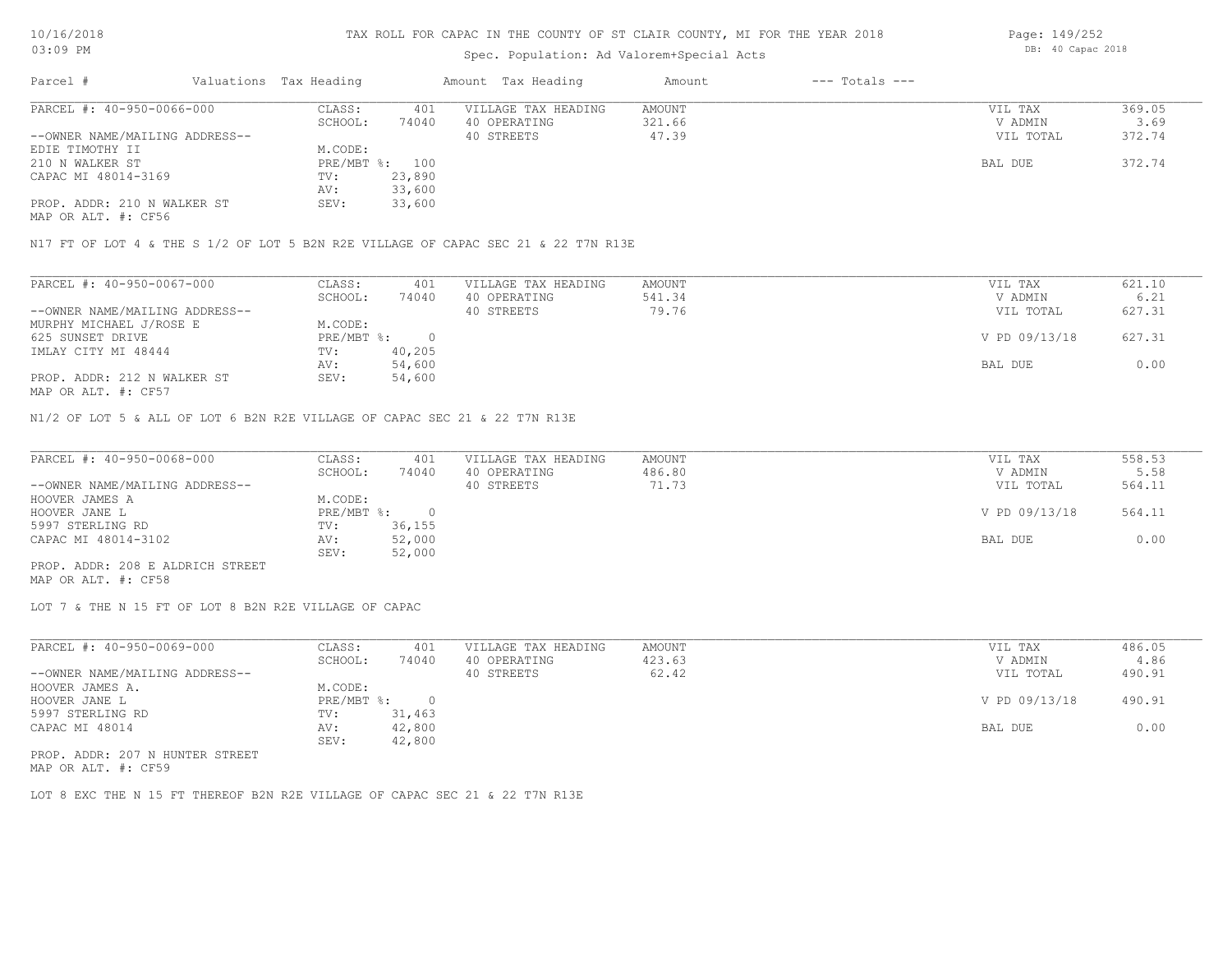TAX ROLL FOR CAPAC IN THE COUNTY OF ST CLAIR COUNTY, MI FOR THE YEAR 2018

Spec. Population: Ad Valorem+Special Acts

| Parcel # | Valuations | Tax Heading | Amount | Tax Heading | Amount | --- Totals --- | |
|---|---|---|---|---|---|---|---|
| PARCEL #: 40-950-0066-000 | CLASS: | 401 | VILLAGE TAX HEADING | AMOUNT | | VIL TAX | 369.05 |
| | SCHOOL: | 74040 | 40 OPERATING | 321.66 | | V ADMIN | 3.69 |
| --OWNER NAME/MAILING ADDRESS-- | | | 40 STREETS | 47.39 | | VIL TOTAL | 372.74 |
| EDIE TIMOTHY II | M.CODE: | | | | | | |
| 210 N WALKER ST | PRE/MBT %: | 100 | | | | BAL DUE | 372.74 |
| CAPAC MI 48014-3169 | TV: | 23,890 | | | | | |
| | AV: | 33,600 | | | | | |
| PROP. ADDR: 210 N WALKER ST | SEV: | 33,600 | | | | | |
| MAP OR ALT. #: CF56 | | | | | | | |

N17 FT OF LOT 4 & THE S 1/2 OF LOT 5 B2N R2E VILLAGE OF CAPAC SEC 21 & 22 T7N R13E

| Parcel # | Valuations | Tax Heading | Amount | Tax Heading | Amount | --- Totals --- | |
|---|---|---|---|---|---|---|---|
| PARCEL #: 40-950-0067-000 | CLASS: | 401 | VILLAGE TAX HEADING | AMOUNT | | VIL TAX | 621.10 |
| | SCHOOL: | 74040 | 40 OPERATING | 541.34 | | V ADMIN | 6.21 |
| --OWNER NAME/MAILING ADDRESS-- | | | 40 STREETS | 79.76 | | VIL TOTAL | 627.31 |
| MURPHY MICHAEL J/ROSE E | M.CODE: | | | | | | |
| 625 SUNSET DRIVE | PRE/MBT %: | 0 | | | | V PD 09/13/18 | 627.31 |
| IMLAY CITY MI 48444 | TV: | 40,205 | | | | | |
| | AV: | 54,600 | | | | BAL DUE | 0.00 |
| PROP. ADDR: 212 N WALKER ST | SEV: | 54,600 | | | | | |
| MAP OR ALT. #: CF57 | | | | | | | |

N1/2 OF LOT 5 & ALL OF LOT 6 B2N R2E VILLAGE OF CAPAC SEC 21 & 22 T7N R13E

| Parcel # | Valuations | Tax Heading | Amount | Tax Heading | Amount | --- Totals --- | |
|---|---|---|---|---|---|---|---|
| PARCEL #: 40-950-0068-000 | CLASS: | 401 | VILLAGE TAX HEADING | AMOUNT | | VIL TAX | 558.53 |
| | SCHOOL: | 74040 | 40 OPERATING | 486.80 | | V ADMIN | 5.58 |
| --OWNER NAME/MAILING ADDRESS-- | | | 40 STREETS | 71.73 | | VIL TOTAL | 564.11 |
| HOOVER JAMES A | M.CODE: | | | | | | |
| HOOVER JANE L | PRE/MBT %: | 0 | | | | V PD 09/13/18 | 564.11 |
| 5997 STERLING RD | TV: | 36,155 | | | | | |
| CAPAC MI 48014-3102 | AV: | 52,000 | | | | BAL DUE | 0.00 |
| | SEV: | 52,000 | | | | | |
| PROP. ADDR: 208 E ALDRICH STREET | | | | | | | |
| MAP OR ALT. #: CF58 | | | | | | | |

LOT 7 & THE N 15 FT OF LOT 8 B2N R2E VILLAGE OF CAPAC

| Parcel # | Valuations | Tax Heading | Amount | Tax Heading | Amount | --- Totals --- | |
|---|---|---|---|---|---|---|---|
| PARCEL #: 40-950-0069-000 | CLASS: | 401 | VILLAGE TAX HEADING | AMOUNT | | VIL TAX | 486.05 |
| | SCHOOL: | 74040 | 40 OPERATING | 423.63 | | V ADMIN | 4.86 |
| --OWNER NAME/MAILING ADDRESS-- | | | 40 STREETS | 62.42 | | VIL TOTAL | 490.91 |
| HOOVER JAMES A. | M.CODE: | | | | | | |
| HOOVER JANE L | PRE/MBT %: | 0 | | | | V PD 09/13/18 | 490.91 |
| 5997 STERLING RD | TV: | 31,463 | | | | | |
| CAPAC MI 48014 | AV: | 42,800 | | | | BAL DUE | 0.00 |
| | SEV: | 42,800 | | | | | |
| PROP. ADDR: 207 N HUNTER STREET | | | | | | | |
| MAP OR ALT. #: CF59 | | | | | | | |

LOT 8 EXC THE N 15 FT THEREOF B2N R2E VILLAGE OF CAPAC SEC 21 & 22 T7N R13E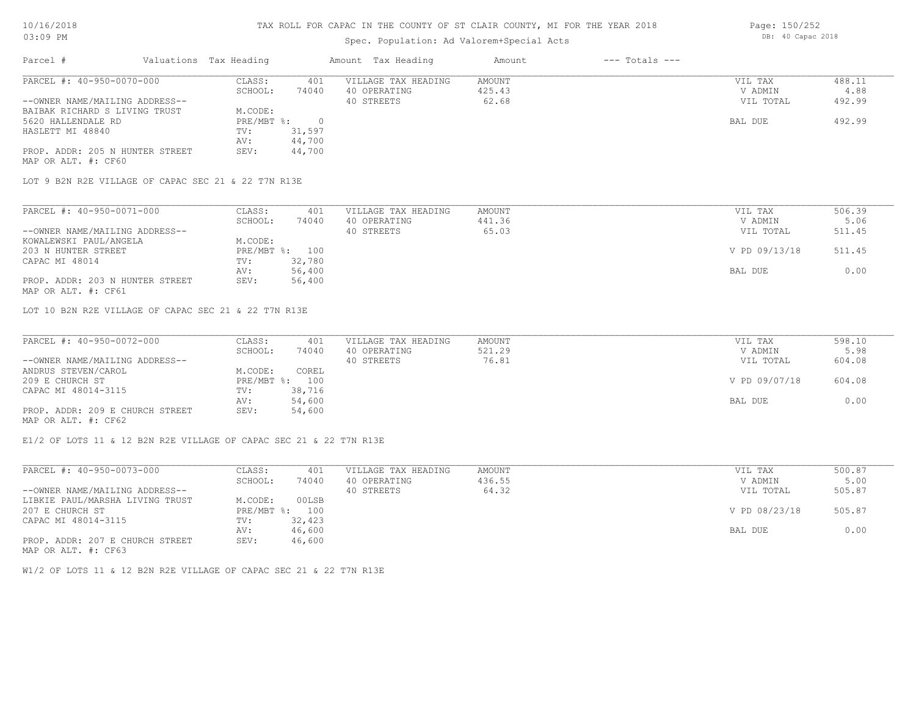TAX ROLL FOR CAPAC IN THE COUNTY OF ST CLAIR COUNTY, MI FOR THE YEAR 2018

Spec. Population: Ad Valorem+Special Acts

DB: 40 Capac 2018

| Parcel # | Valuations Tax Heading | | Amount Tax Heading | Amount | --- Totals --- | |
|---|---|---|---|---|---|---|
| PARCEL #: 40-950-0070-000 | CLASS: | 401 | VILLAGE TAX HEADING | AMOUNT | VIL TAX | 488.11 |
| | SCHOOL: | 74040 | 40 OPERATING | 425.43 | V ADMIN | 4.88 |
| --OWNER NAME/MAILING ADDRESS-- | | | 40 STREETS | 62.68 | VIL TOTAL | 492.99 |
| BAIBAK RICHARD S LIVING TRUST | M.CODE: | | | | | |
| 5620 HALLENDALE RD | PRE/MBT %: | 0 | | | BAL DUE | 492.99 |
| HASLETT MI 48840 | TV: | 31,597 | | | | |
| | AV: | 44,700 | | | | |
| PROP. ADDR: 205 N HUNTER STREET | SEV: | 44,700 | | | | |
| MAP OR ALT. #: CF60 | | | | | | |

LOT 9 B2N R2E VILLAGE OF CAPAC SEC 21 & 22 T7N R13E

| | | | | | | |
|---|---|---|---|---|---|---|
| PARCEL #: 40-950-0071-000 | CLASS: | 401 | VILLAGE TAX HEADING | AMOUNT | VIL TAX | 506.39 |
| | SCHOOL: | 74040 | 40 OPERATING | 441.36 | V ADMIN | 5.06 |
| --OWNER NAME/MAILING ADDRESS-- | | | 40 STREETS | 65.03 | VIL TOTAL | 511.45 |
| KOWALEWSKI PAUL/ANGELA | M.CODE: | | | | | |
| 203 N HUNTER STREET | PRE/MBT %: | 100 | | | V PD 09/13/18 | 511.45 |
| CAPAC MI 48014 | TV: | 32,780 | | | | |
| | AV: | 56,400 | | | BAL DUE | 0.00 |
| PROP. ADDR: 203 N HUNTER STREET | SEV: | 56,400 | | | | |
| MAP OR ALT. #: CF61 | | | | | | |

LOT 10 B2N R2E VILLAGE OF CAPAC SEC 21 & 22 T7N R13E

| | | | | | | |
|---|---|---|---|---|---|---|
| PARCEL #: 40-950-0072-000 | CLASS: | 401 | VILLAGE TAX HEADING | AMOUNT | VIL TAX | 598.10 |
| | SCHOOL: | 74040 | 40 OPERATING | 521.29 | V ADMIN | 5.98 |
| --OWNER NAME/MAILING ADDRESS-- | | | 40 STREETS | 76.81 | VIL TOTAL | 604.08 |
| ANDRUS STEVEN/CAROL | M.CODE: | COREL | | | | |
| 209 E CHURCH ST | PRE/MBT %: | 100 | | | V PD 09/07/18 | 604.08 |
| CAPAC MI 48014-3115 | TV: | 38,716 | | | | |
| | AV: | 54,600 | | | BAL DUE | 0.00 |
| PROP. ADDR: 209 E CHURCH STREET | SEV: | 54,600 | | | | |
| MAP OR ALT. #: CF62 | | | | | | |

E1/2 OF LOTS 11 & 12 B2N R2E VILLAGE OF CAPAC SEC 21 & 22 T7N R13E

| | | | | | | |
|---|---|---|---|---|---|---|
| PARCEL #: 40-950-0073-000 | CLASS: | 401 | VILLAGE TAX HEADING | AMOUNT | VIL TAX | 500.87 |
| | SCHOOL: | 74040 | 40 OPERATING | 436.55 | V ADMIN | 5.00 |
| --OWNER NAME/MAILING ADDRESS-- | | | 40 STREETS | 64.32 | VIL TOTAL | 505.87 |
| LIBKIE PAUL/MARSHA LIVING TRUST | M.CODE: | 00LSB | | | | |
| 207 E CHURCH ST | PRE/MBT %: | 100 | | | V PD 08/23/18 | 505.87 |
| CAPAC MI 48014-3115 | TV: | 32,423 | | | | |
| | AV: | 46,600 | | | BAL DUE | 0.00 |
| PROP. ADDR: 207 E CHURCH STREET | SEV: | 46,600 | | | | |
| MAP OR ALT. #: CF63 | | | | | | |

W1/2 OF LOTS 11 & 12 B2N R2E VILLAGE OF CAPAC SEC 21 & 22 T7N R13E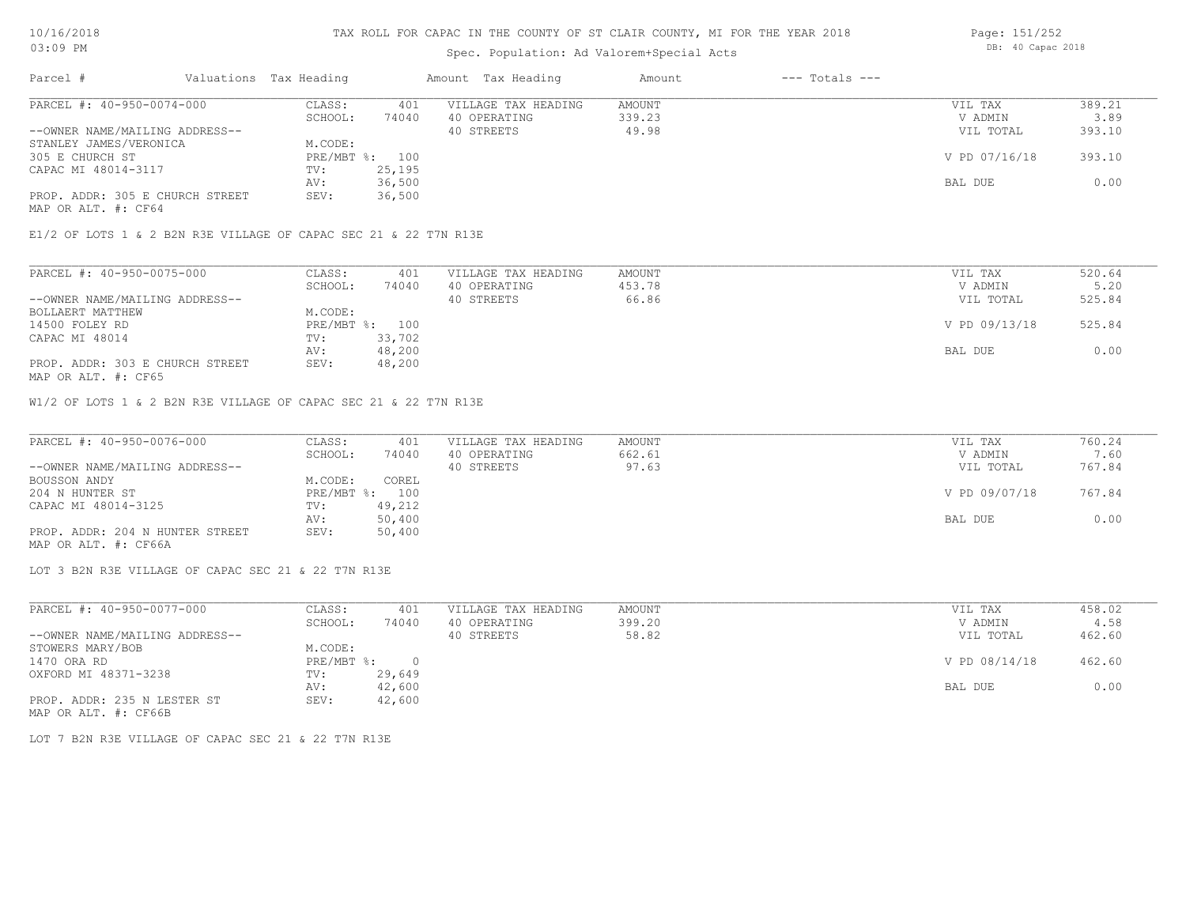TAX ROLL FOR CAPAC IN THE COUNTY OF ST CLAIR COUNTY, MI FOR THE YEAR 2018

Spec. Population: Ad Valorem+Special Acts

DB: 40 Capac 2018

10/16/2018
03:09 PM

| Parcel # | Valuations | Tax Heading | Amount | Tax Heading | Amount | --- Totals --- | |
|---|---|---|---|---|---|---|---|
| PARCEL #: 40-950-0074-000 | CLASS: | 401 | VILLAGE TAX HEADING | AMOUNT | | VIL TAX | 389.21 |
| | SCHOOL: | 74040 | 40 OPERATING | 339.23 | | V ADMIN | 3.89 |
| --OWNER NAME/MAILING ADDRESS-- | | | 40 STREETS | 49.98 | | VIL TOTAL | 393.10 |
| STANLEY JAMES/VERONICA | M.CODE: | | | | | | |
| 305 E CHURCH ST | PRE/MBT %: | 100 | | | | V PD 07/16/18 | 393.10 |
| CAPAC MI 48014-3117 | TV: | 25,195 | | | | | |
| | AV: | 36,500 | | | | BAL DUE | 0.00 |
| PROP. ADDR: 305 E CHURCH STREET | SEV: | 36,500 | | | | | |
| MAP OR ALT. #: CF64 | | | | | | | |

E1/2 OF LOTS 1 & 2 B2N R3E VILLAGE OF CAPAC SEC 21 & 22 T7N R13E

| | | | | | | | |
|---|---|---|---|---|---|---|---|
| PARCEL #: 40-950-0075-000 | CLASS: | 401 | VILLAGE TAX HEADING | AMOUNT | | VIL TAX | 520.64 |
| | SCHOOL: | 74040 | 40 OPERATING | 453.78 | | V ADMIN | 5.20 |
| --OWNER NAME/MAILING ADDRESS-- | | | 40 STREETS | 66.86 | | VIL TOTAL | 525.84 |
| BOLLAERT MATTHEW | M.CODE: | | | | | | |
| 14500 FOLEY RD | PRE/MBT %: | 100 | | | | V PD 09/13/18 | 525.84 |
| CAPAC MI 48014 | TV: | 33,702 | | | | | |
| | AV: | 48,200 | | | | BAL DUE | 0.00 |
| PROP. ADDR: 303 E CHURCH STREET | SEV: | 48,200 | | | | | |
| MAP OR ALT. #: CF65 | | | | | | | |

W1/2 OF LOTS 1 & 2 B2N R3E VILLAGE OF CAPAC SEC 21 & 22 T7N R13E

| | | | | | | | |
|---|---|---|---|---|---|---|---|
| PARCEL #: 40-950-0076-000 | CLASS: | 401 | VILLAGE TAX HEADING | AMOUNT | | VIL TAX | 760.24 |
| | SCHOOL: | 74040 | 40 OPERATING | 662.61 | | V ADMIN | 7.60 |
| --OWNER NAME/MAILING ADDRESS-- | | | 40 STREETS | 97.63 | | VIL TOTAL | 767.84 |
| BOUSSON ANDY | M.CODE: | COREL | | | | | |
| 204 N HUNTER ST | PRE/MBT %: | 100 | | | | V PD 09/07/18 | 767.84 |
| CAPAC MI 48014-3125 | TV: | 49,212 | | | | | |
| | AV: | 50,400 | | | | BAL DUE | 0.00 |
| PROP. ADDR: 204 N HUNTER STREET | SEV: | 50,400 | | | | | |
| MAP OR ALT. #: CF66A | | | | | | | |

LOT 3 B2N R3E VILLAGE OF CAPAC SEC 21 & 22 T7N R13E

| | | | | | | | |
|---|---|---|---|---|---|---|---|
| PARCEL #: 40-950-0077-000 | CLASS: | 401 | VILLAGE TAX HEADING | AMOUNT | | VIL TAX | 458.02 |
| | SCHOOL: | 74040 | 40 OPERATING | 399.20 | | V ADMIN | 4.58 |
| --OWNER NAME/MAILING ADDRESS-- | | | 40 STREETS | 58.82 | | VIL TOTAL | 462.60 |
| STOWERS MARY/BOB | M.CODE: | | | | | | |
| 1470 ORA RD | PRE/MBT %: | 0 | | | | V PD 08/14/18 | 462.60 |
| OXFORD MI 48371-3238 | TV: | 29,649 | | | | | |
| | AV: | 42,600 | | | | BAL DUE | 0.00 |
| PROP. ADDR: 235 N LESTER ST | SEV: | 42,600 | | | | | |
| MAP OR ALT. #: CF66B | | | | | | | |

LOT 7 B2N R3E VILLAGE OF CAPAC SEC 21 & 22 T7N R13E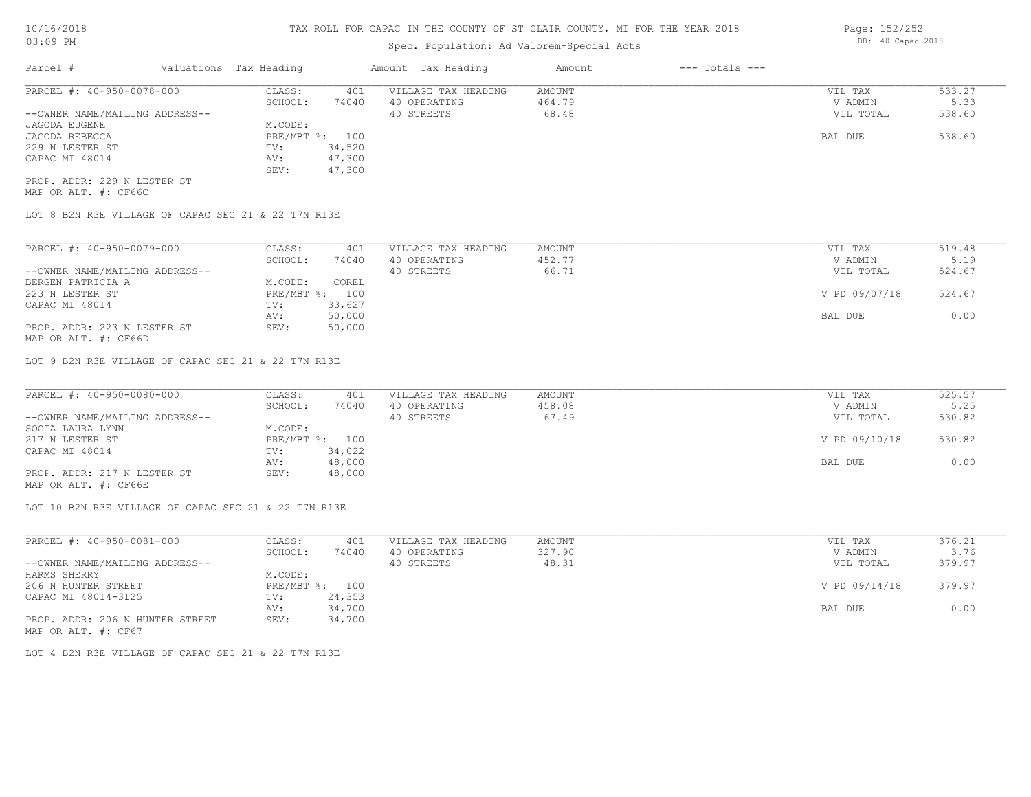# TAX ROLL FOR CAPAC IN THE COUNTY OF ST CLAIR COUNTY, MI FOR THE YEAR 2018

Spec. Population: Ad Valorem+Special Acts

| Parcel # | Valuations Tax Heading | | Amount Tax Heading | Amount | --- Totals --- | |
|---|---|---|---|---|---|---|
| PARCEL #: 40-950-0078-000 | CLASS: | 401 | VILLAGE TAX HEADING | AMOUNT | VIL TAX | 533.27 |
| | SCHOOL: | 74040 | 40 OPERATING | 464.79 | V ADMIN | 5.33 |
| --OWNER NAME/MAILING ADDRESS-- | | | 40 STREETS | 68.48 | VIL TOTAL | 538.60 |
| JAGODA EUGENE | M.CODE: | | | | | |
| JAGODA REBECCA | PRE/MBT %: | 100 | | | BAL DUE | 538.60 |
| 229 N LESTER ST | TV: | 34,520 | | | | |
| CAPAC MI 48014 | AV: | 47,300 | | | | |
| | SEV: | 47,300 | | | | |
| PROP. ADDR: 229 N LESTER ST | | | | | | |
| MAP OR ALT. #: CF66C | | | | | | |

LOT 8 B2N R3E VILLAGE OF CAPAC SEC 21 & 22 T7N R13E

| | | | | | | |
|---|---|---|---|---|---|---|
| PARCEL #: 40-950-0079-000 | CLASS: | 401 | VILLAGE TAX HEADING | AMOUNT | VIL TAX | 519.48 |
| | SCHOOL: | 74040 | 40 OPERATING | 452.77 | V ADMIN | 5.19 |
| --OWNER NAME/MAILING ADDRESS-- | | | 40 STREETS | 66.71 | VIL TOTAL | 524.67 |
| BERGEN PATRICIA A | M.CODE: | COREL | | | | |
| 223 N LESTER ST | PRE/MBT %: | 100 | | | V PD 09/07/18 | 524.67 |
| CAPAC MI 48014 | TV: | 33,627 | | | | |
| | AV: | 50,000 | | | BAL DUE | 0.00 |
| PROP. ADDR: 223 N LESTER ST | SEV: | 50,000 | | | | |
| MAP OR ALT. #: CF66D | | | | | | |

LOT 9 B2N R3E VILLAGE OF CAPAC SEC 21 & 22 T7N R13E

| | | | | | | |
|---|---|---|---|---|---|---|
| PARCEL #: 40-950-0080-000 | CLASS: | 401 | VILLAGE TAX HEADING | AMOUNT | VIL TAX | 525.57 |
| | SCHOOL: | 74040 | 40 OPERATING | 458.08 | V ADMIN | 5.25 |
| --OWNER NAME/MAILING ADDRESS-- | | | 40 STREETS | 67.49 | VIL TOTAL | 530.82 |
| SOCIA LAURA LYNN | M.CODE: | | | | | |
| 217 N LESTER ST | PRE/MBT %: | 100 | | | V PD 09/10/18 | 530.82 |
| CAPAC MI 48014 | TV: | 34,022 | | | | |
| | AV: | 48,000 | | | BAL DUE | 0.00 |
| PROP. ADDR: 217 N LESTER ST | SEV: | 48,000 | | | | |
| MAP OR ALT. #: CF66E | | | | | | |

LOT 10 B2N R3E VILLAGE OF CAPAC SEC 21 & 22 T7N R13E

| | | | | | | |
|---|---|---|---|---|---|---|
| PARCEL #: 40-950-0081-000 | CLASS: | 401 | VILLAGE TAX HEADING | AMOUNT | VIL TAX | 376.21 |
| | SCHOOL: | 74040 | 40 OPERATING | 327.90 | V ADMIN | 3.76 |
| --OWNER NAME/MAILING ADDRESS-- | | | 40 STREETS | 48.31 | VIL TOTAL | 379.97 |
| HARMS SHERRY | M.CODE: | | | | | |
| 206 N HUNTER STREET | PRE/MBT %: | 100 | | | V PD 09/14/18 | 379.97 |
| CAPAC MI 48014-3125 | TV: | 24,353 | | | | |
| | AV: | 34,700 | | | BAL DUE | 0.00 |
| PROP. ADDR: 206 N HUNTER STREET | SEV: | 34,700 | | | | |
| MAP OR ALT. #: CF67 | | | | | | |

LOT 4 B2N R3E VILLAGE OF CAPAC SEC 21 & 22 T7N R13E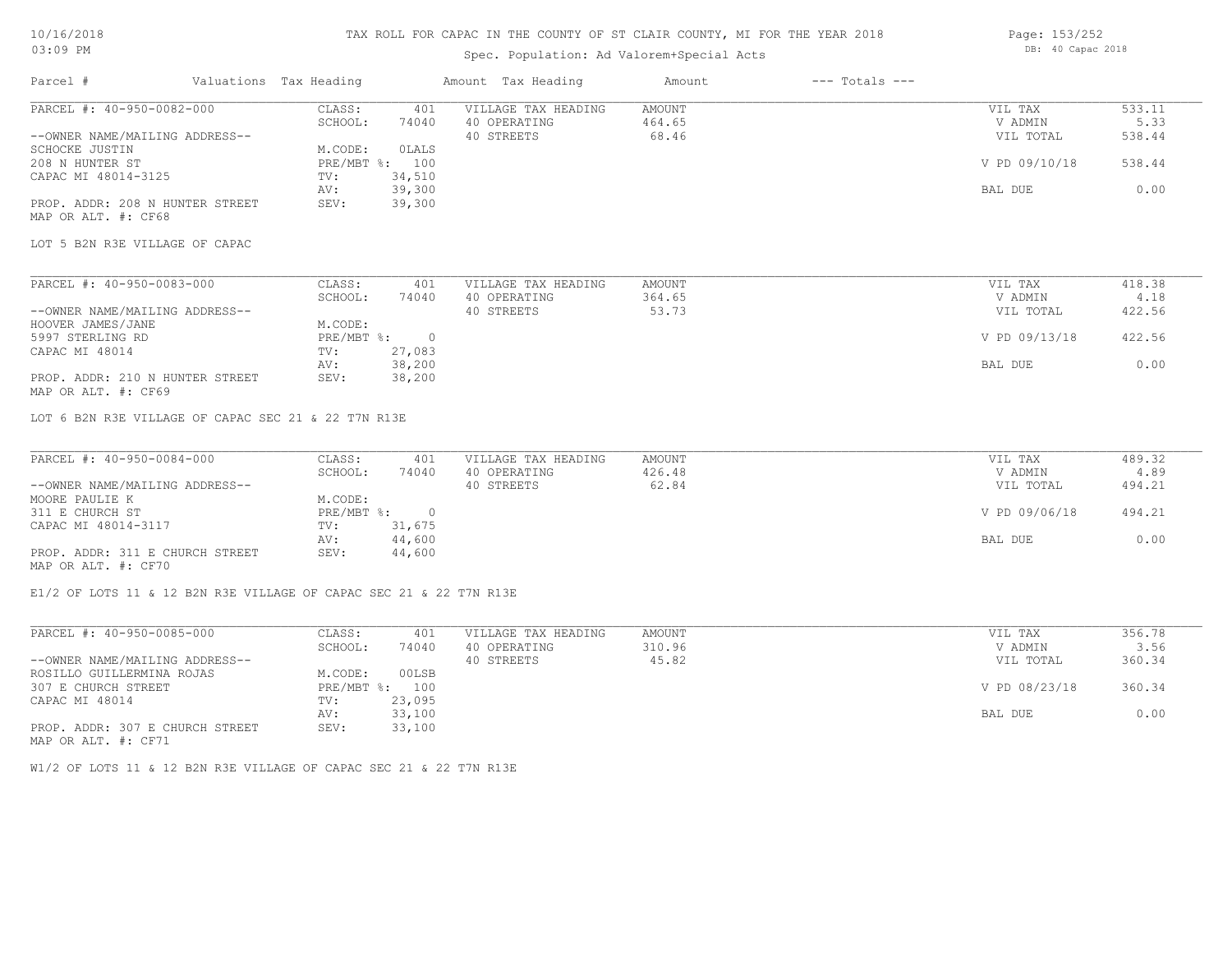TAX ROLL FOR CAPAC IN THE COUNTY OF ST CLAIR COUNTY, MI FOR THE YEAR 2018

Spec. Population: Ad Valorem+Special Acts

| Parcel # | Valuations Tax Heading | | Amount Tax Heading | Amount | --- Totals --- | |
|---|---|---|---|---|---|---|
| PARCEL #: 40-950-0082-000 | CLASS: | 401 | VILLAGE TAX HEADING | AMOUNT | VIL TAX | 533.11 |
| | SCHOOL: | 74040 | 40 OPERATING | 464.65 | V ADMIN | 5.33 |
| --OWNER NAME/MAILING ADDRESS-- | | | 40 STREETS | 68.46 | VIL TOTAL | 538.44 |
| SCHOCKE JUSTIN | M.CODE: | 0LALS | | | | |
| 208 N HUNTER ST | PRE/MBT %: | 100 | | | V PD 09/10/18 | 538.44 |
| CAPAC MI 48014-3125 | TV: | 34,510 | | | | |
| | AV: | 39,300 | | | BAL DUE | 0.00 |
| PROP. ADDR: 208 N HUNTER STREET | SEV: | 39,300 | | | | |
| MAP OR ALT. #: CF68 | | | | | | |

LOT 5 B2N R3E VILLAGE OF CAPAC

| Parcel # | Valuations Tax Heading | | Amount Tax Heading | Amount | --- Totals --- | |
|---|---|---|---|---|---|---|
| PARCEL #: 40-950-0083-000 | CLASS: | 401 | VILLAGE TAX HEADING | AMOUNT | VIL TAX | 418.38 |
| | SCHOOL: | 74040 | 40 OPERATING | 364.65 | V ADMIN | 4.18 |
| --OWNER NAME/MAILING ADDRESS-- | | | 40 STREETS | 53.73 | VIL TOTAL | 422.56 |
| HOOVER JAMES/JANE | M.CODE: | | | | | |
| 5997 STERLING RD | PRE/MBT %: | 0 | | | V PD 09/13/18 | 422.56 |
| CAPAC MI 48014 | TV: | 27,083 | | | | |
| | AV: | 38,200 | | | BAL DUE | 0.00 |
| PROP. ADDR: 210 N HUNTER STREET | SEV: | 38,200 | | | | |
| MAP OR ALT. #: CF69 | | | | | | |

LOT 6 B2N R3E VILLAGE OF CAPAC SEC 21 & 22 T7N R13E

| Parcel # | Valuations Tax Heading | | Amount Tax Heading | Amount | --- Totals --- | |
|---|---|---|---|---|---|---|
| PARCEL #: 40-950-0084-000 | CLASS: | 401 | VILLAGE TAX HEADING | AMOUNT | VIL TAX | 489.32 |
| | SCHOOL: | 74040 | 40 OPERATING | 426.48 | V ADMIN | 4.89 |
| --OWNER NAME/MAILING ADDRESS-- | | | 40 STREETS | 62.84 | VIL TOTAL | 494.21 |
| MOORE PAULIE K | M.CODE: | | | | | |
| 311 E CHURCH ST | PRE/MBT %: | 0 | | | V PD 09/06/18 | 494.21 |
| CAPAC MI 48014-3117 | TV: | 31,675 | | | | |
| | AV: | 44,600 | | | BAL DUE | 0.00 |
| PROP. ADDR: 311 E CHURCH STREET | SEV: | 44,600 | | | | |
| MAP OR ALT. #: CF70 | | | | | | |

E1/2 OF LOTS 11 & 12 B2N R3E VILLAGE OF CAPAC SEC 21 & 22 T7N R13E

| Parcel # | Valuations Tax Heading | | Amount Tax Heading | Amount | --- Totals --- | |
|---|---|---|---|---|---|---|
| PARCEL #: 40-950-0085-000 | CLASS: | 401 | VILLAGE TAX HEADING | AMOUNT | VIL TAX | 356.78 |
| | SCHOOL: | 74040 | 40 OPERATING | 310.96 | V ADMIN | 3.56 |
| --OWNER NAME/MAILING ADDRESS-- | | | 40 STREETS | 45.82 | VIL TOTAL | 360.34 |
| ROSILLO GUILLERMINA ROJAS | M.CODE: | 00LSB | | | | |
| 307 E CHURCH STREET | PRE/MBT %: | 100 | | | V PD 08/23/18 | 360.34 |
| CAPAC MI 48014 | TV: | 23,095 | | | | |
| | AV: | 33,100 | | | BAL DUE | 0.00 |
| PROP. ADDR: 307 E CHURCH STREET | SEV: | 33,100 | | | | |
| MAP OR ALT. #: CF71 | | | | | | |

W1/2 OF LOTS 11 & 12 B2N R3E VILLAGE OF CAPAC SEC 21 & 22 T7N R13E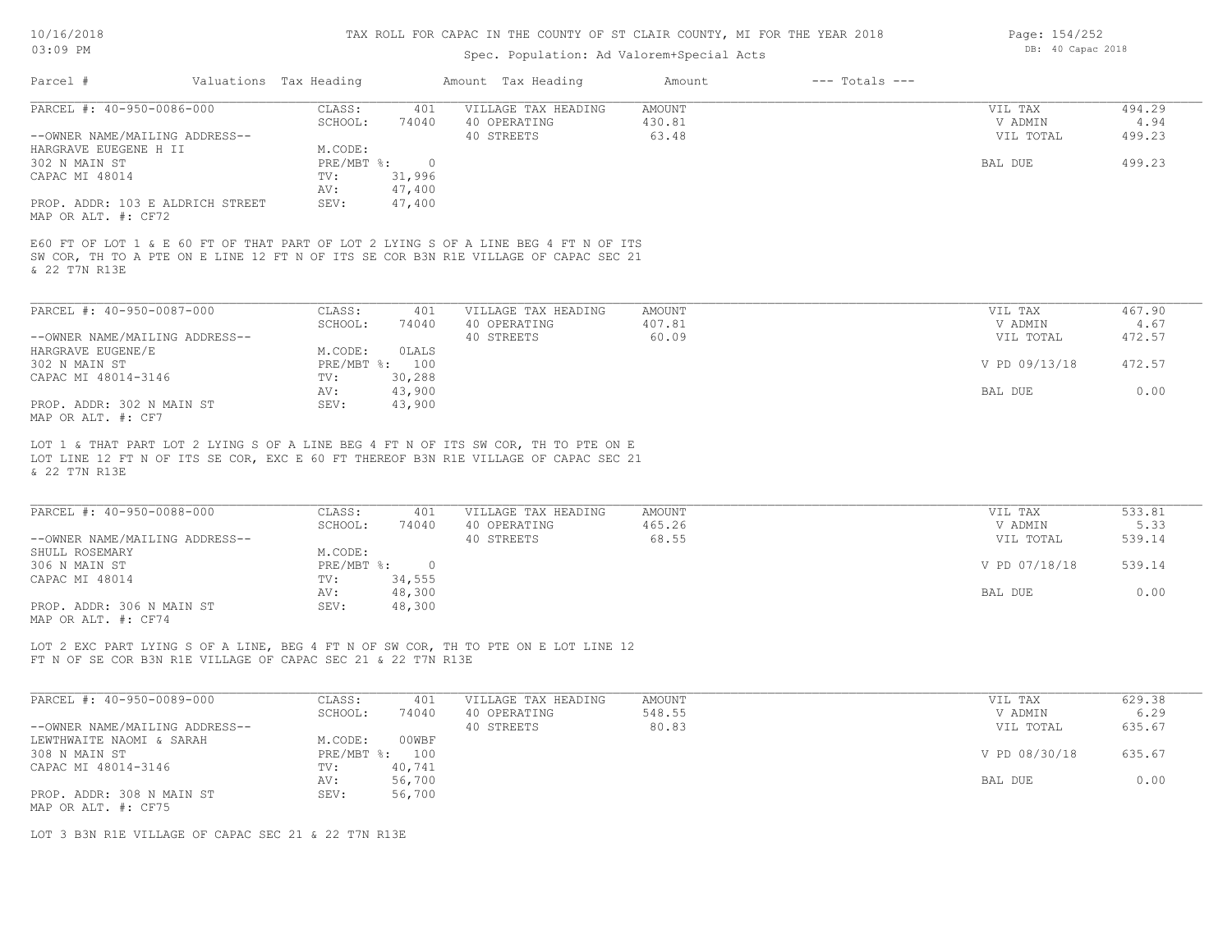TAX ROLL FOR CAPAC IN THE COUNTY OF ST CLAIR COUNTY, MI FOR THE YEAR 2018

Spec. Population: Ad Valorem+Special Acts

10/16/2018 03:09 PM — DB: 40 Capac 2018

| Parcel # | Valuations | Tax Heading | Amount | Tax Heading | Amount | --- Totals --- | |
|---|---|---|---|---|---|---|---|

PARCEL #: 40-950-0086-000

| | | | | |
|---|---|---|---|---|
| CLASS: 401 | VILLAGE TAX HEADING | AMOUNT | VIL TAX | 494.29 |
| SCHOOL: 74040 | 40 OPERATING | 430.81 | V ADMIN | 4.94 |
| M.CODE: | 40 STREETS | 63.48 | VIL TOTAL | 499.23 |
| PRE/MBT %: 0 | | | BAL DUE | 499.23 |
| TV: 31,996 | | | | |
| AV: 47,400 | | | | |
| SEV: 47,400 | | | | |

--OWNER NAME/MAILING ADDRESS--
HARGRAVE EUEGENE H II
302 N MAIN ST
CAPAC MI 48014

PROP. ADDR: 103 E ALDRICH STREET
MAP OR ALT. #: CF72

E60 FT OF LOT 1 & E 60 FT OF THAT PART OF LOT 2 LYING S OF A LINE BEG 4 FT N OF ITS SW COR, TH TO A PTE ON E LINE 12 FT N OF ITS SE COR B3N R1E VILLAGE OF CAPAC SEC 21 & 22 T7N R13E

PARCEL #: 40-950-0087-000

| | | | | |
|---|---|---|---|---|
| CLASS: 401 | VILLAGE TAX HEADING | AMOUNT | VIL TAX | 467.90 |
| SCHOOL: 74040 | 40 OPERATING | 407.81 | V ADMIN | 4.67 |
| M.CODE: 0LALS | 40 STREETS | 60.09 | VIL TOTAL | 472.57 |
| PRE/MBT %: 100 | | | V PD 09/13/18 | 472.57 |
| TV: 30,288 | | | | |
| AV: 43,900 | | | BAL DUE | 0.00 |
| SEV: 43,900 | | | | |

--OWNER NAME/MAILING ADDRESS--
HARGRAVE EUGENE/E
302 N MAIN ST
CAPAC MI 48014-3146

PROP. ADDR: 302 N MAIN ST
MAP OR ALT. #: CF7

LOT 1 & THAT PART LOT 2 LYING S OF A LINE BEG 4 FT N OF ITS SW COR, TH TO PTE ON E LOT LINE 12 FT N OF ITS SE COR, EXC E 60 FT THEREOF B3N R1E VILLAGE OF CAPAC SEC 21 & 22 T7N R13E

PARCEL #: 40-950-0088-000

| | | | | |
|---|---|---|---|---|
| CLASS: 401 | VILLAGE TAX HEADING | AMOUNT | VIL TAX | 533.81 |
| SCHOOL: 74040 | 40 OPERATING | 465.26 | V ADMIN | 5.33 |
| M.CODE: | 40 STREETS | 68.55 | VIL TOTAL | 539.14 |
| PRE/MBT %: 0 | | | V PD 07/18/18 | 539.14 |
| TV: 34,555 | | | | |
| AV: 48,300 | | | BAL DUE | 0.00 |
| SEV: 48,300 | | | | |

--OWNER NAME/MAILING ADDRESS--
SHULL ROSEMARY
306 N MAIN ST
CAPAC MI 48014

PROP. ADDR: 306 N MAIN ST
MAP OR ALT. #: CF74

LOT 2 EXC PART LYING S OF A LINE, BEG 4 FT N OF SW COR, TH TO PTE ON E LOT LINE 12 FT N OF SE COR B3N R1E VILLAGE OF CAPAC SEC 21 & 22 T7N R13E

PARCEL #: 40-950-0089-000

| | | | | |
|---|---|---|---|---|
| CLASS: 401 | VILLAGE TAX HEADING | AMOUNT | VIL TAX | 629.38 |
| SCHOOL: 74040 | 40 OPERATING | 548.55 | V ADMIN | 6.29 |
| M.CODE: 00WBF | 40 STREETS | 80.83 | VIL TOTAL | 635.67 |
| PRE/MBT %: 100 | | | V PD 08/30/18 | 635.67 |
| TV: 40,741 | | | | |
| AV: 56,700 | | | BAL DUE | 0.00 |
| SEV: 56,700 | | | | |

--OWNER NAME/MAILING ADDRESS--
LEWTHWAITE NAOMI & SARAH
308 N MAIN ST
CAPAC MI 48014-3146

PROP. ADDR: 308 N MAIN ST
MAP OR ALT. #: CF75

LOT 3 B3N R1E VILLAGE OF CAPAC SEC 21 & 22 T7N R13E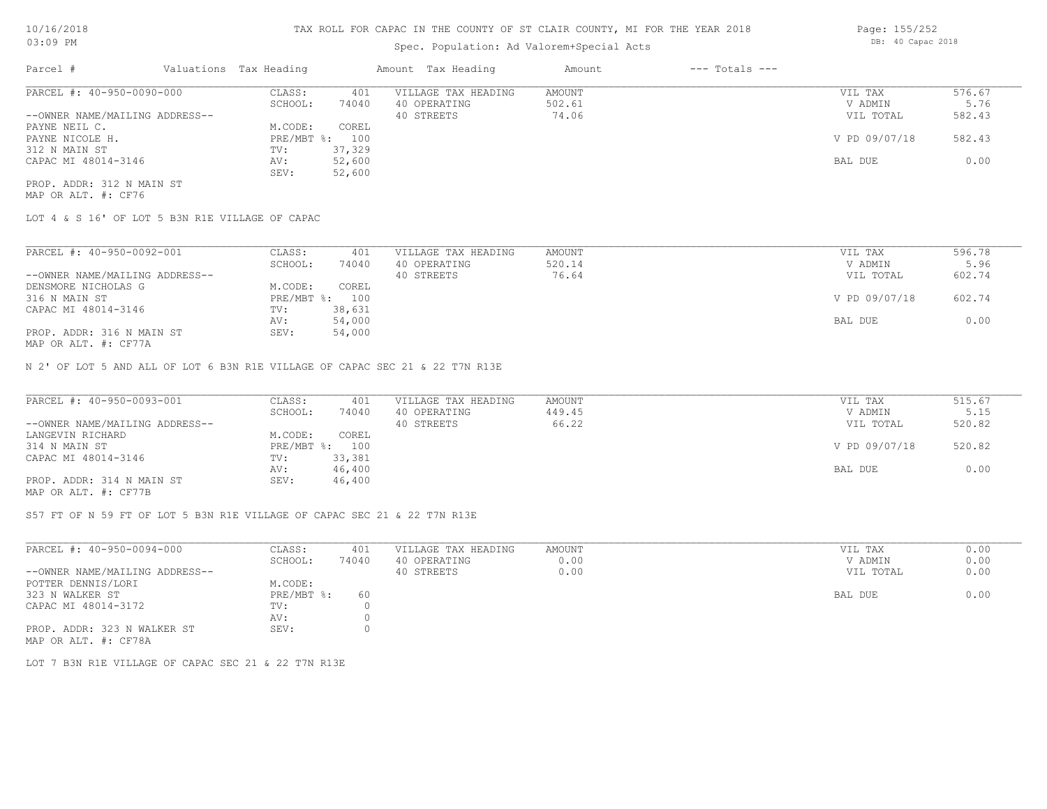# TAX ROLL FOR CAPAC IN THE COUNTY OF ST CLAIR COUNTY, MI FOR THE YEAR 2018

Spec. Population: Ad Valorem+Special Acts

| Parcel # | Valuations Tax Heading | | Amount Tax Heading | Amount | --- Totals --- | |
|---|---|---|---|---|---|---|
| PARCEL #: 40-950-0090-000 | CLASS: | 401 | VILLAGE TAX HEADING | AMOUNT | VIL TAX | 576.67 |
| | SCHOOL: | 74040 | 40 OPERATING | 502.61 | V ADMIN | 5.76 |
| --OWNER NAME/MAILING ADDRESS-- | | | 40 STREETS | 74.06 | VIL TOTAL | 582.43 |
| PAYNE NEIL C. | M.CODE: | COREL | | | | |
| PAYNE NICOLE H. | PRE/MBT %: | 100 | | | V PD 09/07/18 | 582.43 |
| 312 N MAIN ST | TV: | 37,329 | | | | |
| CAPAC MI 48014-3146 | AV: | 52,600 | | | BAL DUE | 0.00 |
| | SEV: | 52,600 | | | | |
| PROP. ADDR: 312 N MAIN ST | | | | | | |
| MAP OR ALT. #: CF76 | | | | | | |

LOT 4 & S 16' OF LOT 5 B3N R1E VILLAGE OF CAPAC

| Parcel # | Valuations Tax Heading | | Amount Tax Heading | Amount | --- Totals --- | |
|---|---|---|---|---|---|---|
| PARCEL #: 40-950-0092-001 | CLASS: | 401 | VILLAGE TAX HEADING | AMOUNT | VIL TAX | 596.78 |
| | SCHOOL: | 74040 | 40 OPERATING | 520.14 | V ADMIN | 5.96 |
| --OWNER NAME/MAILING ADDRESS-- | | | 40 STREETS | 76.64 | VIL TOTAL | 602.74 |
| DENSMORE NICHOLAS G | M.CODE: | COREL | | | | |
| 316 N MAIN ST | PRE/MBT %: | 100 | | | V PD 09/07/18 | 602.74 |
| CAPAC MI 48014-3146 | TV: | 38,631 | | | | |
| | AV: | 54,000 | | | BAL DUE | 0.00 |
| PROP. ADDR: 316 N MAIN ST | SEV: | 54,000 | | | | |
| MAP OR ALT. #: CF77A | | | | | | |

N 2' OF LOT 5 AND ALL OF LOT 6 B3N R1E VILLAGE OF CAPAC SEC 21 & 22 T7N R13E

| Parcel # | Valuations Tax Heading | | Amount Tax Heading | Amount | --- Totals --- | |
|---|---|---|---|---|---|---|
| PARCEL #: 40-950-0093-001 | CLASS: | 401 | VILLAGE TAX HEADING | AMOUNT | VIL TAX | 515.67 |
| | SCHOOL: | 74040 | 40 OPERATING | 449.45 | V ADMIN | 5.15 |
| --OWNER NAME/MAILING ADDRESS-- | | | 40 STREETS | 66.22 | VIL TOTAL | 520.82 |
| LANGEVIN RICHARD | M.CODE: | COREL | | | | |
| 314 N MAIN ST | PRE/MBT %: | 100 | | | V PD 09/07/18 | 520.82 |
| CAPAC MI 48014-3146 | TV: | 33,381 | | | | |
| | AV: | 46,400 | | | BAL DUE | 0.00 |
| PROP. ADDR: 314 N MAIN ST | SEV: | 46,400 | | | | |
| MAP OR ALT. #: CF77B | | | | | | |

S57 FT OF N 59 FT OF LOT 5 B3N R1E VILLAGE OF CAPAC SEC 21 & 22 T7N R13E

| Parcel # | Valuations Tax Heading | | Amount Tax Heading | Amount | --- Totals --- | |
|---|---|---|---|---|---|---|
| PARCEL #: 40-950-0094-000 | CLASS: | 401 | VILLAGE TAX HEADING | AMOUNT | VIL TAX | 0.00 |
| | SCHOOL: | 74040 | 40 OPERATING | 0.00 | V ADMIN | 0.00 |
| --OWNER NAME/MAILING ADDRESS-- | | | 40 STREETS | 0.00 | VIL TOTAL | 0.00 |
| POTTER DENNIS/LORI | M.CODE: | | | | | |
| 323 N WALKER ST | PRE/MBT %: | 60 | | | BAL DUE | 0.00 |
| CAPAC MI 48014-3172 | TV: | 0 | | | | |
| | AV: | 0 | | | | |
| PROP. ADDR: 323 N WALKER ST | SEV: | 0 | | | | |
| MAP OR ALT. #: CF78A | | | | | | |

LOT 7 B3N R1E VILLAGE OF CAPAC SEC 21 & 22 T7N R13E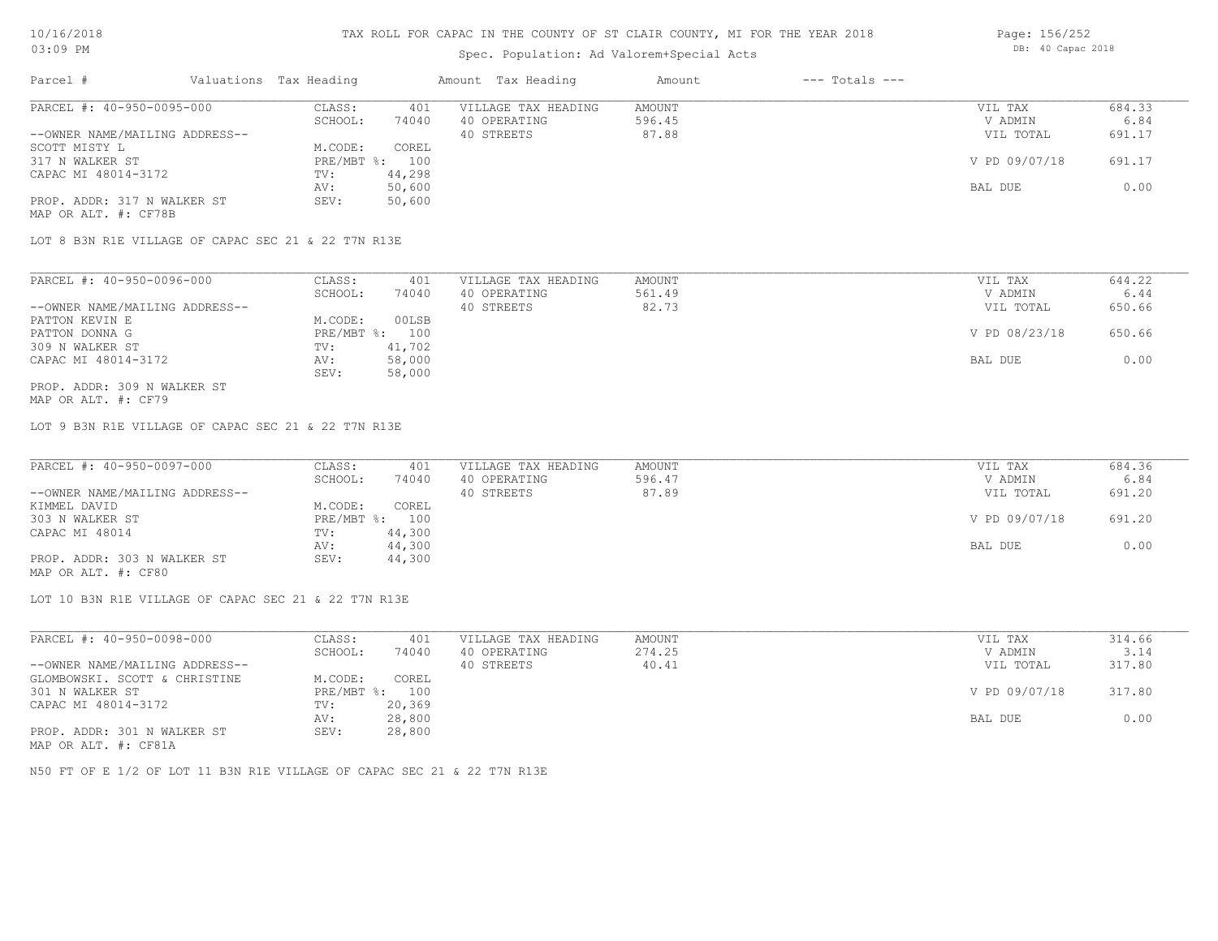# TAX ROLL FOR CAPAC IN THE COUNTY OF ST CLAIR COUNTY, MI FOR THE YEAR 2018

Spec. Population: Ad Valorem+Special Acts

| Parcel # | Valuations | Tax Heading | Amount | Tax Heading | Amount | --- Totals --- | |
|---|---|---|---|---|---|---|---|
| PARCEL #: 40-950-0095-000 | CLASS: | 401 | VILLAGE TAX HEADING | AMOUNT | | VIL TAX | 684.33 |
| | SCHOOL: | 74040 | 40 OPERATING | 596.45 | | V ADMIN | 6.84 |
| --OWNER NAME/MAILING ADDRESS-- | | | 40 STREETS | 87.88 | | VIL TOTAL | 691.17 |
| SCOTT MISTY L | M.CODE: | COREL | | | | | |
| 317 N WALKER ST | PRE/MBT %: | 100 | | | | V PD 09/07/18 | 691.17 |
| CAPAC MI 48014-3172 | TV: | 44,298 | | | | | |
| | AV: | 50,600 | | | | BAL DUE | 0.00 |
| PROP. ADDR: 317 N WALKER ST | SEV: | 50,600 | | | | | |
| MAP OR ALT. #: CF78B | | | | | | | |

LOT 8 B3N R1E VILLAGE OF CAPAC SEC 21 & 22 T7N R13E

| | | | | | | | |
|---|---|---|---|---|---|---|---|
| PARCEL #: 40-950-0096-000 | CLASS: | 401 | VILLAGE TAX HEADING | AMOUNT | | VIL TAX | 644.22 |
| | SCHOOL: | 74040 | 40 OPERATING | 561.49 | | V ADMIN | 6.44 |
| --OWNER NAME/MAILING ADDRESS-- | | | 40 STREETS | 82.73 | | VIL TOTAL | 650.66 |
| PATTON KEVIN E | M.CODE: | 00LSB | | | | | |
| PATTON DONNA G | PRE/MBT %: | 100 | | | | V PD 08/23/18 | 650.66 |
| 309 N WALKER ST | TV: | 41,702 | | | | | |
| CAPAC MI 48014-3172 | AV: | 58,000 | | | | BAL DUE | 0.00 |
| | SEV: | 58,000 | | | | | |
| PROP. ADDR: 309 N WALKER ST | | | | | | | |
| MAP OR ALT. #: CF79 | | | | | | | |

LOT 9 B3N R1E VILLAGE OF CAPAC SEC 21 & 22 T7N R13E

| | | | | | | | |
|---|---|---|---|---|---|---|---|
| PARCEL #: 40-950-0097-000 | CLASS: | 401 | VILLAGE TAX HEADING | AMOUNT | | VIL TAX | 684.36 |
| | SCHOOL: | 74040 | 40 OPERATING | 596.47 | | V ADMIN | 6.84 |
| --OWNER NAME/MAILING ADDRESS-- | | | 40 STREETS | 87.89 | | VIL TOTAL | 691.20 |
| KIMMEL DAVID | M.CODE: | COREL | | | | | |
| 303 N WALKER ST | PRE/MBT %: | 100 | | | | V PD 09/07/18 | 691.20 |
| CAPAC MI 48014 | TV: | 44,300 | | | | | |
| | AV: | 44,300 | | | | BAL DUE | 0.00 |
| PROP. ADDR: 303 N WALKER ST | SEV: | 44,300 | | | | | |
| MAP OR ALT. #: CF80 | | | | | | | |

LOT 10 B3N R1E VILLAGE OF CAPAC SEC 21 & 22 T7N R13E

| | | | | | | | |
|---|---|---|---|---|---|---|---|
| PARCEL #: 40-950-0098-000 | CLASS: | 401 | VILLAGE TAX HEADING | AMOUNT | | VIL TAX | 314.66 |
| | SCHOOL: | 74040 | 40 OPERATING | 274.25 | | V ADMIN | 3.14 |
| --OWNER NAME/MAILING ADDRESS-- | | | 40 STREETS | 40.41 | | VIL TOTAL | 317.80 |
| GLOMBOWSKI. SCOTT & CHRISTINE | M.CODE: | COREL | | | | | |
| 301 N WALKER ST | PRE/MBT %: | 100 | | | | V PD 09/07/18 | 317.80 |
| CAPAC MI 48014-3172 | TV: | 20,369 | | | | | |
| | AV: | 28,800 | | | | BAL DUE | 0.00 |
| PROP. ADDR: 301 N WALKER ST | SEV: | 28,800 | | | | | |
| MAP OR ALT. #: CF81A | | | | | | | |

N50 FT OF E 1/2 OF LOT 11 B3N R1E VILLAGE OF CAPAC SEC 21 & 22 T7N R13E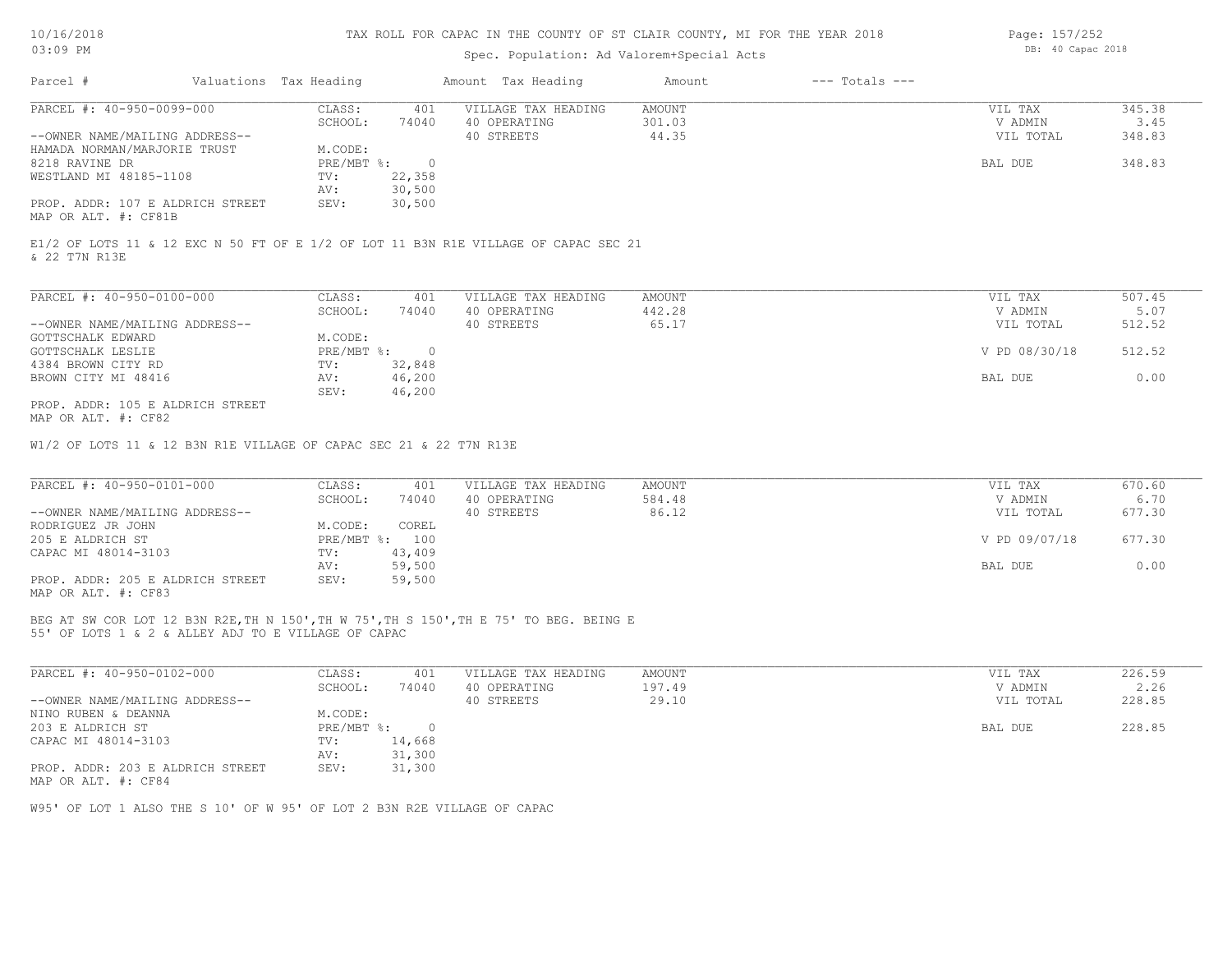# TAX ROLL FOR CAPAC IN THE COUNTY OF ST CLAIR COUNTY, MI FOR THE YEAR 2018

Spec. Population: Ad Valorem+Special Acts

| Parcel # | Valuations | Tax Heading | Amount | Tax Heading | Amount | --- Totals --- | |
|---|---|---|---|---|---|---|---|
| PARCEL #: 40-950-0099-000 | CLASS: | 401 | VILLAGE TAX HEADING | AMOUNT | | VIL TAX | 345.38 |
| | SCHOOL: | 74040 | 40 OPERATING | 301.03 | | V ADMIN | 3.45 |
| --OWNER NAME/MAILING ADDRESS-- | | | 40 STREETS | 44.35 | | VIL TOTAL | 348.83 |
| HAMADA NORMAN/MARJORIE TRUST | M.CODE: | | | | | | |
| 8218 RAVINE DR | PRE/MBT %: | 0 | | | | BAL DUE | 348.83 |
| WESTLAND MI 48185-1108 | TV: | 22,358 | | | | | |
| | AV: | 30,500 | | | | | |
| PROP. ADDR: 107 E ALDRICH STREET | SEV: | 30,500 | | | | | |
| MAP OR ALT. #: CF81B | | | | | | | |

E1/2 OF LOTS 11 & 12 EXC N 50 FT OF E 1/2 OF LOT 11 B3N R1E VILLAGE OF CAPAC SEC 21 & 22 T7N R13E

| Parcel # | Valuations | Tax Heading | Amount | Tax Heading | Amount | --- Totals --- | |
|---|---|---|---|---|---|---|---|
| PARCEL #: 40-950-0100-000 | CLASS: | 401 | VILLAGE TAX HEADING | AMOUNT | | VIL TAX | 507.45 |
| | SCHOOL: | 74040 | 40 OPERATING | 442.28 | | V ADMIN | 5.07 |
| --OWNER NAME/MAILING ADDRESS-- | | | 40 STREETS | 65.17 | | VIL TOTAL | 512.52 |
| GOTTSCHALK EDWARD | M.CODE: | | | | | | |
| GOTTSCHALK LESLIE | PRE/MBT %: | 0 | | | | V PD 08/30/18 | 512.52 |
| 4384 BROWN CITY RD | TV: | 32,848 | | | | | |
| BROWN CITY MI 48416 | AV: | 46,200 | | | | BAL DUE | 0.00 |
| | SEV: | 46,200 | | | | | |
| PROP. ADDR: 105 E ALDRICH STREET | | | | | | | |
| MAP OR ALT. #: CF82 | | | | | | | |

W1/2 OF LOTS 11 & 12 B3N R1E VILLAGE OF CAPAC SEC 21 & 22 T7N R13E

| Parcel # | Valuations | Tax Heading | Amount | Tax Heading | Amount | --- Totals --- | |
|---|---|---|---|---|---|---|---|
| PARCEL #: 40-950-0101-000 | CLASS: | 401 | VILLAGE TAX HEADING | AMOUNT | | VIL TAX | 670.60 |
| | SCHOOL: | 74040 | 40 OPERATING | 584.48 | | V ADMIN | 6.70 |
| --OWNER NAME/MAILING ADDRESS-- | | | 40 STREETS | 86.12 | | VIL TOTAL | 677.30 |
| RODRIGUEZ JR JOHN | M.CODE: | COREL | | | | | |
| 205 E ALDRICH ST | PRE/MBT %: | 100 | | | | V PD 09/07/18 | 677.30 |
| CAPAC MI 48014-3103 | TV: | 43,409 | | | | | |
| | AV: | 59,500 | | | | BAL DUE | 0.00 |
| PROP. ADDR: 205 E ALDRICH STREET | SEV: | 59,500 | | | | | |
| MAP OR ALT. #: CF83 | | | | | | | |

BEG AT SW COR LOT 12 B3N R2E,TH N 150',TH W 75',TH S 150',TH E 75' TO BEG. BEING E 55' OF LOTS 1 & 2 & ALLEY ADJ TO E VILLAGE OF CAPAC

| Parcel # | Valuations | Tax Heading | Amount | Tax Heading | Amount | --- Totals --- | |
|---|---|---|---|---|---|---|---|
| PARCEL #: 40-950-0102-000 | CLASS: | 401 | VILLAGE TAX HEADING | AMOUNT | | VIL TAX | 226.59 |
| | SCHOOL: | 74040 | 40 OPERATING | 197.49 | | V ADMIN | 2.26 |
| --OWNER NAME/MAILING ADDRESS-- | | | 40 STREETS | 29.10 | | VIL TOTAL | 228.85 |
| NINO RUBEN & DEANNA | M.CODE: | | | | | | |
| 203 E ALDRICH ST | PRE/MBT %: | 0 | | | | BAL DUE | 228.85 |
| CAPAC MI 48014-3103 | TV: | 14,668 | | | | | |
| | AV: | 31,300 | | | | | |
| PROP. ADDR: 203 E ALDRICH STREET | SEV: | 31,300 | | | | | |
| MAP OR ALT. #: CF84 | | | | | | | |

W95' OF LOT 1 ALSO THE S 10' OF W 95' OF LOT 2 B3N R2E VILLAGE OF CAPAC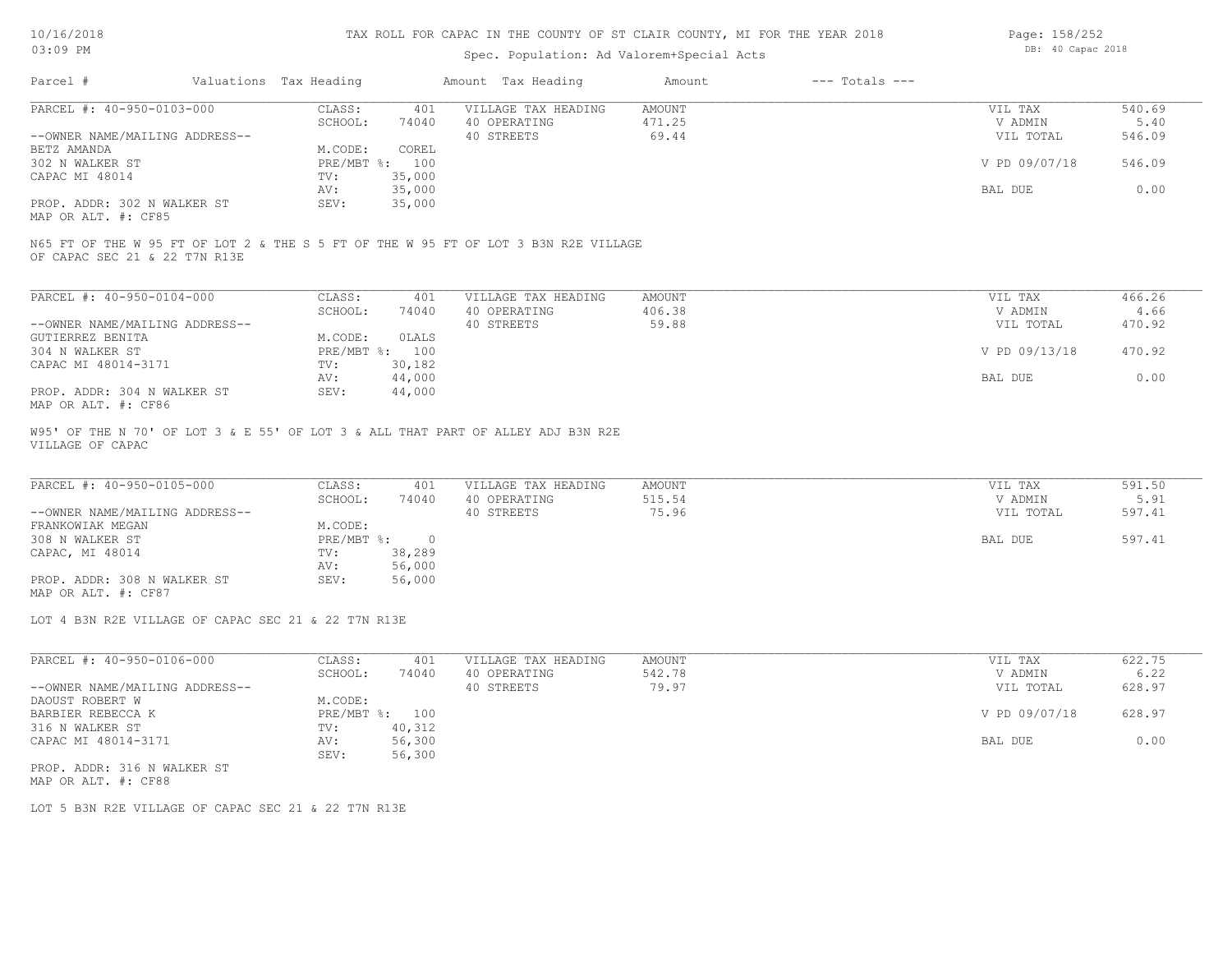# TAX ROLL FOR CAPAC IN THE COUNTY OF ST CLAIR COUNTY, MI FOR THE YEAR 2018

Spec. Population: Ad Valorem+Special Acts

| Parcel # | Valuations | Tax Heading | Amount | Tax Heading | Amount | --- Totals --- | |
|---|---|---|---|---|---|---|---|
| PARCEL #: 40-950-0103-000 | CLASS: | 401 | VILLAGE TAX HEADING | AMOUNT | | VIL TAX | 540.69 |
| | SCHOOL: | 74040 | 40 OPERATING | 471.25 | | V ADMIN | 5.40 |
| --OWNER NAME/MAILING ADDRESS-- | | | 40 STREETS | 69.44 | | VIL TOTAL | 546.09 |
| BETZ AMANDA | M.CODE: | COREL | | | | | |
| 302 N WALKER ST | PRE/MBT %: | 100 | | | | V PD 09/07/18 | 546.09 |
| CAPAC MI 48014 | TV: | 35,000 | | | | | |
| | AV: | 35,000 | | | | BAL DUE | 0.00 |
| PROP. ADDR: 302 N WALKER ST | SEV: | 35,000 | | | | | |
| MAP OR ALT. #: CF85 | | | | | | | |

N65 FT OF THE W 95 FT OF LOT 2 & THE S 5 FT OF THE W 95 FT OF LOT 3 B3N R2E VILLAGE OF CAPAC SEC 21 & 22 T7N R13E

| Parcel # | Valuations | Tax Heading | Amount | Tax Heading | Amount | --- Totals --- | |
|---|---|---|---|---|---|---|---|
| PARCEL #: 40-950-0104-000 | CLASS: | 401 | VILLAGE TAX HEADING | AMOUNT | | VIL TAX | 466.26 |
| | SCHOOL: | 74040 | 40 OPERATING | 406.38 | | V ADMIN | 4.66 |
| --OWNER NAME/MAILING ADDRESS-- | | | 40 STREETS | 59.88 | | VIL TOTAL | 470.92 |
| GUTIERREZ BENITA | M.CODE: | 0LALS | | | | | |
| 304 N WALKER ST | PRE/MBT %: | 100 | | | | V PD 09/13/18 | 470.92 |
| CAPAC MI 48014-3171 | TV: | 30,182 | | | | | |
| | AV: | 44,000 | | | | BAL DUE | 0.00 |
| PROP. ADDR: 304 N WALKER ST | SEV: | 44,000 | | | | | |
| MAP OR ALT. #: CF86 | | | | | | | |

W95' OF THE N 70' OF LOT 3 & E 55' OF LOT 3 & ALL THAT PART OF ALLEY ADJ B3N R2E VILLAGE OF CAPAC

| Parcel # | Valuations | Tax Heading | Amount | Tax Heading | Amount | --- Totals --- | |
|---|---|---|---|---|---|---|---|
| PARCEL #: 40-950-0105-000 | CLASS: | 401 | VILLAGE TAX HEADING | AMOUNT | | VIL TAX | 591.50 |
| | SCHOOL: | 74040 | 40 OPERATING | 515.54 | | V ADMIN | 5.91 |
| --OWNER NAME/MAILING ADDRESS-- | | | 40 STREETS | 75.96 | | VIL TOTAL | 597.41 |
| FRANKOWIAK MEGAN | M.CODE: | | | | | | |
| 308 N WALKER ST | PRE/MBT %: | 0 | | | | BAL DUE | 597.41 |
| CAPAC, MI 48014 | TV: | 38,289 | | | | | |
| | AV: | 56,000 | | | | | |
| PROP. ADDR: 308 N WALKER ST | SEV: | 56,000 | | | | | |
| MAP OR ALT. #: CF87 | | | | | | | |

LOT 4 B3N R2E VILLAGE OF CAPAC SEC 21 & 22 T7N R13E

| Parcel # | Valuations | Tax Heading | Amount | Tax Heading | Amount | --- Totals --- | |
|---|---|---|---|---|---|---|---|
| PARCEL #: 40-950-0106-000 | CLASS: | 401 | VILLAGE TAX HEADING | AMOUNT | | VIL TAX | 622.75 |
| | SCHOOL: | 74040 | 40 OPERATING | 542.78 | | V ADMIN | 6.22 |
| --OWNER NAME/MAILING ADDRESS-- | | | 40 STREETS | 79.97 | | VIL TOTAL | 628.97 |
| DAOUST ROBERT W | M.CODE: | | | | | | |
| BARBIER REBECCA K | PRE/MBT %: | 100 | | | | V PD 09/07/18 | 628.97 |
| 316 N WALKER ST | TV: | 40,312 | | | | | |
| CAPAC MI 48014-3171 | AV: | 56,300 | | | | BAL DUE | 0.00 |
| | SEV: | 56,300 | | | | | |
| PROP. ADDR: 316 N WALKER ST | | | | | | | |
| MAP OR ALT. #: CF88 | | | | | | | |

LOT 5 B3N R2E VILLAGE OF CAPAC SEC 21 & 22 T7N R13E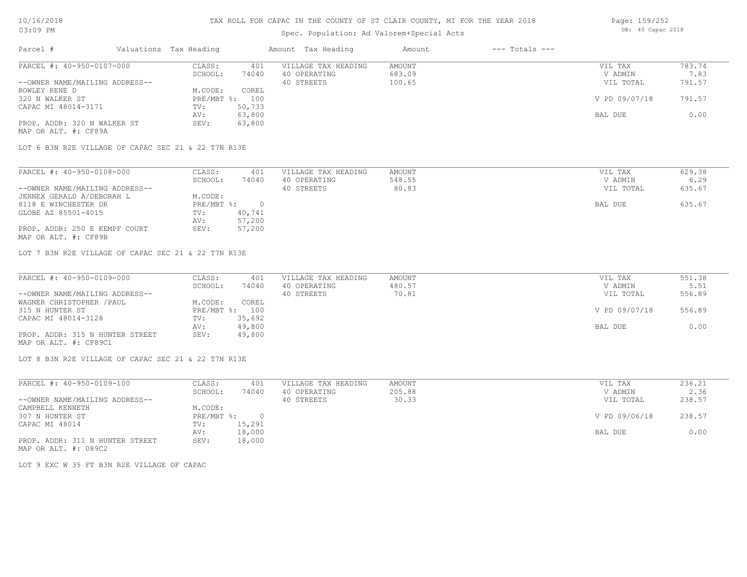TAX ROLL FOR CAPAC IN THE COUNTY OF ST CLAIR COUNTY, MI FOR THE YEAR 2018

Spec. Population: Ad Valorem+Special Acts

| Parcel # | Valuations | Tax Heading | Amount | Tax Heading | Amount | --- Totals --- | |
|---|---|---|---|---|---|---|---|
| PARCEL #: 40-950-0107-000 | CLASS: | 401 | VILLAGE TAX HEADING | AMOUNT | | VIL TAX | 783.74 |
| | SCHOOL: | 74040 | 40 OPERATING | 683.09 | | V ADMIN | 7.83 |
| --OWNER NAME/MAILING ADDRESS-- | | | 40 STREETS | 100.65 | | VIL TOTAL | 791.57 |
| ROWLEY RENE D | M.CODE: | COREL | | | | | |
| 320 N WALKER ST | PRE/MBT %: | 100 | | | | V PD 09/07/18 | 791.57 |
| CAPAC MI 48014-3171 | TV: | 50,733 | | | | | |
| | AV: | 63,800 | | | | BAL DUE | 0.00 |
| PROP. ADDR: 320 N WALKER ST | SEV: | 63,800 | | | | | |
| MAP OR ALT. #: CF89A | | | | | | | |

LOT 6 B3N R2E VILLAGE OF CAPAC SEC 21 & 22 T7N R13E

| Parcel # | Valuations | Tax Heading | Amount | Tax Heading | Amount | --- Totals --- | |
|---|---|---|---|---|---|---|---|
| PARCEL #: 40-950-0108-000 | CLASS: | 401 | VILLAGE TAX HEADING | AMOUNT | | VIL TAX | 629.38 |
| | SCHOOL: | 74040 | 40 OPERATING | 548.55 | | V ADMIN | 6.29 |
| --OWNER NAME/MAILING ADDRESS-- | | | 40 STREETS | 80.83 | | VIL TOTAL | 635.67 |
| JENNEX GERALD A/DEBORAH L | M.CODE: | | | | | | |
| 8118 E WINCHESTER DR | PRE/MBT %: | 0 | | | | BAL DUE | 635.67 |
| GLOBE AZ 85501-4015 | TV: | 40,741 | | | | | |
| | AV: | 57,200 | | | | | |
| PROP. ADDR: 250 E KEMPF COURT | SEV: | 57,200 | | | | | |
| MAP OR ALT. #: CF89B | | | | | | | |

LOT 7 B3N R2E VILLAGE OF CAPAC SEC 21 & 22 T7N R13E

| Parcel # | Valuations | Tax Heading | Amount | Tax Heading | Amount | --- Totals --- | |
|---|---|---|---|---|---|---|---|
| PARCEL #: 40-950-0109-000 | CLASS: | 401 | VILLAGE TAX HEADING | AMOUNT | | VIL TAX | 551.38 |
| | SCHOOL: | 74040 | 40 OPERATING | 480.57 | | V ADMIN | 5.51 |
| --OWNER NAME/MAILING ADDRESS-- | | | 40 STREETS | 70.81 | | VIL TOTAL | 556.89 |
| WAGNER CHRISTOPHER /PAUL | M.CODE: | COREL | | | | | |
| 315 N HUNTER ST | PRE/MBT %: | 100 | | | | V PD 09/07/18 | 556.89 |
| CAPAC MI 48014-3128 | TV: | 35,692 | | | | | |
| | AV: | 49,800 | | | | BAL DUE | 0.00 |
| PROP. ADDR: 315 N HUNTER STREET | SEV: | 49,800 | | | | | |
| MAP OR ALT. #: CF89C1 | | | | | | | |

LOT 8 B3N R2E VILLAGE OF CAPAC SEC 21 & 22 T7N R13E

| Parcel # | Valuations | Tax Heading | Amount | Tax Heading | Amount | --- Totals --- | |
|---|---|---|---|---|---|---|---|
| PARCEL #: 40-950-0109-100 | CLASS: | 401 | VILLAGE TAX HEADING | AMOUNT | | VIL TAX | 236.21 |
| | SCHOOL: | 74040 | 40 OPERATING | 205.88 | | V ADMIN | 2.36 |
| --OWNER NAME/MAILING ADDRESS-- | | | 40 STREETS | 30.33 | | VIL TOTAL | 238.57 |
| CAMPBELL KENNETH | M.CODE: | | | | | | |
| 307 N HUNTER ST | PRE/MBT %: | 0 | | | | V PD 09/06/18 | 238.57 |
| CAPAC MI 48014 | TV: | 15,291 | | | | | |
| | AV: | 18,000 | | | | BAL DUE | 0.00 |
| PROP. ADDR: 311 N HUNTER STREET | SEV: | 18,000 | | | | | |
| MAP OR ALT. #: 089C2 | | | | | | | |

LOT 9 EXC W 35 FT B3N R2E VILLAGE OF CAPAC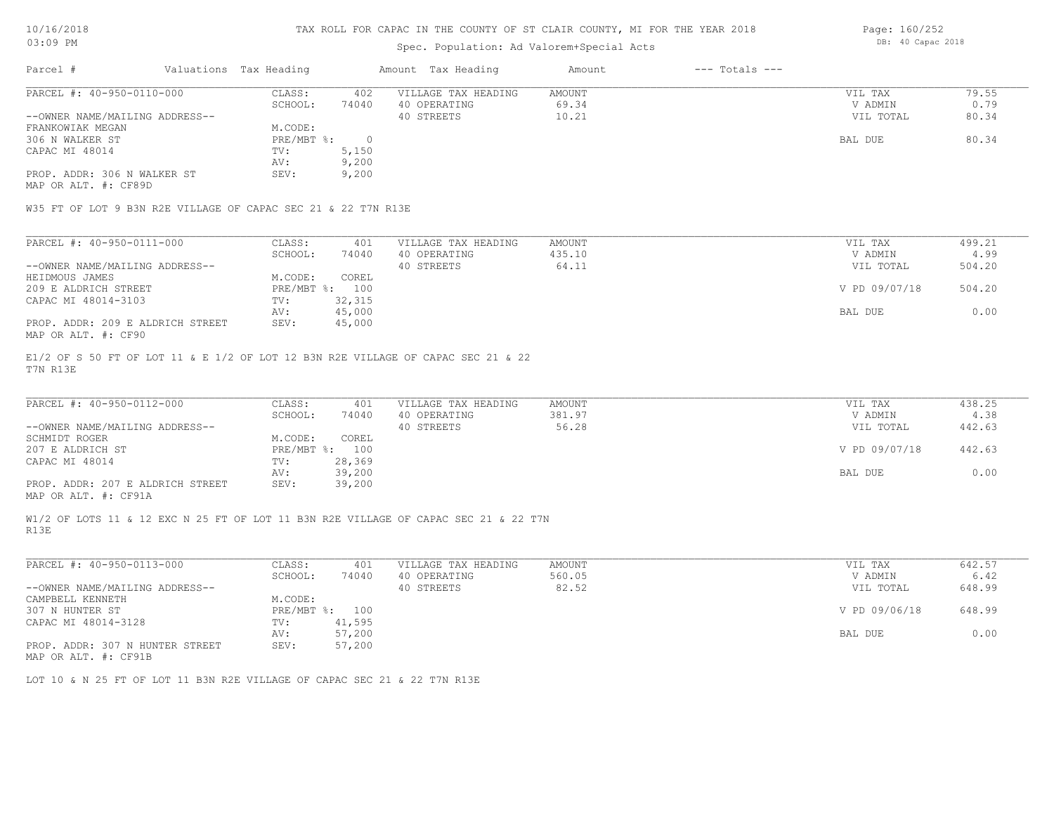# TAX ROLL FOR CAPAC IN THE COUNTY OF ST CLAIR COUNTY, MI FOR THE YEAR 2018

Spec. Population: Ad Valorem+Special Acts

DB: 40 Capac 2018

| Parcel # | Valuations | Tax Heading | Amount | Tax Heading | Amount | --- Totals --- | |
|---|---|---|---|---|---|---|---|
| PARCEL #: 40-950-0110-000 | CLASS: | 402 | VILLAGE TAX HEADING | AMOUNT | | VIL TAX | 79.55 |
| | SCHOOL: | 74040 | 40 OPERATING | 69.34 | | V ADMIN | 0.79 |
| --OWNER NAME/MAILING ADDRESS-- | | | 40 STREETS | 10.21 | | VIL TOTAL | 80.34 |
| FRANKOWIAK MEGAN | M.CODE: | | | | | | |
| 306 N WALKER ST | PRE/MBT %: | 0 | | | | BAL DUE | 80.34 |
| CAPAC MI 48014 | TV: | 5,150 | | | | | |
| | AV: | 9,200 | | | | | |
| PROP. ADDR: 306 N WALKER ST | SEV: | 9,200 | | | | | |
| MAP OR ALT. #: CF89D | | | | | | | |

W35 FT OF LOT 9 B3N R2E VILLAGE OF CAPAC SEC 21 & 22 T7N R13E

| Parcel # | Valuations | Tax Heading | Amount | Tax Heading | Amount | --- Totals --- | |
|---|---|---|---|---|---|---|---|
| PARCEL #: 40-950-0111-000 | CLASS: | 401 | VILLAGE TAX HEADING | AMOUNT | | VIL TAX | 499.21 |
| | SCHOOL: | 74040 | 40 OPERATING | 435.10 | | V ADMIN | 4.99 |
| --OWNER NAME/MAILING ADDRESS-- | | | 40 STREETS | 64.11 | | VIL TOTAL | 504.20 |
| HEIDMOUS JAMES | M.CODE: | COREL | | | | | |
| 209 E ALDRICH STREET | PRE/MBT %: | 100 | | | | V PD 09/07/18 | 504.20 |
| CAPAC MI 48014-3103 | TV: | 32,315 | | | | | |
| | AV: | 45,000 | | | | BAL DUE | 0.00 |
| PROP. ADDR: 209 E ALDRICH STREET | SEV: | 45,000 | | | | | |
| MAP OR ALT. #: CF90 | | | | | | | |

E1/2 OF S 50 FT OF LOT 11 & E 1/2 OF LOT 12 B3N R2E VILLAGE OF CAPAC SEC 21 & 22 T7N R13E

| Parcel # | Valuations | Tax Heading | Amount | Tax Heading | Amount | --- Totals --- | |
|---|---|---|---|---|---|---|---|
| PARCEL #: 40-950-0112-000 | CLASS: | 401 | VILLAGE TAX HEADING | AMOUNT | | VIL TAX | 438.25 |
| | SCHOOL: | 74040 | 40 OPERATING | 381.97 | | V ADMIN | 4.38 |
| --OWNER NAME/MAILING ADDRESS-- | | | 40 STREETS | 56.28 | | VIL TOTAL | 442.63 |
| SCHMIDT ROGER | M.CODE: | COREL | | | | | |
| 207 E ALDRICH ST | PRE/MBT %: | 100 | | | | V PD 09/07/18 | 442.63 |
| CAPAC MI 48014 | TV: | 28,369 | | | | | |
| | AV: | 39,200 | | | | BAL DUE | 0.00 |
| PROP. ADDR: 207 E ALDRICH STREET | SEV: | 39,200 | | | | | |
| MAP OR ALT. #: CF91A | | | | | | | |

W1/2 OF LOTS 11 & 12 EXC N 25 FT OF LOT 11 B3N R2E VILLAGE OF CAPAC SEC 21 & 22 T7N R13E

| Parcel # | Valuations | Tax Heading | Amount | Tax Heading | Amount | --- Totals --- | |
|---|---|---|---|---|---|---|---|
| PARCEL #: 40-950-0113-000 | CLASS: | 401 | VILLAGE TAX HEADING | AMOUNT | | VIL TAX | 642.57 |
| | SCHOOL: | 74040 | 40 OPERATING | 560.05 | | V ADMIN | 6.42 |
| --OWNER NAME/MAILING ADDRESS-- | | | 40 STREETS | 82.52 | | VIL TOTAL | 648.99 |
| CAMPBELL KENNETH | M.CODE: | | | | | | |
| 307 N HUNTER ST | PRE/MBT %: | 100 | | | | V PD 09/06/18 | 648.99 |
| CAPAC MI 48014-3128 | TV: | 41,595 | | | | | |
| | AV: | 57,200 | | | | BAL DUE | 0.00 |
| PROP. ADDR: 307 N HUNTER STREET | SEV: | 57,200 | | | | | |
| MAP OR ALT. #: CF91B | | | | | | | |

LOT 10 & N 25 FT OF LOT 11 B3N R2E VILLAGE OF CAPAC SEC 21 & 22 T7N R13E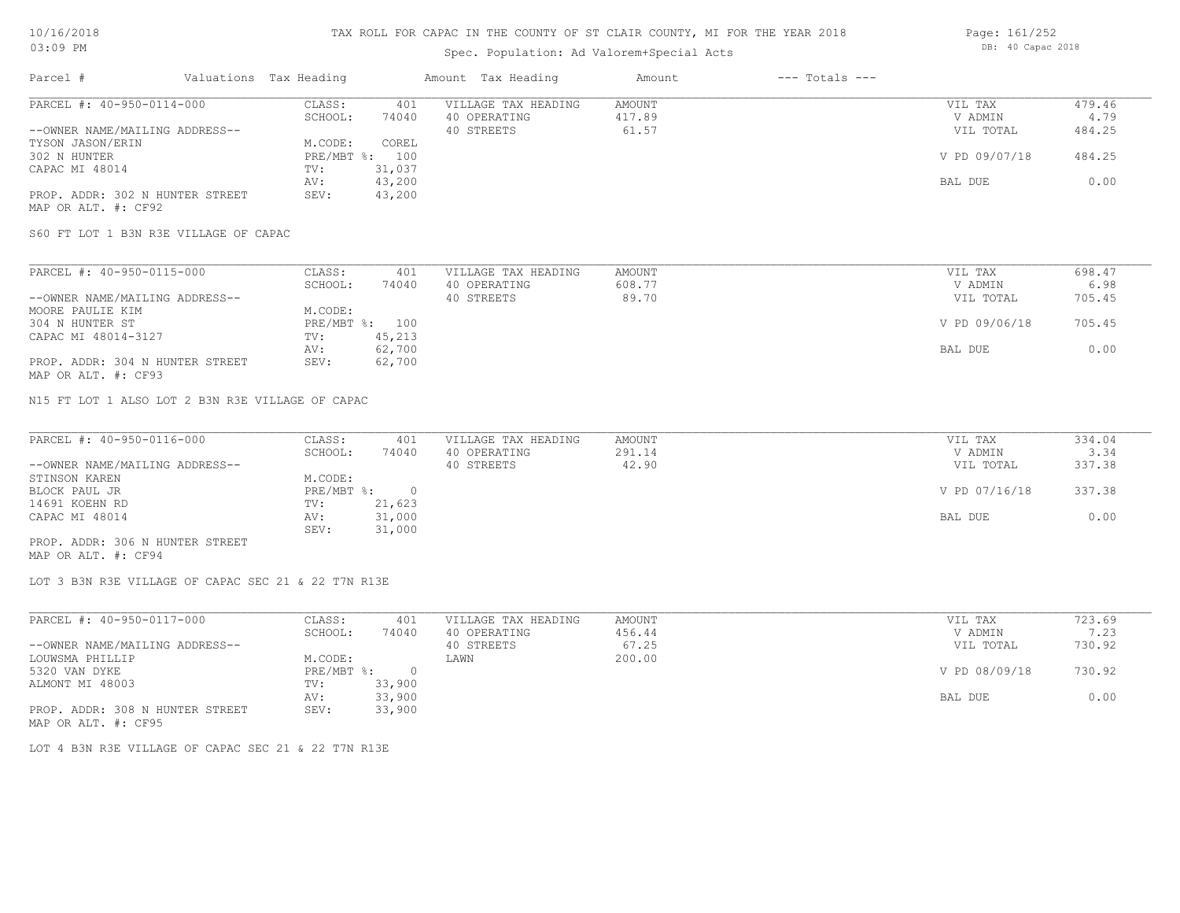# TAX ROLL FOR CAPAC IN THE COUNTY OF ST CLAIR COUNTY, MI FOR THE YEAR 2018

Spec. Population: Ad Valorem+Special Acts

| Parcel # | Valuations | Tax Heading | Amount | Tax Heading | Amount | --- Totals --- | |
|---|---|---|---|---|---|---|---|
| PARCEL #: 40-950-0114-000 | CLASS: | 401 | VILLAGE TAX HEADING | AMOUNT | | VIL TAX | 479.46 |
| | SCHOOL: | 74040 | 40 OPERATING | 417.89 | | V ADMIN | 4.79 |
| --OWNER NAME/MAILING ADDRESS-- | | | 40 STREETS | 61.57 | | VIL TOTAL | 484.25 |
| TYSON JASON/ERIN | M.CODE: | COREL | | | | | |
| 302 N HUNTER | PRE/MBT %: | 100 | | | | V PD 09/07/18 | 484.25 |
| CAPAC MI 48014 | TV: | 31,037 | | | | | |
| | AV: | 43,200 | | | | BAL DUE | 0.00 |
| PROP. ADDR: 302 N HUNTER STREET | SEV: | 43,200 | | | | | |
| MAP OR ALT. #: CF92 | | | | | | | |

S60 FT LOT 1 B3N R3E VILLAGE OF CAPAC

| Parcel # | Valuations | Tax Heading | Amount | Tax Heading | Amount | --- Totals --- | |
|---|---|---|---|---|---|---|---|
| PARCEL #: 40-950-0115-000 | CLASS: | 401 | VILLAGE TAX HEADING | AMOUNT | | VIL TAX | 698.47 |
| | SCHOOL: | 74040 | 40 OPERATING | 608.77 | | V ADMIN | 6.98 |
| --OWNER NAME/MAILING ADDRESS-- | | | 40 STREETS | 89.70 | | VIL TOTAL | 705.45 |
| MOORE PAULIE KIM | M.CODE: | | | | | | |
| 304 N HUNTER ST | PRE/MBT %: | 100 | | | | V PD 09/06/18 | 705.45 |
| CAPAC MI 48014-3127 | TV: | 45,213 | | | | | |
| | AV: | 62,700 | | | | BAL DUE | 0.00 |
| PROP. ADDR: 304 N HUNTER STREET | SEV: | 62,700 | | | | | |
| MAP OR ALT. #: CF93 | | | | | | | |

N15 FT LOT 1 ALSO LOT 2 B3N R3E VILLAGE OF CAPAC

| Parcel # | Valuations | Tax Heading | Amount | Tax Heading | Amount | --- Totals --- | |
|---|---|---|---|---|---|---|---|
| PARCEL #: 40-950-0116-000 | CLASS: | 401 | VILLAGE TAX HEADING | AMOUNT | | VIL TAX | 334.04 |
| | SCHOOL: | 74040 | 40 OPERATING | 291.14 | | V ADMIN | 3.34 |
| --OWNER NAME/MAILING ADDRESS-- | | | 40 STREETS | 42.90 | | VIL TOTAL | 337.38 |
| STINSON KAREN | M.CODE: | | | | | | |
| BLOCK PAUL JR | PRE/MBT %: | 0 | | | | V PD 07/16/18 | 337.38 |
| 14691 KOEHN RD | TV: | 21,623 | | | | | |
| CAPAC MI 48014 | AV: | 31,000 | | | | BAL DUE | 0.00 |
| | SEV: | 31,000 | | | | | |
| PROP. ADDR: 306 N HUNTER STREET | | | | | | | |
| MAP OR ALT. #: CF94 | | | | | | | |

LOT 3 B3N R3E VILLAGE OF CAPAC SEC 21 & 22 T7N R13E

| Parcel # | Valuations | Tax Heading | Amount | Tax Heading | Amount | --- Totals --- | |
|---|---|---|---|---|---|---|---|
| PARCEL #: 40-950-0117-000 | CLASS: | 401 | VILLAGE TAX HEADING | AMOUNT | | VIL TAX | 723.69 |
| | SCHOOL: | 74040 | 40 OPERATING | 456.44 | | V ADMIN | 7.23 |
| --OWNER NAME/MAILING ADDRESS-- | | | 40 STREETS | 67.25 | | VIL TOTAL | 730.92 |
| LOUWSMA PHILLIP | M.CODE: | | LAWN | 200.00 | | | |
| 5320 VAN DYKE | PRE/MBT %: | 0 | | | | V PD 08/09/18 | 730.92 |
| ALMONT MI 48003 | TV: | 33,900 | | | | | |
| | AV: | 33,900 | | | | BAL DUE | 0.00 |
| PROP. ADDR: 308 N HUNTER STREET | SEV: | 33,900 | | | | | |
| MAP OR ALT. #: CF95 | | | | | | | |

LOT 4 B3N R3E VILLAGE OF CAPAC SEC 21 & 22 T7N R13E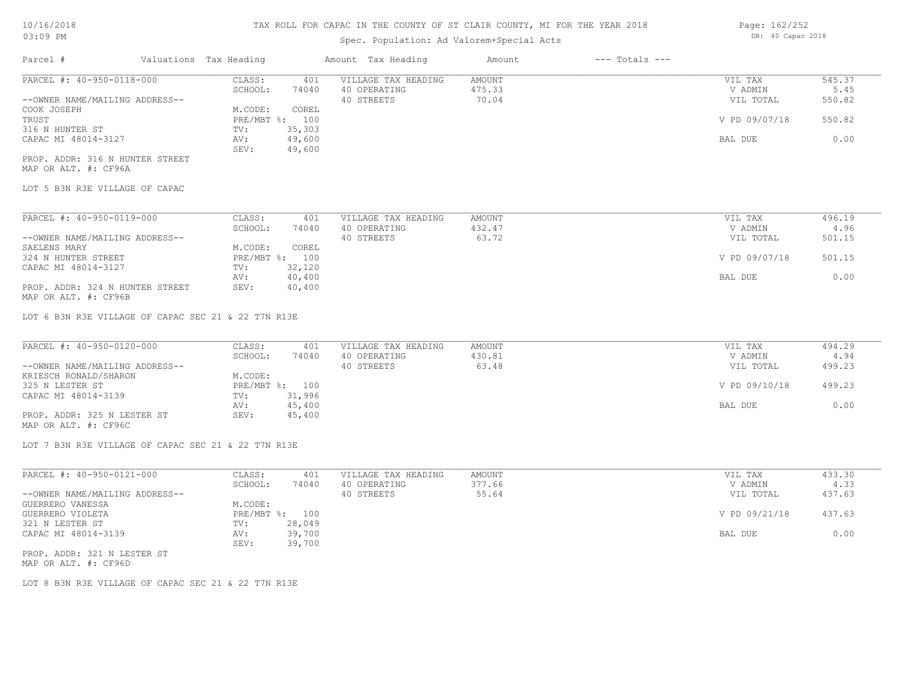# TAX ROLL FOR CAPAC IN THE COUNTY OF ST CLAIR COUNTY, MI FOR THE YEAR 2018

Spec. Population: Ad Valorem+Special Acts

DB: 40 Capac 2018

| Parcel # | Valuations | Tax Heading | Amount | Tax Heading | Amount | --- Totals --- | |
|---|---|---|---|---|---|---|---|

---

**PARCEL #: 40-950-0118-000**

--OWNER NAME/MAILING ADDRESS--
COOK JOSEPH
TRUST
316 N HUNTER ST
CAPAC MI 48014-3127

PROP. ADDR: 316 N HUNTER STREET
MAP OR ALT. #: CF96A

| | | | | | |
|---|---|---|---|---|---|
| CLASS: | 401 | VILLAGE TAX HEADING | AMOUNT | VIL TAX | 545.37 |
| SCHOOL: | 74040 | 40 OPERATING | 475.33 | V ADMIN | 5.45 |
| M.CODE: | COREL | 40 STREETS | 70.04 | VIL TOTAL | 550.82 |
| PRE/MBT %: | 100 | | | V PD 09/07/18 | 550.82 |
| TV: | 35,303 | | | | |
| AV: | 49,600 | | | BAL DUE | 0.00 |
| SEV: | 49,600 | | | | |

LOT 5 B3N R3E VILLAGE OF CAPAC

---

**PARCEL #: 40-950-0119-000**

--OWNER NAME/MAILING ADDRESS--
SAELENS MARY
324 N HUNTER STREET
CAPAC MI 48014-3127

PROP. ADDR: 324 N HUNTER STREET
MAP OR ALT. #: CF96B

| | | | | | |
|---|---|---|---|---|---|
| CLASS: | 401 | VILLAGE TAX HEADING | AMOUNT | VIL TAX | 496.19 |
| SCHOOL: | 74040 | 40 OPERATING | 432.47 | V ADMIN | 4.96 |
| M.CODE: | COREL | 40 STREETS | 63.72 | VIL TOTAL | 501.15 |
| PRE/MBT %: | 100 | | | V PD 09/07/18 | 501.15 |
| TV: | 32,120 | | | | |
| AV: | 40,400 | | | BAL DUE | 0.00 |
| SEV: | 40,400 | | | | |

LOT 6 B3N R3E VILLAGE OF CAPAC SEC 21 & 22 T7N R13E

---

**PARCEL #: 40-950-0120-000**

--OWNER NAME/MAILING ADDRESS--
KRIESCH RONALD/SHARON
325 N LESTER ST
CAPAC MI 48014-3139

PROP. ADDR: 325 N LESTER ST
MAP OR ALT. #: CF96C

| | | | | | |
|---|---|---|---|---|---|
| CLASS: | 401 | VILLAGE TAX HEADING | AMOUNT | VIL TAX | 494.29 |
| SCHOOL: | 74040 | 40 OPERATING | 430.81 | V ADMIN | 4.94 |
| M.CODE: | | 40 STREETS | 63.48 | VIL TOTAL | 499.23 |
| PRE/MBT %: | 100 | | | V PD 09/10/18 | 499.23 |
| TV: | 31,996 | | | | |
| AV: | 45,400 | | | BAL DUE | 0.00 |
| SEV: | 45,400 | | | | |

LOT 7 B3N R3E VILLAGE OF CAPAC SEC 21 & 22 T7N R13E

---

**PARCEL #: 40-950-0121-000**

--OWNER NAME/MAILING ADDRESS--
GUERRERO VANESSA
GUERRERO VIOLETA
321 N LESTER ST
CAPAC MI 48014-3139

PROP. ADDR: 321 N LESTER ST
MAP OR ALT. #: CF96D

| | | | | | |
|---|---|---|---|---|---|
| CLASS: | 401 | VILLAGE TAX HEADING | AMOUNT | VIL TAX | 433.30 |
| SCHOOL: | 74040 | 40 OPERATING | 377.66 | V ADMIN | 4.33 |
| M.CODE: | | 40 STREETS | 55.64 | VIL TOTAL | 437.63 |
| PRE/MBT %: | 100 | | | V PD 09/21/18 | 437.63 |
| TV: | 28,049 | | | | |
| AV: | 39,700 | | | BAL DUE | 0.00 |
| SEV: | 39,700 | | | | |

LOT 8 B3N R3E VILLAGE OF CAPAC SEC 21 & 22 T7N R13E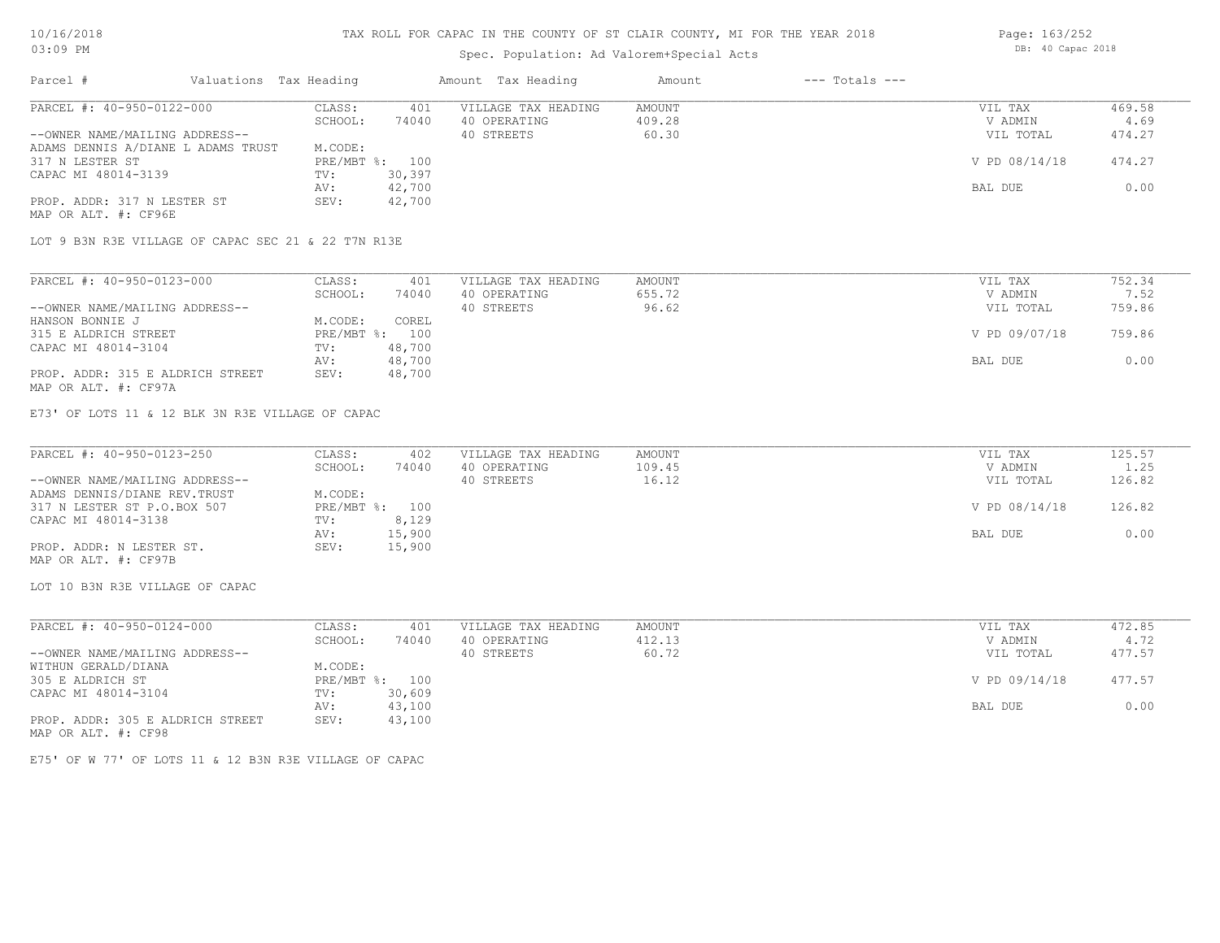# TAX ROLL FOR CAPAC IN THE COUNTY OF ST CLAIR COUNTY, MI FOR THE YEAR 2018

Spec. Population: Ad Valorem+Special Acts

| Parcel # | Valuations | Tax Heading | Amount | Tax Heading | Amount | --- Totals --- | |
|---|---|---|---|---|---|---|---|
| PARCEL #: 40-950-0122-000 | CLASS: | 401 | VILLAGE TAX HEADING | AMOUNT | | VIL TAX | 469.58 |
| | SCHOOL: | 74040 | 40 OPERATING | 409.28 | | V ADMIN | 4.69 |
| --OWNER NAME/MAILING ADDRESS-- | | | 40 STREETS | 60.30 | | VIL TOTAL | 474.27 |
| ADAMS DENNIS A/DIANE L ADAMS TRUST | M.CODE: | | | | | | |
| 317 N LESTER ST | PRE/MBT %: | 100 | | | | V PD 08/14/18 | 474.27 |
| CAPAC MI 48014-3139 | TV: | 30,397 | | | | | |
| | AV: | 42,700 | | | | BAL DUE | 0.00 |
| PROP. ADDR: 317 N LESTER ST | SEV: | 42,700 | | | | | |
| MAP OR ALT. #: CF96E | | | | | | | |

LOT 9 B3N R3E VILLAGE OF CAPAC SEC 21 & 22 T7N R13E

| Parcel # | Valuations | Tax Heading | Amount | Tax Heading | Amount | --- Totals --- | |
|---|---|---|---|---|---|---|---|
| PARCEL #: 40-950-0123-000 | CLASS: | 401 | VILLAGE TAX HEADING | AMOUNT | | VIL TAX | 752.34 |
| | SCHOOL: | 74040 | 40 OPERATING | 655.72 | | V ADMIN | 7.52 |
| --OWNER NAME/MAILING ADDRESS-- | | | 40 STREETS | 96.62 | | VIL TOTAL | 759.86 |
| HANSON BONNIE J | M.CODE: | COREL | | | | | |
| 315 E ALDRICH STREET | PRE/MBT %: | 100 | | | | V PD 09/07/18 | 759.86 |
| CAPAC MI 48014-3104 | TV: | 48,700 | | | | | |
| | AV: | 48,700 | | | | BAL DUE | 0.00 |
| PROP. ADDR: 315 E ALDRICH STREET | SEV: | 48,700 | | | | | |
| MAP OR ALT. #: CF97A | | | | | | | |

E73' OF LOTS 11 & 12 BLK 3N R3E VILLAGE OF CAPAC

| Parcel # | Valuations | Tax Heading | Amount | Tax Heading | Amount | --- Totals --- | |
|---|---|---|---|---|---|---|---|
| PARCEL #: 40-950-0123-250 | CLASS: | 402 | VILLAGE TAX HEADING | AMOUNT | | VIL TAX | 125.57 |
| | SCHOOL: | 74040 | 40 OPERATING | 109.45 | | V ADMIN | 1.25 |
| --OWNER NAME/MAILING ADDRESS-- | | | 40 STREETS | 16.12 | | VIL TOTAL | 126.82 |
| ADAMS DENNIS/DIANE REV.TRUST | M.CODE: | | | | | | |
| 317 N LESTER ST P.O.BOX 507 | PRE/MBT %: | 100 | | | | V PD 08/14/18 | 126.82 |
| CAPAC MI 48014-3138 | TV: | 8,129 | | | | | |
| | AV: | 15,900 | | | | BAL DUE | 0.00 |
| PROP. ADDR: N LESTER ST. | SEV: | 15,900 | | | | | |
| MAP OR ALT. #: CF97B | | | | | | | |

LOT 10 B3N R3E VILLAGE OF CAPAC

| Parcel # | Valuations | Tax Heading | Amount | Tax Heading | Amount | --- Totals --- | |
|---|---|---|---|---|---|---|---|
| PARCEL #: 40-950-0124-000 | CLASS: | 401 | VILLAGE TAX HEADING | AMOUNT | | VIL TAX | 472.85 |
| | SCHOOL: | 74040 | 40 OPERATING | 412.13 | | V ADMIN | 4.72 |
| --OWNER NAME/MAILING ADDRESS-- | | | 40 STREETS | 60.72 | | VIL TOTAL | 477.57 |
| WITHUN GERALD/DIANA | M.CODE: | | | | | | |
| 305 E ALDRICH ST | PRE/MBT %: | 100 | | | | V PD 09/14/18 | 477.57 |
| CAPAC MI 48014-3104 | TV: | 30,609 | | | | | |
| | AV: | 43,100 | | | | BAL DUE | 0.00 |
| PROP. ADDR: 305 E ALDRICH STREET | SEV: | 43,100 | | | | | |
| MAP OR ALT. #: CF98 | | | | | | | |

E75' OF W 77' OF LOTS 11 & 12 B3N R3E VILLAGE OF CAPAC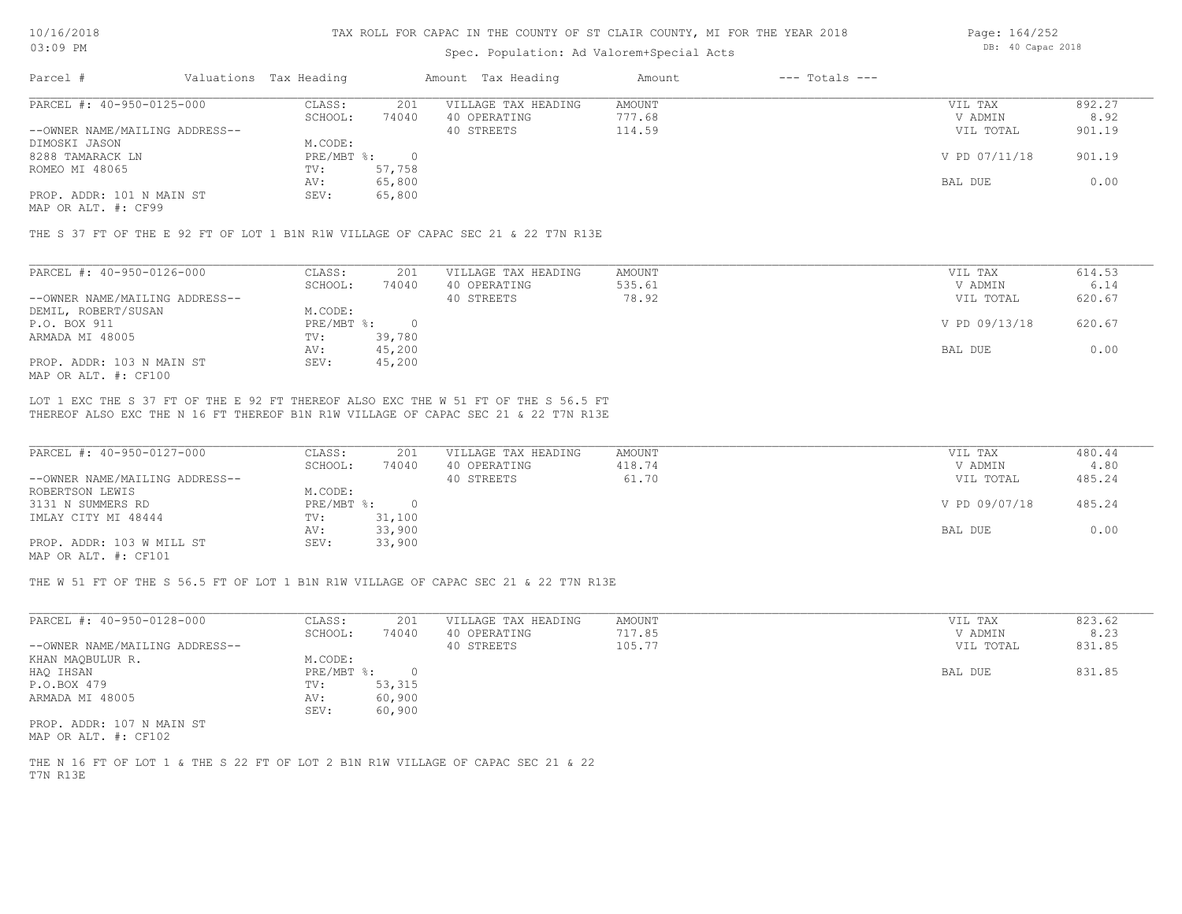# TAX ROLL FOR CAPAC IN THE COUNTY OF ST CLAIR COUNTY, MI FOR THE YEAR 2018

Spec. Population: Ad Valorem+Special Acts

DB: 40 Capac 2018

10/16/2018
03:09 PM

| Parcel # | Valuations | Tax Heading | Amount | Tax Heading | Amount | --- Totals --- | |
|---|---|---|---|---|---|---|---|
| PARCEL #: 40-950-0125-000 | CLASS: | 201 | VILLAGE TAX HEADING | AMOUNT | | VIL TAX | 892.27 |
| | SCHOOL: | 74040 | 40 OPERATING | 777.68 | | V ADMIN | 8.92 |
| --OWNER NAME/MAILING ADDRESS-- | | | 40 STREETS | 114.59 | | VIL TOTAL | 901.19 |
| DIMOSKI JASON | M.CODE: | | | | | | |
| 8288 TAMARACK LN | PRE/MBT %: | 0 | | | | V PD 07/11/18 | 901.19 |
| ROMEO MI 48065 | TV: | 57,758 | | | | | |
| | AV: | 65,800 | | | | BAL DUE | 0.00 |
| PROP. ADDR: 101 N MAIN ST | SEV: | 65,800 | | | | | |
| MAP OR ALT. #: CF99 | | | | | | | |

THE S 37 FT OF THE E 92 FT OF LOT 1 B1N R1W VILLAGE OF CAPAC SEC 21 & 22 T7N R13E

| Parcel # | Valuations | Tax Heading | Amount | Tax Heading | Amount | --- Totals --- | |
|---|---|---|---|---|---|---|---|
| PARCEL #: 40-950-0126-000 | CLASS: | 201 | VILLAGE TAX HEADING | AMOUNT | | VIL TAX | 614.53 |
| | SCHOOL: | 74040 | 40 OPERATING | 535.61 | | V ADMIN | 6.14 |
| --OWNER NAME/MAILING ADDRESS-- | | | 40 STREETS | 78.92 | | VIL TOTAL | 620.67 |
| DEMIL, ROBERT/SUSAN | M.CODE: | | | | | | |
| P.O. BOX 911 | PRE/MBT %: | 0 | | | | V PD 09/13/18 | 620.67 |
| ARMADA MI 48005 | TV: | 39,780 | | | | | |
| | AV: | 45,200 | | | | BAL DUE | 0.00 |
| PROP. ADDR: 103 N MAIN ST | SEV: | 45,200 | | | | | |
| MAP OR ALT. #: CF100 | | | | | | | |

LOT 1 EXC THE S 37 FT OF THE E 92 FT THEREOF ALSO EXC THE W 51 FT OF THE S 56.5 FT THEREOF ALSO EXC THE N 16 FT THEREOF B1N R1W VILLAGE OF CAPAC SEC 21 & 22 T7N R13E

| Parcel # | Valuations | Tax Heading | Amount | Tax Heading | Amount | --- Totals --- | |
|---|---|---|---|---|---|---|---|
| PARCEL #: 40-950-0127-000 | CLASS: | 201 | VILLAGE TAX HEADING | AMOUNT | | VIL TAX | 480.44 |
| | SCHOOL: | 74040 | 40 OPERATING | 418.74 | | V ADMIN | 4.80 |
| --OWNER NAME/MAILING ADDRESS-- | | | 40 STREETS | 61.70 | | VIL TOTAL | 485.24 |
| ROBERTSON LEWIS | M.CODE: | | | | | | |
| 3131 N SUMMERS RD | PRE/MBT %: | 0 | | | | V PD 09/07/18 | 485.24 |
| IMLAY CITY MI 48444 | TV: | 31,100 | | | | | |
| | AV: | 33,900 | | | | BAL DUE | 0.00 |
| PROP. ADDR: 103 W MILL ST | SEV: | 33,900 | | | | | |
| MAP OR ALT. #: CF101 | | | | | | | |

THE W 51 FT OF THE S 56.5 FT OF LOT 1 B1N R1W VILLAGE OF CAPAC SEC 21 & 22 T7N R13E

| Parcel # | Valuations | Tax Heading | Amount | Tax Heading | Amount | --- Totals --- | |
|---|---|---|---|---|---|---|---|
| PARCEL #: 40-950-0128-000 | CLASS: | 201 | VILLAGE TAX HEADING | AMOUNT | | VIL TAX | 823.62 |
| | SCHOOL: | 74040 | 40 OPERATING | 717.85 | | V ADMIN | 8.23 |
| --OWNER NAME/MAILING ADDRESS-- | | | 40 STREETS | 105.77 | | VIL TOTAL | 831.85 |
| KHAN MAQBULUR R. | M.CODE: | | | | | | |
| HAQ IHSAN | PRE/MBT %: | 0 | | | | BAL DUE | 831.85 |
| P.O.BOX 479 | TV: | 53,315 | | | | | |
| ARMADA MI 48005 | AV: | 60,900 | | | | | |
| | SEV: | 60,900 | | | | | |
| PROP. ADDR: 107 N MAIN ST | | | | | | | |
| MAP OR ALT. #: CF102 | | | | | | | |

THE N 16 FT OF LOT 1 & THE S 22 FT OF LOT 2 B1N R1W VILLAGE OF CAPAC SEC 21 & 22 T7N R13E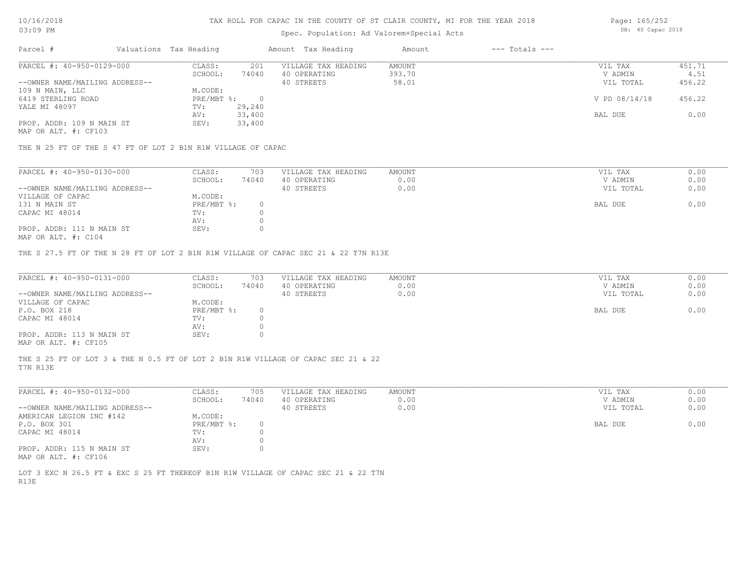TAX ROLL FOR CAPAC IN THE COUNTY OF ST CLAIR COUNTY, MI FOR THE YEAR 2018

Spec. Population: Ad Valorem+Special Acts

| Parcel # | Valuations | Tax Heading | Amount | Tax Heading | Amount | --- Totals --- | |
|---|---|---|---|---|---|---|---|

**PARCEL #: 40-950-0129-000**

| | | | | | |
|---|---|---|---|---|---|
| CLASS: | 201 | VILLAGE TAX HEADING | AMOUNT | VIL TAX | 451.71 |
| SCHOOL: | 74040 | 40 OPERATING | 393.70 | V ADMIN | 4.51 |
| M.CODE: | | 40 STREETS | 58.01 | VIL TOTAL | 456.22 |
| PRE/MBT %: | 0 | | | V PD 08/14/18 | 456.22 |
| TV: | 29,240 | | | | |
| AV: | 33,400 | | | BAL DUE | 0.00 |
| SEV: | 33,400 | | | | |

--OWNER NAME/MAILING ADDRESS--
109 N MAIN, LLC
6419 STERLING ROAD
YALE MI 48097

PROP. ADDR: 109 N MAIN ST
MAP OR ALT. #: CF103

THE N 25 FT OF THE S 47 FT OF LOT 2 B1N R1W VILLAGE OF CAPAC

**PARCEL #: 40-950-0130-000**

| | | | | | |
|---|---|---|---|---|---|
| CLASS: | 703 | VILLAGE TAX HEADING | AMOUNT | VIL TAX | 0.00 |
| SCHOOL: | 74040 | 40 OPERATING | 0.00 | V ADMIN | 0.00 |
| M.CODE: | | 40 STREETS | 0.00 | VIL TOTAL | 0.00 |
| PRE/MBT %: | 0 | | | BAL DUE | 0.00 |
| TV: | 0 | | | | |
| AV: | 0 | | | | |
| SEV: | 0 | | | | |

--OWNER NAME/MAILING ADDRESS--
VILLAGE OF CAPAC
131 N MAIN ST
CAPAC MI 48014

PROP. ADDR: 111 N MAIN ST
MAP OR ALT. #: C104

THE S 27.5 FT OF THE N 28 FT OF LOT 2 B1N R1W VILLAGE OF CAPAC SEC 21 & 22 T7N R13E

**PARCEL #: 40-950-0131-000**

| | | | | | |
|---|---|---|---|---|---|
| CLASS: | 703 | VILLAGE TAX HEADING | AMOUNT | VIL TAX | 0.00 |
| SCHOOL: | 74040 | 40 OPERATING | 0.00 | V ADMIN | 0.00 |
| M.CODE: | | 40 STREETS | 0.00 | VIL TOTAL | 0.00 |
| PRE/MBT %: | 0 | | | BAL DUE | 0.00 |
| TV: | 0 | | | | |
| AV: | 0 | | | | |
| SEV: | 0 | | | | |

--OWNER NAME/MAILING ADDRESS--
VILLAGE OF CAPAC
P.O. BOX 218
CAPAC MI 48014

PROP. ADDR: 113 N MAIN ST
MAP OR ALT. #: CF105

THE S 25 FT OF LOT 3 & THE N 0.5 FT OF LOT 2 B1N R1W VILLAGE OF CAPAC SEC 21 & 22 T7N R13E

**PARCEL #: 40-950-0132-000**

| | | | | | |
|---|---|---|---|---|---|
| CLASS: | 705 | VILLAGE TAX HEADING | AMOUNT | VIL TAX | 0.00 |
| SCHOOL: | 74040 | 40 OPERATING | 0.00 | V ADMIN | 0.00 |
| M.CODE: | | 40 STREETS | 0.00 | VIL TOTAL | 0.00 |
| PRE/MBT %: | 0 | | | BAL DUE | 0.00 |
| TV: | 0 | | | | |
| AV: | 0 | | | | |
| SEV: | 0 | | | | |

--OWNER NAME/MAILING ADDRESS--
AMERICAN LEGION INC #142
P.O. BOX 301
CAPAC MI 48014

PROP. ADDR: 115 N MAIN ST
MAP OR ALT. #: CF106

LOT 3 EXC N 26.5 FT & EXC S 25 FT THEREOF B1N R1W VILLAGE OF CAPAC SEC 21 & 22 T7N R13E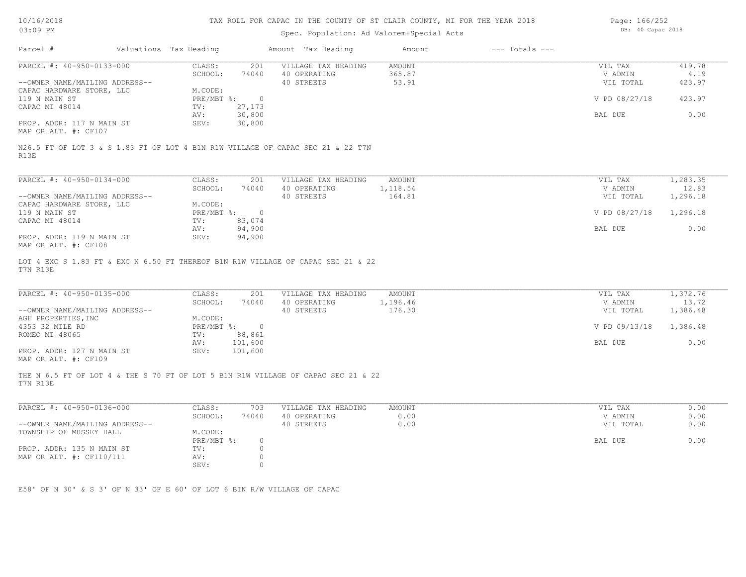# TAX ROLL FOR CAPAC IN THE COUNTY OF ST CLAIR COUNTY, MI FOR THE YEAR 2018

Spec. Population: Ad Valorem+Special Acts

10/16/2018
03:09 PM

DB: 40 Capac 2018

| Parcel # | Valuations Tax Heading | | Amount Tax Heading | Amount | --- Totals --- | |
|---|---|---|---|---|---|---|
| PARCEL #: 40-950-0133-000 | CLASS: | 201 | VILLAGE TAX HEADING | AMOUNT | VIL TAX | 419.78 |
| | SCHOOL: | 74040 | 40 OPERATING | 365.87 | V ADMIN | 4.19 |
| --OWNER NAME/MAILING ADDRESS-- | | | 40 STREETS | 53.91 | VIL TOTAL | 423.97 |
| CAPAC HARDWARE STORE, LLC | M.CODE: | | | | | |
| 119 N MAIN ST | PRE/MBT %: | 0 | | | V PD 08/27/18 | 423.97 |
| CAPAC MI 48014 | TV: | 27,173 | | | | |
| | AV: | 30,800 | | | BAL DUE | 0.00 |
| PROP. ADDR: 117 N MAIN ST | SEV: | 30,800 | | | | |
| MAP OR ALT. #: CF107 | | | | | | |

N26.5 FT OF LOT 3 & S 1.83 FT OF LOT 4 B1N R1W VILLAGE OF CAPAC SEC 21 & 22 T7N R13E

| Parcel # | Valuations Tax Heading | | Amount Tax Heading | Amount | --- Totals --- | |
|---|---|---|---|---|---|---|
| PARCEL #: 40-950-0134-000 | CLASS: | 201 | VILLAGE TAX HEADING | AMOUNT | VIL TAX | 1,283.35 |
| | SCHOOL: | 74040 | 40 OPERATING | 1,118.54 | V ADMIN | 12.83 |
| --OWNER NAME/MAILING ADDRESS-- | | | 40 STREETS | 164.81 | VIL TOTAL | 1,296.18 |
| CAPAC HARDWARE STORE, LLC | M.CODE: | | | | | |
| 119 N MAIN ST | PRE/MBT %: | 0 | | | V PD 08/27/18 | 1,296.18 |
| CAPAC MI 48014 | TV: | 83,074 | | | | |
| | AV: | 94,900 | | | BAL DUE | 0.00 |
| PROP. ADDR: 119 N MAIN ST | SEV: | 94,900 | | | | |
| MAP OR ALT. #: CF108 | | | | | | |

LOT 4 EXC S 1.83 FT & EXC N 6.50 FT THEREOF B1N R1W VILLAGE OF CAPAC SEC 21 & 22 T7N R13E

| Parcel # | Valuations Tax Heading | | Amount Tax Heading | Amount | --- Totals --- | |
|---|---|---|---|---|---|---|
| PARCEL #: 40-950-0135-000 | CLASS: | 201 | VILLAGE TAX HEADING | AMOUNT | VIL TAX | 1,372.76 |
| | SCHOOL: | 74040 | 40 OPERATING | 1,196.46 | V ADMIN | 13.72 |
| --OWNER NAME/MAILING ADDRESS-- | | | 40 STREETS | 176.30 | VIL TOTAL | 1,386.48 |
| AGF PROPERTIES,INC | M.CODE: | | | | | |
| 4353 32 MILE RD | PRE/MBT %: | 0 | | | V PD 09/13/18 | 1,386.48 |
| ROMEO MI 48065 | TV: | 88,861 | | | | |
| | AV: | 101,600 | | | BAL DUE | 0.00 |
| PROP. ADDR: 127 N MAIN ST | SEV: | 101,600 | | | | |
| MAP OR ALT. #: CF109 | | | | | | |

THE N 6.5 FT OF LOT 4 & THE S 70 FT OF LOT 5 B1N R1W VILLAGE OF CAPAC SEC 21 & 22 T7N R13E

| Parcel # | Valuations Tax Heading | | Amount Tax Heading | Amount | --- Totals --- | |
|---|---|---|---|---|---|---|
| PARCEL #: 40-950-0136-000 | CLASS: | 703 | VILLAGE TAX HEADING | AMOUNT | VIL TAX | 0.00 |
| | SCHOOL: | 74040 | 40 OPERATING | 0.00 | V ADMIN | 0.00 |
| --OWNER NAME/MAILING ADDRESS-- | | | 40 STREETS | 0.00 | VIL TOTAL | 0.00 |
| TOWNSHIP OF MUSSEY HALL | M.CODE: | | | | | |
| | PRE/MBT %: | 0 | | | BAL DUE | 0.00 |
| PROP. ADDR: 135 N MAIN ST | TV: | 0 | | | | |
| MAP OR ALT. #: CF110/111 | AV: | 0 | | | | |
| | SEV: | 0 | | | | |

E58' OF N 30' & S 3' OF N 33' OF E 60' OF LOT 6 BIN R/W VILLAGE OF CAPAC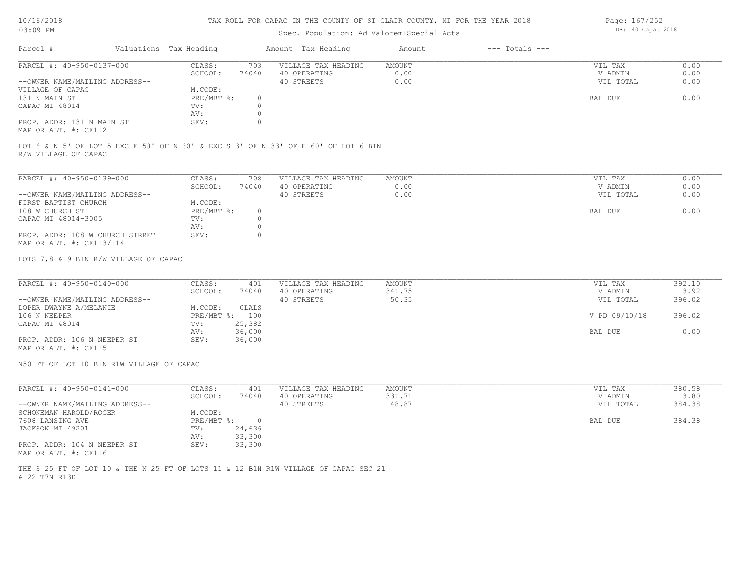TAX ROLL FOR CAPAC IN THE COUNTY OF ST CLAIR COUNTY, MI FOR THE YEAR 2018

Spec. Population: Ad Valorem+Special Acts

| Parcel # | Valuations | Tax Heading | Amount | Tax Heading | Amount | --- Totals --- | |
|---|---|---|---|---|---|---|---|
| PARCEL #: 40-950-0137-000 | CLASS: | 703 | VILLAGE TAX HEADING | AMOUNT | | VIL TAX | 0.00 |
| | SCHOOL: | 74040 | 40 OPERATING | 0.00 | | V ADMIN | 0.00 |
| --OWNER NAME/MAILING ADDRESS-- | | | 40 STREETS | 0.00 | | VIL TOTAL | 0.00 |
| VILLAGE OF CAPAC | M.CODE: | | | | | | |
| 131 N MAIN ST | PRE/MBT %: | 0 | | | | BAL DUE | 0.00 |
| CAPAC MI 48014 | TV: | 0 | | | | | |
| | AV: | 0 | | | | | |
| PROP. ADDR: 131 N MAIN ST | SEV: | 0 | | | | | |
| MAP OR ALT. #: CF112 | | | | | | | |

LOT 6 & N 5' OF LOT 5 EXC E 58' OF N 30' & EXC S 3' OF N 33' OF E 60' OF LOT 6 BIN R/W VILLAGE OF CAPAC

| Parcel # | Valuations | Tax Heading | Amount | Tax Heading | Amount | --- Totals --- | |
|---|---|---|---|---|---|---|---|
| PARCEL #: 40-950-0139-000 | CLASS: | 708 | VILLAGE TAX HEADING | AMOUNT | | VIL TAX | 0.00 |
| | SCHOOL: | 74040 | 40 OPERATING | 0.00 | | V ADMIN | 0.00 |
| --OWNER NAME/MAILING ADDRESS-- | | | 40 STREETS | 0.00 | | VIL TOTAL | 0.00 |
| FIRST BAPTIST CHURCH | M.CODE: | | | | | | |
| 108 W CHURCH ST | PRE/MBT %: | 0 | | | | BAL DUE | 0.00 |
| CAPAC MI 48014-3005 | TV: | 0 | | | | | |
| | AV: | 0 | | | | | |
| PROP. ADDR: 108 W CHURCH STRRET | SEV: | 0 | | | | | |
| MAP OR ALT. #: CF113/114 | | | | | | | |

LOTS 7,8 & 9 BIN R/W VILLAGE OF CAPAC

| Parcel # | Valuations | Tax Heading | Amount | Tax Heading | Amount | --- Totals --- | |
|---|---|---|---|---|---|---|---|
| PARCEL #: 40-950-0140-000 | CLASS: | 401 | VILLAGE TAX HEADING | AMOUNT | | VIL TAX | 392.10 |
| | SCHOOL: | 74040 | 40 OPERATING | 341.75 | | V ADMIN | 3.92 |
| --OWNER NAME/MAILING ADDRESS-- | | | 40 STREETS | 50.35 | | VIL TOTAL | 396.02 |
| LOPER DWAYNE A/MELANIE | M.CODE: | 0LALS | | | | | |
| 106 N NEEPER | PRE/MBT %: | 100 | | | | V PD 09/10/18 | 396.02 |
| CAPAC MI 48014 | TV: | 25,382 | | | | | |
| | AV: | 36,000 | | | | BAL DUE | 0.00 |
| PROP. ADDR: 106 N NEEPER ST | SEV: | 36,000 | | | | | |
| MAP OR ALT. #: CF115 | | | | | | | |

N50 FT OF LOT 10 B1N R1W VILLAGE OF CAPAC

| Parcel # | Valuations | Tax Heading | Amount | Tax Heading | Amount | --- Totals --- | |
|---|---|---|---|---|---|---|---|
| PARCEL #: 40-950-0141-000 | CLASS: | 401 | VILLAGE TAX HEADING | AMOUNT | | VIL TAX | 380.58 |
| | SCHOOL: | 74040 | 40 OPERATING | 331.71 | | V ADMIN | 3.80 |
| --OWNER NAME/MAILING ADDRESS-- | | | 40 STREETS | 48.87 | | VIL TOTAL | 384.38 |
| SCHONEMAN HAROLD/ROGER | M.CODE: | | | | | | |
| 7608 LANSING AVE | PRE/MBT %: | 0 | | | | BAL DUE | 384.38 |
| JACKSON MI 49201 | TV: | 24,636 | | | | | |
| | AV: | 33,300 | | | | | |
| PROP. ADDR: 104 N NEEPER ST | SEV: | 33,300 | | | | | |
| MAP OR ALT. #: CF116 | | | | | | | |

THE S 25 FT OF LOT 10 & THE N 25 FT OF LOTS 11 & 12 B1N R1W VILLAGE OF CAPAC SEC 21 & 22 T7N R13E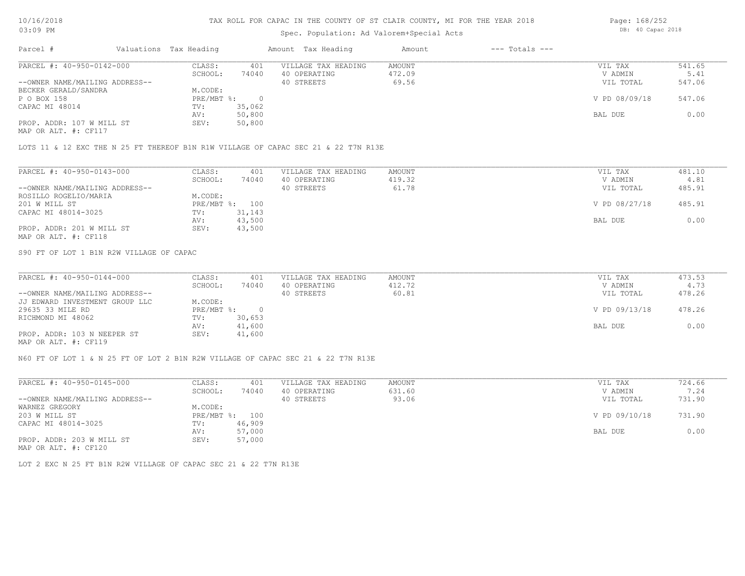# TAX ROLL FOR CAPAC IN THE COUNTY OF ST CLAIR COUNTY, MI FOR THE YEAR 2018

Spec. Population: Ad Valorem+Special Acts

DB: 40 Capac 2018

10/16/2018
03:09 PM

| Parcel # | Valuations Tax Heading | | Amount Tax Heading | Amount | --- Totals --- | |
|---|---|---|---|---|---|---|
| PARCEL #: 40-950-0142-000 | CLASS: | 401 | VILLAGE TAX HEADING | AMOUNT | VIL TAX | 541.65 |
| | SCHOOL: | 74040 | 40 OPERATING | 472.09 | V ADMIN | 5.41 |
| --OWNER NAME/MAILING ADDRESS-- | | | 40 STREETS | 69.56 | VIL TOTAL | 547.06 |
| BECKER GERALD/SANDRA | M.CODE: | | | | | |
| P O BOX 158 | PRE/MBT %: | 0 | | | V PD 08/09/18 | 547.06 |
| CAPAC MI 48014 | TV: | 35,062 | | | | |
| | AV: | 50,800 | | | BAL DUE | 0.00 |
| PROP. ADDR: 107 W MILL ST | SEV: | 50,800 | | | | |
| MAP OR ALT. #: CF117 | | | | | | |

LOTS 11 & 12 EXC THE N 25 FT THEREOF B1N R1W VILLAGE OF CAPAC SEC 21 & 22 T7N R13E

| Parcel # | Valuations Tax Heading | | Amount Tax Heading | Amount | --- Totals --- | |
|---|---|---|---|---|---|---|
| PARCEL #: 40-950-0143-000 | CLASS: | 401 | VILLAGE TAX HEADING | AMOUNT | VIL TAX | 481.10 |
| | SCHOOL: | 74040 | 40 OPERATING | 419.32 | V ADMIN | 4.81 |
| --OWNER NAME/MAILING ADDRESS-- | | | 40 STREETS | 61.78 | VIL TOTAL | 485.91 |
| ROSILLO ROGELIO/MARIA | M.CODE: | | | | | |
| 201 W MILL ST | PRE/MBT %: | 100 | | | V PD 08/27/18 | 485.91 |
| CAPAC MI 48014-3025 | TV: | 31,143 | | | | |
| | AV: | 43,500 | | | BAL DUE | 0.00 |
| PROP. ADDR: 201 W MILL ST | SEV: | 43,500 | | | | |
| MAP OR ALT. #: CF118 | | | | | | |

S90 FT OF LOT 1 B1N R2W VILLAGE OF CAPAC

| Parcel # | Valuations Tax Heading | | Amount Tax Heading | Amount | --- Totals --- | |
|---|---|---|---|---|---|---|
| PARCEL #: 40-950-0144-000 | CLASS: | 401 | VILLAGE TAX HEADING | AMOUNT | VIL TAX | 473.53 |
| | SCHOOL: | 74040 | 40 OPERATING | 412.72 | V ADMIN | 4.73 |
| --OWNER NAME/MAILING ADDRESS-- | | | 40 STREETS | 60.81 | VIL TOTAL | 478.26 |
| JJ EDWARD INVESTMENT GROUP LLC | M.CODE: | | | | | |
| 29635 33 MILE RD | PRE/MBT %: | 0 | | | V PD 09/13/18 | 478.26 |
| RICHMOND MI 48062 | TV: | 30,653 | | | | |
| | AV: | 41,600 | | | BAL DUE | 0.00 |
| PROP. ADDR: 103 N NEEPER ST | SEV: | 41,600 | | | | |
| MAP OR ALT. #: CF119 | | | | | | |

N60 FT OF LOT 1 & N 25 FT OF LOT 2 B1N R2W VILLAGE OF CAPAC SEC 21 & 22 T7N R13E

| Parcel # | Valuations Tax Heading | | Amount Tax Heading | Amount | --- Totals --- | |
|---|---|---|---|---|---|---|
| PARCEL #: 40-950-0145-000 | CLASS: | 401 | VILLAGE TAX HEADING | AMOUNT | VIL TAX | 724.66 |
| | SCHOOL: | 74040 | 40 OPERATING | 631.60 | V ADMIN | 7.24 |
| --OWNER NAME/MAILING ADDRESS-- | | | 40 STREETS | 93.06 | VIL TOTAL | 731.90 |
| WARNEZ GREGORY | M.CODE: | | | | | |
| 203 W MILL ST | PRE/MBT %: | 100 | | | V PD 09/10/18 | 731.90 |
| CAPAC MI 48014-3025 | TV: | 46,909 | | | | |
| | AV: | 57,000 | | | BAL DUE | 0.00 |
| PROP. ADDR: 203 W MILL ST | SEV: | 57,000 | | | | |
| MAP OR ALT. #: CF120 | | | | | | |

LOT 2 EXC N 25 FT B1N R2W VILLAGE OF CAPAC SEC 21 & 22 T7N R13E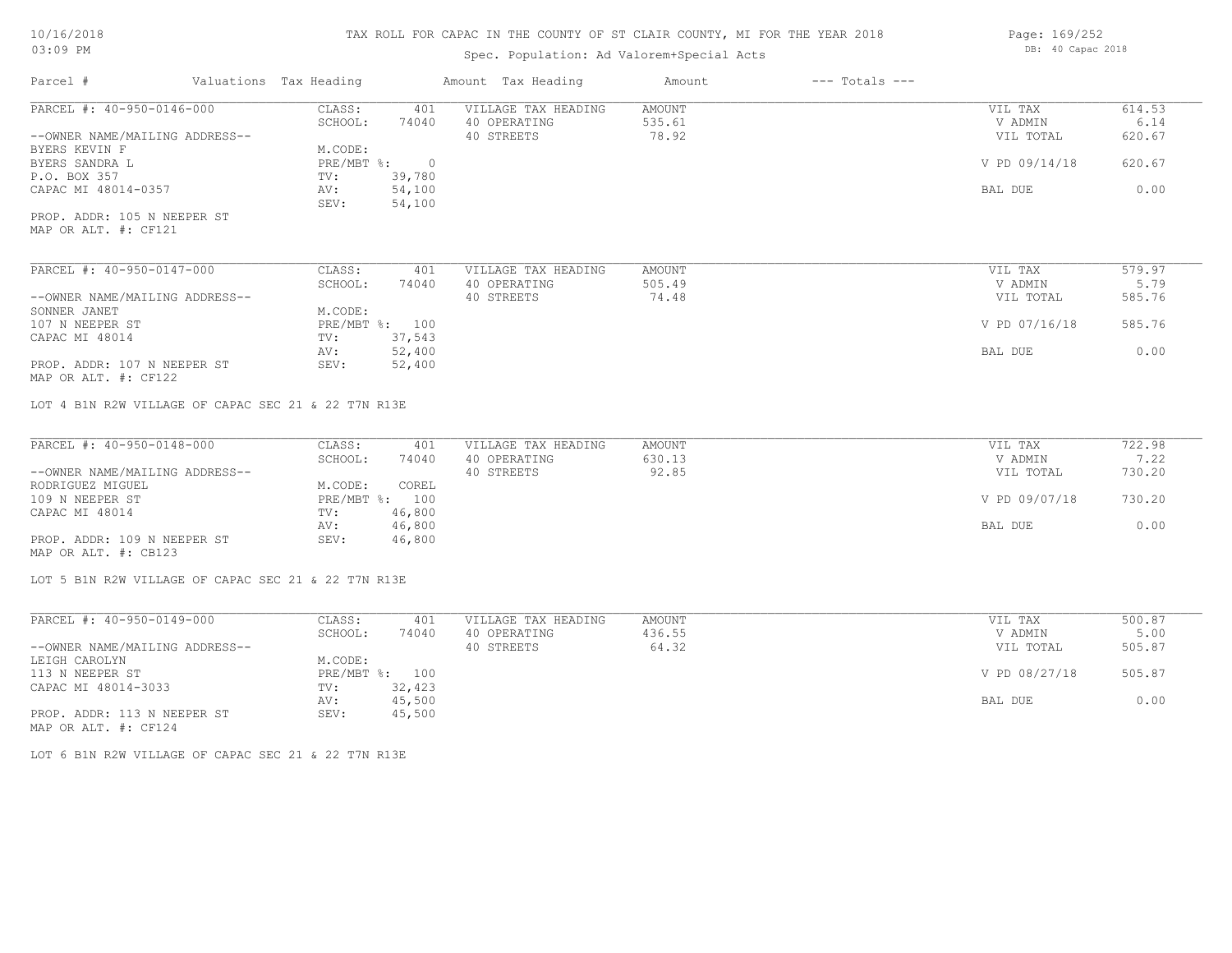TAX ROLL FOR CAPAC IN THE COUNTY OF ST CLAIR COUNTY, MI FOR THE YEAR 2018

Spec. Population: Ad Valorem+Special Acts

DB: 40 Capac 2018

| Parcel # | Valuations Tax Heading | | Amount Tax Heading | Amount | --- Totals --- | |
|---|---|---|---|---|---|---|
| PARCEL #: 40-950-0146-000 | CLASS: | 401 | VILLAGE TAX HEADING | AMOUNT | VIL TAX | 614.53 |
| | SCHOOL: | 74040 | 40 OPERATING | 535.61 | V ADMIN | 6.14 |
| --OWNER NAME/MAILING ADDRESS-- | | | 40 STREETS | 78.92 | VIL TOTAL | 620.67 |
| BYERS KEVIN F | M.CODE: | | | | | |
| BYERS SANDRA L | PRE/MBT %: | 0 | | | V PD 09/14/18 | 620.67 |
| P.O. BOX 357 | TV: | 39,780 | | | | |
| CAPAC MI 48014-0357 | AV: | 54,100 | | | BAL DUE | 0.00 |
| | SEV: | 54,100 | | | | |
| PROP. ADDR: 105 N NEEPER ST | | | | | | |
| MAP OR ALT. #: CF121 | | | | | | |

| Parcel # | Valuations Tax Heading | | Amount Tax Heading | Amount | --- Totals --- | |
|---|---|---|---|---|---|---|
| PARCEL #: 40-950-0147-000 | CLASS: | 401 | VILLAGE TAX HEADING | AMOUNT | VIL TAX | 579.97 |
| | SCHOOL: | 74040 | 40 OPERATING | 505.49 | V ADMIN | 5.79 |
| --OWNER NAME/MAILING ADDRESS-- | | | 40 STREETS | 74.48 | VIL TOTAL | 585.76 |
| SONNER JANET | M.CODE: | | | | | |
| 107 N NEEPER ST | PRE/MBT %: | 100 | | | V PD 07/16/18 | 585.76 |
| CAPAC MI 48014 | TV: | 37,543 | | | | |
| | AV: | 52,400 | | | BAL DUE | 0.00 |
| PROP. ADDR: 107 N NEEPER ST | SEV: | 52,400 | | | | |
| MAP OR ALT. #: CF122 | | | | | | |

LOT 4 B1N R2W VILLAGE OF CAPAC SEC 21 & 22 T7N R13E

| Parcel # | Valuations Tax Heading | | Amount Tax Heading | Amount | --- Totals --- | |
|---|---|---|---|---|---|---|
| PARCEL #: 40-950-0148-000 | CLASS: | 401 | VILLAGE TAX HEADING | AMOUNT | VIL TAX | 722.98 |
| | SCHOOL: | 74040 | 40 OPERATING | 630.13 | V ADMIN | 7.22 |
| --OWNER NAME/MAILING ADDRESS-- | | | 40 STREETS | 92.85 | VIL TOTAL | 730.20 |
| RODRIGUEZ MIGUEL | M.CODE: | COREL | | | | |
| 109 N NEEPER ST | PRE/MBT %: | 100 | | | V PD 09/07/18 | 730.20 |
| CAPAC MI 48014 | TV: | 46,800 | | | | |
| | AV: | 46,800 | | | BAL DUE | 0.00 |
| PROP. ADDR: 109 N NEEPER ST | SEV: | 46,800 | | | | |
| MAP OR ALT. #: CB123 | | | | | | |

LOT 5 B1N R2W VILLAGE OF CAPAC SEC 21 & 22 T7N R13E

| Parcel # | Valuations Tax Heading | | Amount Tax Heading | Amount | --- Totals --- | |
|---|---|---|---|---|---|---|
| PARCEL #: 40-950-0149-000 | CLASS: | 401 | VILLAGE TAX HEADING | AMOUNT | VIL TAX | 500.87 |
| | SCHOOL: | 74040 | 40 OPERATING | 436.55 | V ADMIN | 5.00 |
| --OWNER NAME/MAILING ADDRESS-- | | | 40 STREETS | 64.32 | VIL TOTAL | 505.87 |
| LEIGH CAROLYN | M.CODE: | | | | | |
| 113 N NEEPER ST | PRE/MBT %: | 100 | | | V PD 08/27/18 | 505.87 |
| CAPAC MI 48014-3033 | TV: | 32,423 | | | | |
| | AV: | 45,500 | | | BAL DUE | 0.00 |
| PROP. ADDR: 113 N NEEPER ST | SEV: | 45,500 | | | | |
| MAP OR ALT. #: CF124 | | | | | | |

LOT 6 B1N R2W VILLAGE OF CAPAC SEC 21 & 22 T7N R13E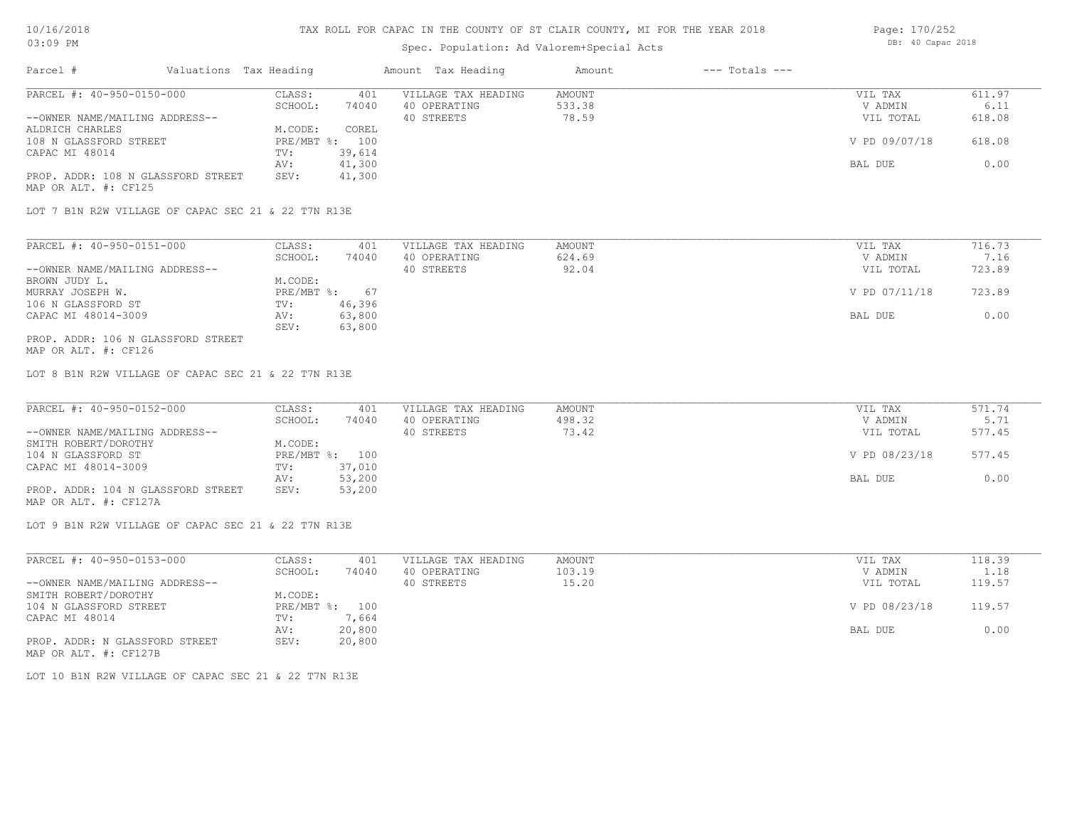# TAX ROLL FOR CAPAC IN THE COUNTY OF ST CLAIR COUNTY, MI FOR THE YEAR 2018

Spec. Population: Ad Valorem+Special Acts

DB: 40 Capac 2018

| Parcel # | Valuations | Tax Heading | Amount | Tax Heading | Amount | --- Totals --- | |
|---|---|---|---|---|---|---|---|
| PARCEL #: 40-950-0150-000 | CLASS: | 401 | VILLAGE TAX HEADING | AMOUNT | | VIL TAX | 611.97 |
| | SCHOOL: | 74040 | 40 OPERATING | 533.38 | | V ADMIN | 6.11 |
| --OWNER NAME/MAILING ADDRESS-- | | | 40 STREETS | 78.59 | | VIL TOTAL | 618.08 |
| ALDRICH CHARLES | M.CODE: | COREL | | | | | |
| 108 N GLASSFORD STREET | PRE/MBT %: | 100 | | | | V PD 09/07/18 | 618.08 |
| CAPAC MI 48014 | TV: | 39,614 | | | | | |
| | AV: | 41,300 | | | | BAL DUE | 0.00 |
| PROP. ADDR: 108 N GLASSFORD STREET | SEV: | 41,300 | | | | | |
| MAP OR ALT. #: CF125 | | | | | | | |

LOT 7 B1N R2W VILLAGE OF CAPAC SEC 21 & 22 T7N R13E

| | | | | | | | |
|---|---|---|---|---|---|---|---|
| PARCEL #: 40-950-0151-000 | CLASS: | 401 | VILLAGE TAX HEADING | AMOUNT | | VIL TAX | 716.73 |
| | SCHOOL: | 74040 | 40 OPERATING | 624.69 | | V ADMIN | 7.16 |
| --OWNER NAME/MAILING ADDRESS-- | | | 40 STREETS | 92.04 | | VIL TOTAL | 723.89 |
| BROWN JUDY L. | M.CODE: | | | | | | |
| MURRAY JOSEPH W. | PRE/MBT %: | 67 | | | | V PD 07/11/18 | 723.89 |
| 106 N GLASSFORD ST | TV: | 46,396 | | | | | |
| CAPAC MI 48014-3009 | AV: | 63,800 | | | | BAL DUE | 0.00 |
| | SEV: | 63,800 | | | | | |
| PROP. ADDR: 106 N GLASSFORD STREET | | | | | | | |
| MAP OR ALT. #: CF126 | | | | | | | |

LOT 8 B1N R2W VILLAGE OF CAPAC SEC 21 & 22 T7N R13E

| | | | | | | | |
|---|---|---|---|---|---|---|---|
| PARCEL #: 40-950-0152-000 | CLASS: | 401 | VILLAGE TAX HEADING | AMOUNT | | VIL TAX | 571.74 |
| | SCHOOL: | 74040 | 40 OPERATING | 498.32 | | V ADMIN | 5.71 |
| --OWNER NAME/MAILING ADDRESS-- | | | 40 STREETS | 73.42 | | VIL TOTAL | 577.45 |
| SMITH ROBERT/DOROTHY | M.CODE: | | | | | | |
| 104 N GLASSFORD ST | PRE/MBT %: | 100 | | | | V PD 08/23/18 | 577.45 |
| CAPAC MI 48014-3009 | TV: | 37,010 | | | | | |
| | AV: | 53,200 | | | | BAL DUE | 0.00 |
| PROP. ADDR: 104 N GLASSFORD STREET | SEV: | 53,200 | | | | | |
| MAP OR ALT. #: CF127A | | | | | | | |

LOT 9 B1N R2W VILLAGE OF CAPAC SEC 21 & 22 T7N R13E

| | | | | | | | |
|---|---|---|---|---|---|---|---|
| PARCEL #: 40-950-0153-000 | CLASS: | 401 | VILLAGE TAX HEADING | AMOUNT | | VIL TAX | 118.39 |
| | SCHOOL: | 74040 | 40 OPERATING | 103.19 | | V ADMIN | 1.18 |
| --OWNER NAME/MAILING ADDRESS-- | | | 40 STREETS | 15.20 | | VIL TOTAL | 119.57 |
| SMITH ROBERT/DOROTHY | M.CODE: | | | | | | |
| 104 N GLASSFORD STREET | PRE/MBT %: | 100 | | | | V PD 08/23/18 | 119.57 |
| CAPAC MI 48014 | TV: | 7,664 | | | | | |
| | AV: | 20,800 | | | | BAL DUE | 0.00 |
| PROP. ADDR: N GLASSFORD STREET | SEV: | 20,800 | | | | | |
| MAP OR ALT. #: CF127B | | | | | | | |

LOT 10 B1N R2W VILLAGE OF CAPAC SEC 21 & 22 T7N R13E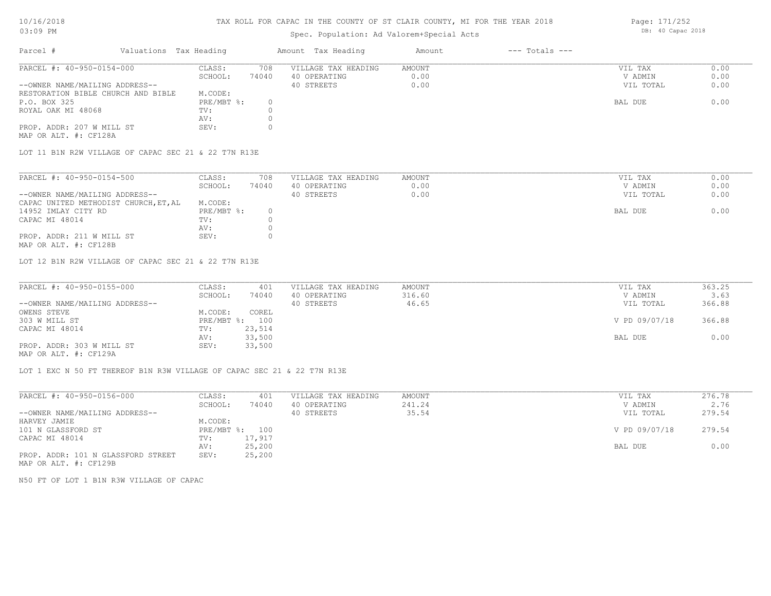TAX ROLL FOR CAPAC IN THE COUNTY OF ST CLAIR COUNTY, MI FOR THE YEAR 2018

Spec. Population: Ad Valorem+Special Acts

| Parcel # | Valuations | Tax Heading | Amount | Tax Heading | Amount | --- Totals --- | |
|---|---|---|---|---|---|---|---|

---

| PARCEL #: 40-950-0154-000 | CLASS: | 708 | VILLAGE TAX HEADING | AMOUNT | VIL TAX | 0.00 |
|---|---|---|---|---|---|---|
| | SCHOOL: | 74040 | 40 OPERATING | 0.00 | V ADMIN | 0.00 |
| --OWNER NAME/MAILING ADDRESS-- | | | 40 STREETS | 0.00 | VIL TOTAL | 0.00 |
| RESTORATION BIBLE CHURCH AND BIBLE | M.CODE: | | | | | |
| P.O. BOX 325 | PRE/MBT %: | 0 | | | BAL DUE | 0.00 |
| ROYAL OAK MI 48068 | TV: | 0 | | | | |
| | AV: | 0 | | | | |
| PROP. ADDR: 207 W MILL ST | SEV: | 0 | | | | |
| MAP OR ALT. #: CF128A | | | | | | |

LOT 11 B1N R2W VILLAGE OF CAPAC SEC 21 & 22 T7N R13E

---

| PARCEL #: 40-950-0154-500 | CLASS: | 708 | VILLAGE TAX HEADING | AMOUNT | VIL TAX | 0.00 |
|---|---|---|---|---|---|---|
| | SCHOOL: | 74040 | 40 OPERATING | 0.00 | V ADMIN | 0.00 |
| --OWNER NAME/MAILING ADDRESS-- | | | 40 STREETS | 0.00 | VIL TOTAL | 0.00 |
| CAPAC UNITED METHODIST CHURCH,ET,AL | M.CODE: | | | | | |
| 14952 IMLAY CITY RD | PRE/MBT %: | 0 | | | BAL DUE | 0.00 |
| CAPAC MI 48014 | TV: | 0 | | | | |
| | AV: | 0 | | | | |
| PROP. ADDR: 211 W MILL ST | SEV: | 0 | | | | |
| MAP OR ALT. #: CF128B | | | | | | |

LOT 12 B1N R2W VILLAGE OF CAPAC SEC 21 & 22 T7N R13E

---

| PARCEL #: 40-950-0155-000 | CLASS: | 401 | VILLAGE TAX HEADING | AMOUNT | VIL TAX | 363.25 |
|---|---|---|---|---|---|---|
| | SCHOOL: | 74040 | 40 OPERATING | 316.60 | V ADMIN | 3.63 |
| --OWNER NAME/MAILING ADDRESS-- | | | 40 STREETS | 46.65 | VIL TOTAL | 366.88 |
| OWENS STEVE | M.CODE: | COREL | | | | |
| 303 W MILL ST | PRE/MBT %: | 100 | | | V PD 09/07/18 | 366.88 |
| CAPAC MI 48014 | TV: | 23,514 | | | | |
| | AV: | 33,500 | | | BAL DUE | 0.00 |
| PROP. ADDR: 303 W MILL ST | SEV: | 33,500 | | | | |
| MAP OR ALT. #: CF129A | | | | | | |

LOT 1 EXC N 50 FT THEREOF B1N R3W VILLAGE OF CAPAC SEC 21 & 22 T7N R13E

---

| PARCEL #: 40-950-0156-000 | CLASS: | 401 | VILLAGE TAX HEADING | AMOUNT | VIL TAX | 276.78 |
|---|---|---|---|---|---|---|
| | SCHOOL: | 74040 | 40 OPERATING | 241.24 | V ADMIN | 2.76 |
| --OWNER NAME/MAILING ADDRESS-- | | | 40 STREETS | 35.54 | VIL TOTAL | 279.54 |
| HARVEY JAMIE | M.CODE: | | | | | |
| 101 N GLASSFORD ST | PRE/MBT %: | 100 | | | V PD 09/07/18 | 279.54 |
| CAPAC MI 48014 | TV: | 17,917 | | | | |
| | AV: | 25,200 | | | BAL DUE | 0.00 |
| PROP. ADDR: 101 N GLASSFORD STREET | SEV: | 25,200 | | | | |
| MAP OR ALT. #: CF129B | | | | | | |

N50 FT OF LOT 1 B1N R3W VILLAGE OF CAPAC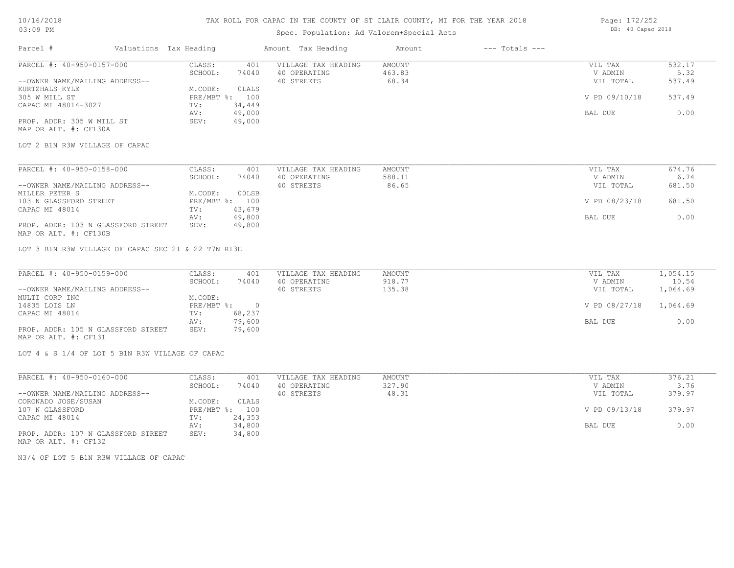# TAX ROLL FOR CAPAC IN THE COUNTY OF ST CLAIR COUNTY, MI FOR THE YEAR 2018

Spec. Population: Ad Valorem+Special Acts

| Parcel # | Valuations Tax Heading | | Amount Tax Heading | Amount | --- Totals --- | |
|---|---|---|---|---|---|---|
| PARCEL #: 40-950-0157-000 | CLASS: | 401 | VILLAGE TAX HEADING | AMOUNT | VIL TAX | 532.17 |
| | SCHOOL: | 74040 | 40 OPERATING | 463.83 | V ADMIN | 5.32 |
| --OWNER NAME/MAILING ADDRESS-- | | | 40 STREETS | 68.34 | VIL TOTAL | 537.49 |
| KURTZHALS KYLE | M.CODE: | 0LALS | | | | |
| 305 W MILL ST | PRE/MBT %: | 100 | | | V PD 09/10/18 | 537.49 |
| CAPAC MI 48014-3027 | TV: | 34,449 | | | | |
| | AV: | 49,000 | | | BAL DUE | 0.00 |
| PROP. ADDR: 305 W MILL ST | SEV: | 49,000 | | | | |
| MAP OR ALT. #: CF130A | | | | | | |

LOT 2 B1N R3W VILLAGE OF CAPAC

| Parcel # | Valuations Tax Heading | | Amount Tax Heading | Amount | --- Totals --- | |
|---|---|---|---|---|---|---|
| PARCEL #: 40-950-0158-000 | CLASS: | 401 | VILLAGE TAX HEADING | AMOUNT | VIL TAX | 674.76 |
| | SCHOOL: | 74040 | 40 OPERATING | 588.11 | V ADMIN | 6.74 |
| --OWNER NAME/MAILING ADDRESS-- | | | 40 STREETS | 86.65 | VIL TOTAL | 681.50 |
| MILLER PETER S | M.CODE: | 00LSB | | | | |
| 103 N GLASSFORD STREET | PRE/MBT %: | 100 | | | V PD 08/23/18 | 681.50 |
| CAPAC MI 48014 | TV: | 43,679 | | | | |
| | AV: | 49,800 | | | BAL DUE | 0.00 |
| PROP. ADDR: 103 N GLASSFORD STREET | SEV: | 49,800 | | | | |
| MAP OR ALT. #: CF130B | | | | | | |

LOT 3 B1N R3W VILLAGE OF CAPAC SEC 21 & 22 T7N R13E

| Parcel # | Valuations Tax Heading | | Amount Tax Heading | Amount | --- Totals --- | |
|---|---|---|---|---|---|---|
| PARCEL #: 40-950-0159-000 | CLASS: | 401 | VILLAGE TAX HEADING | AMOUNT | VIL TAX | 1,054.15 |
| | SCHOOL: | 74040 | 40 OPERATING | 918.77 | V ADMIN | 10.54 |
| --OWNER NAME/MAILING ADDRESS-- | | | 40 STREETS | 135.38 | VIL TOTAL | 1,064.69 |
| MULTI CORP INC | M.CODE: | | | | | |
| 14835 LOIS LN | PRE/MBT %: | 0 | | | V PD 08/27/18 | 1,064.69 |
| CAPAC MI 48014 | TV: | 68,237 | | | | |
| | AV: | 79,600 | | | BAL DUE | 0.00 |
| PROP. ADDR: 105 N GLASSFORD STREET | SEV: | 79,600 | | | | |
| MAP OR ALT. #: CF131 | | | | | | |

LOT 4 & S 1/4 OF LOT 5 B1N R3W VILLAGE OF CAPAC

| Parcel # | Valuations Tax Heading | | Amount Tax Heading | Amount | --- Totals --- | |
|---|---|---|---|---|---|---|
| PARCEL #: 40-950-0160-000 | CLASS: | 401 | VILLAGE TAX HEADING | AMOUNT | VIL TAX | 376.21 |
| | SCHOOL: | 74040 | 40 OPERATING | 327.90 | V ADMIN | 3.76 |
| --OWNER NAME/MAILING ADDRESS-- | | | 40 STREETS | 48.31 | VIL TOTAL | 379.97 |
| CORONADO JOSE/SUSAN | M.CODE: | 0LALS | | | | |
| 107 N GLASSFORD | PRE/MBT %: | 100 | | | V PD 09/13/18 | 379.97 |
| CAPAC MI 48014 | TV: | 24,353 | | | | |
| | AV: | 34,800 | | | BAL DUE | 0.00 |
| PROP. ADDR: 107 N GLASSFORD STREET | SEV: | 34,800 | | | | |
| MAP OR ALT. #: CF132 | | | | | | |

N3/4 OF LOT 5 B1N R3W VILLAGE OF CAPAC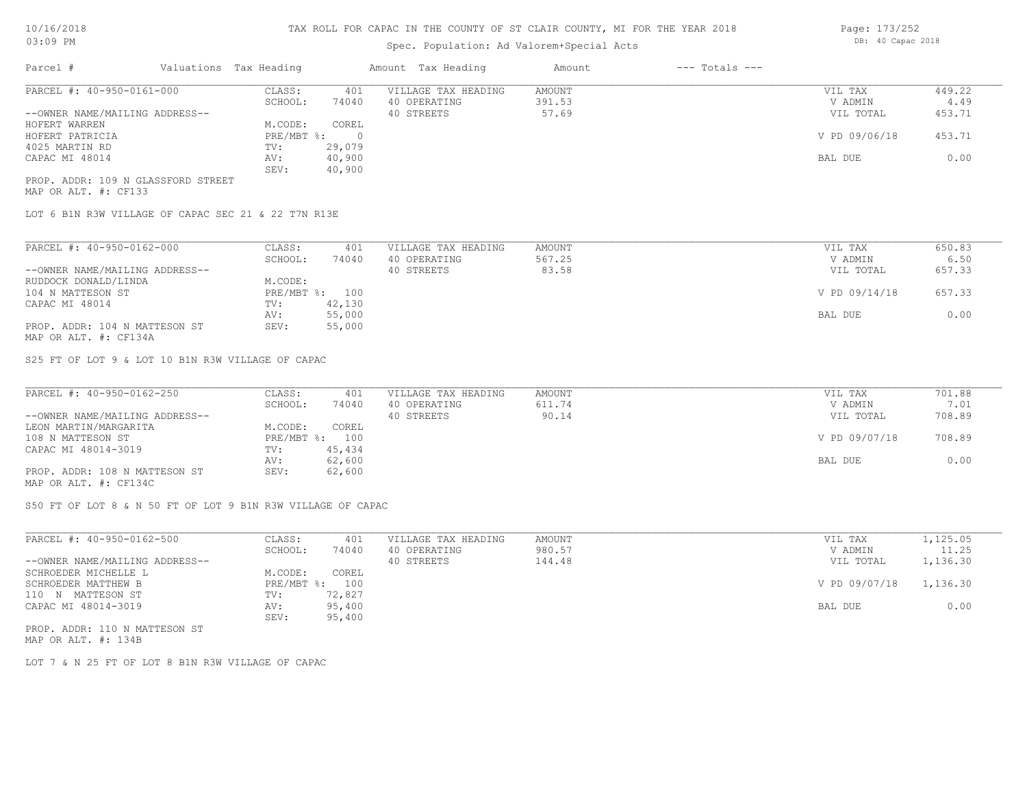# TAX ROLL FOR CAPAC IN THE COUNTY OF ST CLAIR COUNTY, MI FOR THE YEAR 2018

Spec. Population: Ad Valorem+Special Acts

| Parcel # | Valuations | Tax Heading | Amount | Tax Heading | Amount | --- Totals --- | |
|---|---|---|---|---|---|---|---|
| PARCEL #: 40-950-0161-000 | CLASS: | 401 | VILLAGE TAX HEADING | AMOUNT | | VIL TAX | 449.22 |
| | SCHOOL: | 74040 | 40 OPERATING | 391.53 | | V ADMIN | 4.49 |
| --OWNER NAME/MAILING ADDRESS-- | | | 40 STREETS | 57.69 | | VIL TOTAL | 453.71 |
| HOFERT WARREN | M.CODE: | COREL | | | | | |
| HOFERT PATRICIA | PRE/MBT %: | 0 | | | | V PD 09/06/18 | 453.71 |
| 4025 MARTIN RD | TV: | 29,079 | | | | | |
| CAPAC MI 48014 | AV: | 40,900 | | | | BAL DUE | 0.00 |
| | SEV: | 40,900 | | | | | |
| PROP. ADDR: 109 N GLASSFORD STREET | | | | | | | |
| MAP OR ALT. #: CF133 | | | | | | | |

LOT 6 B1N R3W VILLAGE OF CAPAC SEC 21 & 22 T7N R13E

| | | | | | | |
|---|---|---|---|---|---|---|
| PARCEL #: 40-950-0162-000 | CLASS: | 401 | VILLAGE TAX HEADING | AMOUNT | VIL TAX | 650.83 |
| | SCHOOL: | 74040 | 40 OPERATING | 567.25 | V ADMIN | 6.50 |
| --OWNER NAME/MAILING ADDRESS-- | | | 40 STREETS | 83.58 | VIL TOTAL | 657.33 |
| RUDDOCK DONALD/LINDA | M.CODE: | | | | | |
| 104 N MATTESON ST | PRE/MBT %: | 100 | | | V PD 09/14/18 | 657.33 |
| CAPAC MI 48014 | TV: | 42,130 | | | | |
| | AV: | 55,000 | | | BAL DUE | 0.00 |
| PROP. ADDR: 104 N MATTESON ST | SEV: | 55,000 | | | | |
| MAP OR ALT. #: CF134A | | | | | | |

S25 FT OF LOT 9 & LOT 10 B1N R3W VILLAGE OF CAPAC

| | | | | | | |
|---|---|---|---|---|---|---|
| PARCEL #: 40-950-0162-250 | CLASS: | 401 | VILLAGE TAX HEADING | AMOUNT | VIL TAX | 701.88 |
| | SCHOOL: | 74040 | 40 OPERATING | 611.74 | V ADMIN | 7.01 |
| --OWNER NAME/MAILING ADDRESS-- | | | 40 STREETS | 90.14 | VIL TOTAL | 708.89 |
| LEON MARTIN/MARGARITA | M.CODE: | COREL | | | | |
| 108 N MATTESON ST | PRE/MBT %: | 100 | | | V PD 09/07/18 | 708.89 |
| CAPAC MI 48014-3019 | TV: | 45,434 | | | | |
| | AV: | 62,600 | | | BAL DUE | 0.00 |
| PROP. ADDR: 108 N MATTESON ST | SEV: | 62,600 | | | | |
| MAP OR ALT. #: CF134C | | | | | | |

S50 FT OF LOT 8 & N 50 FT OF LOT 9 B1N R3W VILLAGE OF CAPAC

| | | | | | | |
|---|---|---|---|---|---|---|
| PARCEL #: 40-950-0162-500 | CLASS: | 401 | VILLAGE TAX HEADING | AMOUNT | VIL TAX | 1,125.05 |
| | SCHOOL: | 74040 | 40 OPERATING | 980.57 | V ADMIN | 11.25 |
| --OWNER NAME/MAILING ADDRESS-- | | | 40 STREETS | 144.48 | VIL TOTAL | 1,136.30 |
| SCHROEDER MICHELLE L | M.CODE: | COREL | | | | |
| SCHROEDER MATTHEW B | PRE/MBT %: | 100 | | | V PD 09/07/18 | 1,136.30 |
| 110 N MATTESON ST | TV: | 72,827 | | | | |
| CAPAC MI 48014-3019 | AV: | 95,400 | | | BAL DUE | 0.00 |
| | SEV: | 95,400 | | | | |
| PROP. ADDR: 110 N MATTESON ST | | | | | | |
| MAP OR ALT. #: 134B | | | | | | |

LOT 7 & N 25 FT OF LOT 8 B1N R3W VILLAGE OF CAPAC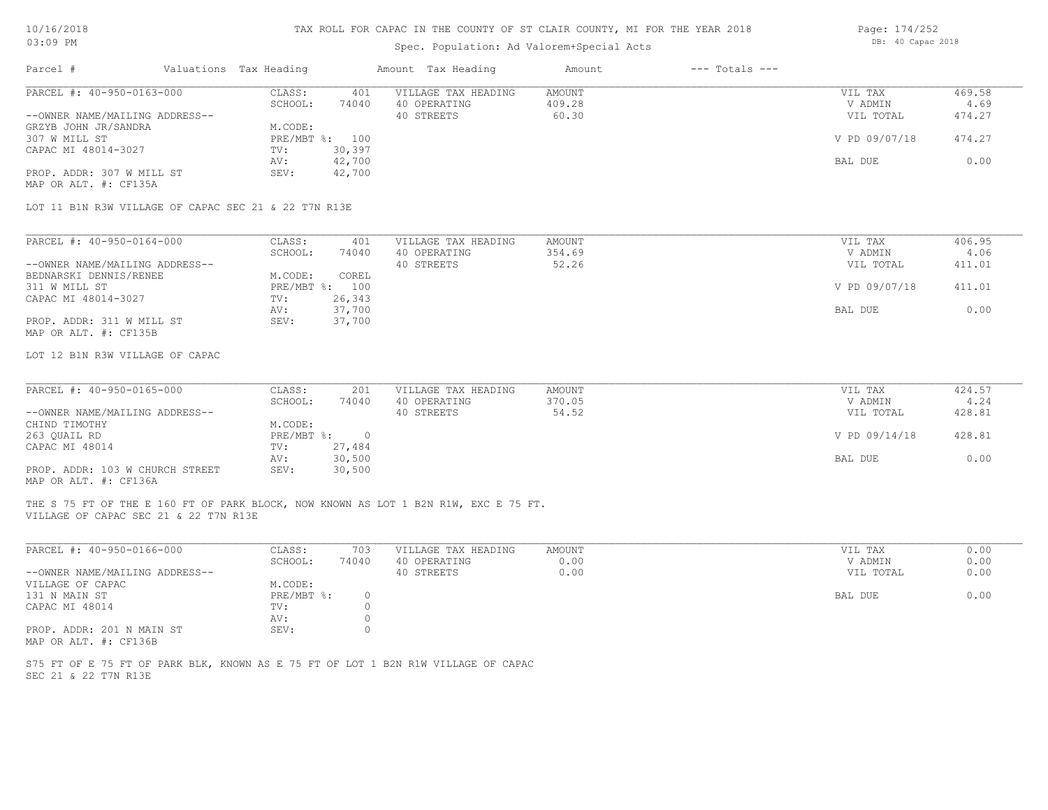TAX ROLL FOR CAPAC IN THE COUNTY OF ST CLAIR COUNTY, MI FOR THE YEAR 2018

Spec. Population: Ad Valorem+Special Acts

| Parcel # | Valuations | Tax Heading | Amount | Tax Heading | Amount | --- Totals --- | |
|---|---|---|---|---|---|---|---|
| PARCEL #: 40-950-0163-000 | CLASS: | 401 | VILLAGE TAX HEADING | AMOUNT | | VIL TAX | 469.58 |
| | SCHOOL: | 74040 | 40 OPERATING | 409.28 | | V ADMIN | 4.69 |
| --OWNER NAME/MAILING ADDRESS-- | | | 40 STREETS | 60.30 | | VIL TOTAL | 474.27 |
| GRZYB JOHN JR/SANDRA | M.CODE: | | | | | | |
| 307 W MILL ST | PRE/MBT %: | 100 | | | | V PD 09/07/18 | 474.27 |
| CAPAC MI 48014-3027 | TV: | 30,397 | | | | | |
| | AV: | 42,700 | | | | BAL DUE | 0.00 |
| PROP. ADDR: 307 W MILL ST | SEV: | 42,700 | | | | | |
| MAP OR ALT. #: CF135A | | | | | | | |

LOT 11 B1N R3W VILLAGE OF CAPAC SEC 21 & 22 T7N R13E

| Parcel # | Valuations | Tax Heading | Amount | Tax Heading | Amount | --- Totals --- | |
|---|---|---|---|---|---|---|---|
| PARCEL #: 40-950-0164-000 | CLASS: | 401 | VILLAGE TAX HEADING | AMOUNT | | VIL TAX | 406.95 |
| | SCHOOL: | 74040 | 40 OPERATING | 354.69 | | V ADMIN | 4.06 |
| --OWNER NAME/MAILING ADDRESS-- | | | 40 STREETS | 52.26 | | VIL TOTAL | 411.01 |
| BEDNARSKI DENNIS/RENEE | M.CODE: | COREL | | | | | |
| 311 W MILL ST | PRE/MBT %: | 100 | | | | V PD 09/07/18 | 411.01 |
| CAPAC MI 48014-3027 | TV: | 26,343 | | | | | |
| | AV: | 37,700 | | | | BAL DUE | 0.00 |
| PROP. ADDR: 311 W MILL ST | SEV: | 37,700 | | | | | |
| MAP OR ALT. #: CF135B | | | | | | | |

LOT 12 B1N R3W VILLAGE OF CAPAC

| Parcel # | Valuations | Tax Heading | Amount | Tax Heading | Amount | --- Totals --- | |
|---|---|---|---|---|---|---|---|
| PARCEL #: 40-950-0165-000 | CLASS: | 201 | VILLAGE TAX HEADING | AMOUNT | | VIL TAX | 424.57 |
| | SCHOOL: | 74040 | 40 OPERATING | 370.05 | | V ADMIN | 4.24 |
| --OWNER NAME/MAILING ADDRESS-- | | | 40 STREETS | 54.52 | | VIL TOTAL | 428.81 |
| CHIND TIMOTHY | M.CODE: | | | | | | |
| 263 QUAIL RD | PRE/MBT %: | 0 | | | | V PD 09/14/18 | 428.81 |
| CAPAC MI 48014 | TV: | 27,484 | | | | | |
| | AV: | 30,500 | | | | BAL DUE | 0.00 |
| PROP. ADDR: 103 W CHURCH STREET | SEV: | 30,500 | | | | | |
| MAP OR ALT. #: CF136A | | | | | | | |

THE S 75 FT OF THE E 160 FT OF PARK BLOCK, NOW KNOWN AS LOT 1 B2N R1W, EXC E 75 FT. VILLAGE OF CAPAC SEC 21 & 22 T7N R13E

| Parcel # | Valuations | Tax Heading | Amount | Tax Heading | Amount | --- Totals --- | |
|---|---|---|---|---|---|---|---|
| PARCEL #: 40-950-0166-000 | CLASS: | 703 | VILLAGE TAX HEADING | AMOUNT | | VIL TAX | 0.00 |
| | SCHOOL: | 74040 | 40 OPERATING | 0.00 | | V ADMIN | 0.00 |
| --OWNER NAME/MAILING ADDRESS-- | | | 40 STREETS | 0.00 | | VIL TOTAL | 0.00 |
| VILLAGE OF CAPAC | M.CODE: | | | | | | |
| 131 N MAIN ST | PRE/MBT %: | 0 | | | | BAL DUE | 0.00 |
| CAPAC MI 48014 | TV: | 0 | | | | | |
| | AV: | 0 | | | | | |
| PROP. ADDR: 201 N MAIN ST | SEV: | 0 | | | | | |
| MAP OR ALT. #: CF136B | | | | | | | |

S75 FT OF E 75 FT OF PARK BLK, KNOWN AS E 75 FT OF LOT 1 B2N R1W VILLAGE OF CAPAC SEC 21 & 22 T7N R13E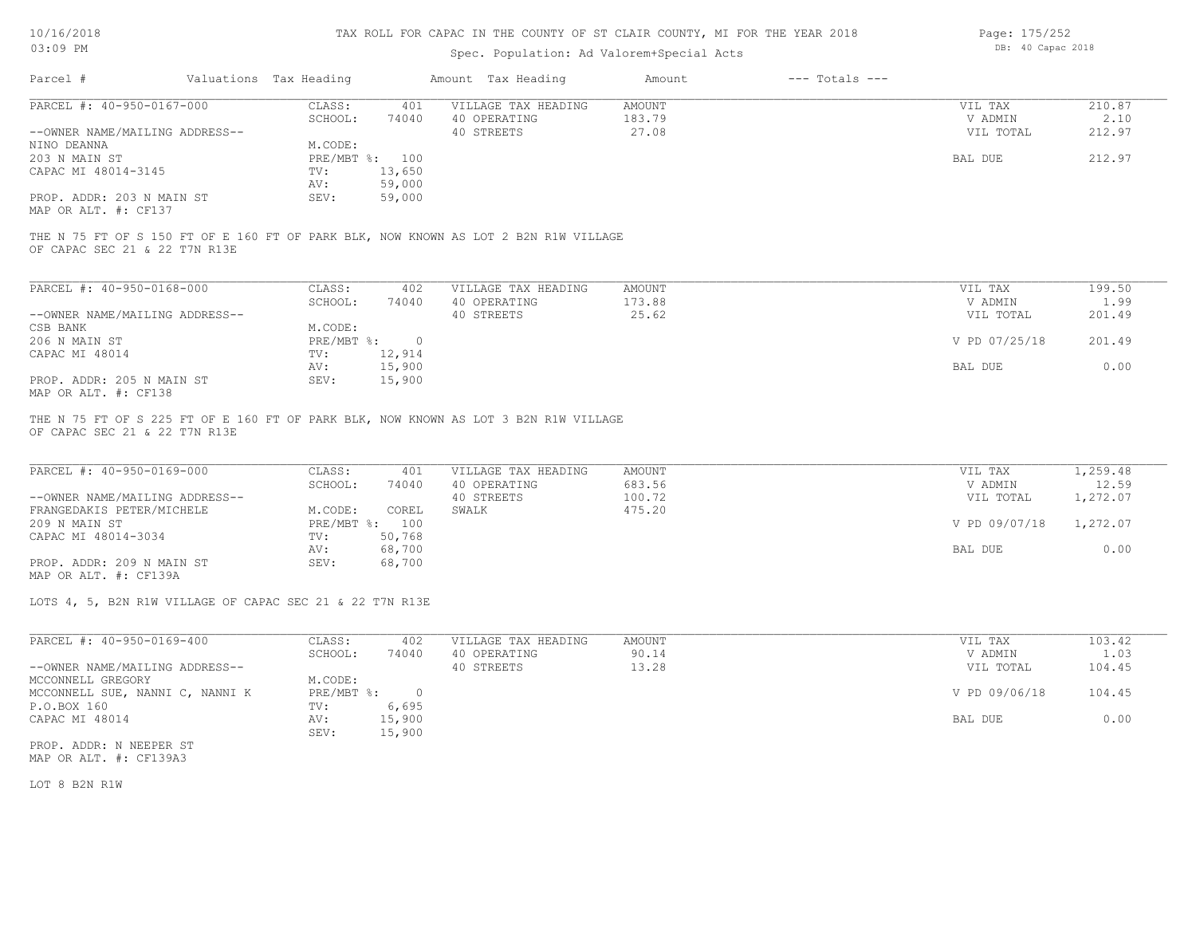# TAX ROLL FOR CAPAC IN THE COUNTY OF ST CLAIR COUNTY, MI FOR THE YEAR 2018

Spec. Population: Ad Valorem+Special Acts

DB: 40 Capac 2018

| Parcel # | Valuations | Tax Heading | Amount | Tax Heading | Amount | --- Totals --- | |
|---|---|---|---|---|---|---|---|

## PARCEL #: 40-950-0167-000

| | | | | | |
|---|---|---|---|---|---|
| CLASS: | 401 | VILLAGE TAX HEADING | AMOUNT | VIL TAX | 210.87 |
| SCHOOL: | 74040 | 40 OPERATING | 183.79 | V ADMIN | 2.10 |
| | | 40 STREETS | 27.08 | VIL TOTAL | 212.97 |
| M.CODE: | | | | | |
| PRE/MBT %: | 100 | | | BAL DUE | 212.97 |
| TV: | 13,650 | | | | |
| AV: | 59,000 | | | | |
| SEV: | 59,000 | | | | |

--OWNER NAME/MAILING ADDRESS--
NINO DEANNA
203 N MAIN ST
CAPAC MI 48014-3145

PROP. ADDR: 203 N MAIN ST
MAP OR ALT. #: CF137

THE N 75 FT OF S 150 FT OF E 160 FT OF PARK BLK, NOW KNOWN AS LOT 2 B2N R1W VILLAGE OF CAPAC SEC 21 & 22 T7N R13E

## PARCEL #: 40-950-0168-000

| | | | | | |
|---|---|---|---|---|---|
| CLASS: | 402 | VILLAGE TAX HEADING | AMOUNT | VIL TAX | 199.50 |
| SCHOOL: | 74040 | 40 OPERATING | 173.88 | V ADMIN | 1.99 |
| | | 40 STREETS | 25.62 | VIL TOTAL | 201.49 |
| M.CODE: | | | | | |
| PRE/MBT %: | 0 | | | V PD 07/25/18 | 201.49 |
| TV: | 12,914 | | | | |
| AV: | 15,900 | | | BAL DUE | 0.00 |
| SEV: | 15,900 | | | | |

--OWNER NAME/MAILING ADDRESS--
CSB BANK
206 N MAIN ST
CAPAC MI 48014

PROP. ADDR: 205 N MAIN ST
MAP OR ALT. #: CF138

THE N 75 FT OF S 225 FT OF E 160 FT OF PARK BLK, NOW KNOWN AS LOT 3 B2N R1W VILLAGE OF CAPAC SEC 21 & 22 T7N R13E

## PARCEL #: 40-950-0169-000

| | | | | | |
|---|---|---|---|---|---|
| CLASS: | 401 | VILLAGE TAX HEADING | AMOUNT | VIL TAX | 1,259.48 |
| SCHOOL: | 74040 | 40 OPERATING | 683.56 | V ADMIN | 12.59 |
| | | 40 STREETS | 100.72 | VIL TOTAL | 1,272.07 |
| M.CODE: | COREL | SWALK | 475.20 | | |
| PRE/MBT %: | 100 | | | V PD 09/07/18 | 1,272.07 |
| TV: | 50,768 | | | | |
| AV: | 68,700 | | | BAL DUE | 0.00 |
| SEV: | 68,700 | | | | |

--OWNER NAME/MAILING ADDRESS--
FRANGEDAKIS PETER/MICHELE
209 N MAIN ST
CAPAC MI 48014-3034

PROP. ADDR: 209 N MAIN ST
MAP OR ALT. #: CF139A

LOTS 4, 5, B2N R1W VILLAGE OF CAPAC SEC 21 & 22 T7N R13E

## PARCEL #: 40-950-0169-400

| | | | | | |
|---|---|---|---|---|---|
| CLASS: | 402 | VILLAGE TAX HEADING | AMOUNT | VIL TAX | 103.42 |
| SCHOOL: | 74040 | 40 OPERATING | 90.14 | V ADMIN | 1.03 |
| | | 40 STREETS | 13.28 | VIL TOTAL | 104.45 |
| M.CODE: | | | | | |
| PRE/MBT %: | 0 | | | V PD 09/06/18 | 104.45 |
| TV: | 6,695 | | | | |
| AV: | 15,900 | | | BAL DUE | 0.00 |
| SEV: | 15,900 | | | | |

--OWNER NAME/MAILING ADDRESS--
MCCONNELL GREGORY
MCCONNELL SUE, NANNI C, NANNI K
P.O.BOX 160
CAPAC MI 48014

PROP. ADDR: N NEEPER ST
MAP OR ALT. #: CF139A3

LOT 8 B2N R1W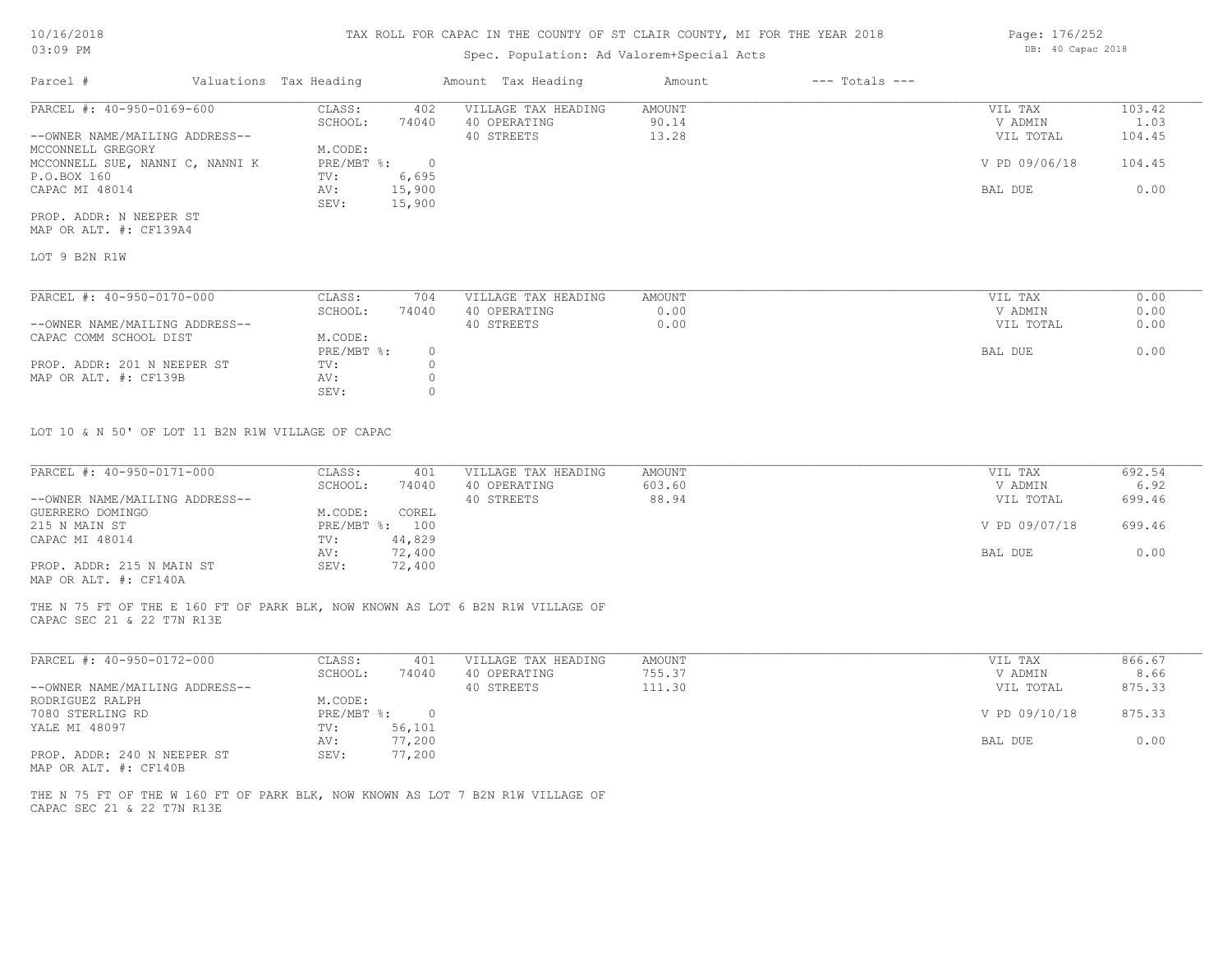# TAX ROLL FOR CAPAC IN THE COUNTY OF ST CLAIR COUNTY, MI FOR THE YEAR 2018

Spec. Population: Ad Valorem+Special Acts

| Parcel # | Valuations Tax Heading | | Amount Tax Heading | Amount | --- Totals --- | |
|---|---|---|---|---|---|---|

**PARCEL #: 40-950-0169-600**

| | | | | | | |
|---|---|---|---|---|---|---|
| --OWNER NAME/MAILING ADDRESS-- | CLASS: | 402 | VILLAGE TAX HEADING | AMOUNT | VIL TAX | 103.42 |
| MCCONNELL GREGORY | SCHOOL: | 74040 | 40 OPERATING | 90.14 | V ADMIN | 1.03 |
| MCCONNELL SUE, NANNI C, NANNI K | M.CODE: | | 40 STREETS | 13.28 | VIL TOTAL | 104.45 |
| P.O.BOX 160 | PRE/MBT %: | 0 | | | V PD 09/06/18 | 104.45 |
| CAPAC MI 48014 | TV: | 6,695 | | | | |
| | AV: | 15,900 | | | BAL DUE | 0.00 |
| | SEV: | 15,900 | | | | |

PROP. ADDR: N NEEPER ST
MAP OR ALT. #: CF139A4

LOT 9 B2N R1W

**PARCEL #: 40-950-0170-000**

| | | | | | | |
|---|---|---|---|---|---|---|
| --OWNER NAME/MAILING ADDRESS-- | CLASS: | 704 | VILLAGE TAX HEADING | AMOUNT | VIL TAX | 0.00 |
| CAPAC COMM SCHOOL DIST | SCHOOL: | 74040 | 40 OPERATING | 0.00 | V ADMIN | 0.00 |
| | M.CODE: | | 40 STREETS | 0.00 | VIL TOTAL | 0.00 |
| | PRE/MBT %: | 0 | | | BAL DUE | 0.00 |
| | TV: | 0 | | | | |
| | AV: | 0 | | | | |
| | SEV: | 0 | | | | |

PROP. ADDR: 201 N NEEPER ST
MAP OR ALT. #: CF139B

LOT 10 & N 50' OF LOT 11 B2N R1W VILLAGE OF CAPAC

**PARCEL #: 40-950-0171-000**

| | | | | | | |
|---|---|---|---|---|---|---|
| --OWNER NAME/MAILING ADDRESS-- | CLASS: | 401 | VILLAGE TAX HEADING | AMOUNT | VIL TAX | 692.54 |
| GUERRERO DOMINGO | SCHOOL: | 74040 | 40 OPERATING | 603.60 | V ADMIN | 6.92 |
| 215 N MAIN ST | M.CODE: | COREL | 40 STREETS | 88.94 | VIL TOTAL | 699.46 |
| CAPAC MI 48014 | PRE/MBT %: | 100 | | | V PD 09/07/18 | 699.46 |
| | TV: | 44,829 | | | | |
| | AV: | 72,400 | | | BAL DUE | 0.00 |
| | SEV: | 72,400 | | | | |

PROP. ADDR: 215 N MAIN ST
MAP OR ALT. #: CF140A

THE N 75 FT OF THE E 160 FT OF PARK BLK, NOW KNOWN AS LOT 6 B2N R1W VILLAGE OF CAPAC SEC 21 & 22 T7N R13E

**PARCEL #: 40-950-0172-000**

| | | | | | | |
|---|---|---|---|---|---|---|
| --OWNER NAME/MAILING ADDRESS-- | CLASS: | 401 | VILLAGE TAX HEADING | AMOUNT | VIL TAX | 866.67 |
| RODRIGUEZ RALPH | SCHOOL: | 74040 | 40 OPERATING | 755.37 | V ADMIN | 8.66 |
| 7080 STERLING RD | M.CODE: | | 40 STREETS | 111.30 | VIL TOTAL | 875.33 |
| YALE MI 48097 | PRE/MBT %: | 0 | | | V PD 09/10/18 | 875.33 |
| | TV: | 56,101 | | | | |
| | AV: | 77,200 | | | BAL DUE | 0.00 |
| | SEV: | 77,200 | | | | |

PROP. ADDR: 240 N NEEPER ST
MAP OR ALT. #: CF140B

THE N 75 FT OF THE W 160 FT OF PARK BLK, NOW KNOWN AS LOT 7 B2N R1W VILLAGE OF CAPAC SEC 21 & 22 T7N R13E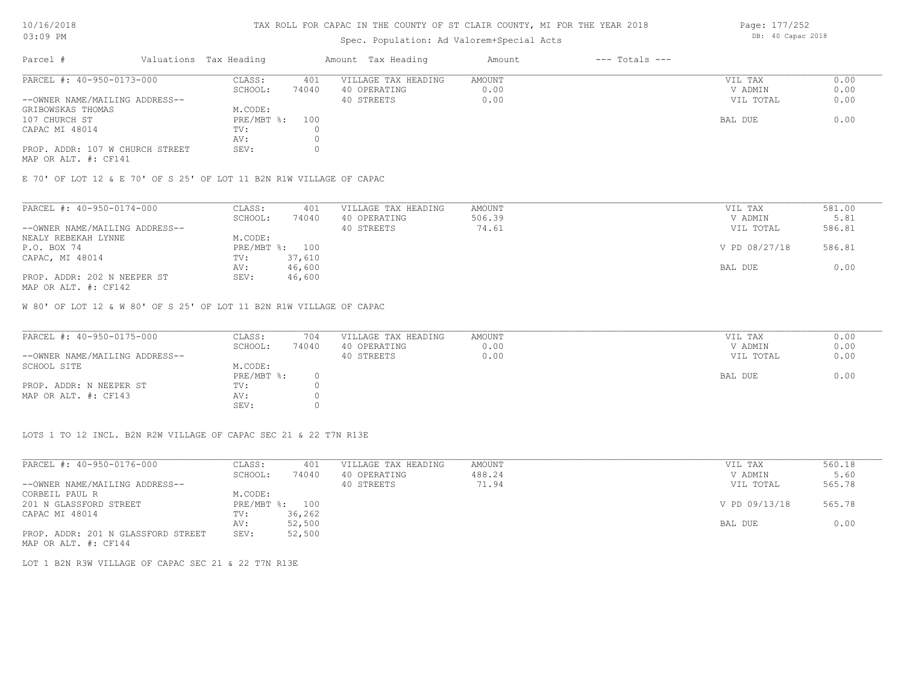TAX ROLL FOR CAPAC IN THE COUNTY OF ST CLAIR COUNTY, MI FOR THE YEAR 2018

Spec. Population: Ad Valorem+Special Acts

| Parcel # | Valuations | Tax Heading | Amount | Tax Heading | Amount | --- Totals --- | |
|---|---|---|---|---|---|---|---|
| PARCEL #: 40-950-0173-000 | CLASS: | 401 | VILLAGE TAX HEADING | AMOUNT | | VIL TAX | 0.00 |
| | SCHOOL: | 74040 | 40 OPERATING | 0.00 | | V ADMIN | 0.00 |
| --OWNER NAME/MAILING ADDRESS-- | | | 40 STREETS | 0.00 | | VIL TOTAL | 0.00 |
| GRIBOWSKAS THOMAS | M.CODE: | | | | | | |
| 107 CHURCH ST | PRE/MBT %: | 100 | | | | BAL DUE | 0.00 |
| CAPAC MI 48014 | TV: | 0 | | | | | |
| | AV: | 0 | | | | | |
| PROP. ADDR: 107 W CHURCH STREET | SEV: | 0 | | | | | |
| MAP OR ALT. #: CF141 | | | | | | | |

E 70' OF LOT 12 & E 70' OF S 25' OF LOT 11 B2N R1W VILLAGE OF CAPAC

| Parcel # | Valuations | Tax Heading | Amount | Tax Heading | Amount | --- Totals --- | |
|---|---|---|---|---|---|---|---|
| PARCEL #: 40-950-0174-000 | CLASS: | 401 | VILLAGE TAX HEADING | AMOUNT | | VIL TAX | 581.00 |
| | SCHOOL: | 74040 | 40 OPERATING | 506.39 | | V ADMIN | 5.81 |
| --OWNER NAME/MAILING ADDRESS-- | | | 40 STREETS | 74.61 | | VIL TOTAL | 586.81 |
| NEALY REBEKAH LYNNE | M.CODE: | | | | | | |
| P.O. BOX 74 | PRE/MBT %: | 100 | | | | V PD 08/27/18 | 586.81 |
| CAPAC, MI 48014 | TV: | 37,610 | | | | | |
| | AV: | 46,600 | | | | BAL DUE | 0.00 |
| PROP. ADDR: 202 N NEEPER ST | SEV: | 46,600 | | | | | |
| MAP OR ALT. #: CF142 | | | | | | | |

W 80' OF LOT 12 & W 80' OF S 25' OF LOT 11 B2N R1W VILLAGE OF CAPAC

| Parcel # | Valuations | Tax Heading | Amount | Tax Heading | Amount | --- Totals --- | |
|---|---|---|---|---|---|---|---|
| PARCEL #: 40-950-0175-000 | CLASS: | 704 | VILLAGE TAX HEADING | AMOUNT | | VIL TAX | 0.00 |
| | SCHOOL: | 74040 | 40 OPERATING | 0.00 | | V ADMIN | 0.00 |
| --OWNER NAME/MAILING ADDRESS-- | | | 40 STREETS | 0.00 | | VIL TOTAL | 0.00 |
| SCHOOL SITE | M.CODE: | | | | | | |
| | PRE/MBT %: | 0 | | | | BAL DUE | 0.00 |
| PROP. ADDR: N NEEPER ST | TV: | 0 | | | | | |
| MAP OR ALT. #: CF143 | AV: | 0 | | | | | |
| | SEV: | 0 | | | | | |

LOTS 1 TO 12 INCL. B2N R2W VILLAGE OF CAPAC SEC 21 & 22 T7N R13E

| Parcel # | Valuations | Tax Heading | Amount | Tax Heading | Amount | --- Totals --- | |
|---|---|---|---|---|---|---|---|
| PARCEL #: 40-950-0176-000 | CLASS: | 401 | VILLAGE TAX HEADING | AMOUNT | | VIL TAX | 560.18 |
| | SCHOOL: | 74040 | 40 OPERATING | 488.24 | | V ADMIN | 5.60 |
| --OWNER NAME/MAILING ADDRESS-- | | | 40 STREETS | 71.94 | | VIL TOTAL | 565.78 |
| CORBEIL PAUL R | M.CODE: | | | | | | |
| 201 N GLASSFORD STREET | PRE/MBT %: | 100 | | | | V PD 09/13/18 | 565.78 |
| CAPAC MI 48014 | TV: | 36,262 | | | | | |
| | AV: | 52,500 | | | | BAL DUE | 0.00 |
| PROP. ADDR: 201 N GLASSFORD STREET | SEV: | 52,500 | | | | | |
| MAP OR ALT. #: CF144 | | | | | | | |

LOT 1 B2N R3W VILLAGE OF CAPAC SEC 21 & 22 T7N R13E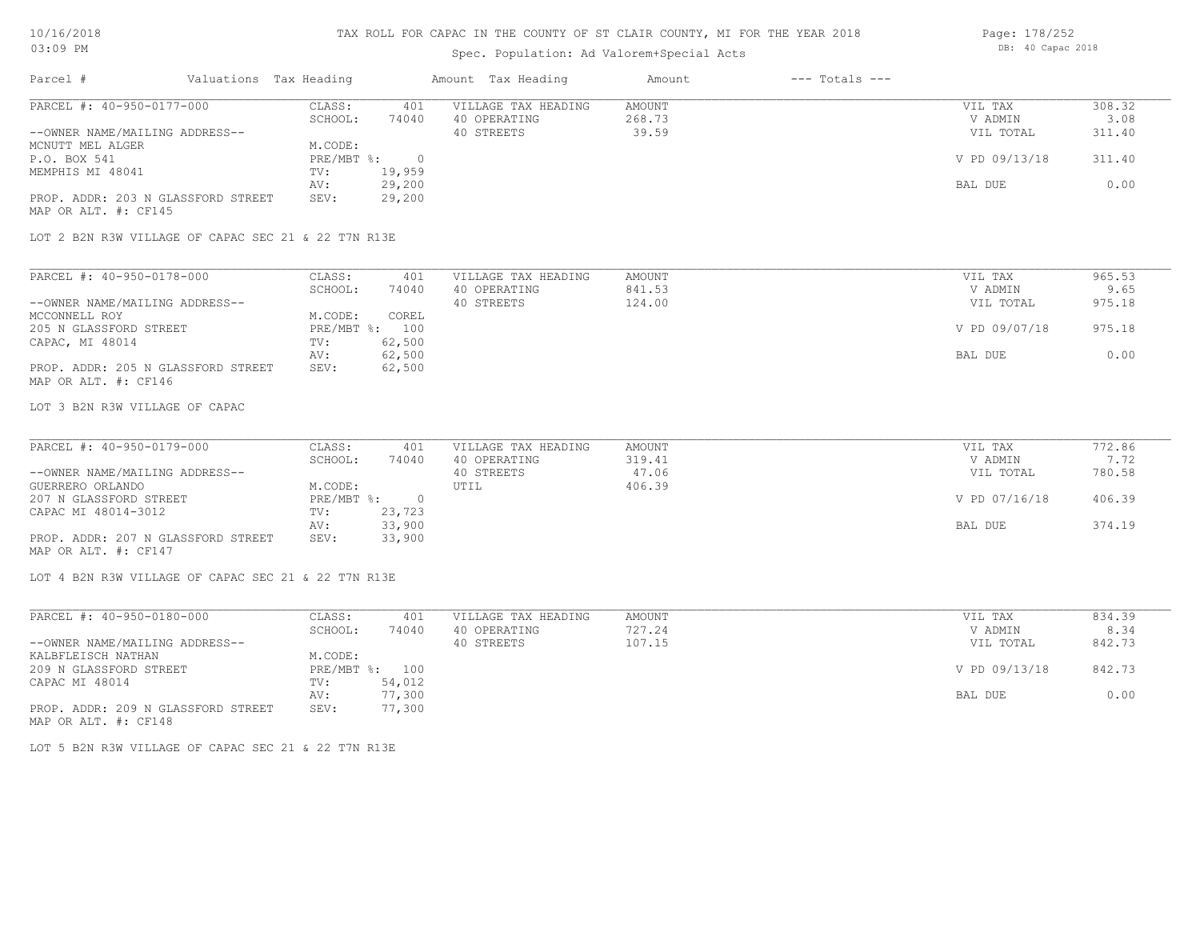# TAX ROLL FOR CAPAC IN THE COUNTY OF ST CLAIR COUNTY, MI FOR THE YEAR 2018

10/16/2018
03:09 PM

Spec. Population: Ad Valorem+Special Acts

DB: 40 Capac 2018

| Parcel # | Valuations | Tax Heading | Amount | Tax Heading | Amount | --- Totals --- | |
|---|---|---|---|---|---|---|---|
| PARCEL #: 40-950-0177-000 | CLASS: | 401 | VILLAGE TAX HEADING | AMOUNT | | VIL TAX | 308.32 |
| | SCHOOL: | 74040 | 40 OPERATING | 268.73 | | V ADMIN | 3.08 |
| --OWNER NAME/MAILING ADDRESS-- | | | 40 STREETS | 39.59 | | VIL TOTAL | 311.40 |
| MCNUTT MEL ALGER | M.CODE: | | | | | | |
| P.O. BOX 541 | PRE/MBT %: | 0 | | | | V PD 09/13/18 | 311.40 |
| MEMPHIS MI 48041 | TV: | 19,959 | | | | | |
| | AV: | 29,200 | | | | BAL DUE | 0.00 |
| PROP. ADDR: 203 N GLASSFORD STREET | SEV: | 29,200 | | | | | |
| MAP OR ALT. #: CF145 | | | | | | | |

LOT 2 B2N R3W VILLAGE OF CAPAC SEC 21 & 22 T7N R13E

| Parcel # | Valuations | Tax Heading | Amount | Tax Heading | Amount | --- Totals --- | |
|---|---|---|---|---|---|---|---|
| PARCEL #: 40-950-0178-000 | CLASS: | 401 | VILLAGE TAX HEADING | AMOUNT | | VIL TAX | 965.53 |
| | SCHOOL: | 74040 | 40 OPERATING | 841.53 | | V ADMIN | 9.65 |
| --OWNER NAME/MAILING ADDRESS-- | | | 40 STREETS | 124.00 | | VIL TOTAL | 975.18 |
| MCCONNELL ROY | M.CODE: | COREL | | | | | |
| 205 N GLASSFORD STREET | PRE/MBT %: | 100 | | | | V PD 09/07/18 | 975.18 |
| CAPAC, MI 48014 | TV: | 62,500 | | | | | |
| | AV: | 62,500 | | | | BAL DUE | 0.00 |
| PROP. ADDR: 205 N GLASSFORD STREET | SEV: | 62,500 | | | | | |
| MAP OR ALT. #: CF146 | | | | | | | |

LOT 3 B2N R3W VILLAGE OF CAPAC

| Parcel # | Valuations | Tax Heading | Amount | Tax Heading | Amount | --- Totals --- | |
|---|---|---|---|---|---|---|---|
| PARCEL #: 40-950-0179-000 | CLASS: | 401 | VILLAGE TAX HEADING | AMOUNT | | VIL TAX | 772.86 |
| | SCHOOL: | 74040 | 40 OPERATING | 319.41 | | V ADMIN | 7.72 |
| --OWNER NAME/MAILING ADDRESS-- | | | 40 STREETS | 47.06 | | VIL TOTAL | 780.58 |
| GUERRERO ORLANDO | M.CODE: | | UTIL | 406.39 | | | |
| 207 N GLASSFORD STREET | PRE/MBT %: | 0 | | | | V PD 07/16/18 | 406.39 |
| CAPAC MI 48014-3012 | TV: | 23,723 | | | | | |
| | AV: | 33,900 | | | | BAL DUE | 374.19 |
| PROP. ADDR: 207 N GLASSFORD STREET | SEV: | 33,900 | | | | | |
| MAP OR ALT. #: CF147 | | | | | | | |

LOT 4 B2N R3W VILLAGE OF CAPAC SEC 21 & 22 T7N R13E

| Parcel # | Valuations | Tax Heading | Amount | Tax Heading | Amount | --- Totals --- | |
|---|---|---|---|---|---|---|---|
| PARCEL #: 40-950-0180-000 | CLASS: | 401 | VILLAGE TAX HEADING | AMOUNT | | VIL TAX | 834.39 |
| | SCHOOL: | 74040 | 40 OPERATING | 727.24 | | V ADMIN | 8.34 |
| --OWNER NAME/MAILING ADDRESS-- | | | 40 STREETS | 107.15 | | VIL TOTAL | 842.73 |
| KALBFLEISCH NATHAN | M.CODE: | | | | | | |
| 209 N GLASSFORD STREET | PRE/MBT %: | 100 | | | | V PD 09/13/18 | 842.73 |
| CAPAC MI 48014 | TV: | 54,012 | | | | | |
| | AV: | 77,300 | | | | BAL DUE | 0.00 |
| PROP. ADDR: 209 N GLASSFORD STREET | SEV: | 77,300 | | | | | |
| MAP OR ALT. #: CF148 | | | | | | | |

LOT 5 B2N R3W VILLAGE OF CAPAC SEC 21 & 22 T7N R13E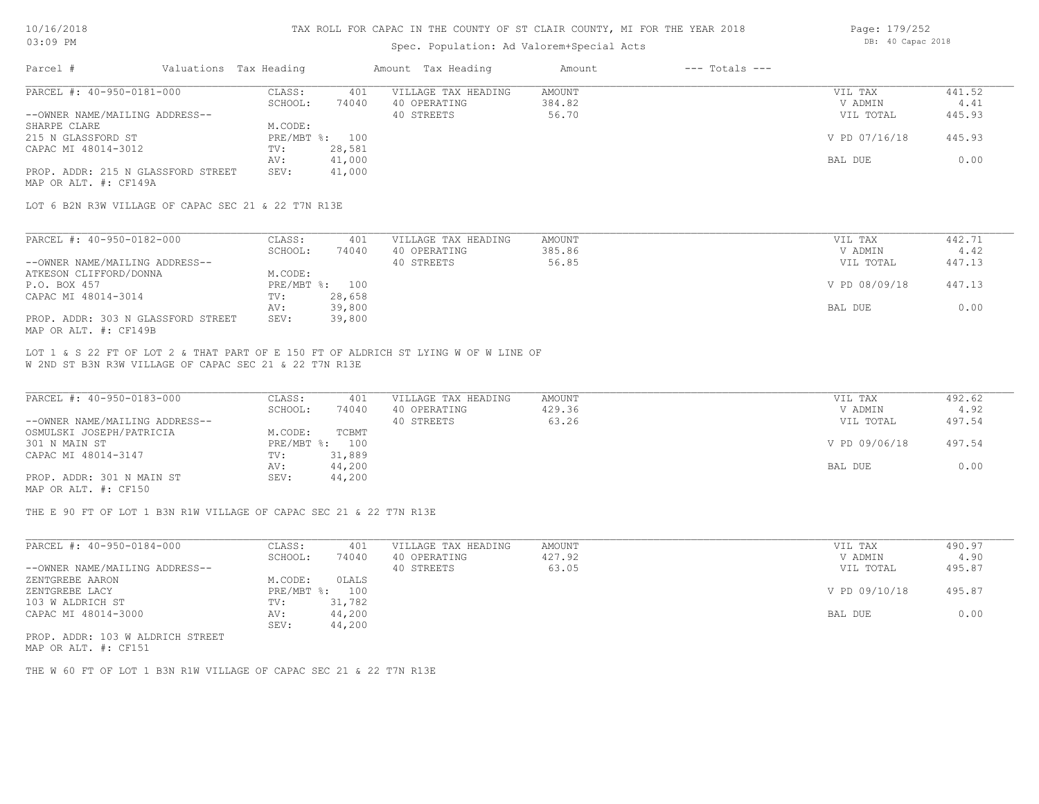# TAX ROLL FOR CAPAC IN THE COUNTY OF ST CLAIR COUNTY, MI FOR THE YEAR 2018

Spec. Population: Ad Valorem+Special Acts

| Parcel # | Valuations Tax Heading | | Amount Tax Heading | Amount | --- Totals --- | |
|---|---|---|---|---|---|---|
| PARCEL #: 40-950-0181-000 | CLASS: | 401 | VILLAGE TAX HEADING | AMOUNT | VIL TAX | 441.52 |
| | SCHOOL: | 74040 | 40 OPERATING | 384.82 | V ADMIN | 4.41 |
| --OWNER NAME/MAILING ADDRESS-- | | | 40 STREETS | 56.70 | VIL TOTAL | 445.93 |
| SHARPE CLARE | M.CODE: | | | | | |
| 215 N GLASSFORD ST | PRE/MBT %: | 100 | | | V PD 07/16/18 | 445.93 |
| CAPAC MI 48014-3012 | TV: | 28,581 | | | | |
| | AV: | 41,000 | | | BAL DUE | 0.00 |
| PROP. ADDR: 215 N GLASSFORD STREET | SEV: | 41,000 | | | | |
| MAP OR ALT. #: CF149A | | | | | | |

LOT 6 B2N R3W VILLAGE OF CAPAC SEC 21 & 22 T7N R13E

| Parcel # | Valuations Tax Heading | | Amount Tax Heading | Amount | --- Totals --- | |
|---|---|---|---|---|---|---|
| PARCEL #: 40-950-0182-000 | CLASS: | 401 | VILLAGE TAX HEADING | AMOUNT | VIL TAX | 442.71 |
| | SCHOOL: | 74040 | 40 OPERATING | 385.86 | V ADMIN | 4.42 |
| --OWNER NAME/MAILING ADDRESS-- | | | 40 STREETS | 56.85 | VIL TOTAL | 447.13 |
| ATKESON CLIFFORD/DONNA | M.CODE: | | | | | |
| P.O. BOX 457 | PRE/MBT %: | 100 | | | V PD 08/09/18 | 447.13 |
| CAPAC MI 48014-3014 | TV: | 28,658 | | | | |
| | AV: | 39,800 | | | BAL DUE | 0.00 |
| PROP. ADDR: 303 N GLASSFORD STREET | SEV: | 39,800 | | | | |
| MAP OR ALT. #: CF149B | | | | | | |

LOT 1 & S 22 FT OF LOT 2 & THAT PART OF E 150 FT OF ALDRICH ST LYING W OF W LINE OF W 2ND ST B3N R3W VILLAGE OF CAPAC SEC 21 & 22 T7N R13E

| Parcel # | Valuations Tax Heading | | Amount Tax Heading | Amount | --- Totals --- | |
|---|---|---|---|---|---|---|
| PARCEL #: 40-950-0183-000 | CLASS: | 401 | VILLAGE TAX HEADING | AMOUNT | VIL TAX | 492.62 |
| | SCHOOL: | 74040 | 40 OPERATING | 429.36 | V ADMIN | 4.92 |
| --OWNER NAME/MAILING ADDRESS-- | | | 40 STREETS | 63.26 | VIL TOTAL | 497.54 |
| OSMULSKI JOSEPH/PATRICIA | M.CODE: | TCBMT | | | | |
| 301 N MAIN ST | PRE/MBT %: | 100 | | | V PD 09/06/18 | 497.54 |
| CAPAC MI 48014-3147 | TV: | 31,889 | | | | |
| | AV: | 44,200 | | | BAL DUE | 0.00 |
| PROP. ADDR: 301 N MAIN ST | SEV: | 44,200 | | | | |
| MAP OR ALT. #: CF150 | | | | | | |

THE E 90 FT OF LOT 1 B3N R1W VILLAGE OF CAPAC SEC 21 & 22 T7N R13E

| Parcel # | Valuations Tax Heading | | Amount Tax Heading | Amount | --- Totals --- | |
|---|---|---|---|---|---|---|
| PARCEL #: 40-950-0184-000 | CLASS: | 401 | VILLAGE TAX HEADING | AMOUNT | VIL TAX | 490.97 |
| | SCHOOL: | 74040 | 40 OPERATING | 427.92 | V ADMIN | 4.90 |
| --OWNER NAME/MAILING ADDRESS-- | | | 40 STREETS | 63.05 | VIL TOTAL | 495.87 |
| ZENTGREBE AARON | M.CODE: | 0LALS | | | | |
| ZENTGREBE LACY | PRE/MBT %: | 100 | | | V PD 09/10/18 | 495.87 |
| 103 W ALDRICH ST | TV: | 31,782 | | | | |
| CAPAC MI 48014-3000 | AV: | 44,200 | | | BAL DUE | 0.00 |
| | SEV: | 44,200 | | | | |
| PROP. ADDR: 103 W ALDRICH STREET | | | | | | |
| MAP OR ALT. #: CF151 | | | | | | |

THE W 60 FT OF LOT 1 B3N R1W VILLAGE OF CAPAC SEC 21 & 22 T7N R13E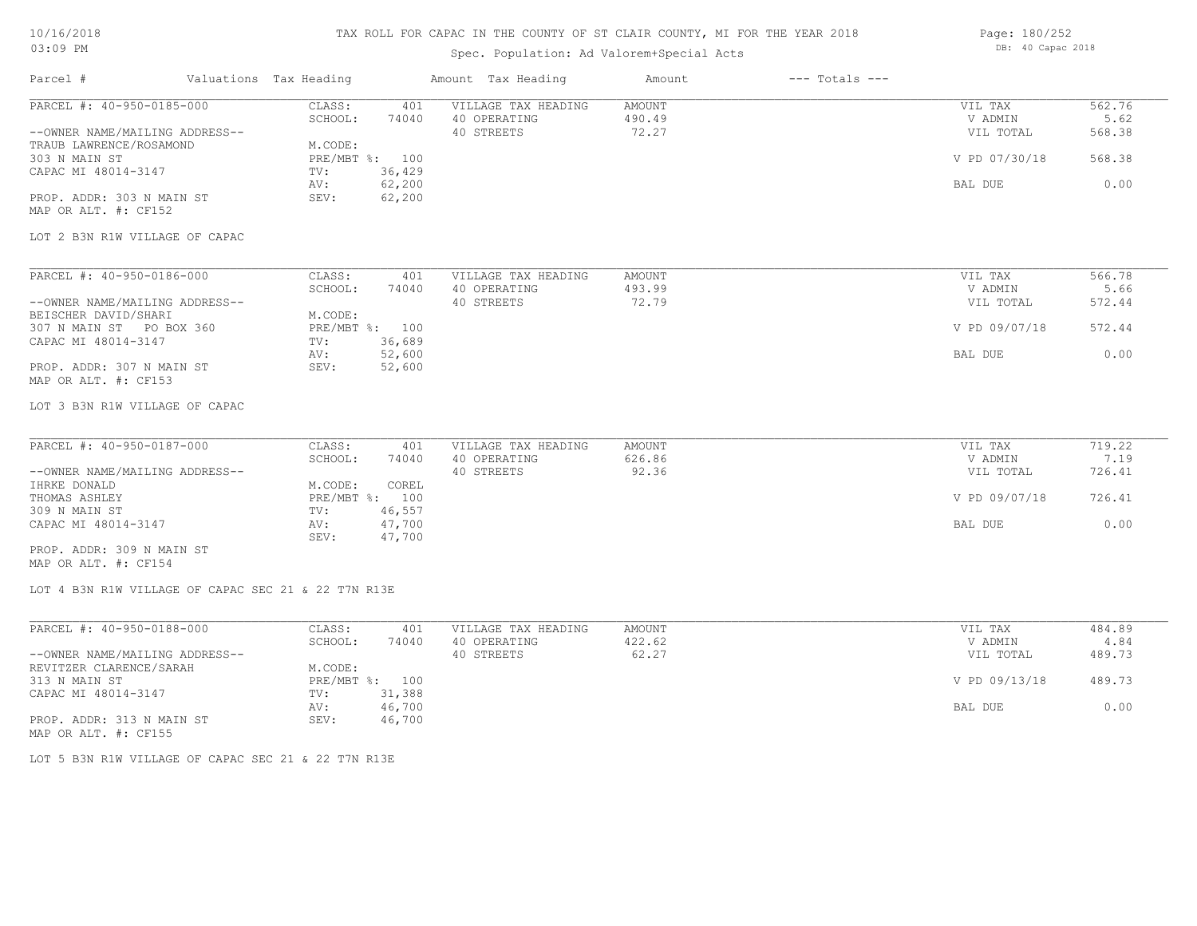# TAX ROLL FOR CAPAC IN THE COUNTY OF ST CLAIR COUNTY, MI FOR THE YEAR 2018

Spec. Population: Ad Valorem+Special Acts

| Parcel # | Valuations Tax Heading | | Amount Tax Heading | Amount | --- Totals --- | |
|---|---|---|---|---|---|---|
| PARCEL #: 40-950-0185-000 | CLASS: | 401 | VILLAGE TAX HEADING | AMOUNT | VIL TAX | 562.76 |
| | SCHOOL: | 74040 | 40 OPERATING | 490.49 | V ADMIN | 5.62 |
| --OWNER NAME/MAILING ADDRESS-- | | | 40 STREETS | 72.27 | VIL TOTAL | 568.38 |
| TRAUB LAWRENCE/ROSAMOND | M.CODE: | | | | | |
| 303 N MAIN ST | PRE/MBT %: | 100 | | | V PD 07/30/18 | 568.38 |
| CAPAC MI 48014-3147 | TV: | 36,429 | | | | |
| | AV: | 62,200 | | | BAL DUE | 0.00 |
| PROP. ADDR: 303 N MAIN ST | SEV: | 62,200 | | | | |
| MAP OR ALT. #: CF152 | | | | | | |

LOT 2 B3N R1W VILLAGE OF CAPAC

| Parcel # | Valuations Tax Heading | | Amount Tax Heading | Amount | --- Totals --- | |
|---|---|---|---|---|---|---|
| PARCEL #: 40-950-0186-000 | CLASS: | 401 | VILLAGE TAX HEADING | AMOUNT | VIL TAX | 566.78 |
| | SCHOOL: | 74040 | 40 OPERATING | 493.99 | V ADMIN | 5.66 |
| --OWNER NAME/MAILING ADDRESS-- | | | 40 STREETS | 72.79 | VIL TOTAL | 572.44 |
| BEISCHER DAVID/SHARI | M.CODE: | | | | | |
| 307 N MAIN ST PO BOX 360 | PRE/MBT %: | 100 | | | V PD 09/07/18 | 572.44 |
| CAPAC MI 48014-3147 | TV: | 36,689 | | | | |
| | AV: | 52,600 | | | BAL DUE | 0.00 |
| PROP. ADDR: 307 N MAIN ST | SEV: | 52,600 | | | | |
| MAP OR ALT. #: CF153 | | | | | | |

LOT 3 B3N R1W VILLAGE OF CAPAC

| Parcel # | Valuations Tax Heading | | Amount Tax Heading | Amount | --- Totals --- | |
|---|---|---|---|---|---|---|
| PARCEL #: 40-950-0187-000 | CLASS: | 401 | VILLAGE TAX HEADING | AMOUNT | VIL TAX | 719.22 |
| | SCHOOL: | 74040 | 40 OPERATING | 626.86 | V ADMIN | 7.19 |
| --OWNER NAME/MAILING ADDRESS-- | | | 40 STREETS | 92.36 | VIL TOTAL | 726.41 |
| IHRKE DONALD | M.CODE: | COREL | | | | |
| THOMAS ASHLEY | PRE/MBT %: | 100 | | | V PD 09/07/18 | 726.41 |
| 309 N MAIN ST | TV: | 46,557 | | | | |
| CAPAC MI 48014-3147 | AV: | 47,700 | | | BAL DUE | 0.00 |
| | SEV: | 47,700 | | | | |
| PROP. ADDR: 309 N MAIN ST | | | | | | |
| MAP OR ALT. #: CF154 | | | | | | |

LOT 4 B3N R1W VILLAGE OF CAPAC SEC 21 & 22 T7N R13E

| Parcel # | Valuations Tax Heading | | Amount Tax Heading | Amount | --- Totals --- | |
|---|---|---|---|---|---|---|
| PARCEL #: 40-950-0188-000 | CLASS: | 401 | VILLAGE TAX HEADING | AMOUNT | VIL TAX | 484.89 |
| | SCHOOL: | 74040 | 40 OPERATING | 422.62 | V ADMIN | 4.84 |
| --OWNER NAME/MAILING ADDRESS-- | | | 40 STREETS | 62.27 | VIL TOTAL | 489.73 |
| REVITZER CLARENCE/SARAH | M.CODE: | | | | | |
| 313 N MAIN ST | PRE/MBT %: | 100 | | | V PD 09/13/18 | 489.73 |
| CAPAC MI 48014-3147 | TV: | 31,388 | | | | |
| | AV: | 46,700 | | | BAL DUE | 0.00 |
| PROP. ADDR: 313 N MAIN ST | SEV: | 46,700 | | | | |
| MAP OR ALT. #: CF155 | | | | | | |

LOT 5 B3N R1W VILLAGE OF CAPAC SEC 21 & 22 T7N R13E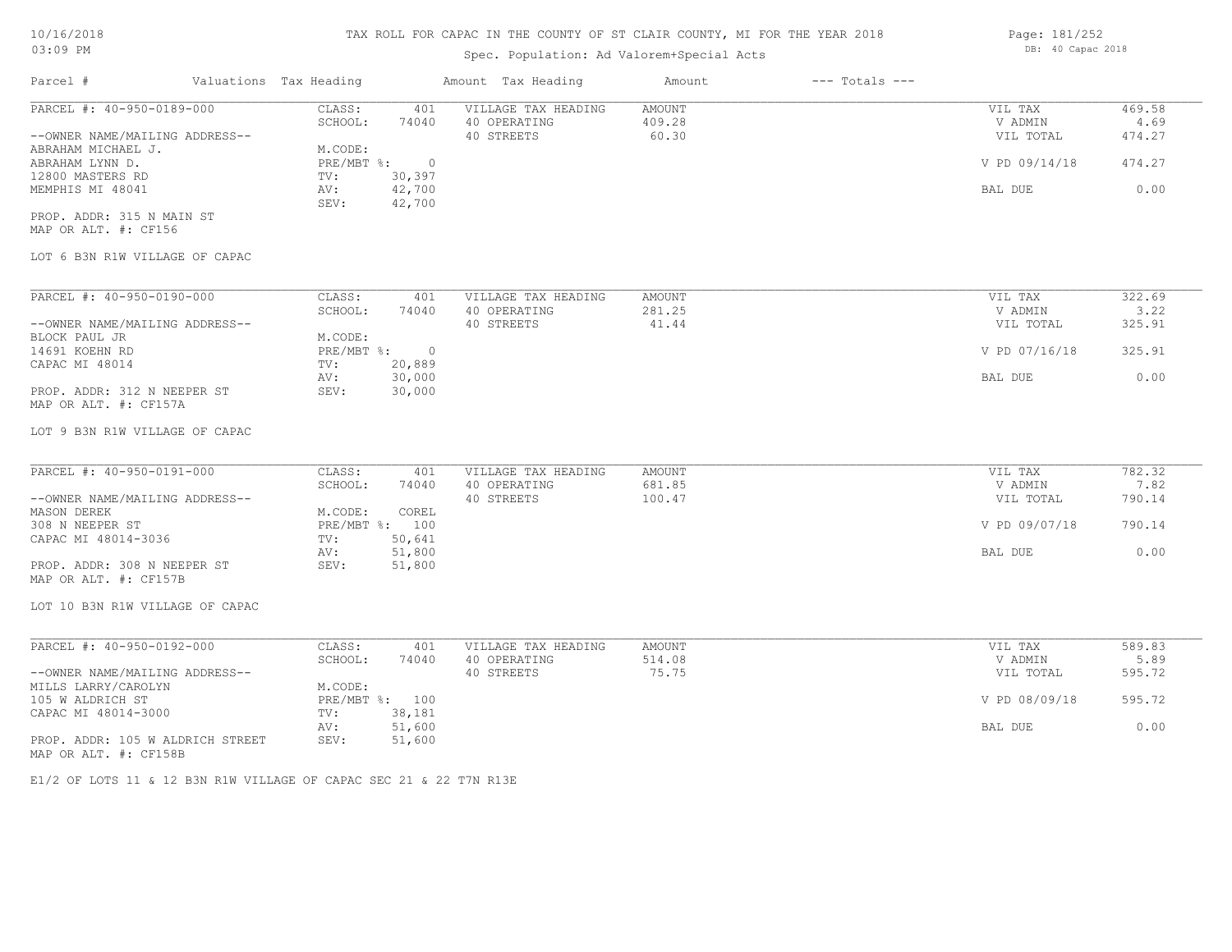# TAX ROLL FOR CAPAC IN THE COUNTY OF ST CLAIR COUNTY, MI FOR THE YEAR 2018

Spec. Population: Ad Valorem+Special Acts

DB: 40 Capac 2018

| Parcel # | Valuations | Tax Heading | Amount | Tax Heading | Amount | --- Totals --- | |
|---|---|---|---|---|---|---|---|
| PARCEL #: 40-950-0189-000 | CLASS: | 401 | | VILLAGE TAX HEADING | AMOUNT | VIL TAX | 469.58 |
| | SCHOOL: | 74040 | | 40 OPERATING | 409.28 | V ADMIN | 4.69 |
| --OWNER NAME/MAILING ADDRESS-- | | | | 40 STREETS | 60.30 | VIL TOTAL | 474.27 |
| ABRAHAM MICHAEL J. | M.CODE: | | | | | | |
| ABRAHAM LYNN D. | PRE/MBT %: | 0 | | | | V PD 09/14/18 | 474.27 |
| 12800 MASTERS RD | TV: | 30,397 | | | | | |
| MEMPHIS MI 48041 | AV: | 42,700 | | | | BAL DUE | 0.00 |
| | SEV: | 42,700 | | | | | |
| PROP. ADDR: 315 N MAIN ST | | | | | | | |
| MAP OR ALT. #: CF156 | | | | | | | |
| LOT 6 B3N R1W VILLAGE OF CAPAC | | | | | | | |
| PARCEL #: 40-950-0190-000 | CLASS: | 401 | | VILLAGE TAX HEADING | AMOUNT | VIL TAX | 322.69 |
| | SCHOOL: | 74040 | | 40 OPERATING | 281.25 | V ADMIN | 3.22 |
| --OWNER NAME/MAILING ADDRESS-- | | | | 40 STREETS | 41.44 | VIL TOTAL | 325.91 |
| BLOCK PAUL JR | M.CODE: | | | | | | |
| 14691 KOEHN RD | PRE/MBT %: | 0 | | | | V PD 07/16/18 | 325.91 |
| CAPAC MI 48014 | TV: | 20,889 | | | | | |
| | AV: | 30,000 | | | | BAL DUE | 0.00 |
| PROP. ADDR: 312 N NEEPER ST | SEV: | 30,000 | | | | | |
| MAP OR ALT. #: CF157A | | | | | | | |
| LOT 9 B3N R1W VILLAGE OF CAPAC | | | | | | | |
| PARCEL #: 40-950-0191-000 | CLASS: | 401 | | VILLAGE TAX HEADING | AMOUNT | VIL TAX | 782.32 |
| | SCHOOL: | 74040 | | 40 OPERATING | 681.85 | V ADMIN | 7.82 |
| --OWNER NAME/MAILING ADDRESS-- | | | | 40 STREETS | 100.47 | VIL TOTAL | 790.14 |
| MASON DEREK | M.CODE: | COREL | | | | | |
| 308 N NEEPER ST | PRE/MBT %: | 100 | | | | V PD 09/07/18 | 790.14 |
| CAPAC MI 48014-3036 | TV: | 50,641 | | | | | |
| | AV: | 51,800 | | | | BAL DUE | 0.00 |
| PROP. ADDR: 308 N NEEPER ST | SEV: | 51,800 | | | | | |
| MAP OR ALT. #: CF157B | | | | | | | |
| LOT 10 B3N R1W VILLAGE OF CAPAC | | | | | | | |
| PARCEL #: 40-950-0192-000 | CLASS: | 401 | | VILLAGE TAX HEADING | AMOUNT | VIL TAX | 589.83 |
| | SCHOOL: | 74040 | | 40 OPERATING | 514.08 | V ADMIN | 5.89 |
| --OWNER NAME/MAILING ADDRESS-- | | | | 40 STREETS | 75.75 | VIL TOTAL | 595.72 |
| MILLS LARRY/CAROLYN | M.CODE: | | | | | | |
| 105 W ALDRICH ST | PRE/MBT %: | 100 | | | | V PD 08/09/18 | 595.72 |
| CAPAC MI 48014-3000 | TV: | 38,181 | | | | | |
| | AV: | 51,600 | | | | BAL DUE | 0.00 |
| PROP. ADDR: 105 W ALDRICH STREET | SEV: | 51,600 | | | | | |
| MAP OR ALT. #: CF158B | | | | | | | |
| E1/2 OF LOTS 11 & 12 B3N R1W VILLAGE OF CAPAC SEC 21 & 22 T7N R13E | | | | | | | |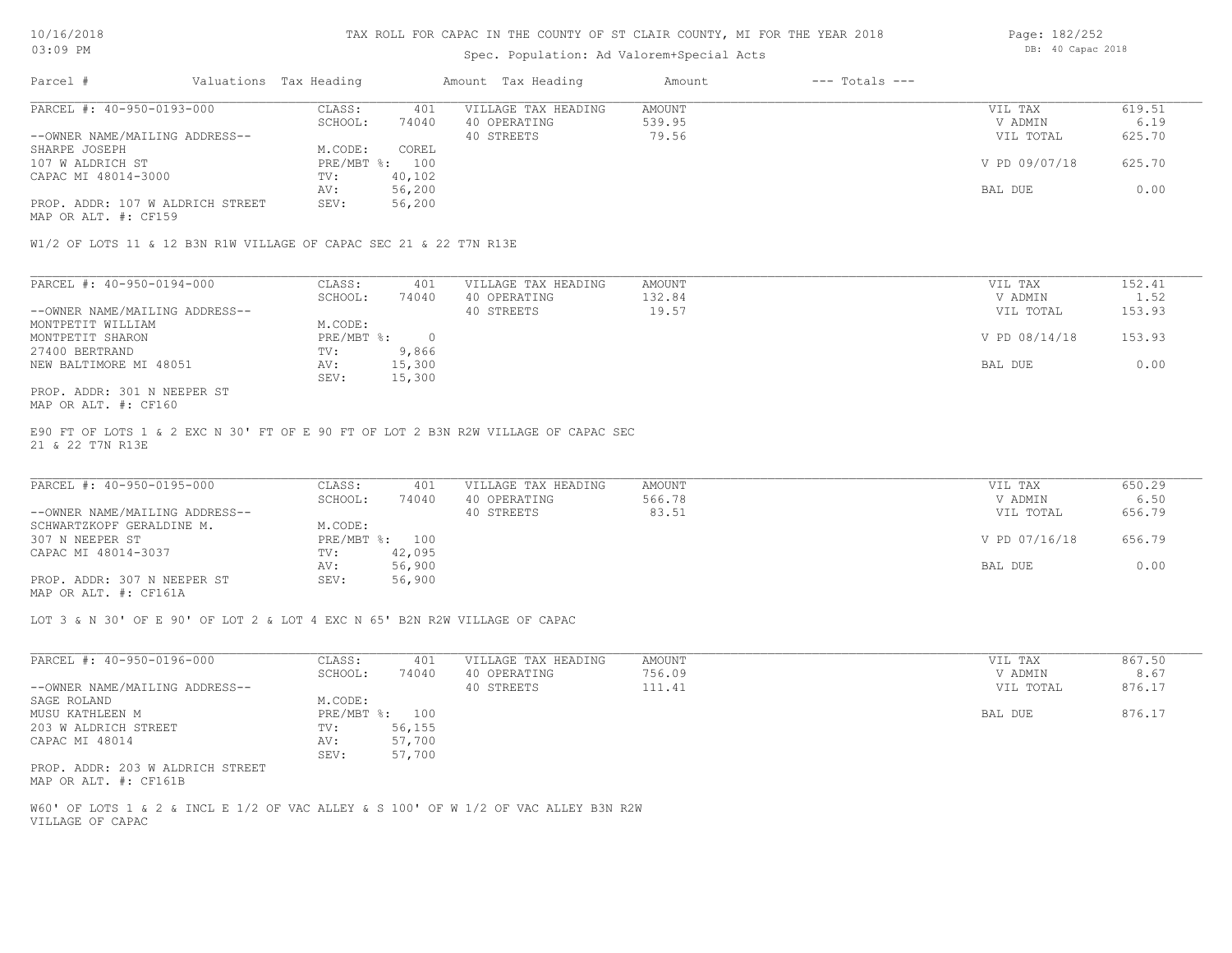TAX ROLL FOR CAPAC IN THE COUNTY OF ST CLAIR COUNTY, MI FOR THE YEAR 2018

Spec. Population: Ad Valorem+Special Acts

DB: 40 Capac 2018

| Parcel # | Valuations | Tax Heading | Amount | Tax Heading | Amount | --- Totals --- | |
|---|---|---|---|---|---|---|---|
| PARCEL #: 40-950-0193-000 | CLASS: | 401 | VILLAGE TAX HEADING | AMOUNT | | VIL TAX | 619.51 |
| | SCHOOL: | 74040 | 40 OPERATING | 539.95 | | V ADMIN | 6.19 |
| --OWNER NAME/MAILING ADDRESS-- | | | 40 STREETS | 79.56 | | VIL TOTAL | 625.70 |
| SHARPE JOSEPH | M.CODE: | COREL | | | | | |
| 107 W ALDRICH ST | PRE/MBT %: | 100 | | | | V PD 09/07/18 | 625.70 |
| CAPAC MI 48014-3000 | TV: | 40,102 | | | | | |
| | AV: | 56,200 | | | | BAL DUE | 0.00 |
| PROP. ADDR: 107 W ALDRICH STREET | SEV: | 56,200 | | | | | |
| MAP OR ALT. #: CF159 | | | | | | | |

W1/2 OF LOTS 11 & 12 B3N R1W VILLAGE OF CAPAC SEC 21 & 22 T7N R13E

| Parcel # | Valuations | Tax Heading | Amount | Tax Heading | Amount | --- Totals --- | |
|---|---|---|---|---|---|---|---|
| PARCEL #: 40-950-0194-000 | CLASS: | 401 | VILLAGE TAX HEADING | AMOUNT | | VIL TAX | 152.41 |
| | SCHOOL: | 74040 | 40 OPERATING | 132.84 | | V ADMIN | 1.52 |
| --OWNER NAME/MAILING ADDRESS-- | | | 40 STREETS | 19.57 | | VIL TOTAL | 153.93 |
| MONTPETIT WILLIAM | M.CODE: | | | | | | |
| MONTPETIT SHARON | PRE/MBT %: | 0 | | | | V PD 08/14/18 | 153.93 |
| 27400 BERTRAND | TV: | 9,866 | | | | | |
| NEW BALTIMORE MI 48051 | AV: | 15,300 | | | | BAL DUE | 0.00 |
| | SEV: | 15,300 | | | | | |
| PROP. ADDR: 301 N NEEPER ST | | | | | | | |
| MAP OR ALT. #: CF160 | | | | | | | |

E90 FT OF LOTS 1 & 2 EXC N 30' FT OF E 90 FT OF LOT 2 B3N R2W VILLAGE OF CAPAC SEC 21 & 22 T7N R13E

| Parcel # | Valuations | Tax Heading | Amount | Tax Heading | Amount | --- Totals --- | |
|---|---|---|---|---|---|---|---|
| PARCEL #: 40-950-0195-000 | CLASS: | 401 | VILLAGE TAX HEADING | AMOUNT | | VIL TAX | 650.29 |
| | SCHOOL: | 74040 | 40 OPERATING | 566.78 | | V ADMIN | 6.50 |
| --OWNER NAME/MAILING ADDRESS-- | | | 40 STREETS | 83.51 | | VIL TOTAL | 656.79 |
| SCHWARTZKOPF GERALDINE M. | M.CODE: | | | | | | |
| 307 N NEEPER ST | PRE/MBT %: | 100 | | | | V PD 07/16/18 | 656.79 |
| CAPAC MI 48014-3037 | TV: | 42,095 | | | | | |
| | AV: | 56,900 | | | | BAL DUE | 0.00 |
| PROP. ADDR: 307 N NEEPER ST | SEV: | 56,900 | | | | | |
| MAP OR ALT. #: CF161A | | | | | | | |

LOT 3 & N 30' OF E 90' OF LOT 2 & LOT 4 EXC N 65' B2N R2W VILLAGE OF CAPAC

| Parcel # | Valuations | Tax Heading | Amount | Tax Heading | Amount | --- Totals --- | |
|---|---|---|---|---|---|---|---|
| PARCEL #: 40-950-0196-000 | CLASS: | 401 | VILLAGE TAX HEADING | AMOUNT | | VIL TAX | 867.50 |
| | SCHOOL: | 74040 | 40 OPERATING | 756.09 | | V ADMIN | 8.67 |
| --OWNER NAME/MAILING ADDRESS-- | | | 40 STREETS | 111.41 | | VIL TOTAL | 876.17 |
| SAGE ROLAND | M.CODE: | | | | | | |
| MUSU KATHLEEN M | PRE/MBT %: | 100 | | | | BAL DUE | 876.17 |
| 203 W ALDRICH STREET | TV: | 56,155 | | | | | |
| CAPAC MI 48014 | AV: | 57,700 | | | | | |
| | SEV: | 57,700 | | | | | |
| PROP. ADDR: 203 W ALDRICH STREET | | | | | | | |
| MAP OR ALT. #: CF161B | | | | | | | |

W60' OF LOTS 1 & 2 & INCL E 1/2 OF VAC ALLEY & S 100' OF W 1/2 OF VAC ALLEY B3N R2W VILLAGE OF CAPAC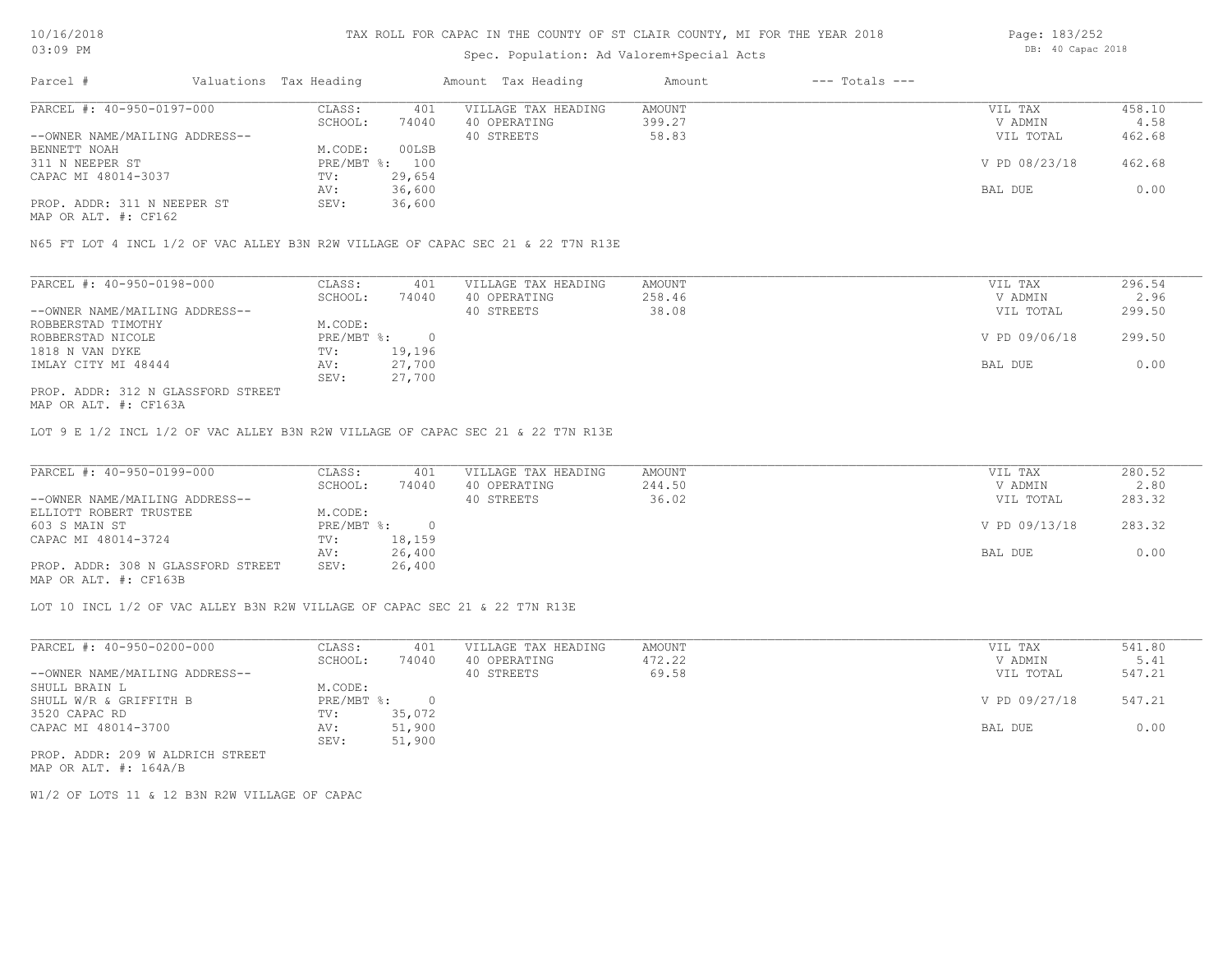# TAX ROLL FOR CAPAC IN THE COUNTY OF ST CLAIR COUNTY, MI FOR THE YEAR 2018

Spec. Population: Ad Valorem+Special Acts

DB: 40 Capac 2018

| Parcel # | Valuations | Tax Heading | Amount | Tax Heading | Amount | --- Totals --- | |
|---|---|---|---|---|---|---|---|
| PARCEL #: 40-950-0197-000 | CLASS: | 401 | VILLAGE TAX HEADING | AMOUNT | | VIL TAX | 458.10 |
| | SCHOOL: | 74040 | 40 OPERATING | 399.27 | | V ADMIN | 4.58 |
| --OWNER NAME/MAILING ADDRESS-- | | | 40 STREETS | 58.83 | | VIL TOTAL | 462.68 |
| BENNETT NOAH | M.CODE: | 00LSB | | | | | |
| 311 N NEEPER ST | PRE/MBT %: | 100 | | | | V PD 08/23/18 | 462.68 |
| CAPAC MI 48014-3037 | TV: | 29,654 | | | | | |
| | AV: | 36,600 | | | | BAL DUE | 0.00 |
| PROP. ADDR: 311 N NEEPER ST | SEV: | 36,600 | | | | | |
| MAP OR ALT. #: CF162 | | | | | | | |

N65 FT LOT 4 INCL 1/2 OF VAC ALLEY B3N R2W VILLAGE OF CAPAC SEC 21 & 22 T7N R13E

| | | | | | | | |
|---|---|---|---|---|---|---|---|
| PARCEL #: 40-950-0198-000 | CLASS: | 401 | VILLAGE TAX HEADING | AMOUNT | | VIL TAX | 296.54 |
| | SCHOOL: | 74040 | 40 OPERATING | 258.46 | | V ADMIN | 2.96 |
| --OWNER NAME/MAILING ADDRESS-- | | | 40 STREETS | 38.08 | | VIL TOTAL | 299.50 |
| ROBBERSTAD TIMOTHY | M.CODE: | | | | | | |
| ROBBERSTAD NICOLE | PRE/MBT %: | 0 | | | | V PD 09/06/18 | 299.50 |
| 1818 N VAN DYKE | TV: | 19,196 | | | | | |
| IMLAY CITY MI 48444 | AV: | 27,700 | | | | BAL DUE | 0.00 |
| | SEV: | 27,700 | | | | | |
| PROP. ADDR: 312 N GLASSFORD STREET | | | | | | | |
| MAP OR ALT. #: CF163A | | | | | | | |

LOT 9 E 1/2 INCL 1/2 OF VAC ALLEY B3N R2W VILLAGE OF CAPAC SEC 21 & 22 T7N R13E

| | | | | | | | |
|---|---|---|---|---|---|---|---|
| PARCEL #: 40-950-0199-000 | CLASS: | 401 | VILLAGE TAX HEADING | AMOUNT | | VIL TAX | 280.52 |
| | SCHOOL: | 74040 | 40 OPERATING | 244.50 | | V ADMIN | 2.80 |
| --OWNER NAME/MAILING ADDRESS-- | | | 40 STREETS | 36.02 | | VIL TOTAL | 283.32 |
| ELLIOTT ROBERT TRUSTEE | M.CODE: | | | | | | |
| 603 S MAIN ST | PRE/MBT %: | 0 | | | | V PD 09/13/18 | 283.32 |
| CAPAC MI 48014-3724 | TV: | 18,159 | | | | | |
| | AV: | 26,400 | | | | BAL DUE | 0.00 |
| PROP. ADDR: 308 N GLASSFORD STREET | SEV: | 26,400 | | | | | |
| MAP OR ALT. #: CF163B | | | | | | | |

LOT 10 INCL 1/2 OF VAC ALLEY B3N R2W VILLAGE OF CAPAC SEC 21 & 22 T7N R13E

| | | | | | | | |
|---|---|---|---|---|---|---|---|
| PARCEL #: 40-950-0200-000 | CLASS: | 401 | VILLAGE TAX HEADING | AMOUNT | | VIL TAX | 541.80 |
| | SCHOOL: | 74040 | 40 OPERATING | 472.22 | | V ADMIN | 5.41 |
| --OWNER NAME/MAILING ADDRESS-- | | | 40 STREETS | 69.58 | | VIL TOTAL | 547.21 |
| SHULL BRAIN L | M.CODE: | | | | | | |
| SHULL W/R & GRIFFITH B | PRE/MBT %: | 0 | | | | V PD 09/27/18 | 547.21 |
| 3520 CAPAC RD | TV: | 35,072 | | | | | |
| CAPAC MI 48014-3700 | AV: | 51,900 | | | | BAL DUE | 0.00 |
| | SEV: | 51,900 | | | | | |
| PROP. ADDR: 209 W ALDRICH STREET | | | | | | | |
| MAP OR ALT. #: 164A/B | | | | | | | |

W1/2 OF LOTS 11 & 12 B3N R2W VILLAGE OF CAPAC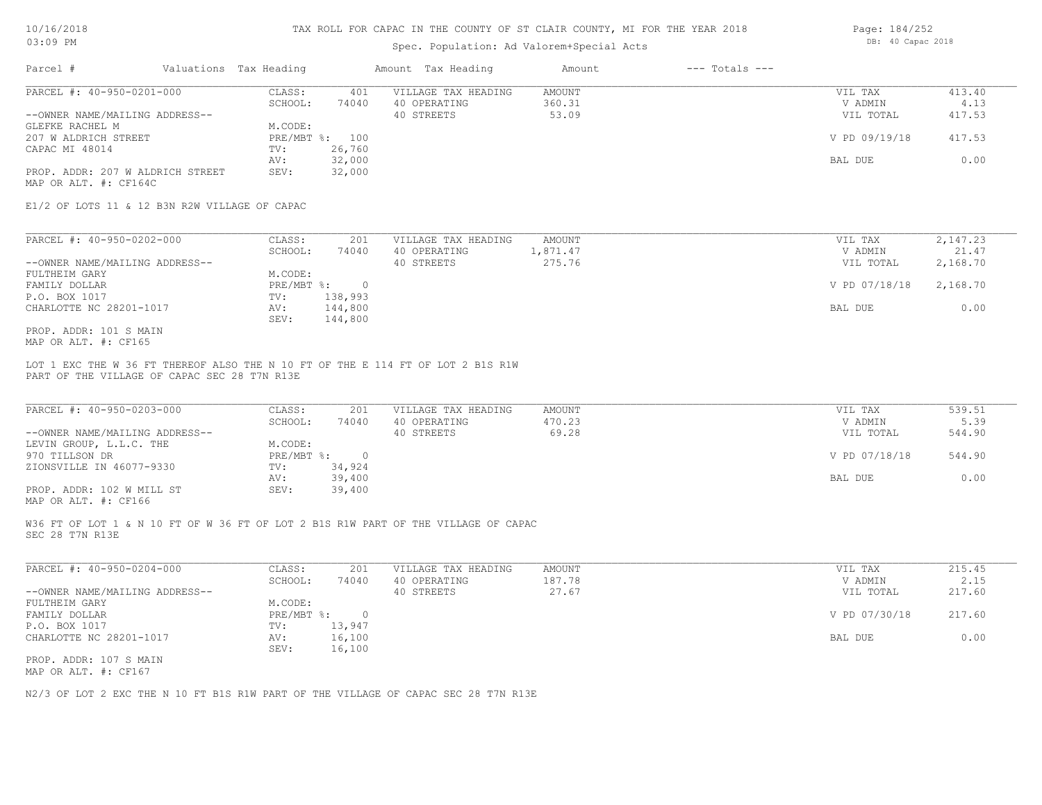# TAX ROLL FOR CAPAC IN THE COUNTY OF ST CLAIR COUNTY, MI FOR THE YEAR 2018

Spec. Population: Ad Valorem+Special Acts

| Parcel # | Valuations | Tax Heading | Amount | Tax Heading | Amount | --- Totals --- | |
|---|---|---|---|---|---|---|---|
| PARCEL #: 40-950-0201-000 | CLASS: | 401 | VILLAGE TAX HEADING | AMOUNT | | VIL TAX | 413.40 |
| | SCHOOL: | 74040 | 40 OPERATING | 360.31 | | V ADMIN | 4.13 |
| --OWNER NAME/MAILING ADDRESS-- | | | 40 STREETS | 53.09 | | VIL TOTAL | 417.53 |
| GLEFKE RACHEL M | M.CODE: | | | | | | |
| 207 W ALDRICH STREET | PRE/MBT %: | 100 | | | | V PD 09/19/18 | 417.53 |
| CAPAC MI 48014 | TV: | 26,760 | | | | | |
| | AV: | 32,000 | | | | BAL DUE | 0.00 |
| PROP. ADDR: 207 W ALDRICH STREET | SEV: | 32,000 | | | | | |
| MAP OR ALT. #: CF164C | | | | | | | |

E1/2 OF LOTS 11 & 12 B3N R2W VILLAGE OF CAPAC

| Parcel # | Valuations | Tax Heading | Amount | Tax Heading | Amount | --- Totals --- | |
|---|---|---|---|---|---|---|---|
| PARCEL #: 40-950-0202-000 | CLASS: | 201 | VILLAGE TAX HEADING | AMOUNT | | VIL TAX | 2,147.23 |
| | SCHOOL: | 74040 | 40 OPERATING | 1,871.47 | | V ADMIN | 21.47 |
| --OWNER NAME/MAILING ADDRESS-- | | | 40 STREETS | 275.76 | | VIL TOTAL | 2,168.70 |
| FULTHEIM GARY | M.CODE: | | | | | | |
| FAMILY DOLLAR | PRE/MBT %: | 0 | | | | V PD 07/18/18 | 2,168.70 |
| P.O. BOX 1017 | TV: | 138,993 | | | | | |
| CHARLOTTE NC 28201-1017 | AV: | 144,800 | | | | BAL DUE | 0.00 |
| | SEV: | 144,800 | | | | | |
| PROP. ADDR: 101 S MAIN | | | | | | | |
| MAP OR ALT. #: CF165 | | | | | | | |

LOT 1 EXC THE W 36 FT THEREOF ALSO THE N 10 FT OF THE E 114 FT OF LOT 2 B1S R1W PART OF THE VILLAGE OF CAPAC SEC 28 T7N R13E

| Parcel # | Valuations | Tax Heading | Amount | Tax Heading | Amount | --- Totals --- | |
|---|---|---|---|---|---|---|---|
| PARCEL #: 40-950-0203-000 | CLASS: | 201 | VILLAGE TAX HEADING | AMOUNT | | VIL TAX | 539.51 |
| | SCHOOL: | 74040 | 40 OPERATING | 470.23 | | V ADMIN | 5.39 |
| --OWNER NAME/MAILING ADDRESS-- | | | 40 STREETS | 69.28 | | VIL TOTAL | 544.90 |
| LEVIN GROUP, L.L.C. THE | M.CODE: | | | | | | |
| 970 TILLSON DR | PRE/MBT %: | 0 | | | | V PD 07/18/18 | 544.90 |
| ZIONSVILLE IN 46077-9330 | TV: | 34,924 | | | | | |
| | AV: | 39,400 | | | | BAL DUE | 0.00 |
| PROP. ADDR: 102 W MILL ST | SEV: | 39,400 | | | | | |
| MAP OR ALT. #: CF166 | | | | | | | |

W36 FT OF LOT 1 & N 10 FT OF W 36 FT OF LOT 2 B1S R1W PART OF THE VILLAGE OF CAPAC SEC 28 T7N R13E

| Parcel # | Valuations | Tax Heading | Amount | Tax Heading | Amount | --- Totals --- | |
|---|---|---|---|---|---|---|---|
| PARCEL #: 40-950-0204-000 | CLASS: | 201 | VILLAGE TAX HEADING | AMOUNT | | VIL TAX | 215.45 |
| | SCHOOL: | 74040 | 40 OPERATING | 187.78 | | V ADMIN | 2.15 |
| --OWNER NAME/MAILING ADDRESS-- | | | 40 STREETS | 27.67 | | VIL TOTAL | 217.60 |
| FULTHEIM GARY | M.CODE: | | | | | | |
| FAMILY DOLLAR | PRE/MBT %: | 0 | | | | V PD 07/30/18 | 217.60 |
| P.O. BOX 1017 | TV: | 13,947 | | | | | |
| CHARLOTTE NC 28201-1017 | AV: | 16,100 | | | | BAL DUE | 0.00 |
| | SEV: | 16,100 | | | | | |
| PROP. ADDR: 107 S MAIN | | | | | | | |
| MAP OR ALT. #: CF167 | | | | | | | |

N2/3 OF LOT 2 EXC THE N 10 FT B1S R1W PART OF THE VILLAGE OF CAPAC SEC 28 T7N R13E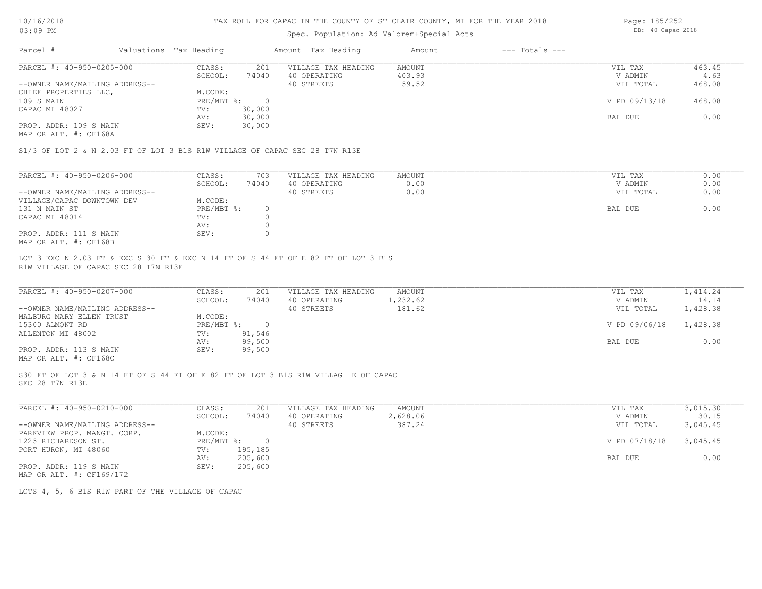TAX ROLL FOR CAPAC IN THE COUNTY OF ST CLAIR COUNTY, MI FOR THE YEAR 2018

Spec. Population: Ad Valorem+Special Acts

| Parcel # | Valuations | Tax Heading | Amount | Tax Heading | Amount | --- Totals --- | |
|---|---|---|---|---|---|---|---|
| PARCEL #: 40-950-0205-000 | CLASS: | 201 | VILLAGE TAX HEADING | AMOUNT | | VIL TAX | 463.45 |
| | SCHOOL: | 74040 | 40 OPERATING | 403.93 | | V ADMIN | 4.63 |
| --OWNER NAME/MAILING ADDRESS-- | | | 40 STREETS | 59.52 | | VIL TOTAL | 468.08 |
| CHIEF PROPERTIES LLC, | M.CODE: | | | | | | |
| 109 S MAIN | PRE/MBT %: | 0 | | | | V PD 09/13/18 | 468.08 |
| CAPAC MI 48027 | TV: | 30,000 | | | | | |
| | AV: | 30,000 | | | | BAL DUE | 0.00 |
| PROP. ADDR: 109 S MAIN | SEV: | 30,000 | | | | | |
| MAP OR ALT. #: CF168A | | | | | | | |

S1/3 OF LOT 2 & N 2.03 FT OF LOT 3 B1S R1W VILLAGE OF CAPAC SEC 28 T7N R13E

| Parcel # | Valuations | Tax Heading | Amount | Tax Heading | Amount | --- Totals --- | |
|---|---|---|---|---|---|---|---|
| PARCEL #: 40-950-0206-000 | CLASS: | 703 | VILLAGE TAX HEADING | AMOUNT | | VIL TAX | 0.00 |
| | SCHOOL: | 74040 | 40 OPERATING | 0.00 | | V ADMIN | 0.00 |
| --OWNER NAME/MAILING ADDRESS-- | | | 40 STREETS | 0.00 | | VIL TOTAL | 0.00 |
| VILLAGE/CAPAC DOWNTOWN DEV | M.CODE: | | | | | | |
| 131 N MAIN ST | PRE/MBT %: | 0 | | | | BAL DUE | 0.00 |
| CAPAC MI 48014 | TV: | 0 | | | | | |
| | AV: | 0 | | | | | |
| PROP. ADDR: 111 S MAIN | SEV: | 0 | | | | | |
| MAP OR ALT. #: CF168B | | | | | | | |

LOT 3 EXC N 2.03 FT & EXC S 30 FT & EXC N 14 FT OF S 44 FT OF E 82 FT OF LOT 3 B1S R1W VILLAGE OF CAPAC SEC 28 T7N R13E

| Parcel # | Valuations | Tax Heading | Amount | Tax Heading | Amount | --- Totals --- | |
|---|---|---|---|---|---|---|---|
| PARCEL #: 40-950-0207-000 | CLASS: | 201 | VILLAGE TAX HEADING | AMOUNT | | VIL TAX | 1,414.24 |
| | SCHOOL: | 74040 | 40 OPERATING | 1,232.62 | | V ADMIN | 14.14 |
| --OWNER NAME/MAILING ADDRESS-- | | | 40 STREETS | 181.62 | | VIL TOTAL | 1,428.38 |
| MALBURG MARY ELLEN TRUST | M.CODE: | | | | | | |
| 15300 ALMONT RD | PRE/MBT %: | 0 | | | | V PD 09/06/18 | 1,428.38 |
| ALLENTON MI 48002 | TV: | 91,546 | | | | | |
| | AV: | 99,500 | | | | BAL DUE | 0.00 |
| PROP. ADDR: 113 S MAIN | SEV: | 99,500 | | | | | |
| MAP OR ALT. #: CF168C | | | | | | | |

S30 FT OF LOT 3 & N 14 FT OF S 44 FT OF E 82 FT OF LOT 3 B1S R1W VILLAG E OF CAPAC SEC 28 T7N R13E

| Parcel # | Valuations | Tax Heading | Amount | Tax Heading | Amount | --- Totals --- | |
|---|---|---|---|---|---|---|---|
| PARCEL #: 40-950-0210-000 | CLASS: | 201 | VILLAGE TAX HEADING | AMOUNT | | VIL TAX | 3,015.30 |
| | SCHOOL: | 74040 | 40 OPERATING | 2,628.06 | | V ADMIN | 30.15 |
| --OWNER NAME/MAILING ADDRESS-- | | | 40 STREETS | 387.24 | | VIL TOTAL | 3,045.45 |
| PARKVIEW PROP. MANGT. CORP. | M.CODE: | | | | | | |
| 1225 RICHARDSON ST. | PRE/MBT %: | 0 | | | | V PD 07/18/18 | 3,045.45 |
| PORT HURON, MI 48060 | TV: | 195,185 | | | | | |
| | AV: | 205,600 | | | | BAL DUE | 0.00 |
| PROP. ADDR: 119 S MAIN | SEV: | 205,600 | | | | | |
| MAP OR ALT. #: CF169/172 | | | | | | | |

LOTS 4, 5, 6 B1S R1W PART OF THE VILLAGE OF CAPAC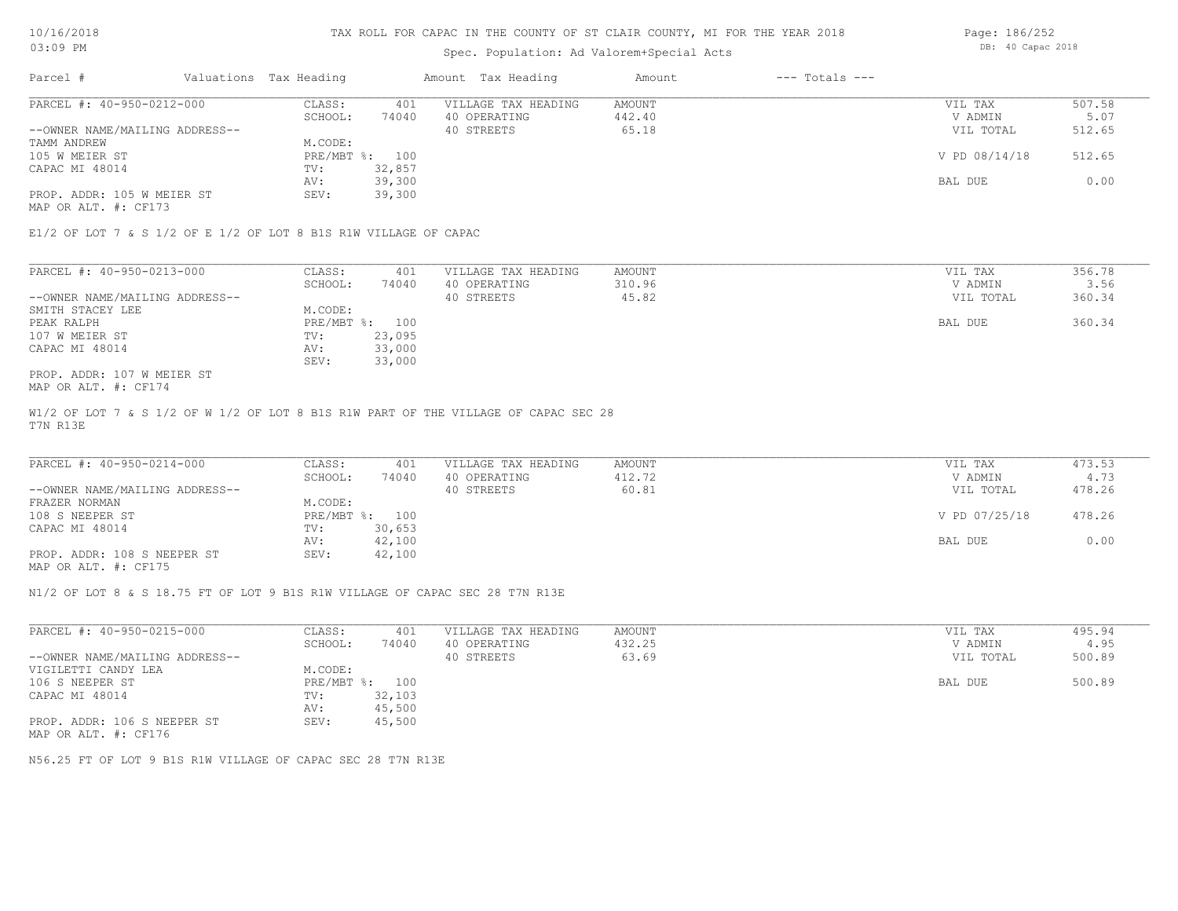# TAX ROLL FOR CAPAC IN THE COUNTY OF ST CLAIR COUNTY, MI FOR THE YEAR 2018

Spec. Population: Ad Valorem+Special Acts

| Parcel # | Valuations | Tax Heading | Amount | Tax Heading | Amount | --- Totals --- | |
|---|---|---|---|---|---|---|---|
| PARCEL #: 40-950-0212-000 | CLASS: | 401 | VILLAGE TAX HEADING | AMOUNT | VIL TAX | 507.58 |
| | SCHOOL: | 74040 | 40 OPERATING | 442.40 | V ADMIN | 5.07 |
| --OWNER NAME/MAILING ADDRESS-- | | | 40 STREETS | 65.18 | VIL TOTAL | 512.65 |
| TAMM ANDREW | M.CODE: | | | | | |
| 105 W MEIER ST | PRE/MBT %: | 100 | | | V PD 08/14/18 | 512.65 |
| CAPAC MI 48014 | TV: | 32,857 | | | | |
| | AV: | 39,300 | | | BAL DUE | 0.00 |
| PROP. ADDR: 105 W MEIER ST | SEV: | 39,300 | | | | |
| MAP OR ALT. #: CF173 | | | | | | |

E1/2 OF LOT 7 & S 1/2 OF E 1/2 OF LOT 8 B1S R1W VILLAGE OF CAPAC

| | | | | | | |
|---|---|---|---|---|---|---|
| PARCEL #: 40-950-0213-000 | CLASS: | 401 | VILLAGE TAX HEADING | AMOUNT | VIL TAX | 356.78 |
| | SCHOOL: | 74040 | 40 OPERATING | 310.96 | V ADMIN | 3.56 |
| --OWNER NAME/MAILING ADDRESS-- | | | 40 STREETS | 45.82 | VIL TOTAL | 360.34 |
| SMITH STACEY LEE | M.CODE: | | | | | |
| PEAK RALPH | PRE/MBT %: | 100 | | | BAL DUE | 360.34 |
| 107 W MEIER ST | TV: | 23,095 | | | | |
| CAPAC MI 48014 | AV: | 33,000 | | | | |
| | SEV: | 33,000 | | | | |
| PROP. ADDR: 107 W MEIER ST | | | | | | |
| MAP OR ALT. #: CF174 | | | | | | |

W1/2 OF LOT 7 & S 1/2 OF W 1/2 OF LOT 8 B1S R1W PART OF THE VILLAGE OF CAPAC SEC 28 T7N R13E

| | | | | | | |
|---|---|---|---|---|---|---|
| PARCEL #: 40-950-0214-000 | CLASS: | 401 | VILLAGE TAX HEADING | AMOUNT | VIL TAX | 473.53 |
| | SCHOOL: | 74040 | 40 OPERATING | 412.72 | V ADMIN | 4.73 |
| --OWNER NAME/MAILING ADDRESS-- | | | 40 STREETS | 60.81 | VIL TOTAL | 478.26 |
| FRAZER NORMAN | M.CODE: | | | | | |
| 108 S NEEPER ST | PRE/MBT %: | 100 | | | V PD 07/25/18 | 478.26 |
| CAPAC MI 48014 | TV: | 30,653 | | | | |
| | AV: | 42,100 | | | BAL DUE | 0.00 |
| PROP. ADDR: 108 S NEEPER ST | SEV: | 42,100 | | | | |
| MAP OR ALT. #: CF175 | | | | | | |

N1/2 OF LOT 8 & S 18.75 FT OF LOT 9 B1S R1W VILLAGE OF CAPAC SEC 28 T7N R13E

| | | | | | | |
|---|---|---|---|---|---|---|
| PARCEL #: 40-950-0215-000 | CLASS: | 401 | VILLAGE TAX HEADING | AMOUNT | VIL TAX | 495.94 |
| | SCHOOL: | 74040 | 40 OPERATING | 432.25 | V ADMIN | 4.95 |
| --OWNER NAME/MAILING ADDRESS-- | | | 40 STREETS | 63.69 | VIL TOTAL | 500.89 |
| VIGILETTI CANDY LEA | M.CODE: | | | | | |
| 106 S NEEPER ST | PRE/MBT %: | 100 | | | BAL DUE | 500.89 |
| CAPAC MI 48014 | TV: | 32,103 | | | | |
| | AV: | 45,500 | | | | |
| PROP. ADDR: 106 S NEEPER ST | SEV: | 45,500 | | | | |
| MAP OR ALT. #: CF176 | | | | | | |

N56.25 FT OF LOT 9 B1S R1W VILLAGE OF CAPAC SEC 28 T7N R13E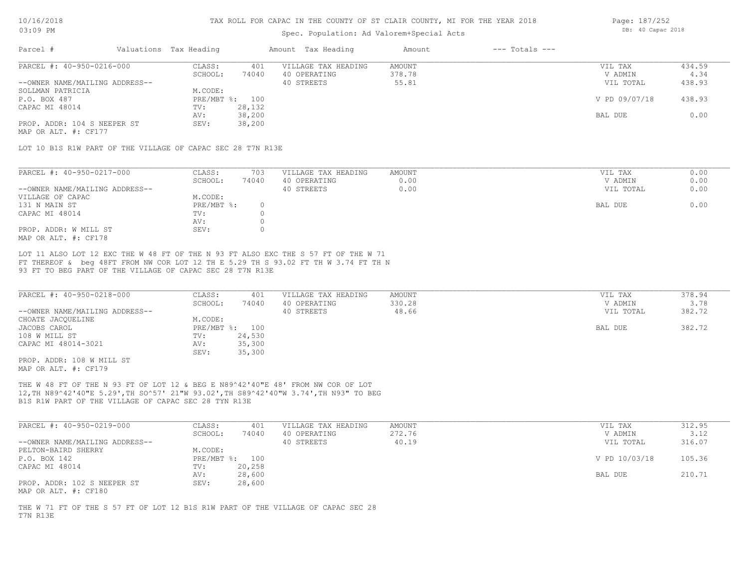# TAX ROLL FOR CAPAC IN THE COUNTY OF ST CLAIR COUNTY, MI FOR THE YEAR 2018

Spec. Population: Ad Valorem+Special Acts

| Parcel # | Valuations | Tax Heading | Amount | Tax Heading | Amount | --- Totals --- | |
|---|---|---|---|---|---|---|---|

---

**PARCEL #: 40-950-0216-000**

| | | | | | | |
|---|---|---|---|---|---|---|
| CLASS: | 401 | VILLAGE TAX HEADING | AMOUNT | | VIL TAX | 434.59 |
| SCHOOL: | 74040 | 40 OPERATING | 378.78 | | V ADMIN | 4.34 |
| | | 40 STREETS | 55.81 | | VIL TOTAL | 438.93 |
| M.CODE: | | | | | | |
| PRE/MBT %: | 100 | | | | V PD 09/07/18 | 438.93 |
| TV: | 28,132 | | | | | |
| AV: | 38,200 | | | | BAL DUE | 0.00 |
| SEV: | 38,200 | | | | | |

--OWNER NAME/MAILING ADDRESS--
SOLLMAN PATRICIA
P.O. BOX 487
CAPAC MI 48014

PROP. ADDR: 104 S NEEPER ST
MAP OR ALT. #: CF177

LOT 10 B1S R1W PART OF THE VILLAGE OF CAPAC SEC 28 T7N R13E

---

**PARCEL #: 40-950-0217-000**

| | | | | | | |
|---|---|---|---|---|---|---|
| CLASS: | 703 | VILLAGE TAX HEADING | AMOUNT | | VIL TAX | 0.00 |
| SCHOOL: | 74040 | 40 OPERATING | 0.00 | | V ADMIN | 0.00 |
| | | 40 STREETS | 0.00 | | VIL TOTAL | 0.00 |
| M.CODE: | | | | | | |
| PRE/MBT %: | 0 | | | | BAL DUE | 0.00 |
| TV: | 0 | | | | | |
| AV: | 0 | | | | | |
| SEV: | 0 | | | | | |

--OWNER NAME/MAILING ADDRESS--
VILLAGE OF CAPAC
131 N MAIN ST
CAPAC MI 48014

PROP. ADDR: W MILL ST
MAP OR ALT. #: CF178

LOT 11 ALSO LOT 12 EXC THE W 48 FT OF THE N 93 FT ALSO EXC THE S 57 FT OF THE W 71 FT THEREOF & beg 48FT FROM NW COR LOT 12 TH E 5.29 TH S 93.02 FT TH W 3.74 FT TH N 93 FT TO BEG PART OF THE VILLAGE OF CAPAC SEC 28 T7N R13E

---

**PARCEL #: 40-950-0218-000**

| | | | | | | |
|---|---|---|---|---|---|---|
| CLASS: | 401 | VILLAGE TAX HEADING | AMOUNT | | VIL TAX | 378.94 |
| SCHOOL: | 74040 | 40 OPERATING | 330.28 | | V ADMIN | 3.78 |
| | | 40 STREETS | 48.66 | | VIL TOTAL | 382.72 |
| M.CODE: | | | | | | |
| PRE/MBT %: | 100 | | | | BAL DUE | 382.72 |
| TV: | 24,530 | | | | | |
| AV: | 35,300 | | | | | |
| SEV: | 35,300 | | | | | |

--OWNER NAME/MAILING ADDRESS--
CHOATE JACQUELINE
JACOBS CAROL
108 W MILL ST
CAPAC MI 48014-3021

PROP. ADDR: 108 W MILL ST
MAP OR ALT. #: CF179

THE W 48 FT OF THE N 93 FT OF LOT 12 & BEG E N89^42'40"E 48' FROM NW COR OF LOT 12,TH N89^42'40"E 5.29',TH SO^57' 21"W 93.02',TH S89^42'40"W 3.74',TH N93" TO BEG B1S R1W PART OF THE VILLAGE OF CAPAC SEC 28 TYN R13E

---

**PARCEL #: 40-950-0219-000**

| | | | | | | |
|---|---|---|---|---|---|---|
| CLASS: | 401 | VILLAGE TAX HEADING | AMOUNT | | VIL TAX | 312.95 |
| SCHOOL: | 74040 | 40 OPERATING | 272.76 | | V ADMIN | 3.12 |
| | | 40 STREETS | 40.19 | | VIL TOTAL | 316.07 |
| M.CODE: | | | | | | |
| PRE/MBT %: | 100 | | | | V PD 10/03/18 | 105.36 |
| TV: | 20,258 | | | | | |
| AV: | 28,600 | | | | BAL DUE | 210.71 |
| SEV: | 28,600 | | | | | |

--OWNER NAME/MAILING ADDRESS--
PELTON-BAIRD SHERRY
P.O. BOX 142
CAPAC MI 48014

PROP. ADDR: 102 S NEEPER ST
MAP OR ALT. #: CF180

THE W 71 FT OF THE S 57 FT OF LOT 12 B1S R1W PART OF THE VILLAGE OF CAPAC SEC 28 T7N R13E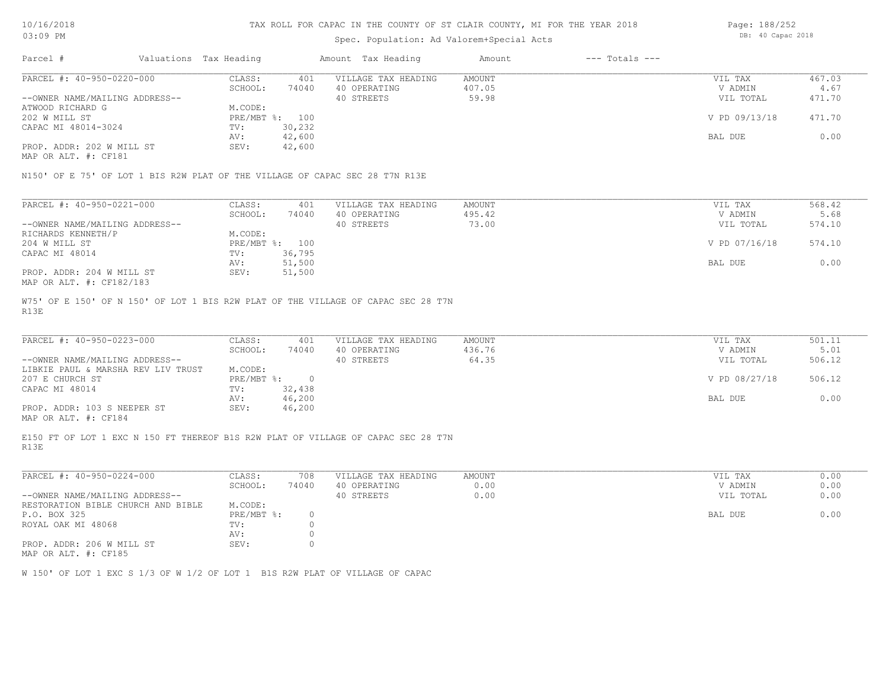TAX ROLL FOR CAPAC IN THE COUNTY OF ST CLAIR COUNTY, MI FOR THE YEAR 2018

Spec. Population: Ad Valorem+Special Acts

| Parcel # | Valuations | Tax Heading | Amount | Tax Heading | Amount | --- Totals --- | |
|---|---|---|---|---|---|---|---|
| PARCEL #: 40-950-0220-000 | CLASS: | 401 | VILLAGE TAX HEADING | AMOUNT | | VIL TAX | 467.03 |
| | SCHOOL: | 74040 | 40 OPERATING | 407.05 | | V ADMIN | 4.67 |
| --OWNER NAME/MAILING ADDRESS-- | | | 40 STREETS | 59.98 | | VIL TOTAL | 471.70 |
| ATWOOD RICHARD G | M.CODE: | | | | | | |
| 202 W MILL ST | PRE/MBT %: | 100 | | | | V PD 09/13/18 | 471.70 |
| CAPAC MI 48014-3024 | TV: | 30,232 | | | | | |
| | AV: | 42,600 | | | | BAL DUE | 0.00 |
| PROP. ADDR: 202 W MILL ST | SEV: | 42,600 | | | | | |
| MAP OR ALT. #: CF181 | | | | | | | |

N150' OF E 75' OF LOT 1 BIS R2W PLAT OF THE VILLAGE OF CAPAC SEC 28 T7N R13E

| | | | | | | | |
|---|---|---|---|---|---|---|---|
| PARCEL #: 40-950-0221-000 | CLASS: | 401 | VILLAGE TAX HEADING | AMOUNT | | VIL TAX | 568.42 |
| | SCHOOL: | 74040 | 40 OPERATING | 495.42 | | V ADMIN | 5.68 |
| --OWNER NAME/MAILING ADDRESS-- | | | 40 STREETS | 73.00 | | VIL TOTAL | 574.10 |
| RICHARDS KENNETH/P | M.CODE: | | | | | | |
| 204 W MILL ST | PRE/MBT %: | 100 | | | | V PD 07/16/18 | 574.10 |
| CAPAC MI 48014 | TV: | 36,795 | | | | | |
| | AV: | 51,500 | | | | BAL DUE | 0.00 |
| PROP. ADDR: 204 W MILL ST | SEV: | 51,500 | | | | | |
| MAP OR ALT. #: CF182/183 | | | | | | | |

W75' OF E 150' OF N 150' OF LOT 1 BIS R2W PLAT OF THE VILLAGE OF CAPAC SEC 28 T7N R13E

| | | | | | | | |
|---|---|---|---|---|---|---|---|
| PARCEL #: 40-950-0223-000 | CLASS: | 401 | VILLAGE TAX HEADING | AMOUNT | | VIL TAX | 501.11 |
| | SCHOOL: | 74040 | 40 OPERATING | 436.76 | | V ADMIN | 5.01 |
| --OWNER NAME/MAILING ADDRESS-- | | | 40 STREETS | 64.35 | | VIL TOTAL | 506.12 |
| LIBKIE PAUL & MARSHA REV LIV TRUST | M.CODE: | | | | | | |
| 207 E CHURCH ST | PRE/MBT %: | 0 | | | | V PD 08/27/18 | 506.12 |
| CAPAC MI 48014 | TV: | 32,438 | | | | | |
| | AV: | 46,200 | | | | BAL DUE | 0.00 |
| PROP. ADDR: 103 S NEEPER ST | SEV: | 46,200 | | | | | |
| MAP OR ALT. #: CF184 | | | | | | | |

E150 FT OF LOT 1 EXC N 150 FT THEREOF B1S R2W PLAT OF VILLAGE OF CAPAC SEC 28 T7N R13E

| | | | | | | | |
|---|---|---|---|---|---|---|---|
| PARCEL #: 40-950-0224-000 | CLASS: | 708 | VILLAGE TAX HEADING | AMOUNT | | VIL TAX | 0.00 |
| | SCHOOL: | 74040 | 40 OPERATING | 0.00 | | V ADMIN | 0.00 |
| --OWNER NAME/MAILING ADDRESS-- | | | 40 STREETS | 0.00 | | VIL TOTAL | 0.00 |
| RESTORATION BIBLE CHURCH AND BIBLE | M.CODE: | | | | | | |
| P.O. BOX 325 | PRE/MBT %: | 0 | | | | BAL DUE | 0.00 |
| ROYAL OAK MI 48068 | TV: | 0 | | | | | |
| | AV: | 0 | | | | | |
| PROP. ADDR: 206 W MILL ST | SEV: | 0 | | | | | |
| MAP OR ALT. #: CF185 | | | | | | | |

W 150' OF LOT 1 EXC S 1/3 OF W 1/2 OF LOT 1 B1S R2W PLAT OF VILLAGE OF CAPAC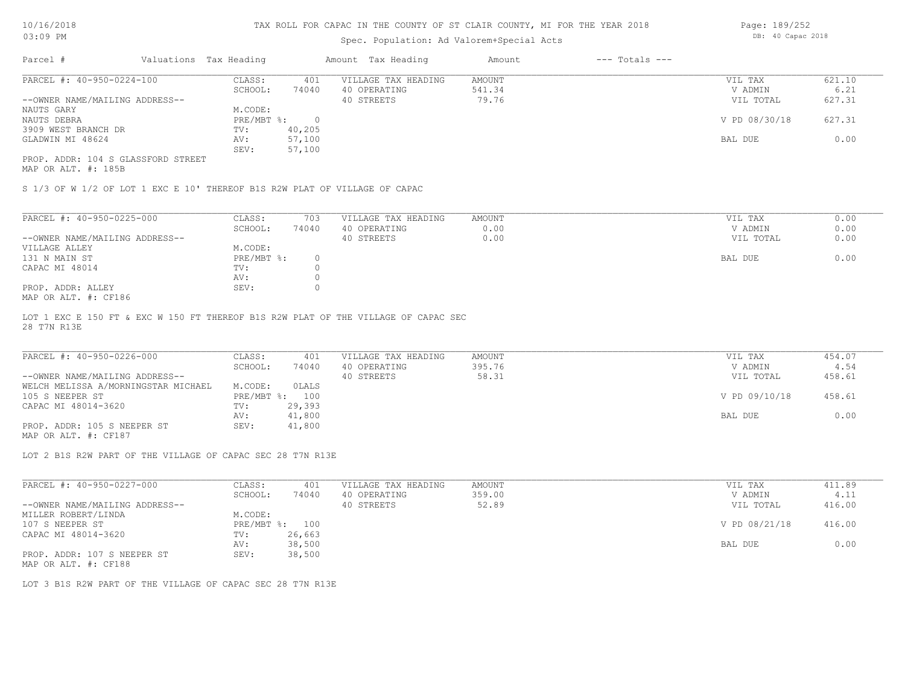TAX ROLL FOR CAPAC IN THE COUNTY OF ST CLAIR COUNTY, MI FOR THE YEAR 2018

Spec. Population: Ad Valorem+Special Acts

10/16/2018
03:09 PM

DB: 40 Capac 2018

| Parcel # | Valuations | Tax Heading | Amount | Tax Heading | Amount | --- Totals --- | |
|---|---|---|---|---|---|---|---|

**PARCEL #: 40-950-0224-100**

| | | | | | |
|---|---|---|---|---|---|
| CLASS: | 401 | VILLAGE TAX HEADING | AMOUNT | VIL TAX | 621.10 |
| SCHOOL: | 74040 | 40 OPERATING | 541.34 | V ADMIN | 6.21 |
| | | 40 STREETS | 79.76 | VIL TOTAL | 627.31 |
| M.CODE: | | | | | |
| PRE/MBT %: | 0 | | | V PD 08/30/18 | 627.31 |
| TV: | 40,205 | | | | |
| AV: | 57,100 | | | BAL DUE | 0.00 |
| SEV: | 57,100 | | | | |

--OWNER NAME/MAILING ADDRESS--
NAUTS GARY
NAUTS DEBRA
3909 WEST BRANCH DR
GLADWIN MI 48624

PROP. ADDR: 104 S GLASSFORD STREET
MAP OR ALT. #: 185B

S 1/3 OF W 1/2 OF LOT 1 EXC E 10' THEREOF B1S R2W PLAT OF VILLAGE OF CAPAC

**PARCEL #: 40-950-0225-000**

| | | | | | |
|---|---|---|---|---|---|
| CLASS: | 703 | VILLAGE TAX HEADING | AMOUNT | VIL TAX | 0.00 |
| SCHOOL: | 74040 | 40 OPERATING | 0.00 | V ADMIN | 0.00 |
| | | 40 STREETS | 0.00 | VIL TOTAL | 0.00 |
| M.CODE: | | | | | |
| PRE/MBT %: | 0 | | | BAL DUE | 0.00 |
| TV: | 0 | | | | |
| AV: | 0 | | | | |
| SEV: | 0 | | | | |

--OWNER NAME/MAILING ADDRESS--
VILLAGE ALLEY
131 N MAIN ST
CAPAC MI 48014

PROP. ADDR: ALLEY
MAP OR ALT. #: CF186

LOT 1 EXC E 150 FT & EXC W 150 FT THEREOF B1S R2W PLAT OF THE VILLAGE OF CAPAC SEC 28 T7N R13E

**PARCEL #: 40-950-0226-000**

| | | | | | |
|---|---|---|---|---|---|
| CLASS: | 401 | VILLAGE TAX HEADING | AMOUNT | VIL TAX | 454.07 |
| SCHOOL: | 74040 | 40 OPERATING | 395.76 | V ADMIN | 4.54 |
| | | 40 STREETS | 58.31 | VIL TOTAL | 458.61 |
| M.CODE: | 0LALS | | | | |
| PRE/MBT %: | 100 | | | V PD 09/10/18 | 458.61 |
| TV: | 29,393 | | | | |
| AV: | 41,800 | | | BAL DUE | 0.00 |
| SEV: | 41,800 | | | | |

--OWNER NAME/MAILING ADDRESS--
WELCH MELISSA A/MORNINGSTAR MICHAEL
105 S NEEPER ST
CAPAC MI 48014-3620

PROP. ADDR: 105 S NEEPER ST
MAP OR ALT. #: CF187

LOT 2 B1S R2W PART OF THE VILLAGE OF CAPAC SEC 28 T7N R13E

**PARCEL #: 40-950-0227-000**

| | | | | | |
|---|---|---|---|---|---|
| CLASS: | 401 | VILLAGE TAX HEADING | AMOUNT | VIL TAX | 411.89 |
| SCHOOL: | 74040 | 40 OPERATING | 359.00 | V ADMIN | 4.11 |
| | | 40 STREETS | 52.89 | VIL TOTAL | 416.00 |
| M.CODE: | | | | | |
| PRE/MBT %: | 100 | | | V PD 08/21/18 | 416.00 |
| TV: | 26,663 | | | | |
| AV: | 38,500 | | | BAL DUE | 0.00 |
| SEV: | 38,500 | | | | |

--OWNER NAME/MAILING ADDRESS--
MILLER ROBERT/LINDA
107 S NEEPER ST
CAPAC MI 48014-3620

PROP. ADDR: 107 S NEEPER ST
MAP OR ALT. #: CF188

LOT 3 B1S R2W PART OF THE VILLAGE OF CAPAC SEC 28 T7N R13E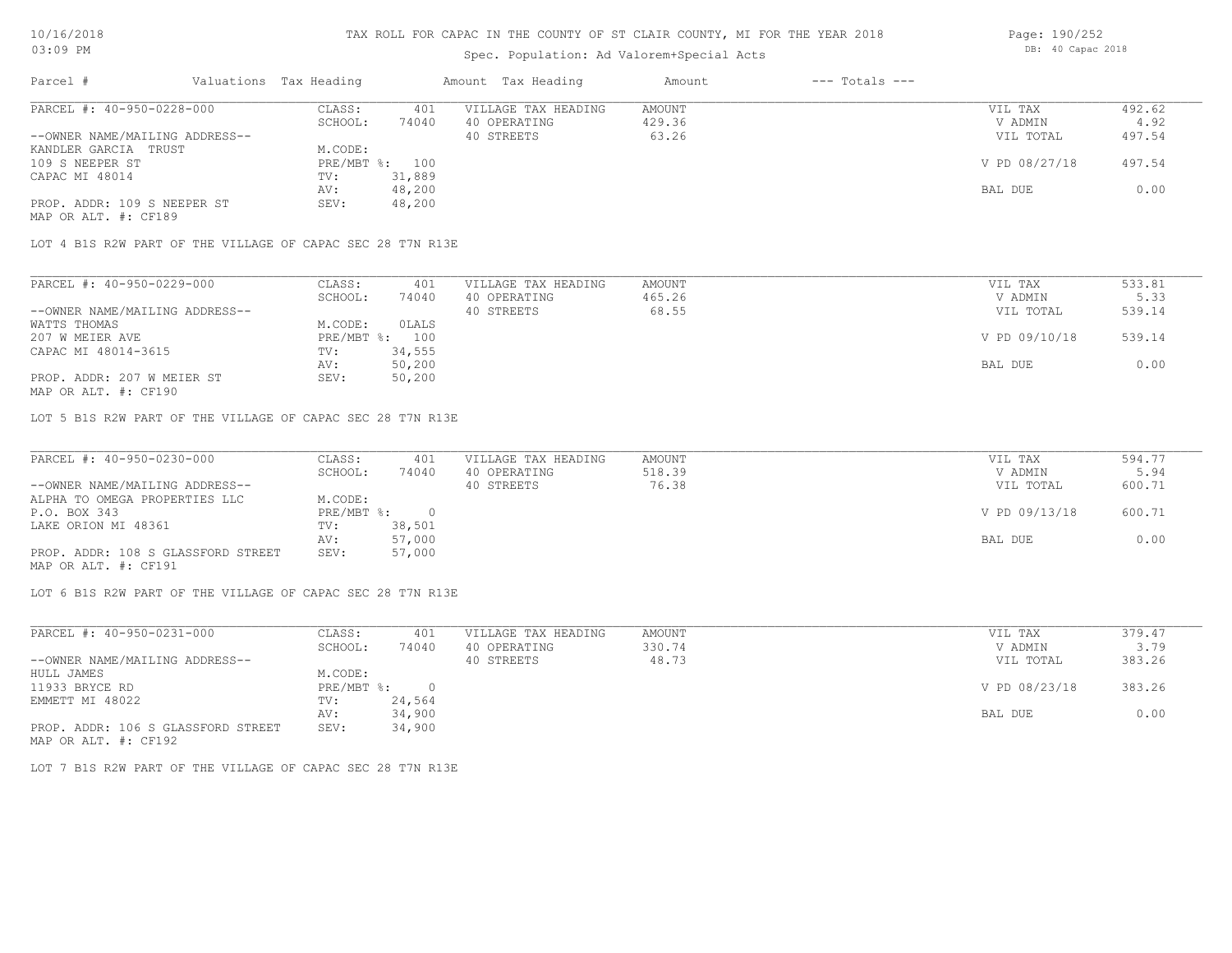TAX ROLL FOR CAPAC IN THE COUNTY OF ST CLAIR COUNTY, MI FOR THE YEAR 2018

Spec. Population: Ad Valorem+Special Acts

| Parcel # | Valuations | Tax Heading | Amount | Tax Heading | Amount | --- Totals --- | |
|---|---|---|---|---|---|---|---|
| PARCEL #: 40-950-0228-000 | CLASS: | 401 | | VILLAGE TAX HEADING | AMOUNT | VIL TAX | 492.62 |
| | SCHOOL: | 74040 | | 40 OPERATING | 429.36 | V ADMIN | 4.92 |
| --OWNER NAME/MAILING ADDRESS-- | | | | 40 STREETS | 63.26 | VIL TOTAL | 497.54 |
| KANDLER GARCIA TRUST | M.CODE: | | | | | | |
| 109 S NEEPER ST | PRE/MBT %: | 100 | | | | V PD 08/27/18 | 497.54 |
| CAPAC MI 48014 | TV: | 31,889 | | | | | |
| | AV: | 48,200 | | | | BAL DUE | 0.00 |
| PROP. ADDR: 109 S NEEPER ST | SEV: | 48,200 | | | | | |
| MAP OR ALT. #: CF189 | | | | | | | |

LOT 4 B1S R2W PART OF THE VILLAGE OF CAPAC SEC 28 T7N R13E

| Parcel # | Valuations | Tax Heading | Amount | Tax Heading | Amount | --- Totals --- | |
|---|---|---|---|---|---|---|---|
| PARCEL #: 40-950-0229-000 | CLASS: | 401 | | VILLAGE TAX HEADING | AMOUNT | VIL TAX | 533.81 |
| | SCHOOL: | 74040 | | 40 OPERATING | 465.26 | V ADMIN | 5.33 |
| --OWNER NAME/MAILING ADDRESS-- | | | | 40 STREETS | 68.55 | VIL TOTAL | 539.14 |
| WATTS THOMAS | M.CODE: | 0LALS | | | | | |
| 207 W MEIER AVE | PRE/MBT %: | 100 | | | | V PD 09/10/18 | 539.14 |
| CAPAC MI 48014-3615 | TV: | 34,555 | | | | | |
| | AV: | 50,200 | | | | BAL DUE | 0.00 |
| PROP. ADDR: 207 W MEIER ST | SEV: | 50,200 | | | | | |
| MAP OR ALT. #: CF190 | | | | | | | |

LOT 5 B1S R2W PART OF THE VILLAGE OF CAPAC SEC 28 T7N R13E

| Parcel # | Valuations | Tax Heading | Amount | Tax Heading | Amount | --- Totals --- | |
|---|---|---|---|---|---|---|---|
| PARCEL #: 40-950-0230-000 | CLASS: | 401 | | VILLAGE TAX HEADING | AMOUNT | VIL TAX | 594.77 |
| | SCHOOL: | 74040 | | 40 OPERATING | 518.39 | V ADMIN | 5.94 |
| --OWNER NAME/MAILING ADDRESS-- | | | | 40 STREETS | 76.38 | VIL TOTAL | 600.71 |
| ALPHA TO OMEGA PROPERTIES LLC | M.CODE: | | | | | | |
| P.O. BOX 343 | PRE/MBT %: | 0 | | | | V PD 09/13/18 | 600.71 |
| LAKE ORION MI 48361 | TV: | 38,501 | | | | | |
| | AV: | 57,000 | | | | BAL DUE | 0.00 |
| PROP. ADDR: 108 S GLASSFORD STREET | SEV: | 57,000 | | | | | |
| MAP OR ALT. #: CF191 | | | | | | | |

LOT 6 B1S R2W PART OF THE VILLAGE OF CAPAC SEC 28 T7N R13E

| Parcel # | Valuations | Tax Heading | Amount | Tax Heading | Amount | --- Totals --- | |
|---|---|---|---|---|---|---|---|
| PARCEL #: 40-950-0231-000 | CLASS: | 401 | | VILLAGE TAX HEADING | AMOUNT | VIL TAX | 379.47 |
| | SCHOOL: | 74040 | | 40 OPERATING | 330.74 | V ADMIN | 3.79 |
| --OWNER NAME/MAILING ADDRESS-- | | | | 40 STREETS | 48.73 | VIL TOTAL | 383.26 |
| HULL JAMES | M.CODE: | | | | | | |
| 11933 BRYCE RD | PRE/MBT %: | 0 | | | | V PD 08/23/18 | 383.26 |
| EMMETT MI 48022 | TV: | 24,564 | | | | | |
| | AV: | 34,900 | | | | BAL DUE | 0.00 |
| PROP. ADDR: 106 S GLASSFORD STREET | SEV: | 34,900 | | | | | |
| MAP OR ALT. #: CF192 | | | | | | | |

LOT 7 B1S R2W PART OF THE VILLAGE OF CAPAC SEC 28 T7N R13E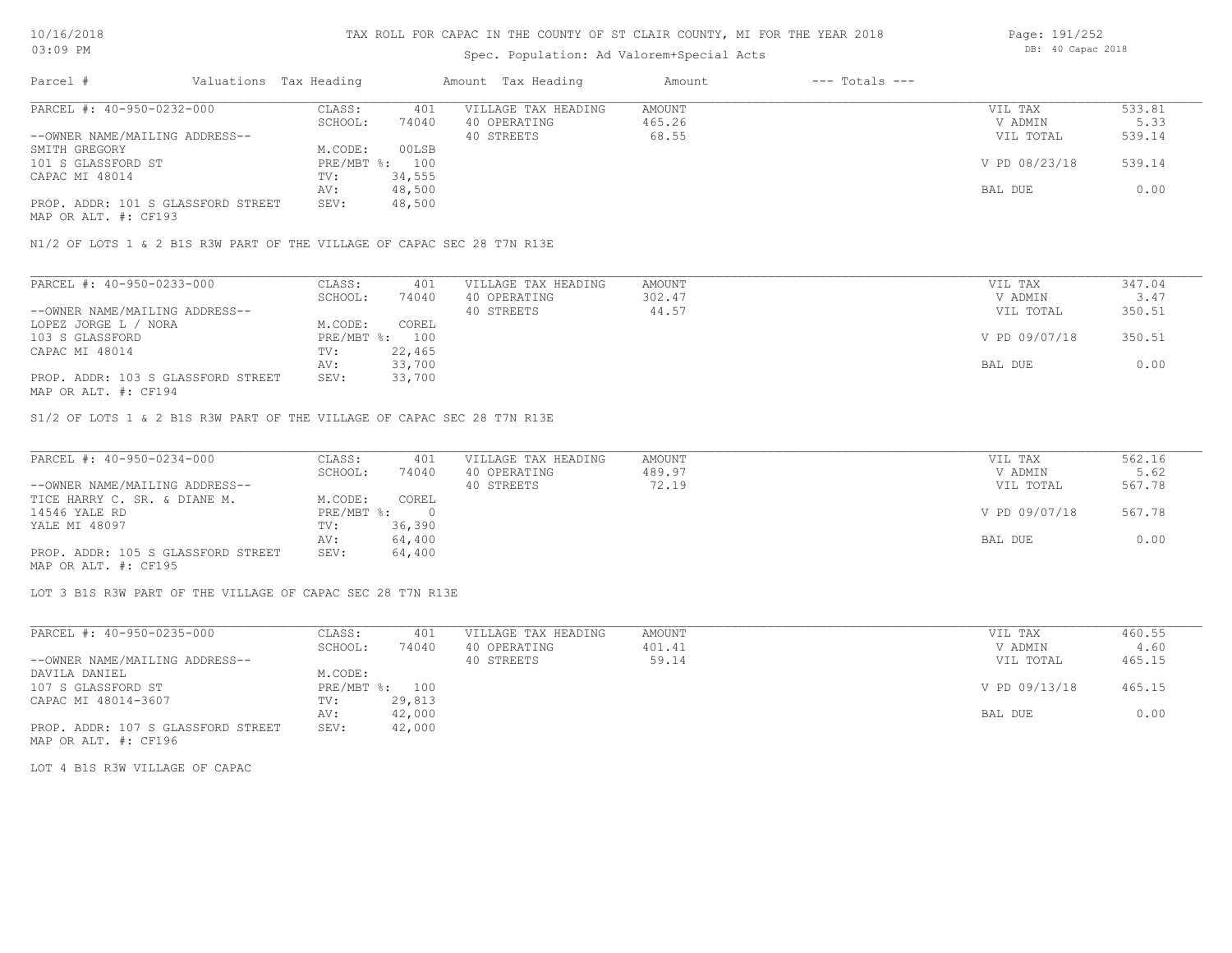# TAX ROLL FOR CAPAC IN THE COUNTY OF ST CLAIR COUNTY, MI FOR THE YEAR 2018

Spec. Population: Ad Valorem+Special Acts

| Parcel # | Valuations | Tax Heading | Amount | Tax Heading | Amount | --- Totals --- | |
|---|---|---|---|---|---|---|---|
| PARCEL #: 40-950-0232-000 | CLASS: | 401 | VILLAGE TAX HEADING | AMOUNT | | VIL TAX | 533.81 |
| | SCHOOL: | 74040 | 40 OPERATING | 465.26 | | V ADMIN | 5.33 |
| --OWNER NAME/MAILING ADDRESS-- | | | 40 STREETS | 68.55 | | VIL TOTAL | 539.14 |
| SMITH GREGORY | M.CODE: | 00LSB | | | | | |
| 101 S GLASSFORD ST | PRE/MBT %: | 100 | | | | V PD 08/23/18 | 539.14 |
| CAPAC MI 48014 | TV: | 34,555 | | | | | |
| | AV: | 48,500 | | | | BAL DUE | 0.00 |
| PROP. ADDR: 101 S GLASSFORD STREET | SEV: | 48,500 | | | | | |
| MAP OR ALT. #: CF193 | | | | | | | |

N1/2 OF LOTS 1 & 2 B1S R3W PART OF THE VILLAGE OF CAPAC SEC 28 T7N R13E

| Parcel # | Valuations | Tax Heading | Amount | Tax Heading | Amount | --- Totals --- | |
|---|---|---|---|---|---|---|---|
| PARCEL #: 40-950-0233-000 | CLASS: | 401 | VILLAGE TAX HEADING | AMOUNT | | VIL TAX | 347.04 |
| | SCHOOL: | 74040 | 40 OPERATING | 302.47 | | V ADMIN | 3.47 |
| --OWNER NAME/MAILING ADDRESS-- | | | 40 STREETS | 44.57 | | VIL TOTAL | 350.51 |
| LOPEZ JORGE L / NORA | M.CODE: | COREL | | | | | |
| 103 S GLASSFORD | PRE/MBT %: | 100 | | | | V PD 09/07/18 | 350.51 |
| CAPAC MI 48014 | TV: | 22,465 | | | | | |
| | AV: | 33,700 | | | | BAL DUE | 0.00 |
| PROP. ADDR: 103 S GLASSFORD STREET | SEV: | 33,700 | | | | | |
| MAP OR ALT. #: CF194 | | | | | | | |

S1/2 OF LOTS 1 & 2 B1S R3W PART OF THE VILLAGE OF CAPAC SEC 28 T7N R13E

| Parcel # | Valuations | Tax Heading | Amount | Tax Heading | Amount | --- Totals --- | |
|---|---|---|---|---|---|---|---|
| PARCEL #: 40-950-0234-000 | CLASS: | 401 | VILLAGE TAX HEADING | AMOUNT | | VIL TAX | 562.16 |
| | SCHOOL: | 74040 | 40 OPERATING | 489.97 | | V ADMIN | 5.62 |
| --OWNER NAME/MAILING ADDRESS-- | | | 40 STREETS | 72.19 | | VIL TOTAL | 567.78 |
| TICE HARRY C. SR. & DIANE M. | M.CODE: | COREL | | | | | |
| 14546 YALE RD | PRE/MBT %: | 0 | | | | V PD 09/07/18 | 567.78 |
| YALE MI 48097 | TV: | 36,390 | | | | | |
| | AV: | 64,400 | | | | BAL DUE | 0.00 |
| PROP. ADDR: 105 S GLASSFORD STREET | SEV: | 64,400 | | | | | |
| MAP OR ALT. #: CF195 | | | | | | | |

LOT 3 B1S R3W PART OF THE VILLAGE OF CAPAC SEC 28 T7N R13E

| Parcel # | Valuations | Tax Heading | Amount | Tax Heading | Amount | --- Totals --- | |
|---|---|---|---|---|---|---|---|
| PARCEL #: 40-950-0235-000 | CLASS: | 401 | VILLAGE TAX HEADING | AMOUNT | | VIL TAX | 460.55 |
| | SCHOOL: | 74040 | 40 OPERATING | 401.41 | | V ADMIN | 4.60 |
| --OWNER NAME/MAILING ADDRESS-- | | | 40 STREETS | 59.14 | | VIL TOTAL | 465.15 |
| DAVILA DANIEL | M.CODE: | | | | | | |
| 107 S GLASSFORD ST | PRE/MBT %: | 100 | | | | V PD 09/13/18 | 465.15 |
| CAPAC MI 48014-3607 | TV: | 29,813 | | | | | |
| | AV: | 42,000 | | | | BAL DUE | 0.00 |
| PROP. ADDR: 107 S GLASSFORD STREET | SEV: | 42,000 | | | | | |
| MAP OR ALT. #: CF196 | | | | | | | |

LOT 4 B1S R3W VILLAGE OF CAPAC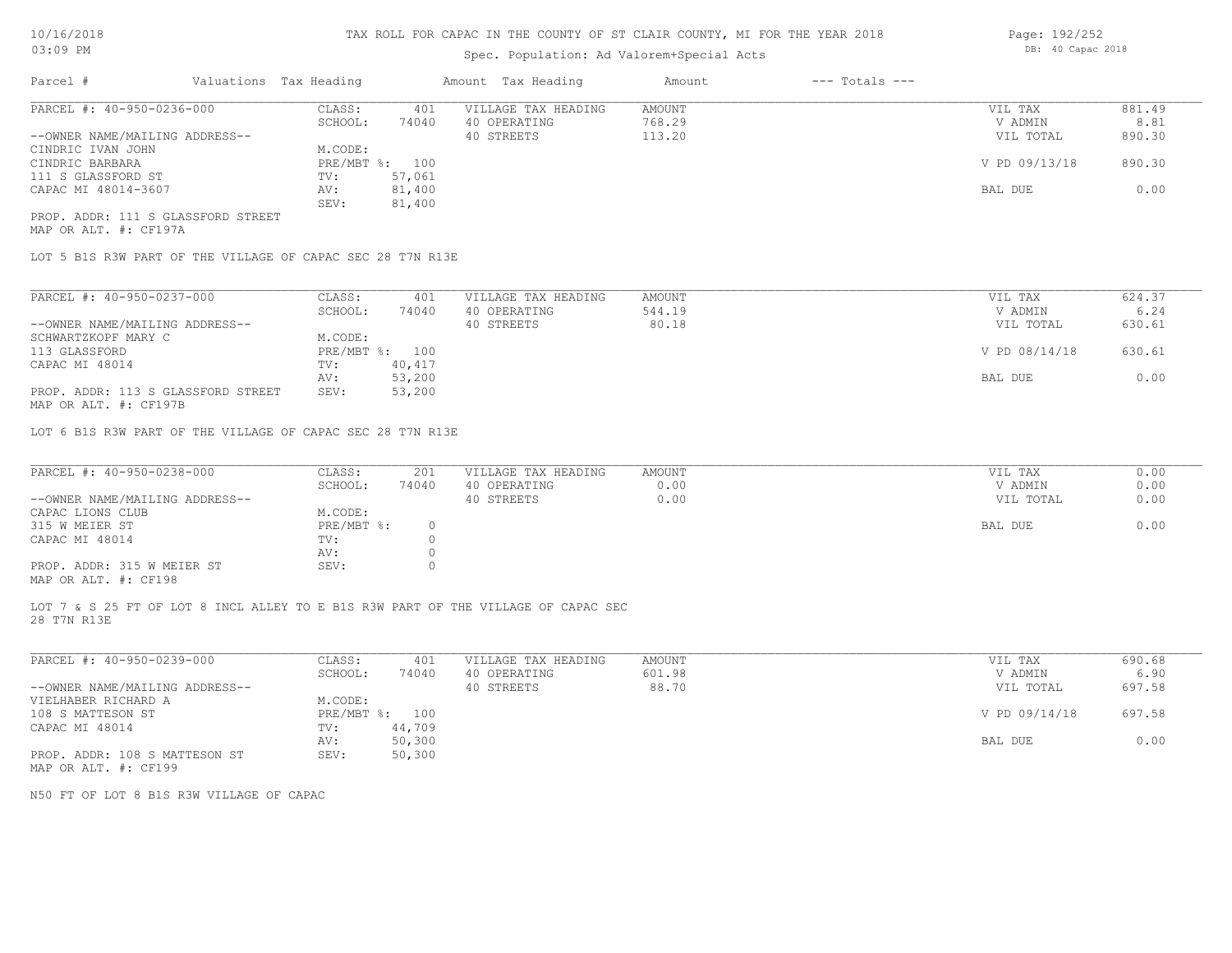TAX ROLL FOR CAPAC IN THE COUNTY OF ST CLAIR COUNTY, MI FOR THE YEAR 2018

Spec. Population: Ad Valorem+Special Acts

DB: 40 Capac 2018

| Parcel # | Valuations | Tax Heading | Amount | Tax Heading | Amount | --- Totals --- | |
|---|---|---|---|---|---|---|---|
| PARCEL #: 40-950-0236-000 | CLASS: | 401 | VILLAGE TAX HEADING | AMOUNT | | VIL TAX | 881.49 |
| | SCHOOL: | 74040 | 40 OPERATING | 768.29 | | V ADMIN | 8.81 |
| --OWNER NAME/MAILING ADDRESS-- | | | 40 STREETS | 113.20 | | VIL TOTAL | 890.30 |
| CINDRIC IVAN JOHN | M.CODE: | | | | | | |
| CINDRIC BARBARA | PRE/MBT %: | 100 | | | | V PD 09/13/18 | 890.30 |
| 111 S GLASSFORD ST | TV: | 57,061 | | | | | |
| CAPAC MI 48014-3607 | AV: | 81,400 | | | | BAL DUE | 0.00 |
| | SEV: | 81,400 | | | | | |
| PROP. ADDR: 111 S GLASSFORD STREET | | | | | | | |
| MAP OR ALT. #: CF197A | | | | | | | |

LOT 5 B1S R3W PART OF THE VILLAGE OF CAPAC SEC 28 T7N R13E

| | | | | | | | |
|---|---|---|---|---|---|---|---|
| PARCEL #: 40-950-0237-000 | CLASS: | 401 | VILLAGE TAX HEADING | AMOUNT | | VIL TAX | 624.37 |
| | SCHOOL: | 74040 | 40 OPERATING | 544.19 | | V ADMIN | 6.24 |
| --OWNER NAME/MAILING ADDRESS-- | | | 40 STREETS | 80.18 | | VIL TOTAL | 630.61 |
| SCHWARTZKOPF MARY C | M.CODE: | | | | | | |
| 113 GLASSFORD | PRE/MBT %: | 100 | | | | V PD 08/14/18 | 630.61 |
| CAPAC MI 48014 | TV: | 40,417 | | | | | |
| | AV: | 53,200 | | | | BAL DUE | 0.00 |
| PROP. ADDR: 113 S GLASSFORD STREET | SEV: | 53,200 | | | | | |
| MAP OR ALT. #: CF197B | | | | | | | |

LOT 6 B1S R3W PART OF THE VILLAGE OF CAPAC SEC 28 T7N R13E

| | | | | | | | |
|---|---|---|---|---|---|---|---|
| PARCEL #: 40-950-0238-000 | CLASS: | 201 | VILLAGE TAX HEADING | AMOUNT | | VIL TAX | 0.00 |
| | SCHOOL: | 74040 | 40 OPERATING | 0.00 | | V ADMIN | 0.00 |
| --OWNER NAME/MAILING ADDRESS-- | | | 40 STREETS | 0.00 | | VIL TOTAL | 0.00 |
| CAPAC LIONS CLUB | M.CODE: | | | | | | |
| 315 W MEIER ST | PRE/MBT %: | 0 | | | | BAL DUE | 0.00 |
| CAPAC MI 48014 | TV: | 0 | | | | | |
| | AV: | 0 | | | | | |
| PROP. ADDR: 315 W MEIER ST | SEV: | 0 | | | | | |
| MAP OR ALT. #: CF198 | | | | | | | |

LOT 7 & S 25 FT OF LOT 8 INCL ALLEY TO E B1S R3W PART OF THE VILLAGE OF CAPAC SEC 28 T7N R13E

| | | | | | | | |
|---|---|---|---|---|---|---|---|
| PARCEL #: 40-950-0239-000 | CLASS: | 401 | VILLAGE TAX HEADING | AMOUNT | | VIL TAX | 690.68 |
| | SCHOOL: | 74040 | 40 OPERATING | 601.98 | | V ADMIN | 6.90 |
| --OWNER NAME/MAILING ADDRESS-- | | | 40 STREETS | 88.70 | | VIL TOTAL | 697.58 |
| VIELHABER RICHARD A | M.CODE: | | | | | | |
| 108 S MATTESON ST | PRE/MBT %: | 100 | | | | V PD 09/14/18 | 697.58 |
| CAPAC MI 48014 | TV: | 44,709 | | | | | |
| | AV: | 50,300 | | | | BAL DUE | 0.00 |
| PROP. ADDR: 108 S MATTESON ST | SEV: | 50,300 | | | | | |
| MAP OR ALT. #: CF199 | | | | | | | |

N50 FT OF LOT 8 B1S R3W VILLAGE OF CAPAC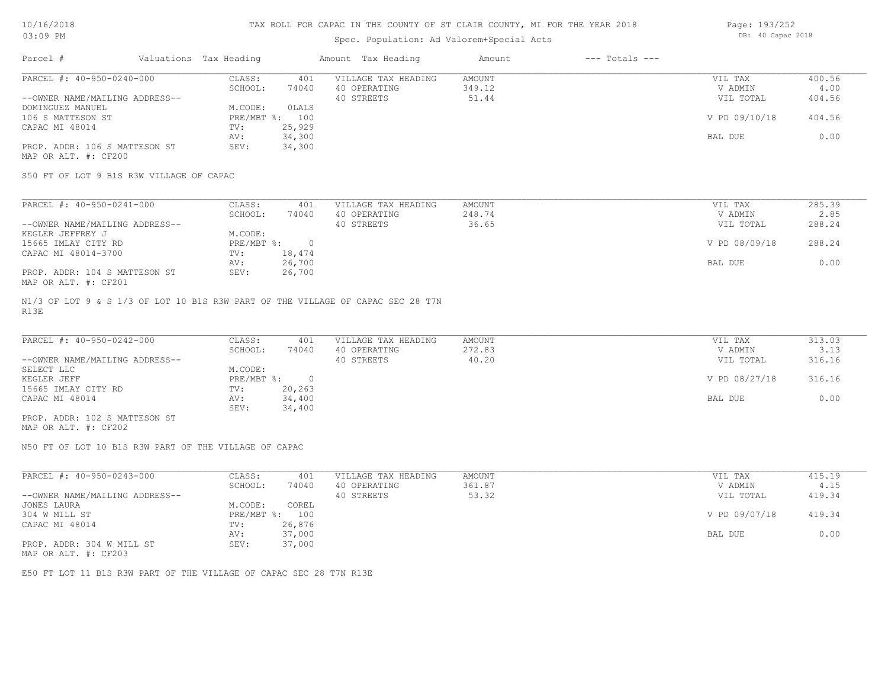TAX ROLL FOR CAPAC IN THE COUNTY OF ST CLAIR COUNTY, MI FOR THE YEAR 2018

Spec. Population: Ad Valorem+Special Acts

DB: 40 Capac 2018

| Parcel # | Valuations | Tax Heading | Amount | Tax Heading | Amount | --- Totals --- | |
|---|---|---|---|---|---|---|---|
| PARCEL #: 40-950-0240-000 | CLASS: | 401 | VILLAGE TAX HEADING | AMOUNT | | VIL TAX | 400.56 |
| | SCHOOL: | 74040 | 40 OPERATING | 349.12 | | V ADMIN | 4.00 |
| --OWNER NAME/MAILING ADDRESS-- | | | 40 STREETS | 51.44 | | VIL TOTAL | 404.56 |
| DOMINGUEZ MANUEL | M.CODE: | OLALS | | | | | |
| 106 S MATTESON ST | PRE/MBT %: | 100 | | | | V PD 09/10/18 | 404.56 |
| CAPAC MI 48014 | TV: | 25,929 | | | | | |
| | AV: | 34,300 | | | | BAL DUE | 0.00 |
| PROP. ADDR: 106 S MATTESON ST | SEV: | 34,300 | | | | | |
| MAP OR ALT. #: CF200 | | | | | | | |

S50 FT OF LOT 9 B1S R3W VILLAGE OF CAPAC

| Parcel # | Valuations | Tax Heading | Amount | Tax Heading | Amount | --- Totals --- | |
|---|---|---|---|---|---|---|---|
| PARCEL #: 40-950-0241-000 | CLASS: | 401 | VILLAGE TAX HEADING | AMOUNT | | VIL TAX | 285.39 |
| | SCHOOL: | 74040 | 40 OPERATING | 248.74 | | V ADMIN | 2.85 |
| --OWNER NAME/MAILING ADDRESS-- | | | 40 STREETS | 36.65 | | VIL TOTAL | 288.24 |
| KEGLER JEFFREY J | M.CODE: | | | | | | |
| 15665 IMLAY CITY RD | PRE/MBT %: | 0 | | | | V PD 08/09/18 | 288.24 |
| CAPAC MI 48014-3700 | TV: | 18,474 | | | | | |
| | AV: | 26,700 | | | | BAL DUE | 0.00 |
| PROP. ADDR: 104 S MATTESON ST | SEV: | 26,700 | | | | | |
| MAP OR ALT. #: CF201 | | | | | | | |

N1/3 OF LOT 9 & S 1/3 OF LOT 10 B1S R3W PART OF THE VILLAGE OF CAPAC SEC 28 T7N R13E

| Parcel # | Valuations | Tax Heading | Amount | Tax Heading | Amount | --- Totals --- | |
|---|---|---|---|---|---|---|---|
| PARCEL #: 40-950-0242-000 | CLASS: | 401 | VILLAGE TAX HEADING | AMOUNT | | VIL TAX | 313.03 |
| | SCHOOL: | 74040 | 40 OPERATING | 272.83 | | V ADMIN | 3.13 |
| --OWNER NAME/MAILING ADDRESS-- | | | 40 STREETS | 40.20 | | VIL TOTAL | 316.16 |
| SELECT LLC | M.CODE: | | | | | | |
| KEGLER JEFF | PRE/MBT %: | 0 | | | | V PD 08/27/18 | 316.16 |
| 15665 IMLAY CITY RD | TV: | 20,263 | | | | | |
| CAPAC MI 48014 | AV: | 34,400 | | | | BAL DUE | 0.00 |
| | SEV: | 34,400 | | | | | |
| PROP. ADDR: 102 S MATTESON ST | | | | | | | |
| MAP OR ALT. #: CF202 | | | | | | | |

N50 FT OF LOT 10 B1S R3W PART OF THE VILLAGE OF CAPAC

| Parcel # | Valuations | Tax Heading | Amount | Tax Heading | Amount | --- Totals --- | |
|---|---|---|---|---|---|---|---|
| PARCEL #: 40-950-0243-000 | CLASS: | 401 | VILLAGE TAX HEADING | AMOUNT | | VIL TAX | 415.19 |
| | SCHOOL: | 74040 | 40 OPERATING | 361.87 | | V ADMIN | 4.15 |
| --OWNER NAME/MAILING ADDRESS-- | | | 40 STREETS | 53.32 | | VIL TOTAL | 419.34 |
| JONES LAURA | M.CODE: | COREL | | | | | |
| 304 W MILL ST | PRE/MBT %: | 100 | | | | V PD 09/07/18 | 419.34 |
| CAPAC MI 48014 | TV: | 26,876 | | | | | |
| | AV: | 37,000 | | | | BAL DUE | 0.00 |
| PROP. ADDR: 304 W MILL ST | SEV: | 37,000 | | | | | |
| MAP OR ALT. #: CF203 | | | | | | | |

E50 FT LOT 11 B1S R3W PART OF THE VILLAGE OF CAPAC SEC 28 T7N R13E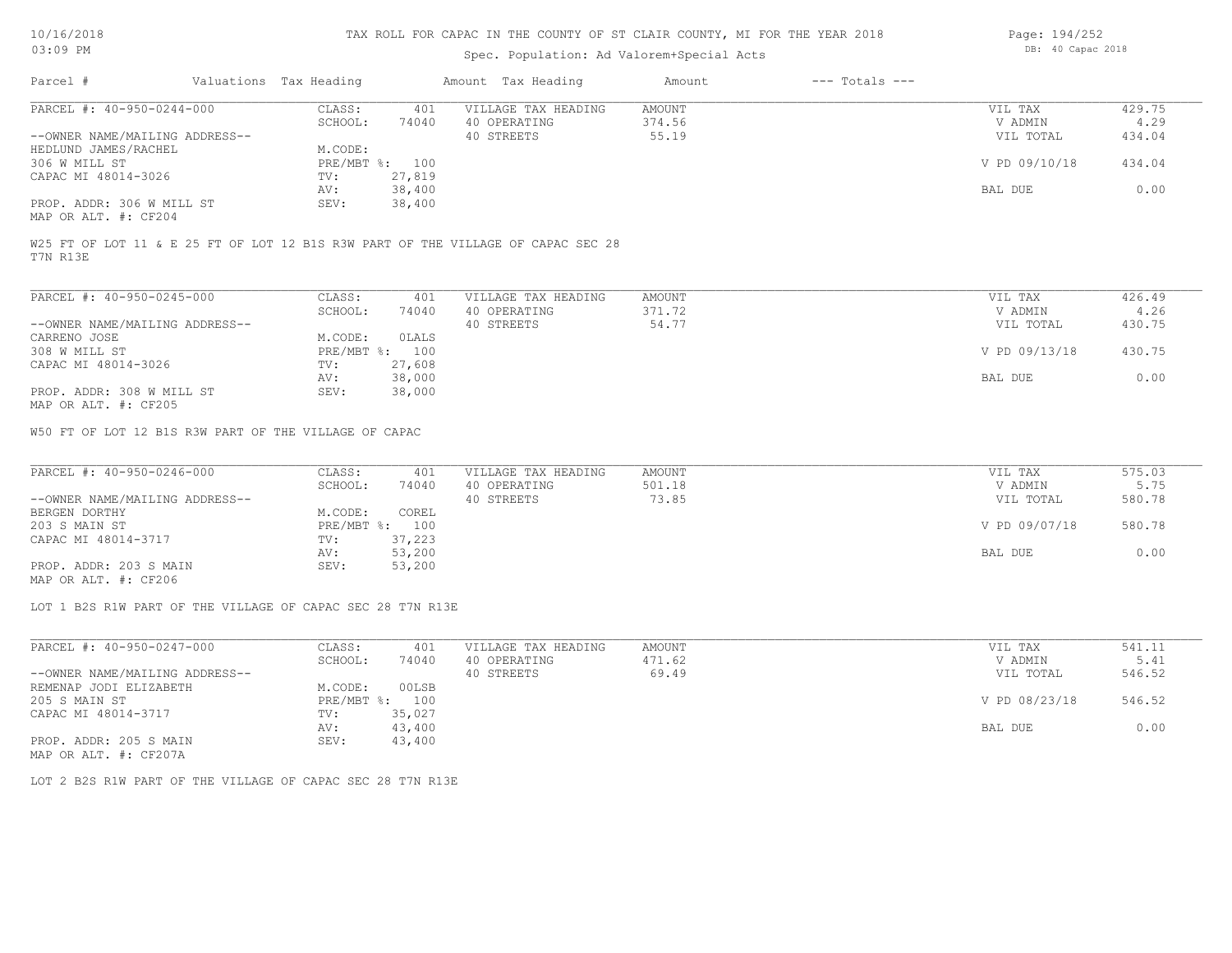# TAX ROLL FOR CAPAC IN THE COUNTY OF ST CLAIR COUNTY, MI FOR THE YEAR 2018

Spec. Population: Ad Valorem+Special Acts

| Parcel # | Valuations Tax Heading | | Amount Tax Heading | Amount | --- Totals --- | |
|---|---|---|---|---|---|---|
| PARCEL #: 40-950-0244-000 | CLASS: | 401 | VILLAGE TAX HEADING | AMOUNT | VIL TAX | 429.75 |
| | SCHOOL: | 74040 | 40 OPERATING | 374.56 | V ADMIN | 4.29 |
| --OWNER NAME/MAILING ADDRESS-- | | | 40 STREETS | 55.19 | VIL TOTAL | 434.04 |
| HEDLUND JAMES/RACHEL | M.CODE: | | | | | |
| 306 W MILL ST | PRE/MBT %: | 100 | | | V PD 09/10/18 | 434.04 |
| CAPAC MI 48014-3026 | TV: | 27,819 | | | | |
| | AV: | 38,400 | | | BAL DUE | 0.00 |
| PROP. ADDR: 306 W MILL ST | SEV: | 38,400 | | | | |
| MAP OR ALT. #: CF204 | | | | | | |

W25 FT OF LOT 11 & E 25 FT OF LOT 12 B1S R3W PART OF THE VILLAGE OF CAPAC SEC 28 T7N R13E

| Parcel # | Valuations Tax Heading | | Amount Tax Heading | Amount | --- Totals --- | |
|---|---|---|---|---|---|---|
| PARCEL #: 40-950-0245-000 | CLASS: | 401 | VILLAGE TAX HEADING | AMOUNT | VIL TAX | 426.49 |
| | SCHOOL: | 74040 | 40 OPERATING | 371.72 | V ADMIN | 4.26 |
| --OWNER NAME/MAILING ADDRESS-- | | | 40 STREETS | 54.77 | VIL TOTAL | 430.75 |
| CARRENO JOSE | M.CODE: | 0LALS | | | | |
| 308 W MILL ST | PRE/MBT %: | 100 | | | V PD 09/13/18 | 430.75 |
| CAPAC MI 48014-3026 | TV: | 27,608 | | | | |
| | AV: | 38,000 | | | BAL DUE | 0.00 |
| PROP. ADDR: 308 W MILL ST | SEV: | 38,000 | | | | |
| MAP OR ALT. #: CF205 | | | | | | |

W50 FT OF LOT 12 B1S R3W PART OF THE VILLAGE OF CAPAC

| Parcel # | Valuations Tax Heading | | Amount Tax Heading | Amount | --- Totals --- | |
|---|---|---|---|---|---|---|
| PARCEL #: 40-950-0246-000 | CLASS: | 401 | VILLAGE TAX HEADING | AMOUNT | VIL TAX | 575.03 |
| | SCHOOL: | 74040 | 40 OPERATING | 501.18 | V ADMIN | 5.75 |
| --OWNER NAME/MAILING ADDRESS-- | | | 40 STREETS | 73.85 | VIL TOTAL | 580.78 |
| BERGEN DORTHY | M.CODE: | COREL | | | | |
| 203 S MAIN ST | PRE/MBT %: | 100 | | | V PD 09/07/18 | 580.78 |
| CAPAC MI 48014-3717 | TV: | 37,223 | | | | |
| | AV: | 53,200 | | | BAL DUE | 0.00 |
| PROP. ADDR: 203 S MAIN | SEV: | 53,200 | | | | |
| MAP OR ALT. #: CF206 | | | | | | |

LOT 1 B2S R1W PART OF THE VILLAGE OF CAPAC SEC 28 T7N R13E

| Parcel # | Valuations Tax Heading | | Amount Tax Heading | Amount | --- Totals --- | |
|---|---|---|---|---|---|---|
| PARCEL #: 40-950-0247-000 | CLASS: | 401 | VILLAGE TAX HEADING | AMOUNT | VIL TAX | 541.11 |
| | SCHOOL: | 74040 | 40 OPERATING | 471.62 | V ADMIN | 5.41 |
| --OWNER NAME/MAILING ADDRESS-- | | | 40 STREETS | 69.49 | VIL TOTAL | 546.52 |
| REMENAP JODI ELIZABETH | M.CODE: | 00LSB | | | | |
| 205 S MAIN ST | PRE/MBT %: | 100 | | | V PD 08/23/18 | 546.52 |
| CAPAC MI 48014-3717 | TV: | 35,027 | | | | |
| | AV: | 43,400 | | | BAL DUE | 0.00 |
| PROP. ADDR: 205 S MAIN | SEV: | 43,400 | | | | |
| MAP OR ALT. #: CF207A | | | | | | |

LOT 2 B2S R1W PART OF THE VILLAGE OF CAPAC SEC 28 T7N R13E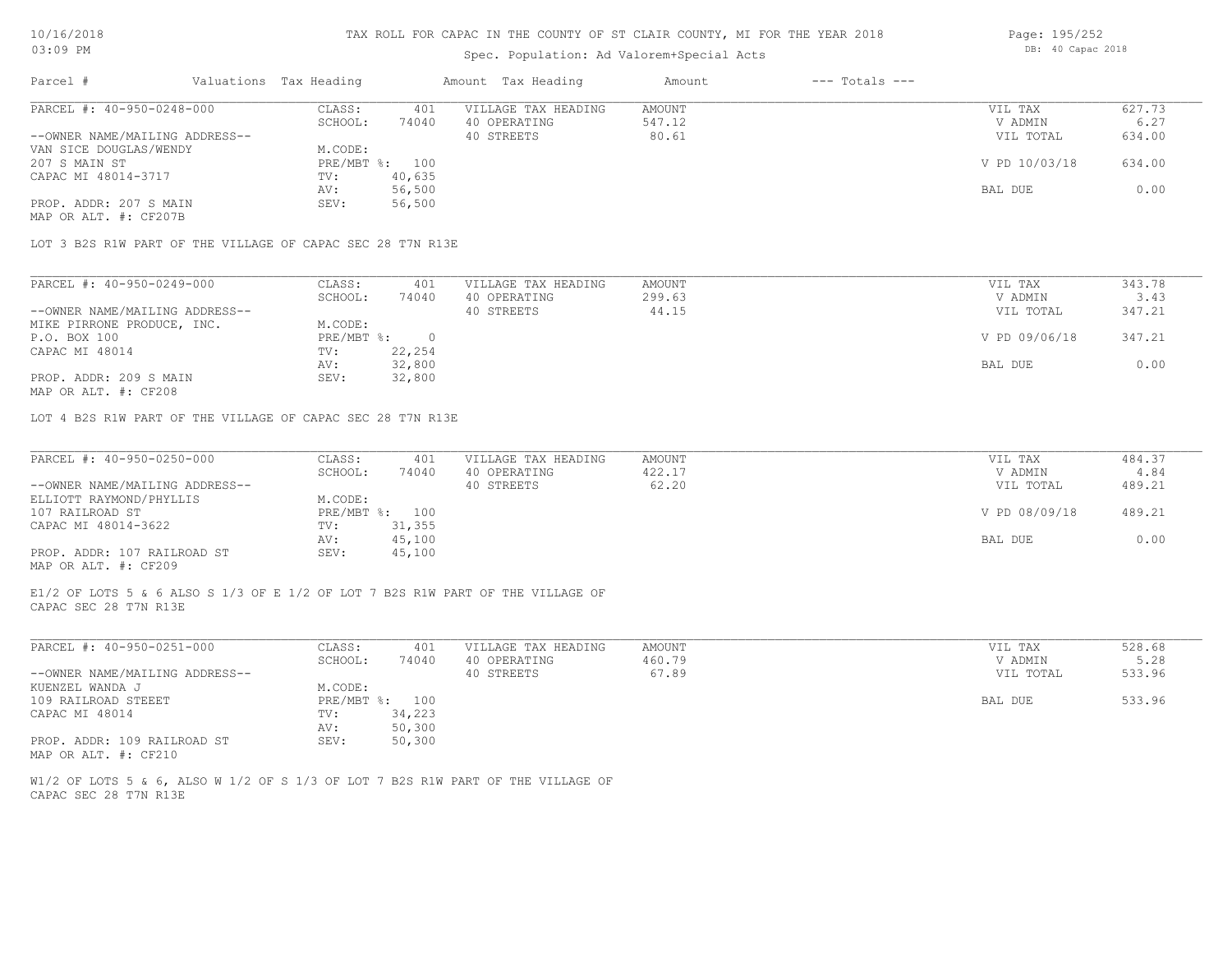# TAX ROLL FOR CAPAC IN THE COUNTY OF ST CLAIR COUNTY, MI FOR THE YEAR 2018

10/16/2018
03:09 PM

Spec. Population: Ad Valorem+Special Acts

DB: 40 Capac 2018

| Parcel # | Valuations | Tax Heading | Amount | Tax Heading | Amount | --- Totals --- | |
|---|---|---|---|---|---|---|---|
| PARCEL #: 40-950-0248-000 | CLASS: | 401 | VILLAGE TAX HEADING | AMOUNT | | VIL TAX | 627.73 |
| | SCHOOL: | 74040 | 40 OPERATING | 547.12 | | V ADMIN | 6.27 |
| --OWNER NAME/MAILING ADDRESS-- | | | 40 STREETS | 80.61 | | VIL TOTAL | 634.00 |
| VAN SICE DOUGLAS/WENDY | M.CODE: | | | | | | |
| 207 S MAIN ST | PRE/MBT %: | 100 | | | | V PD 10/03/18 | 634.00 |
| CAPAC MI 48014-3717 | TV: | 40,635 | | | | | |
| | AV: | 56,500 | | | | BAL DUE | 0.00 |
| PROP. ADDR: 207 S MAIN | SEV: | 56,500 | | | | | |
| MAP OR ALT. #: CF207B | | | | | | | |

LOT 3 B2S R1W PART OF THE VILLAGE OF CAPAC SEC 28 T7N R13E

| | | | | | | |
|---|---|---|---|---|---|---|
| PARCEL #: 40-950-0249-000 | CLASS: | 401 | VILLAGE TAX HEADING | AMOUNT | VIL TAX | 343.78 |
| | SCHOOL: | 74040 | 40 OPERATING | 299.63 | V ADMIN | 3.43 |
| --OWNER NAME/MAILING ADDRESS-- | | | 40 STREETS | 44.15 | VIL TOTAL | 347.21 |
| MIKE PIRRONE PRODUCE, INC. | M.CODE: | | | | | |
| P.O. BOX 100 | PRE/MBT %: | 0 | | | V PD 09/06/18 | 347.21 |
| CAPAC MI 48014 | TV: | 22,254 | | | | |
| | AV: | 32,800 | | | BAL DUE | 0.00 |
| PROP. ADDR: 209 S MAIN | SEV: | 32,800 | | | | |
| MAP OR ALT. #: CF208 | | | | | | |

LOT 4 B2S R1W PART OF THE VILLAGE OF CAPAC SEC 28 T7N R13E

| | | | | | | |
|---|---|---|---|---|---|---|
| PARCEL #: 40-950-0250-000 | CLASS: | 401 | VILLAGE TAX HEADING | AMOUNT | VIL TAX | 484.37 |
| | SCHOOL: | 74040 | 40 OPERATING | 422.17 | V ADMIN | 4.84 |
| --OWNER NAME/MAILING ADDRESS-- | | | 40 STREETS | 62.20 | VIL TOTAL | 489.21 |
| ELLIOTT RAYMOND/PHYLLIS | M.CODE: | | | | | |
| 107 RAILROAD ST | PRE/MBT %: | 100 | | | V PD 08/09/18 | 489.21 |
| CAPAC MI 48014-3622 | TV: | 31,355 | | | | |
| | AV: | 45,100 | | | BAL DUE | 0.00 |
| PROP. ADDR: 107 RAILROAD ST | SEV: | 45,100 | | | | |
| MAP OR ALT. #: CF209 | | | | | | |

E1/2 OF LOTS 5 & 6 ALSO S 1/3 OF E 1/2 OF LOT 7 B2S R1W PART OF THE VILLAGE OF CAPAC SEC 28 T7N R13E

| | | | | | | |
|---|---|---|---|---|---|---|
| PARCEL #: 40-950-0251-000 | CLASS: | 401 | VILLAGE TAX HEADING | AMOUNT | VIL TAX | 528.68 |
| | SCHOOL: | 74040 | 40 OPERATING | 460.79 | V ADMIN | 5.28 |
| --OWNER NAME/MAILING ADDRESS-- | | | 40 STREETS | 67.89 | VIL TOTAL | 533.96 |
| KUENZEL WANDA J | M.CODE: | | | | | |
| 109 RAILROAD STEEET | PRE/MBT %: | 100 | | | BAL DUE | 533.96 |
| CAPAC MI 48014 | TV: | 34,223 | | | | |
| | AV: | 50,300 | | | | |
| PROP. ADDR: 109 RAILROAD ST | SEV: | 50,300 | | | | |
| MAP OR ALT. #: CF210 | | | | | | |

W1/2 OF LOTS 5 & 6, ALSO W 1/2 OF S 1/3 OF LOT 7 B2S R1W PART OF THE VILLAGE OF CAPAC SEC 28 T7N R13E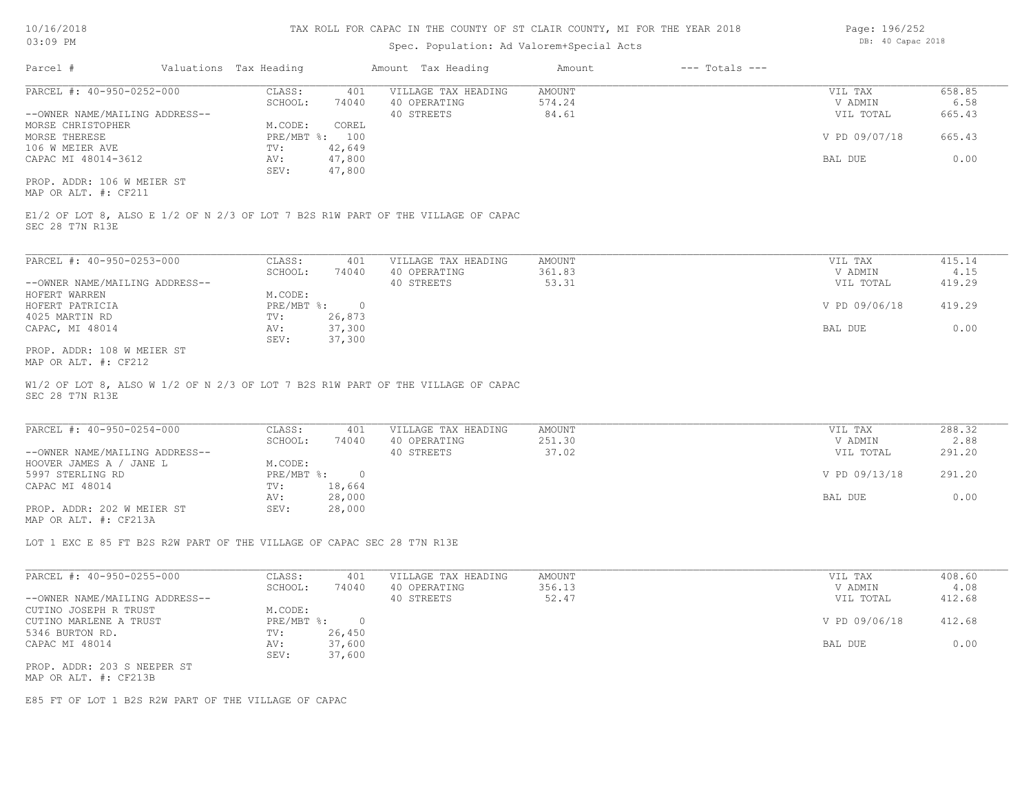TAX ROLL FOR CAPAC IN THE COUNTY OF ST CLAIR COUNTY, MI FOR THE YEAR 2018

Spec. Population: Ad Valorem+Special Acts

| Parcel # | Valuations | Tax Heading | Amount | Tax Heading | Amount | --- Totals --- | |
|---|---|---|---|---|---|---|---|
| PARCEL #: 40-950-0252-000 | CLASS: | 401 | VILLAGE TAX HEADING | AMOUNT | | VIL TAX | 658.85 |
| | SCHOOL: | 74040 | 40 OPERATING | 574.24 | | V ADMIN | 6.58 |
| --OWNER NAME/MAILING ADDRESS-- | | | 40 STREETS | 84.61 | | VIL TOTAL | 665.43 |
| MORSE CHRISTOPHER | M.CODE: | COREL | | | | | |
| MORSE THERESE | PRE/MBT %: | 100 | | | | V PD 09/07/18 | 665.43 |
| 106 W MEIER AVE | TV: | 42,649 | | | | | |
| CAPAC MI 48014-3612 | AV: | 47,800 | | | | BAL DUE | 0.00 |
| | SEV: | 47,800 | | | | | |

PROP. ADDR: 106 W MEIER ST
MAP OR ALT. #: CF211

E1/2 OF LOT 8, ALSO E 1/2 OF N 2/3 OF LOT 7 B2S R1W PART OF THE VILLAGE OF CAPAC
SEC 28 T7N R13E

| Parcel # | Valuations | Tax Heading | Amount | Tax Heading | Amount | --- Totals --- | |
|---|---|---|---|---|---|---|---|
| PARCEL #: 40-950-0253-000 | CLASS: | 401 | VILLAGE TAX HEADING | AMOUNT | | VIL TAX | 415.14 |
| | SCHOOL: | 74040 | 40 OPERATING | 361.83 | | V ADMIN | 4.15 |
| --OWNER NAME/MAILING ADDRESS-- | | | 40 STREETS | 53.31 | | VIL TOTAL | 419.29 |
| HOFERT WARREN | M.CODE: | | | | | | |
| HOFERT PATRICIA | PRE/MBT %: | 0 | | | | V PD 09/06/18 | 419.29 |
| 4025 MARTIN RD | TV: | 26,873 | | | | | |
| CAPAC, MI 48014 | AV: | 37,300 | | | | BAL DUE | 0.00 |
| | SEV: | 37,300 | | | | | |

PROP. ADDR: 108 W MEIER ST
MAP OR ALT. #: CF212

W1/2 OF LOT 8, ALSO W 1/2 OF N 2/3 OF LOT 7 B2S R1W PART OF THE VILLAGE OF CAPAC
SEC 28 T7N R13E

| Parcel # | Valuations | Tax Heading | Amount | Tax Heading | Amount | --- Totals --- | |
|---|---|---|---|---|---|---|---|
| PARCEL #: 40-950-0254-000 | CLASS: | 401 | VILLAGE TAX HEADING | AMOUNT | | VIL TAX | 288.32 |
| | SCHOOL: | 74040 | 40 OPERATING | 251.30 | | V ADMIN | 2.88 |
| --OWNER NAME/MAILING ADDRESS-- | | | 40 STREETS | 37.02 | | VIL TOTAL | 291.20 |
| HOOVER JAMES A / JANE L | M.CODE: | | | | | | |
| 5997 STERLING RD | PRE/MBT %: | 0 | | | | V PD 09/13/18 | 291.20 |
| CAPAC MI 48014 | TV: | 18,664 | | | | | |
| | AV: | 28,000 | | | | BAL DUE | 0.00 |
| PROP. ADDR: 202 W MEIER ST | SEV: | 28,000 | | | | | |

MAP OR ALT. #: CF213A

LOT 1 EXC E 85 FT B2S R2W PART OF THE VILLAGE OF CAPAC SEC 28 T7N R13E

| Parcel # | Valuations | Tax Heading | Amount | Tax Heading | Amount | --- Totals --- | |
|---|---|---|---|---|---|---|---|
| PARCEL #: 40-950-0255-000 | CLASS: | 401 | VILLAGE TAX HEADING | AMOUNT | | VIL TAX | 408.60 |
| | SCHOOL: | 74040 | 40 OPERATING | 356.13 | | V ADMIN | 4.08 |
| --OWNER NAME/MAILING ADDRESS-- | | | 40 STREETS | 52.47 | | VIL TOTAL | 412.68 |
| CUTINO JOSEPH R TRUST | M.CODE: | | | | | | |
| CUTINO MARLENE A TRUST | PRE/MBT %: | 0 | | | | V PD 09/06/18 | 412.68 |
| 5346 BURTON RD. | TV: | 26,450 | | | | | |
| CAPAC MI 48014 | AV: | 37,600 | | | | BAL DUE | 0.00 |
| | SEV: | 37,600 | | | | | |

PROP. ADDR: 203 S NEEPER ST
MAP OR ALT. #: CF213B

E85 FT OF LOT 1 B2S R2W PART OF THE VILLAGE OF CAPAC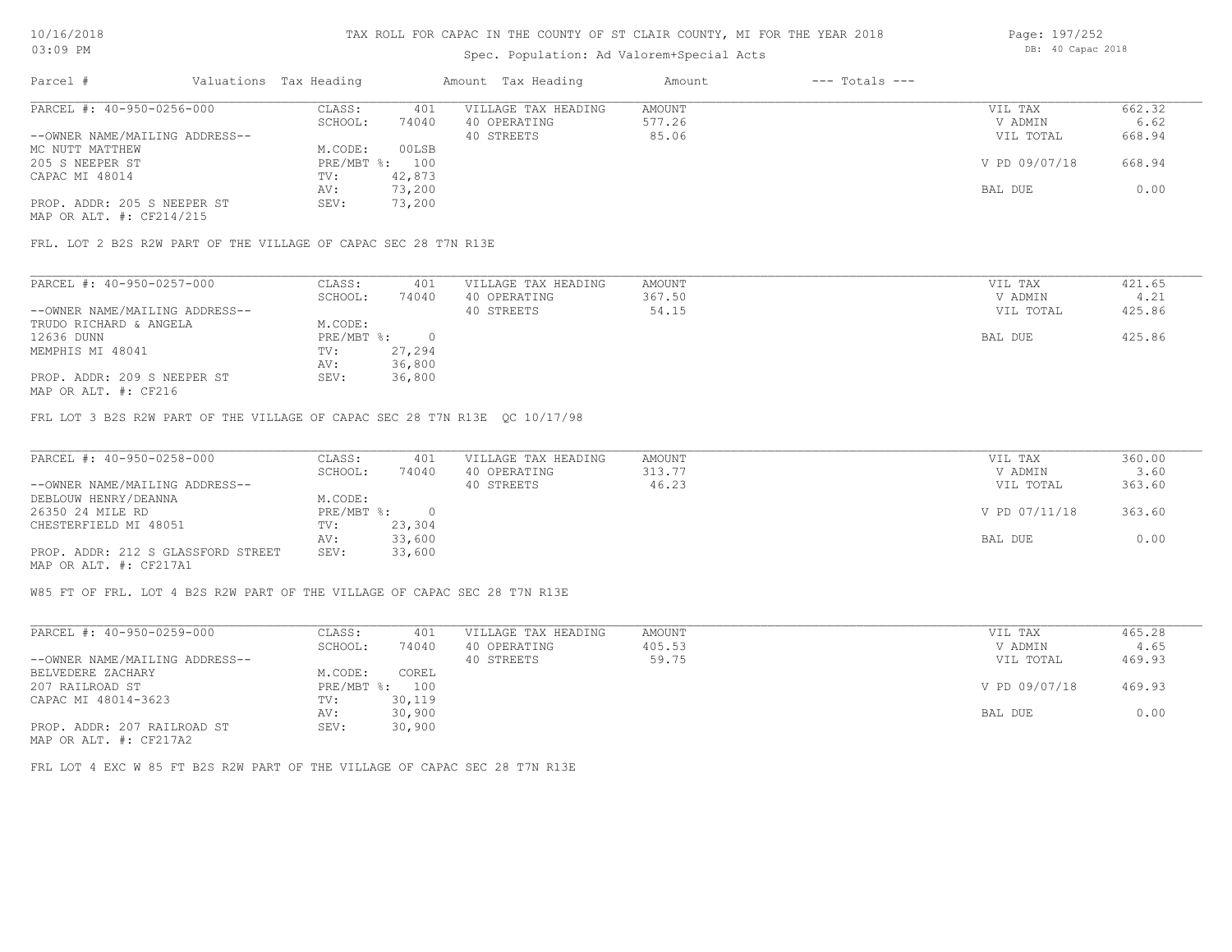TAX ROLL FOR CAPAC IN THE COUNTY OF ST CLAIR COUNTY, MI FOR THE YEAR 2018

Spec. Population: Ad Valorem+Special Acts

10/16/2018
03:09 PM

DB: 40 Capac 2018

| Parcel # | Valuations | Tax Heading | Amount | Tax Heading | Amount | --- Totals --- | |
|---|---|---|---|---|---|---|---|
| PARCEL #: 40-950-0256-000 | CLASS: | 401 | VILLAGE TAX HEADING | AMOUNT | | VIL TAX | 662.32 |
| | SCHOOL: | 74040 | 40 OPERATING | 577.26 | | V ADMIN | 6.62 |
| --OWNER NAME/MAILING ADDRESS-- | | | 40 STREETS | 85.06 | | VIL TOTAL | 668.94 |
| MC NUTT MATTHEW | M.CODE: | 00LSB | | | | | |
| 205 S NEEPER ST | PRE/MBT %: | 100 | | | | V PD 09/07/18 | 668.94 |
| CAPAC MI 48014 | TV: | 42,873 | | | | | |
| | AV: | 73,200 | | | | BAL DUE | 0.00 |
| PROP. ADDR: 205 S NEEPER ST | SEV: | 73,200 | | | | | |
| MAP OR ALT. #: CF214/215 | | | | | | | |

FRL. LOT 2 B2S R2W PART OF THE VILLAGE OF CAPAC SEC 28 T7N R13E

| Parcel # | Valuations | Tax Heading | Amount | Tax Heading | Amount | --- Totals --- | |
|---|---|---|---|---|---|---|---|
| PARCEL #: 40-950-0257-000 | CLASS: | 401 | VILLAGE TAX HEADING | AMOUNT | | VIL TAX | 421.65 |
| | SCHOOL: | 74040 | 40 OPERATING | 367.50 | | V ADMIN | 4.21 |
| --OWNER NAME/MAILING ADDRESS-- | | | 40 STREETS | 54.15 | | VIL TOTAL | 425.86 |
| TRUDO RICHARD & ANGELA | M.CODE: | | | | | | |
| 12636 DUNN | PRE/MBT %: | 0 | | | | BAL DUE | 425.86 |
| MEMPHIS MI 48041 | TV: | 27,294 | | | | | |
| | AV: | 36,800 | | | | | |
| PROP. ADDR: 209 S NEEPER ST | SEV: | 36,800 | | | | | |
| MAP OR ALT. #: CF216 | | | | | | | |

FRL LOT 3 B2S R2W PART OF THE VILLAGE OF CAPAC SEC 28 T7N R13E QC 10/17/98

| Parcel # | Valuations | Tax Heading | Amount | Tax Heading | Amount | --- Totals --- | |
|---|---|---|---|---|---|---|---|
| PARCEL #: 40-950-0258-000 | CLASS: | 401 | VILLAGE TAX HEADING | AMOUNT | | VIL TAX | 360.00 |
| | SCHOOL: | 74040 | 40 OPERATING | 313.77 | | V ADMIN | 3.60 |
| --OWNER NAME/MAILING ADDRESS-- | | | 40 STREETS | 46.23 | | VIL TOTAL | 363.60 |
| DEBLOUW HENRY/DEANNA | M.CODE: | | | | | | |
| 26350 24 MILE RD | PRE/MBT %: | 0 | | | | V PD 07/11/18 | 363.60 |
| CHESTERFIELD MI 48051 | TV: | 23,304 | | | | | |
| | AV: | 33,600 | | | | BAL DUE | 0.00 |
| PROP. ADDR: 212 S GLASSFORD STREET | SEV: | 33,600 | | | | | |
| MAP OR ALT. #: CF217A1 | | | | | | | |

W85 FT OF FRL. LOT 4 B2S R2W PART OF THE VILLAGE OF CAPAC SEC 28 T7N R13E

| Parcel # | Valuations | Tax Heading | Amount | Tax Heading | Amount | --- Totals --- | |
|---|---|---|---|---|---|---|---|
| PARCEL #: 40-950-0259-000 | CLASS: | 401 | VILLAGE TAX HEADING | AMOUNT | | VIL TAX | 465.28 |
| | SCHOOL: | 74040 | 40 OPERATING | 405.53 | | V ADMIN | 4.65 |
| --OWNER NAME/MAILING ADDRESS-- | | | 40 STREETS | 59.75 | | VIL TOTAL | 469.93 |
| BELVEDERE ZACHARY | M.CODE: | COREL | | | | | |
| 207 RAILROAD ST | PRE/MBT %: | 100 | | | | V PD 09/07/18 | 469.93 |
| CAPAC MI 48014-3623 | TV: | 30,119 | | | | | |
| | AV: | 30,900 | | | | BAL DUE | 0.00 |
| PROP. ADDR: 207 RAILROAD ST | SEV: | 30,900 | | | | | |
| MAP OR ALT. #: CF217A2 | | | | | | | |

FRL LOT 4 EXC W 85 FT B2S R2W PART OF THE VILLAGE OF CAPAC SEC 28 T7N R13E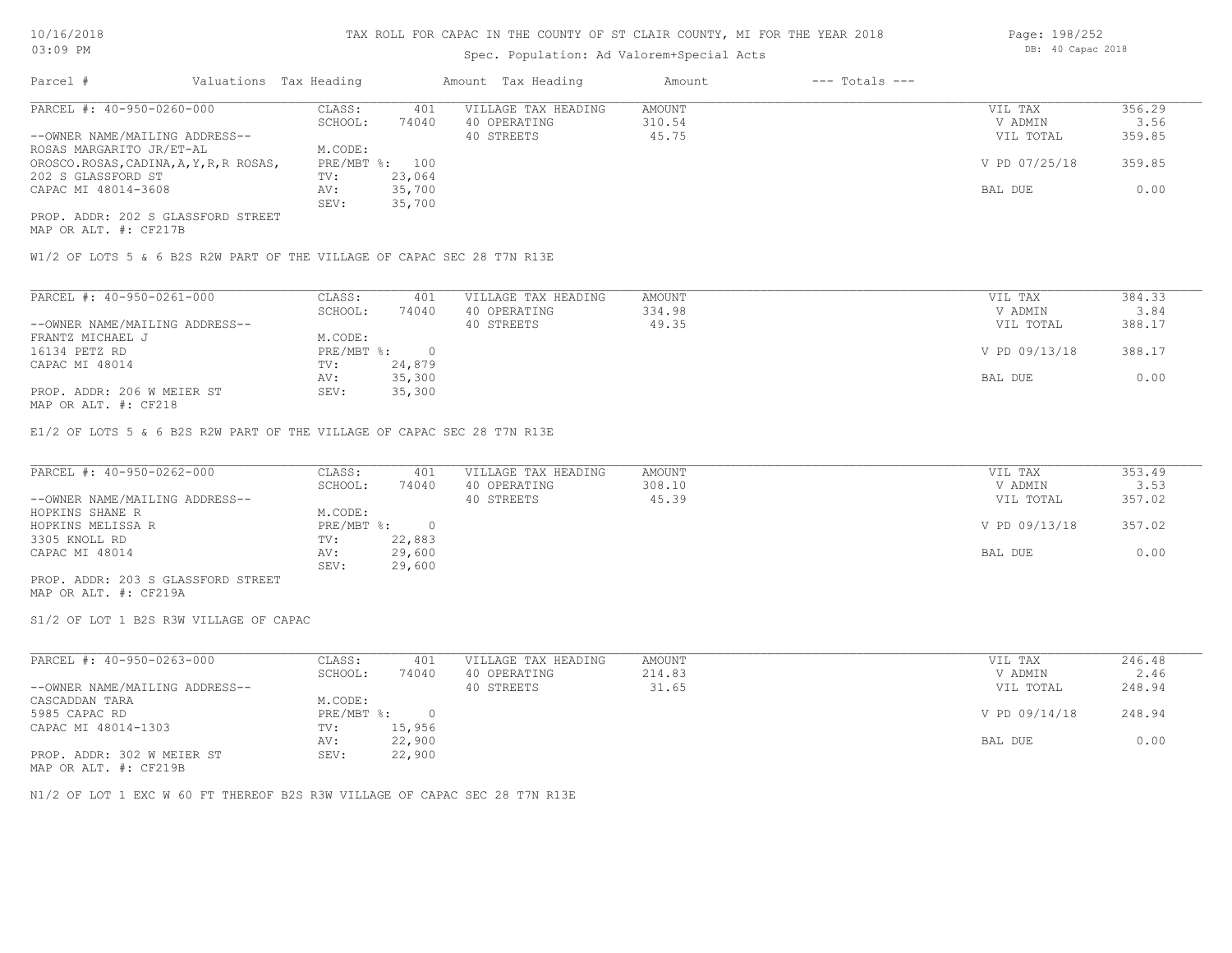# TAX ROLL FOR CAPAC IN THE COUNTY OF ST CLAIR COUNTY, MI FOR THE YEAR 2018

Spec. Population: Ad Valorem+Special Acts

| Parcel # | Valuations | Tax Heading | Amount | Tax Heading | Amount | --- Totals --- | |
|---|---|---|---|---|---|---|---|

**PARCEL #: 40-950-0260-000**

| | | | | | |
|---|---|---|---|---|---|
| CLASS: | 401 | VILLAGE TAX HEADING | AMOUNT | VIL TAX | 356.29 |
| SCHOOL: | 74040 | 40 OPERATING | 310.54 | V ADMIN | 3.56 |
| | | 40 STREETS | 45.75 | VIL TOTAL | 359.85 |
| M.CODE: | | | | | |
| PRE/MBT %: | 100 | | | V PD 07/25/18 | 359.85 |
| TV: | 23,064 | | | | |
| AV: | 35,700 | | | BAL DUE | 0.00 |
| SEV: | 35,700 | | | | |

--OWNER NAME/MAILING ADDRESS--
ROSAS MARGARITO JR/ET-AL
OROSCO.ROSAS,CADINA,A,Y,R,R ROSAS,
202 S GLASSFORD ST
CAPAC MI 48014-3608

PROP. ADDR: 202 S GLASSFORD STREET
MAP OR ALT. #: CF217B

W1/2 OF LOTS 5 & 6 B2S R2W PART OF THE VILLAGE OF CAPAC SEC 28 T7N R13E

**PARCEL #: 40-950-0261-000**

| | | | | | |
|---|---|---|---|---|---|
| CLASS: | 401 | VILLAGE TAX HEADING | AMOUNT | VIL TAX | 384.33 |
| SCHOOL: | 74040 | 40 OPERATING | 334.98 | V ADMIN | 3.84 |
| | | 40 STREETS | 49.35 | VIL TOTAL | 388.17 |
| M.CODE: | | | | | |
| PRE/MBT %: | 0 | | | V PD 09/13/18 | 388.17 |
| TV: | 24,879 | | | | |
| AV: | 35,300 | | | BAL DUE | 0.00 |
| SEV: | 35,300 | | | | |

--OWNER NAME/MAILING ADDRESS--
FRANTZ MICHAEL J
16134 PETZ RD
CAPAC MI 48014

PROP. ADDR: 206 W MEIER ST
MAP OR ALT. #: CF218

E1/2 OF LOTS 5 & 6 B2S R2W PART OF THE VILLAGE OF CAPAC SEC 28 T7N R13E

**PARCEL #: 40-950-0262-000**

| | | | | | |
|---|---|---|---|---|---|
| CLASS: | 401 | VILLAGE TAX HEADING | AMOUNT | VIL TAX | 353.49 |
| SCHOOL: | 74040 | 40 OPERATING | 308.10 | V ADMIN | 3.53 |
| | | 40 STREETS | 45.39 | VIL TOTAL | 357.02 |
| M.CODE: | | | | | |
| PRE/MBT %: | 0 | | | V PD 09/13/18 | 357.02 |
| TV: | 22,883 | | | | |
| AV: | 29,600 | | | BAL DUE | 0.00 |
| SEV: | 29,600 | | | | |

--OWNER NAME/MAILING ADDRESS--
HOPKINS SHANE R
HOPKINS MELISSA R
3305 KNOLL RD
CAPAC MI 48014

PROP. ADDR: 203 S GLASSFORD STREET
MAP OR ALT. #: CF219A

S1/2 OF LOT 1 B2S R3W VILLAGE OF CAPAC

**PARCEL #: 40-950-0263-000**

| | | | | | |
|---|---|---|---|---|---|
| CLASS: | 401 | VILLAGE TAX HEADING | AMOUNT | VIL TAX | 246.48 |
| SCHOOL: | 74040 | 40 OPERATING | 214.83 | V ADMIN | 2.46 |
| | | 40 STREETS | 31.65 | VIL TOTAL | 248.94 |
| M.CODE: | | | | | |
| PRE/MBT %: | 0 | | | V PD 09/14/18 | 248.94 |
| TV: | 15,956 | | | | |
| AV: | 22,900 | | | BAL DUE | 0.00 |
| SEV: | 22,900 | | | | |

--OWNER NAME/MAILING ADDRESS--
CASCADDAN TARA
5985 CAPAC RD
CAPAC MI 48014-1303

PROP. ADDR: 302 W MEIER ST
MAP OR ALT. #: CF219B

N1/2 OF LOT 1 EXC W 60 FT THEREOF B2S R3W VILLAGE OF CAPAC SEC 28 T7N R13E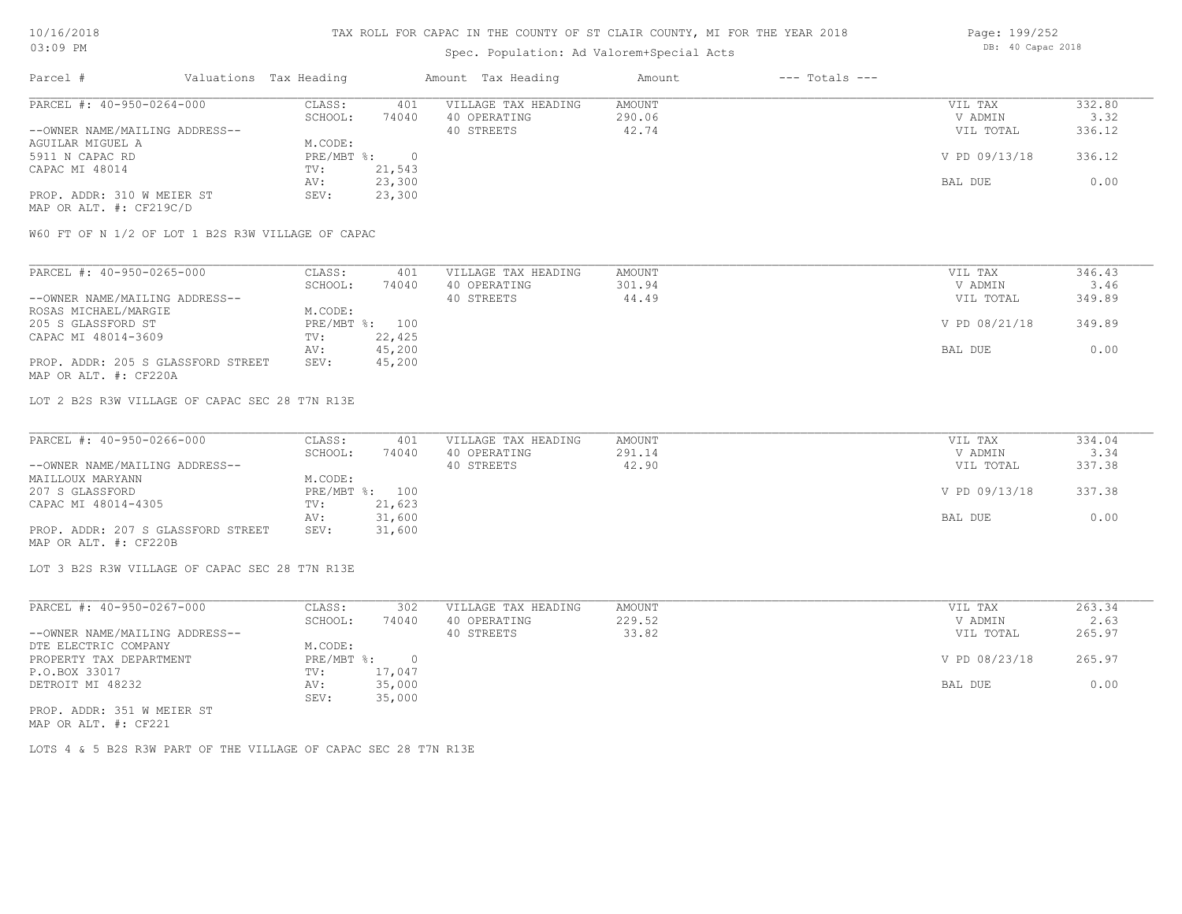# TAX ROLL FOR CAPAC IN THE COUNTY OF ST CLAIR COUNTY, MI FOR THE YEAR 2018

Spec. Population: Ad Valorem+Special Acts

DB: 40 Capac 2018

| Parcel # | Valuations | Tax Heading | Amount | Tax Heading | Amount | --- Totals --- | |
|---|---|---|---|---|---|---|---|
| PARCEL #: 40-950-0264-000 | CLASS: | 401 | VILLAGE TAX HEADING | AMOUNT | | VIL TAX | 332.80 |
| | SCHOOL: | 74040 | 40 OPERATING | 290.06 | | V ADMIN | 3.32 |
| --OWNER NAME/MAILING ADDRESS-- | | | 40 STREETS | 42.74 | | VIL TOTAL | 336.12 |
| AGUILAR MIGUEL A | M.CODE: | | | | | | |
| 5911 N CAPAC RD | PRE/MBT %: | 0 | | | | V PD 09/13/18 | 336.12 |
| CAPAC MI 48014 | TV: | 21,543 | | | | | |
| | AV: | 23,300 | | | | BAL DUE | 0.00 |
| PROP. ADDR: 310 W MEIER ST | SEV: | 23,300 | | | | | |
| MAP OR ALT. #: CF219C/D | | | | | | | |

W60 FT OF N 1/2 OF LOT 1 B2S R3W VILLAGE OF CAPAC

| | | | | | | | |
|---|---|---|---|---|---|---|---|
| PARCEL #: 40-950-0265-000 | CLASS: | 401 | VILLAGE TAX HEADING | AMOUNT | | VIL TAX | 346.43 |
| | SCHOOL: | 74040 | 40 OPERATING | 301.94 | | V ADMIN | 3.46 |
| --OWNER NAME/MAILING ADDRESS-- | | | 40 STREETS | 44.49 | | VIL TOTAL | 349.89 |
| ROSAS MICHAEL/MARGIE | M.CODE: | | | | | | |
| 205 S GLASSFORD ST | PRE/MBT %: | 100 | | | | V PD 08/21/18 | 349.89 |
| CAPAC MI 48014-3609 | TV: | 22,425 | | | | | |
| | AV: | 45,200 | | | | BAL DUE | 0.00 |
| PROP. ADDR: 205 S GLASSFORD STREET | SEV: | 45,200 | | | | | |
| MAP OR ALT. #: CF220A | | | | | | | |

LOT 2 B2S R3W VILLAGE OF CAPAC SEC 28 T7N R13E

| | | | | | | | |
|---|---|---|---|---|---|---|---|
| PARCEL #: 40-950-0266-000 | CLASS: | 401 | VILLAGE TAX HEADING | AMOUNT | | VIL TAX | 334.04 |
| | SCHOOL: | 74040 | 40 OPERATING | 291.14 | | V ADMIN | 3.34 |
| --OWNER NAME/MAILING ADDRESS-- | | | 40 STREETS | 42.90 | | VIL TOTAL | 337.38 |
| MAILLOUX MARYANN | M.CODE: | | | | | | |
| 207 S GLASSFORD | PRE/MBT %: | 100 | | | | V PD 09/13/18 | 337.38 |
| CAPAC MI 48014-4305 | TV: | 21,623 | | | | | |
| | AV: | 31,600 | | | | BAL DUE | 0.00 |
| PROP. ADDR: 207 S GLASSFORD STREET | SEV: | 31,600 | | | | | |
| MAP OR ALT. #: CF220B | | | | | | | |

LOT 3 B2S R3W VILLAGE OF CAPAC SEC 28 T7N R13E

| | | | | | | | |
|---|---|---|---|---|---|---|---|
| PARCEL #: 40-950-0267-000 | CLASS: | 302 | VILLAGE TAX HEADING | AMOUNT | | VIL TAX | 263.34 |
| | SCHOOL: | 74040 | 40 OPERATING | 229.52 | | V ADMIN | 2.63 |
| --OWNER NAME/MAILING ADDRESS-- | | | 40 STREETS | 33.82 | | VIL TOTAL | 265.97 |
| DTE ELECTRIC COMPANY | M.CODE: | | | | | | |
| PROPERTY TAX DEPARTMENT | PRE/MBT %: | 0 | | | | V PD 08/23/18 | 265.97 |
| P.O.BOX 33017 | TV: | 17,047 | | | | | |
| DETROIT MI 48232 | AV: | 35,000 | | | | BAL DUE | 0.00 |
| | SEV: | 35,000 | | | | | |
| PROP. ADDR: 351 W MEIER ST | | | | | | | |
| MAP OR ALT. #: CF221 | | | | | | | |

LOTS 4 & 5 B2S R3W PART OF THE VILLAGE OF CAPAC SEC 28 T7N R13E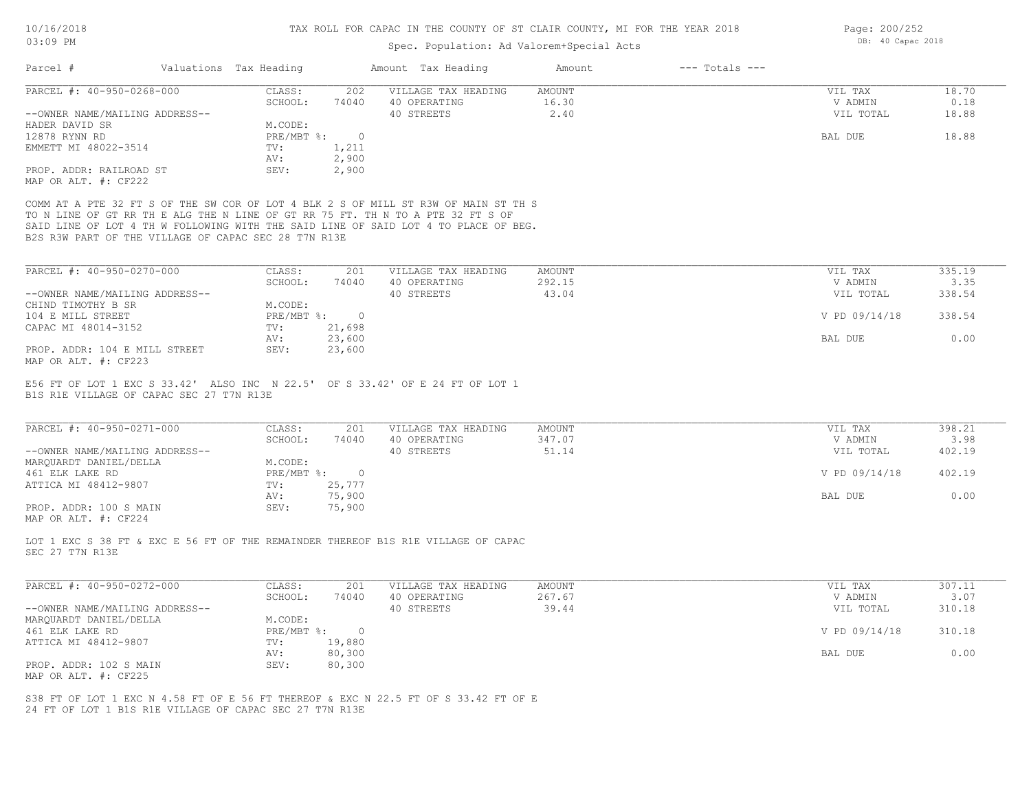# TAX ROLL FOR CAPAC IN THE COUNTY OF ST CLAIR COUNTY, MI FOR THE YEAR 2018

10/16/2018
03:09 PM

Spec. Population: Ad Valorem+Special Acts

DB: 40 Capac 2018

| Parcel # | Valuations | Tax Heading | Amount | Tax Heading | Amount | --- Totals --- | |
|---|---|---|---|---|---|---|---|

---

**PARCEL #: 40-950-0268-000**

| | | | | | |
|---|---|---|---|---|---|
| CLASS: | 202 | VILLAGE TAX HEADING | AMOUNT | VIL TAX | 18.70 |
| SCHOOL: | 74040 | 40 OPERATING | 16.30 | V ADMIN | 0.18 |
| | | 40 STREETS | 2.40 | VIL TOTAL | 18.88 |
| M.CODE: | | | | | |
| PRE/MBT %: | 0 | | | BAL DUE | 18.88 |
| TV: | 1,211 | | | | |
| AV: | 2,900 | | | | |
| SEV: | 2,900 | | | | |

--OWNER NAME/MAILING ADDRESS--
HADER DAVID SR
12878 RYNN RD
EMMETT MI 48022-3514

PROP. ADDR: RAILROAD ST
MAP OR ALT. #: CF222

COMM AT A PTE 32 FT S OF THE SW COR OF LOT 4 BLK 2 S OF MILL ST R3W OF MAIN ST TH S TO N LINE OF GT RR TH E ALG THE N LINE OF GT RR 75 FT. TH N TO A PTE 32 FT S OF SAID LINE OF LOT 4 TH W FOLLOWING WITH THE SAID LINE OF SAID LOT 4 TO PLACE OF BEG. B2S R3W PART OF THE VILLAGE OF CAPAC SEC 28 T7N R13E

---

**PARCEL #: 40-950-0270-000**

| | | | | | |
|---|---|---|---|---|---|
| CLASS: | 201 | VILLAGE TAX HEADING | AMOUNT | VIL TAX | 335.19 |
| SCHOOL: | 74040 | 40 OPERATING | 292.15 | V ADMIN | 3.35 |
| | | 40 STREETS | 43.04 | VIL TOTAL | 338.54 |
| M.CODE: | | | | | |
| PRE/MBT %: | 0 | | | V PD 09/14/18 | 338.54 |
| TV: | 21,698 | | | | |
| AV: | 23,600 | | | BAL DUE | 0.00 |
| SEV: | 23,600 | | | | |

--OWNER NAME/MAILING ADDRESS--
CHIND TIMOTHY B SR
104 E MILL STREET
CAPAC MI 48014-3152

PROP. ADDR: 104 E MILL STREET
MAP OR ALT. #: CF223

E56 FT OF LOT 1 EXC S 33.42' ALSO INC N 22.5' OF S 33.42' OF E 24 FT OF LOT 1 B1S R1E VILLAGE OF CAPAC SEC 27 T7N R13E

---

**PARCEL #: 40-950-0271-000**

| | | | | | |
|---|---|---|---|---|---|
| CLASS: | 201 | VILLAGE TAX HEADING | AMOUNT | VIL TAX | 398.21 |
| SCHOOL: | 74040 | 40 OPERATING | 347.07 | V ADMIN | 3.98 |
| | | 40 STREETS | 51.14 | VIL TOTAL | 402.19 |
| M.CODE: | | | | | |
| PRE/MBT %: | 0 | | | V PD 09/14/18 | 402.19 |
| TV: | 25,777 | | | | |
| AV: | 75,900 | | | BAL DUE | 0.00 |
| SEV: | 75,900 | | | | |

--OWNER NAME/MAILING ADDRESS--
MARQUARDT DANIEL/DELLA
461 ELK LAKE RD
ATTICA MI 48412-9807

PROP. ADDR: 100 S MAIN
MAP OR ALT. #: CF224

LOT 1 EXC S 38 FT & EXC E 56 FT OF THE REMAINDER THEREOF B1S R1E VILLAGE OF CAPAC SEC 27 T7N R13E

---

**PARCEL #: 40-950-0272-000**

| | | | | | |
|---|---|---|---|---|---|
| CLASS: | 201 | VILLAGE TAX HEADING | AMOUNT | VIL TAX | 307.11 |
| SCHOOL: | 74040 | 40 OPERATING | 267.67 | V ADMIN | 3.07 |
| | | 40 STREETS | 39.44 | VIL TOTAL | 310.18 |
| M.CODE: | | | | | |
| PRE/MBT %: | 0 | | | V PD 09/14/18 | 310.18 |
| TV: | 19,880 | | | | |
| AV: | 80,300 | | | BAL DUE | 0.00 |
| SEV: | 80,300 | | | | |

--OWNER NAME/MAILING ADDRESS--
MARQUARDT DANIEL/DELLA
461 ELK LAKE RD
ATTICA MI 48412-9807

PROP. ADDR: 102 S MAIN
MAP OR ALT. #: CF225

S38 FT OF LOT 1 EXC N 4.58 FT OF E 56 FT THEREOF & EXC N 22.5 FT OF S 33.42 FT OF E 24 FT OF LOT 1 B1S R1E VILLAGE OF CAPAC SEC 27 T7N R13E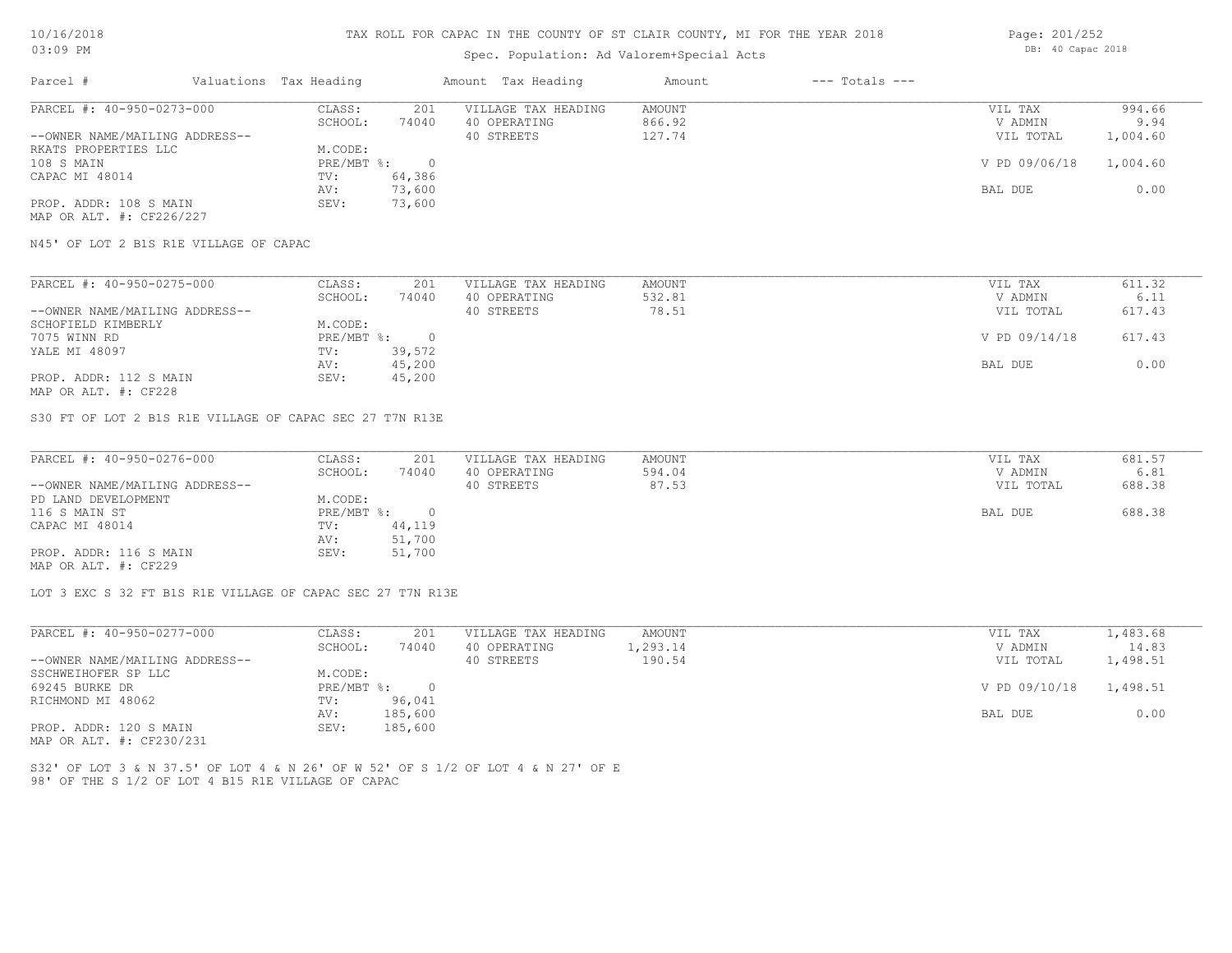# TAX ROLL FOR CAPAC IN THE COUNTY OF ST CLAIR COUNTY, MI FOR THE YEAR 2018

Spec. Population: Ad Valorem+Special Acts

DB: 40 Capac 2018

| Parcel # | Valuations | Tax Heading | Amount | Tax Heading | Amount | --- Totals --- | |
|---|---|---|---|---|---|---|---|
| PARCEL #: 40-950-0273-000 | CLASS: | 201 | VILLAGE TAX HEADING | AMOUNT | | VIL TAX | 994.66 |
| | SCHOOL: | 74040 | 40 OPERATING | 866.92 | | V ADMIN | 9.94 |
| --OWNER NAME/MAILING ADDRESS-- | | | 40 STREETS | 127.74 | | VIL TOTAL | 1,004.60 |
| RKATS PROPERTIES LLC | M.CODE: | | | | | | |
| 108 S MAIN | PRE/MBT %: | 0 | | | | V PD 09/06/18 | 1,004.60 |
| CAPAC MI 48014 | TV: | 64,386 | | | | | |
| | AV: | 73,600 | | | | BAL DUE | 0.00 |
| PROP. ADDR: 108 S MAIN | SEV: | 73,600 | | | | | |
| MAP OR ALT. #: CF226/227 | | | | | | | |

N45' OF LOT 2 B1S R1E VILLAGE OF CAPAC

| Parcel # | Valuations | Tax Heading | Amount | Tax Heading | Amount | --- Totals --- | |
|---|---|---|---|---|---|---|---|
| PARCEL #: 40-950-0275-000 | CLASS: | 201 | VILLAGE TAX HEADING | AMOUNT | | VIL TAX | 611.32 |
| | SCHOOL: | 74040 | 40 OPERATING | 532.81 | | V ADMIN | 6.11 |
| --OWNER NAME/MAILING ADDRESS-- | | | 40 STREETS | 78.51 | | VIL TOTAL | 617.43 |
| SCHOFIELD KIMBERLY | M.CODE: | | | | | | |
| 7075 WINN RD | PRE/MBT %: | 0 | | | | V PD 09/14/18 | 617.43 |
| YALE MI 48097 | TV: | 39,572 | | | | | |
| | AV: | 45,200 | | | | BAL DUE | 0.00 |
| PROP. ADDR: 112 S MAIN | SEV: | 45,200 | | | | | |
| MAP OR ALT. #: CF228 | | | | | | | |

S30 FT OF LOT 2 B1S R1E VILLAGE OF CAPAC SEC 27 T7N R13E

| Parcel # | Valuations | Tax Heading | Amount | Tax Heading | Amount | --- Totals --- | |
|---|---|---|---|---|---|---|---|
| PARCEL #: 40-950-0276-000 | CLASS: | 201 | VILLAGE TAX HEADING | AMOUNT | | VIL TAX | 681.57 |
| | SCHOOL: | 74040 | 40 OPERATING | 594.04 | | V ADMIN | 6.81 |
| --OWNER NAME/MAILING ADDRESS-- | | | 40 STREETS | 87.53 | | VIL TOTAL | 688.38 |
| PD LAND DEVELOPMENT | M.CODE: | | | | | | |
| 116 S MAIN ST | PRE/MBT %: | 0 | | | | BAL DUE | 688.38 |
| CAPAC MI 48014 | TV: | 44,119 | | | | | |
| | AV: | 51,700 | | | | | |
| PROP. ADDR: 116 S MAIN | SEV: | 51,700 | | | | | |
| MAP OR ALT. #: CF229 | | | | | | | |

LOT 3 EXC S 32 FT B1S R1E VILLAGE OF CAPAC SEC 27 T7N R13E

| Parcel # | Valuations | Tax Heading | Amount | Tax Heading | Amount | --- Totals --- | |
|---|---|---|---|---|---|---|---|
| PARCEL #: 40-950-0277-000 | CLASS: | 201 | VILLAGE TAX HEADING | AMOUNT | | VIL TAX | 1,483.68 |
| | SCHOOL: | 74040 | 40 OPERATING | 1,293.14 | | V ADMIN | 14.83 |
| --OWNER NAME/MAILING ADDRESS-- | | | 40 STREETS | 190.54 | | VIL TOTAL | 1,498.51 |
| SSCHWEIHOFER SP LLC | M.CODE: | | | | | | |
| 69245 BURKE DR | PRE/MBT %: | 0 | | | | V PD 09/10/18 | 1,498.51 |
| RICHMOND MI 48062 | TV: | 96,041 | | | | | |
| | AV: | 185,600 | | | | BAL DUE | 0.00 |
| PROP. ADDR: 120 S MAIN | SEV: | 185,600 | | | | | |
| MAP OR ALT. #: CF230/231 | | | | | | | |

S32' OF LOT 3 & N 37.5' OF LOT 4 & N 26' OF W 52' OF S 1/2 OF LOT 4 & N 27' OF E 98' OF THE S 1/2 OF LOT 4 B15 R1E VILLAGE OF CAPAC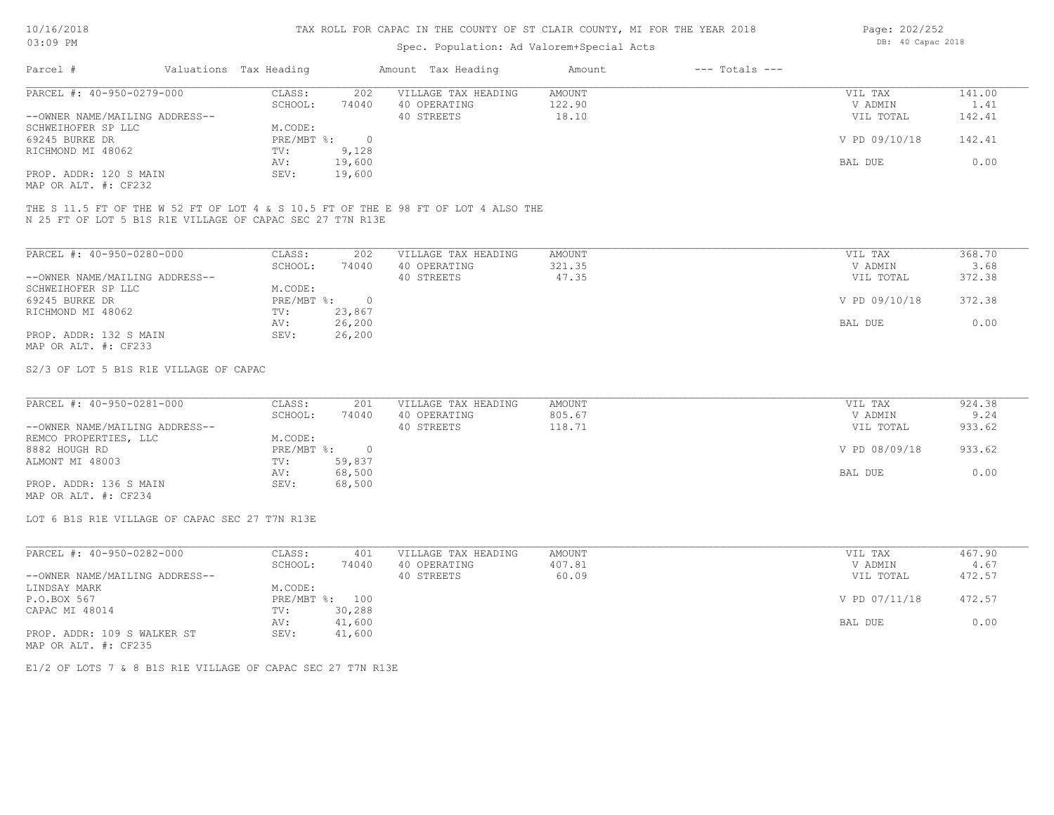# TAX ROLL FOR CAPAC IN THE COUNTY OF ST CLAIR COUNTY, MI FOR THE YEAR 2018

Spec. Population: Ad Valorem+Special Acts

| Parcel # | Valuations | Tax Heading | Amount | Tax Heading | Amount | --- Totals --- | |
|---|---|---|---|---|---|---|---|
| PARCEL #: 40-950-0279-000 | CLASS: | 202 | VILLAGE TAX HEADING | AMOUNT | | VIL TAX | 141.00 |
| | SCHOOL: | 74040 | 40 OPERATING | 122.90 | | V ADMIN | 1.41 |
| --OWNER NAME/MAILING ADDRESS-- | | | 40 STREETS | 18.10 | | VIL TOTAL | 142.41 |
| SCHWEIHOFER SP LLC | M.CODE: | | | | | | |
| 69245 BURKE DR | PRE/MBT %: | 0 | | | | V PD 09/10/18 | 142.41 |
| RICHMOND MI 48062 | TV: | 9,128 | | | | | |
| | AV: | 19,600 | | | | BAL DUE | 0.00 |
| PROP. ADDR: 120 S MAIN | SEV: | 19,600 | | | | | |
| MAP OR ALT. #: CF232 | | | | | | | |

THE S 11.5 FT OF THE W 52 FT OF LOT 4 & S 10.5 FT OF THE E 98 FT OF LOT 4 ALSO THE N 25 FT OF LOT 5 B1S R1E VILLAGE OF CAPAC SEC 27 T7N R13E

| Parcel # | Valuations | Tax Heading | Amount | Tax Heading | Amount | --- Totals --- | |
|---|---|---|---|---|---|---|---|
| PARCEL #: 40-950-0280-000 | CLASS: | 202 | VILLAGE TAX HEADING | AMOUNT | | VIL TAX | 368.70 |
| | SCHOOL: | 74040 | 40 OPERATING | 321.35 | | V ADMIN | 3.68 |
| --OWNER NAME/MAILING ADDRESS-- | | | 40 STREETS | 47.35 | | VIL TOTAL | 372.38 |
| SCHWEIHOFER SP LLC | M.CODE: | | | | | | |
| 69245 BURKE DR | PRE/MBT %: | 0 | | | | V PD 09/10/18 | 372.38 |
| RICHMOND MI 48062 | TV: | 23,867 | | | | | |
| | AV: | 26,200 | | | | BAL DUE | 0.00 |
| PROP. ADDR: 132 S MAIN | SEV: | 26,200 | | | | | |
| MAP OR ALT. #: CF233 | | | | | | | |

S2/3 OF LOT 5 B1S R1E VILLAGE OF CAPAC

| Parcel # | Valuations | Tax Heading | Amount | Tax Heading | Amount | --- Totals --- | |
|---|---|---|---|---|---|---|---|
| PARCEL #: 40-950-0281-000 | CLASS: | 201 | VILLAGE TAX HEADING | AMOUNT | | VIL TAX | 924.38 |
| | SCHOOL: | 74040 | 40 OPERATING | 805.67 | | V ADMIN | 9.24 |
| --OWNER NAME/MAILING ADDRESS-- | | | 40 STREETS | 118.71 | | VIL TOTAL | 933.62 |
| REMCO PROPERTIES, LLC | M.CODE: | | | | | | |
| 8882 HOUGH RD | PRE/MBT %: | 0 | | | | V PD 08/09/18 | 933.62 |
| ALMONT MI 48003 | TV: | 59,837 | | | | | |
| | AV: | 68,500 | | | | BAL DUE | 0.00 |
| PROP. ADDR: 136 S MAIN | SEV: | 68,500 | | | | | |
| MAP OR ALT. #: CF234 | | | | | | | |

LOT 6 B1S R1E VILLAGE OF CAPAC SEC 27 T7N R13E

| Parcel # | Valuations | Tax Heading | Amount | Tax Heading | Amount | --- Totals --- | |
|---|---|---|---|---|---|---|---|
| PARCEL #: 40-950-0282-000 | CLASS: | 401 | VILLAGE TAX HEADING | AMOUNT | | VIL TAX | 467.90 |
| | SCHOOL: | 74040 | 40 OPERATING | 407.81 | | V ADMIN | 4.67 |
| --OWNER NAME/MAILING ADDRESS-- | | | 40 STREETS | 60.09 | | VIL TOTAL | 472.57 |
| LINDSAY MARK | M.CODE: | | | | | | |
| P.O.BOX 567 | PRE/MBT %: | 100 | | | | V PD 07/11/18 | 472.57 |
| CAPAC MI 48014 | TV: | 30,288 | | | | | |
| | AV: | 41,600 | | | | BAL DUE | 0.00 |
| PROP. ADDR: 109 S WALKER ST | SEV: | 41,600 | | | | | |
| MAP OR ALT. #: CF235 | | | | | | | |

E1/2 OF LOTS 7 & 8 B1S R1E VILLAGE OF CAPAC SEC 27 T7N R13E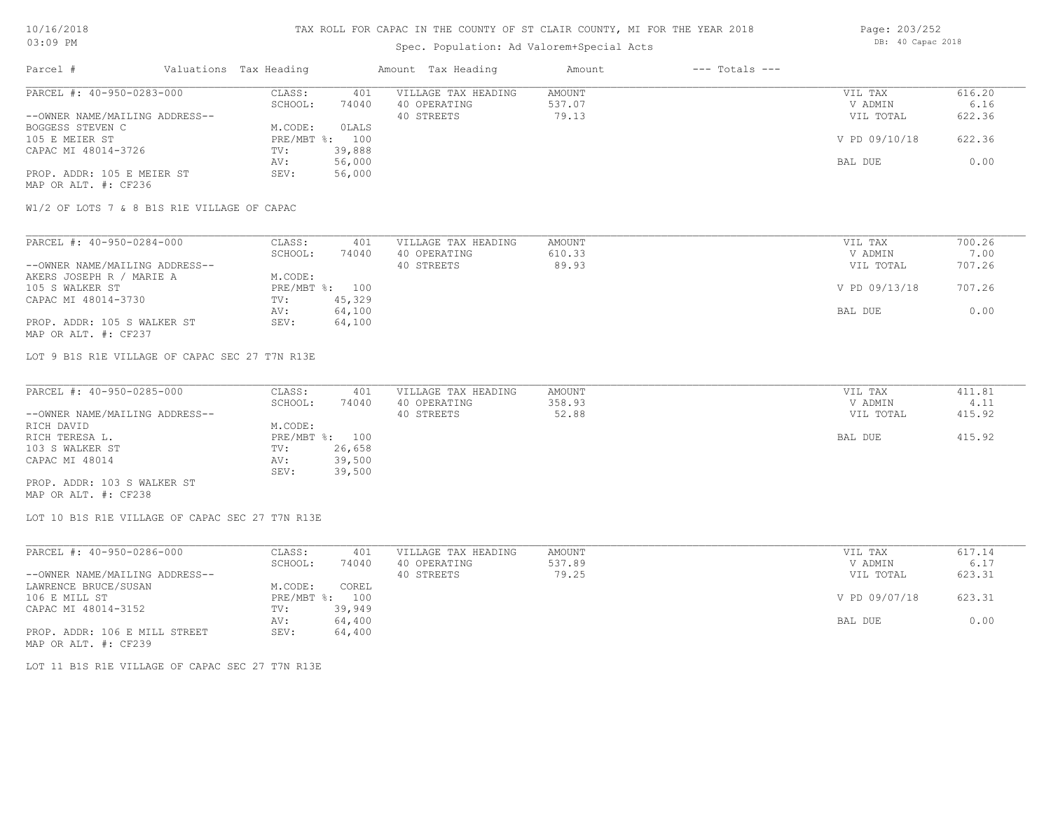# TAX ROLL FOR CAPAC IN THE COUNTY OF ST CLAIR COUNTY, MI FOR THE YEAR 2018

Spec. Population: Ad Valorem+Special Acts

| Parcel # | Valuations | Tax Heading | Amount | Tax Heading | Amount | --- Totals --- | |
|---|---|---|---|---|---|---|---|
| PARCEL #: 40-950-0283-000 | CLASS: | 401 | VILLAGE TAX HEADING | AMOUNT | | VIL TAX | 616.20 |
| | SCHOOL: | 74040 | 40 OPERATING | 537.07 | | V ADMIN | 6.16 |
| --OWNER NAME/MAILING ADDRESS-- | | | 40 STREETS | 79.13 | | VIL TOTAL | 622.36 |
| BOGGESS STEVEN C | M.CODE: | OLALS | | | | | |
| 105 E MEIER ST | PRE/MBT %: | 100 | | | | V PD 09/10/18 | 622.36 |
| CAPAC MI 48014-3726 | TV: | 39,888 | | | | | |
| | AV: | 56,000 | | | | BAL DUE | 0.00 |
| PROP. ADDR: 105 E MEIER ST | SEV: | 56,000 | | | | | |
| MAP OR ALT. #: CF236 | | | | | | | |

W1/2 OF LOTS 7 & 8 B1S R1E VILLAGE OF CAPAC

| Parcel # | Valuations | Tax Heading | Amount | Tax Heading | Amount | --- Totals --- | |
|---|---|---|---|---|---|---|---|
| PARCEL #: 40-950-0284-000 | CLASS: | 401 | VILLAGE TAX HEADING | AMOUNT | | VIL TAX | 700.26 |
| | SCHOOL: | 74040 | 40 OPERATING | 610.33 | | V ADMIN | 7.00 |
| --OWNER NAME/MAILING ADDRESS-- | | | 40 STREETS | 89.93 | | VIL TOTAL | 707.26 |
| AKERS JOSEPH R / MARIE A | M.CODE: | | | | | | |
| 105 S WALKER ST | PRE/MBT %: | 100 | | | | V PD 09/13/18 | 707.26 |
| CAPAC MI 48014-3730 | TV: | 45,329 | | | | | |
| | AV: | 64,100 | | | | BAL DUE | 0.00 |
| PROP. ADDR: 105 S WALKER ST | SEV: | 64,100 | | | | | |
| MAP OR ALT. #: CF237 | | | | | | | |

LOT 9 B1S R1E VILLAGE OF CAPAC SEC 27 T7N R13E

| Parcel # | Valuations | Tax Heading | Amount | Tax Heading | Amount | --- Totals --- | |
|---|---|---|---|---|---|---|---|
| PARCEL #: 40-950-0285-000 | CLASS: | 401 | VILLAGE TAX HEADING | AMOUNT | | VIL TAX | 411.81 |
| | SCHOOL: | 74040 | 40 OPERATING | 358.93 | | V ADMIN | 4.11 |
| --OWNER NAME/MAILING ADDRESS-- | | | 40 STREETS | 52.88 | | VIL TOTAL | 415.92 |
| RICH DAVID | M.CODE: | | | | | | |
| RICH TERESA L. | PRE/MBT %: | 100 | | | | BAL DUE | 415.92 |
| 103 S WALKER ST | TV: | 26,658 | | | | | |
| CAPAC MI 48014 | AV: | 39,500 | | | | | |
| | SEV: | 39,500 | | | | | |
| PROP. ADDR: 103 S WALKER ST | | | | | | | |
| MAP OR ALT. #: CF238 | | | | | | | |

LOT 10 B1S R1E VILLAGE OF CAPAC SEC 27 T7N R13E

| Parcel # | Valuations | Tax Heading | Amount | Tax Heading | Amount | --- Totals --- | |
|---|---|---|---|---|---|---|---|
| PARCEL #: 40-950-0286-000 | CLASS: | 401 | VILLAGE TAX HEADING | AMOUNT | | VIL TAX | 617.14 |
| | SCHOOL: | 74040 | 40 OPERATING | 537.89 | | V ADMIN | 6.17 |
| --OWNER NAME/MAILING ADDRESS-- | | | 40 STREETS | 79.25 | | VIL TOTAL | 623.31 |
| LAWRENCE BRUCE/SUSAN | M.CODE: | COREL | | | | | |
| 106 E MILL ST | PRE/MBT %: | 100 | | | | V PD 09/07/18 | 623.31 |
| CAPAC MI 48014-3152 | TV: | 39,949 | | | | | |
| | AV: | 64,400 | | | | BAL DUE | 0.00 |
| PROP. ADDR: 106 E MILL STREET | SEV: | 64,400 | | | | | |
| MAP OR ALT. #: CF239 | | | | | | | |

LOT 11 B1S R1E VILLAGE OF CAPAC SEC 27 T7N R13E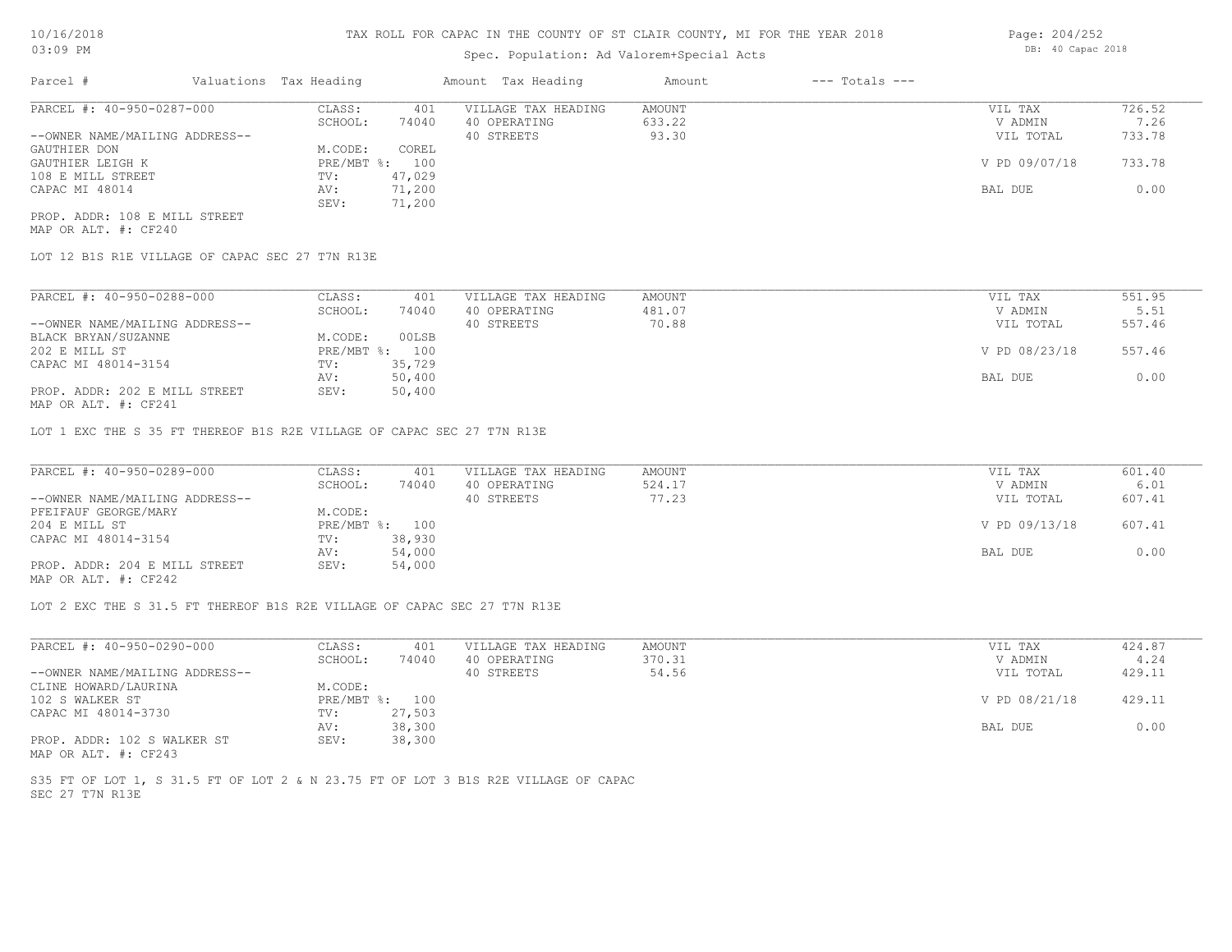# TAX ROLL FOR CAPAC IN THE COUNTY OF ST CLAIR COUNTY, MI FOR THE YEAR 2018

Spec. Population: Ad Valorem+Special Acts

| Parcel # | Valuations Tax Heading | | Amount Tax Heading | Amount | --- Totals --- | |
|---|---|---|---|---|---|---|
| PARCEL #: 40-950-0287-000 | CLASS: | 401 | VILLAGE TAX HEADING | AMOUNT | VIL TAX | 726.52 |
| | SCHOOL: | 74040 | 40 OPERATING | 633.22 | V ADMIN | 7.26 |
| --OWNER NAME/MAILING ADDRESS-- | | | 40 STREETS | 93.30 | VIL TOTAL | 733.78 |
| GAUTHIER DON | M.CODE: | COREL | | | | |
| GAUTHIER LEIGH K | PRE/MBT %: | 100 | | | V PD 09/07/18 | 733.78 |
| 108 E MILL STREET | TV: | 47,029 | | | | |
| CAPAC MI 48014 | AV: | 71,200 | | | BAL DUE | 0.00 |
| | SEV: | 71,200 | | | | |
| PROP. ADDR: 108 E MILL STREET | | | | | | |
| MAP OR ALT. #: CF240 | | | | | | |

LOT 12 B1S R1E VILLAGE OF CAPAC SEC 27 T7N R13E

| Parcel # | Valuations Tax Heading | | Amount Tax Heading | Amount | --- Totals --- | |
|---|---|---|---|---|---|---|
| PARCEL #: 40-950-0288-000 | CLASS: | 401 | VILLAGE TAX HEADING | AMOUNT | VIL TAX | 551.95 |
| | SCHOOL: | 74040 | 40 OPERATING | 481.07 | V ADMIN | 5.51 |
| --OWNER NAME/MAILING ADDRESS-- | | | 40 STREETS | 70.88 | VIL TOTAL | 557.46 |
| BLACK BRYAN/SUZANNE | M.CODE: | 00LSB | | | | |
| 202 E MILL ST | PRE/MBT %: | 100 | | | V PD 08/23/18 | 557.46 |
| CAPAC MI 48014-3154 | TV: | 35,729 | | | | |
| | AV: | 50,400 | | | BAL DUE | 0.00 |
| PROP. ADDR: 202 E MILL STREET | SEV: | 50,400 | | | | |
| MAP OR ALT. #: CF241 | | | | | | |

LOT 1 EXC THE S 35 FT THEREOF B1S R2E VILLAGE OF CAPAC SEC 27 T7N R13E

| Parcel # | Valuations Tax Heading | | Amount Tax Heading | Amount | --- Totals --- | |
|---|---|---|---|---|---|---|
| PARCEL #: 40-950-0289-000 | CLASS: | 401 | VILLAGE TAX HEADING | AMOUNT | VIL TAX | 601.40 |
| | SCHOOL: | 74040 | 40 OPERATING | 524.17 | V ADMIN | 6.01 |
| --OWNER NAME/MAILING ADDRESS-- | | | 40 STREETS | 77.23 | VIL TOTAL | 607.41 |
| PFEIFAUF GEORGE/MARY | M.CODE: | | | | | |
| 204 E MILL ST | PRE/MBT %: | 100 | | | V PD 09/13/18 | 607.41 |
| CAPAC MI 48014-3154 | TV: | 38,930 | | | | |
| | AV: | 54,000 | | | BAL DUE | 0.00 |
| PROP. ADDR: 204 E MILL STREET | SEV: | 54,000 | | | | |
| MAP OR ALT. #: CF242 | | | | | | |

LOT 2 EXC THE S 31.5 FT THEREOF B1S R2E VILLAGE OF CAPAC SEC 27 T7N R13E

| Parcel # | Valuations Tax Heading | | Amount Tax Heading | Amount | --- Totals --- | |
|---|---|---|---|---|---|---|
| PARCEL #: 40-950-0290-000 | CLASS: | 401 | VILLAGE TAX HEADING | AMOUNT | VIL TAX | 424.87 |
| | SCHOOL: | 74040 | 40 OPERATING | 370.31 | V ADMIN | 4.24 |
| --OWNER NAME/MAILING ADDRESS-- | | | 40 STREETS | 54.56 | VIL TOTAL | 429.11 |
| CLINE HOWARD/LAURINA | M.CODE: | | | | | |
| 102 S WALKER ST | PRE/MBT %: | 100 | | | V PD 08/21/18 | 429.11 |
| CAPAC MI 48014-3730 | TV: | 27,503 | | | | |
| | AV: | 38,300 | | | BAL DUE | 0.00 |
| PROP. ADDR: 102 S WALKER ST | SEV: | 38,300 | | | | |
| MAP OR ALT. #: CF243 | | | | | | |

S35 FT OF LOT 1, S 31.5 FT OF LOT 2 & N 23.75 FT OF LOT 3 B1S R2E VILLAGE OF CAPAC SEC 27 T7N R13E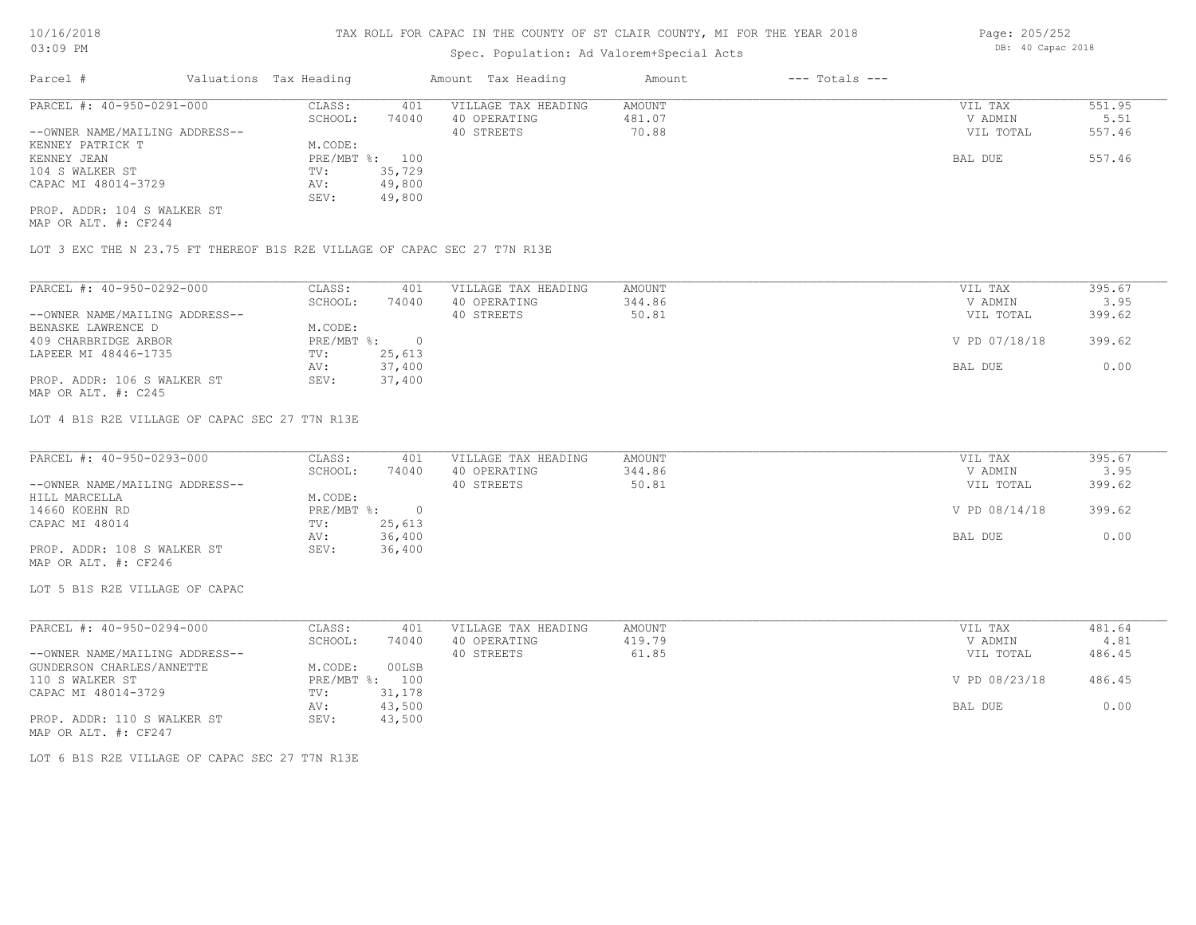TAX ROLL FOR CAPAC IN THE COUNTY OF ST CLAIR COUNTY, MI FOR THE YEAR 2018

Spec. Population: Ad Valorem+Special Acts

| Parcel # | Valuations | Tax Heading | Amount | Tax Heading | Amount | --- Totals --- | |
|---|---|---|---|---|---|---|---|
| PARCEL #: 40-950-0291-000 | CLASS: | 401 | VILLAGE TAX HEADING | AMOUNT | | VIL TAX | 551.95 |
| | SCHOOL: | 74040 | 40 OPERATING | 481.07 | | V ADMIN | 5.51 |
| --OWNER NAME/MAILING ADDRESS-- | | | 40 STREETS | 70.88 | | VIL TOTAL | 557.46 |
| KENNEY PATRICK T | M.CODE: | | | | | | |
| KENNEY JEAN | PRE/MBT %: | 100 | | | | BAL DUE | 557.46 |
| 104 S WALKER ST | TV: | 35,729 | | | | | |
| CAPAC MI 48014-3729 | AV: | 49,800 | | | | | |
| | SEV: | 49,800 | | | | | |
| PROP. ADDR: 104 S WALKER ST | | | | | | | |
| MAP OR ALT. #: CF244 | | | | | | | |

LOT 3 EXC THE N 23.75 FT THEREOF B1S R2E VILLAGE OF CAPAC SEC 27 T7N R13E

| Parcel # | Valuations | Tax Heading | Amount | Tax Heading | Amount | --- Totals --- | |
|---|---|---|---|---|---|---|---|
| PARCEL #: 40-950-0292-000 | CLASS: | 401 | VILLAGE TAX HEADING | AMOUNT | | VIL TAX | 395.67 |
| | SCHOOL: | 74040 | 40 OPERATING | 344.86 | | V ADMIN | 3.95 |
| --OWNER NAME/MAILING ADDRESS-- | | | 40 STREETS | 50.81 | | VIL TOTAL | 399.62 |
| BENASKE LAWRENCE D | M.CODE: | | | | | | |
| 409 CHARBRIDGE ARBOR | PRE/MBT %: | 0 | | | | V PD 07/18/18 | 399.62 |
| LAPEER MI 48446-1735 | TV: | 25,613 | | | | | |
| | AV: | 37,400 | | | | BAL DUE | 0.00 |
| PROP. ADDR: 106 S WALKER ST | SEV: | 37,400 | | | | | |
| MAP OR ALT. #: C245 | | | | | | | |

LOT 4 B1S R2E VILLAGE OF CAPAC SEC 27 T7N R13E

| Parcel # | Valuations | Tax Heading | Amount | Tax Heading | Amount | --- Totals --- | |
|---|---|---|---|---|---|---|---|
| PARCEL #: 40-950-0293-000 | CLASS: | 401 | VILLAGE TAX HEADING | AMOUNT | | VIL TAX | 395.67 |
| | SCHOOL: | 74040 | 40 OPERATING | 344.86 | | V ADMIN | 3.95 |
| --OWNER NAME/MAILING ADDRESS-- | | | 40 STREETS | 50.81 | | VIL TOTAL | 399.62 |
| HILL MARCELLA | M.CODE: | | | | | | |
| 14660 KOEHN RD | PRE/MBT %: | 0 | | | | V PD 08/14/18 | 399.62 |
| CAPAC MI 48014 | TV: | 25,613 | | | | | |
| | AV: | 36,400 | | | | BAL DUE | 0.00 |
| PROP. ADDR: 108 S WALKER ST | SEV: | 36,400 | | | | | |
| MAP OR ALT. #: CF246 | | | | | | | |

LOT 5 B1S R2E VILLAGE OF CAPAC

| Parcel # | Valuations | Tax Heading | Amount | Tax Heading | Amount | --- Totals --- | |
|---|---|---|---|---|---|---|---|
| PARCEL #: 40-950-0294-000 | CLASS: | 401 | VILLAGE TAX HEADING | AMOUNT | | VIL TAX | 481.64 |
| | SCHOOL: | 74040 | 40 OPERATING | 419.79 | | V ADMIN | 4.81 |
| --OWNER NAME/MAILING ADDRESS-- | | | 40 STREETS | 61.85 | | VIL TOTAL | 486.45 |
| GUNDERSON CHARLES/ANNETTE | M.CODE: | 00LSB | | | | | |
| 110 S WALKER ST | PRE/MBT %: | 100 | | | | V PD 08/23/18 | 486.45 |
| CAPAC MI 48014-3729 | TV: | 31,178 | | | | | |
| | AV: | 43,500 | | | | BAL DUE | 0.00 |
| PROP. ADDR: 110 S WALKER ST | SEV: | 43,500 | | | | | |
| MAP OR ALT. #: CF247 | | | | | | | |

LOT 6 B1S R2E VILLAGE OF CAPAC SEC 27 T7N R13E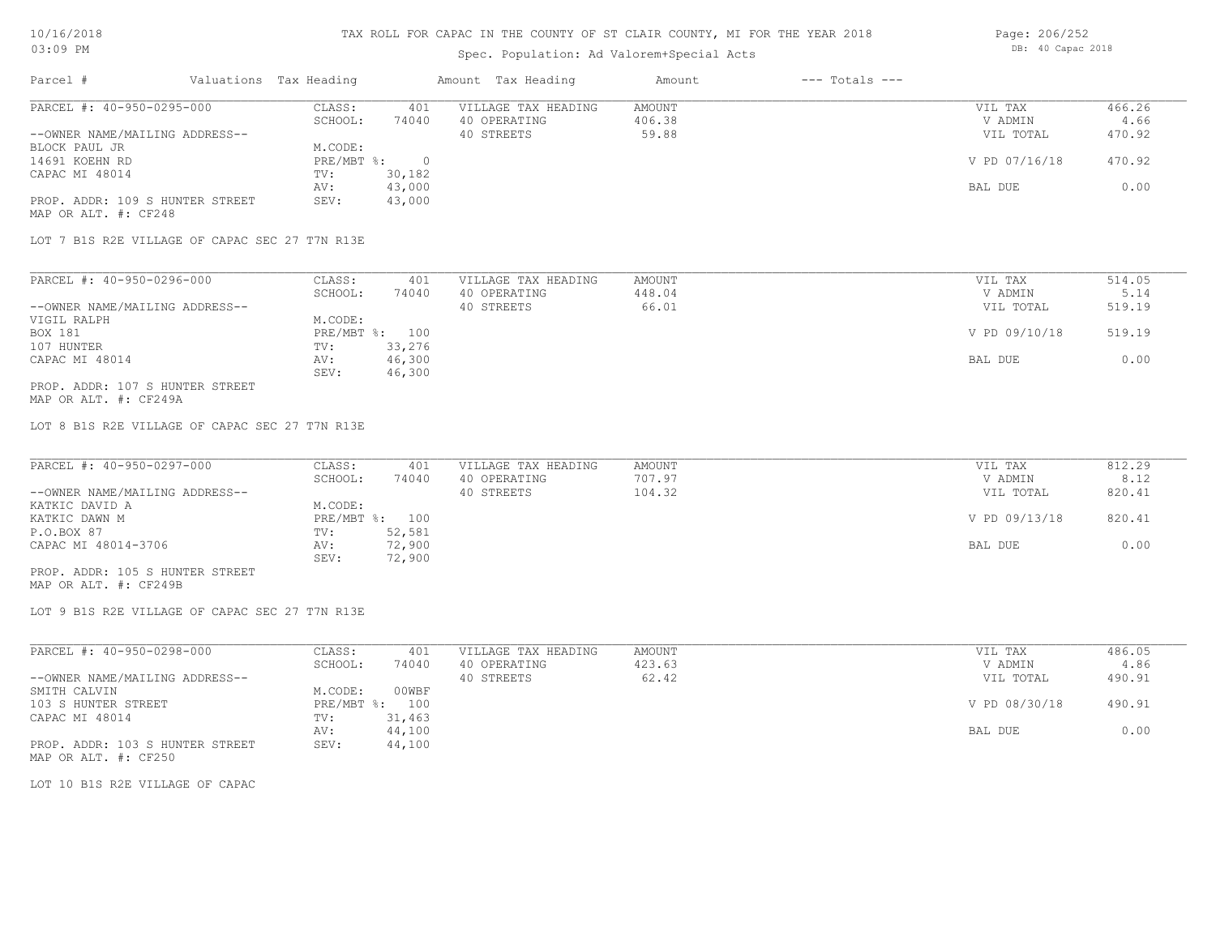TAX ROLL FOR CAPAC IN THE COUNTY OF ST CLAIR COUNTY, MI FOR THE YEAR 2018

Spec. Population: Ad Valorem+Special Acts

| Parcel # | Valuations | Tax Heading | Amount | Tax Heading | Amount | --- Totals --- | |
|---|---|---|---|---|---|---|---|
| PARCEL #: 40-950-0295-000 | CLASS: | 401 | VILLAGE TAX HEADING | AMOUNT | | VIL TAX | 466.26 |
| | SCHOOL: | 74040 | 40 OPERATING | 406.38 | | V ADMIN | 4.66 |
| --OWNER NAME/MAILING ADDRESS-- | | | 40 STREETS | 59.88 | | VIL TOTAL | 470.92 |
| BLOCK PAUL JR | M.CODE: | | | | | | |
| 14691 KOEHN RD | PRE/MBT %: | 0 | | | | V PD 07/16/18 | 470.92 |
| CAPAC MI 48014 | TV: | 30,182 | | | | | |
| | AV: | 43,000 | | | | BAL DUE | 0.00 |
| PROP. ADDR: 109 S HUNTER STREET | SEV: | 43,000 | | | | | |
| MAP OR ALT. #: CF248 | | | | | | | |

LOT 7 B1S R2E VILLAGE OF CAPAC SEC 27 T7N R13E

| Parcel # | Valuations | Tax Heading | Amount | Tax Heading | Amount | --- Totals --- | |
|---|---|---|---|---|---|---|---|
| PARCEL #: 40-950-0296-000 | CLASS: | 401 | VILLAGE TAX HEADING | AMOUNT | | VIL TAX | 514.05 |
| | SCHOOL: | 74040 | 40 OPERATING | 448.04 | | V ADMIN | 5.14 |
| --OWNER NAME/MAILING ADDRESS-- | | | 40 STREETS | 66.01 | | VIL TOTAL | 519.19 |
| VIGIL RALPH | M.CODE: | | | | | | |
| BOX 181 | PRE/MBT %: | 100 | | | | V PD 09/10/18 | 519.19 |
| 107 HUNTER | TV: | 33,276 | | | | | |
| CAPAC MI 48014 | AV: | 46,300 | | | | BAL DUE | 0.00 |
| | SEV: | 46,300 | | | | | |
| PROP. ADDR: 107 S HUNTER STREET | | | | | | | |
| MAP OR ALT. #: CF249A | | | | | | | |

LOT 8 B1S R2E VILLAGE OF CAPAC SEC 27 T7N R13E

| Parcel # | Valuations | Tax Heading | Amount | Tax Heading | Amount | --- Totals --- | |
|---|---|---|---|---|---|---|---|
| PARCEL #: 40-950-0297-000 | CLASS: | 401 | VILLAGE TAX HEADING | AMOUNT | | VIL TAX | 812.29 |
| | SCHOOL: | 74040 | 40 OPERATING | 707.97 | | V ADMIN | 8.12 |
| --OWNER NAME/MAILING ADDRESS-- | | | 40 STREETS | 104.32 | | VIL TOTAL | 820.41 |
| KATKIC DAVID A | M.CODE: | | | | | | |
| KATKIC DAWN M | PRE/MBT %: | 100 | | | | V PD 09/13/18 | 820.41 |
| P.O.BOX 87 | TV: | 52,581 | | | | | |
| CAPAC MI 48014-3706 | AV: | 72,900 | | | | BAL DUE | 0.00 |
| | SEV: | 72,900 | | | | | |
| PROP. ADDR: 105 S HUNTER STREET | | | | | | | |
| MAP OR ALT. #: CF249B | | | | | | | |

LOT 9 B1S R2E VILLAGE OF CAPAC SEC 27 T7N R13E

| Parcel # | Valuations | Tax Heading | Amount | Tax Heading | Amount | --- Totals --- | |
|---|---|---|---|---|---|---|---|
| PARCEL #: 40-950-0298-000 | CLASS: | 401 | VILLAGE TAX HEADING | AMOUNT | | VIL TAX | 486.05 |
| | SCHOOL: | 74040 | 40 OPERATING | 423.63 | | V ADMIN | 4.86 |
| --OWNER NAME/MAILING ADDRESS-- | | | 40 STREETS | 62.42 | | VIL TOTAL | 490.91 |
| SMITH CALVIN | M.CODE: | 00WBF | | | | | |
| 103 S HUNTER STREET | PRE/MBT %: | 100 | | | | V PD 08/30/18 | 490.91 |
| CAPAC MI 48014 | TV: | 31,463 | | | | | |
| | AV: | 44,100 | | | | BAL DUE | 0.00 |
| PROP. ADDR: 103 S HUNTER STREET | SEV: | 44,100 | | | | | |
| MAP OR ALT. #: CF250 | | | | | | | |

LOT 10 B1S R2E VILLAGE OF CAPAC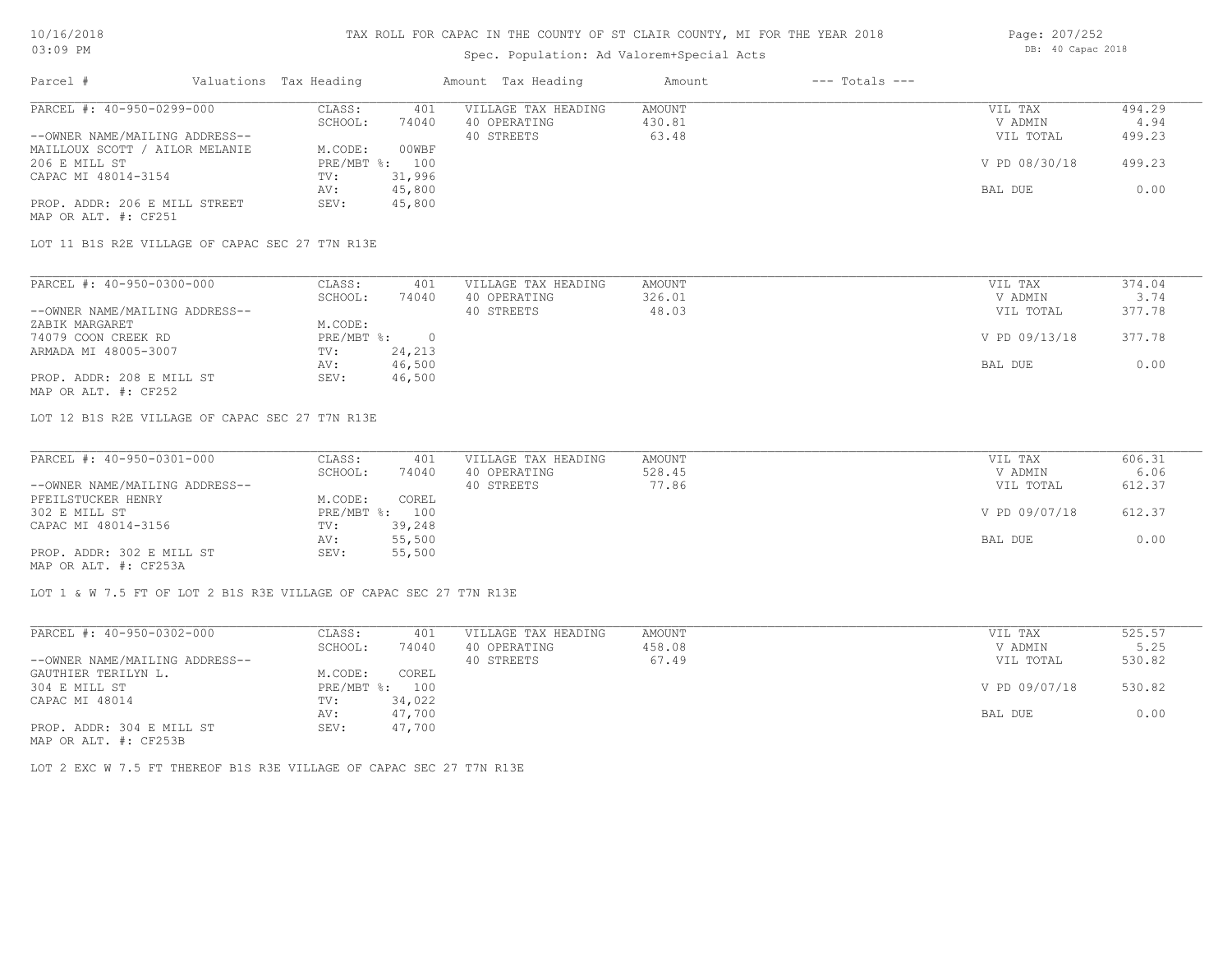# TAX ROLL FOR CAPAC IN THE COUNTY OF ST CLAIR COUNTY, MI FOR THE YEAR 2018

10/16/2018
03:09 PM

Spec. Population: Ad Valorem+Special Acts

DB: 40 Capac 2018

| Parcel # | Valuations | Tax Heading | Amount | Tax Heading | Amount | --- Totals --- | |
|---|---|---|---|---|---|---|---|

---

PARCEL #: 40-950-0299-000

| | | | | |
|---|---|---|---|---|
| CLASS: 401 | VILLAGE TAX HEADING | AMOUNT | VIL TAX | 494.29 |
| SCHOOL: 74040 | 40 OPERATING | 430.81 | V ADMIN | 4.94 |
| | 40 STREETS | 63.48 | VIL TOTAL | 499.23 |
| M.CODE: 00WBF | | | | |
| PRE/MBT %: 100 | | | V PD 08/30/18 | 499.23 |
| TV: 31,996 | | | | |
| AV: 45,800 | | | BAL DUE | 0.00 |
| SEV: 45,800 | | | | |

--OWNER NAME/MAILING ADDRESS--
MAILLOUX SCOTT / AILOR MELANIE
206 E MILL ST
CAPAC MI 48014-3154

PROP. ADDR: 206 E MILL STREET
MAP OR ALT. #: CF251

LOT 11 B1S R2E VILLAGE OF CAPAC SEC 27 T7N R13E

---

PARCEL #: 40-950-0300-000

| | | | | |
|---|---|---|---|---|
| CLASS: 401 | VILLAGE TAX HEADING | AMOUNT | VIL TAX | 374.04 |
| SCHOOL: 74040 | 40 OPERATING | 326.01 | V ADMIN | 3.74 |
| | 40 STREETS | 48.03 | VIL TOTAL | 377.78 |
| M.CODE: | | | | |
| PRE/MBT %: 0 | | | V PD 09/13/18 | 377.78 |
| TV: 24,213 | | | | |
| AV: 46,500 | | | BAL DUE | 0.00 |
| SEV: 46,500 | | | | |

--OWNER NAME/MAILING ADDRESS--
ZABIK MARGARET
74079 COON CREEK RD
ARMADA MI 48005-3007

PROP. ADDR: 208 E MILL ST
MAP OR ALT. #: CF252

LOT 12 B1S R2E VILLAGE OF CAPAC SEC 27 T7N R13E

---

PARCEL #: 40-950-0301-000

| | | | | |
|---|---|---|---|---|
| CLASS: 401 | VILLAGE TAX HEADING | AMOUNT | VIL TAX | 606.31 |
| SCHOOL: 74040 | 40 OPERATING | 528.45 | V ADMIN | 6.06 |
| | 40 STREETS | 77.86 | VIL TOTAL | 612.37 |
| M.CODE: COREL | | | | |
| PRE/MBT %: 100 | | | V PD 09/07/18 | 612.37 |
| TV: 39,248 | | | | |
| AV: 55,500 | | | BAL DUE | 0.00 |
| SEV: 55,500 | | | | |

--OWNER NAME/MAILING ADDRESS--
PFEILSTUCKER HENRY
302 E MILL ST
CAPAC MI 48014-3156

PROP. ADDR: 302 E MILL ST
MAP OR ALT. #: CF253A

LOT 1 & W 7.5 FT OF LOT 2 B1S R3E VILLAGE OF CAPAC SEC 27 T7N R13E

---

PARCEL #: 40-950-0302-000

| | | | | |
|---|---|---|---|---|
| CLASS: 401 | VILLAGE TAX HEADING | AMOUNT | VIL TAX | 525.57 |
| SCHOOL: 74040 | 40 OPERATING | 458.08 | V ADMIN | 5.25 |
| | 40 STREETS | 67.49 | VIL TOTAL | 530.82 |
| M.CODE: COREL | | | | |
| PRE/MBT %: 100 | | | V PD 09/07/18 | 530.82 |
| TV: 34,022 | | | | |
| AV: 47,700 | | | BAL DUE | 0.00 |
| SEV: 47,700 | | | | |

--OWNER NAME/MAILING ADDRESS--
GAUTHIER TERILYN L.
304 E MILL ST
CAPAC MI 48014

PROP. ADDR: 304 E MILL ST
MAP OR ALT. #: CF253B

LOT 2 EXC W 7.5 FT THEREOF B1S R3E VILLAGE OF CAPAC SEC 27 T7N R13E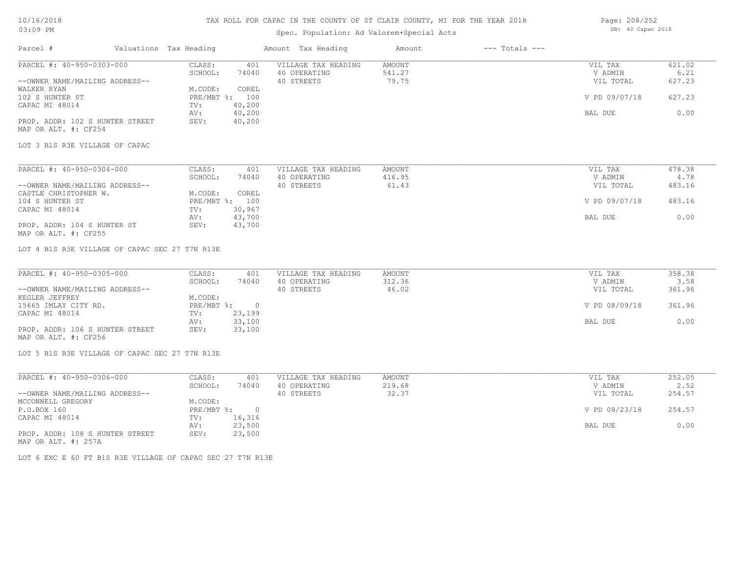# TAX ROLL FOR CAPAC IN THE COUNTY OF ST CLAIR COUNTY, MI FOR THE YEAR 2018

Spec. Population: Ad Valorem+Special Acts

10/16/2018 03:09 PM — DB: 40 Capac 2018

| Parcel # | Valuations Tax Heading | | Amount Tax Heading | Amount | --- Totals --- | |
|---|---|---|---|---|---|---|
| PARCEL #: 40-950-0303-000 | CLASS: | 401 | VILLAGE TAX HEADING | AMOUNT | VIL TAX | 621.02 |
| | SCHOOL: | 74040 | 40 OPERATING | 541.27 | V ADMIN | 6.21 |
| --OWNER NAME/MAILING ADDRESS-- | | | 40 STREETS | 79.75 | VIL TOTAL | 627.23 |
| WALKER RYAN | M.CODE: | COREL | | | | |
| 102 S HUNTER ST | PRE/MBT %: | 100 | | | V PD 09/07/18 | 627.23 |
| CAPAC MI 48014 | TV: | 40,200 | | | | |
| | AV: | 40,200 | | | BAL DUE | 0.00 |
| PROP. ADDR: 102 S HUNTER STREET | SEV: | 40,200 | | | | |
| MAP OR ALT. #: CF254 | | | | | | |

LOT 3 B1S R3E VILLAGE OF CAPAC

| Parcel # | Valuations Tax Heading | | Amount Tax Heading | Amount | --- Totals --- | |
|---|---|---|---|---|---|---|
| PARCEL #: 40-950-0304-000 | CLASS: | 401 | VILLAGE TAX HEADING | AMOUNT | VIL TAX | 478.38 |
| | SCHOOL: | 74040 | 40 OPERATING | 416.95 | V ADMIN | 4.78 |
| --OWNER NAME/MAILING ADDRESS-- | | | 40 STREETS | 61.43 | VIL TOTAL | 483.16 |
| CASTLE CHRISTOPHER W. | M.CODE: | COREL | | | | |
| 104 S HUNTER ST | PRE/MBT %: | 100 | | | V PD 09/07/18 | 483.16 |
| CAPAC MI 48014 | TV: | 30,967 | | | | |
| | AV: | 43,700 | | | BAL DUE | 0.00 |
| PROP. ADDR: 104 S HUNTER ST | SEV: | 43,700 | | | | |
| MAP OR ALT. #: CF255 | | | | | | |

LOT 4 B1S R3E VILLAGE OF CAPAC SEC 27 T7N R13E

| Parcel # | Valuations Tax Heading | | Amount Tax Heading | Amount | --- Totals --- | |
|---|---|---|---|---|---|---|
| PARCEL #: 40-950-0305-000 | CLASS: | 401 | VILLAGE TAX HEADING | AMOUNT | VIL TAX | 358.38 |
| | SCHOOL: | 74040 | 40 OPERATING | 312.36 | V ADMIN | 3.58 |
| --OWNER NAME/MAILING ADDRESS-- | | | 40 STREETS | 46.02 | VIL TOTAL | 361.96 |
| KEGLER JEFFREY | M.CODE: | | | | | |
| 15665 IMLAY CITY RD. | PRE/MBT %: | 0 | | | V PD 08/09/18 | 361.96 |
| CAPAC MI 48014 | TV: | 23,199 | | | | |
| | AV: | 33,100 | | | BAL DUE | 0.00 |
| PROP. ADDR: 106 S HUNTER STREET | SEV: | 33,100 | | | | |
| MAP OR ALT. #: CF256 | | | | | | |

LOT 5 B1S R3E VILLAGE OF CAPAC SEC 27 T7N R13E

| Parcel # | Valuations Tax Heading | | Amount Tax Heading | Amount | --- Totals --- | |
|---|---|---|---|---|---|---|
| PARCEL #: 40-950-0306-000 | CLASS: | 401 | VILLAGE TAX HEADING | AMOUNT | VIL TAX | 252.05 |
| | SCHOOL: | 74040 | 40 OPERATING | 219.68 | V ADMIN | 2.52 |
| --OWNER NAME/MAILING ADDRESS-- | | | 40 STREETS | 32.37 | VIL TOTAL | 254.57 |
| MCCONNELL GREGORY | M.CODE: | | | | | |
| P.O.BOX 160 | PRE/MBT %: | 0 | | | V PD 08/23/18 | 254.57 |
| CAPAC MI 48014 | TV: | 16,316 | | | | |
| | AV: | 23,500 | | | BAL DUE | 0.00 |
| PROP. ADDR: 108 S HUNTER STREET | SEV: | 23,500 | | | | |
| MAP OR ALT. #: 257A | | | | | | |

LOT 6 EXC E 60 FT B1S R3E VILLAGE OF CAPAC SEC 27 T7N R13E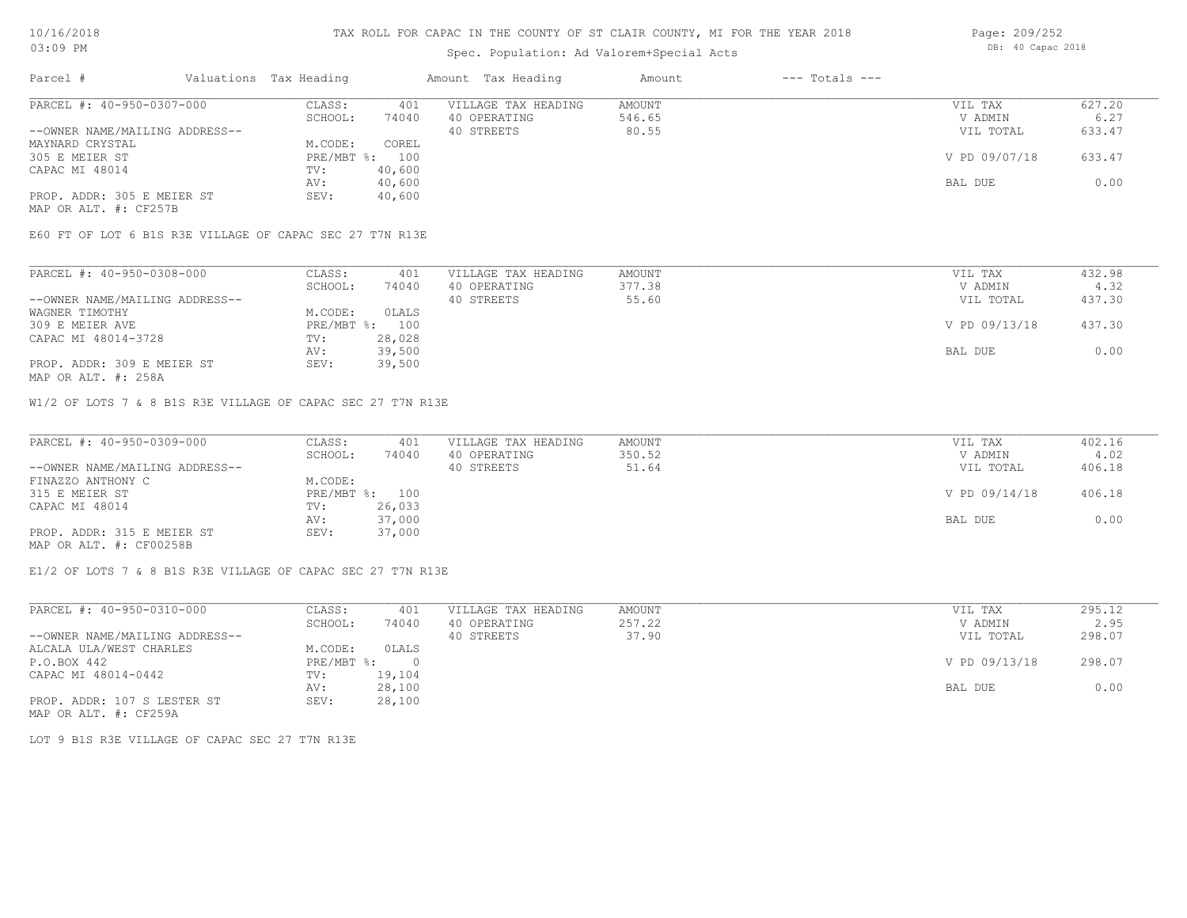# TAX ROLL FOR CAPAC IN THE COUNTY OF ST CLAIR COUNTY, MI FOR THE YEAR 2018

10/16/2018
03:09 PM

Spec. Population: Ad Valorem+Special Acts

DB: 40 Capac 2018

| Parcel # | Valuations Tax Heading | | Amount Tax Heading | Amount | --- Totals --- | |
|---|---|---|---|---|---|---|
| PARCEL #: 40-950-0307-000 | CLASS: | 401 | VILLAGE TAX HEADING | AMOUNT | VIL TAX | 627.20 |
| | SCHOOL: | 74040 | 40 OPERATING | 546.65 | V ADMIN | 6.27 |
| --OWNER NAME/MAILING ADDRESS-- | | | 40 STREETS | 80.55 | VIL TOTAL | 633.47 |
| MAYNARD CRYSTAL | M.CODE: | COREL | | | | |
| 305 E MEIER ST | PRE/MBT %: | 100 | | | V PD 09/07/18 | 633.47 |
| CAPAC MI 48014 | TV: | 40,600 | | | | |
| | AV: | 40,600 | | | BAL DUE | 0.00 |
| PROP. ADDR: 305 E MEIER ST | SEV: | 40,600 | | | | |
| MAP OR ALT. #: CF257B | | | | | | |

E60 FT OF LOT 6 B1S R3E VILLAGE OF CAPAC SEC 27 T7N R13E

| | | | | | | |
|---|---|---|---|---|---|---|
| PARCEL #: 40-950-0308-000 | CLASS: | 401 | VILLAGE TAX HEADING | AMOUNT | VIL TAX | 432.98 |
| | SCHOOL: | 74040 | 40 OPERATING | 377.38 | V ADMIN | 4.32 |
| --OWNER NAME/MAILING ADDRESS-- | | | 40 STREETS | 55.60 | VIL TOTAL | 437.30 |
| WAGNER TIMOTHY | M.CODE: | OLALS | | | | |
| 309 E MEIER AVE | PRE/MBT %: | 100 | | | V PD 09/13/18 | 437.30 |
| CAPAC MI 48014-3728 | TV: | 28,028 | | | | |
| | AV: | 39,500 | | | BAL DUE | 0.00 |
| PROP. ADDR: 309 E MEIER ST | SEV: | 39,500 | | | | |
| MAP OR ALT. #: 258A | | | | | | |

W1/2 OF LOTS 7 & 8 B1S R3E VILLAGE OF CAPAC SEC 27 T7N R13E

| | | | | | | |
|---|---|---|---|---|---|---|
| PARCEL #: 40-950-0309-000 | CLASS: | 401 | VILLAGE TAX HEADING | AMOUNT | VIL TAX | 402.16 |
| | SCHOOL: | 74040 | 40 OPERATING | 350.52 | V ADMIN | 4.02 |
| --OWNER NAME/MAILING ADDRESS-- | | | 40 STREETS | 51.64 | VIL TOTAL | 406.18 |
| FINAZZO ANTHONY C | M.CODE: | | | | | |
| 315 E MEIER ST | PRE/MBT %: | 100 | | | V PD 09/14/18 | 406.18 |
| CAPAC MI 48014 | TV: | 26,033 | | | | |
| | AV: | 37,000 | | | BAL DUE | 0.00 |
| PROP. ADDR: 315 E MEIER ST | SEV: | 37,000 | | | | |
| MAP OR ALT. #: CF00258B | | | | | | |

E1/2 OF LOTS 7 & 8 B1S R3E VILLAGE OF CAPAC SEC 27 T7N R13E

| | | | | | | |
|---|---|---|---|---|---|---|
| PARCEL #: 40-950-0310-000 | CLASS: | 401 | VILLAGE TAX HEADING | AMOUNT | VIL TAX | 295.12 |
| | SCHOOL: | 74040 | 40 OPERATING | 257.22 | V ADMIN | 2.95 |
| --OWNER NAME/MAILING ADDRESS-- | | | 40 STREETS | 37.90 | VIL TOTAL | 298.07 |
| ALCALA ULA/WEST CHARLES | M.CODE: | OLALS | | | | |
| P.O.BOX 442 | PRE/MBT %: | 0 | | | V PD 09/13/18 | 298.07 |
| CAPAC MI 48014-0442 | TV: | 19,104 | | | | |
| | AV: | 28,100 | | | BAL DUE | 0.00 |
| PROP. ADDR: 107 S LESTER ST | SEV: | 28,100 | | | | |
| MAP OR ALT. #: CF259A | | | | | | |

LOT 9 B1S R3E VILLAGE OF CAPAC SEC 27 T7N R13E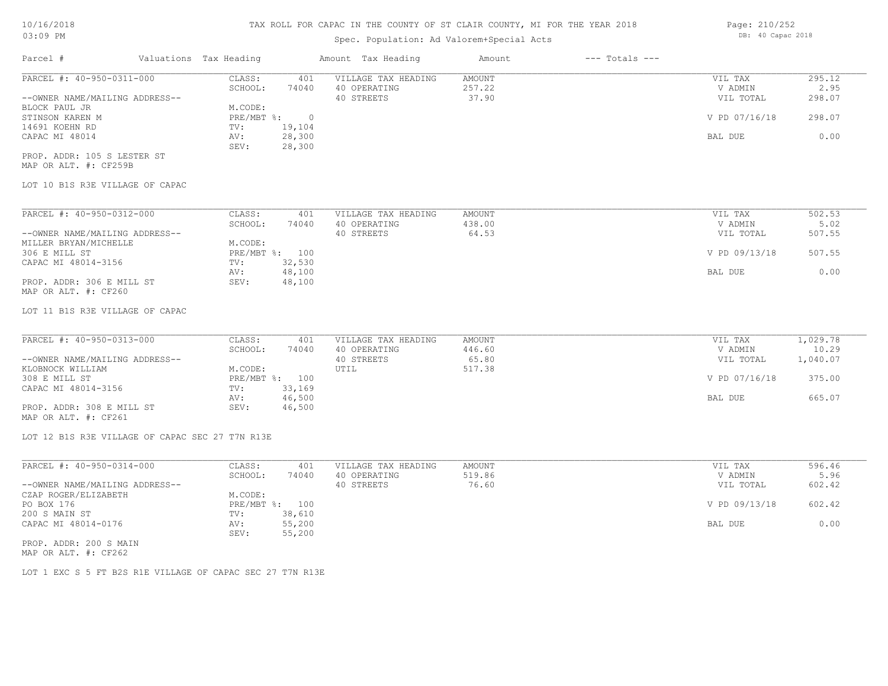# TAX ROLL FOR CAPAC IN THE COUNTY OF ST CLAIR COUNTY, MI FOR THE YEAR 2018

Spec. Population: Ad Valorem+Special Acts

10/16/2018
03:09 PM

DB: 40 Capac 2018

| Parcel # | Valuations Tax Heading | | Amount Tax Heading | Amount | --- Totals --- | |
|---|---|---|---|---|---|---|
| PARCEL #: 40-950-0311-000 | CLASS: | 401 | VILLAGE TAX HEADING | AMOUNT | VIL TAX | 295.12 |
| | SCHOOL: | 74040 | 40 OPERATING | 257.22 | V ADMIN | 2.95 |
| --OWNER NAME/MAILING ADDRESS-- | | | 40 STREETS | 37.90 | VIL TOTAL | 298.07 |
| BLOCK PAUL JR | M.CODE: | | | | | |
| STINSON KAREN M | PRE/MBT %: | 0 | | | V PD 07/16/18 | 298.07 |
| 14691 KOEHN RD | TV: | 19,104 | | | | |
| CAPAC MI 48014 | AV: | 28,300 | | | BAL DUE | 0.00 |
| | SEV: | 28,300 | | | | |
| PROP. ADDR: 105 S LESTER ST | | | | | | |
| MAP OR ALT. #: CF259B | | | | | | |

LOT 10 B1S R3E VILLAGE OF CAPAC

| Parcel # | Valuations Tax Heading | | Amount Tax Heading | Amount | --- Totals --- | |
|---|---|---|---|---|---|---|
| PARCEL #: 40-950-0312-000 | CLASS: | 401 | VILLAGE TAX HEADING | AMOUNT | VIL TAX | 502.53 |
| | SCHOOL: | 74040 | 40 OPERATING | 438.00 | V ADMIN | 5.02 |
| --OWNER NAME/MAILING ADDRESS-- | | | 40 STREETS | 64.53 | VIL TOTAL | 507.55 |
| MILLER BRYAN/MICHELLE | M.CODE: | | | | | |
| 306 E MILL ST | PRE/MBT %: | 100 | | | V PD 09/13/18 | 507.55 |
| CAPAC MI 48014-3156 | TV: | 32,530 | | | | |
| | AV: | 48,100 | | | BAL DUE | 0.00 |
| PROP. ADDR: 306 E MILL ST | SEV: | 48,100 | | | | |
| MAP OR ALT. #: CF260 | | | | | | |

LOT 11 B1S R3E VILLAGE OF CAPAC

| Parcel # | Valuations Tax Heading | | Amount Tax Heading | Amount | --- Totals --- | |
|---|---|---|---|---|---|---|
| PARCEL #: 40-950-0313-000 | CLASS: | 401 | VILLAGE TAX HEADING | AMOUNT | VIL TAX | 1,029.78 |
| | SCHOOL: | 74040 | 40 OPERATING | 446.60 | V ADMIN | 10.29 |
| --OWNER NAME/MAILING ADDRESS-- | | | 40 STREETS | 65.80 | VIL TOTAL | 1,040.07 |
| KLOBNOCK WILLIAM | M.CODE: | | UTIL | 517.38 | | |
| 308 E MILL ST | PRE/MBT %: | 100 | | | V PD 07/16/18 | 375.00 |
| CAPAC MI 48014-3156 | TV: | 33,169 | | | | |
| | AV: | 46,500 | | | BAL DUE | 665.07 |
| PROP. ADDR: 308 E MILL ST | SEV: | 46,500 | | | | |
| MAP OR ALT. #: CF261 | | | | | | |

LOT 12 B1S R3E VILLAGE OF CAPAC SEC 27 T7N R13E

| Parcel # | Valuations Tax Heading | | Amount Tax Heading | Amount | --- Totals --- | |
|---|---|---|---|---|---|---|
| PARCEL #: 40-950-0314-000 | CLASS: | 401 | VILLAGE TAX HEADING | AMOUNT | VIL TAX | 596.46 |
| | SCHOOL: | 74040 | 40 OPERATING | 519.86 | V ADMIN | 5.96 |
| --OWNER NAME/MAILING ADDRESS-- | | | 40 STREETS | 76.60 | VIL TOTAL | 602.42 |
| CZAP ROGER/ELIZABETH | M.CODE: | | | | | |
| PO BOX 176 | PRE/MBT %: | 100 | | | V PD 09/13/18 | 602.42 |
| 200 S MAIN ST | TV: | 38,610 | | | | |
| CAPAC MI 48014-0176 | AV: | 55,200 | | | BAL DUE | 0.00 |
| | SEV: | 55,200 | | | | |
| PROP. ADDR: 200 S MAIN | | | | | | |
| MAP OR ALT. #: CF262 | | | | | | |

LOT 1 EXC S 5 FT B2S R1E VILLAGE OF CAPAC SEC 27 T7N R13E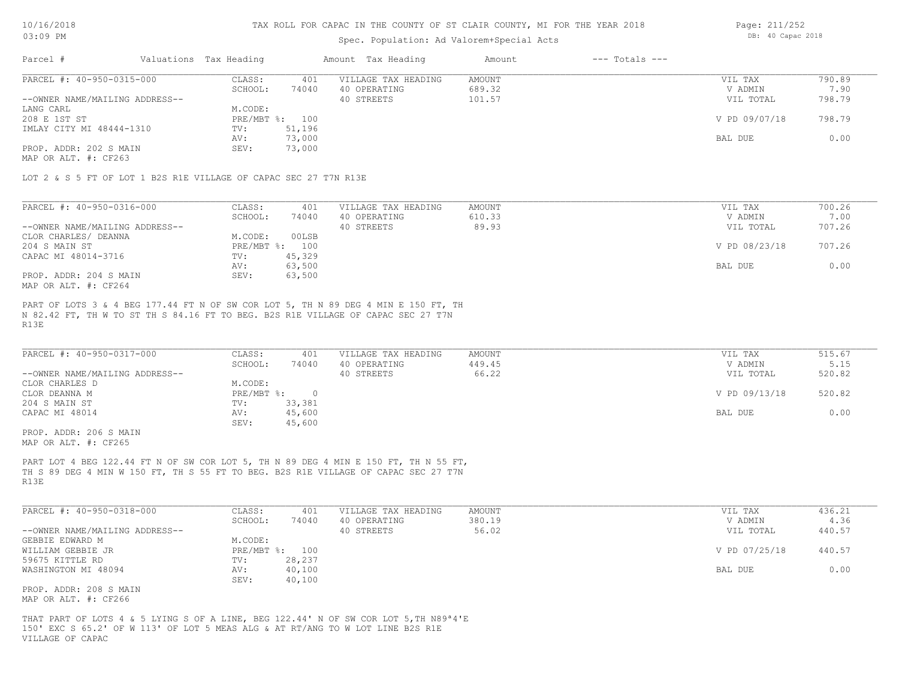TAX ROLL FOR CAPAC IN THE COUNTY OF ST CLAIR COUNTY, MI FOR THE YEAR 2018

Spec. Population: Ad Valorem+Special Acts

10/16/2018
03:09 PM

DB: 40 Capac 2018

| Parcel # | Valuations | Tax Heading | Amount | Tax Heading | Amount | --- Totals --- |
|---|---|---|---|---|---|---|

PARCEL #: 40-950-0315-000

| | | | | | | |
|---|---|---|---|---|---|---|
| | CLASS: | 401 | VILLAGE TAX HEADING | AMOUNT | VIL TAX | 790.89 |
| | SCHOOL: | 74040 | 40 OPERATING | 689.32 | V ADMIN | 7.90 |
| --OWNER NAME/MAILING ADDRESS-- | | | 40 STREETS | 101.57 | VIL TOTAL | 798.79 |
| LANG CARL | M.CODE: | | | | | |
| 208 E 1ST ST | PRE/MBT %: | 100 | | | V PD 09/07/18 | 798.79 |
| IMLAY CITY MI 48444-1310 | TV: | 51,196 | | | | |
| | AV: | 73,000 | | | BAL DUE | 0.00 |
| PROP. ADDR: 202 S MAIN | SEV: | 73,000 | | | | |
| MAP OR ALT. #: CF263 | | | | | | |

LOT 2 & S 5 FT OF LOT 1 B2S R1E VILLAGE OF CAPAC SEC 27 T7N R13E

PARCEL #: 40-950-0316-000

| | | | | | | |
|---|---|---|---|---|---|---|
| | CLASS: | 401 | VILLAGE TAX HEADING | AMOUNT | VIL TAX | 700.26 |
| | SCHOOL: | 74040 | 40 OPERATING | 610.33 | V ADMIN | 7.00 |
| --OWNER NAME/MAILING ADDRESS-- | | | 40 STREETS | 89.93 | VIL TOTAL | 707.26 |
| CLOR CHARLES/ DEANNA | M.CODE: | 00LSB | | | | |
| 204 S MAIN ST | PRE/MBT %: | 100 | | | V PD 08/23/18 | 707.26 |
| CAPAC MI 48014-3716 | TV: | 45,329 | | | | |
| | AV: | 63,500 | | | BAL DUE | 0.00 |
| PROP. ADDR: 204 S MAIN | SEV: | 63,500 | | | | |
| MAP OR ALT. #: CF264 | | | | | | |

PART OF LOTS 3 & 4 BEG 177.44 FT N OF SW COR LOT 5, TH N 89 DEG 4 MIN E 150 FT, TH N 82.42 FT, TH W TO ST TH S 84.16 FT TO BEG. B2S R1E VILLAGE OF CAPAC SEC 27 T7N R13E

PARCEL #: 40-950-0317-000

| | | | | | | |
|---|---|---|---|---|---|---|
| | CLASS: | 401 | VILLAGE TAX HEADING | AMOUNT | VIL TAX | 515.67 |
| | SCHOOL: | 74040 | 40 OPERATING | 449.45 | V ADMIN | 5.15 |
| --OWNER NAME/MAILING ADDRESS-- | | | 40 STREETS | 66.22 | VIL TOTAL | 520.82 |
| CLOR CHARLES D | M.CODE: | | | | | |
| CLOR DEANNA M | PRE/MBT %: | 0 | | | V PD 09/13/18 | 520.82 |
| 204 S MAIN ST | TV: | 33,381 | | | | |
| CAPAC MI 48014 | AV: | 45,600 | | | BAL DUE | 0.00 |
| | SEV: | 45,600 | | | | |
| PROP. ADDR: 206 S MAIN | | | | | | |
| MAP OR ALT. #: CF265 | | | | | | |

PART LOT 4 BEG 122.44 FT N OF SW COR LOT 5, TH N 89 DEG 4 MIN E 150 FT, TH N 55 FT, TH S 89 DEG 4 MIN W 150 FT, TH S 55 FT TO BEG. B2S R1E VILLAGE OF CAPAC SEC 27 T7N R13E

PARCEL #: 40-950-0318-000

| | | | | | | |
|---|---|---|---|---|---|---|
| | CLASS: | 401 | VILLAGE TAX HEADING | AMOUNT | VIL TAX | 436.21 |
| | SCHOOL: | 74040 | 40 OPERATING | 380.19 | V ADMIN | 4.36 |
| --OWNER NAME/MAILING ADDRESS-- | | | 40 STREETS | 56.02 | VIL TOTAL | 440.57 |
| GEBBIE EDWARD M | M.CODE: | | | | | |
| WILLIAM GEBBIE JR | PRE/MBT %: | 100 | | | V PD 07/25/18 | 440.57 |
| 59675 KITTLE RD | TV: | 28,237 | | | | |
| WASHINGTON MI 48094 | AV: | 40,100 | | | BAL DUE | 0.00 |
| | SEV: | 40,100 | | | | |
| PROP. ADDR: 208 S MAIN | | | | | | |
| MAP OR ALT. #: CF266 | | | | | | |

THAT PART OF LOTS 4 & 5 LYING S OF A LINE, BEG 122.44' N OF SW COR LOT 5,TH N89ª4'E 150' EXC S 65.2' OF W 113' OF LOT 5 MEAS ALG & AT RT/ANG TO W LOT LINE B2S R1E VILLAGE OF CAPAC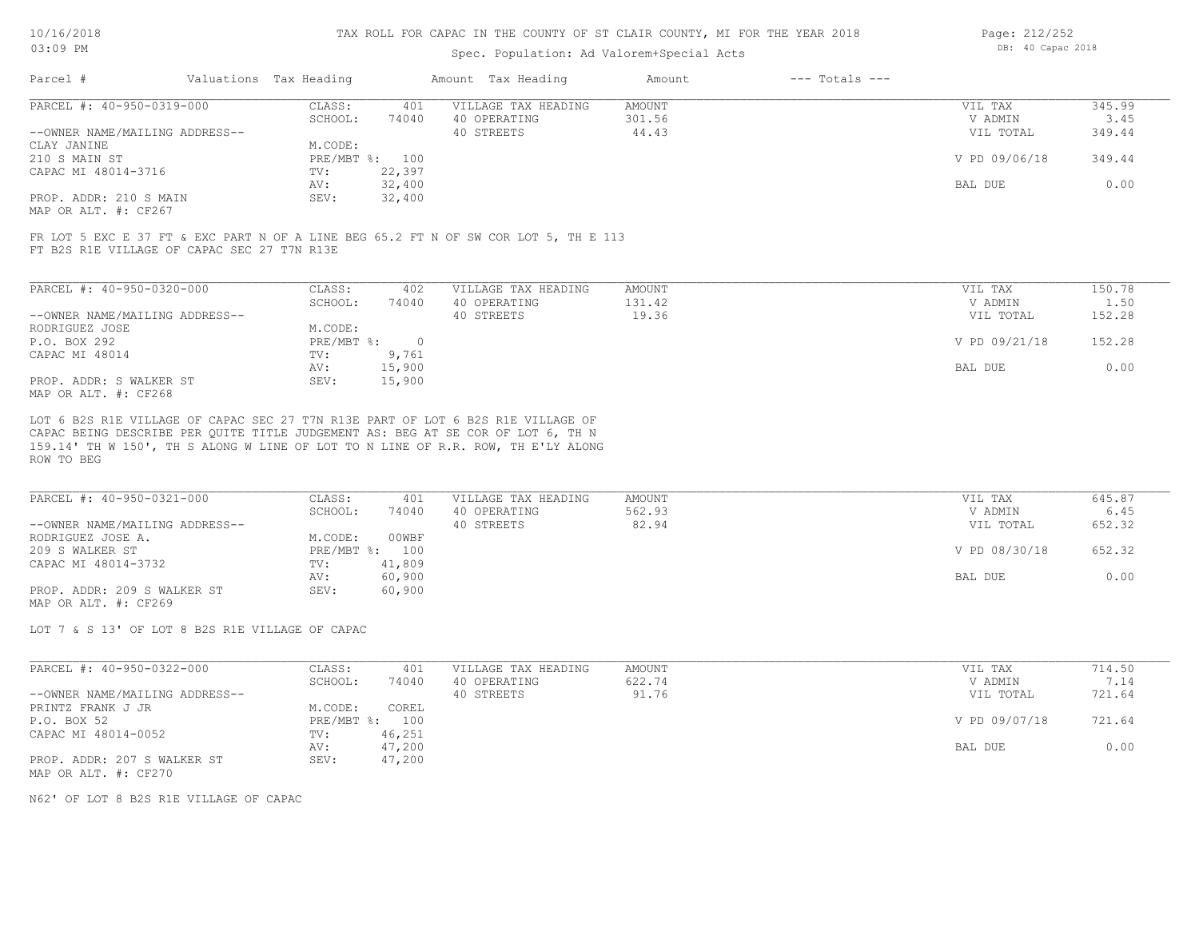TAX ROLL FOR CAPAC IN THE COUNTY OF ST CLAIR COUNTY, MI FOR THE YEAR 2018

Spec. Population: Ad Valorem+Special Acts

DB: 40 Capac 2018

| Parcel # | Valuations | Tax Heading | Amount | Tax Heading | Amount | --- Totals --- | |
|---|---|---|---|---|---|---|---|
| PARCEL #: 40-950-0319-000 | CLASS: | 401 | VILLAGE TAX HEADING | AMOUNT | | VIL TAX | 345.99 |
| | SCHOOL: | 74040 | 40 OPERATING | 301.56 | | V ADMIN | 3.45 |
| --OWNER NAME/MAILING ADDRESS-- | | | 40 STREETS | 44.43 | | VIL TOTAL | 349.44 |
| CLAY JANINE | M.CODE: | | | | | | |
| 210 S MAIN ST | PRE/MBT %: | 100 | | | | V PD 09/06/18 | 349.44 |
| CAPAC MI 48014-3716 | TV: | 22,397 | | | | | |
| | AV: | 32,400 | | | | BAL DUE | 0.00 |
| PROP. ADDR: 210 S MAIN | SEV: | 32,400 | | | | | |
| MAP OR ALT. #: CF267 | | | | | | | |

FR LOT 5 EXC E 37 FT & EXC PART N OF A LINE BEG 65.2 FT N OF SW COR LOT 5, TH E 113 FT B2S R1E VILLAGE OF CAPAC SEC 27 T7N R13E

| Parcel # | Valuations | Tax Heading | Amount | Tax Heading | Amount | --- Totals --- | |
|---|---|---|---|---|---|---|---|
| PARCEL #: 40-950-0320-000 | CLASS: | 402 | VILLAGE TAX HEADING | AMOUNT | | VIL TAX | 150.78 |
| | SCHOOL: | 74040 | 40 OPERATING | 131.42 | | V ADMIN | 1.50 |
| --OWNER NAME/MAILING ADDRESS-- | | | 40 STREETS | 19.36 | | VIL TOTAL | 152.28 |
| RODRIGUEZ JOSE | M.CODE: | | | | | | |
| P.O. BOX 292 | PRE/MBT %: | 0 | | | | V PD 09/21/18 | 152.28 |
| CAPAC MI 48014 | TV: | 9,761 | | | | | |
| | AV: | 15,900 | | | | BAL DUE | 0.00 |
| PROP. ADDR: S WALKER ST | SEV: | 15,900 | | | | | |
| MAP OR ALT. #: CF268 | | | | | | | |

LOT 6 B2S R1E VILLAGE OF CAPAC SEC 27 T7N R13E PART OF LOT 6 B2S R1E VILLAGE OF CAPAC BEING DESCRIBE PER QUITE TITLE JUDGEMENT AS: BEG AT SE COR OF LOT 6, TH N 159.14' TH W 150', TH S ALONG W LINE OF LOT TO N LINE OF R.R. ROW, TH E'LY ALONG ROW TO BEG

| Parcel # | Valuations | Tax Heading | Amount | Tax Heading | Amount | --- Totals --- | |
|---|---|---|---|---|---|---|---|
| PARCEL #: 40-950-0321-000 | CLASS: | 401 | VILLAGE TAX HEADING | AMOUNT | | VIL TAX | 645.87 |
| | SCHOOL: | 74040 | 40 OPERATING | 562.93 | | V ADMIN | 6.45 |
| --OWNER NAME/MAILING ADDRESS-- | | | 40 STREETS | 82.94 | | VIL TOTAL | 652.32 |
| RODRIGUEZ JOSE A. | M.CODE: | 00WBF | | | | | |
| 209 S WALKER ST | PRE/MBT %: | 100 | | | | V PD 08/30/18 | 652.32 |
| CAPAC MI 48014-3732 | TV: | 41,809 | | | | | |
| | AV: | 60,900 | | | | BAL DUE | 0.00 |
| PROP. ADDR: 209 S WALKER ST | SEV: | 60,900 | | | | | |
| MAP OR ALT. #: CF269 | | | | | | | |

LOT 7 & S 13' OF LOT 8 B2S R1E VILLAGE OF CAPAC

| Parcel # | Valuations | Tax Heading | Amount | Tax Heading | Amount | --- Totals --- | |
|---|---|---|---|---|---|---|---|
| PARCEL #: 40-950-0322-000 | CLASS: | 401 | VILLAGE TAX HEADING | AMOUNT | | VIL TAX | 714.50 |
| | SCHOOL: | 74040 | 40 OPERATING | 622.74 | | V ADMIN | 7.14 |
| --OWNER NAME/MAILING ADDRESS-- | | | 40 STREETS | 91.76 | | VIL TOTAL | 721.64 |
| PRINTZ FRANK J JR | M.CODE: | COREL | | | | | |
| P.O. BOX 52 | PRE/MBT %: | 100 | | | | V PD 09/07/18 | 721.64 |
| CAPAC MI 48014-0052 | TV: | 46,251 | | | | | |
| | AV: | 47,200 | | | | BAL DUE | 0.00 |
| PROP. ADDR: 207 S WALKER ST | SEV: | 47,200 | | | | | |
| MAP OR ALT. #: CF270 | | | | | | | |

N62' OF LOT 8 B2S R1E VILLAGE OF CAPAC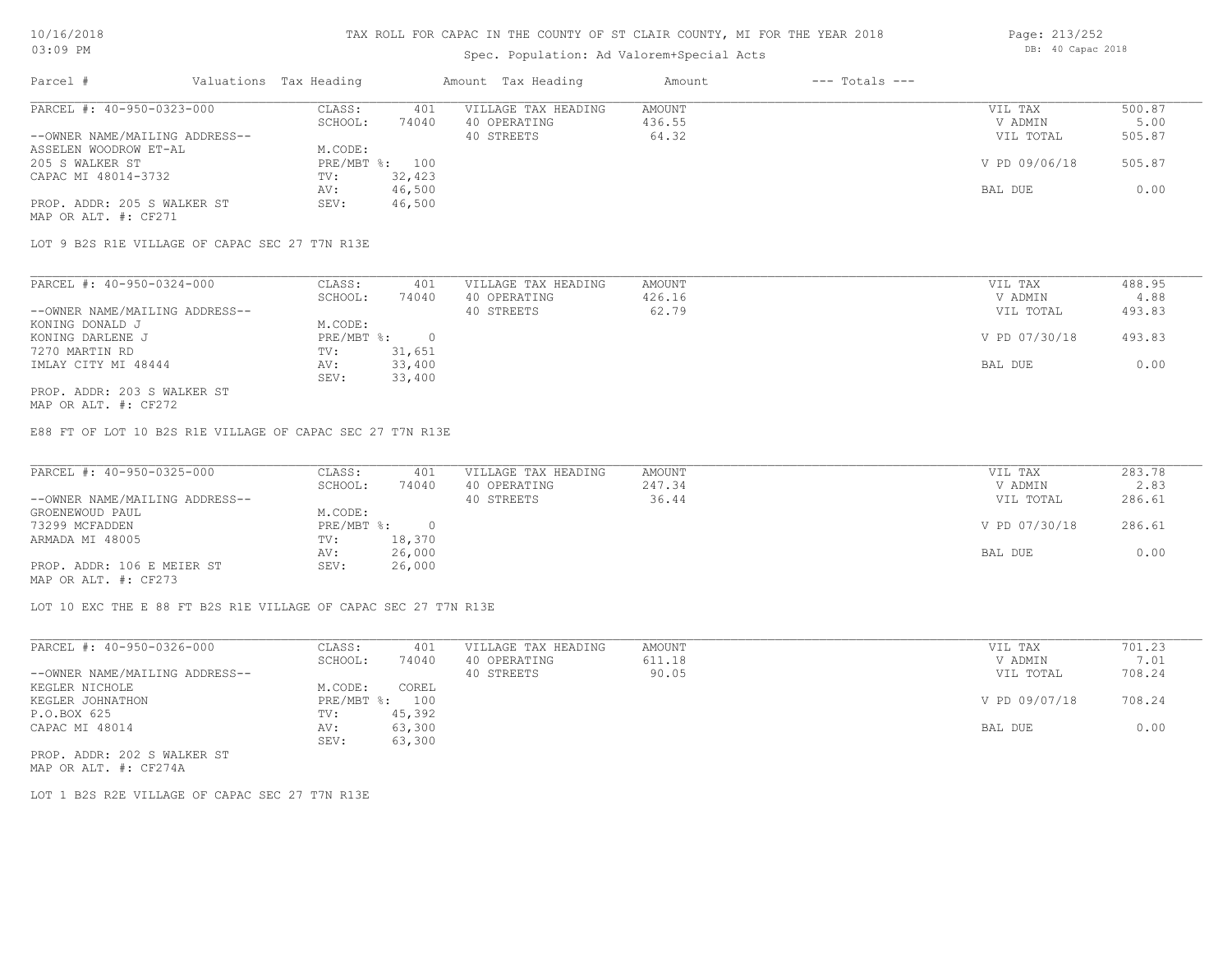# TAX ROLL FOR CAPAC IN THE COUNTY OF ST CLAIR COUNTY, MI FOR THE YEAR 2018

Spec. Population: Ad Valorem+Special Acts

10/16/2018 03:09 PM — DB: 40 Capac 2018

| Parcel # | Valuations | Tax Heading | Amount | Tax Heading | Amount | --- Totals --- | |
|---|---|---|---|---|---|---|---|
| PARCEL #: 40-950-0323-000 | CLASS: | 401 | VILLAGE TAX HEADING | AMOUNT | | VIL TAX | 500.87 |
| | SCHOOL: | 74040 | 40 OPERATING | 436.55 | | V ADMIN | 5.00 |
| --OWNER NAME/MAILING ADDRESS-- | | | 40 STREETS | 64.32 | | VIL TOTAL | 505.87 |
| ASSELEN WOODROW ET-AL | M.CODE: | | | | | | |
| 205 S WALKER ST | PRE/MBT %: | 100 | | | | V PD 09/06/18 | 505.87 |
| CAPAC MI 48014-3732 | TV: | 32,423 | | | | | |
| | AV: | 46,500 | | | | BAL DUE | 0.00 |
| PROP. ADDR: 205 S WALKER ST | SEV: | 46,500 | | | | | |
| MAP OR ALT. #: CF271 | | | | | | | |

LOT 9 B2S R1E VILLAGE OF CAPAC SEC 27 T7N R13E

| Parcel # | Valuations | Tax Heading | Amount | Tax Heading | Amount | --- Totals --- | |
|---|---|---|---|---|---|---|---|
| PARCEL #: 40-950-0324-000 | CLASS: | 401 | VILLAGE TAX HEADING | AMOUNT | | VIL TAX | 488.95 |
| | SCHOOL: | 74040 | 40 OPERATING | 426.16 | | V ADMIN | 4.88 |
| --OWNER NAME/MAILING ADDRESS-- | | | 40 STREETS | 62.79 | | VIL TOTAL | 493.83 |
| KONING DONALD J | M.CODE: | | | | | | |
| KONING DARLENE J | PRE/MBT %: | 0 | | | | V PD 07/30/18 | 493.83 |
| 7270 MARTIN RD | TV: | 31,651 | | | | | |
| IMLAY CITY MI 48444 | AV: | 33,400 | | | | BAL DUE | 0.00 |
| | SEV: | 33,400 | | | | | |
| PROP. ADDR: 203 S WALKER ST | | | | | | | |
| MAP OR ALT. #: CF272 | | | | | | | |

E88 FT OF LOT 10 B2S R1E VILLAGE OF CAPAC SEC 27 T7N R13E

| Parcel # | Valuations | Tax Heading | Amount | Tax Heading | Amount | --- Totals --- | |
|---|---|---|---|---|---|---|---|
| PARCEL #: 40-950-0325-000 | CLASS: | 401 | VILLAGE TAX HEADING | AMOUNT | | VIL TAX | 283.78 |
| | SCHOOL: | 74040 | 40 OPERATING | 247.34 | | V ADMIN | 2.83 |
| --OWNER NAME/MAILING ADDRESS-- | | | 40 STREETS | 36.44 | | VIL TOTAL | 286.61 |
| GROENEWOUD PAUL | M.CODE: | | | | | | |
| 73299 MCFADDEN | PRE/MBT %: | 0 | | | | V PD 07/30/18 | 286.61 |
| ARMADA MI 48005 | TV: | 18,370 | | | | | |
| | AV: | 26,000 | | | | BAL DUE | 0.00 |
| PROP. ADDR: 106 E MEIER ST | SEV: | 26,000 | | | | | |
| MAP OR ALT. #: CF273 | | | | | | | |

LOT 10 EXC THE E 88 FT B2S R1E VILLAGE OF CAPAC SEC 27 T7N R13E

| Parcel # | Valuations | Tax Heading | Amount | Tax Heading | Amount | --- Totals --- | |
|---|---|---|---|---|---|---|---|
| PARCEL #: 40-950-0326-000 | CLASS: | 401 | VILLAGE TAX HEADING | AMOUNT | | VIL TAX | 701.23 |
| | SCHOOL: | 74040 | 40 OPERATING | 611.18 | | V ADMIN | 7.01 |
| --OWNER NAME/MAILING ADDRESS-- | | | 40 STREETS | 90.05 | | VIL TOTAL | 708.24 |
| KEGLER NICHOLE | M.CODE: | COREL | | | | | |
| KEGLER JOHNATHON | PRE/MBT %: | 100 | | | | V PD 09/07/18 | 708.24 |
| P.O.BOX 625 | TV: | 45,392 | | | | | |
| CAPAC MI 48014 | AV: | 63,300 | | | | BAL DUE | 0.00 |
| | SEV: | 63,300 | | | | | |
| PROP. ADDR: 202 S WALKER ST | | | | | | | |
| MAP OR ALT. #: CF274A | | | | | | | |

LOT 1 B2S R2E VILLAGE OF CAPAC SEC 27 T7N R13E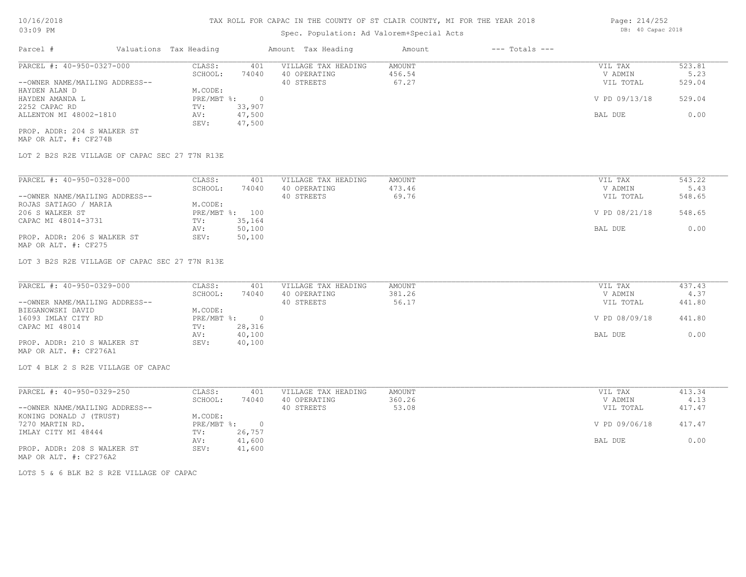# TAX ROLL FOR CAPAC IN THE COUNTY OF ST CLAIR COUNTY, MI FOR THE YEAR 2018

10/16/2018
03:09 PM

Spec. Population: Ad Valorem+Special Acts

DB: 40 Capac 2018

| Parcel # | Valuations | Tax Heading | Amount | Tax Heading | Amount | --- Totals --- | |
|---|---|---|---|---|---|---|---|
| PARCEL #: 40-950-0327-000 | CLASS: | 401 | VILLAGE TAX HEADING | AMOUNT | | VIL TAX | 523.81 |
| | SCHOOL: | 74040 | 40 OPERATING | 456.54 | | V ADMIN | 5.23 |
| --OWNER NAME/MAILING ADDRESS-- | | | 40 STREETS | 67.27 | | VIL TOTAL | 529.04 |
| HAYDEN ALAN D | M.CODE: | | | | | | |
| HAYDEN AMANDA L | PRE/MBT %: | 0 | | | | V PD 09/13/18 | 529.04 |
| 2252 CAPAC RD | TV: | 33,907 | | | | | |
| ALLENTON MI 48002-1810 | AV: | 47,500 | | | | BAL DUE | 0.00 |
| | SEV: | 47,500 | | | | | |
| PROP. ADDR: 204 S WALKER ST | | | | | | | |
| MAP OR ALT. #: CF274B | | | | | | | |

LOT 2 B2S R2E VILLAGE OF CAPAC SEC 27 T7N R13E

| | | | | | | | |
|---|---|---|---|---|---|---|---|
| PARCEL #: 40-950-0328-000 | CLASS: | 401 | VILLAGE TAX HEADING | AMOUNT | | VIL TAX | 543.22 |
| | SCHOOL: | 74040 | 40 OPERATING | 473.46 | | V ADMIN | 5.43 |
| --OWNER NAME/MAILING ADDRESS-- | | | 40 STREETS | 69.76 | | VIL TOTAL | 548.65 |
| ROJAS SATIAGO / MARIA | M.CODE: | | | | | | |
| 206 S WALKER ST | PRE/MBT %: | 100 | | | | V PD 08/21/18 | 548.65 |
| CAPAC MI 48014-3731 | TV: | 35,164 | | | | | |
| | AV: | 50,100 | | | | BAL DUE | 0.00 |
| PROP. ADDR: 206 S WALKER ST | SEV: | 50,100 | | | | | |
| MAP OR ALT. #: CF275 | | | | | | | |

LOT 3 B2S R2E VILLAGE OF CAPAC SEC 27 T7N R13E

| | | | | | | | |
|---|---|---|---|---|---|---|---|
| PARCEL #: 40-950-0329-000 | CLASS: | 401 | VILLAGE TAX HEADING | AMOUNT | | VIL TAX | 437.43 |
| | SCHOOL: | 74040 | 40 OPERATING | 381.26 | | V ADMIN | 4.37 |
| --OWNER NAME/MAILING ADDRESS-- | | | 40 STREETS | 56.17 | | VIL TOTAL | 441.80 |
| BIEGANOWSKI DAVID | M.CODE: | | | | | | |
| 16093 IMLAY CITY RD | PRE/MBT %: | 0 | | | | V PD 08/09/18 | 441.80 |
| CAPAC MI 48014 | TV: | 28,316 | | | | | |
| | AV: | 40,100 | | | | BAL DUE | 0.00 |
| PROP. ADDR: 210 S WALKER ST | SEV: | 40,100 | | | | | |
| MAP OR ALT. #: CF276A1 | | | | | | | |

LOT 4 BLK 2 S R2E VILLAGE OF CAPAC

| | | | | | | | |
|---|---|---|---|---|---|---|---|
| PARCEL #: 40-950-0329-250 | CLASS: | 401 | VILLAGE TAX HEADING | AMOUNT | | VIL TAX | 413.34 |
| | SCHOOL: | 74040 | 40 OPERATING | 360.26 | | V ADMIN | 4.13 |
| --OWNER NAME/MAILING ADDRESS-- | | | 40 STREETS | 53.08 | | VIL TOTAL | 417.47 |
| KONING DONALD J (TRUST) | M.CODE: | | | | | | |
| 7270 MARTIN RD. | PRE/MBT %: | 0 | | | | V PD 09/06/18 | 417.47 |
| IMLAY CITY MI 48444 | TV: | 26,757 | | | | | |
| | AV: | 41,600 | | | | BAL DUE | 0.00 |
| PROP. ADDR: 208 S WALKER ST | SEV: | 41,600 | | | | | |
| MAP OR ALT. #: CF276A2 | | | | | | | |

LOTS 5 & 6 BLK B2 S R2E VILLAGE OF CAPAC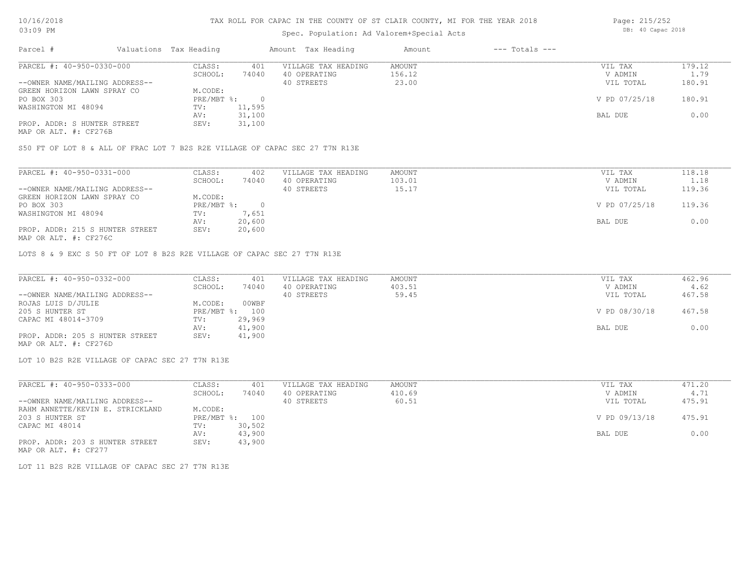TAX ROLL FOR CAPAC IN THE COUNTY OF ST CLAIR COUNTY, MI FOR THE YEAR 2018

Spec. Population: Ad Valorem+Special Acts

| Parcel # | Valuations | Tax Heading | Amount | Tax Heading | Amount | --- Totals --- | |
|---|---|---|---|---|---|---|---|
| PARCEL #: 40-950-0330-000 | CLASS: | 401 | | VILLAGE TAX HEADING | AMOUNT | VIL TAX | 179.12 |
| | SCHOOL: | 74040 | | 40 OPERATING | 156.12 | V ADMIN | 1.79 |
| --OWNER NAME/MAILING ADDRESS-- | | | | 40 STREETS | 23.00 | VIL TOTAL | 180.91 |
| GREEN HORIZON LAWN SPRAY CO | M.CODE: | | | | | | |
| PO BOX 303 | PRE/MBT %: | 0 | | | | V PD 07/25/18 | 180.91 |
| WASHINGTON MI 48094 | TV: | 11,595 | | | | | |
| | AV: | 31,100 | | | | BAL DUE | 0.00 |
| PROP. ADDR: S HUNTER STREET | SEV: | 31,100 | | | | | |
| MAP OR ALT. #: CF276B | | | | | | | |

S50 FT OF LOT 8 & ALL OF FRAC LOT 7 B2S R2E VILLAGE OF CAPAC SEC 27 T7N R13E

| | | | | | | | |
|---|---|---|---|---|---|---|---|
| PARCEL #: 40-950-0331-000 | CLASS: | 402 | | VILLAGE TAX HEADING | AMOUNT | VIL TAX | 118.18 |
| | SCHOOL: | 74040 | | 40 OPERATING | 103.01 | V ADMIN | 1.18 |
| --OWNER NAME/MAILING ADDRESS-- | | | | 40 STREETS | 15.17 | VIL TOTAL | 119.36 |
| GREEN HORIZON LAWN SPRAY CO | M.CODE: | | | | | | |
| PO BOX 303 | PRE/MBT %: | 0 | | | | V PD 07/25/18 | 119.36 |
| WASHINGTON MI 48094 | TV: | 7,651 | | | | | |
| | AV: | 20,600 | | | | BAL DUE | 0.00 |
| PROP. ADDR: 215 S HUNTER STREET | SEV: | 20,600 | | | | | |
| MAP OR ALT. #: CF276C | | | | | | | |

LOTS 8 & 9 EXC S 50 FT OF LOT 8 B2S R2E VILLAGE OF CAPAC SEC 27 T7N R13E

| | | | | | | | |
|---|---|---|---|---|---|---|---|
| PARCEL #: 40-950-0332-000 | CLASS: | 401 | | VILLAGE TAX HEADING | AMOUNT | VIL TAX | 462.96 |
| | SCHOOL: | 74040 | | 40 OPERATING | 403.51 | V ADMIN | 4.62 |
| --OWNER NAME/MAILING ADDRESS-- | | | | 40 STREETS | 59.45 | VIL TOTAL | 467.58 |
| ROJAS LUIS D/JULIE | M.CODE: | 00WBF | | | | | |
| 205 S HUNTER ST | PRE/MBT %: | 100 | | | | V PD 08/30/18 | 467.58 |
| CAPAC MI 48014-3709 | TV: | 29,969 | | | | | |
| | AV: | 41,900 | | | | BAL DUE | 0.00 |
| PROP. ADDR: 205 S HUNTER STREET | SEV: | 41,900 | | | | | |
| MAP OR ALT. #: CF276D | | | | | | | |

LOT 10 B2S R2E VILLAGE OF CAPAC SEC 27 T7N R13E

| | | | | | | | |
|---|---|---|---|---|---|---|---|
| PARCEL #: 40-950-0333-000 | CLASS: | 401 | | VILLAGE TAX HEADING | AMOUNT | VIL TAX | 471.20 |
| | SCHOOL: | 74040 | | 40 OPERATING | 410.69 | V ADMIN | 4.71 |
| --OWNER NAME/MAILING ADDRESS-- | | | | 40 STREETS | 60.51 | VIL TOTAL | 475.91 |
| RAHM ANNETTE/KEVIN E. STRICKLAND | M.CODE: | | | | | | |
| 203 S HUNTER ST | PRE/MBT %: | 100 | | | | V PD 09/13/18 | 475.91 |
| CAPAC MI 48014 | TV: | 30,502 | | | | | |
| | AV: | 43,900 | | | | BAL DUE | 0.00 |
| PROP. ADDR: 203 S HUNTER STREET | SEV: | 43,900 | | | | | |
| MAP OR ALT. #: CF277 | | | | | | | |

LOT 11 B2S R2E VILLAGE OF CAPAC SEC 27 T7N R13E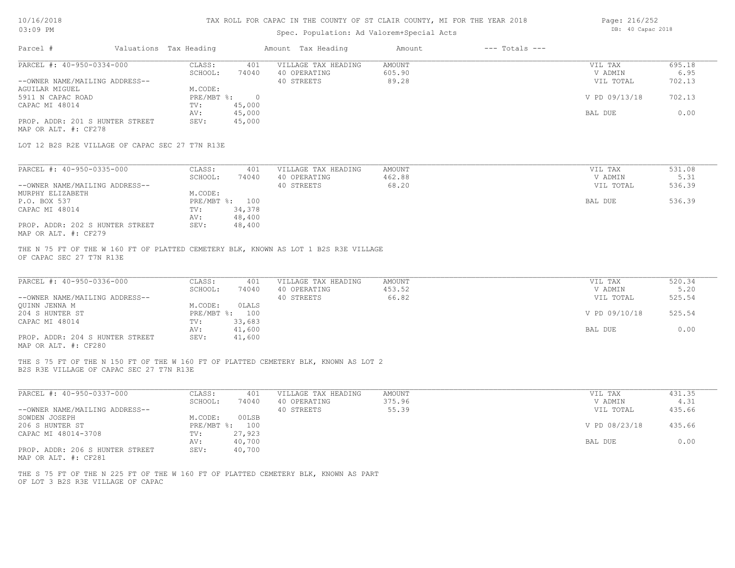# TAX ROLL FOR CAPAC IN THE COUNTY OF ST CLAIR COUNTY, MI FOR THE YEAR 2018

Spec. Population: Ad Valorem+Special Acts

DB: 40 Capac 2018

| Parcel # | Valuations | Tax Heading | Amount | Tax Heading | Amount | --- Totals --- | |
|---|---|---|---|---|---|---|---|
| PARCEL #: 40-950-0334-000 | CLASS: | 401 | VILLAGE TAX HEADING | AMOUNT | | VIL TAX | 695.18 |
| | SCHOOL: | 74040 | 40 OPERATING | 605.90 | | V ADMIN | 6.95 |
| --OWNER NAME/MAILING ADDRESS-- | | | 40 STREETS | 89.28 | | VIL TOTAL | 702.13 |
| AGUILAR MIGUEL | M.CODE: | | | | | | |
| 5911 N CAPAC ROAD | PRE/MBT %: | 0 | | | | V PD 09/13/18 | 702.13 |
| CAPAC MI 48014 | TV: | 45,000 | | | | | |
| | AV: | 45,000 | | | | BAL DUE | 0.00 |
| PROP. ADDR: 201 S HUNTER STREET | SEV: | 45,000 | | | | | |
| MAP OR ALT. #: CF278 | | | | | | | |

LOT 12 B2S R2E VILLAGE OF CAPAC SEC 27 T7N R13E

| Parcel # | Valuations | Tax Heading | Amount | Tax Heading | Amount | --- Totals --- | |
|---|---|---|---|---|---|---|---|
| PARCEL #: 40-950-0335-000 | CLASS: | 401 | VILLAGE TAX HEADING | AMOUNT | | VIL TAX | 531.08 |
| | SCHOOL: | 74040 | 40 OPERATING | 462.88 | | V ADMIN | 5.31 |
| --OWNER NAME/MAILING ADDRESS-- | | | 40 STREETS | 68.20 | | VIL TOTAL | 536.39 |
| MURPHY ELIZABETH | M.CODE: | | | | | | |
| P.O. BOX 537 | PRE/MBT %: | 100 | | | | BAL DUE | 536.39 |
| CAPAC MI 48014 | TV: | 34,378 | | | | | |
| | AV: | 48,400 | | | | | |
| PROP. ADDR: 202 S HUNTER STREET | SEV: | 48,400 | | | | | |
| MAP OR ALT. #: CF279 | | | | | | | |

THE N 75 FT OF THE W 160 FT OF PLATTED CEMETERY BLK, KNOWN AS LOT 1 B2S R3E VILLAGE OF CAPAC SEC 27 T7N R13E

| Parcel # | Valuations | Tax Heading | Amount | Tax Heading | Amount | --- Totals --- | |
|---|---|---|---|---|---|---|---|
| PARCEL #: 40-950-0336-000 | CLASS: | 401 | VILLAGE TAX HEADING | AMOUNT | | VIL TAX | 520.34 |
| | SCHOOL: | 74040 | 40 OPERATING | 453.52 | | V ADMIN | 5.20 |
| --OWNER NAME/MAILING ADDRESS-- | | | 40 STREETS | 66.82 | | VIL TOTAL | 525.54 |
| QUINN JENNA M | M.CODE: | 0LALS | | | | | |
| 204 S HUNTER ST | PRE/MBT %: | 100 | | | | V PD 09/10/18 | 525.54 |
| CAPAC MI 48014 | TV: | 33,683 | | | | | |
| | AV: | 41,600 | | | | BAL DUE | 0.00 |
| PROP. ADDR: 204 S HUNTER STREET | SEV: | 41,600 | | | | | |
| MAP OR ALT. #: CF280 | | | | | | | |

THE S 75 FT OF THE N 150 FT OF THE W 160 FT OF PLATTED CEMETERY BLK, KNOWN AS LOT 2 B2S R3E VILLAGE OF CAPAC SEC 27 T7N R13E

| Parcel # | Valuations | Tax Heading | Amount | Tax Heading | Amount | --- Totals --- | |
|---|---|---|---|---|---|---|---|
| PARCEL #: 40-950-0337-000 | CLASS: | 401 | VILLAGE TAX HEADING | AMOUNT | | VIL TAX | 431.35 |
| | SCHOOL: | 74040 | 40 OPERATING | 375.96 | | V ADMIN | 4.31 |
| --OWNER NAME/MAILING ADDRESS-- | | | 40 STREETS | 55.39 | | VIL TOTAL | 435.66 |
| SOWDEN JOSEPH | M.CODE: | 00LSB | | | | | |
| 206 S HUNTER ST | PRE/MBT %: | 100 | | | | V PD 08/23/18 | 435.66 |
| CAPAC MI 48014-3708 | TV: | 27,923 | | | | | |
| | AV: | 40,700 | | | | BAL DUE | 0.00 |
| PROP. ADDR: 206 S HUNTER STREET | SEV: | 40,700 | | | | | |
| MAP OR ALT. #: CF281 | | | | | | | |

THE S 75 FT OF THE N 225 FT OF THE W 160 FT OF PLATTED CEMETERY BLK, KNOWN AS PART OF LOT 3 B2S R3E VILLAGE OF CAPAC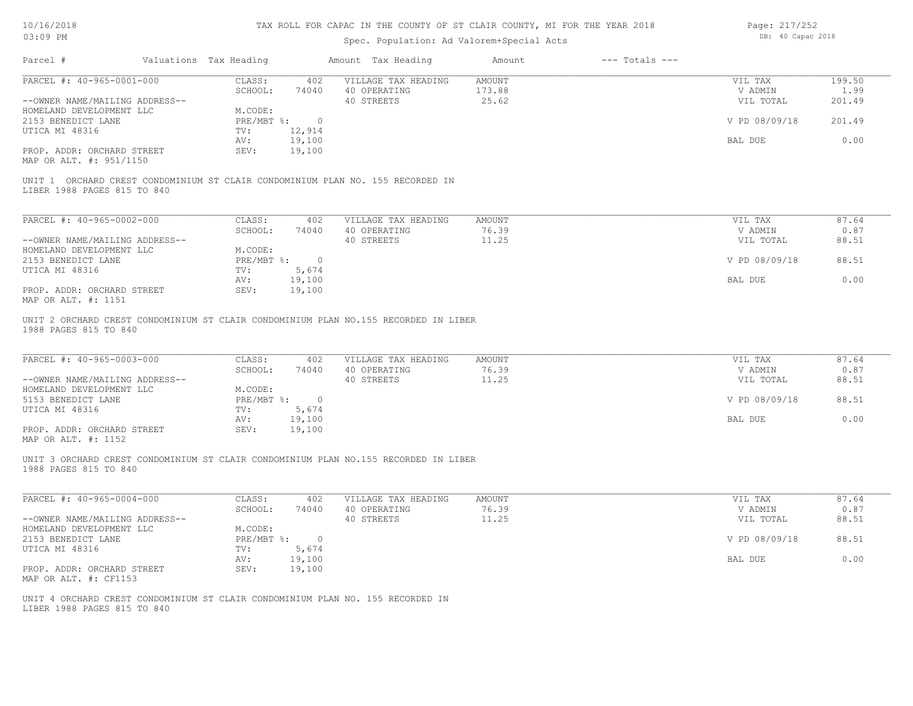# TAX ROLL FOR CAPAC IN THE COUNTY OF ST CLAIR COUNTY, MI FOR THE YEAR 2018

Spec. Population: Ad Valorem+Special Acts

| Parcel # | Valuations Tax Heading | | Amount Tax Heading | Amount | --- Totals --- | |
|---|---|---|---|---|---|---|
| PARCEL #: 40-965-0001-000 | CLASS: | 402 | VILLAGE TAX HEADING | AMOUNT | VIL TAX | 199.50 |
| | SCHOOL: | 74040 | 40 OPERATING | 173.88 | V ADMIN | 1.99 |
| --OWNER NAME/MAILING ADDRESS-- | | | 40 STREETS | 25.62 | VIL TOTAL | 201.49 |
| HOMELAND DEVELOPMENT LLC | M.CODE: | | | | | |
| 2153 BENEDICT LANE | PRE/MBT %: | 0 | | | V PD 08/09/18 | 201.49 |
| UTICA MI 48316 | TV: | 12,914 | | | | |
| | AV: | 19,100 | | | BAL DUE | 0.00 |
| PROP. ADDR: ORCHARD STREET | SEV: | 19,100 | | | | |
| MAP OR ALT. #: 951/1150 | | | | | | |

UNIT 1 ORCHARD CREST CONDOMINIUM ST CLAIR CONDOMINIUM PLAN NO. 155 RECORDED IN LIBER 1988 PAGES 815 TO 840

| Parcel # | Valuations Tax Heading | | Amount Tax Heading | Amount | --- Totals --- | |
|---|---|---|---|---|---|---|
| PARCEL #: 40-965-0002-000 | CLASS: | 402 | VILLAGE TAX HEADING | AMOUNT | VIL TAX | 87.64 |
| | SCHOOL: | 74040 | 40 OPERATING | 76.39 | V ADMIN | 0.87 |
| --OWNER NAME/MAILING ADDRESS-- | | | 40 STREETS | 11.25 | VIL TOTAL | 88.51 |
| HOMELAND DEVELOPMENT LLC | M.CODE: | | | | | |
| 2153 BENEDICT LANE | PRE/MBT %: | 0 | | | V PD 08/09/18 | 88.51 |
| UTICA MI 48316 | TV: | 5,674 | | | | |
| | AV: | 19,100 | | | BAL DUE | 0.00 |
| PROP. ADDR: ORCHARD STREET | SEV: | 19,100 | | | | |
| MAP OR ALT. #: 1151 | | | | | | |

UNIT 2 ORCHARD CREST CONDOMINIUM ST CLAIR CONDOMINIUM PLAN NO.155 RECORDED IN LIBER 1988 PAGES 815 TO 840

| Parcel # | Valuations Tax Heading | | Amount Tax Heading | Amount | --- Totals --- | |
|---|---|---|---|---|---|---|
| PARCEL #: 40-965-0003-000 | CLASS: | 402 | VILLAGE TAX HEADING | AMOUNT | VIL TAX | 87.64 |
| | SCHOOL: | 74040 | 40 OPERATING | 76.39 | V ADMIN | 0.87 |
| --OWNER NAME/MAILING ADDRESS-- | | | 40 STREETS | 11.25 | VIL TOTAL | 88.51 |
| HOMELAND DEVELOPMENT LLC | M.CODE: | | | | | |
| 5153 BENEDICT LANE | PRE/MBT %: | 0 | | | V PD 08/09/18 | 88.51 |
| UTICA MI 48316 | TV: | 5,674 | | | | |
| | AV: | 19,100 | | | BAL DUE | 0.00 |
| PROP. ADDR: ORCHARD STREET | SEV: | 19,100 | | | | |
| MAP OR ALT. #: 1152 | | | | | | |

UNIT 3 ORCHARD CREST CONDOMINIUM ST CLAIR CONDOMINIUM PLAN NO.155 RECORDED IN LIBER 1988 PAGES 815 TO 840

| Parcel # | Valuations Tax Heading | | Amount Tax Heading | Amount | --- Totals --- | |
|---|---|---|---|---|---|---|
| PARCEL #: 40-965-0004-000 | CLASS: | 402 | VILLAGE TAX HEADING | AMOUNT | VIL TAX | 87.64 |
| | SCHOOL: | 74040 | 40 OPERATING | 76.39 | V ADMIN | 0.87 |
| --OWNER NAME/MAILING ADDRESS-- | | | 40 STREETS | 11.25 | VIL TOTAL | 88.51 |
| HOMELAND DEVELOPMENT LLC | M.CODE: | | | | | |
| 2153 BENEDICT LANE | PRE/MBT %: | 0 | | | V PD 08/09/18 | 88.51 |
| UTICA MI 48316 | TV: | 5,674 | | | | |
| | AV: | 19,100 | | | BAL DUE | 0.00 |
| PROP. ADDR: ORCHARD STREET | SEV: | 19,100 | | | | |
| MAP OR ALT. #: CF1153 | | | | | | |

UNIT 4 ORCHARD CREST CONDOMINIUM ST CLAIR CONDOMINIUM PLAN NO. 155 RECORDED IN LIBER 1988 PAGES 815 TO 840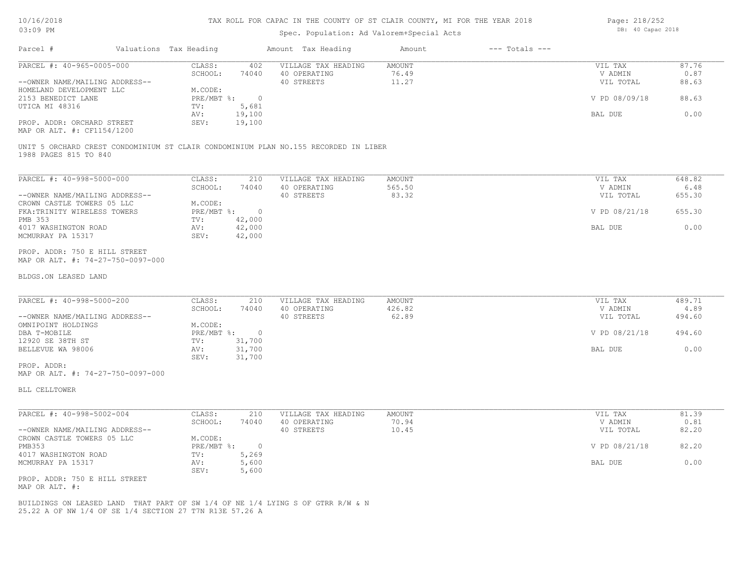TAX ROLL FOR CAPAC IN THE COUNTY OF ST CLAIR COUNTY, MI FOR THE YEAR 2018

Spec. Population: Ad Valorem+Special Acts

| Parcel # | Valuations | Tax Heading | Amount | Tax Heading | Amount | --- Totals --- | |
|---|---|---|---|---|---|---|---|
| PARCEL #: 40-965-0005-000 | CLASS: | 402 | VILLAGE TAX HEADING | AMOUNT | | VIL TAX | 87.76 |
| | SCHOOL: | 74040 | 40 OPERATING | 76.49 | | V ADMIN | 0.87 |
| --OWNER NAME/MAILING ADDRESS-- | | | 40 STREETS | 11.27 | | VIL TOTAL | 88.63 |
| HOMELAND DEVELOPMENT LLC | M.CODE: | | | | | | |
| 2153 BENEDICT LANE | PRE/MBT %: | 0 | | | | V PD 08/09/18 | 88.63 |
| UTICA MI 48316 | TV: | 5,681 | | | | | |
| | AV: | 19,100 | | | | BAL DUE | 0.00 |
| PROP. ADDR: ORCHARD STREET | SEV: | 19,100 | | | | | |
| MAP OR ALT. #: CF1154/1200 | | | | | | | |

UNIT 5 ORCHARD CREST CONDOMINIUM ST CLAIR CONDOMINIUM PLAN NO.155 RECORDED IN LIBER 1988 PAGES 815 TO 840

| Parcel # | Valuations | Tax Heading | Amount | Tax Heading | Amount | --- Totals --- | |
|---|---|---|---|---|---|---|---|
| PARCEL #: 40-998-5000-000 | CLASS: | 210 | VILLAGE TAX HEADING | AMOUNT | | VIL TAX | 648.82 |
| | SCHOOL: | 74040 | 40 OPERATING | 565.50 | | V ADMIN | 6.48 |
| --OWNER NAME/MAILING ADDRESS-- | | | 40 STREETS | 83.32 | | VIL TOTAL | 655.30 |
| CROWN CASTLE TOWERS 05 LLC | M.CODE: | | | | | | |
| FKA:TRINITY WIRELESS TOWERS | PRE/MBT %: | 0 | | | | V PD 08/21/18 | 655.30 |
| PMB 353 | TV: | 42,000 | | | | | |
| 4017 WASHINGTON ROAD | AV: | 42,000 | | | | BAL DUE | 0.00 |
| MCMURRAY PA 15317 | SEV: | 42,000 | | | | | |

PROP. ADDR: 750 E HILL STREET
MAP OR ALT. #: 74-27-750-0097-000

BLDGS.ON LEASED LAND

| Parcel # | Valuations | Tax Heading | Amount | Tax Heading | Amount | --- Totals --- | |
|---|---|---|---|---|---|---|---|
| PARCEL #: 40-998-5000-200 | CLASS: | 210 | VILLAGE TAX HEADING | AMOUNT | | VIL TAX | 489.71 |
| | SCHOOL: | 74040 | 40 OPERATING | 426.82 | | V ADMIN | 4.89 |
| --OWNER NAME/MAILING ADDRESS-- | | | 40 STREETS | 62.89 | | VIL TOTAL | 494.60 |
| OMNIPOINT HOLDINGS | M.CODE: | | | | | | |
| DBA T-MOBILE | PRE/MBT %: | 0 | | | | V PD 08/21/18 | 494.60 |
| 12920 SE 38TH ST | TV: | 31,700 | | | | | |
| BELLEVUE WA 98006 | AV: | 31,700 | | | | BAL DUE | 0.00 |
| | SEV: | 31,700 | | | | | |
| PROP. ADDR: | | | | | | | |
| MAP OR ALT. #: 74-27-750-0097-000 | | | | | | | |

BLL CELLTOWER

| Parcel # | Valuations | Tax Heading | Amount | Tax Heading | Amount | --- Totals --- | |
|---|---|---|---|---|---|---|---|
| PARCEL #: 40-998-5002-004 | CLASS: | 210 | VILLAGE TAX HEADING | AMOUNT | | VIL TAX | 81.39 |
| | SCHOOL: | 74040 | 40 OPERATING | 70.94 | | V ADMIN | 0.81 |
| --OWNER NAME/MAILING ADDRESS-- | | | 40 STREETS | 10.45 | | VIL TOTAL | 82.20 |
| CROWN CASTLE TOWERS 05 LLC | M.CODE: | | | | | | |
| PMB353 | PRE/MBT %: | 0 | | | | V PD 08/21/18 | 82.20 |
| 4017 WASHINGTON ROAD | TV: | 5,269 | | | | | |
| MCMURRAY PA 15317 | AV: | 5,600 | | | | BAL DUE | 0.00 |
| | SEV: | 5,600 | | | | | |
| PROP. ADDR: 750 E HILL STREET | | | | | | | |
| MAP OR ALT. #: | | | | | | | |

BUILDINGS ON LEASED LAND THAT PART OF SW 1/4 OF NE 1/4 LYING S OF GTRR R/W & N 25.22 A OF NW 1/4 OF SE 1/4 SECTION 27 T7N R13E 57.26 A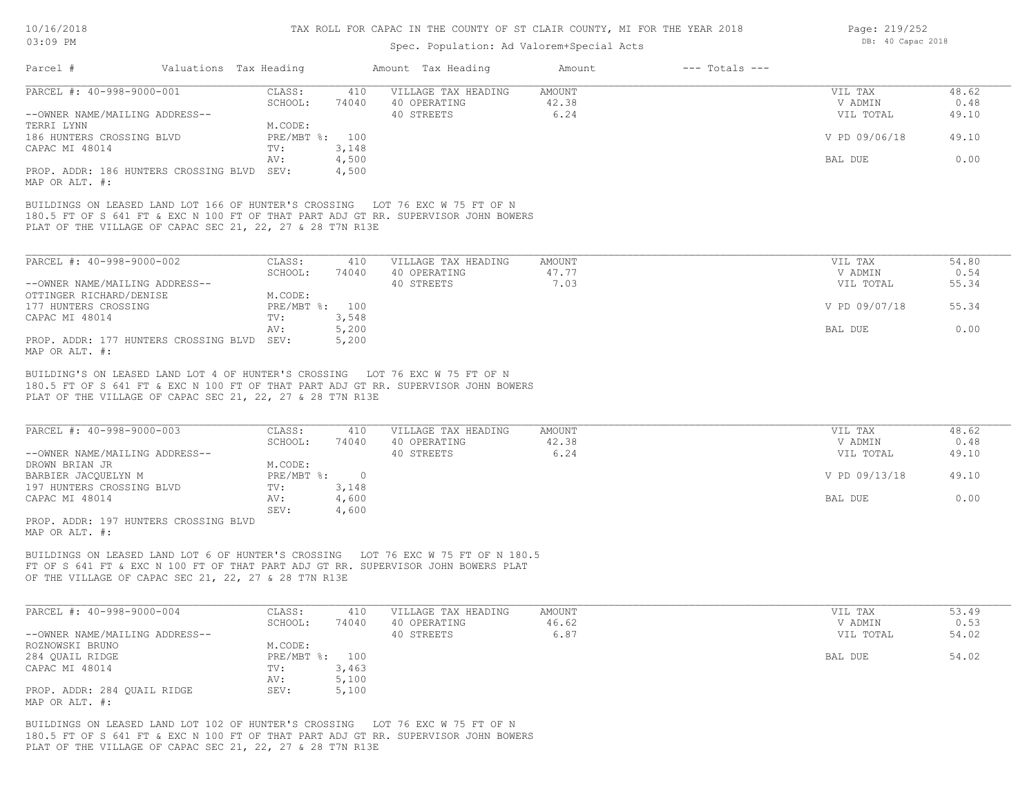TAX ROLL FOR CAPAC IN THE COUNTY OF ST CLAIR COUNTY, MI FOR THE YEAR 2018

Spec. Population: Ad Valorem+Special Acts

| Parcel # | Valuations | Tax Heading | Amount | Tax Heading | Amount | --- Totals --- | |
|---|---|---|---|---|---|---|---|
| PARCEL #: 40-998-9000-001 | CLASS: | 410 | VILLAGE TAX HEADING | AMOUNT | | VIL TAX | 48.62 |
| | SCHOOL: | 74040 | 40 OPERATING | 42.38 | | V ADMIN | 0.48 |
| --OWNER NAME/MAILING ADDRESS-- | | | 40 STREETS | 6.24 | | VIL TOTAL | 49.10 |
| TERRI LYNN | M.CODE: | | | | | | |
| 186 HUNTERS CROSSING BLVD | PRE/MBT %: | 100 | | | | V PD 09/06/18 | 49.10 |
| CAPAC MI 48014 | TV: | 3,148 | | | | | |
| | AV: | 4,500 | | | | BAL DUE | 0.00 |
| PROP. ADDR: 186 HUNTERS CROSSING BLVD | SEV: | 4,500 | | | | | |
| MAP OR ALT. #: | | | | | | | |

BUILDINGS ON LEASED LAND LOT 166 OF HUNTER'S CROSSING LOT 76 EXC W 75 FT OF N 180.5 FT OF S 641 FT & EXC N 100 FT OF THAT PART ADJ GT RR. SUPERVISOR JOHN BOWERS PLAT OF THE VILLAGE OF CAPAC SEC 21, 22, 27 & 28 T7N R13E

| Parcel # | Valuations | Tax Heading | Amount | Tax Heading | Amount | --- Totals --- | |
|---|---|---|---|---|---|---|---|
| PARCEL #: 40-998-9000-002 | CLASS: | 410 | VILLAGE TAX HEADING | AMOUNT | | VIL TAX | 54.80 |
| | SCHOOL: | 74040 | 40 OPERATING | 47.77 | | V ADMIN | 0.54 |
| --OWNER NAME/MAILING ADDRESS-- | | | 40 STREETS | 7.03 | | VIL TOTAL | 55.34 |
| OTTINGER RICHARD/DENISE | M.CODE: | | | | | | |
| 177 HUNTERS CROSSING | PRE/MBT %: | 100 | | | | V PD 09/07/18 | 55.34 |
| CAPAC MI 48014 | TV: | 3,548 | | | | | |
| | AV: | 5,200 | | | | BAL DUE | 0.00 |
| PROP. ADDR: 177 HUNTERS CROSSING BLVD | SEV: | 5,200 | | | | | |
| MAP OR ALT. #: | | | | | | | |

BUILDING'S ON LEASED LAND LOT 4 OF HUNTER'S CROSSING LOT 76 EXC W 75 FT OF N 180.5 FT OF S 641 FT & EXC N 100 FT OF THAT PART ADJ GT RR. SUPERVISOR JOHN BOWERS PLAT OF THE VILLAGE OF CAPAC SEC 21, 22, 27 & 28 T7N R13E

| Parcel # | Valuations | Tax Heading | Amount | Tax Heading | Amount | --- Totals --- | |
|---|---|---|---|---|---|---|---|
| PARCEL #: 40-998-9000-003 | CLASS: | 410 | VILLAGE TAX HEADING | AMOUNT | | VIL TAX | 48.62 |
| | SCHOOL: | 74040 | 40 OPERATING | 42.38 | | V ADMIN | 0.48 |
| --OWNER NAME/MAILING ADDRESS-- | | | 40 STREETS | 6.24 | | VIL TOTAL | 49.10 |
| DROWN BRIAN JR | M.CODE: | | | | | | |
| BARBIER JACQUELYN M | PRE/MBT %: | 0 | | | | V PD 09/13/18 | 49.10 |
| 197 HUNTERS CROSSING BLVD | TV: | 3,148 | | | | | |
| CAPAC MI 48014 | AV: | 4,600 | | | | BAL DUE | 0.00 |
| | SEV: | 4,600 | | | | | |
| PROP. ADDR: 197 HUNTERS CROSSING BLVD | | | | | | | |
| MAP OR ALT. #: | | | | | | | |

BUILDINGS ON LEASED LAND LOT 6 OF HUNTER'S CROSSING LOT 76 EXC W 75 FT OF N 180.5 FT OF S 641 FT & EXC N 100 FT OF THAT PART ADJ GT RR. SUPERVISOR JOHN BOWERS PLAT OF THE VILLAGE OF CAPAC SEC 21, 22, 27 & 28 T7N R13E

| Parcel # | Valuations | Tax Heading | Amount | Tax Heading | Amount | --- Totals --- | |
|---|---|---|---|---|---|---|---|
| PARCEL #: 40-998-9000-004 | CLASS: | 410 | VILLAGE TAX HEADING | AMOUNT | | VIL TAX | 53.49 |
| | SCHOOL: | 74040 | 40 OPERATING | 46.62 | | V ADMIN | 0.53 |
| --OWNER NAME/MAILING ADDRESS-- | | | 40 STREETS | 6.87 | | VIL TOTAL | 54.02 |
| ROZNOWSKI BRUNO | M.CODE: | | | | | | |
| 284 QUAIL RIDGE | PRE/MBT %: | 100 | | | | BAL DUE | 54.02 |
| CAPAC MI 48014 | TV: | 3,463 | | | | | |
| | AV: | 5,100 | | | | | |
| PROP. ADDR: 284 QUAIL RIDGE | SEV: | 5,100 | | | | | |
| MAP OR ALT. #: | | | | | | | |

BUILDINGS ON LEASED LAND LOT 102 OF HUNTER'S CROSSING LOT 76 EXC W 75 FT OF N 180.5 FT OF S 641 FT & EXC N 100 FT OF THAT PART ADJ GT RR. SUPERVISOR JOHN BOWERS PLAT OF THE VILLAGE OF CAPAC SEC 21, 22, 27 & 28 T7N R13E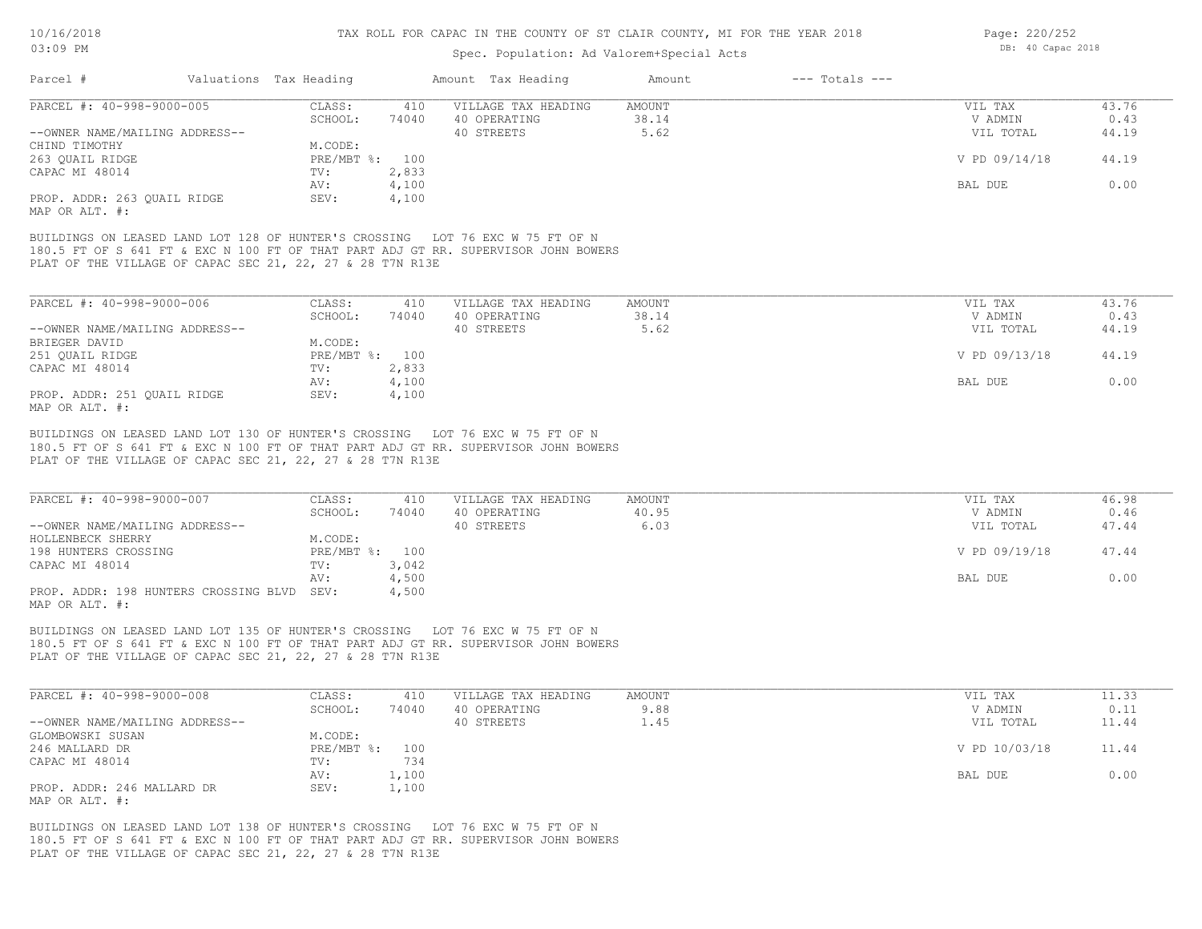TAX ROLL FOR CAPAC IN THE COUNTY OF ST CLAIR COUNTY, MI FOR THE YEAR 2018

Spec. Population: Ad Valorem+Special Acts

| Parcel # | Valuations Tax Heading | | Amount Tax Heading | Amount | --- Totals --- | |
|---|---|---|---|---|---|---|
| PARCEL #: 40-998-9000-005 | CLASS: | 410 | VILLAGE TAX HEADING | AMOUNT | VIL TAX | 43.76 |
| | SCHOOL: | 74040 | 40 OPERATING | 38.14 | V ADMIN | 0.43 |
| --OWNER NAME/MAILING ADDRESS-- | | | 40 STREETS | 5.62 | VIL TOTAL | 44.19 |
| CHIND TIMOTHY | M.CODE: | | | | | |
| 263 QUAIL RIDGE | PRE/MBT %: | 100 | | | V PD 09/14/18 | 44.19 |
| CAPAC MI 48014 | TV: | 2,833 | | | | |
| | AV: | 4,100 | | | BAL DUE | 0.00 |
| PROP. ADDR: 263 QUAIL RIDGE | SEV: | 4,100 | | | | |
| MAP OR ALT. #: | | | | | | |

BUILDINGS ON LEASED LAND LOT 128 OF HUNTER'S CROSSING LOT 76 EXC W 75 FT OF N 180.5 FT OF S 641 FT & EXC N 100 FT OF THAT PART ADJ GT RR. SUPERVISOR JOHN BOWERS PLAT OF THE VILLAGE OF CAPAC SEC 21, 22, 27 & 28 T7N R13E

| Parcel # | Valuations Tax Heading | | Amount Tax Heading | Amount | --- Totals --- | |
|---|---|---|---|---|---|---|
| PARCEL #: 40-998-9000-006 | CLASS: | 410 | VILLAGE TAX HEADING | AMOUNT | VIL TAX | 43.76 |
| | SCHOOL: | 74040 | 40 OPERATING | 38.14 | V ADMIN | 0.43 |
| --OWNER NAME/MAILING ADDRESS-- | | | 40 STREETS | 5.62 | VIL TOTAL | 44.19 |
| BRIEGER DAVID | M.CODE: | | | | | |
| 251 QUAIL RIDGE | PRE/MBT %: | 100 | | | V PD 09/13/18 | 44.19 |
| CAPAC MI 48014 | TV: | 2,833 | | | | |
| | AV: | 4,100 | | | BAL DUE | 0.00 |
| PROP. ADDR: 251 QUAIL RIDGE | SEV: | 4,100 | | | | |
| MAP OR ALT. #: | | | | | | |

BUILDINGS ON LEASED LAND LOT 130 OF HUNTER'S CROSSING LOT 76 EXC W 75 FT OF N 180.5 FT OF S 641 FT & EXC N 100 FT OF THAT PART ADJ GT RR. SUPERVISOR JOHN BOWERS PLAT OF THE VILLAGE OF CAPAC SEC 21, 22, 27 & 28 T7N R13E

| Parcel # | Valuations Tax Heading | | Amount Tax Heading | Amount | --- Totals --- | |
|---|---|---|---|---|---|---|
| PARCEL #: 40-998-9000-007 | CLASS: | 410 | VILLAGE TAX HEADING | AMOUNT | VIL TAX | 46.98 |
| | SCHOOL: | 74040 | 40 OPERATING | 40.95 | V ADMIN | 0.46 |
| --OWNER NAME/MAILING ADDRESS-- | | | 40 STREETS | 6.03 | VIL TOTAL | 47.44 |
| HOLLENBECK SHERRY | M.CODE: | | | | | |
| 198 HUNTERS CROSSING | PRE/MBT %: | 100 | | | V PD 09/19/18 | 47.44 |
| CAPAC MI 48014 | TV: | 3,042 | | | | |
| | AV: | 4,500 | | | BAL DUE | 0.00 |
| PROP. ADDR: 198 HUNTERS CROSSING BLVD | SEV: | 4,500 | | | | |
| MAP OR ALT. #: | | | | | | |

BUILDINGS ON LEASED LAND LOT 135 OF HUNTER'S CROSSING LOT 76 EXC W 75 FT OF N 180.5 FT OF S 641 FT & EXC N 100 FT OF THAT PART ADJ GT RR. SUPERVISOR JOHN BOWERS PLAT OF THE VILLAGE OF CAPAC SEC 21, 22, 27 & 28 T7N R13E

| Parcel # | Valuations Tax Heading | | Amount Tax Heading | Amount | --- Totals --- | |
|---|---|---|---|---|---|---|
| PARCEL #: 40-998-9000-008 | CLASS: | 410 | VILLAGE TAX HEADING | AMOUNT | VIL TAX | 11.33 |
| | SCHOOL: | 74040 | 40 OPERATING | 9.88 | V ADMIN | 0.11 |
| --OWNER NAME/MAILING ADDRESS-- | | | 40 STREETS | 1.45 | VIL TOTAL | 11.44 |
| GLOMBOWSKI SUSAN | M.CODE: | | | | | |
| 246 MALLARD DR | PRE/MBT %: | 100 | | | V PD 10/03/18 | 11.44 |
| CAPAC MI 48014 | TV: | 734 | | | | |
| | AV: | 1,100 | | | BAL DUE | 0.00 |
| PROP. ADDR: 246 MALLARD DR | SEV: | 1,100 | | | | |
| MAP OR ALT. #: | | | | | | |

BUILDINGS ON LEASED LAND LOT 138 OF HUNTER'S CROSSING LOT 76 EXC W 75 FT OF N 180.5 FT OF S 641 FT & EXC N 100 FT OF THAT PART ADJ GT RR. SUPERVISOR JOHN BOWERS PLAT OF THE VILLAGE OF CAPAC SEC 21, 22, 27 & 28 T7N R13E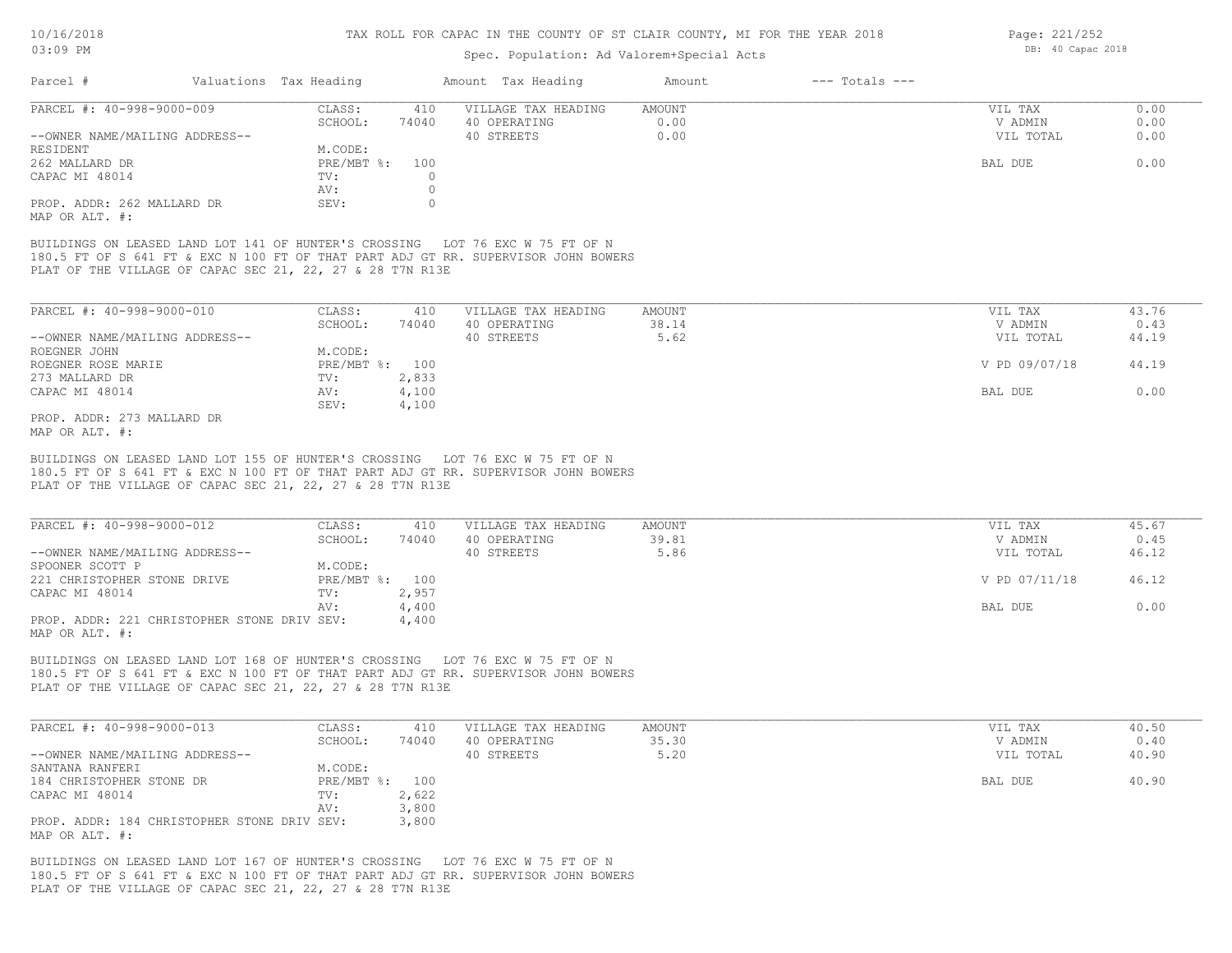TAX ROLL FOR CAPAC IN THE COUNTY OF ST CLAIR COUNTY, MI FOR THE YEAR 2018

Spec. Population: Ad Valorem+Special Acts

DB: 40 Capac 2018

| Parcel # | Valuations | Tax Heading | Amount | Tax Heading | Amount | --- Totals --- | |
|---|---|---|---|---|---|---|---|
| PARCEL #: 40-998-9000-009 | CLASS: | 410 | VILLAGE TAX HEADING | AMOUNT | | VIL TAX | 0.00 |
| | SCHOOL: | 74040 | 40 OPERATING | 0.00 | | V ADMIN | 0.00 |
| --OWNER NAME/MAILING ADDRESS-- | | | 40 STREETS | 0.00 | | VIL TOTAL | 0.00 |
| RESIDENT | M.CODE: | | | | | | |
| 262 MALLARD DR | PRE/MBT %: | 100 | | | | BAL DUE | 0.00 |
| CAPAC MI 48014 | TV: | 0 | | | | | |
| | AV: | 0 | | | | | |
| PROP. ADDR: 262 MALLARD DR | SEV: | 0 | | | | | |
| MAP OR ALT. #: | | | | | | | |

BUILDINGS ON LEASED LAND LOT 141 OF HUNTER'S CROSSING LOT 76 EXC W 75 FT OF N 180.5 FT OF S 641 FT & EXC N 100 FT OF THAT PART ADJ GT RR. SUPERVISOR JOHN BOWERS PLAT OF THE VILLAGE OF CAPAC SEC 21, 22, 27 & 28 T7N R13E

| Parcel # | Valuations | Tax Heading | Amount | Tax Heading | Amount | --- Totals --- | |
|---|---|---|---|---|---|---|---|
| PARCEL #: 40-998-9000-010 | CLASS: | 410 | VILLAGE TAX HEADING | AMOUNT | | VIL TAX | 43.76 |
| | SCHOOL: | 74040 | 40 OPERATING | 38.14 | | V ADMIN | 0.43 |
| --OWNER NAME/MAILING ADDRESS-- | | | 40 STREETS | 5.62 | | VIL TOTAL | 44.19 |
| ROEGNER JOHN | M.CODE: | | | | | | |
| ROEGNER ROSE MARIE | PRE/MBT %: | 100 | | | | V PD 09/07/18 | 44.19 |
| 273 MALLARD DR | TV: | 2,833 | | | | | |
| CAPAC MI 48014 | AV: | 4,100 | | | | BAL DUE | 0.00 |
| | SEV: | 4,100 | | | | | |
| PROP. ADDR: 273 MALLARD DR | | | | | | | |
| MAP OR ALT. #: | | | | | | | |

BUILDINGS ON LEASED LAND LOT 155 OF HUNTER'S CROSSING LOT 76 EXC W 75 FT OF N 180.5 FT OF S 641 FT & EXC N 100 FT OF THAT PART ADJ GT RR. SUPERVISOR JOHN BOWERS PLAT OF THE VILLAGE OF CAPAC SEC 21, 22, 27 & 28 T7N R13E

| Parcel # | Valuations | Tax Heading | Amount | Tax Heading | Amount | --- Totals --- | |
|---|---|---|---|---|---|---|---|
| PARCEL #: 40-998-9000-012 | CLASS: | 410 | VILLAGE TAX HEADING | AMOUNT | | VIL TAX | 45.67 |
| | SCHOOL: | 74040 | 40 OPERATING | 39.81 | | V ADMIN | 0.45 |
| --OWNER NAME/MAILING ADDRESS-- | | | 40 STREETS | 5.86 | | VIL TOTAL | 46.12 |
| SPOONER SCOTT P | M.CODE: | | | | | | |
| 221 CHRISTOPHER STONE DRIVE | PRE/MBT %: | 100 | | | | V PD 07/11/18 | 46.12 |
| CAPAC MI 48014 | TV: | 2,957 | | | | | |
| | AV: | 4,400 | | | | BAL DUE | 0.00 |
| PROP. ADDR: 221 CHRISTOPHER STONE DRIV | SEV: | 4,400 | | | | | |
| MAP OR ALT. #: | | | | | | | |

BUILDINGS ON LEASED LAND LOT 168 OF HUNTER'S CROSSING LOT 76 EXC W 75 FT OF N 180.5 FT OF S 641 FT & EXC N 100 FT OF THAT PART ADJ GT RR. SUPERVISOR JOHN BOWERS PLAT OF THE VILLAGE OF CAPAC SEC 21, 22, 27 & 28 T7N R13E

| Parcel # | Valuations | Tax Heading | Amount | Tax Heading | Amount | --- Totals --- | |
|---|---|---|---|---|---|---|---|
| PARCEL #: 40-998-9000-013 | CLASS: | 410 | VILLAGE TAX HEADING | AMOUNT | | VIL TAX | 40.50 |
| | SCHOOL: | 74040 | 40 OPERATING | 35.30 | | V ADMIN | 0.40 |
| --OWNER NAME/MAILING ADDRESS-- | | | 40 STREETS | 5.20 | | VIL TOTAL | 40.90 |
| SANTANA RANFERI | M.CODE: | | | | | | |
| 184 CHRISTOPHER STONE DR | PRE/MBT %: | 100 | | | | BAL DUE | 40.90 |
| CAPAC MI 48014 | TV: | 2,622 | | | | | |
| | AV: | 3,800 | | | | | |
| PROP. ADDR: 184 CHRISTOPHER STONE DRIV | SEV: | 3,800 | | | | | |
| MAP OR ALT. #: | | | | | | | |

BUILDINGS ON LEASED LAND LOT 167 OF HUNTER'S CROSSING LOT 76 EXC W 75 FT OF N 180.5 FT OF S 641 FT & EXC N 100 FT OF THAT PART ADJ GT RR. SUPERVISOR JOHN BOWERS PLAT OF THE VILLAGE OF CAPAC SEC 21, 22, 27 & 28 T7N R13E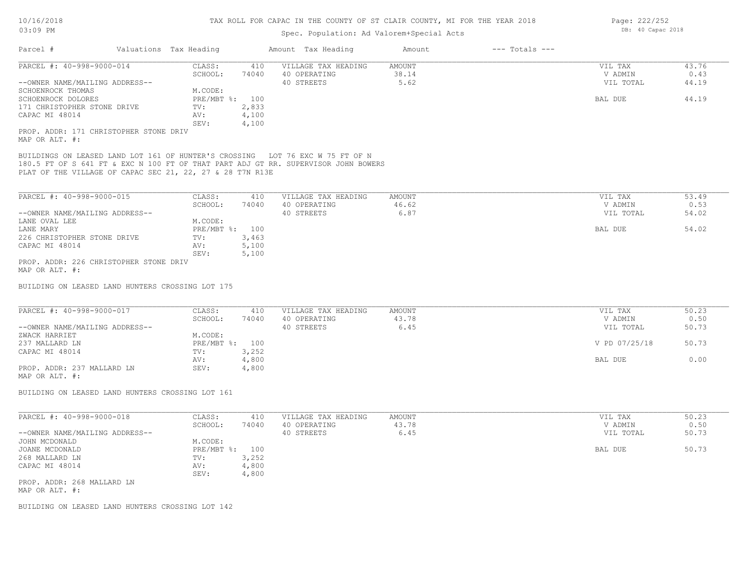# TAX ROLL FOR CAPAC IN THE COUNTY OF ST CLAIR COUNTY, MI FOR THE YEAR 2018

Spec. Population: Ad Valorem+Special Acts

DB: 40 Capac 2018

| Parcel # | Valuations | Tax Heading | Amount | Tax Heading | Amount | --- Totals --- | |
|---|---|---|---|---|---|---|---|

## PARCEL #: 40-998-9000-014

| | | | | | |
|---|---|---|---|---|---|
| CLASS: | 410 | VILLAGE TAX HEADING | AMOUNT | VIL TAX | 43.76 |
| SCHOOL: | 74040 | 40 OPERATING | 38.14 | V ADMIN | 0.43 |
| | | 40 STREETS | 5.62 | VIL TOTAL | 44.19 |
| M.CODE: | | | | | |
| PRE/MBT %: | 100 | | | BAL DUE | 44.19 |
| TV: | 2,833 | | | | |
| AV: | 4,100 | | | | |
| SEV: | 4,100 | | | | |

--OWNER NAME/MAILING ADDRESS--
SCHOENROCK THOMAS
SCHOENROCK DOLORES
171 CHRISTOPHER STONE DRIVE
CAPAC MI 48014

PROP. ADDR: 171 CHRISTOPHER STONE DRIV
MAP OR ALT. #:

BUILDINGS ON LEASED LAND LOT 161 OF HUNTER'S CROSSING LOT 76 EXC W 75 FT OF N 180.5 FT OF S 641 FT & EXC N 100 FT OF THAT PART ADJ GT RR. SUPERVISOR JOHN BOWERS PLAT OF THE VILLAGE OF CAPAC SEC 21, 22, 27 & 28 T7N R13E

## PARCEL #: 40-998-9000-015

| | | | | | |
|---|---|---|---|---|---|
| CLASS: | 410 | VILLAGE TAX HEADING | AMOUNT | VIL TAX | 53.49 |
| SCHOOL: | 74040 | 40 OPERATING | 46.62 | V ADMIN | 0.53 |
| | | 40 STREETS | 6.87 | VIL TOTAL | 54.02 |
| M.CODE: | | | | | |
| PRE/MBT %: | 100 | | | BAL DUE | 54.02 |
| TV: | 3,463 | | | | |
| AV: | 5,100 | | | | |
| SEV: | 5,100 | | | | |

--OWNER NAME/MAILING ADDRESS--
LANE OVAL LEE
LANE MARY
226 CHRISTOPHER STONE DRIVE
CAPAC MI 48014

PROP. ADDR: 226 CHRISTOPHER STONE DRIV
MAP OR ALT. #:

BUILDING ON LEASED LAND HUNTERS CROSSING LOT 175

## PARCEL #: 40-998-9000-017

| | | | | | |
|---|---|---|---|---|---|
| CLASS: | 410 | VILLAGE TAX HEADING | AMOUNT | VIL TAX | 50.23 |
| SCHOOL: | 74040 | 40 OPERATING | 43.78 | V ADMIN | 0.50 |
| | | 40 STREETS | 6.45 | VIL TOTAL | 50.73 |
| M.CODE: | | | | | |
| PRE/MBT %: | 100 | | | V PD 07/25/18 | 50.73 |
| TV: | 3,252 | | | | |
| AV: | 4,800 | | | BAL DUE | 0.00 |
| SEV: | 4,800 | | | | |

--OWNER NAME/MAILING ADDRESS--
ZWACK HARRIET
237 MALLARD LN
CAPAC MI 48014

PROP. ADDR: 237 MALLARD LN
MAP OR ALT. #:

BUILDING ON LEASED LAND HUNTERS CROSSING LOT 161

## PARCEL #: 40-998-9000-018

| | | | | | |
|---|---|---|---|---|---|
| CLASS: | 410 | VILLAGE TAX HEADING | AMOUNT | VIL TAX | 50.23 |
| SCHOOL: | 74040 | 40 OPERATING | 43.78 | V ADMIN | 0.50 |
| | | 40 STREETS | 6.45 | VIL TOTAL | 50.73 |
| M.CODE: | | | | | |
| PRE/MBT %: | 100 | | | BAL DUE | 50.73 |
| TV: | 3,252 | | | | |
| AV: | 4,800 | | | | |
| SEV: | 4,800 | | | | |

--OWNER NAME/MAILING ADDRESS--
JOHN MCDONALD
JOANE MCDONALD
268 MALLARD LN
CAPAC MI 48014

PROP. ADDR: 268 MALLARD LN
MAP OR ALT. #:

BUILDING ON LEASED LAND HUNTERS CROSSING LOT 142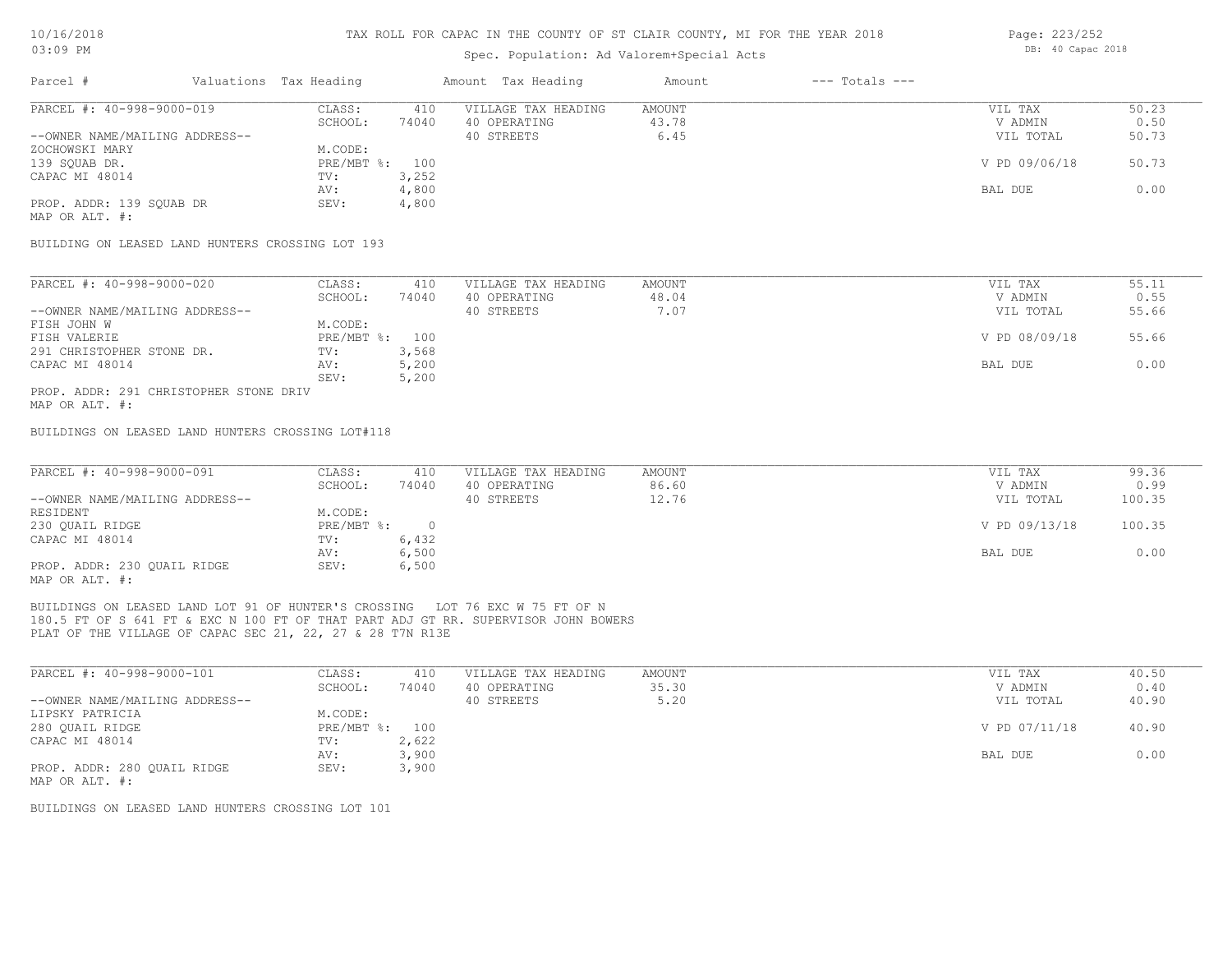# TAX ROLL FOR CAPAC IN THE COUNTY OF ST CLAIR COUNTY, MI FOR THE YEAR 2018

Spec. Population: Ad Valorem+Special Acts

| Parcel # | Valuations | Tax Heading | Amount | Tax Heading | Amount | --- Totals --- | |
|---|---|---|---|---|---|---|---|
| PARCEL #: 40-998-9000-019 | CLASS: | 410 | VILLAGE TAX HEADING | AMOUNT | | VIL TAX | 50.23 |
| | SCHOOL: | 74040 | 40 OPERATING | 43.78 | | V ADMIN | 0.50 |
| --OWNER NAME/MAILING ADDRESS-- | | | 40 STREETS | 6.45 | | VIL TOTAL | 50.73 |
| ZOCHOWSKI MARY | M.CODE: | | | | | | |
| 139 SQUAB DR. | PRE/MBT %: | 100 | | | | V PD 09/06/18 | 50.73 |
| CAPAC MI 48014 | TV: | 3,252 | | | | | |
| | AV: | 4,800 | | | | BAL DUE | 0.00 |
| PROP. ADDR: 139 SQUAB DR | SEV: | 4,800 | | | | | |
| MAP OR ALT. #: | | | | | | | |

BUILDING ON LEASED LAND HUNTERS CROSSING LOT 193

| Parcel # | Valuations | Tax Heading | Amount | Tax Heading | Amount | --- Totals --- | |
|---|---|---|---|---|---|---|---|
| PARCEL #: 40-998-9000-020 | CLASS: | 410 | VILLAGE TAX HEADING | AMOUNT | | VIL TAX | 55.11 |
| | SCHOOL: | 74040 | 40 OPERATING | 48.04 | | V ADMIN | 0.55 |
| --OWNER NAME/MAILING ADDRESS-- | | | 40 STREETS | 7.07 | | VIL TOTAL | 55.66 |
| FISH JOHN W | M.CODE: | | | | | | |
| FISH VALERIE | PRE/MBT %: | 100 | | | | V PD 08/09/18 | 55.66 |
| 291 CHRISTOPHER STONE DR. | TV: | 3,568 | | | | | |
| CAPAC MI 48014 | AV: | 5,200 | | | | BAL DUE | 0.00 |
| | SEV: | 5,200 | | | | | |
| PROP. ADDR: 291 CHRISTOPHER STONE DRIV | | | | | | | |
| MAP OR ALT. #: | | | | | | | |

BUILDINGS ON LEASED LAND HUNTERS CROSSING LOT#118

| Parcel # | Valuations | Tax Heading | Amount | Tax Heading | Amount | --- Totals --- | |
|---|---|---|---|---|---|---|---|
| PARCEL #: 40-998-9000-091 | CLASS: | 410 | VILLAGE TAX HEADING | AMOUNT | | VIL TAX | 99.36 |
| | SCHOOL: | 74040 | 40 OPERATING | 86.60 | | V ADMIN | 0.99 |
| --OWNER NAME/MAILING ADDRESS-- | | | 40 STREETS | 12.76 | | VIL TOTAL | 100.35 |
| RESIDENT | M.CODE: | | | | | | |
| 230 QUAIL RIDGE | PRE/MBT %: | 0 | | | | V PD 09/13/18 | 100.35 |
| CAPAC MI 48014 | TV: | 6,432 | | | | | |
| | AV: | 6,500 | | | | BAL DUE | 0.00 |
| PROP. ADDR: 230 QUAIL RIDGE | SEV: | 6,500 | | | | | |
| MAP OR ALT. #: | | | | | | | |

BUILDINGS ON LEASED LAND LOT 91 OF HUNTER'S CROSSING LOT 76 EXC W 75 FT OF N 180.5 FT OF S 641 FT & EXC N 100 FT OF THAT PART ADJ GT RR. SUPERVISOR JOHN BOWERS PLAT OF THE VILLAGE OF CAPAC SEC 21, 22, 27 & 28 T7N R13E

| Parcel # | Valuations | Tax Heading | Amount | Tax Heading | Amount | --- Totals --- | |
|---|---|---|---|---|---|---|---|
| PARCEL #: 40-998-9000-101 | CLASS: | 410 | VILLAGE TAX HEADING | AMOUNT | | VIL TAX | 40.50 |
| | SCHOOL: | 74040 | 40 OPERATING | 35.30 | | V ADMIN | 0.40 |
| --OWNER NAME/MAILING ADDRESS-- | | | 40 STREETS | 5.20 | | VIL TOTAL | 40.90 |
| LIPSKY PATRICIA | M.CODE: | | | | | | |
| 280 QUAIL RIDGE | PRE/MBT %: | 100 | | | | V PD 07/11/18 | 40.90 |
| CAPAC MI 48014 | TV: | 2,622 | | | | | |
| | AV: | 3,900 | | | | BAL DUE | 0.00 |
| PROP. ADDR: 280 QUAIL RIDGE | SEV: | 3,900 | | | | | |
| MAP OR ALT. #: | | | | | | | |

BUILDINGS ON LEASED LAND HUNTERS CROSSING LOT 101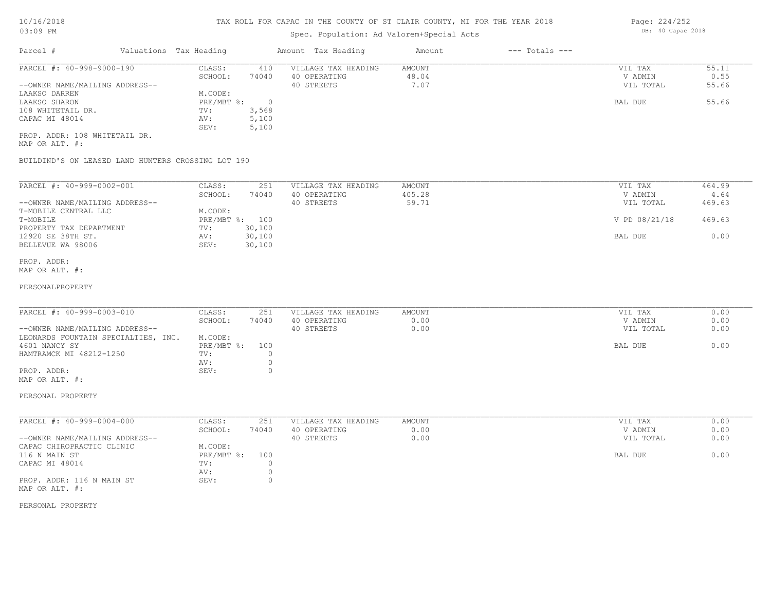TAX ROLL FOR CAPAC IN THE COUNTY OF ST CLAIR COUNTY, MI FOR THE YEAR 2018

Spec. Population: Ad Valorem+Special Acts

| Parcel # | Valuations | Tax Heading | Amount | Tax Heading | Amount | --- Totals --- | |
|---|---|---|---|---|---|---|---|
| PARCEL #: 40-998-9000-190 | CLASS: | 410 | VILLAGE TAX HEADING | AMOUNT | | VIL TAX | 55.11 |
| | SCHOOL: | 74040 | 40 OPERATING | 48.04 | | V ADMIN | 0.55 |
| --OWNER NAME/MAILING ADDRESS-- | | | 40 STREETS | 7.07 | | VIL TOTAL | 55.66 |
| LAAKSO DARREN | M.CODE: | | | | | | |
| LAAKSO SHARON | PRE/MBT %: | 0 | | | | BAL DUE | 55.66 |
| 108 WHITETAIL DR. | TV: | 3,568 | | | | | |
| CAPAC MI 48014 | AV: | 5,100 | | | | | |
| | SEV: | 5,100 | | | | | |
| PROP. ADDR: 108 WHITETAIL DR. | | | | | | | |
| MAP OR ALT. #: | | | | | | | |

BUILDIND'S ON LEASED LAND HUNTERS CROSSING LOT 190

| | | | | | | |
|---|---|---|---|---|---|---|
| PARCEL #: 40-999-0002-001 | CLASS: | 251 | VILLAGE TAX HEADING | AMOUNT | VIL TAX | 464.99 |
| | SCHOOL: | 74040 | 40 OPERATING | 405.28 | V ADMIN | 4.64 |
| --OWNER NAME/MAILING ADDRESS-- | | | 40 STREETS | 59.71 | VIL TOTAL | 469.63 |
| T-MOBILE CENTRAL LLC | M.CODE: | | | | | |
| T-MOBILE | PRE/MBT %: | 100 | | | V PD 08/21/18 | 469.63 |
| PROPERTY TAX DEPARTMENT | TV: | 30,100 | | | | |
| 12920 SE 38TH ST. | AV: | 30,100 | | | BAL DUE | 0.00 |
| BELLEVUE WA 98006 | SEV: | 30,100 | | | | |
| PROP. ADDR: | | | | | | |
| MAP OR ALT. #: | | | | | | |

PERSONALPROPERTY

| | | | | | | |
|---|---|---|---|---|---|---|
| PARCEL #: 40-999-0003-010 | CLASS: | 251 | VILLAGE TAX HEADING | AMOUNT | VIL TAX | 0.00 |
| | SCHOOL: | 74040 | 40 OPERATING | 0.00 | V ADMIN | 0.00 |
| --OWNER NAME/MAILING ADDRESS-- | | | 40 STREETS | 0.00 | VIL TOTAL | 0.00 |
| LEONARDS FOUNTAIN SPECIALTIES, INC. | M.CODE: | | | | | |
| 4601 NANCY SY | PRE/MBT %: | 100 | | | BAL DUE | 0.00 |
| HAMTRAMCK MI 48212-1250 | TV: | 0 | | | | |
| | AV: | 0 | | | | |
| PROP. ADDR: | SEV: | 0 | | | | |
| MAP OR ALT. #: | | | | | | |

PERSONAL PROPERTY

| | | | | | | |
|---|---|---|---|---|---|---|
| PARCEL #: 40-999-0004-000 | CLASS: | 251 | VILLAGE TAX HEADING | AMOUNT | VIL TAX | 0.00 |
| | SCHOOL: | 74040 | 40 OPERATING | 0.00 | V ADMIN | 0.00 |
| --OWNER NAME/MAILING ADDRESS-- | | | 40 STREETS | 0.00 | VIL TOTAL | 0.00 |
| CAPAC CHIROPRACTIC CLINIC | M.CODE: | | | | | |
| 116 N MAIN ST | PRE/MBT %: | 100 | | | BAL DUE | 0.00 |
| CAPAC MI 48014 | TV: | 0 | | | | |
| | AV: | 0 | | | | |
| PROP. ADDR: 116 N MAIN ST | SEV: | 0 | | | | |
| MAP OR ALT. #: | | | | | | |

PERSONAL PROPERTY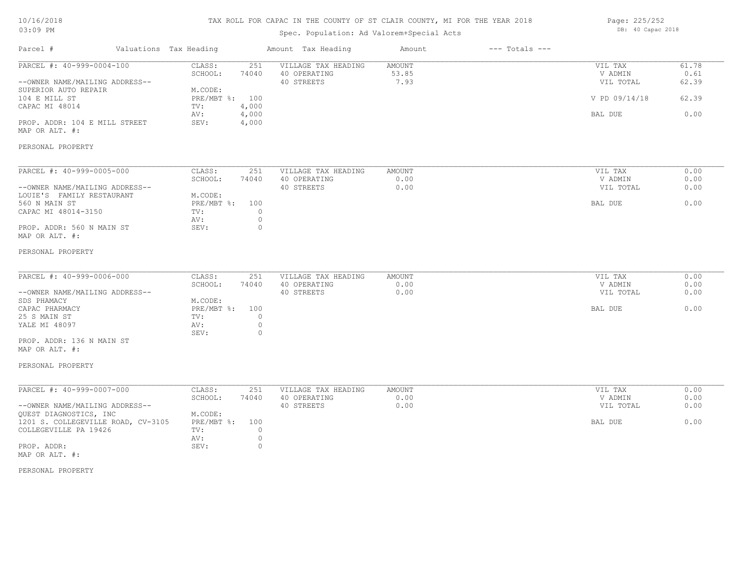# TAX ROLL FOR CAPAC IN THE COUNTY OF ST CLAIR COUNTY, MI FOR THE YEAR 2018

Spec. Population: Ad Valorem+Special Acts

10/16/2018
03:09 PM

DB: 40 Capac 2018

| Parcel # | Valuations | Tax Heading | Amount | Tax Heading | Amount | --- Totals --- | |
|---|---|---|---|---|---|---|---|
| PARCEL #: 40-999-0004-100 | CLASS: | 251 | VILLAGE TAX HEADING | AMOUNT | | VIL TAX | 61.78 |
| | SCHOOL: | 74040 | 40 OPERATING | 53.85 | | V ADMIN | 0.61 |
| --OWNER NAME/MAILING ADDRESS-- | | | 40 STREETS | 7.93 | | VIL TOTAL | 62.39 |
| SUPERIOR AUTO REPAIR | M.CODE: | | | | | | |
| 104 E MILL ST | PRE/MBT %: | 100 | | | | V PD 09/14/18 | 62.39 |
| CAPAC MI 48014 | TV: | 4,000 | | | | | |
| | AV: | 4,000 | | | | BAL DUE | 0.00 |
| PROP. ADDR: 104 E MILL STREET | SEV: | 4,000 | | | | | |
| MAP OR ALT. #: | | | | | | | |

PERSONAL PROPERTY

| Parcel # | Valuations | Tax Heading | Amount | Tax Heading | Amount | --- Totals --- | |
|---|---|---|---|---|---|---|---|
| PARCEL #: 40-999-0005-000 | CLASS: | 251 | VILLAGE TAX HEADING | AMOUNT | | VIL TAX | 0.00 |
| | SCHOOL: | 74040 | 40 OPERATING | 0.00 | | V ADMIN | 0.00 |
| --OWNER NAME/MAILING ADDRESS-- | | | 40 STREETS | 0.00 | | VIL TOTAL | 0.00 |
| LOUIE'S FAMILY RESTAURANT | M.CODE: | | | | | | |
| 560 N MAIN ST | PRE/MBT %: | 100 | | | | BAL DUE | 0.00 |
| CAPAC MI 48014-3150 | TV: | 0 | | | | | |
| | AV: | 0 | | | | | |
| PROP. ADDR: 560 N MAIN ST | SEV: | 0 | | | | | |
| MAP OR ALT. #: | | | | | | | |

PERSONAL PROPERTY

| Parcel # | Valuations | Tax Heading | Amount | Tax Heading | Amount | --- Totals --- | |
|---|---|---|---|---|---|---|---|
| PARCEL #: 40-999-0006-000 | CLASS: | 251 | VILLAGE TAX HEADING | AMOUNT | | VIL TAX | 0.00 |
| | SCHOOL: | 74040 | 40 OPERATING | 0.00 | | V ADMIN | 0.00 |
| --OWNER NAME/MAILING ADDRESS-- | | | 40 STREETS | 0.00 | | VIL TOTAL | 0.00 |
| SDS PHAMACY | M.CODE: | | | | | | |
| CAPAC PHARMACY | PRE/MBT %: | 100 | | | | BAL DUE | 0.00 |
| 25 S MAIN ST | TV: | 0 | | | | | |
| YALE MI 48097 | AV: | 0 | | | | | |
| | SEV: | 0 | | | | | |
| PROP. ADDR: 136 N MAIN ST | | | | | | | |
| MAP OR ALT. #: | | | | | | | |

PERSONAL PROPERTY

| Parcel # | Valuations | Tax Heading | Amount | Tax Heading | Amount | --- Totals --- | |
|---|---|---|---|---|---|---|---|
| PARCEL #: 40-999-0007-000 | CLASS: | 251 | VILLAGE TAX HEADING | AMOUNT | | VIL TAX | 0.00 |
| | SCHOOL: | 74040 | 40 OPERATING | 0.00 | | V ADMIN | 0.00 |
| --OWNER NAME/MAILING ADDRESS-- | | | 40 STREETS | 0.00 | | VIL TOTAL | 0.00 |
| QUEST DIAGNOSTICS, INC | M.CODE: | | | | | | |
| 1201 S. COLLEGEVILLE ROAD, CV-3105 | PRE/MBT %: | 100 | | | | BAL DUE | 0.00 |
| COLLEGEVILLE PA 19426 | TV: | 0 | | | | | |
| | AV: | 0 | | | | | |
| PROP. ADDR: | SEV: | 0 | | | | | |
| MAP OR ALT. #: | | | | | | | |

PERSONAL PROPERTY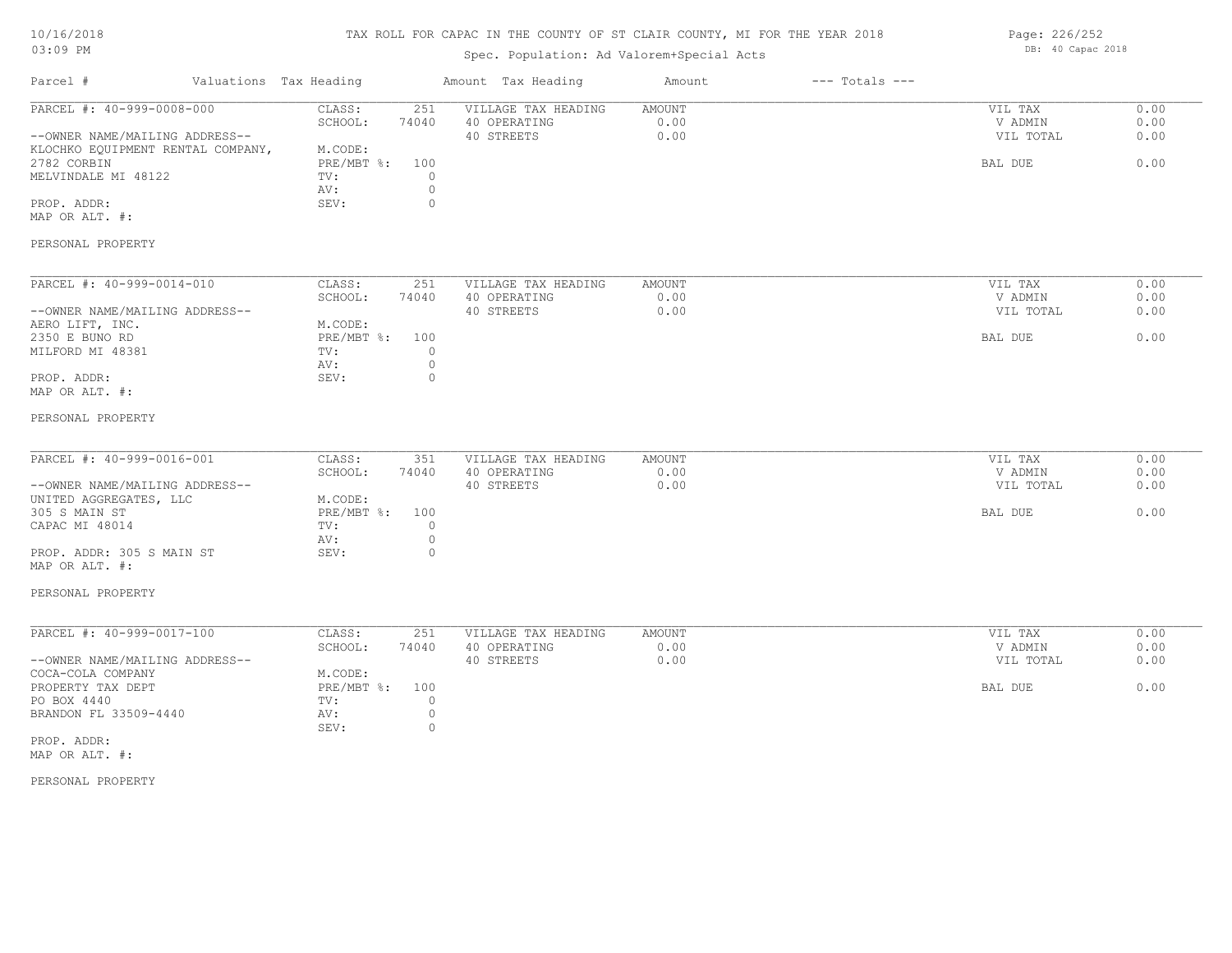TAX ROLL FOR CAPAC IN THE COUNTY OF ST CLAIR COUNTY, MI FOR THE YEAR 2018

Spec. Population: Ad Valorem+Special Acts

DB: 40 Capac 2018

| Parcel # | Valuations | Tax Heading | Amount | Tax Heading | Amount | --- Totals --- | |
|---|---|---|---|---|---|---|---|
| PARCEL #: 40-999-0008-000 | CLASS: | 251 | VILLAGE TAX HEADING | AMOUNT | | VIL TAX | 0.00 |
| | SCHOOL: | 74040 | 40 OPERATING | 0.00 | | V ADMIN | 0.00 |
| --OWNER NAME/MAILING ADDRESS-- | | | 40 STREETS | 0.00 | | VIL TOTAL | 0.00 |
| KLOCHKO EQUIPMENT RENTAL COMPANY, | M.CODE: | | | | | | |
| 2782 CORBIN | PRE/MBT %: | 100 | | | | BAL DUE | 0.00 |
| MELVINDALE MI 48122 | TV: | 0 | | | | | |
| | AV: | 0 | | | | | |
| PROP. ADDR: | SEV: | 0 | | | | | |
| MAP OR ALT. #: | | | | | | | |
| PERSONAL PROPERTY | | | | | | | |
| PARCEL #: 40-999-0014-010 | CLASS: | 251 | VILLAGE TAX HEADING | AMOUNT | | VIL TAX | 0.00 |
| | SCHOOL: | 74040 | 40 OPERATING | 0.00 | | V ADMIN | 0.00 |
| --OWNER NAME/MAILING ADDRESS-- | | | 40 STREETS | 0.00 | | VIL TOTAL | 0.00 |
| AERO LIFT, INC. | M.CODE: | | | | | | |
| 2350 E BUNO RD | PRE/MBT %: | 100 | | | | BAL DUE | 0.00 |
| MILFORD MI 48381 | TV: | 0 | | | | | |
| | AV: | 0 | | | | | |
| PROP. ADDR: | SEV: | 0 | | | | | |
| MAP OR ALT. #: | | | | | | | |
| PERSONAL PROPERTY | | | | | | | |
| PARCEL #: 40-999-0016-001 | CLASS: | 351 | VILLAGE TAX HEADING | AMOUNT | | VIL TAX | 0.00 |
| | SCHOOL: | 74040 | 40 OPERATING | 0.00 | | V ADMIN | 0.00 |
| --OWNER NAME/MAILING ADDRESS-- | | | 40 STREETS | 0.00 | | VIL TOTAL | 0.00 |
| UNITED AGGREGATES, LLC | M.CODE: | | | | | | |
| 305 S MAIN ST | PRE/MBT %: | 100 | | | | BAL DUE | 0.00 |
| CAPAC MI 48014 | TV: | 0 | | | | | |
| | AV: | 0 | | | | | |
| PROP. ADDR: 305 S MAIN ST | SEV: | 0 | | | | | |
| MAP OR ALT. #: | | | | | | | |
| PERSONAL PROPERTY | | | | | | | |
| PARCEL #: 40-999-0017-100 | CLASS: | 251 | VILLAGE TAX HEADING | AMOUNT | | VIL TAX | 0.00 |
| | SCHOOL: | 74040 | 40 OPERATING | 0.00 | | V ADMIN | 0.00 |
| --OWNER NAME/MAILING ADDRESS-- | | | 40 STREETS | 0.00 | | VIL TOTAL | 0.00 |
| COCA-COLA COMPANY | M.CODE: | | | | | | |
| PROPERTY TAX DEPT | PRE/MBT %: | 100 | | | | BAL DUE | 0.00 |
| PO BOX 4440 | TV: | 0 | | | | | |
| BRANDON FL 33509-4440 | AV: | 0 | | | | | |
| | SEV: | 0 | | | | | |
| PROP. ADDR: | | | | | | | |
| MAP OR ALT. #: | | | | | | | |
| PERSONAL PROPERTY | | | | | | | |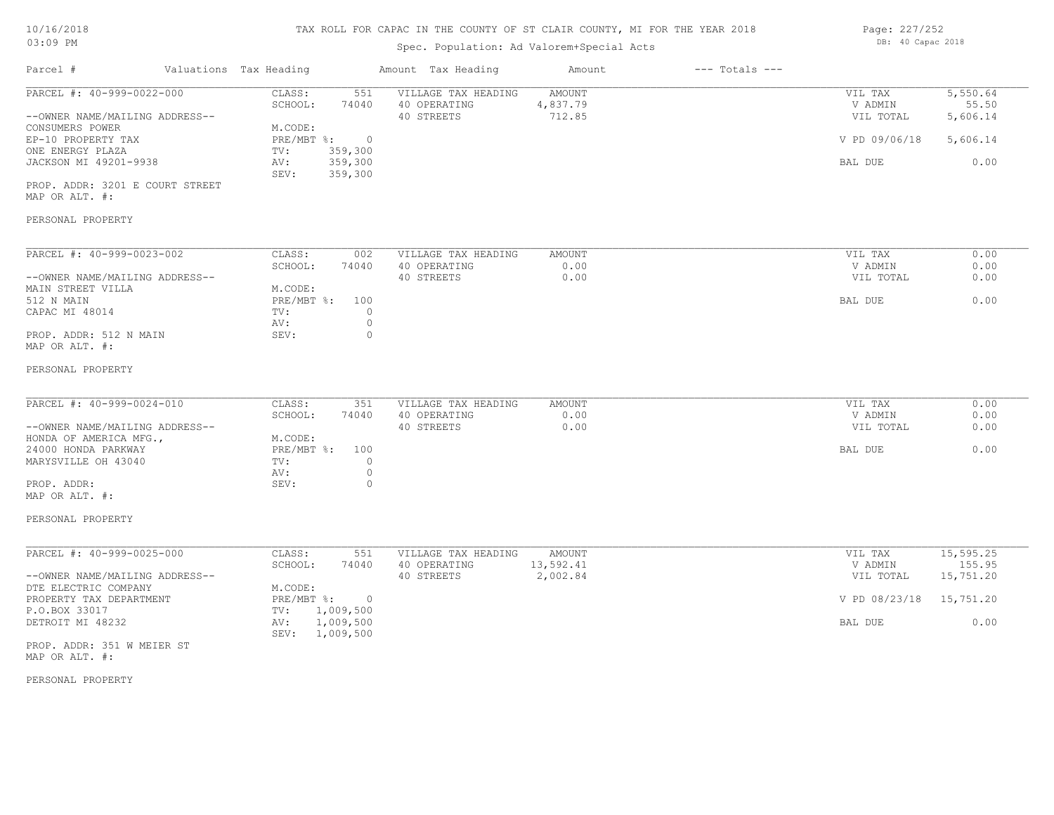TAX ROLL FOR CAPAC IN THE COUNTY OF ST CLAIR COUNTY, MI FOR THE YEAR 2018

Spec. Population: Ad Valorem+Special Acts

10/16/2018
03:09 PM

DB: 40 Capac 2018

| Parcel # | Valuations | Tax Heading | Amount | Tax Heading | Amount | --- Totals --- |
|---|---|---|---|---|---|---|

**PARCEL #: 40-999-0022-000**

| | | | | |
|---|---|---|---|---|
| CLASS: 551 | VILLAGE TAX HEADING | AMOUNT | VIL TAX | 5,550.64 |
| SCHOOL: 74040 | 40 OPERATING | 4,837.79 | V ADMIN | 55.50 |
| M.CODE: | 40 STREETS | 712.85 | VIL TOTAL | 5,606.14 |
| PRE/MBT %: 0 | | | V PD 09/06/18 | 5,606.14 |
| TV: 359,300 | | | | |
| AV: 359,300 | | | BAL DUE | 0.00 |
| SEV: 359,300 | | | | |

--OWNER NAME/MAILING ADDRESS--
CONSUMERS POWER
EP-10 PROPERTY TAX
ONE ENERGY PLAZA
JACKSON MI 49201-9938

PROP. ADDR: 3201 E COURT STREET
MAP OR ALT. #:

PERSONAL PROPERTY

**PARCEL #: 40-999-0023-002**

| | | | | |
|---|---|---|---|---|
| CLASS: 002 | VILLAGE TAX HEADING | AMOUNT | VIL TAX | 0.00 |
| SCHOOL: 74040 | 40 OPERATING | 0.00 | V ADMIN | 0.00 |
| M.CODE: | 40 STREETS | 0.00 | VIL TOTAL | 0.00 |
| PRE/MBT %: 100 | | | BAL DUE | 0.00 |
| TV: 0 | | | | |
| AV: 0 | | | | |
| SEV: 0 | | | | |

--OWNER NAME/MAILING ADDRESS--
MAIN STREET VILLA
512 N MAIN
CAPAC MI 48014

PROP. ADDR: 512 N MAIN
MAP OR ALT. #:

PERSONAL PROPERTY

**PARCEL #: 40-999-0024-010**

| | | | | |
|---|---|---|---|---|
| CLASS: 351 | VILLAGE TAX HEADING | AMOUNT | VIL TAX | 0.00 |
| SCHOOL: 74040 | 40 OPERATING | 0.00 | V ADMIN | 0.00 |
| M.CODE: | 40 STREETS | 0.00 | VIL TOTAL | 0.00 |
| PRE/MBT %: 100 | | | BAL DUE | 0.00 |
| TV: 0 | | | | |
| AV: 0 | | | | |
| SEV: 0 | | | | |

--OWNER NAME/MAILING ADDRESS--
HONDA OF AMERICA MFG.,
24000 HONDA PARKWAY
MARYSVILLE OH 43040

PROP. ADDR:
MAP OR ALT. #:

PERSONAL PROPERTY

**PARCEL #: 40-999-0025-000**

| | | | | |
|---|---|---|---|---|
| CLASS: 551 | VILLAGE TAX HEADING | AMOUNT | VIL TAX | 15,595.25 |
| SCHOOL: 74040 | 40 OPERATING | 13,592.41 | V ADMIN | 155.95 |
| M.CODE: | 40 STREETS | 2,002.84 | VIL TOTAL | 15,751.20 |
| PRE/MBT %: 0 | | | V PD 08/23/18 | 15,751.20 |
| TV: 1,009,500 | | | | |
| AV: 1,009,500 | | | BAL DUE | 0.00 |
| SEV: 1,009,500 | | | | |

--OWNER NAME/MAILING ADDRESS--
DTE ELECTRIC COMPANY
PROPERTY TAX DEPARTMENT
P.O.BOX 33017
DETROIT MI 48232

PROP. ADDR: 351 W MEIER ST
MAP OR ALT. #:

PERSONAL PROPERTY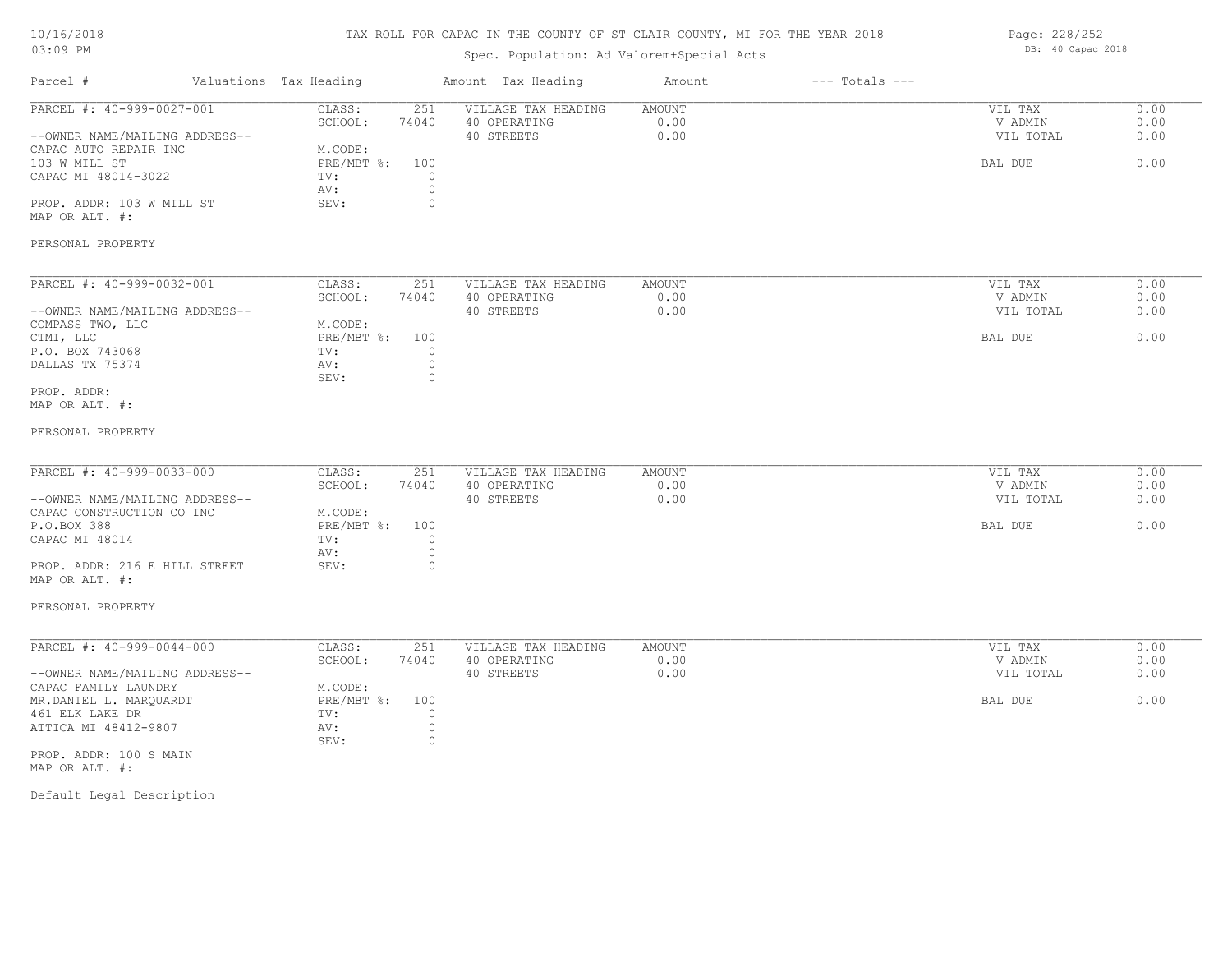# TAX ROLL FOR CAPAC IN THE COUNTY OF ST CLAIR COUNTY, MI FOR THE YEAR 2018

Spec. Population: Ad Valorem+Special Acts

DB: 40 Capac 2018

| Parcel # | Valuations Tax Heading | | Amount Tax Heading | Amount | --- Totals --- | |
|---|---|---|---|---|---|---|
| PARCEL #: 40-999-0027-001 | CLASS: | 251 | VILLAGE TAX HEADING | AMOUNT | VIL TAX | 0.00 |
| | SCHOOL: | 74040 | 40 OPERATING | 0.00 | V ADMIN | 0.00 |
| --OWNER NAME/MAILING ADDRESS-- | | | 40 STREETS | 0.00 | VIL TOTAL | 0.00 |
| CAPAC AUTO REPAIR INC | M.CODE: | | | | | |
| 103 W MILL ST | PRE/MBT %: | 100 | | | BAL DUE | 0.00 |
| CAPAC MI 48014-3022 | TV: | 0 | | | | |
| | AV: | 0 | | | | |
| PROP. ADDR: 103 W MILL ST | SEV: | 0 | | | | |
| MAP OR ALT. #: | | | | | | |
| PERSONAL PROPERTY | | | | | | |

| Parcel # | Valuations Tax Heading | | Amount Tax Heading | Amount | --- Totals --- | |
|---|---|---|---|---|---|---|
| PARCEL #: 40-999-0032-001 | CLASS: | 251 | VILLAGE TAX HEADING | AMOUNT | VIL TAX | 0.00 |
| | SCHOOL: | 74040 | 40 OPERATING | 0.00 | V ADMIN | 0.00 |
| --OWNER NAME/MAILING ADDRESS-- | | | 40 STREETS | 0.00 | VIL TOTAL | 0.00 |
| COMPASS TWO, LLC | M.CODE: | | | | | |
| CTMI, LLC | PRE/MBT %: | 100 | | | BAL DUE | 0.00 |
| P.O. BOX 743068 | TV: | 0 | | | | |
| DALLAS TX 75374 | AV: | 0 | | | | |
| | SEV: | 0 | | | | |
| PROP. ADDR: | | | | | | |
| MAP OR ALT. #: | | | | | | |
| PERSONAL PROPERTY | | | | | | |

| Parcel # | Valuations Tax Heading | | Amount Tax Heading | Amount | --- Totals --- | |
|---|---|---|---|---|---|---|
| PARCEL #: 40-999-0033-000 | CLASS: | 251 | VILLAGE TAX HEADING | AMOUNT | VIL TAX | 0.00 |
| | SCHOOL: | 74040 | 40 OPERATING | 0.00 | V ADMIN | 0.00 |
| --OWNER NAME/MAILING ADDRESS-- | | | 40 STREETS | 0.00 | VIL TOTAL | 0.00 |
| CAPAC CONSTRUCTION CO INC | M.CODE: | | | | | |
| P.O.BOX 388 | PRE/MBT %: | 100 | | | BAL DUE | 0.00 |
| CAPAC MI 48014 | TV: | 0 | | | | |
| | AV: | 0 | | | | |
| PROP. ADDR: 216 E HILL STREET | SEV: | 0 | | | | |
| MAP OR ALT. #: | | | | | | |
| PERSONAL PROPERTY | | | | | | |

| Parcel # | Valuations Tax Heading | | Amount Tax Heading | Amount | --- Totals --- | |
|---|---|---|---|---|---|---|
| PARCEL #: 40-999-0044-000 | CLASS: | 251 | VILLAGE TAX HEADING | AMOUNT | VIL TAX | 0.00 |
| | SCHOOL: | 74040 | 40 OPERATING | 0.00 | V ADMIN | 0.00 |
| --OWNER NAME/MAILING ADDRESS-- | | | 40 STREETS | 0.00 | VIL TOTAL | 0.00 |
| CAPAC FAMILY LAUNDRY | M.CODE: | | | | | |
| MR.DANIEL L. MARQUARDT | PRE/MBT %: | 100 | | | BAL DUE | 0.00 |
| 461 ELK LAKE DR | TV: | 0 | | | | |
| ATTICA MI 48412-9807 | AV: | 0 | | | | |
| | SEV: | 0 | | | | |
| PROP. ADDR: 100 S MAIN | | | | | | |
| MAP OR ALT. #: | | | | | | |
| Default Legal Description | | | | | | |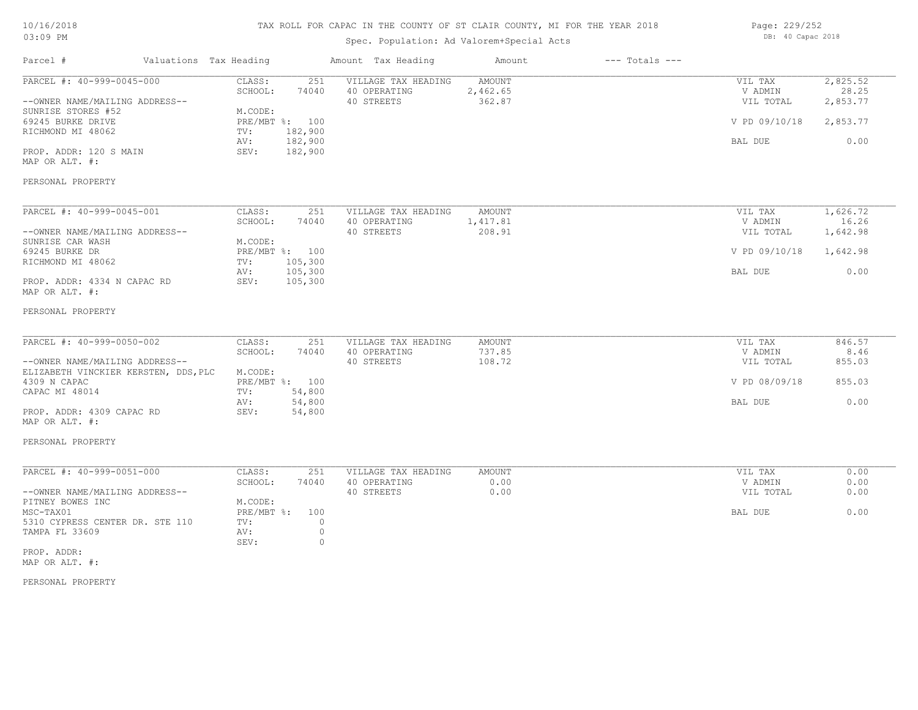# TAX ROLL FOR CAPAC IN THE COUNTY OF ST CLAIR COUNTY, MI FOR THE YEAR 2018

Spec. Population: Ad Valorem+Special Acts

| Parcel # | Valuations | Tax Heading | Amount | Tax Heading | Amount | --- Totals --- | |
|---|---|---|---|---|---|---|---|
| PARCEL #: 40-999-0045-000 | CLASS: | 251 | VILLAGE TAX HEADING | AMOUNT | | VIL TAX | 2,825.52 |
| | SCHOOL: | 74040 | 40 OPERATING | 2,462.65 | | V ADMIN | 28.25 |
| --OWNER NAME/MAILING ADDRESS-- | | | 40 STREETS | 362.87 | | VIL TOTAL | 2,853.77 |
| SUNRISE STORES #52 | M.CODE: | | | | | | |
| 69245 BURKE DRIVE | PRE/MBT %: | 100 | | | | V PD 09/10/18 | 2,853.77 |
| RICHMOND MI 48062 | TV: | 182,900 | | | | | |
| | AV: | 182,900 | | | | BAL DUE | 0.00 |
| PROP. ADDR: 120 S MAIN | SEV: | 182,900 | | | | | |
| MAP OR ALT. #: | | | | | | | |
| PERSONAL PROPERTY | | | | | | | |
| PARCEL #: 40-999-0045-001 | CLASS: | 251 | VILLAGE TAX HEADING | AMOUNT | | VIL TAX | 1,626.72 |
| | SCHOOL: | 74040 | 40 OPERATING | 1,417.81 | | V ADMIN | 16.26 |
| --OWNER NAME/MAILING ADDRESS-- | | | 40 STREETS | 208.91 | | VIL TOTAL | 1,642.98 |
| SUNRISE CAR WASH | M.CODE: | | | | | | |
| 69245 BURKE DR | PRE/MBT %: | 100 | | | | V PD 09/10/18 | 1,642.98 |
| RICHMOND MI 48062 | TV: | 105,300 | | | | | |
| | AV: | 105,300 | | | | BAL DUE | 0.00 |
| PROP. ADDR: 4334 N CAPAC RD | SEV: | 105,300 | | | | | |
| MAP OR ALT. #: | | | | | | | |
| PERSONAL PROPERTY | | | | | | | |
| PARCEL #: 40-999-0050-002 | CLASS: | 251 | VILLAGE TAX HEADING | AMOUNT | | VIL TAX | 846.57 |
| | SCHOOL: | 74040 | 40 OPERATING | 737.85 | | V ADMIN | 8.46 |
| --OWNER NAME/MAILING ADDRESS-- | | | 40 STREETS | 108.72 | | VIL TOTAL | 855.03 |
| ELIZABETH VINCKIER KERSTEN, DDS,PLC | M.CODE: | | | | | | |
| 4309 N CAPAC | PRE/MBT %: | 100 | | | | V PD 08/09/18 | 855.03 |
| CAPAC MI 48014 | TV: | 54,800 | | | | | |
| | AV: | 54,800 | | | | BAL DUE | 0.00 |
| PROP. ADDR: 4309 CAPAC RD | SEV: | 54,800 | | | | | |
| MAP OR ALT. #: | | | | | | | |
| PERSONAL PROPERTY | | | | | | | |
| PARCEL #: 40-999-0051-000 | CLASS: | 251 | VILLAGE TAX HEADING | AMOUNT | | VIL TAX | 0.00 |
| | SCHOOL: | 74040 | 40 OPERATING | 0.00 | | V ADMIN | 0.00 |
| --OWNER NAME/MAILING ADDRESS-- | | | 40 STREETS | 0.00 | | VIL TOTAL | 0.00 |
| PITNEY BOWES INC | M.CODE: | | | | | | |
| MSC-TAX01 | PRE/MBT %: | 100 | | | | BAL DUE | 0.00 |
| 5310 CYPRESS CENTER DR. STE 110 | TV: | 0 | | | | | |
| TAMPA FL 33609 | AV: | 0 | | | | | |
| | SEV: | 0 | | | | | |
| PROP. ADDR: | | | | | | | |
| MAP OR ALT. #: | | | | | | | |
| PERSONAL PROPERTY | | | | | | | |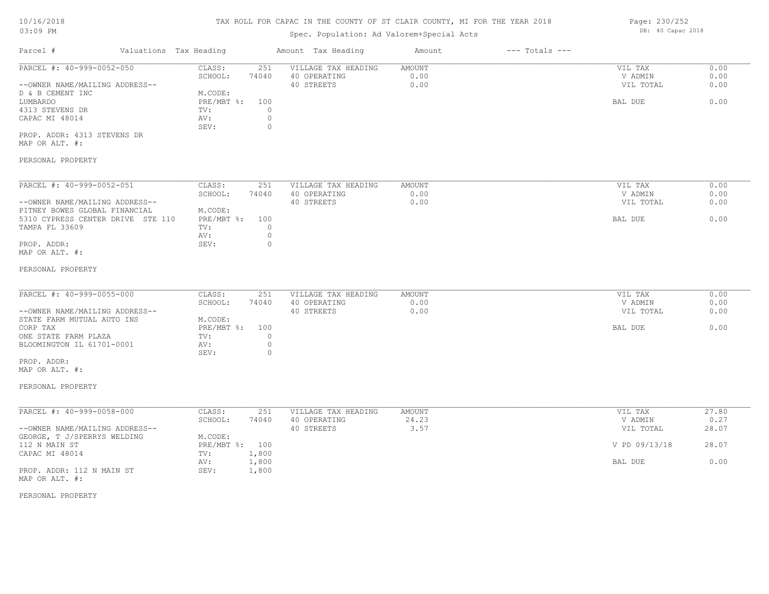# TAX ROLL FOR CAPAC IN THE COUNTY OF ST CLAIR COUNTY, MI FOR THE YEAR 2018

Spec. Population: Ad Valorem+Special Acts

| Parcel # | Valuations | Tax Heading | Amount | Tax Heading | Amount | --- Totals --- | |
|---|---|---|---|---|---|---|---|
| PARCEL #: 40-999-0052-050 | CLASS: | 251 | VILLAGE TAX HEADING | AMOUNT | | VIL TAX | 0.00 |
| | SCHOOL: | 74040 | 40 OPERATING | 0.00 | | V ADMIN | 0.00 |
| --OWNER NAME/MAILING ADDRESS-- | | | 40 STREETS | 0.00 | | VIL TOTAL | 0.00 |
| D & B CEMENT INC | M.CODE: | | | | | | |
| LUMBARDO | PRE/MBT %: | 100 | | | | BAL DUE | 0.00 |
| 4313 STEVENS DR | TV: | 0 | | | | | |
| CAPAC MI 48014 | AV: | 0 | | | | | |
| | SEV: | 0 | | | | | |
| PROP. ADDR: 4313 STEVENS DR | | | | | | | |
| MAP OR ALT. #: | | | | | | | |
| PERSONAL PROPERTY | | | | | | | |

| Parcel # | Valuations | Tax Heading | Amount | Tax Heading | Amount | --- Totals --- | |
|---|---|---|---|---|---|---|---|
| PARCEL #: 40-999-0052-051 | CLASS: | 251 | VILLAGE TAX HEADING | AMOUNT | | VIL TAX | 0.00 |
| | SCHOOL: | 74040 | 40 OPERATING | 0.00 | | V ADMIN | 0.00 |
| --OWNER NAME/MAILING ADDRESS-- | | | 40 STREETS | 0.00 | | VIL TOTAL | 0.00 |
| PITNEY BOWES GLOBAL FINANCIAL | M.CODE: | | | | | | |
| 5310 CYPRESS CENTER DRIVE STE 110 | PRE/MBT %: | 100 | | | | BAL DUE | 0.00 |
| TAMPA FL 33609 | TV: | 0 | | | | | |
| | AV: | 0 | | | | | |
| PROP. ADDR: | SEV: | 0 | | | | | |
| MAP OR ALT. #: | | | | | | | |
| PERSONAL PROPERTY | | | | | | | |

| Parcel # | Valuations | Tax Heading | Amount | Tax Heading | Amount | --- Totals --- | |
|---|---|---|---|---|---|---|---|
| PARCEL #: 40-999-0055-000 | CLASS: | 251 | VILLAGE TAX HEADING | AMOUNT | | VIL TAX | 0.00 |
| | SCHOOL: | 74040 | 40 OPERATING | 0.00 | | V ADMIN | 0.00 |
| --OWNER NAME/MAILING ADDRESS-- | | | 40 STREETS | 0.00 | | VIL TOTAL | 0.00 |
| STATE FARM MUTUAL AUTO INS | M.CODE: | | | | | | |
| CORP TAX | PRE/MBT %: | 100 | | | | BAL DUE | 0.00 |
| ONE STATE FARM PLAZA | TV: | 0 | | | | | |
| BLOOMINGTON IL 61701-0001 | AV: | 0 | | | | | |
| | SEV: | 0 | | | | | |
| PROP. ADDR: | | | | | | | |
| MAP OR ALT. #: | | | | | | | |
| PERSONAL PROPERTY | | | | | | | |

| Parcel # | Valuations | Tax Heading | Amount | Tax Heading | Amount | --- Totals --- | |
|---|---|---|---|---|---|---|---|
| PARCEL #: 40-999-0058-000 | CLASS: | 251 | VILLAGE TAX HEADING | AMOUNT | | VIL TAX | 27.80 |
| | SCHOOL: | 74040 | 40 OPERATING | 24.23 | | V ADMIN | 0.27 |
| --OWNER NAME/MAILING ADDRESS-- | | | 40 STREETS | 3.57 | | VIL TOTAL | 28.07 |
| GEORGE, T J/SPERRYS WELDING | M.CODE: | | | | | | |
| 112 N MAIN ST | PRE/MBT %: | 100 | | | | V PD 09/13/18 | 28.07 |
| CAPAC MI 48014 | TV: | 1,800 | | | | | |
| | AV: | 1,800 | | | | BAL DUE | 0.00 |
| PROP. ADDR: 112 N MAIN ST | SEV: | 1,800 | | | | | |
| MAP OR ALT. #: | | | | | | | |
| PERSONAL PROPERTY | | | | | | | |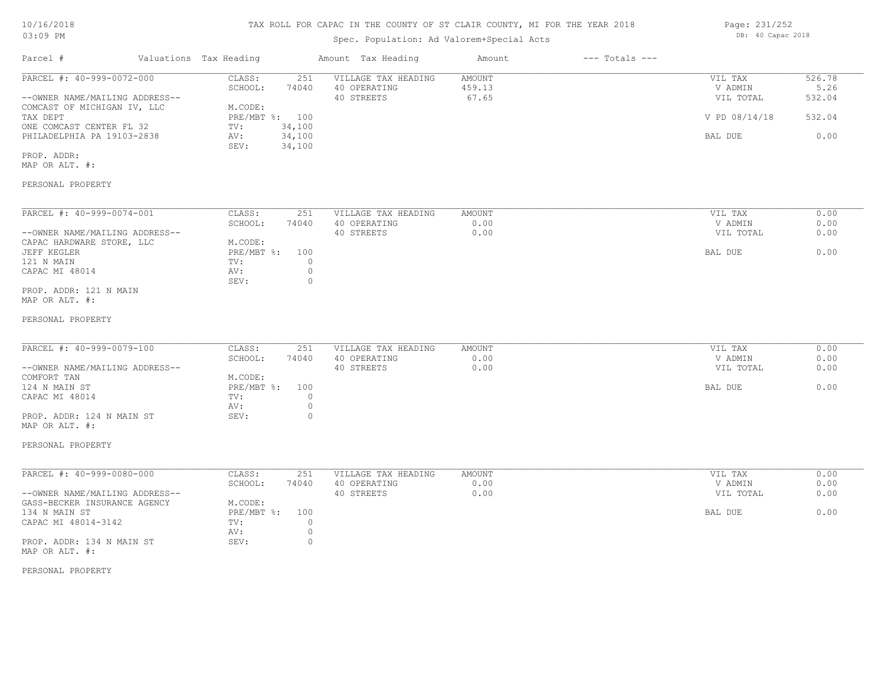# TAX ROLL FOR CAPAC IN THE COUNTY OF ST CLAIR COUNTY, MI FOR THE YEAR 2018

Spec. Population: Ad Valorem+Special Acts

DB: 40 Capac 2018

10/16/2018
03:09 PM

| Parcel # | Valuations | Tax Heading | Amount | Tax Heading | Amount | --- Totals --- | |
|---|---|---|---|---|---|---|---|
| PARCEL #: 40-999-0072-000 | CLASS: | 251 | VILLAGE TAX HEADING | AMOUNT | | VIL TAX | 526.78 |
| | SCHOOL: | 74040 | 40 OPERATING | 459.13 | | V ADMIN | 5.26 |
| --OWNER NAME/MAILING ADDRESS-- | | | 40 STREETS | 67.65 | | VIL TOTAL | 532.04 |
| COMCAST OF MICHIGAN IV, LLC | M.CODE: | | | | | | |
| TAX DEPT | PRE/MBT %: | 100 | | | | V PD 08/14/18 | 532.04 |
| ONE COMCAST CENTER FL 32 | TV: | 34,100 | | | | | |
| PHILADELPHIA PA 19103-2838 | AV: | 34,100 | | | | BAL DUE | 0.00 |
| | SEV: | 34,100 | | | | | |
| PROP. ADDR: | | | | | | | |
| MAP OR ALT. #: | | | | | | | |
| PERSONAL PROPERTY | | | | | | | |

| Parcel # | Valuations | Tax Heading | Amount | Tax Heading | Amount | --- Totals --- | |
|---|---|---|---|---|---|---|---|
| PARCEL #: 40-999-0074-001 | CLASS: | 251 | VILLAGE TAX HEADING | AMOUNT | | VIL TAX | 0.00 |
| | SCHOOL: | 74040 | 40 OPERATING | 0.00 | | V ADMIN | 0.00 |
| --OWNER NAME/MAILING ADDRESS-- | | | 40 STREETS | 0.00 | | VIL TOTAL | 0.00 |
| CAPAC HARDWARE STORE, LLC | M.CODE: | | | | | | |
| JEFF KEGLER | PRE/MBT %: | 100 | | | | BAL DUE | 0.00 |
| 121 N MAIN | TV: | 0 | | | | | |
| CAPAC MI 48014 | AV: | 0 | | | | | |
| | SEV: | 0 | | | | | |
| PROP. ADDR: 121 N MAIN | | | | | | | |
| MAP OR ALT. #: | | | | | | | |
| PERSONAL PROPERTY | | | | | | | |

| Parcel # | Valuations | Tax Heading | Amount | Tax Heading | Amount | --- Totals --- | |
|---|---|---|---|---|---|---|---|
| PARCEL #: 40-999-0079-100 | CLASS: | 251 | VILLAGE TAX HEADING | AMOUNT | | VIL TAX | 0.00 |
| | SCHOOL: | 74040 | 40 OPERATING | 0.00 | | V ADMIN | 0.00 |
| --OWNER NAME/MAILING ADDRESS-- | | | 40 STREETS | 0.00 | | VIL TOTAL | 0.00 |
| COMFORT TAN | M.CODE: | | | | | | |
| 124 N MAIN ST | PRE/MBT %: | 100 | | | | BAL DUE | 0.00 |
| CAPAC MI 48014 | TV: | 0 | | | | | |
| | AV: | 0 | | | | | |
| PROP. ADDR: 124 N MAIN ST | SEV: | 0 | | | | | |
| MAP OR ALT. #: | | | | | | | |
| PERSONAL PROPERTY | | | | | | | |

| Parcel # | Valuations | Tax Heading | Amount | Tax Heading | Amount | --- Totals --- | |
|---|---|---|---|---|---|---|---|
| PARCEL #: 40-999-0080-000 | CLASS: | 251 | VILLAGE TAX HEADING | AMOUNT | | VIL TAX | 0.00 |
| | SCHOOL: | 74040 | 40 OPERATING | 0.00 | | V ADMIN | 0.00 |
| --OWNER NAME/MAILING ADDRESS-- | | | 40 STREETS | 0.00 | | VIL TOTAL | 0.00 |
| GASS-BECKER INSURANCE AGENCY | M.CODE: | | | | | | |
| 134 N MAIN ST | PRE/MBT %: | 100 | | | | BAL DUE | 0.00 |
| CAPAC MI 48014-3142 | TV: | 0 | | | | | |
| | AV: | 0 | | | | | |
| PROP. ADDR: 134 N MAIN ST | SEV: | 0 | | | | | |
| MAP OR ALT. #: | | | | | | | |
| PERSONAL PROPERTY | | | | | | | |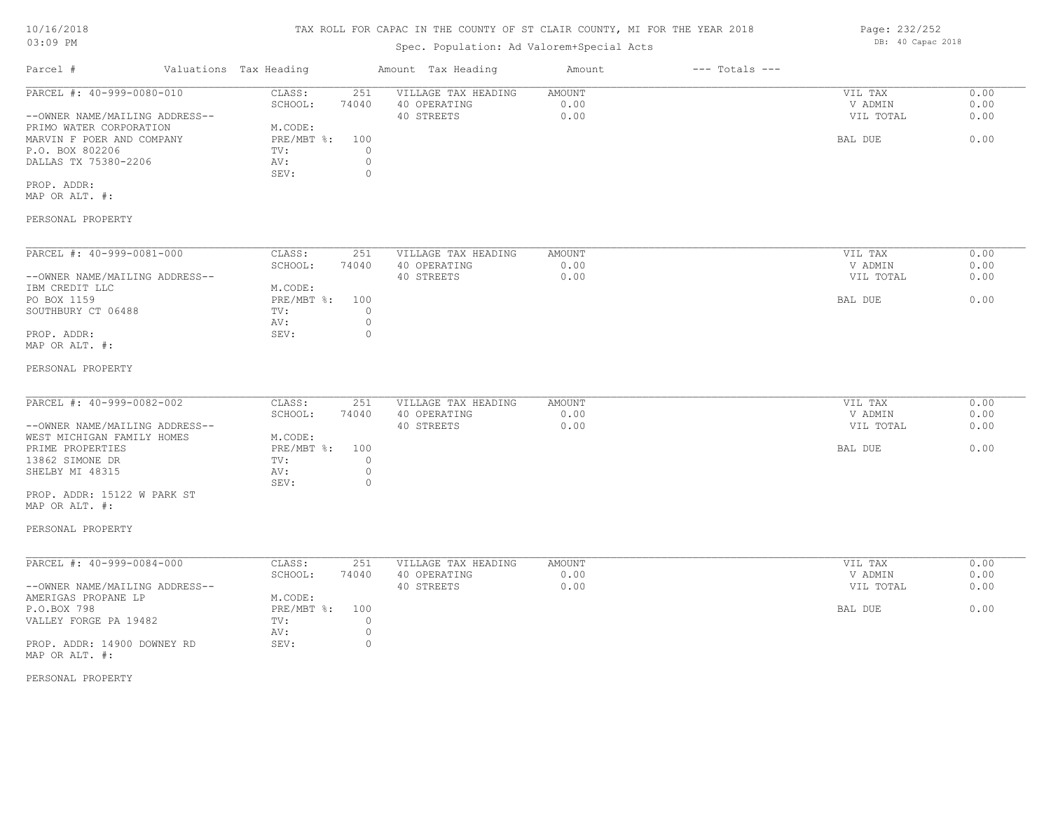# TAX ROLL FOR CAPAC IN THE COUNTY OF ST CLAIR COUNTY, MI FOR THE YEAR 2018

Spec. Population: Ad Valorem+Special Acts

| Parcel # | Valuations | Tax Heading | Amount | Tax Heading | Amount | --- Totals --- | |
|---|---|---|---|---|---|---|---|
| PARCEL #: 40-999-0080-010 | CLASS: | 251 | VILLAGE TAX HEADING | AMOUNT | | VIL TAX | 0.00 |
| | SCHOOL: | 74040 | 40 OPERATING | 0.00 | | V ADMIN | 0.00 |
| --OWNER NAME/MAILING ADDRESS-- | | | 40 STREETS | 0.00 | | VIL TOTAL | 0.00 |
| PRIMO WATER CORPORATION | M.CODE: | | | | | | |
| MARVIN F POER AND COMPANY | PRE/MBT %: | 100 | | | | BAL DUE | 0.00 |
| P.O. BOX 802206 | TV: | 0 | | | | | |
| DALLAS TX 75380-2206 | AV: | 0 | | | | | |
| | SEV: | 0 | | | | | |
| PROP. ADDR: | | | | | | | |
| MAP OR ALT. #: | | | | | | | |
| PERSONAL PROPERTY | | | | | | | |

| Parcel # | Valuations | Tax Heading | Amount | Tax Heading | Amount | --- Totals --- | |
|---|---|---|---|---|---|---|---|
| PARCEL #: 40-999-0081-000 | CLASS: | 251 | VILLAGE TAX HEADING | AMOUNT | | VIL TAX | 0.00 |
| | SCHOOL: | 74040 | 40 OPERATING | 0.00 | | V ADMIN | 0.00 |
| --OWNER NAME/MAILING ADDRESS-- | | | 40 STREETS | 0.00 | | VIL TOTAL | 0.00 |
| IBM CREDIT LLC | M.CODE: | | | | | | |
| PO BOX 1159 | PRE/MBT %: | 100 | | | | BAL DUE | 0.00 |
| SOUTHBURY CT 06488 | TV: | 0 | | | | | |
| | AV: | 0 | | | | | |
| PROP. ADDR: | SEV: | 0 | | | | | |
| MAP OR ALT. #: | | | | | | | |
| PERSONAL PROPERTY | | | | | | | |

| Parcel # | Valuations | Tax Heading | Amount | Tax Heading | Amount | --- Totals --- | |
|---|---|---|---|---|---|---|---|
| PARCEL #: 40-999-0082-002 | CLASS: | 251 | VILLAGE TAX HEADING | AMOUNT | | VIL TAX | 0.00 |
| | SCHOOL: | 74040 | 40 OPERATING | 0.00 | | V ADMIN | 0.00 |
| --OWNER NAME/MAILING ADDRESS-- | | | 40 STREETS | 0.00 | | VIL TOTAL | 0.00 |
| WEST MICHIGAN FAMILY HOMES | M.CODE: | | | | | | |
| PRIME PROPERTIES | PRE/MBT %: | 100 | | | | BAL DUE | 0.00 |
| 13862 SIMONE DR | TV: | 0 | | | | | |
| SHELBY MI 48315 | AV: | 0 | | | | | |
| | SEV: | 0 | | | | | |
| PROP. ADDR: 15122 W PARK ST | | | | | | | |
| MAP OR ALT. #: | | | | | | | |
| PERSONAL PROPERTY | | | | | | | |

| Parcel # | Valuations | Tax Heading | Amount | Tax Heading | Amount | --- Totals --- | |
|---|---|---|---|---|---|---|---|
| PARCEL #: 40-999-0084-000 | CLASS: | 251 | VILLAGE TAX HEADING | AMOUNT | | VIL TAX | 0.00 |
| | SCHOOL: | 74040 | 40 OPERATING | 0.00 | | V ADMIN | 0.00 |
| --OWNER NAME/MAILING ADDRESS-- | | | 40 STREETS | 0.00 | | VIL TOTAL | 0.00 |
| AMERIGAS PROPANE LP | M.CODE: | | | | | | |
| P.O.BOX 798 | PRE/MBT %: | 100 | | | | BAL DUE | 0.00 |
| VALLEY FORGE PA 19482 | TV: | 0 | | | | | |
| | AV: | 0 | | | | | |
| PROP. ADDR: 14900 DOWNEY RD | SEV: | 0 | | | | | |
| MAP OR ALT. #: | | | | | | | |
| PERSONAL PROPERTY | | | | | | | |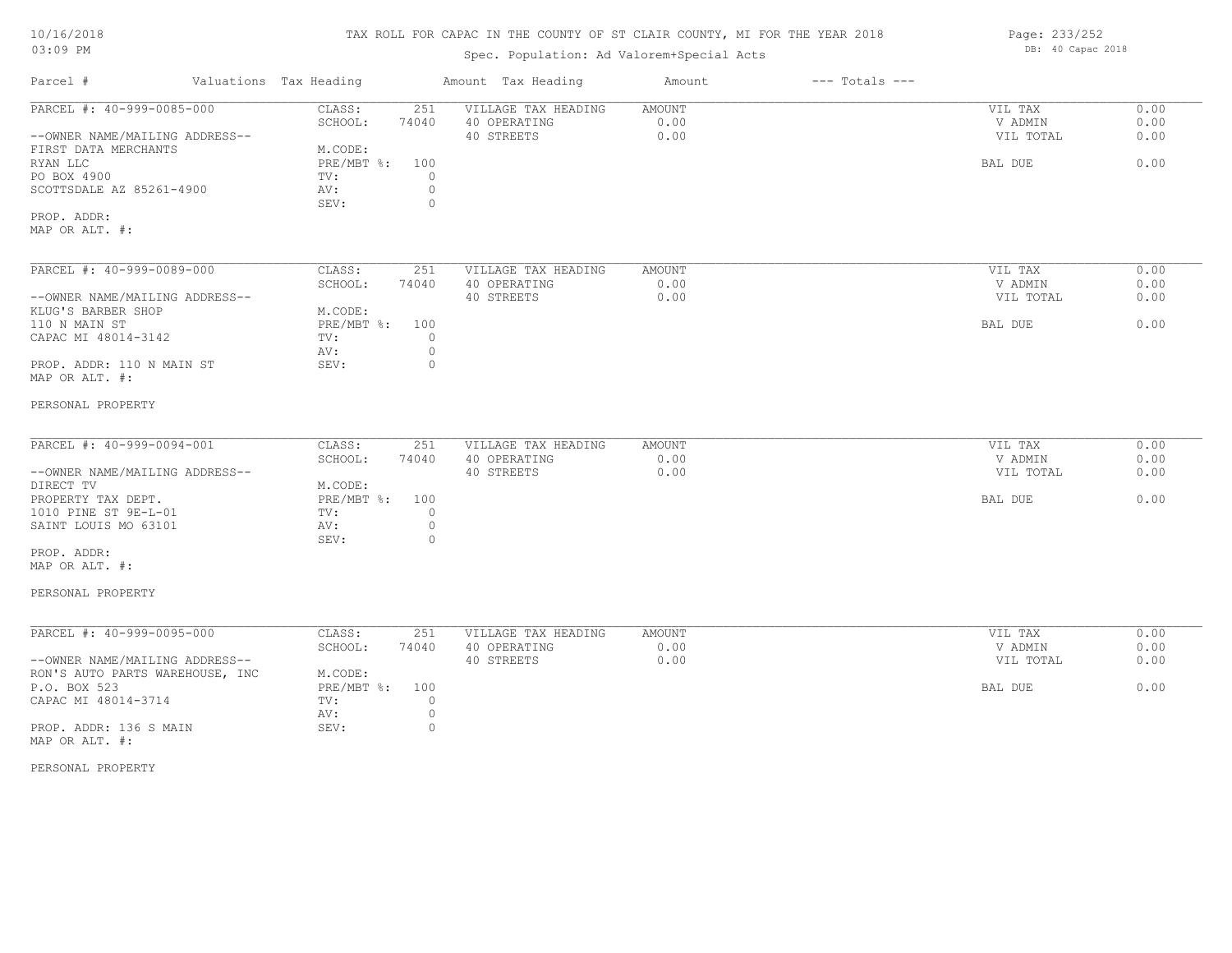TAX ROLL FOR CAPAC IN THE COUNTY OF ST CLAIR COUNTY, MI FOR THE YEAR 2018

Spec. Population: Ad Valorem+Special Acts

DB: 40 Capac 2018

| Parcel # | Valuations | Tax Heading | Amount | Tax Heading | Amount | --- Totals --- | |
|---|---|---|---|---|---|---|---|

**PARCEL #: 40-999-0085-000**

| | | | | | |
|---|---|---|---|---|---|
| CLASS: | 251 | VILLAGE TAX HEADING | AMOUNT | VIL TAX | 0.00 |
| SCHOOL: | 74040 | 40 OPERATING | 0.00 | V ADMIN | 0.00 |
| M.CODE: | | 40 STREETS | 0.00 | VIL TOTAL | 0.00 |
| PRE/MBT %: | 100 | | | BAL DUE | 0.00 |
| TV: | 0 | | | | |
| AV: | 0 | | | | |
| SEV: | 0 | | | | |

--OWNER NAME/MAILING ADDRESS--
FIRST DATA MERCHANTS
RYAN LLC
PO BOX 4900
SCOTTSDALE AZ 85261-4900

PROP. ADDR:
MAP OR ALT. #:

**PARCEL #: 40-999-0089-000**

| | | | | | |
|---|---|---|---|---|---|
| CLASS: | 251 | VILLAGE TAX HEADING | AMOUNT | VIL TAX | 0.00 |
| SCHOOL: | 74040 | 40 OPERATING | 0.00 | V ADMIN | 0.00 |
| M.CODE: | | 40 STREETS | 0.00 | VIL TOTAL | 0.00 |
| PRE/MBT %: | 100 | | | BAL DUE | 0.00 |
| TV: | 0 | | | | |
| AV: | 0 | | | | |
| SEV: | 0 | | | | |

--OWNER NAME/MAILING ADDRESS--
KLUG'S BARBER SHOP
110 N MAIN ST
CAPAC MI 48014-3142

PROP. ADDR: 110 N MAIN ST
MAP OR ALT. #:

PERSONAL PROPERTY

**PARCEL #: 40-999-0094-001**

| | | | | | |
|---|---|---|---|---|---|
| CLASS: | 251 | VILLAGE TAX HEADING | AMOUNT | VIL TAX | 0.00 |
| SCHOOL: | 74040 | 40 OPERATING | 0.00 | V ADMIN | 0.00 |
| M.CODE: | | 40 STREETS | 0.00 | VIL TOTAL | 0.00 |
| PRE/MBT %: | 100 | | | BAL DUE | 0.00 |
| TV: | 0 | | | | |
| AV: | 0 | | | | |
| SEV: | 0 | | | | |

--OWNER NAME/MAILING ADDRESS--
DIRECT TV
PROPERTY TAX DEPT.
1010 PINE ST 9E-L-01
SAINT LOUIS MO 63101

PROP. ADDR:
MAP OR ALT. #:

PERSONAL PROPERTY

**PARCEL #: 40-999-0095-000**

| | | | | | |
|---|---|---|---|---|---|
| CLASS: | 251 | VILLAGE TAX HEADING | AMOUNT | VIL TAX | 0.00 |
| SCHOOL: | 74040 | 40 OPERATING | 0.00 | V ADMIN | 0.00 |
| M.CODE: | | 40 STREETS | 0.00 | VIL TOTAL | 0.00 |
| PRE/MBT %: | 100 | | | BAL DUE | 0.00 |
| TV: | 0 | | | | |
| AV: | 0 | | | | |
| SEV: | 0 | | | | |

--OWNER NAME/MAILING ADDRESS--
RON'S AUTO PARTS WAREHOUSE, INC
P.O. BOX 523
CAPAC MI 48014-3714

PROP. ADDR: 136 S MAIN
MAP OR ALT. #:

PERSONAL PROPERTY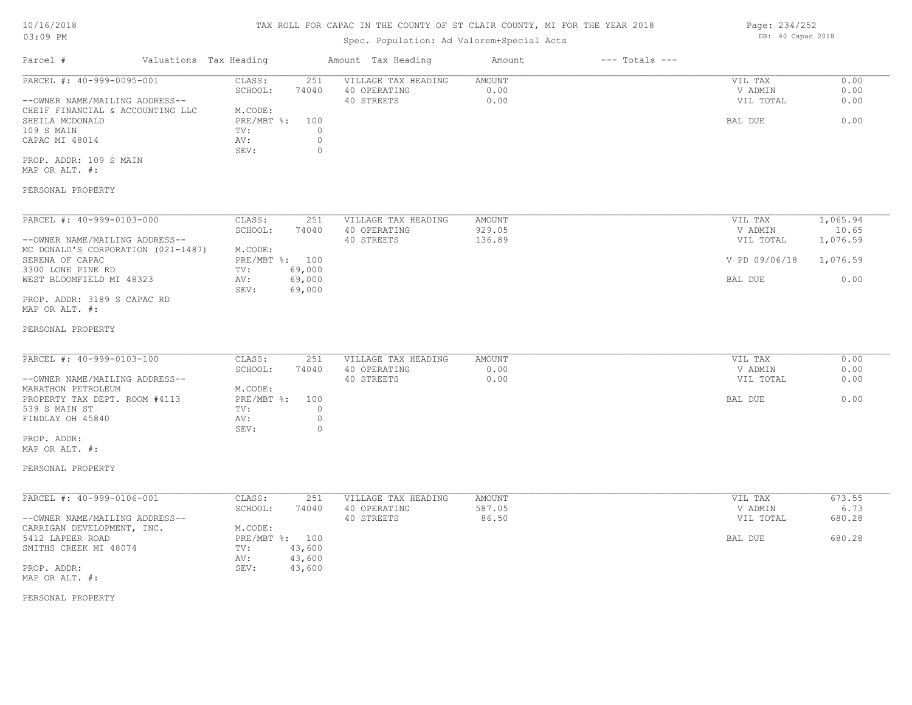# TAX ROLL FOR CAPAC IN THE COUNTY OF ST CLAIR COUNTY, MI FOR THE YEAR 2018

Spec. Population: Ad Valorem+Special Acts

| Parcel # | Valuations | Tax Heading | Amount | Tax Heading | Amount | --- Totals --- | |
|---|---|---|---|---|---|---|---|
| PARCEL #: 40-999-0095-001 | CLASS: | 251 | VILLAGE TAX HEADING | AMOUNT | | VIL TAX | 0.00 |
| | SCHOOL: | 74040 | 40 OPERATING | 0.00 | | V ADMIN | 0.00 |
| --OWNER NAME/MAILING ADDRESS-- | | | 40 STREETS | 0.00 | | VIL TOTAL | 0.00 |
| CHEIF FINANCIAL & ACCOUNTING LLC | M.CODE: | | | | | | |
| SHEILA MCDONALD | PRE/MBT %: | 100 | | | | BAL DUE | 0.00 |
| 109 S MAIN | TV: | 0 | | | | | |
| CAPAC MI 48014 | AV: | 0 | | | | | |
| | SEV: | 0 | | | | | |
| PROP. ADDR: 109 S MAIN | | | | | | | |
| MAP OR ALT. #: | | | | | | | |
| PERSONAL PROPERTY | | | | | | | |

| Parcel # | Valuations | Tax Heading | Amount | Tax Heading | Amount | --- Totals --- | |
|---|---|---|---|---|---|---|---|
| PARCEL #: 40-999-0103-000 | CLASS: | 251 | VILLAGE TAX HEADING | AMOUNT | | VIL TAX | 1,065.94 |
| | SCHOOL: | 74040 | 40 OPERATING | 929.05 | | V ADMIN | 10.65 |
| --OWNER NAME/MAILING ADDRESS-- | | | 40 STREETS | 136.89 | | VIL TOTAL | 1,076.59 |
| MC DONALD'S CORPORATION (021-1487) | M.CODE: | | | | | | |
| SERENA OF CAPAC | PRE/MBT %: | 100 | | | | V PD 09/06/18 | 1,076.59 |
| 3300 LONE PINE RD | TV: | 69,000 | | | | | |
| WEST BLOOMFIELD MI 48323 | AV: | 69,000 | | | | BAL DUE | 0.00 |
| | SEV: | 69,000 | | | | | |
| PROP. ADDR: 3189 S CAPAC RD | | | | | | | |
| MAP OR ALT. #: | | | | | | | |
| PERSONAL PROPERTY | | | | | | | |

| Parcel # | Valuations | Tax Heading | Amount | Tax Heading | Amount | --- Totals --- | |
|---|---|---|---|---|---|---|---|
| PARCEL #: 40-999-0103-100 | CLASS: | 251 | VILLAGE TAX HEADING | AMOUNT | | VIL TAX | 0.00 |
| | SCHOOL: | 74040 | 40 OPERATING | 0.00 | | V ADMIN | 0.00 |
| --OWNER NAME/MAILING ADDRESS-- | | | 40 STREETS | 0.00 | | VIL TOTAL | 0.00 |
| MARATHON PETROLEUM | M.CODE: | | | | | | |
| PROPERTY TAX DEPT. ROOM #4113 | PRE/MBT %: | 100 | | | | BAL DUE | 0.00 |
| 539 S MAIN ST | TV: | 0 | | | | | |
| FINDLAY OH 45840 | AV: | 0 | | | | | |
| | SEV: | 0 | | | | | |
| PROP. ADDR: | | | | | | | |
| MAP OR ALT. #: | | | | | | | |
| PERSONAL PROPERTY | | | | | | | |

| Parcel # | Valuations | Tax Heading | Amount | Tax Heading | Amount | --- Totals --- | |
|---|---|---|---|---|---|---|---|
| PARCEL #: 40-999-0106-001 | CLASS: | 251 | VILLAGE TAX HEADING | AMOUNT | | VIL TAX | 673.55 |
| | SCHOOL: | 74040 | 40 OPERATING | 587.05 | | V ADMIN | 6.73 |
| --OWNER NAME/MAILING ADDRESS-- | | | 40 STREETS | 86.50 | | VIL TOTAL | 680.28 |
| CARRIGAN DEVELOPMENT, INC. | M.CODE: | | | | | | |
| 5412 LAPEER ROAD | PRE/MBT %: | 100 | | | | BAL DUE | 680.28 |
| SMITHS CREEK MI 48074 | TV: | 43,600 | | | | | |
| | AV: | 43,600 | | | | | |
| PROP. ADDR: | SEV: | 43,600 | | | | | |
| MAP OR ALT. #: | | | | | | | |
| PERSONAL PROPERTY | | | | | | | |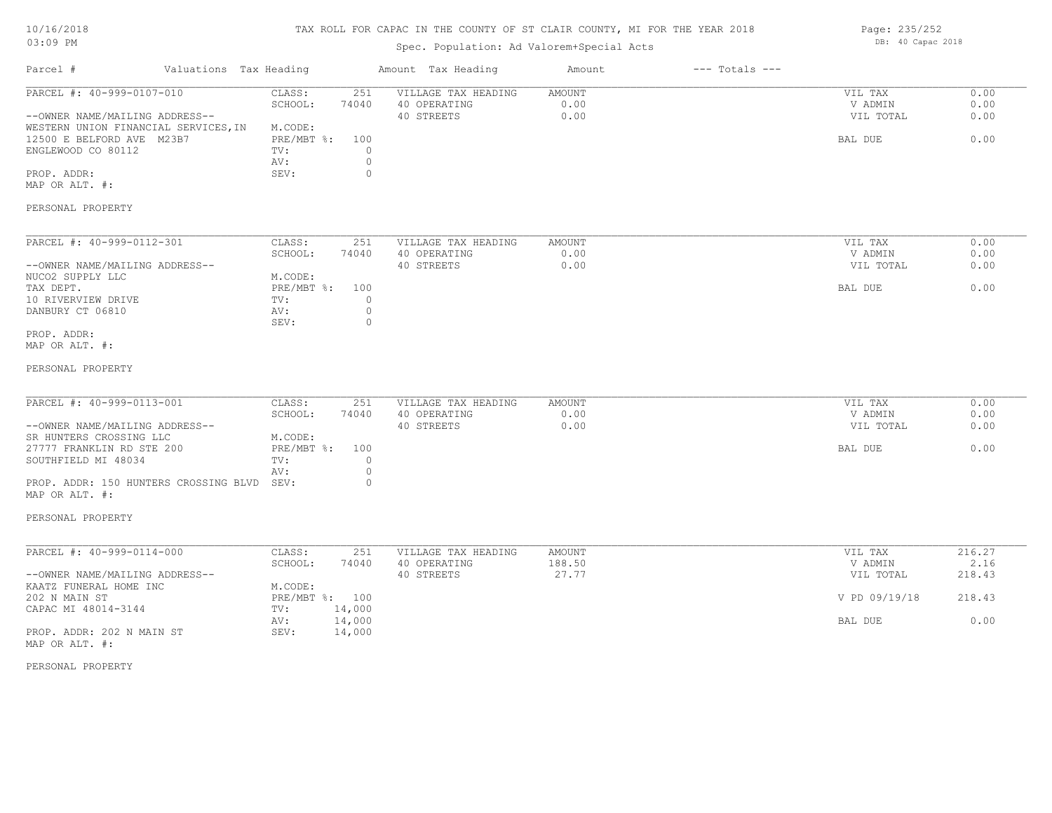TAX ROLL FOR CAPAC IN THE COUNTY OF ST CLAIR COUNTY, MI FOR THE YEAR 2018

Spec. Population: Ad Valorem+Special Acts

DB: 40 Capac 2018

| Parcel # | Valuations | Tax Heading | Amount | Tax Heading | Amount | --- Totals --- | |
|---|---|---|---|---|---|---|---|
| PARCEL #: 40-999-0107-010 | CLASS: | 251 | VILLAGE TAX HEADING | AMOUNT | | VIL TAX | 0.00 |
| | SCHOOL: | 74040 | 40 OPERATING | 0.00 | | V ADMIN | 0.00 |
| --OWNER NAME/MAILING ADDRESS-- | | | 40 STREETS | 0.00 | | VIL TOTAL | 0.00 |
| WESTERN UNION FINANCIAL SERVICES,IN | M.CODE: | | | | | | |
| 12500 E BELFORD AVE M23B7 | PRE/MBT %: | 100 | | | | BAL DUE | 0.00 |
| ENGLEWOOD CO 80112 | TV: | 0 | | | | | |
| | AV: | 0 | | | | | |
| PROP. ADDR: | SEV: | 0 | | | | | |
| MAP OR ALT. #: | | | | | | | |
| PERSONAL PROPERTY | | | | | | | |

| Parcel # | Valuations | Tax Heading | Amount | Tax Heading | Amount | --- Totals --- | |
|---|---|---|---|---|---|---|---|
| PARCEL #: 40-999-0112-301 | CLASS: | 251 | VILLAGE TAX HEADING | AMOUNT | | VIL TAX | 0.00 |
| | SCHOOL: | 74040 | 40 OPERATING | 0.00 | | V ADMIN | 0.00 |
| --OWNER NAME/MAILING ADDRESS-- | | | 40 STREETS | 0.00 | | VIL TOTAL | 0.00 |
| NUCO2 SUPPLY LLC | M.CODE: | | | | | | |
| TAX DEPT. | PRE/MBT %: | 100 | | | | BAL DUE | 0.00 |
| 10 RIVERVIEW DRIVE | TV: | 0 | | | | | |
| DANBURY CT 06810 | AV: | 0 | | | | | |
| | SEV: | 0 | | | | | |
| PROP. ADDR: | | | | | | | |
| MAP OR ALT. #: | | | | | | | |
| PERSONAL PROPERTY | | | | | | | |

| Parcel # | Valuations | Tax Heading | Amount | Tax Heading | Amount | --- Totals --- | |
|---|---|---|---|---|---|---|---|
| PARCEL #: 40-999-0113-001 | CLASS: | 251 | VILLAGE TAX HEADING | AMOUNT | | VIL TAX | 0.00 |
| | SCHOOL: | 74040 | 40 OPERATING | 0.00 | | V ADMIN | 0.00 |
| --OWNER NAME/MAILING ADDRESS-- | | | 40 STREETS | 0.00 | | VIL TOTAL | 0.00 |
| SR HUNTERS CROSSING LLC | M.CODE: | | | | | | |
| 27777 FRANKLIN RD STE 200 | PRE/MBT %: | 100 | | | | BAL DUE | 0.00 |
| SOUTHFIELD MI 48034 | TV: | 0 | | | | | |
| | AV: | 0 | | | | | |
| PROP. ADDR: 150 HUNTERS CROSSING BLVD | SEV: | 0 | | | | | |
| MAP OR ALT. #: | | | | | | | |
| PERSONAL PROPERTY | | | | | | | |

| Parcel # | Valuations | Tax Heading | Amount | Tax Heading | Amount | --- Totals --- | |
|---|---|---|---|---|---|---|---|
| PARCEL #: 40-999-0114-000 | CLASS: | 251 | VILLAGE TAX HEADING | AMOUNT | | VIL TAX | 216.27 |
| | SCHOOL: | 74040 | 40 OPERATING | 188.50 | | V ADMIN | 2.16 |
| --OWNER NAME/MAILING ADDRESS-- | | | 40 STREETS | 27.77 | | VIL TOTAL | 218.43 |
| KAATZ FUNERAL HOME INC | M.CODE: | | | | | | |
| 202 N MAIN ST | PRE/MBT %: | 100 | | | | V PD 09/19/18 | 218.43 |
| CAPAC MI 48014-3144 | TV: | 14,000 | | | | | |
| | AV: | 14,000 | | | | BAL DUE | 0.00 |
| PROP. ADDR: 202 N MAIN ST | SEV: | 14,000 | | | | | |
| MAP OR ALT. #: | | | | | | | |
| PERSONAL PROPERTY | | | | | | | |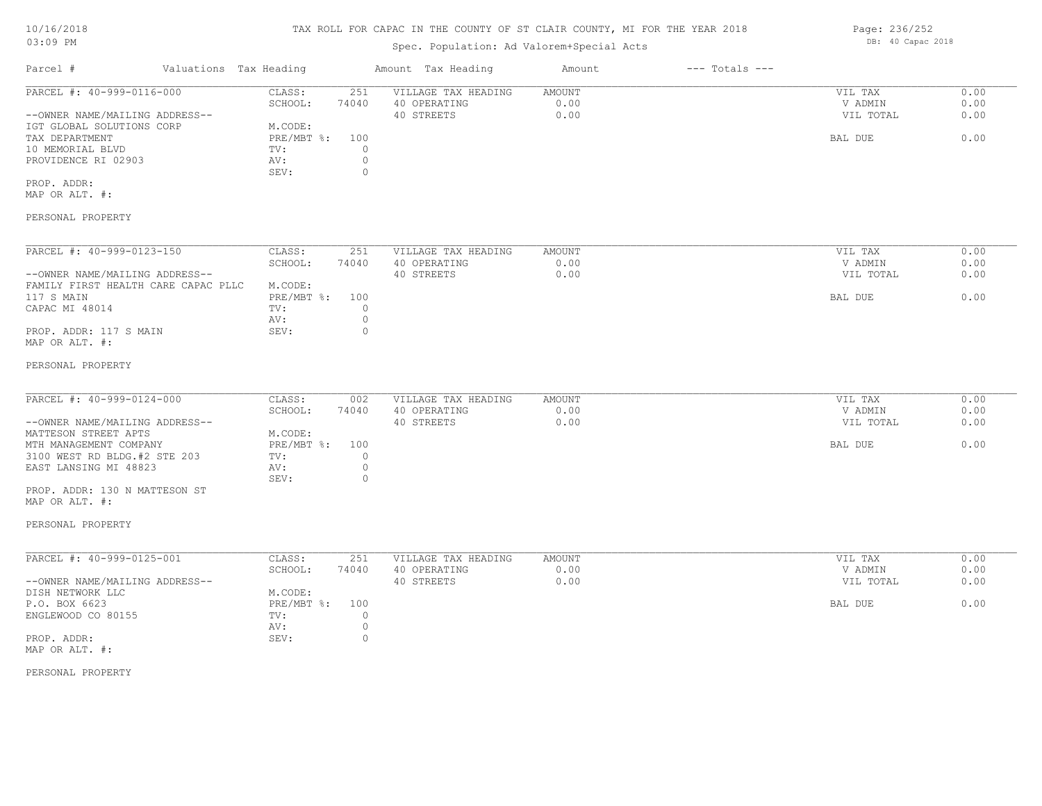# TAX ROLL FOR CAPAC IN THE COUNTY OF ST CLAIR COUNTY, MI FOR THE YEAR 2018

Spec. Population: Ad Valorem+Special Acts

DB: 40 Capac 2018

| Parcel # | Valuations | Tax Heading | Amount | Tax Heading | Amount | --- Totals --- | |
|---|---|---|---|---|---|---|---|
| PARCEL #: 40-999-0116-000 | CLASS: | 251 | VILLAGE TAX HEADING | AMOUNT | | VIL TAX | 0.00 |
| | SCHOOL: | 74040 | 40 OPERATING | 0.00 | | V ADMIN | 0.00 |
| --OWNER NAME/MAILING ADDRESS-- | | | 40 STREETS | 0.00 | | VIL TOTAL | 0.00 |
| IGT GLOBAL SOLUTIONS CORP | M.CODE: | | | | | | |
| TAX DEPARTMENT | PRE/MBT %: | 100 | | | | BAL DUE | 0.00 |
| 10 MEMORIAL BLVD | TV: | 0 | | | | | |
| PROVIDENCE RI 02903 | AV: | 0 | | | | | |
| | SEV: | 0 | | | | | |
| PROP. ADDR: | | | | | | | |
| MAP OR ALT. #: | | | | | | | |
| PERSONAL PROPERTY | | | | | | | |

| Parcel # | Valuations | Tax Heading | Amount | Tax Heading | Amount | --- Totals --- | |
|---|---|---|---|---|---|---|---|
| PARCEL #: 40-999-0123-150 | CLASS: | 251 | VILLAGE TAX HEADING | AMOUNT | | VIL TAX | 0.00 |
| | SCHOOL: | 74040 | 40 OPERATING | 0.00 | | V ADMIN | 0.00 |
| --OWNER NAME/MAILING ADDRESS-- | | | 40 STREETS | 0.00 | | VIL TOTAL | 0.00 |
| FAMILY FIRST HEALTH CARE CAPAC PLLC | M.CODE: | | | | | | |
| 117 S MAIN | PRE/MBT %: | 100 | | | | BAL DUE | 0.00 |
| CAPAC MI 48014 | TV: | 0 | | | | | |
| | AV: | 0 | | | | | |
| PROP. ADDR: 117 S MAIN | SEV: | 0 | | | | | |
| MAP OR ALT. #: | | | | | | | |
| PERSONAL PROPERTY | | | | | | | |

| Parcel # | Valuations | Tax Heading | Amount | Tax Heading | Amount | --- Totals --- | |
|---|---|---|---|---|---|---|---|
| PARCEL #: 40-999-0124-000 | CLASS: | 002 | VILLAGE TAX HEADING | AMOUNT | | VIL TAX | 0.00 |
| | SCHOOL: | 74040 | 40 OPERATING | 0.00 | | V ADMIN | 0.00 |
| --OWNER NAME/MAILING ADDRESS-- | | | 40 STREETS | 0.00 | | VIL TOTAL | 0.00 |
| MATTESON STREET APTS | M.CODE: | | | | | | |
| MTH MANAGEMENT COMPANY | PRE/MBT %: | 100 | | | | BAL DUE | 0.00 |
| 3100 WEST RD BLDG.#2 STE 203 | TV: | 0 | | | | | |
| EAST LANSING MI 48823 | AV: | 0 | | | | | |
| | SEV: | 0 | | | | | |
| PROP. ADDR: 130 N MATTESON ST | | | | | | | |
| MAP OR ALT. #: | | | | | | | |
| PERSONAL PROPERTY | | | | | | | |

| Parcel # | Valuations | Tax Heading | Amount | Tax Heading | Amount | --- Totals --- | |
|---|---|---|---|---|---|---|---|
| PARCEL #: 40-999-0125-001 | CLASS: | 251 | VILLAGE TAX HEADING | AMOUNT | | VIL TAX | 0.00 |
| | SCHOOL: | 74040 | 40 OPERATING | 0.00 | | V ADMIN | 0.00 |
| --OWNER NAME/MAILING ADDRESS-- | | | 40 STREETS | 0.00 | | VIL TOTAL | 0.00 |
| DISH NETWORK LLC | M.CODE: | | | | | | |
| P.O. BOX 6623 | PRE/MBT %: | 100 | | | | BAL DUE | 0.00 |
| ENGLEWOOD CO 80155 | TV: | 0 | | | | | |
| | AV: | 0 | | | | | |
| PROP. ADDR: | SEV: | 0 | | | | | |
| MAP OR ALT. #: | | | | | | | |
| PERSONAL PROPERTY | | | | | | | |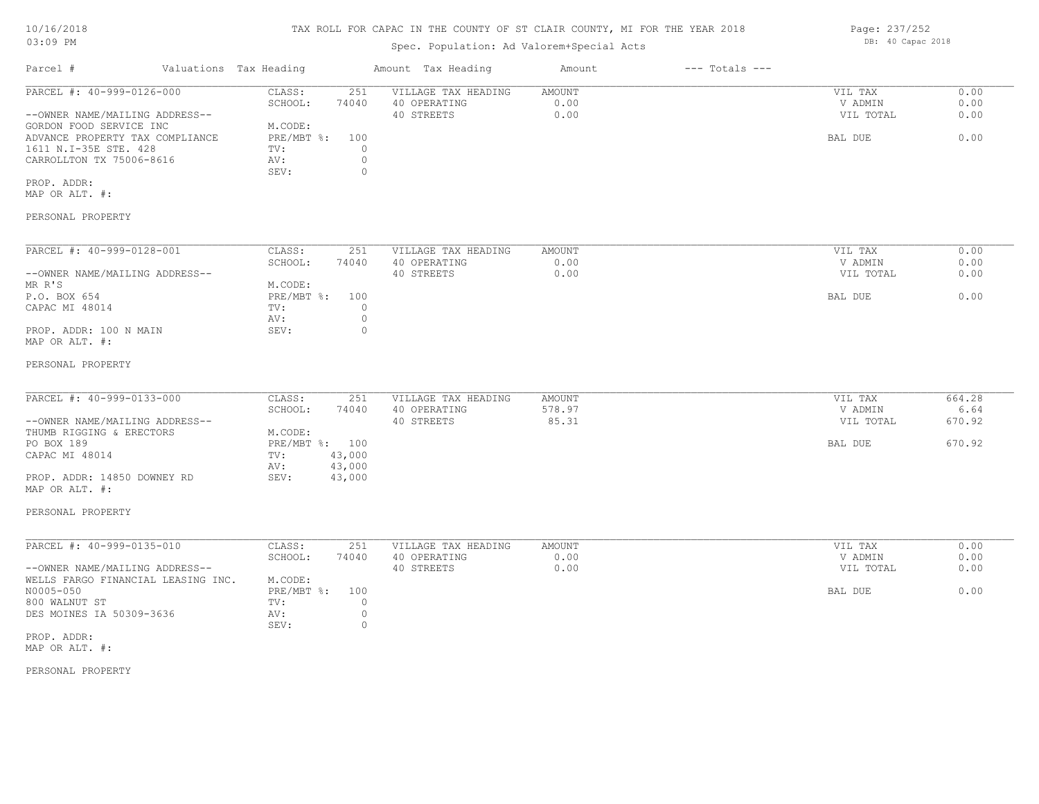# TAX ROLL FOR CAPAC IN THE COUNTY OF ST CLAIR COUNTY, MI FOR THE YEAR 2018

Spec. Population: Ad Valorem+Special Acts

DB: 40 Capac 2018

| Parcel # | Valuations | Tax Heading | Amount | Tax Heading | Amount | --- Totals --- | |
|---|---|---|---|---|---|---|---|
| PARCEL #: 40-999-0126-000 | CLASS: | 251 | VILLAGE TAX HEADING | AMOUNT | | VIL TAX | 0.00 |
| | SCHOOL: | 74040 | 40 OPERATING | 0.00 | | V ADMIN | 0.00 |
| --OWNER NAME/MAILING ADDRESS-- | | | 40 STREETS | 0.00 | | VIL TOTAL | 0.00 |
| GORDON FOOD SERVICE INC | M.CODE: | | | | | | |
| ADVANCE PROPERTY TAX COMPLIANCE | PRE/MBT %: | 100 | | | | BAL DUE | 0.00 |
| 1611 N.I-35E STE. 428 | TV: | 0 | | | | | |
| CARROLLTON TX 75006-8616 | AV: | 0 | | | | | |
| | SEV: | 0 | | | | | |
| PROP. ADDR: | | | | | | | |
| MAP OR ALT. #: | | | | | | | |
| PERSONAL PROPERTY | | | | | | | |

| Parcel # | Valuations | Tax Heading | Amount | Tax Heading | Amount | --- Totals --- | |
|---|---|---|---|---|---|---|---|
| PARCEL #: 40-999-0128-001 | CLASS: | 251 | VILLAGE TAX HEADING | AMOUNT | | VIL TAX | 0.00 |
| | SCHOOL: | 74040 | 40 OPERATING | 0.00 | | V ADMIN | 0.00 |
| --OWNER NAME/MAILING ADDRESS-- | | | 40 STREETS | 0.00 | | VIL TOTAL | 0.00 |
| MR R'S | M.CODE: | | | | | | |
| P.O. BOX 654 | PRE/MBT %: | 100 | | | | BAL DUE | 0.00 |
| CAPAC MI 48014 | TV: | 0 | | | | | |
| | AV: | 0 | | | | | |
| PROP. ADDR: 100 N MAIN | SEV: | 0 | | | | | |
| MAP OR ALT. #: | | | | | | | |
| PERSONAL PROPERTY | | | | | | | |

| Parcel # | Valuations | Tax Heading | Amount | Tax Heading | Amount | --- Totals --- | |
|---|---|---|---|---|---|---|---|
| PARCEL #: 40-999-0133-000 | CLASS: | 251 | VILLAGE TAX HEADING | AMOUNT | | VIL TAX | 664.28 |
| | SCHOOL: | 74040 | 40 OPERATING | 578.97 | | V ADMIN | 6.64 |
| --OWNER NAME/MAILING ADDRESS-- | | | 40 STREETS | 85.31 | | VIL TOTAL | 670.92 |
| THUMB RIGGING & ERECTORS | M.CODE: | | | | | | |
| PO BOX 189 | PRE/MBT %: | 100 | | | | BAL DUE | 670.92 |
| CAPAC MI 48014 | TV: | 43,000 | | | | | |
| | AV: | 43,000 | | | | | |
| PROP. ADDR: 14850 DOWNEY RD | SEV: | 43,000 | | | | | |
| MAP OR ALT. #: | | | | | | | |
| PERSONAL PROPERTY | | | | | | | |

| Parcel # | Valuations | Tax Heading | Amount | Tax Heading | Amount | --- Totals --- | |
|---|---|---|---|---|---|---|---|
| PARCEL #: 40-999-0135-010 | CLASS: | 251 | VILLAGE TAX HEADING | AMOUNT | | VIL TAX | 0.00 |
| | SCHOOL: | 74040 | 40 OPERATING | 0.00 | | V ADMIN | 0.00 |
| --OWNER NAME/MAILING ADDRESS-- | | | 40 STREETS | 0.00 | | VIL TOTAL | 0.00 |
| WELLS FARGO FINANCIAL LEASING INC. | M.CODE: | | | | | | |
| N0005-050 | PRE/MBT %: | 100 | | | | BAL DUE | 0.00 |
| 800 WALNUT ST | TV: | 0 | | | | | |
| DES MOINES IA 50309-3636 | AV: | 0 | | | | | |
| | SEV: | 0 | | | | | |
| PROP. ADDR: | | | | | | | |
| MAP OR ALT. #: | | | | | | | |
| PERSONAL PROPERTY | | | | | | | |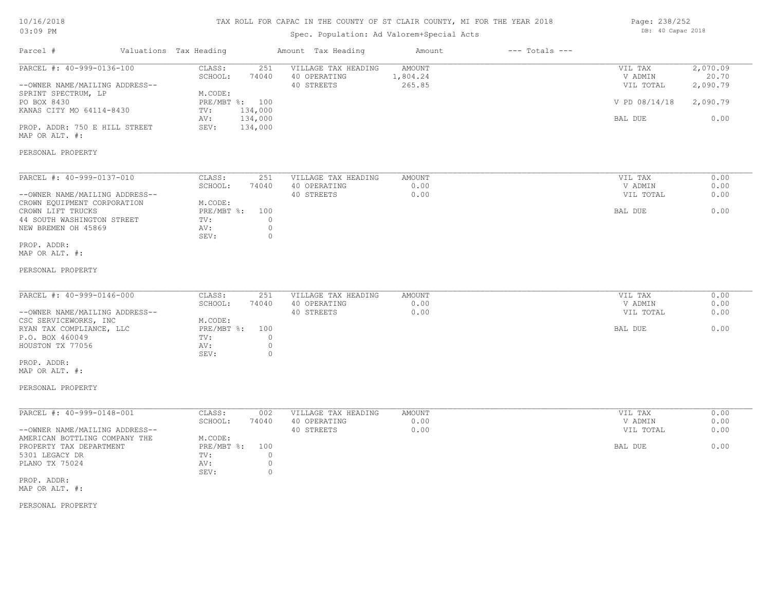# TAX ROLL FOR CAPAC IN THE COUNTY OF ST CLAIR COUNTY, MI FOR THE YEAR 2018

Spec. Population: Ad Valorem+Special Acts

10/16/2018
03:09 PM

DB: 40 Capac 2018

| Parcel # | Valuations | Tax Heading | Amount | Tax Heading | Amount | --- Totals --- | |
|---|---|---|---|---|---|---|---|

---

PARCEL #: 40-999-0136-100

--OWNER NAME/MAILING ADDRESS--
SPRINT SPECTRUM, LP
PO BOX 8430
KANAS CITY MO 64114-8430

PROP. ADDR: 750 E HILL STREET
MAP OR ALT. #:

PERSONAL PROPERTY

| | | | | | |
|---|---|---|---|---|---|
| CLASS: | 251 | VILLAGE TAX HEADING | AMOUNT | VIL TAX | 2,070.09 |
| SCHOOL: | 74040 | 40 OPERATING | 1,804.24 | V ADMIN | 20.70 |
| M.CODE: | | 40 STREETS | 265.85 | VIL TOTAL | 2,090.79 |
| PRE/MBT %: | 100 | | | V PD 08/14/18 | 2,090.79 |
| TV: | 134,000 | | | | |
| AV: | 134,000 | | | BAL DUE | 0.00 |
| SEV: | 134,000 | | | | |

---

PARCEL #: 40-999-0137-010

--OWNER NAME/MAILING ADDRESS--
CROWN EQUIPMENT CORPORATION
CROWN LIFT TRUCKS
44 SOUTH WASHINGTON STREET
NEW BREMEN OH 45869

PROP. ADDR:
MAP OR ALT. #:

PERSONAL PROPERTY

| | | | | | |
|---|---|---|---|---|---|
| CLASS: | 251 | VILLAGE TAX HEADING | AMOUNT | VIL TAX | 0.00 |
| SCHOOL: | 74040 | 40 OPERATING | 0.00 | V ADMIN | 0.00 |
| M.CODE: | | 40 STREETS | 0.00 | VIL TOTAL | 0.00 |
| PRE/MBT %: | 100 | | | BAL DUE | 0.00 |
| TV: | 0 | | | | |
| AV: | 0 | | | | |
| SEV: | 0 | | | | |

---

PARCEL #: 40-999-0146-000

--OWNER NAME/MAILING ADDRESS--
CSC SERVICEWORKS, INC
RYAN TAX COMPLIANCE, LLC
P.O. BOX 460049
HOUSTON TX 77056

PROP. ADDR:
MAP OR ALT. #:

PERSONAL PROPERTY

| | | | | | |
|---|---|---|---|---|---|
| CLASS: | 251 | VILLAGE TAX HEADING | AMOUNT | VIL TAX | 0.00 |
| SCHOOL: | 74040 | 40 OPERATING | 0.00 | V ADMIN | 0.00 |
| M.CODE: | | 40 STREETS | 0.00 | VIL TOTAL | 0.00 |
| PRE/MBT %: | 100 | | | BAL DUE | 0.00 |
| TV: | 0 | | | | |
| AV: | 0 | | | | |
| SEV: | 0 | | | | |

---

PARCEL #: 40-999-0148-001

--OWNER NAME/MAILING ADDRESS--
AMERICAN BOTTLING COMPANY THE
PROPERTY TAX DEPARTMENT
5301 LEGACY DR
PLANO TX 75024

PROP. ADDR:
MAP OR ALT. #:

PERSONAL PROPERTY

| | | | | | |
|---|---|---|---|---|---|
| CLASS: | 002 | VILLAGE TAX HEADING | AMOUNT | VIL TAX | 0.00 |
| SCHOOL: | 74040 | 40 OPERATING | 0.00 | V ADMIN | 0.00 |
| M.CODE: | | 40 STREETS | 0.00 | VIL TOTAL | 0.00 |
| PRE/MBT %: | 100 | | | BAL DUE | 0.00 |
| TV: | 0 | | | | |
| AV: | 0 | | | | |
| SEV: | 0 | | | | |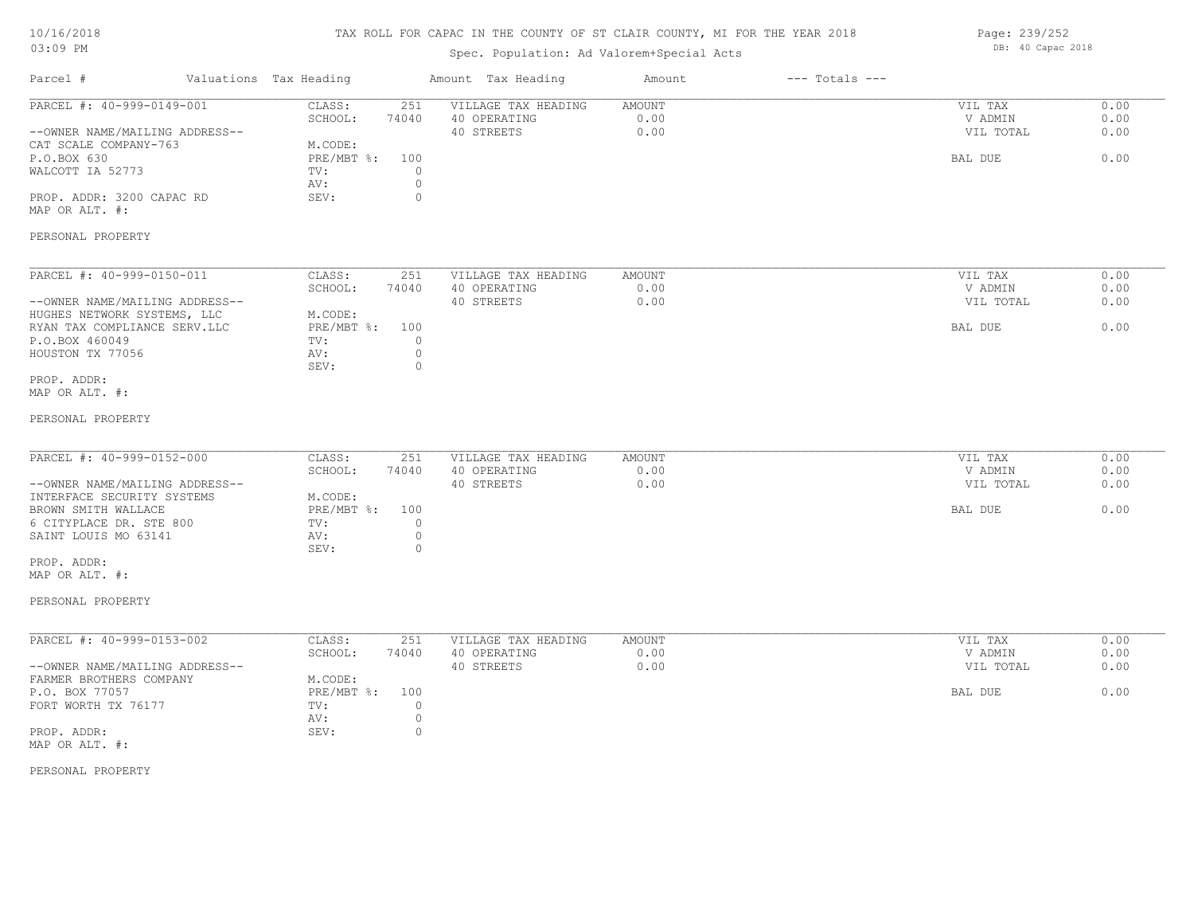# TAX ROLL FOR CAPAC IN THE COUNTY OF ST CLAIR COUNTY, MI FOR THE YEAR 2018

Spec. Population: Ad Valorem+Special Acts

DB: 40 Capac 2018

| Parcel # | Valuations Tax Heading | | Amount Tax Heading | Amount | --- Totals --- | |
|---|---|---|---|---|---|---|
| PARCEL #: 40-999-0149-001 | CLASS: | 251 | VILLAGE TAX HEADING | AMOUNT | VIL TAX | 0.00 |
| | SCHOOL: | 74040 | 40 OPERATING | 0.00 | V ADMIN | 0.00 |
| --OWNER NAME/MAILING ADDRESS-- | | | 40 STREETS | 0.00 | VIL TOTAL | 0.00 |
| CAT SCALE COMPANY-763 | M.CODE: | | | | | |
| P.O.BOX 630 | PRE/MBT %: | 100 | | | BAL DUE | 0.00 |
| WALCOTT IA 52773 | TV: | 0 | | | | |
| | AV: | 0 | | | | |
| PROP. ADDR: 3200 CAPAC RD | SEV: | 0 | | | | |
| MAP OR ALT. #: | | | | | | |
| PERSONAL PROPERTY | | | | | | |

| Parcel # | Valuations Tax Heading | | Amount Tax Heading | Amount | --- Totals --- | |
|---|---|---|---|---|---|---|
| PARCEL #: 40-999-0150-011 | CLASS: | 251 | VILLAGE TAX HEADING | AMOUNT | VIL TAX | 0.00 |
| | SCHOOL: | 74040 | 40 OPERATING | 0.00 | V ADMIN | 0.00 |
| --OWNER NAME/MAILING ADDRESS-- | | | 40 STREETS | 0.00 | VIL TOTAL | 0.00 |
| HUGHES NETWORK SYSTEMS, LLC | M.CODE: | | | | | |
| RYAN TAX COMPLIANCE SERV.LLC | PRE/MBT %: | 100 | | | BAL DUE | 0.00 |
| P.O.BOX 460049 | TV: | 0 | | | | |
| HOUSTON TX 77056 | AV: | 0 | | | | |
| | SEV: | 0 | | | | |
| PROP. ADDR: | | | | | | |
| MAP OR ALT. #: | | | | | | |
| PERSONAL PROPERTY | | | | | | |

| Parcel # | Valuations Tax Heading | | Amount Tax Heading | Amount | --- Totals --- | |
|---|---|---|---|---|---|---|
| PARCEL #: 40-999-0152-000 | CLASS: | 251 | VILLAGE TAX HEADING | AMOUNT | VIL TAX | 0.00 |
| | SCHOOL: | 74040 | 40 OPERATING | 0.00 | V ADMIN | 0.00 |
| --OWNER NAME/MAILING ADDRESS-- | | | 40 STREETS | 0.00 | VIL TOTAL | 0.00 |
| INTERFACE SECURITY SYSTEMS | M.CODE: | | | | | |
| BROWN SMITH WALLACE | PRE/MBT %: | 100 | | | BAL DUE | 0.00 |
| 6 CITYPLACE DR. STE 800 | TV: | 0 | | | | |
| SAINT LOUIS MO 63141 | AV: | 0 | | | | |
| | SEV: | 0 | | | | |
| PROP. ADDR: | | | | | | |
| MAP OR ALT. #: | | | | | | |
| PERSONAL PROPERTY | | | | | | |

| Parcel # | Valuations Tax Heading | | Amount Tax Heading | Amount | --- Totals --- | |
|---|---|---|---|---|---|---|
| PARCEL #: 40-999-0153-002 | CLASS: | 251 | VILLAGE TAX HEADING | AMOUNT | VIL TAX | 0.00 |
| | SCHOOL: | 74040 | 40 OPERATING | 0.00 | V ADMIN | 0.00 |
| --OWNER NAME/MAILING ADDRESS-- | | | 40 STREETS | 0.00 | VIL TOTAL | 0.00 |
| FARMER BROTHERS COMPANY | M.CODE: | | | | | |
| P.O. BOX 77057 | PRE/MBT %: | 100 | | | BAL DUE | 0.00 |
| FORT WORTH TX 76177 | TV: | 0 | | | | |
| | AV: | 0 | | | | |
| PROP. ADDR: | SEV: | 0 | | | | |
| MAP OR ALT. #: | | | | | | |
| PERSONAL PROPERTY | | | | | | |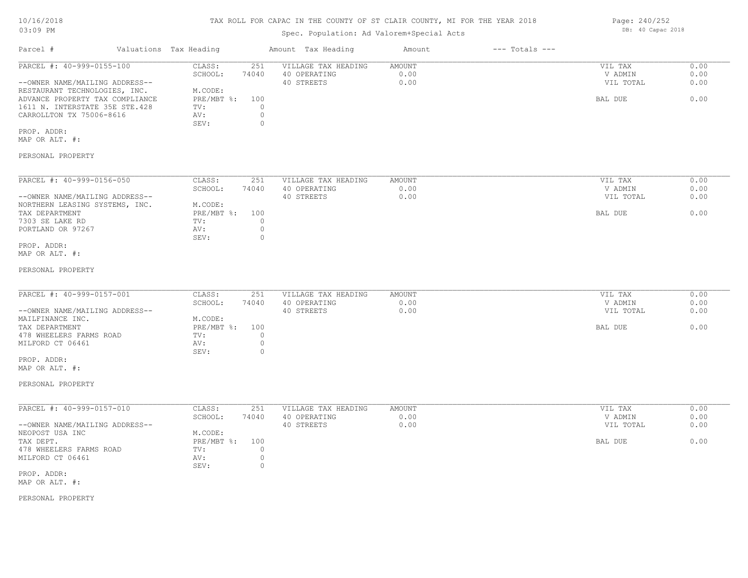# TAX ROLL FOR CAPAC IN THE COUNTY OF ST CLAIR COUNTY, MI FOR THE YEAR 2018

Spec. Population: Ad Valorem+Special Acts

| Parcel # | Valuations | Tax Heading | Amount | Tax Heading | Amount | --- Totals --- | |
|---|---|---|---|---|---|---|---|

## PARCEL #: 40-999-0155-100

| | | | | | |
|---|---|---|---|---|---|
| CLASS: | 251 | VILLAGE TAX HEADING | AMOUNT | VIL TAX | 0.00 |
| SCHOOL: | 74040 | 40 OPERATING | 0.00 | V ADMIN | 0.00 |
| | | 40 STREETS | 0.00 | VIL TOTAL | 0.00 |
| M.CODE: | | | | | |
| PRE/MBT %: | 100 | | | BAL DUE | 0.00 |
| TV: | 0 | | | | |
| AV: | 0 | | | | |
| SEV: | 0 | | | | |

--OWNER NAME/MAILING ADDRESS--
RESTAURANT TECHNOLOGIES, INC.
ADVANCE PROPERTY TAX COMPLIANCE
1611 N. INTERSTATE 35E STE.428
CARROLLTON TX 75006-8616

PROP. ADDR:
MAP OR ALT. #:

PERSONAL PROPERTY

## PARCEL #: 40-999-0156-050

| | | | | | |
|---|---|---|---|---|---|
| CLASS: | 251 | VILLAGE TAX HEADING | AMOUNT | VIL TAX | 0.00 |
| SCHOOL: | 74040 | 40 OPERATING | 0.00 | V ADMIN | 0.00 |
| | | 40 STREETS | 0.00 | VIL TOTAL | 0.00 |
| M.CODE: | | | | | |
| PRE/MBT %: | 100 | | | BAL DUE | 0.00 |
| TV: | 0 | | | | |
| AV: | 0 | | | | |
| SEV: | 0 | | | | |

--OWNER NAME/MAILING ADDRESS--
NORTHERN LEASING SYSTEMS, INC.
TAX DEPARTMENT
7303 SE LAKE RD
PORTLAND OR 97267

PROP. ADDR:
MAP OR ALT. #:

PERSONAL PROPERTY

## PARCEL #: 40-999-0157-001

| | | | | | |
|---|---|---|---|---|---|
| CLASS: | 251 | VILLAGE TAX HEADING | AMOUNT | VIL TAX | 0.00 |
| SCHOOL: | 74040 | 40 OPERATING | 0.00 | V ADMIN | 0.00 |
| | | 40 STREETS | 0.00 | VIL TOTAL | 0.00 |
| M.CODE: | | | | | |
| PRE/MBT %: | 100 | | | BAL DUE | 0.00 |
| TV: | 0 | | | | |
| AV: | 0 | | | | |
| SEV: | 0 | | | | |

--OWNER NAME/MAILING ADDRESS--
MAILFINANCE INC.
TAX DEPARTMENT
478 WHEELERS FARMS ROAD
MILFORD CT 06461

PROP. ADDR:
MAP OR ALT. #:

PERSONAL PROPERTY

## PARCEL #: 40-999-0157-010

| | | | | | |
|---|---|---|---|---|---|
| CLASS: | 251 | VILLAGE TAX HEADING | AMOUNT | VIL TAX | 0.00 |
| SCHOOL: | 74040 | 40 OPERATING | 0.00 | V ADMIN | 0.00 |
| | | 40 STREETS | 0.00 | VIL TOTAL | 0.00 |
| M.CODE: | | | | | |
| PRE/MBT %: | 100 | | | BAL DUE | 0.00 |
| TV: | 0 | | | | |
| AV: | 0 | | | | |
| SEV: | 0 | | | | |

--OWNER NAME/MAILING ADDRESS--
NEOPOST USA INC
TAX DEPT.
478 WHEELERS FARMS ROAD
MILFORD CT 06461

PROP. ADDR:
MAP OR ALT. #:

PERSONAL PROPERTY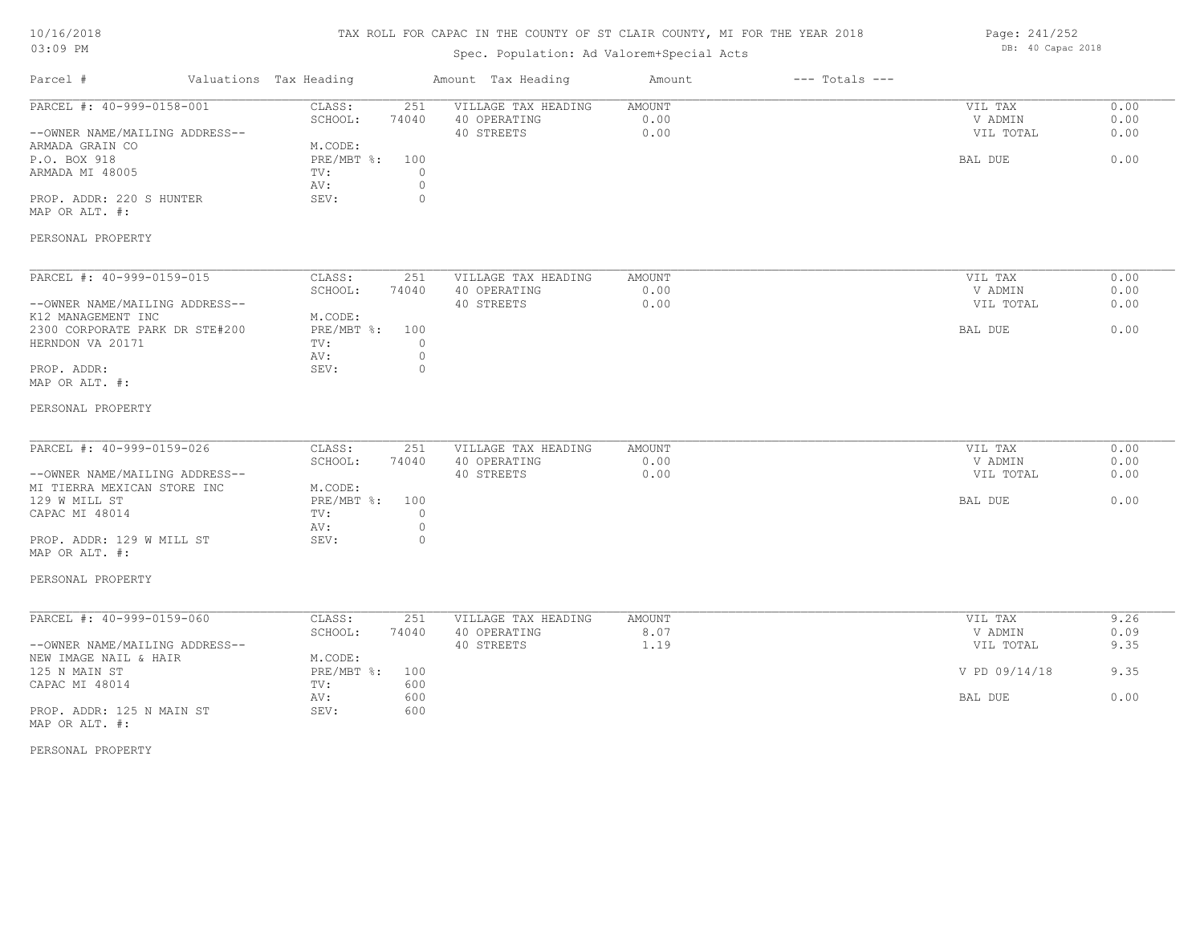# TAX ROLL FOR CAPAC IN THE COUNTY OF ST CLAIR COUNTY, MI FOR THE YEAR 2018

10/16/2018
03:09 PM

Spec. Population: Ad Valorem+Special Acts

DB: 40 Capac 2018

| Parcel # | Valuations | Tax Heading | Amount | Tax Heading | Amount | --- Totals --- | |
|---|---|---|---|---|---|---|---|
| PARCEL #: 40-999-0158-001 | CLASS: | 251 | VILLAGE TAX HEADING | AMOUNT | | VIL TAX | 0.00 |
| | SCHOOL: | 74040 | 40 OPERATING | 0.00 | | V ADMIN | 0.00 |
| --OWNER NAME/MAILING ADDRESS-- | | | 40 STREETS | 0.00 | | VIL TOTAL | 0.00 |
| ARMADA GRAIN CO | M.CODE: | | | | | | |
| P.O. BOX 918 | PRE/MBT %: | 100 | | | | BAL DUE | 0.00 |
| ARMADA MI 48005 | TV: | 0 | | | | | |
| | AV: | 0 | | | | | |
| PROP. ADDR: 220 S HUNTER | SEV: | 0 | | | | | |
| MAP OR ALT. #: | | | | | | | |
| PERSONAL PROPERTY | | | | | | | |

| Parcel # | Valuations | Tax Heading | Amount | Tax Heading | Amount | --- Totals --- | |
|---|---|---|---|---|---|---|---|
| PARCEL #: 40-999-0159-015 | CLASS: | 251 | VILLAGE TAX HEADING | AMOUNT | | VIL TAX | 0.00 |
| | SCHOOL: | 74040 | 40 OPERATING | 0.00 | | V ADMIN | 0.00 |
| --OWNER NAME/MAILING ADDRESS-- | | | 40 STREETS | 0.00 | | VIL TOTAL | 0.00 |
| K12 MANAGEMENT INC | M.CODE: | | | | | | |
| 2300 CORPORATE PARK DR STE#200 | PRE/MBT %: | 100 | | | | BAL DUE | 0.00 |
| HERNDON VA 20171 | TV: | 0 | | | | | |
| | AV: | 0 | | | | | |
| PROP. ADDR: | SEV: | 0 | | | | | |
| MAP OR ALT. #: | | | | | | | |
| PERSONAL PROPERTY | | | | | | | |

| Parcel # | Valuations | Tax Heading | Amount | Tax Heading | Amount | --- Totals --- | |
|---|---|---|---|---|---|---|---|
| PARCEL #: 40-999-0159-026 | CLASS: | 251 | VILLAGE TAX HEADING | AMOUNT | | VIL TAX | 0.00 |
| | SCHOOL: | 74040 | 40 OPERATING | 0.00 | | V ADMIN | 0.00 |
| --OWNER NAME/MAILING ADDRESS-- | | | 40 STREETS | 0.00 | | VIL TOTAL | 0.00 |
| MI TIERRA MEXICAN STORE INC | M.CODE: | | | | | | |
| 129 W MILL ST | PRE/MBT %: | 100 | | | | BAL DUE | 0.00 |
| CAPAC MI 48014 | TV: | 0 | | | | | |
| | AV: | 0 | | | | | |
| PROP. ADDR: 129 W MILL ST | SEV: | 0 | | | | | |
| MAP OR ALT. #: | | | | | | | |
| PERSONAL PROPERTY | | | | | | | |

| Parcel # | Valuations | Tax Heading | Amount | Tax Heading | Amount | --- Totals --- | |
|---|---|---|---|---|---|---|---|
| PARCEL #: 40-999-0159-060 | CLASS: | 251 | VILLAGE TAX HEADING | AMOUNT | | VIL TAX | 9.26 |
| | SCHOOL: | 74040 | 40 OPERATING | 8.07 | | V ADMIN | 0.09 |
| --OWNER NAME/MAILING ADDRESS-- | | | 40 STREETS | 1.19 | | VIL TOTAL | 9.35 |
| NEW IMAGE NAIL & HAIR | M.CODE: | | | | | | |
| 125 N MAIN ST | PRE/MBT %: | 100 | | | | V PD 09/14/18 | 9.35 |
| CAPAC MI 48014 | TV: | 600 | | | | | |
| | AV: | 600 | | | | BAL DUE | 0.00 |
| PROP. ADDR: 125 N MAIN ST | SEV: | 600 | | | | | |
| MAP OR ALT. #: | | | | | | | |
| PERSONAL PROPERTY | | | | | | | |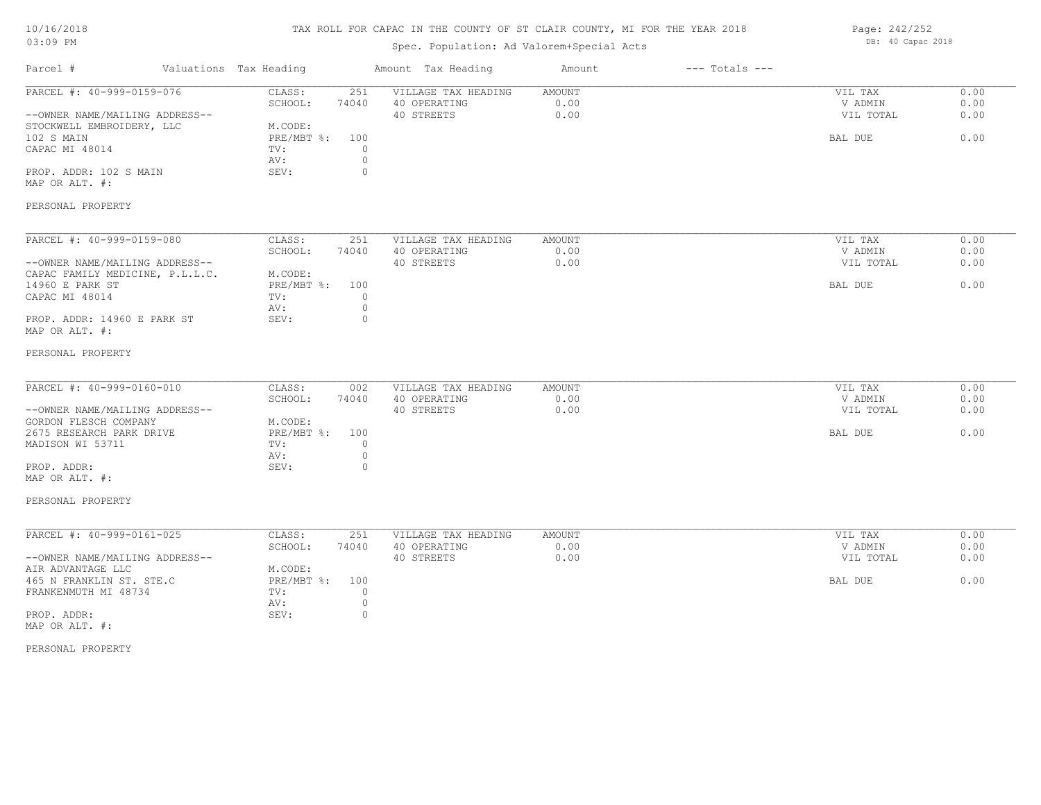# TAX ROLL FOR CAPAC IN THE COUNTY OF ST CLAIR COUNTY, MI FOR THE YEAR 2018

Spec. Population: Ad Valorem+Special Acts

| Parcel # | Valuations Tax Heading | | Amount Tax Heading | Amount | --- Totals --- | |
|---|---|---|---|---|---|---|
| PARCEL #: 40-999-0159-076 | CLASS: | 251 | VILLAGE TAX HEADING | AMOUNT | VIL TAX | 0.00 |
| | SCHOOL: | 74040 | 40 OPERATING | 0.00 | V ADMIN | 0.00 |
| --OWNER NAME/MAILING ADDRESS-- | | | 40 STREETS | 0.00 | VIL TOTAL | 0.00 |
| STOCKWELL EMBROIDERY, LLC | M.CODE: | | | | | |
| 102 S MAIN | PRE/MBT %: | 100 | | | BAL DUE | 0.00 |
| CAPAC MI 48014 | TV: | 0 | | | | |
| | AV: | 0 | | | | |
| PROP. ADDR: 102 S MAIN | SEV: | 0 | | | | |
| MAP OR ALT. #: | | | | | | |
| PERSONAL PROPERTY | | | | | | |
| PARCEL #: 40-999-0159-080 | CLASS: | 251 | VILLAGE TAX HEADING | AMOUNT | VIL TAX | 0.00 |
| | SCHOOL: | 74040 | 40 OPERATING | 0.00 | V ADMIN | 0.00 |
| --OWNER NAME/MAILING ADDRESS-- | | | 40 STREETS | 0.00 | VIL TOTAL | 0.00 |
| CAPAC FAMILY MEDICINE, P.L.L.C. | M.CODE: | | | | | |
| 14960 E PARK ST | PRE/MBT %: | 100 | | | BAL DUE | 0.00 |
| CAPAC MI 48014 | TV: | 0 | | | | |
| | AV: | 0 | | | | |
| PROP. ADDR: 14960 E PARK ST | SEV: | 0 | | | | |
| MAP OR ALT. #: | | | | | | |
| PERSONAL PROPERTY | | | | | | |
| PARCEL #: 40-999-0160-010 | CLASS: | 002 | VILLAGE TAX HEADING | AMOUNT | VIL TAX | 0.00 |
| | SCHOOL: | 74040 | 40 OPERATING | 0.00 | V ADMIN | 0.00 |
| --OWNER NAME/MAILING ADDRESS-- | | | 40 STREETS | 0.00 | VIL TOTAL | 0.00 |
| GORDON FLESCH COMPANY | M.CODE: | | | | | |
| 2675 RESEARCH PARK DRIVE | PRE/MBT %: | 100 | | | BAL DUE | 0.00 |
| MADISON WI 53711 | TV: | 0 | | | | |
| | AV: | 0 | | | | |
| PROP. ADDR: | SEV: | 0 | | | | |
| MAP OR ALT. #: | | | | | | |
| PERSONAL PROPERTY | | | | | | |
| PARCEL #: 40-999-0161-025 | CLASS: | 251 | VILLAGE TAX HEADING | AMOUNT | VIL TAX | 0.00 |
| | SCHOOL: | 74040 | 40 OPERATING | 0.00 | V ADMIN | 0.00 |
| --OWNER NAME/MAILING ADDRESS-- | | | 40 STREETS | 0.00 | VIL TOTAL | 0.00 |
| AIR ADVANTAGE LLC | M.CODE: | | | | | |
| 465 N FRANKLIN ST. STE.C | PRE/MBT %: | 100 | | | BAL DUE | 0.00 |
| FRANKENMUTH MI 48734 | TV: | 0 | | | | |
| | AV: | 0 | | | | |
| PROP. ADDR: | SEV: | 0 | | | | |
| MAP OR ALT. #: | | | | | | |
| PERSONAL PROPERTY | | | | | | |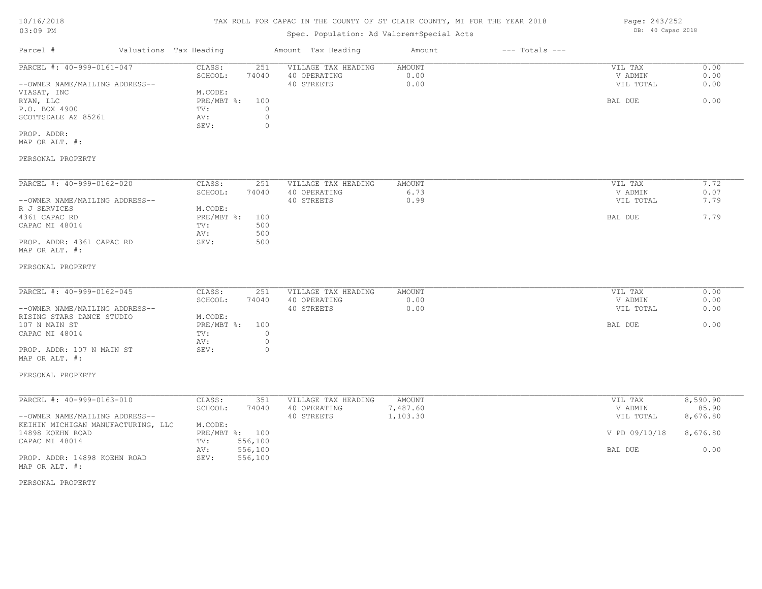# TAX ROLL FOR CAPAC IN THE COUNTY OF ST CLAIR COUNTY, MI FOR THE YEAR 2018

10/16/2018
03:09 PM

Spec. Population: Ad Valorem+Special Acts

DB: 40 Capac 2018

| Parcel # | Valuations | Tax Heading | Amount | Tax Heading | Amount | --- Totals --- | |
|---|---|---|---|---|---|---|---|
| PARCEL #: 40-999-0161-047 | CLASS: | 251 | VILLAGE TAX HEADING | AMOUNT | | VIL TAX | 0.00 |
| | SCHOOL: | 74040 | 40 OPERATING | 0.00 | | V ADMIN | 0.00 |
| --OWNER NAME/MAILING ADDRESS-- | | | 40 STREETS | 0.00 | | VIL TOTAL | 0.00 |
| VIASAT, INC | M.CODE: | | | | | | |
| RYAN, LLC | PRE/MBT %: | 100 | | | | BAL DUE | 0.00 |
| P.O. BOX 4900 | TV: | 0 | | | | | |
| SCOTTSDALE AZ 85261 | AV: | 0 | | | | | |
| | SEV: | 0 | | | | | |
| PROP. ADDR: | | | | | | | |
| MAP OR ALT. #: | | | | | | | |
| PERSONAL PROPERTY | | | | | | | |

| Parcel # | Valuations | Tax Heading | Amount | Tax Heading | Amount | --- Totals --- | |
|---|---|---|---|---|---|---|---|
| PARCEL #: 40-999-0162-020 | CLASS: | 251 | VILLAGE TAX HEADING | AMOUNT | | VIL TAX | 7.72 |
| | SCHOOL: | 74040 | 40 OPERATING | 6.73 | | V ADMIN | 0.07 |
| --OWNER NAME/MAILING ADDRESS-- | | | 40 STREETS | 0.99 | | VIL TOTAL | 7.79 |
| R J SERVICES | M.CODE: | | | | | | |
| 4361 CAPAC RD | PRE/MBT %: | 100 | | | | BAL DUE | 7.79 |
| CAPAC MI 48014 | TV: | 500 | | | | | |
| | AV: | 500 | | | | | |
| PROP. ADDR: 4361 CAPAC RD | SEV: | 500 | | | | | |
| MAP OR ALT. #: | | | | | | | |
| PERSONAL PROPERTY | | | | | | | |

| Parcel # | Valuations | Tax Heading | Amount | Tax Heading | Amount | --- Totals --- | |
|---|---|---|---|---|---|---|---|
| PARCEL #: 40-999-0162-045 | CLASS: | 251 | VILLAGE TAX HEADING | AMOUNT | | VIL TAX | 0.00 |
| | SCHOOL: | 74040 | 40 OPERATING | 0.00 | | V ADMIN | 0.00 |
| --OWNER NAME/MAILING ADDRESS-- | | | 40 STREETS | 0.00 | | VIL TOTAL | 0.00 |
| RISING STARS DANCE STUDIO | M.CODE: | | | | | | |
| 107 N MAIN ST | PRE/MBT %: | 100 | | | | BAL DUE | 0.00 |
| CAPAC MI 48014 | TV: | 0 | | | | | |
| | AV: | 0 | | | | | |
| PROP. ADDR: 107 N MAIN ST | SEV: | 0 | | | | | |
| MAP OR ALT. #: | | | | | | | |
| PERSONAL PROPERTY | | | | | | | |

| Parcel # | Valuations | Tax Heading | Amount | Tax Heading | Amount | --- Totals --- | |
|---|---|---|---|---|---|---|---|
| PARCEL #: 40-999-0163-010 | CLASS: | 351 | VILLAGE TAX HEADING | AMOUNT | | VIL TAX | 8,590.90 |
| | SCHOOL: | 74040 | 40 OPERATING | 7,487.60 | | V ADMIN | 85.90 |
| --OWNER NAME/MAILING ADDRESS-- | | | 40 STREETS | 1,103.30 | | VIL TOTAL | 8,676.80 |
| KEIHIN MICHIGAN MANUFACTURING, LLC | M.CODE: | | | | | | |
| 14898 KOEHN ROAD | PRE/MBT %: | 100 | | | | V PD 09/10/18 | 8,676.80 |
| CAPAC MI 48014 | TV: | 556,100 | | | | | |
| | AV: | 556,100 | | | | BAL DUE | 0.00 |
| PROP. ADDR: 14898 KOEHN ROAD | SEV: | 556,100 | | | | | |
| MAP OR ALT. #: | | | | | | | |
| PERSONAL PROPERTY | | | | | | | |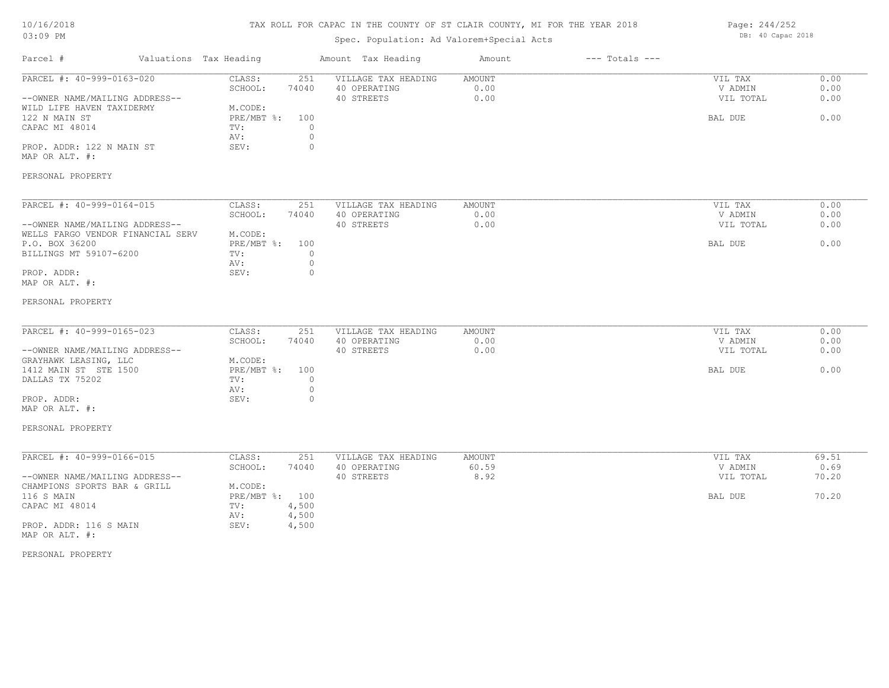TAX ROLL FOR CAPAC IN THE COUNTY OF ST CLAIR COUNTY, MI FOR THE YEAR 2018

Spec. Population: Ad Valorem+Special Acts

| Parcel # | Valuations Tax Heading | | Amount Tax Heading | Amount | --- Totals --- | |
|---|---|---|---|---|---|---|
| PARCEL #: 40-999-0163-020 | CLASS: | 251 | VILLAGE TAX HEADING | AMOUNT | VIL TAX | 0.00 |
| | SCHOOL: | 74040 | 40 OPERATING | 0.00 | V ADMIN | 0.00 |
| --OWNER NAME/MAILING ADDRESS-- | | | 40 STREETS | 0.00 | VIL TOTAL | 0.00 |
| WILD LIFE HAVEN TAXIDERMY | M.CODE: | | | | | |
| 122 N MAIN ST | PRE/MBT %: | 100 | | | BAL DUE | 0.00 |
| CAPAC MI 48014 | TV: | 0 | | | | |
| | AV: | 0 | | | | |
| PROP. ADDR: 122 N MAIN ST | SEV: | 0 | | | | |
| MAP OR ALT. #: | | | | | | |
| PERSONAL PROPERTY | | | | | | |
| PARCEL #: 40-999-0164-015 | CLASS: | 251 | VILLAGE TAX HEADING | AMOUNT | VIL TAX | 0.00 |
| | SCHOOL: | 74040 | 40 OPERATING | 0.00 | V ADMIN | 0.00 |
| --OWNER NAME/MAILING ADDRESS-- | | | 40 STREETS | 0.00 | VIL TOTAL | 0.00 |
| WELLS FARGO VENDOR FINANCIAL SERV | M.CODE: | | | | | |
| P.O. BOX 36200 | PRE/MBT %: | 100 | | | BAL DUE | 0.00 |
| BILLINGS MT 59107-6200 | TV: | 0 | | | | |
| | AV: | 0 | | | | |
| PROP. ADDR: | SEV: | 0 | | | | |
| MAP OR ALT. #: | | | | | | |
| PERSONAL PROPERTY | | | | | | |
| PARCEL #: 40-999-0165-023 | CLASS: | 251 | VILLAGE TAX HEADING | AMOUNT | VIL TAX | 0.00 |
| | SCHOOL: | 74040 | 40 OPERATING | 0.00 | V ADMIN | 0.00 |
| --OWNER NAME/MAILING ADDRESS-- | | | 40 STREETS | 0.00 | VIL TOTAL | 0.00 |
| GRAYHAWK LEASING, LLC | M.CODE: | | | | | |
| 1412 MAIN ST STE 1500 | PRE/MBT %: | 100 | | | BAL DUE | 0.00 |
| DALLAS TX 75202 | TV: | 0 | | | | |
| | AV: | 0 | | | | |
| PROP. ADDR: | SEV: | 0 | | | | |
| MAP OR ALT. #: | | | | | | |
| PERSONAL PROPERTY | | | | | | |
| PARCEL #: 40-999-0166-015 | CLASS: | 251 | VILLAGE TAX HEADING | AMOUNT | VIL TAX | 69.51 |
| | SCHOOL: | 74040 | 40 OPERATING | 60.59 | V ADMIN | 0.69 |
| --OWNER NAME/MAILING ADDRESS-- | | | 40 STREETS | 8.92 | VIL TOTAL | 70.20 |
| CHAMPIONS SPORTS BAR & GRILL | M.CODE: | | | | | |
| 116 S MAIN | PRE/MBT %: | 100 | | | BAL DUE | 70.20 |
| CAPAC MI 48014 | TV: | 4,500 | | | | |
| | AV: | 4,500 | | | | |
| PROP. ADDR: 116 S MAIN | SEV: | 4,500 | | | | |
| MAP OR ALT. #: | | | | | | |
| PERSONAL PROPERTY | | | | | | |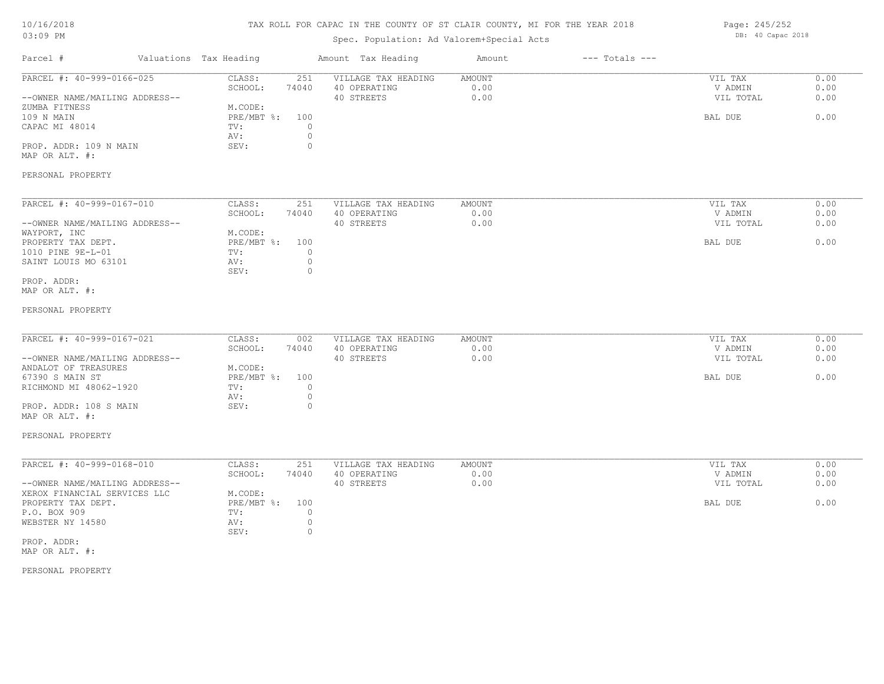# TAX ROLL FOR CAPAC IN THE COUNTY OF ST CLAIR COUNTY, MI FOR THE YEAR 2018

Spec. Population: Ad Valorem+Special Acts

DB: 40 Capac 2018

| Parcel # | Valuations Tax Heading | | Amount Tax Heading | Amount | --- Totals --- | |
|---|---|---|---|---|---|---|
| PARCEL #: 40-999-0166-025 | CLASS: | 251 | VILLAGE TAX HEADING | AMOUNT | VIL TAX | 0.00 |
| | SCHOOL: | 74040 | 40 OPERATING | 0.00 | V ADMIN | 0.00 |
| --OWNER NAME/MAILING ADDRESS-- | | | 40 STREETS | 0.00 | VIL TOTAL | 0.00 |
| ZUMBA FITNESS | M.CODE: | | | | | |
| 109 N MAIN | PRE/MBT %: | 100 | | | BAL DUE | 0.00 |
| CAPAC MI 48014 | TV: | 0 | | | | |
| | AV: | 0 | | | | |
| PROP. ADDR: 109 N MAIN | SEV: | 0 | | | | |
| MAP OR ALT. #: | | | | | | |
| PERSONAL PROPERTY | | | | | | |

| Parcel # | Valuations Tax Heading | | Amount Tax Heading | Amount | --- Totals --- | |
|---|---|---|---|---|---|---|
| PARCEL #: 40-999-0167-010 | CLASS: | 251 | VILLAGE TAX HEADING | AMOUNT | VIL TAX | 0.00 |
| | SCHOOL: | 74040 | 40 OPERATING | 0.00 | V ADMIN | 0.00 |
| --OWNER NAME/MAILING ADDRESS-- | | | 40 STREETS | 0.00 | VIL TOTAL | 0.00 |
| WAYPORT, INC | M.CODE: | | | | | |
| PROPERTY TAX DEPT. | PRE/MBT %: | 100 | | | BAL DUE | 0.00 |
| 1010 PINE 9E-L-01 | TV: | 0 | | | | |
| SAINT LOUIS MO 63101 | AV: | 0 | | | | |
| | SEV: | 0 | | | | |
| PROP. ADDR: | | | | | | |
| MAP OR ALT. #: | | | | | | |
| PERSONAL PROPERTY | | | | | | |

| Parcel # | Valuations Tax Heading | | Amount Tax Heading | Amount | --- Totals --- | |
|---|---|---|---|---|---|---|
| PARCEL #: 40-999-0167-021 | CLASS: | 002 | VILLAGE TAX HEADING | AMOUNT | VIL TAX | 0.00 |
| | SCHOOL: | 74040 | 40 OPERATING | 0.00 | V ADMIN | 0.00 |
| --OWNER NAME/MAILING ADDRESS-- | | | 40 STREETS | 0.00 | VIL TOTAL | 0.00 |
| ANDALOT OF TREASURES | M.CODE: | | | | | |
| 67390 S MAIN ST | PRE/MBT %: | 100 | | | BAL DUE | 0.00 |
| RICHMOND MI 48062-1920 | TV: | 0 | | | | |
| | AV: | 0 | | | | |
| PROP. ADDR: 108 S MAIN | SEV: | 0 | | | | |
| MAP OR ALT. #: | | | | | | |
| PERSONAL PROPERTY | | | | | | |

| Parcel # | Valuations Tax Heading | | Amount Tax Heading | Amount | --- Totals --- | |
|---|---|---|---|---|---|---|
| PARCEL #: 40-999-0168-010 | CLASS: | 251 | VILLAGE TAX HEADING | AMOUNT | VIL TAX | 0.00 |
| | SCHOOL: | 74040 | 40 OPERATING | 0.00 | V ADMIN | 0.00 |
| --OWNER NAME/MAILING ADDRESS-- | | | 40 STREETS | 0.00 | VIL TOTAL | 0.00 |
| XEROX FINANCIAL SERVICES LLC | M.CODE: | | | | | |
| PROPERTY TAX DEPT. | PRE/MBT %: | 100 | | | BAL DUE | 0.00 |
| P.O. BOX 909 | TV: | 0 | | | | |
| WEBSTER NY 14580 | AV: | 0 | | | | |
| | SEV: | 0 | | | | |
| PROP. ADDR: | | | | | | |
| MAP OR ALT. #: | | | | | | |
| PERSONAL PROPERTY | | | | | | |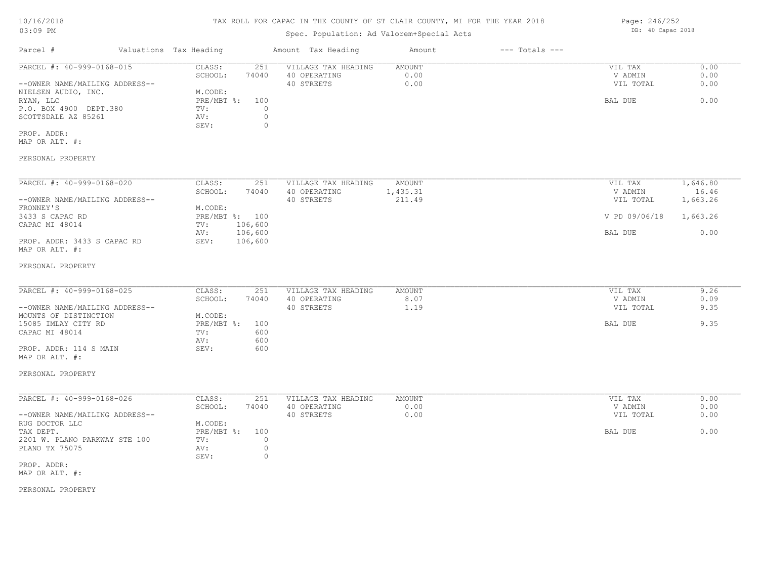# TAX ROLL FOR CAPAC IN THE COUNTY OF ST CLAIR COUNTY, MI FOR THE YEAR 2018

Spec. Population: Ad Valorem+Special Acts

10/16/2018
03:09 PM

DB: 40 Capac 2018

| Parcel # | Valuations | Tax Heading | Amount | Tax Heading | Amount | --- Totals --- | |
|---|---|---|---|---|---|---|---|
| PARCEL #: 40-999-0168-015 | CLASS: | 251 | VILLAGE TAX HEADING | AMOUNT | | VIL TAX | 0.00 |
| | SCHOOL: | 74040 | 40 OPERATING | 0.00 | | V ADMIN | 0.00 |
| --OWNER NAME/MAILING ADDRESS-- | | | 40 STREETS | 0.00 | | VIL TOTAL | 0.00 |
| NIELSEN AUDIO, INC. | M.CODE: | | | | | | |
| RYAN, LLC | PRE/MBT %: | 100 | | | | BAL DUE | 0.00 |
| P.O. BOX 4900 DEPT.380 | TV: | 0 | | | | | |
| SCOTTSDALE AZ 85261 | AV: | 0 | | | | | |
| | SEV: | 0 | | | | | |
| PROP. ADDR: | | | | | | | |
| MAP OR ALT. #: | | | | | | | |
| PERSONAL PROPERTY | | | | | | | |
| PARCEL #: 40-999-0168-020 | CLASS: | 251 | VILLAGE TAX HEADING | AMOUNT | | VIL TAX | 1,646.80 |
| | SCHOOL: | 74040 | 40 OPERATING | 1,435.31 | | V ADMIN | 16.46 |
| --OWNER NAME/MAILING ADDRESS-- | | | 40 STREETS | 211.49 | | VIL TOTAL | 1,663.26 |
| FRONNEY'S | M.CODE: | | | | | | |
| 3433 S CAPAC RD | PRE/MBT %: | 100 | | | | V PD 09/06/18 | 1,663.26 |
| CAPAC MI 48014 | TV: | 106,600 | | | | | |
| | AV: | 106,600 | | | | BAL DUE | 0.00 |
| PROP. ADDR: 3433 S CAPAC RD | SEV: | 106,600 | | | | | |
| MAP OR ALT. #: | | | | | | | |
| PERSONAL PROPERTY | | | | | | | |
| PARCEL #: 40-999-0168-025 | CLASS: | 251 | VILLAGE TAX HEADING | AMOUNT | | VIL TAX | 9.26 |
| | SCHOOL: | 74040 | 40 OPERATING | 8.07 | | V ADMIN | 0.09 |
| --OWNER NAME/MAILING ADDRESS-- | | | 40 STREETS | 1.19 | | VIL TOTAL | 9.35 |
| MOUNTS OF DISTINCTION | M.CODE: | | | | | | |
| 15085 IMLAY CITY RD | PRE/MBT %: | 100 | | | | BAL DUE | 9.35 |
| CAPAC MI 48014 | TV: | 600 | | | | | |
| | AV: | 600 | | | | | |
| PROP. ADDR: 114 S MAIN | SEV: | 600 | | | | | |
| MAP OR ALT. #: | | | | | | | |
| PERSONAL PROPERTY | | | | | | | |
| PARCEL #: 40-999-0168-026 | CLASS: | 251 | VILLAGE TAX HEADING | AMOUNT | | VIL TAX | 0.00 |
| | SCHOOL: | 74040 | 40 OPERATING | 0.00 | | V ADMIN | 0.00 |
| --OWNER NAME/MAILING ADDRESS-- | | | 40 STREETS | 0.00 | | VIL TOTAL | 0.00 |
| RUG DOCTOR LLC | M.CODE: | | | | | | |
| TAX DEPT. | PRE/MBT %: | 100 | | | | BAL DUE | 0.00 |
| 2201 W. PLANO PARKWAY STE 100 | TV: | 0 | | | | | |
| PLANO TX 75075 | AV: | 0 | | | | | |
| | SEV: | 0 | | | | | |
| PROP. ADDR: | | | | | | | |
| MAP OR ALT. #: | | | | | | | |
| PERSONAL PROPERTY | | | | | | | |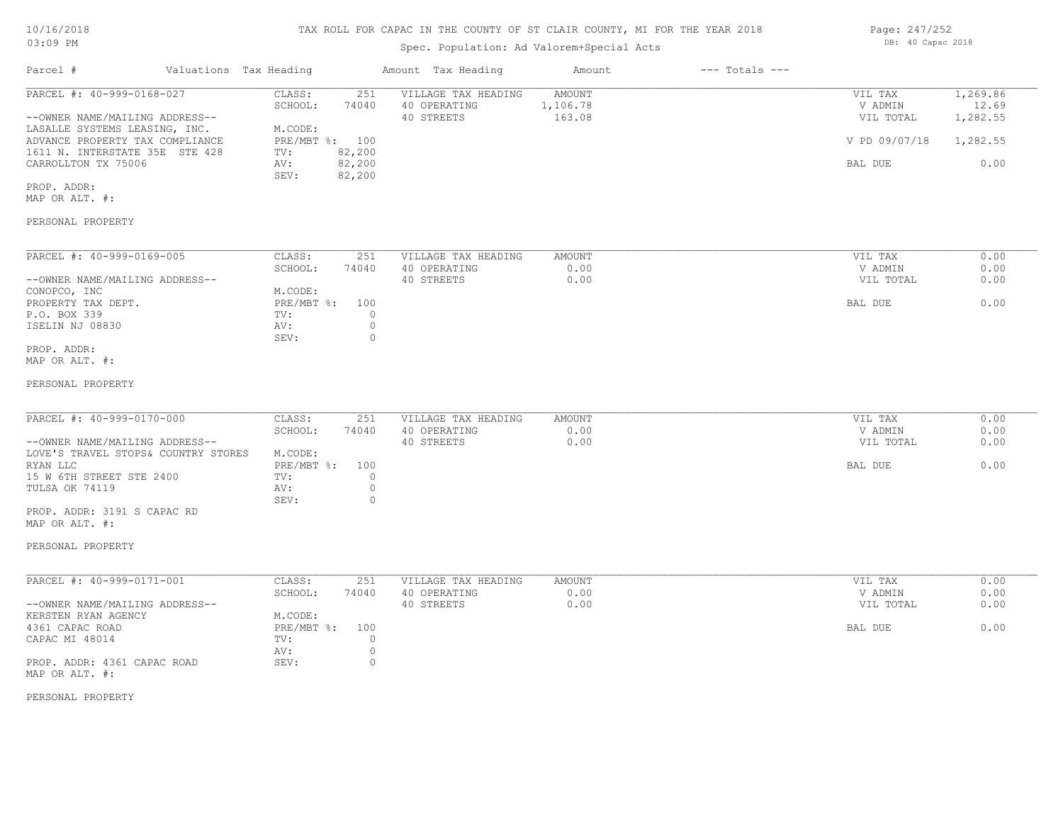# TAX ROLL FOR CAPAC IN THE COUNTY OF ST CLAIR COUNTY, MI FOR THE YEAR 2018

Spec. Population: Ad Valorem+Special Acts

DB: 40 Capac 2018

| Parcel # | Valuations Tax Heading | | Amount Tax Heading | Amount | --- Totals --- | |
|---|---|---|---|---|---|---|
| PARCEL #: 40-999-0168-027 | CLASS: | 251 | VILLAGE TAX HEADING | AMOUNT | VIL TAX | 1,269.86 |
| | SCHOOL: | 74040 | 40 OPERATING | 1,106.78 | V ADMIN | 12.69 |
| --OWNER NAME/MAILING ADDRESS-- | | | 40 STREETS | 163.08 | VIL TOTAL | 1,282.55 |
| LASALLE SYSTEMS LEASING, INC. | M.CODE: | | | | | |
| ADVANCE PROPERTY TAX COMPLIANCE | PRE/MBT %: | 100 | | | V PD 09/07/18 | 1,282.55 |
| 1611 N. INTERSTATE 35E STE 428 | TV: | 82,200 | | | | |
| CARROLLTON TX 75006 | AV: | 82,200 | | | BAL DUE | 0.00 |
| | SEV: | 82,200 | | | | |
| PROP. ADDR: | | | | | | |
| MAP OR ALT. #: | | | | | | |
| PERSONAL PROPERTY | | | | | | |

| Parcel # | Valuations Tax Heading | | Amount Tax Heading | Amount | --- Totals --- | |
|---|---|---|---|---|---|---|
| PARCEL #: 40-999-0169-005 | CLASS: | 251 | VILLAGE TAX HEADING | AMOUNT | VIL TAX | 0.00 |
| | SCHOOL: | 74040 | 40 OPERATING | 0.00 | V ADMIN | 0.00 |
| --OWNER NAME/MAILING ADDRESS-- | | | 40 STREETS | 0.00 | VIL TOTAL | 0.00 |
| CONOPCO, INC | M.CODE: | | | | | |
| PROPERTY TAX DEPT. | PRE/MBT %: | 100 | | | BAL DUE | 0.00 |
| P.O. BOX 339 | TV: | 0 | | | | |
| ISELIN NJ 08830 | AV: | 0 | | | | |
| | SEV: | 0 | | | | |
| PROP. ADDR: | | | | | | |
| MAP OR ALT. #: | | | | | | |
| PERSONAL PROPERTY | | | | | | |

| Parcel # | Valuations Tax Heading | | Amount Tax Heading | Amount | --- Totals --- | |
|---|---|---|---|---|---|---|
| PARCEL #: 40-999-0170-000 | CLASS: | 251 | VILLAGE TAX HEADING | AMOUNT | VIL TAX | 0.00 |
| | SCHOOL: | 74040 | 40 OPERATING | 0.00 | V ADMIN | 0.00 |
| --OWNER NAME/MAILING ADDRESS-- | | | 40 STREETS | 0.00 | VIL TOTAL | 0.00 |
| LOVE'S TRAVEL STOPS& COUNTRY STORES | M.CODE: | | | | | |
| RYAN LLC | PRE/MBT %: | 100 | | | BAL DUE | 0.00 |
| 15 W 6TH STREET STE 2400 | TV: | 0 | | | | |
| TULSA OK 74119 | AV: | 0 | | | | |
| | SEV: | 0 | | | | |
| PROP. ADDR: 3191 S CAPAC RD | | | | | | |
| MAP OR ALT. #: | | | | | | |
| PERSONAL PROPERTY | | | | | | |

| Parcel # | Valuations Tax Heading | | Amount Tax Heading | Amount | --- Totals --- | |
|---|---|---|---|---|---|---|
| PARCEL #: 40-999-0171-001 | CLASS: | 251 | VILLAGE TAX HEADING | AMOUNT | VIL TAX | 0.00 |
| | SCHOOL: | 74040 | 40 OPERATING | 0.00 | V ADMIN | 0.00 |
| --OWNER NAME/MAILING ADDRESS-- | | | 40 STREETS | 0.00 | VIL TOTAL | 0.00 |
| KERSTEN RYAN AGENCY | M.CODE: | | | | | |
| 4361 CAPAC ROAD | PRE/MBT %: | 100 | | | BAL DUE | 0.00 |
| CAPAC MI 48014 | TV: | 0 | | | | |
| | AV: | 0 | | | | |
| PROP. ADDR: 4361 CAPAC ROAD | SEV: | 0 | | | | |
| MAP OR ALT. #: | | | | | | |
| PERSONAL PROPERTY | | | | | | |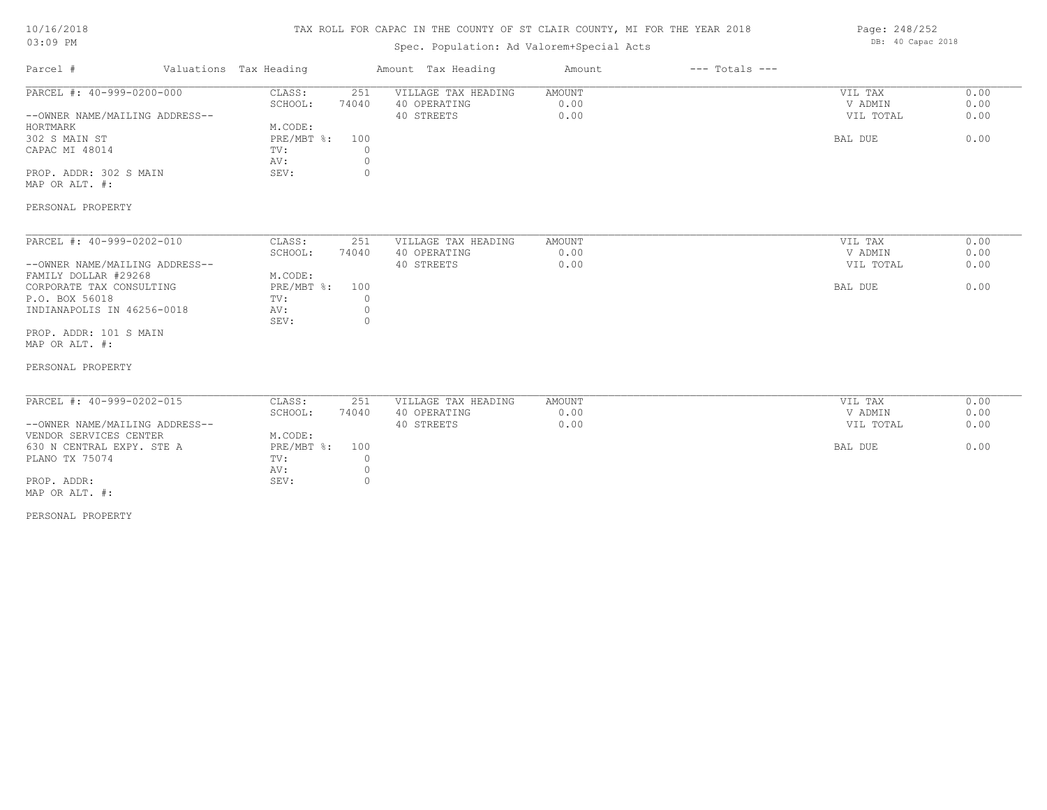TAX ROLL FOR CAPAC IN THE COUNTY OF ST CLAIR COUNTY, MI FOR THE YEAR 2018

Spec. Population: Ad Valorem+Special Acts

| Parcel # | Valuations Tax Heading | | Amount Tax Heading | Amount | --- Totals --- | |
|---|---|---|---|---|---|---|
| PARCEL #: 40-999-0200-000 | CLASS: | 251 | VILLAGE TAX HEADING | AMOUNT | VIL TAX | 0.00 |
| | SCHOOL: | 74040 | 40 OPERATING | 0.00 | V ADMIN | 0.00 |
| --OWNER NAME/MAILING ADDRESS-- | | | 40 STREETS | 0.00 | VIL TOTAL | 0.00 |
| HORTMARK | M.CODE: | | | | | |
| 302 S MAIN ST | PRE/MBT %: | 100 | | | BAL DUE | 0.00 |
| CAPAC MI 48014 | TV: | 0 | | | | |
| | AV: | 0 | | | | |
| PROP. ADDR: 302 S MAIN | SEV: | 0 | | | | |
| MAP OR ALT. #: | | | | | | |
| PERSONAL PROPERTY | | | | | | |

| Parcel # | Valuations Tax Heading | | Amount Tax Heading | Amount | --- Totals --- | |
|---|---|---|---|---|---|---|
| PARCEL #: 40-999-0202-010 | CLASS: | 251 | VILLAGE TAX HEADING | AMOUNT | VIL TAX | 0.00 |
| | SCHOOL: | 74040 | 40 OPERATING | 0.00 | V ADMIN | 0.00 |
| --OWNER NAME/MAILING ADDRESS-- | | | 40 STREETS | 0.00 | VIL TOTAL | 0.00 |
| FAMILY DOLLAR #29268 | M.CODE: | | | | | |
| CORPORATE TAX CONSULTING | PRE/MBT %: | 100 | | | BAL DUE | 0.00 |
| P.O. BOX 56018 | TV: | 0 | | | | |
| INDIANAPOLIS IN 46256-0018 | AV: | 0 | | | | |
| | SEV: | 0 | | | | |
| PROP. ADDR: 101 S MAIN | | | | | | |
| MAP OR ALT. #: | | | | | | |
| PERSONAL PROPERTY | | | | | | |

| Parcel # | Valuations Tax Heading | | Amount Tax Heading | Amount | --- Totals --- | |
|---|---|---|---|---|---|---|
| PARCEL #: 40-999-0202-015 | CLASS: | 251 | VILLAGE TAX HEADING | AMOUNT | VIL TAX | 0.00 |
| | SCHOOL: | 74040 | 40 OPERATING | 0.00 | V ADMIN | 0.00 |
| --OWNER NAME/MAILING ADDRESS-- | | | 40 STREETS | 0.00 | VIL TOTAL | 0.00 |
| VENDOR SERVICES CENTER | M.CODE: | | | | | |
| 630 N CENTRAL EXPY. STE A | PRE/MBT %: | 100 | | | BAL DUE | 0.00 |
| PLANO TX 75074 | TV: | 0 | | | | |
| | AV: | 0 | | | | |
| PROP. ADDR: | SEV: | 0 | | | | |
| MAP OR ALT. #: | | | | | | |
| PERSONAL PROPERTY | | | | | | |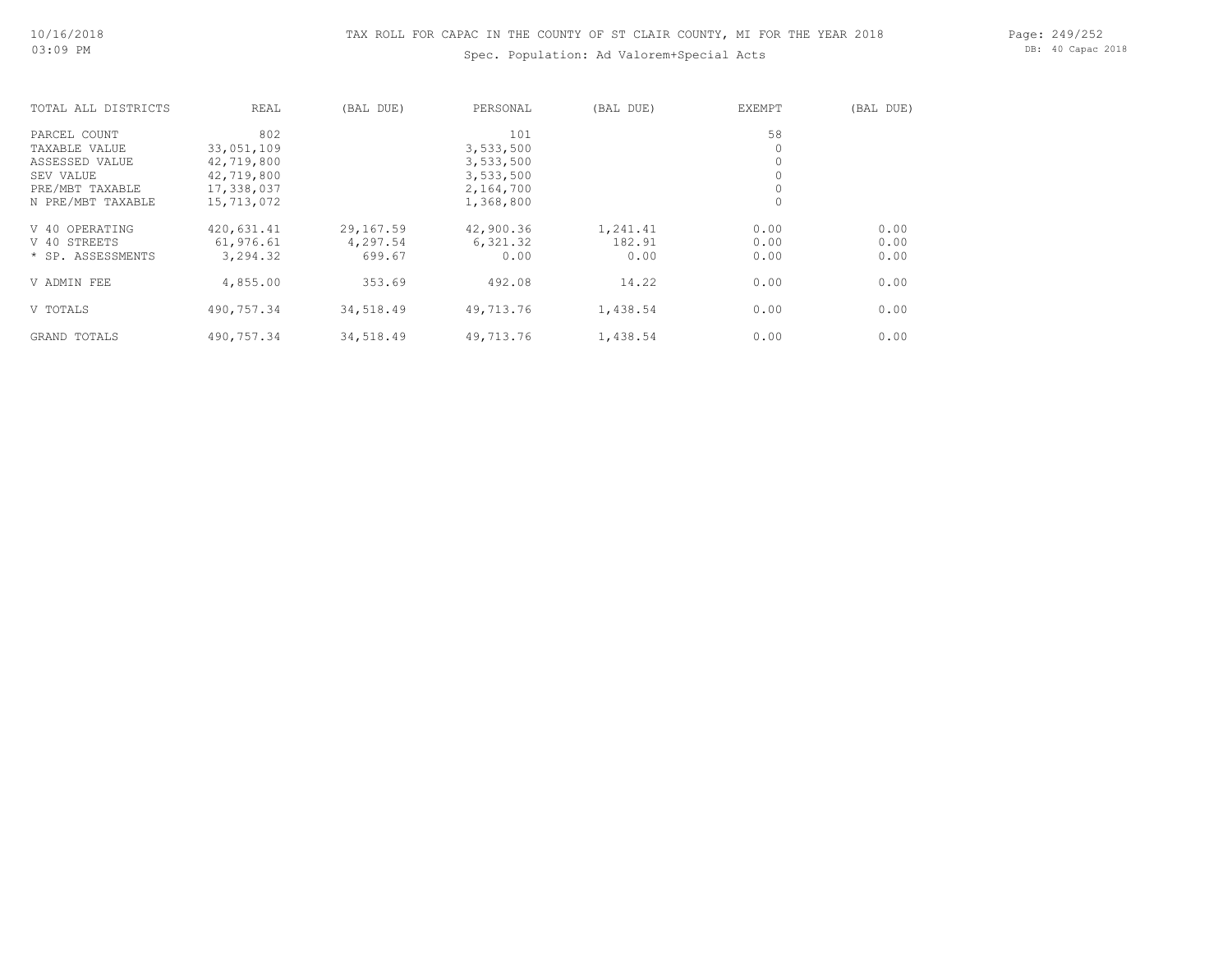TAX ROLL FOR CAPAC IN THE COUNTY OF ST CLAIR COUNTY, MI FOR THE YEAR 2018

Spec. Population: Ad Valorem+Special Acts

| TOTAL ALL DISTRICTS | REAL | (BAL DUE) | PERSONAL | (BAL DUE) | EXEMPT | (BAL DUE) |
|---|---|---|---|---|---|---|
| PARCEL COUNT | 802 | | 101 | | 58 | |
| TAXABLE VALUE | 33,051,109 | | 3,533,500 | | 0 | |
| ASSESSED VALUE | 42,719,800 | | 3,533,500 | | 0 | |
| SEV VALUE | 42,719,800 | | 3,533,500 | | 0 | |
| PRE/MBT TAXABLE | 17,338,037 | | 2,164,700 | | 0 | |
| N PRE/MBT TAXABLE | 15,713,072 | | 1,368,800 | | 0 | |
| V 40 OPERATING | 420,631.41 | 29,167.59 | 42,900.36 | 1,241.41 | 0.00 | 0.00 |
| V 40 STREETS | 61,976.61 | 4,297.54 | 6,321.32 | 182.91 | 0.00 | 0.00 |
| * SP. ASSESSMENTS | 3,294.32 | 699.67 | 0.00 | 0.00 | 0.00 | 0.00 |
| V ADMIN FEE | 4,855.00 | 353.69 | 492.08 | 14.22 | 0.00 | 0.00 |
| V TOTALS | 490,757.34 | 34,518.49 | 49,713.76 | 1,438.54 | 0.00 | 0.00 |
| GRAND TOTALS | 490,757.34 | 34,518.49 | 49,713.76 | 1,438.54 | 0.00 | 0.00 |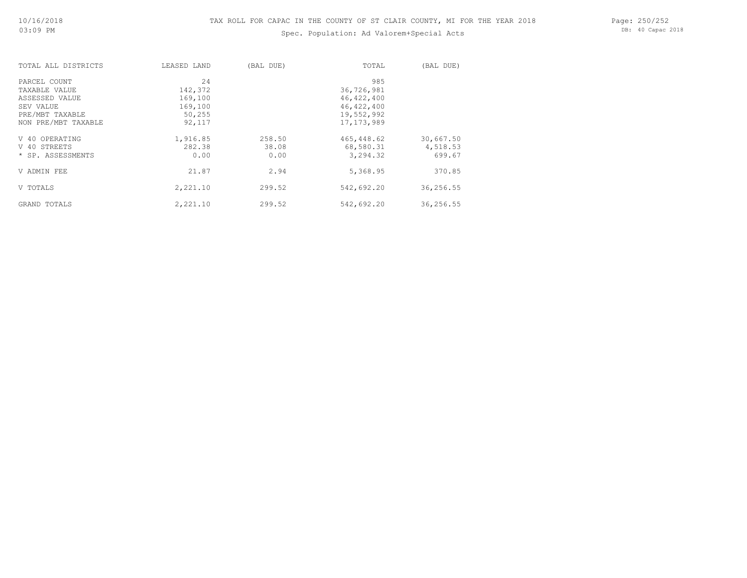TAX ROLL FOR CAPAC IN THE COUNTY OF ST CLAIR COUNTY, MI FOR THE YEAR 2018

Spec. Population: Ad Valorem+Special Acts

| TOTAL ALL DISTRICTS | LEASED LAND | (BAL DUE) | TOTAL | (BAL DUE) |
|---|---|---|---|---|
| PARCEL COUNT | 24 | | 985 | |
| TAXABLE VALUE | 142,372 | | 36,726,981 | |
| ASSESSED VALUE | 169,100 | | 46,422,400 | |
| SEV VALUE | 169,100 | | 46,422,400 | |
| PRE/MBT TAXABLE | 50,255 | | 19,552,992 | |
| NON PRE/MBT TAXABLE | 92,117 | | 17,173,989 | |
| V 40 OPERATING | 1,916.85 | 258.50 | 465,448.62 | 30,667.50 |
| V 40 STREETS | 282.38 | 38.08 | 68,580.31 | 4,518.53 |
| * SP. ASSESSMENTS | 0.00 | 0.00 | 3,294.32 | 699.67 |
| V ADMIN FEE | 21.87 | 2.94 | 5,368.95 | 370.85 |
| V TOTALS | 2,221.10 | 299.52 | 542,692.20 | 36,256.55 |
| GRAND TOTALS | 2,221.10 | 299.52 | 542,692.20 | 36,256.55 |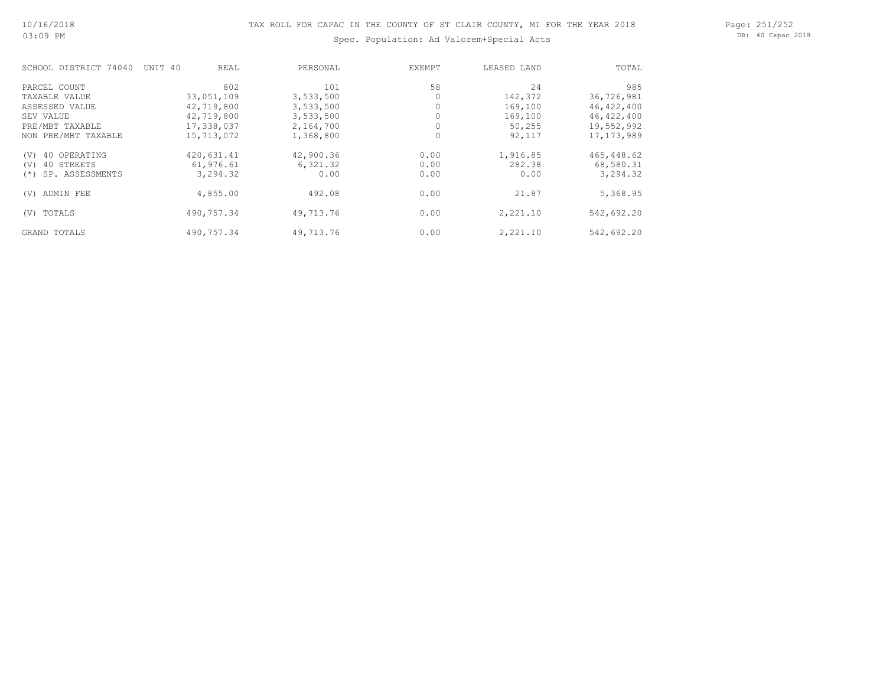# TAX ROLL FOR CAPAC IN THE COUNTY OF ST CLAIR COUNTY, MI FOR THE YEAR 2018

Spec. Population: Ad Valorem+Special Acts

| SCHOOL DISTRICT 74040 UNIT 40 | REAL | PERSONAL | EXEMPT | LEASED LAND | TOTAL |
|---|---|---|---|---|---|
| PARCEL COUNT | 802 | 101 | 58 | 24 | 985 |
| TAXABLE VALUE | 33,051,109 | 3,533,500 | 0 | 142,372 | 36,726,981 |
| ASSESSED VALUE | 42,719,800 | 3,533,500 | 0 | 169,100 | 46,422,400 |
| SEV VALUE | 42,719,800 | 3,533,500 | 0 | 169,100 | 46,422,400 |
| PRE/MBT TAXABLE | 17,338,037 | 2,164,700 | 0 | 50,255 | 19,552,992 |
| NON PRE/MBT TAXABLE | 15,713,072 | 1,368,800 | 0 | 92,117 | 17,173,989 |
| (V) 40 OPERATING | 420,631.41 | 42,900.36 | 0.00 | 1,916.85 | 465,448.62 |
| (V) 40 STREETS | 61,976.61 | 6,321.32 | 0.00 | 282.38 | 68,580.31 |
| (*) SP. ASSESSMENTS | 3,294.32 | 0.00 | 0.00 | 0.00 | 3,294.32 |
| (V) ADMIN FEE | 4,855.00 | 492.08 | 0.00 | 21.87 | 5,368.95 |
| (V) TOTALS | 490,757.34 | 49,713.76 | 0.00 | 2,221.10 | 542,692.20 |
| GRAND TOTALS | 490,757.34 | 49,713.76 | 0.00 | 2,221.10 | 542,692.20 |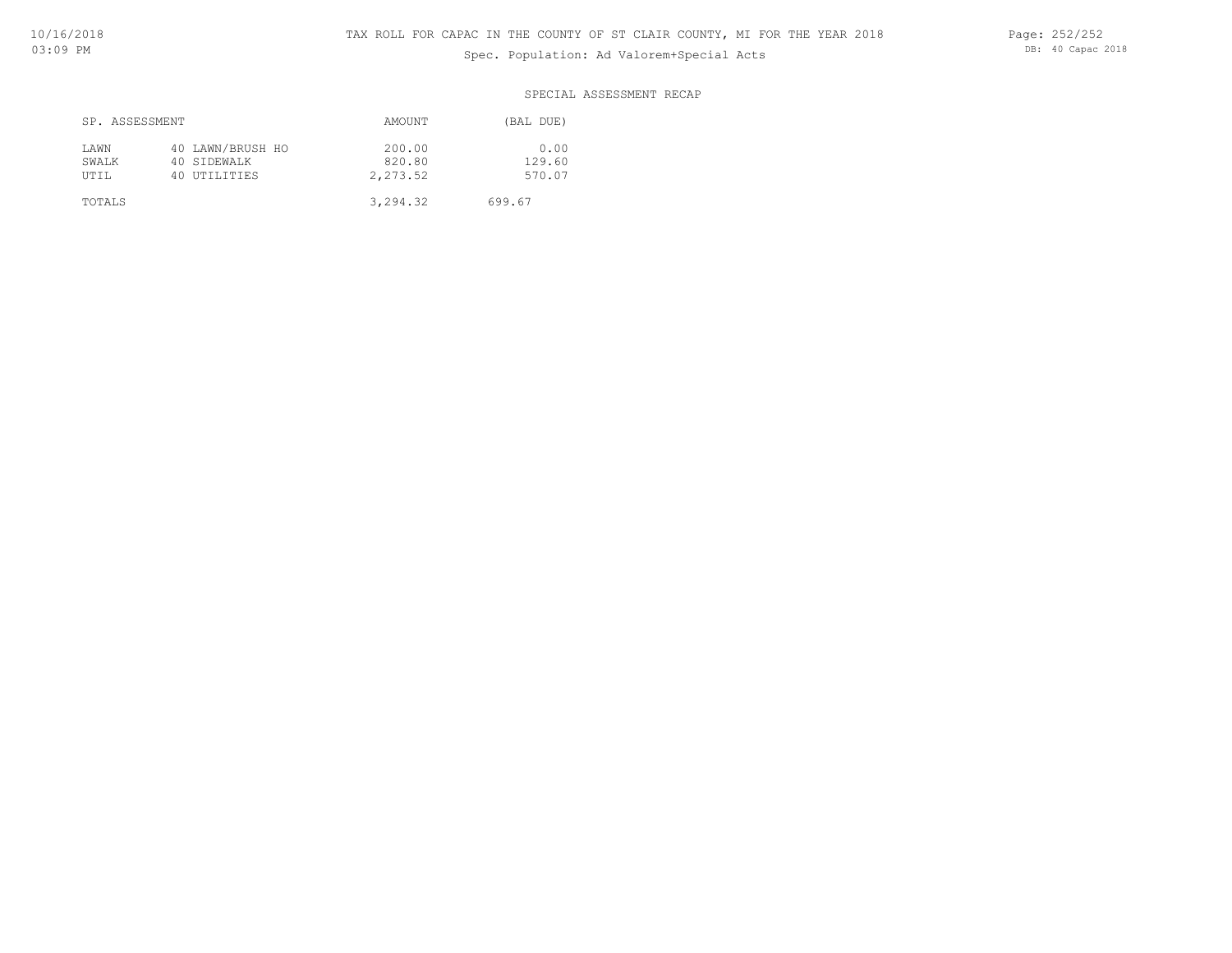TAX ROLL FOR CAPAC IN THE COUNTY OF ST CLAIR COUNTY, MI FOR THE YEAR 2018

Spec. Population: Ad Valorem+Special Acts

## SPECIAL ASSESSMENT RECAP

| SP. ASSESSMENT | | AMOUNT | (BAL DUE) |
|---|---|---|---|
| LAWN | 40 LAWN/BRUSH HO | 200.00 | 0.00 |
| SWALK | 40 SIDEWALK | 820.80 | 129.60 |
| UTIL | 40 UTILITIES | 2,273.52 | 570.07 |
| TOTALS | | 3,294.32 | 699.67 |